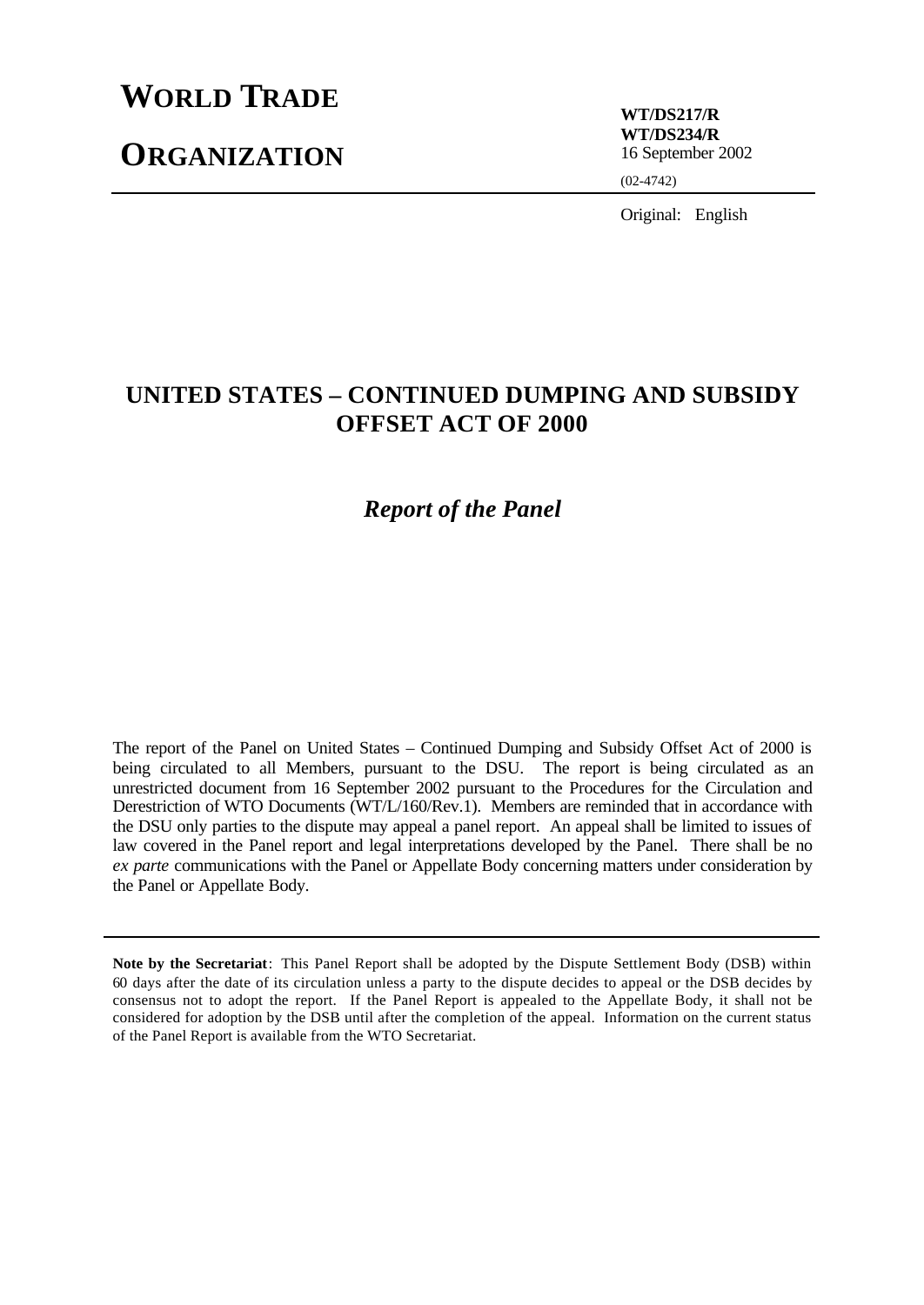# WORLD TRADE ORGANIZATION

**WT/DS217/R**
**WT/DS234/R**
16 September 2002

(02-4742)

Original: English

## UNITED STATES – CONTINUED DUMPING AND SUBSIDY OFFSET ACT OF 2000

### *Report of the Panel*

The report of the Panel on United States – Continued Dumping and Subsidy Offset Act of 2000 is being circulated to all Members, pursuant to the DSU. The report is being circulated as an unrestricted document from 16 September 2002 pursuant to the Procedures for the Circulation and Derestriction of WTO Documents (WT/L/160/Rev.1). Members are reminded that in accordance with the DSU only parties to the dispute may appeal a panel report. An appeal shall be limited to issues of law covered in the Panel report and legal interpretations developed by the Panel. There shall be no *ex parte* communications with the Panel or Appellate Body concerning matters under consideration by the Panel or Appellate Body.

---

**Note by the Secretariat**: This Panel Report shall be adopted by the Dispute Settlement Body (DSB) within 60 days after the date of its circulation unless a party to the dispute decides to appeal or the DSB decides by consensus not to adopt the report. If the Panel Report is appealed to the Appellate Body, it shall not be considered for adoption by the DSB until after the completion of the appeal. Information on the current status of the Panel Report is available from the WTO Secretariat.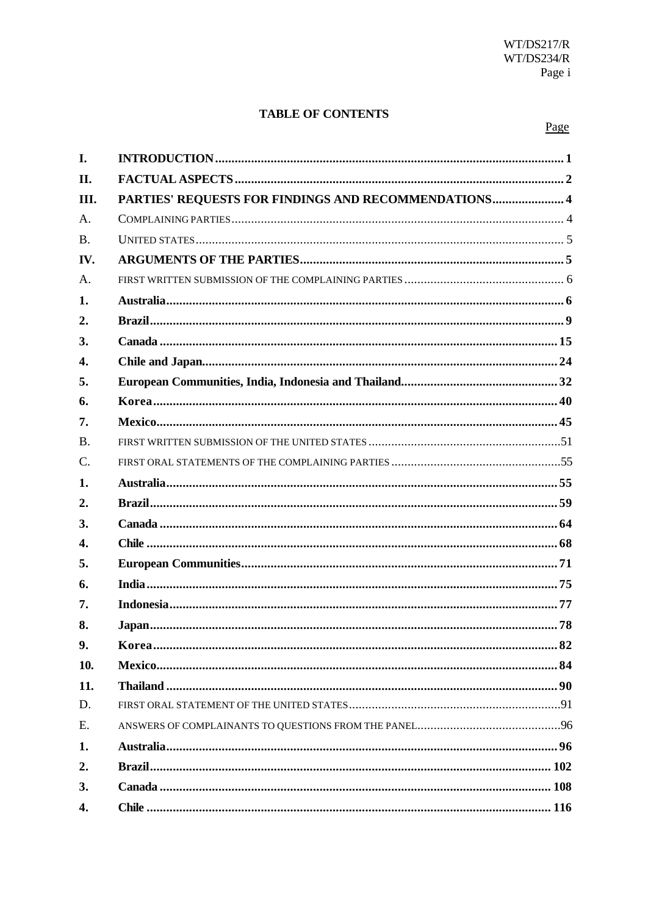**TABLE OF CONTENTS**

| | | Page |
|---|---|---|
| **I.** | **INTRODUCTION** | **1** |
| **II.** | **FACTUAL ASPECTS** | **2** |
| **III.** | **PARTIES' REQUESTS FOR FINDINGS AND RECOMMENDATIONS** | **4** |
| A. | COMPLAINING PARTIES | 4 |
| B. | UNITED STATES | 5 |
| **IV.** | **ARGUMENTS OF THE PARTIES** | **5** |
| A. | FIRST WRITTEN SUBMISSION OF THE COMPLAINING PARTIES | 6 |
| **1.** | **Australia** | **6** |
| **2.** | **Brazil** | **9** |
| **3.** | **Canada** | **15** |
| **4.** | **Chile and Japan** | **24** |
| **5.** | **European Communities, India, Indonesia and Thailand** | **32** |
| **6.** | **Korea** | **40** |
| **7.** | **Mexico** | **45** |
| B. | FIRST WRITTEN SUBMISSION OF THE UNITED STATES | 51 |
| C. | FIRST ORAL STATEMENTS OF THE COMPLAINING PARTIES | 55 |
| **1.** | **Australia** | **55** |
| **2.** | **Brazil** | **59** |
| **3.** | **Canada** | **64** |
| **4.** | **Chile** | **68** |
| **5.** | **European Communities** | **71** |
| **6.** | **India** | **75** |
| **7.** | **Indonesia** | **77** |
| **8.** | **Japan** | **78** |
| **9.** | **Korea** | **82** |
| **10.** | **Mexico** | **84** |
| **11.** | **Thailand** | **90** |
| D. | FIRST ORAL STATEMENT OF THE UNITED STATES | 91 |
| E. | ANSWERS OF COMPLAINANTS TO QUESTIONS FROM THE PANEL | 96 |
| **1.** | **Australia** | **96** |
| **2.** | **Brazil** | **102** |
| **3.** | **Canada** | **108** |
| **4.** | **Chile** | **116** |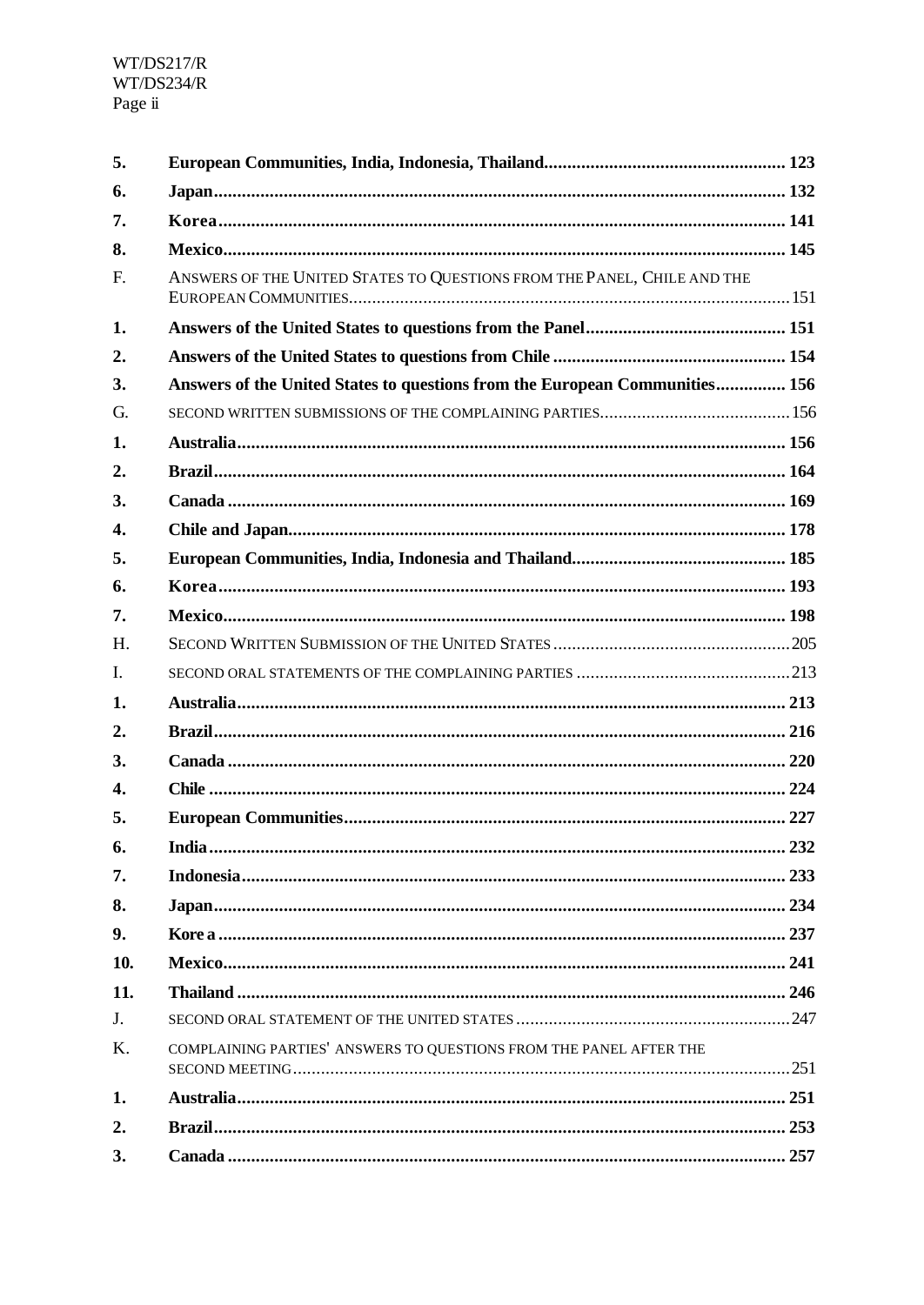| | | |
|---|---|---|
| **5.** | **European Communities, India, Indonesia, Thailand** | **123** |
| **6.** | **Japan** | **132** |
| **7.** | **Korea** | **141** |
| **8.** | **Mexico** | **145** |
| F. | ANSWERS OF THE UNITED STATES TO QUESTIONS FROM THE PANEL, CHILE AND THE EUROPEAN COMMUNITIES | 151 |
| **1.** | **Answers of the United States to questions from the Panel** | **151** |
| **2.** | **Answers of the United States to questions from Chile** | **154** |
| **3.** | **Answers of the United States to questions from the European Communities** | **156** |
| G. | SECOND WRITTEN SUBMISSIONS OF THE COMPLAINING PARTIES | 156 |
| **1.** | **Australia** | **156** |
| **2.** | **Brazil** | **164** |
| **3.** | **Canada** | **169** |
| **4.** | **Chile and Japan** | **178** |
| **5.** | **European Communities, India, Indonesia and Thailand** | **185** |
| **6.** | **Korea** | **193** |
| **7.** | **Mexico** | **198** |
| H. | SECOND WRITTEN SUBMISSION OF THE UNITED STATES | 205 |
| I. | SECOND ORAL STATEMENTS OF THE COMPLAINING PARTIES | 213 |
| **1.** | **Australia** | **213** |
| **2.** | **Brazil** | **216** |
| **3.** | **Canada** | **220** |
| **4.** | **Chile** | **224** |
| **5.** | **European Communities** | **227** |
| **6.** | **India** | **232** |
| **7.** | **Indonesia** | **233** |
| **8.** | **Japan** | **234** |
| **9.** | **Korea** | **237** |
| **10.** | **Mexico** | **241** |
| **11.** | **Thailand** | **246** |
| J. | SECOND ORAL STATEMENT OF THE UNITED STATES | 247 |
| K. | COMPLAINING PARTIES' ANSWERS TO QUESTIONS FROM THE PANEL AFTER THE SECOND MEETING | 251 |
| **1.** | **Australia** | **251** |
| **2.** | **Brazil** | **253** |
| **3.** | **Canada** | **257** |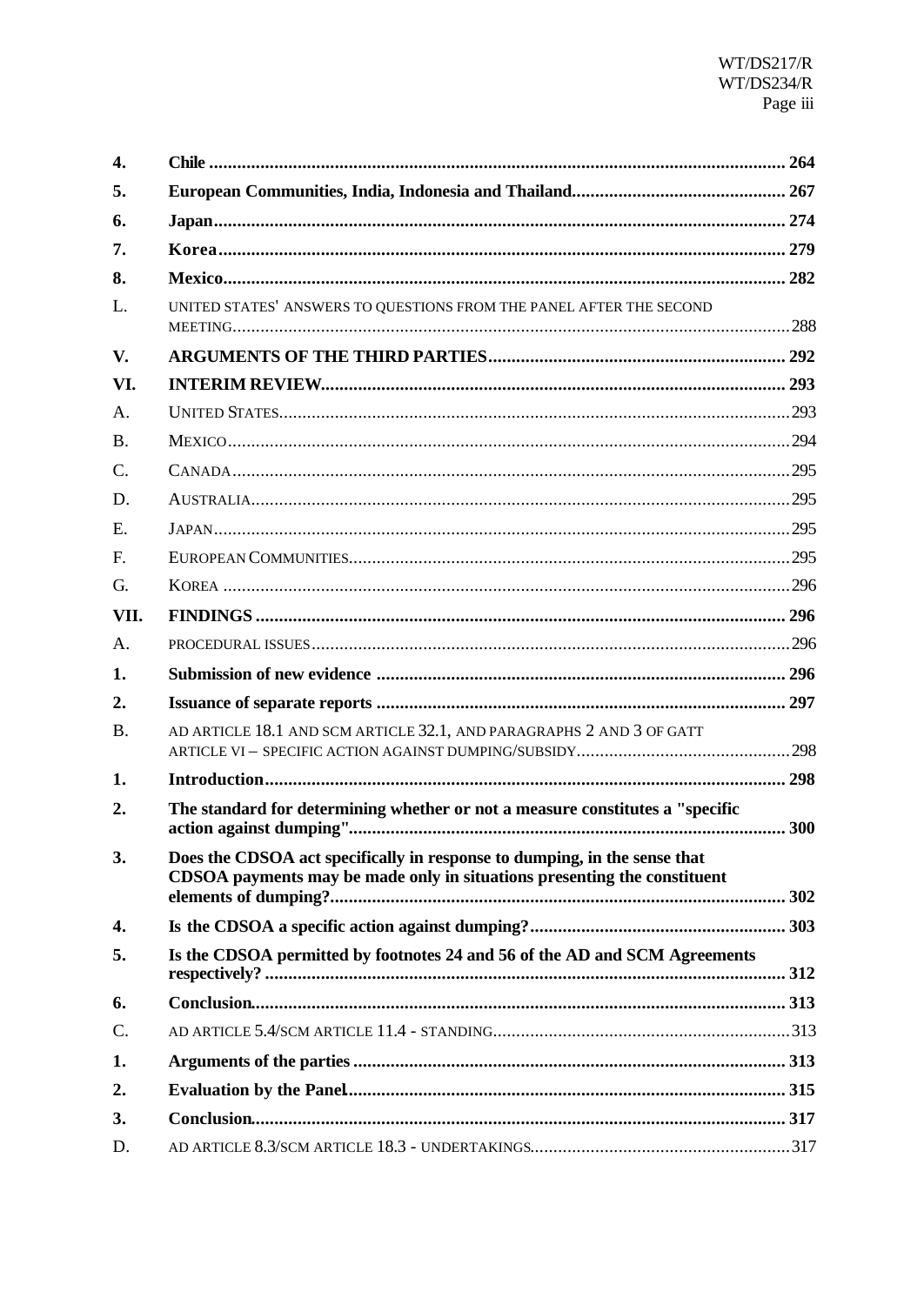| | | |
|---|---|---|
| **4.** | **Chile** | **264** |
| **5.** | **European Communities, India, Indonesia and Thailand** | **267** |
| **6.** | **Japan** | **274** |
| **7.** | **Korea** | **279** |
| **8.** | **Mexico** | **282** |
| L. | UNITED STATES' ANSWERS TO QUESTIONS FROM THE PANEL AFTER THE SECOND MEETING | 288 |
| **V.** | **ARGUMENTS OF THE THIRD PARTIES** | **292** |
| **VI.** | **INTERIM REVIEW** | **293** |
| A. | UNITED STATES | 293 |
| B. | MEXICO | 294 |
| C. | CANADA | 295 |
| D. | AUSTRALIA | 295 |
| E. | JAPAN | 295 |
| F. | EUROPEAN COMMUNITIES | 295 |
| G. | KOREA | 296 |
| **VII.** | **FINDINGS** | **296** |
| A. | PROCEDURAL ISSUES | 296 |
| **1.** | **Submission of new evidence** | **296** |
| **2.** | **Issuance of separate reports** | **297** |
| B. | AD ARTICLE 18.1 AND SCM ARTICLE 32.1, AND PARAGRAPHS 2 AND 3 OF GATT ARTICLE VI – SPECIFIC ACTION AGAINST DUMPING/SUBSIDY | 298 |
| **1.** | **Introduction** | **298** |
| **2.** | **The standard for determining whether or not a measure constitutes a "specific action against dumping"** | **300** |
| **3.** | **Does the CDSOA act specifically in response to dumping, in the sense that CDSOA payments may be made only in situations presenting the constituent elements of dumping?** | **302** |
| **4.** | **Is the CDSOA a specific action against dumping?** | **303** |
| **5.** | **Is the CDSOA permitted by footnotes 24 and 56 of the AD and SCM Agreements respectively?** | **312** |
| **6.** | **Conclusion** | **313** |
| C. | AD ARTICLE 5.4/SCM ARTICLE 11.4 - STANDING | 313 |
| **1.** | **Arguments of the parties** | **313** |
| **2.** | **Evaluation by the Panel** | **315** |
| **3.** | **Conclusion** | **317** |
| D. | AD ARTICLE 8.3/SCM ARTICLE 18.3 - UNDERTAKINGS | 317 |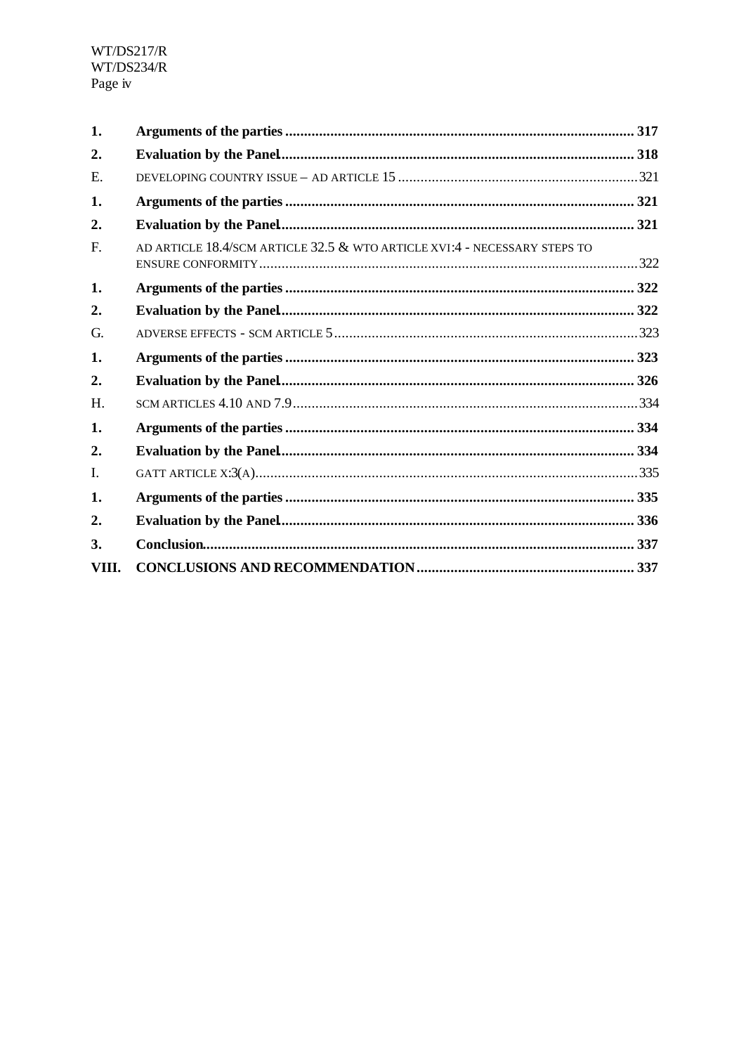| | | |
|---|---|---|
| **1.** | **Arguments of the parties** | **317** |
| **2.** | **Evaluation by the Panel** | **318** |
| E. | DEVELOPING COUNTRY ISSUE – AD ARTICLE 15 | 321 |
| **1.** | **Arguments of the parties** | **321** |
| **2.** | **Evaluation by the Panel** | **321** |
| F. | AD ARTICLE 18.4/SCM ARTICLE 32.5 & WTO ARTICLE XVI:4 - NECESSARY STEPS TO ENSURE CONFORMITY | 322 |
| **1.** | **Arguments of the parties** | **322** |
| **2.** | **Evaluation by the Panel** | **322** |
| G. | ADVERSE EFFECTS - SCM ARTICLE 5 | 323 |
| **1.** | **Arguments of the parties** | **323** |
| **2.** | **Evaluation by the Panel** | **326** |
| H. | SCM ARTICLES 4.10 AND 7.9 | 334 |
| **1.** | **Arguments of the parties** | **334** |
| **2.** | **Evaluation by the Panel** | **334** |
| I. | GATT ARTICLE X:3(A) | 335 |
| **1.** | **Arguments of the parties** | **335** |
| **2.** | **Evaluation by the Panel** | **336** |
| **3.** | **Conclusion** | **337** |
| **VIII.** | **CONCLUSIONS AND RECOMMENDATION** | **337** |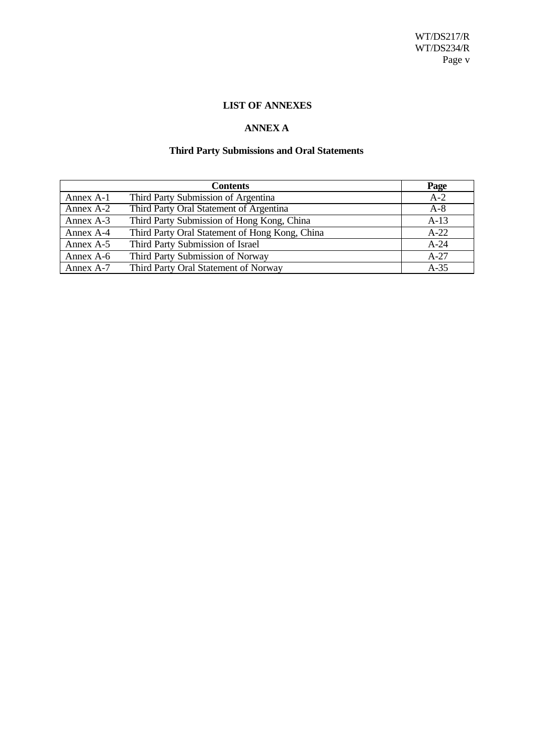# LIST OF ANNEXES

## ANNEX A

### Third Party Submissions and Oral Statements

| Contents | | Page |
|---|---|---|
| Annex A-1 | Third Party Submission of Argentina | A-2 |
| Annex A-2 | Third Party Oral Statement of Argentina | A-8 |
| Annex A-3 | Third Party Submission of Hong Kong, China | A-13 |
| Annex A-4 | Third Party Oral Statement of Hong Kong, China | A-22 |
| Annex A-5 | Third Party Submission of Israel | A-24 |
| Annex A-6 | Third Party Submission of Norway | A-27 |
| Annex A-7 | Third Party Oral Statement of Norway | A-35 |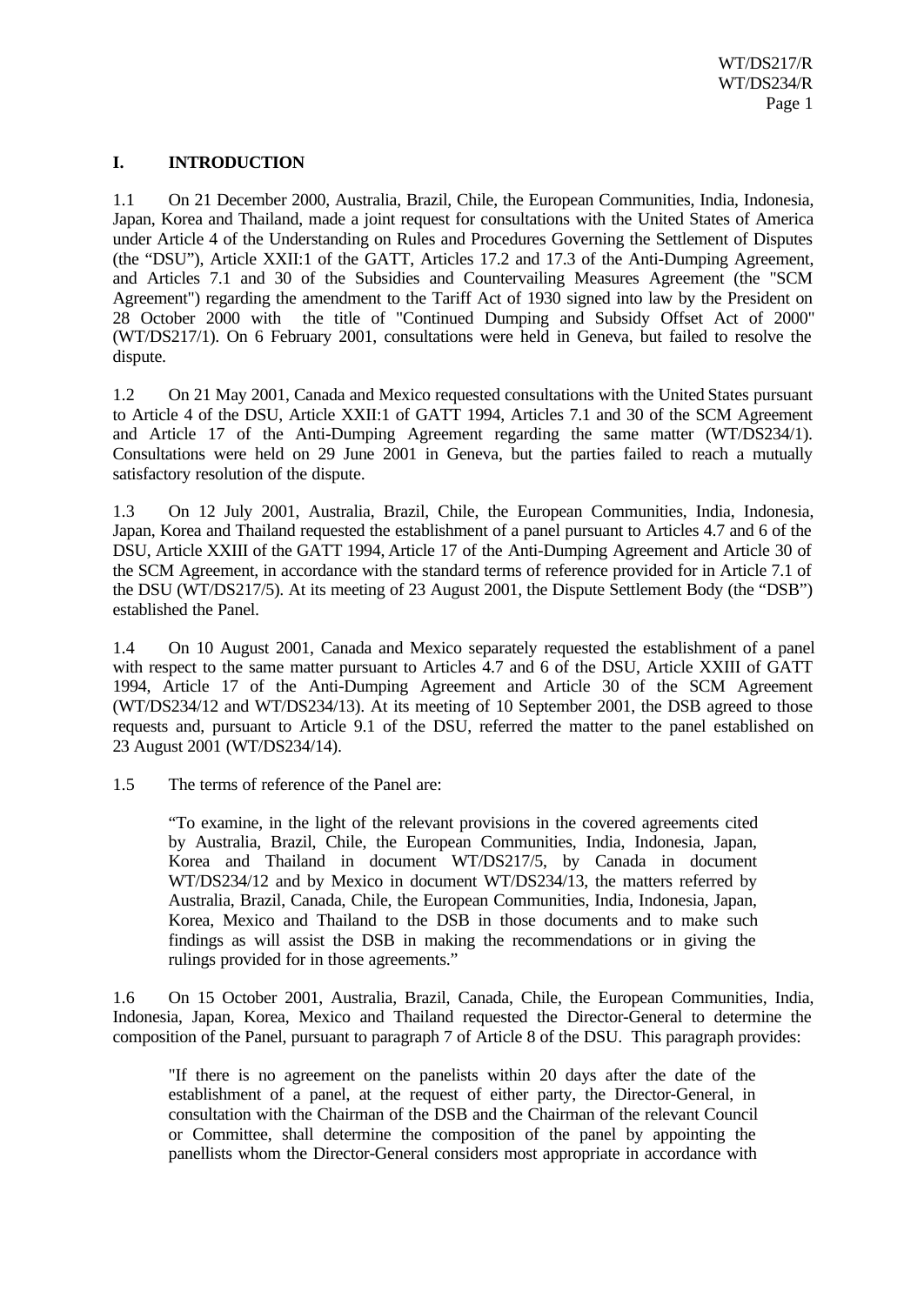## I. INTRODUCTION

1.1 On 21 December 2000, Australia, Brazil, Chile, the European Communities, India, Indonesia, Japan, Korea and Thailand, made a joint request for consultations with the United States of America under Article 4 of the Understanding on Rules and Procedures Governing the Settlement of Disputes (the "DSU"), Article XXII:1 of the GATT, Articles 17.2 and 17.3 of the Anti-Dumping Agreement, and Articles 7.1 and 30 of the Subsidies and Countervailing Measures Agreement (the "SCM Agreement") regarding the amendment to the Tariff Act of 1930 signed into law by the President on 28 October 2000 with the title of "Continued Dumping and Subsidy Offset Act of 2000" (WT/DS217/1). On 6 February 2001, consultations were held in Geneva, but failed to resolve the dispute.

1.2 On 21 May 2001, Canada and Mexico requested consultations with the United States pursuant to Article 4 of the DSU, Article XXII:1 of GATT 1994, Articles 7.1 and 30 of the SCM Agreement and Article 17 of the Anti-Dumping Agreement regarding the same matter (WT/DS234/1). Consultations were held on 29 June 2001 in Geneva, but the parties failed to reach a mutually satisfactory resolution of the dispute.

1.3 On 12 July 2001, Australia, Brazil, Chile, the European Communities, India, Indonesia, Japan, Korea and Thailand requested the establishment of a panel pursuant to Articles 4.7 and 6 of the DSU, Article XXIII of the GATT 1994, Article 17 of the Anti-Dumping Agreement and Article 30 of the SCM Agreement, in accordance with the standard terms of reference provided for in Article 7.1 of the DSU (WT/DS217/5). At its meeting of 23 August 2001, the Dispute Settlement Body (the "DSB") established the Panel.

1.4 On 10 August 2001, Canada and Mexico separately requested the establishment of a panel with respect to the same matter pursuant to Articles 4.7 and 6 of the DSU, Article XXIII of GATT 1994, Article 17 of the Anti-Dumping Agreement and Article 30 of the SCM Agreement (WT/DS234/12 and WT/DS234/13). At its meeting of 10 September 2001, the DSB agreed to those requests and, pursuant to Article 9.1 of the DSU, referred the matter to the panel established on 23 August 2001 (WT/DS234/14).

1.5 The terms of reference of the Panel are:

> "To examine, in the light of the relevant provisions in the covered agreements cited by Australia, Brazil, Chile, the European Communities, India, Indonesia, Japan, Korea and Thailand in document WT/DS217/5, by Canada in document WT/DS234/12 and by Mexico in document WT/DS234/13, the matters referred by Australia, Brazil, Canada, Chile, the European Communities, India, Indonesia, Japan, Korea, Mexico and Thailand to the DSB in those documents and to make such findings as will assist the DSB in making the recommendations or in giving the rulings provided for in those agreements."

1.6 On 15 October 2001, Australia, Brazil, Canada, Chile, the European Communities, India, Indonesia, Japan, Korea, Mexico and Thailand requested the Director-General to determine the composition of the Panel, pursuant to paragraph 7 of Article 8 of the DSU. This paragraph provides:

> "If there is no agreement on the panelists within 20 days after the date of the establishment of a panel, at the request of either party, the Director-General, in consultation with the Chairman of the DSB and the Chairman of the relevant Council or Committee, shall determine the composition of the panel by appointing the panellists whom the Director-General considers most appropriate in accordance with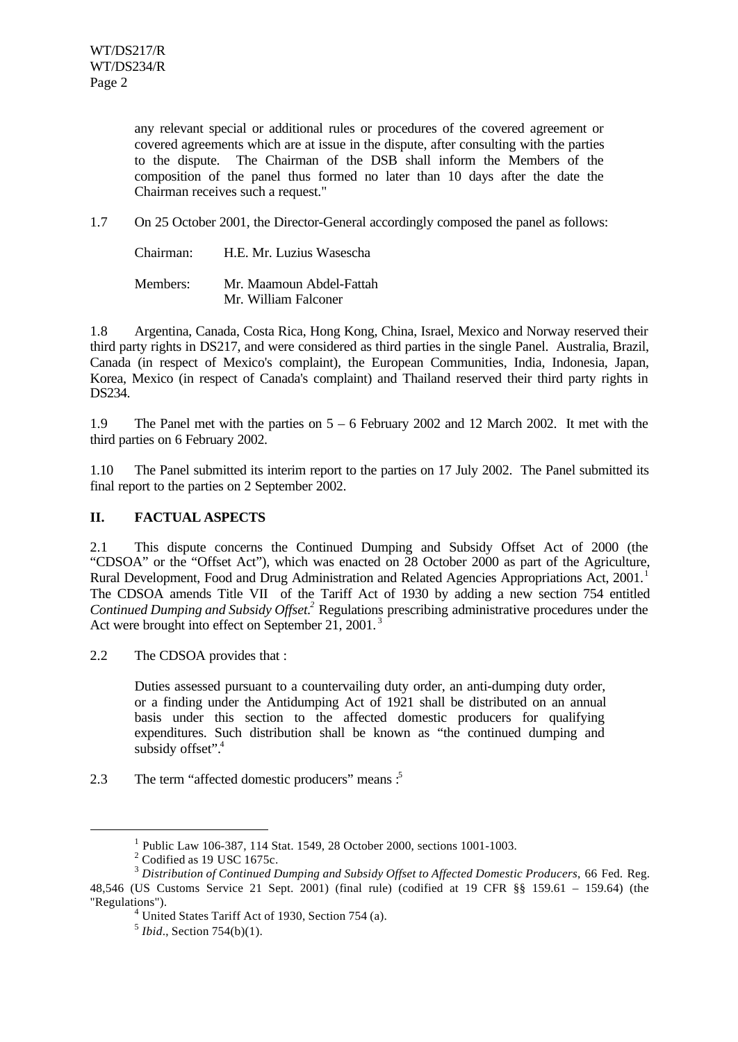any relevant special or additional rules or procedures of the covered agreement or covered agreements which are at issue in the dispute, after consulting with the parties to the dispute. The Chairman of the DSB shall inform the Members of the composition of the panel thus formed no later than 10 days after the date the Chairman receives such a request."

1.7 On 25 October 2001, the Director-General accordingly composed the panel as follows:

Chairman: H.E. Mr. Luzius Wasescha

Members: Mr. Maamoun Abdel-Fattah
Mr. William Falconer

1.8 Argentina, Canada, Costa Rica, Hong Kong, China, Israel, Mexico and Norway reserved their third party rights in DS217, and were considered as third parties in the single Panel. Australia, Brazil, Canada (in respect of Mexico's complaint), the European Communities, India, Indonesia, Japan, Korea, Mexico (in respect of Canada's complaint) and Thailand reserved their third party rights in DS234.

1.9 The Panel met with the parties on 5 – 6 February 2002 and 12 March 2002. It met with the third parties on 6 February 2002.

1.10 The Panel submitted its interim report to the parties on 17 July 2002. The Panel submitted its final report to the parties on 2 September 2002.

## II. FACTUAL ASPECTS

2.1 This dispute concerns the Continued Dumping and Subsidy Offset Act of 2000 (the "CDSOA" or the "Offset Act"), which was enacted on 28 October 2000 as part of the Agriculture, Rural Development, Food and Drug Administration and Related Agencies Appropriations Act, 2001.[1] The CDSOA amends Title VII of the Tariff Act of 1930 by adding a new section 754 entitled *Continued Dumping and Subsidy Offset*.[2] Regulations prescribing administrative procedures under the Act were brought into effect on September 21, 2001.[3]

2.2 The CDSOA provides that :

> Duties assessed pursuant to a countervailing duty order, an anti-dumping duty order, or a finding under the Antidumping Act of 1921 shall be distributed on an annual basis under this section to the affected domestic producers for qualifying expenditures. Such distribution shall be known as "the continued dumping and subsidy offset".[4]

2.3 The term "affected domestic producers" means :[5]

---

[1] Public Law 106-387, 114 Stat. 1549, 28 October 2000, sections 1001-1003.

[2] Codified as 19 USC 1675c.

[3] *Distribution of Continued Dumping and Subsidy Offset to Affected Domestic Producers*, 66 Fed. Reg. 48,546 (US Customs Service 21 Sept. 2001) (final rule) (codified at 19 CFR §§ 159.61 – 159.64) (the "Regulations").

[4] United States Tariff Act of 1930, Section 754 (a).

[5] *Ibid*., Section 754(b)(1).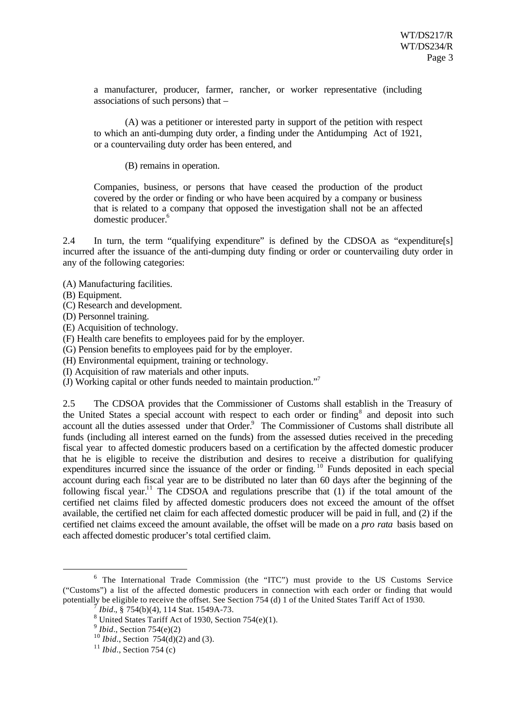a manufacturer, producer, farmer, rancher, or worker representative (including associations of such persons) that –

(A) was a petitioner or interested party in support of the petition with respect to which an anti-dumping duty order, a finding under the Antidumping Act of 1921, or a countervailing duty order has been entered, and

(B) remains in operation.

Companies, business, or persons that have ceased the production of the product covered by the order or finding or who have been acquired by a company or business that is related to a company that opposed the investigation shall not be an affected domestic producer.[6]

2.4 In turn, the term "qualifying expenditure" is defined by the CDSOA as "expenditure[s] incurred after the issuance of the anti-dumping duty finding or order or countervailing duty order in any of the following categories:

(A) Manufacturing facilities.
(B) Equipment.
(C) Research and development.
(D) Personnel training.
(E) Acquisition of technology.
(F) Health care benefits to employees paid for by the employer.
(G) Pension benefits to employees paid for by the employer.
(H) Environmental equipment, training or technology.
(I) Acquisition of raw materials and other inputs.
(J) Working capital or other funds needed to maintain production."[7]

2.5 The CDSOA provides that the Commissioner of Customs shall establish in the Treasury of the United States a special account with respect to each order or finding[8] and deposit into such account all the duties assessed under that Order.[9] The Commissioner of Customs shall distribute all funds (including all interest earned on the funds) from the assessed duties received in the preceding fiscal year to affected domestic producers based on a certification by the affected domestic producer that he is eligible to receive the distribution and desires to receive a distribution for qualifying expenditures incurred since the issuance of the order or finding.[10] Funds deposited in each special account during each fiscal year are to be distributed no later than 60 days after the beginning of the following fiscal year.[11] The CDSOA and regulations prescribe that (1) if the total amount of the certified net claims filed by affected domestic producers does not exceed the amount of the offset available, the certified net claim for each affected domestic producer will be paid in full, and (2) if the certified net claims exceed the amount available, the offset will be made on a *pro rata* basis based on each affected domestic producer's total certified claim.

---

[6] The International Trade Commission (the "ITC") must provide to the US Customs Service ("Customs") a list of the affected domestic producers in connection with each order or finding that would potentially be eligible to receive the offset. See Section 754 (d) 1 of the United States Tariff Act of 1930.

[7] *Ibid*., § 754(b)(4), 114 Stat. 1549A-73.

[8] United States Tariff Act of 1930, Section 754(e)(1).

[9] *Ibid*., Section 754(e)(2)

[10] *Ibid*., Section 754(d)(2) and (3).

[11] *Ibid*., Section 754 (c)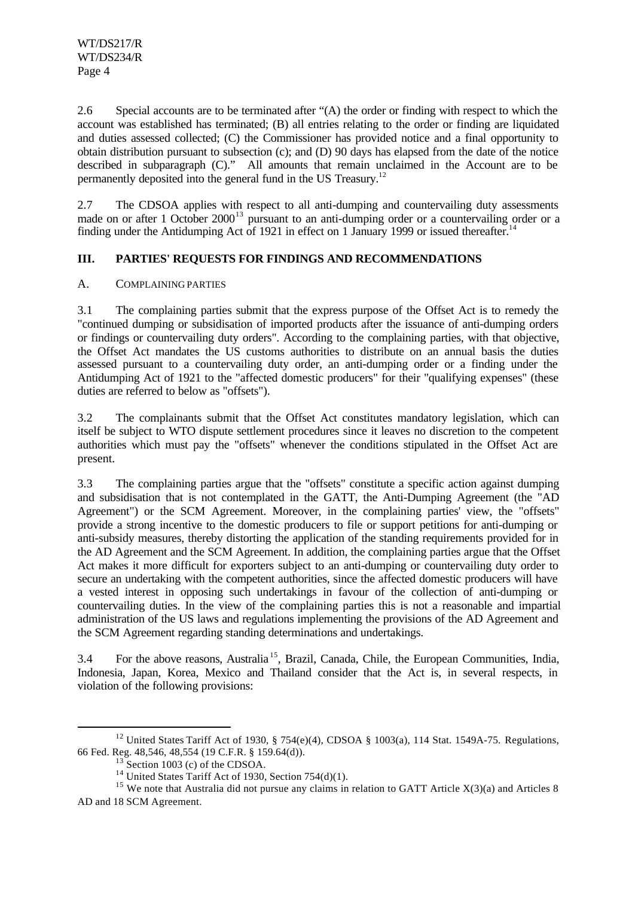2.6 Special accounts are to be terminated after "(A) the order or finding with respect to which the account was established has terminated; (B) all entries relating to the order or finding are liquidated and duties assessed collected; (C) the Commissioner has provided notice and a final opportunity to obtain distribution pursuant to subsection (c); and (D) 90 days has elapsed from the date of the notice described in subparagraph (C)." All amounts that remain unclaimed in the Account are to be permanently deposited into the general fund in the US Treasury.[12]

2.7 The CDSOA applies with respect to all anti-dumping and countervailing duty assessments made on or after 1 October 2000[13] pursuant to an anti-dumping order or a countervailing order or a finding under the Antidumping Act of 1921 in effect on 1 January 1999 or issued thereafter.[14]

## III. PARTIES' REQUESTS FOR FINDINGS AND RECOMMENDATIONS

### A. COMPLAINING PARTIES

3.1 The complaining parties submit that the express purpose of the Offset Act is to remedy the "continued dumping or subsidisation of imported products after the issuance of anti-dumping orders or findings or countervailing duty orders". According to the complaining parties, with that objective, the Offset Act mandates the US customs authorities to distribute on an annual basis the duties assessed pursuant to a countervailing duty order, an anti-dumping order or a finding under the Antidumping Act of 1921 to the "affected domestic producers" for their "qualifying expenses" (these duties are referred to below as "offsets").

3.2 The complainants submit that the Offset Act constitutes mandatory legislation, which can itself be subject to WTO dispute settlement procedures since it leaves no discretion to the competent authorities which must pay the "offsets" whenever the conditions stipulated in the Offset Act are present.

3.3 The complaining parties argue that the "offsets" constitute a specific action against dumping and subsidisation that is not contemplated in the GATT, the Anti-Dumping Agreement (the "AD Agreement") or the SCM Agreement. Moreover, in the complaining parties' view, the "offsets" provide a strong incentive to the domestic producers to file or support petitions for anti-dumping or anti-subsidy measures, thereby distorting the application of the standing requirements provided for in the AD Agreement and the SCM Agreement. In addition, the complaining parties argue that the Offset Act makes it more difficult for exporters subject to an anti-dumping or countervailing duty order to secure an undertaking with the competent authorities, since the affected domestic producers will have a vested interest in opposing such undertakings in favour of the collection of anti-dumping or countervailing duties. In the view of the complaining parties this is not a reasonable and impartial administration of the US laws and regulations implementing the provisions of the AD Agreement and the SCM Agreement regarding standing determinations and undertakings.

3.4 For the above reasons, Australia[15], Brazil, Canada, Chile, the European Communities, India, Indonesia, Japan, Korea, Mexico and Thailand consider that the Act is, in several respects, in violation of the following provisions:

---

[12] United States Tariff Act of 1930, § 754(e)(4), CDSOA § 1003(a), 114 Stat. 1549A-75. Regulations, 66 Fed. Reg. 48,546, 48,554 (19 C.F.R. § 159.64(d)).

[13] Section 1003 (c) of the CDSOA.

[14] United States Tariff Act of 1930, Section 754(d)(1).

[15] We note that Australia did not pursue any claims in relation to GATT Article X(3)(a) and Articles 8 AD and 18 SCM Agreement.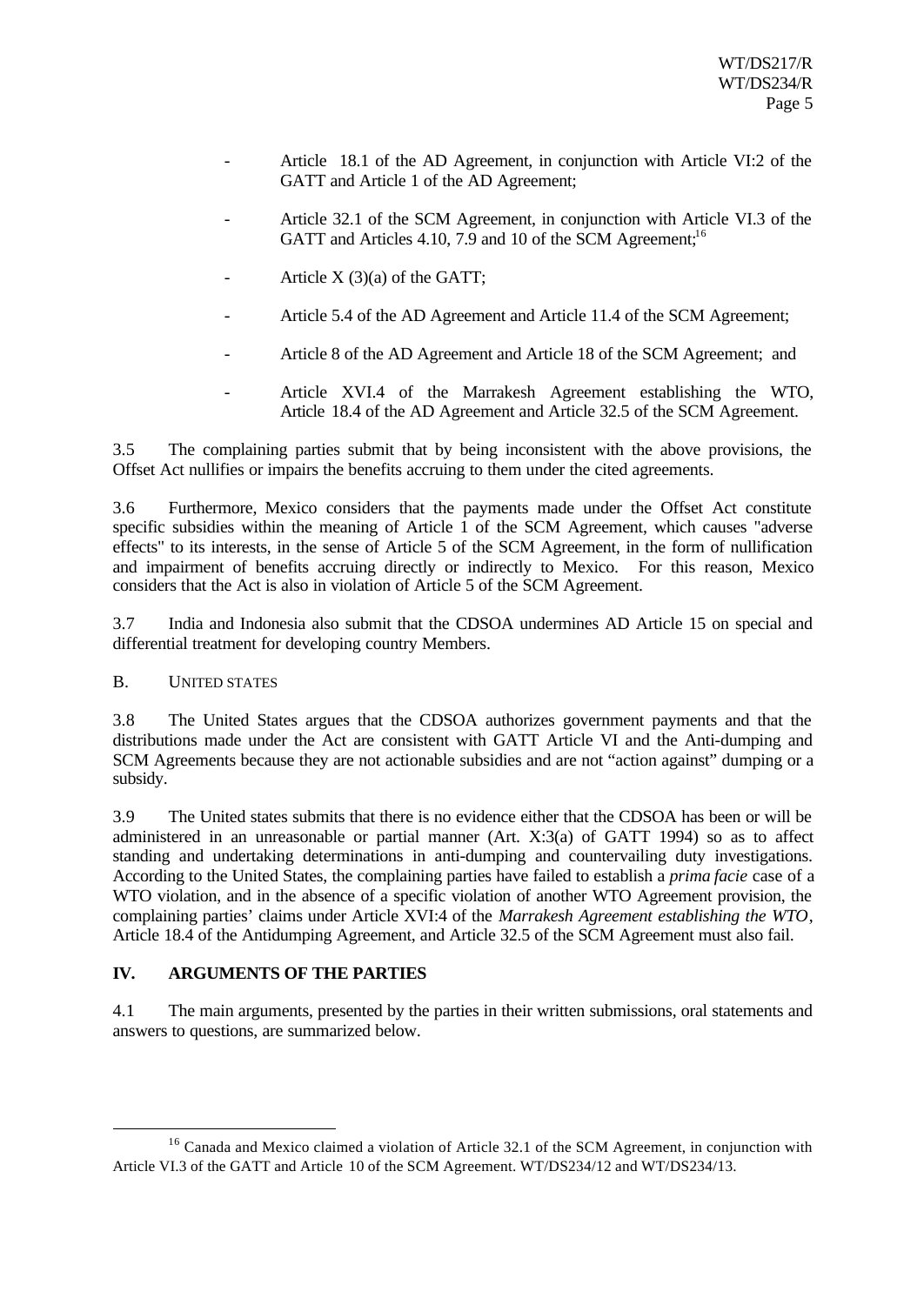- Article 18.1 of the AD Agreement, in conjunction with Article VI:2 of the GATT and Article 1 of the AD Agreement;
- Article 32.1 of the SCM Agreement, in conjunction with Article VI.3 of the GATT and Articles 4.10, 7.9 and 10 of the SCM Agreement;[16]
- Article X (3)(a) of the GATT;
- Article 5.4 of the AD Agreement and Article 11.4 of the SCM Agreement;
- Article 8 of the AD Agreement and Article 18 of the SCM Agreement; and
- Article XVI.4 of the Marrakesh Agreement establishing the WTO, Article 18.4 of the AD Agreement and Article 32.5 of the SCM Agreement.

3.5 The complaining parties submit that by being inconsistent with the above provisions, the Offset Act nullifies or impairs the benefits accruing to them under the cited agreements.

3.6 Furthermore, Mexico considers that the payments made under the Offset Act constitute specific subsidies within the meaning of Article 1 of the SCM Agreement, which causes "adverse effects" to its interests, in the sense of Article 5 of the SCM Agreement, in the form of nullification and impairment of benefits accruing directly or indirectly to Mexico. For this reason, Mexico considers that the Act is also in violation of Article 5 of the SCM Agreement.

3.7 India and Indonesia also submit that the CDSOA undermines AD Article 15 on special and differential treatment for developing country Members.

B. UNITED STATES

3.8 The United States argues that the CDSOA authorizes government payments and that the distributions made under the Act are consistent with GATT Article VI and the Anti-dumping and SCM Agreements because they are not actionable subsidies and are not "action against" dumping or a subsidy.

3.9 The United states submits that there is no evidence either that the CDSOA has been or will be administered in an unreasonable or partial manner (Art. X:3(a) of GATT 1994) so as to affect standing and undertaking determinations in anti-dumping and countervailing duty investigations. According to the United States, the complaining parties have failed to establish a *prima facie* case of a WTO violation, and in the absence of a specific violation of another WTO Agreement provision, the complaining parties' claims under Article XVI:4 of the *Marrakesh Agreement establishing the WTO*, Article 18.4 of the Antidumping Agreement, and Article 32.5 of the SCM Agreement must also fail.

## IV. ARGUMENTS OF THE PARTIES

4.1 The main arguments, presented by the parties in their written submissions, oral statements and answers to questions, are summarized below.

[16] Canada and Mexico claimed a violation of Article 32.1 of the SCM Agreement, in conjunction with Article VI.3 of the GATT and Article 10 of the SCM Agreement. WT/DS234/12 and WT/DS234/13.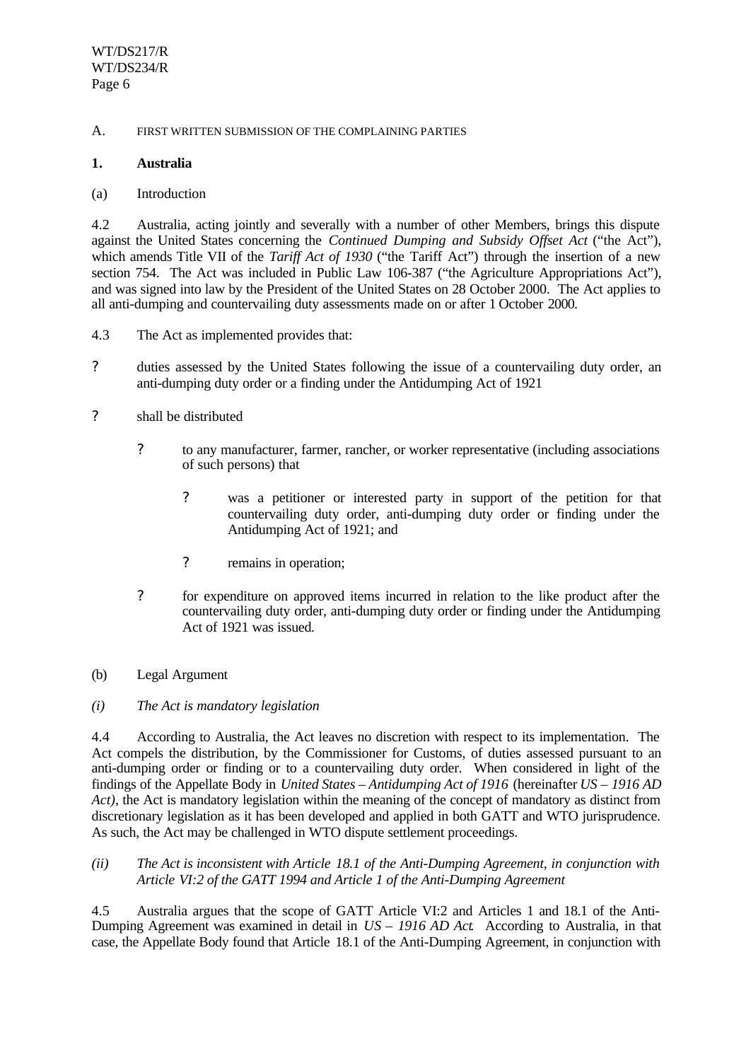A. FIRST WRITTEN SUBMISSION OF THE COMPLAINING PARTIES

**1. Australia**

(a) Introduction

4.2 Australia, acting jointly and severally with a number of other Members, brings this dispute against the United States concerning the *Continued Dumping and Subsidy Offset Act* ("the Act"), which amends Title VII of the *Tariff Act of 1930* ("the Tariff Act") through the insertion of a new section 754. The Act was included in Public Law 106-387 ("the Agriculture Appropriations Act"), and was signed into law by the President of the United States on 28 October 2000. The Act applies to all anti-dumping and countervailing duty assessments made on or after 1 October 2000.

4.3 The Act as implemented provides that:

- duties assessed by the United States following the issue of a countervailing duty order, an anti-dumping duty order or a finding under the Antidumping Act of 1921
- shall be distributed
  - to any manufacturer, farmer, rancher, or worker representative (including associations of such persons) that
    - was a petitioner or interested party in support of the petition for that countervailing duty order, anti-dumping duty order or finding under the Antidumping Act of 1921; and
    - remains in operation;
  - for expenditure on approved items incurred in relation to the like product after the countervailing duty order, anti-dumping duty order or finding under the Antidumping Act of 1921 was issued.

(b) Legal Argument

*(i) The Act is mandatory legislation*

4.4 According to Australia, the Act leaves no discretion with respect to its implementation. The Act compels the distribution, by the Commissioner for Customs, of duties assessed pursuant to an anti-dumping order or finding or to a countervailing duty order. When considered in light of the findings of the Appellate Body in *United States – Antidumping Act of 1916* (hereinafter *US – 1916 AD Act)*, the Act is mandatory legislation within the meaning of the concept of mandatory as distinct from discretionary legislation as it has been developed and applied in both GATT and WTO jurisprudence. As such, the Act may be challenged in WTO dispute settlement proceedings.

*(ii) The Act is inconsistent with Article 18.1 of the Anti-Dumping Agreement, in conjunction with Article VI:2 of the GATT 1994 and Article 1 of the Anti-Dumping Agreement*

4.5 Australia argues that the scope of GATT Article VI:2 and Articles 1 and 18.1 of the Anti-Dumping Agreement was examined in detail in *US – 1916 AD Act*. According to Australia, in that case, the Appellate Body found that Article 18.1 of the Anti-Dumping Agreement, in conjunction with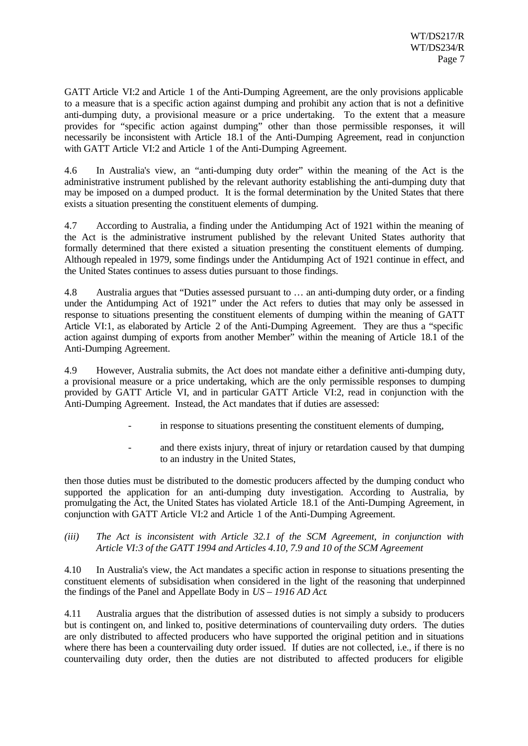GATT Article VI:2 and Article 1 of the Anti-Dumping Agreement, are the only provisions applicable to a measure that is a specific action against dumping and prohibit any action that is not a definitive anti-dumping duty, a provisional measure or a price undertaking. To the extent that a measure provides for "specific action against dumping" other than those permissible responses, it will necessarily be inconsistent with Article 18.1 of the Anti-Dumping Agreement, read in conjunction with GATT Article VI:2 and Article 1 of the Anti-Dumping Agreement.

4.6 In Australia's view, an "anti-dumping duty order" within the meaning of the Act is the administrative instrument published by the relevant authority establishing the anti-dumping duty that may be imposed on a dumped product. It is the formal determination by the United States that there exists a situation presenting the constituent elements of dumping.

4.7 According to Australia, a finding under the Antidumping Act of 1921 within the meaning of the Act is the administrative instrument published by the relevant United States authority that formally determined that there existed a situation presenting the constituent elements of dumping. Although repealed in 1979, some findings under the Antidumping Act of 1921 continue in effect, and the United States continues to assess duties pursuant to those findings.

4.8 Australia argues that "Duties assessed pursuant to … an anti-dumping duty order, or a finding under the Antidumping Act of 1921" under the Act refers to duties that may only be assessed in response to situations presenting the constituent elements of dumping within the meaning of GATT Article VI:1, as elaborated by Article 2 of the Anti-Dumping Agreement. They are thus a "specific action against dumping of exports from another Member" within the meaning of Article 18.1 of the Anti-Dumping Agreement.

4.9 However, Australia submits, the Act does not mandate either a definitive anti-dumping duty, a provisional measure or a price undertaking, which are the only permissible responses to dumping provided by GATT Article VI, and in particular GATT Article VI:2, read in conjunction with the Anti-Dumping Agreement. Instead, the Act mandates that if duties are assessed:

- in response to situations presenting the constituent elements of dumping,
- and there exists injury, threat of injury or retardation caused by that dumping to an industry in the United States,

then those duties must be distributed to the domestic producers affected by the dumping conduct who supported the application for an anti-dumping duty investigation. According to Australia, by promulgating the Act, the United States has violated Article 18.1 of the Anti-Dumping Agreement, in conjunction with GATT Article VI:2 and Article 1 of the Anti-Dumping Agreement.

*(iii) The Act is inconsistent with Article 32.1 of the SCM Agreement, in conjunction with Article VI:3 of the GATT 1994 and Articles 4.10, 7.9 and 10 of the SCM Agreement*

4.10 In Australia's view, the Act mandates a specific action in response to situations presenting the constituent elements of subsidisation when considered in the light of the reasoning that underpinned the findings of the Panel and Appellate Body in *US – 1916 AD Act*.

4.11 Australia argues that the distribution of assessed duties is not simply a subsidy to producers but is contingent on, and linked to, positive determinations of countervailing duty orders. The duties are only distributed to affected producers who have supported the original petition and in situations where there has been a countervailing duty order issued. If duties are not collected, i.e., if there is no countervailing duty order, then the duties are not distributed to affected producers for eligible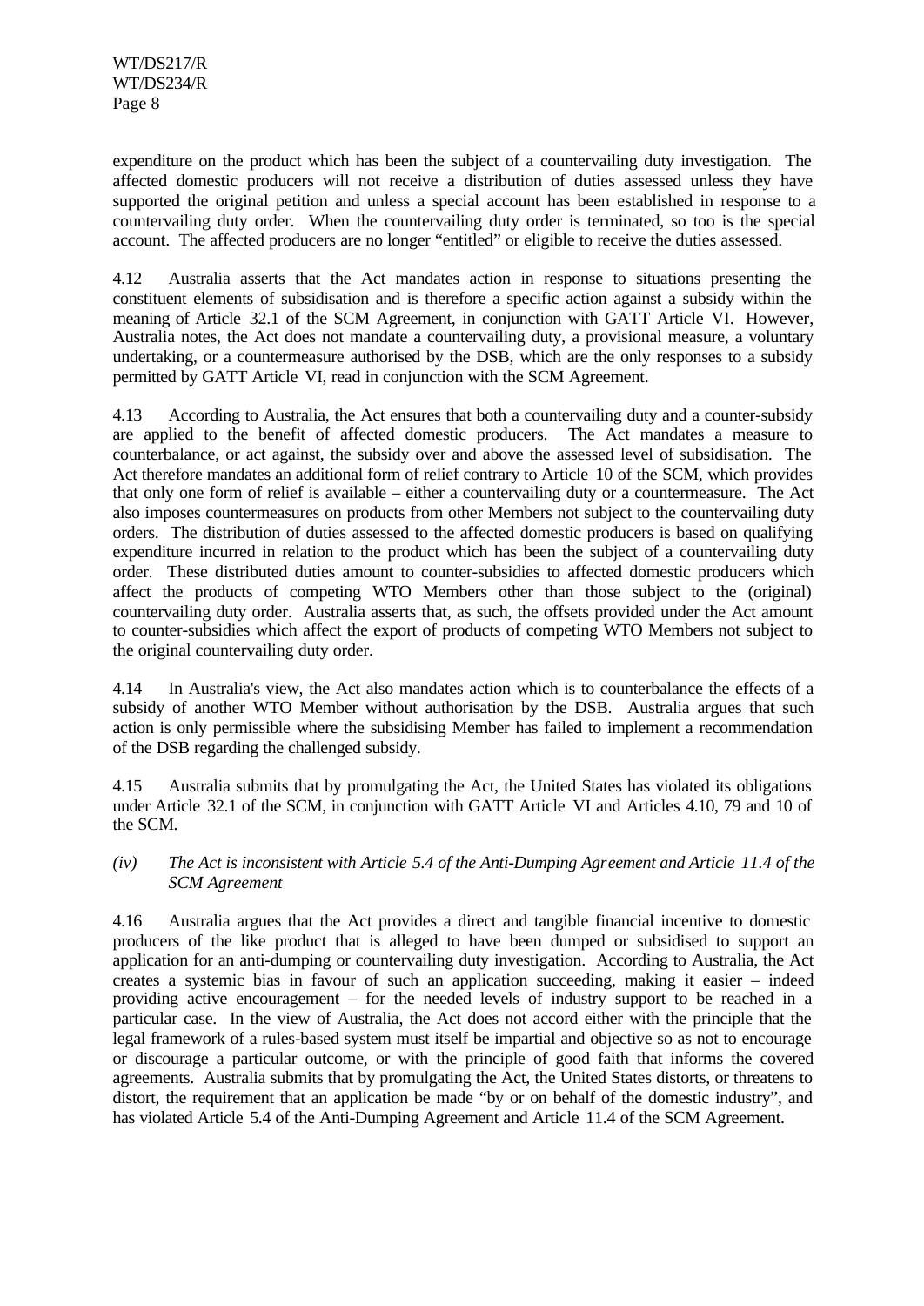expenditure on the product which has been the subject of a countervailing duty investigation. The affected domestic producers will not receive a distribution of duties assessed unless they have supported the original petition and unless a special account has been established in response to a countervailing duty order. When the countervailing duty order is terminated, so too is the special account. The affected producers are no longer "entitled" or eligible to receive the duties assessed.

4.12 Australia asserts that the Act mandates action in response to situations presenting the constituent elements of subsidisation and is therefore a specific action against a subsidy within the meaning of Article 32.1 of the SCM Agreement, in conjunction with GATT Article VI. However, Australia notes, the Act does not mandate a countervailing duty, a provisional measure, a voluntary undertaking, or a countermeasure authorised by the DSB, which are the only responses to a subsidy permitted by GATT Article VI, read in conjunction with the SCM Agreement.

4.13 According to Australia, the Act ensures that both a countervailing duty and a counter-subsidy are applied to the benefit of affected domestic producers. The Act mandates a measure to counterbalance, or act against, the subsidy over and above the assessed level of subsidisation. The Act therefore mandates an additional form of relief contrary to Article 10 of the SCM, which provides that only one form of relief is available – either a countervailing duty or a countermeasure. The Act also imposes countermeasures on products from other Members not subject to the countervailing duty orders. The distribution of duties assessed to the affected domestic producers is based on qualifying expenditure incurred in relation to the product which has been the subject of a countervailing duty order. These distributed duties amount to counter-subsidies to affected domestic producers which affect the products of competing WTO Members other than those subject to the (original) countervailing duty order. Australia asserts that, as such, the offsets provided under the Act amount to counter-subsidies which affect the export of products of competing WTO Members not subject to the original countervailing duty order.

4.14 In Australia's view, the Act also mandates action which is to counterbalance the effects of a subsidy of another WTO Member without authorisation by the DSB. Australia argues that such action is only permissible where the subsidising Member has failed to implement a recommendation of the DSB regarding the challenged subsidy.

4.15 Australia submits that by promulgating the Act, the United States has violated its obligations under Article 32.1 of the SCM, in conjunction with GATT Article VI and Articles 4.10, 79 and 10 of the SCM.

*(iv) The Act is inconsistent with Article 5.4 of the Anti-Dumping Agreement and Article 11.4 of the SCM Agreement*

4.16 Australia argues that the Act provides a direct and tangible financial incentive to domestic producers of the like product that is alleged to have been dumped or subsidised to support an application for an anti-dumping or countervailing duty investigation. According to Australia, the Act creates a systemic bias in favour of such an application succeeding, making it easier – indeed providing active encouragement – for the needed levels of industry support to be reached in a particular case. In the view of Australia, the Act does not accord either with the principle that the legal framework of a rules-based system must itself be impartial and objective so as not to encourage or discourage a particular outcome, or with the principle of good faith that informs the covered agreements. Australia submits that by promulgating the Act, the United States distorts, or threatens to distort, the requirement that an application be made "by or on behalf of the domestic industry", and has violated Article 5.4 of the Anti-Dumping Agreement and Article 11.4 of the SCM Agreement.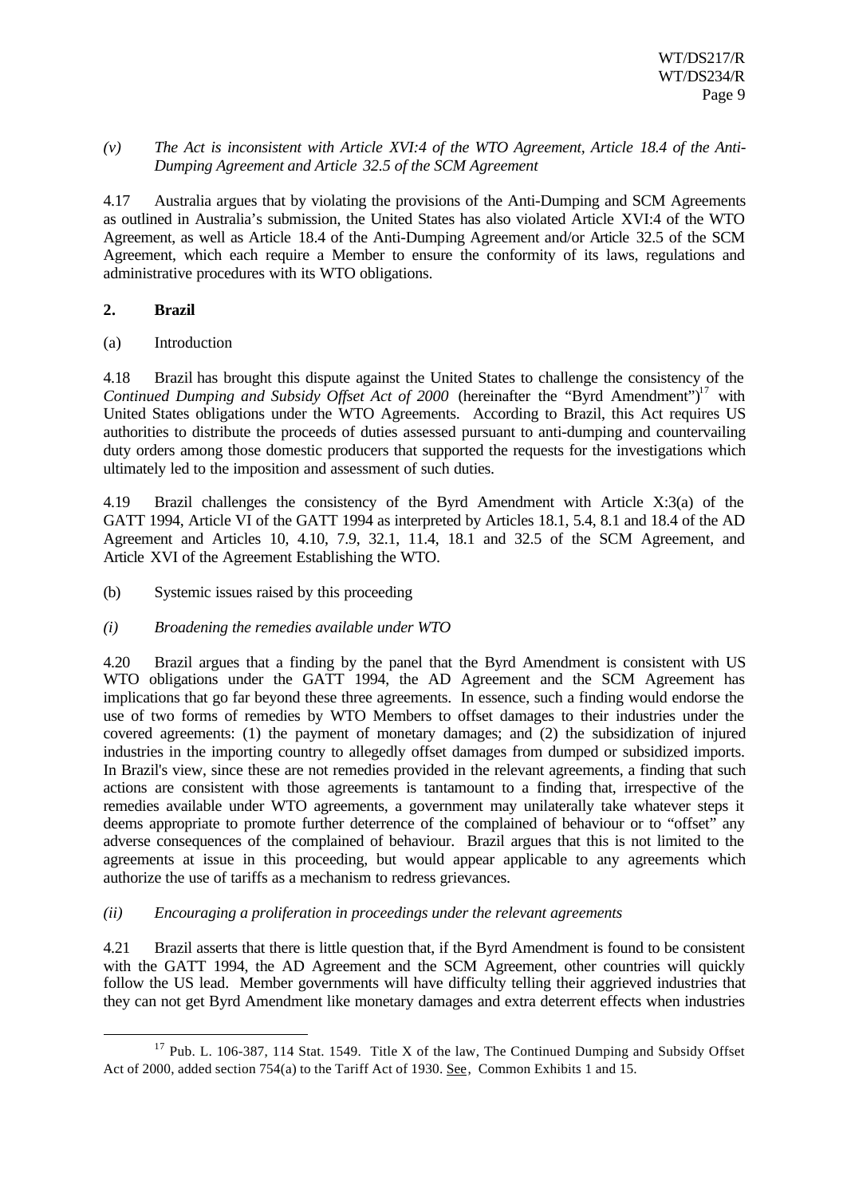*(v) The Act is inconsistent with Article XVI:4 of the WTO Agreement, Article 18.4 of the Anti-Dumping Agreement and Article 32.5 of the SCM Agreement*

4.17 Australia argues that by violating the provisions of the Anti-Dumping and SCM Agreements as outlined in Australia's submission, the United States has also violated Article XVI:4 of the WTO Agreement, as well as Article 18.4 of the Anti-Dumping Agreement and/or Article 32.5 of the SCM Agreement, which each require a Member to ensure the conformity of its laws, regulations and administrative procedures with its WTO obligations.

## 2. Brazil

(a) Introduction

4.18 Brazil has brought this dispute against the United States to challenge the consistency of the *Continued Dumping and Subsidy Offset Act of 2000* (hereinafter the "Byrd Amendment")[17] with United States obligations under the WTO Agreements. According to Brazil, this Act requires US authorities to distribute the proceeds of duties assessed pursuant to anti-dumping and countervailing duty orders among those domestic producers that supported the requests for the investigations which ultimately led to the imposition and assessment of such duties.

4.19 Brazil challenges the consistency of the Byrd Amendment with Article X:3(a) of the GATT 1994, Article VI of the GATT 1994 as interpreted by Articles 18.1, 5.4, 8.1 and 18.4 of the AD Agreement and Articles 10, 4.10, 7.9, 32.1, 11.4, 18.1 and 32.5 of the SCM Agreement, and Article XVI of the Agreement Establishing the WTO.

(b) Systemic issues raised by this proceeding

*(i) Broadening the remedies available under WTO*

4.20 Brazil argues that a finding by the panel that the Byrd Amendment is consistent with US WTO obligations under the GATT 1994, the AD Agreement and the SCM Agreement has implications that go far beyond these three agreements. In essence, such a finding would endorse the use of two forms of remedies by WTO Members to offset damages to their industries under the covered agreements: (1) the payment of monetary damages; and (2) the subsidization of injured industries in the importing country to allegedly offset damages from dumped or subsidized imports. In Brazil's view, since these are not remedies provided in the relevant agreements, a finding that such actions are consistent with those agreements is tantamount to a finding that, irrespective of the remedies available under WTO agreements, a government may unilaterally take whatever steps it deems appropriate to promote further deterrence of the complained of behaviour or to "offset" any adverse consequences of the complained of behaviour. Brazil argues that this is not limited to the agreements at issue in this proceeding, but would appear applicable to any agreements which authorize the use of tariffs as a mechanism to redress grievances.

*(ii) Encouraging a proliferation in proceedings under the relevant agreements*

4.21 Brazil asserts that there is little question that, if the Byrd Amendment is found to be consistent with the GATT 1994, the AD Agreement and the SCM Agreement, other countries will quickly follow the US lead. Member governments will have difficulty telling their aggrieved industries that they can not get Byrd Amendment like monetary damages and extra deterrent effects when industries

[17] Pub. L. 106-387, 114 Stat. 1549. Title X of the law, The Continued Dumping and Subsidy Offset Act of 2000, added section 754(a) to the Tariff Act of 1930. See, Common Exhibits 1 and 15.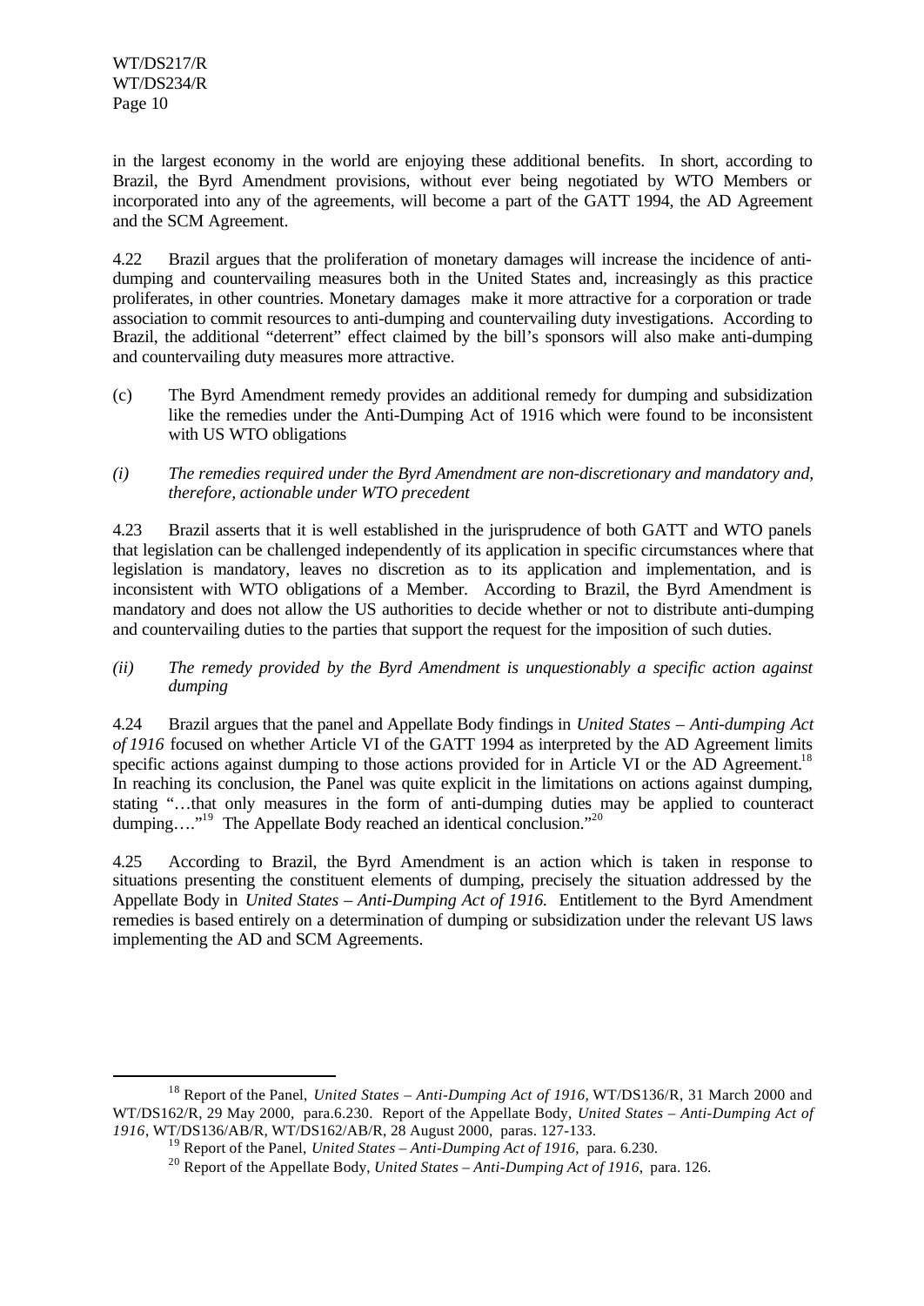in the largest economy in the world are enjoying these additional benefits. In short, according to Brazil, the Byrd Amendment provisions, without ever being negotiated by WTO Members or incorporated into any of the agreements, will become a part of the GATT 1994, the AD Agreement and the SCM Agreement.

4.22 Brazil argues that the proliferation of monetary damages will increase the incidence of anti-dumping and countervailing measures both in the United States and, increasingly as this practice proliferates, in other countries. Monetary damages make it more attractive for a corporation or trade association to commit resources to anti-dumping and countervailing duty investigations. According to Brazil, the additional "deterrent" effect claimed by the bill's sponsors will also make anti-dumping and countervailing duty measures more attractive.

(c) The Byrd Amendment remedy provides an additional remedy for dumping and subsidization like the remedies under the Anti-Dumping Act of 1916 which were found to be inconsistent with US WTO obligations

*(i) The remedies required under the Byrd Amendment are non-discretionary and mandatory and, therefore, actionable under WTO precedent*

4.23 Brazil asserts that it is well established in the jurisprudence of both GATT and WTO panels that legislation can be challenged independently of its application in specific circumstances where that legislation is mandatory, leaves no discretion as to its application and implementation, and is inconsistent with WTO obligations of a Member. According to Brazil, the Byrd Amendment is mandatory and does not allow the US authorities to decide whether or not to distribute anti-dumping and countervailing duties to the parties that support the request for the imposition of such duties.

*(ii) The remedy provided by the Byrd Amendment is unquestionably a specific action against dumping*

4.24 Brazil argues that the panel and Appellate Body findings in *United States – Anti-dumping Act of 1916* focused on whether Article VI of the GATT 1994 as interpreted by the AD Agreement limits specific actions against dumping to those actions provided for in Article VI or the AD Agreement.[18] In reaching its conclusion, the Panel was quite explicit in the limitations on actions against dumping, stating "…that only measures in the form of anti-dumping duties may be applied to counteract dumping…."[19] The Appellate Body reached an identical conclusion."[20]

4.25 According to Brazil, the Byrd Amendment is an action which is taken in response to situations presenting the constituent elements of dumping, precisely the situation addressed by the Appellate Body in *United States – Anti-Dumping Act of 1916.* Entitlement to the Byrd Amendment remedies is based entirely on a determination of dumping or subsidization under the relevant US laws implementing the AD and SCM Agreements.

---

[18] Report of the Panel, *United States – Anti-Dumping Act of 1916,* WT/DS136/R, 31 March 2000 and WT/DS162/R, 29 May 2000, para.6.230. Report of the Appellate Body, *United States – Anti-Dumping Act of 1916,* WT/DS136/AB/R, WT/DS162/AB/R, 28 August 2000, paras. 127-133.

[19] Report of the Panel, *United States – Anti-Dumping Act of 1916*, para. 6.230.

[20] Report of the Appellate Body, *United States – Anti-Dumping Act of 1916*, para. 126.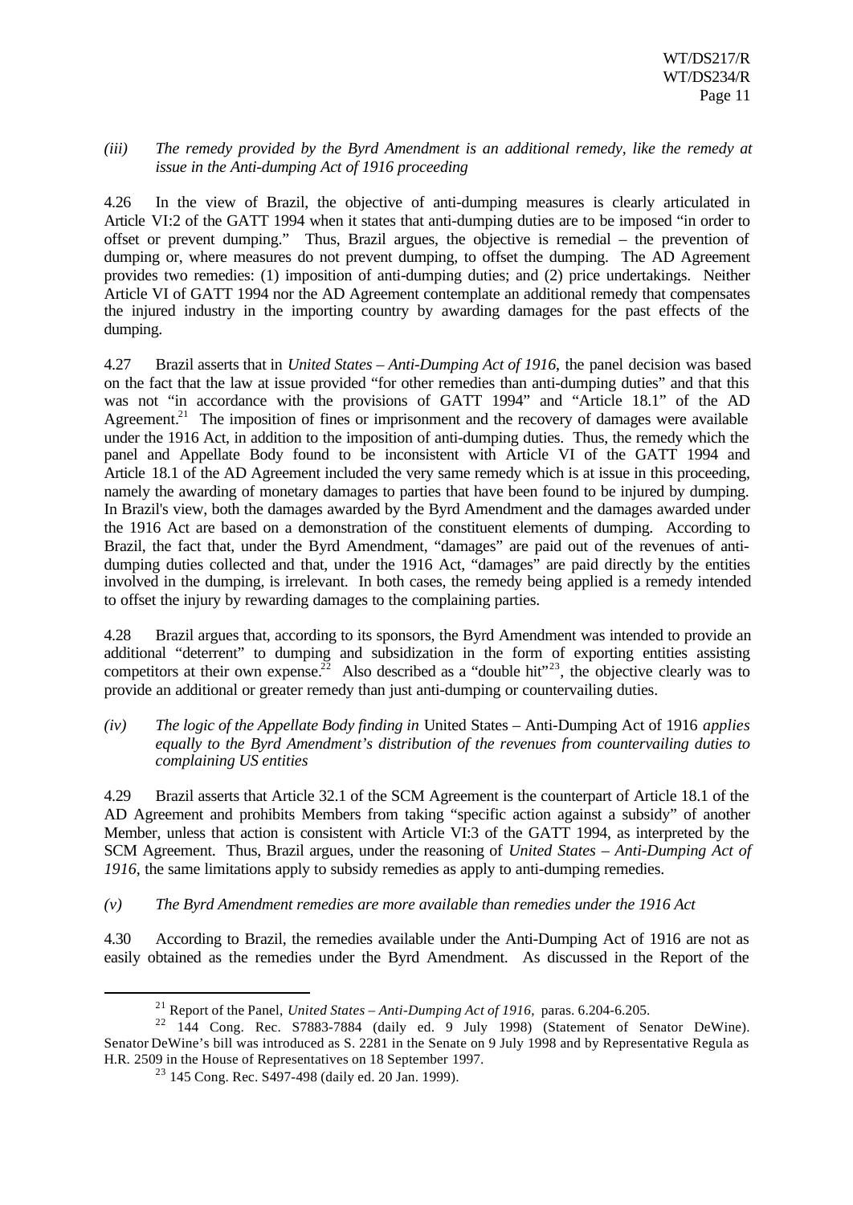*(iii) The remedy provided by the Byrd Amendment is an additional remedy, like the remedy at issue in the Anti-dumping Act of 1916 proceeding*

4.26 In the view of Brazil, the objective of anti-dumping measures is clearly articulated in Article VI:2 of the GATT 1994 when it states that anti-dumping duties are to be imposed "in order to offset or prevent dumping." Thus, Brazil argues, the objective is remedial – the prevention of dumping or, where measures do not prevent dumping, to offset the dumping. The AD Agreement provides two remedies: (1) imposition of anti-dumping duties; and (2) price undertakings. Neither Article VI of GATT 1994 nor the AD Agreement contemplate an additional remedy that compensates the injured industry in the importing country by awarding damages for the past effects of the dumping.

4.27 Brazil asserts that in *United States – Anti-Dumping Act of 1916*, the panel decision was based on the fact that the law at issue provided "for other remedies than anti-dumping duties" and that this was not "in accordance with the provisions of GATT 1994" and "Article 18.1" of the AD Agreement.[21] The imposition of fines or imprisonment and the recovery of damages were available under the 1916 Act, in addition to the imposition of anti-dumping duties. Thus, the remedy which the panel and Appellate Body found to be inconsistent with Article VI of the GATT 1994 and Article 18.1 of the AD Agreement included the very same remedy which is at issue in this proceeding, namely the awarding of monetary damages to parties that have been found to be injured by dumping. In Brazil's view, both the damages awarded by the Byrd Amendment and the damages awarded under the 1916 Act are based on a demonstration of the constituent elements of dumping. According to Brazil, the fact that, under the Byrd Amendment, "damages" are paid out of the revenues of anti-dumping duties collected and that, under the 1916 Act, "damages" are paid directly by the entities involved in the dumping, is irrelevant. In both cases, the remedy being applied is a remedy intended to offset the injury by rewarding damages to the complaining parties.

4.28 Brazil argues that, according to its sponsors, the Byrd Amendment was intended to provide an additional "deterrent" to dumping and subsidization in the form of exporting entities assisting competitors at their own expense.[22] Also described as a "double hit"[23], the objective clearly was to provide an additional or greater remedy than just anti-dumping or countervailing duties.

*(iv) The logic of the Appellate Body finding in* United States – Anti-Dumping Act of 1916 *applies equally to the Byrd Amendment's distribution of the revenues from countervailing duties to complaining US entities*

4.29 Brazil asserts that Article 32.1 of the SCM Agreement is the counterpart of Article 18.1 of the AD Agreement and prohibits Members from taking "specific action against a subsidy" of another Member, unless that action is consistent with Article VI:3 of the GATT 1994, as interpreted by the SCM Agreement. Thus, Brazil argues, under the reasoning of *United States – Anti-Dumping Act of 1916*, the same limitations apply to subsidy remedies as apply to anti-dumping remedies.

*(v) The Byrd Amendment remedies are more available than remedies under the 1916 Act*

4.30 According to Brazil, the remedies available under the Anti-Dumping Act of 1916 are not as easily obtained as the remedies under the Byrd Amendment. As discussed in the Report of the

---

[21] Report of the Panel, *United States – Anti-Dumping Act of 1916*, paras. 6.204-6.205.

[22] 144 Cong. Rec. S7883-7884 (daily ed. 9 July 1998) (Statement of Senator DeWine). Senator DeWine's bill was introduced as S. 2281 in the Senate on 9 July 1998 and by Representative Regula as H.R. 2509 in the House of Representatives on 18 September 1997.

[23] 145 Cong. Rec. S497-498 (daily ed. 20 Jan. 1999).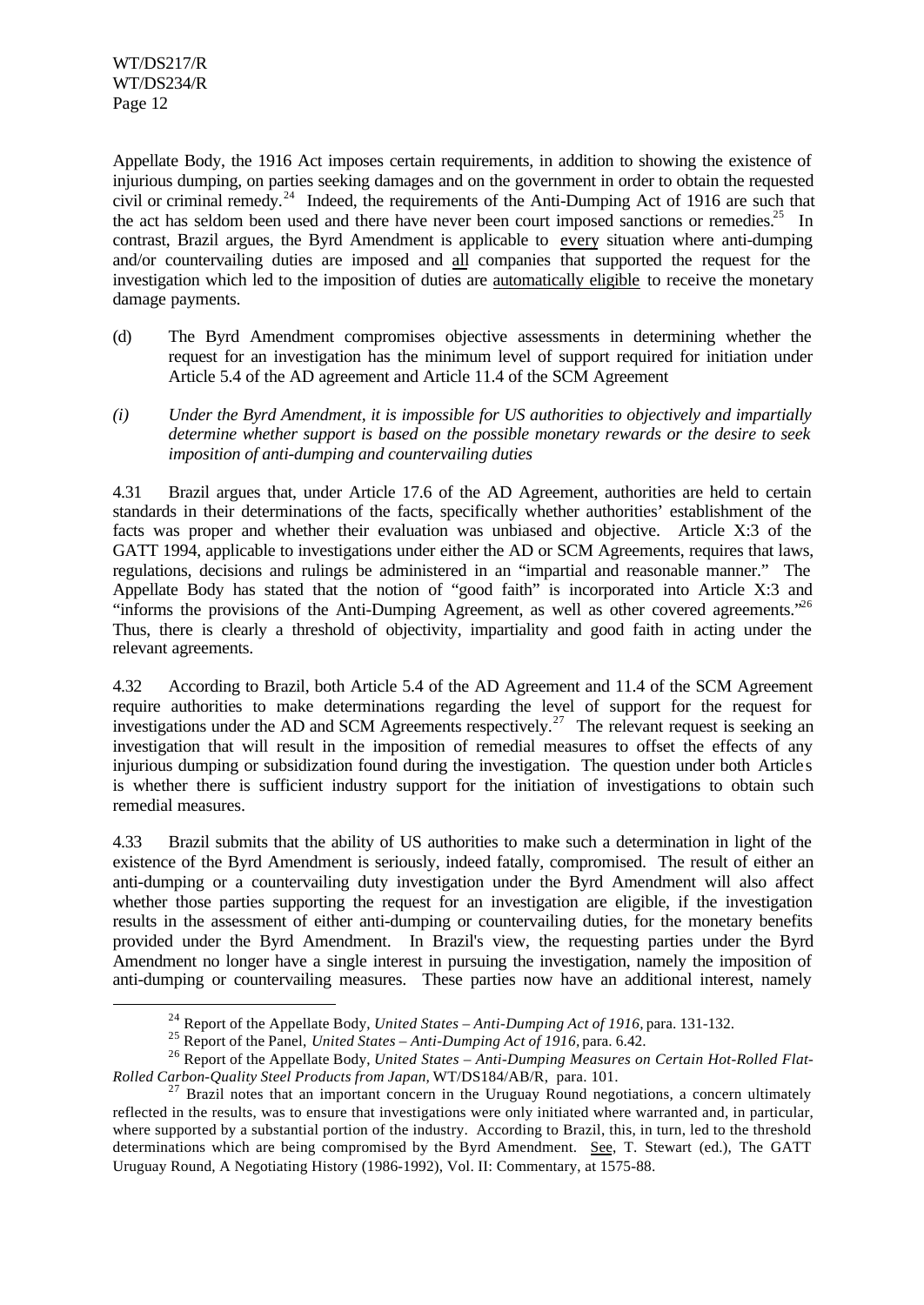Appellate Body, the 1916 Act imposes certain requirements, in addition to showing the existence of injurious dumping, on parties seeking damages and on the government in order to obtain the requested civil or criminal remedy.[24] Indeed, the requirements of the Anti-Dumping Act of 1916 are such that the act has seldom been used and there have never been court imposed sanctions or remedies.[25] In contrast, Brazil argues, the Byrd Amendment is applicable to every situation where anti-dumping and/or countervailing duties are imposed and all companies that supported the request for the investigation which led to the imposition of duties are automatically eligible to receive the monetary damage payments.

(d) The Byrd Amendment compromises objective assessments in determining whether the request for an investigation has the minimum level of support required for initiation under Article 5.4 of the AD agreement and Article 11.4 of the SCM Agreement

*(i) Under the Byrd Amendment, it is impossible for US authorities to objectively and impartially determine whether support is based on the possible monetary rewards or the desire to seek imposition of anti-dumping and countervailing duties*

4.31 Brazil argues that, under Article 17.6 of the AD Agreement, authorities are held to certain standards in their determinations of the facts, specifically whether authorities' establishment of the facts was proper and whether their evaluation was unbiased and objective. Article X:3 of the GATT 1994, applicable to investigations under either the AD or SCM Agreements, requires that laws, regulations, decisions and rulings be administered in an "impartial and reasonable manner." The Appellate Body has stated that the notion of "good faith" is incorporated into Article X:3 and "informs the provisions of the Anti-Dumping Agreement, as well as other covered agreements."[26] Thus, there is clearly a threshold of objectivity, impartiality and good faith in acting under the relevant agreements.

4.32 According to Brazil, both Article 5.4 of the AD Agreement and 11.4 of the SCM Agreement require authorities to make determinations regarding the level of support for the request for investigations under the AD and SCM Agreements respectively.[27] The relevant request is seeking an investigation that will result in the imposition of remedial measures to offset the effects of any injurious dumping or subsidization found during the investigation. The question under both Articles is whether there is sufficient industry support for the initiation of investigations to obtain such remedial measures.

4.33 Brazil submits that the ability of US authorities to make such a determination in light of the existence of the Byrd Amendment is seriously, indeed fatally, compromised. The result of either an anti-dumping or a countervailing duty investigation under the Byrd Amendment will also affect whether those parties supporting the request for an investigation are eligible, if the investigation results in the assessment of either anti-dumping or countervailing duties, for the monetary benefits provided under the Byrd Amendment. In Brazil's view, the requesting parties under the Byrd Amendment no longer have a single interest in pursuing the investigation, namely the imposition of anti-dumping or countervailing measures. These parties now have an additional interest, namely

---

[24] Report of the Appellate Body, *United States – Anti-Dumping Act of 1916,* para. 131-132.

[25] Report of the Panel, *United States – Anti-Dumping Act of 1916,* para. 6.42.

[26] Report of the Appellate Body, *United States – Anti-Dumping Measures on Certain Hot-Rolled Flat-Rolled Carbon-Quality Steel Products from Japan,* WT/DS184/AB/R, para. 101.

[27] Brazil notes that an important concern in the Uruguay Round negotiations, a concern ultimately reflected in the results, was to ensure that investigations were only initiated where warranted and, in particular, where supported by a substantial portion of the industry. According to Brazil, this, in turn, led to the threshold determinations which are being compromised by the Byrd Amendment. See, T. Stewart (ed.), The GATT Uruguay Round, A Negotiating History (1986-1992), Vol. II: Commentary, at 1575-88.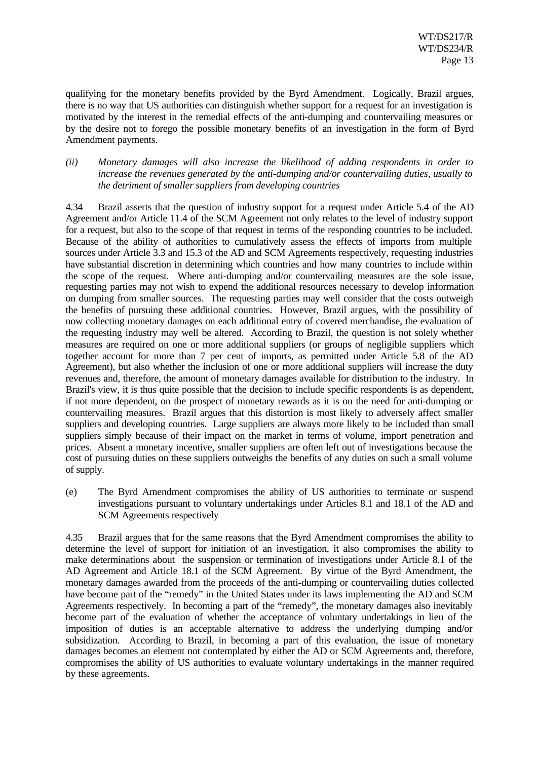qualifying for the monetary benefits provided by the Byrd Amendment. Logically, Brazil argues, there is no way that US authorities can distinguish whether support for a request for an investigation is motivated by the interest in the remedial effects of the anti-dumping and countervailing measures or by the desire not to forego the possible monetary benefits of an investigation in the form of Byrd Amendment payments.

*(ii) Monetary damages will also increase the likelihood of adding respondents in order to increase the revenues generated by the anti-dumping and/or countervailing duties, usually to the detriment of smaller suppliers from developing countries*

4.34 Brazil asserts that the question of industry support for a request under Article 5.4 of the AD Agreement and/or Article 11.4 of the SCM Agreement not only relates to the level of industry support for a request, but also to the scope of that request in terms of the responding countries to be included. Because of the ability of authorities to cumulatively assess the effects of imports from multiple sources under Article 3.3 and 15.3 of the AD and SCM Agreements respectively, requesting industries have substantial discretion in determining which countries and how many countries to include within the scope of the request. Where anti-dumping and/or countervailing measures are the sole issue, requesting parties may not wish to expend the additional resources necessary to develop information on dumping from smaller sources. The requesting parties may well consider that the costs outweigh the benefits of pursuing these additional countries. However, Brazil argues, with the possibility of now collecting monetary damages on each additional entry of covered merchandise, the evaluation of the requesting industry may well be altered. According to Brazil, the question is not solely whether measures are required on one or more additional suppliers (or groups of negligible suppliers which together account for more than 7 per cent of imports, as permitted under Article 5.8 of the AD Agreement), but also whether the inclusion of one or more additional suppliers will increase the duty revenues and, therefore, the amount of monetary damages available for distribution to the industry. In Brazil's view, it is thus quite possible that the decision to include specific respondents is as dependent, if not more dependent, on the prospect of monetary rewards as it is on the need for anti-dumping or countervailing measures. Brazil argues that this distortion is most likely to adversely affect smaller suppliers and developing countries. Large suppliers are always more likely to be included than small suppliers simply because of their impact on the market in terms of volume, import penetration and prices. Absent a monetary incentive, smaller suppliers are often left out of investigations because the cost of pursuing duties on these suppliers outweighs the benefits of any duties on such a small volume of supply.

(e) The Byrd Amendment compromises the ability of US authorities to terminate or suspend investigations pursuant to voluntary undertakings under Articles 8.1 and 18.1 of the AD and SCM Agreements respectively

4.35 Brazil argues that for the same reasons that the Byrd Amendment compromises the ability to determine the level of support for initiation of an investigation, it also compromises the ability to make determinations about the suspension or termination of investigations under Article 8.1 of the AD Agreement and Article 18.1 of the SCM Agreement. By virtue of the Byrd Amendment, the monetary damages awarded from the proceeds of the anti-dumping or countervailing duties collected have become part of the "remedy" in the United States under its laws implementing the AD and SCM Agreements respectively. In becoming a part of the "remedy", the monetary damages also inevitably become part of the evaluation of whether the acceptance of voluntary undertakings in lieu of the imposition of duties is an acceptable alternative to address the underlying dumping and/or subsidization. According to Brazil, in becoming a part of this evaluation, the issue of monetary damages becomes an element not contemplated by either the AD or SCM Agreements and, therefore, compromises the ability of US authorities to evaluate voluntary undertakings in the manner required by these agreements.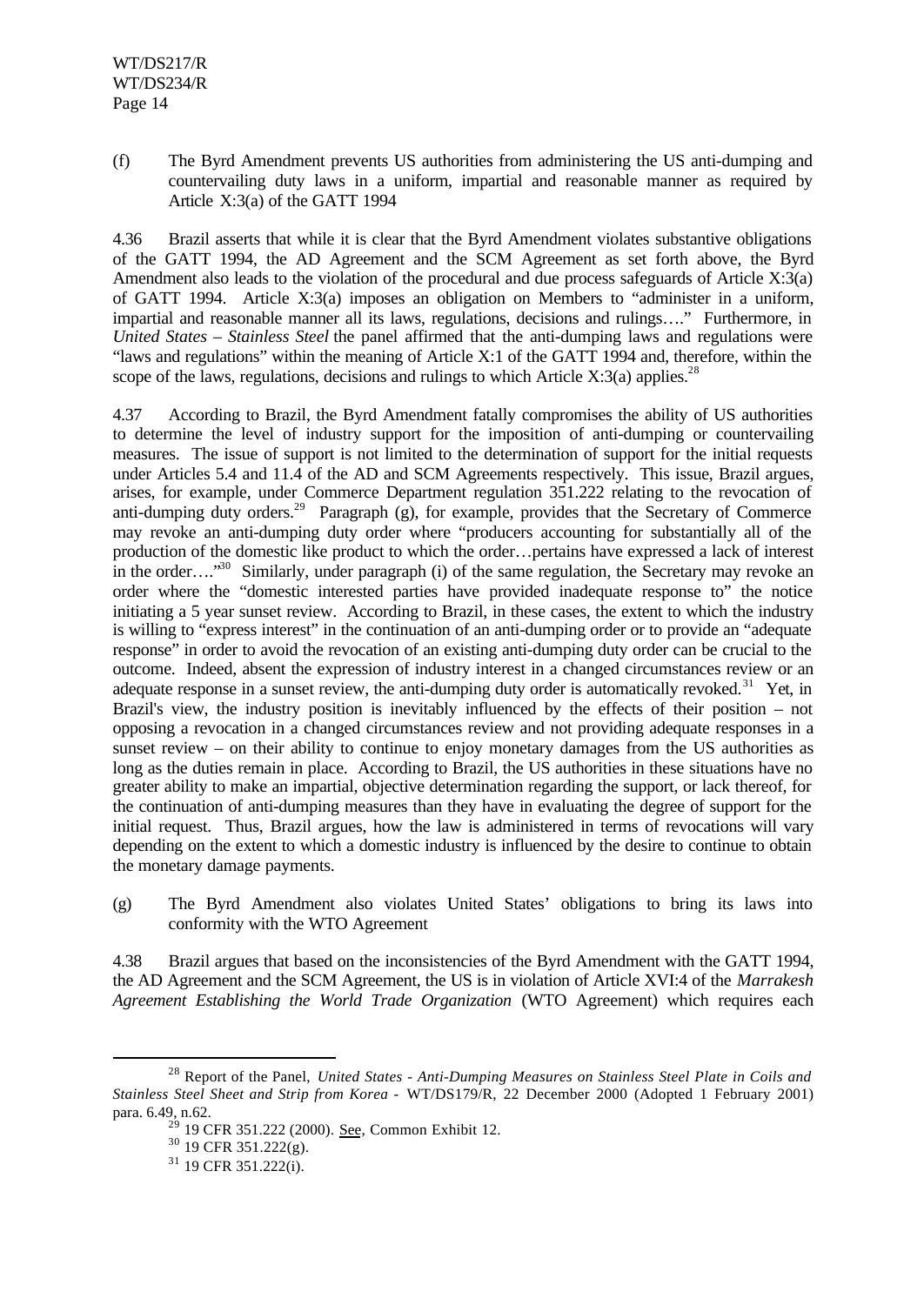(f) The Byrd Amendment prevents US authorities from administering the US anti-dumping and countervailing duty laws in a uniform, impartial and reasonable manner as required by Article X:3(a) of the GATT 1994

4.36 Brazil asserts that while it is clear that the Byrd Amendment violates substantive obligations of the GATT 1994, the AD Agreement and the SCM Agreement as set forth above, the Byrd Amendment also leads to the violation of the procedural and due process safeguards of Article X:3(a) of GATT 1994. Article X:3(a) imposes an obligation on Members to "administer in a uniform, impartial and reasonable manner all its laws, regulations, decisions and rulings…." Furthermore, in *United States – Stainless Steel* the panel affirmed that the anti-dumping laws and regulations were "laws and regulations" within the meaning of Article X:1 of the GATT 1994 and, therefore, within the scope of the laws, regulations, decisions and rulings to which Article X:3(a) applies.[28]

4.37 According to Brazil, the Byrd Amendment fatally compromises the ability of US authorities to determine the level of industry support for the imposition of anti-dumping or countervailing measures. The issue of support is not limited to the determination of support for the initial requests under Articles 5.4 and 11.4 of the AD and SCM Agreements respectively. This issue, Brazil argues, arises, for example, under Commerce Department regulation 351.222 relating to the revocation of anti-dumping duty orders.[29] Paragraph (g), for example, provides that the Secretary of Commerce may revoke an anti-dumping duty order where "producers accounting for substantially all of the production of the domestic like product to which the order…pertains have expressed a lack of interest in the order…."[30] Similarly, under paragraph (i) of the same regulation, the Secretary may revoke an order where the "domestic interested parties have provided inadequate response to" the notice initiating a 5 year sunset review. According to Brazil, in these cases, the extent to which the industry is willing to "express interest" in the continuation of an anti-dumping order or to provide an "adequate response" in order to avoid the revocation of an existing anti-dumping duty order can be crucial to the outcome. Indeed, absent the expression of industry interest in a changed circumstances review or an adequate response in a sunset review, the anti-dumping duty order is automatically revoked.[31] Yet, in Brazil's view, the industry position is inevitably influenced by the effects of their position – not opposing a revocation in a changed circumstances review and not providing adequate responses in a sunset review – on their ability to continue to enjoy monetary damages from the US authorities as long as the duties remain in place. According to Brazil, the US authorities in these situations have no greater ability to make an impartial, objective determination regarding the support, or lack thereof, for the continuation of anti-dumping measures than they have in evaluating the degree of support for the initial request. Thus, Brazil argues, how the law is administered in terms of revocations will vary depending on the extent to which a domestic industry is influenced by the desire to continue to obtain the monetary damage payments.

(g) The Byrd Amendment also violates United States' obligations to bring its laws into conformity with the WTO Agreement

4.38 Brazil argues that based on the inconsistencies of the Byrd Amendment with the GATT 1994, the AD Agreement and the SCM Agreement, the US is in violation of Article XVI:4 of the *Marrakesh Agreement Establishing the World Trade Organization* (WTO Agreement) which requires each

---

[28] Report of the Panel, *United States - Anti-Dumping Measures on Stainless Steel Plate in Coils and Stainless Steel Sheet and Strip from Korea* - WT/DS179/R, 22 December 2000 (Adopted 1 February 2001) para. 6.49, n.62.

[29] 19 CFR 351.222 (2000). See, Common Exhibit 12.

[30] 19 CFR 351.222(g).

[31] 19 CFR 351.222(i).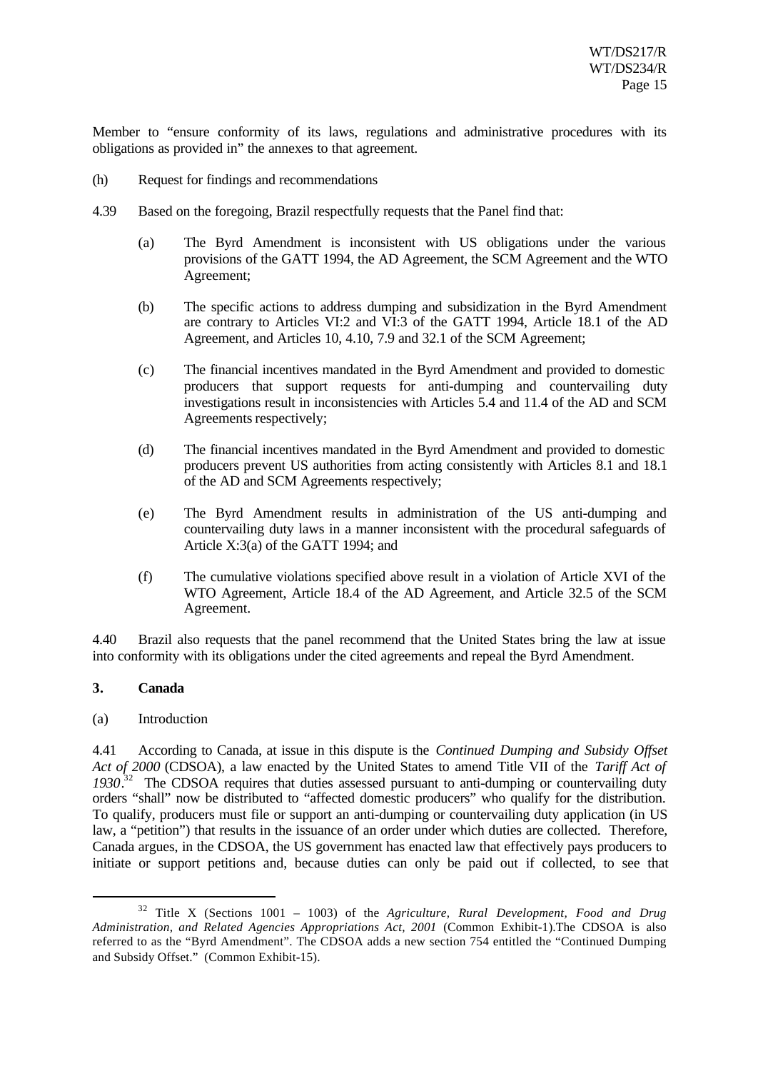Member to "ensure conformity of its laws, regulations and administrative procedures with its obligations as provided in" the annexes to that agreement.

(h) Request for findings and recommendations

4.39 Based on the foregoing, Brazil respectfully requests that the Panel find that:

(a) The Byrd Amendment is inconsistent with US obligations under the various provisions of the GATT 1994, the AD Agreement, the SCM Agreement and the WTO Agreement;

(b) The specific actions to address dumping and subsidization in the Byrd Amendment are contrary to Articles VI:2 and VI:3 of the GATT 1994, Article 18.1 of the AD Agreement, and Articles 10, 4.10, 7.9 and 32.1 of the SCM Agreement;

(c) The financial incentives mandated in the Byrd Amendment and provided to domestic producers that support requests for anti-dumping and countervailing duty investigations result in inconsistencies with Articles 5.4 and 11.4 of the AD and SCM Agreements respectively;

(d) The financial incentives mandated in the Byrd Amendment and provided to domestic producers prevent US authorities from acting consistently with Articles 8.1 and 18.1 of the AD and SCM Agreements respectively;

(e) The Byrd Amendment results in administration of the US anti-dumping and countervailing duty laws in a manner inconsistent with the procedural safeguards of Article X:3(a) of the GATT 1994; and

(f) The cumulative violations specified above result in a violation of Article XVI of the WTO Agreement, Article 18.4 of the AD Agreement, and Article 32.5 of the SCM Agreement.

4.40 Brazil also requests that the panel recommend that the United States bring the law at issue into conformity with its obligations under the cited agreements and repeal the Byrd Amendment.

### 3. Canada

(a) Introduction

4.41 According to Canada, at issue in this dispute is the *Continued Dumping and Subsidy Offset Act of 2000* (CDSOA), a law enacted by the United States to amend Title VII of the *Tariff Act of 1930*.[32] The CDSOA requires that duties assessed pursuant to anti-dumping or countervailing duty orders "shall" now be distributed to "affected domestic producers" who qualify for the distribution. To qualify, producers must file or support an anti-dumping or countervailing duty application (in US law, a "petition") that results in the issuance of an order under which duties are collected. Therefore, Canada argues, in the CDSOA, the US government has enacted law that effectively pays producers to initiate or support petitions and, because duties can only be paid out if collected, to see that

[32] Title X (Sections 1001 – 1003) of the *Agriculture, Rural Development, Food and Drug Administration, and Related Agencies Appropriations Act, 2001* (Common Exhibit-1).The CDSOA is also referred to as the "Byrd Amendment". The CDSOA adds a new section 754 entitled the "Continued Dumping and Subsidy Offset." (Common Exhibit-15).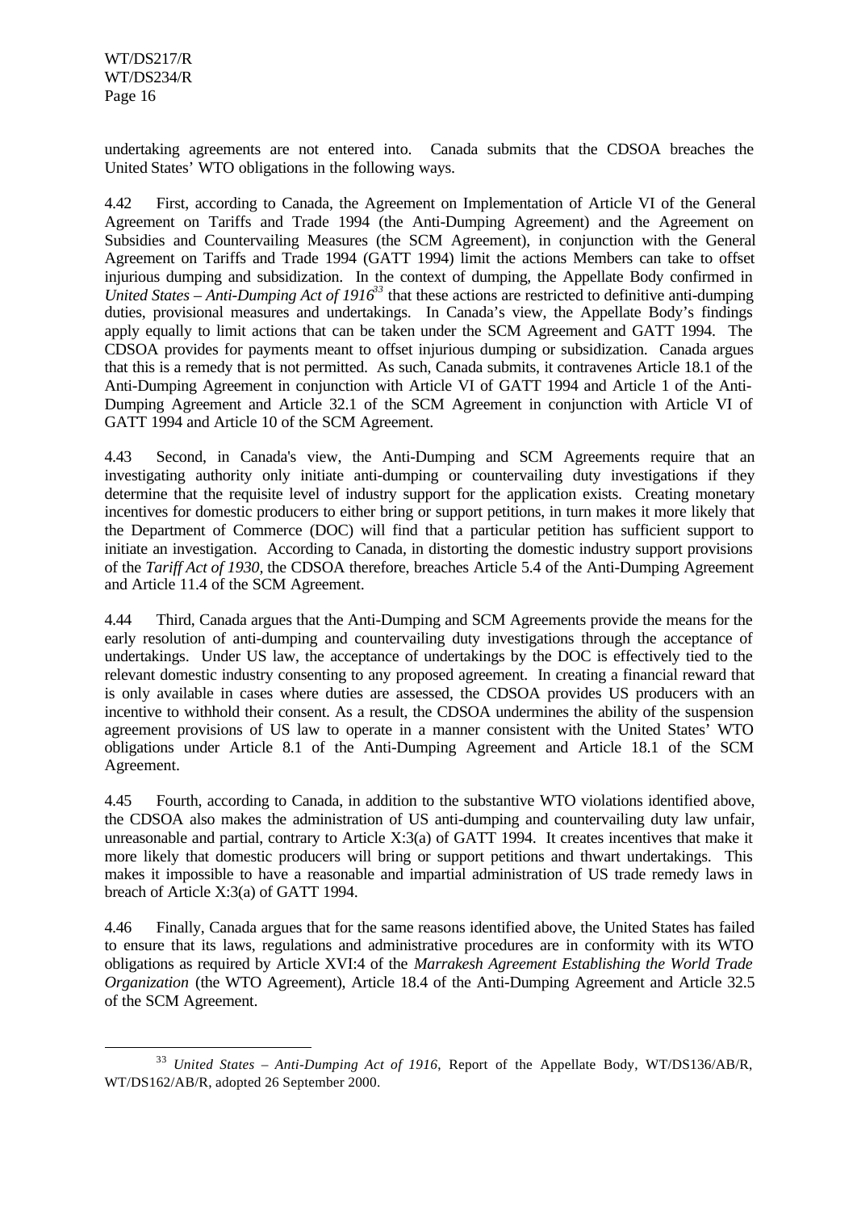undertaking agreements are not entered into. Canada submits that the CDSOA breaches the United States' WTO obligations in the following ways.

4.42 First, according to Canada, the Agreement on Implementation of Article VI of the General Agreement on Tariffs and Trade 1994 (the Anti-Dumping Agreement) and the Agreement on Subsidies and Countervailing Measures (the SCM Agreement), in conjunction with the General Agreement on Tariffs and Trade 1994 (GATT 1994) limit the actions Members can take to offset injurious dumping and subsidization. In the context of dumping, the Appellate Body confirmed in *United States – Anti-Dumping Act of 1916*[33] that these actions are restricted to definitive anti-dumping duties, provisional measures and undertakings. In Canada's view, the Appellate Body's findings apply equally to limit actions that can be taken under the SCM Agreement and GATT 1994. The CDSOA provides for payments meant to offset injurious dumping or subsidization. Canada argues that this is a remedy that is not permitted. As such, Canada submits, it contravenes Article 18.1 of the Anti-Dumping Agreement in conjunction with Article VI of GATT 1994 and Article 1 of the Anti-Dumping Agreement and Article 32.1 of the SCM Agreement in conjunction with Article VI of GATT 1994 and Article 10 of the SCM Agreement.

4.43 Second, in Canada's view, the Anti-Dumping and SCM Agreements require that an investigating authority only initiate anti-dumping or countervailing duty investigations if they determine that the requisite level of industry support for the application exists. Creating monetary incentives for domestic producers to either bring or support petitions, in turn makes it more likely that the Department of Commerce (DOC) will find that a particular petition has sufficient support to initiate an investigation. According to Canada, in distorting the domestic industry support provisions of the *Tariff Act of 1930*, the CDSOA therefore, breaches Article 5.4 of the Anti-Dumping Agreement and Article 11.4 of the SCM Agreement.

4.44 Third, Canada argues that the Anti-Dumping and SCM Agreements provide the means for the early resolution of anti-dumping and countervailing duty investigations through the acceptance of undertakings. Under US law, the acceptance of undertakings by the DOC is effectively tied to the relevant domestic industry consenting to any proposed agreement. In creating a financial reward that is only available in cases where duties are assessed, the CDSOA provides US producers with an incentive to withhold their consent. As a result, the CDSOA undermines the ability of the suspension agreement provisions of US law to operate in a manner consistent with the United States' WTO obligations under Article 8.1 of the Anti-Dumping Agreement and Article 18.1 of the SCM Agreement.

4.45 Fourth, according to Canada, in addition to the substantive WTO violations identified above, the CDSOA also makes the administration of US anti-dumping and countervailing duty law unfair, unreasonable and partial, contrary to Article X:3(a) of GATT 1994. It creates incentives that make it more likely that domestic producers will bring or support petitions and thwart undertakings. This makes it impossible to have a reasonable and impartial administration of US trade remedy laws in breach of Article X:3(a) of GATT 1994.

4.46 Finally, Canada argues that for the same reasons identified above, the United States has failed to ensure that its laws, regulations and administrative procedures are in conformity with its WTO obligations as required by Article XVI:4 of the *Marrakesh Agreement Establishing the World Trade Organization* (the WTO Agreement), Article 18.4 of the Anti-Dumping Agreement and Article 32.5 of the SCM Agreement.

---

[33] *United States – Anti-Dumping Act of 1916*, Report of the Appellate Body, WT/DS136/AB/R, WT/DS162/AB/R, adopted 26 September 2000.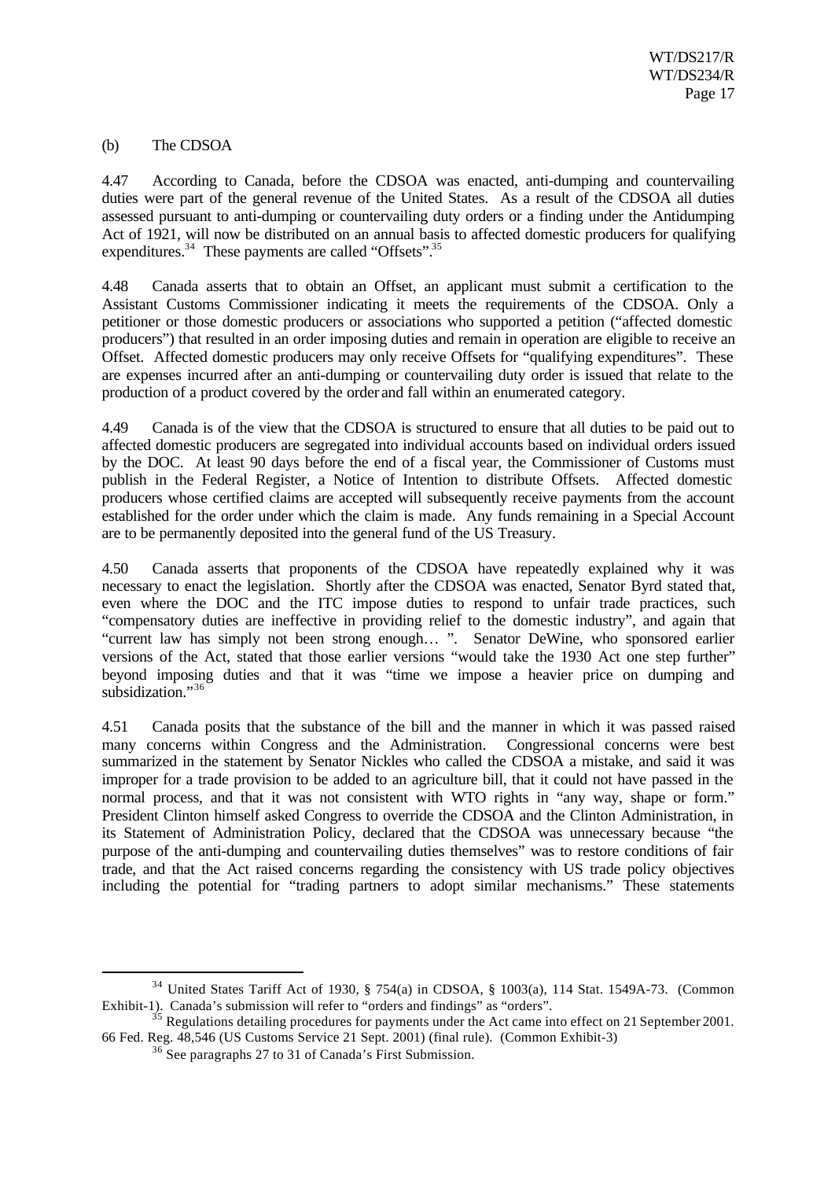(b) The CDSOA

4.47 According to Canada, before the CDSOA was enacted, anti-dumping and countervailing duties were part of the general revenue of the United States. As a result of the CDSOA all duties assessed pursuant to anti-dumping or countervailing duty orders or a finding under the Antidumping Act of 1921, will now be distributed on an annual basis to affected domestic producers for qualifying expenditures.[34] These payments are called "Offsets".[35]

4.48 Canada asserts that to obtain an Offset, an applicant must submit a certification to the Assistant Customs Commissioner indicating it meets the requirements of the CDSOA. Only a petitioner or those domestic producers or associations who supported a petition ("affected domestic producers") that resulted in an order imposing duties and remain in operation are eligible to receive an Offset. Affected domestic producers may only receive Offsets for "qualifying expenditures". These are expenses incurred after an anti-dumping or countervailing duty order is issued that relate to the production of a product covered by the order and fall within an enumerated category.

4.49 Canada is of the view that the CDSOA is structured to ensure that all duties to be paid out to affected domestic producers are segregated into individual accounts based on individual orders issued by the DOC. At least 90 days before the end of a fiscal year, the Commissioner of Customs must publish in the Federal Register, a Notice of Intention to distribute Offsets. Affected domestic producers whose certified claims are accepted will subsequently receive payments from the account established for the order under which the claim is made. Any funds remaining in a Special Account are to be permanently deposited into the general fund of the US Treasury.

4.50 Canada asserts that proponents of the CDSOA have repeatedly explained why it was necessary to enact the legislation. Shortly after the CDSOA was enacted, Senator Byrd stated that, even where the DOC and the ITC impose duties to respond to unfair trade practices, such "compensatory duties are ineffective in providing relief to the domestic industry", and again that "current law has simply not been strong enough… ". Senator DeWine, who sponsored earlier versions of the Act, stated that those earlier versions "would take the 1930 Act one step further" beyond imposing duties and that it was "time we impose a heavier price on dumping and subsidization."[36]

4.51 Canada posits that the substance of the bill and the manner in which it was passed raised many concerns within Congress and the Administration. Congressional concerns were best summarized in the statement by Senator Nickles who called the CDSOA a mistake, and said it was improper for a trade provision to be added to an agriculture bill, that it could not have passed in the normal process, and that it was not consistent with WTO rights in "any way, shape or form." President Clinton himself asked Congress to override the CDSOA and the Clinton Administration, in its Statement of Administration Policy, declared that the CDSOA was unnecessary because "the purpose of the anti-dumping and countervailing duties themselves" was to restore conditions of fair trade, and that the Act raised concerns regarding the consistency with US trade policy objectives including the potential for "trading partners to adopt similar mechanisms." These statements

---

[34] United States Tariff Act of 1930, § 754(a) in CDSOA, § 1003(a), 114 Stat. 1549A-73. (Common Exhibit-1). Canada's submission will refer to "orders and findings" as "orders".

[35] Regulations detailing procedures for payments under the Act came into effect on 21 September 2001. 66 Fed. Reg. 48,546 (US Customs Service 21 Sept. 2001) (final rule). (Common Exhibit-3)

[36] See paragraphs 27 to 31 of Canada's First Submission.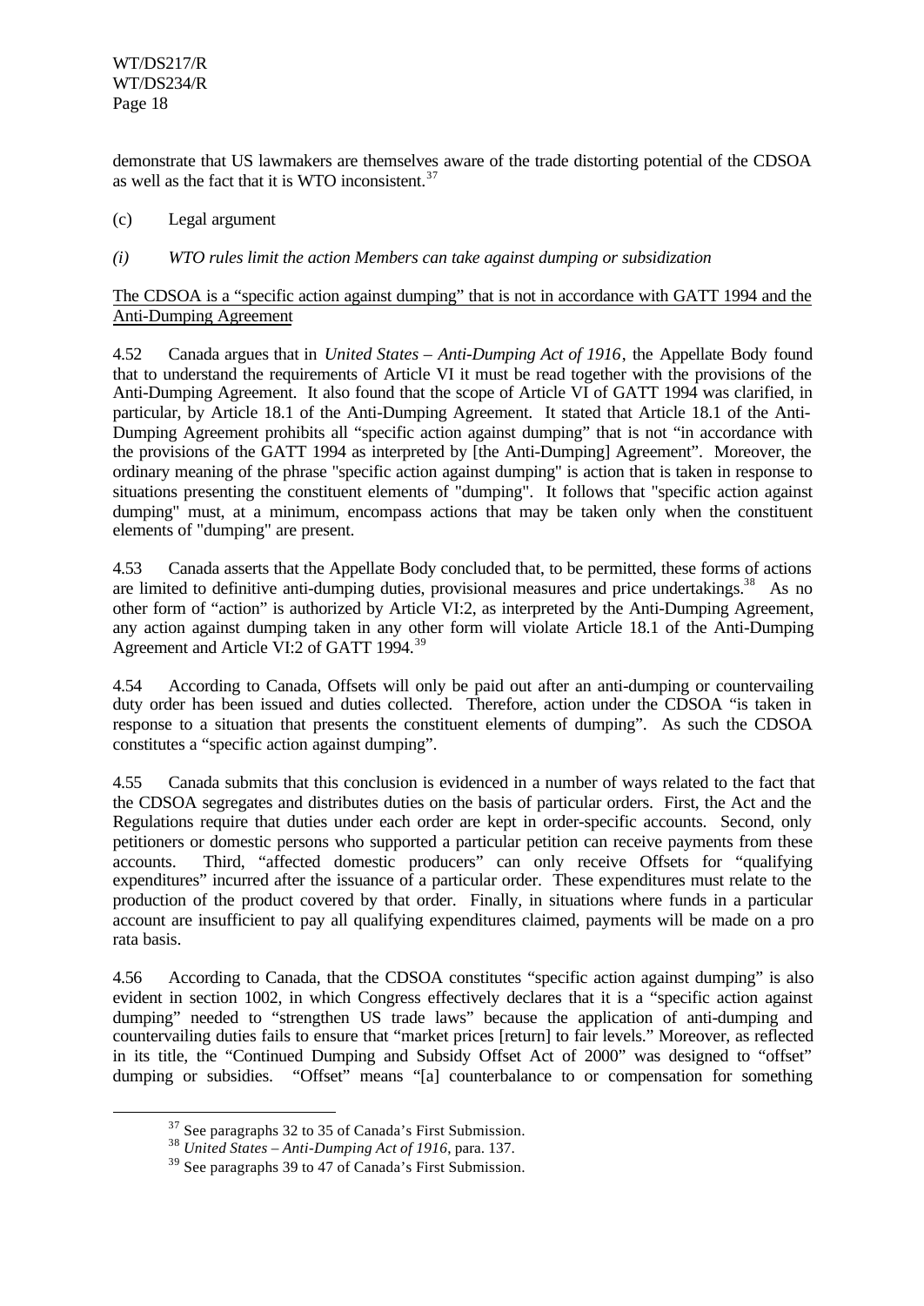demonstrate that US lawmakers are themselves aware of the trade distorting potential of the CDSOA as well as the fact that it is WTO inconsistent.[37]

(c) Legal argument

*(i) WTO rules limit the action Members can take against dumping or subsidization*

<u>The CDSOA is a "specific action against dumping" that is not in accordance with GATT 1994 and the Anti-Dumping Agreement</u>

4.52 Canada argues that in *United States – Anti-Dumping Act of 1916*, the Appellate Body found that to understand the requirements of Article VI it must be read together with the provisions of the Anti-Dumping Agreement. It also found that the scope of Article VI of GATT 1994 was clarified, in particular, by Article 18.1 of the Anti-Dumping Agreement. It stated that Article 18.1 of the Anti-Dumping Agreement prohibits all "specific action against dumping" that is not "in accordance with the provisions of the GATT 1994 as interpreted by [the Anti-Dumping] Agreement". Moreover, the ordinary meaning of the phrase "specific action against dumping" is action that is taken in response to situations presenting the constituent elements of "dumping". It follows that "specific action against dumping" must, at a minimum, encompass actions that may be taken only when the constituent elements of "dumping" are present.

4.53 Canada asserts that the Appellate Body concluded that, to be permitted, these forms of actions are limited to definitive anti-dumping duties, provisional measures and price undertakings.[38] As no other form of "action" is authorized by Article VI:2, as interpreted by the Anti-Dumping Agreement, any action against dumping taken in any other form will violate Article 18.1 of the Anti-Dumping Agreement and Article VI:2 of GATT 1994.[39]

4.54 According to Canada, Offsets will only be paid out after an anti-dumping or countervailing duty order has been issued and duties collected. Therefore, action under the CDSOA "is taken in response to a situation that presents the constituent elements of dumping". As such the CDSOA constitutes a "specific action against dumping".

4.55 Canada submits that this conclusion is evidenced in a number of ways related to the fact that the CDSOA segregates and distributes duties on the basis of particular orders. First, the Act and the Regulations require that duties under each order are kept in order-specific accounts. Second, only petitioners or domestic persons who supported a particular petition can receive payments from these accounts. Third, "affected domestic producers" can only receive Offsets for "qualifying expenditures" incurred after the issuance of a particular order. These expenditures must relate to the production of the product covered by that order. Finally, in situations where funds in a particular account are insufficient to pay all qualifying expenditures claimed, payments will be made on a pro rata basis.

4.56 According to Canada, that the CDSOA constitutes "specific action against dumping" is also evident in section 1002, in which Congress effectively declares that it is a "specific action against dumping" needed to "strengthen US trade laws" because the application of anti-dumping and countervailing duties fails to ensure that "market prices [return] to fair levels." Moreover, as reflected in its title, the "Continued Dumping and Subsidy Offset Act of 2000" was designed to "offset" dumping or subsidies. "Offset" means "[a] counterbalance to or compensation for something

---

[37] See paragraphs 32 to 35 of Canada's First Submission.

[38] *United States – Anti-Dumping Act of 1916*, para. 137.

[39] See paragraphs 39 to 47 of Canada's First Submission.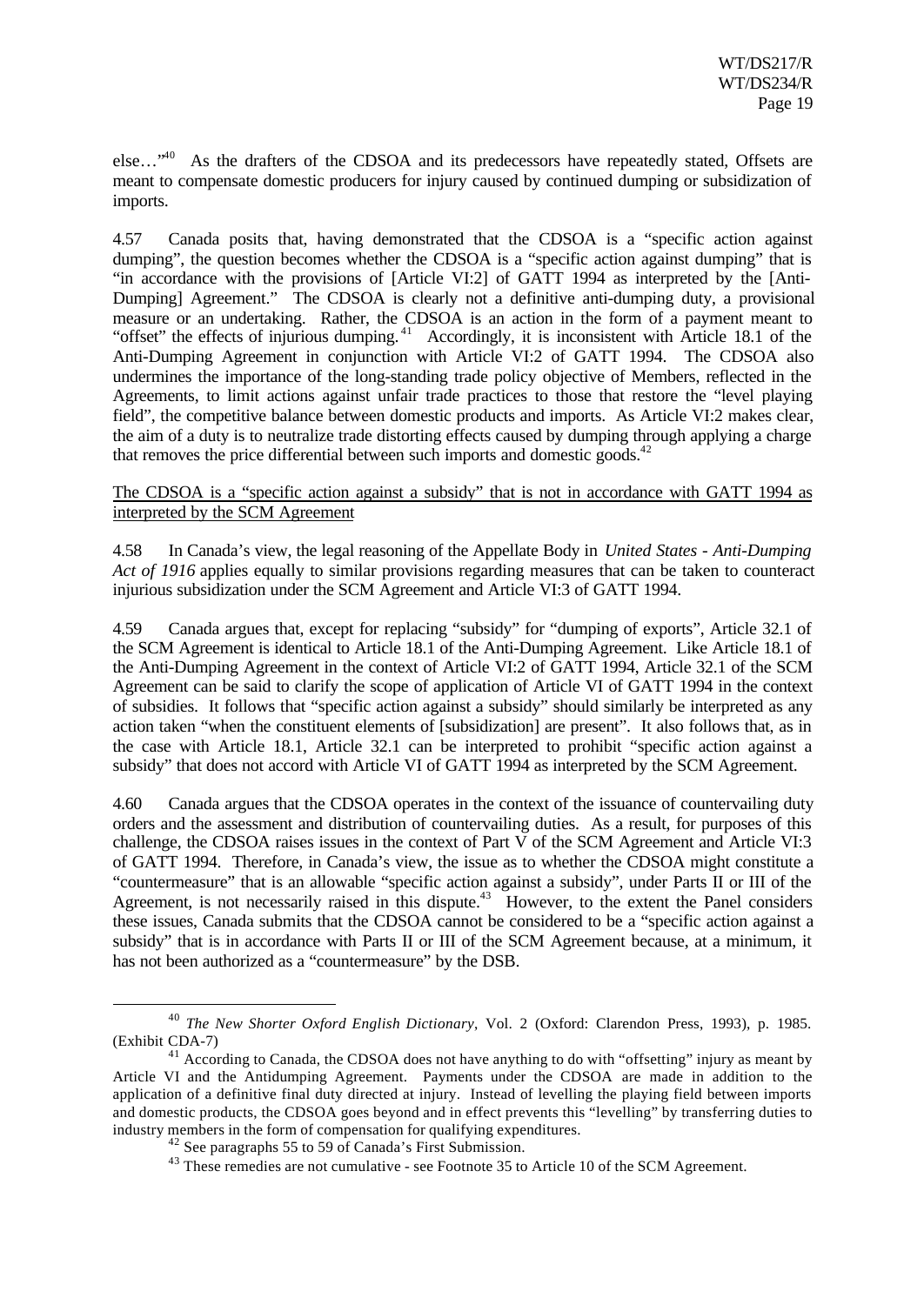else…"[40] As the drafters of the CDSOA and its predecessors have repeatedly stated, Offsets are meant to compensate domestic producers for injury caused by continued dumping or subsidization of imports.

4.57 Canada posits that, having demonstrated that the CDSOA is a "specific action against dumping", the question becomes whether the CDSOA is a "specific action against dumping" that is "in accordance with the provisions of [Article VI:2] of GATT 1994 as interpreted by the [Anti-Dumping] Agreement." The CDSOA is clearly not a definitive anti-dumping duty, a provisional measure or an undertaking. Rather, the CDSOA is an action in the form of a payment meant to "offset" the effects of injurious dumping.[41] Accordingly, it is inconsistent with Article 18.1 of the Anti-Dumping Agreement in conjunction with Article VI:2 of GATT 1994. The CDSOA also undermines the importance of the long-standing trade policy objective of Members, reflected in the Agreements, to limit actions against unfair trade practices to those that restore the "level playing field", the competitive balance between domestic products and imports. As Article VI:2 makes clear, the aim of a duty is to neutralize trade distorting effects caused by dumping through applying a charge that removes the price differential between such imports and domestic goods.[42]

<u>The CDSOA is a "specific action against a subsidy" that is not in accordance with GATT 1994 as interpreted by the SCM Agreement</u>

4.58 In Canada's view, the legal reasoning of the Appellate Body in *United States - Anti-Dumping Act of 1916* applies equally to similar provisions regarding measures that can be taken to counteract injurious subsidization under the SCM Agreement and Article VI:3 of GATT 1994.

4.59 Canada argues that, except for replacing "subsidy" for "dumping of exports", Article 32.1 of the SCM Agreement is identical to Article 18.1 of the Anti-Dumping Agreement. Like Article 18.1 of the Anti-Dumping Agreement in the context of Article VI:2 of GATT 1994, Article 32.1 of the SCM Agreement can be said to clarify the scope of application of Article VI of GATT 1994 in the context of subsidies. It follows that "specific action against a subsidy" should similarly be interpreted as any action taken "when the constituent elements of [subsidization] are present". It also follows that, as in the case with Article 18.1, Article 32.1 can be interpreted to prohibit "specific action against a subsidy" that does not accord with Article VI of GATT 1994 as interpreted by the SCM Agreement.

4.60 Canada argues that the CDSOA operates in the context of the issuance of countervailing duty orders and the assessment and distribution of countervailing duties. As a result, for purposes of this challenge, the CDSOA raises issues in the context of Part V of the SCM Agreement and Article VI:3 of GATT 1994. Therefore, in Canada's view, the issue as to whether the CDSOA might constitute a "countermeasure" that is an allowable "specific action against a subsidy", under Parts II or III of the Agreement, is not necessarily raised in this dispute.[43] However, to the extent the Panel considers these issues, Canada submits that the CDSOA cannot be considered to be a "specific action against a subsidy" that is in accordance with Parts II or III of the SCM Agreement because, at a minimum, it has not been authorized as a "countermeasure" by the DSB.

---

[40] *The New Shorter Oxford English Dictionary*, Vol. 2 (Oxford: Clarendon Press, 1993), p. 1985. (Exhibit CDA-7)

[41] According to Canada, the CDSOA does not have anything to do with "offsetting" injury as meant by Article VI and the Antidumping Agreement. Payments under the CDSOA are made in addition to the application of a definitive final duty directed at injury. Instead of levelling the playing field between imports and domestic products, the CDSOA goes beyond and in effect prevents this "levelling" by transferring duties to industry members in the form of compensation for qualifying expenditures.

[42] See paragraphs 55 to 59 of Canada's First Submission.

[43] These remedies are not cumulative - see Footnote 35 to Article 10 of the SCM Agreement.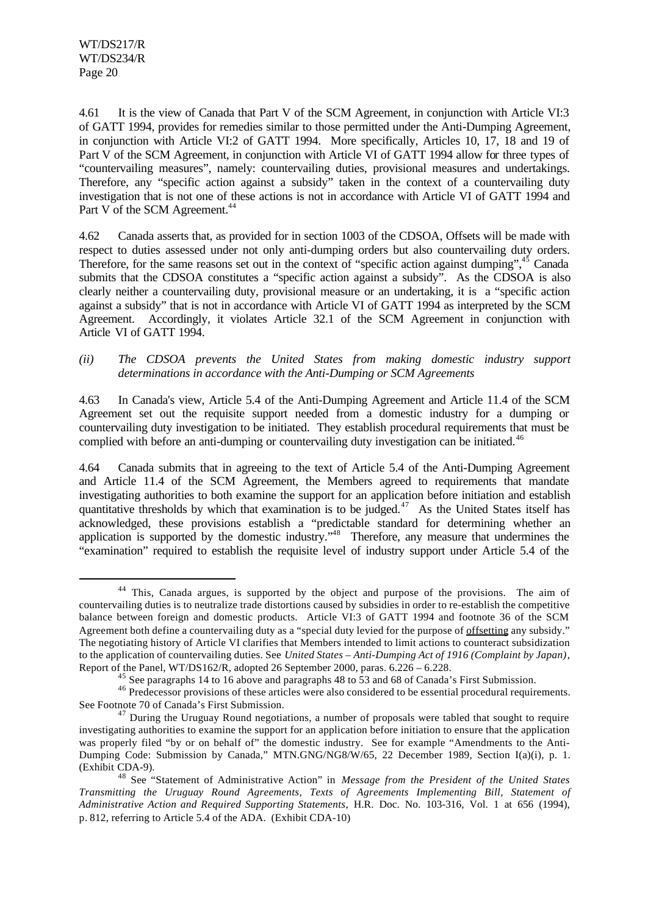4.61 It is the view of Canada that Part V of the SCM Agreement, in conjunction with Article VI:3 of GATT 1994, provides for remedies similar to those permitted under the Anti-Dumping Agreement, in conjunction with Article VI:2 of GATT 1994. More specifically, Articles 10, 17, 18 and 19 of Part V of the SCM Agreement, in conjunction with Article VI of GATT 1994 allow for three types of "countervailing measures", namely: countervailing duties, provisional measures and undertakings. Therefore, any "specific action against a subsidy" taken in the context of a countervailing duty investigation that is not one of these actions is not in accordance with Article VI of GATT 1994 and Part V of the SCM Agreement.[44]

4.62 Canada asserts that, as provided for in section 1003 of the CDSOA, Offsets will be made with respect to duties assessed under not only anti-dumping orders but also countervailing duty orders. Therefore, for the same reasons set out in the context of "specific action against dumping",[45] Canada submits that the CDSOA constitutes a "specific action against a subsidy". As the CDSOA is also clearly neither a countervailing duty, provisional measure or an undertaking, it is a "specific action against a subsidy" that is not in accordance with Article VI of GATT 1994 as interpreted by the SCM Agreement. Accordingly, it violates Article 32.1 of the SCM Agreement in conjunction with Article VI of GATT 1994.

*(ii) The CDSOA prevents the United States from making domestic industry support determinations in accordance with the Anti-Dumping or SCM Agreements*

4.63 In Canada's view, Article 5.4 of the Anti-Dumping Agreement and Article 11.4 of the SCM Agreement set out the requisite support needed from a domestic industry for a dumping or countervailing duty investigation to be initiated. They establish procedural requirements that must be complied with before an anti-dumping or countervailing duty investigation can be initiated.[46]

4.64 Canada submits that in agreeing to the text of Article 5.4 of the Anti-Dumping Agreement and Article 11.4 of the SCM Agreement, the Members agreed to requirements that mandate investigating authorities to both examine the support for an application before initiation and establish quantitative thresholds by which that examination is to be judged.[47] As the United States itself has acknowledged, these provisions establish a "predictable standard for determining whether an application is supported by the domestic industry."[48] Therefore, any measure that undermines the "examination" required to establish the requisite level of industry support under Article 5.4 of the

---

[44] This, Canada argues, is supported by the object and purpose of the provisions. The aim of countervailing duties is to neutralize trade distortions caused by subsidies in order to re-establish the competitive balance between foreign and domestic products. Article VI:3 of GATT 1994 and footnote 36 of the SCM Agreement both define a countervailing duty as a "special duty levied for the purpose of <u>offsetting</u> any subsidy." The negotiating history of Article VI clarifies that Members intended to limit actions to counteract subsidization to the application of countervailing duties. See *United States – Anti-Dumping Act of 1916 (Complaint by Japan)*, Report of the Panel, WT/DS162/R, adopted 26 September 2000, paras. 6.226 – 6.228.

[45] See paragraphs 14 to 16 above and paragraphs 48 to 53 and 68 of Canada's First Submission.

[46] Predecessor provisions of these articles were also considered to be essential procedural requirements. See Footnote 70 of Canada's First Submission.

[47] During the Uruguay Round negotiations, a number of proposals were tabled that sought to require investigating authorities to examine the support for an application before initiation to ensure that the application was properly filed "by or on behalf of" the domestic industry. See for example "Amendments to the Anti-Dumping Code: Submission by Canada," MTN.GNG/NG8/W/65, 22 December 1989, Section I(a)(i), p. 1. (Exhibit CDA-9).

[48] See "Statement of Administrative Action" in *Message from the President of the United States Transmitting the Uruguay Round Agreements, Texts of Agreements Implementing Bill, Statement of Administrative Action and Required Supporting Statements*, H.R. Doc. No. 103-316, Vol. 1 at 656 (1994), p. 812, referring to Article 5.4 of the ADA. (Exhibit CDA-10)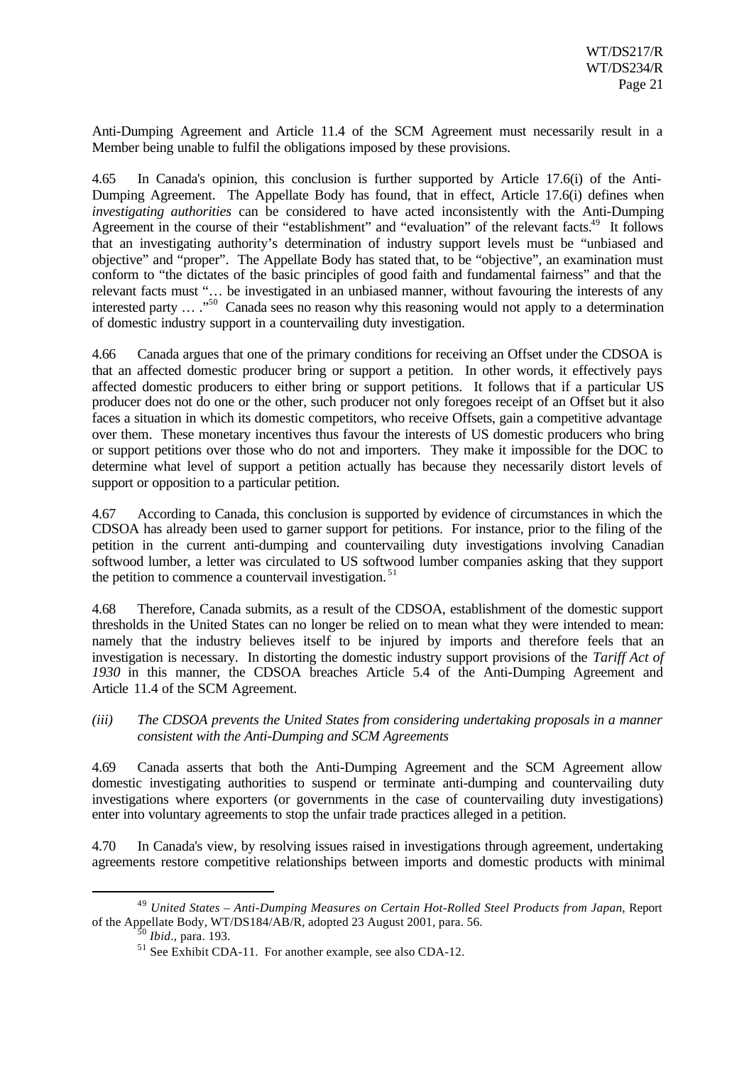Anti-Dumping Agreement and Article 11.4 of the SCM Agreement must necessarily result in a Member being unable to fulfil the obligations imposed by these provisions.

4.65 In Canada's opinion, this conclusion is further supported by Article 17.6(i) of the Anti-Dumping Agreement. The Appellate Body has found, that in effect, Article 17.6(i) defines when *investigating authorities* can be considered to have acted inconsistently with the Anti-Dumping Agreement in the course of their "establishment" and "evaluation" of the relevant facts.[49] It follows that an investigating authority's determination of industry support levels must be "unbiased and objective" and "proper". The Appellate Body has stated that, to be "objective", an examination must conform to "the dictates of the basic principles of good faith and fundamental fairness" and that the relevant facts must "… be investigated in an unbiased manner, without favouring the interests of any interested party … ."[50] Canada sees no reason why this reasoning would not apply to a determination of domestic industry support in a countervailing duty investigation.

4.66 Canada argues that one of the primary conditions for receiving an Offset under the CDSOA is that an affected domestic producer bring or support a petition. In other words, it effectively pays affected domestic producers to either bring or support petitions. It follows that if a particular US producer does not do one or the other, such producer not only foregoes receipt of an Offset but it also faces a situation in which its domestic competitors, who receive Offsets, gain a competitive advantage over them. These monetary incentives thus favour the interests of US domestic producers who bring or support petitions over those who do not and importers. They make it impossible for the DOC to determine what level of support a petition actually has because they necessarily distort levels of support or opposition to a particular petition.

4.67 According to Canada, this conclusion is supported by evidence of circumstances in which the CDSOA has already been used to garner support for petitions. For instance, prior to the filing of the petition in the current anti-dumping and countervailing duty investigations involving Canadian softwood lumber, a letter was circulated to US softwood lumber companies asking that they support the petition to commence a countervail investigation.[51]

4.68 Therefore, Canada submits, as a result of the CDSOA, establishment of the domestic support thresholds in the United States can no longer be relied on to mean what they were intended to mean: namely that the industry believes itself to be injured by imports and therefore feels that an investigation is necessary. In distorting the domestic industry support provisions of the *Tariff Act of 1930* in this manner, the CDSOA breaches Article 5.4 of the Anti-Dumping Agreement and Article 11.4 of the SCM Agreement.

*(iii) The CDSOA prevents the United States from considering undertaking proposals in a manner consistent with the Anti-Dumping and SCM Agreements*

4.69 Canada asserts that both the Anti-Dumping Agreement and the SCM Agreement allow domestic investigating authorities to suspend or terminate anti-dumping and countervailing duty investigations where exporters (or governments in the case of countervailing duty investigations) enter into voluntary agreements to stop the unfair trade practices alleged in a petition.

4.70 In Canada's view, by resolving issues raised in investigations through agreement, undertaking agreements restore competitive relationships between imports and domestic products with minimal

[49] *United States – Anti-Dumping Measures on Certain Hot-Rolled Steel Products from Japan*, Report of the Appellate Body, WT/DS184/AB/R, adopted 23 August 2001, para. 56.

[50] *Ibid*., para. 193.

[51] See Exhibit CDA-11. For another example, see also CDA-12.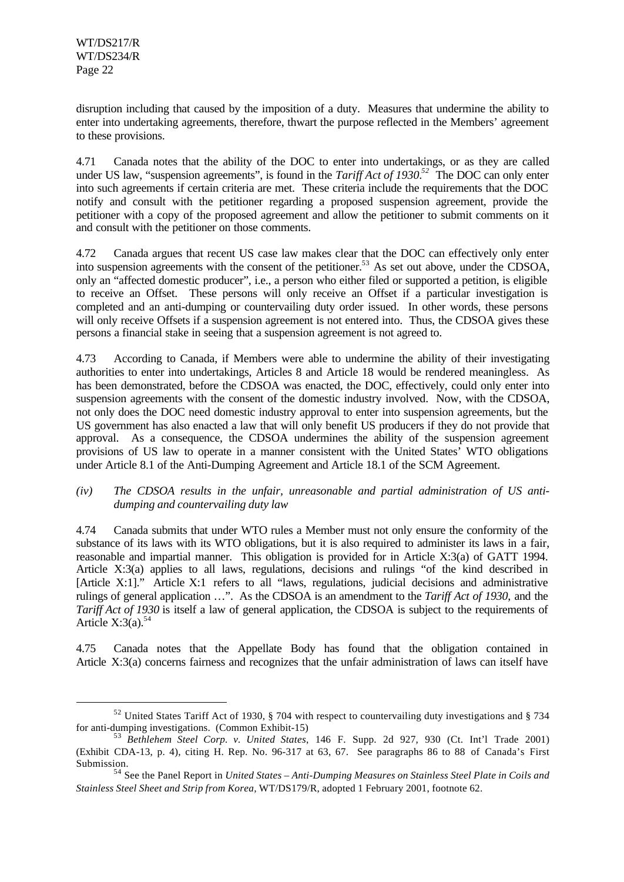disruption including that caused by the imposition of a duty. Measures that undermine the ability to enter into undertaking agreements, therefore, thwart the purpose reflected in the Members' agreement to these provisions.

4.71 Canada notes that the ability of the DOC to enter into undertakings, or as they are called under US law, "suspension agreements", is found in the *Tariff Act of 1930*.[52] The DOC can only enter into such agreements if certain criteria are met. These criteria include the requirements that the DOC notify and consult with the petitioner regarding a proposed suspension agreement, provide the petitioner with a copy of the proposed agreement and allow the petitioner to submit comments on it and consult with the petitioner on those comments.

4.72 Canada argues that recent US case law makes clear that the DOC can effectively only enter into suspension agreements with the consent of the petitioner.[53] As set out above, under the CDSOA, only an "affected domestic producer", i.e., a person who either filed or supported a petition, is eligible to receive an Offset. These persons will only receive an Offset if a particular investigation is completed and an anti-dumping or countervailing duty order issued. In other words, these persons will only receive Offsets if a suspension agreement is not entered into. Thus, the CDSOA gives these persons a financial stake in seeing that a suspension agreement is not agreed to.

4.73 According to Canada, if Members were able to undermine the ability of their investigating authorities to enter into undertakings, Articles 8 and Article 18 would be rendered meaningless. As has been demonstrated, before the CDSOA was enacted, the DOC, effectively, could only enter into suspension agreements with the consent of the domestic industry involved. Now, with the CDSOA, not only does the DOC need domestic industry approval to enter into suspension agreements, but the US government has also enacted a law that will only benefit US producers if they do not provide that approval. As a consequence, the CDSOA undermines the ability of the suspension agreement provisions of US law to operate in a manner consistent with the United States' WTO obligations under Article 8.1 of the Anti-Dumping Agreement and Article 18.1 of the SCM Agreement.

*(iv) The CDSOA results in the unfair, unreasonable and partial administration of US anti-dumping and countervailing duty law*

4.74 Canada submits that under WTO rules a Member must not only ensure the conformity of the substance of its laws with its WTO obligations, but it is also required to administer its laws in a fair, reasonable and impartial manner. This obligation is provided for in Article X:3(a) of GATT 1994. Article X:3(a) applies to all laws, regulations, decisions and rulings "of the kind described in [Article X:1]." Article X:1 refers to all "laws, regulations, judicial decisions and administrative rulings of general application …". As the CDSOA is an amendment to the *Tariff Act of 1930*, and the *Tariff Act of 1930* is itself a law of general application, the CDSOA is subject to the requirements of Article X:3(a).[54]

4.75 Canada notes that the Appellate Body has found that the obligation contained in Article X:3(a) concerns fairness and recognizes that the unfair administration of laws can itself have

---

[52] United States Tariff Act of 1930, § 704 with respect to countervailing duty investigations and § 734 for anti-dumping investigations. (Common Exhibit-15)

[53] *Bethlehem Steel Corp. v. United States*, 146 F. Supp. 2d 927, 930 (Ct. Int'l Trade 2001) (Exhibit CDA-13, p. 4), citing H. Rep. No. 96-317 at 63, 67. See paragraphs 86 to 88 of Canada's First Submission.

[54] See the Panel Report in *United States – Anti-Dumping Measures on Stainless Steel Plate in Coils and Stainless Steel Sheet and Strip from Korea*, WT/DS179/R, adopted 1 February 2001, footnote 62.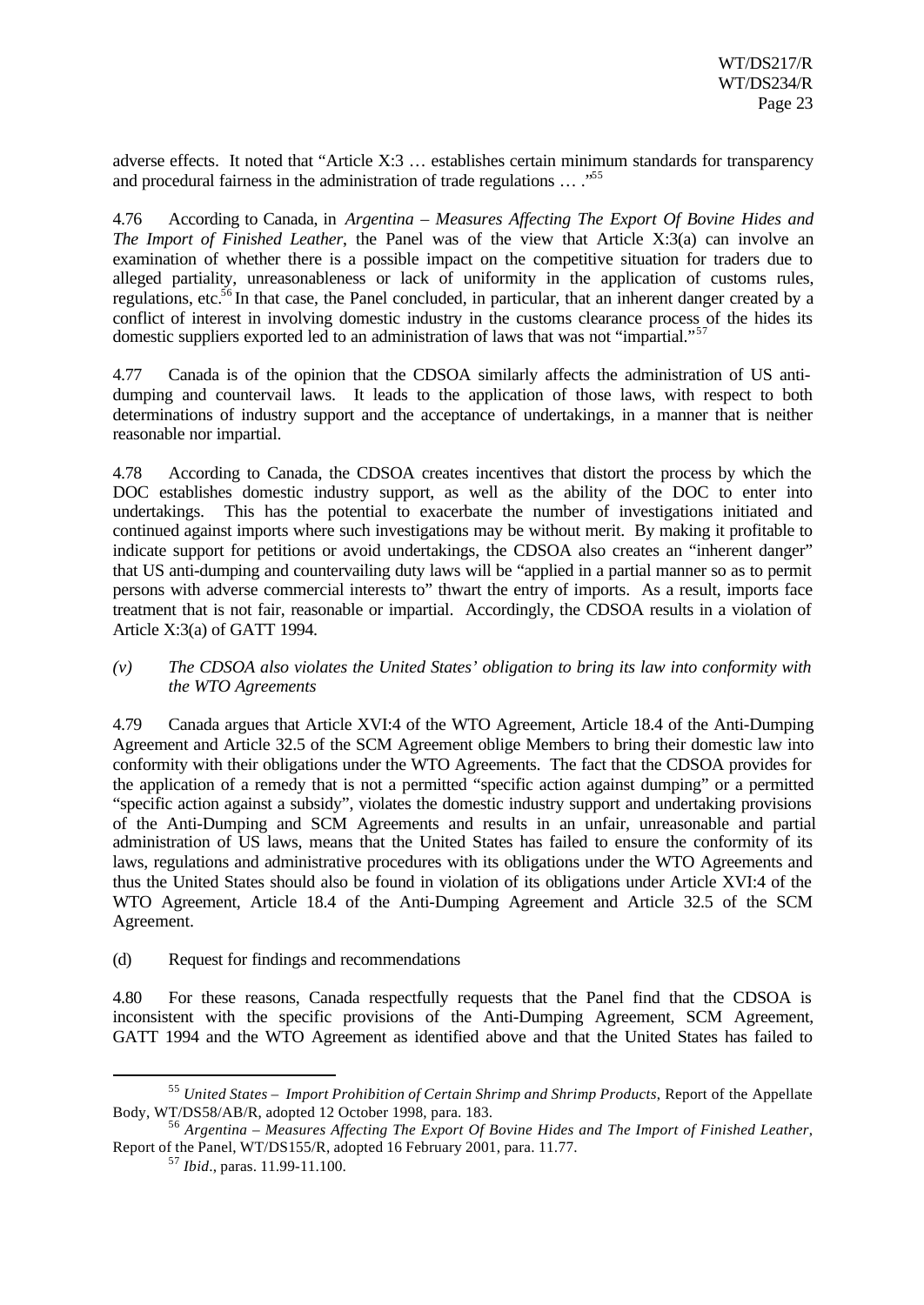adverse effects. It noted that "Article X:3 … establishes certain minimum standards for transparency and procedural fairness in the administration of trade regulations … ."[55]

4.76 According to Canada, in *Argentina – Measures Affecting The Export Of Bovine Hides and The Import of Finished Leather*, the Panel was of the view that Article X:3(a) can involve an examination of whether there is a possible impact on the competitive situation for traders due to alleged partiality, unreasonableness or lack of uniformity in the application of customs rules, regulations, etc.[56] In that case, the Panel concluded, in particular, that an inherent danger created by a conflict of interest in involving domestic industry in the customs clearance process of the hides its domestic suppliers exported led to an administration of laws that was not "impartial."[57]

4.77 Canada is of the opinion that the CDSOA similarly affects the administration of US anti-dumping and countervail laws. It leads to the application of those laws, with respect to both determinations of industry support and the acceptance of undertakings, in a manner that is neither reasonable nor impartial.

4.78 According to Canada, the CDSOA creates incentives that distort the process by which the DOC establishes domestic industry support, as well as the ability of the DOC to enter into undertakings. This has the potential to exacerbate the number of investigations initiated and continued against imports where such investigations may be without merit. By making it profitable to indicate support for petitions or avoid undertakings, the CDSOA also creates an "inherent danger" that US anti-dumping and countervailing duty laws will be "applied in a partial manner so as to permit persons with adverse commercial interests to" thwart the entry of imports. As a result, imports face treatment that is not fair, reasonable or impartial. Accordingly, the CDSOA results in a violation of Article X:3(a) of GATT 1994.

*(v) The CDSOA also violates the United States' obligation to bring its law into conformity with the WTO Agreements*

4.79 Canada argues that Article XVI:4 of the WTO Agreement, Article 18.4 of the Anti-Dumping Agreement and Article 32.5 of the SCM Agreement oblige Members to bring their domestic law into conformity with their obligations under the WTO Agreements. The fact that the CDSOA provides for the application of a remedy that is not a permitted "specific action against dumping" or a permitted "specific action against a subsidy", violates the domestic industry support and undertaking provisions of the Anti-Dumping and SCM Agreements and results in an unfair, unreasonable and partial administration of US laws, means that the United States has failed to ensure the conformity of its laws, regulations and administrative procedures with its obligations under the WTO Agreements and thus the United States should also be found in violation of its obligations under Article XVI:4 of the WTO Agreement, Article 18.4 of the Anti-Dumping Agreement and Article 32.5 of the SCM Agreement.

(d) Request for findings and recommendations

4.80 For these reasons, Canada respectfully requests that the Panel find that the CDSOA is inconsistent with the specific provisions of the Anti-Dumping Agreement, SCM Agreement, GATT 1994 and the WTO Agreement as identified above and that the United States has failed to

---

[55] *United States – Import Prohibition of Certain Shrimp and Shrimp Products*, Report of the Appellate Body, WT/DS58/AB/R, adopted 12 October 1998, para. 183.

[56] *Argentina – Measures Affecting The Export Of Bovine Hides and The Import of Finished Leather*, Report of the Panel, WT/DS155/R, adopted 16 February 2001, para. 11.77.

[57] *Ibid*., paras. 11.99-11.100.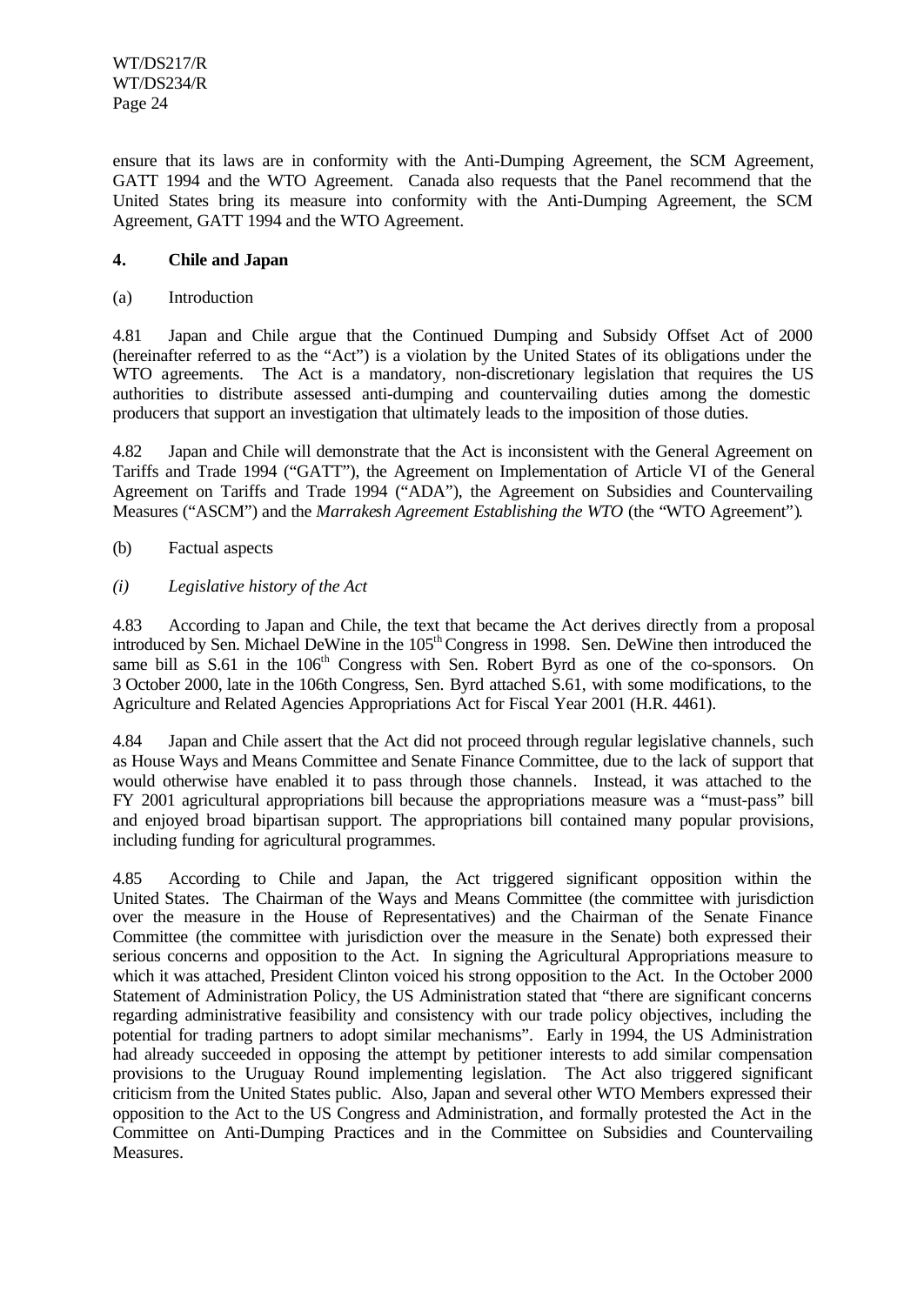ensure that its laws are in conformity with the Anti-Dumping Agreement, the SCM Agreement, GATT 1994 and the WTO Agreement. Canada also requests that the Panel recommend that the United States bring its measure into conformity with the Anti-Dumping Agreement, the SCM Agreement, GATT 1994 and the WTO Agreement.

#### 4. Chile and Japan

(a) Introduction

4.81 Japan and Chile argue that the Continued Dumping and Subsidy Offset Act of 2000 (hereinafter referred to as the "Act") is a violation by the United States of its obligations under the WTO agreements. The Act is a mandatory, non-discretionary legislation that requires the US authorities to distribute assessed anti-dumping and countervailing duties among the domestic producers that support an investigation that ultimately leads to the imposition of those duties.

4.82 Japan and Chile will demonstrate that the Act is inconsistent with the General Agreement on Tariffs and Trade 1994 ("GATT"), the Agreement on Implementation of Article VI of the General Agreement on Tariffs and Trade 1994 ("ADA"), the Agreement on Subsidies and Countervailing Measures ("ASCM") and the *Marrakesh Agreement Establishing the WTO* (the "WTO Agreement").

(b) Factual aspects

*(i) Legislative history of the Act*

4.83 According to Japan and Chile, the text that became the Act derives directly from a proposal introduced by Sen. Michael DeWine in the 105th Congress in 1998. Sen. DeWine then introduced the same bill as S.61 in the 106th Congress with Sen. Robert Byrd as one of the co-sponsors. On 3 October 2000, late in the 106th Congress, Sen. Byrd attached S.61, with some modifications, to the Agriculture and Related Agencies Appropriations Act for Fiscal Year 2001 (H.R. 4461).

4.84 Japan and Chile assert that the Act did not proceed through regular legislative channels, such as House Ways and Means Committee and Senate Finance Committee, due to the lack of support that would otherwise have enabled it to pass through those channels. Instead, it was attached to the FY 2001 agricultural appropriations bill because the appropriations measure was a "must-pass" bill and enjoyed broad bipartisan support. The appropriations bill contained many popular provisions, including funding for agricultural programmes.

4.85 According to Chile and Japan, the Act triggered significant opposition within the United States. The Chairman of the Ways and Means Committee (the committee with jurisdiction over the measure in the House of Representatives) and the Chairman of the Senate Finance Committee (the committee with jurisdiction over the measure in the Senate) both expressed their serious concerns and opposition to the Act. In signing the Agricultural Appropriations measure to which it was attached, President Clinton voiced his strong opposition to the Act. In the October 2000 Statement of Administration Policy, the US Administration stated that "there are significant concerns regarding administrative feasibility and consistency with our trade policy objectives, including the potential for trading partners to adopt similar mechanisms". Early in 1994, the US Administration had already succeeded in opposing the attempt by petitioner interests to add similar compensation provisions to the Uruguay Round implementing legislation. The Act also triggered significant criticism from the United States public. Also, Japan and several other WTO Members expressed their opposition to the Act to the US Congress and Administration, and formally protested the Act in the Committee on Anti-Dumping Practices and in the Committee on Subsidies and Countervailing Measures.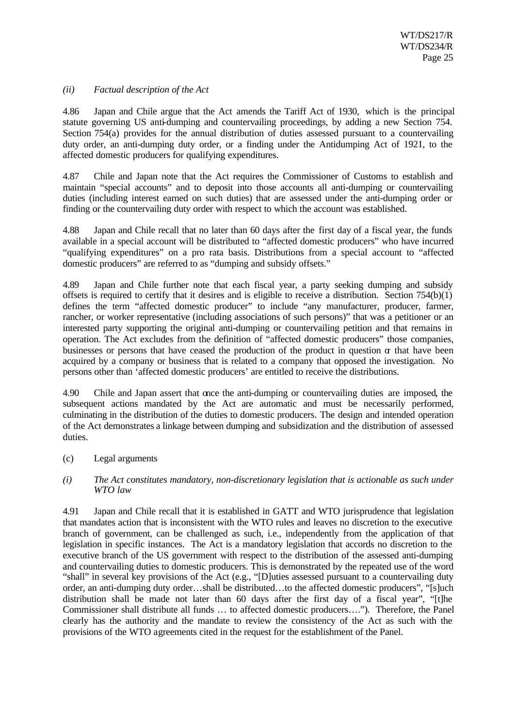*(ii) Factual description of the Act*

4.86 Japan and Chile argue that the Act amends the Tariff Act of 1930, which is the principal statute governing US anti-dumping and countervailing proceedings, by adding a new Section 754. Section 754(a) provides for the annual distribution of duties assessed pursuant to a countervailing duty order, an anti-dumping duty order, or a finding under the Antidumping Act of 1921, to the affected domestic producers for qualifying expenditures.

4.87 Chile and Japan note that the Act requires the Commissioner of Customs to establish and maintain "special accounts" and to deposit into those accounts all anti-dumping or countervailing duties (including interest earned on such duties) that are assessed under the anti-dumping order or finding or the countervailing duty order with respect to which the account was established.

4.88 Japan and Chile recall that no later than 60 days after the first day of a fiscal year, the funds available in a special account will be distributed to "affected domestic producers" who have incurred "qualifying expenditures" on a pro rata basis. Distributions from a special account to "affected domestic producers" are referred to as "dumping and subsidy offsets."

4.89 Japan and Chile further note that each fiscal year, a party seeking dumping and subsidy offsets is required to certify that it desires and is eligible to receive a distribution. Section 754(b)(1) defines the term "affected domestic producer" to include "any manufacturer, producer, farmer, rancher, or worker representative (including associations of such persons)" that was a petitioner or an interested party supporting the original anti-dumping or countervailing petition and that remains in operation. The Act excludes from the definition of "affected domestic producers" those companies, businesses or persons that have ceased the production of the product in question or that have been acquired by a company or business that is related to a company that opposed the investigation. No persons other than 'affected domestic producers' are entitled to receive the distributions.

4.90 Chile and Japan assert that once the anti-dumping or countervailing duties are imposed, the subsequent actions mandated by the Act are automatic and must be necessarily performed, culminating in the distribution of the duties to domestic producers. The design and intended operation of the Act demonstrates a linkage between dumping and subsidization and the distribution of assessed duties.

(c) Legal arguments

*(i) The Act constitutes mandatory, non-discretionary legislation that is actionable as such under WTO law*

4.91 Japan and Chile recall that it is established in GATT and WTO jurisprudence that legislation that mandates action that is inconsistent with the WTO rules and leaves no discretion to the executive branch of government, can be challenged as such, i.e., independently from the application of that legislation in specific instances. The Act is a mandatory legislation that accords no discretion to the executive branch of the US government with respect to the distribution of the assessed anti-dumping and countervailing duties to domestic producers. This is demonstrated by the repeated use of the word "shall" in several key provisions of the Act (e.g., "[D]uties assessed pursuant to a countervailing duty order, an anti-dumping duty order…shall be distributed…to the affected domestic producers", "[s]uch distribution shall be made not later than 60 days after the first day of a fiscal year", "[t]he Commissioner shall distribute all funds … to affected domestic producers…."). Therefore, the Panel clearly has the authority and the mandate to review the consistency of the Act as such with the provisions of the WTO agreements cited in the request for the establishment of the Panel.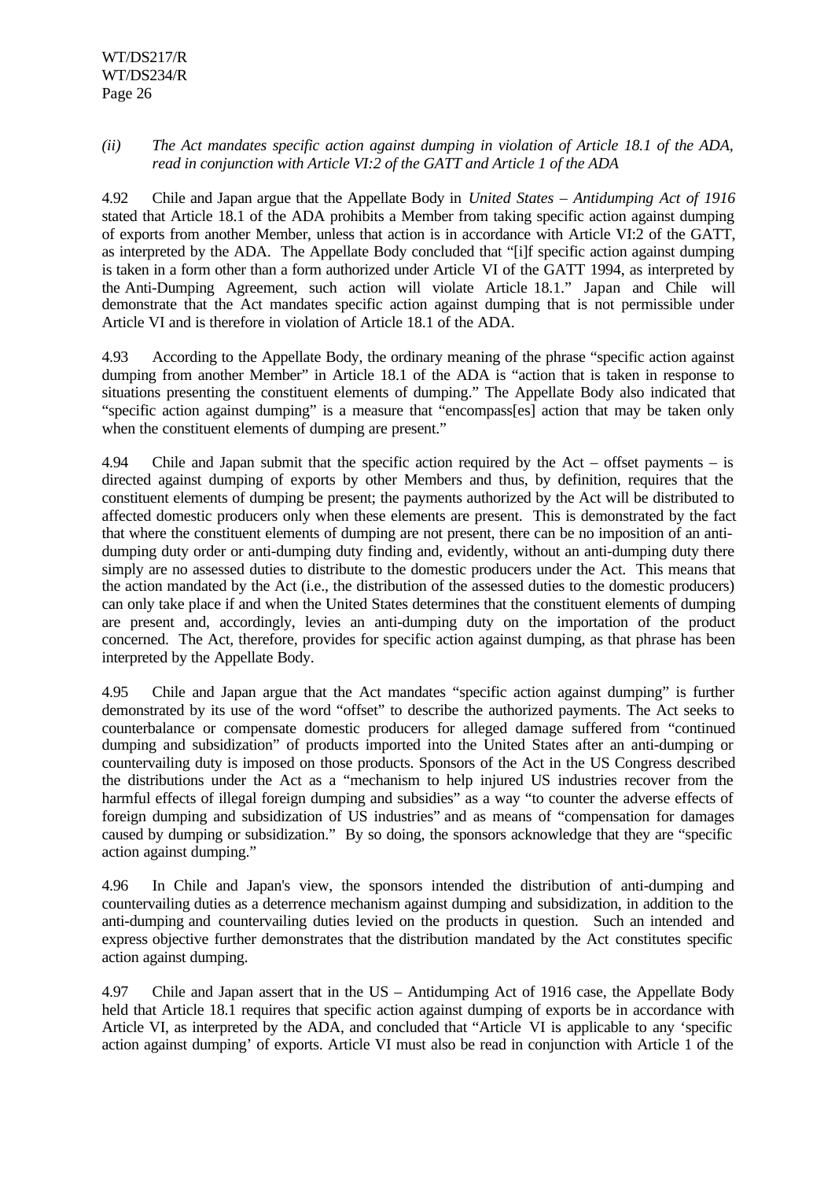*(ii) The Act mandates specific action against dumping in violation of Article 18.1 of the ADA, read in conjunction with Article VI:2 of the GATT and Article 1 of the ADA*

4.92 Chile and Japan argue that the Appellate Body in *United States – Antidumping Act of 1916* stated that Article 18.1 of the ADA prohibits a Member from taking specific action against dumping of exports from another Member, unless that action is in accordance with Article VI:2 of the GATT, as interpreted by the ADA. The Appellate Body concluded that "[i]f specific action against dumping is taken in a form other than a form authorized under Article VI of the GATT 1994, as interpreted by the Anti-Dumping Agreement, such action will violate Article 18.1." Japan and Chile will demonstrate that the Act mandates specific action against dumping that is not permissible under Article VI and is therefore in violation of Article 18.1 of the ADA.

4.93 According to the Appellate Body, the ordinary meaning of the phrase "specific action against dumping from another Member" in Article 18.1 of the ADA is "action that is taken in response to situations presenting the constituent elements of dumping." The Appellate Body also indicated that "specific action against dumping" is a measure that "encompass[es] action that may be taken only when the constituent elements of dumping are present."

4.94 Chile and Japan submit that the specific action required by the Act – offset payments – is directed against dumping of exports by other Members and thus, by definition, requires that the constituent elements of dumping be present; the payments authorized by the Act will be distributed to affected domestic producers only when these elements are present. This is demonstrated by the fact that where the constituent elements of dumping are not present, there can be no imposition of an anti-dumping duty order or anti-dumping duty finding and, evidently, without an anti-dumping duty there simply are no assessed duties to distribute to the domestic producers under the Act. This means that the action mandated by the Act (i.e., the distribution of the assessed duties to the domestic producers) can only take place if and when the United States determines that the constituent elements of dumping are present and, accordingly, levies an anti-dumping duty on the importation of the product concerned. The Act, therefore, provides for specific action against dumping, as that phrase has been interpreted by the Appellate Body.

4.95 Chile and Japan argue that the Act mandates "specific action against dumping" is further demonstrated by its use of the word "offset" to describe the authorized payments. The Act seeks to counterbalance or compensate domestic producers for alleged damage suffered from "continued dumping and subsidization" of products imported into the United States after an anti-dumping or countervailing duty is imposed on those products. Sponsors of the Act in the US Congress described the distributions under the Act as a "mechanism to help injured US industries recover from the harmful effects of illegal foreign dumping and subsidies" as a way "to counter the adverse effects of foreign dumping and subsidization of US industries" and as means of "compensation for damages caused by dumping or subsidization." By so doing, the sponsors acknowledge that they are "specific action against dumping."

4.96 In Chile and Japan's view, the sponsors intended the distribution of anti-dumping and countervailing duties as a deterrence mechanism against dumping and subsidization, in addition to the anti-dumping and countervailing duties levied on the products in question. Such an intended and express objective further demonstrates that the distribution mandated by the Act constitutes specific action against dumping.

4.97 Chile and Japan assert that in the US – Antidumping Act of 1916 case, the Appellate Body held that Article 18.1 requires that specific action against dumping of exports be in accordance with Article VI, as interpreted by the ADA, and concluded that "Article VI is applicable to any 'specific action against dumping' of exports. Article VI must also be read in conjunction with Article 1 of the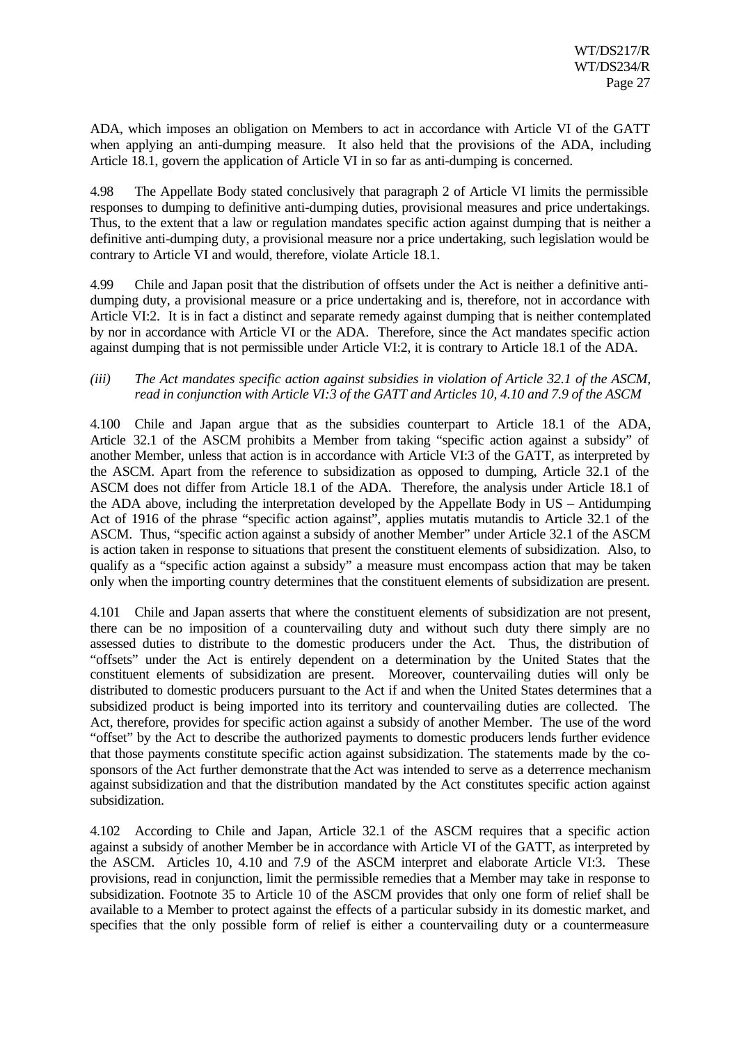ADA, which imposes an obligation on Members to act in accordance with Article VI of the GATT when applying an anti-dumping measure. It also held that the provisions of the ADA, including Article 18.1, govern the application of Article VI in so far as anti-dumping is concerned.

4.98 The Appellate Body stated conclusively that paragraph 2 of Article VI limits the permissible responses to dumping to definitive anti-dumping duties, provisional measures and price undertakings. Thus, to the extent that a law or regulation mandates specific action against dumping that is neither a definitive anti-dumping duty, a provisional measure nor a price undertaking, such legislation would be contrary to Article VI and would, therefore, violate Article 18.1.

4.99 Chile and Japan posit that the distribution of offsets under the Act is neither a definitive anti-dumping duty, a provisional measure or a price undertaking and is, therefore, not in accordance with Article VI:2. It is in fact a distinct and separate remedy against dumping that is neither contemplated by nor in accordance with Article VI or the ADA. Therefore, since the Act mandates specific action against dumping that is not permissible under Article VI:2, it is contrary to Article 18.1 of the ADA.

*(iii) The Act mandates specific action against subsidies in violation of Article 32.1 of the ASCM, read in conjunction with Article VI:3 of the GATT and Articles 10, 4.10 and 7.9 of the ASCM*

4.100 Chile and Japan argue that as the subsidies counterpart to Article 18.1 of the ADA, Article 32.1 of the ASCM prohibits a Member from taking "specific action against a subsidy" of another Member, unless that action is in accordance with Article VI:3 of the GATT, as interpreted by the ASCM. Apart from the reference to subsidization as opposed to dumping, Article 32.1 of the ASCM does not differ from Article 18.1 of the ADA. Therefore, the analysis under Article 18.1 of the ADA above, including the interpretation developed by the Appellate Body in US – Antidumping Act of 1916 of the phrase "specific action against", applies mutatis mutandis to Article 32.1 of the ASCM. Thus, "specific action against a subsidy of another Member" under Article 32.1 of the ASCM is action taken in response to situations that present the constituent elements of subsidization. Also, to qualify as a "specific action against a subsidy" a measure must encompass action that may be taken only when the importing country determines that the constituent elements of subsidization are present.

4.101 Chile and Japan asserts that where the constituent elements of subsidization are not present, there can be no imposition of a countervailing duty and without such duty there simply are no assessed duties to distribute to the domestic producers under the Act. Thus, the distribution of "offsets" under the Act is entirely dependent on a determination by the United States that the constituent elements of subsidization are present. Moreover, countervailing duties will only be distributed to domestic producers pursuant to the Act if and when the United States determines that a subsidized product is being imported into its territory and countervailing duties are collected. The Act, therefore, provides for specific action against a subsidy of another Member. The use of the word "offset" by the Act to describe the authorized payments to domestic producers lends further evidence that those payments constitute specific action against subsidization. The statements made by the co-sponsors of the Act further demonstrate that the Act was intended to serve as a deterrence mechanism against subsidization and that the distribution mandated by the Act constitutes specific action against subsidization.

4.102 According to Chile and Japan, Article 32.1 of the ASCM requires that a specific action against a subsidy of another Member be in accordance with Article VI of the GATT, as interpreted by the ASCM. Articles 10, 4.10 and 7.9 of the ASCM interpret and elaborate Article VI:3. These provisions, read in conjunction, limit the permissible remedies that a Member may take in response to subsidization. Footnote 35 to Article 10 of the ASCM provides that only one form of relief shall be available to a Member to protect against the effects of a particular subsidy in its domestic market, and specifies that the only possible form of relief is either a countervailing duty or a countermeasure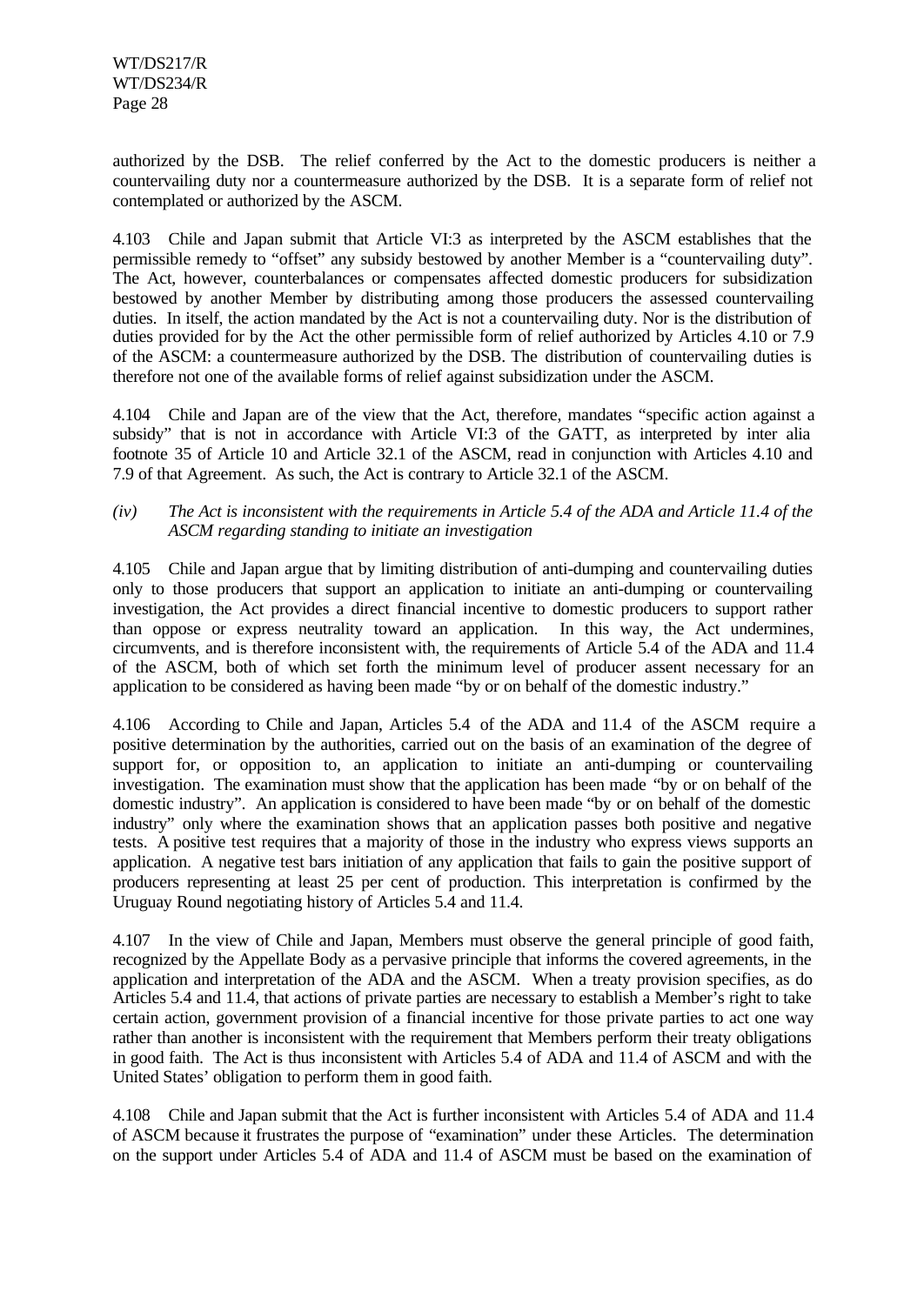authorized by the DSB. The relief conferred by the Act to the domestic producers is neither a countervailing duty nor a countermeasure authorized by the DSB. It is a separate form of relief not contemplated or authorized by the ASCM.

4.103 Chile and Japan submit that Article VI:3 as interpreted by the ASCM establishes that the permissible remedy to "offset" any subsidy bestowed by another Member is a "countervailing duty". The Act, however, counterbalances or compensates affected domestic producers for subsidization bestowed by another Member by distributing among those producers the assessed countervailing duties. In itself, the action mandated by the Act is not a countervailing duty. Nor is the distribution of duties provided for by the Act the other permissible form of relief authorized by Articles 4.10 or 7.9 of the ASCM: a countermeasure authorized by the DSB. The distribution of countervailing duties is therefore not one of the available forms of relief against subsidization under the ASCM.

4.104 Chile and Japan are of the view that the Act, therefore, mandates "specific action against a subsidy" that is not in accordance with Article VI:3 of the GATT, as interpreted by inter alia footnote 35 of Article 10 and Article 32.1 of the ASCM, read in conjunction with Articles 4.10 and 7.9 of that Agreement. As such, the Act is contrary to Article 32.1 of the ASCM.

*(iv) The Act is inconsistent with the requirements in Article 5.4 of the ADA and Article 11.4 of the ASCM regarding standing to initiate an investigation*

4.105 Chile and Japan argue that by limiting distribution of anti-dumping and countervailing duties only to those producers that support an application to initiate an anti-dumping or countervailing investigation, the Act provides a direct financial incentive to domestic producers to support rather than oppose or express neutrality toward an application. In this way, the Act undermines, circumvents, and is therefore inconsistent with, the requirements of Article 5.4 of the ADA and 11.4 of the ASCM, both of which set forth the minimum level of producer assent necessary for an application to be considered as having been made "by or on behalf of the domestic industry."

4.106 According to Chile and Japan, Articles 5.4 of the ADA and 11.4 of the ASCM require a positive determination by the authorities, carried out on the basis of an examination of the degree of support for, or opposition to, an application to initiate an anti-dumping or countervailing investigation. The examination must show that the application has been made "by or on behalf of the domestic industry". An application is considered to have been made "by or on behalf of the domestic industry" only where the examination shows that an application passes both positive and negative tests. A positive test requires that a majority of those in the industry who express views supports an application. A negative test bars initiation of any application that fails to gain the positive support of producers representing at least 25 per cent of production. This interpretation is confirmed by the Uruguay Round negotiating history of Articles 5.4 and 11.4.

4.107 In the view of Chile and Japan, Members must observe the general principle of good faith, recognized by the Appellate Body as a pervasive principle that informs the covered agreements, in the application and interpretation of the ADA and the ASCM. When a treaty provision specifies, as do Articles 5.4 and 11.4, that actions of private parties are necessary to establish a Member's right to take certain action, government provision of a financial incentive for those private parties to act one way rather than another is inconsistent with the requirement that Members perform their treaty obligations in good faith. The Act is thus inconsistent with Articles 5.4 of ADA and 11.4 of ASCM and with the United States' obligation to perform them in good faith.

4.108 Chile and Japan submit that the Act is further inconsistent with Articles 5.4 of ADA and 11.4 of ASCM because it frustrates the purpose of "examination" under these Articles. The determination on the support under Articles 5.4 of ADA and 11.4 of ASCM must be based on the examination of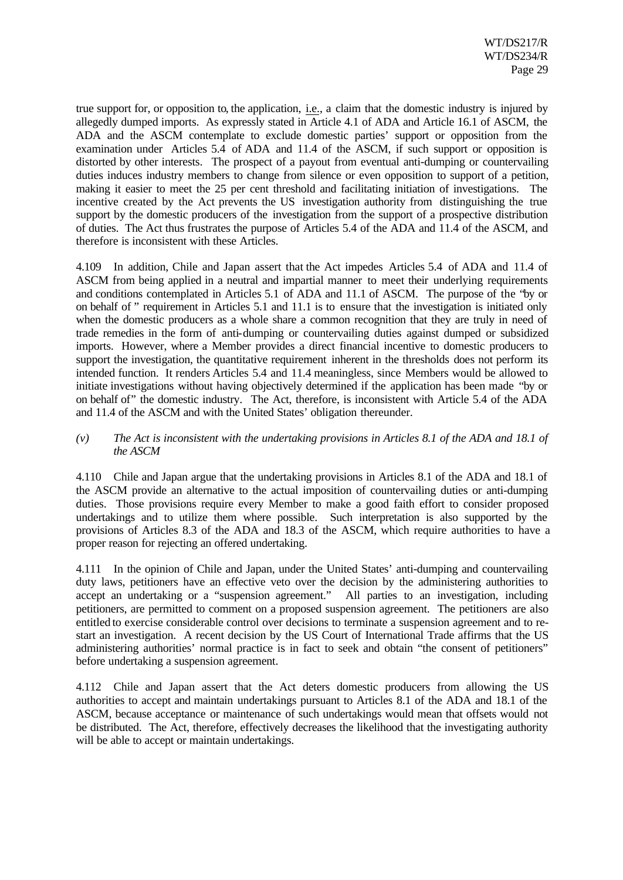true support for, or opposition to, the application, i.e., a claim that the domestic industry is injured by allegedly dumped imports. As expressly stated in Article 4.1 of ADA and Article 16.1 of ASCM, the ADA and the ASCM contemplate to exclude domestic parties' support or opposition from the examination under Articles 5.4 of ADA and 11.4 of the ASCM, if such support or opposition is distorted by other interests. The prospect of a payout from eventual anti-dumping or countervailing duties induces industry members to change from silence or even opposition to support of a petition, making it easier to meet the 25 per cent threshold and facilitating initiation of investigations. The incentive created by the Act prevents the US investigation authority from distinguishing the true support by the domestic producers of the investigation from the support of a prospective distribution of duties. The Act thus frustrates the purpose of Articles 5.4 of the ADA and 11.4 of the ASCM, and therefore is inconsistent with these Articles.

4.109 In addition, Chile and Japan assert that the Act impedes Articles 5.4 of ADA and 11.4 of ASCM from being applied in a neutral and impartial manner to meet their underlying requirements and conditions contemplated in Articles 5.1 of ADA and 11.1 of ASCM. The purpose of the "by or on behalf of" requirement in Articles 5.1 and 11.1 is to ensure that the investigation is initiated only when the domestic producers as a whole share a common recognition that they are truly in need of trade remedies in the form of anti-dumping or countervailing duties against dumped or subsidized imports. However, where a Member provides a direct financial incentive to domestic producers to support the investigation, the quantitative requirement inherent in the thresholds does not perform its intended function. It renders Articles 5.4 and 11.4 meaningless, since Members would be allowed to initiate investigations without having objectively determined if the application has been made "by or on behalf of" the domestic industry. The Act, therefore, is inconsistent with Article 5.4 of the ADA and 11.4 of the ASCM and with the United States' obligation thereunder.

*(v) The Act is inconsistent with the undertaking provisions in Articles 8.1 of the ADA and 18.1 of the ASCM*

4.110 Chile and Japan argue that the undertaking provisions in Articles 8.1 of the ADA and 18.1 of the ASCM provide an alternative to the actual imposition of countervailing duties or anti-dumping duties. Those provisions require every Member to make a good faith effort to consider proposed undertakings and to utilize them where possible. Such interpretation is also supported by the provisions of Articles 8.3 of the ADA and 18.3 of the ASCM, which require authorities to have a proper reason for rejecting an offered undertaking.

4.111 In the opinion of Chile and Japan, under the United States' anti-dumping and countervailing duty laws, petitioners have an effective veto over the decision by the administering authorities to accept an undertaking or a "suspension agreement." All parties to an investigation, including petitioners, are permitted to comment on a proposed suspension agreement. The petitioners are also entitled to exercise considerable control over decisions to terminate a suspension agreement and to re-start an investigation. A recent decision by the US Court of International Trade affirms that the US administering authorities' normal practice is in fact to seek and obtain "the consent of petitioners" before undertaking a suspension agreement.

4.112 Chile and Japan assert that the Act deters domestic producers from allowing the US authorities to accept and maintain undertakings pursuant to Articles 8.1 of the ADA and 18.1 of the ASCM, because acceptance or maintenance of such undertakings would mean that offsets would not be distributed. The Act, therefore, effectively decreases the likelihood that the investigating authority will be able to accept or maintain undertakings.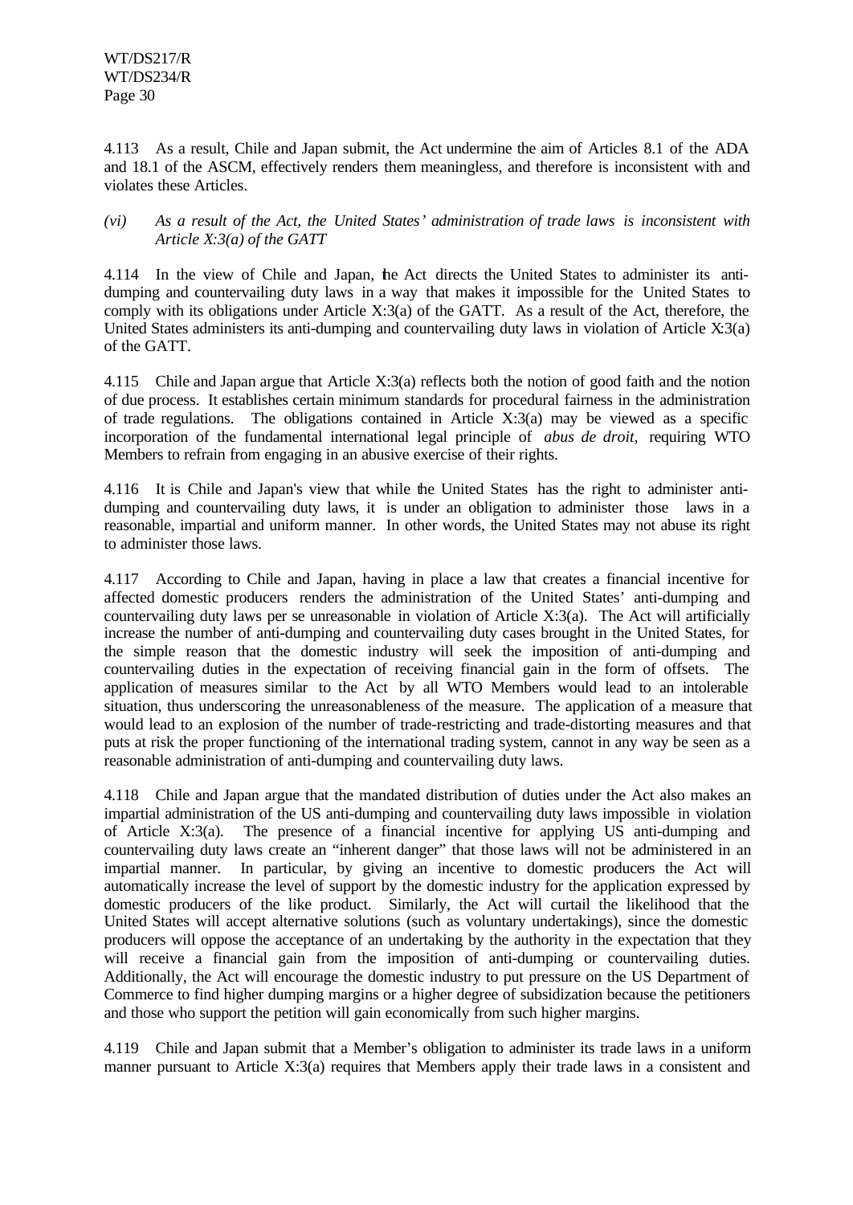4.113 As a result, Chile and Japan submit, the Act undermine the aim of Articles 8.1 of the ADA and 18.1 of the ASCM, effectively renders them meaningless, and therefore is inconsistent with and violates these Articles.

*(vi) As a result of the Act, the United States' administration of trade laws is inconsistent with Article X:3(a) of the GATT*

4.114 In the view of Chile and Japan, the Act directs the United States to administer its anti-dumping and countervailing duty laws in a way that makes it impossible for the United States to comply with its obligations under Article X:3(a) of the GATT. As a result of the Act, therefore, the United States administers its anti-dumping and countervailing duty laws in violation of Article X:3(a) of the GATT.

4.115 Chile and Japan argue that Article X:3(a) reflects both the notion of good faith and the notion of due process. It establishes certain minimum standards for procedural fairness in the administration of trade regulations. The obligations contained in Article X:3(a) may be viewed as a specific incorporation of the fundamental international legal principle of *abus de droit,* requiring WTO Members to refrain from engaging in an abusive exercise of their rights.

4.116 It is Chile and Japan's view that while the United States has the right to administer anti-dumping and countervailing duty laws, it is under an obligation to administer those laws in a reasonable, impartial and uniform manner. In other words, the United States may not abuse its right to administer those laws.

4.117 According to Chile and Japan, having in place a law that creates a financial incentive for affected domestic producers renders the administration of the United States' anti-dumping and countervailing duty laws per se unreasonable in violation of Article X:3(a). The Act will artificially increase the number of anti-dumping and countervailing duty cases brought in the United States, for the simple reason that the domestic industry will seek the imposition of anti-dumping and countervailing duties in the expectation of receiving financial gain in the form of offsets. The application of measures similar to the Act by all WTO Members would lead to an intolerable situation, thus underscoring the unreasonableness of the measure. The application of a measure that would lead to an explosion of the number of trade-restricting and trade-distorting measures and that puts at risk the proper functioning of the international trading system, cannot in any way be seen as a reasonable administration of anti-dumping and countervailing duty laws.

4.118 Chile and Japan argue that the mandated distribution of duties under the Act also makes an impartial administration of the US anti-dumping and countervailing duty laws impossible in violation of Article X:3(a). The presence of a financial incentive for applying US anti-dumping and countervailing duty laws create an "inherent danger" that those laws will not be administered in an impartial manner. In particular, by giving an incentive to domestic producers the Act will automatically increase the level of support by the domestic industry for the application expressed by domestic producers of the like product. Similarly, the Act will curtail the likelihood that the United States will accept alternative solutions (such as voluntary undertakings), since the domestic producers will oppose the acceptance of an undertaking by the authority in the expectation that they will receive a financial gain from the imposition of anti-dumping or countervailing duties. Additionally, the Act will encourage the domestic industry to put pressure on the US Department of Commerce to find higher dumping margins or a higher degree of subsidization because the petitioners and those who support the petition will gain economically from such higher margins.

4.119 Chile and Japan submit that a Member's obligation to administer its trade laws in a uniform manner pursuant to Article X:3(a) requires that Members apply their trade laws in a consistent and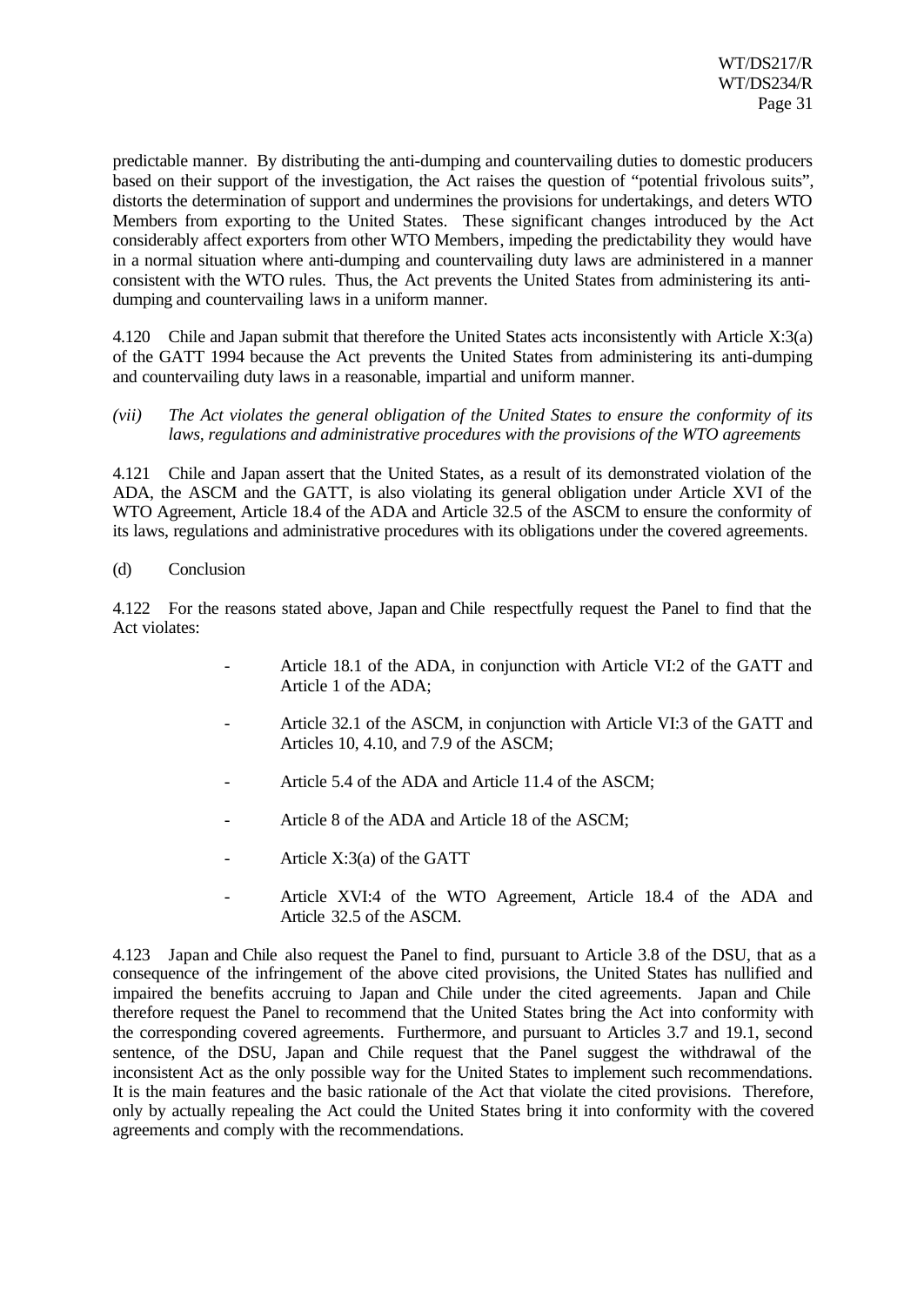predictable manner. By distributing the anti-dumping and countervailing duties to domestic producers based on their support of the investigation, the Act raises the question of "potential frivolous suits", distorts the determination of support and undermines the provisions for undertakings, and deters WTO Members from exporting to the United States. These significant changes introduced by the Act considerably affect exporters from other WTO Members, impeding the predictability they would have in a normal situation where anti-dumping and countervailing duty laws are administered in a manner consistent with the WTO rules. Thus, the Act prevents the United States from administering its anti-dumping and countervailing laws in a uniform manner.

4.120 Chile and Japan submit that therefore the United States acts inconsistently with Article X:3(a) of the GATT 1994 because the Act prevents the United States from administering its anti-dumping and countervailing duty laws in a reasonable, impartial and uniform manner.

*(vii) The Act violates the general obligation of the United States to ensure the conformity of its laws, regulations and administrative procedures with the provisions of the WTO agreements*

4.121 Chile and Japan assert that the United States, as a result of its demonstrated violation of the ADA, the ASCM and the GATT, is also violating its general obligation under Article XVI of the WTO Agreement, Article 18.4 of the ADA and Article 32.5 of the ASCM to ensure the conformity of its laws, regulations and administrative procedures with its obligations under the covered agreements.

(d) Conclusion

4.122 For the reasons stated above, Japan and Chile respectfully request the Panel to find that the Act violates:

- Article 18.1 of the ADA, in conjunction with Article VI:2 of the GATT and Article 1 of the ADA;
- Article 32.1 of the ASCM, in conjunction with Article VI:3 of the GATT and Articles 10, 4.10, and 7.9 of the ASCM;
- Article 5.4 of the ADA and Article 11.4 of the ASCM;
- Article 8 of the ADA and Article 18 of the ASCM;
- Article X:3(a) of the GATT
- Article XVI:4 of the WTO Agreement, Article 18.4 of the ADA and Article 32.5 of the ASCM.

4.123 Japan and Chile also request the Panel to find, pursuant to Article 3.8 of the DSU, that as a consequence of the infringement of the above cited provisions, the United States has nullified and impaired the benefits accruing to Japan and Chile under the cited agreements. Japan and Chile therefore request the Panel to recommend that the United States bring the Act into conformity with the corresponding covered agreements. Furthermore, and pursuant to Articles 3.7 and 19.1, second sentence, of the DSU, Japan and Chile request that the Panel suggest the withdrawal of the inconsistent Act as the only possible way for the United States to implement such recommendations. It is the main features and the basic rationale of the Act that violate the cited provisions. Therefore, only by actually repealing the Act could the United States bring it into conformity with the covered agreements and comply with the recommendations.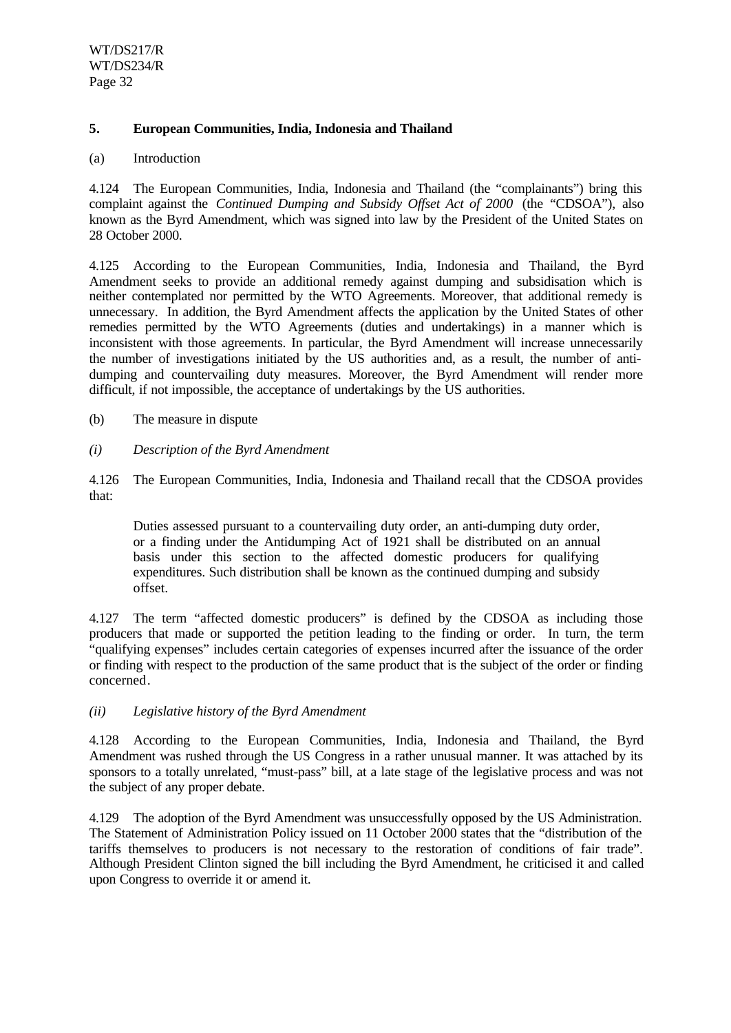### 5. European Communities, India, Indonesia and Thailand

(a) Introduction

4.124 The European Communities, India, Indonesia and Thailand (the "complainants") bring this complaint against the *Continued Dumping and Subsidy Offset Act of 2000* (the "CDSOA"), also known as the Byrd Amendment, which was signed into law by the President of the United States on 28 October 2000.

4.125 According to the European Communities, India, Indonesia and Thailand, the Byrd Amendment seeks to provide an additional remedy against dumping and subsidisation which is neither contemplated nor permitted by the WTO Agreements. Moreover, that additional remedy is unnecessary. In addition, the Byrd Amendment affects the application by the United States of other remedies permitted by the WTO Agreements (duties and undertakings) in a manner which is inconsistent with those agreements. In particular, the Byrd Amendment will increase unnecessarily the number of investigations initiated by the US authorities and, as a result, the number of anti-dumping and countervailing duty measures. Moreover, the Byrd Amendment will render more difficult, if not impossible, the acceptance of undertakings by the US authorities.

(b) The measure in dispute

*(i) Description of the Byrd Amendment*

4.126 The European Communities, India, Indonesia and Thailand recall that the CDSOA provides that:

> Duties assessed pursuant to a countervailing duty order, an anti-dumping duty order, or a finding under the Antidumping Act of 1921 shall be distributed on an annual basis under this section to the affected domestic producers for qualifying expenditures. Such distribution shall be known as the continued dumping and subsidy offset.

4.127 The term "affected domestic producers" is defined by the CDSOA as including those producers that made or supported the petition leading to the finding or order. In turn, the term "qualifying expenses" includes certain categories of expenses incurred after the issuance of the order or finding with respect to the production of the same product that is the subject of the order or finding concerned.

*(ii) Legislative history of the Byrd Amendment*

4.128 According to the European Communities, India, Indonesia and Thailand, the Byrd Amendment was rushed through the US Congress in a rather unusual manner. It was attached by its sponsors to a totally unrelated, "must-pass" bill, at a late stage of the legislative process and was not the subject of any proper debate.

4.129 The adoption of the Byrd Amendment was unsuccessfully opposed by the US Administration. The Statement of Administration Policy issued on 11 October 2000 states that the "distribution of the tariffs themselves to producers is not necessary to the restoration of conditions of fair trade". Although President Clinton signed the bill including the Byrd Amendment, he criticised it and called upon Congress to override it or amend it.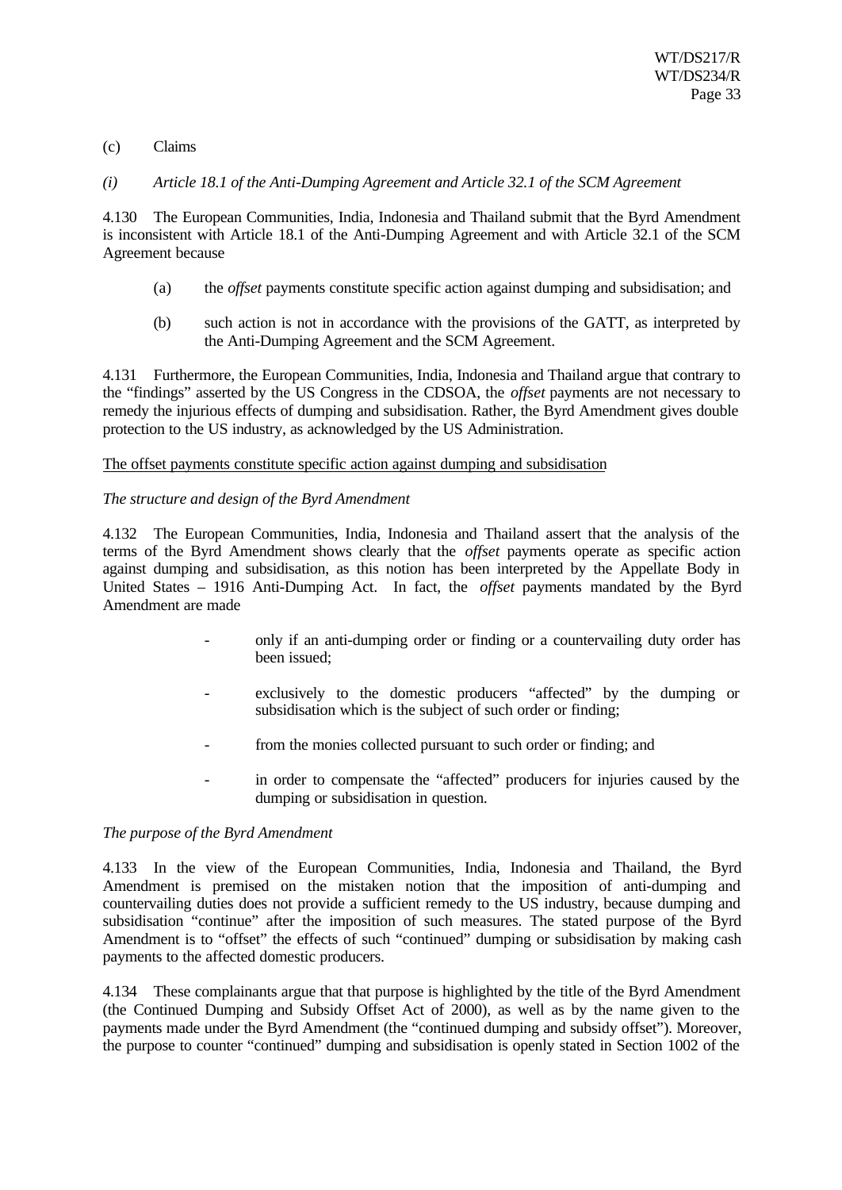(c) Claims

*(i) Article 18.1 of the Anti-Dumping Agreement and Article 32.1 of the SCM Agreement*

4.130 The European Communities, India, Indonesia and Thailand submit that the Byrd Amendment is inconsistent with Article 18.1 of the Anti-Dumping Agreement and with Article 32.1 of the SCM Agreement because

(a) the *offset* payments constitute specific action against dumping and subsidisation; and

(b) such action is not in accordance with the provisions of the GATT, as interpreted by the Anti-Dumping Agreement and the SCM Agreement.

4.131 Furthermore, the European Communities, India, Indonesia and Thailand argue that contrary to the "findings" asserted by the US Congress in the CDSOA, the *offset* payments are not necessary to remedy the injurious effects of dumping and subsidisation. Rather, the Byrd Amendment gives double protection to the US industry, as acknowledged by the US Administration.

The offset payments constitute specific action against dumping and subsidisation

*The structure and design of the Byrd Amendment*

4.132 The European Communities, India, Indonesia and Thailand assert that the analysis of the terms of the Byrd Amendment shows clearly that the *offset* payments operate as specific action against dumping and subsidisation, as this notion has been interpreted by the Appellate Body in United States – 1916 Anti-Dumping Act. In fact, the *offset* payments mandated by the Byrd Amendment are made

- only if an anti-dumping order or finding or a countervailing duty order has been issued;
- exclusively to the domestic producers "affected" by the dumping or subsidisation which is the subject of such order or finding;
- from the monies collected pursuant to such order or finding; and
- in order to compensate the "affected" producers for injuries caused by the dumping or subsidisation in question.

*The purpose of the Byrd Amendment*

4.133 In the view of the European Communities, India, Indonesia and Thailand, the Byrd Amendment is premised on the mistaken notion that the imposition of anti-dumping and countervailing duties does not provide a sufficient remedy to the US industry, because dumping and subsidisation "continue" after the imposition of such measures. The stated purpose of the Byrd Amendment is to "offset" the effects of such "continued" dumping or subsidisation by making cash payments to the affected domestic producers.

4.134 These complainants argue that that purpose is highlighted by the title of the Byrd Amendment (the Continued Dumping and Subsidy Offset Act of 2000), as well as by the name given to the payments made under the Byrd Amendment (the "continued dumping and subsidy offset"). Moreover, the purpose to counter "continued" dumping and subsidisation is openly stated in Section 1002 of the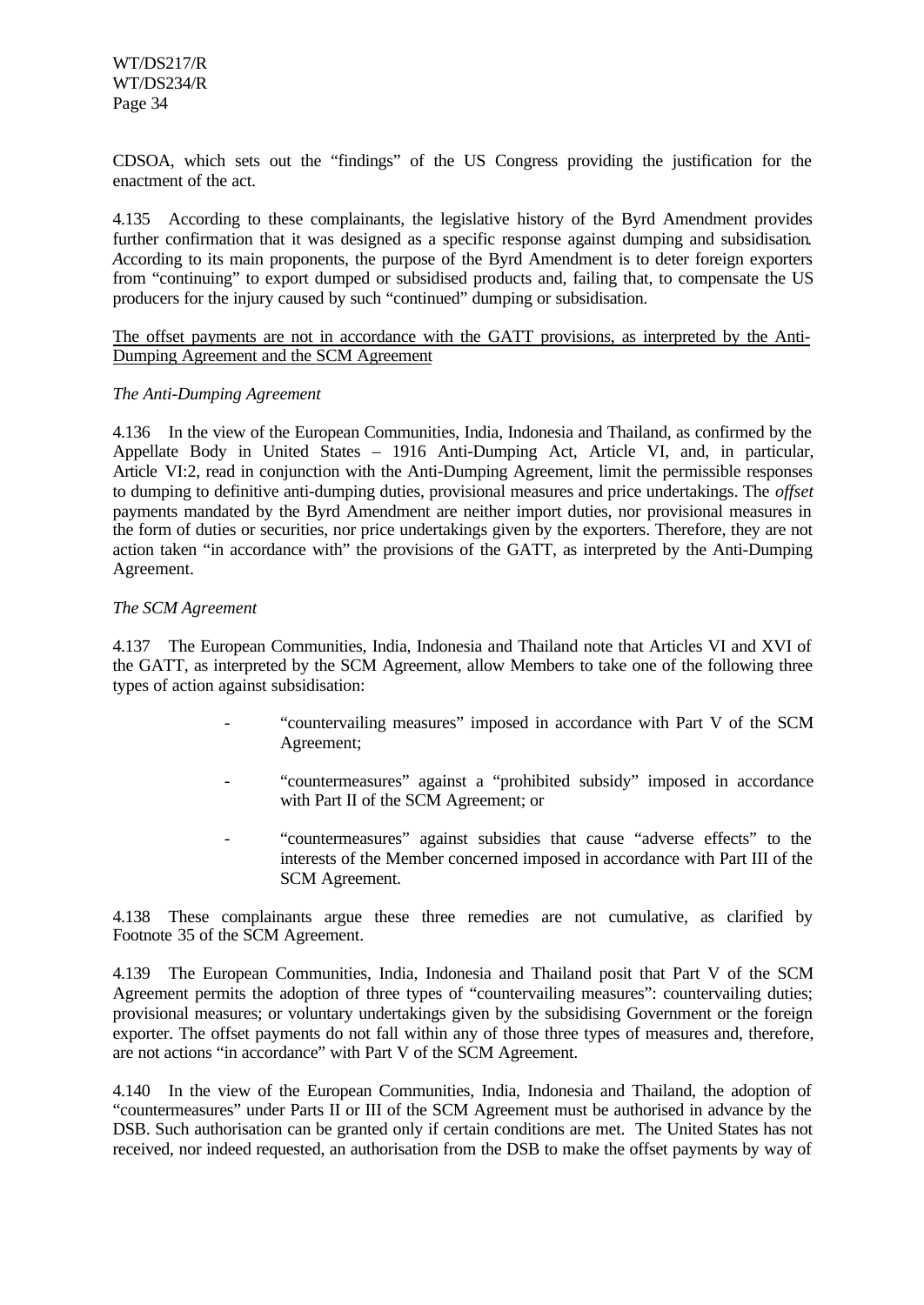CDSOA, which sets out the "findings" of the US Congress providing the justification for the enactment of the act.

4.135 According to these complainants, the legislative history of the Byrd Amendment provides further confirmation that it was designed as a specific response against dumping and subsidisation. According to its main proponents, the purpose of the Byrd Amendment is to deter foreign exporters from "continuing" to export dumped or subsidised products and, failing that, to compensate the US producers for the injury caused by such "continued" dumping or subsidisation.

<u>The offset payments are not in accordance with the GATT provisions, as interpreted by the Anti-Dumping Agreement and the SCM Agreement</u>

*The Anti-Dumping Agreement*

4.136 In the view of the European Communities, India, Indonesia and Thailand, as confirmed by the Appellate Body in United States – 1916 Anti-Dumping Act, Article VI, and, in particular, Article VI:2, read in conjunction with the Anti-Dumping Agreement, limit the permissible responses to dumping to definitive anti-dumping duties, provisional measures and price undertakings. The *offset* payments mandated by the Byrd Amendment are neither import duties, nor provisional measures in the form of duties or securities, nor price undertakings given by the exporters. Therefore, they are not action taken "in accordance with" the provisions of the GATT, as interpreted by the Anti-Dumping Agreement.

*The SCM Agreement*

4.137 The European Communities, India, Indonesia and Thailand note that Articles VI and XVI of the GATT, as interpreted by the SCM Agreement, allow Members to take one of the following three types of action against subsidisation:

- "countervailing measures" imposed in accordance with Part V of the SCM Agreement;
- "countermeasures" against a "prohibited subsidy" imposed in accordance with Part II of the SCM Agreement; or
- "countermeasures" against subsidies that cause "adverse effects" to the interests of the Member concerned imposed in accordance with Part III of the SCM Agreement.

4.138 These complainants argue these three remedies are not cumulative, as clarified by Footnote 35 of the SCM Agreement.

4.139 The European Communities, India, Indonesia and Thailand posit that Part V of the SCM Agreement permits the adoption of three types of "countervailing measures": countervailing duties; provisional measures; or voluntary undertakings given by the subsidising Government or the foreign exporter. The offset payments do not fall within any of those three types of measures and, therefore, are not actions "in accordance" with Part V of the SCM Agreement.

4.140 In the view of the European Communities, India, Indonesia and Thailand, the adoption of "countermeasures" under Parts II or III of the SCM Agreement must be authorised in advance by the DSB. Such authorisation can be granted only if certain conditions are met. The United States has not received, nor indeed requested, an authorisation from the DSB to make the offset payments by way of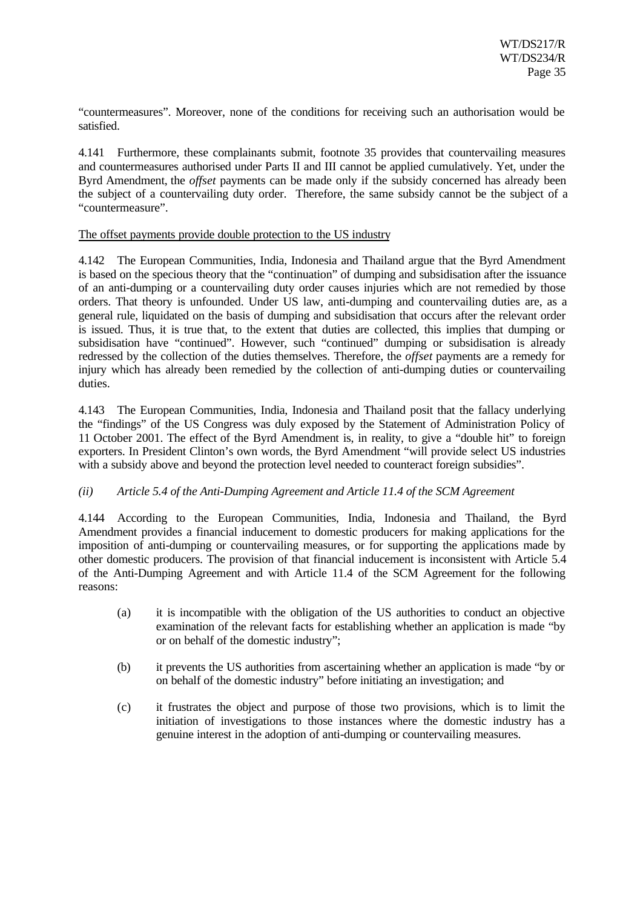"countermeasures". Moreover, none of the conditions for receiving such an authorisation would be satisfied.

4.141 Furthermore, these complainants submit, footnote 35 provides that countervailing measures and countermeasures authorised under Parts II and III cannot be applied cumulatively. Yet, under the Byrd Amendment, the *offset* payments can be made only if the subsidy concerned has already been the subject of a countervailing duty order. Therefore, the same subsidy cannot be the subject of a "countermeasure".

The offset payments provide double protection to the US industry

4.142 The European Communities, India, Indonesia and Thailand argue that the Byrd Amendment is based on the specious theory that the "continuation" of dumping and subsidisation after the issuance of an anti-dumping or a countervailing duty order causes injuries which are not remedied by those orders. That theory is unfounded. Under US law, anti-dumping and countervailing duties are, as a general rule, liquidated on the basis of dumping and subsidisation that occurs after the relevant order is issued. Thus, it is true that, to the extent that duties are collected, this implies that dumping or subsidisation have "continued". However, such "continued" dumping or subsidisation is already redressed by the collection of the duties themselves. Therefore, the *offset* payments are a remedy for injury which has already been remedied by the collection of anti-dumping duties or countervailing duties.

4.143 The European Communities, India, Indonesia and Thailand posit that the fallacy underlying the "findings" of the US Congress was duly exposed by the Statement of Administration Policy of 11 October 2001. The effect of the Byrd Amendment is, in reality, to give a "double hit" to foreign exporters. In President Clinton's own words, the Byrd Amendment "will provide select US industries with a subsidy above and beyond the protection level needed to counteract foreign subsidies".

*(ii) Article 5.4 of the Anti-Dumping Agreement and Article 11.4 of the SCM Agreement*

4.144 According to the European Communities, India, Indonesia and Thailand, the Byrd Amendment provides a financial inducement to domestic producers for making applications for the imposition of anti-dumping or countervailing measures, or for supporting the applications made by other domestic producers. The provision of that financial inducement is inconsistent with Article 5.4 of the Anti-Dumping Agreement and with Article 11.4 of the SCM Agreement for the following reasons:

(a) it is incompatible with the obligation of the US authorities to conduct an objective examination of the relevant facts for establishing whether an application is made "by or on behalf of the domestic industry";

(b) it prevents the US authorities from ascertaining whether an application is made "by or on behalf of the domestic industry" before initiating an investigation; and

(c) it frustrates the object and purpose of those two provisions, which is to limit the initiation of investigations to those instances where the domestic industry has a genuine interest in the adoption of anti-dumping or countervailing measures.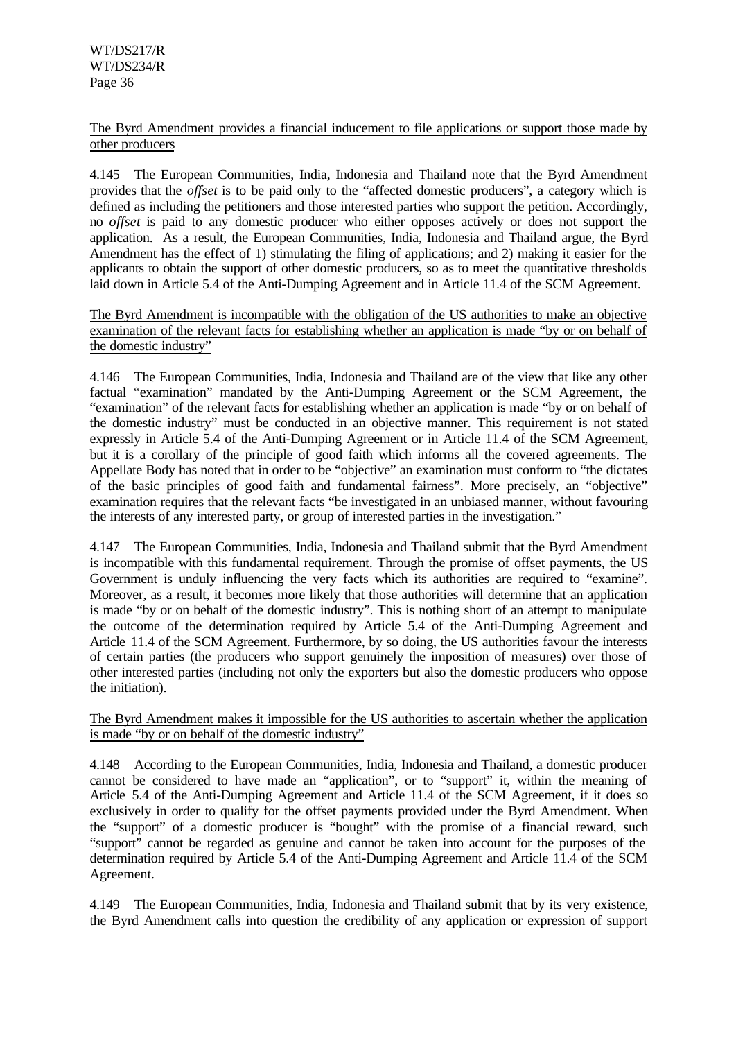The Byrd Amendment provides a financial inducement to file applications or support those made by other producers

4.145 The European Communities, India, Indonesia and Thailand note that the Byrd Amendment provides that the *offset* is to be paid only to the "affected domestic producers", a category which is defined as including the petitioners and those interested parties who support the petition. Accordingly, no *offset* is paid to any domestic producer who either opposes actively or does not support the application. As a result, the European Communities, India, Indonesia and Thailand argue, the Byrd Amendment has the effect of 1) stimulating the filing of applications; and 2) making it easier for the applicants to obtain the support of other domestic producers, so as to meet the quantitative thresholds laid down in Article 5.4 of the Anti-Dumping Agreement and in Article 11.4 of the SCM Agreement.

The Byrd Amendment is incompatible with the obligation of the US authorities to make an objective examination of the relevant facts for establishing whether an application is made "by or on behalf of the domestic industry"

4.146 The European Communities, India, Indonesia and Thailand are of the view that like any other factual "examination" mandated by the Anti-Dumping Agreement or the SCM Agreement, the "examination" of the relevant facts for establishing whether an application is made "by or on behalf of the domestic industry" must be conducted in an objective manner. This requirement is not stated expressly in Article 5.4 of the Anti-Dumping Agreement or in Article 11.4 of the SCM Agreement, but it is a corollary of the principle of good faith which informs all the covered agreements. The Appellate Body has noted that in order to be "objective" an examination must conform to "the dictates of the basic principles of good faith and fundamental fairness". More precisely, an "objective" examination requires that the relevant facts "be investigated in an unbiased manner, without favouring the interests of any interested party, or group of interested parties in the investigation."

4.147 The European Communities, India, Indonesia and Thailand submit that the Byrd Amendment is incompatible with this fundamental requirement. Through the promise of offset payments, the US Government is unduly influencing the very facts which its authorities are required to "examine". Moreover, as a result, it becomes more likely that those authorities will determine that an application is made "by or on behalf of the domestic industry". This is nothing short of an attempt to manipulate the outcome of the determination required by Article 5.4 of the Anti-Dumping Agreement and Article 11.4 of the SCM Agreement. Furthermore, by so doing, the US authorities favour the interests of certain parties (the producers who support genuinely the imposition of measures) over those of other interested parties (including not only the exporters but also the domestic producers who oppose the initiation).

The Byrd Amendment makes it impossible for the US authorities to ascertain whether the application is made "by or on behalf of the domestic industry"

4.148 According to the European Communities, India, Indonesia and Thailand, a domestic producer cannot be considered to have made an "application", or to "support" it, within the meaning of Article 5.4 of the Anti-Dumping Agreement and Article 11.4 of the SCM Agreement, if it does so exclusively in order to qualify for the offset payments provided under the Byrd Amendment. When the "support" of a domestic producer is "bought" with the promise of a financial reward, such "support" cannot be regarded as genuine and cannot be taken into account for the purposes of the determination required by Article 5.4 of the Anti-Dumping Agreement and Article 11.4 of the SCM Agreement.

4.149 The European Communities, India, Indonesia and Thailand submit that by its very existence, the Byrd Amendment calls into question the credibility of any application or expression of support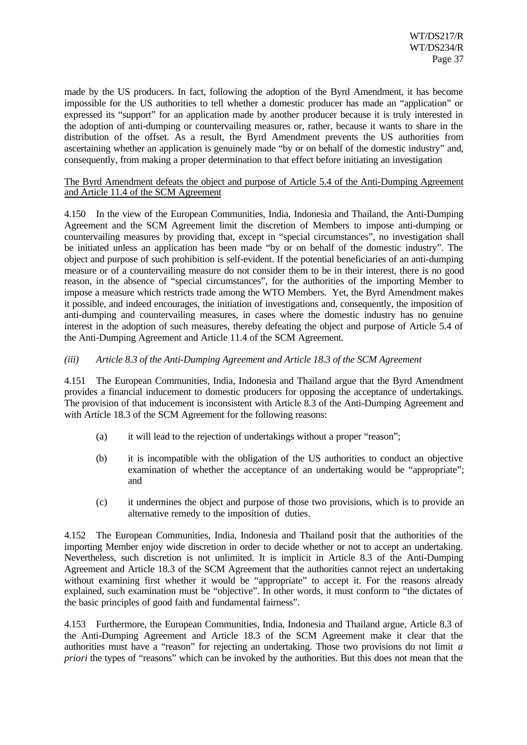made by the US producers. In fact, following the adoption of the Byrd Amendment, it has become impossible for the US authorities to tell whether a domestic producer has made an "application" or expressed its "support" for an application made by another producer because it is truly interested in the adoption of anti-dumping or countervailing measures or, rather, because it wants to share in the distribution of the offset. As a result, the Byrd Amendment prevents the US authorities from ascertaining whether an application is genuinely made "by or on behalf of the domestic industry" and, consequently, from making a proper determination to that effect before initiating an investigation

<u>The Byrd Amendment defeats the object and purpose of Article 5.4 of the Anti-Dumping Agreement and Article 11.4 of the SCM Agreement</u>

4.150 In the view of the European Communities, India, Indonesia and Thailand, the Anti-Dumping Agreement and the SCM Agreement limit the discretion of Members to impose anti-dumping or countervailing measures by providing that, except in "special circumstances", no investigation shall be initiated unless an application has been made "by or on behalf of the domestic industry". The object and purpose of such prohibition is self-evident. If the potential beneficiaries of an anti-dumping measure or of a countervailing measure do not consider them to be in their interest, there is no good reason, in the absence of "special circumstances", for the authorities of the importing Member to impose a measure which restricts trade among the WTO Members. Yet, the Byrd Amendment makes it possible, and indeed encourages, the initiation of investigations and, consequently, the imposition of anti-dumping and countervailing measures, in cases where the domestic industry has no genuine interest in the adoption of such measures, thereby defeating the object and purpose of Article 5.4 of the Anti-Dumping Agreement and Article 11.4 of the SCM Agreement.

*(iii) Article 8.3 of the Anti-Dumping Agreement and Article 18.3 of the SCM Agreement*

4.151 The European Communities, India, Indonesia and Thailand argue that the Byrd Amendment provides a financial inducement to domestic producers for opposing the acceptance of undertakings. The provision of that inducement is inconsistent with Article 8.3 of the Anti-Dumping Agreement and with Article 18.3 of the SCM Agreement for the following reasons:

(a) it will lead to the rejection of undertakings without a proper "reason";

(b) it is incompatible with the obligation of the US authorities to conduct an objective examination of whether the acceptance of an undertaking would be "appropriate"; and

(c) it undermines the object and purpose of those two provisions, which is to provide an alternative remedy to the imposition of duties.

4.152 The European Communities, India, Indonesia and Thailand posit that the authorities of the importing Member enjoy wide discretion in order to decide whether or not to accept an undertaking. Nevertheless, such discretion is not unlimited. It is implicit in Article 8.3 of the Anti-Dumping Agreement and Article 18.3 of the SCM Agreement that the authorities cannot reject an undertaking without examining first whether it would be "appropriate" to accept it. For the reasons already explained, such examination must be "objective". In other words, it must conform to "the dictates of the basic principles of good faith and fundamental fairness".

4.153 Furthermore, the European Communities, India, Indonesia and Thailand argue, Article 8.3 of the Anti-Dumping Agreement and Article 18.3 of the SCM Agreement make it clear that the authorities must have a "reason" for rejecting an undertaking. Those two provisions do not limit *a priori* the types of "reasons" which can be invoked by the authorities. But this does not mean that the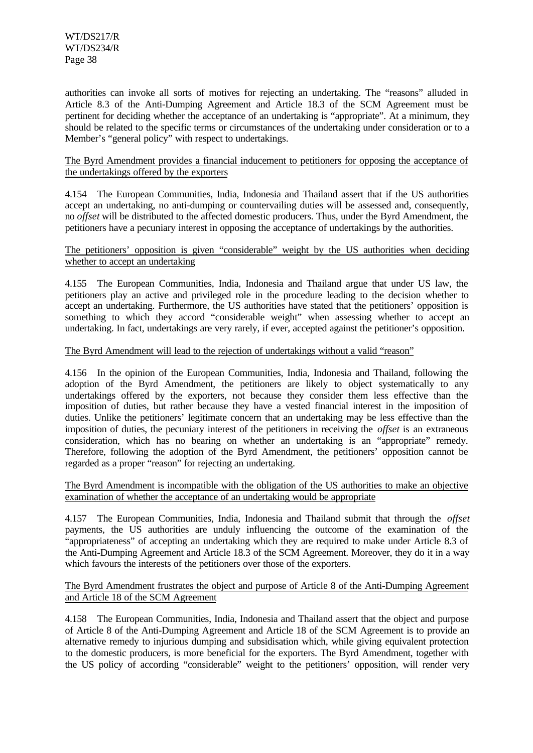authorities can invoke all sorts of motives for rejecting an undertaking. The "reasons" alluded in Article 8.3 of the Anti-Dumping Agreement and Article 18.3 of the SCM Agreement must be pertinent for deciding whether the acceptance of an undertaking is "appropriate". At a minimum, they should be related to the specific terms or circumstances of the undertaking under consideration or to a Member's "general policy" with respect to undertakings.

<u>The Byrd Amendment provides a financial inducement to petitioners for opposing the acceptance of the undertakings offered by the exporters</u>

4.154 The European Communities, India, Indonesia and Thailand assert that if the US authorities accept an undertaking, no anti-dumping or countervailing duties will be assessed and, consequently, no *offset* will be distributed to the affected domestic producers. Thus, under the Byrd Amendment, the petitioners have a pecuniary interest in opposing the acceptance of undertakings by the authorities.

<u>The petitioners' opposition is given "considerable" weight by the US authorities when deciding whether to accept an undertaking</u>

4.155 The European Communities, India, Indonesia and Thailand argue that under US law, the petitioners play an active and privileged role in the procedure leading to the decision whether to accept an undertaking. Furthermore, the US authorities have stated that the petitioners' opposition is something to which they accord "considerable weight" when assessing whether to accept an undertaking. In fact, undertakings are very rarely, if ever, accepted against the petitioner's opposition.

<u>The Byrd Amendment will lead to the rejection of undertakings without a valid "reason"</u>

4.156 In the opinion of the European Communities, India, Indonesia and Thailand, following the adoption of the Byrd Amendment, the petitioners are likely to object systematically to any undertakings offered by the exporters, not because they consider them less effective than the imposition of duties, but rather because they have a vested financial interest in the imposition of duties. Unlike the petitioners' legitimate concern that an undertaking may be less effective than the imposition of duties, the pecuniary interest of the petitioners in receiving the *offset* is an extraneous consideration, which has no bearing on whether an undertaking is an "appropriate" remedy. Therefore, following the adoption of the Byrd Amendment, the petitioners' opposition cannot be regarded as a proper "reason" for rejecting an undertaking.

<u>The Byrd Amendment is incompatible with the obligation of the US authorities to make an objective examination of whether the acceptance of an undertaking would be appropriate</u>

4.157 The European Communities, India, Indonesia and Thailand submit that through the *offset* payments, the US authorities are unduly influencing the outcome of the examination of the "appropriateness" of accepting an undertaking which they are required to make under Article 8.3 of the Anti-Dumping Agreement and Article 18.3 of the SCM Agreement. Moreover, they do it in a way which favours the interests of the petitioners over those of the exporters.

<u>The Byrd Amendment frustrates the object and purpose of Article 8 of the Anti-Dumping Agreement and Article 18 of the SCM Agreement</u>

4.158 The European Communities, India, Indonesia and Thailand assert that the object and purpose of Article 8 of the Anti-Dumping Agreement and Article 18 of the SCM Agreement is to provide an alternative remedy to injurious dumping and subsidisation which, while giving equivalent protection to the domestic producers, is more beneficial for the exporters. The Byrd Amendment, together with the US policy of according "considerable" weight to the petitioners' opposition, will render very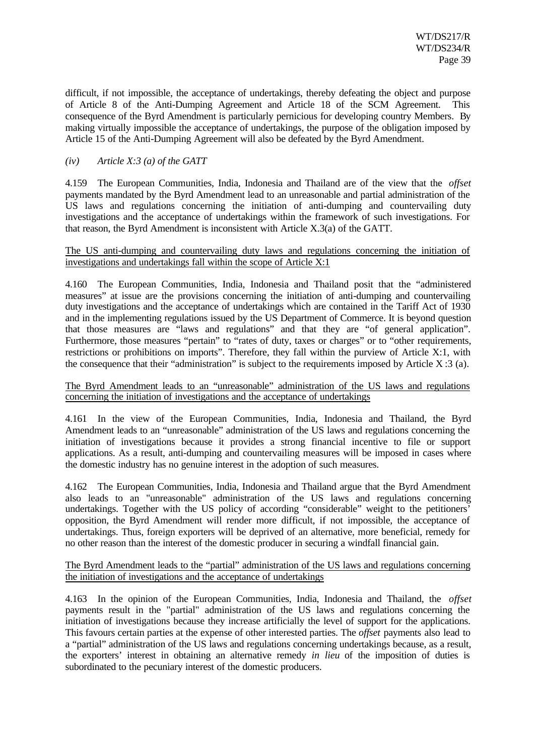difficult, if not impossible, the acceptance of undertakings, thereby defeating the object and purpose of Article 8 of the Anti-Dumping Agreement and Article 18 of the SCM Agreement. This consequence of the Byrd Amendment is particularly pernicious for developing country Members. By making virtually impossible the acceptance of undertakings, the purpose of the obligation imposed by Article 15 of the Anti-Dumping Agreement will also be defeated by the Byrd Amendment.

*(iv) Article X:3 (a) of the GATT*

4.159 The European Communities, India, Indonesia and Thailand are of the view that the *offset* payments mandated by the Byrd Amendment lead to an unreasonable and partial administration of the US laws and regulations concerning the initiation of anti-dumping and countervailing duty investigations and the acceptance of undertakings within the framework of such investigations. For that reason, the Byrd Amendment is inconsistent with Article X.3(a) of the GATT.

<u>The US anti-dumping and countervailing duty laws and regulations concerning the initiation of investigations and undertakings fall within the scope of Article X:1</u>

4.160 The European Communities, India, Indonesia and Thailand posit that the "administered measures" at issue are the provisions concerning the initiation of anti-dumping and countervailing duty investigations and the acceptance of undertakings which are contained in the Tariff Act of 1930 and in the implementing regulations issued by the US Department of Commerce. It is beyond question that those measures are "laws and regulations" and that they are "of general application". Furthermore, those measures "pertain" to "rates of duty, taxes or charges" or to "other requirements, restrictions or prohibitions on imports". Therefore, they fall within the purview of Article X:1, with the consequence that their "administration" is subject to the requirements imposed by Article X :3 (a).

<u>The Byrd Amendment leads to an "unreasonable" administration of the US laws and regulations concerning the initiation of investigations and the acceptance of undertakings</u>

4.161 In the view of the European Communities, India, Indonesia and Thailand, the Byrd Amendment leads to an "unreasonable" administration of the US laws and regulations concerning the initiation of investigations because it provides a strong financial incentive to file or support applications. As a result, anti-dumping and countervailing measures will be imposed in cases where the domestic industry has no genuine interest in the adoption of such measures.

4.162 The European Communities, India, Indonesia and Thailand argue that the Byrd Amendment also leads to an "unreasonable" administration of the US laws and regulations concerning undertakings. Together with the US policy of according "considerable" weight to the petitioners' opposition, the Byrd Amendment will render more difficult, if not impossible, the acceptance of undertakings. Thus, foreign exporters will be deprived of an alternative, more beneficial, remedy for no other reason than the interest of the domestic producer in securing a windfall financial gain.

<u>The Byrd Amendment leads to the "partial" administration of the US laws and regulations concerning the initiation of investigations and the acceptance of undertakings</u>

4.163 In the opinion of the European Communities, India, Indonesia and Thailand, the *offset* payments result in the "partial" administration of the US laws and regulations concerning the initiation of investigations because they increase artificially the level of support for the applications. This favours certain parties at the expense of other interested parties. The *offset* payments also lead to a "partial" administration of the US laws and regulations concerning undertakings because, as a result, the exporters' interest in obtaining an alternative remedy *in lieu* of the imposition of duties is subordinated to the pecuniary interest of the domestic producers.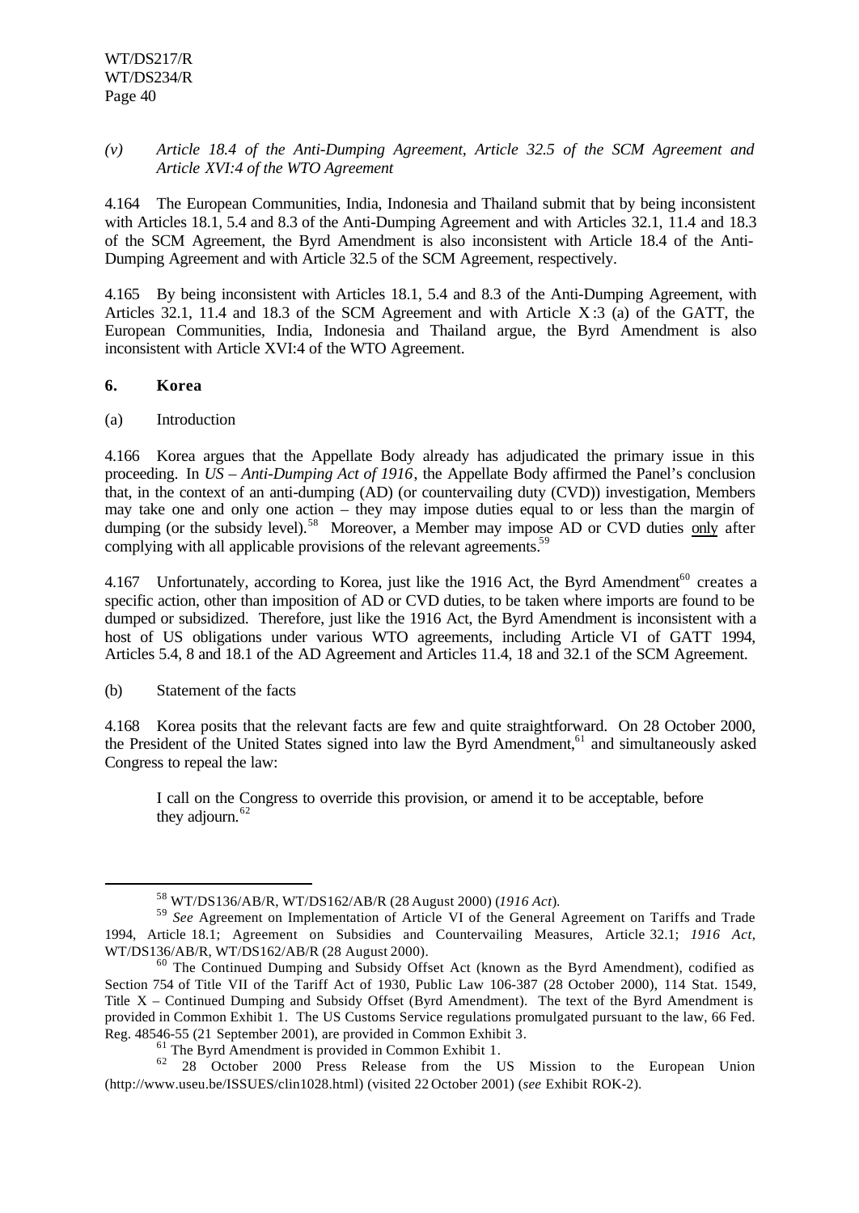*(v) Article 18.4 of the Anti-Dumping Agreement, Article 32.5 of the SCM Agreement and Article XVI:4 of the WTO Agreement*

4.164 The European Communities, India, Indonesia and Thailand submit that by being inconsistent with Articles 18.1, 5.4 and 8.3 of the Anti-Dumping Agreement and with Articles 32.1, 11.4 and 18.3 of the SCM Agreement, the Byrd Amendment is also inconsistent with Article 18.4 of the Anti-Dumping Agreement and with Article 32.5 of the SCM Agreement, respectively.

4.165 By being inconsistent with Articles 18.1, 5.4 and 8.3 of the Anti-Dumping Agreement, with Articles 32.1, 11.4 and 18.3 of the SCM Agreement and with Article X:3 (a) of the GATT, the European Communities, India, Indonesia and Thailand argue, the Byrd Amendment is also inconsistent with Article XVI:4 of the WTO Agreement.

### 6. Korea

(a) Introduction

4.166 Korea argues that the Appellate Body already has adjudicated the primary issue in this proceeding. In *US – Anti-Dumping Act of 1916*, the Appellate Body affirmed the Panel's conclusion that, in the context of an anti-dumping (AD) (or countervailing duty (CVD)) investigation, Members may take one and only one action – they may impose duties equal to or less than the margin of dumping (or the subsidy level).[58] Moreover, a Member may impose AD or CVD duties only after complying with all applicable provisions of the relevant agreements.[59]

4.167 Unfortunately, according to Korea, just like the 1916 Act, the Byrd Amendment[60] creates a specific action, other than imposition of AD or CVD duties, to be taken where imports are found to be dumped or subsidized. Therefore, just like the 1916 Act, the Byrd Amendment is inconsistent with a host of US obligations under various WTO agreements, including Article VI of GATT 1994, Articles 5.4, 8 and 18.1 of the AD Agreement and Articles 11.4, 18 and 32.1 of the SCM Agreement.

(b) Statement of the facts

4.168 Korea posits that the relevant facts are few and quite straightforward. On 28 October 2000, the President of the United States signed into law the Byrd Amendment,[61] and simultaneously asked Congress to repeal the law:

> I call on the Congress to override this provision, or amend it to be acceptable, before they adjourn.[62]

---

[58] WT/DS136/AB/R, WT/DS162/AB/R (28 August 2000) (*1916 Act*).

[59] *See* Agreement on Implementation of Article VI of the General Agreement on Tariffs and Trade 1994, Article 18.1; Agreement on Subsidies and Countervailing Measures, Article 32.1; *1916 Act*, WT/DS136/AB/R, WT/DS162/AB/R (28 August 2000).

[60] The Continued Dumping and Subsidy Offset Act (known as the Byrd Amendment), codified as Section 754 of Title VII of the Tariff Act of 1930, Public Law 106-387 (28 October 2000), 114 Stat. 1549, Title X – Continued Dumping and Subsidy Offset (Byrd Amendment). The text of the Byrd Amendment is provided in Common Exhibit 1. The US Customs Service regulations promulgated pursuant to the law, 66 Fed. Reg. 48546-55 (21 September 2001), are provided in Common Exhibit 3.

[61] The Byrd Amendment is provided in Common Exhibit 1.

[62] 28 October 2000 Press Release from the US Mission to the European Union (http://www.useu.be/ISSUES/clin1028.html) (visited 22 October 2001) (*see* Exhibit ROK-2).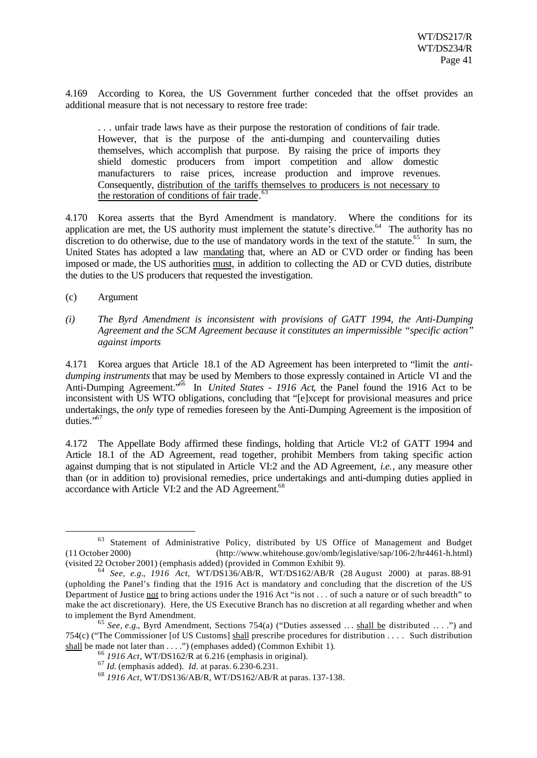4.169 According to Korea, the US Government further conceded that the offset provides an additional measure that is not necessary to restore free trade:

> . . . unfair trade laws have as their purpose the restoration of conditions of fair trade. However, that is the purpose of the anti-dumping and countervailing duties themselves, which accomplish that purpose. By raising the price of imports they shield domestic producers from import competition and allow domestic manufacturers to raise prices, increase production and improve revenues. Consequently, <u>distribution of the tariffs themselves to producers is not necessary to the restoration of conditions of fair trade</u>.[63]

4.170 Korea asserts that the Byrd Amendment is mandatory. Where the conditions for its application are met, the US authority must implement the statute's directive.[64] The authority has no discretion to do otherwise, due to the use of mandatory words in the text of the statute.[65] In sum, the United States has adopted a law <u>mandating</u> that, where an AD or CVD order or finding has been imposed or made, the US authorities <u>must</u>, in addition to collecting the AD or CVD duties, distribute the duties to the US producers that requested the investigation.

(c) Argument

*(i) The Byrd Amendment is inconsistent with provisions of GATT 1994, the Anti-Dumping Agreement and the SCM Agreement because it constitutes an impermissible "specific action" against imports*

4.171 Korea argues that Article 18.1 of the AD Agreement has been interpreted to "limit the *anti-dumping instruments* that may be used by Members to those expressly contained in Article VI and the Anti-Dumping Agreement."[66] In *United States - 1916 Act*, the Panel found the 1916 Act to be inconsistent with US WTO obligations, concluding that "[e]xcept for provisional measures and price undertakings, the *only* type of remedies foreseen by the Anti-Dumping Agreement is the imposition of duties."[67]

4.172 The Appellate Body affirmed these findings, holding that Article VI:2 of GATT 1994 and Article 18.1 of the AD Agreement, read together, prohibit Members from taking specific action against dumping that is not stipulated in Article VI:2 and the AD Agreement, *i.e.*, any measure other than (or in addition to) provisional remedies, price undertakings and anti-dumping duties applied in accordance with Article VI:2 and the AD Agreement.[68]

---

[63] Statement of Administrative Policy, distributed by US Office of Management and Budget (11 October 2000) (http://www.whitehouse.gov/omb/legislative/sap/106-2/hr4461-h.html) (visited 22 October 2001) (emphasis added) (provided in Common Exhibit 9).

[64] *See*, *e.g*., *1916 Act*, WT/DS136/AB/R, WT/DS162/AB/R (28 August 2000) at paras. 88-91 (upholding the Panel's finding that the 1916 Act is mandatory and concluding that the discretion of the US Department of Justice <u>not</u> to bring actions under the 1916 Act "is not . . . of such a nature or of such breadth" to make the act discretionary). Here, the US Executive Branch has no discretion at all regarding whether and when to implement the Byrd Amendment.

[65] *See*, *e.g*., Byrd Amendment, Sections 754(a) ("Duties assessed ... <u>shall be</u> distributed ... .") and 754(c) ("The Commissioner [of US Customs] <u>shall</u> prescribe procedures for distribution . . . . Such distribution <u>shall</u> be made not later than . . . .") (emphases added) (Common Exhibit 1).

[66] *1916 Act*, WT/DS162/R at 6.216 (emphasis in original).

[67] *Id.* (emphasis added). *Id.* at paras. 6.230-6.231.

[68] *1916 Act*, WT/DS136/AB/R, WT/DS162/AB/R at paras. 137-138.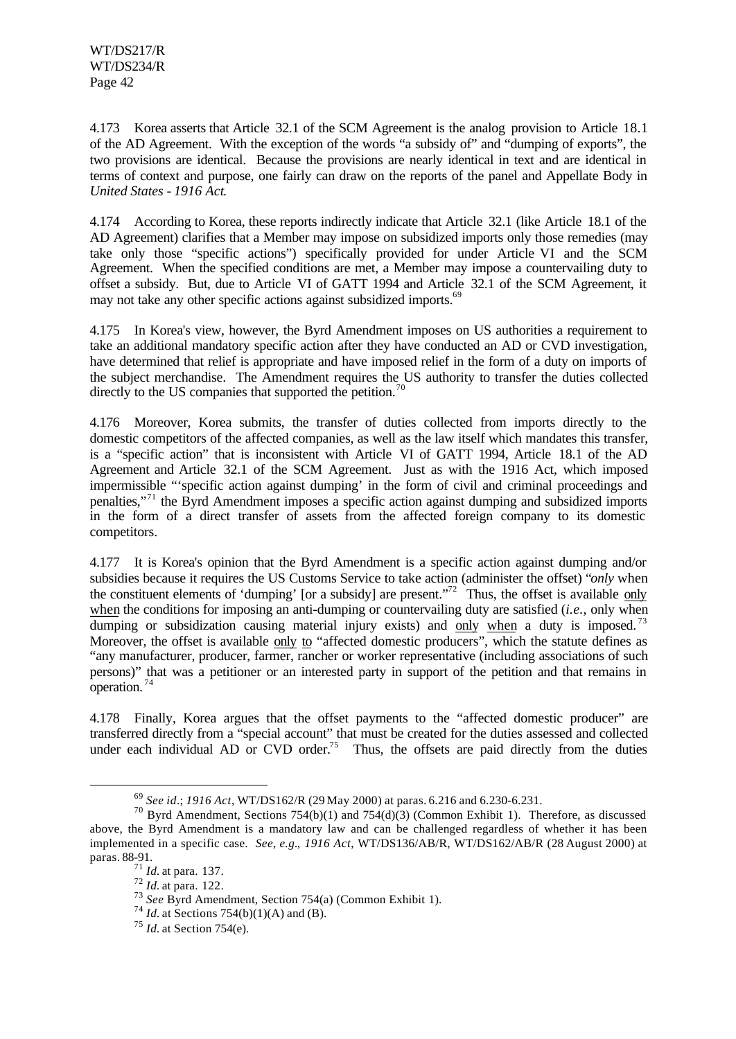4.173 Korea asserts that Article 32.1 of the SCM Agreement is the analog provision to Article 18.1 of the AD Agreement. With the exception of the words "a subsidy of" and "dumping of exports", the two provisions are identical. Because the provisions are nearly identical in text and are identical in terms of context and purpose, one fairly can draw on the reports of the panel and Appellate Body in *United States - 1916 Act*.

4.174 According to Korea, these reports indirectly indicate that Article 32.1 (like Article 18.1 of the AD Agreement) clarifies that a Member may impose on subsidized imports only those remedies (may take only those "specific actions") specifically provided for under Article VI and the SCM Agreement. When the specified conditions are met, a Member may impose a countervailing duty to offset a subsidy. But, due to Article VI of GATT 1994 and Article 32.1 of the SCM Agreement, it may not take any other specific actions against subsidized imports.[69]

4.175 In Korea's view, however, the Byrd Amendment imposes on US authorities a requirement to take an additional mandatory specific action after they have conducted an AD or CVD investigation, have determined that relief is appropriate and have imposed relief in the form of a duty on imports of the subject merchandise. The Amendment requires the US authority to transfer the duties collected directly to the US companies that supported the petition.[70]

4.176 Moreover, Korea submits, the transfer of duties collected from imports directly to the domestic competitors of the affected companies, as well as the law itself which mandates this transfer, is a "specific action" that is inconsistent with Article VI of GATT 1994, Article 18.1 of the AD Agreement and Article 32.1 of the SCM Agreement. Just as with the 1916 Act, which imposed impermissible "'specific action against dumping' in the form of civil and criminal proceedings and penalties,"[71] the Byrd Amendment imposes a specific action against dumping and subsidized imports in the form of a direct transfer of assets from the affected foreign company to its domestic competitors.

4.177 It is Korea's opinion that the Byrd Amendment is a specific action against dumping and/or subsidies because it requires the US Customs Service to take action (administer the offset) "*only* when the constituent elements of 'dumping' [or a subsidy] are present."[72] Thus, the offset is available only when the conditions for imposing an anti-dumping or countervailing duty are satisfied (*i.e.*, only when dumping or subsidization causing material injury exists) and only when a duty is imposed.[73] Moreover, the offset is available only to "affected domestic producers", which the statute defines as "any manufacturer, producer, farmer, rancher or worker representative (including associations of such persons)" that was a petitioner or an interested party in support of the petition and that remains in operation.[74]

4.178 Finally, Korea argues that the offset payments to the "affected domestic producer" are transferred directly from a "special account" that must be created for the duties assessed and collected under each individual AD or CVD order.[75] Thus, the offsets are paid directly from the duties

---

[69] *See id.*; *1916 Act*, WT/DS162/R (29 May 2000) at paras. 6.216 and 6.230-6.231.

[70] Byrd Amendment, Sections 754(b)(1) and 754(d)(3) (Common Exhibit 1). Therefore, as discussed above, the Byrd Amendment is a mandatory law and can be challenged regardless of whether it has been implemented in a specific case. *See*, *e.g.*, *1916 Act*, WT/DS136/AB/R, WT/DS162/AB/R (28 August 2000) at paras. 88-91.

[71] *Id.* at para. 137.

[72] *Id.* at para. 122.

[73] *See* Byrd Amendment, Section 754(a) (Common Exhibit 1).

[74] *Id.* at Sections 754(b)(1)(A) and (B).

[75] *Id.* at Section 754(e).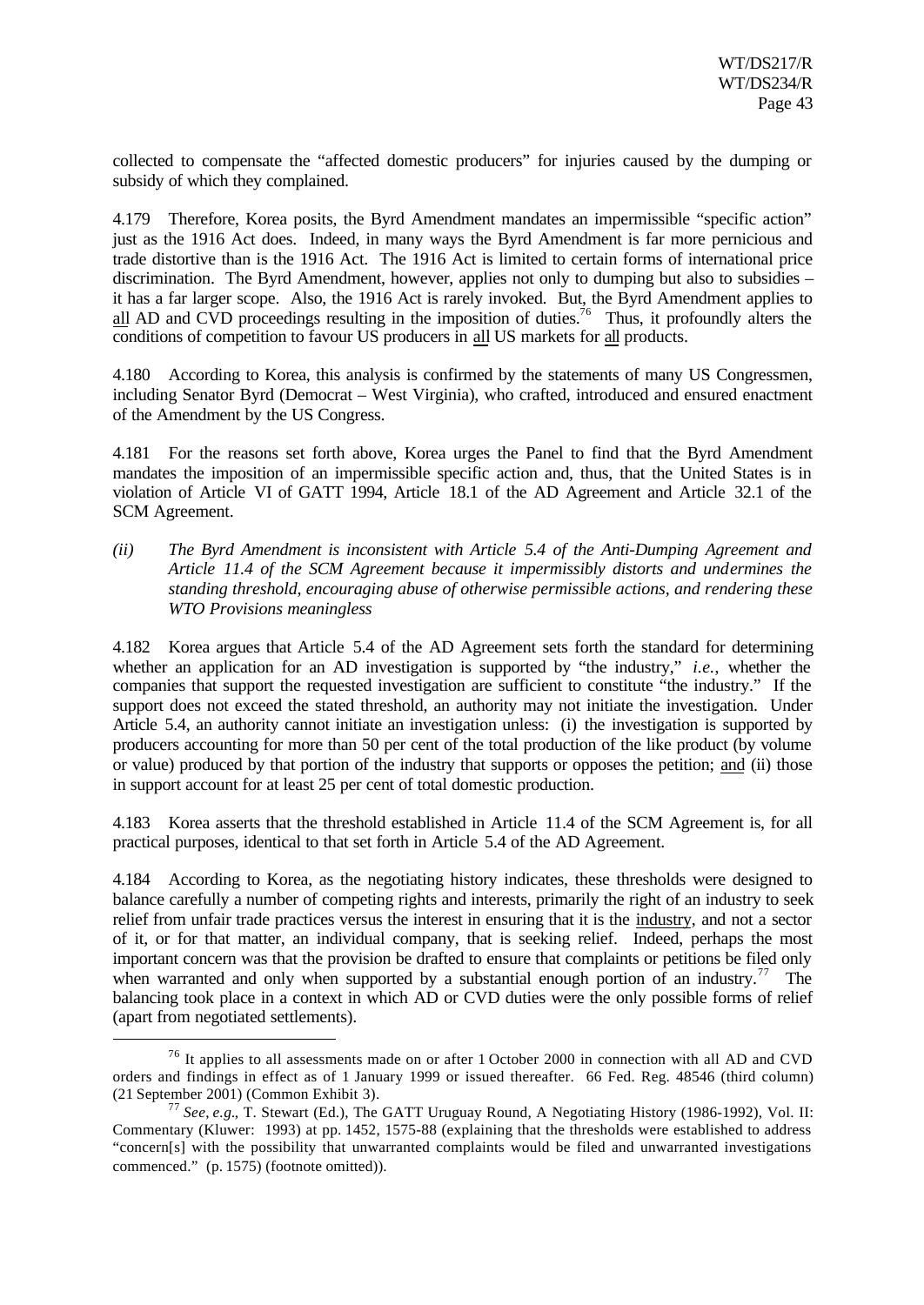collected to compensate the "affected domestic producers" for injuries caused by the dumping or subsidy of which they complained.

4.179 Therefore, Korea posits, the Byrd Amendment mandates an impermissible "specific action" just as the 1916 Act does. Indeed, in many ways the Byrd Amendment is far more pernicious and trade distortive than is the 1916 Act. The 1916 Act is limited to certain forms of international price discrimination. The Byrd Amendment, however, applies not only to dumping but also to subsidies – it has a far larger scope. Also, the 1916 Act is rarely invoked. But, the Byrd Amendment applies to all AD and CVD proceedings resulting in the imposition of duties.[76] Thus, it profoundly alters the conditions of competition to favour US producers in all US markets for all products.

4.180 According to Korea, this analysis is confirmed by the statements of many US Congressmen, including Senator Byrd (Democrat – West Virginia), who crafted, introduced and ensured enactment of the Amendment by the US Congress.

4.181 For the reasons set forth above, Korea urges the Panel to find that the Byrd Amendment mandates the imposition of an impermissible specific action and, thus, that the United States is in violation of Article VI of GATT 1994, Article 18.1 of the AD Agreement and Article 32.1 of the SCM Agreement.

*(ii) The Byrd Amendment is inconsistent with Article 5.4 of the Anti-Dumping Agreement and Article 11.4 of the SCM Agreement because it impermissibly distorts and undermines the standing threshold, encouraging abuse of otherwise permissible actions, and rendering these WTO Provisions meaningless*

4.182 Korea argues that Article 5.4 of the AD Agreement sets forth the standard for determining whether an application for an AD investigation is supported by "the industry," *i.e.*, whether the companies that support the requested investigation are sufficient to constitute "the industry." If the support does not exceed the stated threshold, an authority may not initiate the investigation. Under Article 5.4, an authority cannot initiate an investigation unless: (i) the investigation is supported by producers accounting for more than 50 per cent of the total production of the like product (by volume or value) produced by that portion of the industry that supports or opposes the petition; and (ii) those in support account for at least 25 per cent of total domestic production.

4.183 Korea asserts that the threshold established in Article 11.4 of the SCM Agreement is, for all practical purposes, identical to that set forth in Article 5.4 of the AD Agreement.

4.184 According to Korea, as the negotiating history indicates, these thresholds were designed to balance carefully a number of competing rights and interests, primarily the right of an industry to seek relief from unfair trade practices versus the interest in ensuring that it is the industry, and not a sector of it, or for that matter, an individual company, that is seeking relief. Indeed, perhaps the most important concern was that the provision be drafted to ensure that complaints or petitions be filed only when warranted and only when supported by a substantial enough portion of an industry.[77] The balancing took place in a context in which AD or CVD duties were the only possible forms of relief (apart from negotiated settlements).

---

[76] It applies to all assessments made on or after 1 October 2000 in connection with all AD and CVD orders and findings in effect as of 1 January 1999 or issued thereafter. 66 Fed. Reg. 48546 (third column) (21 September 2001) (Common Exhibit 3).

[77] *See, e.g.*, T. Stewart (Ed.), The GATT Uruguay Round, A Negotiating History (1986-1992), Vol. II: Commentary (Kluwer: 1993) at pp. 1452, 1575-88 (explaining that the thresholds were established to address "concern[s] with the possibility that unwarranted complaints would be filed and unwarranted investigations commenced." (p. 1575) (footnote omitted)).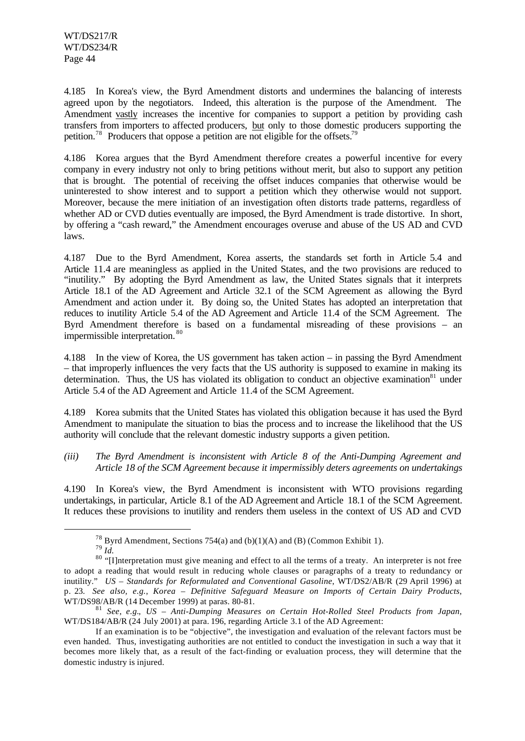4.185 In Korea's view, the Byrd Amendment distorts and undermines the balancing of interests agreed upon by the negotiators. Indeed, this alteration is the purpose of the Amendment. The Amendment vastly increases the incentive for companies to support a petition by providing cash transfers from importers to affected producers, but only to those domestic producers supporting the petition.[78] Producers that oppose a petition are not eligible for the offsets.[79]

4.186 Korea argues that the Byrd Amendment therefore creates a powerful incentive for every company in every industry not only to bring petitions without merit, but also to support any petition that is brought. The potential of receiving the offset induces companies that otherwise would be uninterested to show interest and to support a petition which they otherwise would not support. Moreover, because the mere initiation of an investigation often distorts trade patterns, regardless of whether AD or CVD duties eventually are imposed, the Byrd Amendment is trade distortive. In short, by offering a "cash reward," the Amendment encourages overuse and abuse of the US AD and CVD laws.

4.187 Due to the Byrd Amendment, Korea asserts, the standards set forth in Article 5.4 and Article 11.4 are meaningless as applied in the United States, and the two provisions are reduced to "inutility." By adopting the Byrd Amendment as law, the United States signals that it interprets Article 18.1 of the AD Agreement and Article 32.1 of the SCM Agreement as allowing the Byrd Amendment and action under it. By doing so, the United States has adopted an interpretation that reduces to inutility Article 5.4 of the AD Agreement and Article 11.4 of the SCM Agreement. The Byrd Amendment therefore is based on a fundamental misreading of these provisions – an impermissible interpretation.[80]

4.188 In the view of Korea, the US government has taken action – in passing the Byrd Amendment – that improperly influences the very facts that the US authority is supposed to examine in making its determination. Thus, the US has violated its obligation to conduct an objective examination[81] under Article 5.4 of the AD Agreement and Article 11.4 of the SCM Agreement.

4.189 Korea submits that the United States has violated this obligation because it has used the Byrd Amendment to manipulate the situation to bias the process and to increase the likelihood that the US authority will conclude that the relevant domestic industry supports a given petition.

*(iii) The Byrd Amendment is inconsistent with Article 8 of the Anti-Dumping Agreement and Article 18 of the SCM Agreement because it impermissibly deters agreements on undertakings*

4.190 In Korea's view, the Byrd Amendment is inconsistent with WTO provisions regarding undertakings, in particular, Article 8.1 of the AD Agreement and Article 18.1 of the SCM Agreement. It reduces these provisions to inutility and renders them useless in the context of US AD and CVD

---

[78] Byrd Amendment, Sections 754(a) and (b)(1)(A) and (B) (Common Exhibit 1).

[79] *Id.*

[80] "[I]nterpretation must give meaning and effect to all the terms of a treaty. An interpreter is not free to adopt a reading that would result in reducing whole clauses or paragraphs of a treaty to redundancy or inutility." *US – Standards for Reformulated and Conventional Gasoline*, WT/DS2/AB/R (29 April 1996) at p. 23. *See also, e.g.*, *Korea – Definitive Safeguard Measure on Imports of Certain Dairy Products*, WT/DS98/AB/R (14 December 1999) at paras. 80-81.

[81] *See, e.g*., *US – Anti-Dumping Measures on Certain Hot-Rolled Steel Products from Japan*, WT/DS184/AB/R (24 July 2001) at para. 196, regarding Article 3.1 of the AD Agreement:

If an examination is to be "objective", the investigation and evaluation of the relevant factors must be even handed. Thus, investigating authorities are not entitled to conduct the investigation in such a way that it becomes more likely that, as a result of the fact-finding or evaluation process, they will determine that the domestic industry is injured.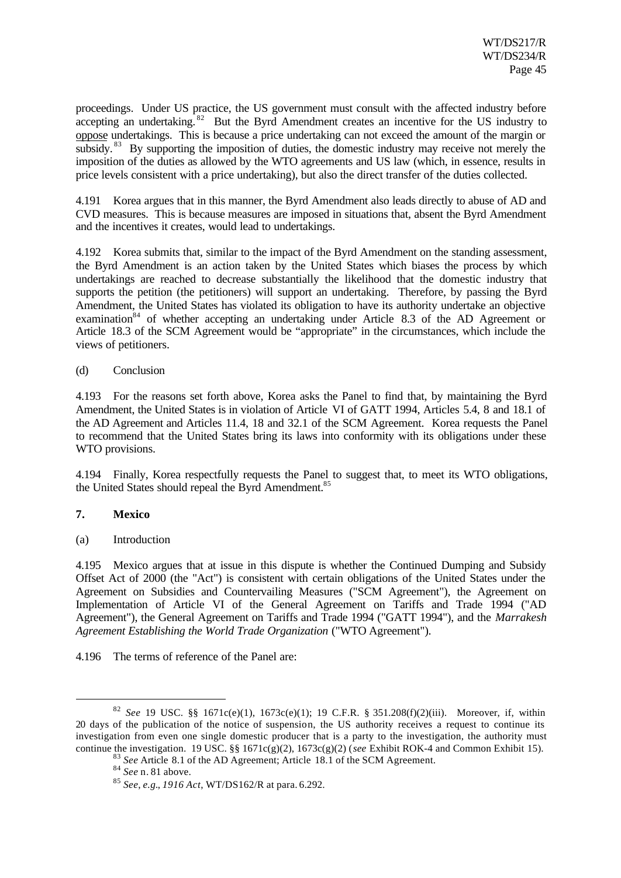proceedings. Under US practice, the US government must consult with the affected industry before accepting an undertaking.[82] But the Byrd Amendment creates an incentive for the US industry to oppose undertakings. This is because a price undertaking can not exceed the amount of the margin or subsidy.[83] By supporting the imposition of duties, the domestic industry may receive not merely the imposition of the duties as allowed by the WTO agreements and US law (which, in essence, results in price levels consistent with a price undertaking), but also the direct transfer of the duties collected.

4.191 Korea argues that in this manner, the Byrd Amendment also leads directly to abuse of AD and CVD measures. This is because measures are imposed in situations that, absent the Byrd Amendment and the incentives it creates, would lead to undertakings.

4.192 Korea submits that, similar to the impact of the Byrd Amendment on the standing assessment, the Byrd Amendment is an action taken by the United States which biases the process by which undertakings are reached to decrease substantially the likelihood that the domestic industry that supports the petition (the petitioners) will support an undertaking. Therefore, by passing the Byrd Amendment, the United States has violated its obligation to have its authority undertake an objective examination[84] of whether accepting an undertaking under Article 8.3 of the AD Agreement or Article 18.3 of the SCM Agreement would be "appropriate" in the circumstances, which include the views of petitioners.

(d) Conclusion

4.193 For the reasons set forth above, Korea asks the Panel to find that, by maintaining the Byrd Amendment, the United States is in violation of Article VI of GATT 1994, Articles 5.4, 8 and 18.1 of the AD Agreement and Articles 11.4, 18 and 32.1 of the SCM Agreement. Korea requests the Panel to recommend that the United States bring its laws into conformity with its obligations under these WTO provisions.

4.194 Finally, Korea respectfully requests the Panel to suggest that, to meet its WTO obligations, the United States should repeal the Byrd Amendment.[85]

### 7. Mexico

(a) Introduction

4.195 Mexico argues that at issue in this dispute is whether the Continued Dumping and Subsidy Offset Act of 2000 (the "Act") is consistent with certain obligations of the United States under the Agreement on Subsidies and Countervailing Measures ("SCM Agreement"), the Agreement on Implementation of Article VI of the General Agreement on Tariffs and Trade 1994 ("AD Agreement"), the General Agreement on Tariffs and Trade 1994 ("GATT 1994"), and the *Marrakesh Agreement Establishing the World Trade Organization* ("WTO Agreement").

4.196 The terms of reference of the Panel are:

---

[82] *See* 19 USC. §§ 1671c(e)(1), 1673c(e)(1); 19 C.F.R. § 351.208(f)(2)(iii). Moreover, if, within 20 days of the publication of the notice of suspension, the US authority receives a request to continue its investigation from even one single domestic producer that is a party to the investigation, the authority must continue the investigation. 19 USC. §§ 1671c(g)(2), 1673c(g)(2) (*see* Exhibit ROK-4 and Common Exhibit 15).

[83] *See* Article 8.1 of the AD Agreement; Article 18.1 of the SCM Agreement.

[84] *See* n. 81 above.

[85] *See, e.g., 1916 Act*, WT/DS162/R at para. 6.292.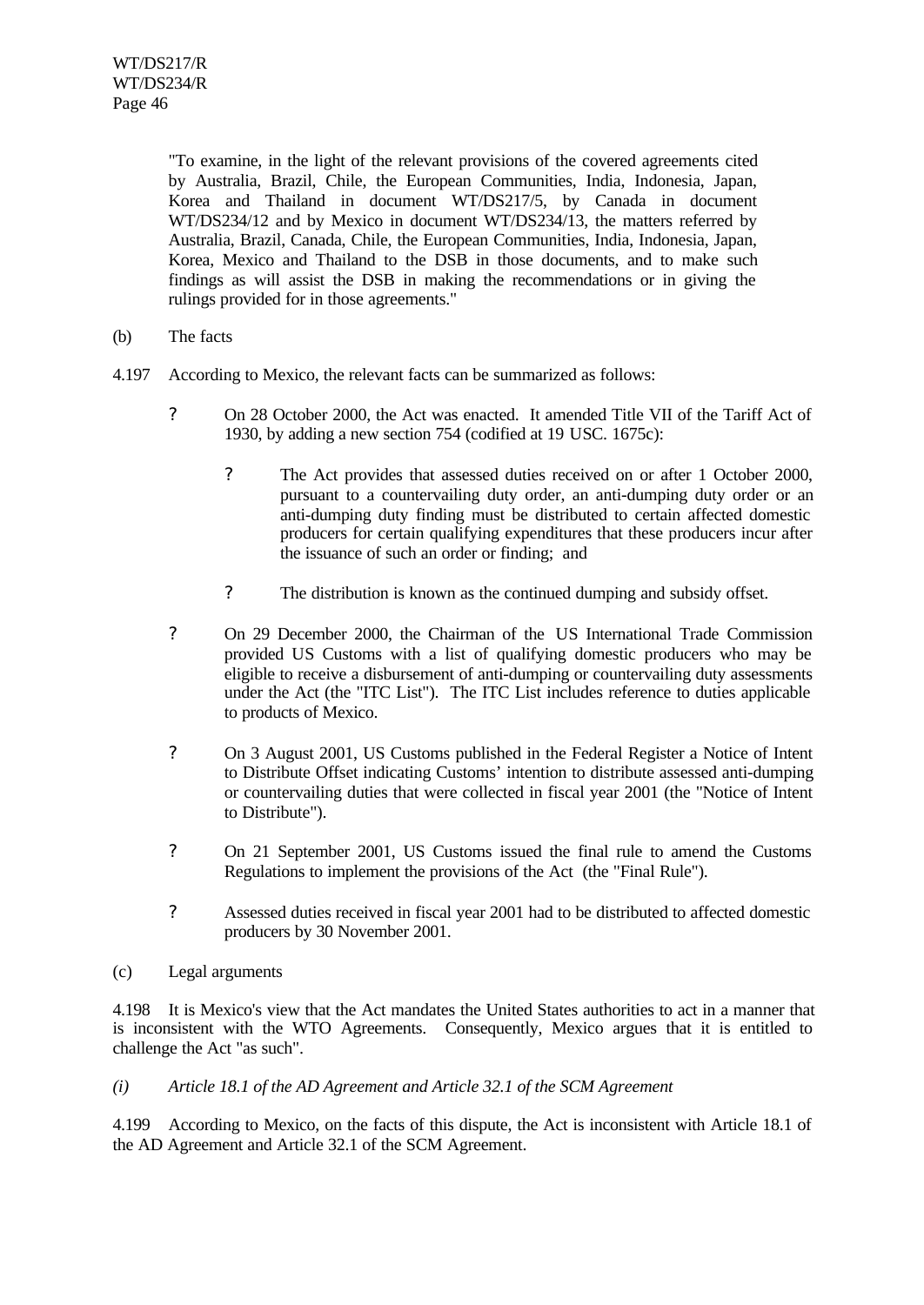"To examine, in the light of the relevant provisions of the covered agreements cited by Australia, Brazil, Chile, the European Communities, India, Indonesia, Japan, Korea and Thailand in document WT/DS217/5, by Canada in document WT/DS234/12 and by Mexico in document WT/DS234/13, the matters referred by Australia, Brazil, Canada, Chile, the European Communities, India, Indonesia, Japan, Korea, Mexico and Thailand to the DSB in those documents, and to make such findings as will assist the DSB in making the recommendations or in giving the rulings provided for in those agreements."

(b) The facts

4.197 According to Mexico, the relevant facts can be summarized as follows:

- On 28 October 2000, the Act was enacted. It amended Title VII of the Tariff Act of 1930, by adding a new section 754 (codified at 19 USC. 1675c):
  - The Act provides that assessed duties received on or after 1 October 2000, pursuant to a countervailing duty order, an anti-dumping duty order or an anti-dumping duty finding must be distributed to certain affected domestic producers for certain qualifying expenditures that these producers incur after the issuance of such an order or finding; and
  - The distribution is known as the continued dumping and subsidy offset.
- On 29 December 2000, the Chairman of the US International Trade Commission provided US Customs with a list of qualifying domestic producers who may be eligible to receive a disbursement of anti-dumping or countervailing duty assessments under the Act (the "ITC List"). The ITC List includes reference to duties applicable to products of Mexico.
- On 3 August 2001, US Customs published in the Federal Register a Notice of Intent to Distribute Offset indicating Customs' intention to distribute assessed anti-dumping or countervailing duties that were collected in fiscal year 2001 (the "Notice of Intent to Distribute").
- On 21 September 2001, US Customs issued the final rule to amend the Customs Regulations to implement the provisions of the Act (the "Final Rule").
- Assessed duties received in fiscal year 2001 had to be distributed to affected domestic producers by 30 November 2001.

(c) Legal arguments

4.198 It is Mexico's view that the Act mandates the United States authorities to act in a manner that is inconsistent with the WTO Agreements. Consequently, Mexico argues that it is entitled to challenge the Act "as such".

*(i) Article 18.1 of the AD Agreement and Article 32.1 of the SCM Agreement*

4.199 According to Mexico, on the facts of this dispute, the Act is inconsistent with Article 18.1 of the AD Agreement and Article 32.1 of the SCM Agreement.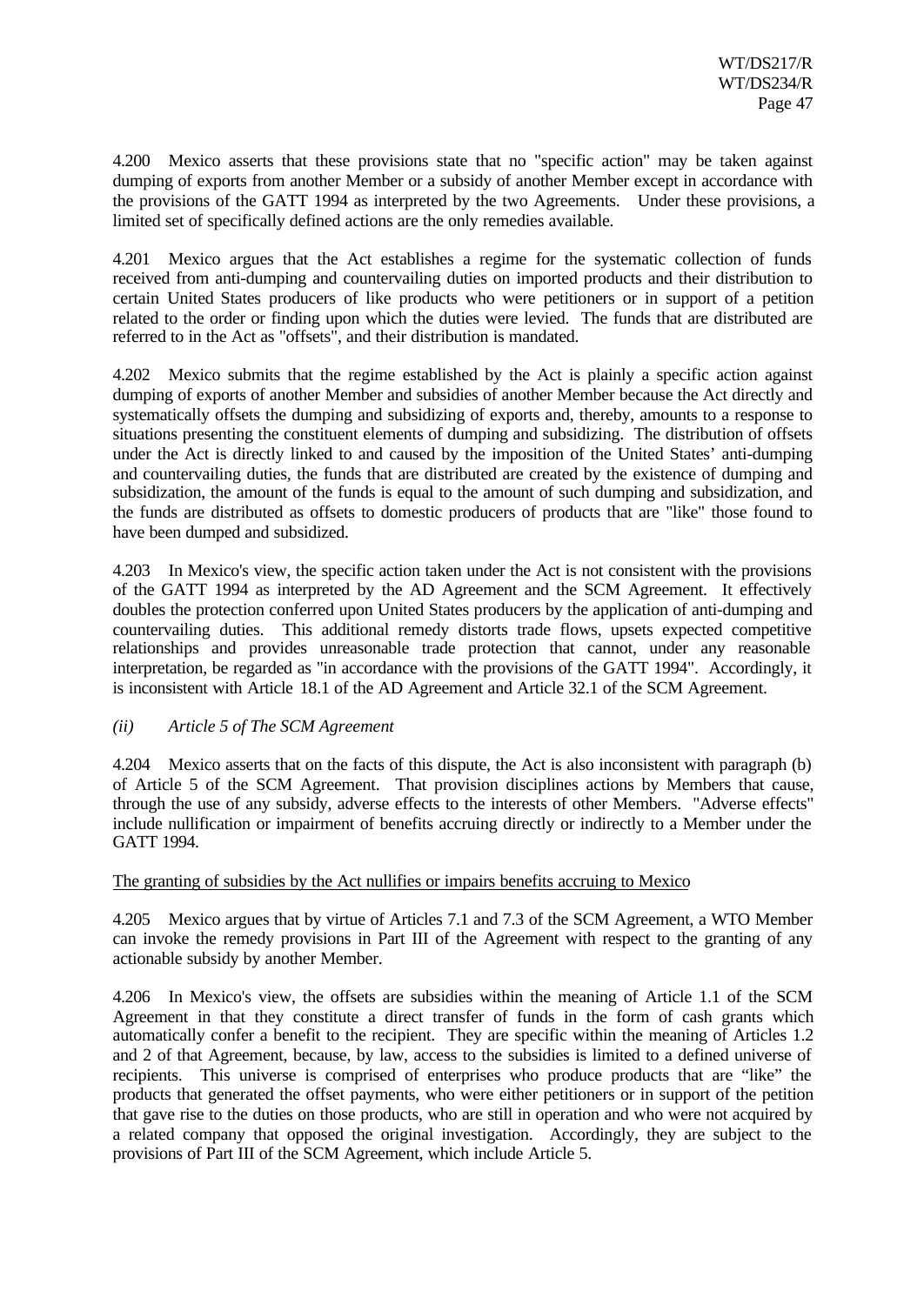4.200 Mexico asserts that these provisions state that no "specific action" may be taken against dumping of exports from another Member or a subsidy of another Member except in accordance with the provisions of the GATT 1994 as interpreted by the two Agreements. Under these provisions, a limited set of specifically defined actions are the only remedies available.

4.201 Mexico argues that the Act establishes a regime for the systematic collection of funds received from anti-dumping and countervailing duties on imported products and their distribution to certain United States producers of like products who were petitioners or in support of a petition related to the order or finding upon which the duties were levied. The funds that are distributed are referred to in the Act as "offsets", and their distribution is mandated.

4.202 Mexico submits that the regime established by the Act is plainly a specific action against dumping of exports of another Member and subsidies of another Member because the Act directly and systematically offsets the dumping and subsidizing of exports and, thereby, amounts to a response to situations presenting the constituent elements of dumping and subsidizing. The distribution of offsets under the Act is directly linked to and caused by the imposition of the United States' anti-dumping and countervailing duties, the funds that are distributed are created by the existence of dumping and subsidization, the amount of the funds is equal to the amount of such dumping and subsidization, and the funds are distributed as offsets to domestic producers of products that are "like" those found to have been dumped and subsidized.

4.203 In Mexico's view, the specific action taken under the Act is not consistent with the provisions of the GATT 1994 as interpreted by the AD Agreement and the SCM Agreement. It effectively doubles the protection conferred upon United States producers by the application of anti-dumping and countervailing duties. This additional remedy distorts trade flows, upsets expected competitive relationships and provides unreasonable trade protection that cannot, under any reasonable interpretation, be regarded as "in accordance with the provisions of the GATT 1994". Accordingly, it is inconsistent with Article 18.1 of the AD Agreement and Article 32.1 of the SCM Agreement.

*(ii) Article 5 of The SCM Agreement*

4.204 Mexico asserts that on the facts of this dispute, the Act is also inconsistent with paragraph (b) of Article 5 of the SCM Agreement. That provision disciplines actions by Members that cause, through the use of any subsidy, adverse effects to the interests of other Members. "Adverse effects" include nullification or impairment of benefits accruing directly or indirectly to a Member under the GATT 1994.

The granting of subsidies by the Act nullifies or impairs benefits accruing to Mexico

4.205 Mexico argues that by virtue of Articles 7.1 and 7.3 of the SCM Agreement, a WTO Member can invoke the remedy provisions in Part III of the Agreement with respect to the granting of any actionable subsidy by another Member.

4.206 In Mexico's view, the offsets are subsidies within the meaning of Article 1.1 of the SCM Agreement in that they constitute a direct transfer of funds in the form of cash grants which automatically confer a benefit to the recipient. They are specific within the meaning of Articles 1.2 and 2 of that Agreement, because, by law, access to the subsidies is limited to a defined universe of recipients. This universe is comprised of enterprises who produce products that are "like" the products that generated the offset payments, who were either petitioners or in support of the petition that gave rise to the duties on those products, who are still in operation and who were not acquired by a related company that opposed the original investigation. Accordingly, they are subject to the provisions of Part III of the SCM Agreement, which include Article 5.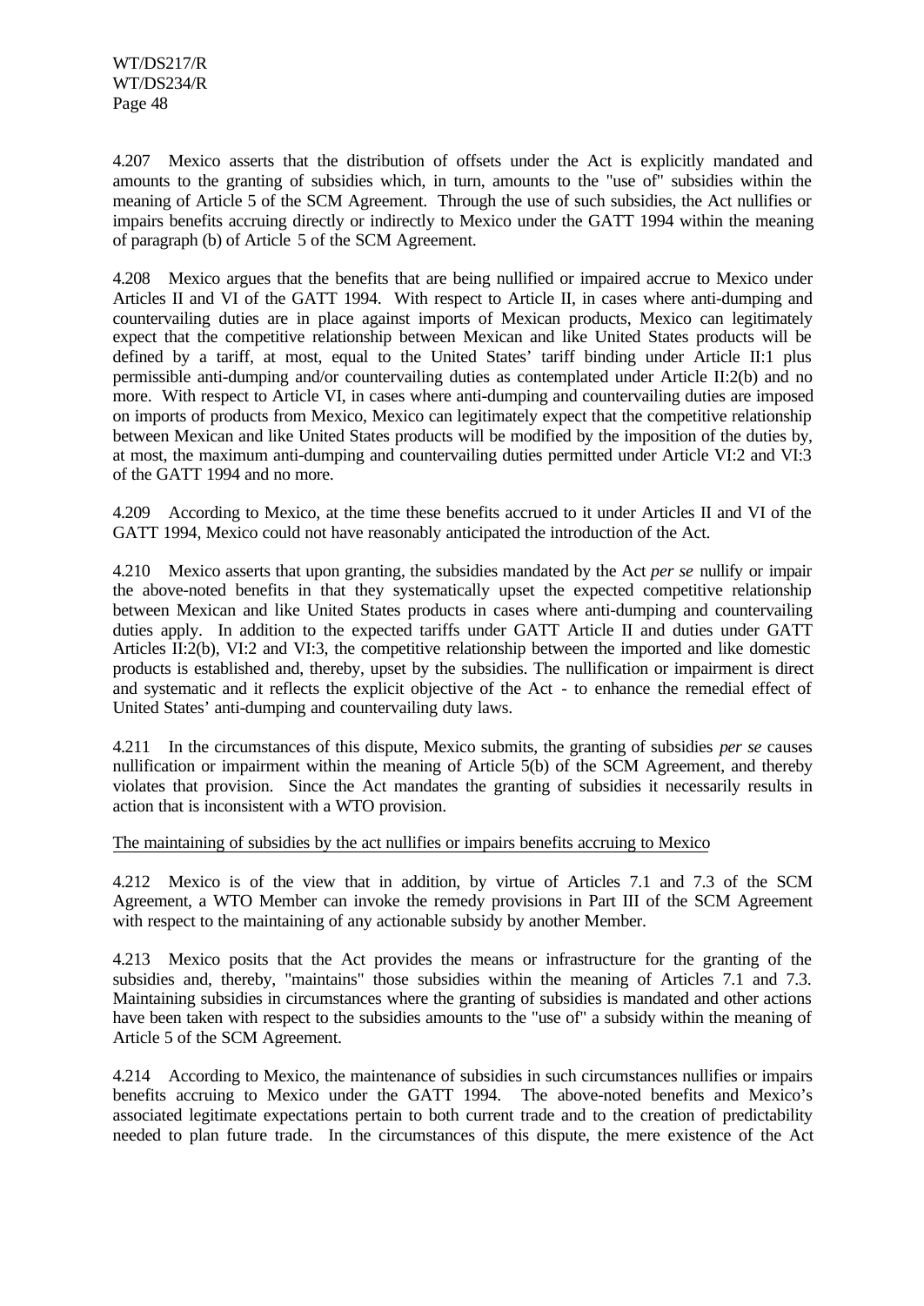4.207 Mexico asserts that the distribution of offsets under the Act is explicitly mandated and amounts to the granting of subsidies which, in turn, amounts to the "use of" subsidies within the meaning of Article 5 of the SCM Agreement. Through the use of such subsidies, the Act nullifies or impairs benefits accruing directly or indirectly to Mexico under the GATT 1994 within the meaning of paragraph (b) of Article 5 of the SCM Agreement.

4.208 Mexico argues that the benefits that are being nullified or impaired accrue to Mexico under Articles II and VI of the GATT 1994. With respect to Article II, in cases where anti-dumping and countervailing duties are in place against imports of Mexican products, Mexico can legitimately expect that the competitive relationship between Mexican and like United States products will be defined by a tariff, at most, equal to the United States' tariff binding under Article II:1 plus permissible anti-dumping and/or countervailing duties as contemplated under Article II:2(b) and no more. With respect to Article VI, in cases where anti-dumping and countervailing duties are imposed on imports of products from Mexico, Mexico can legitimately expect that the competitive relationship between Mexican and like United States products will be modified by the imposition of the duties by, at most, the maximum anti-dumping and countervailing duties permitted under Article VI:2 and VI:3 of the GATT 1994 and no more.

4.209 According to Mexico, at the time these benefits accrued to it under Articles II and VI of the GATT 1994, Mexico could not have reasonably anticipated the introduction of the Act.

4.210 Mexico asserts that upon granting, the subsidies mandated by the Act *per se* nullify or impair the above-noted benefits in that they systematically upset the expected competitive relationship between Mexican and like United States products in cases where anti-dumping and countervailing duties apply. In addition to the expected tariffs under GATT Article II and duties under GATT Articles II:2(b), VI:2 and VI:3, the competitive relationship between the imported and like domestic products is established and, thereby, upset by the subsidies. The nullification or impairment is direct and systematic and it reflects the explicit objective of the Act - to enhance the remedial effect of United States' anti-dumping and countervailing duty laws.

4.211 In the circumstances of this dispute, Mexico submits, the granting of subsidies *per se* causes nullification or impairment within the meaning of Article 5(b) of the SCM Agreement, and thereby violates that provision. Since the Act mandates the granting of subsidies it necessarily results in action that is inconsistent with a WTO provision.

The maintaining of subsidies by the act nullifies or impairs benefits accruing to Mexico

4.212 Mexico is of the view that in addition, by virtue of Articles 7.1 and 7.3 of the SCM Agreement, a WTO Member can invoke the remedy provisions in Part III of the SCM Agreement with respect to the maintaining of any actionable subsidy by another Member.

4.213 Mexico posits that the Act provides the means or infrastructure for the granting of the subsidies and, thereby, "maintains" those subsidies within the meaning of Articles 7.1 and 7.3. Maintaining subsidies in circumstances where the granting of subsidies is mandated and other actions have been taken with respect to the subsidies amounts to the "use of" a subsidy within the meaning of Article 5 of the SCM Agreement.

4.214 According to Mexico, the maintenance of subsidies in such circumstances nullifies or impairs benefits accruing to Mexico under the GATT 1994. The above-noted benefits and Mexico's associated legitimate expectations pertain to both current trade and to the creation of predictability needed to plan future trade. In the circumstances of this dispute, the mere existence of the Act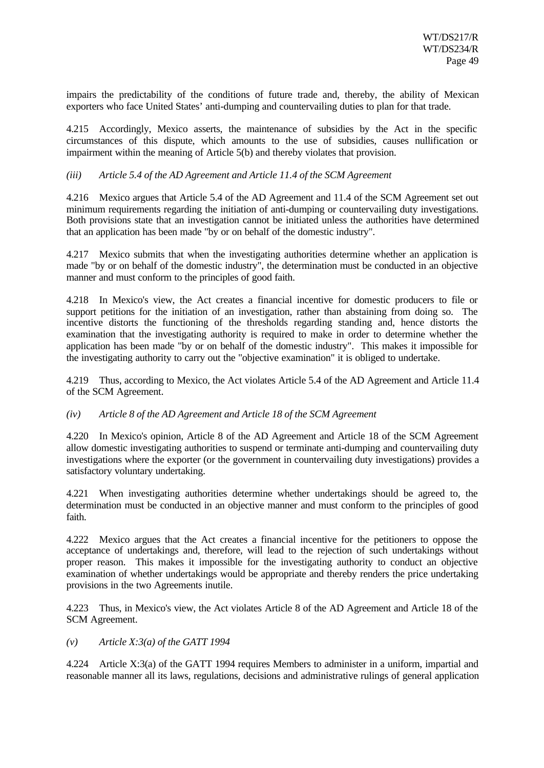impairs the predictability of the conditions of future trade and, thereby, the ability of Mexican exporters who face United States' anti-dumping and countervailing duties to plan for that trade.

4.215 Accordingly, Mexico asserts, the maintenance of subsidies by the Act in the specific circumstances of this dispute, which amounts to the use of subsidies, causes nullification or impairment within the meaning of Article 5(b) and thereby violates that provision.

*(iii) Article 5.4 of the AD Agreement and Article 11.4 of the SCM Agreement*

4.216 Mexico argues that Article 5.4 of the AD Agreement and 11.4 of the SCM Agreement set out minimum requirements regarding the initiation of anti-dumping or countervailing duty investigations. Both provisions state that an investigation cannot be initiated unless the authorities have determined that an application has been made "by or on behalf of the domestic industry".

4.217 Mexico submits that when the investigating authorities determine whether an application is made "by or on behalf of the domestic industry", the determination must be conducted in an objective manner and must conform to the principles of good faith.

4.218 In Mexico's view, the Act creates a financial incentive for domestic producers to file or support petitions for the initiation of an investigation, rather than abstaining from doing so. The incentive distorts the functioning of the thresholds regarding standing and, hence distorts the examination that the investigating authority is required to make in order to determine whether the application has been made "by or on behalf of the domestic industry". This makes it impossible for the investigating authority to carry out the "objective examination" it is obliged to undertake.

4.219 Thus, according to Mexico, the Act violates Article 5.4 of the AD Agreement and Article 11.4 of the SCM Agreement.

*(iv) Article 8 of the AD Agreement and Article 18 of the SCM Agreement*

4.220 In Mexico's opinion, Article 8 of the AD Agreement and Article 18 of the SCM Agreement allow domestic investigating authorities to suspend or terminate anti-dumping and countervailing duty investigations where the exporter (or the government in countervailing duty investigations) provides a satisfactory voluntary undertaking.

4.221 When investigating authorities determine whether undertakings should be agreed to, the determination must be conducted in an objective manner and must conform to the principles of good faith.

4.222 Mexico argues that the Act creates a financial incentive for the petitioners to oppose the acceptance of undertakings and, therefore, will lead to the rejection of such undertakings without proper reason. This makes it impossible for the investigating authority to conduct an objective examination of whether undertakings would be appropriate and thereby renders the price undertaking provisions in the two Agreements inutile.

4.223 Thus, in Mexico's view, the Act violates Article 8 of the AD Agreement and Article 18 of the SCM Agreement.

*(v) Article X:3(a) of the GATT 1994*

4.224 Article X:3(a) of the GATT 1994 requires Members to administer in a uniform, impartial and reasonable manner all its laws, regulations, decisions and administrative rulings of general application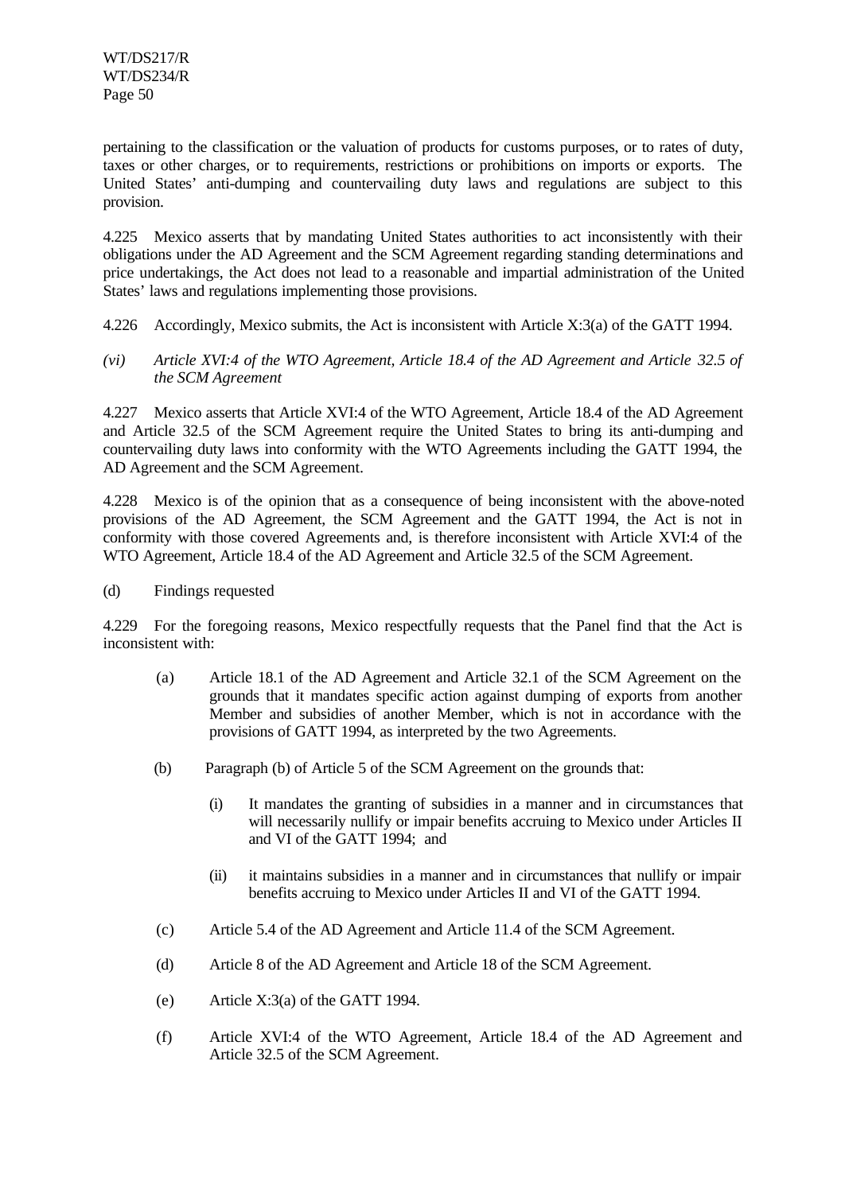pertaining to the classification or the valuation of products for customs purposes, or to rates of duty, taxes or other charges, or to requirements, restrictions or prohibitions on imports or exports. The United States' anti-dumping and countervailing duty laws and regulations are subject to this provision.

4.225 Mexico asserts that by mandating United States authorities to act inconsistently with their obligations under the AD Agreement and the SCM Agreement regarding standing determinations and price undertakings, the Act does not lead to a reasonable and impartial administration of the United States' laws and regulations implementing those provisions.

4.226 Accordingly, Mexico submits, the Act is inconsistent with Article X:3(a) of the GATT 1994.

*(vi) Article XVI:4 of the WTO Agreement, Article 18.4 of the AD Agreement and Article 32.5 of the SCM Agreement*

4.227 Mexico asserts that Article XVI:4 of the WTO Agreement, Article 18.4 of the AD Agreement and Article 32.5 of the SCM Agreement require the United States to bring its anti-dumping and countervailing duty laws into conformity with the WTO Agreements including the GATT 1994, the AD Agreement and the SCM Agreement.

4.228 Mexico is of the opinion that as a consequence of being inconsistent with the above-noted provisions of the AD Agreement, the SCM Agreement and the GATT 1994, the Act is not in conformity with those covered Agreements and, is therefore inconsistent with Article XVI:4 of the WTO Agreement, Article 18.4 of the AD Agreement and Article 32.5 of the SCM Agreement.

(d) Findings requested

4.229 For the foregoing reasons, Mexico respectfully requests that the Panel find that the Act is inconsistent with:

(a) Article 18.1 of the AD Agreement and Article 32.1 of the SCM Agreement on the grounds that it mandates specific action against dumping of exports from another Member and subsidies of another Member, which is not in accordance with the provisions of GATT 1994, as interpreted by the two Agreements.

(b) Paragraph (b) of Article 5 of the SCM Agreement on the grounds that:

   (i) It mandates the granting of subsidies in a manner and in circumstances that will necessarily nullify or impair benefits accruing to Mexico under Articles II and VI of the GATT 1994; and

   (ii) it maintains subsidies in a manner and in circumstances that nullify or impair benefits accruing to Mexico under Articles II and VI of the GATT 1994.

(c) Article 5.4 of the AD Agreement and Article 11.4 of the SCM Agreement.

(d) Article 8 of the AD Agreement and Article 18 of the SCM Agreement.

(e) Article X:3(a) of the GATT 1994.

(f) Article XVI:4 of the WTO Agreement, Article 18.4 of the AD Agreement and Article 32.5 of the SCM Agreement.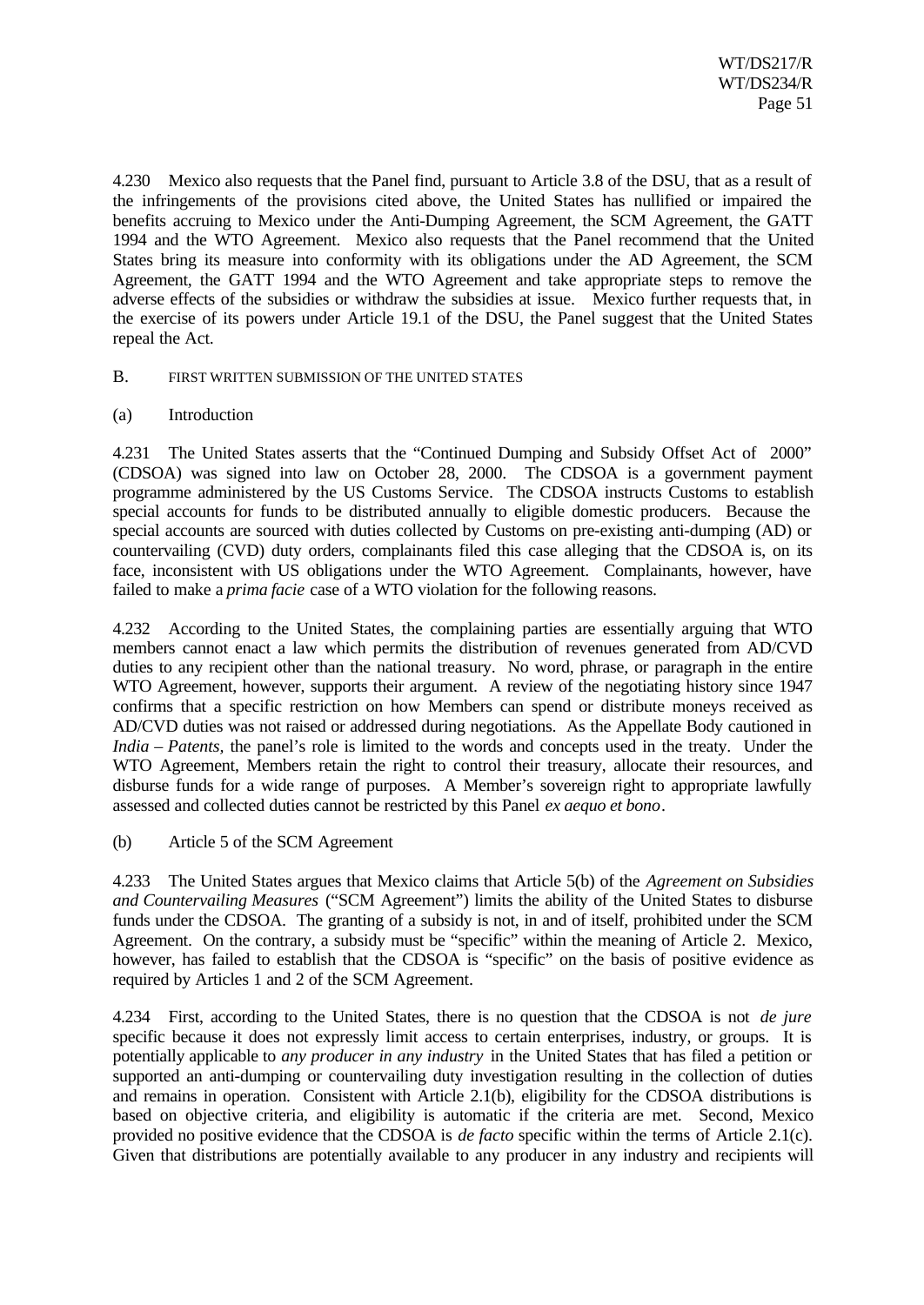4.230 Mexico also requests that the Panel find, pursuant to Article 3.8 of the DSU, that as a result of the infringements of the provisions cited above, the United States has nullified or impaired the benefits accruing to Mexico under the Anti-Dumping Agreement, the SCM Agreement, the GATT 1994 and the WTO Agreement. Mexico also requests that the Panel recommend that the United States bring its measure into conformity with its obligations under the AD Agreement, the SCM Agreement, the GATT 1994 and the WTO Agreement and take appropriate steps to remove the adverse effects of the subsidies or withdraw the subsidies at issue. Mexico further requests that, in the exercise of its powers under Article 19.1 of the DSU, the Panel suggest that the United States repeal the Act.

### B. FIRST WRITTEN SUBMISSION OF THE UNITED STATES

#### (a) Introduction

4.231 The United States asserts that the "Continued Dumping and Subsidy Offset Act of 2000" (CDSOA) was signed into law on October 28, 2000. The CDSOA is a government payment programme administered by the US Customs Service. The CDSOA instructs Customs to establish special accounts for funds to be distributed annually to eligible domestic producers. Because the special accounts are sourced with duties collected by Customs on pre-existing anti-dumping (AD) or countervailing (CVD) duty orders, complainants filed this case alleging that the CDSOA is, on its face, inconsistent with US obligations under the WTO Agreement. Complainants, however, have failed to make a *prima facie* case of a WTO violation for the following reasons.

4.232 According to the United States, the complaining parties are essentially arguing that WTO members cannot enact a law which permits the distribution of revenues generated from AD/CVD duties to any recipient other than the national treasury. No word, phrase, or paragraph in the entire WTO Agreement, however, supports their argument. A review of the negotiating history since 1947 confirms that a specific restriction on how Members can spend or distribute moneys received as AD/CVD duties was not raised or addressed during negotiations. As the Appellate Body cautioned in *India – Patents,* the panel's role is limited to the words and concepts used in the treaty. Under the WTO Agreement, Members retain the right to control their treasury, allocate their resources, and disburse funds for a wide range of purposes. A Member's sovereign right to appropriate lawfully assessed and collected duties cannot be restricted by this Panel *ex aequo et bono*.

#### (b) Article 5 of the SCM Agreement

4.233 The United States argues that Mexico claims that Article 5(b) of the *Agreement on Subsidies and Countervailing Measures* ("SCM Agreement") limits the ability of the United States to disburse funds under the CDSOA. The granting of a subsidy is not, in and of itself, prohibited under the SCM Agreement. On the contrary, a subsidy must be "specific" within the meaning of Article 2. Mexico, however, has failed to establish that the CDSOA is "specific" on the basis of positive evidence as required by Articles 1 and 2 of the SCM Agreement.

4.234 First, according to the United States, there is no question that the CDSOA is not *de jure* specific because it does not expressly limit access to certain enterprises, industry, or groups. It is potentially applicable to *any producer in any industry* in the United States that has filed a petition or supported an anti-dumping or countervailing duty investigation resulting in the collection of duties and remains in operation. Consistent with Article 2.1(b), eligibility for the CDSOA distributions is based on objective criteria, and eligibility is automatic if the criteria are met. Second, Mexico provided no positive evidence that the CDSOA is *de facto* specific within the terms of Article 2.1(c). Given that distributions are potentially available to any producer in any industry and recipients will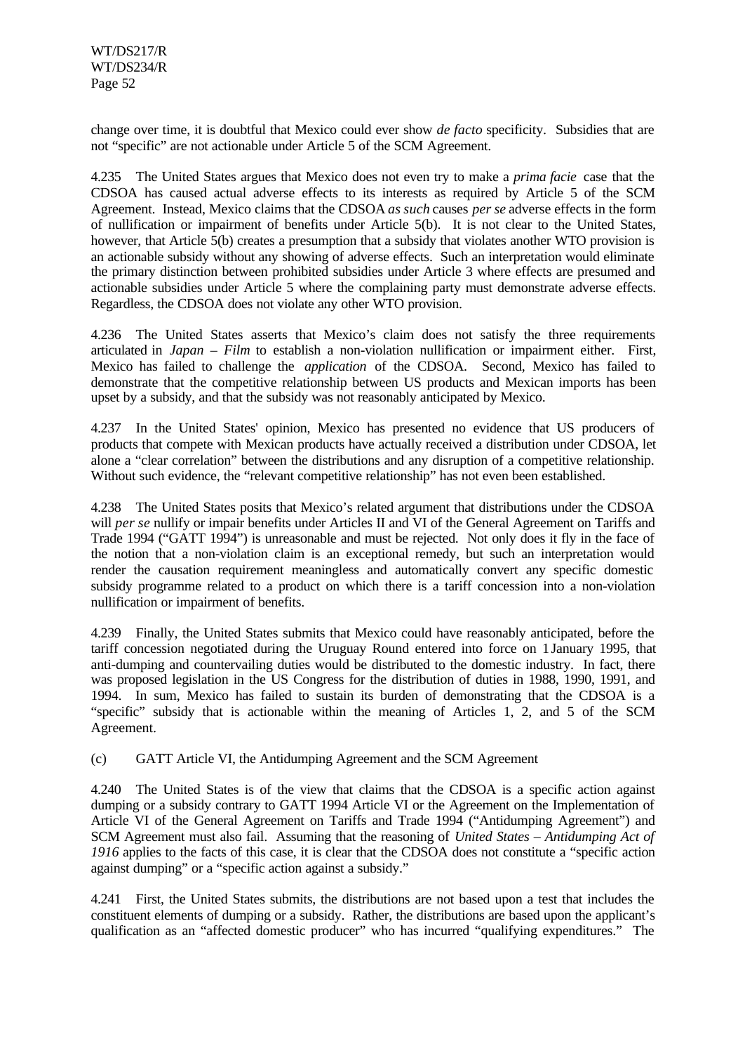change over time, it is doubtful that Mexico could ever show *de facto* specificity. Subsidies that are not "specific" are not actionable under Article 5 of the SCM Agreement.

4.235 The United States argues that Mexico does not even try to make a *prima facie* case that the CDSOA has caused actual adverse effects to its interests as required by Article 5 of the SCM Agreement. Instead, Mexico claims that the CDSOA *as such* causes *per se* adverse effects in the form of nullification or impairment of benefits under Article 5(b). It is not clear to the United States, however, that Article 5(b) creates a presumption that a subsidy that violates another WTO provision is an actionable subsidy without any showing of adverse effects. Such an interpretation would eliminate the primary distinction between prohibited subsidies under Article 3 where effects are presumed and actionable subsidies under Article 5 where the complaining party must demonstrate adverse effects. Regardless, the CDSOA does not violate any other WTO provision.

4.236 The United States asserts that Mexico's claim does not satisfy the three requirements articulated in *Japan – Film* to establish a non-violation nullification or impairment either. First, Mexico has failed to challenge the *application* of the CDSOA. Second, Mexico has failed to demonstrate that the competitive relationship between US products and Mexican imports has been upset by a subsidy, and that the subsidy was not reasonably anticipated by Mexico.

4.237 In the United States' opinion, Mexico has presented no evidence that US producers of products that compete with Mexican products have actually received a distribution under CDSOA, let alone a "clear correlation" between the distributions and any disruption of a competitive relationship. Without such evidence, the "relevant competitive relationship" has not even been established.

4.238 The United States posits that Mexico's related argument that distributions under the CDSOA will *per se* nullify or impair benefits under Articles II and VI of the General Agreement on Tariffs and Trade 1994 ("GATT 1994") is unreasonable and must be rejected. Not only does it fly in the face of the notion that a non-violation claim is an exceptional remedy, but such an interpretation would render the causation requirement meaningless and automatically convert any specific domestic subsidy programme related to a product on which there is a tariff concession into a non-violation nullification or impairment of benefits.

4.239 Finally, the United States submits that Mexico could have reasonably anticipated, before the tariff concession negotiated during the Uruguay Round entered into force on 1 January 1995, that anti-dumping and countervailing duties would be distributed to the domestic industry. In fact, there was proposed legislation in the US Congress for the distribution of duties in 1988, 1990, 1991, and 1994. In sum, Mexico has failed to sustain its burden of demonstrating that the CDSOA is a "specific" subsidy that is actionable within the meaning of Articles 1, 2, and 5 of the SCM Agreement.

(c) GATT Article VI, the Antidumping Agreement and the SCM Agreement

4.240 The United States is of the view that claims that the CDSOA is a specific action against dumping or a subsidy contrary to GATT 1994 Article VI or the Agreement on the Implementation of Article VI of the General Agreement on Tariffs and Trade 1994 ("Antidumping Agreement") and SCM Agreement must also fail. Assuming that the reasoning of *United States – Antidumping Act of 1916* applies to the facts of this case, it is clear that the CDSOA does not constitute a "specific action against dumping" or a "specific action against a subsidy."

4.241 First, the United States submits, the distributions are not based upon a test that includes the constituent elements of dumping or a subsidy. Rather, the distributions are based upon the applicant's qualification as an "affected domestic producer" who has incurred "qualifying expenditures." The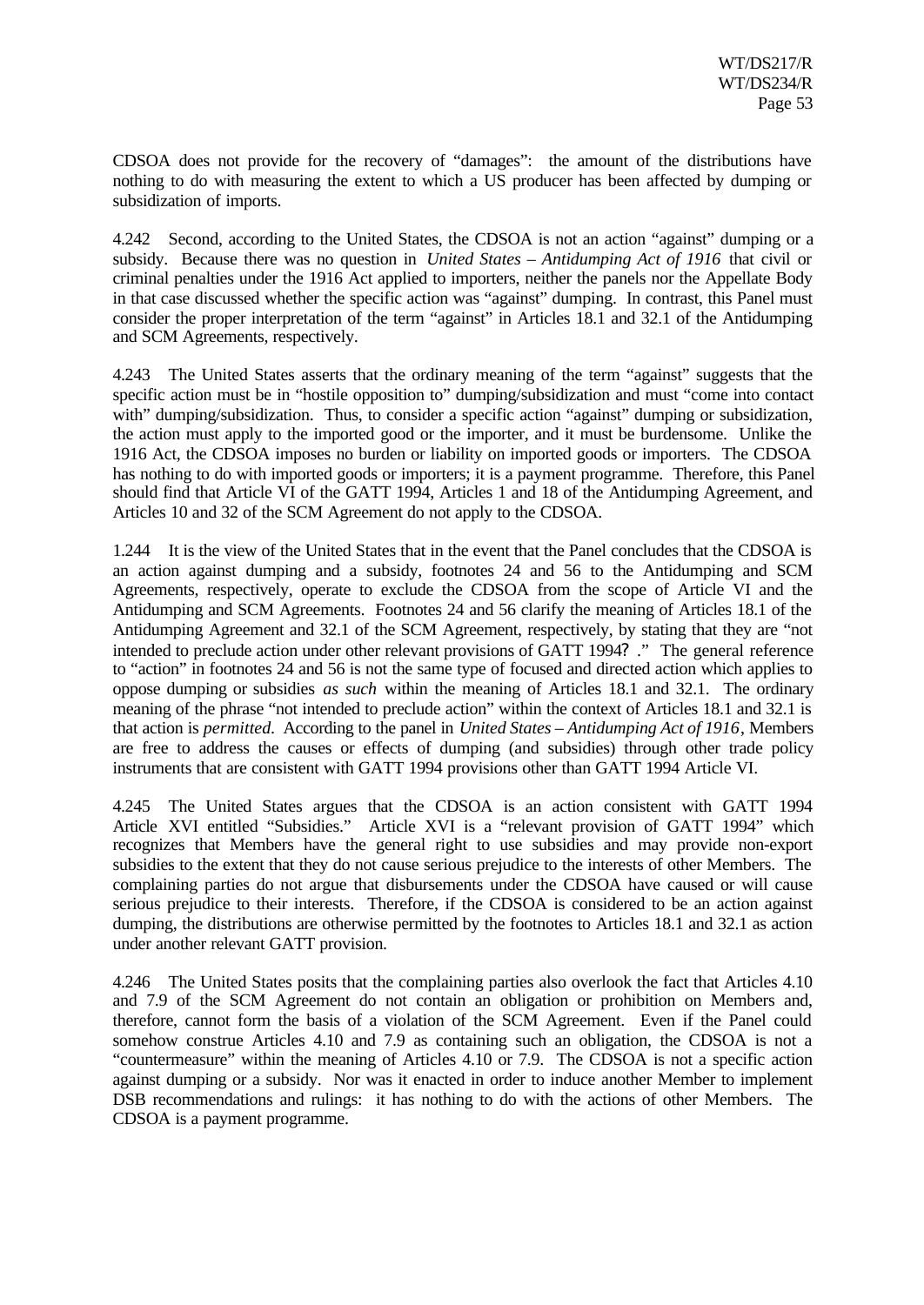CDSOA does not provide for the recovery of "damages": the amount of the distributions have nothing to do with measuring the extent to which a US producer has been affected by dumping or subsidization of imports.

4.242 Second, according to the United States, the CDSOA is not an action "against" dumping or a subsidy. Because there was no question in *United States – Antidumping Act of 1916* that civil or criminal penalties under the 1916 Act applied to importers, neither the panels nor the Appellate Body in that case discussed whether the specific action was "against" dumping. In contrast, this Panel must consider the proper interpretation of the term "against" in Articles 18.1 and 32.1 of the Antidumping and SCM Agreements, respectively.

4.243 The United States asserts that the ordinary meaning of the term "against" suggests that the specific action must be in "hostile opposition to" dumping/subsidization and must "come into contact with" dumping/subsidization. Thus, to consider a specific action "against" dumping or subsidization, the action must apply to the imported good or the importer, and it must be burdensome. Unlike the 1916 Act, the CDSOA imposes no burden or liability on imported goods or importers. The CDSOA has nothing to do with imported goods or importers; it is a payment programme. Therefore, this Panel should find that Article VI of the GATT 1994, Articles 1 and 18 of the Antidumping Agreement, and Articles 10 and 32 of the SCM Agreement do not apply to the CDSOA.

1.244 It is the view of the United States that in the event that the Panel concludes that the CDSOA is an action against dumping and a subsidy, footnotes 24 and 56 to the Antidumping and SCM Agreements, respectively, operate to exclude the CDSOA from the scope of Article VI and the Antidumping and SCM Agreements. Footnotes 24 and 56 clarify the meaning of Articles 18.1 of the Antidumping Agreement and 32.1 of the SCM Agreement, respectively, by stating that they are "not intended to preclude action under other relevant provisions of GATT 1994? ." The general reference to "action" in footnotes 24 and 56 is not the same type of focused and directed action which applies to oppose dumping or subsidies *as such* within the meaning of Articles 18.1 and 32.1. The ordinary meaning of the phrase "not intended to preclude action" within the context of Articles 18.1 and 32.1 is that action is *permitted*. According to the panel in *United States – Antidumping Act of 1916*, Members are free to address the causes or effects of dumping (and subsidies) through other trade policy instruments that are consistent with GATT 1994 provisions other than GATT 1994 Article VI.

4.245 The United States argues that the CDSOA is an action consistent with GATT 1994 Article XVI entitled "Subsidies." Article XVI is a "relevant provision of GATT 1994" which recognizes that Members have the general right to use subsidies and may provide non-export subsidies to the extent that they do not cause serious prejudice to the interests of other Members. The complaining parties do not argue that disbursements under the CDSOA have caused or will cause serious prejudice to their interests. Therefore, if the CDSOA is considered to be an action against dumping, the distributions are otherwise permitted by the footnotes to Articles 18.1 and 32.1 as action under another relevant GATT provision.

4.246 The United States posits that the complaining parties also overlook the fact that Articles 4.10 and 7.9 of the SCM Agreement do not contain an obligation or prohibition on Members and, therefore, cannot form the basis of a violation of the SCM Agreement. Even if the Panel could somehow construe Articles 4.10 and 7.9 as containing such an obligation, the CDSOA is not a "countermeasure" within the meaning of Articles 4.10 or 7.9. The CDSOA is not a specific action against dumping or a subsidy. Nor was it enacted in order to induce another Member to implement DSB recommendations and rulings: it has nothing to do with the actions of other Members. The CDSOA is a payment programme.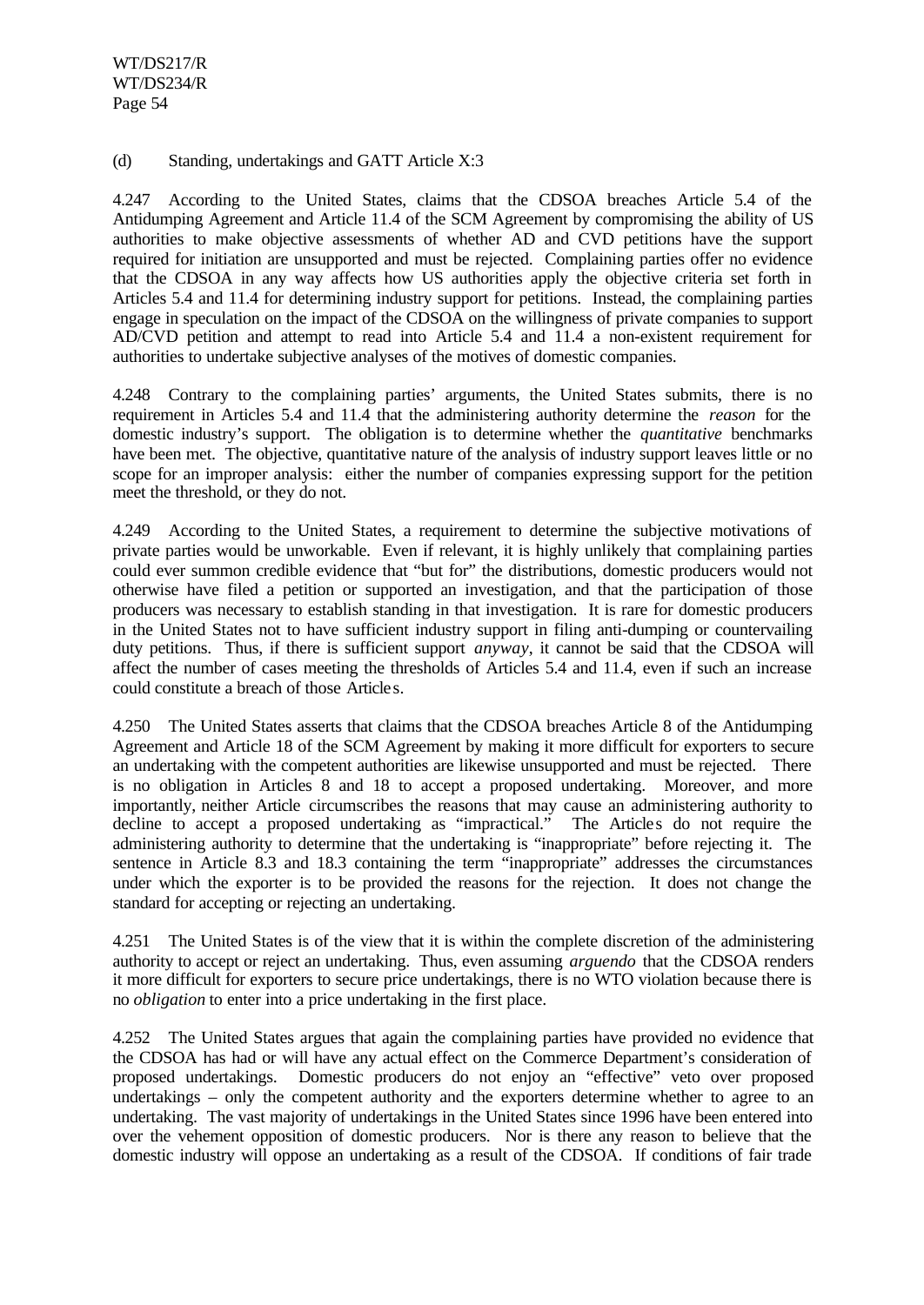(d) Standing, undertakings and GATT Article X:3

4.247 According to the United States, claims that the CDSOA breaches Article 5.4 of the Antidumping Agreement and Article 11.4 of the SCM Agreement by compromising the ability of US authorities to make objective assessments of whether AD and CVD petitions have the support required for initiation are unsupported and must be rejected. Complaining parties offer no evidence that the CDSOA in any way affects how US authorities apply the objective criteria set forth in Articles 5.4 and 11.4 for determining industry support for petitions. Instead, the complaining parties engage in speculation on the impact of the CDSOA on the willingness of private companies to support AD/CVD petition and attempt to read into Article 5.4 and 11.4 a non-existent requirement for authorities to undertake subjective analyses of the motives of domestic companies.

4.248 Contrary to the complaining parties' arguments, the United States submits, there is no requirement in Articles 5.4 and 11.4 that the administering authority determine the *reason* for the domestic industry's support. The obligation is to determine whether the *quantitative* benchmarks have been met. The objective, quantitative nature of the analysis of industry support leaves little or no scope for an improper analysis: either the number of companies expressing support for the petition meet the threshold, or they do not.

4.249 According to the United States, a requirement to determine the subjective motivations of private parties would be unworkable. Even if relevant, it is highly unlikely that complaining parties could ever summon credible evidence that "but for" the distributions, domestic producers would not otherwise have filed a petition or supported an investigation, and that the participation of those producers was necessary to establish standing in that investigation. It is rare for domestic producers in the United States not to have sufficient industry support in filing anti-dumping or countervailing duty petitions. Thus, if there is sufficient support *anyway*, it cannot be said that the CDSOA will affect the number of cases meeting the thresholds of Articles 5.4 and 11.4, even if such an increase could constitute a breach of those Articles.

4.250 The United States asserts that claims that the CDSOA breaches Article 8 of the Antidumping Agreement and Article 18 of the SCM Agreement by making it more difficult for exporters to secure an undertaking with the competent authorities are likewise unsupported and must be rejected. There is no obligation in Articles 8 and 18 to accept a proposed undertaking. Moreover, and more importantly, neither Article circumscribes the reasons that may cause an administering authority to decline to accept a proposed undertaking as "impractical." The Articles do not require the administering authority to determine that the undertaking is "inappropriate" before rejecting it. The sentence in Article 8.3 and 18.3 containing the term "inappropriate" addresses the circumstances under which the exporter is to be provided the reasons for the rejection. It does not change the standard for accepting or rejecting an undertaking.

4.251 The United States is of the view that it is within the complete discretion of the administering authority to accept or reject an undertaking. Thus, even assuming *arguendo* that the CDSOA renders it more difficult for exporters to secure price undertakings, there is no WTO violation because there is no *obligation* to enter into a price undertaking in the first place.

4.252 The United States argues that again the complaining parties have provided no evidence that the CDSOA has had or will have any actual effect on the Commerce Department's consideration of proposed undertakings. Domestic producers do not enjoy an "effective" veto over proposed undertakings – only the competent authority and the exporters determine whether to agree to an undertaking. The vast majority of undertakings in the United States since 1996 have been entered into over the vehement opposition of domestic producers. Nor is there any reason to believe that the domestic industry will oppose an undertaking as a result of the CDSOA. If conditions of fair trade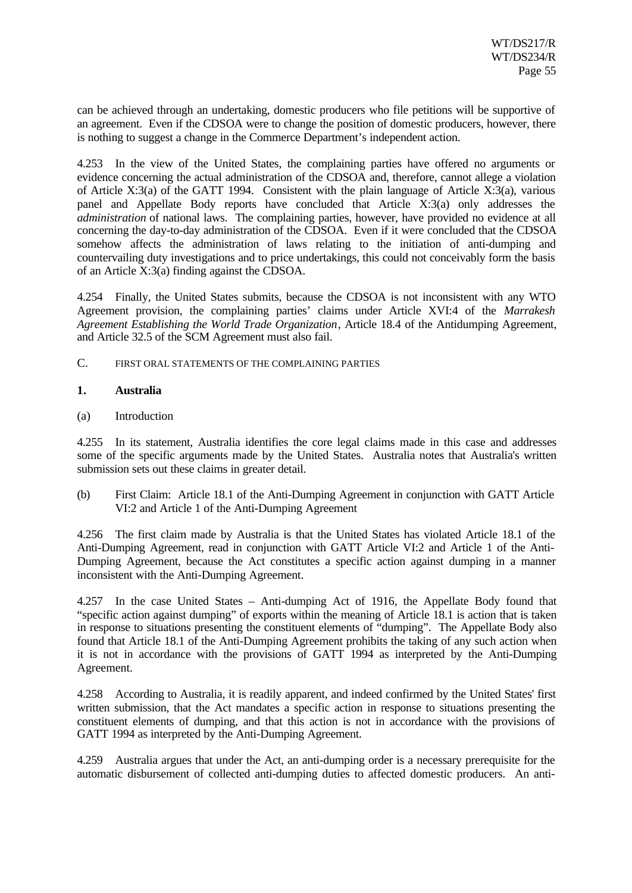can be achieved through an undertaking, domestic producers who file petitions will be supportive of an agreement. Even if the CDSOA were to change the position of domestic producers, however, there is nothing to suggest a change in the Commerce Department's independent action.

4.253 In the view of the United States, the complaining parties have offered no arguments or evidence concerning the actual administration of the CDSOA and, therefore, cannot allege a violation of Article X:3(a) of the GATT 1994. Consistent with the plain language of Article X:3(a), various panel and Appellate Body reports have concluded that Article X:3(a) only addresses the *administration* of national laws. The complaining parties, however, have provided no evidence at all concerning the day-to-day administration of the CDSOA. Even if it were concluded that the CDSOA somehow affects the administration of laws relating to the initiation of anti-dumping and countervailing duty investigations and to price undertakings, this could not conceivably form the basis of an Article X:3(a) finding against the CDSOA.

4.254 Finally, the United States submits, because the CDSOA is not inconsistent with any WTO Agreement provision, the complaining parties' claims under Article XVI:4 of the *Marrakesh Agreement Establishing the World Trade Organization*, Article 18.4 of the Antidumping Agreement, and Article 32.5 of the SCM Agreement must also fail.

## C. FIRST ORAL STATEMENTS OF THE COMPLAINING PARTIES

### 1. Australia

#### (a) Introduction

4.255 In its statement, Australia identifies the core legal claims made in this case and addresses some of the specific arguments made by the United States. Australia notes that Australia's written submission sets out these claims in greater detail.

#### (b) First Claim: Article 18.1 of the Anti-Dumping Agreement in conjunction with GATT Article VI:2 and Article 1 of the Anti-Dumping Agreement

4.256 The first claim made by Australia is that the United States has violated Article 18.1 of the Anti-Dumping Agreement, read in conjunction with GATT Article VI:2 and Article 1 of the Anti-Dumping Agreement, because the Act constitutes a specific action against dumping in a manner inconsistent with the Anti-Dumping Agreement.

4.257 In the case United States – Anti-dumping Act of 1916, the Appellate Body found that "specific action against dumping" of exports within the meaning of Article 18.1 is action that is taken in response to situations presenting the constituent elements of "dumping". The Appellate Body also found that Article 18.1 of the Anti-Dumping Agreement prohibits the taking of any such action when it is not in accordance with the provisions of GATT 1994 as interpreted by the Anti-Dumping Agreement.

4.258 According to Australia, it is readily apparent, and indeed confirmed by the United States' first written submission, that the Act mandates a specific action in response to situations presenting the constituent elements of dumping, and that this action is not in accordance with the provisions of GATT 1994 as interpreted by the Anti-Dumping Agreement.

4.259 Australia argues that under the Act, an anti-dumping order is a necessary prerequisite for the automatic disbursement of collected anti-dumping duties to affected domestic producers. An anti-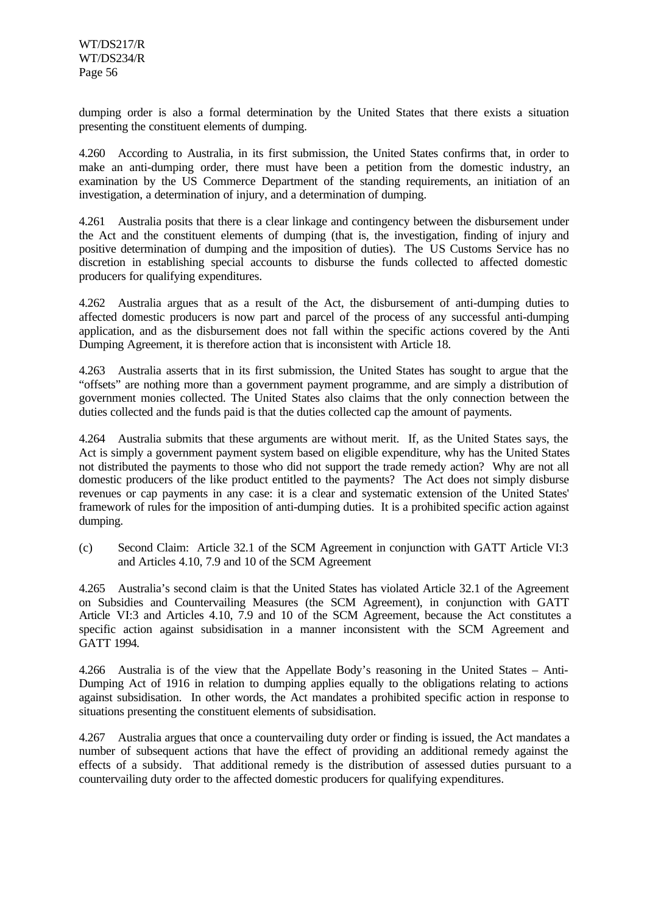dumping order is also a formal determination by the United States that there exists a situation presenting the constituent elements of dumping.

4.260 According to Australia, in its first submission, the United States confirms that, in order to make an anti-dumping order, there must have been a petition from the domestic industry, an examination by the US Commerce Department of the standing requirements, an initiation of an investigation, a determination of injury, and a determination of dumping.

4.261 Australia posits that there is a clear linkage and contingency between the disbursement under the Act and the constituent elements of dumping (that is, the investigation, finding of injury and positive determination of dumping and the imposition of duties). The US Customs Service has no discretion in establishing special accounts to disburse the funds collected to affected domestic producers for qualifying expenditures.

4.262 Australia argues that as a result of the Act, the disbursement of anti-dumping duties to affected domestic producers is now part and parcel of the process of any successful anti-dumping application, and as the disbursement does not fall within the specific actions covered by the Anti Dumping Agreement, it is therefore action that is inconsistent with Article 18.

4.263 Australia asserts that in its first submission, the United States has sought to argue that the "offsets" are nothing more than a government payment programme, and are simply a distribution of government monies collected. The United States also claims that the only connection between the duties collected and the funds paid is that the duties collected cap the amount of payments.

4.264 Australia submits that these arguments are without merit. If, as the United States says, the Act is simply a government payment system based on eligible expenditure, why has the United States not distributed the payments to those who did not support the trade remedy action? Why are not all domestic producers of the like product entitled to the payments? The Act does not simply disburse revenues or cap payments in any case: it is a clear and systematic extension of the United States' framework of rules for the imposition of anti-dumping duties. It is a prohibited specific action against dumping.

(c) Second Claim: Article 32.1 of the SCM Agreement in conjunction with GATT Article VI:3 and Articles 4.10, 7.9 and 10 of the SCM Agreement

4.265 Australia's second claim is that the United States has violated Article 32.1 of the Agreement on Subsidies and Countervailing Measures (the SCM Agreement), in conjunction with GATT Article VI:3 and Articles 4.10, 7.9 and 10 of the SCM Agreement, because the Act constitutes a specific action against subsidisation in a manner inconsistent with the SCM Agreement and GATT 1994.

4.266 Australia is of the view that the Appellate Body's reasoning in the United States – Anti-Dumping Act of 1916 in relation to dumping applies equally to the obligations relating to actions against subsidisation. In other words, the Act mandates a prohibited specific action in response to situations presenting the constituent elements of subsidisation.

4.267 Australia argues that once a countervailing duty order or finding is issued, the Act mandates a number of subsequent actions that have the effect of providing an additional remedy against the effects of a subsidy. That additional remedy is the distribution of assessed duties pursuant to a countervailing duty order to the affected domestic producers for qualifying expenditures.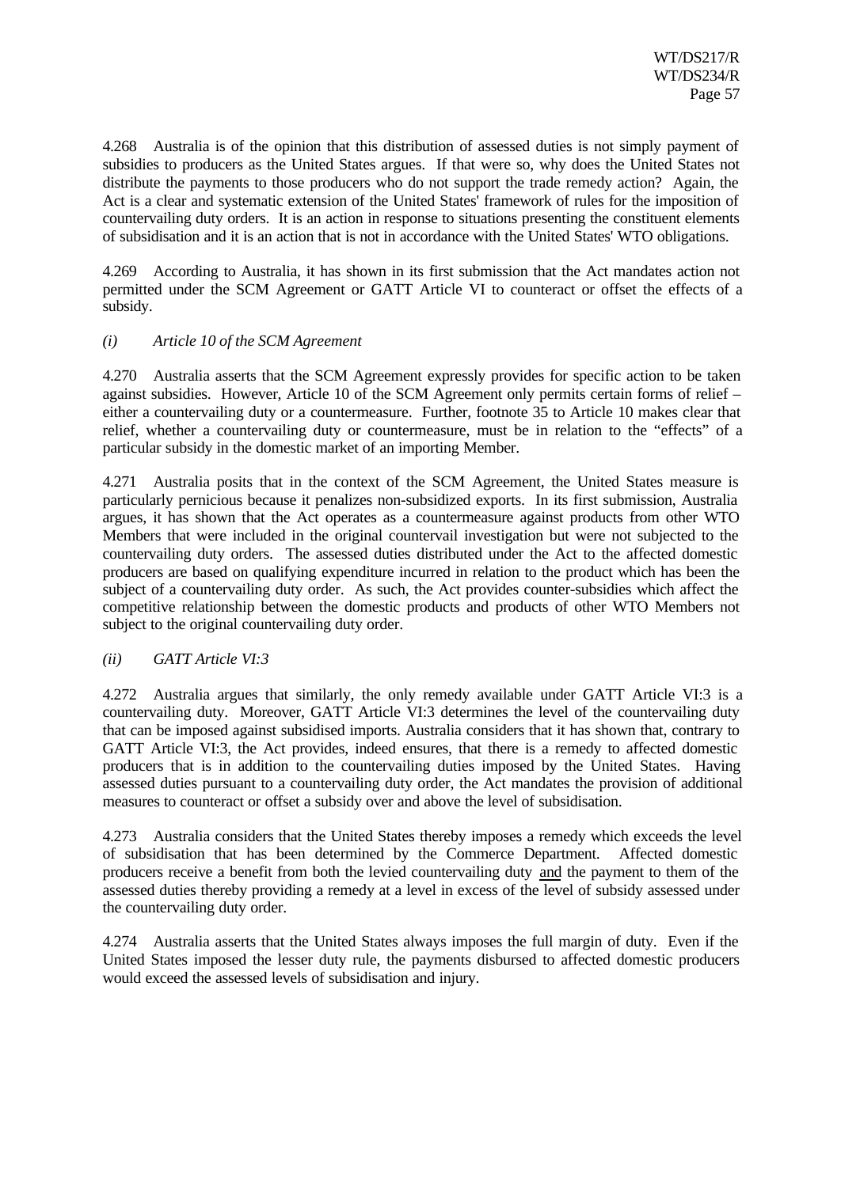4.268 Australia is of the opinion that this distribution of assessed duties is not simply payment of subsidies to producers as the United States argues. If that were so, why does the United States not distribute the payments to those producers who do not support the trade remedy action? Again, the Act is a clear and systematic extension of the United States' framework of rules for the imposition of countervailing duty orders. It is an action in response to situations presenting the constituent elements of subsidisation and it is an action that is not in accordance with the United States' WTO obligations.

4.269 According to Australia, it has shown in its first submission that the Act mandates action not permitted under the SCM Agreement or GATT Article VI to counteract or offset the effects of a subsidy.

*(i) Article 10 of the SCM Agreement*

4.270 Australia asserts that the SCM Agreement expressly provides for specific action to be taken against subsidies. However, Article 10 of the SCM Agreement only permits certain forms of relief – either a countervailing duty or a countermeasure. Further, footnote 35 to Article 10 makes clear that relief, whether a countervailing duty or countermeasure, must be in relation to the "effects" of a particular subsidy in the domestic market of an importing Member.

4.271 Australia posits that in the context of the SCM Agreement, the United States measure is particularly pernicious because it penalizes non-subsidized exports. In its first submission, Australia argues, it has shown that the Act operates as a countermeasure against products from other WTO Members that were included in the original countervail investigation but were not subjected to the countervailing duty orders. The assessed duties distributed under the Act to the affected domestic producers are based on qualifying expenditure incurred in relation to the product which has been the subject of a countervailing duty order. As such, the Act provides counter-subsidies which affect the competitive relationship between the domestic products and products of other WTO Members not subject to the original countervailing duty order.

*(ii) GATT Article VI:3*

4.272 Australia argues that similarly, the only remedy available under GATT Article VI:3 is a countervailing duty. Moreover, GATT Article VI:3 determines the level of the countervailing duty that can be imposed against subsidised imports. Australia considers that it has shown that, contrary to GATT Article VI:3, the Act provides, indeed ensures, that there is a remedy to affected domestic producers that is in addition to the countervailing duties imposed by the United States. Having assessed duties pursuant to a countervailing duty order, the Act mandates the provision of additional measures to counteract or offset a subsidy over and above the level of subsidisation.

4.273 Australia considers that the United States thereby imposes a remedy which exceeds the level of subsidisation that has been determined by the Commerce Department. Affected domestic producers receive a benefit from both the levied countervailing duty and the payment to them of the assessed duties thereby providing a remedy at a level in excess of the level of subsidy assessed under the countervailing duty order.

4.274 Australia asserts that the United States always imposes the full margin of duty. Even if the United States imposed the lesser duty rule, the payments disbursed to affected domestic producers would exceed the assessed levels of subsidisation and injury.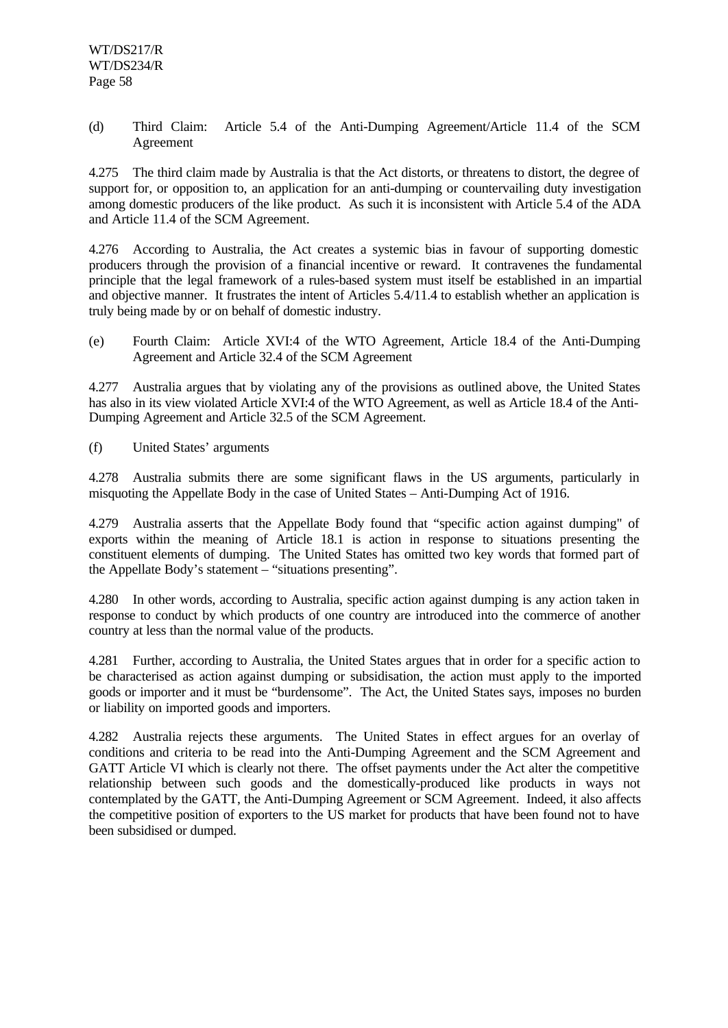(d) Third Claim: Article 5.4 of the Anti-Dumping Agreement/Article 11.4 of the SCM Agreement

4.275 The third claim made by Australia is that the Act distorts, or threatens to distort, the degree of support for, or opposition to, an application for an anti-dumping or countervailing duty investigation among domestic producers of the like product. As such it is inconsistent with Article 5.4 of the ADA and Article 11.4 of the SCM Agreement.

4.276 According to Australia, the Act creates a systemic bias in favour of supporting domestic producers through the provision of a financial incentive or reward. It contravenes the fundamental principle that the legal framework of a rules-based system must itself be established in an impartial and objective manner. It frustrates the intent of Articles 5.4/11.4 to establish whether an application is truly being made by or on behalf of domestic industry.

(e) Fourth Claim: Article XVI:4 of the WTO Agreement, Article 18.4 of the Anti-Dumping Agreement and Article 32.4 of the SCM Agreement

4.277 Australia argues that by violating any of the provisions as outlined above, the United States has also in its view violated Article XVI:4 of the WTO Agreement, as well as Article 18.4 of the Anti-Dumping Agreement and Article 32.5 of the SCM Agreement.

(f) United States' arguments

4.278 Australia submits there are some significant flaws in the US arguments, particularly in misquoting the Appellate Body in the case of United States – Anti-Dumping Act of 1916.

4.279 Australia asserts that the Appellate Body found that "specific action against dumping" of exports within the meaning of Article 18.1 is action in response to situations presenting the constituent elements of dumping. The United States has omitted two key words that formed part of the Appellate Body's statement – "situations presenting".

4.280 In other words, according to Australia, specific action against dumping is any action taken in response to conduct by which products of one country are introduced into the commerce of another country at less than the normal value of the products.

4.281 Further, according to Australia, the United States argues that in order for a specific action to be characterised as action against dumping or subsidisation, the action must apply to the imported goods or importer and it must be "burdensome". The Act, the United States says, imposes no burden or liability on imported goods and importers.

4.282 Australia rejects these arguments. The United States in effect argues for an overlay of conditions and criteria to be read into the Anti-Dumping Agreement and the SCM Agreement and GATT Article VI which is clearly not there. The offset payments under the Act alter the competitive relationship between such goods and the domestically-produced like products in ways not contemplated by the GATT, the Anti-Dumping Agreement or SCM Agreement. Indeed, it also affects the competitive position of exporters to the US market for products that have been found not to have been subsidised or dumped.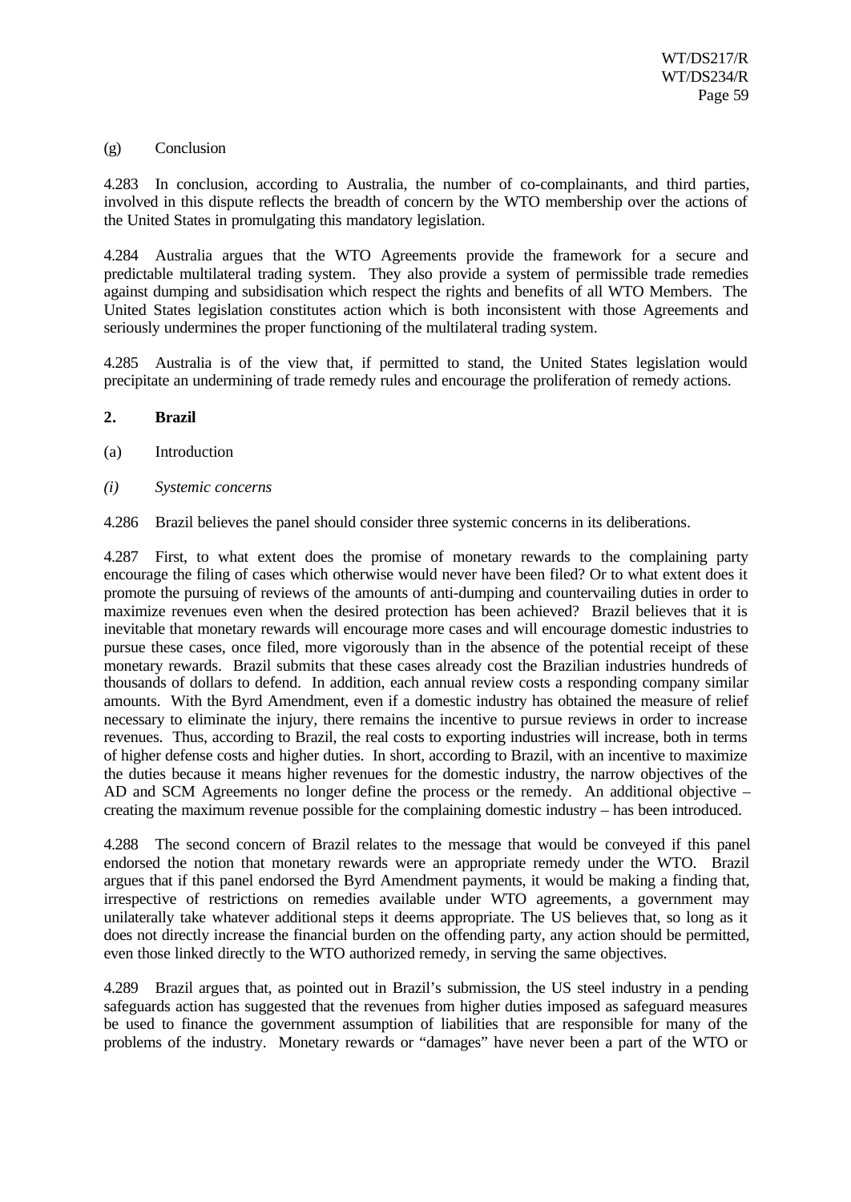(g) Conclusion

4.283 In conclusion, according to Australia, the number of co-complainants, and third parties, involved in this dispute reflects the breadth of concern by the WTO membership over the actions of the United States in promulgating this mandatory legislation.

4.284 Australia argues that the WTO Agreements provide the framework for a secure and predictable multilateral trading system. They also provide a system of permissible trade remedies against dumping and subsidisation which respect the rights and benefits of all WTO Members. The United States legislation constitutes action which is both inconsistent with those Agreements and seriously undermines the proper functioning of the multilateral trading system.

4.285 Australia is of the view that, if permitted to stand, the United States legislation would precipitate an undermining of trade remedy rules and encourage the proliferation of remedy actions.

**2. Brazil**

(a) Introduction

*(i) Systemic concerns*

4.286 Brazil believes the panel should consider three systemic concerns in its deliberations.

4.287 First, to what extent does the promise of monetary rewards to the complaining party encourage the filing of cases which otherwise would never have been filed? Or to what extent does it promote the pursuing of reviews of the amounts of anti-dumping and countervailing duties in order to maximize revenues even when the desired protection has been achieved? Brazil believes that it is inevitable that monetary rewards will encourage more cases and will encourage domestic industries to pursue these cases, once filed, more vigorously than in the absence of the potential receipt of these monetary rewards. Brazil submits that these cases already cost the Brazilian industries hundreds of thousands of dollars to defend. In addition, each annual review costs a responding company similar amounts. With the Byrd Amendment, even if a domestic industry has obtained the measure of relief necessary to eliminate the injury, there remains the incentive to pursue reviews in order to increase revenues. Thus, according to Brazil, the real costs to exporting industries will increase, both in terms of higher defense costs and higher duties. In short, according to Brazil, with an incentive to maximize the duties because it means higher revenues for the domestic industry, the narrow objectives of the AD and SCM Agreements no longer define the process or the remedy. An additional objective – creating the maximum revenue possible for the complaining domestic industry – has been introduced.

4.288 The second concern of Brazil relates to the message that would be conveyed if this panel endorsed the notion that monetary rewards were an appropriate remedy under the WTO. Brazil argues that if this panel endorsed the Byrd Amendment payments, it would be making a finding that, irrespective of restrictions on remedies available under WTO agreements, a government may unilaterally take whatever additional steps it deems appropriate. The US believes that, so long as it does not directly increase the financial burden on the offending party, any action should be permitted, even those linked directly to the WTO authorized remedy, in serving the same objectives.

4.289 Brazil argues that, as pointed out in Brazil's submission, the US steel industry in a pending safeguards action has suggested that the revenues from higher duties imposed as safeguard measures be used to finance the government assumption of liabilities that are responsible for many of the problems of the industry. Monetary rewards or "damages" have never been a part of the WTO or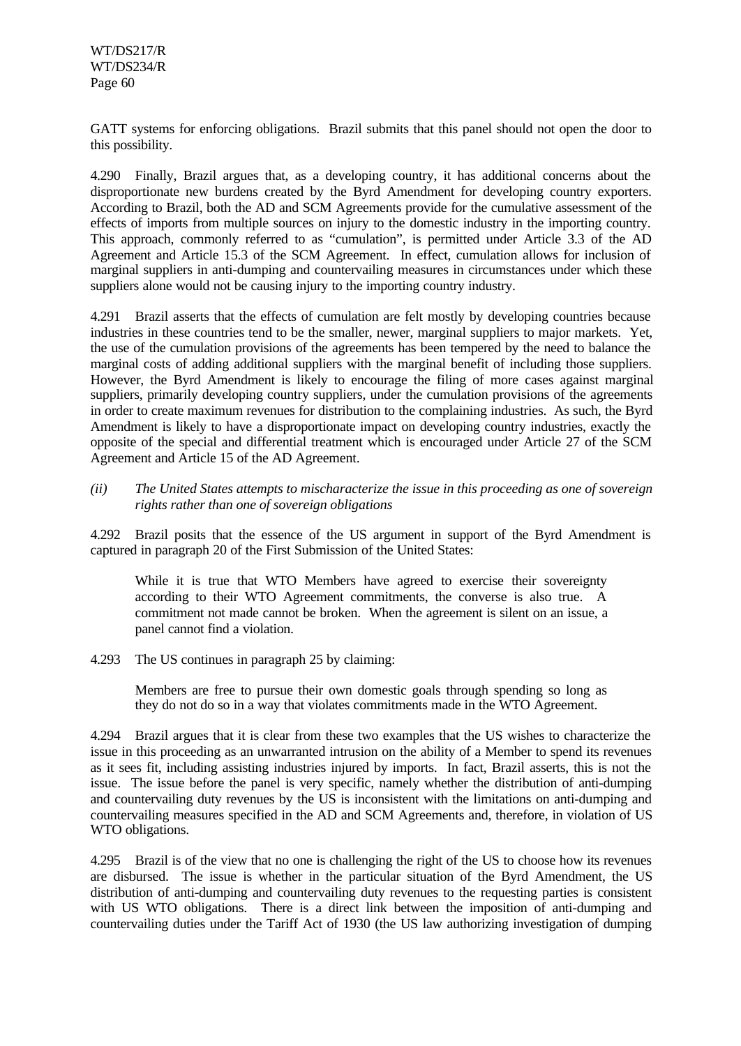GATT systems for enforcing obligations. Brazil submits that this panel should not open the door to this possibility.

4.290 Finally, Brazil argues that, as a developing country, it has additional concerns about the disproportionate new burdens created by the Byrd Amendment for developing country exporters. According to Brazil, both the AD and SCM Agreements provide for the cumulative assessment of the effects of imports from multiple sources on injury to the domestic industry in the importing country. This approach, commonly referred to as "cumulation", is permitted under Article 3.3 of the AD Agreement and Article 15.3 of the SCM Agreement. In effect, cumulation allows for inclusion of marginal suppliers in anti-dumping and countervailing measures in circumstances under which these suppliers alone would not be causing injury to the importing country industry.

4.291 Brazil asserts that the effects of cumulation are felt mostly by developing countries because industries in these countries tend to be the smaller, newer, marginal suppliers to major markets. Yet, the use of the cumulation provisions of the agreements has been tempered by the need to balance the marginal costs of adding additional suppliers with the marginal benefit of including those suppliers. However, the Byrd Amendment is likely to encourage the filing of more cases against marginal suppliers, primarily developing country suppliers, under the cumulation provisions of the agreements in order to create maximum revenues for distribution to the complaining industries. As such, the Byrd Amendment is likely to have a disproportionate impact on developing country industries, exactly the opposite of the special and differential treatment which is encouraged under Article 27 of the SCM Agreement and Article 15 of the AD Agreement.

*(ii) The United States attempts to mischaracterize the issue in this proceeding as one of sovereign rights rather than one of sovereign obligations*

4.292 Brazil posits that the essence of the US argument in support of the Byrd Amendment is captured in paragraph 20 of the First Submission of the United States:

> While it is true that WTO Members have agreed to exercise their sovereignty according to their WTO Agreement commitments, the converse is also true. A commitment not made cannot be broken. When the agreement is silent on an issue, a panel cannot find a violation.

4.293 The US continues in paragraph 25 by claiming:

> Members are free to pursue their own domestic goals through spending so long as they do not do so in a way that violates commitments made in the WTO Agreement.

4.294 Brazil argues that it is clear from these two examples that the US wishes to characterize the issue in this proceeding as an unwarranted intrusion on the ability of a Member to spend its revenues as it sees fit, including assisting industries injured by imports. In fact, Brazil asserts, this is not the issue. The issue before the panel is very specific, namely whether the distribution of anti-dumping and countervailing duty revenues by the US is inconsistent with the limitations on anti-dumping and countervailing measures specified in the AD and SCM Agreements and, therefore, in violation of US WTO obligations.

4.295 Brazil is of the view that no one is challenging the right of the US to choose how its revenues are disbursed. The issue is whether in the particular situation of the Byrd Amendment, the US distribution of anti-dumping and countervailing duty revenues to the requesting parties is consistent with US WTO obligations. There is a direct link between the imposition of anti-dumping and countervailing duties under the Tariff Act of 1930 (the US law authorizing investigation of dumping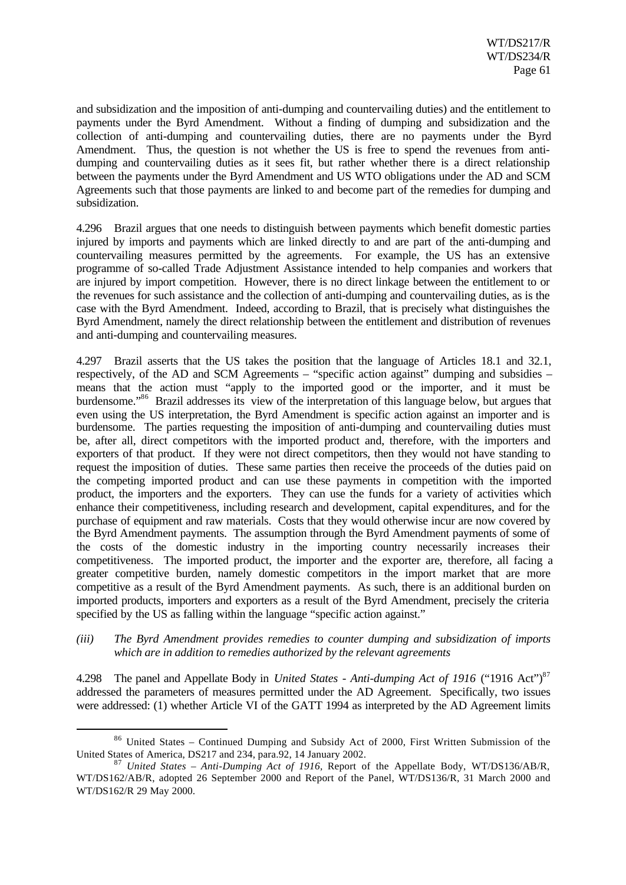and subsidization and the imposition of anti-dumping and countervailing duties) and the entitlement to payments under the Byrd Amendment. Without a finding of dumping and subsidization and the collection of anti-dumping and countervailing duties, there are no payments under the Byrd Amendment. Thus, the question is not whether the US is free to spend the revenues from anti-dumping and countervailing duties as it sees fit, but rather whether there is a direct relationship between the payments under the Byrd Amendment and US WTO obligations under the AD and SCM Agreements such that those payments are linked to and become part of the remedies for dumping and subsidization.

4.296 Brazil argues that one needs to distinguish between payments which benefit domestic parties injured by imports and payments which are linked directly to and are part of the anti-dumping and countervailing measures permitted by the agreements. For example, the US has an extensive programme of so-called Trade Adjustment Assistance intended to help companies and workers that are injured by import competition. However, there is no direct linkage between the entitlement to or the revenues for such assistance and the collection of anti-dumping and countervailing duties, as is the case with the Byrd Amendment. Indeed, according to Brazil, that is precisely what distinguishes the Byrd Amendment, namely the direct relationship between the entitlement and distribution of revenues and anti-dumping and countervailing measures.

4.297 Brazil asserts that the US takes the position that the language of Articles 18.1 and 32.1, respectively, of the AD and SCM Agreements – "specific action against" dumping and subsidies – means that the action must "apply to the imported good or the importer, and it must be burdensome."[86] Brazil addresses its view of the interpretation of this language below, but argues that even using the US interpretation, the Byrd Amendment is specific action against an importer and is burdensome. The parties requesting the imposition of anti-dumping and countervailing duties must be, after all, direct competitors with the imported product and, therefore, with the importers and exporters of that product. If they were not direct competitors, then they would not have standing to request the imposition of duties. These same parties then receive the proceeds of the duties paid on the competing imported product and can use these payments in competition with the imported product, the importers and the exporters. They can use the funds for a variety of activities which enhance their competitiveness, including research and development, capital expenditures, and for the purchase of equipment and raw materials. Costs that they would otherwise incur are now covered by the Byrd Amendment payments. The assumption through the Byrd Amendment payments of some of the costs of the domestic industry in the importing country necessarily increases their competitiveness. The imported product, the importer and the exporter are, therefore, all facing a greater competitive burden, namely domestic competitors in the import market that are more competitive as a result of the Byrd Amendment payments. As such, there is an additional burden on imported products, importers and exporters as a result of the Byrd Amendment, precisely the criteria specified by the US as falling within the language "specific action against."

*(iii) The Byrd Amendment provides remedies to counter dumping and subsidization of imports which are in addition to remedies authorized by the relevant agreements*

4.298 The panel and Appellate Body in *United States - Anti-dumping Act of 1916* ("1916 Act")[87] addressed the parameters of measures permitted under the AD Agreement. Specifically, two issues were addressed: (1) whether Article VI of the GATT 1994 as interpreted by the AD Agreement limits

---

[86] United States – Continued Dumping and Subsidy Act of 2000, First Written Submission of the United States of America, DS217 and 234, para.92, 14 January 2002.

[87] *United States – Anti-Dumping Act of 1916*, Report of the Appellate Body, WT/DS136/AB/R, WT/DS162/AB/R, adopted 26 September 2000 and Report of the Panel, WT/DS136/R, 31 March 2000 and WT/DS162/R 29 May 2000.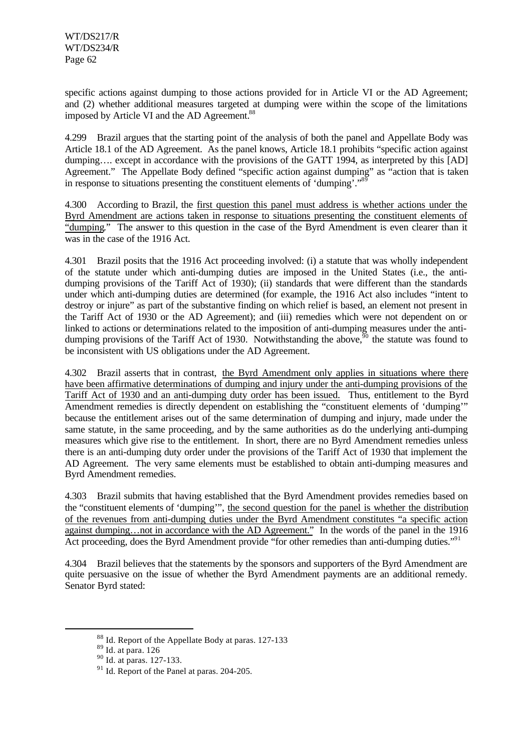specific actions against dumping to those actions provided for in Article VI or the AD Agreement; and (2) whether additional measures targeted at dumping were within the scope of the limitations imposed by Article VI and the AD Agreement.[88]

4.299 Brazil argues that the starting point of the analysis of both the panel and Appellate Body was Article 18.1 of the AD Agreement. As the panel knows, Article 18.1 prohibits "specific action against dumping…. except in accordance with the provisions of the GATT 1994, as interpreted by this [AD] Agreement." The Appellate Body defined "specific action against dumping" as "action that is taken in response to situations presenting the constituent elements of 'dumping'."[89]

4.300 According to Brazil, the first question this panel must address is whether actions under the Byrd Amendment are actions taken in response to situations presenting the constituent elements of "dumping." The answer to this question in the case of the Byrd Amendment is even clearer than it was in the case of the 1916 Act.

4.301 Brazil posits that the 1916 Act proceeding involved: (i) a statute that was wholly independent of the statute under which anti-dumping duties are imposed in the United States (i.e., the anti-dumping provisions of the Tariff Act of 1930); (ii) standards that were different than the standards under which anti-dumping duties are determined (for example, the 1916 Act also includes "intent to destroy or injure" as part of the substantive finding on which relief is based, an element not present in the Tariff Act of 1930 or the AD Agreement); and (iii) remedies which were not dependent on or linked to actions or determinations related to the imposition of anti-dumping measures under the anti-dumping provisions of the Tariff Act of 1930. Notwithstanding the above,[90] the statute was found to be inconsistent with US obligations under the AD Agreement.

4.302 Brazil asserts that in contrast, the Byrd Amendment only applies in situations where there have been affirmative determinations of dumping and injury under the anti-dumping provisions of the Tariff Act of 1930 and an anti-dumping duty order has been issued. Thus, entitlement to the Byrd Amendment remedies is directly dependent on establishing the "constituent elements of 'dumping'" because the entitlement arises out of the same determination of dumping and injury, made under the same statute, in the same proceeding, and by the same authorities as do the underlying anti-dumping measures which give rise to the entitlement. In short, there are no Byrd Amendment remedies unless there is an anti-dumping duty order under the provisions of the Tariff Act of 1930 that implement the AD Agreement. The very same elements must be established to obtain anti-dumping measures and Byrd Amendment remedies.

4.303 Brazil submits that having established that the Byrd Amendment provides remedies based on the "constituent elements of 'dumping'", the second question for the panel is whether the distribution of the revenues from anti-dumping duties under the Byrd Amendment constitutes "a specific action against dumping…not in accordance with the AD Agreement." In the words of the panel in the 1916 Act proceeding, does the Byrd Amendment provide "for other remedies than anti-dumping duties."[91]

4.304 Brazil believes that the statements by the sponsors and supporters of the Byrd Amendment are quite persuasive on the issue of whether the Byrd Amendment payments are an additional remedy. Senator Byrd stated:

---

[88] Id. Report of the Appellate Body at paras. 127-133

[89] Id. at para. 126

[90] Id. at paras. 127-133.

[91] Id. Report of the Panel at paras. 204-205.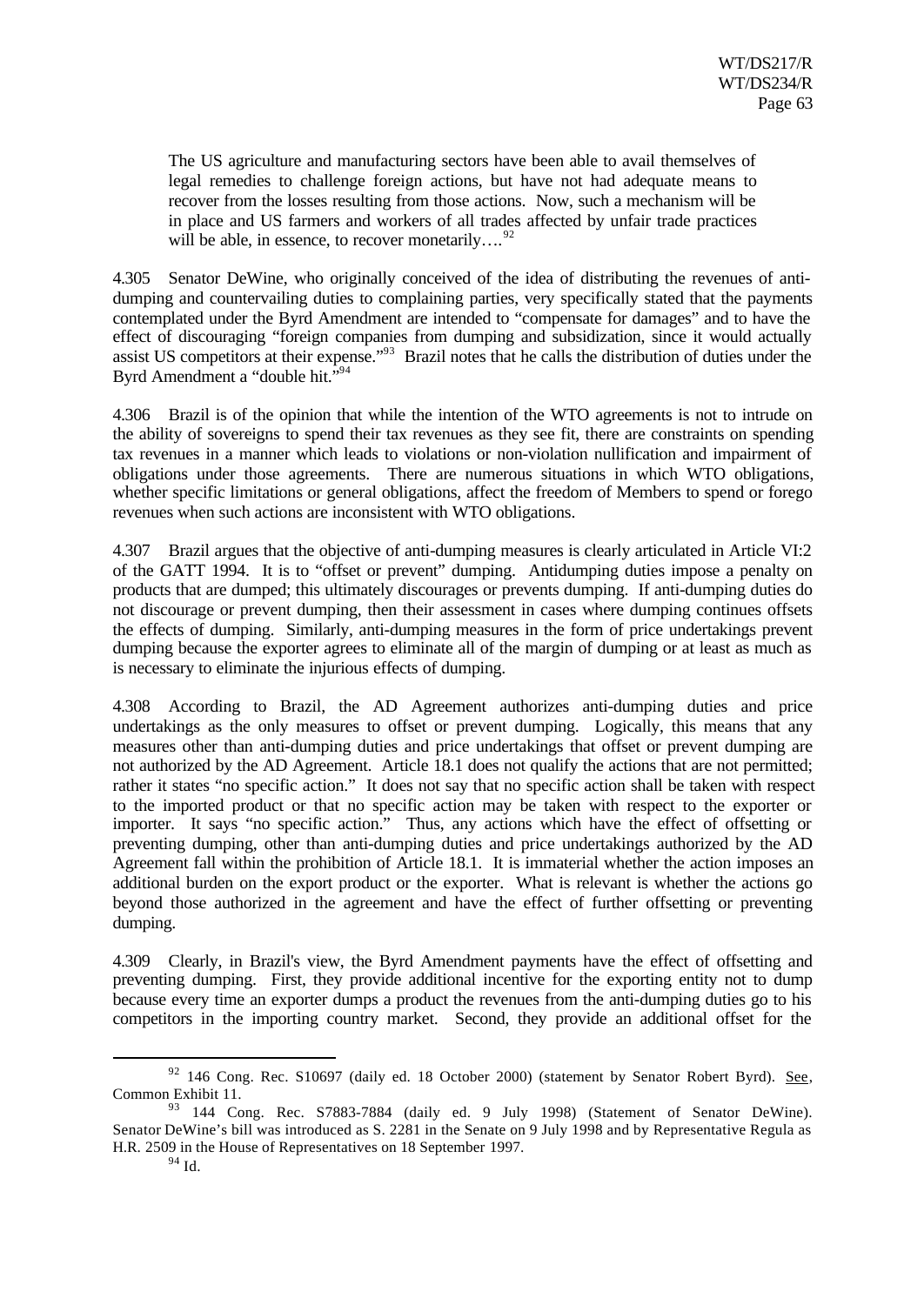> The US agriculture and manufacturing sectors have been able to avail themselves of legal remedies to challenge foreign actions, but have not had adequate means to recover from the losses resulting from those actions. Now, such a mechanism will be in place and US farmers and workers of all trades affected by unfair trade practices will be able, in essence, to recover monetarily….[92]

4.305 Senator DeWine, who originally conceived of the idea of distributing the revenues of anti-dumping and countervailing duties to complaining parties, very specifically stated that the payments contemplated under the Byrd Amendment are intended to "compensate for damages" and to have the effect of discouraging "foreign companies from dumping and subsidization, since it would actually assist US competitors at their expense."[93] Brazil notes that he calls the distribution of duties under the Byrd Amendment a "double hit."[94]

4.306 Brazil is of the opinion that while the intention of the WTO agreements is not to intrude on the ability of sovereigns to spend their tax revenues as they see fit, there are constraints on spending tax revenues in a manner which leads to violations or non-violation nullification and impairment of obligations under those agreements. There are numerous situations in which WTO obligations, whether specific limitations or general obligations, affect the freedom of Members to spend or forego revenues when such actions are inconsistent with WTO obligations.

4.307 Brazil argues that the objective of anti-dumping measures is clearly articulated in Article VI:2 of the GATT 1994. It is to "offset or prevent" dumping. Antidumping duties impose a penalty on products that are dumped; this ultimately discourages or prevents dumping. If anti-dumping duties do not discourage or prevent dumping, then their assessment in cases where dumping continues offsets the effects of dumping. Similarly, anti-dumping measures in the form of price undertakings prevent dumping because the exporter agrees to eliminate all of the margin of dumping or at least as much as is necessary to eliminate the injurious effects of dumping.

4.308 According to Brazil, the AD Agreement authorizes anti-dumping duties and price undertakings as the only measures to offset or prevent dumping. Logically, this means that any measures other than anti-dumping duties and price undertakings that offset or prevent dumping are not authorized by the AD Agreement. Article 18.1 does not qualify the actions that are not permitted; rather it states "no specific action." It does not say that no specific action shall be taken with respect to the imported product or that no specific action may be taken with respect to the exporter or importer. It says "no specific action." Thus, any actions which have the effect of offsetting or preventing dumping, other than anti-dumping duties and price undertakings authorized by the AD Agreement fall within the prohibition of Article 18.1. It is immaterial whether the action imposes an additional burden on the export product or the exporter. What is relevant is whether the actions go beyond those authorized in the agreement and have the effect of further offsetting or preventing dumping.

4.309 Clearly, in Brazil's view, the Byrd Amendment payments have the effect of offsetting and preventing dumping. First, they provide additional incentive for the exporting entity not to dump because every time an exporter dumps a product the revenues from the anti-dumping duties go to his competitors in the importing country market. Second, they provide an additional offset for the

---

[92] 146 Cong. Rec. S10697 (daily ed. 18 October 2000) (statement by Senator Robert Byrd). See, Common Exhibit 11.

[93] 144 Cong. Rec. S7883-7884 (daily ed. 9 July 1998) (Statement of Senator DeWine). Senator DeWine's bill was introduced as S. 2281 in the Senate on 9 July 1998 and by Representative Regula as H.R. 2509 in the House of Representatives on 18 September 1997.

[94] Id.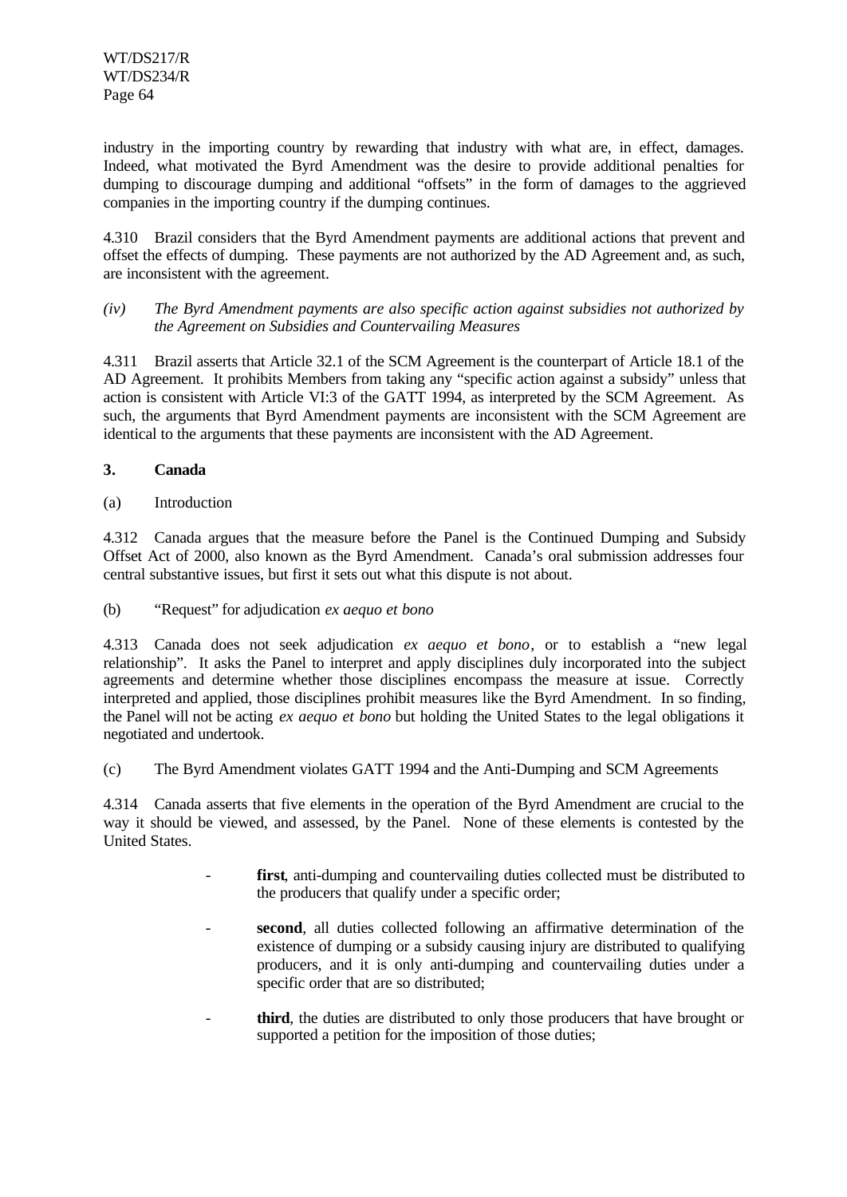industry in the importing country by rewarding that industry with what are, in effect, damages. Indeed, what motivated the Byrd Amendment was the desire to provide additional penalties for dumping to discourage dumping and additional "offsets" in the form of damages to the aggrieved companies in the importing country if the dumping continues.

4.310 Brazil considers that the Byrd Amendment payments are additional actions that prevent and offset the effects of dumping. These payments are not authorized by the AD Agreement and, as such, are inconsistent with the agreement.

*(iv) The Byrd Amendment payments are also specific action against subsidies not authorized by the Agreement on Subsidies and Countervailing Measures*

4.311 Brazil asserts that Article 32.1 of the SCM Agreement is the counterpart of Article 18.1 of the AD Agreement. It prohibits Members from taking any "specific action against a subsidy" unless that action is consistent with Article VI:3 of the GATT 1994, as interpreted by the SCM Agreement. As such, the arguments that Byrd Amendment payments are inconsistent with the SCM Agreement are identical to the arguments that these payments are inconsistent with the AD Agreement.

### 3. Canada

(a) Introduction

4.312 Canada argues that the measure before the Panel is the Continued Dumping and Subsidy Offset Act of 2000, also known as the Byrd Amendment. Canada's oral submission addresses four central substantive issues, but first it sets out what this dispute is not about.

(b) "Request" for adjudication *ex aequo et bono*

4.313 Canada does not seek adjudication *ex aequo et bono*, or to establish a "new legal relationship". It asks the Panel to interpret and apply disciplines duly incorporated into the subject agreements and determine whether those disciplines encompass the measure at issue. Correctly interpreted and applied, those disciplines prohibit measures like the Byrd Amendment. In so finding, the Panel will not be acting *ex aequo et bono* but holding the United States to the legal obligations it negotiated and undertook.

(c) The Byrd Amendment violates GATT 1994 and the Anti-Dumping and SCM Agreements

4.314 Canada asserts that five elements in the operation of the Byrd Amendment are crucial to the way it should be viewed, and assessed, by the Panel. None of these elements is contested by the United States.

- **first**, anti-dumping and countervailing duties collected must be distributed to the producers that qualify under a specific order;
- **second**, all duties collected following an affirmative determination of the existence of dumping or a subsidy causing injury are distributed to qualifying producers, and it is only anti-dumping and countervailing duties under a specific order that are so distributed;
- **third**, the duties are distributed to only those producers that have brought or supported a petition for the imposition of those duties;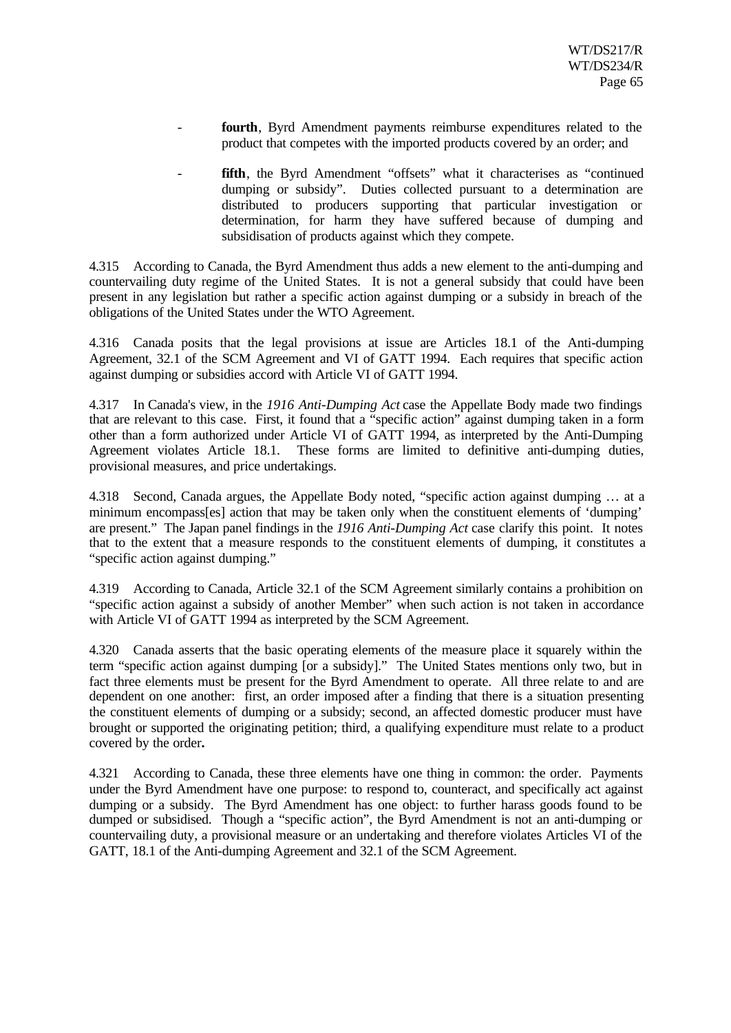- **fourth**, Byrd Amendment payments reimburse expenditures related to the product that competes with the imported products covered by an order; and

- **fifth**, the Byrd Amendment "offsets" what it characterises as "continued dumping or subsidy". Duties collected pursuant to a determination are distributed to producers supporting that particular investigation or determination, for harm they have suffered because of dumping and subsidisation of products against which they compete.

4.315 According to Canada, the Byrd Amendment thus adds a new element to the anti-dumping and countervailing duty regime of the United States. It is not a general subsidy that could have been present in any legislation but rather a specific action against dumping or a subsidy in breach of the obligations of the United States under the WTO Agreement.

4.316 Canada posits that the legal provisions at issue are Articles 18.1 of the Anti-dumping Agreement, 32.1 of the SCM Agreement and VI of GATT 1994. Each requires that specific action against dumping or subsidies accord with Article VI of GATT 1994.

4.317 In Canada's view, in the *1916 Anti-Dumping Act* case the Appellate Body made two findings that are relevant to this case. First, it found that a "specific action" against dumping taken in a form other than a form authorized under Article VI of GATT 1994, as interpreted by the Anti-Dumping Agreement violates Article 18.1. These forms are limited to definitive anti-dumping duties, provisional measures, and price undertakings.

4.318 Second, Canada argues, the Appellate Body noted, "specific action against dumping … at a minimum encompass[es] action that may be taken only when the constituent elements of 'dumping' are present." The Japan panel findings in the *1916 Anti-Dumping Act* case clarify this point. It notes that to the extent that a measure responds to the constituent elements of dumping, it constitutes a "specific action against dumping."

4.319 According to Canada, Article 32.1 of the SCM Agreement similarly contains a prohibition on "specific action against a subsidy of another Member" when such action is not taken in accordance with Article VI of GATT 1994 as interpreted by the SCM Agreement.

4.320 Canada asserts that the basic operating elements of the measure place it squarely within the term "specific action against dumping [or a subsidy]." The United States mentions only two, but in fact three elements must be present for the Byrd Amendment to operate. All three relate to and are dependent on one another: first, an order imposed after a finding that there is a situation presenting the constituent elements of dumping or a subsidy; second, an affected domestic producer must have brought or supported the originating petition; third, a qualifying expenditure must relate to a product covered by the order**.**

4.321 According to Canada, these three elements have one thing in common: the order. Payments under the Byrd Amendment have one purpose: to respond to, counteract, and specifically act against dumping or a subsidy. The Byrd Amendment has one object: to further harass goods found to be dumped or subsidised. Though a "specific action", the Byrd Amendment is not an anti-dumping or countervailing duty, a provisional measure or an undertaking and therefore violates Articles VI of the GATT, 18.1 of the Anti-dumping Agreement and 32.1 of the SCM Agreement.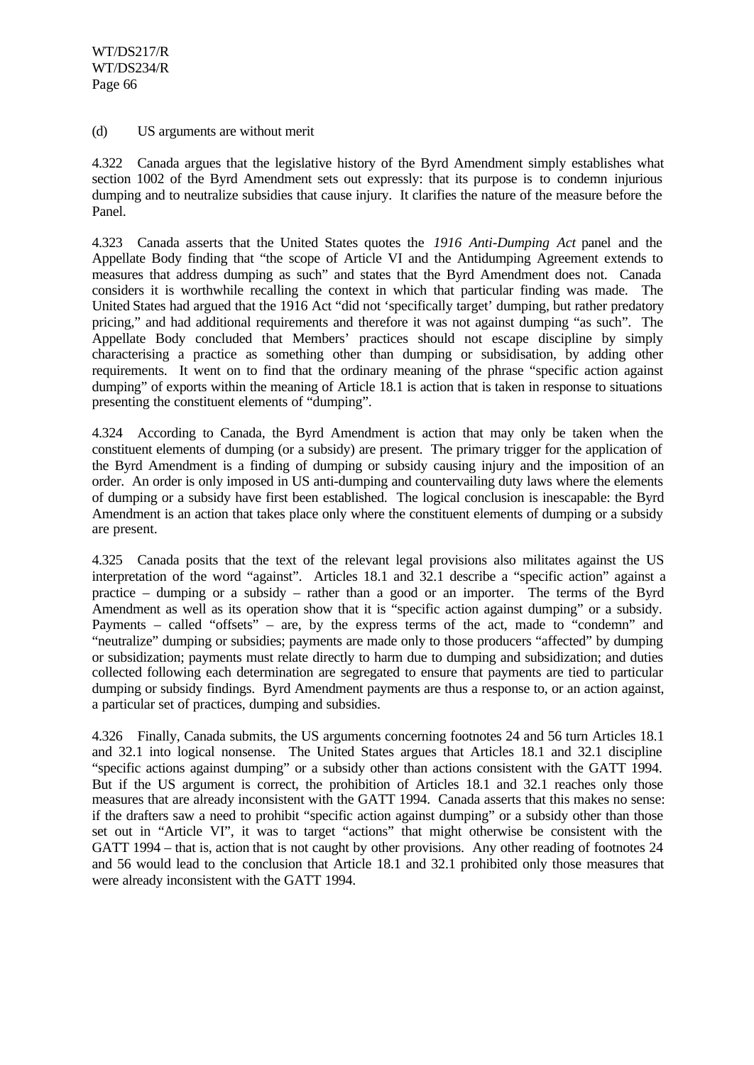(d) US arguments are without merit

4.322 Canada argues that the legislative history of the Byrd Amendment simply establishes what section 1002 of the Byrd Amendment sets out expressly: that its purpose is to condemn injurious dumping and to neutralize subsidies that cause injury. It clarifies the nature of the measure before the Panel.

4.323 Canada asserts that the United States quotes the *1916 Anti-Dumping Act* panel and the Appellate Body finding that "the scope of Article VI and the Antidumping Agreement extends to measures that address dumping as such" and states that the Byrd Amendment does not. Canada considers it is worthwhile recalling the context in which that particular finding was made. The United States had argued that the 1916 Act "did not 'specifically target' dumping, but rather predatory pricing," and had additional requirements and therefore it was not against dumping "as such". The Appellate Body concluded that Members' practices should not escape discipline by simply characterising a practice as something other than dumping or subsidisation, by adding other requirements. It went on to find that the ordinary meaning of the phrase "specific action against dumping" of exports within the meaning of Article 18.1 is action that is taken in response to situations presenting the constituent elements of "dumping".

4.324 According to Canada, the Byrd Amendment is action that may only be taken when the constituent elements of dumping (or a subsidy) are present. The primary trigger for the application of the Byrd Amendment is a finding of dumping or subsidy causing injury and the imposition of an order. An order is only imposed in US anti-dumping and countervailing duty laws where the elements of dumping or a subsidy have first been established. The logical conclusion is inescapable: the Byrd Amendment is an action that takes place only where the constituent elements of dumping or a subsidy are present.

4.325 Canada posits that the text of the relevant legal provisions also militates against the US interpretation of the word "against". Articles 18.1 and 32.1 describe a "specific action" against a practice – dumping or a subsidy – rather than a good or an importer. The terms of the Byrd Amendment as well as its operation show that it is "specific action against dumping" or a subsidy. Payments – called "offsets" – are, by the express terms of the act, made to "condemn" and "neutralize" dumping or subsidies; payments are made only to those producers "affected" by dumping or subsidization; payments must relate directly to harm due to dumping and subsidization; and duties collected following each determination are segregated to ensure that payments are tied to particular dumping or subsidy findings. Byrd Amendment payments are thus a response to, or an action against, a particular set of practices, dumping and subsidies.

4.326 Finally, Canada submits, the US arguments concerning footnotes 24 and 56 turn Articles 18.1 and 32.1 into logical nonsense. The United States argues that Articles 18.1 and 32.1 discipline "specific actions against dumping" or a subsidy other than actions consistent with the GATT 1994. But if the US argument is correct, the prohibition of Articles 18.1 and 32.1 reaches only those measures that are already inconsistent with the GATT 1994. Canada asserts that this makes no sense: if the drafters saw a need to prohibit "specific action against dumping" or a subsidy other than those set out in "Article VI", it was to target "actions" that might otherwise be consistent with the GATT 1994 – that is, action that is not caught by other provisions. Any other reading of footnotes 24 and 56 would lead to the conclusion that Article 18.1 and 32.1 prohibited only those measures that were already inconsistent with the GATT 1994.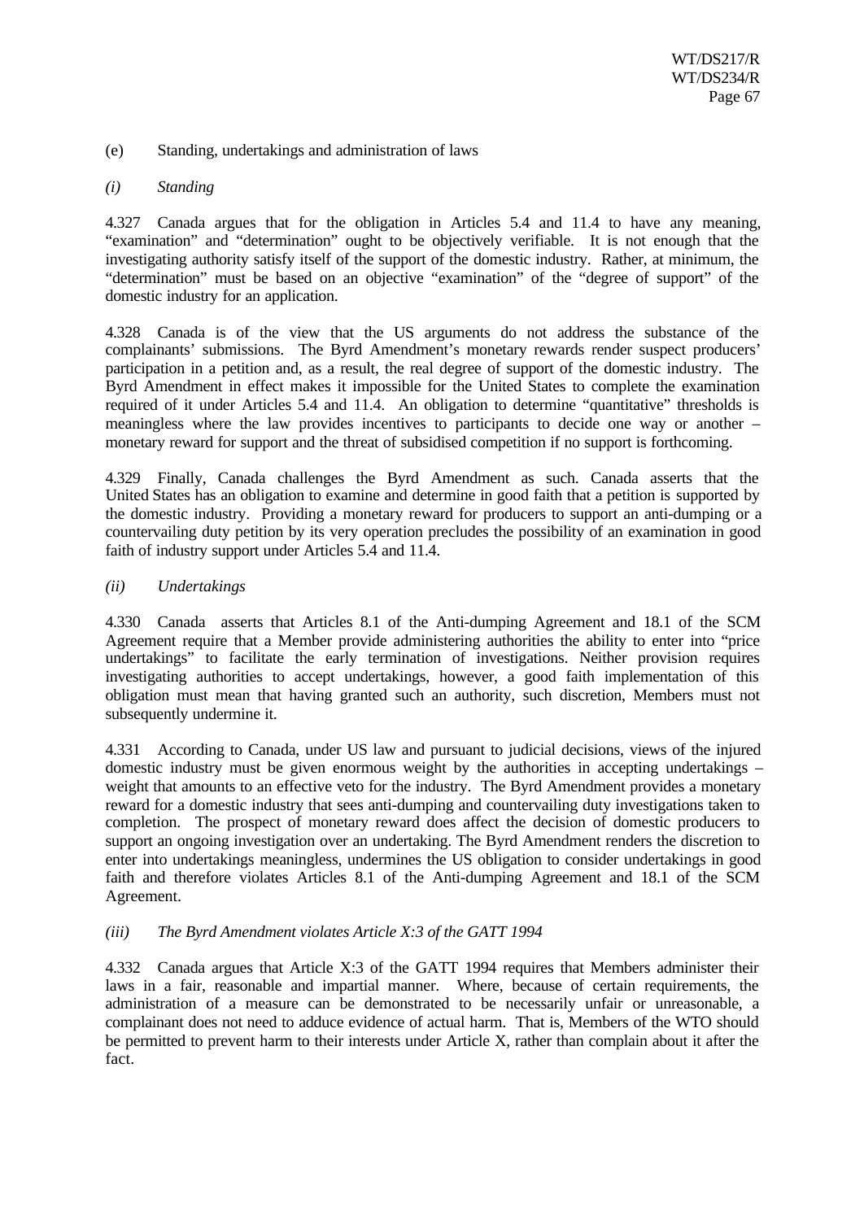(e) Standing, undertakings and administration of laws

*(i) Standing*

4.327 Canada argues that for the obligation in Articles 5.4 and 11.4 to have any meaning, "examination" and "determination" ought to be objectively verifiable. It is not enough that the investigating authority satisfy itself of the support of the domestic industry. Rather, at minimum, the "determination" must be based on an objective "examination" of the "degree of support" of the domestic industry for an application.

4.328 Canada is of the view that the US arguments do not address the substance of the complainants' submissions. The Byrd Amendment's monetary rewards render suspect producers' participation in a petition and, as a result, the real degree of support of the domestic industry. The Byrd Amendment in effect makes it impossible for the United States to complete the examination required of it under Articles 5.4 and 11.4. An obligation to determine "quantitative" thresholds is meaningless where the law provides incentives to participants to decide one way or another – monetary reward for support and the threat of subsidised competition if no support is forthcoming.

4.329 Finally, Canada challenges the Byrd Amendment as such. Canada asserts that the United States has an obligation to examine and determine in good faith that a petition is supported by the domestic industry. Providing a monetary reward for producers to support an anti-dumping or a countervailing duty petition by its very operation precludes the possibility of an examination in good faith of industry support under Articles 5.4 and 11.4.

*(ii) Undertakings*

4.330 Canada asserts that Articles 8.1 of the Anti-dumping Agreement and 18.1 of the SCM Agreement require that a Member provide administering authorities the ability to enter into "price undertakings" to facilitate the early termination of investigations. Neither provision requires investigating authorities to accept undertakings, however, a good faith implementation of this obligation must mean that having granted such an authority, such discretion, Members must not subsequently undermine it.

4.331 According to Canada, under US law and pursuant to judicial decisions, views of the injured domestic industry must be given enormous weight by the authorities in accepting undertakings – weight that amounts to an effective veto for the industry. The Byrd Amendment provides a monetary reward for a domestic industry that sees anti-dumping and countervailing duty investigations taken to completion. The prospect of monetary reward does affect the decision of domestic producers to support an ongoing investigation over an undertaking. The Byrd Amendment renders the discretion to enter into undertakings meaningless, undermines the US obligation to consider undertakings in good faith and therefore violates Articles 8.1 of the Anti-dumping Agreement and 18.1 of the SCM Agreement.

*(iii) The Byrd Amendment violates Article X:3 of the GATT 1994*

4.332 Canada argues that Article X:3 of the GATT 1994 requires that Members administer their laws in a fair, reasonable and impartial manner. Where, because of certain requirements, the administration of a measure can be demonstrated to be necessarily unfair or unreasonable, a complainant does not need to adduce evidence of actual harm. That is, Members of the WTO should be permitted to prevent harm to their interests under Article X, rather than complain about it after the fact.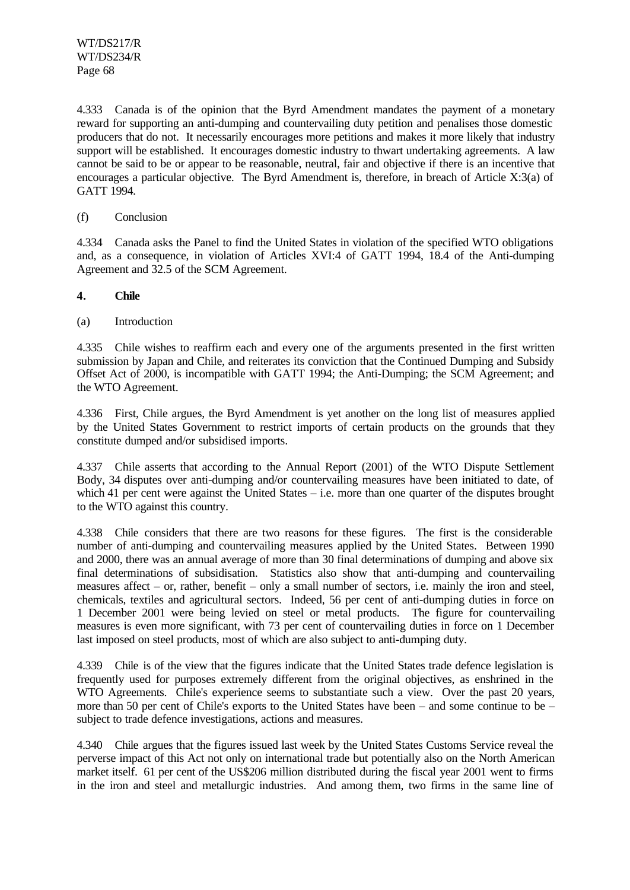4.333 Canada is of the opinion that the Byrd Amendment mandates the payment of a monetary reward for supporting an anti-dumping and countervailing duty petition and penalises those domestic producers that do not. It necessarily encourages more petitions and makes it more likely that industry support will be established. It encourages domestic industry to thwart undertaking agreements. A law cannot be said to be or appear to be reasonable, neutral, fair and objective if there is an incentive that encourages a particular objective. The Byrd Amendment is, therefore, in breach of Article X:3(a) of GATT 1994.

(f) Conclusion

4.334 Canada asks the Panel to find the United States in violation of the specified WTO obligations and, as a consequence, in violation of Articles XVI:4 of GATT 1994, 18.4 of the Anti-dumping Agreement and 32.5 of the SCM Agreement.

**4. Chile**

(a) Introduction

4.335 Chile wishes to reaffirm each and every one of the arguments presented in the first written submission by Japan and Chile, and reiterates its conviction that the Continued Dumping and Subsidy Offset Act of 2000, is incompatible with GATT 1994; the Anti-Dumping; the SCM Agreement; and the WTO Agreement.

4.336 First, Chile argues, the Byrd Amendment is yet another on the long list of measures applied by the United States Government to restrict imports of certain products on the grounds that they constitute dumped and/or subsidised imports.

4.337 Chile asserts that according to the Annual Report (2001) of the WTO Dispute Settlement Body, 34 disputes over anti-dumping and/or countervailing measures have been initiated to date, of which 41 per cent were against the United States – i.e. more than one quarter of the disputes brought to the WTO against this country.

4.338 Chile considers that there are two reasons for these figures. The first is the considerable number of anti-dumping and countervailing measures applied by the United States. Between 1990 and 2000, there was an annual average of more than 30 final determinations of dumping and above six final determinations of subsidisation. Statistics also show that anti-dumping and countervailing measures affect – or, rather, benefit – only a small number of sectors, i.e. mainly the iron and steel, chemicals, textiles and agricultural sectors. Indeed, 56 per cent of anti-dumping duties in force on 1 December 2001 were being levied on steel or metal products. The figure for countervailing measures is even more significant, with 73 per cent of countervailing duties in force on 1 December last imposed on steel products, most of which are also subject to anti-dumping duty.

4.339 Chile is of the view that the figures indicate that the United States trade defence legislation is frequently used for purposes extremely different from the original objectives, as enshrined in the WTO Agreements. Chile's experience seems to substantiate such a view. Over the past 20 years, more than 50 per cent of Chile's exports to the United States have been – and some continue to be – subject to trade defence investigations, actions and measures.

4.340 Chile argues that the figures issued last week by the United States Customs Service reveal the perverse impact of this Act not only on international trade but potentially also on the North American market itself. 61 per cent of the US$206 million distributed during the fiscal year 2001 went to firms in the iron and steel and metallurgic industries. And among them, two firms in the same line of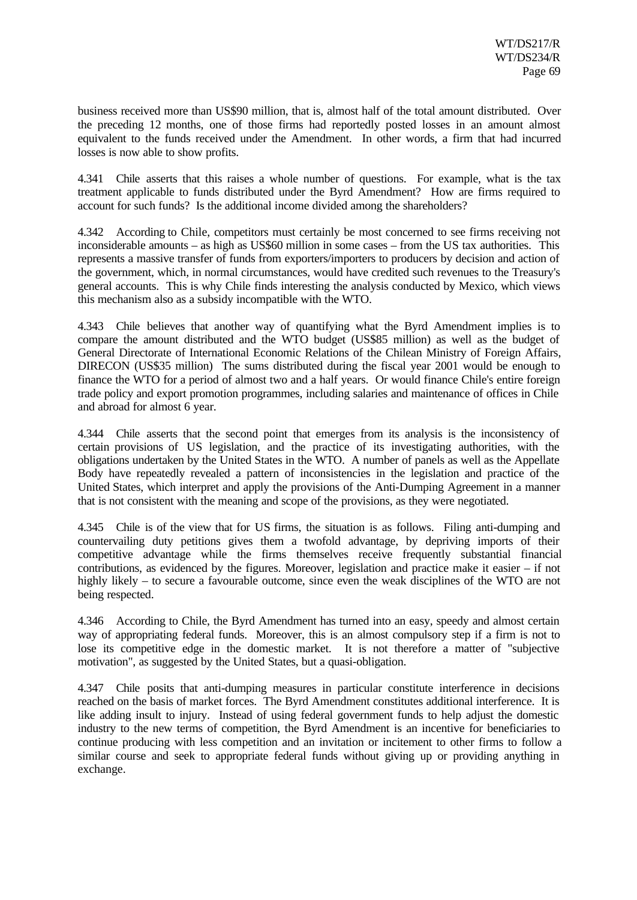business received more than US$90 million, that is, almost half of the total amount distributed. Over the preceding 12 months, one of those firms had reportedly posted losses in an amount almost equivalent to the funds received under the Amendment. In other words, a firm that had incurred losses is now able to show profits.

4.341 Chile asserts that this raises a whole number of questions. For example, what is the tax treatment applicable to funds distributed under the Byrd Amendment? How are firms required to account for such funds? Is the additional income divided among the shareholders?

4.342 According to Chile, competitors must certainly be most concerned to see firms receiving not inconsiderable amounts – as high as US$60 million in some cases – from the US tax authorities. This represents a massive transfer of funds from exporters/importers to producers by decision and action of the government, which, in normal circumstances, would have credited such revenues to the Treasury's general accounts. This is why Chile finds interesting the analysis conducted by Mexico, which views this mechanism also as a subsidy incompatible with the WTO.

4.343 Chile believes that another way of quantifying what the Byrd Amendment implies is to compare the amount distributed and the WTO budget (US$85 million) as well as the budget of General Directorate of International Economic Relations of the Chilean Ministry of Foreign Affairs, DIRECON (US$35 million) The sums distributed during the fiscal year 2001 would be enough to finance the WTO for a period of almost two and a half years. Or would finance Chile's entire foreign trade policy and export promotion programmes, including salaries and maintenance of offices in Chile and abroad for almost 6 year.

4.344 Chile asserts that the second point that emerges from its analysis is the inconsistency of certain provisions of US legislation, and the practice of its investigating authorities, with the obligations undertaken by the United States in the WTO. A number of panels as well as the Appellate Body have repeatedly revealed a pattern of inconsistencies in the legislation and practice of the United States, which interpret and apply the provisions of the Anti-Dumping Agreement in a manner that is not consistent with the meaning and scope of the provisions, as they were negotiated.

4.345 Chile is of the view that for US firms, the situation is as follows. Filing anti-dumping and countervailing duty petitions gives them a twofold advantage, by depriving imports of their competitive advantage while the firms themselves receive frequently substantial financial contributions, as evidenced by the figures. Moreover, legislation and practice make it easier – if not highly likely – to secure a favourable outcome, since even the weak disciplines of the WTO are not being respected.

4.346 According to Chile, the Byrd Amendment has turned into an easy, speedy and almost certain way of appropriating federal funds. Moreover, this is an almost compulsory step if a firm is not to lose its competitive edge in the domestic market. It is not therefore a matter of "subjective motivation", as suggested by the United States, but a quasi-obligation.

4.347 Chile posits that anti-dumping measures in particular constitute interference in decisions reached on the basis of market forces. The Byrd Amendment constitutes additional interference. It is like adding insult to injury. Instead of using federal government funds to help adjust the domestic industry to the new terms of competition, the Byrd Amendment is an incentive for beneficiaries to continue producing with less competition and an invitation or incitement to other firms to follow a similar course and seek to appropriate federal funds without giving up or providing anything in exchange.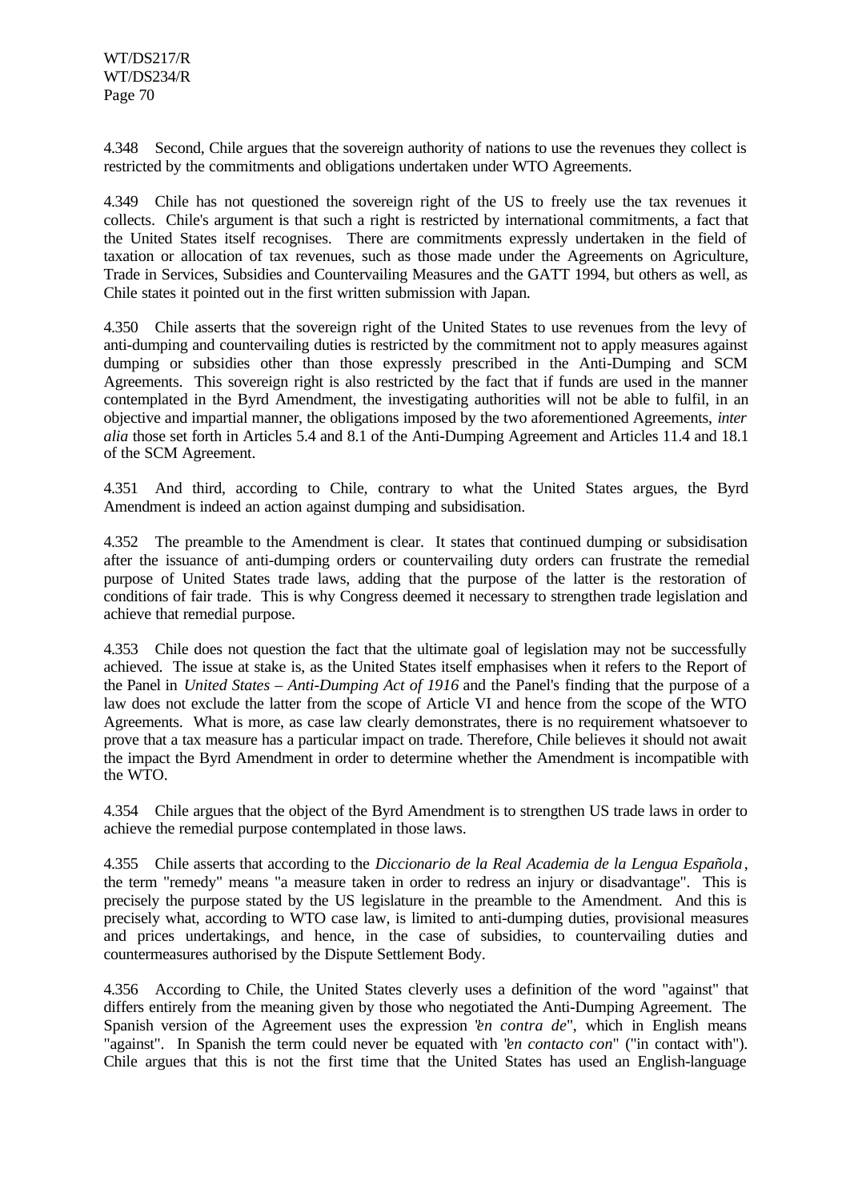4.348 Second, Chile argues that the sovereign authority of nations to use the revenues they collect is restricted by the commitments and obligations undertaken under WTO Agreements.

4.349 Chile has not questioned the sovereign right of the US to freely use the tax revenues it collects. Chile's argument is that such a right is restricted by international commitments, a fact that the United States itself recognises. There are commitments expressly undertaken in the field of taxation or allocation of tax revenues, such as those made under the Agreements on Agriculture, Trade in Services, Subsidies and Countervailing Measures and the GATT 1994, but others as well, as Chile states it pointed out in the first written submission with Japan.

4.350 Chile asserts that the sovereign right of the United States to use revenues from the levy of anti-dumping and countervailing duties is restricted by the commitment not to apply measures against dumping or subsidies other than those expressly prescribed in the Anti-Dumping and SCM Agreements. This sovereign right is also restricted by the fact that if funds are used in the manner contemplated in the Byrd Amendment, the investigating authorities will not be able to fulfil, in an objective and impartial manner, the obligations imposed by the two aforementioned Agreements, *inter alia* those set forth in Articles 5.4 and 8.1 of the Anti-Dumping Agreement and Articles 11.4 and 18.1 of the SCM Agreement.

4.351 And third, according to Chile, contrary to what the United States argues, the Byrd Amendment is indeed an action against dumping and subsidisation.

4.352 The preamble to the Amendment is clear. It states that continued dumping or subsidisation after the issuance of anti-dumping orders or countervailing duty orders can frustrate the remedial purpose of United States trade laws, adding that the purpose of the latter is the restoration of conditions of fair trade. This is why Congress deemed it necessary to strengthen trade legislation and achieve that remedial purpose.

4.353 Chile does not question the fact that the ultimate goal of legislation may not be successfully achieved. The issue at stake is, as the United States itself emphasises when it refers to the Report of the Panel in *United States – Anti-Dumping Act of 1916* and the Panel's finding that the purpose of a law does not exclude the latter from the scope of Article VI and hence from the scope of the WTO Agreements. What is more, as case law clearly demonstrates, there is no requirement whatsoever to prove that a tax measure has a particular impact on trade. Therefore, Chile believes it should not await the impact the Byrd Amendment in order to determine whether the Amendment is incompatible with the WTO.

4.354 Chile argues that the object of the Byrd Amendment is to strengthen US trade laws in order to achieve the remedial purpose contemplated in those laws.

4.355 Chile asserts that according to the *Diccionario de la Real Academia de la Lengua Española*, the term "remedy" means "a measure taken in order to redress an injury or disadvantage". This is precisely the purpose stated by the US legislature in the preamble to the Amendment. And this is precisely what, according to WTO case law, is limited to anti-dumping duties, provisional measures and prices undertakings, and hence, in the case of subsidies, to countervailing duties and countermeasures authorised by the Dispute Settlement Body.

4.356 According to Chile, the United States cleverly uses a definition of the word "against" that differs entirely from the meaning given by those who negotiated the Anti-Dumping Agreement. The Spanish version of the Agreement uses the expression "*en contra de*", which in English means "against". In Spanish the term could never be equated with "*en contacto con*" ("in contact with"). Chile argues that this is not the first time that the United States has used an English-language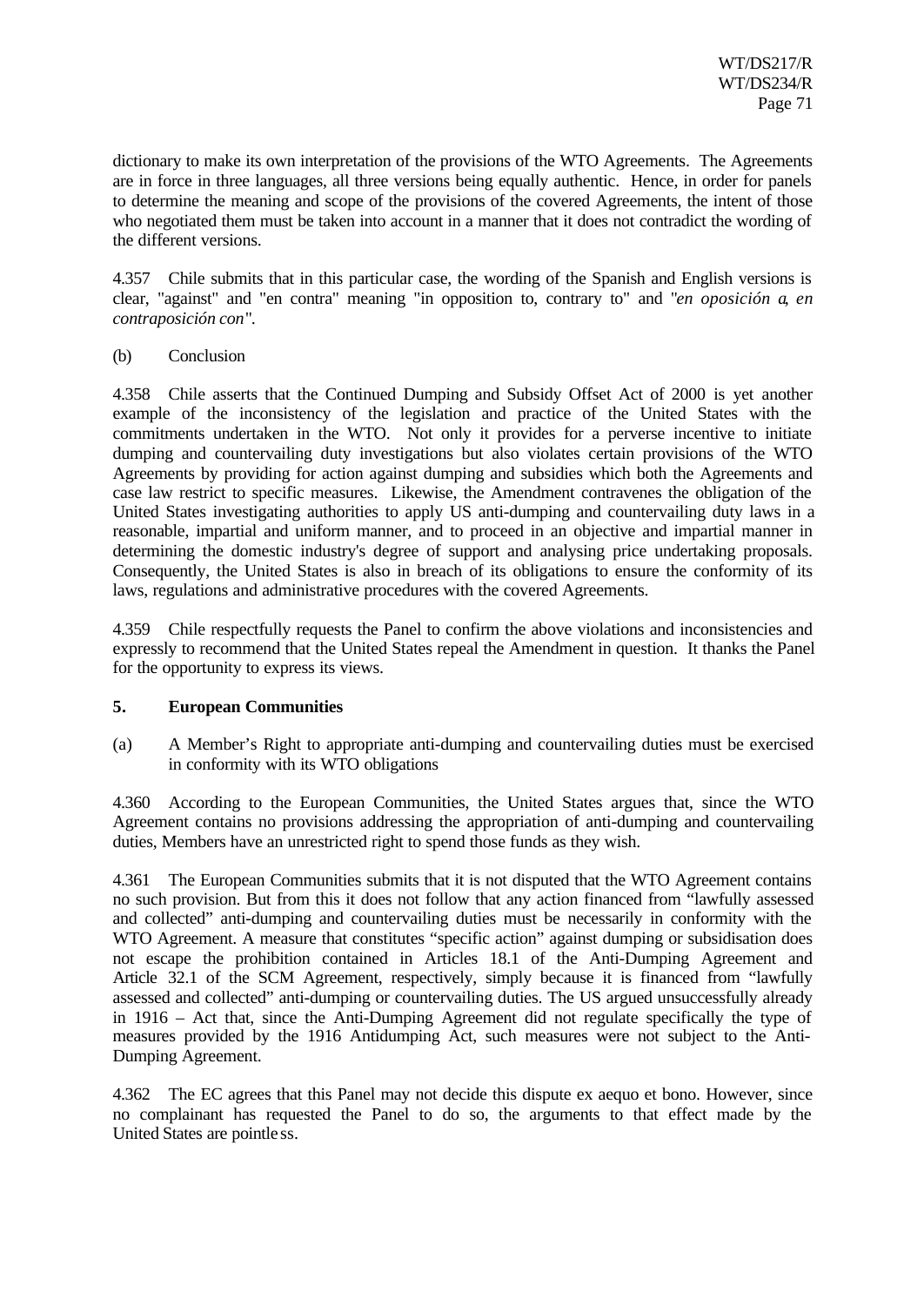dictionary to make its own interpretation of the provisions of the WTO Agreements. The Agreements are in force in three languages, all three versions being equally authentic. Hence, in order for panels to determine the meaning and scope of the provisions of the covered Agreements, the intent of those who negotiated them must be taken into account in a manner that it does not contradict the wording of the different versions.

4.357 Chile submits that in this particular case, the wording of the Spanish and English versions is clear, "against" and "en contra" meaning "in opposition to, contrary to" and "*en oposición a*, *en contraposición con*".

(b) Conclusion

4.358 Chile asserts that the Continued Dumping and Subsidy Offset Act of 2000 is yet another example of the inconsistency of the legislation and practice of the United States with the commitments undertaken in the WTO. Not only it provides for a perverse incentive to initiate dumping and countervailing duty investigations but also violates certain provisions of the WTO Agreements by providing for action against dumping and subsidies which both the Agreements and case law restrict to specific measures. Likewise, the Amendment contravenes the obligation of the United States investigating authorities to apply US anti-dumping and countervailing duty laws in a reasonable, impartial and uniform manner, and to proceed in an objective and impartial manner in determining the domestic industry's degree of support and analysing price undertaking proposals. Consequently, the United States is also in breach of its obligations to ensure the conformity of its laws, regulations and administrative procedures with the covered Agreements.

4.359 Chile respectfully requests the Panel to confirm the above violations and inconsistencies and expressly to recommend that the United States repeal the Amendment in question. It thanks the Panel for the opportunity to express its views.

### 5. European Communities

(a) A Member's Right to appropriate anti-dumping and countervailing duties must be exercised in conformity with its WTO obligations

4.360 According to the European Communities, the United States argues that, since the WTO Agreement contains no provisions addressing the appropriation of anti-dumping and countervailing duties, Members have an unrestricted right to spend those funds as they wish.

4.361 The European Communities submits that it is not disputed that the WTO Agreement contains no such provision. But from this it does not follow that any action financed from "lawfully assessed and collected" anti-dumping and countervailing duties must be necessarily in conformity with the WTO Agreement. A measure that constitutes "specific action" against dumping or subsidisation does not escape the prohibition contained in Articles 18.1 of the Anti-Dumping Agreement and Article 32.1 of the SCM Agreement, respectively, simply because it is financed from "lawfully assessed and collected" anti-dumping or countervailing duties. The US argued unsuccessfully already in 1916 – Act that, since the Anti-Dumping Agreement did not regulate specifically the type of measures provided by the 1916 Antidumping Act, such measures were not subject to the Anti-Dumping Agreement.

4.362 The EC agrees that this Panel may not decide this dispute ex aequo et bono. However, since no complainant has requested the Panel to do so, the arguments to that effect made by the United States are pointless.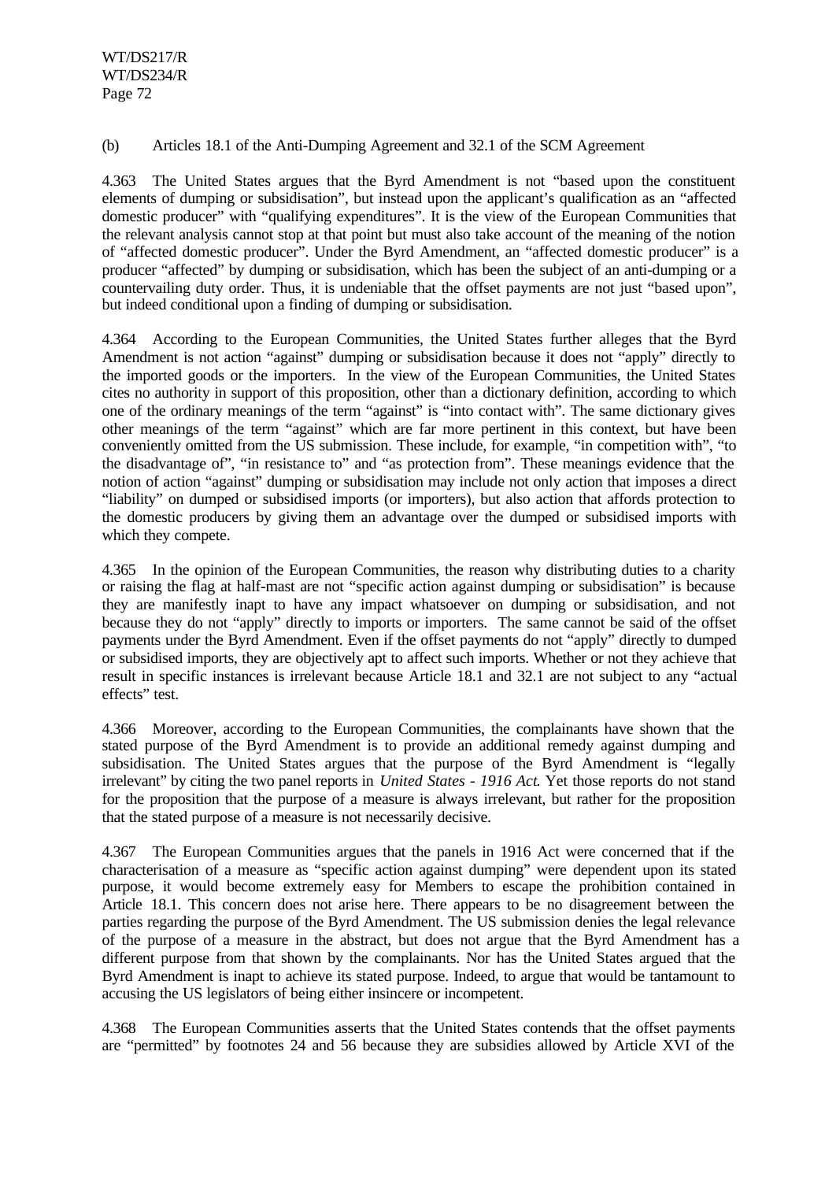(b) Articles 18.1 of the Anti-Dumping Agreement and 32.1 of the SCM Agreement

4.363 The United States argues that the Byrd Amendment is not "based upon the constituent elements of dumping or subsidisation", but instead upon the applicant's qualification as an "affected domestic producer" with "qualifying expenditures". It is the view of the European Communities that the relevant analysis cannot stop at that point but must also take account of the meaning of the notion of "affected domestic producer". Under the Byrd Amendment, an "affected domestic producer" is a producer "affected" by dumping or subsidisation, which has been the subject of an anti-dumping or a countervailing duty order. Thus, it is undeniable that the offset payments are not just "based upon", but indeed conditional upon a finding of dumping or subsidisation.

4.364 According to the European Communities, the United States further alleges that the Byrd Amendment is not action "against" dumping or subsidisation because it does not "apply" directly to the imported goods or the importers. In the view of the European Communities, the United States cites no authority in support of this proposition, other than a dictionary definition, according to which one of the ordinary meanings of the term "against" is "into contact with". The same dictionary gives other meanings of the term "against" which are far more pertinent in this context, but have been conveniently omitted from the US submission. These include, for example, "in competition with", "to the disadvantage of", "in resistance to" and "as protection from". These meanings evidence that the notion of action "against" dumping or subsidisation may include not only action that imposes a direct "liability" on dumped or subsidised imports (or importers), but also action that affords protection to the domestic producers by giving them an advantage over the dumped or subsidised imports with which they compete.

4.365 In the opinion of the European Communities, the reason why distributing duties to a charity or raising the flag at half-mast are not "specific action against dumping or subsidisation" is because they are manifestly inapt to have any impact whatsoever on dumping or subsidisation, and not because they do not "apply" directly to imports or importers. The same cannot be said of the offset payments under the Byrd Amendment. Even if the offset payments do not "apply" directly to dumped or subsidised imports, they are objectively apt to affect such imports. Whether or not they achieve that result in specific instances is irrelevant because Article 18.1 and 32.1 are not subject to any "actual effects" test.

4.366 Moreover, according to the European Communities, the complainants have shown that the stated purpose of the Byrd Amendment is to provide an additional remedy against dumping and subsidisation. The United States argues that the purpose of the Byrd Amendment is "legally irrelevant" by citing the two panel reports in *United States - 1916 Act*. Yet those reports do not stand for the proposition that the purpose of a measure is always irrelevant, but rather for the proposition that the stated purpose of a measure is not necessarily decisive.

4.367 The European Communities argues that the panels in 1916 Act were concerned that if the characterisation of a measure as "specific action against dumping" were dependent upon its stated purpose, it would become extremely easy for Members to escape the prohibition contained in Article 18.1. This concern does not arise here. There appears to be no disagreement between the parties regarding the purpose of the Byrd Amendment. The US submission denies the legal relevance of the purpose of a measure in the abstract, but does not argue that the Byrd Amendment has a different purpose from that shown by the complainants. Nor has the United States argued that the Byrd Amendment is inapt to achieve its stated purpose. Indeed, to argue that would be tantamount to accusing the US legislators of being either insincere or incompetent.

4.368 The European Communities asserts that the United States contends that the offset payments are "permitted" by footnotes 24 and 56 because they are subsidies allowed by Article XVI of the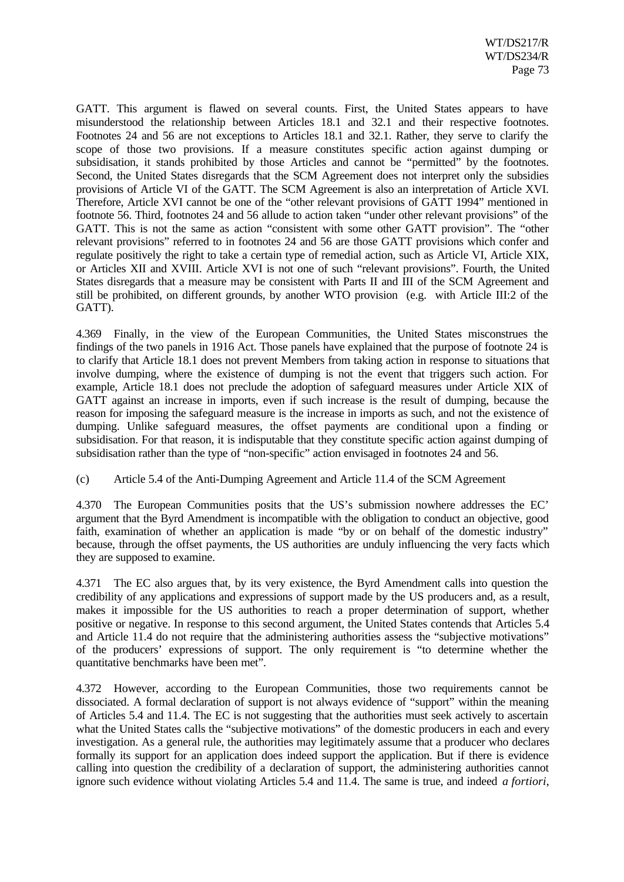GATT. This argument is flawed on several counts. First, the United States appears to have misunderstood the relationship between Articles 18.1 and 32.1 and their respective footnotes. Footnotes 24 and 56 are not exceptions to Articles 18.1 and 32.1. Rather, they serve to clarify the scope of those two provisions. If a measure constitutes specific action against dumping or subsidisation, it stands prohibited by those Articles and cannot be "permitted" by the footnotes. Second, the United States disregards that the SCM Agreement does not interpret only the subsidies provisions of Article VI of the GATT. The SCM Agreement is also an interpretation of Article XVI. Therefore, Article XVI cannot be one of the "other relevant provisions of GATT 1994" mentioned in footnote 56. Third, footnotes 24 and 56 allude to action taken "under other relevant provisions" of the GATT. This is not the same as action "consistent with some other GATT provision". The "other relevant provisions" referred to in footnotes 24 and 56 are those GATT provisions which confer and regulate positively the right to take a certain type of remedial action, such as Article VI, Article XIX, or Articles XII and XVIII. Article XVI is not one of such "relevant provisions". Fourth, the United States disregards that a measure may be consistent with Parts II and III of the SCM Agreement and still be prohibited, on different grounds, by another WTO provision (e.g. with Article III:2 of the GATT).

4.369 Finally, in the view of the European Communities, the United States misconstrues the findings of the two panels in 1916 Act. Those panels have explained that the purpose of footnote 24 is to clarify that Article 18.1 does not prevent Members from taking action in response to situations that involve dumping, where the existence of dumping is not the event that triggers such action. For example, Article 18.1 does not preclude the adoption of safeguard measures under Article XIX of GATT against an increase in imports, even if such increase is the result of dumping, because the reason for imposing the safeguard measure is the increase in imports as such, and not the existence of dumping. Unlike safeguard measures, the offset payments are conditional upon a finding or subsidisation. For that reason, it is indisputable that they constitute specific action against dumping of subsidisation rather than the type of "non-specific" action envisaged in footnotes 24 and 56.

(c) Article 5.4 of the Anti-Dumping Agreement and Article 11.4 of the SCM Agreement

4.370 The European Communities posits that the US's submission nowhere addresses the EC' argument that the Byrd Amendment is incompatible with the obligation to conduct an objective, good faith, examination of whether an application is made "by or on behalf of the domestic industry" because, through the offset payments, the US authorities are unduly influencing the very facts which they are supposed to examine.

4.371 The EC also argues that, by its very existence, the Byrd Amendment calls into question the credibility of any applications and expressions of support made by the US producers and, as a result, makes it impossible for the US authorities to reach a proper determination of support, whether positive or negative. In response to this second argument, the United States contends that Articles 5.4 and Article 11.4 do not require that the administering authorities assess the "subjective motivations" of the producers' expressions of support. The only requirement is "to determine whether the quantitative benchmarks have been met".

4.372 However, according to the European Communities, those two requirements cannot be dissociated. A formal declaration of support is not always evidence of "support" within the meaning of Articles 5.4 and 11.4. The EC is not suggesting that the authorities must seek actively to ascertain what the United States calls the "subjective motivations" of the domestic producers in each and every investigation. As a general rule, the authorities may legitimately assume that a producer who declares formally its support for an application does indeed support the application. But if there is evidence calling into question the credibility of a declaration of support, the administering authorities cannot ignore such evidence without violating Articles 5.4 and 11.4. The same is true, and indeed *a fortiori*,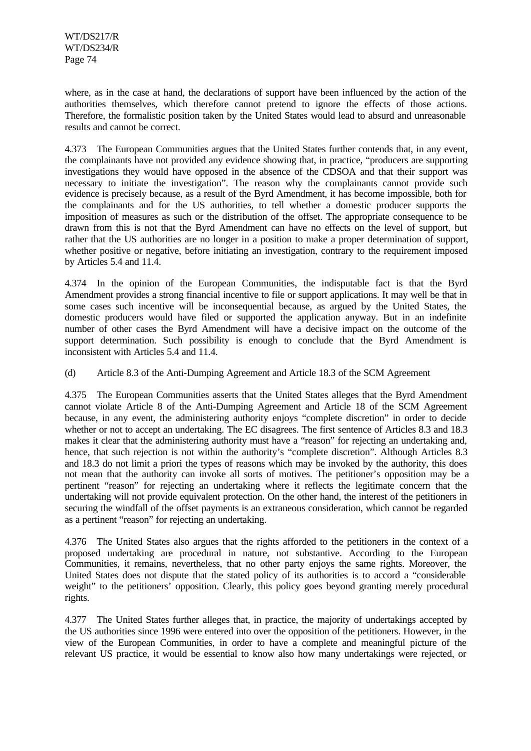where, as in the case at hand, the declarations of support have been influenced by the action of the authorities themselves, which therefore cannot pretend to ignore the effects of those actions. Therefore, the formalistic position taken by the United States would lead to absurd and unreasonable results and cannot be correct.

4.373 The European Communities argues that the United States further contends that, in any event, the complainants have not provided any evidence showing that, in practice, "producers are supporting investigations they would have opposed in the absence of the CDSOA and that their support was necessary to initiate the investigation". The reason why the complainants cannot provide such evidence is precisely because, as a result of the Byrd Amendment, it has become impossible, both for the complainants and for the US authorities, to tell whether a domestic producer supports the imposition of measures as such or the distribution of the offset. The appropriate consequence to be drawn from this is not that the Byrd Amendment can have no effects on the level of support, but rather that the US authorities are no longer in a position to make a proper determination of support, whether positive or negative, before initiating an investigation, contrary to the requirement imposed by Articles 5.4 and 11.4.

4.374 In the opinion of the European Communities, the indisputable fact is that the Byrd Amendment provides a strong financial incentive to file or support applications. It may well be that in some cases such incentive will be inconsequential because, as argued by the United States, the domestic producers would have filed or supported the application anyway. But in an indefinite number of other cases the Byrd Amendment will have a decisive impact on the outcome of the support determination. Such possibility is enough to conclude that the Byrd Amendment is inconsistent with Articles 5.4 and 11.4.

(d) Article 8.3 of the Anti-Dumping Agreement and Article 18.3 of the SCM Agreement

4.375 The European Communities asserts that the United States alleges that the Byrd Amendment cannot violate Article 8 of the Anti-Dumping Agreement and Article 18 of the SCM Agreement because, in any event, the administering authority enjoys "complete discretion" in order to decide whether or not to accept an undertaking. The EC disagrees. The first sentence of Articles 8.3 and 18.3 makes it clear that the administering authority must have a "reason" for rejecting an undertaking and, hence, that such rejection is not within the authority's "complete discretion". Although Articles 8.3 and 18.3 do not limit a priori the types of reasons which may be invoked by the authority, this does not mean that the authority can invoke all sorts of motives. The petitioner's opposition may be a pertinent "reason" for rejecting an undertaking where it reflects the legitimate concern that the undertaking will not provide equivalent protection. On the other hand, the interest of the petitioners in securing the windfall of the offset payments is an extraneous consideration, which cannot be regarded as a pertinent "reason" for rejecting an undertaking.

4.376 The United States also argues that the rights afforded to the petitioners in the context of a proposed undertaking are procedural in nature, not substantive. According to the European Communities, it remains, nevertheless, that no other party enjoys the same rights. Moreover, the United States does not dispute that the stated policy of its authorities is to accord a "considerable weight" to the petitioners' opposition. Clearly, this policy goes beyond granting merely procedural rights.

4.377 The United States further alleges that, in practice, the majority of undertakings accepted by the US authorities since 1996 were entered into over the opposition of the petitioners. However, in the view of the European Communities, in order to have a complete and meaningful picture of the relevant US practice, it would be essential to know also how many undertakings were rejected, or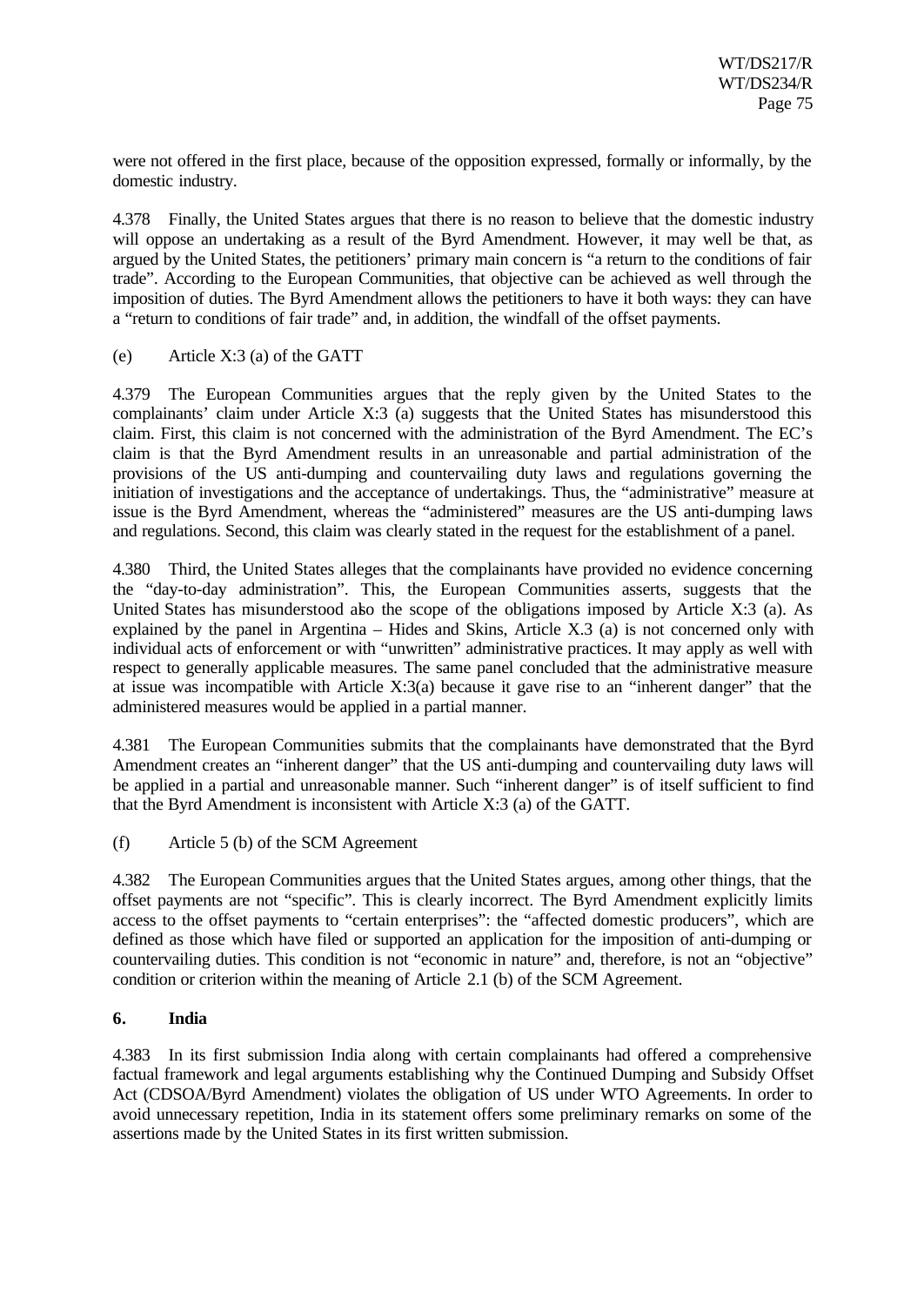were not offered in the first place, because of the opposition expressed, formally or informally, by the domestic industry.

4.378 Finally, the United States argues that there is no reason to believe that the domestic industry will oppose an undertaking as a result of the Byrd Amendment. However, it may well be that, as argued by the United States, the petitioners' primary main concern is "a return to the conditions of fair trade". According to the European Communities, that objective can be achieved as well through the imposition of duties. The Byrd Amendment allows the petitioners to have it both ways: they can have a "return to conditions of fair trade" and, in addition, the windfall of the offset payments.

(e) Article X:3 (a) of the GATT

4.379 The European Communities argues that the reply given by the United States to the complainants' claim under Article X:3 (a) suggests that the United States has misunderstood this claim. First, this claim is not concerned with the administration of the Byrd Amendment. The EC's claim is that the Byrd Amendment results in an unreasonable and partial administration of the provisions of the US anti-dumping and countervailing duty laws and regulations governing the initiation of investigations and the acceptance of undertakings. Thus, the "administrative" measure at issue is the Byrd Amendment, whereas the "administered" measures are the US anti-dumping laws and regulations. Second, this claim was clearly stated in the request for the establishment of a panel.

4.380 Third, the United States alleges that the complainants have provided no evidence concerning the "day-to-day administration". This, the European Communities asserts, suggests that the United States has misunderstood also the scope of the obligations imposed by Article X:3 (a). As explained by the panel in Argentina – Hides and Skins, Article X.3 (a) is not concerned only with individual acts of enforcement or with "unwritten" administrative practices. It may apply as well with respect to generally applicable measures. The same panel concluded that the administrative measure at issue was incompatible with Article X:3(a) because it gave rise to an "inherent danger" that the administered measures would be applied in a partial manner.

4.381 The European Communities submits that the complainants have demonstrated that the Byrd Amendment creates an "inherent danger" that the US anti-dumping and countervailing duty laws will be applied in a partial and unreasonable manner. Such "inherent danger" is of itself sufficient to find that the Byrd Amendment is inconsistent with Article X:3 (a) of the GATT.

(f) Article 5 (b) of the SCM Agreement

4.382 The European Communities argues that the United States argues, among other things, that the offset payments are not "specific". This is clearly incorrect. The Byrd Amendment explicitly limits access to the offset payments to "certain enterprises": the "affected domestic producers", which are defined as those which have filed or supported an application for the imposition of anti-dumping or countervailing duties. This condition is not "economic in nature" and, therefore, is not an "objective" condition or criterion within the meaning of Article 2.1 (b) of the SCM Agreement.

**6. India**

4.383 In its first submission India along with certain complainants had offered a comprehensive factual framework and legal arguments establishing why the Continued Dumping and Subsidy Offset Act (CDSOA/Byrd Amendment) violates the obligation of US under WTO Agreements. In order to avoid unnecessary repetition, India in its statement offers some preliminary remarks on some of the assertions made by the United States in its first written submission.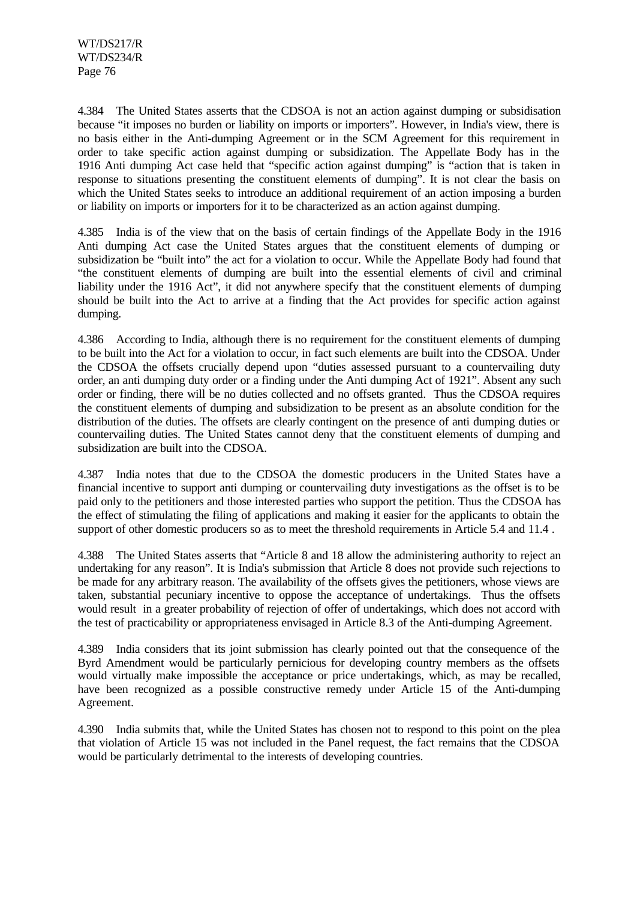4.384 The United States asserts that the CDSOA is not an action against dumping or subsidisation because "it imposes no burden or liability on imports or importers". However, in India's view, there is no basis either in the Anti-dumping Agreement or in the SCM Agreement for this requirement in order to take specific action against dumping or subsidization. The Appellate Body has in the 1916 Anti dumping Act case held that "specific action against dumping" is "action that is taken in response to situations presenting the constituent elements of dumping". It is not clear the basis on which the United States seeks to introduce an additional requirement of an action imposing a burden or liability on imports or importers for it to be characterized as an action against dumping.

4.385 India is of the view that on the basis of certain findings of the Appellate Body in the 1916 Anti dumping Act case the United States argues that the constituent elements of dumping or subsidization be "built into" the act for a violation to occur. While the Appellate Body had found that "the constituent elements of dumping are built into the essential elements of civil and criminal liability under the 1916 Act", it did not anywhere specify that the constituent elements of dumping should be built into the Act to arrive at a finding that the Act provides for specific action against dumping.

4.386 According to India, although there is no requirement for the constituent elements of dumping to be built into the Act for a violation to occur, in fact such elements are built into the CDSOA. Under the CDSOA the offsets crucially depend upon "duties assessed pursuant to a countervailing duty order, an anti dumping duty order or a finding under the Anti dumping Act of 1921". Absent any such order or finding, there will be no duties collected and no offsets granted. Thus the CDSOA requires the constituent elements of dumping and subsidization to be present as an absolute condition for the distribution of the duties. The offsets are clearly contingent on the presence of anti dumping duties or countervailing duties. The United States cannot deny that the constituent elements of dumping and subsidization are built into the CDSOA.

4.387 India notes that due to the CDSOA the domestic producers in the United States have a financial incentive to support anti dumping or countervailing duty investigations as the offset is to be paid only to the petitioners and those interested parties who support the petition. Thus the CDSOA has the effect of stimulating the filing of applications and making it easier for the applicants to obtain the support of other domestic producers so as to meet the threshold requirements in Article 5.4 and 11.4 .

4.388 The United States asserts that "Article 8 and 18 allow the administering authority to reject an undertaking for any reason". It is India's submission that Article 8 does not provide such rejections to be made for any arbitrary reason. The availability of the offsets gives the petitioners, whose views are taken, substantial pecuniary incentive to oppose the acceptance of undertakings. Thus the offsets would result in a greater probability of rejection of offer of undertakings, which does not accord with the test of practicability or appropriateness envisaged in Article 8.3 of the Anti-dumping Agreement.

4.389 India considers that its joint submission has clearly pointed out that the consequence of the Byrd Amendment would be particularly pernicious for developing country members as the offsets would virtually make impossible the acceptance or price undertakings, which, as may be recalled, have been recognized as a possible constructive remedy under Article 15 of the Anti-dumping Agreement.

4.390 India submits that, while the United States has chosen not to respond to this point on the plea that violation of Article 15 was not included in the Panel request, the fact remains that the CDSOA would be particularly detrimental to the interests of developing countries.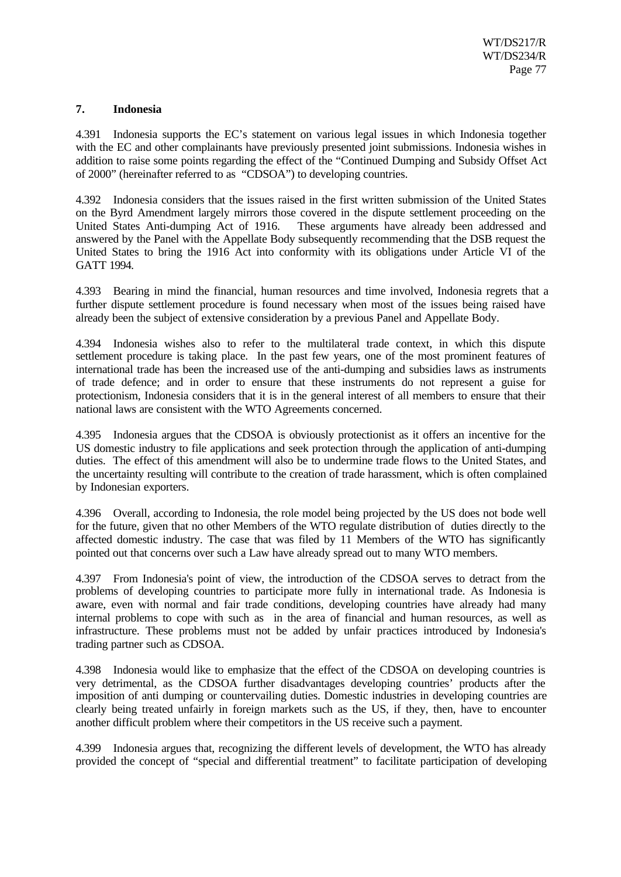**7. Indonesia**

4.391 Indonesia supports the EC's statement on various legal issues in which Indonesia together with the EC and other complainants have previously presented joint submissions. Indonesia wishes in addition to raise some points regarding the effect of the "Continued Dumping and Subsidy Offset Act of 2000" (hereinafter referred to as "CDSOA") to developing countries.

4.392 Indonesia considers that the issues raised in the first written submission of the United States on the Byrd Amendment largely mirrors those covered in the dispute settlement proceeding on the United States Anti-dumping Act of 1916. These arguments have already been addressed and answered by the Panel with the Appellate Body subsequently recommending that the DSB request the United States to bring the 1916 Act into conformity with its obligations under Article VI of the GATT 1994.

4.393 Bearing in mind the financial, human resources and time involved, Indonesia regrets that a further dispute settlement procedure is found necessary when most of the issues being raised have already been the subject of extensive consideration by a previous Panel and Appellate Body.

4.394 Indonesia wishes also to refer to the multilateral trade context, in which this dispute settlement procedure is taking place. In the past few years, one of the most prominent features of international trade has been the increased use of the anti-dumping and subsidies laws as instruments of trade defence; and in order to ensure that these instruments do not represent a guise for protectionism, Indonesia considers that it is in the general interest of all members to ensure that their national laws are consistent with the WTO Agreements concerned.

4.395 Indonesia argues that the CDSOA is obviously protectionist as it offers an incentive for the US domestic industry to file applications and seek protection through the application of anti-dumping duties. The effect of this amendment will also be to undermine trade flows to the United States, and the uncertainty resulting will contribute to the creation of trade harassment, which is often complained by Indonesian exporters.

4.396 Overall, according to Indonesia, the role model being projected by the US does not bode well for the future, given that no other Members of the WTO regulate distribution of duties directly to the affected domestic industry. The case that was filed by 11 Members of the WTO has significantly pointed out that concerns over such a Law have already spread out to many WTO members.

4.397 From Indonesia's point of view, the introduction of the CDSOA serves to detract from the problems of developing countries to participate more fully in international trade. As Indonesia is aware, even with normal and fair trade conditions, developing countries have already had many internal problems to cope with such as in the area of financial and human resources, as well as infrastructure. These problems must not be added by unfair practices introduced by Indonesia's trading partner such as CDSOA.

4.398 Indonesia would like to emphasize that the effect of the CDSOA on developing countries is very detrimental, as the CDSOA further disadvantages developing countries' products after the imposition of anti dumping or countervailing duties. Domestic industries in developing countries are clearly being treated unfairly in foreign markets such as the US, if they, then, have to encounter another difficult problem where their competitors in the US receive such a payment.

4.399 Indonesia argues that, recognizing the different levels of development, the WTO has already provided the concept of "special and differential treatment" to facilitate participation of developing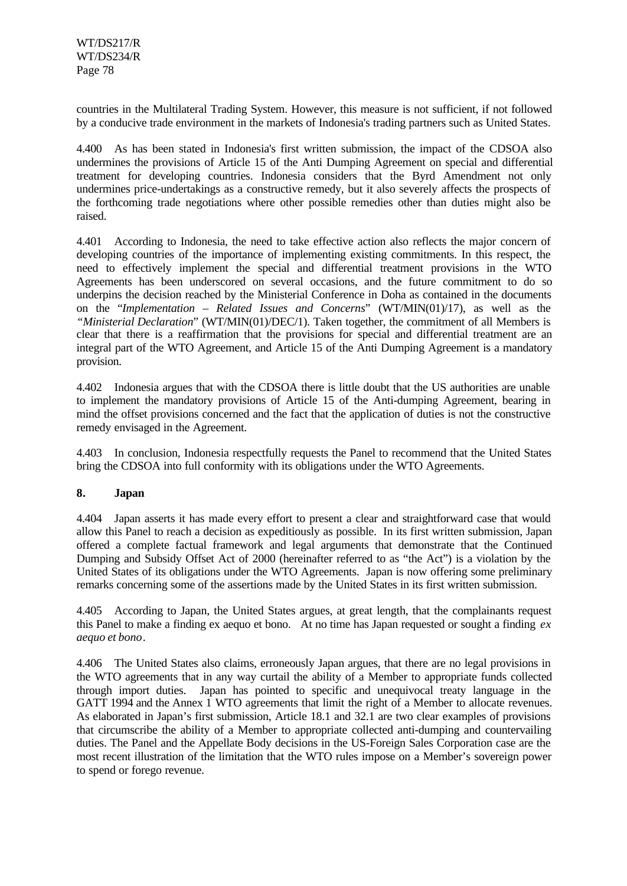countries in the Multilateral Trading System. However, this measure is not sufficient, if not followed by a conducive trade environment in the markets of Indonesia's trading partners such as United States.

4.400 As has been stated in Indonesia's first written submission, the impact of the CDSOA also undermines the provisions of Article 15 of the Anti Dumping Agreement on special and differential treatment for developing countries. Indonesia considers that the Byrd Amendment not only undermines price-undertakings as a constructive remedy, but it also severely affects the prospects of the forthcoming trade negotiations where other possible remedies other than duties might also be raised.

4.401 According to Indonesia, the need to take effective action also reflects the major concern of developing countries of the importance of implementing existing commitments. In this respect, the need to effectively implement the special and differential treatment provisions in the WTO Agreements has been underscored on several occasions, and the future commitment to do so underpins the decision reached by the Ministerial Conference in Doha as contained in the documents on the "*Implementation – Related Issues and Concerns*" (WT/MIN(01)/17), as well as the "*Ministerial Declaration*" (WT/MIN(01)/DEC/1). Taken together, the commitment of all Members is clear that there is a reaffirmation that the provisions for special and differential treatment are an integral part of the WTO Agreement, and Article 15 of the Anti Dumping Agreement is a mandatory provision.

4.402 Indonesia argues that with the CDSOA there is little doubt that the US authorities are unable to implement the mandatory provisions of Article 15 of the Anti-dumping Agreement, bearing in mind the offset provisions concerned and the fact that the application of duties is not the constructive remedy envisaged in the Agreement.

4.403 In conclusion, Indonesia respectfully requests the Panel to recommend that the United States bring the CDSOA into full conformity with its obligations under the WTO Agreements.

**8. Japan**

4.404 Japan asserts it has made every effort to present a clear and straightforward case that would allow this Panel to reach a decision as expeditiously as possible. In its first written submission, Japan offered a complete factual framework and legal arguments that demonstrate that the Continued Dumping and Subsidy Offset Act of 2000 (hereinafter referred to as "the Act") is a violation by the United States of its obligations under the WTO Agreements. Japan is now offering some preliminary remarks concerning some of the assertions made by the United States in its first written submission.

4.405 According to Japan, the United States argues, at great length, that the complainants request this Panel to make a finding ex aequo et bono. At no time has Japan requested or sought a finding *ex aequo et bono*.

4.406 The United States also claims, erroneously Japan argues, that there are no legal provisions in the WTO agreements that in any way curtail the ability of a Member to appropriate funds collected through import duties. Japan has pointed to specific and unequivocal treaty language in the GATT 1994 and the Annex 1 WTO agreements that limit the right of a Member to allocate revenues. As elaborated in Japan's first submission, Article 18.1 and 32.1 are two clear examples of provisions that circumscribe the ability of a Member to appropriate collected anti-dumping and countervailing duties. The Panel and the Appellate Body decisions in the US-Foreign Sales Corporation case are the most recent illustration of the limitation that the WTO rules impose on a Member's sovereign power to spend or forego revenue.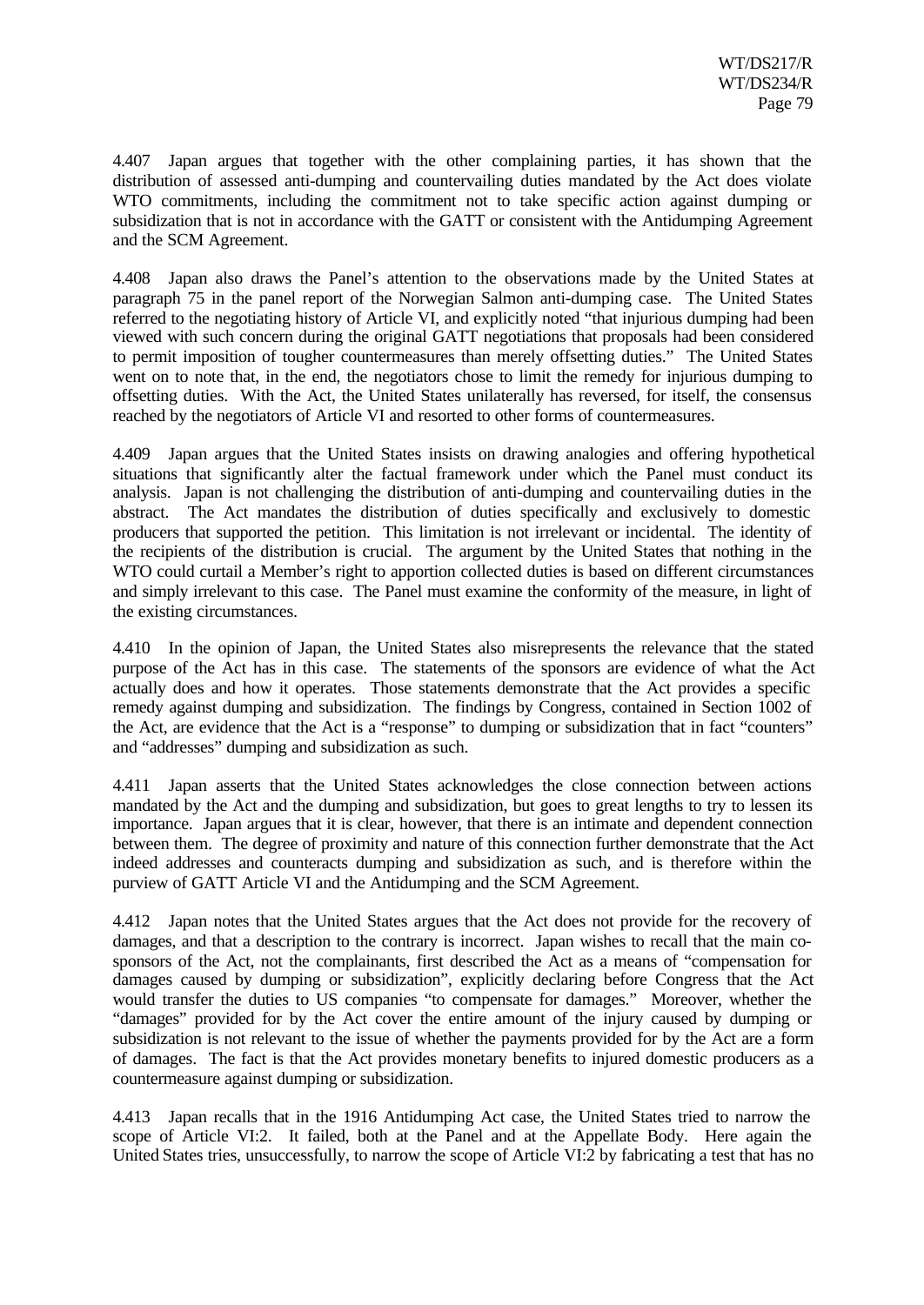4.407 Japan argues that together with the other complaining parties, it has shown that the distribution of assessed anti-dumping and countervailing duties mandated by the Act does violate WTO commitments, including the commitment not to take specific action against dumping or subsidization that is not in accordance with the GATT or consistent with the Antidumping Agreement and the SCM Agreement.

4.408 Japan also draws the Panel's attention to the observations made by the United States at paragraph 75 in the panel report of the Norwegian Salmon anti-dumping case. The United States referred to the negotiating history of Article VI, and explicitly noted "that injurious dumping had been viewed with such concern during the original GATT negotiations that proposals had been considered to permit imposition of tougher countermeasures than merely offsetting duties." The United States went on to note that, in the end, the negotiators chose to limit the remedy for injurious dumping to offsetting duties. With the Act, the United States unilaterally has reversed, for itself, the consensus reached by the negotiators of Article VI and resorted to other forms of countermeasures.

4.409 Japan argues that the United States insists on drawing analogies and offering hypothetical situations that significantly alter the factual framework under which the Panel must conduct its analysis. Japan is not challenging the distribution of anti-dumping and countervailing duties in the abstract. The Act mandates the distribution of duties specifically and exclusively to domestic producers that supported the petition. This limitation is not irrelevant or incidental. The identity of the recipients of the distribution is crucial. The argument by the United States that nothing in the WTO could curtail a Member's right to apportion collected duties is based on different circumstances and simply irrelevant to this case. The Panel must examine the conformity of the measure, in light of the existing circumstances.

4.410 In the opinion of Japan, the United States also misrepresents the relevance that the stated purpose of the Act has in this case. The statements of the sponsors are evidence of what the Act actually does and how it operates. Those statements demonstrate that the Act provides a specific remedy against dumping and subsidization. The findings by Congress, contained in Section 1002 of the Act, are evidence that the Act is a "response" to dumping or subsidization that in fact "counters" and "addresses" dumping and subsidization as such.

4.411 Japan asserts that the United States acknowledges the close connection between actions mandated by the Act and the dumping and subsidization, but goes to great lengths to try to lessen its importance. Japan argues that it is clear, however, that there is an intimate and dependent connection between them. The degree of proximity and nature of this connection further demonstrate that the Act indeed addresses and counteracts dumping and subsidization as such, and is therefore within the purview of GATT Article VI and the Antidumping and the SCM Agreement.

4.412 Japan notes that the United States argues that the Act does not provide for the recovery of damages, and that a description to the contrary is incorrect. Japan wishes to recall that the main co-sponsors of the Act, not the complainants, first described the Act as a means of "compensation for damages caused by dumping or subsidization", explicitly declaring before Congress that the Act would transfer the duties to US companies "to compensate for damages." Moreover, whether the "damages" provided for by the Act cover the entire amount of the injury caused by dumping or subsidization is not relevant to the issue of whether the payments provided for by the Act are a form of damages. The fact is that the Act provides monetary benefits to injured domestic producers as a countermeasure against dumping or subsidization.

4.413 Japan recalls that in the 1916 Antidumping Act case, the United States tried to narrow the scope of Article VI:2. It failed, both at the Panel and at the Appellate Body. Here again the United States tries, unsuccessfully, to narrow the scope of Article VI:2 by fabricating a test that has no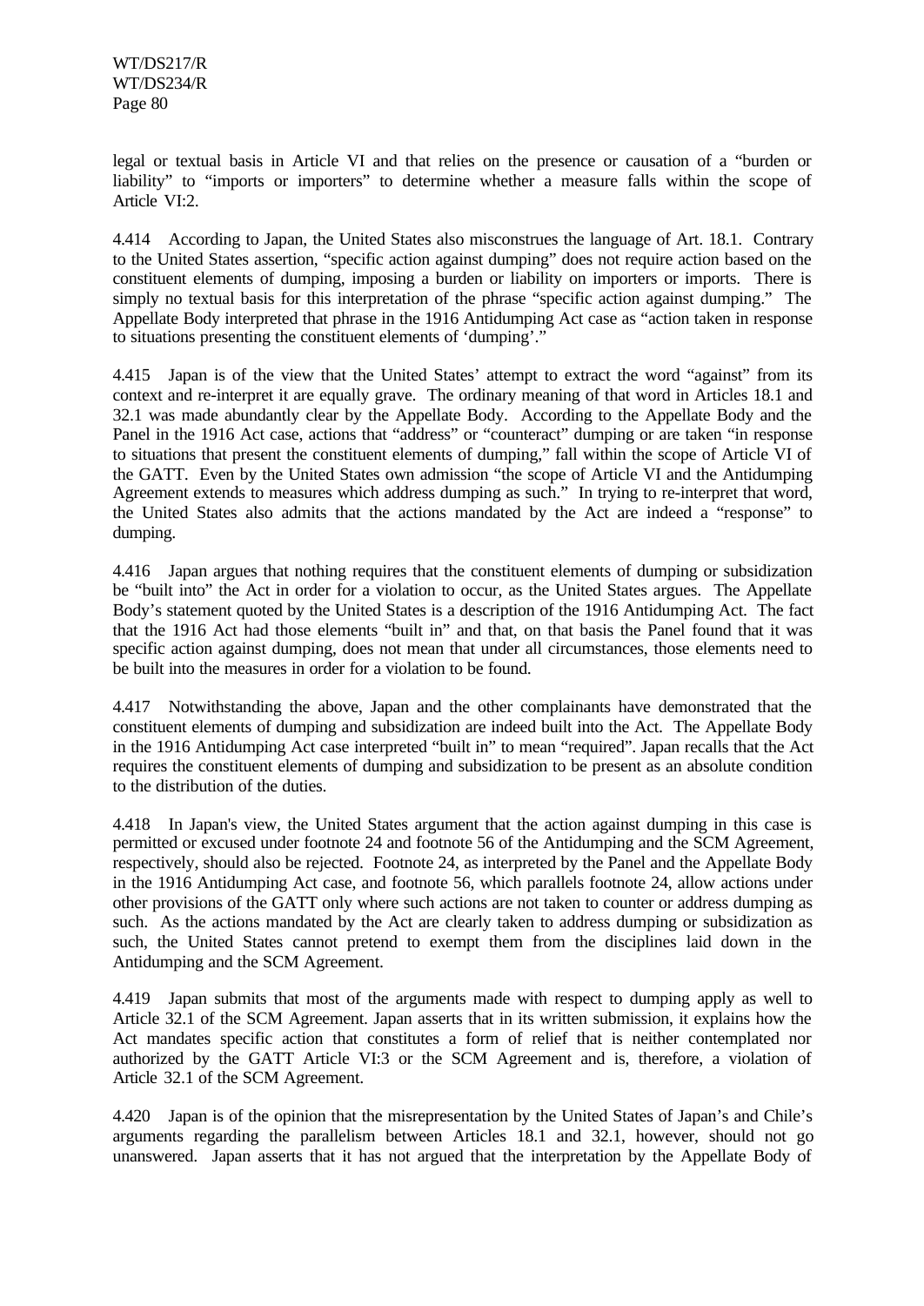legal or textual basis in Article VI and that relies on the presence or causation of a "burden or liability" to "imports or importers" to determine whether a measure falls within the scope of Article VI:2.

4.414 According to Japan, the United States also misconstrues the language of Art. 18.1. Contrary to the United States assertion, "specific action against dumping" does not require action based on the constituent elements of dumping, imposing a burden or liability on importers or imports. There is simply no textual basis for this interpretation of the phrase "specific action against dumping." The Appellate Body interpreted that phrase in the 1916 Antidumping Act case as "action taken in response to situations presenting the constituent elements of 'dumping'."

4.415 Japan is of the view that the United States' attempt to extract the word "against" from its context and re-interpret it are equally grave. The ordinary meaning of that word in Articles 18.1 and 32.1 was made abundantly clear by the Appellate Body. According to the Appellate Body and the Panel in the 1916 Act case, actions that "address" or "counteract" dumping or are taken "in response to situations that present the constituent elements of dumping," fall within the scope of Article VI of the GATT. Even by the United States own admission "the scope of Article VI and the Antidumping Agreement extends to measures which address dumping as such." In trying to re-interpret that word, the United States also admits that the actions mandated by the Act are indeed a "response" to dumping.

4.416 Japan argues that nothing requires that the constituent elements of dumping or subsidization be "built into" the Act in order for a violation to occur, as the United States argues. The Appellate Body's statement quoted by the United States is a description of the 1916 Antidumping Act. The fact that the 1916 Act had those elements "built in" and that, on that basis the Panel found that it was specific action against dumping, does not mean that under all circumstances, those elements need to be built into the measures in order for a violation to be found.

4.417 Notwithstanding the above, Japan and the other complainants have demonstrated that the constituent elements of dumping and subsidization are indeed built into the Act. The Appellate Body in the 1916 Antidumping Act case interpreted "built in" to mean "required". Japan recalls that the Act requires the constituent elements of dumping and subsidization to be present as an absolute condition to the distribution of the duties.

4.418 In Japan's view, the United States argument that the action against dumping in this case is permitted or excused under footnote 24 and footnote 56 of the Antidumping and the SCM Agreement, respectively, should also be rejected. Footnote 24, as interpreted by the Panel and the Appellate Body in the 1916 Antidumping Act case, and footnote 56, which parallels footnote 24, allow actions under other provisions of the GATT only where such actions are not taken to counter or address dumping as such. As the actions mandated by the Act are clearly taken to address dumping or subsidization as such, the United States cannot pretend to exempt them from the disciplines laid down in the Antidumping and the SCM Agreement.

4.419 Japan submits that most of the arguments made with respect to dumping apply as well to Article 32.1 of the SCM Agreement. Japan asserts that in its written submission, it explains how the Act mandates specific action that constitutes a form of relief that is neither contemplated nor authorized by the GATT Article VI:3 or the SCM Agreement and is, therefore, a violation of Article 32.1 of the SCM Agreement.

4.420 Japan is of the opinion that the misrepresentation by the United States of Japan's and Chile's arguments regarding the parallelism between Articles 18.1 and 32.1, however, should not go unanswered. Japan asserts that it has not argued that the interpretation by the Appellate Body of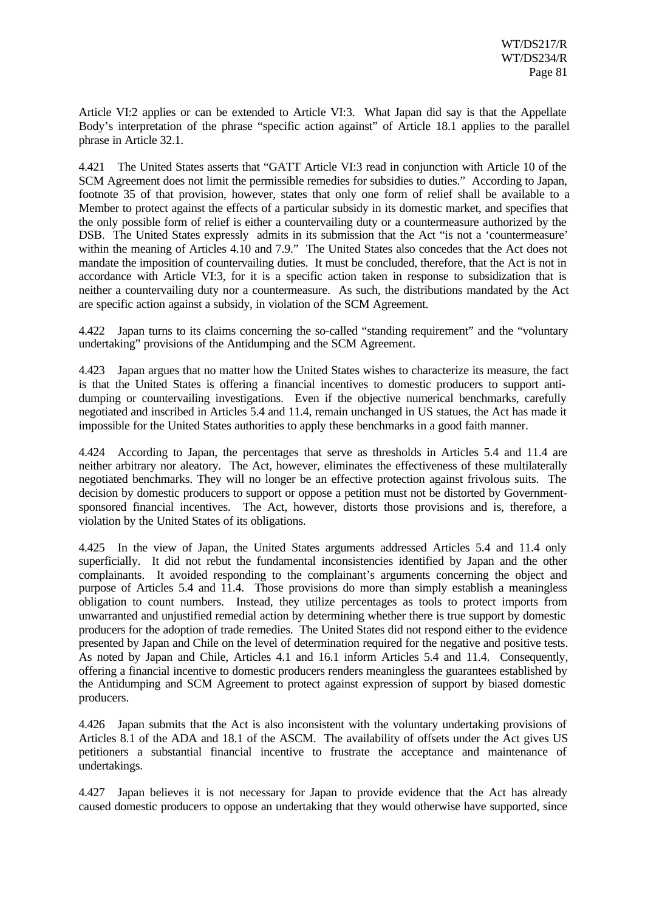Article VI:2 applies or can be extended to Article VI:3. What Japan did say is that the Appellate Body's interpretation of the phrase "specific action against" of Article 18.1 applies to the parallel phrase in Article 32.1.

4.421 The United States asserts that "GATT Article VI:3 read in conjunction with Article 10 of the SCM Agreement does not limit the permissible remedies for subsidies to duties." According to Japan, footnote 35 of that provision, however, states that only one form of relief shall be available to a Member to protect against the effects of a particular subsidy in its domestic market, and specifies that the only possible form of relief is either a countervailing duty or a countermeasure authorized by the DSB. The United States expressly admits in its submission that the Act "is not a 'countermeasure' within the meaning of Articles 4.10 and 7.9." The United States also concedes that the Act does not mandate the imposition of countervailing duties. It must be concluded, therefore, that the Act is not in accordance with Article VI:3, for it is a specific action taken in response to subsidization that is neither a countervailing duty nor a countermeasure. As such, the distributions mandated by the Act are specific action against a subsidy, in violation of the SCM Agreement.

4.422 Japan turns to its claims concerning the so-called "standing requirement" and the "voluntary undertaking" provisions of the Antidumping and the SCM Agreement.

4.423 Japan argues that no matter how the United States wishes to characterize its measure, the fact is that the United States is offering a financial incentives to domestic producers to support anti-dumping or countervailing investigations. Even if the objective numerical benchmarks, carefully negotiated and inscribed in Articles 5.4 and 11.4, remain unchanged in US statues, the Act has made it impossible for the United States authorities to apply these benchmarks in a good faith manner.

4.424 According to Japan, the percentages that serve as thresholds in Articles 5.4 and 11.4 are neither arbitrary nor aleatory. The Act, however, eliminates the effectiveness of these multilaterally negotiated benchmarks. They will no longer be an effective protection against frivolous suits. The decision by domestic producers to support or oppose a petition must not be distorted by Government-sponsored financial incentives. The Act, however, distorts those provisions and is, therefore, a violation by the United States of its obligations.

4.425 In the view of Japan, the United States arguments addressed Articles 5.4 and 11.4 only superficially. It did not rebut the fundamental inconsistencies identified by Japan and the other complainants. It avoided responding to the complainant's arguments concerning the object and purpose of Articles 5.4 and 11.4. Those provisions do more than simply establish a meaningless obligation to count numbers. Instead, they utilize percentages as tools to protect imports from unwarranted and unjustified remedial action by determining whether there is true support by domestic producers for the adoption of trade remedies. The United States did not respond either to the evidence presented by Japan and Chile on the level of determination required for the negative and positive tests. As noted by Japan and Chile, Articles 4.1 and 16.1 inform Articles 5.4 and 11.4. Consequently, offering a financial incentive to domestic producers renders meaningless the guarantees established by the Antidumping and SCM Agreement to protect against expression of support by biased domestic producers.

4.426 Japan submits that the Act is also inconsistent with the voluntary undertaking provisions of Articles 8.1 of the ADA and 18.1 of the ASCM. The availability of offsets under the Act gives US petitioners a substantial financial incentive to frustrate the acceptance and maintenance of undertakings.

4.427 Japan believes it is not necessary for Japan to provide evidence that the Act has already caused domestic producers to oppose an undertaking that they would otherwise have supported, since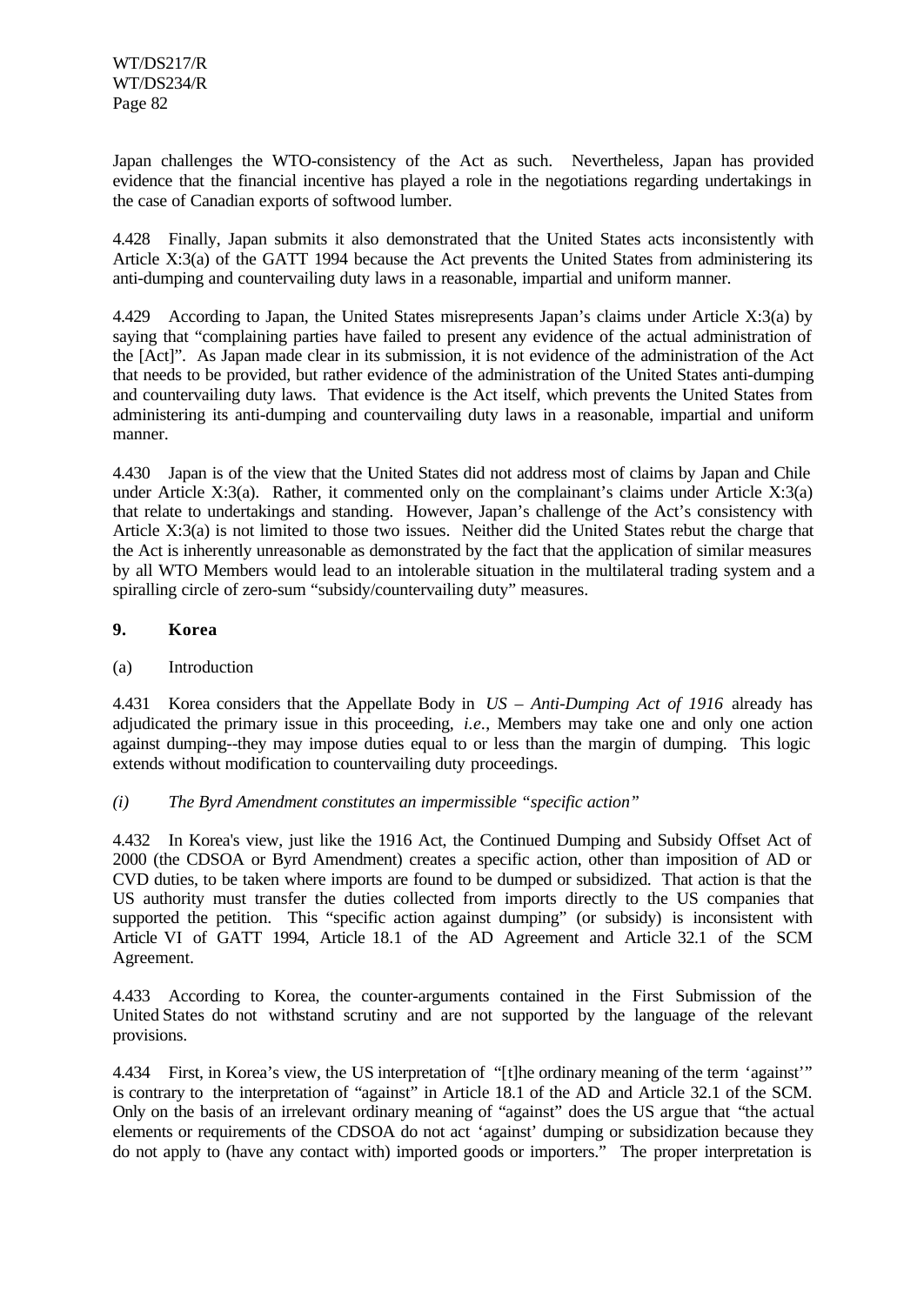Japan challenges the WTO-consistency of the Act as such. Nevertheless, Japan has provided evidence that the financial incentive has played a role in the negotiations regarding undertakings in the case of Canadian exports of softwood lumber.

4.428 Finally, Japan submits it also demonstrated that the United States acts inconsistently with Article X:3(a) of the GATT 1994 because the Act prevents the United States from administering its anti-dumping and countervailing duty laws in a reasonable, impartial and uniform manner.

4.429 According to Japan, the United States misrepresents Japan's claims under Article X:3(a) by saying that "complaining parties have failed to present any evidence of the actual administration of the [Act]". As Japan made clear in its submission, it is not evidence of the administration of the Act that needs to be provided, but rather evidence of the administration of the United States anti-dumping and countervailing duty laws. That evidence is the Act itself, which prevents the United States from administering its anti-dumping and countervailing duty laws in a reasonable, impartial and uniform manner.

4.430 Japan is of the view that the United States did not address most of claims by Japan and Chile under Article X:3(a). Rather, it commented only on the complainant's claims under Article X:3(a) that relate to undertakings and standing. However, Japan's challenge of the Act's consistency with Article X:3(a) is not limited to those two issues. Neither did the United States rebut the charge that the Act is inherently unreasonable as demonstrated by the fact that the application of similar measures by all WTO Members would lead to an intolerable situation in the multilateral trading system and a spiralling circle of zero-sum "subsidy/countervailing duty" measures.

## 9. Korea

(a) Introduction

4.431 Korea considers that the Appellate Body in *US – Anti-Dumping Act of 1916* already has adjudicated the primary issue in this proceeding, *i.e.*, Members may take one and only one action against dumping--they may impose duties equal to or less than the margin of dumping. This logic extends without modification to countervailing duty proceedings.

*(i) The Byrd Amendment constitutes an impermissible "specific action"*

4.432 In Korea's view, just like the 1916 Act, the Continued Dumping and Subsidy Offset Act of 2000 (the CDSOA or Byrd Amendment) creates a specific action, other than imposition of AD or CVD duties, to be taken where imports are found to be dumped or subsidized. That action is that the US authority must transfer the duties collected from imports directly to the US companies that supported the petition. This "specific action against dumping" (or subsidy) is inconsistent with Article VI of GATT 1994, Article 18.1 of the AD Agreement and Article 32.1 of the SCM Agreement.

4.433 According to Korea, the counter-arguments contained in the First Submission of the United States do not withstand scrutiny and are not supported by the language of the relevant provisions.

4.434 First, in Korea's view, the US interpretation of "[t]he ordinary meaning of the term 'against'" is contrary to the interpretation of "against" in Article 18.1 of the AD and Article 32.1 of the SCM. Only on the basis of an irrelevant ordinary meaning of "against" does the US argue that "the actual elements or requirements of the CDSOA do not act 'against' dumping or subsidization because they do not apply to (have any contact with) imported goods or importers." The proper interpretation is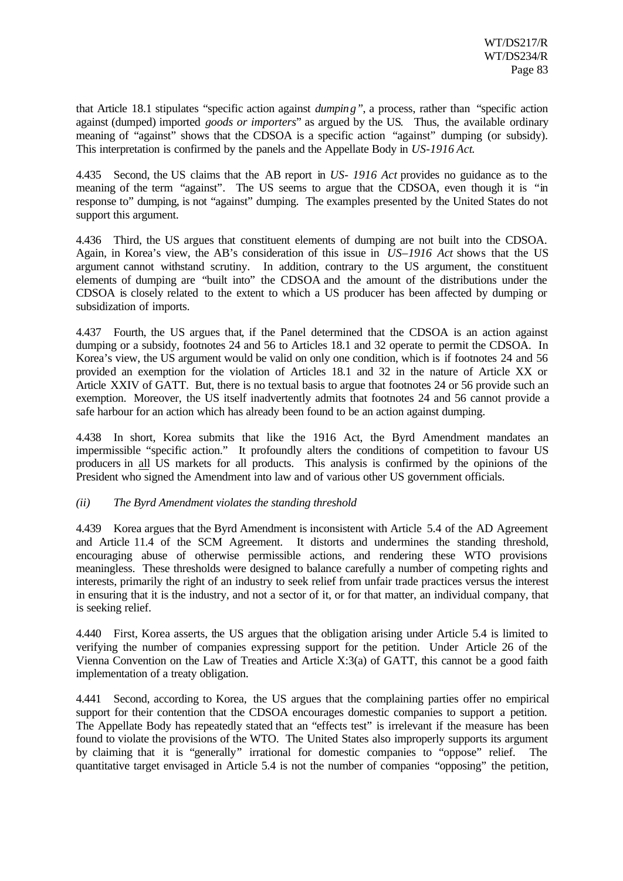that Article 18.1 stipulates "specific action against *dumping*", a process, rather than "specific action against (dumped) imported *goods or importers*" as argued by the US. Thus, the available ordinary meaning of "against" shows that the CDSOA is a specific action "against" dumping (or subsidy). This interpretation is confirmed by the panels and the Appellate Body in *US-1916 Act*.

4.435 Second, the US claims that the AB report in *US- 1916 Act* provides no guidance as to the meaning of the term "against". The US seems to argue that the CDSOA, even though it is "in response to" dumping, is not "against" dumping. The examples presented by the United States do not support this argument.

4.436 Third, the US argues that constituent elements of dumping are not built into the CDSOA. Again, in Korea's view, the AB's consideration of this issue in *US–1916 Act* shows that the US argument cannot withstand scrutiny. In addition, contrary to the US argument, the constituent elements of dumping are "built into" the CDSOA and the amount of the distributions under the CDSOA is closely related to the extent to which a US producer has been affected by dumping or subsidization of imports.

4.437 Fourth, the US argues that, if the Panel determined that the CDSOA is an action against dumping or a subsidy, footnotes 24 and 56 to Articles 18.1 and 32 operate to permit the CDSOA. In Korea's view, the US argument would be valid on only one condition, which is if footnotes 24 and 56 provided an exemption for the violation of Articles 18.1 and 32 in the nature of Article XX or Article XXIV of GATT. But, there is no textual basis to argue that footnotes 24 or 56 provide such an exemption. Moreover, the US itself inadvertently admits that footnotes 24 and 56 cannot provide a safe harbour for an action which has already been found to be an action against dumping.

4.438 In short, Korea submits that like the 1916 Act, the Byrd Amendment mandates an impermissible "specific action." It profoundly alters the conditions of competition to favour US producers in <u>all</u> US markets for all products. This analysis is confirmed by the opinions of the President who signed the Amendment into law and of various other US government officials.

*(ii) The Byrd Amendment violates the standing threshold*

4.439 Korea argues that the Byrd Amendment is inconsistent with Article 5.4 of the AD Agreement and Article 11.4 of the SCM Agreement. It distorts and undermines the standing threshold, encouraging abuse of otherwise permissible actions, and rendering these WTO provisions meaningless. These thresholds were designed to balance carefully a number of competing rights and interests, primarily the right of an industry to seek relief from unfair trade practices versus the interest in ensuring that it is the industry, and not a sector of it, or for that matter, an individual company, that is seeking relief.

4.440 First, Korea asserts, the US argues that the obligation arising under Article 5.4 is limited to verifying the number of companies expressing support for the petition. Under Article 26 of the Vienna Convention on the Law of Treaties and Article X:3(a) of GATT, this cannot be a good faith implementation of a treaty obligation.

4.441 Second, according to Korea, the US argues that the complaining parties offer no empirical support for their contention that the CDSOA encourages domestic companies to support a petition. The Appellate Body has repeatedly stated that an "effects test" is irrelevant if the measure has been found to violate the provisions of the WTO. The United States also improperly supports its argument by claiming that it is "generally" irrational for domestic companies to "oppose" relief. The quantitative target envisaged in Article 5.4 is not the number of companies "opposing" the petition,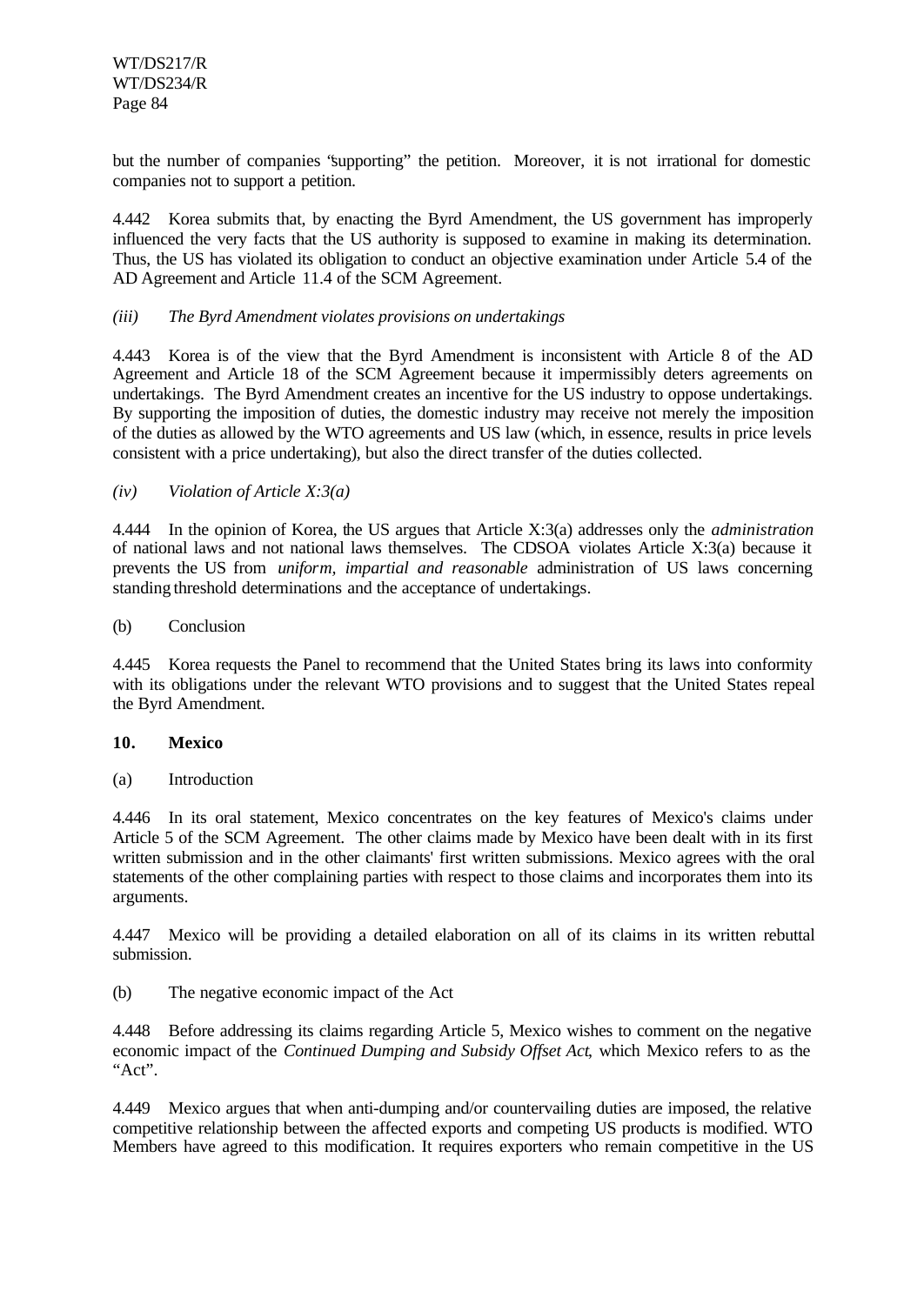but the number of companies "supporting" the petition. Moreover, it is not irrational for domestic companies not to support a petition.

4.442 Korea submits that, by enacting the Byrd Amendment, the US government has improperly influenced the very facts that the US authority is supposed to examine in making its determination. Thus, the US has violated its obligation to conduct an objective examination under Article 5.4 of the AD Agreement and Article 11.4 of the SCM Agreement.

*(iii) The Byrd Amendment violates provisions on undertakings*

4.443 Korea is of the view that the Byrd Amendment is inconsistent with Article 8 of the AD Agreement and Article 18 of the SCM Agreement because it impermissibly deters agreements on undertakings. The Byrd Amendment creates an incentive for the US industry to oppose undertakings. By supporting the imposition of duties, the domestic industry may receive not merely the imposition of the duties as allowed by the WTO agreements and US law (which, in essence, results in price levels consistent with a price undertaking), but also the direct transfer of the duties collected.

*(iv) Violation of Article X:3(a)*

4.444 In the opinion of Korea, the US argues that Article X:3(a) addresses only the *administration* of national laws and not national laws themselves. The CDSOA violates Article X:3(a) because it prevents the US from *uniform, impartial and reasonable* administration of US laws concerning standing threshold determinations and the acceptance of undertakings.

(b) Conclusion

4.445 Korea requests the Panel to recommend that the United States bring its laws into conformity with its obligations under the relevant WTO provisions and to suggest that the United States repeal the Byrd Amendment.

**10. Mexico**

(a) Introduction

4.446 In its oral statement, Mexico concentrates on the key features of Mexico's claims under Article 5 of the SCM Agreement. The other claims made by Mexico have been dealt with in its first written submission and in the other claimants' first written submissions. Mexico agrees with the oral statements of the other complaining parties with respect to those claims and incorporates them into its arguments.

4.447 Mexico will be providing a detailed elaboration on all of its claims in its written rebuttal submission.

(b) The negative economic impact of the Act

4.448 Before addressing its claims regarding Article 5, Mexico wishes to comment on the negative economic impact of the *Continued Dumping and Subsidy Offset Act*, which Mexico refers to as the "Act".

4.449 Mexico argues that when anti-dumping and/or countervailing duties are imposed, the relative competitive relationship between the affected exports and competing US products is modified. WTO Members have agreed to this modification. It requires exporters who remain competitive in the US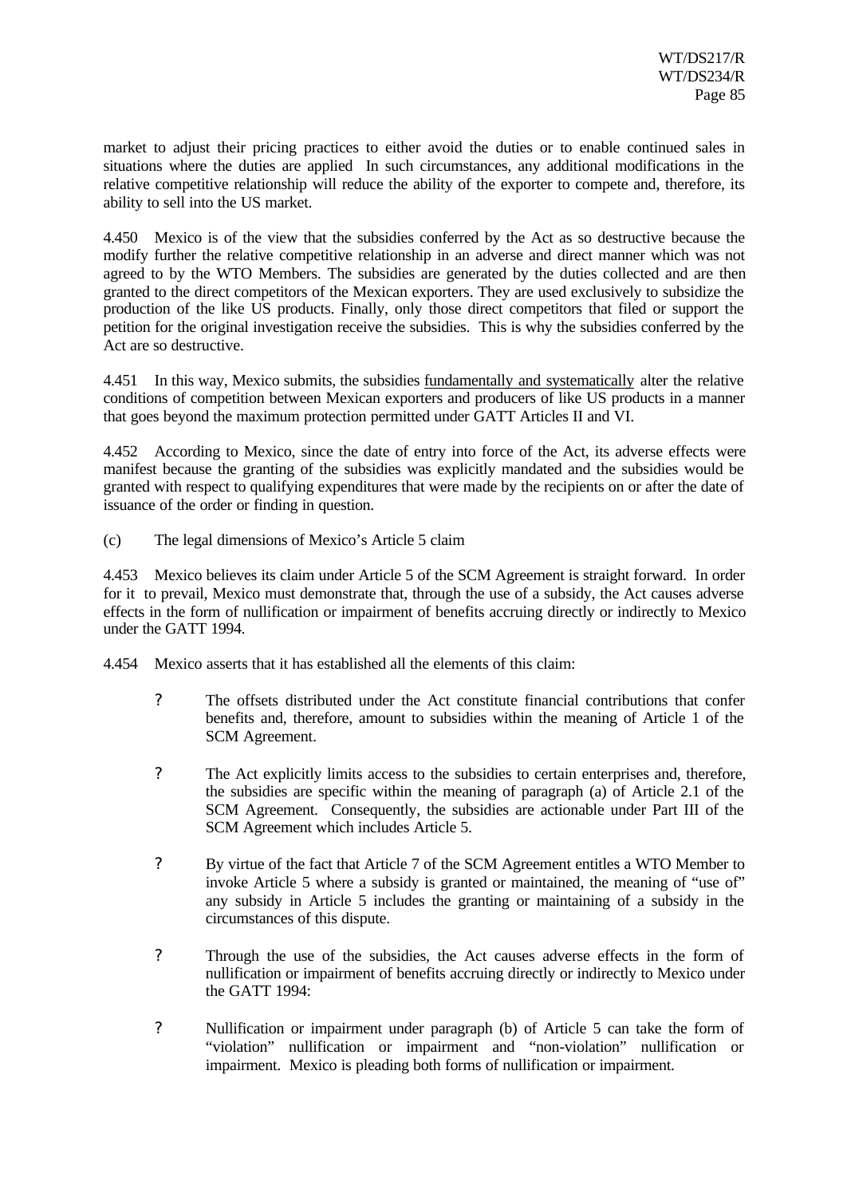market to adjust their pricing practices to either avoid the duties or to enable continued sales in situations where the duties are applied  In such circumstances, any additional modifications in the relative competitive relationship will reduce the ability of the exporter to compete and, therefore, its ability to sell into the US market.

4.450 Mexico is of the view that the subsidies conferred by the Act as so destructive because the modify further the relative competitive relationship in an adverse and direct manner which was not agreed to by the WTO Members. The subsidies are generated by the duties collected and are then granted to the direct competitors of the Mexican exporters. They are used exclusively to subsidize the production of the like US products. Finally, only those direct competitors that filed or support the petition for the original investigation receive the subsidies.  This is why the subsidies conferred by the Act are so destructive.

4.451 In this way, Mexico submits, the subsidies <u>fundamentally and systematically</u> alter the relative conditions of competition between Mexican exporters and producers of like US products in a manner that goes beyond the maximum protection permitted under GATT Articles II and VI.

4.452 According to Mexico, since the date of entry into force of the Act, its adverse effects were manifest because the granting of the subsidies was explicitly mandated and the subsidies would be granted with respect to qualifying expenditures that were made by the recipients on or after the date of issuance of the order or finding in question.

(c) The legal dimensions of Mexico's Article 5 claim

4.453 Mexico believes its claim under Article 5 of the SCM Agreement is straight forward.  In order for it  to prevail, Mexico must demonstrate that, through the use of a subsidy, the Act causes adverse effects in the form of nullification or impairment of benefits accruing directly or indirectly to Mexico under the GATT 1994.

4.454 Mexico asserts that it has established all the elements of this claim:

- The offsets distributed under the Act constitute financial contributions that confer benefits and, therefore, amount to subsidies within the meaning of Article 1 of the SCM Agreement.
- The Act explicitly limits access to the subsidies to certain enterprises and, therefore, the subsidies are specific within the meaning of paragraph (a) of Article 2.1 of the SCM Agreement.  Consequently, the subsidies are actionable under Part III of the SCM Agreement which includes Article 5.
- By virtue of the fact that Article 7 of the SCM Agreement entitles a WTO Member to invoke Article 5 where a subsidy is granted or maintained, the meaning of "use of" any subsidy in Article 5 includes the granting or maintaining of a subsidy in the circumstances of this dispute.
- Through the use of the subsidies, the Act causes adverse effects in the form of nullification or impairment of benefits accruing directly or indirectly to Mexico under the GATT 1994:
- Nullification or impairment under paragraph (b) of Article 5 can take the form of "violation" nullification or impairment and "non-violation" nullification or impairment.  Mexico is pleading both forms of nullification or impairment.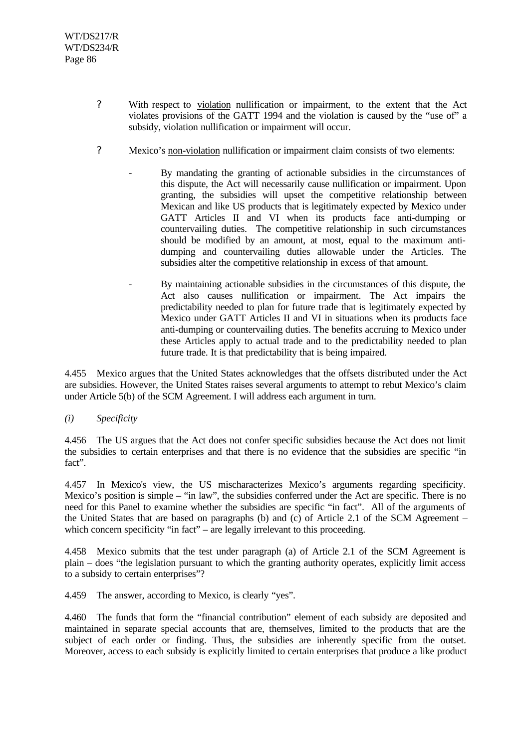- With respect to violation nullification or impairment, to the extent that the Act violates provisions of the GATT 1994 and the violation is caused by the "use of" a subsidy, violation nullification or impairment will occur.

- Mexico's non-violation nullification or impairment claim consists of two elements:

  - By mandating the granting of actionable subsidies in the circumstances of this dispute, the Act will necessarily cause nullification or impairment. Upon granting, the subsidies will upset the competitive relationship between Mexican and like US products that is legitimately expected by Mexico under GATT Articles II and VI when its products face anti-dumping or countervailing duties. The competitive relationship in such circumstances should be modified by an amount, at most, equal to the maximum anti-dumping and countervailing duties allowable under the Articles. The subsidies alter the competitive relationship in excess of that amount.

  - By maintaining actionable subsidies in the circumstances of this dispute, the Act also causes nullification or impairment. The Act impairs the predictability needed to plan for future trade that is legitimately expected by Mexico under GATT Articles II and VI in situations when its products face anti-dumping or countervailing duties. The benefits accruing to Mexico under these Articles apply to actual trade and to the predictability needed to plan future trade. It is that predictability that is being impaired.

4.455 Mexico argues that the United States acknowledges that the offsets distributed under the Act are subsidies. However, the United States raises several arguments to attempt to rebut Mexico's claim under Article 5(b) of the SCM Agreement. I will address each argument in turn.

*(i) Specificity*

4.456 The US argues that the Act does not confer specific subsidies because the Act does not limit the subsidies to certain enterprises and that there is no evidence that the subsidies are specific "in fact".

4.457 In Mexico's view, the US mischaracterizes Mexico's arguments regarding specificity. Mexico's position is simple – "in law", the subsidies conferred under the Act are specific. There is no need for this Panel to examine whether the subsidies are specific "in fact". All of the arguments of the United States that are based on paragraphs (b) and (c) of Article 2.1 of the SCM Agreement – which concern specificity "in fact" – are legally irrelevant to this proceeding.

4.458 Mexico submits that the test under paragraph (a) of Article 2.1 of the SCM Agreement is plain – does "the legislation pursuant to which the granting authority operates, explicitly limit access to a subsidy to certain enterprises"?

4.459 The answer, according to Mexico, is clearly "yes".

4.460 The funds that form the "financial contribution" element of each subsidy are deposited and maintained in separate special accounts that are, themselves, limited to the products that are the subject of each order or finding. Thus, the subsidies are inherently specific from the outset. Moreover, access to each subsidy is explicitly limited to certain enterprises that produce a like product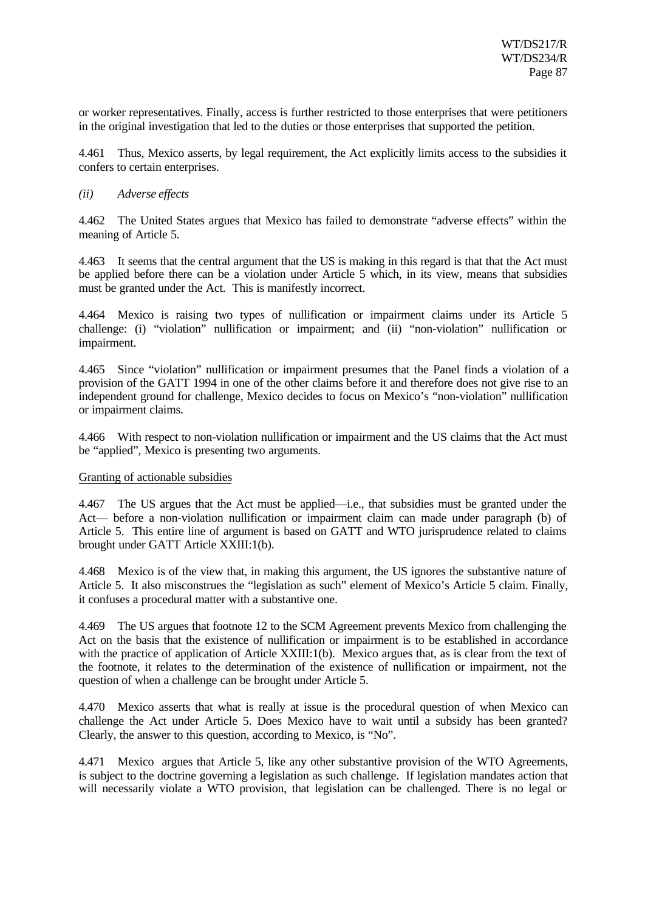or worker representatives. Finally, access is further restricted to those enterprises that were petitioners in the original investigation that led to the duties or those enterprises that supported the petition.

4.461 Thus, Mexico asserts, by legal requirement, the Act explicitly limits access to the subsidies it confers to certain enterprises.

*(ii) Adverse effects*

4.462 The United States argues that Mexico has failed to demonstrate "adverse effects" within the meaning of Article 5.

4.463 It seems that the central argument that the US is making in this regard is that that the Act must be applied before there can be a violation under Article 5 which, in its view, means that subsidies must be granted under the Act. This is manifestly incorrect.

4.464 Mexico is raising two types of nullification or impairment claims under its Article 5 challenge: (i) "violation" nullification or impairment; and (ii) "non-violation" nullification or impairment.

4.465 Since "violation" nullification or impairment presumes that the Panel finds a violation of a provision of the GATT 1994 in one of the other claims before it and therefore does not give rise to an independent ground for challenge, Mexico decides to focus on Mexico's "non-violation" nullification or impairment claims.

4.466 With respect to non-violation nullification or impairment and the US claims that the Act must be "applied", Mexico is presenting two arguments.

Granting of actionable subsidies

4.467 The US argues that the Act must be applied—i.e., that subsidies must be granted under the Act— before a non-violation nullification or impairment claim can made under paragraph (b) of Article 5. This entire line of argument is based on GATT and WTO jurisprudence related to claims brought under GATT Article XXIII:1(b).

4.468 Mexico is of the view that, in making this argument, the US ignores the substantive nature of Article 5. It also misconstrues the "legislation as such" element of Mexico's Article 5 claim. Finally, it confuses a procedural matter with a substantive one.

4.469 The US argues that footnote 12 to the SCM Agreement prevents Mexico from challenging the Act on the basis that the existence of nullification or impairment is to be established in accordance with the practice of application of Article XXIII:1(b). Mexico argues that, as is clear from the text of the footnote, it relates to the determination of the existence of nullification or impairment, not the question of when a challenge can be brought under Article 5.

4.470 Mexico asserts that what is really at issue is the procedural question of when Mexico can challenge the Act under Article 5. Does Mexico have to wait until a subsidy has been granted? Clearly, the answer to this question, according to Mexico, is "No".

4.471 Mexico argues that Article 5, like any other substantive provision of the WTO Agreements, is subject to the doctrine governing a legislation as such challenge. If legislation mandates action that will necessarily violate a WTO provision, that legislation can be challenged. There is no legal or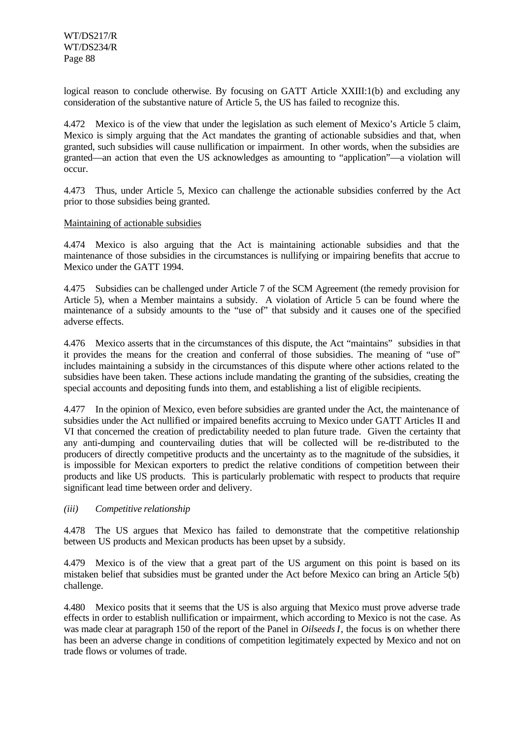logical reason to conclude otherwise. By focusing on GATT Article XXIII:1(b) and excluding any consideration of the substantive nature of Article 5, the US has failed to recognize this.

4.472 Mexico is of the view that under the legislation as such element of Mexico's Article 5 claim, Mexico is simply arguing that the Act mandates the granting of actionable subsidies and that, when granted, such subsidies will cause nullification or impairment. In other words, when the subsidies are granted—an action that even the US acknowledges as amounting to "application"—a violation will occur.

4.473 Thus, under Article 5, Mexico can challenge the actionable subsidies conferred by the Act prior to those subsidies being granted.

Maintaining of actionable subsidies

4.474 Mexico is also arguing that the Act is maintaining actionable subsidies and that the maintenance of those subsidies in the circumstances is nullifying or impairing benefits that accrue to Mexico under the GATT 1994.

4.475 Subsidies can be challenged under Article 7 of the SCM Agreement (the remedy provision for Article 5), when a Member maintains a subsidy. A violation of Article 5 can be found where the maintenance of a subsidy amounts to the "use of" that subsidy and it causes one of the specified adverse effects.

4.476 Mexico asserts that in the circumstances of this dispute, the Act "maintains" subsidies in that it provides the means for the creation and conferral of those subsidies. The meaning of "use of" includes maintaining a subsidy in the circumstances of this dispute where other actions related to the subsidies have been taken. These actions include mandating the granting of the subsidies, creating the special accounts and depositing funds into them, and establishing a list of eligible recipients.

4.477 In the opinion of Mexico, even before subsidies are granted under the Act, the maintenance of subsidies under the Act nullified or impaired benefits accruing to Mexico under GATT Articles II and VI that concerned the creation of predictability needed to plan future trade. Given the certainty that any anti-dumping and countervailing duties that will be collected will be re-distributed to the producers of directly competitive products and the uncertainty as to the magnitude of the subsidies, it is impossible for Mexican exporters to predict the relative conditions of competition between their products and like US products. This is particularly problematic with respect to products that require significant lead time between order and delivery.

*(iii) Competitive relationship*

4.478 The US argues that Mexico has failed to demonstrate that the competitive relationship between US products and Mexican products has been upset by a subsidy.

4.479 Mexico is of the view that a great part of the US argument on this point is based on its mistaken belief that subsidies must be granted under the Act before Mexico can bring an Article 5(b) challenge.

4.480 Mexico posits that it seems that the US is also arguing that Mexico must prove adverse trade effects in order to establish nullification or impairment, which according to Mexico is not the case. As was made clear at paragraph 150 of the report of the Panel in *Oilseeds I*, the focus is on whether there has been an adverse change in conditions of competition legitimately expected by Mexico and not on trade flows or volumes of trade.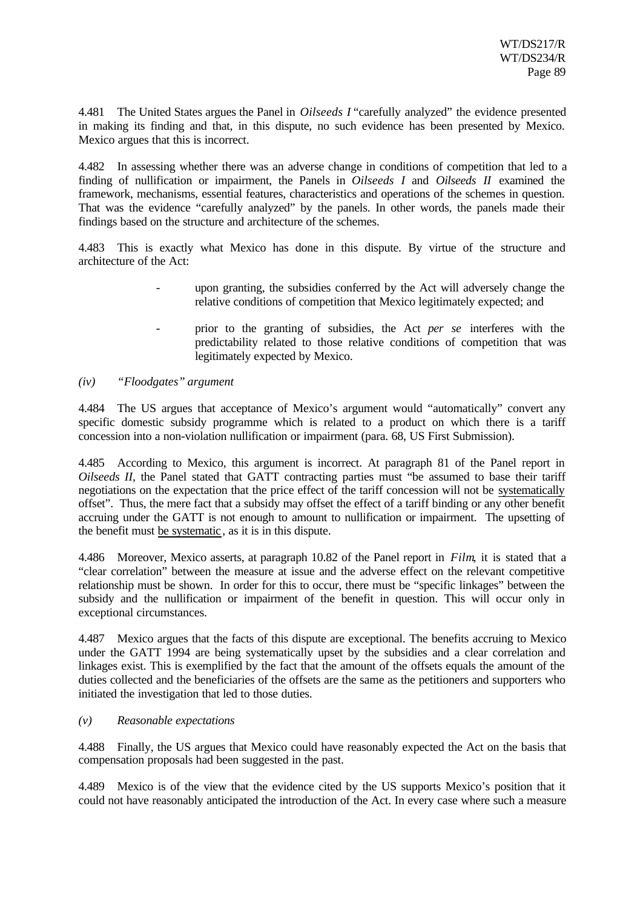4.481 The United States argues the Panel in *Oilseeds I* "carefully analyzed" the evidence presented in making its finding and that, in this dispute, no such evidence has been presented by Mexico. Mexico argues that this is incorrect.

4.482 In assessing whether there was an adverse change in conditions of competition that led to a finding of nullification or impairment, the Panels in *Oilseeds I* and *Oilseeds II* examined the framework, mechanisms, essential features, characteristics and operations of the schemes in question. That was the evidence "carefully analyzed" by the panels. In other words, the panels made their findings based on the structure and architecture of the schemes.

4.483 This is exactly what Mexico has done in this dispute. By virtue of the structure and architecture of the Act:

- upon granting, the subsidies conferred by the Act will adversely change the relative conditions of competition that Mexico legitimately expected; and
- prior to the granting of subsidies, the Act *per se* interferes with the predictability related to those relative conditions of competition that was legitimately expected by Mexico.

*(iv) "Floodgates" argument*

4.484 The US argues that acceptance of Mexico's argument would "automatically" convert any specific domestic subsidy programme which is related to a product on which there is a tariff concession into a non-violation nullification or impairment (para. 68, US First Submission).

4.485 According to Mexico, this argument is incorrect. At paragraph 81 of the Panel report in *Oilseeds II*, the Panel stated that GATT contracting parties must "be assumed to base their tariff negotiations on the expectation that the price effect of the tariff concession will not be <u>systematically</u> offset". Thus, the mere fact that a subsidy may offset the effect of a tariff binding or any other benefit accruing under the GATT is not enough to amount to nullification or impairment. The upsetting of the benefit must <u>be systematic</u>, as it is in this dispute.

4.486 Moreover, Mexico asserts, at paragraph 10.82 of the Panel report in *Film*, it is stated that a "clear correlation" between the measure at issue and the adverse effect on the relevant competitive relationship must be shown. In order for this to occur, there must be "specific linkages" between the subsidy and the nullification or impairment of the benefit in question. This will occur only in exceptional circumstances.

4.487 Mexico argues that the facts of this dispute are exceptional. The benefits accruing to Mexico under the GATT 1994 are being systematically upset by the subsidies and a clear correlation and linkages exist. This is exemplified by the fact that the amount of the offsets equals the amount of the duties collected and the beneficiaries of the offsets are the same as the petitioners and supporters who initiated the investigation that led to those duties.

*(v) Reasonable expectations*

4.488 Finally, the US argues that Mexico could have reasonably expected the Act on the basis that compensation proposals had been suggested in the past.

4.489 Mexico is of the view that the evidence cited by the US supports Mexico's position that it could not have reasonably anticipated the introduction of the Act. In every case where such a measure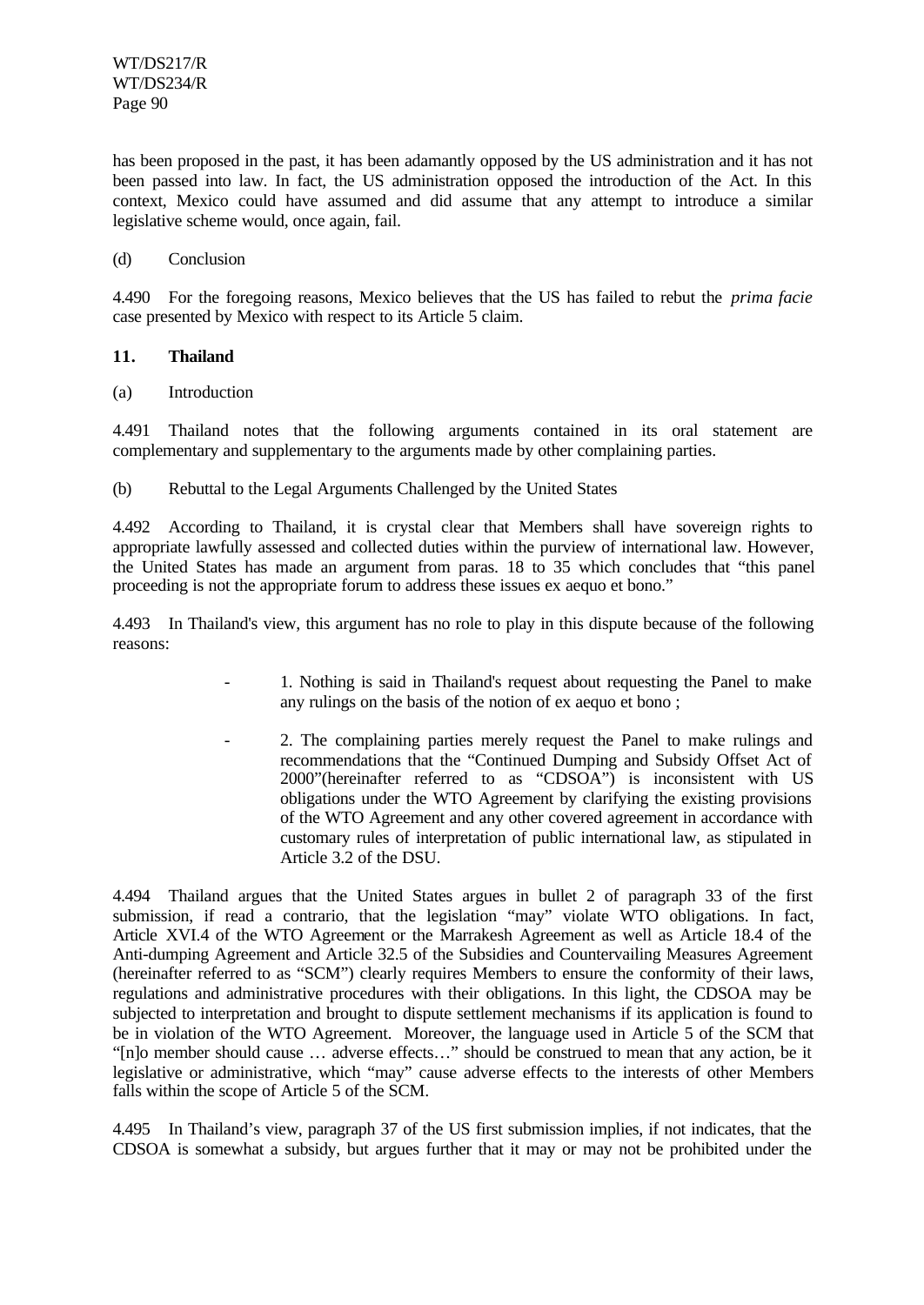has been proposed in the past, it has been adamantly opposed by the US administration and it has not been passed into law. In fact, the US administration opposed the introduction of the Act. In this context, Mexico could have assumed and did assume that any attempt to introduce a similar legislative scheme would, once again, fail.

(d) Conclusion

4.490 For the foregoing reasons, Mexico believes that the US has failed to rebut the *prima facie* case presented by Mexico with respect to its Article 5 claim.

### 11. Thailand

(a) Introduction

4.491 Thailand notes that the following arguments contained in its oral statement are complementary and supplementary to the arguments made by other complaining parties.

(b) Rebuttal to the Legal Arguments Challenged by the United States

4.492 According to Thailand, it is crystal clear that Members shall have sovereign rights to appropriate lawfully assessed and collected duties within the purview of international law. However, the United States has made an argument from paras. 18 to 35 which concludes that "this panel proceeding is not the appropriate forum to address these issues ex aequo et bono."

4.493 In Thailand's view, this argument has no role to play in this dispute because of the following reasons:

- 1. Nothing is said in Thailand's request about requesting the Panel to make any rulings on the basis of the notion of ex aequo et bono ;
- 2. The complaining parties merely request the Panel to make rulings and recommendations that the "Continued Dumping and Subsidy Offset Act of 2000"(hereinafter referred to as "CDSOA") is inconsistent with US obligations under the WTO Agreement by clarifying the existing provisions of the WTO Agreement and any other covered agreement in accordance with customary rules of interpretation of public international law, as stipulated in Article 3.2 of the DSU.

4.494 Thailand argues that the United States argues in bullet 2 of paragraph 33 of the first submission, if read a contrario, that the legislation "may" violate WTO obligations. In fact, Article XVI.4 of the WTO Agreement or the Marrakesh Agreement as well as Article 18.4 of the Anti-dumping Agreement and Article 32.5 of the Subsidies and Countervailing Measures Agreement (hereinafter referred to as "SCM") clearly requires Members to ensure the conformity of their laws, regulations and administrative procedures with their obligations. In this light, the CDSOA may be subjected to interpretation and brought to dispute settlement mechanisms if its application is found to be in violation of the WTO Agreement. Moreover, the language used in Article 5 of the SCM that "[n]o member should cause … adverse effects…" should be construed to mean that any action, be it legislative or administrative, which "may" cause adverse effects to the interests of other Members falls within the scope of Article 5 of the SCM.

4.495 In Thailand's view, paragraph 37 of the US first submission implies, if not indicates, that the CDSOA is somewhat a subsidy, but argues further that it may or may not be prohibited under the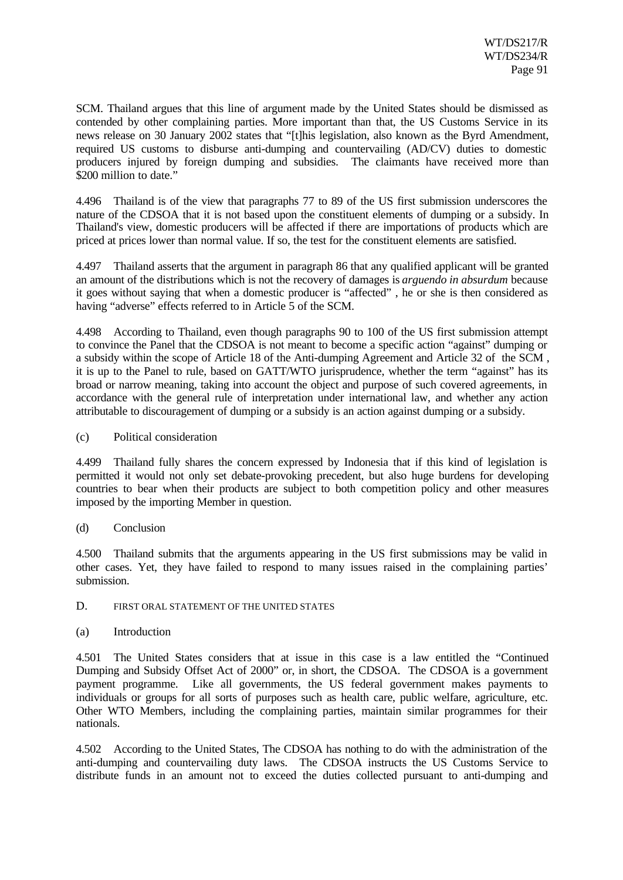SCM. Thailand argues that this line of argument made by the United States should be dismissed as contended by other complaining parties. More important than that, the US Customs Service in its news release on 30 January 2002 states that "[t]his legislation, also known as the Byrd Amendment, required US customs to disburse anti-dumping and countervailing (AD/CV) duties to domestic producers injured by foreign dumping and subsidies. The claimants have received more than $200 million to date."

4.496 Thailand is of the view that paragraphs 77 to 89 of the US first submission underscores the nature of the CDSOA that it is not based upon the constituent elements of dumping or a subsidy. In Thailand's view, domestic producers will be affected if there are importations of products which are priced at prices lower than normal value. If so, the test for the constituent elements are satisfied.

4.497 Thailand asserts that the argument in paragraph 86 that any qualified applicant will be granted an amount of the distributions which is not the recovery of damages is *arguendo in absurdum* because it goes without saying that when a domestic producer is "affected" , he or she is then considered as having "adverse" effects referred to in Article 5 of the SCM.

4.498 According to Thailand, even though paragraphs 90 to 100 of the US first submission attempt to convince the Panel that the CDSOA is not meant to become a specific action "against" dumping or a subsidy within the scope of Article 18 of the Anti-dumping Agreement and Article 32 of the SCM , it is up to the Panel to rule, based on GATT/WTO jurisprudence, whether the term "against" has its broad or narrow meaning, taking into account the object and purpose of such covered agreements, in accordance with the general rule of interpretation under international law, and whether any action attributable to discouragement of dumping or a subsidy is an action against dumping or a subsidy.

(c) Political consideration

4.499 Thailand fully shares the concern expressed by Indonesia that if this kind of legislation is permitted it would not only set debate-provoking precedent, but also huge burdens for developing countries to bear when their products are subject to both competition policy and other measures imposed by the importing Member in question.

(d) Conclusion

4.500 Thailand submits that the arguments appearing in the US first submissions may be valid in other cases. Yet, they have failed to respond to many issues raised in the complaining parties' submission.

D. FIRST ORAL STATEMENT OF THE UNITED STATES

(a) Introduction

4.501 The United States considers that at issue in this case is a law entitled the "Continued Dumping and Subsidy Offset Act of 2000" or, in short, the CDSOA. The CDSOA is a government payment programme. Like all governments, the US federal government makes payments to individuals or groups for all sorts of purposes such as health care, public welfare, agriculture, etc. Other WTO Members, including the complaining parties, maintain similar programmes for their nationals.

4.502 According to the United States, The CDSOA has nothing to do with the administration of the anti-dumping and countervailing duty laws. The CDSOA instructs the US Customs Service to distribute funds in an amount not to exceed the duties collected pursuant to anti-dumping and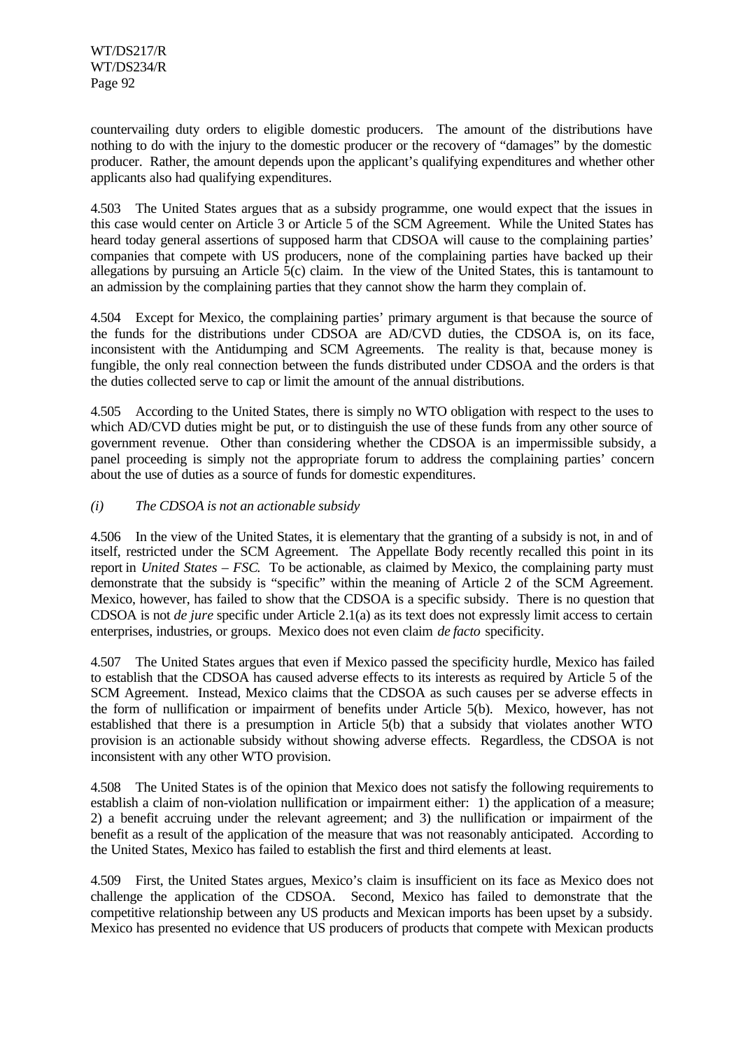countervailing duty orders to eligible domestic producers. The amount of the distributions have nothing to do with the injury to the domestic producer or the recovery of "damages" by the domestic producer. Rather, the amount depends upon the applicant's qualifying expenditures and whether other applicants also had qualifying expenditures.

4.503 The United States argues that as a subsidy programme, one would expect that the issues in this case would center on Article 3 or Article 5 of the SCM Agreement. While the United States has heard today general assertions of supposed harm that CDSOA will cause to the complaining parties' companies that compete with US producers, none of the complaining parties have backed up their allegations by pursuing an Article 5(c) claim. In the view of the United States, this is tantamount to an admission by the complaining parties that they cannot show the harm they complain of.

4.504 Except for Mexico, the complaining parties' primary argument is that because the source of the funds for the distributions under CDSOA are AD/CVD duties, the CDSOA is, on its face, inconsistent with the Antidumping and SCM Agreements. The reality is that, because money is fungible, the only real connection between the funds distributed under CDSOA and the orders is that the duties collected serve to cap or limit the amount of the annual distributions.

4.505 According to the United States, there is simply no WTO obligation with respect to the uses to which AD/CVD duties might be put, or to distinguish the use of these funds from any other source of government revenue. Other than considering whether the CDSOA is an impermissible subsidy, a panel proceeding is simply not the appropriate forum to address the complaining parties' concern about the use of duties as a source of funds for domestic expenditures.

*(i) The CDSOA is not an actionable subsidy*

4.506 In the view of the United States, it is elementary that the granting of a subsidy is not, in and of itself, restricted under the SCM Agreement. The Appellate Body recently recalled this point in its report in *United States – FSC*. To be actionable, as claimed by Mexico, the complaining party must demonstrate that the subsidy is "specific" within the meaning of Article 2 of the SCM Agreement. Mexico, however, has failed to show that the CDSOA is a specific subsidy. There is no question that CDSOA is not *de jure* specific under Article 2.1(a) as its text does not expressly limit access to certain enterprises, industries, or groups. Mexico does not even claim *de facto* specificity.

4.507 The United States argues that even if Mexico passed the specificity hurdle, Mexico has failed to establish that the CDSOA has caused adverse effects to its interests as required by Article 5 of the SCM Agreement. Instead, Mexico claims that the CDSOA as such causes per se adverse effects in the form of nullification or impairment of benefits under Article 5(b). Mexico, however, has not established that there is a presumption in Article 5(b) that a subsidy that violates another WTO provision is an actionable subsidy without showing adverse effects. Regardless, the CDSOA is not inconsistent with any other WTO provision.

4.508 The United States is of the opinion that Mexico does not satisfy the following requirements to establish a claim of non-violation nullification or impairment either: 1) the application of a measure; 2) a benefit accruing under the relevant agreement; and 3) the nullification or impairment of the benefit as a result of the application of the measure that was not reasonably anticipated. According to the United States, Mexico has failed to establish the first and third elements at least.

4.509 First, the United States argues, Mexico's claim is insufficient on its face as Mexico does not challenge the application of the CDSOA. Second, Mexico has failed to demonstrate that the competitive relationship between any US products and Mexican imports has been upset by a subsidy. Mexico has presented no evidence that US producers of products that compete with Mexican products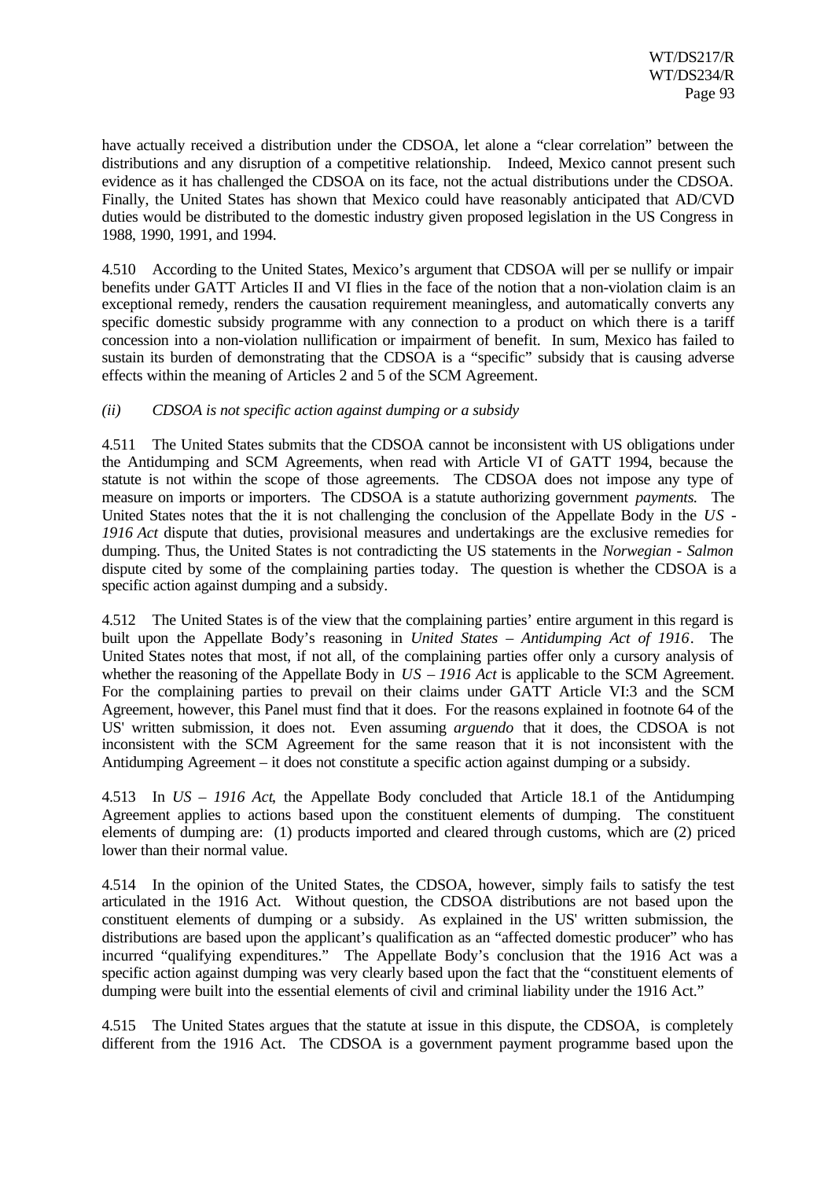have actually received a distribution under the CDSOA, let alone a "clear correlation" between the distributions and any disruption of a competitive relationship. Indeed, Mexico cannot present such evidence as it has challenged the CDSOA on its face, not the actual distributions under the CDSOA. Finally, the United States has shown that Mexico could have reasonably anticipated that AD/CVD duties would be distributed to the domestic industry given proposed legislation in the US Congress in 1988, 1990, 1991, and 1994.

4.510 According to the United States, Mexico's argument that CDSOA will per se nullify or impair benefits under GATT Articles II and VI flies in the face of the notion that a non-violation claim is an exceptional remedy, renders the causation requirement meaningless, and automatically converts any specific domestic subsidy programme with any connection to a product on which there is a tariff concession into a non-violation nullification or impairment of benefit. In sum, Mexico has failed to sustain its burden of demonstrating that the CDSOA is a "specific" subsidy that is causing adverse effects within the meaning of Articles 2 and 5 of the SCM Agreement.

*(ii) CDSOA is not specific action against dumping or a subsidy*

4.511 The United States submits that the CDSOA cannot be inconsistent with US obligations under the Antidumping and SCM Agreements, when read with Article VI of GATT 1994, because the statute is not within the scope of those agreements. The CDSOA does not impose any type of measure on imports or importers. The CDSOA is a statute authorizing government *payments*. The United States notes that the it is not challenging the conclusion of the Appellate Body in the *US - 1916 Act* dispute that duties, provisional measures and undertakings are the exclusive remedies for dumping. Thus, the United States is not contradicting the US statements in the *Norwegian - Salmon* dispute cited by some of the complaining parties today. The question is whether the CDSOA is a specific action against dumping and a subsidy.

4.512 The United States is of the view that the complaining parties' entire argument in this regard is built upon the Appellate Body's reasoning in *United States – Antidumping Act of 1916*. The United States notes that most, if not all, of the complaining parties offer only a cursory analysis of whether the reasoning of the Appellate Body in *US – 1916 Act* is applicable to the SCM Agreement. For the complaining parties to prevail on their claims under GATT Article VI:3 and the SCM Agreement, however, this Panel must find that it does. For the reasons explained in footnote 64 of the US' written submission, it does not. Even assuming *arguendo* that it does, the CDSOA is not inconsistent with the SCM Agreement for the same reason that it is not inconsistent with the Antidumping Agreement – it does not constitute a specific action against dumping or a subsidy.

4.513 In *US – 1916 Act*, the Appellate Body concluded that Article 18.1 of the Antidumping Agreement applies to actions based upon the constituent elements of dumping. The constituent elements of dumping are: (1) products imported and cleared through customs, which are (2) priced lower than their normal value.

4.514 In the opinion of the United States, the CDSOA, however, simply fails to satisfy the test articulated in the 1916 Act. Without question, the CDSOA distributions are not based upon the constituent elements of dumping or a subsidy. As explained in the US' written submission, the distributions are based upon the applicant's qualification as an "affected domestic producer" who has incurred "qualifying expenditures." The Appellate Body's conclusion that the 1916 Act was a specific action against dumping was very clearly based upon the fact that the "constituent elements of dumping were built into the essential elements of civil and criminal liability under the 1916 Act."

4.515 The United States argues that the statute at issue in this dispute, the CDSOA, is completely different from the 1916 Act. The CDSOA is a government payment programme based upon the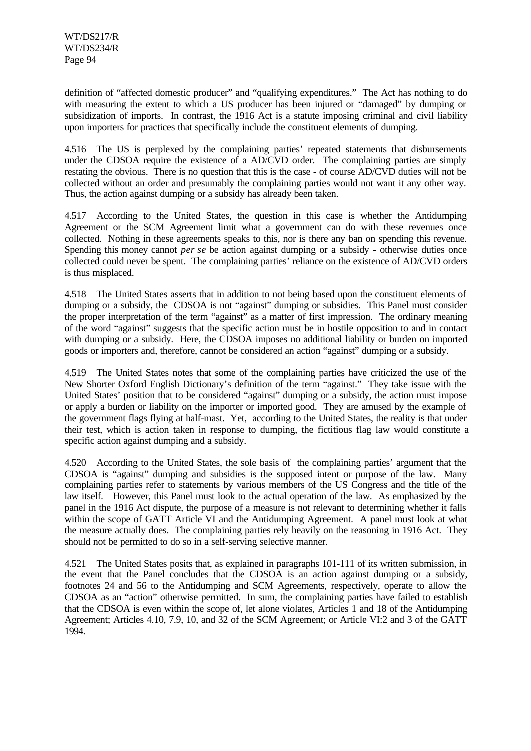definition of "affected domestic producer" and "qualifying expenditures." The Act has nothing to do with measuring the extent to which a US producer has been injured or "damaged" by dumping or subsidization of imports. In contrast, the 1916 Act is a statute imposing criminal and civil liability upon importers for practices that specifically include the constituent elements of dumping.

4.516 The US is perplexed by the complaining parties' repeated statements that disbursements under the CDSOA require the existence of a AD/CVD order. The complaining parties are simply restating the obvious. There is no question that this is the case - of course AD/CVD duties will not be collected without an order and presumably the complaining parties would not want it any other way. Thus, the action against dumping or a subsidy has already been taken.

4.517 According to the United States, the question in this case is whether the Antidumping Agreement or the SCM Agreement limit what a government can do with these revenues once collected. Nothing in these agreements speaks to this, nor is there any ban on spending this revenue. Spending this money cannot *per se* be action against dumping or a subsidy - otherwise duties once collected could never be spent. The complaining parties' reliance on the existence of AD/CVD orders is thus misplaced.

4.518 The United States asserts that in addition to not being based upon the constituent elements of dumping or a subsidy, the CDSOA is not "against" dumping or subsidies. This Panel must consider the proper interpretation of the term "against" as a matter of first impression. The ordinary meaning of the word "against" suggests that the specific action must be in hostile opposition to and in contact with dumping or a subsidy. Here, the CDSOA imposes no additional liability or burden on imported goods or importers and, therefore, cannot be considered an action "against" dumping or a subsidy.

4.519 The United States notes that some of the complaining parties have criticized the use of the New Shorter Oxford English Dictionary's definition of the term "against." They take issue with the United States' position that to be considered "against" dumping or a subsidy, the action must impose or apply a burden or liability on the importer or imported good. They are amused by the example of the government flags flying at half-mast. Yet, according to the United States, the reality is that under their test, which is action taken in response to dumping, the fictitious flag law would constitute a specific action against dumping and a subsidy.

4.520 According to the United States, the sole basis of the complaining parties' argument that the CDSOA is "against" dumping and subsidies is the supposed intent or purpose of the law. Many complaining parties refer to statements by various members of the US Congress and the title of the law itself. However, this Panel must look to the actual operation of the law. As emphasized by the panel in the 1916 Act dispute, the purpose of a measure is not relevant to determining whether it falls within the scope of GATT Article VI and the Antidumping Agreement. A panel must look at what the measure actually does. The complaining parties rely heavily on the reasoning in 1916 Act. They should not be permitted to do so in a self-serving selective manner.

4.521 The United States posits that, as explained in paragraphs 101-111 of its written submission, in the event that the Panel concludes that the CDSOA is an action against dumping or a subsidy, footnotes 24 and 56 to the Antidumping and SCM Agreements, respectively, operate to allow the CDSOA as an "action" otherwise permitted. In sum, the complaining parties have failed to establish that the CDSOA is even within the scope of, let alone violates, Articles 1 and 18 of the Antidumping Agreement; Articles 4.10, 7.9, 10, and 32 of the SCM Agreement; or Article VI:2 and 3 of the GATT 1994.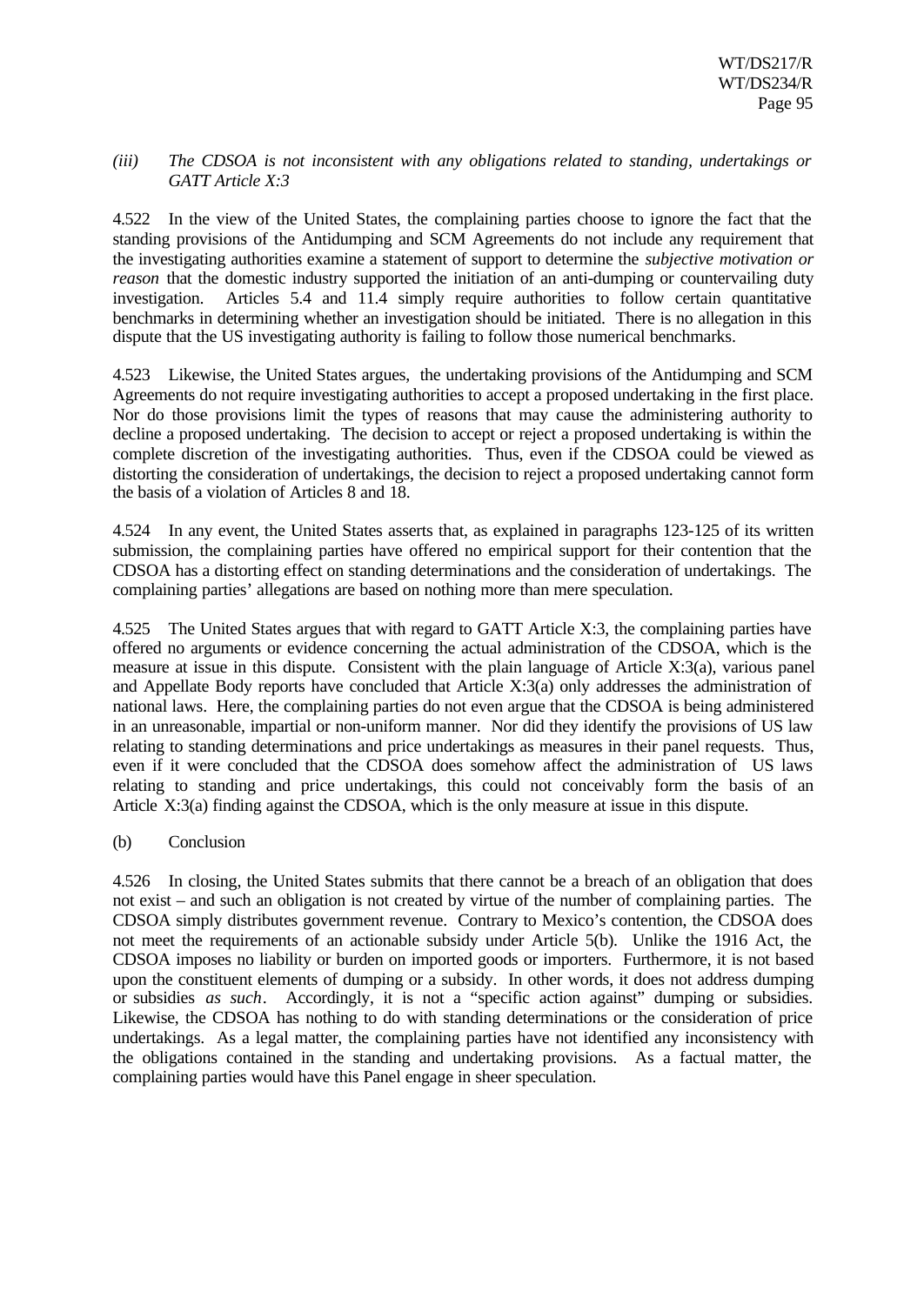*(iii) The CDSOA is not inconsistent with any obligations related to standing, undertakings or GATT Article X:3*

4.522 In the view of the United States, the complaining parties choose to ignore the fact that the standing provisions of the Antidumping and SCM Agreements do not include any requirement that the investigating authorities examine a statement of support to determine the *subjective motivation or reason* that the domestic industry supported the initiation of an anti-dumping or countervailing duty investigation. Articles 5.4 and 11.4 simply require authorities to follow certain quantitative benchmarks in determining whether an investigation should be initiated. There is no allegation in this dispute that the US investigating authority is failing to follow those numerical benchmarks.

4.523 Likewise, the United States argues, the undertaking provisions of the Antidumping and SCM Agreements do not require investigating authorities to accept a proposed undertaking in the first place. Nor do those provisions limit the types of reasons that may cause the administering authority to decline a proposed undertaking. The decision to accept or reject a proposed undertaking is within the complete discretion of the investigating authorities. Thus, even if the CDSOA could be viewed as distorting the consideration of undertakings, the decision to reject a proposed undertaking cannot form the basis of a violation of Articles 8 and 18.

4.524 In any event, the United States asserts that, as explained in paragraphs 123-125 of its written submission, the complaining parties have offered no empirical support for their contention that the CDSOA has a distorting effect on standing determinations and the consideration of undertakings. The complaining parties' allegations are based on nothing more than mere speculation.

4.525 The United States argues that with regard to GATT Article X:3, the complaining parties have offered no arguments or evidence concerning the actual administration of the CDSOA, which is the measure at issue in this dispute. Consistent with the plain language of Article X:3(a), various panel and Appellate Body reports have concluded that Article X:3(a) only addresses the administration of national laws. Here, the complaining parties do not even argue that the CDSOA is being administered in an unreasonable, impartial or non-uniform manner. Nor did they identify the provisions of US law relating to standing determinations and price undertakings as measures in their panel requests. Thus, even if it were concluded that the CDSOA does somehow affect the administration of US laws relating to standing and price undertakings, this could not conceivably form the basis of an Article X:3(a) finding against the CDSOA, which is the only measure at issue in this dispute.

(b) Conclusion

4.526 In closing, the United States submits that there cannot be a breach of an obligation that does not exist – and such an obligation is not created by virtue of the number of complaining parties. The CDSOA simply distributes government revenue. Contrary to Mexico's contention, the CDSOA does not meet the requirements of an actionable subsidy under Article 5(b). Unlike the 1916 Act, the CDSOA imposes no liability or burden on imported goods or importers. Furthermore, it is not based upon the constituent elements of dumping or a subsidy. In other words, it does not address dumping or subsidies *as such*. Accordingly, it is not a "specific action against" dumping or subsidies. Likewise, the CDSOA has nothing to do with standing determinations or the consideration of price undertakings. As a legal matter, the complaining parties have not identified any inconsistency with the obligations contained in the standing and undertaking provisions. As a factual matter, the complaining parties would have this Panel engage in sheer speculation.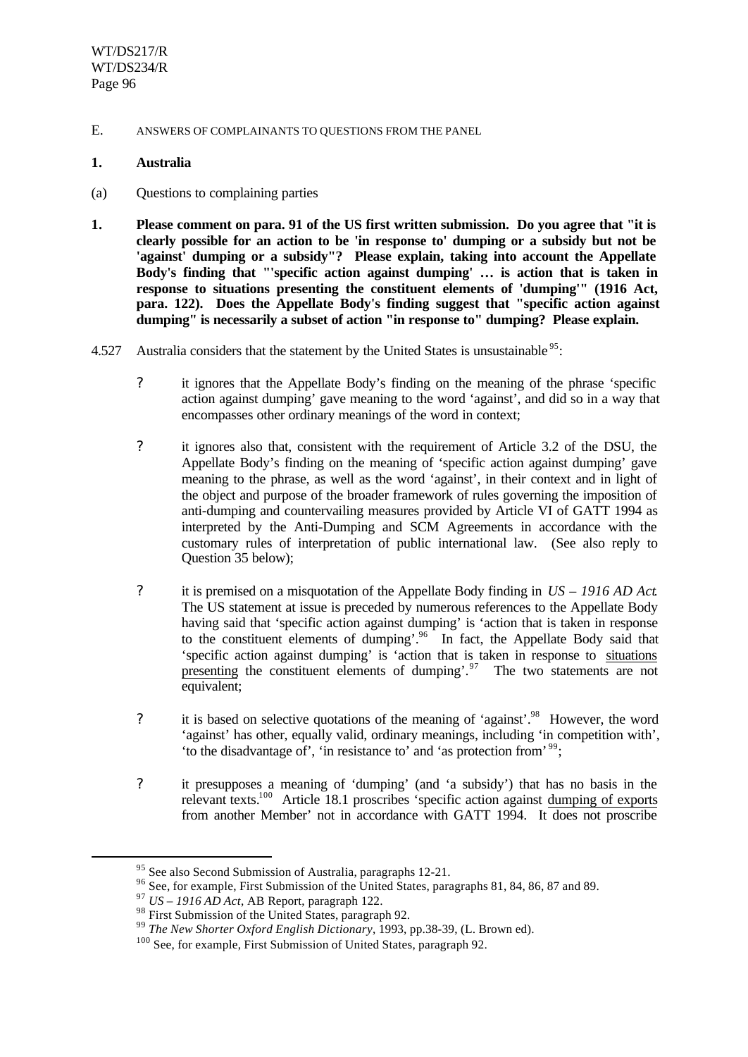E. ANSWERS OF COMPLAINANTS TO QUESTIONS FROM THE PANEL

**1. Australia**

(a) Questions to complaining parties

**1. Please comment on para. 91 of the US first written submission. Do you agree that "it is clearly possible for an action to be 'in response to' dumping or a subsidy but not be 'against' dumping or a subsidy"? Please explain, taking into account the Appellate Body's finding that "'specific action against dumping' … is action that is taken in response to situations presenting the constituent elements of 'dumping'" (1916 Act, para. 122). Does the Appellate Body's finding suggest that "specific action against dumping" is necessarily a subset of action "in response to" dumping? Please explain.**

4.527 Australia considers that the statement by the United States is unsustainable[95]:

- ? it ignores that the Appellate Body's finding on the meaning of the phrase 'specific action against dumping' gave meaning to the word 'against', and did so in a way that encompasses other ordinary meanings of the word in context;

- ? it ignores also that, consistent with the requirement of Article 3.2 of the DSU, the Appellate Body's finding on the meaning of 'specific action against dumping' gave meaning to the phrase, as well as the word 'against', in their context and in light of the object and purpose of the broader framework of rules governing the imposition of anti-dumping and countervailing measures provided by Article VI of GATT 1994 as interpreted by the Anti-Dumping and SCM Agreements in accordance with the customary rules of interpretation of public international law. (See also reply to Question 35 below);

- ? it is premised on a misquotation of the Appellate Body finding in *US – 1916 AD Act*. The US statement at issue is preceded by numerous references to the Appellate Body having said that 'specific action against dumping' is 'action that is taken in response to the constituent elements of dumping'.[96] In fact, the Appellate Body said that 'specific action against dumping' is 'action that is taken in response to <u>situations presenting</u> the constituent elements of dumping'.[97] The two statements are not equivalent;

- ? it is based on selective quotations of the meaning of 'against'.[98] However, the word 'against' has other, equally valid, ordinary meanings, including 'in competition with', 'to the disadvantage of', 'in resistance to' and 'as protection from'[99];

- ? it presupposes a meaning of 'dumping' (and 'a subsidy') that has no basis in the relevant texts.[100] Article 18.1 proscribes 'specific action against <u>dumping of exports</u> from another Member' not in accordance with GATT 1994. It does not proscribe

---

[95] See also Second Submission of Australia, paragraphs 12-21.

[96] See, for example, First Submission of the United States, paragraphs 81, 84, 86, 87 and 89.

[97] *US – 1916 AD Act*, AB Report, paragraph 122.

[98] First Submission of the United States, paragraph 92.

[99] *The New Shorter Oxford English Dictionary*, 1993, pp.38-39, (L. Brown ed).

[100] See, for example, First Submission of United States, paragraph 92.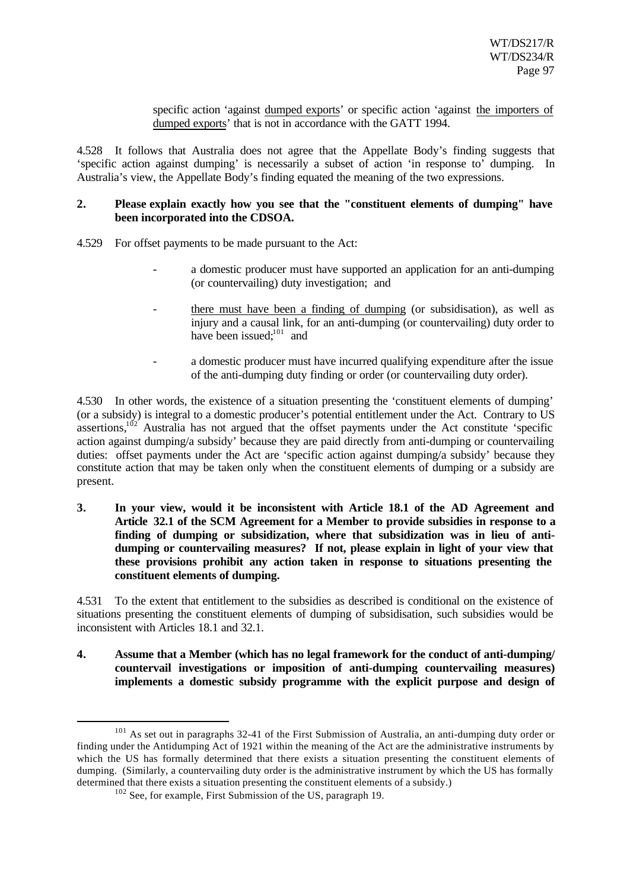specific action 'against dumped exports' or specific action 'against the importers of dumped exports' that is not in accordance with the GATT 1994.

4.528 It follows that Australia does not agree that the Appellate Body's finding suggests that 'specific action against dumping' is necessarily a subset of action 'in response to' dumping. In Australia's view, the Appellate Body's finding equated the meaning of the two expressions.

**2. Please explain exactly how you see that the "constituent elements of dumping" have been incorporated into the CDSOA.**

4.529 For offset payments to be made pursuant to the Act:

- a domestic producer must have supported an application for an anti-dumping (or countervailing) duty investigation; and
- there must have been a finding of dumping (or subsidisation), as well as injury and a causal link, for an anti-dumping (or countervailing) duty order to have been issued;[101] and
- a domestic producer must have incurred qualifying expenditure after the issue of the anti-dumping duty finding or order (or countervailing duty order).

4.530 In other words, the existence of a situation presenting the 'constituent elements of dumping' (or a subsidy) is integral to a domestic producer's potential entitlement under the Act. Contrary to US assertions,[102] Australia has not argued that the offset payments under the Act constitute 'specific action against dumping/a subsidy' because they are paid directly from anti-dumping or countervailing duties: offset payments under the Act are 'specific action against dumping/a subsidy' because they constitute action that may be taken only when the constituent elements of dumping or a subsidy are present.

**3. In your view, would it be inconsistent with Article 18.1 of the AD Agreement and Article 32.1 of the SCM Agreement for a Member to provide subsidies in response to a finding of dumping or subsidization, where that subsidization was in lieu of anti-dumping or countervailing measures? If not, please explain in light of your view that these provisions prohibit any action taken in response to situations presenting the constituent elements of dumping.**

4.531 To the extent that entitlement to the subsidies as described is conditional on the existence of situations presenting the constituent elements of dumping of subsidisation, such subsidies would be inconsistent with Articles 18.1 and 32.1.

**4. Assume that a Member (which has no legal framework for the conduct of anti-dumping/ countervail investigations or imposition of anti-dumping countervailing measures) implements a domestic subsidy programme with the explicit purpose and design of**

---

[101] As set out in paragraphs 32-41 of the First Submission of Australia, an anti-dumping duty order or finding under the Antidumping Act of 1921 within the meaning of the Act are the administrative instruments by which the US has formally determined that there exists a situation presenting the constituent elements of dumping. (Similarly, a countervailing duty order is the administrative instrument by which the US has formally determined that there exists a situation presenting the constituent elements of a subsidy.)

[102] See, for example, First Submission of the US, paragraph 19.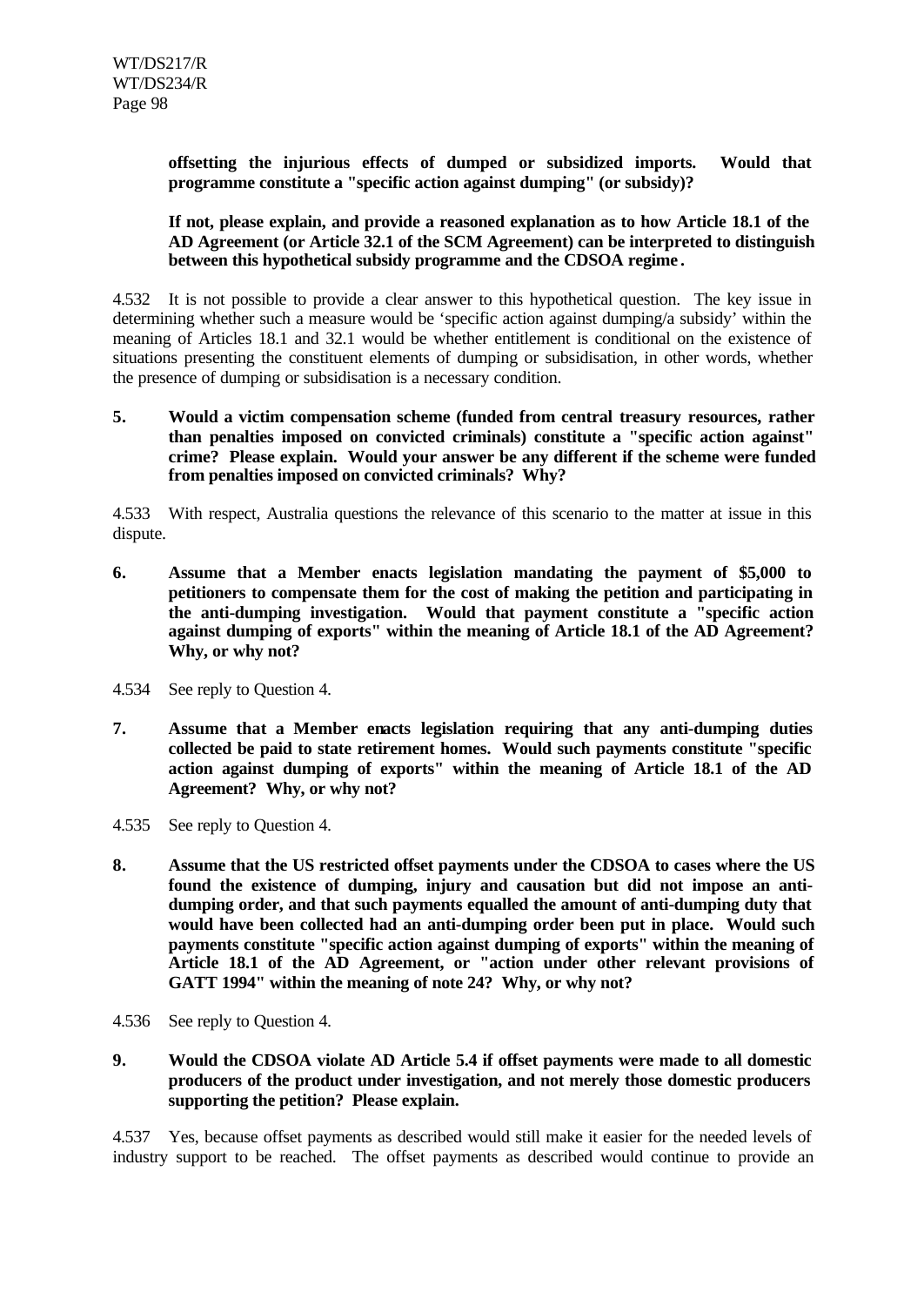**offsetting the injurious effects of dumped or subsidized imports. Would that programme constitute a "specific action against dumping" (or subsidy)?**

**If not, please explain, and provide a reasoned explanation as to how Article 18.1 of the AD Agreement (or Article 32.1 of the SCM Agreement) can be interpreted to distinguish between this hypothetical subsidy programme and the CDSOA regime.**

4.532 It is not possible to provide a clear answer to this hypothetical question. The key issue in determining whether such a measure would be 'specific action against dumping/a subsidy' within the meaning of Articles 18.1 and 32.1 would be whether entitlement is conditional on the existence of situations presenting the constituent elements of dumping or subsidisation, in other words, whether the presence of dumping or subsidisation is a necessary condition.

**5. Would a victim compensation scheme (funded from central treasury resources, rather than penalties imposed on convicted criminals) constitute a "specific action against" crime? Please explain. Would your answer be any different if the scheme were funded from penalties imposed on convicted criminals? Why?**

4.533 With respect, Australia questions the relevance of this scenario to the matter at issue in this dispute.

**6. Assume that a Member enacts legislation mandating the payment of $5,000 to petitioners to compensate them for the cost of making the petition and participating in the anti-dumping investigation. Would that payment constitute a "specific action against dumping of exports" within the meaning of Article 18.1 of the AD Agreement? Why, or why not?**

4.534 See reply to Question 4.

**7. Assume that a Member enacts legislation requiring that any anti-dumping duties collected be paid to state retirement homes. Would such payments constitute "specific action against dumping of exports" within the meaning of Article 18.1 of the AD Agreement? Why, or why not?**

4.535 See reply to Question 4.

**8. Assume that the US restricted offset payments under the CDSOA to cases where the US found the existence of dumping, injury and causation but did not impose an anti-dumping order, and that such payments equalled the amount of anti-dumping duty that would have been collected had an anti-dumping order been put in place. Would such payments constitute "specific action against dumping of exports" within the meaning of Article 18.1 of the AD Agreement, or "action under other relevant provisions of GATT 1994" within the meaning of note 24? Why, or why not?**

4.536 See reply to Question 4.

**9. Would the CDSOA violate AD Article 5.4 if offset payments were made to all domestic producers of the product under investigation, and not merely those domestic producers supporting the petition? Please explain.**

4.537 Yes, because offset payments as described would still make it easier for the needed levels of industry support to be reached. The offset payments as described would continue to provide an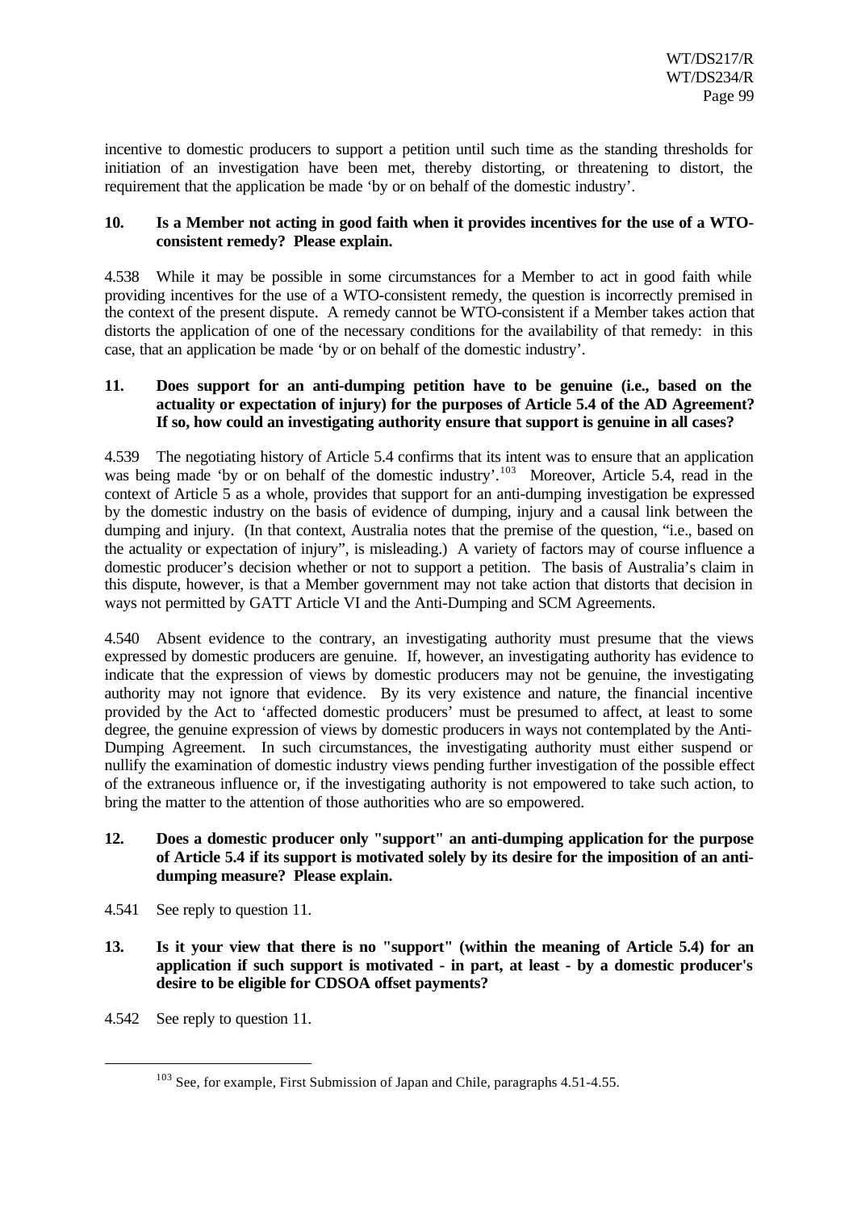incentive to domestic producers to support a petition until such time as the standing thresholds for initiation of an investigation have been met, thereby distorting, or threatening to distort, the requirement that the application be made 'by or on behalf of the domestic industry'.

**10. Is a Member not acting in good faith when it provides incentives for the use of a WTO-consistent remedy? Please explain.**

4.538 While it may be possible in some circumstances for a Member to act in good faith while providing incentives for the use of a WTO-consistent remedy, the question is incorrectly premised in the context of the present dispute. A remedy cannot be WTO-consistent if a Member takes action that distorts the application of one of the necessary conditions for the availability of that remedy: in this case, that an application be made 'by or on behalf of the domestic industry'.

**11. Does support for an anti-dumping petition have to be genuine (i.e., based on the actuality or expectation of injury) for the purposes of Article 5.4 of the AD Agreement? If so, how could an investigating authority ensure that support is genuine in all cases?**

4.539 The negotiating history of Article 5.4 confirms that its intent was to ensure that an application was being made 'by or on behalf of the domestic industry'.[103] Moreover, Article 5.4, read in the context of Article 5 as a whole, provides that support for an anti-dumping investigation be expressed by the domestic industry on the basis of evidence of dumping, injury and a causal link between the dumping and injury. (In that context, Australia notes that the premise of the question, "i.e., based on the actuality or expectation of injury", is misleading.) A variety of factors may of course influence a domestic producer's decision whether or not to support a petition. The basis of Australia's claim in this dispute, however, is that a Member government may not take action that distorts that decision in ways not permitted by GATT Article VI and the Anti-Dumping and SCM Agreements.

4.540 Absent evidence to the contrary, an investigating authority must presume that the views expressed by domestic producers are genuine. If, however, an investigating authority has evidence to indicate that the expression of views by domestic producers may not be genuine, the investigating authority may not ignore that evidence. By its very existence and nature, the financial incentive provided by the Act to 'affected domestic producers' must be presumed to affect, at least to some degree, the genuine expression of views by domestic producers in ways not contemplated by the Anti-Dumping Agreement. In such circumstances, the investigating authority must either suspend or nullify the examination of domestic industry views pending further investigation of the possible effect of the extraneous influence or, if the investigating authority is not empowered to take such action, to bring the matter to the attention of those authorities who are so empowered.

**12. Does a domestic producer only "support" an anti-dumping application for the purpose of Article 5.4 if its support is motivated solely by its desire for the imposition of an anti-dumping measure? Please explain.**

4.541 See reply to question 11.

**13. Is it your view that there is no "support" (within the meaning of Article 5.4) for an application if such support is motivated - in part, at least - by a domestic producer's desire to be eligible for CDSOA offset payments?**

4.542 See reply to question 11.

---

[103] See, for example, First Submission of Japan and Chile, paragraphs 4.51-4.55.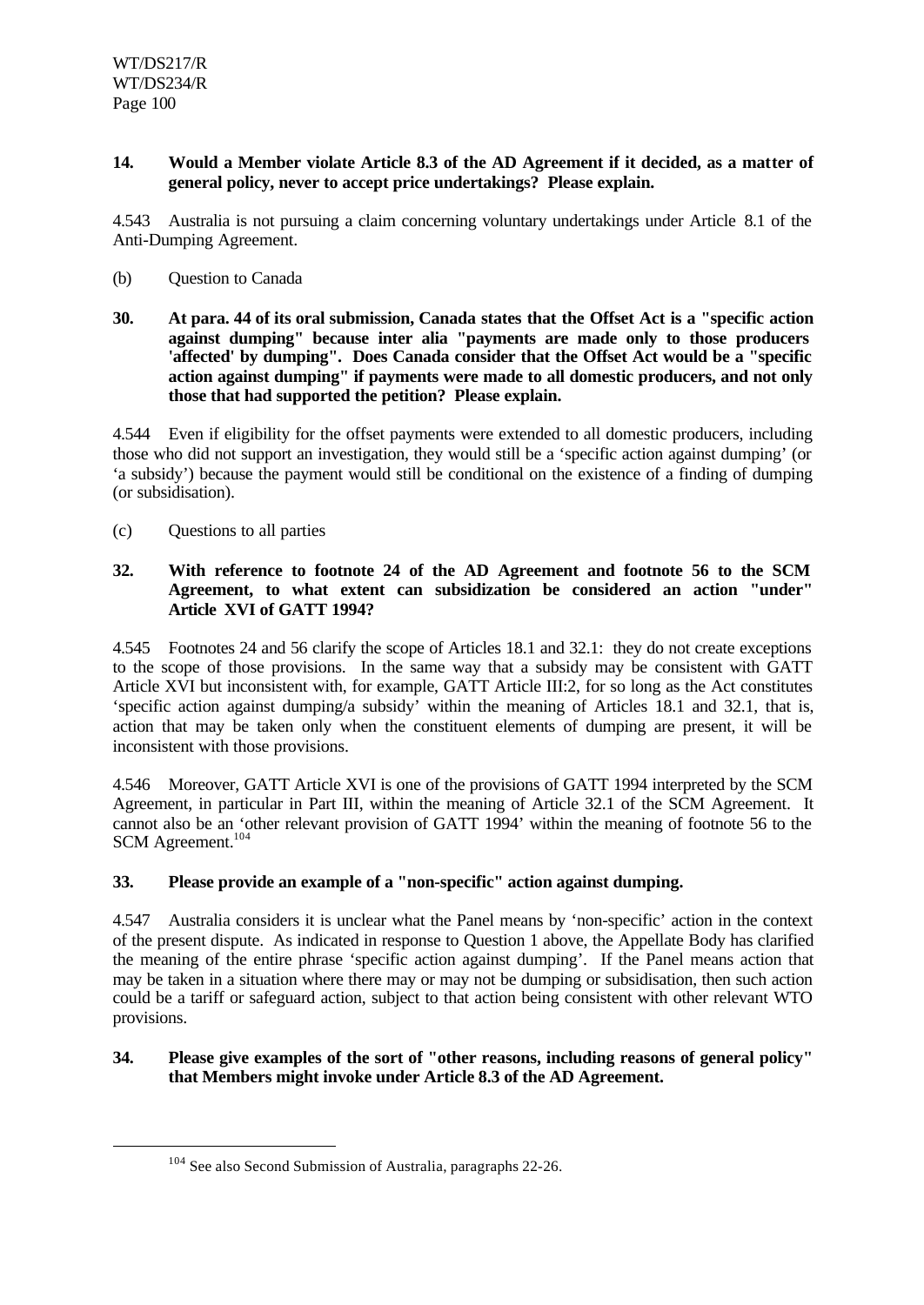**14. Would a Member violate Article 8.3 of the AD Agreement if it decided, as a matter of general policy, never to accept price undertakings? Please explain.**

4.543 Australia is not pursuing a claim concerning voluntary undertakings under Article 8.1 of the Anti-Dumping Agreement.

(b) Question to Canada

**30. At para. 44 of its oral submission, Canada states that the Offset Act is a "specific action against dumping" because inter alia "payments are made only to those producers 'affected' by dumping". Does Canada consider that the Offset Act would be a "specific action against dumping" if payments were made to all domestic producers, and not only those that had supported the petition? Please explain.**

4.544 Even if eligibility for the offset payments were extended to all domestic producers, including those who did not support an investigation, they would still be a 'specific action against dumping' (or 'a subsidy') because the payment would still be conditional on the existence of a finding of dumping (or subsidisation).

(c) Questions to all parties

**32. With reference to footnote 24 of the AD Agreement and footnote 56 to the SCM Agreement, to what extent can subsidization be considered an action "under" Article XVI of GATT 1994?**

4.545 Footnotes 24 and 56 clarify the scope of Articles 18.1 and 32.1: they do not create exceptions to the scope of those provisions. In the same way that a subsidy may be consistent with GATT Article XVI but inconsistent with, for example, GATT Article III:2, for so long as the Act constitutes 'specific action against dumping/a subsidy' within the meaning of Articles 18.1 and 32.1, that is, action that may be taken only when the constituent elements of dumping are present, it will be inconsistent with those provisions.

4.546 Moreover, GATT Article XVI is one of the provisions of GATT 1994 interpreted by the SCM Agreement, in particular in Part III, within the meaning of Article 32.1 of the SCM Agreement. It cannot also be an 'other relevant provision of GATT 1994' within the meaning of footnote 56 to the SCM Agreement.[104]

**33. Please provide an example of a "non-specific" action against dumping.**

4.547 Australia considers it is unclear what the Panel means by 'non-specific' action in the context of the present dispute. As indicated in response to Question 1 above, the Appellate Body has clarified the meaning of the entire phrase 'specific action against dumping'. If the Panel means action that may be taken in a situation where there may or may not be dumping or subsidisation, then such action could be a tariff or safeguard action, subject to that action being consistent with other relevant WTO provisions.

**34. Please give examples of the sort of "other reasons, including reasons of general policy" that Members might invoke under Article 8.3 of the AD Agreement.**

---

[104] See also Second Submission of Australia, paragraphs 22-26.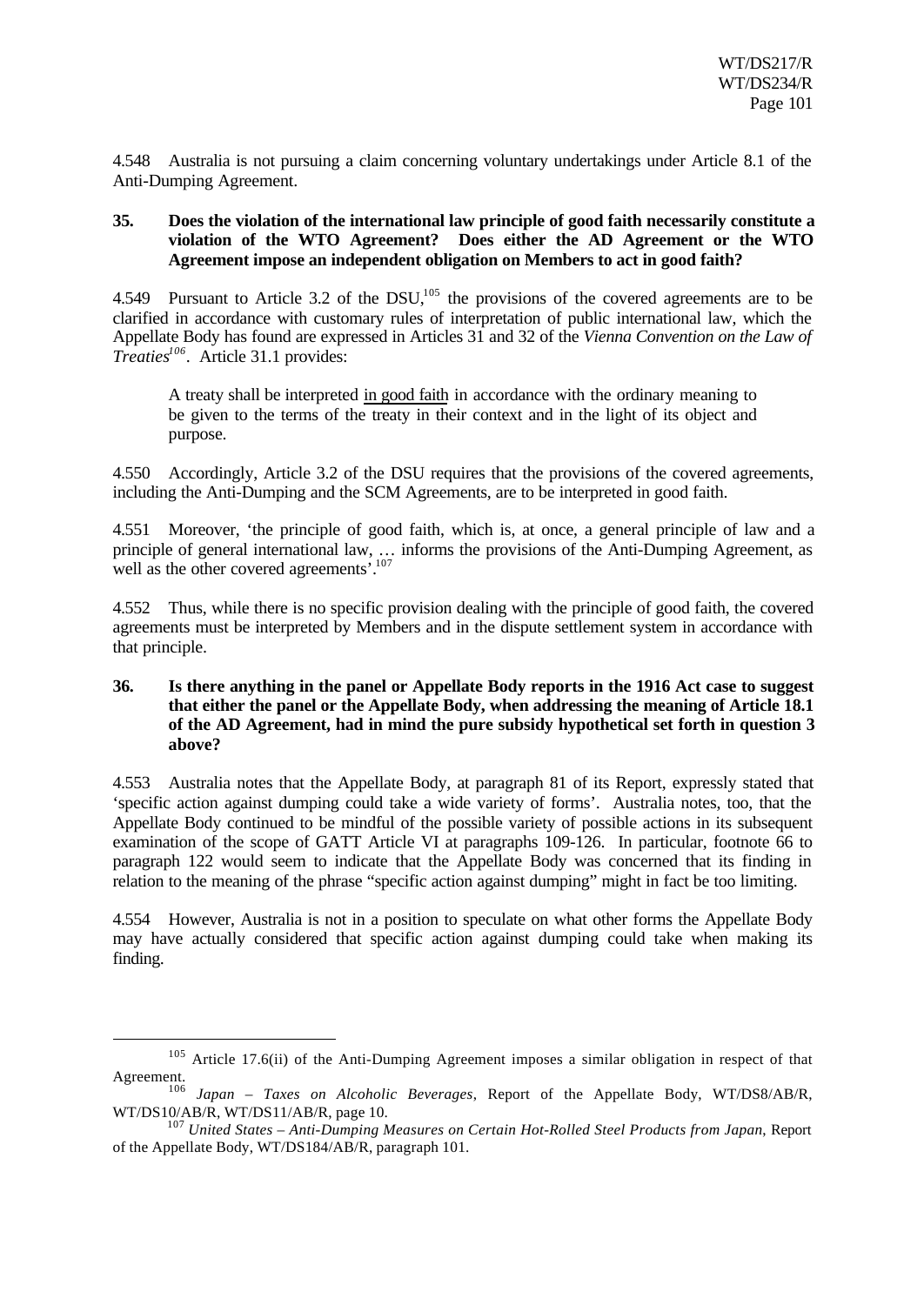4.548 Australia is not pursuing a claim concerning voluntary undertakings under Article 8.1 of the Anti-Dumping Agreement.

**35. Does the violation of the international law principle of good faith necessarily constitute a violation of the WTO Agreement? Does either the AD Agreement or the WTO Agreement impose an independent obligation on Members to act in good faith?**

4.549 Pursuant to Article 3.2 of the DSU,[105] the provisions of the covered agreements are to be clarified in accordance with customary rules of interpretation of public international law, which the Appellate Body has found are expressed in Articles 31 and 32 of the *Vienna Convention on the Law of Treaties*[106]. Article 31.1 provides:

> A treaty shall be interpreted <u>in good faith</u> in accordance with the ordinary meaning to be given to the terms of the treaty in their context and in the light of its object and purpose.

4.550 Accordingly, Article 3.2 of the DSU requires that the provisions of the covered agreements, including the Anti-Dumping and the SCM Agreements, are to be interpreted in good faith.

4.551 Moreover, 'the principle of good faith, which is, at once, a general principle of law and a principle of general international law, … informs the provisions of the Anti-Dumping Agreement, as well as the other covered agreements'.[107]

4.552 Thus, while there is no specific provision dealing with the principle of good faith, the covered agreements must be interpreted by Members and in the dispute settlement system in accordance with that principle.

**36. Is there anything in the panel or Appellate Body reports in the 1916 Act case to suggest that either the panel or the Appellate Body, when addressing the meaning of Article 18.1 of the AD Agreement, had in mind the pure subsidy hypothetical set forth in question 3 above?**

4.553 Australia notes that the Appellate Body, at paragraph 81 of its Report, expressly stated that 'specific action against dumping could take a wide variety of forms'. Australia notes, too, that the Appellate Body continued to be mindful of the possible variety of possible actions in its subsequent examination of the scope of GATT Article VI at paragraphs 109-126. In particular, footnote 66 to paragraph 122 would seem to indicate that the Appellate Body was concerned that its finding in relation to the meaning of the phrase "specific action against dumping" might in fact be too limiting.

4.554 However, Australia is not in a position to speculate on what other forms the Appellate Body may have actually considered that specific action against dumping could take when making its finding.

---

[105] Article 17.6(ii) of the Anti-Dumping Agreement imposes a similar obligation in respect of that Agreement.

[106] *Japan – Taxes on Alcoholic Beverages*, Report of the Appellate Body, WT/DS8/AB/R, WT/DS10/AB/R, WT/DS11/AB/R, page 10.

[107] *United States – Anti-Dumping Measures on Certain Hot-Rolled Steel Products from Japan*, Report of the Appellate Body, WT/DS184/AB/R, paragraph 101.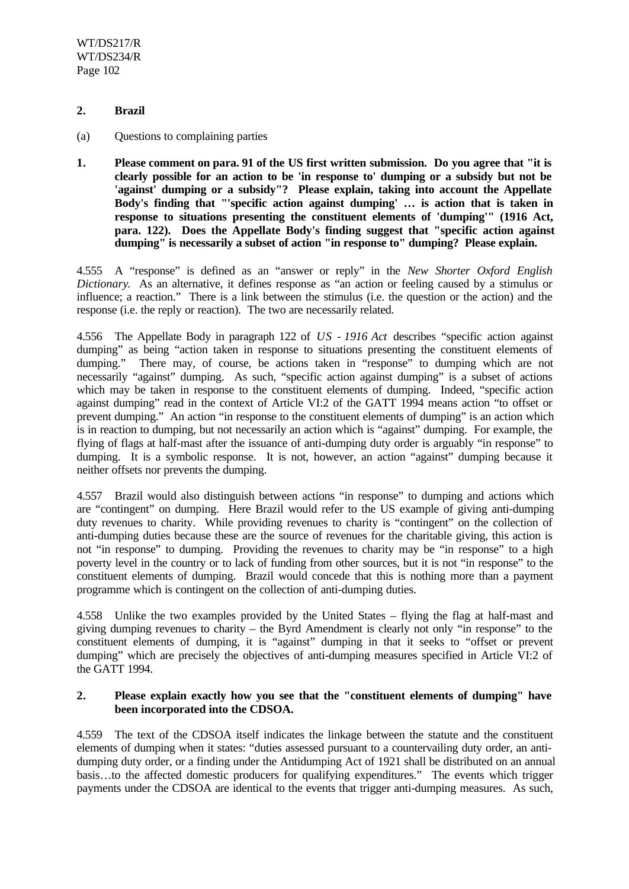## 2. Brazil

(a) Questions to complaining parties

**1. Please comment on para. 91 of the US first written submission. Do you agree that "it is clearly possible for an action to be 'in response to' dumping or a subsidy but not be 'against' dumping or a subsidy"? Please explain, taking into account the Appellate Body's finding that "'specific action against dumping' … is action that is taken in response to situations presenting the constituent elements of 'dumping'" (1916 Act, para. 122). Does the Appellate Body's finding suggest that "specific action against dumping" is necessarily a subset of action "in response to" dumping? Please explain.**

4.555 A "response" is defined as an "answer or reply" in the *New Shorter Oxford English Dictionary.* As an alternative, it defines response as "an action or feeling caused by a stimulus or influence; a reaction." There is a link between the stimulus (i.e. the question or the action) and the response (i.e. the reply or reaction). The two are necessarily related.

4.556 The Appellate Body in paragraph 122 of *US - 1916 Act* describes "specific action against dumping" as being "action taken in response to situations presenting the constituent elements of dumping." There may, of course, be actions taken in "response" to dumping which are not necessarily "against" dumping. As such, "specific action against dumping" is a subset of actions which may be taken in response to the constituent elements of dumping. Indeed, "specific action against dumping" read in the context of Article VI:2 of the GATT 1994 means action "to offset or prevent dumping." An action "in response to the constituent elements of dumping" is an action which is in reaction to dumping, but not necessarily an action which is "against" dumping. For example, the flying of flags at half-mast after the issuance of anti-dumping duty order is arguably "in response" to dumping. It is a symbolic response. It is not, however, an action "against" dumping because it neither offsets nor prevents the dumping.

4.557 Brazil would also distinguish between actions "in response" to dumping and actions which are "contingent" on dumping. Here Brazil would refer to the US example of giving anti-dumping duty revenues to charity. While providing revenues to charity is "contingent" on the collection of anti-dumping duties because these are the source of revenues for the charitable giving, this action is not "in response" to dumping. Providing the revenues to charity may be "in response" to a high poverty level in the country or to lack of funding from other sources, but it is not "in response" to the constituent elements of dumping. Brazil would concede that this is nothing more than a payment programme which is contingent on the collection of anti-dumping duties.

4.558 Unlike the two examples provided by the United States – flying the flag at half-mast and giving dumping revenues to charity – the Byrd Amendment is clearly not only "in response" to the constituent elements of dumping, it is "against" dumping in that it seeks to "offset or prevent dumping" which are precisely the objectives of anti-dumping measures specified in Article VI:2 of the GATT 1994.

**2. Please explain exactly how you see that the "constituent elements of dumping" have been incorporated into the CDSOA.**

4.559 The text of the CDSOA itself indicates the linkage between the statute and the constituent elements of dumping when it states: "duties assessed pursuant to a countervailing duty order, an anti-dumping duty order, or a finding under the Antidumping Act of 1921 shall be distributed on an annual basis…to the affected domestic producers for qualifying expenditures." The events which trigger payments under the CDSOA are identical to the events that trigger anti-dumping measures. As such,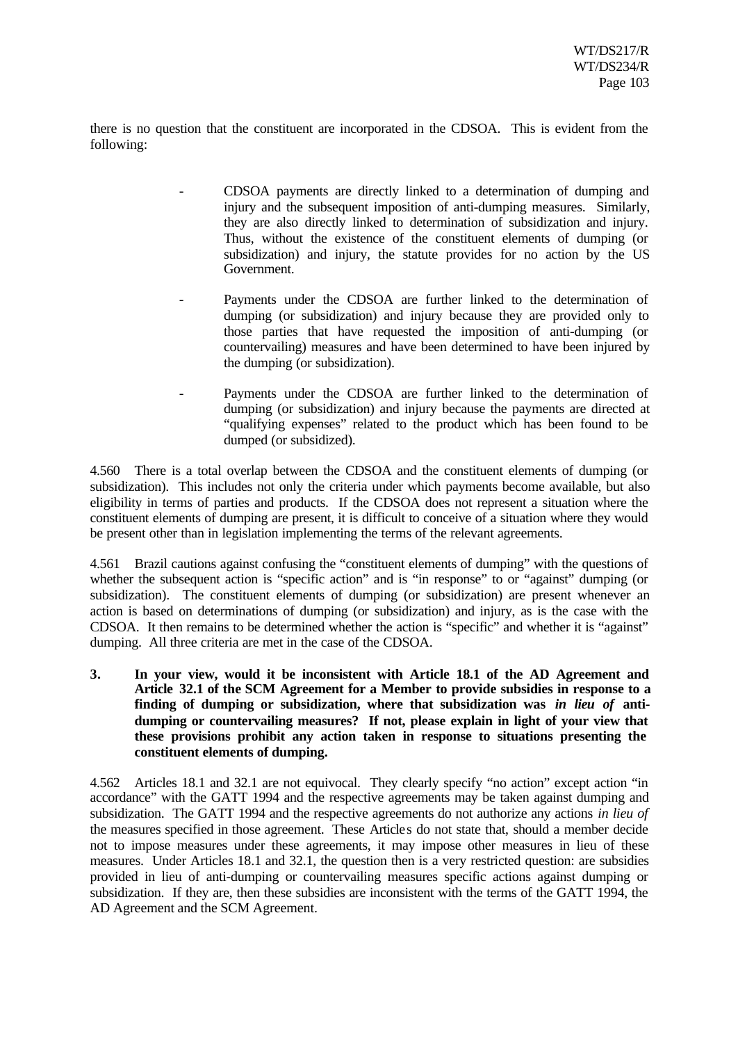there is no question that the constituent are incorporated in the CDSOA. This is evident from the following:

- CDSOA payments are directly linked to a determination of dumping and injury and the subsequent imposition of anti-dumping measures. Similarly, they are also directly linked to determination of subsidization and injury. Thus, without the existence of the constituent elements of dumping (or subsidization) and injury, the statute provides for no action by the US Government.

- Payments under the CDSOA are further linked to the determination of dumping (or subsidization) and injury because they are provided only to those parties that have requested the imposition of anti-dumping (or countervailing) measures and have been determined to have been injured by the dumping (or subsidization).

- Payments under the CDSOA are further linked to the determination of dumping (or subsidization) and injury because the payments are directed at "qualifying expenses" related to the product which has been found to be dumped (or subsidized).

4.560 There is a total overlap between the CDSOA and the constituent elements of dumping (or subsidization). This includes not only the criteria under which payments become available, but also eligibility in terms of parties and products. If the CDSOA does not represent a situation where the constituent elements of dumping are present, it is difficult to conceive of a situation where they would be present other than in legislation implementing the terms of the relevant agreements.

4.561 Brazil cautions against confusing the "constituent elements of dumping" with the questions of whether the subsequent action is "specific action" and is "in response" to or "against" dumping (or subsidization). The constituent elements of dumping (or subsidization) are present whenever an action is based on determinations of dumping (or subsidization) and injury, as is the case with the CDSOA. It then remains to be determined whether the action is "specific" and whether it is "against" dumping. All three criteria are met in the case of the CDSOA.

**3. In your view, would it be inconsistent with Article 18.1 of the AD Agreement and Article 32.1 of the SCM Agreement for a Member to provide subsidies in response to a finding of dumping or subsidization, where that subsidization was *in lieu of* anti-dumping or countervailing measures? If not, please explain in light of your view that these provisions prohibit any action taken in response to situations presenting the constituent elements of dumping.**

4.562 Articles 18.1 and 32.1 are not equivocal. They clearly specify "no action" except action "in accordance" with the GATT 1994 and the respective agreements may be taken against dumping and subsidization. The GATT 1994 and the respective agreements do not authorize any actions *in lieu of* the measures specified in those agreement. These Articles do not state that, should a member decide not to impose measures under these agreements, it may impose other measures in lieu of these measures. Under Articles 18.1 and 32.1, the question then is a very restricted question: are subsidies provided in lieu of anti-dumping or countervailing measures specific actions against dumping or subsidization. If they are, then these subsidies are inconsistent with the terms of the GATT 1994, the AD Agreement and the SCM Agreement.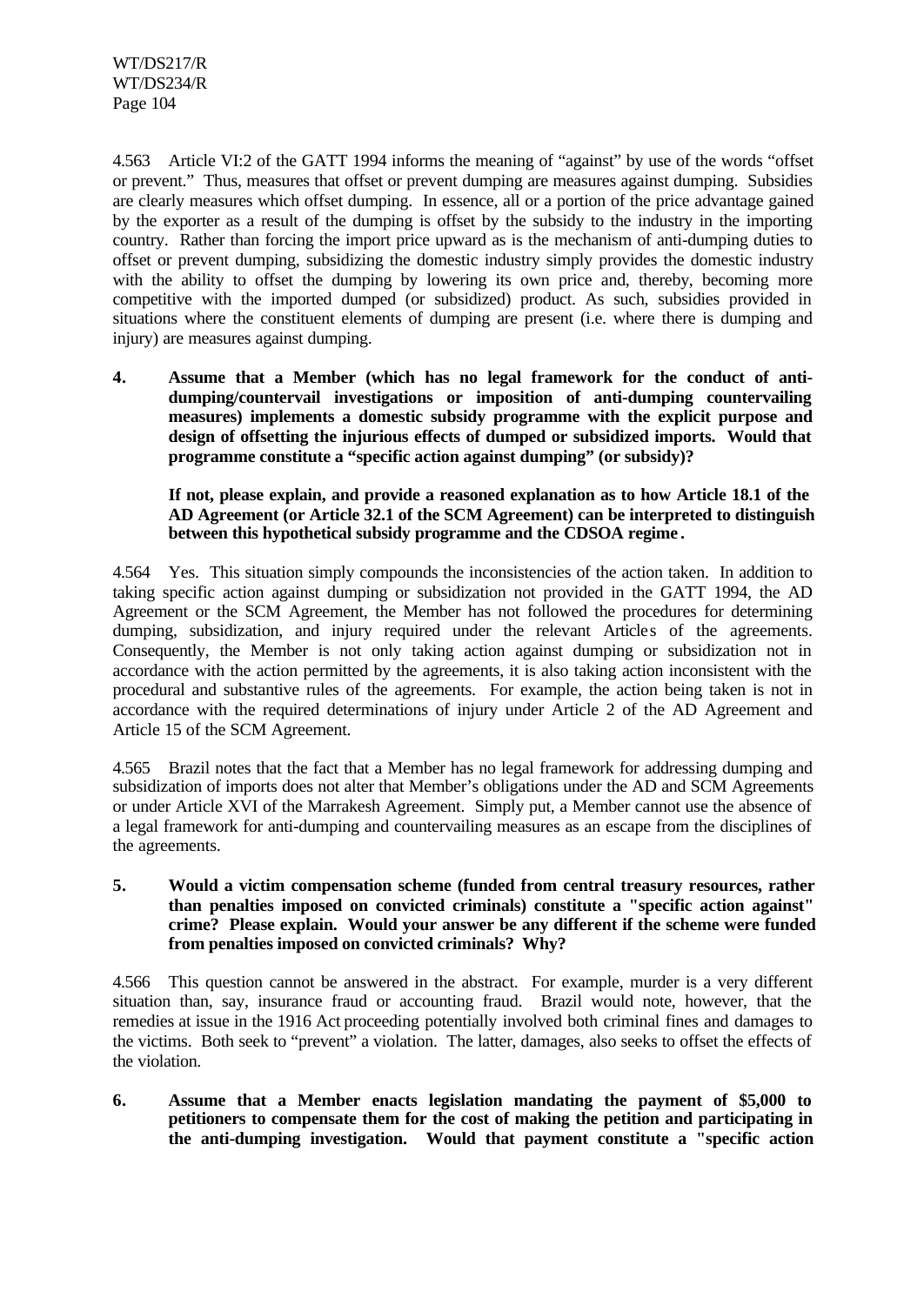4.563 Article VI:2 of the GATT 1994 informs the meaning of "against" by use of the words "offset or prevent." Thus, measures that offset or prevent dumping are measures against dumping. Subsidies are clearly measures which offset dumping. In essence, all or a portion of the price advantage gained by the exporter as a result of the dumping is offset by the subsidy to the industry in the importing country. Rather than forcing the import price upward as is the mechanism of anti-dumping duties to offset or prevent dumping, subsidizing the domestic industry simply provides the domestic industry with the ability to offset the dumping by lowering its own price and, thereby, becoming more competitive with the imported dumped (or subsidized) product. As such, subsidies provided in situations where the constituent elements of dumping are present (i.e. where there is dumping and injury) are measures against dumping.

**4. Assume that a Member (which has no legal framework for the conduct of anti-dumping/countervail investigations or imposition of anti-dumping countervailing measures) implements a domestic subsidy programme with the explicit purpose and design of offsetting the injurious effects of dumped or subsidized imports. Would that programme constitute a "specific action against dumping" (or subsidy)?**

**If not, please explain, and provide a reasoned explanation as to how Article 18.1 of the AD Agreement (or Article 32.1 of the SCM Agreement) can be interpreted to distinguish between this hypothetical subsidy programme and the CDSOA regime.**

4.564 Yes. This situation simply compounds the inconsistencies of the action taken. In addition to taking specific action against dumping or subsidization not provided in the GATT 1994, the AD Agreement or the SCM Agreement, the Member has not followed the procedures for determining dumping, subsidization, and injury required under the relevant Articles of the agreements. Consequently, the Member is not only taking action against dumping or subsidization not in accordance with the action permitted by the agreements, it is also taking action inconsistent with the procedural and substantive rules of the agreements. For example, the action being taken is not in accordance with the required determinations of injury under Article 2 of the AD Agreement and Article 15 of the SCM Agreement.

4.565 Brazil notes that the fact that a Member has no legal framework for addressing dumping and subsidization of imports does not alter that Member's obligations under the AD and SCM Agreements or under Article XVI of the Marrakesh Agreement. Simply put, a Member cannot use the absence of a legal framework for anti-dumping and countervailing measures as an escape from the disciplines of the agreements.

**5. Would a victim compensation scheme (funded from central treasury resources, rather than penalties imposed on convicted criminals) constitute a "specific action against" crime? Please explain. Would your answer be any different if the scheme were funded from penalties imposed on convicted criminals? Why?**

4.566 This question cannot be answered in the abstract. For example, murder is a very different situation than, say, insurance fraud or accounting fraud. Brazil would note, however, that the remedies at issue in the 1916 Act proceeding potentially involved both criminal fines and damages to the victims. Both seek to "prevent" a violation. The latter, damages, also seeks to offset the effects of the violation.

**6. Assume that a Member enacts legislation mandating the payment of $5,000 to petitioners to compensate them for the cost of making the petition and participating in the anti-dumping investigation. Would that payment constitute a "specific action**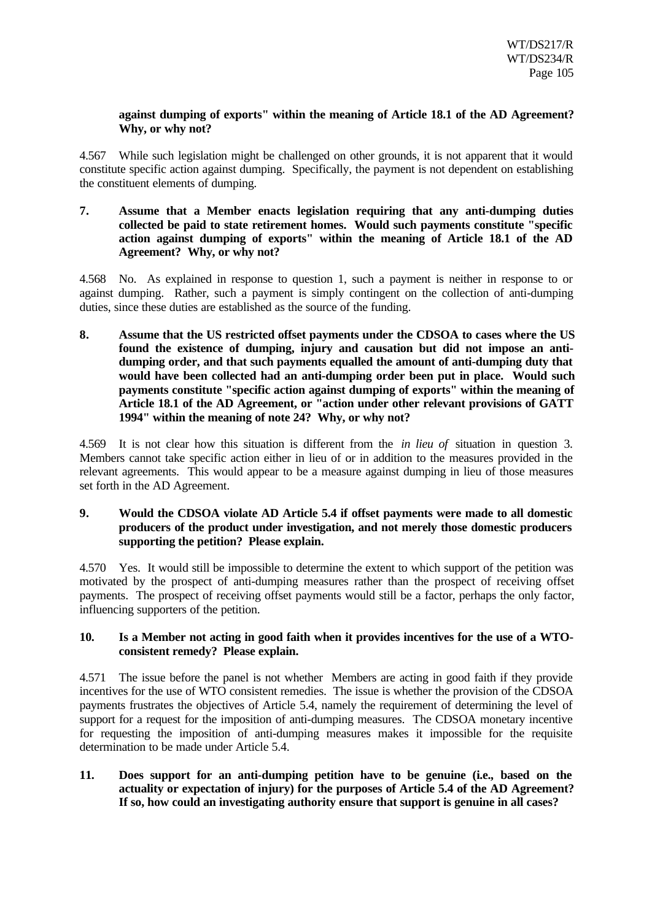**against dumping of exports" within the meaning of Article 18.1 of the AD Agreement? Why, or why not?**

4.567 While such legislation might be challenged on other grounds, it is not apparent that it would constitute specific action against dumping. Specifically, the payment is not dependent on establishing the constituent elements of dumping.

**7. Assume that a Member enacts legislation requiring that any anti-dumping duties collected be paid to state retirement homes. Would such payments constitute "specific action against dumping of exports" within the meaning of Article 18.1 of the AD Agreement? Why, or why not?**

4.568 No. As explained in response to question 1, such a payment is neither in response to or against dumping. Rather, such a payment is simply contingent on the collection of anti-dumping duties, since these duties are established as the source of the funding.

**8. Assume that the US restricted offset payments under the CDSOA to cases where the US found the existence of dumping, injury and causation but did not impose an anti-dumping order, and that such payments equalled the amount of anti-dumping duty that would have been collected had an anti-dumping order been put in place. Would such payments constitute "specific action against dumping of exports" within the meaning of Article 18.1 of the AD Agreement, or "action under other relevant provisions of GATT 1994" within the meaning of note 24? Why, or why not?**

4.569 It is not clear how this situation is different from the *in lieu of* situation in question 3. Members cannot take specific action either in lieu of or in addition to the measures provided in the relevant agreements. This would appear to be a measure against dumping in lieu of those measures set forth in the AD Agreement.

**9. Would the CDSOA violate AD Article 5.4 if offset payments were made to all domestic producers of the product under investigation, and not merely those domestic producers supporting the petition? Please explain.**

4.570 Yes. It would still be impossible to determine the extent to which support of the petition was motivated by the prospect of anti-dumping measures rather than the prospect of receiving offset payments. The prospect of receiving offset payments would still be a factor, perhaps the only factor, influencing supporters of the petition.

**10. Is a Member not acting in good faith when it provides incentives for the use of a WTO-consistent remedy? Please explain.**

4.571 The issue before the panel is not whether Members are acting in good faith if they provide incentives for the use of WTO consistent remedies. The issue is whether the provision of the CDSOA payments frustrates the objectives of Article 5.4, namely the requirement of determining the level of support for a request for the imposition of anti-dumping measures. The CDSOA monetary incentive for requesting the imposition of anti-dumping measures makes it impossible for the requisite determination to be made under Article 5.4.

**11. Does support for an anti-dumping petition have to be genuine (i.e., based on the actuality or expectation of injury) for the purposes of Article 5.4 of the AD Agreement? If so, how could an investigating authority ensure that support is genuine in all cases?**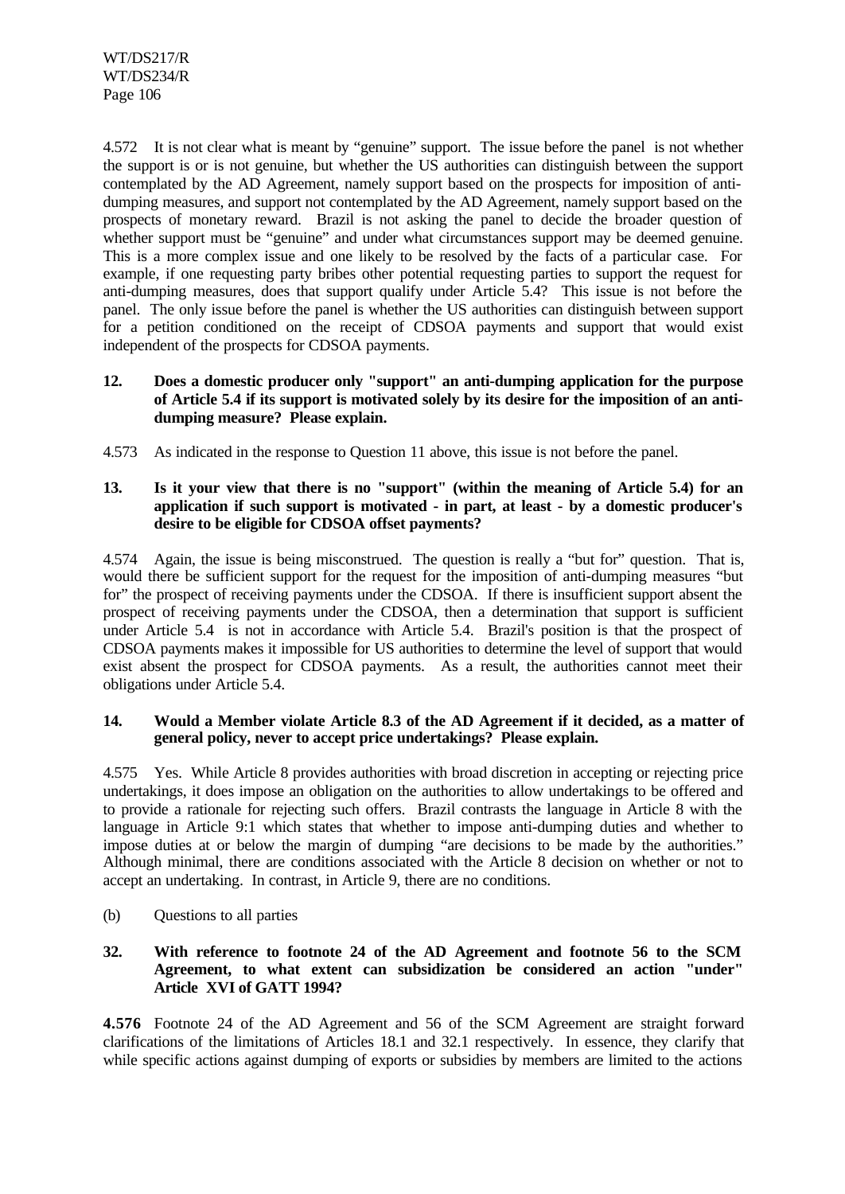4.572 It is not clear what is meant by "genuine" support. The issue before the panel is not whether the support is or is not genuine, but whether the US authorities can distinguish between the support contemplated by the AD Agreement, namely support based on the prospects for imposition of anti-dumping measures, and support not contemplated by the AD Agreement, namely support based on the prospects of monetary reward. Brazil is not asking the panel to decide the broader question of whether support must be "genuine" and under what circumstances support may be deemed genuine. This is a more complex issue and one likely to be resolved by the facts of a particular case. For example, if one requesting party bribes other potential requesting parties to support the request for anti-dumping measures, does that support qualify under Article 5.4? This issue is not before the panel. The only issue before the panel is whether the US authorities can distinguish between support for a petition conditioned on the receipt of CDSOA payments and support that would exist independent of the prospects for CDSOA payments.

**12. Does a domestic producer only "support" an anti-dumping application for the purpose of Article 5.4 if its support is motivated solely by its desire for the imposition of an anti-dumping measure? Please explain.**

4.573 As indicated in the response to Question 11 above, this issue is not before the panel.

**13. Is it your view that there is no "support" (within the meaning of Article 5.4) for an application if such support is motivated - in part, at least - by a domestic producer's desire to be eligible for CDSOA offset payments?**

4.574 Again, the issue is being misconstrued. The question is really a "but for" question. That is, would there be sufficient support for the request for the imposition of anti-dumping measures "but for" the prospect of receiving payments under the CDSOA. If there is insufficient support absent the prospect of receiving payments under the CDSOA, then a determination that support is sufficient under Article 5.4 is not in accordance with Article 5.4. Brazil's position is that the prospect of CDSOA payments makes it impossible for US authorities to determine the level of support that would exist absent the prospect for CDSOA payments. As a result, the authorities cannot meet their obligations under Article 5.4.

**14. Would a Member violate Article 8.3 of the AD Agreement if it decided, as a matter of general policy, never to accept price undertakings? Please explain.**

4.575 Yes. While Article 8 provides authorities with broad discretion in accepting or rejecting price undertakings, it does impose an obligation on the authorities to allow undertakings to be offered and to provide a rationale for rejecting such offers. Brazil contrasts the language in Article 8 with the language in Article 9:1 which states that whether to impose anti-dumping duties and whether to impose duties at or below the margin of dumping "are decisions to be made by the authorities." Although minimal, there are conditions associated with the Article 8 decision on whether or not to accept an undertaking. In contrast, in Article 9, there are no conditions.

(b) Questions to all parties

**32. With reference to footnote 24 of the AD Agreement and footnote 56 to the SCM Agreement, to what extent can subsidization be considered an action "under" Article XVI of GATT 1994?**

**4.576** Footnote 24 of the AD Agreement and 56 of the SCM Agreement are straight forward clarifications of the limitations of Articles 18.1 and 32.1 respectively. In essence, they clarify that while specific actions against dumping of exports or subsidies by members are limited to the actions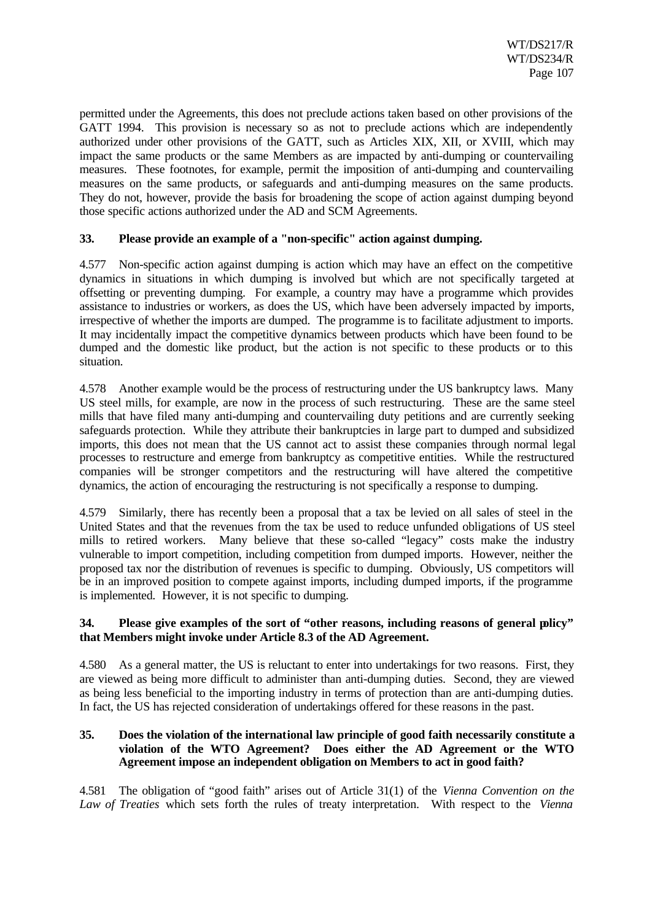permitted under the Agreements, this does not preclude actions taken based on other provisions of the GATT 1994. This provision is necessary so as not to preclude actions which are independently authorized under other provisions of the GATT, such as Articles XIX, XII, or XVIII, which may impact the same products or the same Members as are impacted by anti-dumping or countervailing measures. These footnotes, for example, permit the imposition of anti-dumping and countervailing measures on the same products, or safeguards and anti-dumping measures on the same products. They do not, however, provide the basis for broadening the scope of action against dumping beyond those specific actions authorized under the AD and SCM Agreements.

**33. Please provide an example of a "non-specific" action against dumping.**

4.577 Non-specific action against dumping is action which may have an effect on the competitive dynamics in situations in which dumping is involved but which are not specifically targeted at offsetting or preventing dumping. For example, a country may have a programme which provides assistance to industries or workers, as does the US, which have been adversely impacted by imports, irrespective of whether the imports are dumped. The programme is to facilitate adjustment to imports. It may incidentally impact the competitive dynamics between products which have been found to be dumped and the domestic like product, but the action is not specific to these products or to this situation.

4.578 Another example would be the process of restructuring under the US bankruptcy laws. Many US steel mills, for example, are now in the process of such restructuring. These are the same steel mills that have filed many anti-dumping and countervailing duty petitions and are currently seeking safeguards protection. While they attribute their bankruptcies in large part to dumped and subsidized imports, this does not mean that the US cannot act to assist these companies through normal legal processes to restructure and emerge from bankruptcy as competitive entities. While the restructured companies will be stronger competitors and the restructuring will have altered the competitive dynamics, the action of encouraging the restructuring is not specifically a response to dumping.

4.579 Similarly, there has recently been a proposal that a tax be levied on all sales of steel in the United States and that the revenues from the tax be used to reduce unfunded obligations of US steel mills to retired workers. Many believe that these so-called "legacy" costs make the industry vulnerable to import competition, including competition from dumped imports. However, neither the proposed tax nor the distribution of revenues is specific to dumping. Obviously, US competitors will be in an improved position to compete against imports, including dumped imports, if the programme is implemented. However, it is not specific to dumping.

**34. Please give examples of the sort of "other reasons, including reasons of general policy" that Members might invoke under Article 8.3 of the AD Agreement.**

4.580 As a general matter, the US is reluctant to enter into undertakings for two reasons. First, they are viewed as being more difficult to administer than anti-dumping duties. Second, they are viewed as being less beneficial to the importing industry in terms of protection than are anti-dumping duties. In fact, the US has rejected consideration of undertakings offered for these reasons in the past.

**35. Does the violation of the international law principle of good faith necessarily constitute a violation of the WTO Agreement? Does either the AD Agreement or the WTO Agreement impose an independent obligation on Members to act in good faith?**

4.581 The obligation of "good faith" arises out of Article 31(1) of the *Vienna Convention on the Law of Treaties* which sets forth the rules of treaty interpretation. With respect to the *Vienna*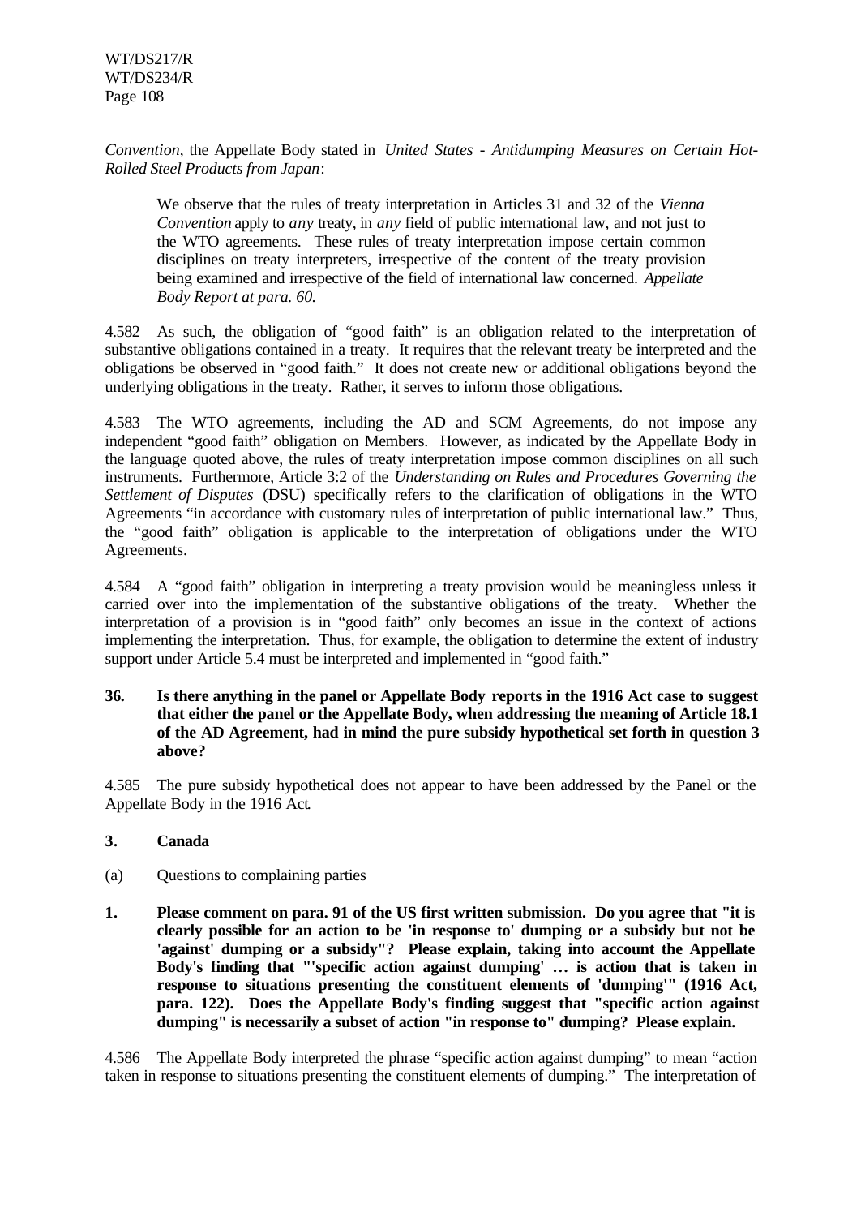*Convention*, the Appellate Body stated in *United States - Antidumping Measures on Certain Hot-Rolled Steel Products from Japan*:

> We observe that the rules of treaty interpretation in Articles 31 and 32 of the *Vienna Convention* apply to *any* treaty, in *any* field of public international law, and not just to the WTO agreements. These rules of treaty interpretation impose certain common disciplines on treaty interpreters, irrespective of the content of the treaty provision being examined and irrespective of the field of international law concerned. *Appellate Body Report at para. 60.*

4.582 As such, the obligation of "good faith" is an obligation related to the interpretation of substantive obligations contained in a treaty. It requires that the relevant treaty be interpreted and the obligations be observed in "good faith." It does not create new or additional obligations beyond the underlying obligations in the treaty. Rather, it serves to inform those obligations.

4.583 The WTO agreements, including the AD and SCM Agreements, do not impose any independent "good faith" obligation on Members. However, as indicated by the Appellate Body in the language quoted above, the rules of treaty interpretation impose common disciplines on all such instruments. Furthermore, Article 3:2 of the *Understanding on Rules and Procedures Governing the Settlement of Disputes* (DSU) specifically refers to the clarification of obligations in the WTO Agreements "in accordance with customary rules of interpretation of public international law." Thus, the "good faith" obligation is applicable to the interpretation of obligations under the WTO Agreements.

4.584 A "good faith" obligation in interpreting a treaty provision would be meaningless unless it carried over into the implementation of the substantive obligations of the treaty. Whether the interpretation of a provision is in "good faith" only becomes an issue in the context of actions implementing the interpretation. Thus, for example, the obligation to determine the extent of industry support under Article 5.4 must be interpreted and implemented in "good faith."

**36. Is there anything in the panel or Appellate Body reports in the 1916 Act case to suggest that either the panel or the Appellate Body, when addressing the meaning of Article 18.1 of the AD Agreement, had in mind the pure subsidy hypothetical set forth in question 3 above?**

4.585 The pure subsidy hypothetical does not appear to have been addressed by the Panel or the Appellate Body in the 1916 Act.

### 3. Canada

(a) Questions to complaining parties

**1. Please comment on para. 91 of the US first written submission. Do you agree that "it is clearly possible for an action to be 'in response to' dumping or a subsidy but not be 'against' dumping or a subsidy"? Please explain, taking into account the Appellate Body's finding that "'specific action against dumping' … is action that is taken in response to situations presenting the constituent elements of 'dumping'" (1916 Act, para. 122). Does the Appellate Body's finding suggest that "specific action against dumping" is necessarily a subset of action "in response to" dumping? Please explain.**

4.586 The Appellate Body interpreted the phrase "specific action against dumping" to mean "action taken in response to situations presenting the constituent elements of dumping." The interpretation of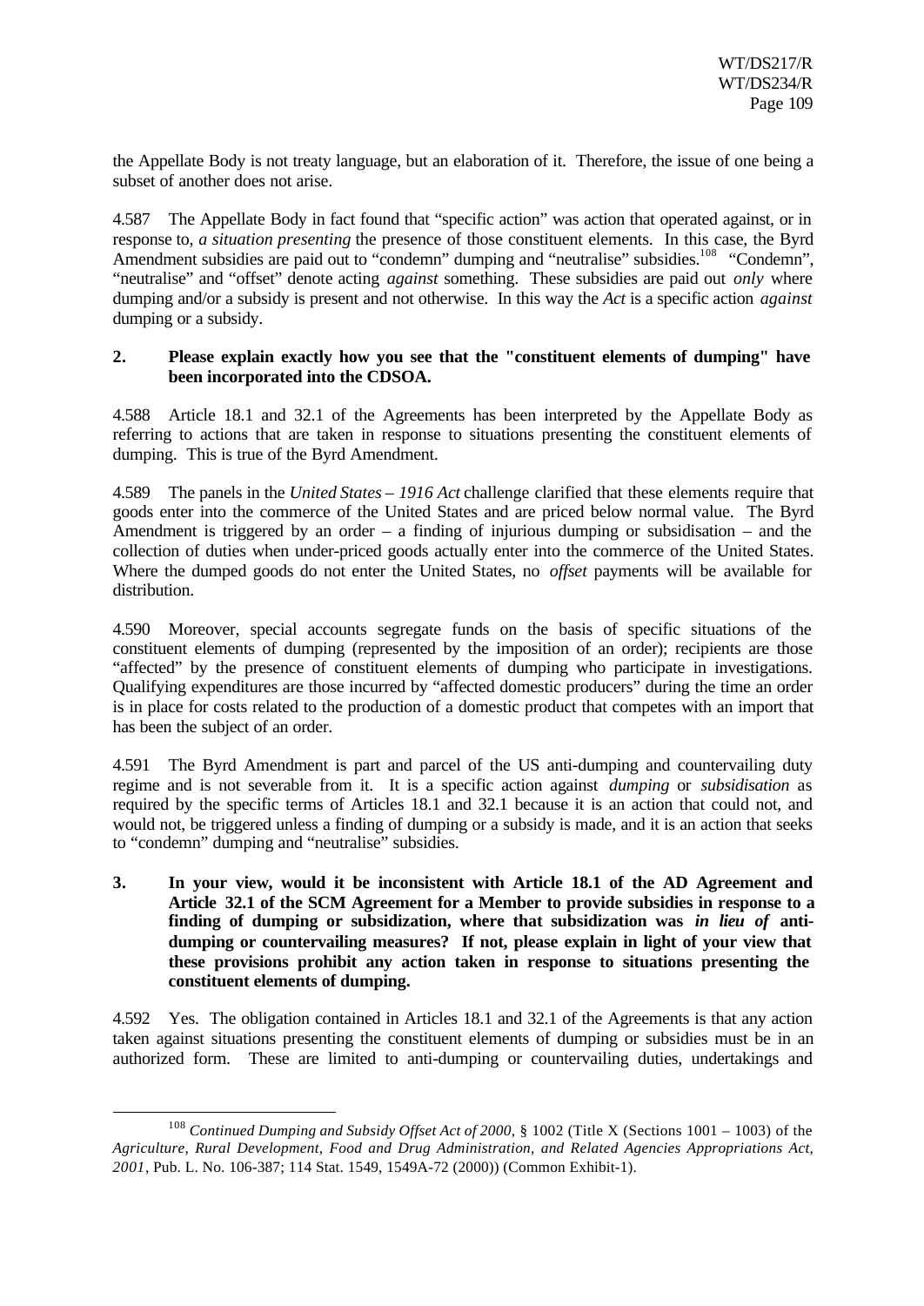the Appellate Body is not treaty language, but an elaboration of it. Therefore, the issue of one being a subset of another does not arise.

4.587 The Appellate Body in fact found that "specific action" was action that operated against, or in response to, *a situation presenting* the presence of those constituent elements. In this case, the Byrd Amendment subsidies are paid out to "condemn" dumping and "neutralise" subsidies.[108] "Condemn", "neutralise" and "offset" denote acting *against* something. These subsidies are paid out *only* where dumping and/or a subsidy is present and not otherwise. In this way the *Act* is a specific action *against* dumping or a subsidy.

**2. Please explain exactly how you see that the "constituent elements of dumping" have been incorporated into the CDSOA.**

4.588 Article 18.1 and 32.1 of the Agreements has been interpreted by the Appellate Body as referring to actions that are taken in response to situations presenting the constituent elements of dumping. This is true of the Byrd Amendment.

4.589 The panels in the *United States – 1916 Act* challenge clarified that these elements require that goods enter into the commerce of the United States and are priced below normal value. The Byrd Amendment is triggered by an order – a finding of injurious dumping or subsidisation – and the collection of duties when under-priced goods actually enter into the commerce of the United States. Where the dumped goods do not enter the United States, no *offset* payments will be available for distribution.

4.590 Moreover, special accounts segregate funds on the basis of specific situations of the constituent elements of dumping (represented by the imposition of an order); recipients are those "affected" by the presence of constituent elements of dumping who participate in investigations. Qualifying expenditures are those incurred by "affected domestic producers" during the time an order is in place for costs related to the production of a domestic product that competes with an import that has been the subject of an order.

4.591 The Byrd Amendment is part and parcel of the US anti-dumping and countervailing duty regime and is not severable from it. It is a specific action against *dumping* or *subsidisation* as required by the specific terms of Articles 18.1 and 32.1 because it is an action that could not, and would not, be triggered unless a finding of dumping or a subsidy is made, and it is an action that seeks to "condemn" dumping and "neutralise" subsidies.

**3. In your view, would it be inconsistent with Article 18.1 of the AD Agreement and Article 32.1 of the SCM Agreement for a Member to provide subsidies in response to a finding of dumping or subsidization, where that subsidization was *in lieu of* anti-dumping or countervailing measures? If not, please explain in light of your view that these provisions prohibit any action taken in response to situations presenting the constituent elements of dumping.**

4.592 Yes. The obligation contained in Articles 18.1 and 32.1 of the Agreements is that any action taken against situations presenting the constituent elements of dumping or subsidies must be in an authorized form. These are limited to anti-dumping or countervailing duties, undertakings and

---

[108] *Continued Dumping and Subsidy Offset Act of 2000*, § 1002 (Title X (Sections 1001 – 1003) of the *Agriculture, Rural Development, Food and Drug Administration, and Related Agencies Appropriations Act, 2001*, Pub. L. No. 106-387; 114 Stat. 1549, 1549A-72 (2000)) (Common Exhibit-1).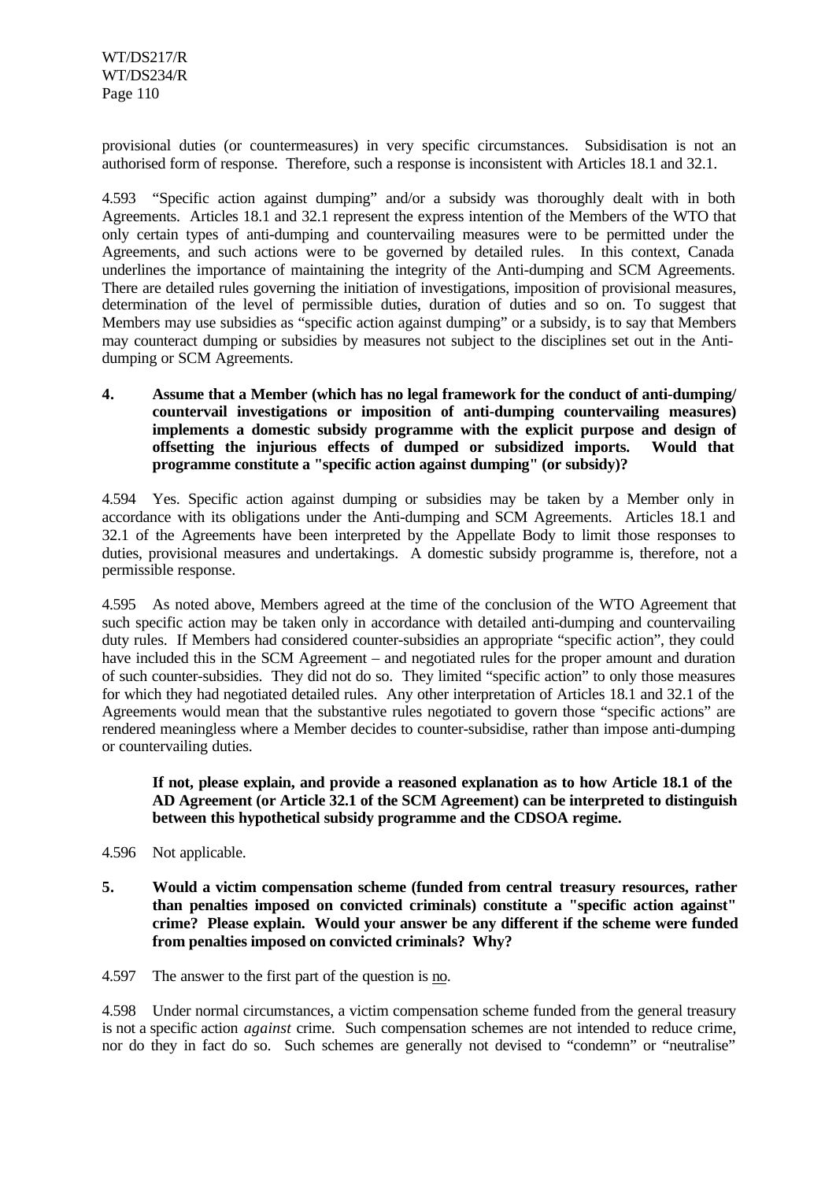provisional duties (or countermeasures) in very specific circumstances. Subsidisation is not an authorised form of response. Therefore, such a response is inconsistent with Articles 18.1 and 32.1.

4.593 "Specific action against dumping" and/or a subsidy was thoroughly dealt with in both Agreements. Articles 18.1 and 32.1 represent the express intention of the Members of the WTO that only certain types of anti-dumping and countervailing measures were to be permitted under the Agreements, and such actions were to be governed by detailed rules. In this context, Canada underlines the importance of maintaining the integrity of the Anti-dumping and SCM Agreements. There are detailed rules governing the initiation of investigations, imposition of provisional measures, determination of the level of permissible duties, duration of duties and so on. To suggest that Members may use subsidies as "specific action against dumping" or a subsidy, is to say that Members may counteract dumping or subsidies by measures not subject to the disciplines set out in the Anti-dumping or SCM Agreements.

**4. Assume that a Member (which has no legal framework for the conduct of anti-dumping/ countervail investigations or imposition of anti-dumping countervailing measures) implements a domestic subsidy programme with the explicit purpose and design of offsetting the injurious effects of dumped or subsidized imports. Would that programme constitute a "specific action against dumping" (or subsidy)?**

4.594 Yes. Specific action against dumping or subsidies may be taken by a Member only in accordance with its obligations under the Anti-dumping and SCM Agreements. Articles 18.1 and 32.1 of the Agreements have been interpreted by the Appellate Body to limit those responses to duties, provisional measures and undertakings. A domestic subsidy programme is, therefore, not a permissible response.

4.595 As noted above, Members agreed at the time of the conclusion of the WTO Agreement that such specific action may be taken only in accordance with detailed anti-dumping and countervailing duty rules. If Members had considered counter-subsidies an appropriate "specific action", they could have included this in the SCM Agreement – and negotiated rules for the proper amount and duration of such counter-subsidies. They did not do so. They limited "specific action" to only those measures for which they had negotiated detailed rules. Any other interpretation of Articles 18.1 and 32.1 of the Agreements would mean that the substantive rules negotiated to govern those "specific actions" are rendered meaningless where a Member decides to counter-subsidise, rather than impose anti-dumping or countervailing duties.

**If not, please explain, and provide a reasoned explanation as to how Article 18.1 of the AD Agreement (or Article 32.1 of the SCM Agreement) can be interpreted to distinguish between this hypothetical subsidy programme and the CDSOA regime.**

4.596 Not applicable.

**5. Would a victim compensation scheme (funded from central treasury resources, rather than penalties imposed on convicted criminals) constitute a "specific action against" crime? Please explain. Would your answer be any different if the scheme were funded from penalties imposed on convicted criminals? Why?**

4.597 The answer to the first part of the question is <u>no</u>.

4.598 Under normal circumstances, a victim compensation scheme funded from the general treasury is not a specific action *against* crime. Such compensation schemes are not intended to reduce crime, nor do they in fact do so. Such schemes are generally not devised to "condemn" or "neutralise"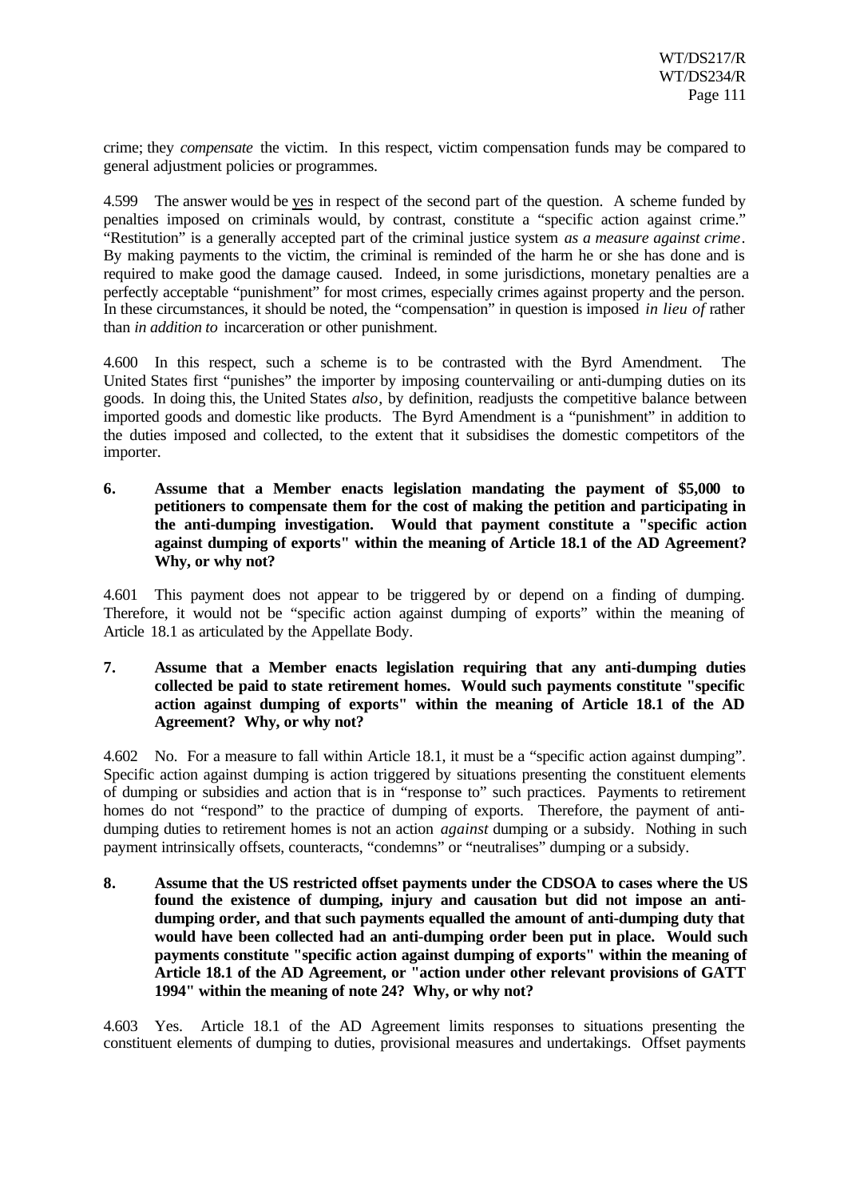crime; they *compensate* the victim. In this respect, victim compensation funds may be compared to general adjustment policies or programmes.

4.599 The answer would be yes in respect of the second part of the question. A scheme funded by penalties imposed on criminals would, by contrast, constitute a "specific action against crime." "Restitution" is a generally accepted part of the criminal justice system *as a measure against crime*. By making payments to the victim, the criminal is reminded of the harm he or she has done and is required to make good the damage caused. Indeed, in some jurisdictions, monetary penalties are a perfectly acceptable "punishment" for most crimes, especially crimes against property and the person. In these circumstances, it should be noted, the "compensation" in question is imposed *in lieu of* rather than *in addition to* incarceration or other punishment.

4.600 In this respect, such a scheme is to be contrasted with the Byrd Amendment. The United States first "punishes" the importer by imposing countervailing or anti-dumping duties on its goods. In doing this, the United States *also*, by definition, readjusts the competitive balance between imported goods and domestic like products. The Byrd Amendment is a "punishment" in addition to the duties imposed and collected, to the extent that it subsidises the domestic competitors of the importer.

**6. Assume that a Member enacts legislation mandating the payment of $5,000 to petitioners to compensate them for the cost of making the petition and participating in the anti-dumping investigation. Would that payment constitute a "specific action against dumping of exports" within the meaning of Article 18.1 of the AD Agreement? Why, or why not?**

4.601 This payment does not appear to be triggered by or depend on a finding of dumping. Therefore, it would not be "specific action against dumping of exports" within the meaning of Article 18.1 as articulated by the Appellate Body.

**7. Assume that a Member enacts legislation requiring that any anti-dumping duties collected be paid to state retirement homes. Would such payments constitute "specific action against dumping of exports" within the meaning of Article 18.1 of the AD Agreement? Why, or why not?**

4.602 No. For a measure to fall within Article 18.1, it must be a "specific action against dumping". Specific action against dumping is action triggered by situations presenting the constituent elements of dumping or subsidies and action that is in "response to" such practices. Payments to retirement homes do not "respond" to the practice of dumping of exports. Therefore, the payment of anti-dumping duties to retirement homes is not an action *against* dumping or a subsidy. Nothing in such payment intrinsically offsets, counteracts, "condemns" or "neutralises" dumping or a subsidy.

**8. Assume that the US restricted offset payments under the CDSOA to cases where the US found the existence of dumping, injury and causation but did not impose an anti-dumping order, and that such payments equalled the amount of anti-dumping duty that would have been collected had an anti-dumping order been put in place. Would such payments constitute "specific action against dumping of exports" within the meaning of Article 18.1 of the AD Agreement, or "action under other relevant provisions of GATT 1994" within the meaning of note 24? Why, or why not?**

4.603 Yes. Article 18.1 of the AD Agreement limits responses to situations presenting the constituent elements of dumping to duties, provisional measures and undertakings. Offset payments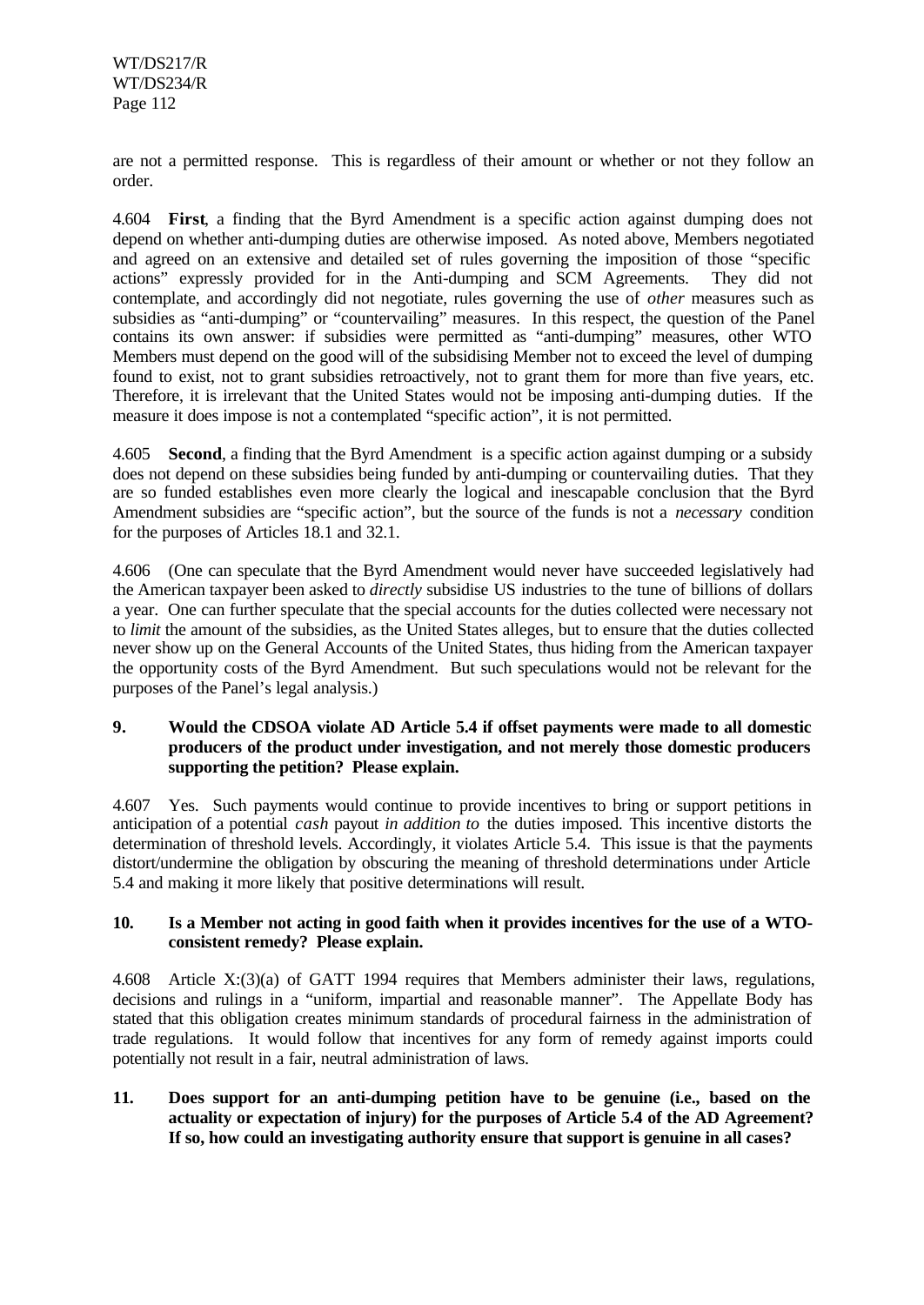are not a permitted response. This is regardless of their amount or whether or not they follow an order.

4.604 **First**, a finding that the Byrd Amendment is a specific action against dumping does not depend on whether anti-dumping duties are otherwise imposed. As noted above, Members negotiated and agreed on an extensive and detailed set of rules governing the imposition of those "specific actions" expressly provided for in the Anti-dumping and SCM Agreements. They did not contemplate, and accordingly did not negotiate, rules governing the use of *other* measures such as subsidies as "anti-dumping" or "countervailing" measures. In this respect, the question of the Panel contains its own answer: if subsidies were permitted as "anti-dumping" measures, other WTO Members must depend on the good will of the subsidising Member not to exceed the level of dumping found to exist, not to grant subsidies retroactively, not to grant them for more than five years, etc. Therefore, it is irrelevant that the United States would not be imposing anti-dumping duties. If the measure it does impose is not a contemplated "specific action", it is not permitted.

4.605 **Second**, a finding that the Byrd Amendment is a specific action against dumping or a subsidy does not depend on these subsidies being funded by anti-dumping or countervailing duties. That they are so funded establishes even more clearly the logical and inescapable conclusion that the Byrd Amendment subsidies are "specific action", but the source of the funds is not a *necessary* condition for the purposes of Articles 18.1 and 32.1.

4.606 (One can speculate that the Byrd Amendment would never have succeeded legislatively had the American taxpayer been asked to *directly* subsidise US industries to the tune of billions of dollars a year. One can further speculate that the special accounts for the duties collected were necessary not to *limit* the amount of the subsidies, as the United States alleges, but to ensure that the duties collected never show up on the General Accounts of the United States, thus hiding from the American taxpayer the opportunity costs of the Byrd Amendment. But such speculations would not be relevant for the purposes of the Panel's legal analysis.)

**9. Would the CDSOA violate AD Article 5.4 if offset payments were made to all domestic producers of the product under investigation, and not merely those domestic producers supporting the petition? Please explain.**

4.607 Yes. Such payments would continue to provide incentives to bring or support petitions in anticipation of a potential *cash* payout *in addition to* the duties imposed. This incentive distorts the determination of threshold levels. Accordingly, it violates Article 5.4. This issue is that the payments distort/undermine the obligation by obscuring the meaning of threshold determinations under Article 5.4 and making it more likely that positive determinations will result.

**10. Is a Member not acting in good faith when it provides incentives for the use of a WTO-consistent remedy? Please explain.**

4.608 Article X:(3)(a) of GATT 1994 requires that Members administer their laws, regulations, decisions and rulings in a "uniform, impartial and reasonable manner". The Appellate Body has stated that this obligation creates minimum standards of procedural fairness in the administration of trade regulations. It would follow that incentives for any form of remedy against imports could potentially not result in a fair, neutral administration of laws.

**11. Does support for an anti-dumping petition have to be genuine (i.e., based on the actuality or expectation of injury) for the purposes of Article 5.4 of the AD Agreement? If so, how could an investigating authority ensure that support is genuine in all cases?**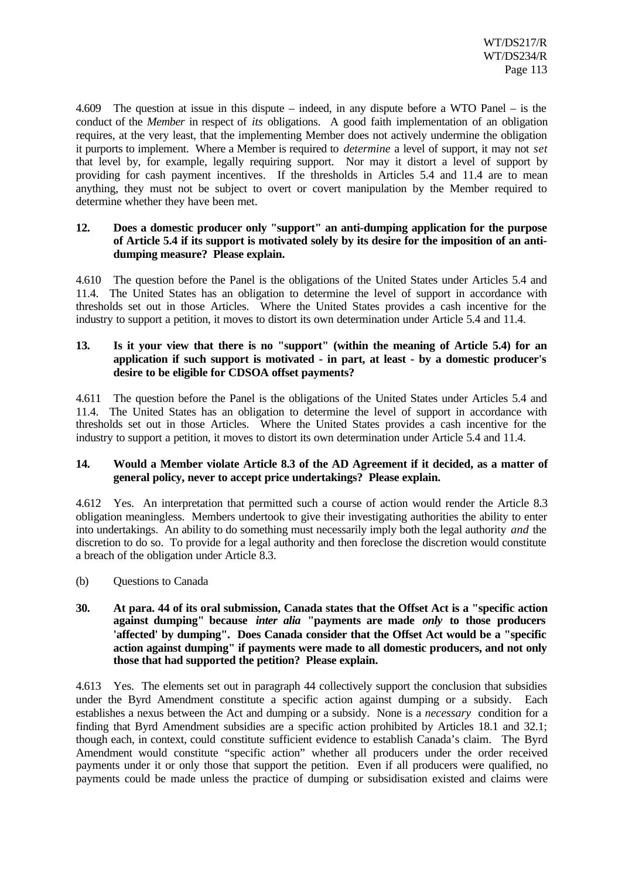4.609 The question at issue in this dispute – indeed, in any dispute before a WTO Panel – is the conduct of the *Member* in respect of *its* obligations. A good faith implementation of an obligation requires, at the very least, that the implementing Member does not actively undermine the obligation it purports to implement. Where a Member is required to *determine* a level of support, it may not *set* that level by, for example, legally requiring support. Nor may it distort a level of support by providing for cash payment incentives. If the thresholds in Articles 5.4 and 11.4 are to mean anything, they must not be subject to overt or covert manipulation by the Member required to determine whether they have been met.

**12. Does a domestic producer only "support" an anti-dumping application for the purpose of Article 5.4 if its support is motivated solely by its desire for the imposition of an anti-dumping measure? Please explain.**

4.610 The question before the Panel is the obligations of the United States under Articles 5.4 and 11.4. The United States has an obligation to determine the level of support in accordance with thresholds set out in those Articles. Where the United States provides a cash incentive for the industry to support a petition, it moves to distort its own determination under Article 5.4 and 11.4.

**13. Is it your view that there is no "support" (within the meaning of Article 5.4) for an application if such support is motivated - in part, at least - by a domestic producer's desire to be eligible for CDSOA offset payments?**

4.611 The question before the Panel is the obligations of the United States under Articles 5.4 and 11.4. The United States has an obligation to determine the level of support in accordance with thresholds set out in those Articles. Where the United States provides a cash incentive for the industry to support a petition, it moves to distort its own determination under Article 5.4 and 11.4.

**14. Would a Member violate Article 8.3 of the AD Agreement if it decided, as a matter of general policy, never to accept price undertakings? Please explain.**

4.612 Yes. An interpretation that permitted such a course of action would render the Article 8.3 obligation meaningless. Members undertook to give their investigating authorities the ability to enter into undertakings. An ability to do something must necessarily imply both the legal authority *and* the discretion to do so. To provide for a legal authority and then foreclose the discretion would constitute a breach of the obligation under Article 8.3.

(b) Questions to Canada

**30. At para. 44 of its oral submission, Canada states that the Offset Act is a "specific action against dumping" because *inter alia* "payments are made *only* to those producers 'affected' by dumping". Does Canada consider that the Offset Act would be a "specific action against dumping" if payments were made to all domestic producers, and not only those that had supported the petition? Please explain.**

4.613 Yes. The elements set out in paragraph 44 collectively support the conclusion that subsidies under the Byrd Amendment constitute a specific action against dumping or a subsidy. Each establishes a nexus between the Act and dumping or a subsidy. None is a *necessary* condition for a finding that Byrd Amendment subsidies are a specific action prohibited by Articles 18.1 and 32.1; though each, in context, could constitute sufficient evidence to establish Canada's claim. The Byrd Amendment would constitute "specific action" whether all producers under the order received payments under it or only those that support the petition. Even if all producers were qualified, no payments could be made unless the practice of dumping or subsidisation existed and claims were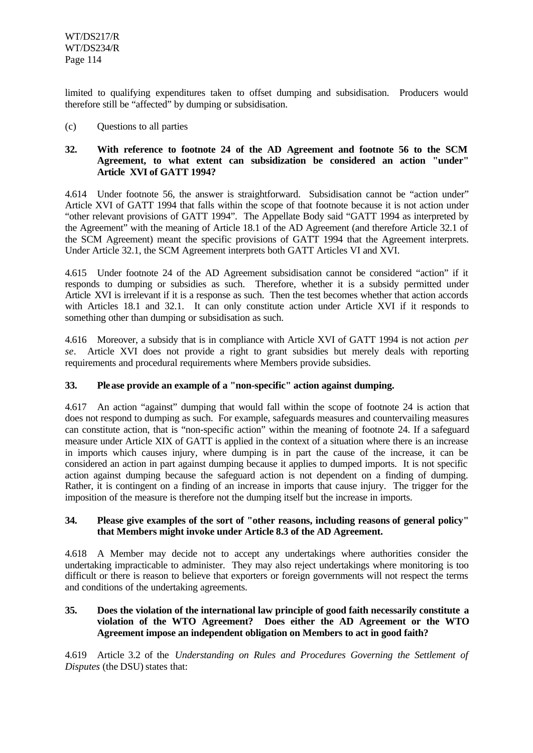limited to qualifying expenditures taken to offset dumping and subsidisation. Producers would therefore still be "affected" by dumping or subsidisation.

(c) Questions to all parties

**32. With reference to footnote 24 of the AD Agreement and footnote 56 to the SCM Agreement, to what extent can subsidization be considered an action "under" Article XVI of GATT 1994?**

4.614 Under footnote 56, the answer is straightforward. Subsidisation cannot be "action under" Article XVI of GATT 1994 that falls within the scope of that footnote because it is not action under "other relevant provisions of GATT 1994". The Appellate Body said "GATT 1994 as interpreted by the Agreement" with the meaning of Article 18.1 of the AD Agreement (and therefore Article 32.1 of the SCM Agreement) meant the specific provisions of GATT 1994 that the Agreement interprets. Under Article 32.1, the SCM Agreement interprets both GATT Articles VI and XVI.

4.615 Under footnote 24 of the AD Agreement subsidisation cannot be considered "action" if it responds to dumping or subsidies as such. Therefore, whether it is a subsidy permitted under Article XVI is irrelevant if it is a response as such. Then the test becomes whether that action accords with Articles 18.1 and 32.1. It can only constitute action under Article XVI if it responds to something other than dumping or subsidisation as such.

4.616 Moreover, a subsidy that is in compliance with Article XVI of GATT 1994 is not action *per se*. Article XVI does not provide a right to grant subsidies but merely deals with reporting requirements and procedural requirements where Members provide subsidies.

**33. Please provide an example of a "non-specific" action against dumping.**

4.617 An action "against" dumping that would fall within the scope of footnote 24 is action that does not respond to dumping as such. For example, safeguards measures and countervailing measures can constitute action, that is "non-specific action" within the meaning of footnote 24. If a safeguard measure under Article XIX of GATT is applied in the context of a situation where there is an increase in imports which causes injury, where dumping is in part the cause of the increase, it can be considered an action in part against dumping because it applies to dumped imports. It is not specific action against dumping because the safeguard action is not dependent on a finding of dumping. Rather, it is contingent on a finding of an increase in imports that cause injury. The trigger for the imposition of the measure is therefore not the dumping itself but the increase in imports.

**34. Please give examples of the sort of "other reasons, including reasons of general policy" that Members might invoke under Article 8.3 of the AD Agreement.**

4.618 A Member may decide not to accept any undertakings where authorities consider the undertaking impracticable to administer. They may also reject undertakings where monitoring is too difficult or there is reason to believe that exporters or foreign governments will not respect the terms and conditions of the undertaking agreements.

**35. Does the violation of the international law principle of good faith necessarily constitute a violation of the WTO Agreement? Does either the AD Agreement or the WTO Agreement impose an independent obligation on Members to act in good faith?**

4.619 Article 3.2 of the *Understanding on Rules and Procedures Governing the Settlement of Disputes* (the DSU) states that: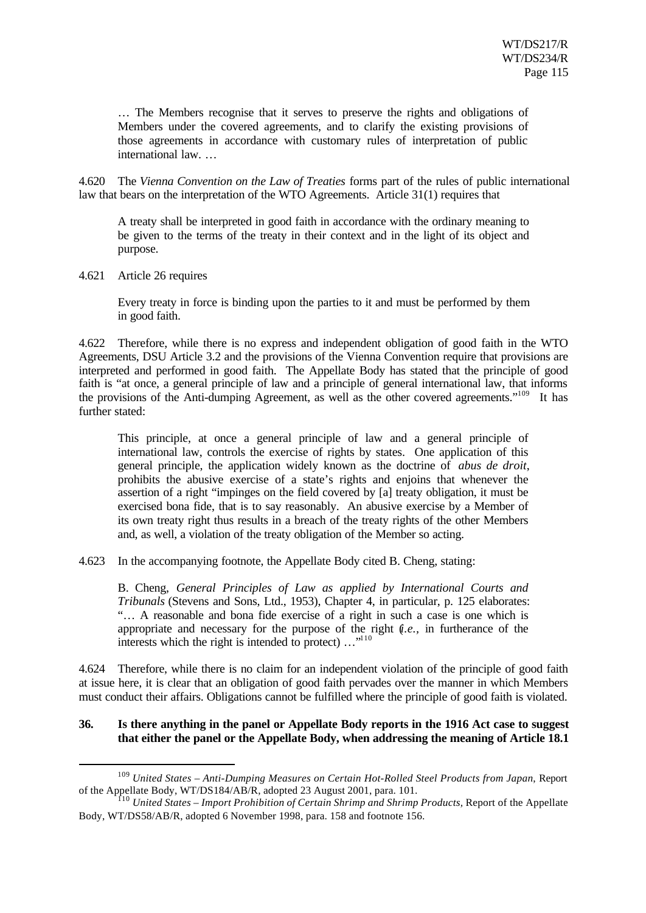> … The Members recognise that it serves to preserve the rights and obligations of Members under the covered agreements, and to clarify the existing provisions of those agreements in accordance with customary rules of interpretation of public international law. …

4.620 The *Vienna Convention on the Law of Treaties* forms part of the rules of public international law that bears on the interpretation of the WTO Agreements. Article 31(1) requires that

> A treaty shall be interpreted in good faith in accordance with the ordinary meaning to be given to the terms of the treaty in their context and in the light of its object and purpose.

4.621 Article 26 requires

> Every treaty in force is binding upon the parties to it and must be performed by them in good faith.

4.622 Therefore, while there is no express and independent obligation of good faith in the WTO Agreements, DSU Article 3.2 and the provisions of the Vienna Convention require that provisions are interpreted and performed in good faith. The Appellate Body has stated that the principle of good faith is "at once, a general principle of law and a principle of general international law, that informs the provisions of the Anti-dumping Agreement, as well as the other covered agreements."[109] It has further stated:

> This principle, at once a general principle of law and a general principle of international law, controls the exercise of rights by states. One application of this general principle, the application widely known as the doctrine of *abus de droit*, prohibits the abusive exercise of a state's rights and enjoins that whenever the assertion of a right "impinges on the field covered by [a] treaty obligation, it must be exercised bona fide, that is to say reasonably. An abusive exercise by a Member of its own treaty right thus results in a breach of the treaty rights of the other Members and, as well, a violation of the treaty obligation of the Member so acting.

4.623 In the accompanying footnote, the Appellate Body cited B. Cheng, stating:

> B. Cheng, *General Principles of Law as applied by International Courts and Tribunals* (Stevens and Sons, Ltd., 1953), Chapter 4, in particular, p. 125 elaborates: "… A reasonable and bona fide exercise of a right in such a case is one which is appropriate and necessary for the purpose of the right (*i.e.*, in furtherance of the interests which the right is intended to protect) …"[110]

4.624 Therefore, while there is no claim for an independent violation of the principle of good faith at issue here, it is clear that an obligation of good faith pervades over the manner in which Members must conduct their affairs. Obligations cannot be fulfilled where the principle of good faith is violated.

**36. Is there anything in the panel or Appellate Body reports in the 1916 Act case to suggest that either the panel or the Appellate Body, when addressing the meaning of Article 18.1**

---

[109] *United States – Anti-Dumping Measures on Certain Hot-Rolled Steel Products from Japan*, Report of the Appellate Body, WT/DS184/AB/R, adopted 23 August 2001, para. 101.

[110] *United States – Import Prohibition of Certain Shrimp and Shrimp Products*, Report of the Appellate Body, WT/DS58/AB/R, adopted 6 November 1998, para. 158 and footnote 156.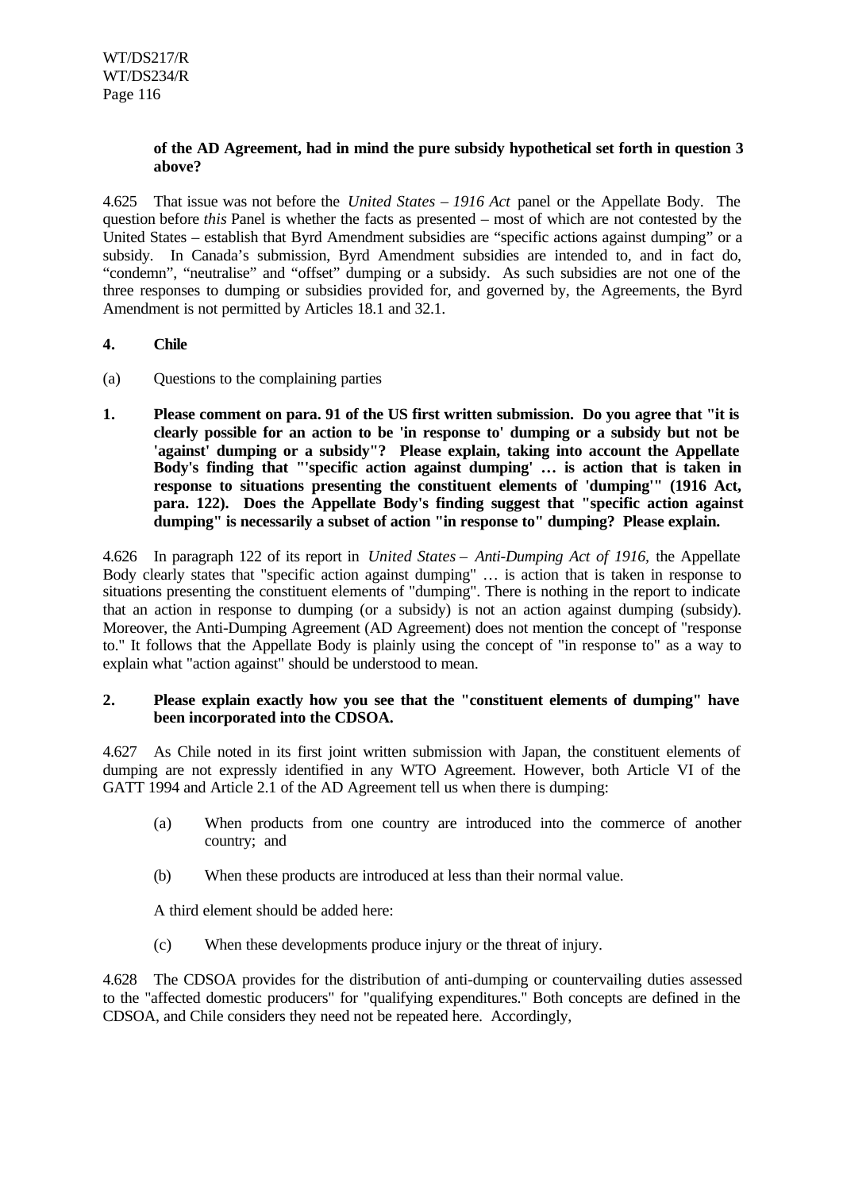**of the AD Agreement, had in mind the pure subsidy hypothetical set forth in question 3 above?**

4.625 That issue was not before the *United States – 1916 Act* panel or the Appellate Body. The question before *this* Panel is whether the facts as presented – most of which are not contested by the United States – establish that Byrd Amendment subsidies are "specific actions against dumping" or a subsidy. In Canada's submission, Byrd Amendment subsidies are intended to, and in fact do, "condemn", "neutralise" and "offset" dumping or a subsidy. As such subsidies are not one of the three responses to dumping or subsidies provided for, and governed by, the Agreements, the Byrd Amendment is not permitted by Articles 18.1 and 32.1.

**4. Chile**

(a) Questions to the complaining parties

**1. Please comment on para. 91 of the US first written submission. Do you agree that "it is clearly possible for an action to be 'in response to' dumping or a subsidy but not be 'against' dumping or a subsidy"? Please explain, taking into account the Appellate Body's finding that "'specific action against dumping' … is action that is taken in response to situations presenting the constituent elements of 'dumping'" (1916 Act, para. 122). Does the Appellate Body's finding suggest that "specific action against dumping" is necessarily a subset of action "in response to" dumping? Please explain.**

4.626 In paragraph 122 of its report in *United States – Anti-Dumping Act of 1916*, the Appellate Body clearly states that "specific action against dumping" … is action that is taken in response to situations presenting the constituent elements of "dumping". There is nothing in the report to indicate that an action in response to dumping (or a subsidy) is not an action against dumping (subsidy). Moreover, the Anti-Dumping Agreement (AD Agreement) does not mention the concept of "response to." It follows that the Appellate Body is plainly using the concept of "in response to" as a way to explain what "action against" should be understood to mean.

**2. Please explain exactly how you see that the "constituent elements of dumping" have been incorporated into the CDSOA.**

4.627 As Chile noted in its first joint written submission with Japan, the constituent elements of dumping are not expressly identified in any WTO Agreement. However, both Article VI of the GATT 1994 and Article 2.1 of the AD Agreement tell us when there is dumping:

(a) When products from one country are introduced into the commerce of another country; and

(b) When these products are introduced at less than their normal value.

A third element should be added here:

(c) When these developments produce injury or the threat of injury.

4.628 The CDSOA provides for the distribution of anti-dumping or countervailing duties assessed to the "affected domestic producers" for "qualifying expenditures." Both concepts are defined in the CDSOA, and Chile considers they need not be repeated here. Accordingly,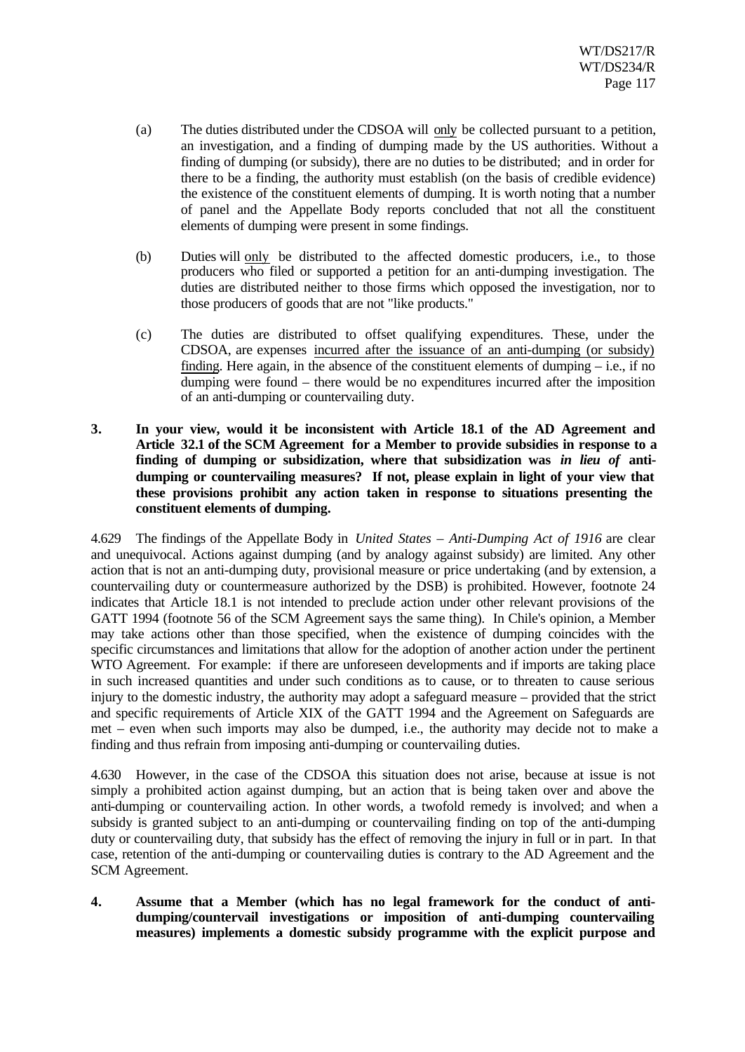(a) The duties distributed under the CDSOA will <u>only</u> be collected pursuant to a petition, an investigation, and a finding of dumping made by the US authorities. Without a finding of dumping (or subsidy), there are no duties to be distributed; and in order for there to be a finding, the authority must establish (on the basis of credible evidence) the existence of the constituent elements of dumping. It is worth noting that a number of panel and the Appellate Body reports concluded that not all the constituent elements of dumping were present in some findings.

(b) Duties will <u>only</u> be distributed to the affected domestic producers, i.e., to those producers who filed or supported a petition for an anti-dumping investigation. The duties are distributed neither to those firms which opposed the investigation, nor to those producers of goods that are not "like products."

(c) The duties are distributed to offset qualifying expenditures. These, under the CDSOA, are expenses <u>incurred after the issuance of an anti-dumping (or subsidy) finding</u>. Here again, in the absence of the constituent elements of dumping – i.e., if no dumping were found – there would be no expenditures incurred after the imposition of an anti-dumping or countervailing duty.

**3. In your view, would it be inconsistent with Article 18.1 of the AD Agreement and Article 32.1 of the SCM Agreement for a Member to provide subsidies in response to a finding of dumping or subsidization, where that subsidization was *in lieu of* anti-dumping or countervailing measures? If not, please explain in light of your view that these provisions prohibit any action taken in response to situations presenting the constituent elements of dumping.**

4.629 The findings of the Appellate Body in *United States – Anti-Dumping Act of 1916* are clear and unequivocal. Actions against dumping (and by analogy against subsidy) are limited. Any other action that is not an anti-dumping duty, provisional measure or price undertaking (and by extension, a countervailing duty or countermeasure authorized by the DSB) is prohibited. However, footnote 24 indicates that Article 18.1 is not intended to preclude action under other relevant provisions of the GATT 1994 (footnote 56 of the SCM Agreement says the same thing). In Chile's opinion, a Member may take actions other than those specified, when the existence of dumping coincides with the specific circumstances and limitations that allow for the adoption of another action under the pertinent WTO Agreement. For example: if there are unforeseen developments and if imports are taking place in such increased quantities and under such conditions as to cause, or to threaten to cause serious injury to the domestic industry, the authority may adopt a safeguard measure – provided that the strict and specific requirements of Article XIX of the GATT 1994 and the Agreement on Safeguards are met – even when such imports may also be dumped, i.e., the authority may decide not to make a finding and thus refrain from imposing anti-dumping or countervailing duties.

4.630 However, in the case of the CDSOA this situation does not arise, because at issue is not simply a prohibited action against dumping, but an action that is being taken over and above the anti-dumping or countervailing action. In other words, a twofold remedy is involved; and when a subsidy is granted subject to an anti-dumping or countervailing finding on top of the anti-dumping duty or countervailing duty, that subsidy has the effect of removing the injury in full or in part. In that case, retention of the anti-dumping or countervailing duties is contrary to the AD Agreement and the SCM Agreement.

**4. Assume that a Member (which has no legal framework for the conduct of anti-dumping/countervail investigations or imposition of anti-dumping countervailing measures) implements a domestic subsidy programme with the explicit purpose and**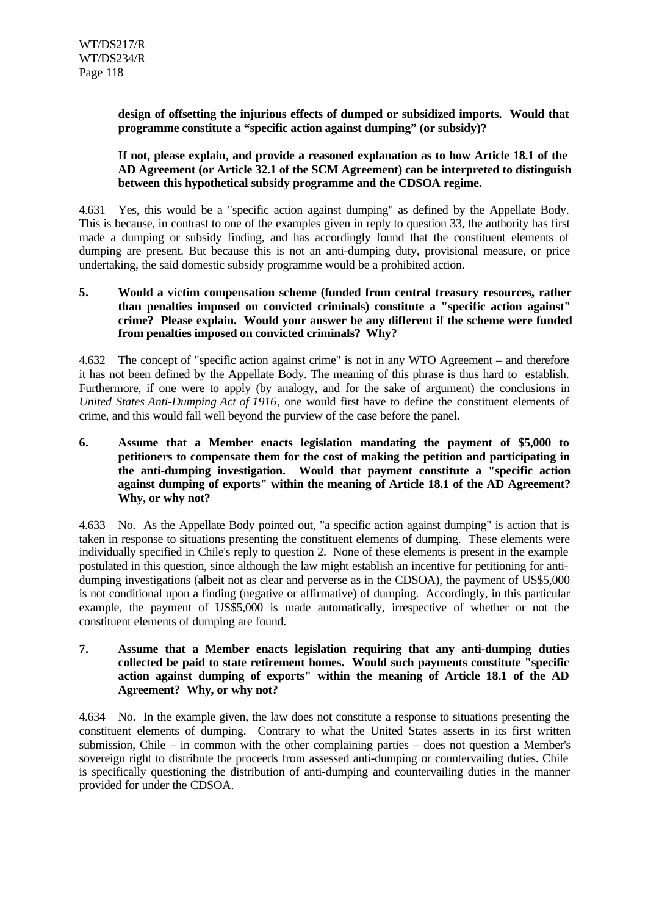**design of offsetting the injurious effects of dumped or subsidized imports. Would that programme constitute a "specific action against dumping" (or subsidy)?**

**If not, please explain, and provide a reasoned explanation as to how Article 18.1 of the AD Agreement (or Article 32.1 of the SCM Agreement) can be interpreted to distinguish between this hypothetical subsidy programme and the CDSOA regime.**

4.631 Yes, this would be a "specific action against dumping" as defined by the Appellate Body. This is because, in contrast to one of the examples given in reply to question 33, the authority has first made a dumping or subsidy finding, and has accordingly found that the constituent elements of dumping are present. But because this is not an anti-dumping duty, provisional measure, or price undertaking, the said domestic subsidy programme would be a prohibited action.

**5. Would a victim compensation scheme (funded from central treasury resources, rather than penalties imposed on convicted criminals) constitute a "specific action against" crime? Please explain. Would your answer be any different if the scheme were funded from penalties imposed on convicted criminals? Why?**

4.632 The concept of "specific action against crime" is not in any WTO Agreement – and therefore it has not been defined by the Appellate Body. The meaning of this phrase is thus hard to establish. Furthermore, if one were to apply (by analogy, and for the sake of argument) the conclusions in *United States Anti-Dumping Act of 1916*, one would first have to define the constituent elements of crime, and this would fall well beyond the purview of the case before the panel.

**6. Assume that a Member enacts legislation mandating the payment of $5,000 to petitioners to compensate them for the cost of making the petition and participating in the anti-dumping investigation. Would that payment constitute a "specific action against dumping of exports" within the meaning of Article 18.1 of the AD Agreement? Why, or why not?**

4.633 No. As the Appellate Body pointed out, "a specific action against dumping" is action that is taken in response to situations presenting the constituent elements of dumping. These elements were individually specified in Chile's reply to question 2. None of these elements is present in the example postulated in this question, since although the law might establish an incentive for petitioning for anti-dumping investigations (albeit not as clear and perverse as in the CDSOA), the payment of US$5,000 is not conditional upon a finding (negative or affirmative) of dumping. Accordingly, in this particular example, the payment of US$5,000 is made automatically, irrespective of whether or not the constituent elements of dumping are found.

**7. Assume that a Member enacts legislation requiring that any anti-dumping duties collected be paid to state retirement homes. Would such payments constitute "specific action against dumping of exports" within the meaning of Article 18.1 of the AD Agreement? Why, or why not?**

4.634 No. In the example given, the law does not constitute a response to situations presenting the constituent elements of dumping. Contrary to what the United States asserts in its first written submission, Chile – in common with the other complaining parties – does not question a Member's sovereign right to distribute the proceeds from assessed anti-dumping or countervailing duties. Chile is specifically questioning the distribution of anti-dumping and countervailing duties in the manner provided for under the CDSOA.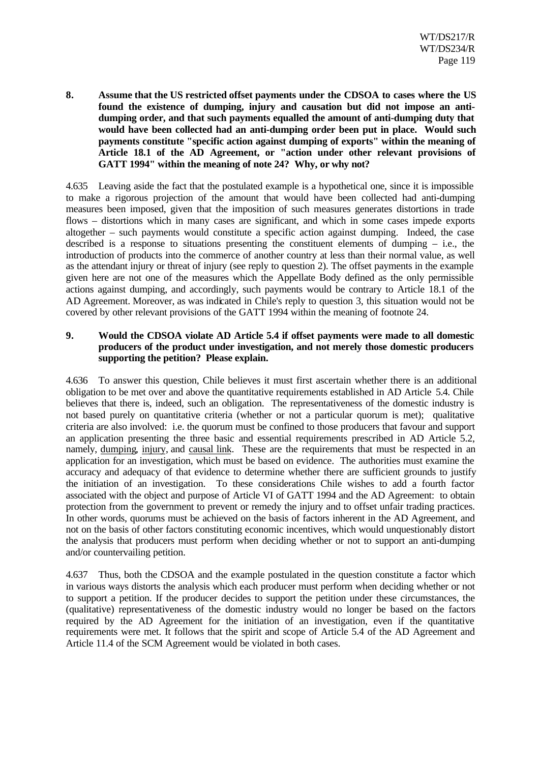**8. Assume that the US restricted offset payments under the CDSOA to cases where the US found the existence of dumping, injury and causation but did not impose an anti-dumping order, and that such payments equalled the amount of anti-dumping duty that would have been collected had an anti-dumping order been put in place. Would such payments constitute "specific action against dumping of exports" within the meaning of Article 18.1 of the AD Agreement, or "action under other relevant provisions of GATT 1994" within the meaning of note 24? Why, or why not?**

4.635 Leaving aside the fact that the postulated example is a hypothetical one, since it is impossible to make a rigorous projection of the amount that would have been collected had anti-dumping measures been imposed, given that the imposition of such measures generates distortions in trade flows – distortions which in many cases are significant, and which in some cases impede exports altogether – such payments would constitute a specific action against dumping. Indeed, the case described is a response to situations presenting the constituent elements of dumping – i.e., the introduction of products into the commerce of another country at less than their normal value, as well as the attendant injury or threat of injury (see reply to question 2). The offset payments in the example given here are not one of the measures which the Appellate Body defined as the only permissible actions against dumping, and accordingly, such payments would be contrary to Article 18.1 of the AD Agreement. Moreover, as was indicated in Chile's reply to question 3, this situation would not be covered by other relevant provisions of the GATT 1994 within the meaning of footnote 24.

**9. Would the CDSOA violate AD Article 5.4 if offset payments were made to all domestic producers of the product under investigation, and not merely those domestic producers supporting the petition? Please explain.**

4.636 To answer this question, Chile believes it must first ascertain whether there is an additional obligation to be met over and above the quantitative requirements established in AD Article 5.4. Chile believes that there is, indeed, such an obligation. The representativeness of the domestic industry is not based purely on quantitative criteria (whether or not a particular quorum is met); qualitative criteria are also involved: i.e. the quorum must be confined to those producers that favour and support an application presenting the three basic and essential requirements prescribed in AD Article 5.2, namely, <u>dumping</u>, <u>injury</u>, and <u>causal link</u>. These are the requirements that must be respected in an application for an investigation, which must be based on evidence. The authorities must examine the accuracy and adequacy of that evidence to determine whether there are sufficient grounds to justify the initiation of an investigation. To these considerations Chile wishes to add a fourth factor associated with the object and purpose of Article VI of GATT 1994 and the AD Agreement: to obtain protection from the government to prevent or remedy the injury and to offset unfair trading practices. In other words, quorums must be achieved on the basis of factors inherent in the AD Agreement, and not on the basis of other factors constituting economic incentives, which would unquestionably distort the analysis that producers must perform when deciding whether or not to support an anti-dumping and/or countervailing petition.

4.637 Thus, both the CDSOA and the example postulated in the question constitute a factor which in various ways distorts the analysis which each producer must perform when deciding whether or not to support a petition. If the producer decides to support the petition under these circumstances, the (qualitative) representativeness of the domestic industry would no longer be based on the factors required by the AD Agreement for the initiation of an investigation, even if the quantitative requirements were met. It follows that the spirit and scope of Article 5.4 of the AD Agreement and Article 11.4 of the SCM Agreement would be violated in both cases.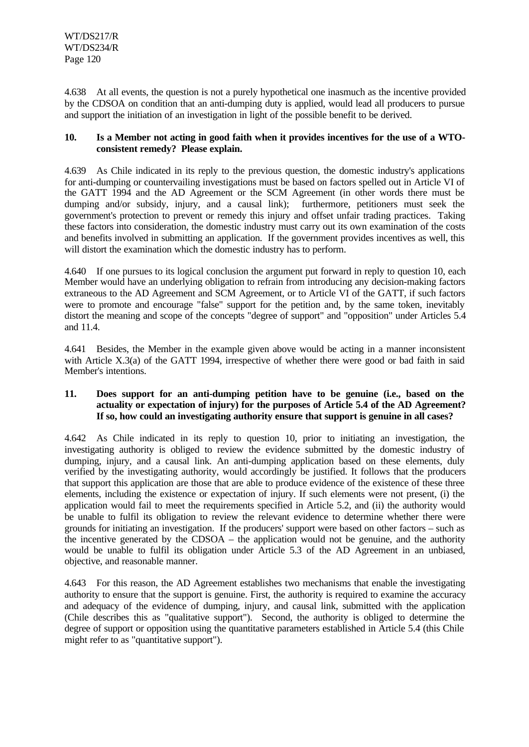4.638 At all events, the question is not a purely hypothetical one inasmuch as the incentive provided by the CDSOA on condition that an anti-dumping duty is applied, would lead all producers to pursue and support the initiation of an investigation in light of the possible benefit to be derived.

**10. Is a Member not acting in good faith when it provides incentives for the use of a WTO-consistent remedy? Please explain.**

4.639 As Chile indicated in its reply to the previous question, the domestic industry's applications for anti-dumping or countervailing investigations must be based on factors spelled out in Article VI of the GATT 1994 and the AD Agreement or the SCM Agreement (in other words there must be dumping and/or subsidy, injury, and a causal link); furthermore, petitioners must seek the government's protection to prevent or remedy this injury and offset unfair trading practices. Taking these factors into consideration, the domestic industry must carry out its own examination of the costs and benefits involved in submitting an application. If the government provides incentives as well, this will distort the examination which the domestic industry has to perform.

4.640 If one pursues to its logical conclusion the argument put forward in reply to question 10, each Member would have an underlying obligation to refrain from introducing any decision-making factors extraneous to the AD Agreement and SCM Agreement, or to Article VI of the GATT, if such factors were to promote and encourage "false" support for the petition and, by the same token, inevitably distort the meaning and scope of the concepts "degree of support" and "opposition" under Articles 5.4 and 11.4.

4.641 Besides, the Member in the example given above would be acting in a manner inconsistent with Article X.3(a) of the GATT 1994, irrespective of whether there were good or bad faith in said Member's intentions.

**11. Does support for an anti-dumping petition have to be genuine (i.e., based on the actuality or expectation of injury) for the purposes of Article 5.4 of the AD Agreement? If so, how could an investigating authority ensure that support is genuine in all cases?**

4.642 As Chile indicated in its reply to question 10, prior to initiating an investigation, the investigating authority is obliged to review the evidence submitted by the domestic industry of dumping, injury, and a causal link. An anti-dumping application based on these elements, duly verified by the investigating authority, would accordingly be justified. It follows that the producers that support this application are those that are able to produce evidence of the existence of these three elements, including the existence or expectation of injury. If such elements were not present, (i) the application would fail to meet the requirements specified in Article 5.2, and (ii) the authority would be unable to fulfil its obligation to review the relevant evidence to determine whether there were grounds for initiating an investigation. If the producers' support were based on other factors – such as the incentive generated by the CDSOA – the application would not be genuine, and the authority would be unable to fulfil its obligation under Article 5.3 of the AD Agreement in an unbiased, objective, and reasonable manner.

4.643 For this reason, the AD Agreement establishes two mechanisms that enable the investigating authority to ensure that the support is genuine. First, the authority is required to examine the accuracy and adequacy of the evidence of dumping, injury, and causal link, submitted with the application (Chile describes this as "qualitative support"). Second, the authority is obliged to determine the degree of support or opposition using the quantitative parameters established in Article 5.4 (this Chile might refer to as "quantitative support").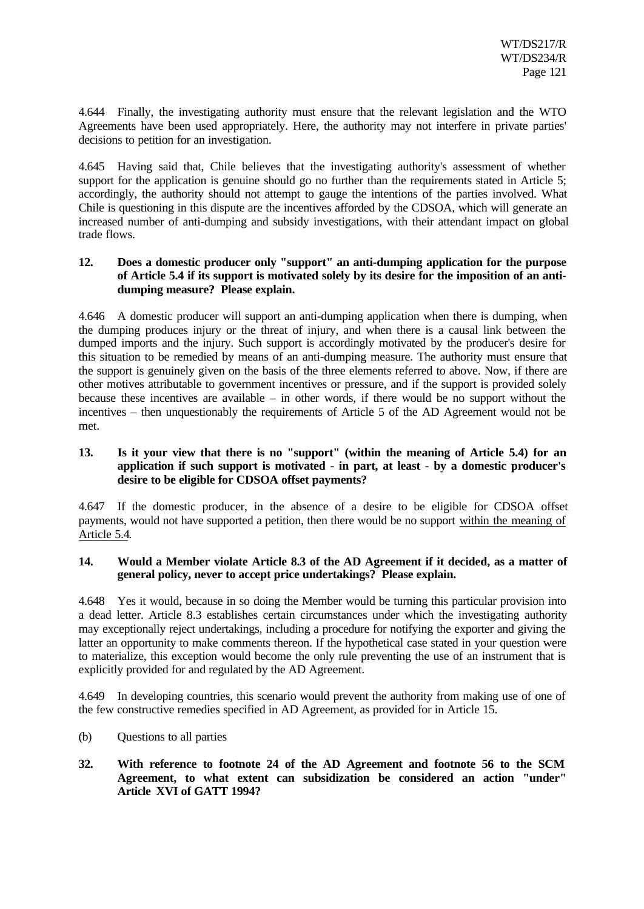4.644 Finally, the investigating authority must ensure that the relevant legislation and the WTO Agreements have been used appropriately. Here, the authority may not interfere in private parties' decisions to petition for an investigation.

4.645 Having said that, Chile believes that the investigating authority's assessment of whether support for the application is genuine should go no further than the requirements stated in Article 5; accordingly, the authority should not attempt to gauge the intentions of the parties involved. What Chile is questioning in this dispute are the incentives afforded by the CDSOA, which will generate an increased number of anti-dumping and subsidy investigations, with their attendant impact on global trade flows.

**12. Does a domestic producer only "support" an anti-dumping application for the purpose of Article 5.4 if its support is motivated solely by its desire for the imposition of an anti-dumping measure? Please explain.**

4.646 A domestic producer will support an anti-dumping application when there is dumping, when the dumping produces injury or the threat of injury, and when there is a causal link between the dumped imports and the injury. Such support is accordingly motivated by the producer's desire for this situation to be remedied by means of an anti-dumping measure. The authority must ensure that the support is genuinely given on the basis of the three elements referred to above. Now, if there are other motives attributable to government incentives or pressure, and if the support is provided solely because these incentives are available – in other words, if there would be no support without the incentives – then unquestionably the requirements of Article 5 of the AD Agreement would not be met.

**13. Is it your view that there is no "support" (within the meaning of Article 5.4) for an application if such support is motivated - in part, at least - by a domestic producer's desire to be eligible for CDSOA offset payments?**

4.647 If the domestic producer, in the absence of a desire to be eligible for CDSOA offset payments, would not have supported a petition, then there would be no support <u>within the meaning of Article 5.4</u>.

**14. Would a Member violate Article 8.3 of the AD Agreement if it decided, as a matter of general policy, never to accept price undertakings? Please explain.**

4.648 Yes it would, because in so doing the Member would be turning this particular provision into a dead letter. Article 8.3 establishes certain circumstances under which the investigating authority may exceptionally reject undertakings, including a procedure for notifying the exporter and giving the latter an opportunity to make comments thereon. If the hypothetical case stated in your question were to materialize, this exception would become the only rule preventing the use of an instrument that is explicitly provided for and regulated by the AD Agreement.

4.649 In developing countries, this scenario would prevent the authority from making use of one of the few constructive remedies specified in AD Agreement, as provided for in Article 15.

(b) Questions to all parties

**32. With reference to footnote 24 of the AD Agreement and footnote 56 to the SCM Agreement, to what extent can subsidization be considered an action "under" Article XVI of GATT 1994?**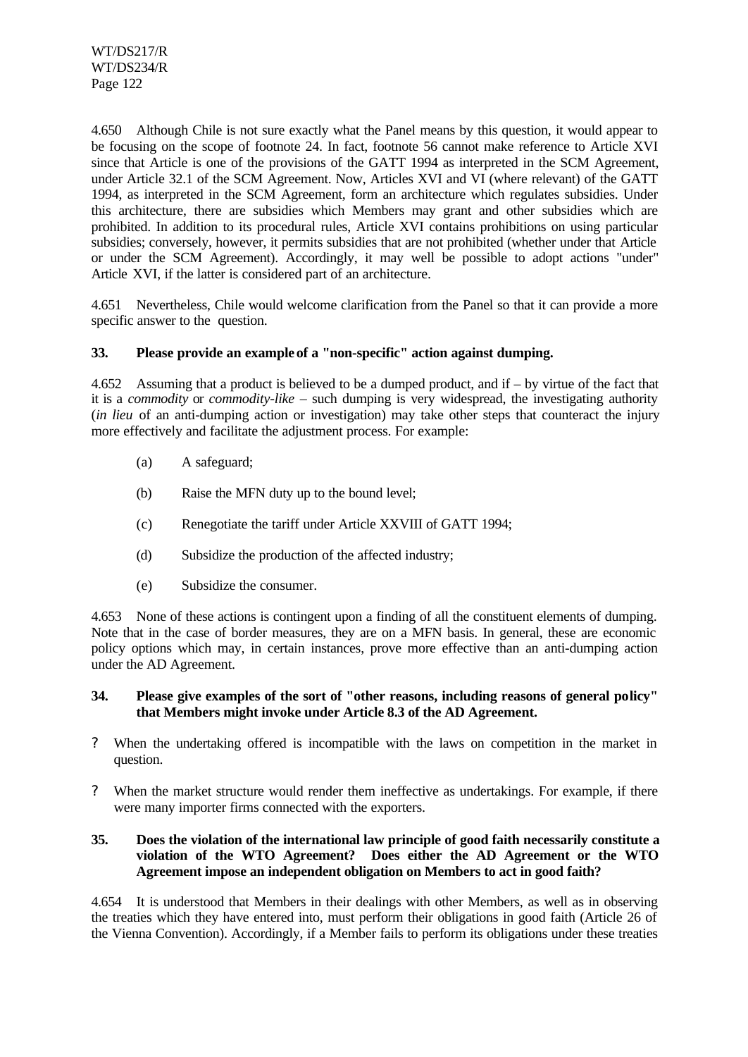4.650 Although Chile is not sure exactly what the Panel means by this question, it would appear to be focusing on the scope of footnote 24. In fact, footnote 56 cannot make reference to Article XVI since that Article is one of the provisions of the GATT 1994 as interpreted in the SCM Agreement, under Article 32.1 of the SCM Agreement. Now, Articles XVI and VI (where relevant) of the GATT 1994, as interpreted in the SCM Agreement, form an architecture which regulates subsidies. Under this architecture, there are subsidies which Members may grant and other subsidies which are prohibited. In addition to its procedural rules, Article XVI contains prohibitions on using particular subsidies; conversely, however, it permits subsidies that are not prohibited (whether under that Article or under the SCM Agreement). Accordingly, it may well be possible to adopt actions "under" Article XVI, if the latter is considered part of an architecture.

4.651 Nevertheless, Chile would welcome clarification from the Panel so that it can provide a more specific answer to the question.

**33. Please provide an example of a "non-specific" action against dumping.**

4.652 Assuming that a product is believed to be a dumped product, and if – by virtue of the fact that it is a *commodity* or *commodity-like* – such dumping is very widespread, the investigating authority (*in lieu* of an anti-dumping action or investigation) may take other steps that counteract the injury more effectively and facilitate the adjustment process. For example:

(a) A safeguard;

(b) Raise the MFN duty up to the bound level;

(c) Renegotiate the tariff under Article XXVIII of GATT 1994;

(d) Subsidize the production of the affected industry;

(e) Subsidize the consumer.

4.653 None of these actions is contingent upon a finding of all the constituent elements of dumping. Note that in the case of border measures, they are on a MFN basis. In general, these are economic policy options which may, in certain instances, prove more effective than an anti-dumping action under the AD Agreement.

**34. Please give examples of the sort of "other reasons, including reasons of general policy" that Members might invoke under Article 8.3 of the AD Agreement.**

- When the undertaking offered is incompatible with the laws on competition in the market in question.
- When the market structure would render them ineffective as undertakings. For example, if there were many importer firms connected with the exporters.

**35. Does the violation of the international law principle of good faith necessarily constitute a violation of the WTO Agreement? Does either the AD Agreement or the WTO Agreement impose an independent obligation on Members to act in good faith?**

4.654 It is understood that Members in their dealings with other Members, as well as in observing the treaties which they have entered into, must perform their obligations in good faith (Article 26 of the Vienna Convention). Accordingly, if a Member fails to perform its obligations under these treaties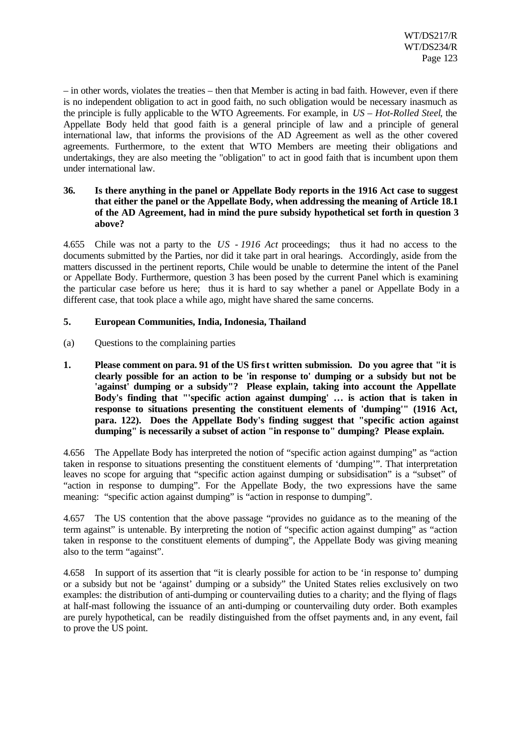– in other words, violates the treaties – then that Member is acting in bad faith. However, even if there is no independent obligation to act in good faith, no such obligation would be necessary inasmuch as the principle is fully applicable to the WTO Agreements. For example, in *US – Hot-Rolled Steel*, the Appellate Body held that good faith is a general principle of law and a principle of general international law, that informs the provisions of the AD Agreement as well as the other covered agreements. Furthermore, to the extent that WTO Members are meeting their obligations and undertakings, they are also meeting the "obligation" to act in good faith that is incumbent upon them under international law.

**36. Is there anything in the panel or Appellate Body reports in the 1916 Act case to suggest that either the panel or the Appellate Body, when addressing the meaning of Article 18.1 of the AD Agreement, had in mind the pure subsidy hypothetical set forth in question 3 above?**

4.655 Chile was not a party to the *US - 1916 Act* proceedings; thus it had no access to the documents submitted by the Parties, nor did it take part in oral hearings. Accordingly, aside from the matters discussed in the pertinent reports, Chile would be unable to determine the intent of the Panel or Appellate Body. Furthermore, question 3 has been posed by the current Panel which is examining the particular case before us here; thus it is hard to say whether a panel or Appellate Body in a different case, that took place a while ago, might have shared the same concerns.

**5. European Communities, India, Indonesia, Thailand**

(a) Questions to the complaining parties

**1. Please comment on para. 91 of the US first written submission. Do you agree that "it is clearly possible for an action to be 'in response to' dumping or a subsidy but not be 'against' dumping or a subsidy"? Please explain, taking into account the Appellate Body's finding that "'specific action against dumping' … is action that is taken in response to situations presenting the constituent elements of 'dumping'" (1916 Act, para. 122). Does the Appellate Body's finding suggest that "specific action against dumping" is necessarily a subset of action "in response to" dumping? Please explain.**

4.656 The Appellate Body has interpreted the notion of "specific action against dumping" as "action taken in response to situations presenting the constituent elements of 'dumping'". That interpretation leaves no scope for arguing that "specific action against dumping or subsidisation" is a "subset" of "action in response to dumping". For the Appellate Body, the two expressions have the same meaning: "specific action against dumping" is "action in response to dumping".

4.657 The US contention that the above passage "provides no guidance as to the meaning of the term against" is untenable. By interpreting the notion of "specific action against dumping" as "action taken in response to the constituent elements of dumping", the Appellate Body was giving meaning also to the term "against".

4.658 In support of its assertion that "it is clearly possible for action to be 'in response to' dumping or a subsidy but not be 'against' dumping or a subsidy" the United States relies exclusively on two examples: the distribution of anti-dumping or countervailing duties to a charity; and the flying of flags at half-mast following the issuance of an anti-dumping or countervailing duty order. Both examples are purely hypothetical, can be readily distinguished from the offset payments and, in any event, fail to prove the US point.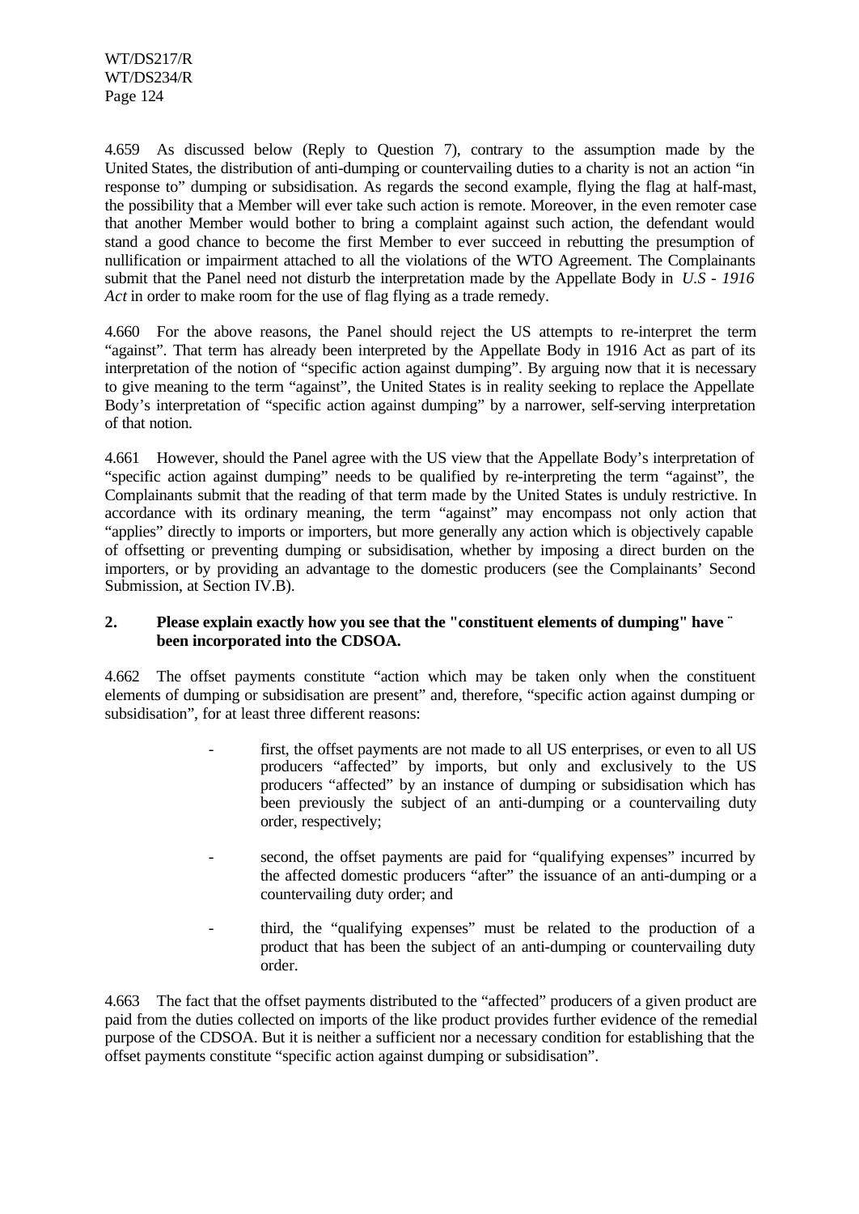4.659 As discussed below (Reply to Question 7), contrary to the assumption made by the United States, the distribution of anti-dumping or countervailing duties to a charity is not an action "in response to" dumping or subsidisation. As regards the second example, flying the flag at half-mast, the possibility that a Member will ever take such action is remote. Moreover, in the even remoter case that another Member would bother to bring a complaint against such action, the defendant would stand a good chance to become the first Member to ever succeed in rebutting the presumption of nullification or impairment attached to all the violations of the WTO Agreement. The Complainants submit that the Panel need not disturb the interpretation made by the Appellate Body in *U.S - 1916 Act* in order to make room for the use of flag flying as a trade remedy.

4.660 For the above reasons, the Panel should reject the US attempts to re-interpret the term "against". That term has already been interpreted by the Appellate Body in 1916 Act as part of its interpretation of the notion of "specific action against dumping". By arguing now that it is necessary to give meaning to the term "against", the United States is in reality seeking to replace the Appellate Body's interpretation of "specific action against dumping" by a narrower, self-serving interpretation of that notion.

4.661 However, should the Panel agree with the US view that the Appellate Body's interpretation of "specific action against dumping" needs to be qualified by re-interpreting the term "against", the Complainants submit that the reading of that term made by the United States is unduly restrictive. In accordance with its ordinary meaning, the term "against" may encompass not only action that "applies" directly to imports or importers, but more generally any action which is objectively capable of offsetting or preventing dumping or subsidisation, whether by imposing a direct burden on the importers, or by providing an advantage to the domestic producers (see the Complainants' Second Submission, at Section IV.B).

**2. Please explain exactly how you see that the "constituent elements of dumping" have been incorporated into the CDSOA.**

4.662 The offset payments constitute "action which may be taken only when the constituent elements of dumping or subsidisation are present" and, therefore, "specific action against dumping or subsidisation", for at least three different reasons:

- first, the offset payments are not made to all US enterprises, or even to all US producers "affected" by imports, but only and exclusively to the US producers "affected" by an instance of dumping or subsidisation which has been previously the subject of an anti-dumping or a countervailing duty order, respectively;
- second, the offset payments are paid for "qualifying expenses" incurred by the affected domestic producers "after" the issuance of an anti-dumping or a countervailing duty order; and
- third, the "qualifying expenses" must be related to the production of a product that has been the subject of an anti-dumping or countervailing duty order.

4.663 The fact that the offset payments distributed to the "affected" producers of a given product are paid from the duties collected on imports of the like product provides further evidence of the remedial purpose of the CDSOA. But it is neither a sufficient nor a necessary condition for establishing that the offset payments constitute "specific action against dumping or subsidisation".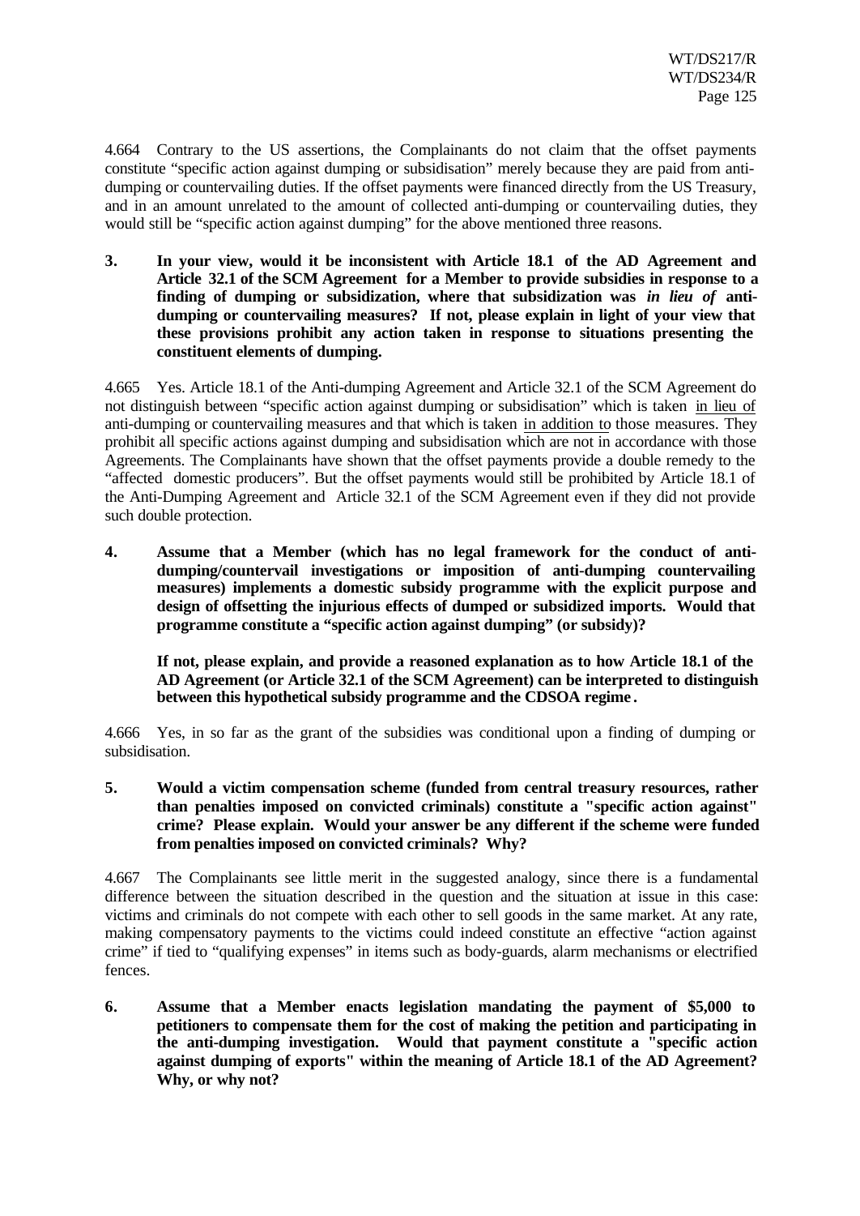4.664 Contrary to the US assertions, the Complainants do not claim that the offset payments constitute "specific action against dumping or subsidisation" merely because they are paid from anti-dumping or countervailing duties. If the offset payments were financed directly from the US Treasury, and in an amount unrelated to the amount of collected anti-dumping or countervailing duties, they would still be "specific action against dumping" for the above mentioned three reasons.

**3. In your view, would it be inconsistent with Article 18.1 of the AD Agreement and Article 32.1 of the SCM Agreement for a Member to provide subsidies in response to a finding of dumping or subsidization, where that subsidization was *in lieu of* anti-dumping or countervailing measures? If not, please explain in light of your view that these provisions prohibit any action taken in response to situations presenting the constituent elements of dumping.**

4.665 Yes. Article 18.1 of the Anti-dumping Agreement and Article 32.1 of the SCM Agreement do not distinguish between "specific action against dumping or subsidisation" which is taken <u>in lieu of</u> anti-dumping or countervailing measures and that which is taken <u>in addition to</u> those measures. They prohibit all specific actions against dumping and subsidisation which are not in accordance with those Agreements. The Complainants have shown that the offset payments provide a double remedy to the "affected domestic producers". But the offset payments would still be prohibited by Article 18.1 of the Anti-Dumping Agreement and Article 32.1 of the SCM Agreement even if they did not provide such double protection.

**4. Assume that a Member (which has no legal framework for the conduct of anti-dumping/countervail investigations or imposition of anti-dumping countervailing measures) implements a domestic subsidy programme with the explicit purpose and design of offsetting the injurious effects of dumped or subsidized imports. Would that programme constitute a "specific action against dumping" (or subsidy)?**

**If not, please explain, and provide a reasoned explanation as to how Article 18.1 of the AD Agreement (or Article 32.1 of the SCM Agreement) can be interpreted to distinguish between this hypothetical subsidy programme and the CDSOA regime.**

4.666 Yes, in so far as the grant of the subsidies was conditional upon a finding of dumping or subsidisation.

**5. Would a victim compensation scheme (funded from central treasury resources, rather than penalties imposed on convicted criminals) constitute a "specific action against" crime? Please explain. Would your answer be any different if the scheme were funded from penalties imposed on convicted criminals? Why?**

4.667 The Complainants see little merit in the suggested analogy, since there is a fundamental difference between the situation described in the question and the situation at issue in this case: victims and criminals do not compete with each other to sell goods in the same market. At any rate, making compensatory payments to the victims could indeed constitute an effective "action against crime" if tied to "qualifying expenses" in items such as body-guards, alarm mechanisms or electrified fences.

**6. Assume that a Member enacts legislation mandating the payment of $5,000 to petitioners to compensate them for the cost of making the petition and participating in the anti-dumping investigation. Would that payment constitute a "specific action against dumping of exports" within the meaning of Article 18.1 of the AD Agreement? Why, or why not?**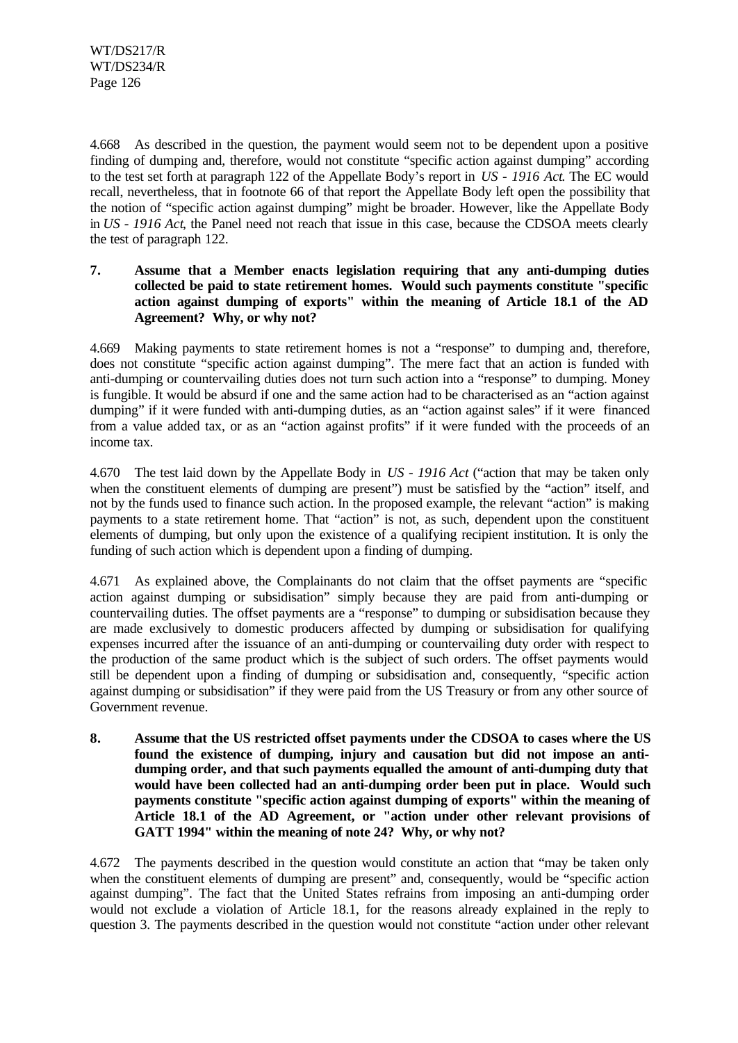4.668 As described in the question, the payment would seem not to be dependent upon a positive finding of dumping and, therefore, would not constitute "specific action against dumping" according to the test set forth at paragraph 122 of the Appellate Body's report in *US - 1916 Act*. The EC would recall, nevertheless, that in footnote 66 of that report the Appellate Body left open the possibility that the notion of "specific action against dumping" might be broader. However, like the Appellate Body in *US - 1916 Act*, the Panel need not reach that issue in this case, because the CDSOA meets clearly the test of paragraph 122.

**7. Assume that a Member enacts legislation requiring that any anti-dumping duties collected be paid to state retirement homes. Would such payments constitute "specific action against dumping of exports" within the meaning of Article 18.1 of the AD Agreement? Why, or why not?**

4.669 Making payments to state retirement homes is not a "response" to dumping and, therefore, does not constitute "specific action against dumping". The mere fact that an action is funded with anti-dumping or countervailing duties does not turn such action into a "response" to dumping. Money is fungible. It would be absurd if one and the same action had to be characterised as an "action against dumping" if it were funded with anti-dumping duties, as an "action against sales" if it were financed from a value added tax, or as an "action against profits" if it were funded with the proceeds of an income tax.

4.670 The test laid down by the Appellate Body in *US - 1916 Act* ("action that may be taken only when the constituent elements of dumping are present") must be satisfied by the "action" itself, and not by the funds used to finance such action. In the proposed example, the relevant "action" is making payments to a state retirement home. That "action" is not, as such, dependent upon the constituent elements of dumping, but only upon the existence of a qualifying recipient institution. It is only the funding of such action which is dependent upon a finding of dumping.

4.671 As explained above, the Complainants do not claim that the offset payments are "specific action against dumping or subsidisation" simply because they are paid from anti-dumping or countervailing duties. The offset payments are a "response" to dumping or subsidisation because they are made exclusively to domestic producers affected by dumping or subsidisation for qualifying expenses incurred after the issuance of an anti-dumping or countervailing duty order with respect to the production of the same product which is the subject of such orders. The offset payments would still be dependent upon a finding of dumping or subsidisation and, consequently, "specific action against dumping or subsidisation" if they were paid from the US Treasury or from any other source of Government revenue.

**8. Assume that the US restricted offset payments under the CDSOA to cases where the US found the existence of dumping, injury and causation but did not impose an anti-dumping order, and that such payments equalled the amount of anti-dumping duty that would have been collected had an anti-dumping order been put in place. Would such payments constitute "specific action against dumping of exports" within the meaning of Article 18.1 of the AD Agreement, or "action under other relevant provisions of GATT 1994" within the meaning of note 24? Why, or why not?**

4.672 The payments described in the question would constitute an action that "may be taken only when the constituent elements of dumping are present" and, consequently, would be "specific action against dumping". The fact that the United States refrains from imposing an anti-dumping order would not exclude a violation of Article 18.1, for the reasons already explained in the reply to question 3. The payments described in the question would not constitute "action under other relevant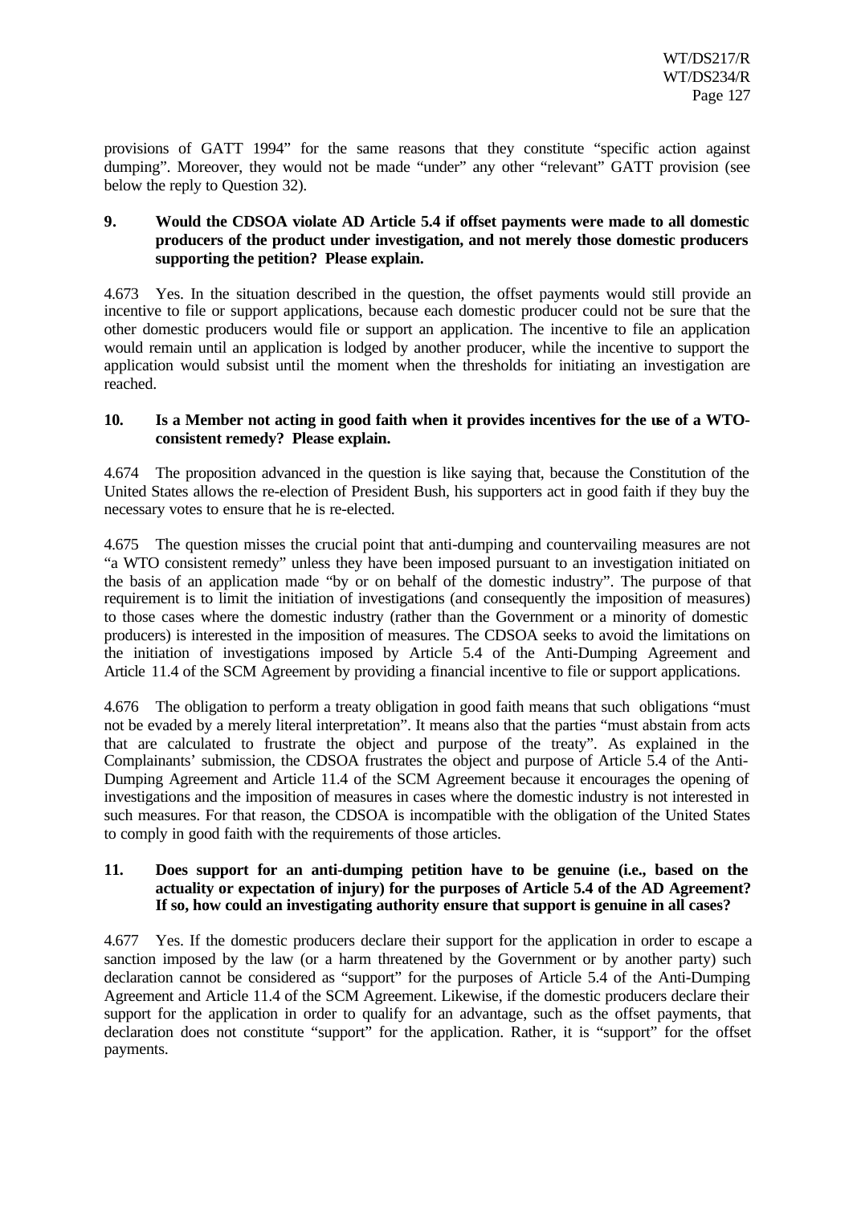provisions of GATT 1994" for the same reasons that they constitute "specific action against dumping". Moreover, they would not be made "under" any other "relevant" GATT provision (see below the reply to Question 32).

**9. Would the CDSOA violate AD Article 5.4 if offset payments were made to all domestic producers of the product under investigation, and not merely those domestic producers supporting the petition? Please explain.**

4.673 Yes. In the situation described in the question, the offset payments would still provide an incentive to file or support applications, because each domestic producer could not be sure that the other domestic producers would file or support an application. The incentive to file an application would remain until an application is lodged by another producer, while the incentive to support the application would subsist until the moment when the thresholds for initiating an investigation are reached.

**10. Is a Member not acting in good faith when it provides incentives for the use of a WTO-consistent remedy? Please explain.**

4.674 The proposition advanced in the question is like saying that, because the Constitution of the United States allows the re-election of President Bush, his supporters act in good faith if they buy the necessary votes to ensure that he is re-elected.

4.675 The question misses the crucial point that anti-dumping and countervailing measures are not "a WTO consistent remedy" unless they have been imposed pursuant to an investigation initiated on the basis of an application made "by or on behalf of the domestic industry". The purpose of that requirement is to limit the initiation of investigations (and consequently the imposition of measures) to those cases where the domestic industry (rather than the Government or a minority of domestic producers) is interested in the imposition of measures. The CDSOA seeks to avoid the limitations on the initiation of investigations imposed by Article 5.4 of the Anti-Dumping Agreement and Article 11.4 of the SCM Agreement by providing a financial incentive to file or support applications.

4.676 The obligation to perform a treaty obligation in good faith means that such obligations "must not be evaded by a merely literal interpretation". It means also that the parties "must abstain from acts that are calculated to frustrate the object and purpose of the treaty". As explained in the Complainants' submission, the CDSOA frustrates the object and purpose of Article 5.4 of the Anti-Dumping Agreement and Article 11.4 of the SCM Agreement because it encourages the opening of investigations and the imposition of measures in cases where the domestic industry is not interested in such measures. For that reason, the CDSOA is incompatible with the obligation of the United States to comply in good faith with the requirements of those articles.

**11. Does support for an anti-dumping petition have to be genuine (i.e., based on the actuality or expectation of injury) for the purposes of Article 5.4 of the AD Agreement? If so, how could an investigating authority ensure that support is genuine in all cases?**

4.677 Yes. If the domestic producers declare their support for the application in order to escape a sanction imposed by the law (or a harm threatened by the Government or by another party) such declaration cannot be considered as "support" for the purposes of Article 5.4 of the Anti-Dumping Agreement and Article 11.4 of the SCM Agreement. Likewise, if the domestic producers declare their support for the application in order to qualify for an advantage, such as the offset payments, that declaration does not constitute "support" for the application. Rather, it is "support" for the offset payments.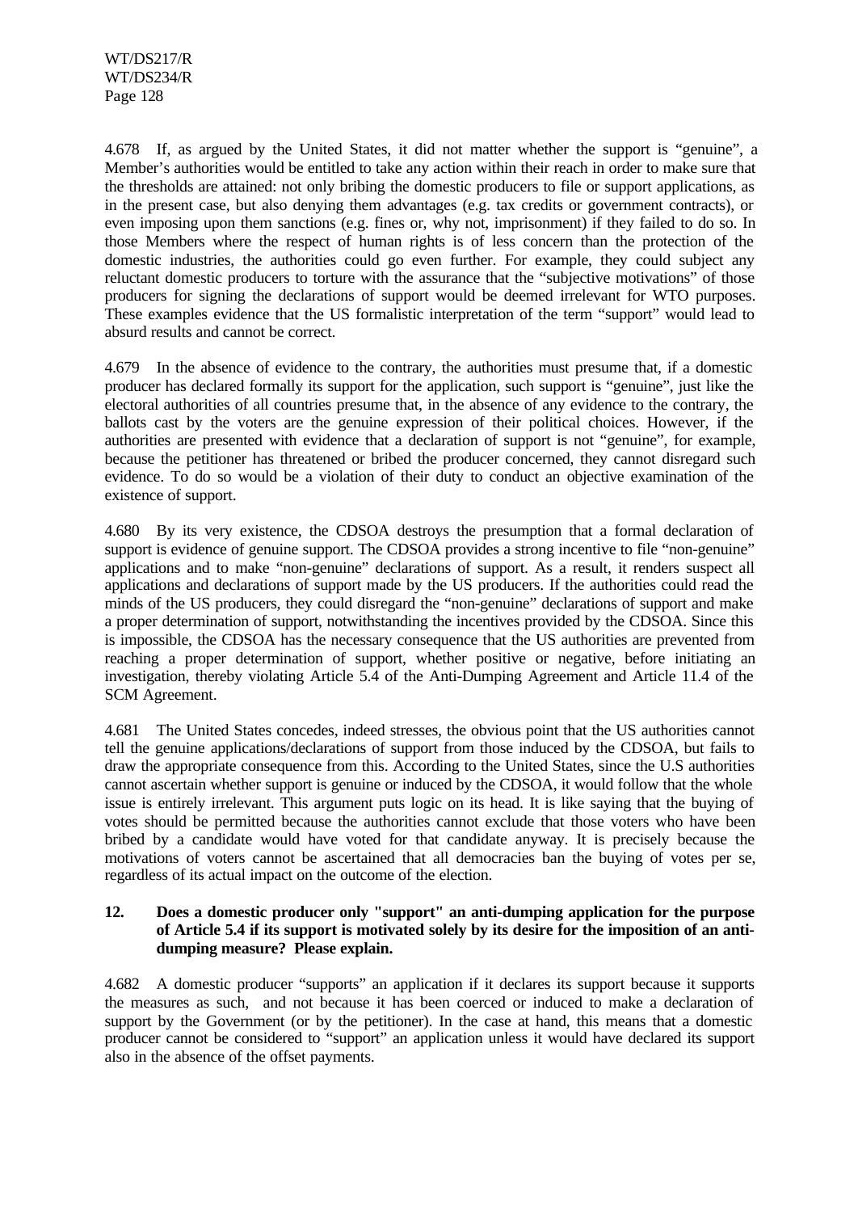4.678 If, as argued by the United States, it did not matter whether the support is "genuine", a Member's authorities would be entitled to take any action within their reach in order to make sure that the thresholds are attained: not only bribing the domestic producers to file or support applications, as in the present case, but also denying them advantages (e.g. tax credits or government contracts), or even imposing upon them sanctions (e.g. fines or, why not, imprisonment) if they failed to do so. In those Members where the respect of human rights is of less concern than the protection of the domestic industries, the authorities could go even further. For example, they could subject any reluctant domestic producers to torture with the assurance that the "subjective motivations" of those producers for signing the declarations of support would be deemed irrelevant for WTO purposes. These examples evidence that the US formalistic interpretation of the term "support" would lead to absurd results and cannot be correct.

4.679 In the absence of evidence to the contrary, the authorities must presume that, if a domestic producer has declared formally its support for the application, such support is "genuine", just like the electoral authorities of all countries presume that, in the absence of any evidence to the contrary, the ballots cast by the voters are the genuine expression of their political choices. However, if the authorities are presented with evidence that a declaration of support is not "genuine", for example, because the petitioner has threatened or bribed the producer concerned, they cannot disregard such evidence. To do so would be a violation of their duty to conduct an objective examination of the existence of support.

4.680 By its very existence, the CDSOA destroys the presumption that a formal declaration of support is evidence of genuine support. The CDSOA provides a strong incentive to file "non-genuine" applications and to make "non-genuine" declarations of support. As a result, it renders suspect all applications and declarations of support made by the US producers. If the authorities could read the minds of the US producers, they could disregard the "non-genuine" declarations of support and make a proper determination of support, notwithstanding the incentives provided by the CDSOA. Since this is impossible, the CDSOA has the necessary consequence that the US authorities are prevented from reaching a proper determination of support, whether positive or negative, before initiating an investigation, thereby violating Article 5.4 of the Anti-Dumping Agreement and Article 11.4 of the SCM Agreement.

4.681 The United States concedes, indeed stresses, the obvious point that the US authorities cannot tell the genuine applications/declarations of support from those induced by the CDSOA, but fails to draw the appropriate consequence from this. According to the United States, since the U.S authorities cannot ascertain whether support is genuine or induced by the CDSOA, it would follow that the whole issue is entirely irrelevant. This argument puts logic on its head. It is like saying that the buying of votes should be permitted because the authorities cannot exclude that those voters who have been bribed by a candidate would have voted for that candidate anyway. It is precisely because the motivations of voters cannot be ascertained that all democracies ban the buying of votes per se, regardless of its actual impact on the outcome of the election.

**12. Does a domestic producer only "support" an anti-dumping application for the purpose of Article 5.4 if its support is motivated solely by its desire for the imposition of an anti-dumping measure? Please explain.**

4.682 A domestic producer "supports" an application if it declares its support because it supports the measures as such, and not because it has been coerced or induced to make a declaration of support by the Government (or by the petitioner). In the case at hand, this means that a domestic producer cannot be considered to "support" an application unless it would have declared its support also in the absence of the offset payments.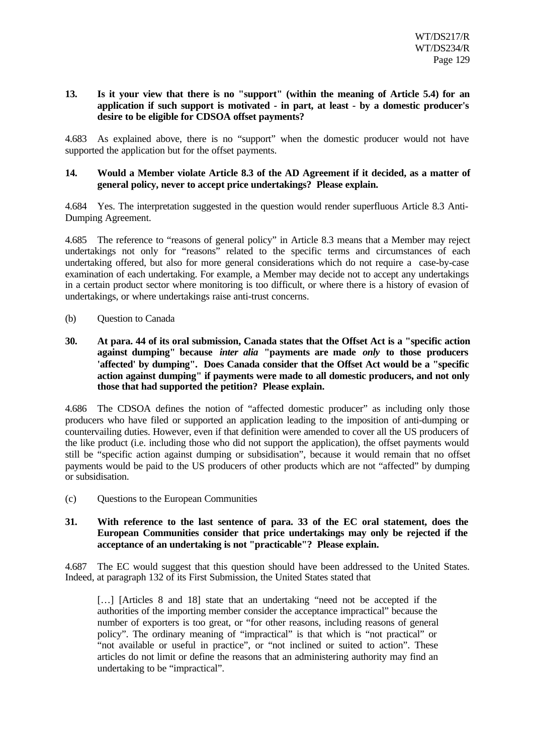**13. Is it your view that there is no "support" (within the meaning of Article 5.4) for an application if such support is motivated - in part, at least - by a domestic producer's desire to be eligible for CDSOA offset payments?**

4.683 As explained above, there is no "support" when the domestic producer would not have supported the application but for the offset payments.

**14. Would a Member violate Article 8.3 of the AD Agreement if it decided, as a matter of general policy, never to accept price undertakings? Please explain.**

4.684 Yes. The interpretation suggested in the question would render superfluous Article 8.3 Anti-Dumping Agreement.

4.685 The reference to "reasons of general policy" in Article 8.3 means that a Member may reject undertakings not only for "reasons" related to the specific terms and circumstances of each undertaking offered, but also for more general considerations which do not require a case-by-case examination of each undertaking. For example, a Member may decide not to accept any undertakings in a certain product sector where monitoring is too difficult, or where there is a history of evasion of undertakings, or where undertakings raise anti-trust concerns.

(b) Question to Canada

**30. At para. 44 of its oral submission, Canada states that the Offset Act is a "specific action against dumping" because *inter alia* "payments are made *only* to those producers 'affected' by dumping". Does Canada consider that the Offset Act would be a "specific action against dumping" if payments were made to all domestic producers, and not only those that had supported the petition? Please explain.**

4.686 The CDSOA defines the notion of "affected domestic producer" as including only those producers who have filed or supported an application leading to the imposition of anti-dumping or countervailing duties. However, even if that definition were amended to cover all the US producers of the like product (i.e. including those who did not support the application), the offset payments would still be "specific action against dumping or subsidisation", because it would remain that no offset payments would be paid to the US producers of other products which are not "affected" by dumping or subsidisation.

(c) Questions to the European Communities

**31. With reference to the last sentence of para. 33 of the EC oral statement, does the European Communities consider that price undertakings may only be rejected if the acceptance of an undertaking is not "practicable"? Please explain.**

4.687 The EC would suggest that this question should have been addressed to the United States. Indeed, at paragraph 132 of its First Submission, the United States stated that

> […] [Articles 8 and 18] state that an undertaking "need not be accepted if the authorities of the importing member consider the acceptance impractical" because the number of exporters is too great, or "for other reasons, including reasons of general policy". The ordinary meaning of "impractical" is that which is "not practical" or "not available or useful in practice", or "not inclined or suited to action". These articles do not limit or define the reasons that an administering authority may find an undertaking to be "impractical".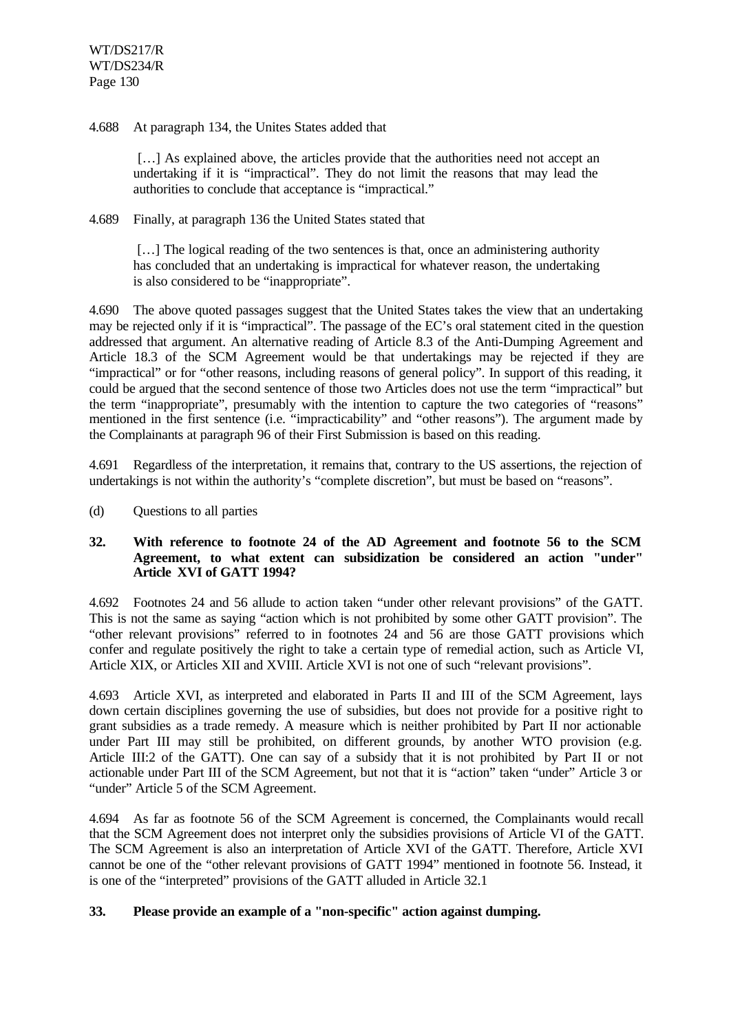4.688 At paragraph 134, the Unites States added that

> […] As explained above, the articles provide that the authorities need not accept an undertaking if it is "impractical". They do not limit the reasons that may lead the authorities to conclude that acceptance is "impractical."

4.689 Finally, at paragraph 136 the United States stated that

> […] The logical reading of the two sentences is that, once an administering authority has concluded that an undertaking is impractical for whatever reason, the undertaking is also considered to be "inappropriate".

4.690 The above quoted passages suggest that the United States takes the view that an undertaking may be rejected only if it is "impractical". The passage of the EC's oral statement cited in the question addressed that argument. An alternative reading of Article 8.3 of the Anti-Dumping Agreement and Article 18.3 of the SCM Agreement would be that undertakings may be rejected if they are "impractical" or for "other reasons, including reasons of general policy". In support of this reading, it could be argued that the second sentence of those two Articles does not use the term "impractical" but the term "inappropriate", presumably with the intention to capture the two categories of "reasons" mentioned in the first sentence (i.e. "impracticability" and "other reasons"). The argument made by the Complainants at paragraph 96 of their First Submission is based on this reading.

4.691 Regardless of the interpretation, it remains that, contrary to the US assertions, the rejection of undertakings is not within the authority's "complete discretion", but must be based on "reasons".

(d) Questions to all parties

**32. With reference to footnote 24 of the AD Agreement and footnote 56 to the SCM Agreement, to what extent can subsidization be considered an action "under" Article XVI of GATT 1994?**

4.692 Footnotes 24 and 56 allude to action taken "under other relevant provisions" of the GATT. This is not the same as saying "action which is not prohibited by some other GATT provision". The "other relevant provisions" referred to in footnotes 24 and 56 are those GATT provisions which confer and regulate positively the right to take a certain type of remedial action, such as Article VI, Article XIX, or Articles XII and XVIII. Article XVI is not one of such "relevant provisions".

4.693 Article XVI, as interpreted and elaborated in Parts II and III of the SCM Agreement, lays down certain disciplines governing the use of subsidies, but does not provide for a positive right to grant subsidies as a trade remedy. A measure which is neither prohibited by Part II nor actionable under Part III may still be prohibited, on different grounds, by another WTO provision (e.g. Article III:2 of the GATT). One can say of a subsidy that it is not prohibited by Part II or not actionable under Part III of the SCM Agreement, but not that it is "action" taken "under" Article 3 or "under" Article 5 of the SCM Agreement.

4.694 As far as footnote 56 of the SCM Agreement is concerned, the Complainants would recall that the SCM Agreement does not interpret only the subsidies provisions of Article VI of the GATT. The SCM Agreement is also an interpretation of Article XVI of the GATT. Therefore, Article XVI cannot be one of the "other relevant provisions of GATT 1994" mentioned in footnote 56. Instead, it is one of the "interpreted" provisions of the GATT alluded in Article 32.1

**33. Please provide an example of a "non-specific" action against dumping.**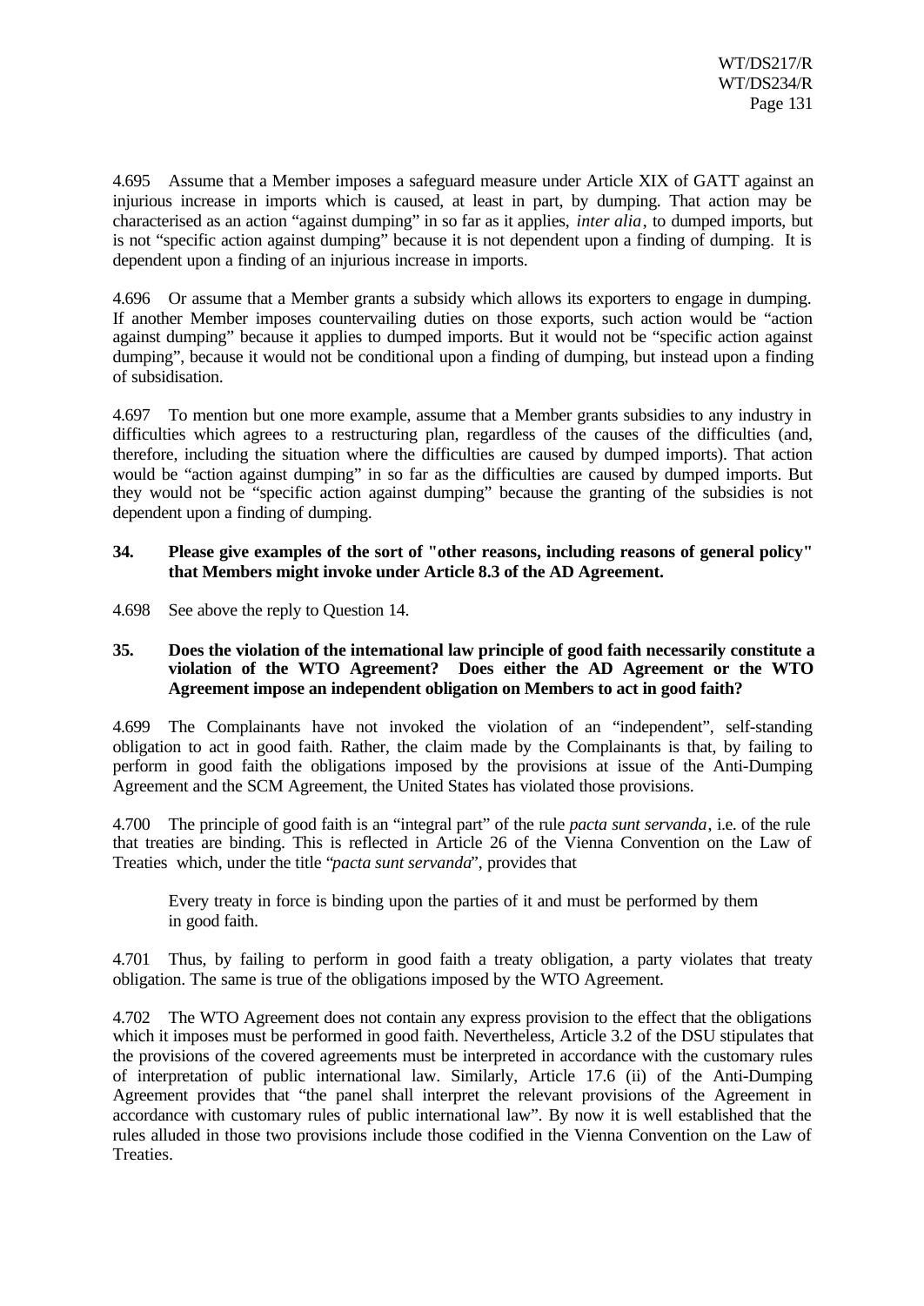4.695 Assume that a Member imposes a safeguard measure under Article XIX of GATT against an injurious increase in imports which is caused, at least in part, by dumping. That action may be characterised as an action "against dumping" in so far as it applies, *inter alia*, to dumped imports, but is not "specific action against dumping" because it is not dependent upon a finding of dumping. It is dependent upon a finding of an injurious increase in imports.

4.696 Or assume that a Member grants a subsidy which allows its exporters to engage in dumping. If another Member imposes countervailing duties on those exports, such action would be "action against dumping" because it applies to dumped imports. But it would not be "specific action against dumping", because it would not be conditional upon a finding of dumping, but instead upon a finding of subsidisation.

4.697 To mention but one more example, assume that a Member grants subsidies to any industry in difficulties which agrees to a restructuring plan, regardless of the causes of the difficulties (and, therefore, including the situation where the difficulties are caused by dumped imports). That action would be "action against dumping" in so far as the difficulties are caused by dumped imports. But they would not be "specific action against dumping" because the granting of the subsidies is not dependent upon a finding of dumping.

**34. Please give examples of the sort of "other reasons, including reasons of general policy" that Members might invoke under Article 8.3 of the AD Agreement.**

4.698 See above the reply to Question 14.

**35. Does the violation of the international law principle of good faith necessarily constitute a violation of the WTO Agreement? Does either the AD Agreement or the WTO Agreement impose an independent obligation on Members to act in good faith?**

4.699 The Complainants have not invoked the violation of an "independent", self-standing obligation to act in good faith. Rather, the claim made by the Complainants is that, by failing to perform in good faith the obligations imposed by the provisions at issue of the Anti-Dumping Agreement and the SCM Agreement, the United States has violated those provisions.

4.700 The principle of good faith is an "integral part" of the rule *pacta sunt servanda*, i.e. of the rule that treaties are binding. This is reflected in Article 26 of the Vienna Convention on the Law of Treaties which, under the title "*pacta sunt servanda*", provides that

> Every treaty in force is binding upon the parties of it and must be performed by them in good faith.

4.701 Thus, by failing to perform in good faith a treaty obligation, a party violates that treaty obligation. The same is true of the obligations imposed by the WTO Agreement.

4.702 The WTO Agreement does not contain any express provision to the effect that the obligations which it imposes must be performed in good faith. Nevertheless, Article 3.2 of the DSU stipulates that the provisions of the covered agreements must be interpreted in accordance with the customary rules of interpretation of public international law. Similarly, Article 17.6 (ii) of the Anti-Dumping Agreement provides that "the panel shall interpret the relevant provisions of the Agreement in accordance with customary rules of public international law". By now it is well established that the rules alluded in those two provisions include those codified in the Vienna Convention on the Law of Treaties.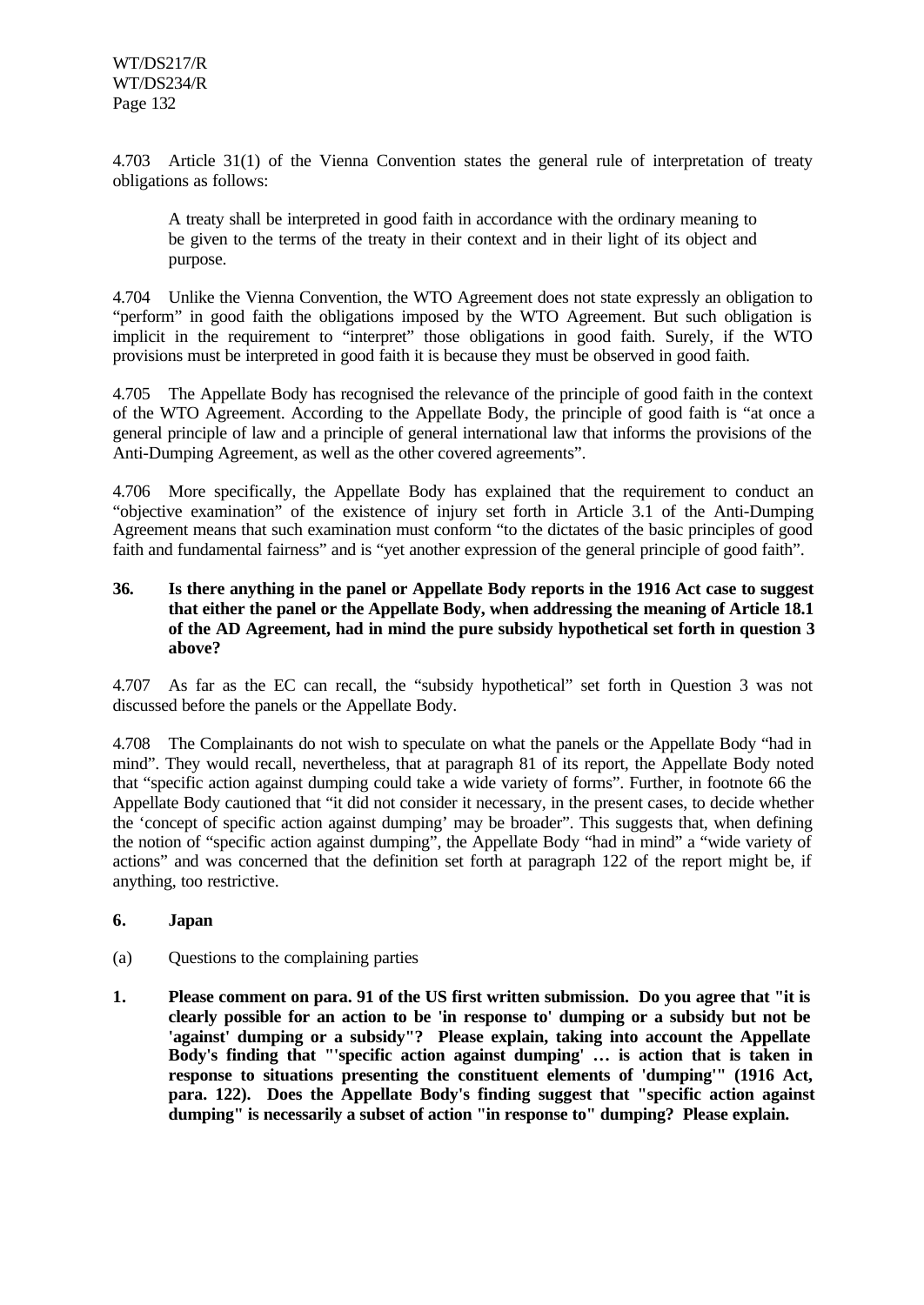4.703 Article 31(1) of the Vienna Convention states the general rule of interpretation of treaty obligations as follows:

> A treaty shall be interpreted in good faith in accordance with the ordinary meaning to be given to the terms of the treaty in their context and in their light of its object and purpose.

4.704 Unlike the Vienna Convention, the WTO Agreement does not state expressly an obligation to "perform" in good faith the obligations imposed by the WTO Agreement. But such obligation is implicit in the requirement to "interpret" those obligations in good faith. Surely, if the WTO provisions must be interpreted in good faith it is because they must be observed in good faith.

4.705 The Appellate Body has recognised the relevance of the principle of good faith in the context of the WTO Agreement. According to the Appellate Body, the principle of good faith is "at once a general principle of law and a principle of general international law that informs the provisions of the Anti-Dumping Agreement, as well as the other covered agreements".

4.706 More specifically, the Appellate Body has explained that the requirement to conduct an "objective examination" of the existence of injury set forth in Article 3.1 of the Anti-Dumping Agreement means that such examination must conform "to the dictates of the basic principles of good faith and fundamental fairness" and is "yet another expression of the general principle of good faith".

**36. Is there anything in the panel or Appellate Body reports in the 1916 Act case to suggest that either the panel or the Appellate Body, when addressing the meaning of Article 18.1 of the AD Agreement, had in mind the pure subsidy hypothetical set forth in question 3 above?**

4.707 As far as the EC can recall, the "subsidy hypothetical" set forth in Question 3 was not discussed before the panels or the Appellate Body.

4.708 The Complainants do not wish to speculate on what the panels or the Appellate Body "had in mind". They would recall, nevertheless, that at paragraph 81 of its report, the Appellate Body noted that "specific action against dumping could take a wide variety of forms". Further, in footnote 66 the Appellate Body cautioned that "it did not consider it necessary, in the present cases, to decide whether the 'concept of specific action against dumping' may be broader". This suggests that, when defining the notion of "specific action against dumping", the Appellate Body "had in mind" a "wide variety of actions" and was concerned that the definition set forth at paragraph 122 of the report might be, if anything, too restrictive.

## 6. Japan

(a) Questions to the complaining parties

**1. Please comment on para. 91 of the US first written submission. Do you agree that "it is clearly possible for an action to be 'in response to' dumping or a subsidy but not be 'against' dumping or a subsidy"? Please explain, taking into account the Appellate Body's finding that "'specific action against dumping' … is action that is taken in response to situations presenting the constituent elements of 'dumping'" (1916 Act, para. 122). Does the Appellate Body's finding suggest that "specific action against dumping" is necessarily a subset of action "in response to" dumping? Please explain.**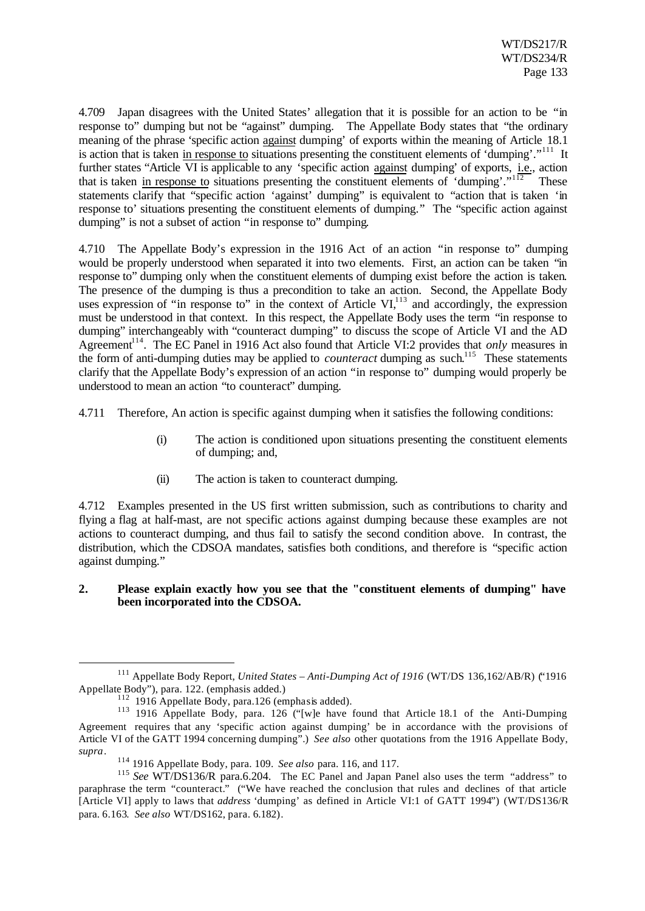4.709 Japan disagrees with the United States' allegation that it is possible for an action to be "in response to" dumping but not be "against" dumping. The Appellate Body states that "the ordinary meaning of the phrase 'specific action against dumping' of exports within the meaning of Article 18.1 is action that is taken in response to situations presenting the constituent elements of 'dumping'."[111] It further states "Article VI is applicable to any 'specific action against dumping' of exports, i.e., action that is taken in response to situations presenting the constituent elements of 'dumping'."[112] These statements clarify that "specific action 'against' dumping" is equivalent to "action that is taken 'in response to' situations presenting the constituent elements of dumping." The "specific action against dumping" is not a subset of action "in response to" dumping.

4.710 The Appellate Body's expression in the 1916 Act of an action "in response to" dumping would be properly understood when separated it into two elements. First, an action can be taken "in response to" dumping only when the constituent elements of dumping exist before the action is taken. The presence of the dumping is thus a precondition to take an action. Second, the Appellate Body uses expression of "in response to" in the context of Article VI,[113] and accordingly, the expression must be understood in that context. In this respect, the Appellate Body uses the term "in response to dumping" interchangeably with "counteract dumping" to discuss the scope of Article VI and the AD Agreement[114]. The EC Panel in 1916 Act also found that Article VI:2 provides that *only* measures in the form of anti-dumping duties may be applied to *counteract* dumping as such.[115] These statements clarify that the Appellate Body's expression of an action "in response to" dumping would properly be understood to mean an action "to counteract" dumping.

4.711 Therefore, An action is specific against dumping when it satisfies the following conditions:

> (i) The action is conditioned upon situations presenting the constituent elements of dumping; and,
>
> (ii) The action is taken to counteract dumping.

4.712 Examples presented in the US first written submission, such as contributions to charity and flying a flag at half-mast, are not specific actions against dumping because these examples are not actions to counteract dumping, and thus fail to satisfy the second condition above. In contrast, the distribution, which the CDSOA mandates, satisfies both conditions, and therefore is "specific action against dumping."

**2. Please explain exactly how you see that the "constituent elements of dumping" have been incorporated into the CDSOA.**

---

[111] Appellate Body Report, *United States – Anti-Dumping Act of 1916* (WT/DS 136,162/AB/R) ("1916 Appellate Body"), para. 122. (emphasis added.)

[112] 1916 Appellate Body, para.126 (emphasis added).

[113] 1916 Appellate Body, para. 126 ("[w]e have found that Article 18.1 of the Anti-Dumping Agreement requires that any 'specific action against dumping' be in accordance with the provisions of Article VI of the GATT 1994 concerning dumping".) *See also* other quotations from the 1916 Appellate Body, *supra*.

[114] 1916 Appellate Body, para. 109. *See also* para. 116, and 117.

[115] *See* WT/DS136/R para.6.204. The EC Panel and Japan Panel also uses the term "address" to paraphrase the term "counteract." ("We have reached the conclusion that rules and declines of that article [Article VI] apply to laws that *address* 'dumping' as defined in Article VI:1 of GATT 1994") (WT/DS136/R para. 6.163. *See also* WT/DS162, para. 6.182).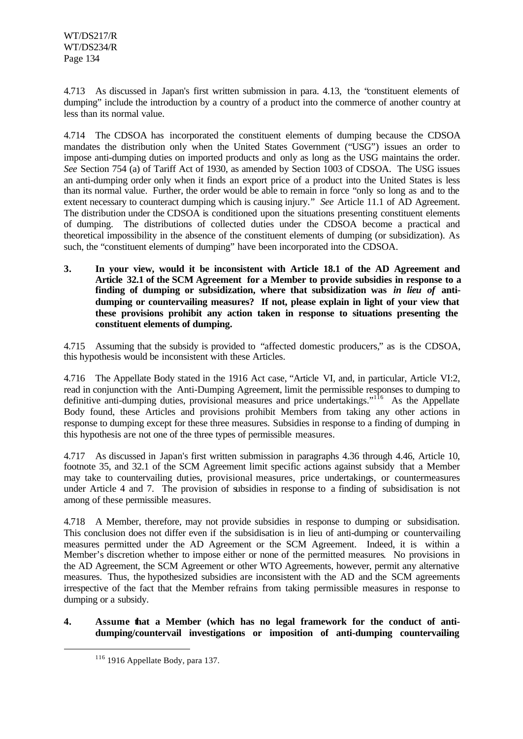4.713 As discussed in Japan's first written submission in para. 4.13, the "constituent elements of dumping" include the introduction by a country of a product into the commerce of another country at less than its normal value.

4.714 The CDSOA has incorporated the constituent elements of dumping because the CDSOA mandates the distribution only when the United States Government ("USG") issues an order to impose anti-dumping duties on imported products and only as long as the USG maintains the order. *See* Section 754 (a) of Tariff Act of 1930, as amended by Section 1003 of CDSOA. The USG issues an anti-dumping order only when it finds an export price of a product into the United States is less than its normal value. Further, the order would be able to remain in force "only so long as and to the extent necessary to counteract dumping which is causing injury." *See* Article 11.1 of AD Agreement. The distribution under the CDSOA is conditioned upon the situations presenting constituent elements of dumping. The distributions of collected duties under the CDSOA become a practical and theoretical impossibility in the absence of the constituent elements of dumping (or subsidization). As such, the "constituent elements of dumping" have been incorporated into the CDSOA.

**3. In your view, would it be inconsistent with Article 18.1 of the AD Agreement and Article 32.1 of the SCM Agreement for a Member to provide subsidies in response to a finding of dumping or subsidization, where that subsidization was *in lieu of* anti-dumping or countervailing measures? If not, please explain in light of your view that these provisions prohibit any action taken in response to situations presenting the constituent elements of dumping.**

4.715 Assuming that the subsidy is provided to "affected domestic producers," as is the CDSOA, this hypothesis would be inconsistent with these Articles.

4.716 The Appellate Body stated in the 1916 Act case, "Article VI, and, in particular, Article VI:2, read in conjunction with the Anti-Dumping Agreement, limit the permissible responses to dumping to definitive anti-dumping duties, provisional measures and price undertakings."[116] As the Appellate Body found, these Articles and provisions prohibit Members from taking any other actions in response to dumping except for these three measures. Subsidies in response to a finding of dumping in this hypothesis are not one of the three types of permissible measures.

4.717 As discussed in Japan's first written submission in paragraphs 4.36 through 4.46, Article 10, footnote 35, and 32.1 of the SCM Agreement limit specific actions against subsidy that a Member may take to countervailing duties, provisional measures, price undertakings, or countermeasures under Article 4 and 7. The provision of subsidies in response to a finding of subsidisation is not among of these permissible measures.

4.718 A Member, therefore, may not provide subsidies in response to dumping or subsidisation. This conclusion does not differ even if the subsidisation is in lieu of anti-dumping or countervailing measures permitted under the AD Agreement or the SCM Agreement. Indeed, it is within a Member's discretion whether to impose either or none of the permitted measures. No provisions in the AD Agreement, the SCM Agreement or other WTO Agreements, however, permit any alternative measures. Thus, the hypothesized subsidies are inconsistent with the AD and the SCM agreements irrespective of the fact that the Member refrains from taking permissible measures in response to dumping or a subsidy.

**4. Assume that a Member (which has no legal framework for the conduct of anti-dumping/countervail investigations or imposition of anti-dumping countervailing**

[116] 1916 Appellate Body, para 137.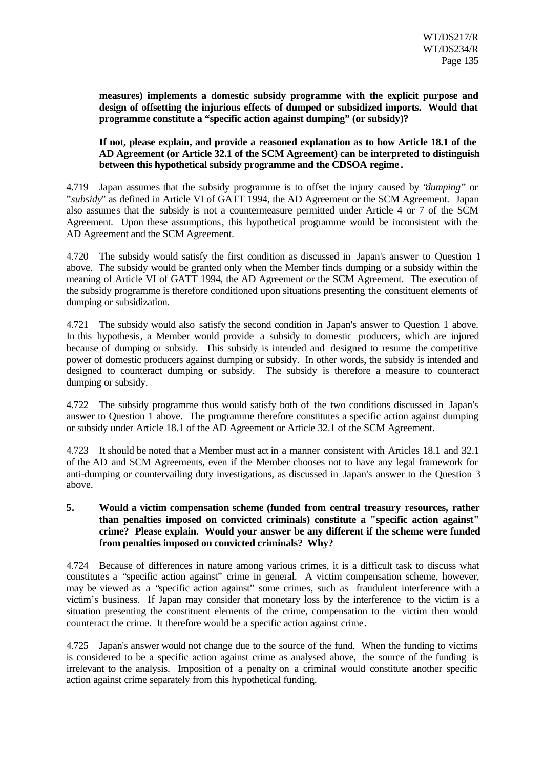**measures) implements a domestic subsidy programme with the explicit purpose and design of offsetting the injurious effects of dumped or subsidized imports. Would that programme constitute a "specific action against dumping" (or subsidy)?**

**If not, please explain, and provide a reasoned explanation as to how Article 18.1 of the AD Agreement (or Article 32.1 of the SCM Agreement) can be interpreted to distinguish between this hypothetical subsidy programme and the CDSOA regime.**

4.719 Japan assumes that the subsidy programme is to offset the injury caused by "*dumping*" or "*subsidy*" as defined in Article VI of GATT 1994, the AD Agreement or the SCM Agreement. Japan also assumes that the subsidy is not a countermeasure permitted under Article 4 or 7 of the SCM Agreement. Upon these assumptions, this hypothetical programme would be inconsistent with the AD Agreement and the SCM Agreement.

4.720 The subsidy would satisfy the first condition as discussed in Japan's answer to Question 1 above. The subsidy would be granted only when the Member finds dumping or a subsidy within the meaning of Article VI of GATT 1994, the AD Agreement or the SCM Agreement. The execution of the subsidy programme is therefore conditioned upon situations presenting the constituent elements of dumping or subsidization.

4.721 The subsidy would also satisfy the second condition in Japan's answer to Question 1 above. In this hypothesis, a Member would provide a subsidy to domestic producers, which are injured because of dumping or subsidy. This subsidy is intended and designed to resume the competitive power of domestic producers against dumping or subsidy. In other words, the subsidy is intended and designed to counteract dumping or subsidy. The subsidy is therefore a measure to counteract dumping or subsidy.

4.722 The subsidy programme thus would satisfy both of the two conditions discussed in Japan's answer to Question 1 above. The programme therefore constitutes a specific action against dumping or subsidy under Article 18.1 of the AD Agreement or Article 32.1 of the SCM Agreement.

4.723 It should be noted that a Member must act in a manner consistent with Articles 18.1 and 32.1 of the AD and SCM Agreements, even if the Member chooses not to have any legal framework for anti-dumping or countervailing duty investigations, as discussed in Japan's answer to the Question 3 above.

**5. Would a victim compensation scheme (funded from central treasury resources, rather than penalties imposed on convicted criminals) constitute a "specific action against" crime? Please explain. Would your answer be any different if the scheme were funded from penalties imposed on convicted criminals? Why?**

4.724 Because of differences in nature among various crimes, it is a difficult task to discuss what constitutes a "specific action against" crime in general. A victim compensation scheme, however, may be viewed as a "specific action against" some crimes, such as fraudulent interference with a victim's business. If Japan may consider that monetary loss by the interference to the victim is a situation presenting the constituent elements of the crime, compensation to the victim then would counteract the crime. It therefore would be a specific action against crime.

4.725 Japan's answer would not change due to the source of the fund. When the funding to victims is considered to be a specific action against crime as analysed above, the source of the funding is irrelevant to the analysis. Imposition of a penalty on a criminal would constitute another specific action against crime separately from this hypothetical funding.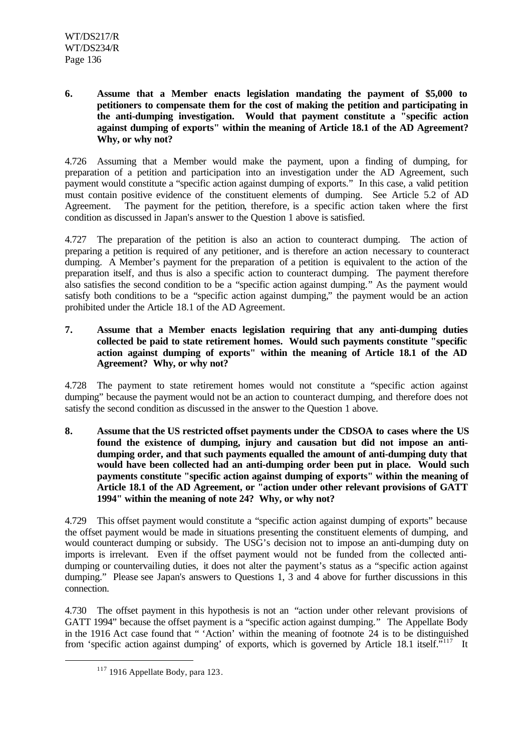**6. Assume that a Member enacts legislation mandating the payment of $5,000 to petitioners to compensate them for the cost of making the petition and participating in the anti-dumping investigation. Would that payment constitute a "specific action against dumping of exports" within the meaning of Article 18.1 of the AD Agreement? Why, or why not?**

4.726 Assuming that a Member would make the payment, upon a finding of dumping, for preparation of a petition and participation into an investigation under the AD Agreement, such payment would constitute a "specific action against dumping of exports." In this case, a valid petition must contain positive evidence of the constituent elements of dumping. See Article 5.2 of AD Agreement. The payment for the petition, therefore, is a specific action taken where the first condition as discussed in Japan's answer to the Question 1 above is satisfied.

4.727 The preparation of the petition is also an action to counteract dumping. The action of preparing a petition is required of any petitioner, and is therefore an action necessary to counteract dumping. A Member's payment for the preparation of a petition is equivalent to the action of the preparation itself, and thus is also a specific action to counteract dumping. The payment therefore also satisfies the second condition to be a "specific action against dumping." As the payment would satisfy both conditions to be a "specific action against dumping," the payment would be an action prohibited under the Article 18.1 of the AD Agreement.

**7. Assume that a Member enacts legislation requiring that any anti-dumping duties collected be paid to state retirement homes. Would such payments constitute "specific action against dumping of exports" within the meaning of Article 18.1 of the AD Agreement? Why, or why not?**

4.728 The payment to state retirement homes would not constitute a "specific action against dumping" because the payment would not be an action to counteract dumping, and therefore does not satisfy the second condition as discussed in the answer to the Question 1 above.

**8. Assume that the US restricted offset payments under the CDSOA to cases where the US found the existence of dumping, injury and causation but did not impose an anti-dumping order, and that such payments equalled the amount of anti-dumping duty that would have been collected had an anti-dumping order been put in place. Would such payments constitute "specific action against dumping of exports" within the meaning of Article 18.1 of the AD Agreement, or "action under other relevant provisions of GATT 1994" within the meaning of note 24? Why, or why not?**

4.729 This offset payment would constitute a "specific action against dumping of exports" because the offset payment would be made in situations presenting the constituent elements of dumping, and would counteract dumping or subsidy. The USG's decision not to impose an anti-dumping duty on imports is irrelevant. Even if the offset payment would not be funded from the collected anti-dumping or countervailing duties, it does not alter the payment's status as a "specific action against dumping." Please see Japan's answers to Questions 1, 3 and 4 above for further discussions in this connection.

4.730 The offset payment in this hypothesis is not an "action under other relevant provisions of GATT 1994" because the offset payment is a "specific action against dumping." The Appellate Body in the 1916 Act case found that " 'Action' within the meaning of footnote 24 is to be distinguished from 'specific action against dumping' of exports, which is governed by Article 18.1 itself."[117] It

[117] 1916 Appellate Body, para 123.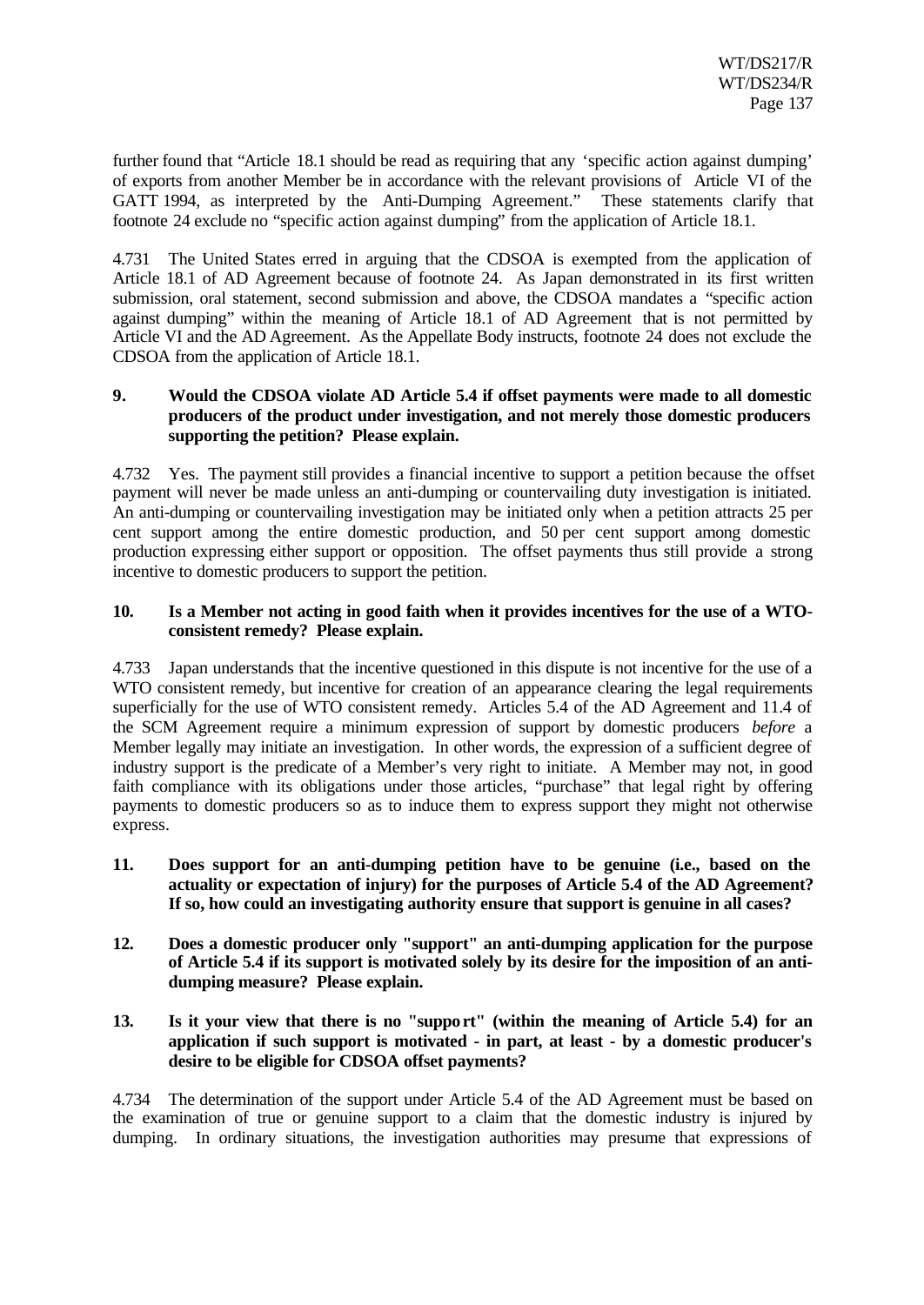further found that "Article 18.1 should be read as requiring that any 'specific action against dumping' of exports from another Member be in accordance with the relevant provisions of Article VI of the GATT 1994, as interpreted by the Anti-Dumping Agreement." These statements clarify that footnote 24 exclude no "specific action against dumping" from the application of Article 18.1.

4.731 The United States erred in arguing that the CDSOA is exempted from the application of Article 18.1 of AD Agreement because of footnote 24. As Japan demonstrated in its first written submission, oral statement, second submission and above, the CDSOA mandates a "specific action against dumping" within the meaning of Article 18.1 of AD Agreement that is not permitted by Article VI and the AD Agreement. As the Appellate Body instructs, footnote 24 does not exclude the CDSOA from the application of Article 18.1.

**9. Would the CDSOA violate AD Article 5.4 if offset payments were made to all domestic producers of the product under investigation, and not merely those domestic producers supporting the petition? Please explain.**

4.732 Yes. The payment still provides a financial incentive to support a petition because the offset payment will never be made unless an anti-dumping or countervailing duty investigation is initiated. An anti-dumping or countervailing investigation may be initiated only when a petition attracts 25 per cent support among the entire domestic production, and 50 per cent support among domestic production expressing either support or opposition. The offset payments thus still provide a strong incentive to domestic producers to support the petition.

**10. Is a Member not acting in good faith when it provides incentives for the use of a WTO-consistent remedy? Please explain.**

4.733 Japan understands that the incentive questioned in this dispute is not incentive for the use of a WTO consistent remedy, but incentive for creation of an appearance clearing the legal requirements superficially for the use of WTO consistent remedy. Articles 5.4 of the AD Agreement and 11.4 of the SCM Agreement require a minimum expression of support by domestic producers *before* a Member legally may initiate an investigation. In other words, the expression of a sufficient degree of industry support is the predicate of a Member's very right to initiate. A Member may not, in good faith compliance with its obligations under those articles, "purchase" that legal right by offering payments to domestic producers so as to induce them to express support they might not otherwise express.

**11. Does support for an anti-dumping petition have to be genuine (i.e., based on the actuality or expectation of injury) for the purposes of Article 5.4 of the AD Agreement? If so, how could an investigating authority ensure that support is genuine in all cases?**

**12. Does a domestic producer only "support" an anti-dumping application for the purpose of Article 5.4 if its support is motivated solely by its desire for the imposition of an anti-dumping measure? Please explain.**

**13. Is it your view that there is no "support" (within the meaning of Article 5.4) for an application if such support is motivated - in part, at least - by a domestic producer's desire to be eligible for CDSOA offset payments?**

4.734 The determination of the support under Article 5.4 of the AD Agreement must be based on the examination of true or genuine support to a claim that the domestic industry is injured by dumping. In ordinary situations, the investigation authorities may presume that expressions of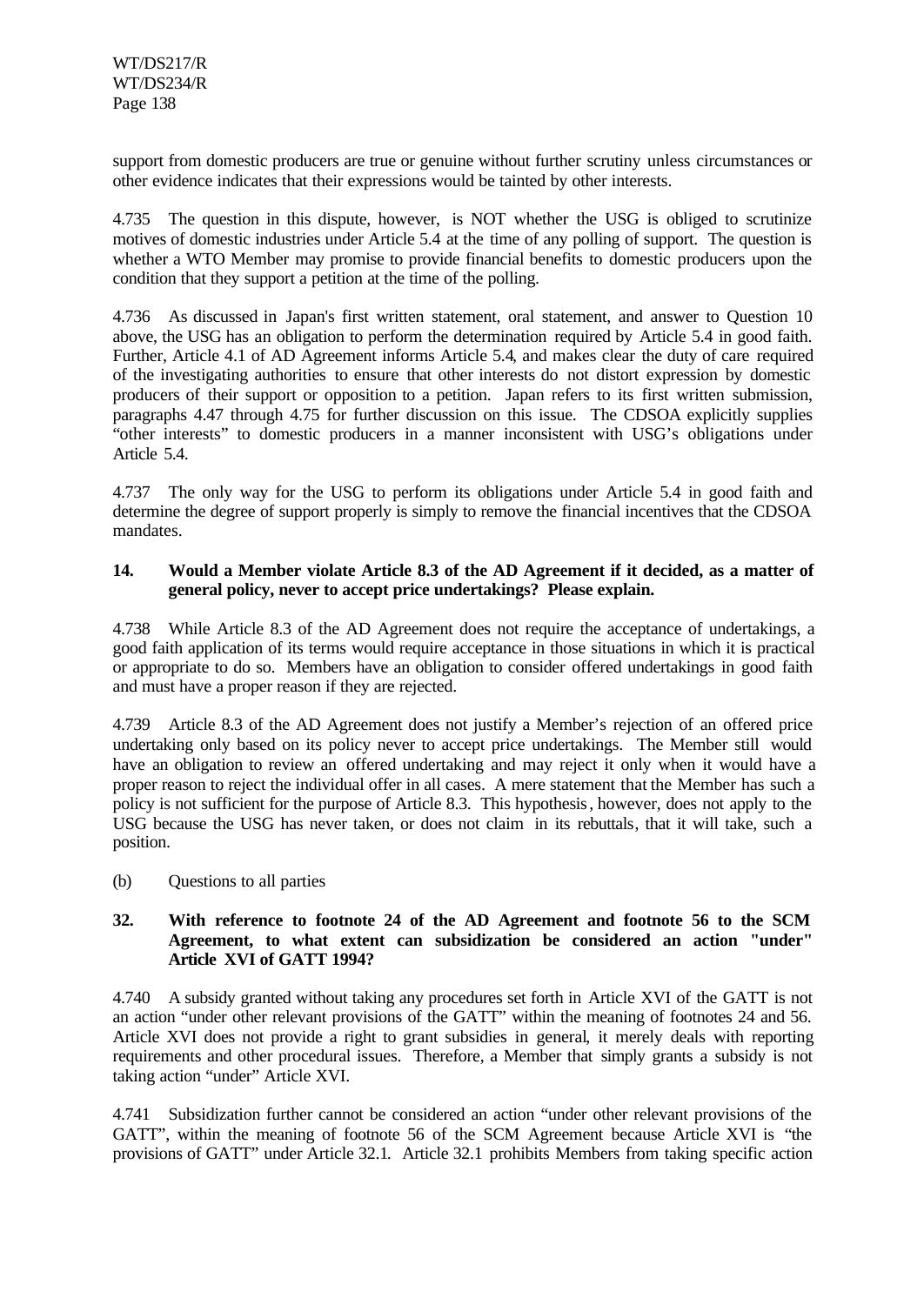support from domestic producers are true or genuine without further scrutiny unless circumstances or other evidence indicates that their expressions would be tainted by other interests.

4.735 The question in this dispute, however, is NOT whether the USG is obliged to scrutinize motives of domestic industries under Article 5.4 at the time of any polling of support. The question is whether a WTO Member may promise to provide financial benefits to domestic producers upon the condition that they support a petition at the time of the polling.

4.736 As discussed in Japan's first written statement, oral statement, and answer to Question 10 above, the USG has an obligation to perform the determination required by Article 5.4 in good faith. Further, Article 4.1 of AD Agreement informs Article 5.4, and makes clear the duty of care required of the investigating authorities to ensure that other interests do not distort expression by domestic producers of their support or opposition to a petition. Japan refers to its first written submission, paragraphs 4.47 through 4.75 for further discussion on this issue. The CDSOA explicitly supplies "other interests" to domestic producers in a manner inconsistent with USG's obligations under Article 5.4.

4.737 The only way for the USG to perform its obligations under Article 5.4 in good faith and determine the degree of support properly is simply to remove the financial incentives that the CDSOA mandates.

**14. Would a Member violate Article 8.3 of the AD Agreement if it decided, as a matter of general policy, never to accept price undertakings? Please explain.**

4.738 While Article 8.3 of the AD Agreement does not require the acceptance of undertakings, a good faith application of its terms would require acceptance in those situations in which it is practical or appropriate to do so. Members have an obligation to consider offered undertakings in good faith and must have a proper reason if they are rejected.

4.739 Article 8.3 of the AD Agreement does not justify a Member's rejection of an offered price undertaking only based on its policy never to accept price undertakings. The Member still would have an obligation to review an offered undertaking and may reject it only when it would have a proper reason to reject the individual offer in all cases. A mere statement that the Member has such a policy is not sufficient for the purpose of Article 8.3. This hypothesis, however, does not apply to the USG because the USG has never taken, or does not claim in its rebuttals, that it will take, such a position.

(b) Questions to all parties

**32. With reference to footnote 24 of the AD Agreement and footnote 56 to the SCM Agreement, to what extent can subsidization be considered an action "under" Article XVI of GATT 1994?**

4.740 A subsidy granted without taking any procedures set forth in Article XVI of the GATT is not an action "under other relevant provisions of the GATT" within the meaning of footnotes 24 and 56. Article XVI does not provide a right to grant subsidies in general, it merely deals with reporting requirements and other procedural issues. Therefore, a Member that simply grants a subsidy is not taking action "under" Article XVI.

4.741 Subsidization further cannot be considered an action "under other relevant provisions of the GATT", within the meaning of footnote 56 of the SCM Agreement because Article XVI is "the provisions of GATT" under Article 32.1. Article 32.1 prohibits Members from taking specific action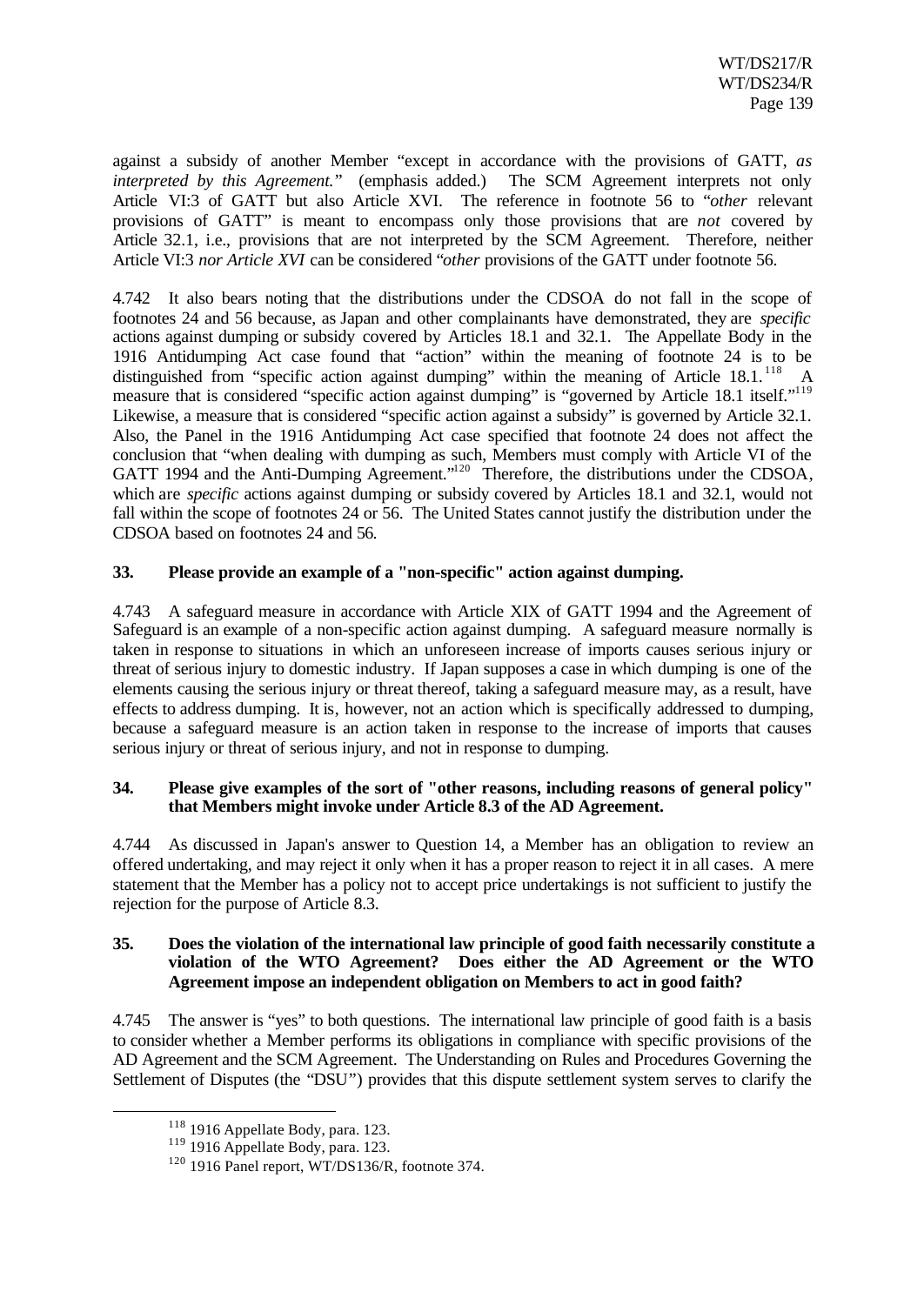against a subsidy of another Member "except in accordance with the provisions of GATT, *as interpreted by this Agreement.*" (emphasis added.) The SCM Agreement interprets not only Article VI:3 of GATT but also Article XVI. The reference in footnote 56 to "*other* relevant provisions of GATT" is meant to encompass only those provisions that are *not* covered by Article 32.1, i.e., provisions that are not interpreted by the SCM Agreement. Therefore, neither Article VI:3 *nor Article XVI* can be considered "*other* provisions of the GATT under footnote 56.

4.742 It also bears noting that the distributions under the CDSOA do not fall in the scope of footnotes 24 and 56 because, as Japan and other complainants have demonstrated, they are *specific* actions against dumping or subsidy covered by Articles 18.1 and 32.1. The Appellate Body in the 1916 Antidumping Act case found that "action" within the meaning of footnote 24 is to be distinguished from "specific action against dumping" within the meaning of Article 18.1.[118] A measure that is considered "specific action against dumping" is "governed by Article 18.1 itself."[119] Likewise, a measure that is considered "specific action against a subsidy" is governed by Article 32.1. Also, the Panel in the 1916 Antidumping Act case specified that footnote 24 does not affect the conclusion that "when dealing with dumping as such, Members must comply with Article VI of the GATT 1994 and the Anti-Dumping Agreement."[120] Therefore, the distributions under the CDSOA, which are *specific* actions against dumping or subsidy covered by Articles 18.1 and 32.1, would not fall within the scope of footnotes 24 or 56. The United States cannot justify the distribution under the CDSOA based on footnotes 24 and 56.

**33. Please provide an example of a "non-specific" action against dumping.**

4.743 A safeguard measure in accordance with Article XIX of GATT 1994 and the Agreement of Safeguard is an example of a non-specific action against dumping. A safeguard measure normally is taken in response to situations in which an unforeseen increase of imports causes serious injury or threat of serious injury to domestic industry. If Japan supposes a case in which dumping is one of the elements causing the serious injury or threat thereof, taking a safeguard measure may, as a result, have effects to address dumping. It is, however, not an action which is specifically addressed to dumping, because a safeguard measure is an action taken in response to the increase of imports that causes serious injury or threat of serious injury, and not in response to dumping.

**34. Please give examples of the sort of "other reasons, including reasons of general policy" that Members might invoke under Article 8.3 of the AD Agreement.**

4.744 As discussed in Japan's answer to Question 14, a Member has an obligation to review an offered undertaking, and may reject it only when it has a proper reason to reject it in all cases. A mere statement that the Member has a policy not to accept price undertakings is not sufficient to justify the rejection for the purpose of Article 8.3.

**35. Does the violation of the international law principle of good faith necessarily constitute a violation of the WTO Agreement? Does either the AD Agreement or the WTO Agreement impose an independent obligation on Members to act in good faith?**

4.745 The answer is "yes" to both questions. The international law principle of good faith is a basis to consider whether a Member performs its obligations in compliance with specific provisions of the AD Agreement and the SCM Agreement. The Understanding on Rules and Procedures Governing the Settlement of Disputes (the "DSU") provides that this dispute settlement system serves to clarify the

---

[118] 1916 Appellate Body, para. 123.

[119] 1916 Appellate Body, para. 123.

[120] 1916 Panel report, WT/DS136/R, footnote 374.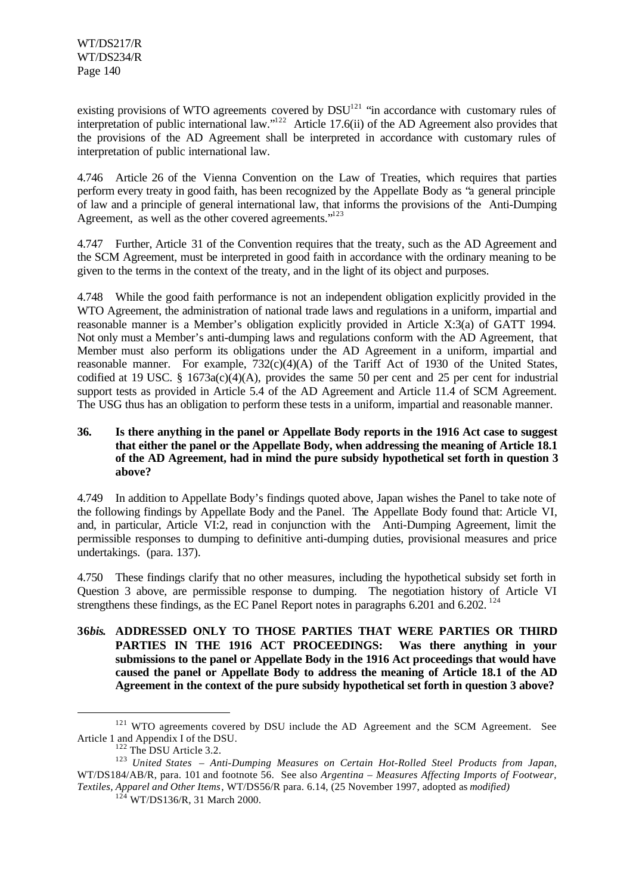existing provisions of WTO agreements covered by DSU[121] "in accordance with customary rules of interpretation of public international law."[122] Article 17.6(ii) of the AD Agreement also provides that the provisions of the AD Agreement shall be interpreted in accordance with customary rules of interpretation of public international law.

4.746 Article 26 of the Vienna Convention on the Law of Treaties, which requires that parties perform every treaty in good faith, has been recognized by the Appellate Body as "a general principle of law and a principle of general international law, that informs the provisions of the Anti-Dumping Agreement, as well as the other covered agreements."[123]

4.747 Further, Article 31 of the Convention requires that the treaty, such as the AD Agreement and the SCM Agreement, must be interpreted in good faith in accordance with the ordinary meaning to be given to the terms in the context of the treaty, and in the light of its object and purposes.

4.748 While the good faith performance is not an independent obligation explicitly provided in the WTO Agreement, the administration of national trade laws and regulations in a uniform, impartial and reasonable manner is a Member's obligation explicitly provided in Article X:3(a) of GATT 1994. Not only must a Member's anti-dumping laws and regulations conform with the AD Agreement, that Member must also perform its obligations under the AD Agreement in a uniform, impartial and reasonable manner. For example, 732(c)(4)(A) of the Tariff Act of 1930 of the United States, codified at 19 USC. § 1673a(c)(4)(A), provides the same 50 per cent and 25 per cent for industrial support tests as provided in Article 5.4 of the AD Agreement and Article 11.4 of SCM Agreement. The USG thus has an obligation to perform these tests in a uniform, impartial and reasonable manner.

**36. Is there anything in the panel or Appellate Body reports in the 1916 Act case to suggest that either the panel or the Appellate Body, when addressing the meaning of Article 18.1 of the AD Agreement, had in mind the pure subsidy hypothetical set forth in question 3 above?**

4.749 In addition to Appellate Body's findings quoted above, Japan wishes the Panel to take note of the following findings by Appellate Body and the Panel. The Appellate Body found that: Article VI, and, in particular, Article VI:2, read in conjunction with the Anti-Dumping Agreement, limit the permissible responses to dumping to definitive anti-dumping duties, provisional measures and price undertakings. (para. 137).

4.750 These findings clarify that no other measures, including the hypothetical subsidy set forth in Question 3 above, are permissible response to dumping. The negotiation history of Article VI strengthens these findings, as the EC Panel Report notes in paragraphs 6.201 and 6.202.[124]

**36*bis*. ADDRESSED ONLY TO THOSE PARTIES THAT WERE PARTIES OR THIRD PARTIES IN THE 1916 ACT PROCEEDINGS: Was there anything in your submissions to the panel or Appellate Body in the 1916 Act proceedings that would have caused the panel or Appellate Body to address the meaning of Article 18.1 of the AD Agreement in the context of the pure subsidy hypothetical set forth in question 3 above?**

---

[121] WTO agreements covered by DSU include the AD Agreement and the SCM Agreement. See Article 1 and Appendix I of the DSU.

[122] The DSU Article 3.2.

[123] *United States – Anti-Dumping Measures on Certain Hot-Rolled Steel Products from Japan*, WT/DS184/AB/R, para. 101 and footnote 56. See also *Argentina – Measures Affecting Imports of Footwear, Textiles, Apparel and Other Items*, WT/DS56/R para. 6.14, (25 November 1997, adopted as *modified)*

[124] WT/DS136/R, 31 March 2000.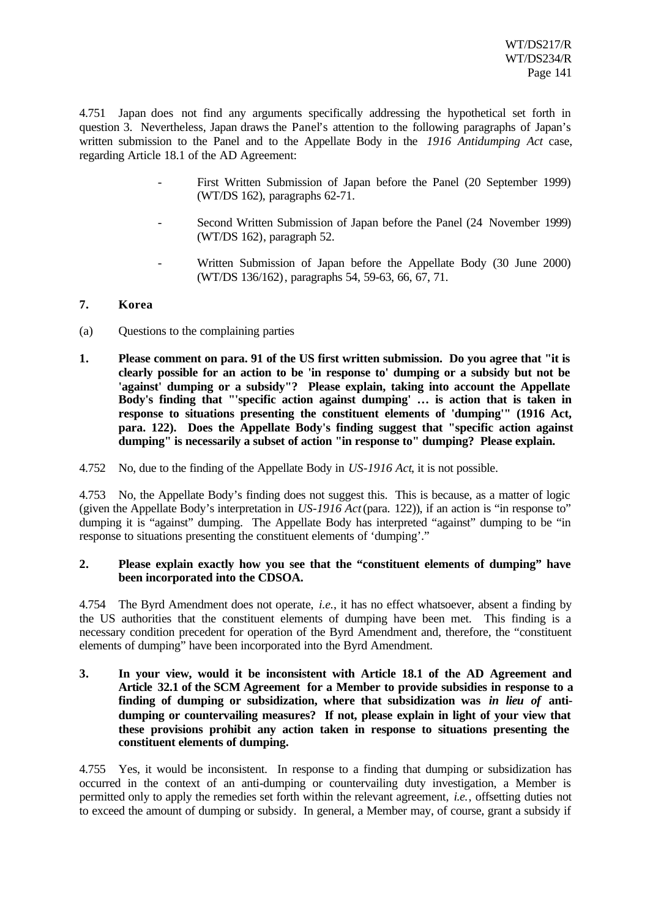4.751 Japan does not find any arguments specifically addressing the hypothetical set forth in question 3. Nevertheless, Japan draws the Panel's attention to the following paragraphs of Japan's written submission to the Panel and to the Appellate Body in the *1916 Antidumping Act* case, regarding Article 18.1 of the AD Agreement:

- First Written Submission of Japan before the Panel (20 September 1999) (WT/DS 162), paragraphs 62-71.
- Second Written Submission of Japan before the Panel (24 November 1999) (WT/DS 162), paragraph 52.
- Written Submission of Japan before the Appellate Body (30 June 2000) (WT/DS 136/162), paragraphs 54, 59-63, 66, 67, 71.

### 7. Korea

(a) Questions to the complaining parties

**1. Please comment on para. 91 of the US first written submission. Do you agree that "it is clearly possible for an action to be 'in response to' dumping or a subsidy but not be 'against' dumping or a subsidy"? Please explain, taking into account the Appellate Body's finding that "'specific action against dumping' … is action that is taken in response to situations presenting the constituent elements of 'dumping'" (1916 Act, para. 122). Does the Appellate Body's finding suggest that "specific action against dumping" is necessarily a subset of action "in response to" dumping? Please explain.**

4.752 No, due to the finding of the Appellate Body in *US-1916 Act*, it is not possible.

4.753 No, the Appellate Body's finding does not suggest this. This is because, as a matter of logic (given the Appellate Body's interpretation in *US-1916 Act* (para. 122)), if an action is "in response to" dumping it is "against" dumping. The Appellate Body has interpreted "against" dumping to be "in response to situations presenting the constituent elements of 'dumping'."

**2. Please explain exactly how you see that the "constituent elements of dumping" have been incorporated into the CDSOA.**

4.754 The Byrd Amendment does not operate, *i.e.*, it has no effect whatsoever, absent a finding by the US authorities that the constituent elements of dumping have been met. This finding is a necessary condition precedent for operation of the Byrd Amendment and, therefore, the "constituent elements of dumping" have been incorporated into the Byrd Amendment.

**3. In your view, would it be inconsistent with Article 18.1 of the AD Agreement and Article 32.1 of the SCM Agreement for a Member to provide subsidies in response to a finding of dumping or subsidization, where that subsidization was *in lieu of* anti-dumping or countervailing measures? If not, please explain in light of your view that these provisions prohibit any action taken in response to situations presenting the constituent elements of dumping.**

4.755 Yes, it would be inconsistent. In response to a finding that dumping or subsidization has occurred in the context of an anti-dumping or countervailing duty investigation, a Member is permitted only to apply the remedies set forth within the relevant agreement, *i.e.*, offsetting duties not to exceed the amount of dumping or subsidy. In general, a Member may, of course, grant a subsidy if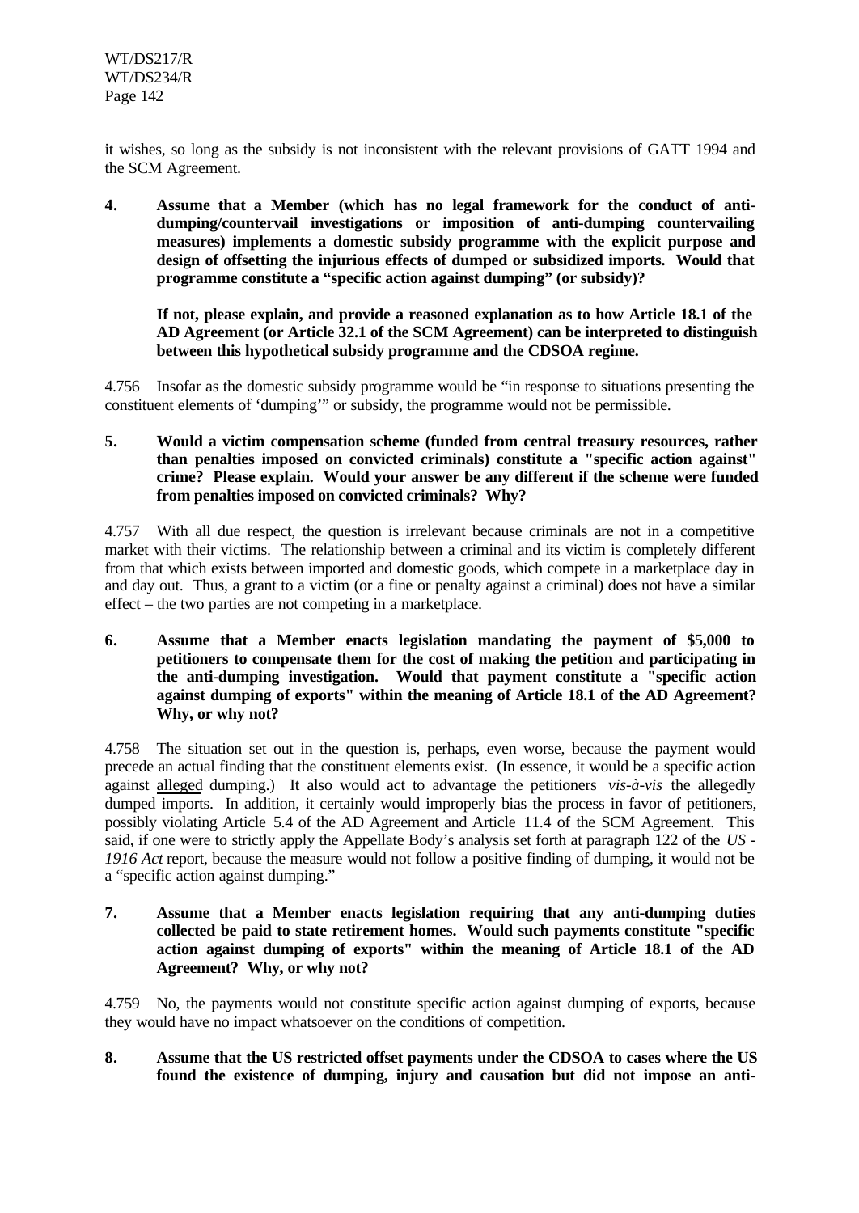it wishes, so long as the subsidy is not inconsistent with the relevant provisions of GATT 1994 and the SCM Agreement.

**4. Assume that a Member (which has no legal framework for the conduct of anti-dumping/countervail investigations or imposition of anti-dumping countervailing measures) implements a domestic subsidy programme with the explicit purpose and design of offsetting the injurious effects of dumped or subsidized imports. Would that programme constitute a "specific action against dumping" (or subsidy)?**

**If not, please explain, and provide a reasoned explanation as to how Article 18.1 of the AD Agreement (or Article 32.1 of the SCM Agreement) can be interpreted to distinguish between this hypothetical subsidy programme and the CDSOA regime.**

4.756 Insofar as the domestic subsidy programme would be "in response to situations presenting the constituent elements of 'dumping'" or subsidy, the programme would not be permissible.

**5. Would a victim compensation scheme (funded from central treasury resources, rather than penalties imposed on convicted criminals) constitute a "specific action against" crime? Please explain. Would your answer be any different if the scheme were funded from penalties imposed on convicted criminals? Why?**

4.757 With all due respect, the question is irrelevant because criminals are not in a competitive market with their victims. The relationship between a criminal and its victim is completely different from that which exists between imported and domestic goods, which compete in a marketplace day in and day out. Thus, a grant to a victim (or a fine or penalty against a criminal) does not have a similar effect – the two parties are not competing in a marketplace.

**6. Assume that a Member enacts legislation mandating the payment of $5,000 to petitioners to compensate them for the cost of making the petition and participating in the anti-dumping investigation. Would that payment constitute a "specific action against dumping of exports" within the meaning of Article 18.1 of the AD Agreement? Why, or why not?**

4.758 The situation set out in the question is, perhaps, even worse, because the payment would precede an actual finding that the constituent elements exist. (In essence, it would be a specific action against alleged dumping.) It also would act to advantage the petitioners *vis-à-vis* the allegedly dumped imports. In addition, it certainly would improperly bias the process in favor of petitioners, possibly violating Article 5.4 of the AD Agreement and Article 11.4 of the SCM Agreement. This said, if one were to strictly apply the Appellate Body's analysis set forth at paragraph 122 of the *US - 1916 Act* report, because the measure would not follow a positive finding of dumping, it would not be a "specific action against dumping."

**7. Assume that a Member enacts legislation requiring that any anti-dumping duties collected be paid to state retirement homes. Would such payments constitute "specific action against dumping of exports" within the meaning of Article 18.1 of the AD Agreement? Why, or why not?**

4.759 No, the payments would not constitute specific action against dumping of exports, because they would have no impact whatsoever on the conditions of competition.

**8. Assume that the US restricted offset payments under the CDSOA to cases where the US found the existence of dumping, injury and causation but did not impose an anti-**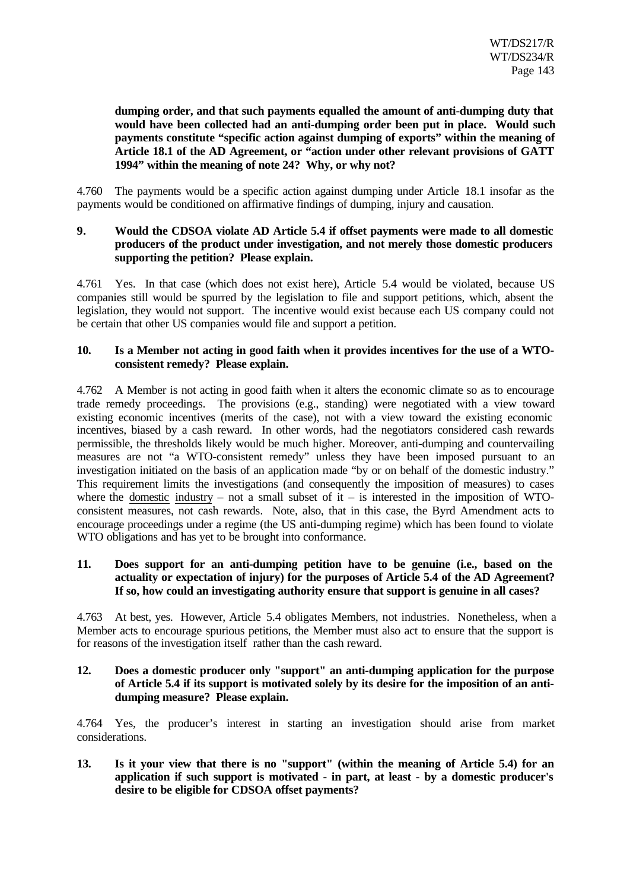**dumping order, and that such payments equalled the amount of anti-dumping duty that would have been collected had an anti-dumping order been put in place. Would such payments constitute "specific action against dumping of exports" within the meaning of Article 18.1 of the AD Agreement, or "action under other relevant provisions of GATT 1994" within the meaning of note 24? Why, or why not?**

4.760 The payments would be a specific action against dumping under Article 18.1 insofar as the payments would be conditioned on affirmative findings of dumping, injury and causation.

**9. Would the CDSOA violate AD Article 5.4 if offset payments were made to all domestic producers of the product under investigation, and not merely those domestic producers supporting the petition? Please explain.**

4.761 Yes. In that case (which does not exist here), Article 5.4 would be violated, because US companies still would be spurred by the legislation to file and support petitions, which, absent the legislation, they would not support. The incentive would exist because each US company could not be certain that other US companies would file and support a petition.

**10. Is a Member not acting in good faith when it provides incentives for the use of a WTO-consistent remedy? Please explain.**

4.762 A Member is not acting in good faith when it alters the economic climate so as to encourage trade remedy proceedings. The provisions (e.g., standing) were negotiated with a view toward existing economic incentives (merits of the case), not with a view toward the existing economic incentives, biased by a cash reward. In other words, had the negotiators considered cash rewards permissible, the thresholds likely would be much higher. Moreover, anti-dumping and countervailing measures are not "a WTO-consistent remedy" unless they have been imposed pursuant to an investigation initiated on the basis of an application made "by or on behalf of the domestic industry." This requirement limits the investigations (and consequently the imposition of measures) to cases where the <u>domestic industry</u> – not a small subset of it – is interested in the imposition of WTO-consistent measures, not cash rewards. Note, also, that in this case, the Byrd Amendment acts to encourage proceedings under a regime (the US anti-dumping regime) which has been found to violate WTO obligations and has yet to be brought into conformance.

**11. Does support for an anti-dumping petition have to be genuine (i.e., based on the actuality or expectation of injury) for the purposes of Article 5.4 of the AD Agreement? If so, how could an investigating authority ensure that support is genuine in all cases?**

4.763 At best, yes. However, Article 5.4 obligates Members, not industries. Nonetheless, when a Member acts to encourage spurious petitions, the Member must also act to ensure that the support is for reasons of the investigation itself rather than the cash reward.

**12. Does a domestic producer only "support" an anti-dumping application for the purpose of Article 5.4 if its support is motivated solely by its desire for the imposition of an anti-dumping measure? Please explain.**

4.764 Yes, the producer's interest in starting an investigation should arise from market considerations.

**13. Is it your view that there is no "support" (within the meaning of Article 5.4) for an application if such support is motivated - in part, at least - by a domestic producer's desire to be eligible for CDSOA offset payments?**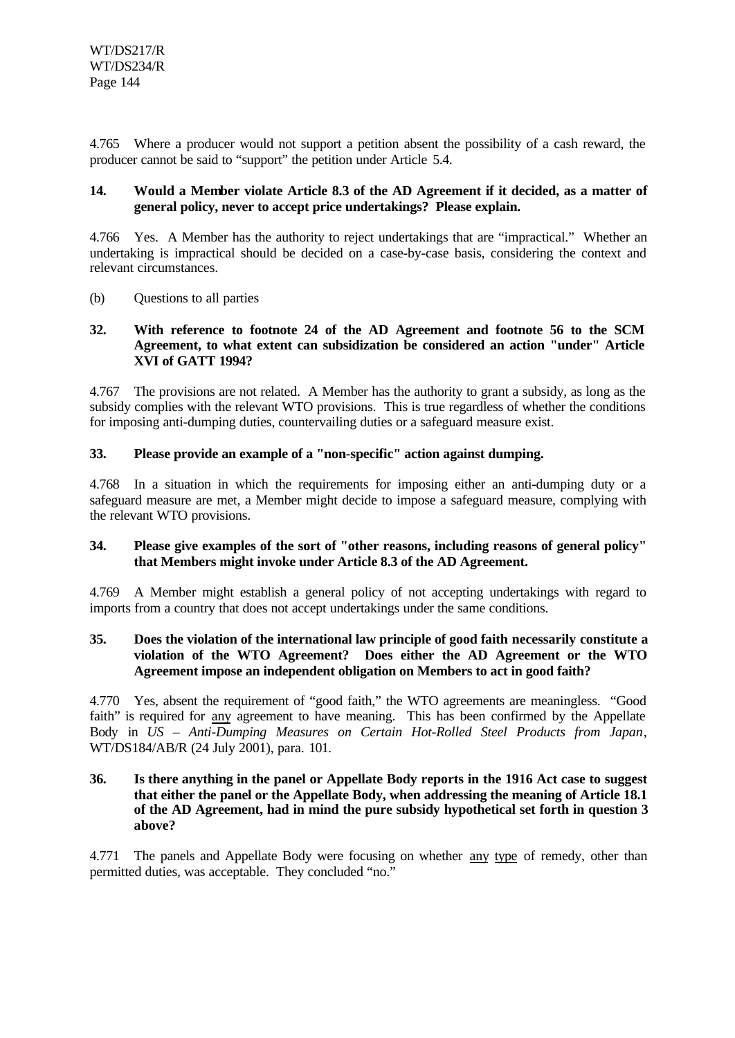4.765 Where a producer would not support a petition absent the possibility of a cash reward, the producer cannot be said to "support" the petition under Article 5.4.

**14. Would a Member violate Article 8.3 of the AD Agreement if it decided, as a matter of general policy, never to accept price undertakings? Please explain.**

4.766 Yes. A Member has the authority to reject undertakings that are "impractical." Whether an undertaking is impractical should be decided on a case-by-case basis, considering the context and relevant circumstances.

(b) Questions to all parties

**32. With reference to footnote 24 of the AD Agreement and footnote 56 to the SCM Agreement, to what extent can subsidization be considered an action "under" Article XVI of GATT 1994?**

4.767 The provisions are not related. A Member has the authority to grant a subsidy, as long as the subsidy complies with the relevant WTO provisions. This is true regardless of whether the conditions for imposing anti-dumping duties, countervailing duties or a safeguard measure exist.

**33. Please provide an example of a "non-specific" action against dumping.**

4.768 In a situation in which the requirements for imposing either an anti-dumping duty or a safeguard measure are met, a Member might decide to impose a safeguard measure, complying with the relevant WTO provisions.

**34. Please give examples of the sort of "other reasons, including reasons of general policy" that Members might invoke under Article 8.3 of the AD Agreement.**

4.769 A Member might establish a general policy of not accepting undertakings with regard to imports from a country that does not accept undertakings under the same conditions.

**35. Does the violation of the international law principle of good faith necessarily constitute a violation of the WTO Agreement? Does either the AD Agreement or the WTO Agreement impose an independent obligation on Members to act in good faith?**

4.770 Yes, absent the requirement of "good faith," the WTO agreements are meaningless. "Good faith" is required for <u>any</u> agreement to have meaning. This has been confirmed by the Appellate Body in *US – Anti-Dumping Measures on Certain Hot-Rolled Steel Products from Japan*, WT/DS184/AB/R (24 July 2001), para. 101.

**36. Is there anything in the panel or Appellate Body reports in the 1916 Act case to suggest that either the panel or the Appellate Body, when addressing the meaning of Article 18.1 of the AD Agreement, had in mind the pure subsidy hypothetical set forth in question 3 above?**

4.771 The panels and Appellate Body were focusing on whether <u>any</u> <u>type</u> of remedy, other than permitted duties, was acceptable. They concluded "no."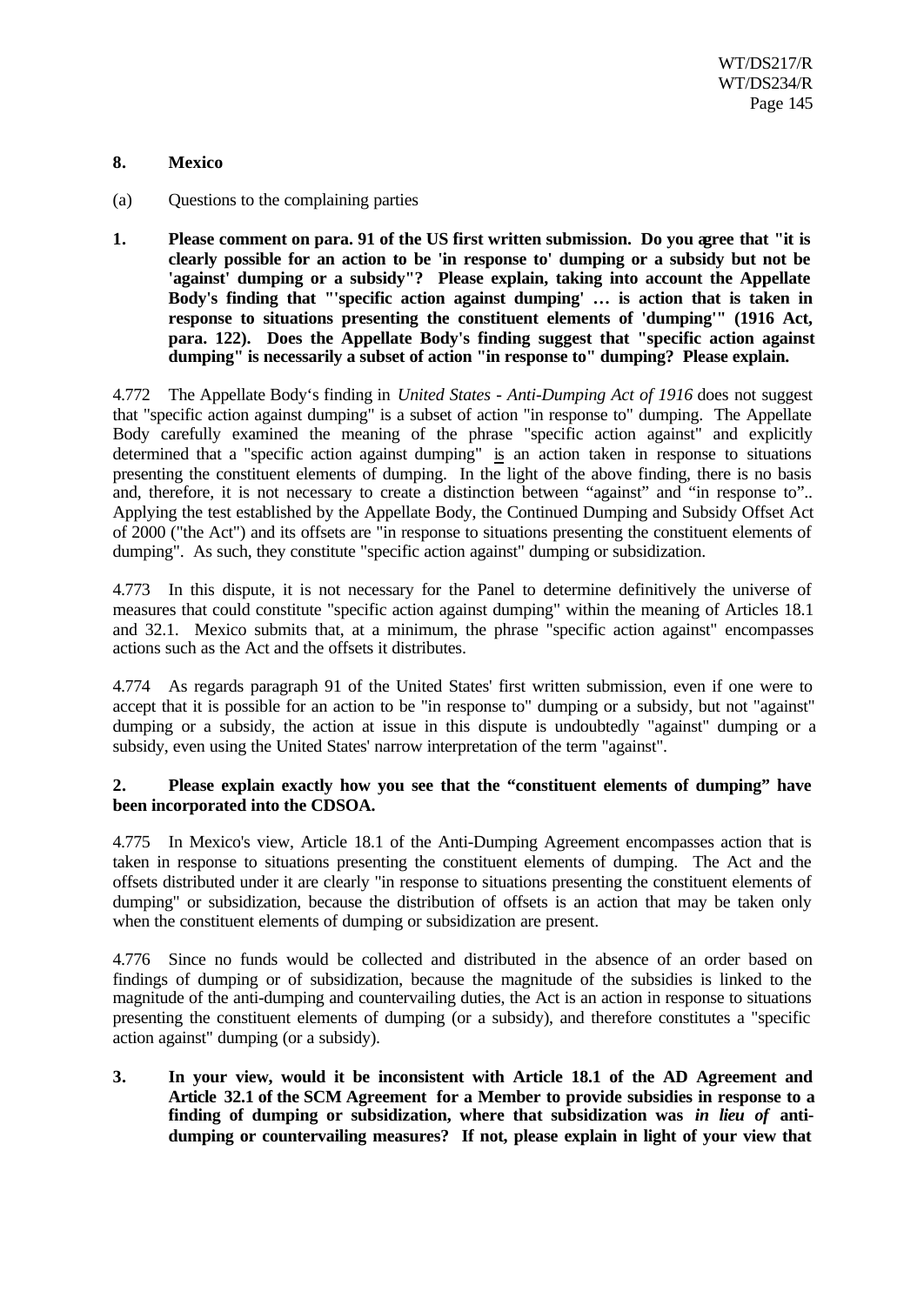## 8. Mexico

(a) Questions to the complaining parties

**1. Please comment on para. 91 of the US first written submission. Do you agree that "it is clearly possible for an action to be 'in response to' dumping or a subsidy but not be 'against' dumping or a subsidy"? Please explain, taking into account the Appellate Body's finding that "'specific action against dumping' … is action that is taken in response to situations presenting the constituent elements of 'dumping'" (1916 Act, para. 122). Does the Appellate Body's finding suggest that "specific action against dumping" is necessarily a subset of action "in response to" dumping? Please explain.**

4.772 The Appellate Body's finding in *United States - Anti-Dumping Act of 1916* does not suggest that "specific action against dumping" is a subset of action "in response to" dumping. The Appellate Body carefully examined the meaning of the phrase "specific action against" and explicitly determined that a "specific action against dumping" is an action taken in response to situations presenting the constituent elements of dumping. In the light of the above finding, there is no basis and, therefore, it is not necessary to create a distinction between "against" and "in response to".. Applying the test established by the Appellate Body, the Continued Dumping and Subsidy Offset Act of 2000 ("the Act") and its offsets are "in response to situations presenting the constituent elements of dumping". As such, they constitute "specific action against" dumping or subsidization.

4.773 In this dispute, it is not necessary for the Panel to determine definitively the universe of measures that could constitute "specific action against dumping" within the meaning of Articles 18.1 and 32.1. Mexico submits that, at a minimum, the phrase "specific action against" encompasses actions such as the Act and the offsets it distributes.

4.774 As regards paragraph 91 of the United States' first written submission, even if one were to accept that it is possible for an action to be "in response to" dumping or a subsidy, but not "against" dumping or a subsidy, the action at issue in this dispute is undoubtedly "against" dumping or a subsidy, even using the United States' narrow interpretation of the term "against".

**2. Please explain exactly how you see that the "constituent elements of dumping" have been incorporated into the CDSOA.**

4.775 In Mexico's view, Article 18.1 of the Anti-Dumping Agreement encompasses action that is taken in response to situations presenting the constituent elements of dumping. The Act and the offsets distributed under it are clearly "in response to situations presenting the constituent elements of dumping" or subsidization, because the distribution of offsets is an action that may be taken only when the constituent elements of dumping or subsidization are present.

4.776 Since no funds would be collected and distributed in the absence of an order based on findings of dumping or of subsidization, because the magnitude of the subsidies is linked to the magnitude of the anti-dumping and countervailing duties, the Act is an action in response to situations presenting the constituent elements of dumping (or a subsidy), and therefore constitutes a "specific action against" dumping (or a subsidy).

**3. In your view, would it be inconsistent with Article 18.1 of the AD Agreement and Article 32.1 of the SCM Agreement for a Member to provide subsidies in response to a finding of dumping or subsidization, where that subsidization was *in lieu of* anti-dumping or countervailing measures? If not, please explain in light of your view that**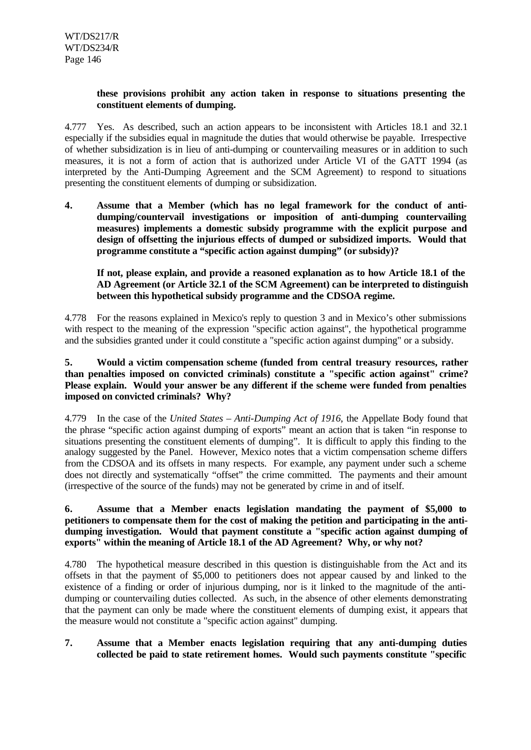**these provisions prohibit any action taken in response to situations presenting the constituent elements of dumping.**

4.777 Yes. As described, such an action appears to be inconsistent with Articles 18.1 and 32.1 especially if the subsidies equal in magnitude the duties that would otherwise be payable. Irrespective of whether subsidization is in lieu of anti-dumping or countervailing measures or in addition to such measures, it is not a form of action that is authorized under Article VI of the GATT 1994 (as interpreted by the Anti-Dumping Agreement and the SCM Agreement) to respond to situations presenting the constituent elements of dumping or subsidization.

**4. Assume that a Member (which has no legal framework for the conduct of anti-dumping/countervail investigations or imposition of anti-dumping countervailing measures) implements a domestic subsidy programme with the explicit purpose and design of offsetting the injurious effects of dumped or subsidized imports. Would that programme constitute a "specific action against dumping" (or subsidy)?**

**If not, please explain, and provide a reasoned explanation as to how Article 18.1 of the AD Agreement (or Article 32.1 of the SCM Agreement) can be interpreted to distinguish between this hypothetical subsidy programme and the CDSOA regime.**

4.778 For the reasons explained in Mexico's reply to question 3 and in Mexico's other submissions with respect to the meaning of the expression "specific action against", the hypothetical programme and the subsidies granted under it could constitute a "specific action against dumping" or a subsidy.

**5. Would a victim compensation scheme (funded from central treasury resources, rather than penalties imposed on convicted criminals) constitute a "specific action against" crime? Please explain. Would your answer be any different if the scheme were funded from penalties imposed on convicted criminals? Why?**

4.779 In the case of the *United States – Anti-Dumping Act of 1916*, the Appellate Body found that the phrase "specific action against dumping of exports" meant an action that is taken "in response to situations presenting the constituent elements of dumping". It is difficult to apply this finding to the analogy suggested by the Panel. However, Mexico notes that a victim compensation scheme differs from the CDSOA and its offsets in many respects. For example, any payment under such a scheme does not directly and systematically "offset" the crime committed. The payments and their amount (irrespective of the source of the funds) may not be generated by crime in and of itself.

**6. Assume that a Member enacts legislation mandating the payment of $5,000 to petitioners to compensate them for the cost of making the petition and participating in the anti-dumping investigation. Would that payment constitute a "specific action against dumping of exports" within the meaning of Article 18.1 of the AD Agreement? Why, or why not?**

4.780 The hypothetical measure described in this question is distinguishable from the Act and its offsets in that the payment of $5,000 to petitioners does not appear caused by and linked to the existence of a finding or order of injurious dumping, nor is it linked to the magnitude of the anti-dumping or countervailing duties collected. As such, in the absence of other elements demonstrating that the payment can only be made where the constituent elements of dumping exist, it appears that the measure would not constitute a "specific action against" dumping.

**7. Assume that a Member enacts legislation requiring that any anti-dumping duties collected be paid to state retirement homes. Would such payments constitute "specific**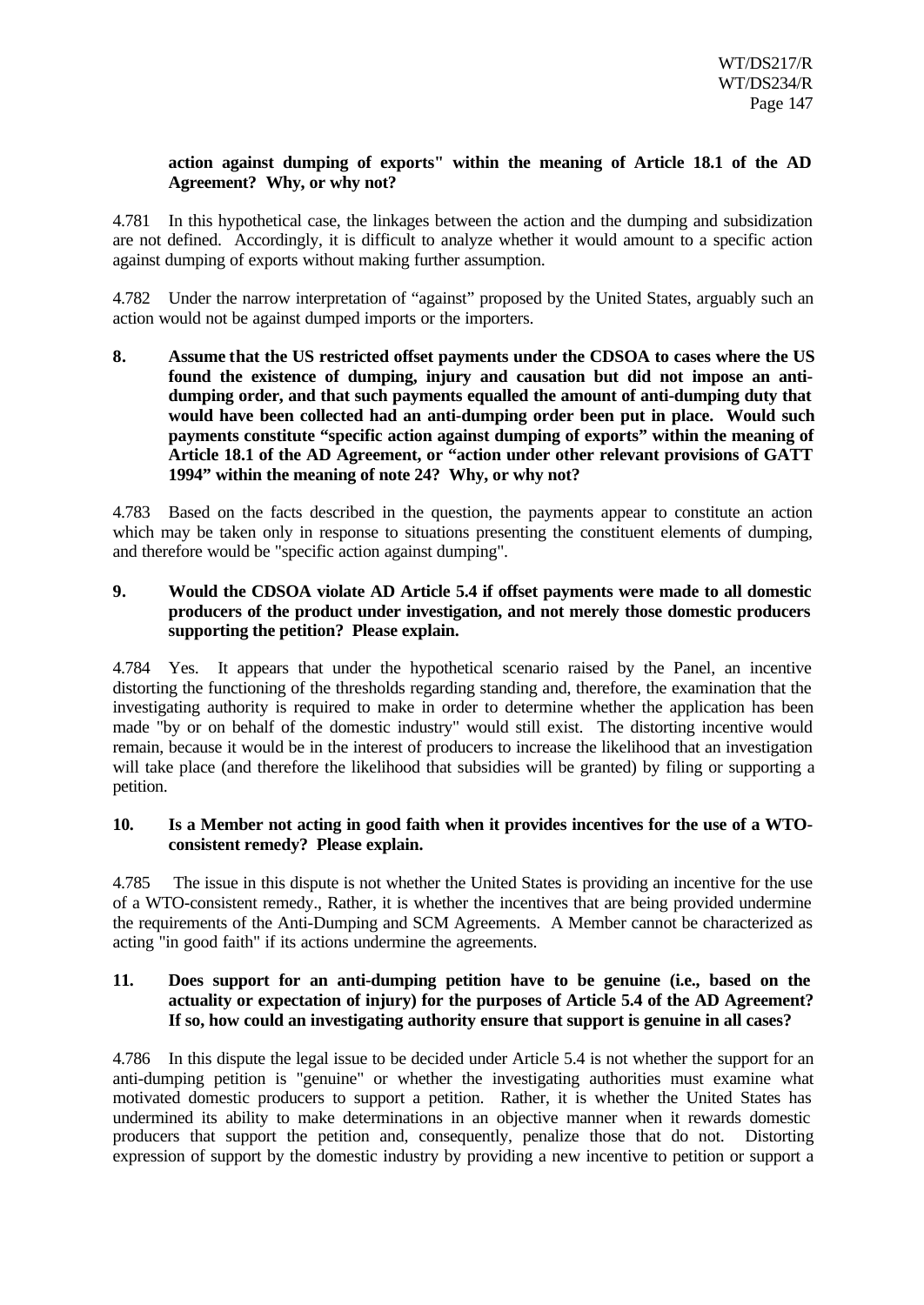**action against dumping of exports" within the meaning of Article 18.1 of the AD Agreement? Why, or why not?**

4.781 In this hypothetical case, the linkages between the action and the dumping and subsidization are not defined. Accordingly, it is difficult to analyze whether it would amount to a specific action against dumping of exports without making further assumption.

4.782 Under the narrow interpretation of "against" proposed by the United States, arguably such an action would not be against dumped imports or the importers.

**8. Assume that the US restricted offset payments under the CDSOA to cases where the US found the existence of dumping, injury and causation but did not impose an anti-dumping order, and that such payments equalled the amount of anti-dumping duty that would have been collected had an anti-dumping order been put in place. Would such payments constitute "specific action against dumping of exports" within the meaning of Article 18.1 of the AD Agreement, or "action under other relevant provisions of GATT 1994" within the meaning of note 24? Why, or why not?**

4.783 Based on the facts described in the question, the payments appear to constitute an action which may be taken only in response to situations presenting the constituent elements of dumping, and therefore would be "specific action against dumping".

**9. Would the CDSOA violate AD Article 5.4 if offset payments were made to all domestic producers of the product under investigation, and not merely those domestic producers supporting the petition? Please explain.**

4.784 Yes. It appears that under the hypothetical scenario raised by the Panel, an incentive distorting the functioning of the thresholds regarding standing and, therefore, the examination that the investigating authority is required to make in order to determine whether the application has been made "by or on behalf of the domestic industry" would still exist. The distorting incentive would remain, because it would be in the interest of producers to increase the likelihood that an investigation will take place (and therefore the likelihood that subsidies will be granted) by filing or supporting a petition.

**10. Is a Member not acting in good faith when it provides incentives for the use of a WTO-consistent remedy? Please explain.**

4.785 The issue in this dispute is not whether the United States is providing an incentive for the use of a WTO-consistent remedy., Rather, it is whether the incentives that are being provided undermine the requirements of the Anti-Dumping and SCM Agreements. A Member cannot be characterized as acting "in good faith" if its actions undermine the agreements.

**11. Does support for an anti-dumping petition have to be genuine (i.e., based on the actuality or expectation of injury) for the purposes of Article 5.4 of the AD Agreement? If so, how could an investigating authority ensure that support is genuine in all cases?**

4.786 In this dispute the legal issue to be decided under Article 5.4 is not whether the support for an anti-dumping petition is "genuine" or whether the investigating authorities must examine what motivated domestic producers to support a petition. Rather, it is whether the United States has undermined its ability to make determinations in an objective manner when it rewards domestic producers that support the petition and, consequently, penalize those that do not. Distorting expression of support by the domestic industry by providing a new incentive to petition or support a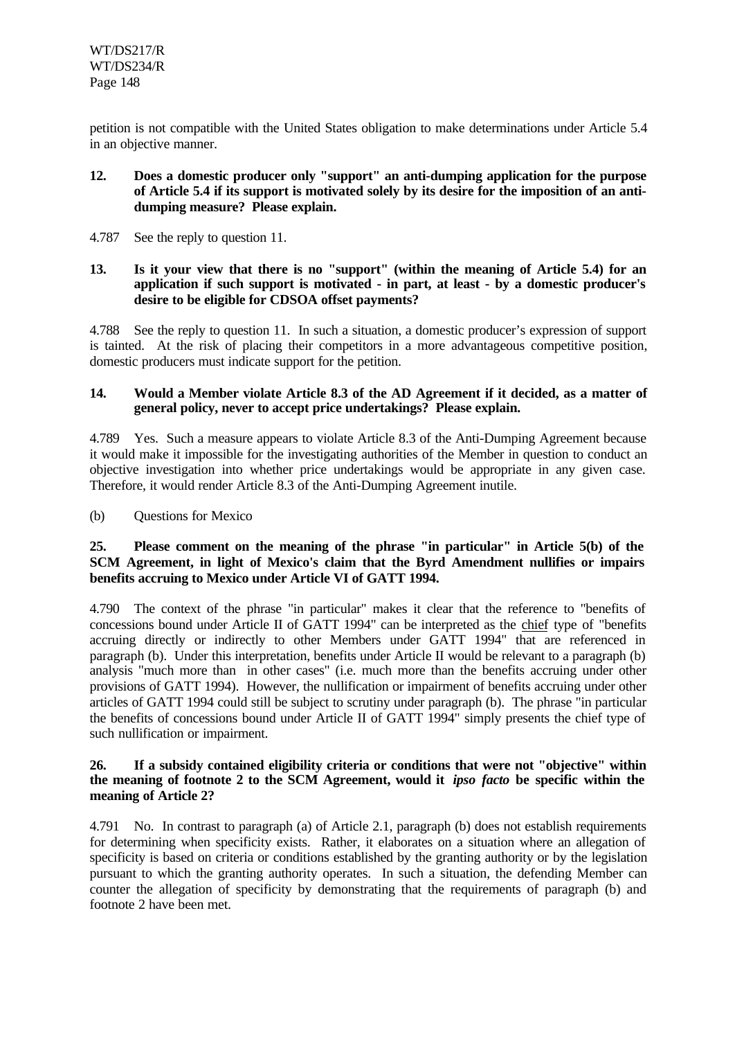petition is not compatible with the United States obligation to make determinations under Article 5.4 in an objective manner.

**12. Does a domestic producer only "support" an anti-dumping application for the purpose of Article 5.4 if its support is motivated solely by its desire for the imposition of an anti-dumping measure? Please explain.**

4.787 See the reply to question 11.

**13. Is it your view that there is no "support" (within the meaning of Article 5.4) for an application if such support is motivated - in part, at least - by a domestic producer's desire to be eligible for CDSOA offset payments?**

4.788 See the reply to question 11. In such a situation, a domestic producer's expression of support is tainted. At the risk of placing their competitors in a more advantageous competitive position, domestic producers must indicate support for the petition.

**14. Would a Member violate Article 8.3 of the AD Agreement if it decided, as a matter of general policy, never to accept price undertakings? Please explain.**

4.789 Yes. Such a measure appears to violate Article 8.3 of the Anti-Dumping Agreement because it would make it impossible for the investigating authorities of the Member in question to conduct an objective investigation into whether price undertakings would be appropriate in any given case. Therefore, it would render Article 8.3 of the Anti-Dumping Agreement inutile.

(b) Questions for Mexico

**25. Please comment on the meaning of the phrase "in particular" in Article 5(b) of the SCM Agreement, in light of Mexico's claim that the Byrd Amendment nullifies or impairs benefits accruing to Mexico under Article VI of GATT 1994.**

4.790 The context of the phrase "in particular" makes it clear that the reference to "benefits of concessions bound under Article II of GATT 1994" can be interpreted as the chief type of "benefits accruing directly or indirectly to other Members under GATT 1994" that are referenced in paragraph (b). Under this interpretation, benefits under Article II would be relevant to a paragraph (b) analysis "much more than in other cases" (i.e. much more than the benefits accruing under other provisions of GATT 1994). However, the nullification or impairment of benefits accruing under other articles of GATT 1994 could still be subject to scrutiny under paragraph (b). The phrase "in particular the benefits of concessions bound under Article II of GATT 1994" simply presents the chief type of such nullification or impairment.

**26. If a subsidy contained eligibility criteria or conditions that were not "objective" within the meaning of footnote 2 to the SCM Agreement, would it *ipso facto* be specific within the meaning of Article 2?**

4.791 No. In contrast to paragraph (a) of Article 2.1, paragraph (b) does not establish requirements for determining when specificity exists. Rather, it elaborates on a situation where an allegation of specificity is based on criteria or conditions established by the granting authority or by the legislation pursuant to which the granting authority operates. In such a situation, the defending Member can counter the allegation of specificity by demonstrating that the requirements of paragraph (b) and footnote 2 have been met.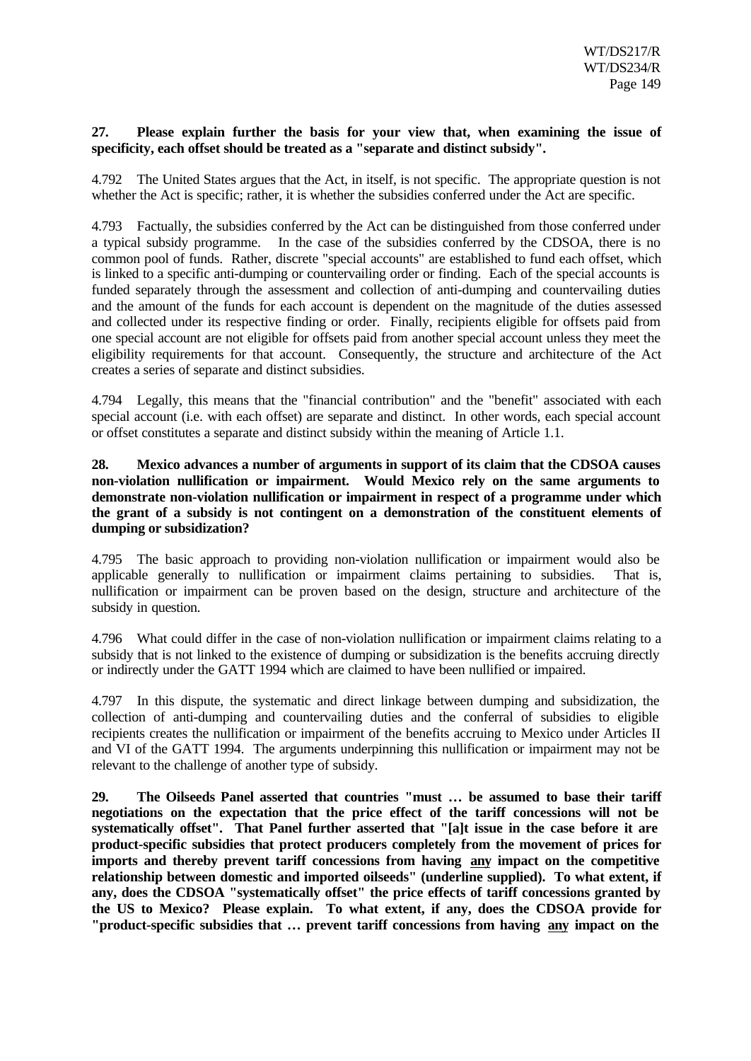**27. Please explain further the basis for your view that, when examining the issue of specificity, each offset should be treated as a "separate and distinct subsidy".**

4.792 The United States argues that the Act, in itself, is not specific. The appropriate question is not whether the Act is specific; rather, it is whether the subsidies conferred under the Act are specific.

4.793 Factually, the subsidies conferred by the Act can be distinguished from those conferred under a typical subsidy programme. In the case of the subsidies conferred by the CDSOA, there is no common pool of funds. Rather, discrete "special accounts" are established to fund each offset, which is linked to a specific anti-dumping or countervailing order or finding. Each of the special accounts is funded separately through the assessment and collection of anti-dumping and countervailing duties and the amount of the funds for each account is dependent on the magnitude of the duties assessed and collected under its respective finding or order. Finally, recipients eligible for offsets paid from one special account are not eligible for offsets paid from another special account unless they meet the eligibility requirements for that account. Consequently, the structure and architecture of the Act creates a series of separate and distinct subsidies.

4.794 Legally, this means that the "financial contribution" and the "benefit" associated with each special account (i.e. with each offset) are separate and distinct. In other words, each special account or offset constitutes a separate and distinct subsidy within the meaning of Article 1.1.

**28. Mexico advances a number of arguments in support of its claim that the CDSOA causes non-violation nullification or impairment. Would Mexico rely on the same arguments to demonstrate non-violation nullification or impairment in respect of a programme under which the grant of a subsidy is not contingent on a demonstration of the constituent elements of dumping or subsidization?**

4.795 The basic approach to providing non-violation nullification or impairment would also be applicable generally to nullification or impairment claims pertaining to subsidies. That is, nullification or impairment can be proven based on the design, structure and architecture of the subsidy in question.

4.796 What could differ in the case of non-violation nullification or impairment claims relating to a subsidy that is not linked to the existence of dumping or subsidization is the benefits accruing directly or indirectly under the GATT 1994 which are claimed to have been nullified or impaired.

4.797 In this dispute, the systematic and direct linkage between dumping and subsidization, the collection of anti-dumping and countervailing duties and the conferral of subsidies to eligible recipients creates the nullification or impairment of the benefits accruing to Mexico under Articles II and VI of the GATT 1994. The arguments underpinning this nullification or impairment may not be relevant to the challenge of another type of subsidy.

**29. The Oilseeds Panel asserted that countries "must … be assumed to base their tariff negotiations on the expectation that the price effect of the tariff concessions will not be systematically offset". That Panel further asserted that "[a]t issue in the case before it are product-specific subsidies that protect producers completely from the movement of prices for imports and thereby prevent tariff concessions from having <u>any</u> impact on the competitive relationship between domestic and imported oilseeds" (underline supplied). To what extent, if any, does the CDSOA "systematically offset" the price effects of tariff concessions granted by the US to Mexico? Please explain. To what extent, if any, does the CDSOA provide for "product-specific subsidies that … prevent tariff concessions from having <u>any</u> impact on the**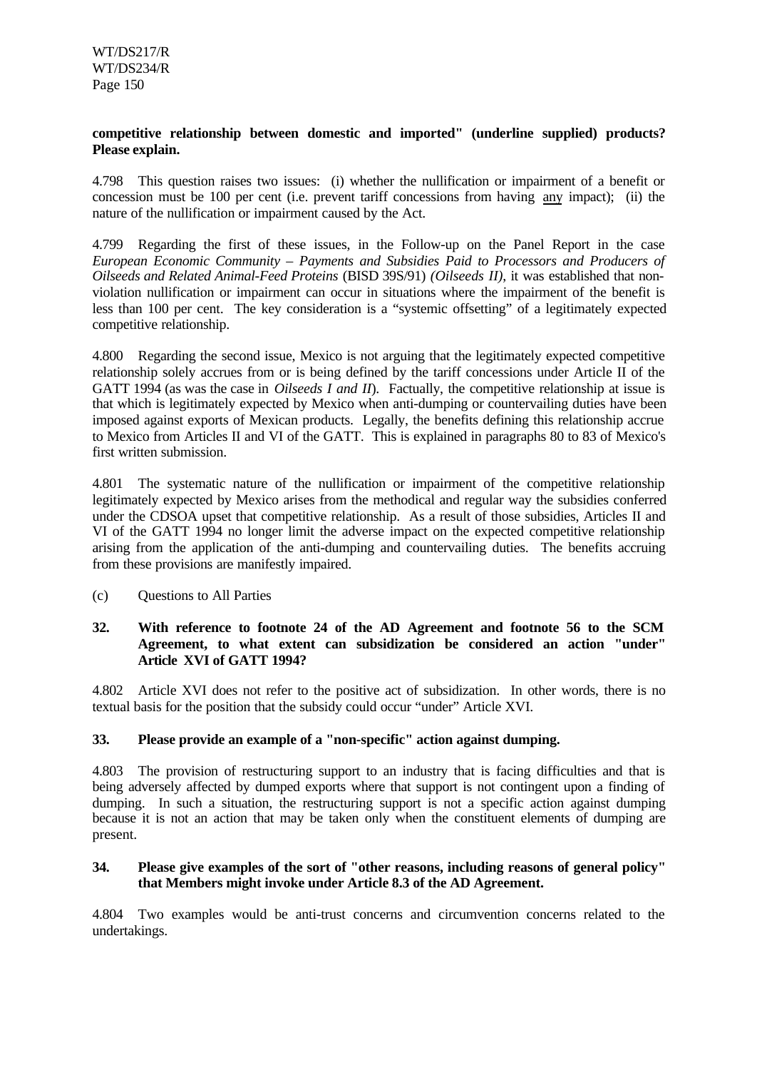**competitive relationship between domestic and imported" (underline supplied) products? Please explain.**

4.798 This question raises two issues: (i) whether the nullification or impairment of a benefit or concession must be 100 per cent (i.e. prevent tariff concessions from having any impact); (ii) the nature of the nullification or impairment caused by the Act.

4.799 Regarding the first of these issues, in the Follow-up on the Panel Report in the case *European Economic Community – Payments and Subsidies Paid to Processors and Producers of Oilseeds and Related Animal-Feed Proteins* (BISD 39S/91) *(Oilseeds II)*, it was established that non-violation nullification or impairment can occur in situations where the impairment of the benefit is less than 100 per cent. The key consideration is a "systemic offsetting" of a legitimately expected competitive relationship.

4.800 Regarding the second issue, Mexico is not arguing that the legitimately expected competitive relationship solely accrues from or is being defined by the tariff concessions under Article II of the GATT 1994 (as was the case in *Oilseeds I and II*). Factually, the competitive relationship at issue is that which is legitimately expected by Mexico when anti-dumping or countervailing duties have been imposed against exports of Mexican products. Legally, the benefits defining this relationship accrue to Mexico from Articles II and VI of the GATT. This is explained in paragraphs 80 to 83 of Mexico's first written submission.

4.801 The systematic nature of the nullification or impairment of the competitive relationship legitimately expected by Mexico arises from the methodical and regular way the subsidies conferred under the CDSOA upset that competitive relationship. As a result of those subsidies, Articles II and VI of the GATT 1994 no longer limit the adverse impact on the expected competitive relationship arising from the application of the anti-dumping and countervailing duties. The benefits accruing from these provisions are manifestly impaired.

(c) Questions to All Parties

**32. With reference to footnote 24 of the AD Agreement and footnote 56 to the SCM Agreement, to what extent can subsidization be considered an action "under" Article XVI of GATT 1994?**

4.802 Article XVI does not refer to the positive act of subsidization. In other words, there is no textual basis for the position that the subsidy could occur "under" Article XVI.

**33. Please provide an example of a "non-specific" action against dumping.**

4.803 The provision of restructuring support to an industry that is facing difficulties and that is being adversely affected by dumped exports where that support is not contingent upon a finding of dumping. In such a situation, the restructuring support is not a specific action against dumping because it is not an action that may be taken only when the constituent elements of dumping are present.

**34. Please give examples of the sort of "other reasons, including reasons of general policy" that Members might invoke under Article 8.3 of the AD Agreement.**

4.804 Two examples would be anti-trust concerns and circumvention concerns related to the undertakings.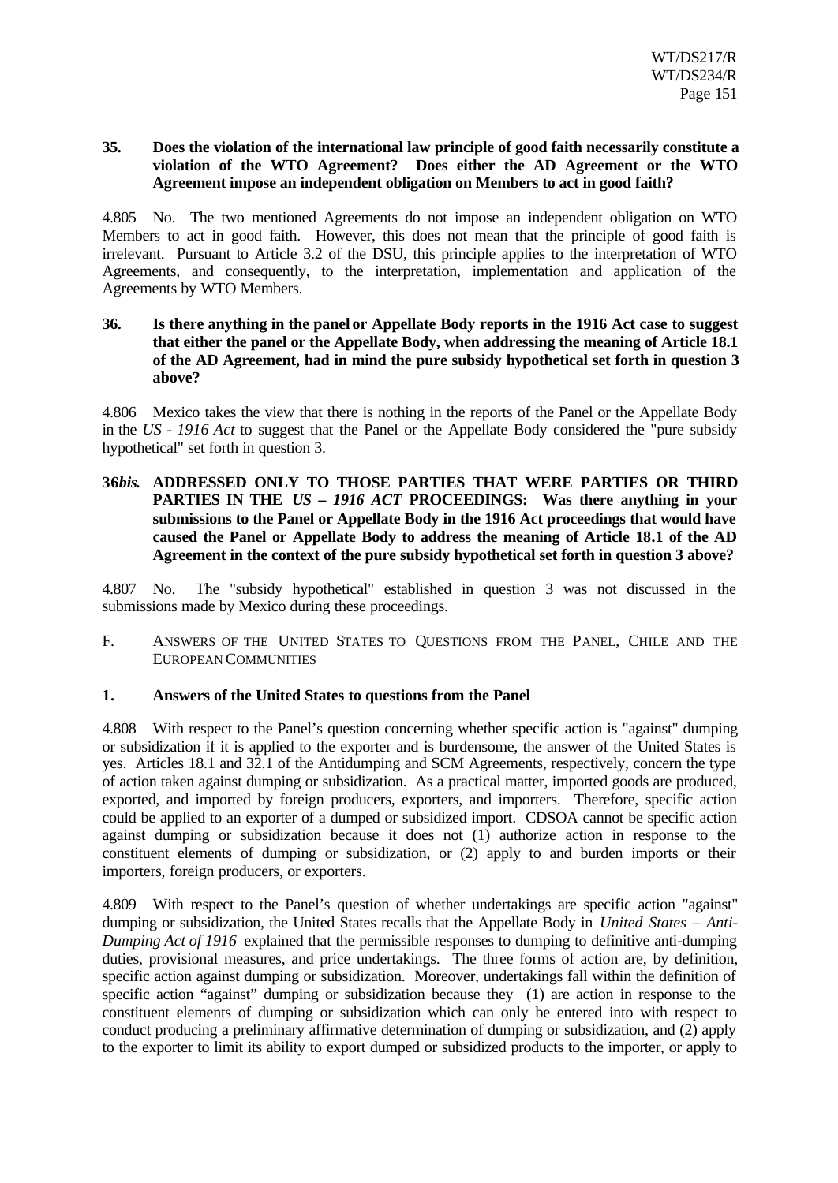**35. Does the violation of the international law principle of good faith necessarily constitute a violation of the WTO Agreement? Does either the AD Agreement or the WTO Agreement impose an independent obligation on Members to act in good faith?**

4.805 No. The two mentioned Agreements do not impose an independent obligation on WTO Members to act in good faith. However, this does not mean that the principle of good faith is irrelevant. Pursuant to Article 3.2 of the DSU, this principle applies to the interpretation of WTO Agreements, and consequently, to the interpretation, implementation and application of the Agreements by WTO Members.

**36. Is there anything in the panel or Appellate Body reports in the 1916 Act case to suggest that either the panel or the Appellate Body, when addressing the meaning of Article 18.1 of the AD Agreement, had in mind the pure subsidy hypothetical set forth in question 3 above?**

4.806 Mexico takes the view that there is nothing in the reports of the Panel or the Appellate Body in the *US - 1916 Act* to suggest that the Panel or the Appellate Body considered the "pure subsidy hypothetical" set forth in question 3.

**36*bis*. ADDRESSED ONLY TO THOSE PARTIES THAT WERE PARTIES OR THIRD PARTIES IN THE *US – 1916 ACT* PROCEEDINGS: Was there anything in your submissions to the Panel or Appellate Body in the 1916 Act proceedings that would have caused the Panel or Appellate Body to address the meaning of Article 18.1 of the AD Agreement in the context of the pure subsidy hypothetical set forth in question 3 above?**

4.807 No. The "subsidy hypothetical" established in question 3 was not discussed in the submissions made by Mexico during these proceedings.

## F. ANSWERS OF THE UNITED STATES TO QUESTIONS FROM THE PANEL, CHILE AND THE EUROPEAN COMMUNITIES

### 1. Answers of the United States to questions from the Panel

4.808 With respect to the Panel's question concerning whether specific action is "against" dumping or subsidization if it is applied to the exporter and is burdensome, the answer of the United States is yes. Articles 18.1 and 32.1 of the Antidumping and SCM Agreements, respectively, concern the type of action taken against dumping or subsidization. As a practical matter, imported goods are produced, exported, and imported by foreign producers, exporters, and importers. Therefore, specific action could be applied to an exporter of a dumped or subsidized import. CDSOA cannot be specific action against dumping or subsidization because it does not (1) authorize action in response to the constituent elements of dumping or subsidization, or (2) apply to and burden imports or their importers, foreign producers, or exporters.

4.809 With respect to the Panel's question of whether undertakings are specific action "against" dumping or subsidization, the United States recalls that the Appellate Body in *United States – Anti-Dumping Act of 1916* explained that the permissible responses to dumping to definitive anti-dumping duties, provisional measures, and price undertakings. The three forms of action are, by definition, specific action against dumping or subsidization. Moreover, undertakings fall within the definition of specific action "against" dumping or subsidization because they (1) are action in response to the constituent elements of dumping or subsidization which can only be entered into with respect to conduct producing a preliminary affirmative determination of dumping or subsidization, and (2) apply to the exporter to limit its ability to export dumped or subsidized products to the importer, or apply to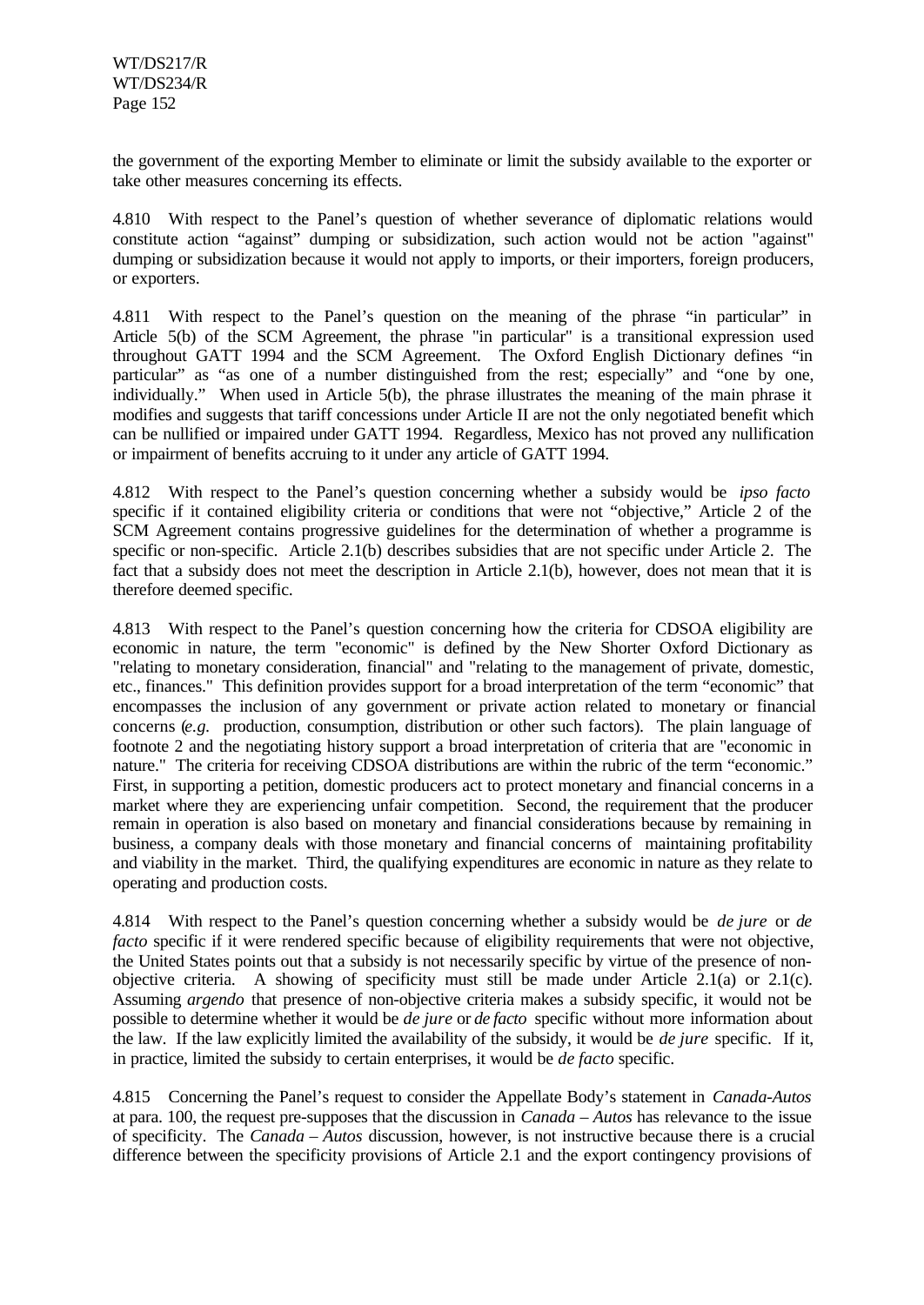the government of the exporting Member to eliminate or limit the subsidy available to the exporter or take other measures concerning its effects.

4.810 With respect to the Panel's question of whether severance of diplomatic relations would constitute action "against" dumping or subsidization, such action would not be action "against" dumping or subsidization because it would not apply to imports, or their importers, foreign producers, or exporters.

4.811 With respect to the Panel's question on the meaning of the phrase "in particular" in Article 5(b) of the SCM Agreement, the phrase "in particular" is a transitional expression used throughout GATT 1994 and the SCM Agreement. The Oxford English Dictionary defines "in particular" as "as one of a number distinguished from the rest; especially" and "one by one, individually." When used in Article 5(b), the phrase illustrates the meaning of the main phrase it modifies and suggests that tariff concessions under Article II are not the only negotiated benefit which can be nullified or impaired under GATT 1994. Regardless, Mexico has not proved any nullification or impairment of benefits accruing to it under any article of GATT 1994.

4.812 With respect to the Panel's question concerning whether a subsidy would be *ipso facto* specific if it contained eligibility criteria or conditions that were not "objective," Article 2 of the SCM Agreement contains progressive guidelines for the determination of whether a programme is specific or non-specific. Article 2.1(b) describes subsidies that are not specific under Article 2. The fact that a subsidy does not meet the description in Article 2.1(b), however, does not mean that it is therefore deemed specific.

4.813 With respect to the Panel's question concerning how the criteria for CDSOA eligibility are economic in nature, the term "economic" is defined by the New Shorter Oxford Dictionary as "relating to monetary consideration, financial" and "relating to the management of private, domestic, etc., finances." This definition provides support for a broad interpretation of the term "economic" that encompasses the inclusion of any government or private action related to monetary or financial concerns (*e.g.* production, consumption, distribution or other such factors). The plain language of footnote 2 and the negotiating history support a broad interpretation of criteria that are "economic in nature." The criteria for receiving CDSOA distributions are within the rubric of the term "economic." First, in supporting a petition, domestic producers act to protect monetary and financial concerns in a market where they are experiencing unfair competition. Second, the requirement that the producer remain in operation is also based on monetary and financial considerations because by remaining in business, a company deals with those monetary and financial concerns of maintaining profitability and viability in the market. Third, the qualifying expenditures are economic in nature as they relate to operating and production costs.

4.814 With respect to the Panel's question concerning whether a subsidy would be *de jure* or *de facto* specific if it were rendered specific because of eligibility requirements that were not objective, the United States points out that a subsidy is not necessarily specific by virtue of the presence of non-objective criteria. A showing of specificity must still be made under Article 2.1(a) or 2.1(c). Assuming *argendo* that presence of non-objective criteria makes a subsidy specific, it would not be possible to determine whether it would be *de jure* or *de facto* specific without more information about the law. If the law explicitly limited the availability of the subsidy, it would be *de jure* specific. If it, in practice, limited the subsidy to certain enterprises, it would be *de facto* specific.

4.815 Concerning the Panel's request to consider the Appellate Body's statement in *Canada-Autos* at para. 100, the request pre-supposes that the discussion in *Canada – Autos* has relevance to the issue of specificity. The *Canada – Autos* discussion, however, is not instructive because there is a crucial difference between the specificity provisions of Article 2.1 and the export contingency provisions of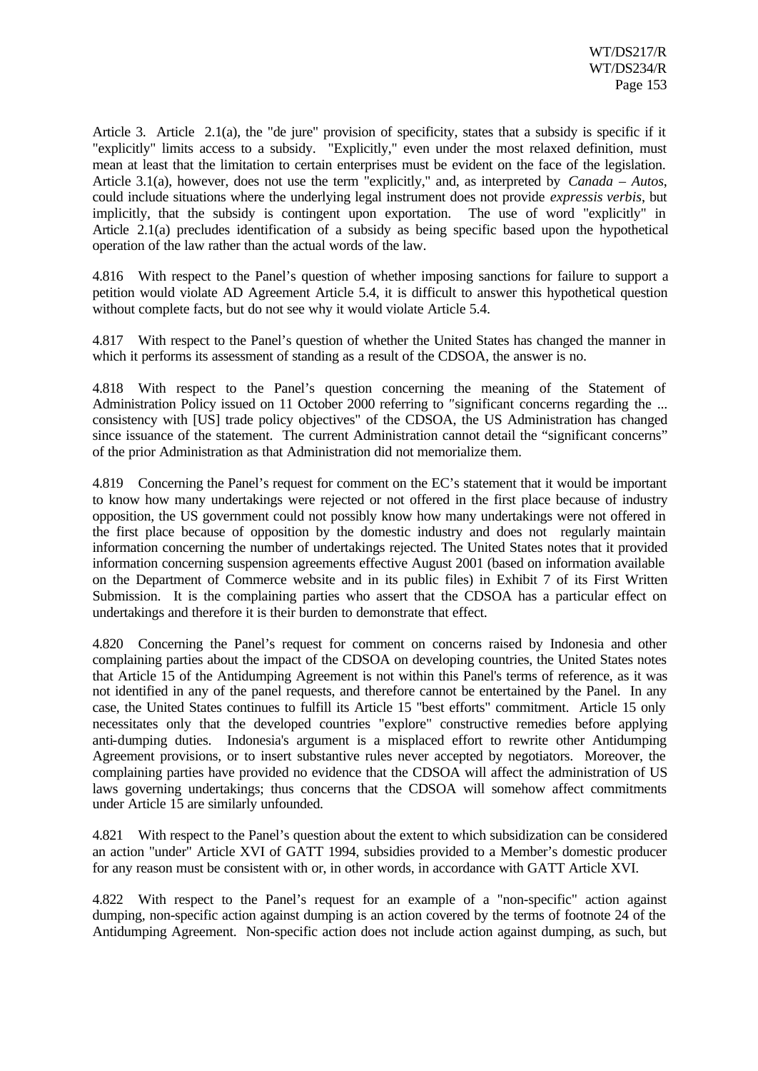Article 3. Article 2.1(a), the "de jure" provision of specificity, states that a subsidy is specific if it "explicitly" limits access to a subsidy. "Explicitly," even under the most relaxed definition, must mean at least that the limitation to certain enterprises must be evident on the face of the legislation. Article 3.1(a), however, does not use the term "explicitly," and, as interpreted by *Canada – Autos*, could include situations where the underlying legal instrument does not provide *expressis verbis*, but implicitly, that the subsidy is contingent upon exportation. The use of word "explicitly" in Article 2.1(a) precludes identification of a subsidy as being specific based upon the hypothetical operation of the law rather than the actual words of the law.

4.816 With respect to the Panel's question of whether imposing sanctions for failure to support a petition would violate AD Agreement Article 5.4, it is difficult to answer this hypothetical question without complete facts, but do not see why it would violate Article 5.4.

4.817 With respect to the Panel's question of whether the United States has changed the manner in which it performs its assessment of standing as a result of the CDSOA, the answer is no.

4.818 With respect to the Panel's question concerning the meaning of the Statement of Administration Policy issued on 11 October 2000 referring to "significant concerns regarding the ... consistency with [US] trade policy objectives" of the CDSOA, the US Administration has changed since issuance of the statement. The current Administration cannot detail the "significant concerns" of the prior Administration as that Administration did not memorialize them.

4.819 Concerning the Panel's request for comment on the EC's statement that it would be important to know how many undertakings were rejected or not offered in the first place because of industry opposition, the US government could not possibly know how many undertakings were not offered in the first place because of opposition by the domestic industry and does not regularly maintain information concerning the number of undertakings rejected. The United States notes that it provided information concerning suspension agreements effective August 2001 (based on information available on the Department of Commerce website and in its public files) in Exhibit 7 of its First Written Submission. It is the complaining parties who assert that the CDSOA has a particular effect on undertakings and therefore it is their burden to demonstrate that effect.

4.820 Concerning the Panel's request for comment on concerns raised by Indonesia and other complaining parties about the impact of the CDSOA on developing countries, the United States notes that Article 15 of the Antidumping Agreement is not within this Panel's terms of reference, as it was not identified in any of the panel requests, and therefore cannot be entertained by the Panel. In any case, the United States continues to fulfill its Article 15 "best efforts" commitment. Article 15 only necessitates only that the developed countries "explore" constructive remedies before applying anti-dumping duties. Indonesia's argument is a misplaced effort to rewrite other Antidumping Agreement provisions, or to insert substantive rules never accepted by negotiators. Moreover, the complaining parties have provided no evidence that the CDSOA will affect the administration of US laws governing undertakings; thus concerns that the CDSOA will somehow affect commitments under Article 15 are similarly unfounded.

4.821 With respect to the Panel's question about the extent to which subsidization can be considered an action "under" Article XVI of GATT 1994, subsidies provided to a Member's domestic producer for any reason must be consistent with or, in other words, in accordance with GATT Article XVI.

4.822 With respect to the Panel's request for an example of a "non-specific" action against dumping, non-specific action against dumping is an action covered by the terms of footnote 24 of the Antidumping Agreement. Non-specific action does not include action against dumping, as such, but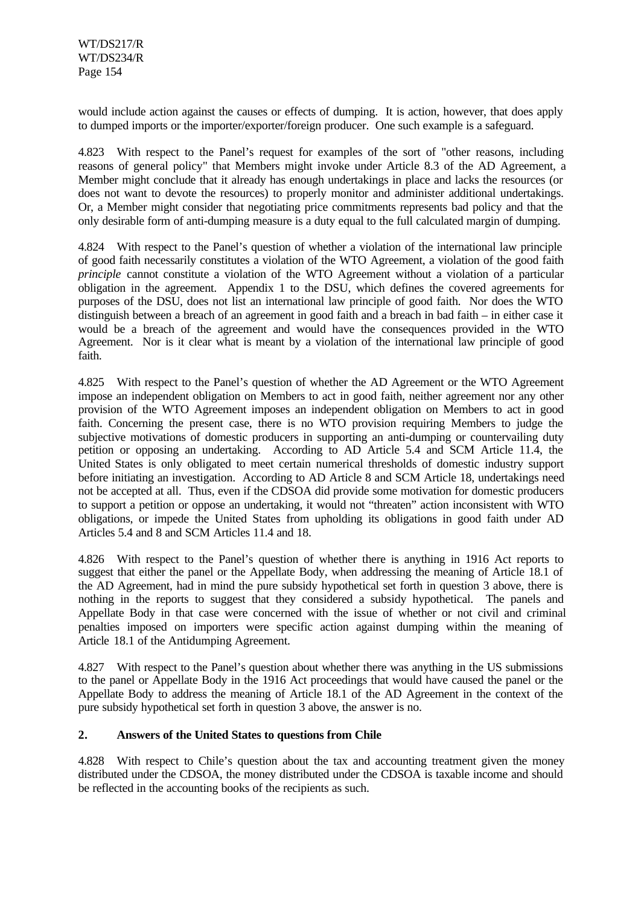would include action against the causes or effects of dumping. It is action, however, that does apply to dumped imports or the importer/exporter/foreign producer. One such example is a safeguard.

4.823 With respect to the Panel's request for examples of the sort of "other reasons, including reasons of general policy" that Members might invoke under Article 8.3 of the AD Agreement, a Member might conclude that it already has enough undertakings in place and lacks the resources (or does not want to devote the resources) to properly monitor and administer additional undertakings. Or, a Member might consider that negotiating price commitments represents bad policy and that the only desirable form of anti-dumping measure is a duty equal to the full calculated margin of dumping.

4.824 With respect to the Panel's question of whether a violation of the international law principle of good faith necessarily constitutes a violation of the WTO Agreement, a violation of the good faith *principle* cannot constitute a violation of the WTO Agreement without a violation of a particular obligation in the agreement. Appendix 1 to the DSU, which defines the covered agreements for purposes of the DSU, does not list an international law principle of good faith. Nor does the WTO distinguish between a breach of an agreement in good faith and a breach in bad faith – in either case it would be a breach of the agreement and would have the consequences provided in the WTO Agreement. Nor is it clear what is meant by a violation of the international law principle of good faith.

4.825 With respect to the Panel's question of whether the AD Agreement or the WTO Agreement impose an independent obligation on Members to act in good faith, neither agreement nor any other provision of the WTO Agreement imposes an independent obligation on Members to act in good faith. Concerning the present case, there is no WTO provision requiring Members to judge the subjective motivations of domestic producers in supporting an anti-dumping or countervailing duty petition or opposing an undertaking. According to AD Article 5.4 and SCM Article 11.4, the United States is only obligated to meet certain numerical thresholds of domestic industry support before initiating an investigation. According to AD Article 8 and SCM Article 18, undertakings need not be accepted at all. Thus, even if the CDSOA did provide some motivation for domestic producers to support a petition or oppose an undertaking, it would not "threaten" action inconsistent with WTO obligations, or impede the United States from upholding its obligations in good faith under AD Articles 5.4 and 8 and SCM Articles 11.4 and 18.

4.826 With respect to the Panel's question of whether there is anything in 1916 Act reports to suggest that either the panel or the Appellate Body, when addressing the meaning of Article 18.1 of the AD Agreement, had in mind the pure subsidy hypothetical set forth in question 3 above, there is nothing in the reports to suggest that they considered a subsidy hypothetical. The panels and Appellate Body in that case were concerned with the issue of whether or not civil and criminal penalties imposed on importers were specific action against dumping within the meaning of Article 18.1 of the Antidumping Agreement.

4.827 With respect to the Panel's question about whether there was anything in the US submissions to the panel or Appellate Body in the 1916 Act proceedings that would have caused the panel or the Appellate Body to address the meaning of Article 18.1 of the AD Agreement in the context of the pure subsidy hypothetical set forth in question 3 above, the answer is no.

## 2. Answers of the United States to questions from Chile

4.828 With respect to Chile's question about the tax and accounting treatment given the money distributed under the CDSOA, the money distributed under the CDSOA is taxable income and should be reflected in the accounting books of the recipients as such.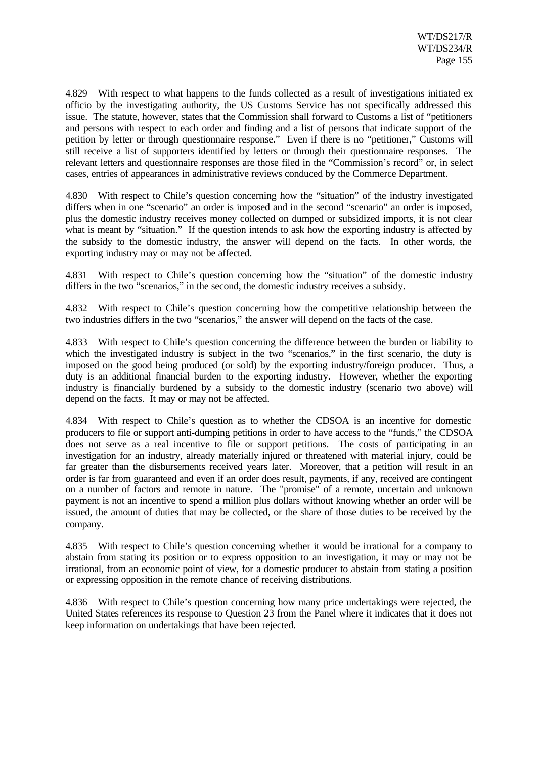4.829 With respect to what happens to the funds collected as a result of investigations initiated ex officio by the investigating authority, the US Customs Service has not specifically addressed this issue. The statute, however, states that the Commission shall forward to Customs a list of "petitioners and persons with respect to each order and finding and a list of persons that indicate support of the petition by letter or through questionnaire response." Even if there is no "petitioner," Customs will still receive a list of supporters identified by letters or through their questionnaire responses. The relevant letters and questionnaire responses are those filed in the "Commission's record" or, in select cases, entries of appearances in administrative reviews conduced by the Commerce Department.

4.830 With respect to Chile's question concerning how the "situation" of the industry investigated differs when in one "scenario" an order is imposed and in the second "scenario" an order is imposed, plus the domestic industry receives money collected on dumped or subsidized imports, it is not clear what is meant by "situation." If the question intends to ask how the exporting industry is affected by the subsidy to the domestic industry, the answer will depend on the facts. In other words, the exporting industry may or may not be affected.

4.831 With respect to Chile's question concerning how the "situation" of the domestic industry differs in the two "scenarios," in the second, the domestic industry receives a subsidy.

4.832 With respect to Chile's question concerning how the competitive relationship between the two industries differs in the two "scenarios," the answer will depend on the facts of the case.

4.833 With respect to Chile's question concerning the difference between the burden or liability to which the investigated industry is subject in the two "scenarios," in the first scenario, the duty is imposed on the good being produced (or sold) by the exporting industry/foreign producer. Thus, a duty is an additional financial burden to the exporting industry. However, whether the exporting industry is financially burdened by a subsidy to the domestic industry (scenario two above) will depend on the facts. It may or may not be affected.

4.834 With respect to Chile's question as to whether the CDSOA is an incentive for domestic producers to file or support anti-dumping petitions in order to have access to the "funds," the CDSOA does not serve as a real incentive to file or support petitions. The costs of participating in an investigation for an industry, already materially injured or threatened with material injury, could be far greater than the disbursements received years later. Moreover, that a petition will result in an order is far from guaranteed and even if an order does result, payments, if any, received are contingent on a number of factors and remote in nature. The "promise" of a remote, uncertain and unknown payment is not an incentive to spend a million plus dollars without knowing whether an order will be issued, the amount of duties that may be collected, or the share of those duties to be received by the company.

4.835 With respect to Chile's question concerning whether it would be irrational for a company to abstain from stating its position or to express opposition to an investigation, it may or may not be irrational, from an economic point of view, for a domestic producer to abstain from stating a position or expressing opposition in the remote chance of receiving distributions.

4.836 With respect to Chile's question concerning how many price undertakings were rejected, the United States references its response to Question 23 from the Panel where it indicates that it does not keep information on undertakings that have been rejected.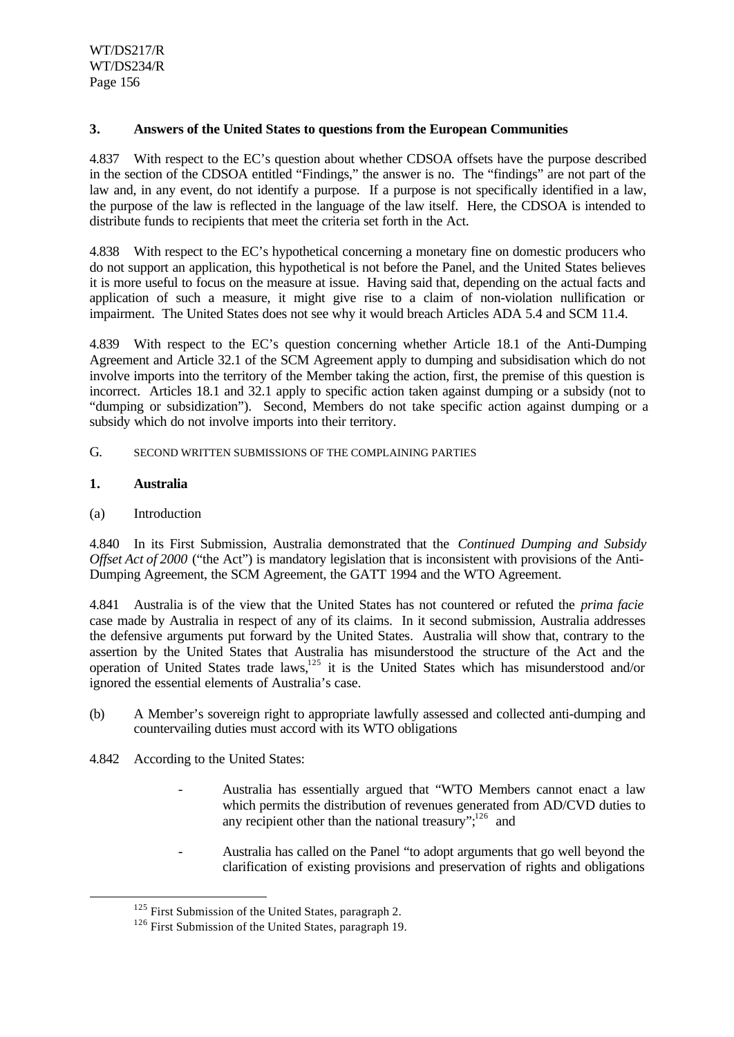### 3. Answers of the United States to questions from the European Communities

4.837 With respect to the EC's question about whether CDSOA offsets have the purpose described in the section of the CDSOA entitled "Findings," the answer is no. The "findings" are not part of the law and, in any event, do not identify a purpose. If a purpose is not specifically identified in a law, the purpose of the law is reflected in the language of the law itself. Here, the CDSOA is intended to distribute funds to recipients that meet the criteria set forth in the Act.

4.838 With respect to the EC's hypothetical concerning a monetary fine on domestic producers who do not support an application, this hypothetical is not before the Panel, and the United States believes it is more useful to focus on the measure at issue. Having said that, depending on the actual facts and application of such a measure, it might give rise to a claim of non-violation nullification or impairment. The United States does not see why it would breach Articles ADA 5.4 and SCM 11.4.

4.839 With respect to the EC's question concerning whether Article 18.1 of the Anti-Dumping Agreement and Article 32.1 of the SCM Agreement apply to dumping and subsidisation which do not involve imports into the territory of the Member taking the action, first, the premise of this question is incorrect. Articles 18.1 and 32.1 apply to specific action taken against dumping or a subsidy (not to "dumping or subsidization"). Second, Members do not take specific action against dumping or a subsidy which do not involve imports into their territory.

## G. SECOND WRITTEN SUBMISSIONS OF THE COMPLAINING PARTIES

### 1. Australia

(a) Introduction

4.840 In its First Submission, Australia demonstrated that the *Continued Dumping and Subsidy Offset Act of 2000* ("the Act") is mandatory legislation that is inconsistent with provisions of the Anti-Dumping Agreement, the SCM Agreement, the GATT 1994 and the WTO Agreement.

4.841 Australia is of the view that the United States has not countered or refuted the *prima facie* case made by Australia in respect of any of its claims. In it second submission, Australia addresses the defensive arguments put forward by the United States. Australia will show that, contrary to the assertion by the United States that Australia has misunderstood the structure of the Act and the operation of United States trade laws,[125] it is the United States which has misunderstood and/or ignored the essential elements of Australia's case.

(b) A Member's sovereign right to appropriate lawfully assessed and collected anti-dumping and countervailing duties must accord with its WTO obligations

4.842 According to the United States:

- Australia has essentially argued that "WTO Members cannot enact a law which permits the distribution of revenues generated from AD/CVD duties to any recipient other than the national treasury";[126] and
- Australia has called on the Panel "to adopt arguments that go well beyond the clarification of existing provisions and preservation of rights and obligations

[125] First Submission of the United States, paragraph 2.

[126] First Submission of the United States, paragraph 19.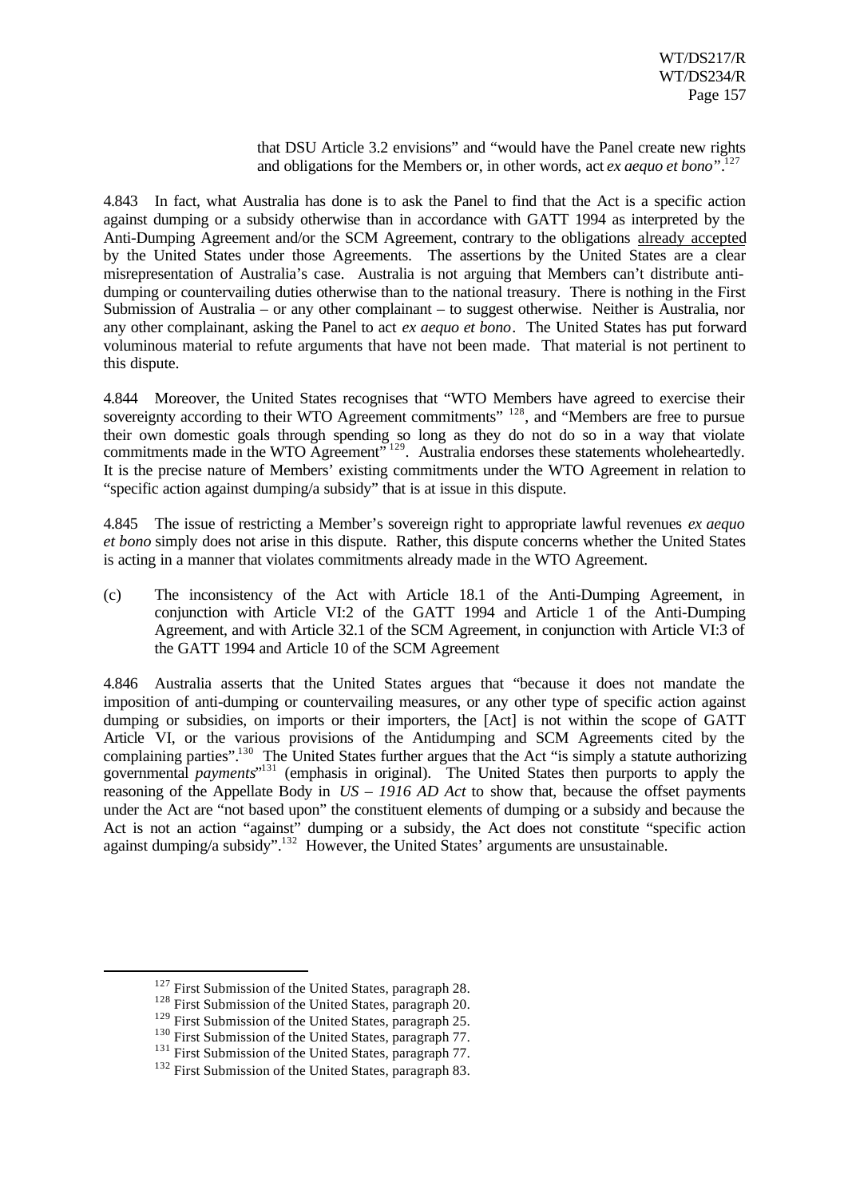that DSU Article 3.2 envisions" and "would have the Panel create new rights and obligations for the Members or, in other words, act *ex aequo et bono*".[127]

4.843 In fact, what Australia has done is to ask the Panel to find that the Act is a specific action against dumping or a subsidy otherwise than in accordance with GATT 1994 as interpreted by the Anti-Dumping Agreement and/or the SCM Agreement, contrary to the obligations already accepted by the United States under those Agreements. The assertions by the United States are a clear misrepresentation of Australia's case. Australia is not arguing that Members can't distribute anti-dumping or countervailing duties otherwise than to the national treasury. There is nothing in the First Submission of Australia – or any other complainant – to suggest otherwise. Neither is Australia, nor any other complainant, asking the Panel to act *ex aequo et bono*. The United States has put forward voluminous material to refute arguments that have not been made. That material is not pertinent to this dispute.

4.844 Moreover, the United States recognises that "WTO Members have agreed to exercise their sovereignty according to their WTO Agreement commitments" [128], and "Members are free to pursue their own domestic goals through spending so long as they do not do so in a way that violate commitments made in the WTO Agreement" [129]. Australia endorses these statements wholeheartedly. It is the precise nature of Members' existing commitments under the WTO Agreement in relation to "specific action against dumping/a subsidy" that is at issue in this dispute.

4.845 The issue of restricting a Member's sovereign right to appropriate lawful revenues *ex aequo et bono* simply does not arise in this dispute. Rather, this dispute concerns whether the United States is acting in a manner that violates commitments already made in the WTO Agreement.

(c) The inconsistency of the Act with Article 18.1 of the Anti-Dumping Agreement, in conjunction with Article VI:2 of the GATT 1994 and Article 1 of the Anti-Dumping Agreement, and with Article 32.1 of the SCM Agreement, in conjunction with Article VI:3 of the GATT 1994 and Article 10 of the SCM Agreement

4.846 Australia asserts that the United States argues that "because it does not mandate the imposition of anti-dumping or countervailing measures, or any other type of specific action against dumping or subsidies, on imports or their importers, the [Act] is not within the scope of GATT Article VI, or the various provisions of the Antidumping and SCM Agreements cited by the complaining parties".[130] The United States further argues that the Act "is simply a statute authorizing governmental *payments*"[131] (emphasis in original). The United States then purports to apply the reasoning of the Appellate Body in *US – 1916 AD Act* to show that, because the offset payments under the Act are "not based upon" the constituent elements of dumping or a subsidy and because the Act is not an action "against" dumping or a subsidy, the Act does not constitute "specific action against dumping/a subsidy".[132] However, the United States' arguments are unsustainable.

[127] First Submission of the United States, paragraph 28.
[128] First Submission of the United States, paragraph 20.
[129] First Submission of the United States, paragraph 25.
[130] First Submission of the United States, paragraph 77.
[131] First Submission of the United States, paragraph 77.
[132] First Submission of the United States, paragraph 83.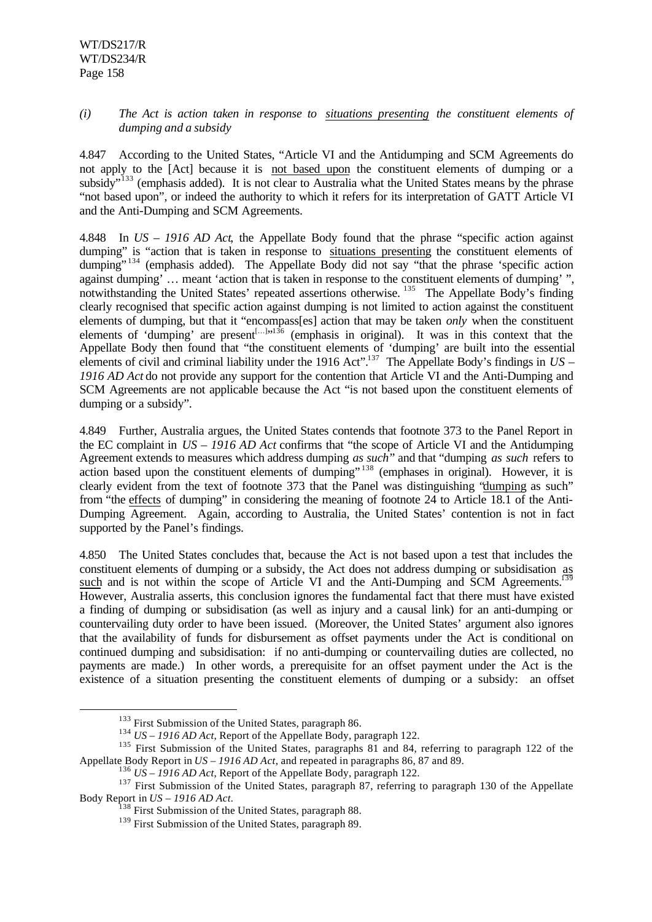*(i) The Act is action taken in response to situations presenting the constituent elements of dumping and a subsidy*

4.847 According to the United States, "Article VI and the Antidumping and SCM Agreements do not apply to the [Act] because it is not based upon the constituent elements of dumping or a subsidy"[133] (emphasis added). It is not clear to Australia what the United States means by the phrase "not based upon", or indeed the authority to which it refers for its interpretation of GATT Article VI and the Anti-Dumping and SCM Agreements.

4.848 In *US – 1916 AD Act*, the Appellate Body found that the phrase "specific action against dumping" is "action that is taken in response to situations presenting the constituent elements of dumping"[134] (emphasis added). The Appellate Body did not say "that the phrase 'specific action against dumping' … meant 'action that is taken in response to the constituent elements of dumping' ", notwithstanding the United States' repeated assertions otherwise.[135] The Appellate Body's finding clearly recognised that specific action against dumping is not limited to action against the constituent elements of dumping, but that it "encompass[es] action that may be taken *only* when the constituent elements of 'dumping' are present[…]"[136] (emphasis in original). It was in this context that the Appellate Body then found that "the constituent elements of 'dumping' are built into the essential elements of civil and criminal liability under the 1916 Act".[137] The Appellate Body's findings in *US – 1916 AD Act* do not provide any support for the contention that Article VI and the Anti-Dumping and SCM Agreements are not applicable because the Act "is not based upon the constituent elements of dumping or a subsidy".

4.849 Further, Australia argues, the United States contends that footnote 373 to the Panel Report in the EC complaint in *US – 1916 AD Act* confirms that "the scope of Article VI and the Antidumping Agreement extends to measures which address dumping *as such*" and that "dumping *as such* refers to action based upon the constituent elements of dumping"[138] (emphases in original). However, it is clearly evident from the text of footnote 373 that the Panel was distinguishing "dumping as such" from "the effects of dumping" in considering the meaning of footnote 24 to Article 18.1 of the Anti-Dumping Agreement. Again, according to Australia, the United States' contention is not in fact supported by the Panel's findings.

4.850 The United States concludes that, because the Act is not based upon a test that includes the constituent elements of dumping or a subsidy, the Act does not address dumping or subsidisation as such and is not within the scope of Article VI and the Anti-Dumping and SCM Agreements.[139] However, Australia asserts, this conclusion ignores the fundamental fact that there must have existed a finding of dumping or subsidisation (as well as injury and a causal link) for an anti-dumping or countervailing duty order to have been issued. (Moreover, the United States' argument also ignores that the availability of funds for disbursement as offset payments under the Act is conditional on continued dumping and subsidisation: if no anti-dumping or countervailing duties are collected, no payments are made.) In other words, a prerequisite for an offset payment under the Act is the existence of a situation presenting the constituent elements of dumping or a subsidy: an offset

---

[133] First Submission of the United States, paragraph 86.

[134] *US – 1916 AD Act*, Report of the Appellate Body, paragraph 122.

[135] First Submission of the United States, paragraphs 81 and 84, referring to paragraph 122 of the Appellate Body Report in *US – 1916 AD Act*, and repeated in paragraphs 86, 87 and 89.

[136] *US – 1916 AD Act*, Report of the Appellate Body, paragraph 122.

[137] First Submission of the United States, paragraph 87, referring to paragraph 130 of the Appellate Body Report in *US – 1916 AD Act*.

[138] First Submission of the United States, paragraph 88.

[139] First Submission of the United States, paragraph 89.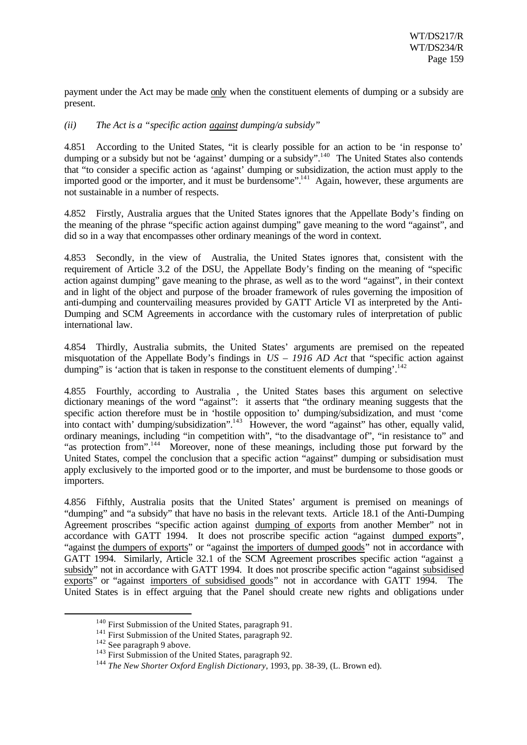payment under the Act may be made only when the constituent elements of dumping or a subsidy are present.

*(ii) The Act is a "specific action against dumping/a subsidy"*

4.851 According to the United States, "it is clearly possible for an action to be 'in response to' dumping or a subsidy but not be 'against' dumping or a subsidy".[140] The United States also contends that "to consider a specific action as 'against' dumping or subsidization, the action must apply to the imported good or the importer, and it must be burdensome".[141] Again, however, these arguments are not sustainable in a number of respects.

4.852 Firstly, Australia argues that the United States ignores that the Appellate Body's finding on the meaning of the phrase "specific action against dumping" gave meaning to the word "against", and did so in a way that encompasses other ordinary meanings of the word in context.

4.853 Secondly, in the view of Australia, the United States ignores that, consistent with the requirement of Article 3.2 of the DSU, the Appellate Body's finding on the meaning of "specific action against dumping" gave meaning to the phrase, as well as to the word "against", in their context and in light of the object and purpose of the broader framework of rules governing the imposition of anti-dumping and countervailing measures provided by GATT Article VI as interpreted by the Anti-Dumping and SCM Agreements in accordance with the customary rules of interpretation of public international law.

4.854 Thirdly, Australia submits, the United States' arguments are premised on the repeated misquotation of the Appellate Body's findings in *US – 1916 AD Act* that "specific action against dumping" is 'action that is taken in response to the constituent elements of dumping'.[142]

4.855 Fourthly, according to Australia , the United States bases this argument on selective dictionary meanings of the word "against": it asserts that "the ordinary meaning suggests that the specific action therefore must be in 'hostile opposition to' dumping/subsidization, and must 'come into contact with' dumping/subsidization".[143] However, the word "against" has other, equally valid, ordinary meanings, including "in competition with", "to the disadvantage of", "in resistance to" and "as protection from".[144] Moreover, none of these meanings, including those put forward by the United States, compel the conclusion that a specific action "against" dumping or subsidisation must apply exclusively to the imported good or to the importer, and must be burdensome to those goods or importers.

4.856 Fifthly, Australia posits that the United States' argument is premised on meanings of "dumping" and "a subsidy" that have no basis in the relevant texts. Article 18.1 of the Anti-Dumping Agreement proscribes "specific action against dumping of exports from another Member" not in accordance with GATT 1994. It does not proscribe specific action "against dumped exports", "against the dumpers of exports" or "against the importers of dumped goods" not in accordance with GATT 1994. Similarly, Article 32.1 of the SCM Agreement proscribes specific action "against a subsidy" not in accordance with GATT 1994. It does not proscribe specific action "against subsidised exports" or "against importers of subsidised goods" not in accordance with GATT 1994. The United States is in effect arguing that the Panel should create new rights and obligations under

[140] First Submission of the United States, paragraph 91.

[141] First Submission of the United States, paragraph 92.

[142] See paragraph 9 above.

[143] First Submission of the United States, paragraph 92.

[144] *The New Shorter Oxford English Dictionary*, 1993, pp. 38-39, (L. Brown ed).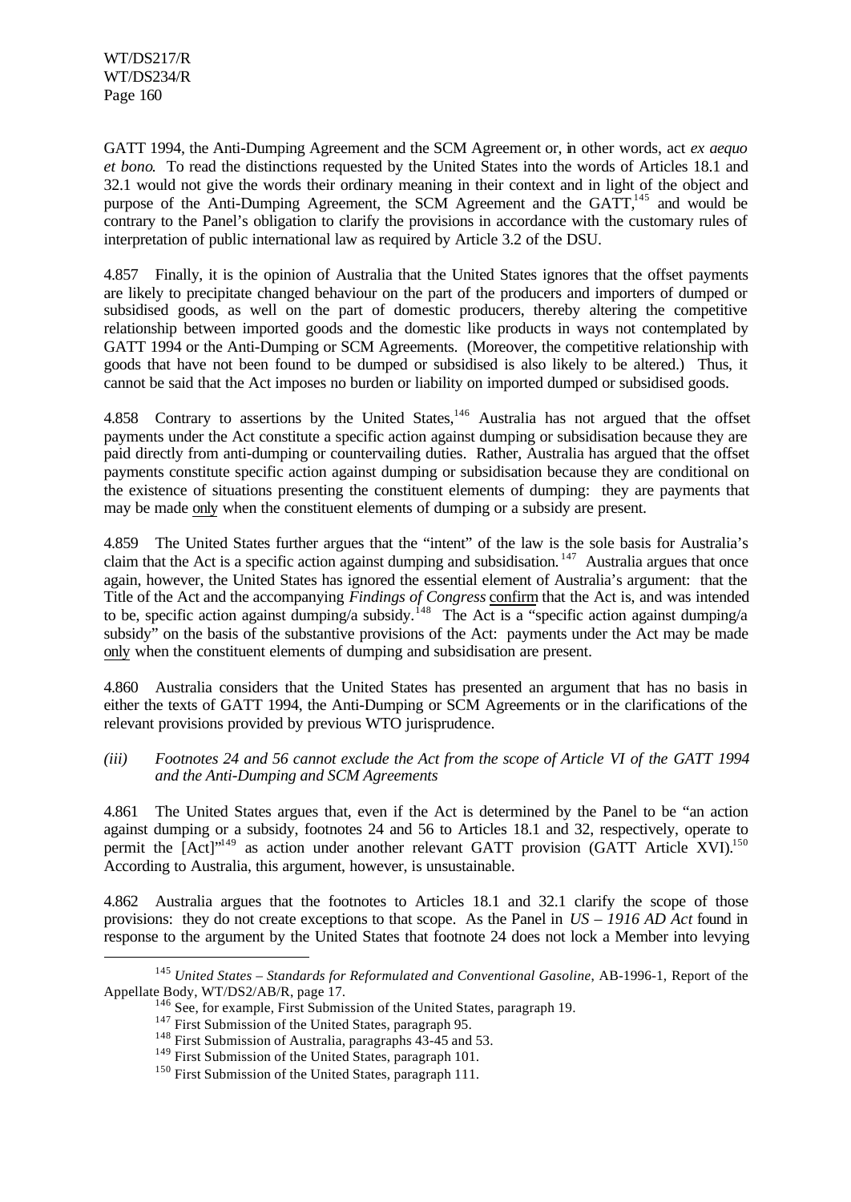GATT 1994, the Anti-Dumping Agreement and the SCM Agreement or, in other words, act *ex aequo et bono*. To read the distinctions requested by the United States into the words of Articles 18.1 and 32.1 would not give the words their ordinary meaning in their context and in light of the object and purpose of the Anti-Dumping Agreement, the SCM Agreement and the GATT,[145] and would be contrary to the Panel's obligation to clarify the provisions in accordance with the customary rules of interpretation of public international law as required by Article 3.2 of the DSU.

4.857 Finally, it is the opinion of Australia that the United States ignores that the offset payments are likely to precipitate changed behaviour on the part of the producers and importers of dumped or subsidised goods, as well on the part of domestic producers, thereby altering the competitive relationship between imported goods and the domestic like products in ways not contemplated by GATT 1994 or the Anti-Dumping or SCM Agreements. (Moreover, the competitive relationship with goods that have not been found to be dumped or subsidised is also likely to be altered.) Thus, it cannot be said that the Act imposes no burden or liability on imported dumped or subsidised goods.

4.858 Contrary to assertions by the United States,[146] Australia has not argued that the offset payments under the Act constitute a specific action against dumping or subsidisation because they are paid directly from anti-dumping or countervailing duties. Rather, Australia has argued that the offset payments constitute specific action against dumping or subsidisation because they are conditional on the existence of situations presenting the constituent elements of dumping: they are payments that may be made only when the constituent elements of dumping or a subsidy are present.

4.859 The United States further argues that the "intent" of the law is the sole basis for Australia's claim that the Act is a specific action against dumping and subsidisation.[147] Australia argues that once again, however, the United States has ignored the essential element of Australia's argument: that the Title of the Act and the accompanying *Findings of Congress* confirm that the Act is, and was intended to be, specific action against dumping/a subsidy.[148] The Act is a "specific action against dumping/a subsidy" on the basis of the substantive provisions of the Act: payments under the Act may be made only when the constituent elements of dumping and subsidisation are present.

4.860 Australia considers that the United States has presented an argument that has no basis in either the texts of GATT 1994, the Anti-Dumping or SCM Agreements or in the clarifications of the relevant provisions provided by previous WTO jurisprudence.

*(iii) Footnotes 24 and 56 cannot exclude the Act from the scope of Article VI of the GATT 1994 and the Anti-Dumping and SCM Agreements*

4.861 The United States argues that, even if the Act is determined by the Panel to be "an action against dumping or a subsidy, footnotes 24 and 56 to Articles 18.1 and 32, respectively, operate to permit the [Act]"[149] as action under another relevant GATT provision (GATT Article XVI).[150] According to Australia, this argument, however, is unsustainable.

4.862 Australia argues that the footnotes to Articles 18.1 and 32.1 clarify the scope of those provisions: they do not create exceptions to that scope. As the Panel in *US – 1916 AD Act* found in response to the argument by the United States that footnote 24 does not lock a Member into levying

---

[145] *United States – Standards for Reformulated and Conventional Gasoline*, AB-1996-1, Report of the Appellate Body, WT/DS2/AB/R, page 17.

[146] See, for example, First Submission of the United States, paragraph 19.

[147] First Submission of the United States, paragraph 95.

[148] First Submission of Australia, paragraphs 43-45 and 53.

[149] First Submission of the United States, paragraph 101.

[150] First Submission of the United States, paragraph 111.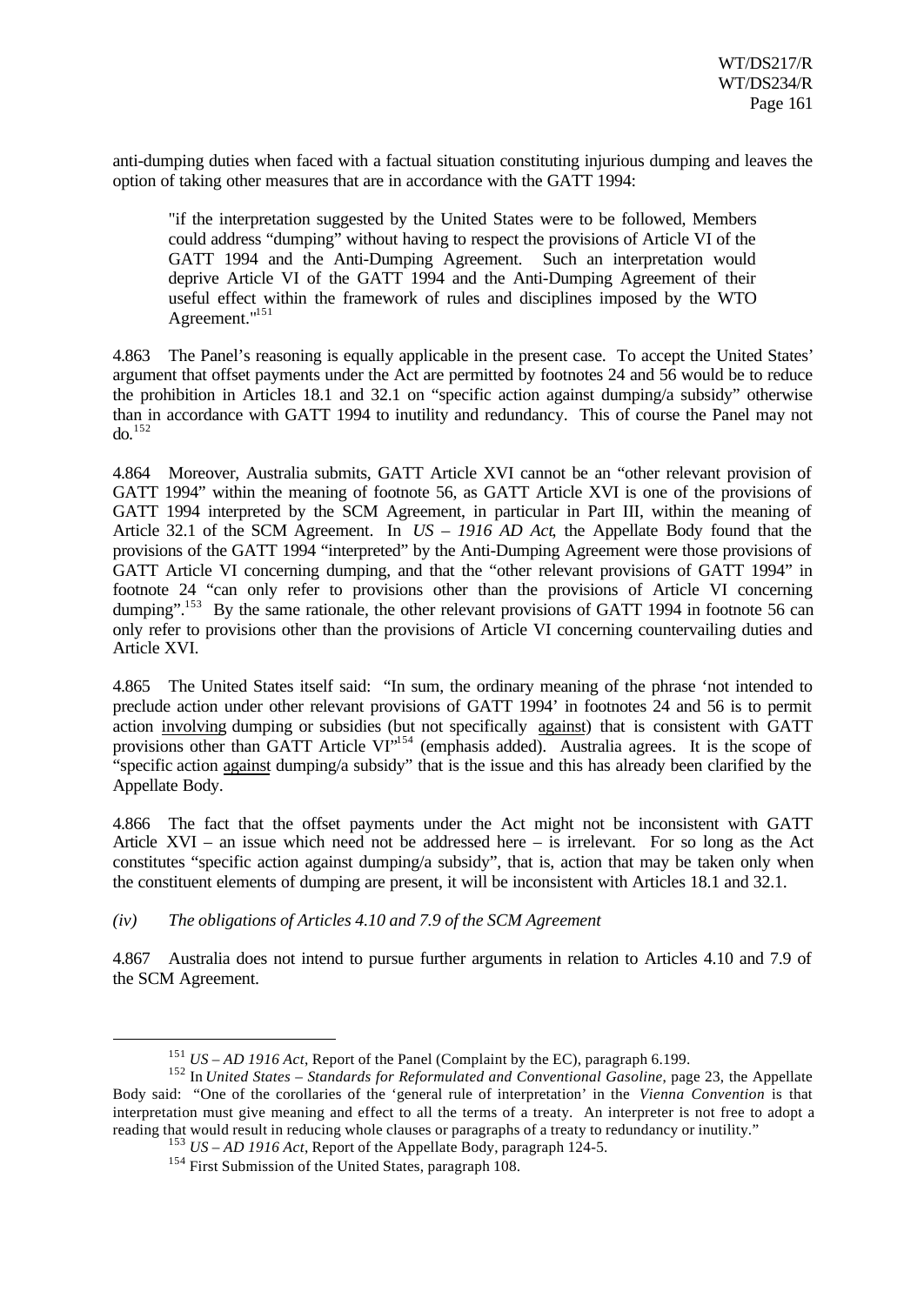anti-dumping duties when faced with a factual situation constituting injurious dumping and leaves the option of taking other measures that are in accordance with the GATT 1994:

> "if the interpretation suggested by the United States were to be followed, Members could address "dumping" without having to respect the provisions of Article VI of the GATT 1994 and the Anti-Dumping Agreement. Such an interpretation would deprive Article VI of the GATT 1994 and the Anti-Dumping Agreement of their useful effect within the framework of rules and disciplines imposed by the WTO Agreement."[151]

4.863 The Panel's reasoning is equally applicable in the present case. To accept the United States' argument that offset payments under the Act are permitted by footnotes 24 and 56 would be to reduce the prohibition in Articles 18.1 and 32.1 on "specific action against dumping/a subsidy" otherwise than in accordance with GATT 1994 to inutility and redundancy. This of course the Panel may not do.[152]

4.864 Moreover, Australia submits, GATT Article XVI cannot be an "other relevant provision of GATT 1994" within the meaning of footnote 56, as GATT Article XVI is one of the provisions of GATT 1994 interpreted by the SCM Agreement, in particular in Part III, within the meaning of Article 32.1 of the SCM Agreement. In *US – 1916 AD Act*, the Appellate Body found that the provisions of the GATT 1994 "interpreted" by the Anti-Dumping Agreement were those provisions of GATT Article VI concerning dumping, and that the "other relevant provisions of GATT 1994" in footnote 24 "can only refer to provisions other than the provisions of Article VI concerning dumping".[153] By the same rationale, the other relevant provisions of GATT 1994 in footnote 56 can only refer to provisions other than the provisions of Article VI concerning countervailing duties and Article XVI.

4.865 The United States itself said: "In sum, the ordinary meaning of the phrase 'not intended to preclude action under other relevant provisions of GATT 1994' in footnotes 24 and 56 is to permit action <u>involving</u> dumping or subsidies (but not specifically <u>against</u>) that is consistent with GATT provisions other than GATT Article VI"[154] (emphasis added). Australia agrees. It is the scope of "specific action <u>against</u> dumping/a subsidy" that is the issue and this has already been clarified by the Appellate Body.

4.866 The fact that the offset payments under the Act might not be inconsistent with GATT Article XVI – an issue which need not be addressed here – is irrelevant. For so long as the Act constitutes "specific action against dumping/a subsidy", that is, action that may be taken only when the constituent elements of dumping are present, it will be inconsistent with Articles 18.1 and 32.1.

*(iv) The obligations of Articles 4.10 and 7.9 of the SCM Agreement*

4.867 Australia does not intend to pursue further arguments in relation to Articles 4.10 and 7.9 of the SCM Agreement.

---

[151] *US – AD 1916 Act*, Report of the Panel (Complaint by the EC), paragraph 6.199.

[152] In *United States – Standards for Reformulated and Conventional Gasoline*, page 23, the Appellate Body said: "One of the corollaries of the 'general rule of interpretation' in the *Vienna Convention* is that interpretation must give meaning and effect to all the terms of a treaty. An interpreter is not free to adopt a reading that would result in reducing whole clauses or paragraphs of a treaty to redundancy or inutility."

[153] *US – AD 1916 Act*, Report of the Appellate Body, paragraph 124-5.

[154] First Submission of the United States, paragraph 108.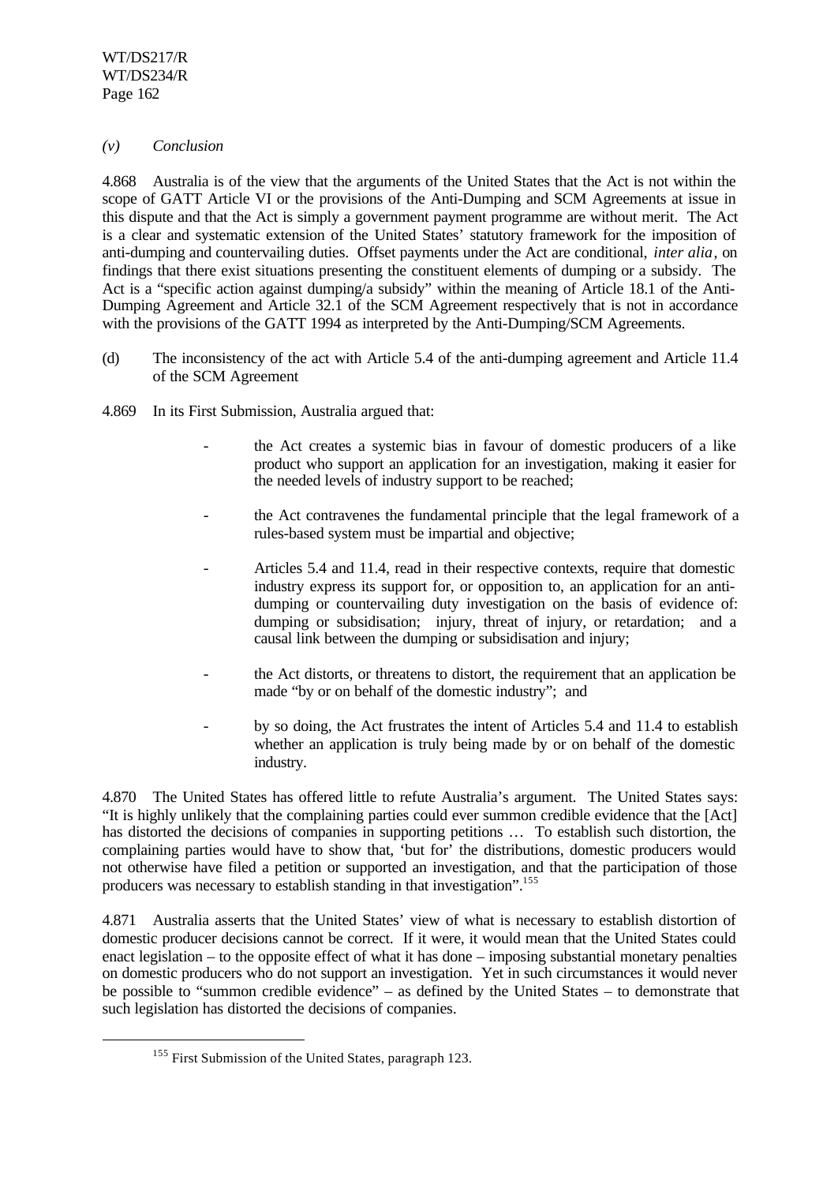*(v) Conclusion*

4.868 Australia is of the view that the arguments of the United States that the Act is not within the scope of GATT Article VI or the provisions of the Anti-Dumping and SCM Agreements at issue in this dispute and that the Act is simply a government payment programme are without merit. The Act is a clear and systematic extension of the United States' statutory framework for the imposition of anti-dumping and countervailing duties. Offset payments under the Act are conditional, *inter alia*, on findings that there exist situations presenting the constituent elements of dumping or a subsidy. The Act is a "specific action against dumping/a subsidy" within the meaning of Article 18.1 of the Anti-Dumping Agreement and Article 32.1 of the SCM Agreement respectively that is not in accordance with the provisions of the GATT 1994 as interpreted by the Anti-Dumping/SCM Agreements.

(d) The inconsistency of the act with Article 5.4 of the anti-dumping agreement and Article 11.4 of the SCM Agreement

4.869 In its First Submission, Australia argued that:

- the Act creates a systemic bias in favour of domestic producers of a like product who support an application for an investigation, making it easier for the needed levels of industry support to be reached;
- the Act contravenes the fundamental principle that the legal framework of a rules-based system must be impartial and objective;
- Articles 5.4 and 11.4, read in their respective contexts, require that domestic industry express its support for, or opposition to, an application for an anti-dumping or countervailing duty investigation on the basis of evidence of: dumping or subsidisation; injury, threat of injury, or retardation; and a causal link between the dumping or subsidisation and injury;
- the Act distorts, or threatens to distort, the requirement that an application be made "by or on behalf of the domestic industry"; and
- by so doing, the Act frustrates the intent of Articles 5.4 and 11.4 to establish whether an application is truly being made by or on behalf of the domestic industry.

4.870 The United States has offered little to refute Australia's argument. The United States says: "It is highly unlikely that the complaining parties could ever summon credible evidence that the [Act] has distorted the decisions of companies in supporting petitions … To establish such distortion, the complaining parties would have to show that, 'but for' the distributions, domestic producers would not otherwise have filed a petition or supported an investigation, and that the participation of those producers was necessary to establish standing in that investigation".[155]

4.871 Australia asserts that the United States' view of what is necessary to establish distortion of domestic producer decisions cannot be correct. If it were, it would mean that the United States could enact legislation – to the opposite effect of what it has done – imposing substantial monetary penalties on domestic producers who do not support an investigation. Yet in such circumstances it would never be possible to "summon credible evidence" – as defined by the United States – to demonstrate that such legislation has distorted the decisions of companies.

[155] First Submission of the United States, paragraph 123.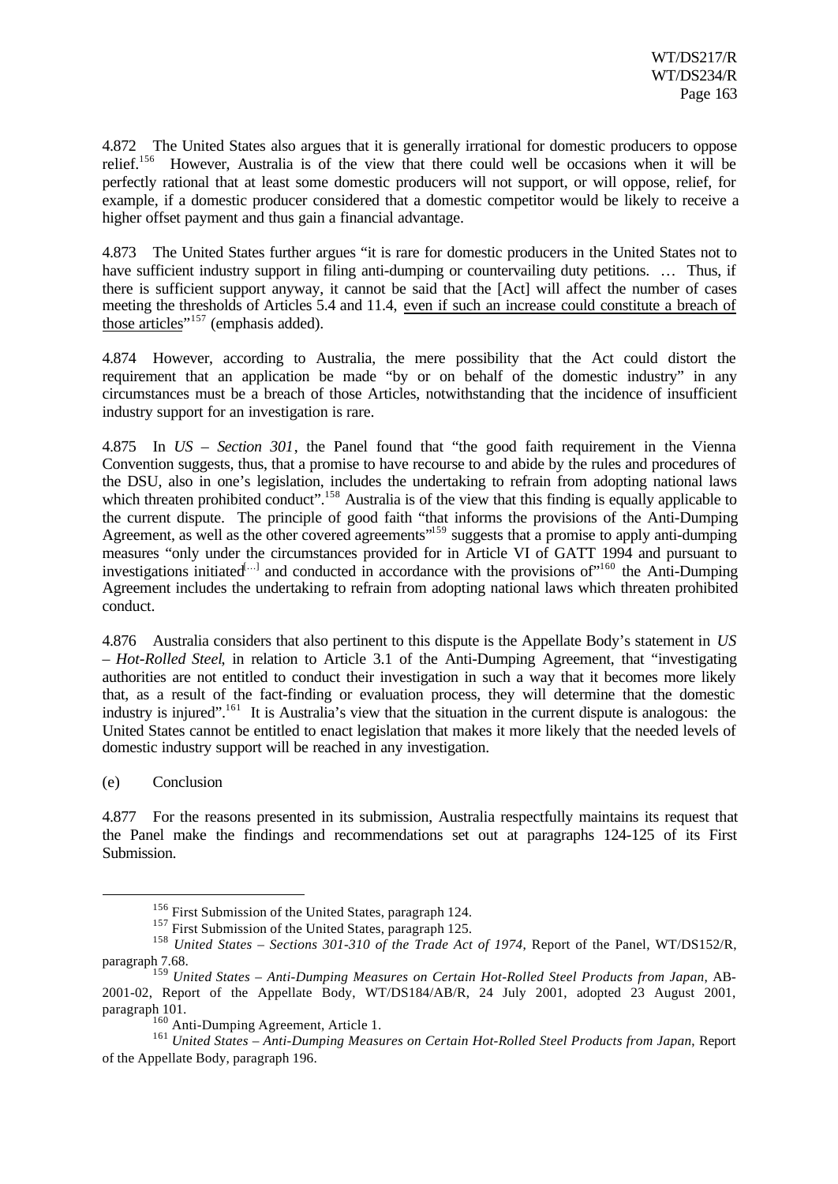4.872 The United States also argues that it is generally irrational for domestic producers to oppose relief.[156] However, Australia is of the view that there could well be occasions when it will be perfectly rational that at least some domestic producers will not support, or will oppose, relief, for example, if a domestic producer considered that a domestic competitor would be likely to receive a higher offset payment and thus gain a financial advantage.

4.873 The United States further argues "it is rare for domestic producers in the United States not to have sufficient industry support in filing anti-dumping or countervailing duty petitions. … Thus, if there is sufficient support anyway, it cannot be said that the [Act] will affect the number of cases meeting the thresholds of Articles 5.4 and 11.4, <u>even if such an increase could constitute a breach of those articles</u>"[157] (emphasis added).

4.874 However, according to Australia, the mere possibility that the Act could distort the requirement that an application be made "by or on behalf of the domestic industry" in any circumstances must be a breach of those Articles, notwithstanding that the incidence of insufficient industry support for an investigation is rare.

4.875 In *US – Section 301*, the Panel found that "the good faith requirement in the Vienna Convention suggests, thus, that a promise to have recourse to and abide by the rules and procedures of the DSU, also in one's legislation, includes the undertaking to refrain from adopting national laws which threaten prohibited conduct".[158] Australia is of the view that this finding is equally applicable to the current dispute. The principle of good faith "that informs the provisions of the Anti-Dumping Agreement, as well as the other covered agreements"[159] suggests that a promise to apply anti-dumping measures "only under the circumstances provided for in Article VI of GATT 1994 and pursuant to investigations initiated[…] and conducted in accordance with the provisions of"[160] the Anti-Dumping Agreement includes the undertaking to refrain from adopting national laws which threaten prohibited conduct.

4.876 Australia considers that also pertinent to this dispute is the Appellate Body's statement in *US – Hot-Rolled Steel*, in relation to Article 3.1 of the Anti-Dumping Agreement, that "investigating authorities are not entitled to conduct their investigation in such a way that it becomes more likely that, as a result of the fact-finding or evaluation process, they will determine that the domestic industry is injured".[161] It is Australia's view that the situation in the current dispute is analogous: the United States cannot be entitled to enact legislation that makes it more likely that the needed levels of domestic industry support will be reached in any investigation.

(e) Conclusion

4.877 For the reasons presented in its submission, Australia respectfully maintains its request that the Panel make the findings and recommendations set out at paragraphs 124-125 of its First Submission.

---

[156] First Submission of the United States, paragraph 124.

[157] First Submission of the United States, paragraph 125.

[158] *United States – Sections 301-310 of the Trade Act of 1974*, Report of the Panel, WT/DS152/R, paragraph 7.68.

[159] *United States – Anti-Dumping Measures on Certain Hot-Rolled Steel Products from Japan*, AB-2001-02, Report of the Appellate Body, WT/DS184/AB/R, 24 July 2001, adopted 23 August 2001, paragraph 101.

[160] Anti-Dumping Agreement, Article 1.

[161] *United States – Anti-Dumping Measures on Certain Hot-Rolled Steel Products from Japan*, Report of the Appellate Body, paragraph 196.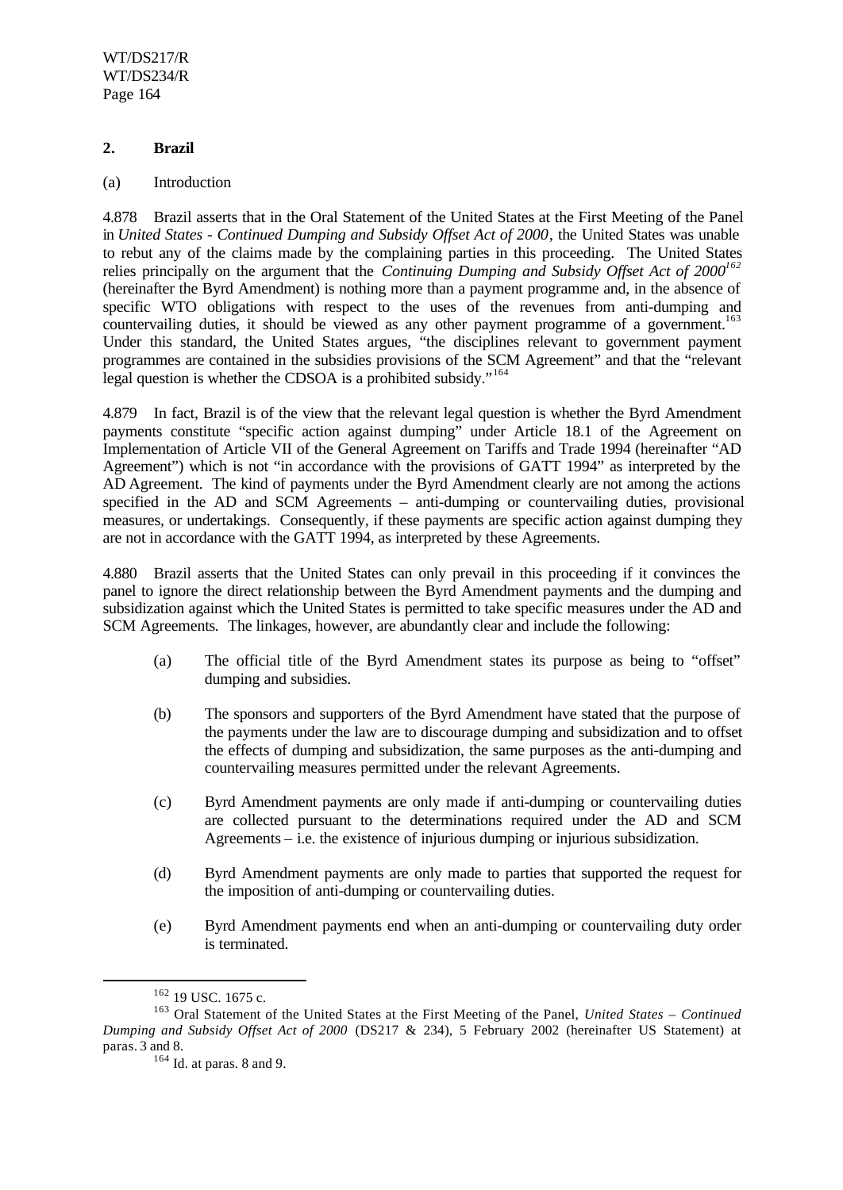## 2. Brazil

(a) Introduction

4.878 Brazil asserts that in the Oral Statement of the United States at the First Meeting of the Panel in *United States - Continued Dumping and Subsidy Offset Act of 2000*, the United States was unable to rebut any of the claims made by the complaining parties in this proceeding. The United States relies principally on the argument that the *Continuing Dumping and Subsidy Offset Act of 2000*[162] (hereinafter the Byrd Amendment) is nothing more than a payment programme and, in the absence of specific WTO obligations with respect to the uses of the revenues from anti-dumping and countervailing duties, it should be viewed as any other payment programme of a government.[163] Under this standard, the United States argues, "the disciplines relevant to government payment programmes are contained in the subsidies provisions of the SCM Agreement" and that the "relevant legal question is whether the CDSOA is a prohibited subsidy."[164]

4.879 In fact, Brazil is of the view that the relevant legal question is whether the Byrd Amendment payments constitute "specific action against dumping" under Article 18.1 of the Agreement on Implementation of Article VII of the General Agreement on Tariffs and Trade 1994 (hereinafter "AD Agreement") which is not "in accordance with the provisions of GATT 1994" as interpreted by the AD Agreement. The kind of payments under the Byrd Amendment clearly are not among the actions specified in the AD and SCM Agreements – anti-dumping or countervailing duties, provisional measures, or undertakings. Consequently, if these payments are specific action against dumping they are not in accordance with the GATT 1994, as interpreted by these Agreements.

4.880 Brazil asserts that the United States can only prevail in this proceeding if it convinces the panel to ignore the direct relationship between the Byrd Amendment payments and the dumping and subsidization against which the United States is permitted to take specific measures under the AD and SCM Agreements. The linkages, however, are abundantly clear and include the following:

(a) The official title of the Byrd Amendment states its purpose as being to "offset" dumping and subsidies.

(b) The sponsors and supporters of the Byrd Amendment have stated that the purpose of the payments under the law are to discourage dumping and subsidization and to offset the effects of dumping and subsidization, the same purposes as the anti-dumping and countervailing measures permitted under the relevant Agreements.

(c) Byrd Amendment payments are only made if anti-dumping or countervailing duties are collected pursuant to the determinations required under the AD and SCM Agreements – i.e. the existence of injurious dumping or injurious subsidization.

(d) Byrd Amendment payments are only made to parties that supported the request for the imposition of anti-dumping or countervailing duties.

(e) Byrd Amendment payments end when an anti-dumping or countervailing duty order is terminated.

---

[162] 19 USC. 1675 c.

[163] Oral Statement of the United States at the First Meeting of the Panel, *United States – Continued Dumping and Subsidy Offset Act of 2000* (DS217 & 234), 5 February 2002 (hereinafter US Statement) at paras. 3 and 8.

[164] Id. at paras. 8 and 9.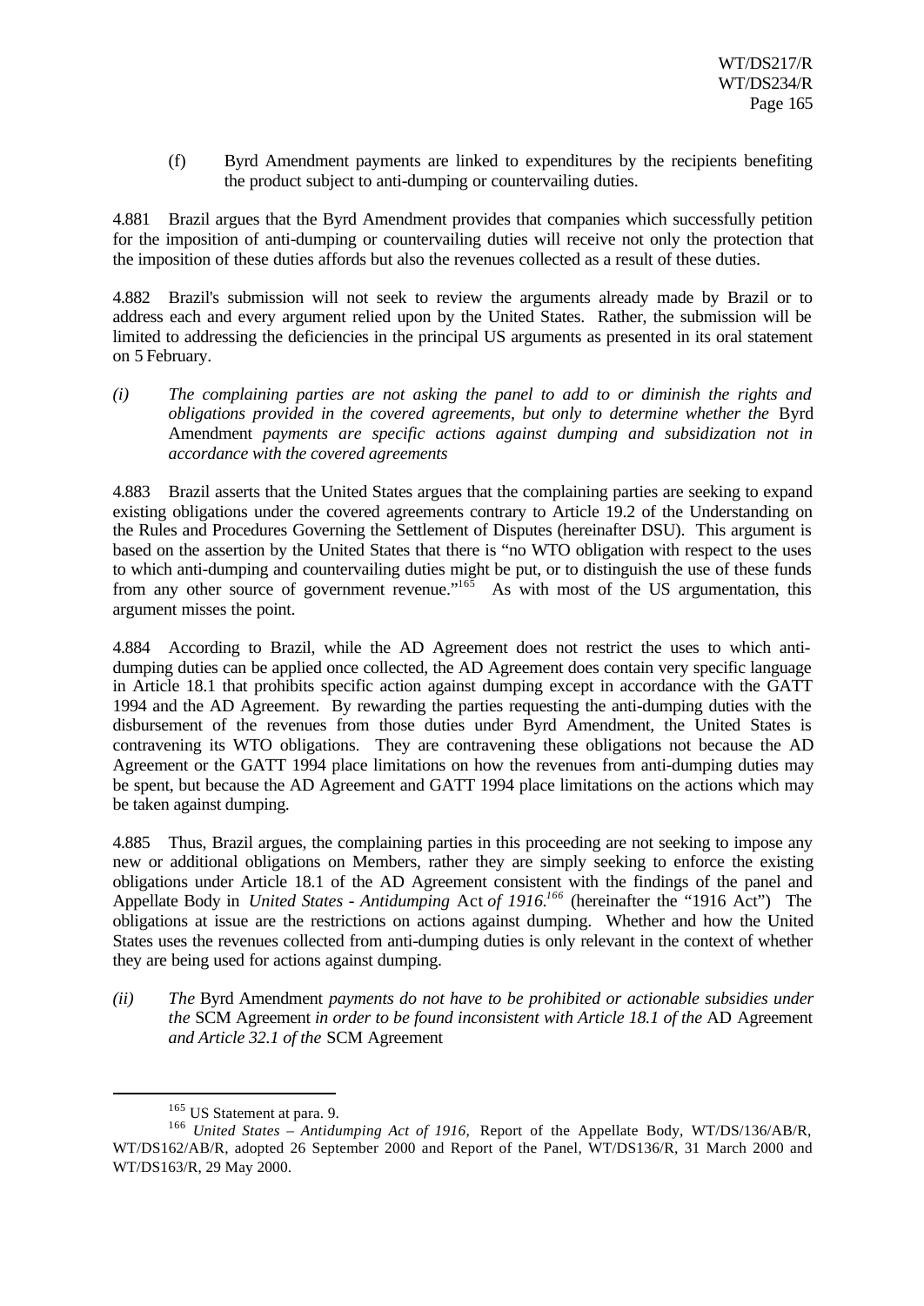(f) Byrd Amendment payments are linked to expenditures by the recipients benefiting the product subject to anti-dumping or countervailing duties.

4.881 Brazil argues that the Byrd Amendment provides that companies which successfully petition for the imposition of anti-dumping or countervailing duties will receive not only the protection that the imposition of these duties affords but also the revenues collected as a result of these duties.

4.882 Brazil's submission will not seek to review the arguments already made by Brazil or to address each and every argument relied upon by the United States. Rather, the submission will be limited to addressing the deficiencies in the principal US arguments as presented in its oral statement on 5 February.

*(i) The complaining parties are not asking the panel to add to or diminish the rights and obligations provided in the covered agreements, but only to determine whether the* Byrd Amendment *payments are specific actions against dumping and subsidization not in accordance with the covered agreements*

4.883 Brazil asserts that the United States argues that the complaining parties are seeking to expand existing obligations under the covered agreements contrary to Article 19.2 of the Understanding on the Rules and Procedures Governing the Settlement of Disputes (hereinafter DSU). This argument is based on the assertion by the United States that there is "no WTO obligation with respect to the uses to which anti-dumping and countervailing duties might be put, or to distinguish the use of these funds from any other source of government revenue."[165] As with most of the US argumentation, this argument misses the point.

4.884 According to Brazil, while the AD Agreement does not restrict the uses to which anti-dumping duties can be applied once collected, the AD Agreement does contain very specific language in Article 18.1 that prohibits specific action against dumping except in accordance with the GATT 1994 and the AD Agreement. By rewarding the parties requesting the anti-dumping duties with the disbursement of the revenues from those duties under Byrd Amendment, the United States is contravening its WTO obligations. They are contravening these obligations not because the AD Agreement or the GATT 1994 place limitations on how the revenues from anti-dumping duties may be spent, but because the AD Agreement and GATT 1994 place limitations on the actions which may be taken against dumping.

4.885 Thus, Brazil argues, the complaining parties in this proceeding are not seeking to impose any new or additional obligations on Members, rather they are simply seeking to enforce the existing obligations under Article 18.1 of the AD Agreement consistent with the findings of the panel and Appellate Body in *United States - Antidumping* Act *of 1916.*[166] (hereinafter the "1916 Act") The obligations at issue are the restrictions on actions against dumping. Whether and how the United States uses the revenues collected from anti-dumping duties is only relevant in the context of whether they are being used for actions against dumping.

*(ii) The* Byrd Amendment *payments do not have to be prohibited or actionable subsidies under the* SCM Agreement *in order to be found inconsistent with Article 18.1 of the* AD Agreement *and Article 32.1 of the* SCM Agreement

---

[165] US Statement at para. 9.

[166] *United States – Antidumping Act of 1916,* Report of the Appellate Body, WT/DS/136/AB/R, WT/DS162/AB/R, adopted 26 September 2000 and Report of the Panel, WT/DS136/R, 31 March 2000 and WT/DS163/R, 29 May 2000.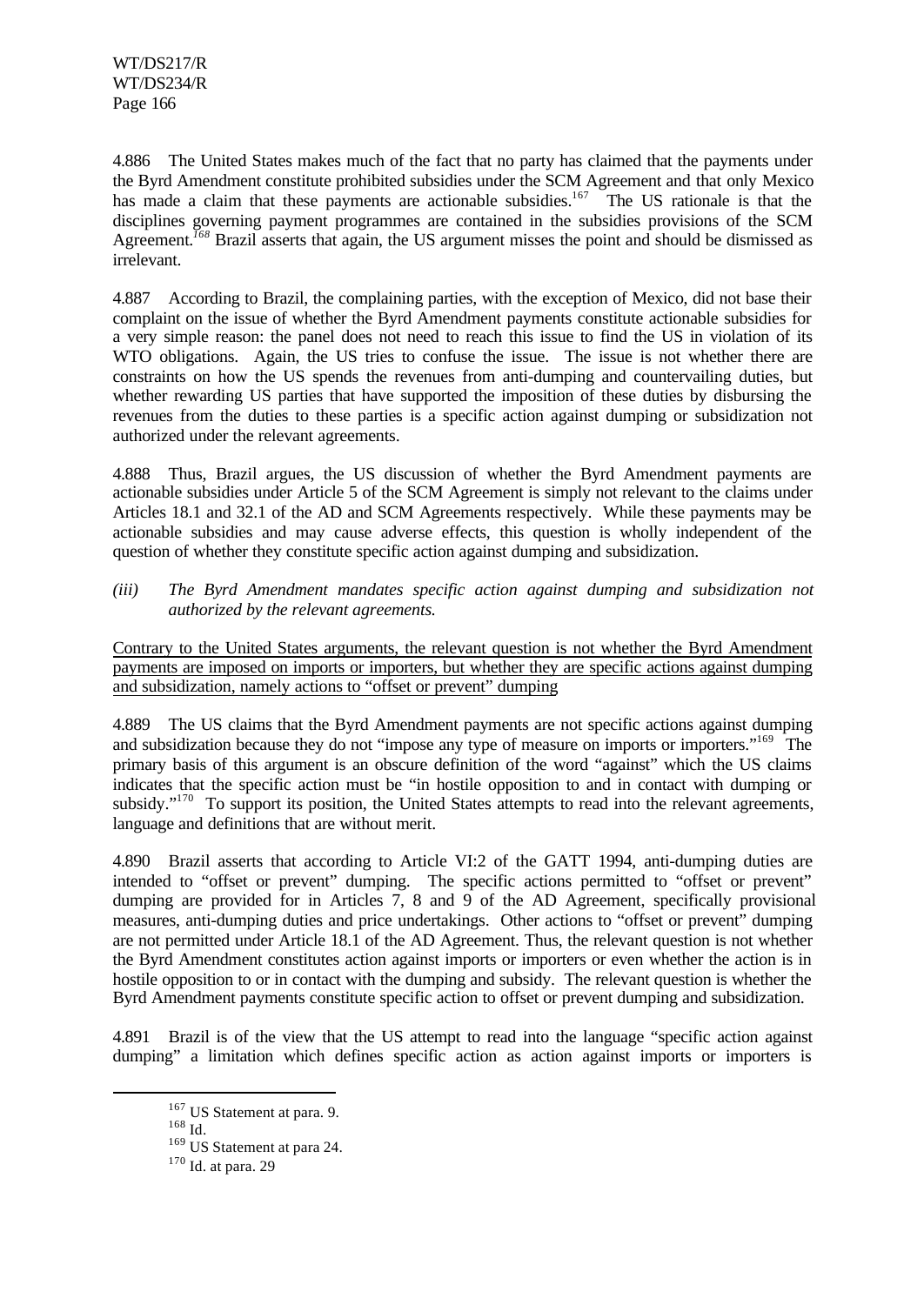4.886 The United States makes much of the fact that no party has claimed that the payments under the Byrd Amendment constitute prohibited subsidies under the SCM Agreement and that only Mexico has made a claim that these payments are actionable subsidies.[167] The US rationale is that the disciplines governing payment programmes are contained in the subsidies provisions of the SCM Agreement.[168] Brazil asserts that again, the US argument misses the point and should be dismissed as irrelevant.

4.887 According to Brazil, the complaining parties, with the exception of Mexico, did not base their complaint on the issue of whether the Byrd Amendment payments constitute actionable subsidies for a very simple reason: the panel does not need to reach this issue to find the US in violation of its WTO obligations. Again, the US tries to confuse the issue. The issue is not whether there are constraints on how the US spends the revenues from anti-dumping and countervailing duties, but whether rewarding US parties that have supported the imposition of these duties by disbursing the revenues from the duties to these parties is a specific action against dumping or subsidization not authorized under the relevant agreements.

4.888 Thus, Brazil argues, the US discussion of whether the Byrd Amendment payments are actionable subsidies under Article 5 of the SCM Agreement is simply not relevant to the claims under Articles 18.1 and 32.1 of the AD and SCM Agreements respectively. While these payments may be actionable subsidies and may cause adverse effects, this question is wholly independent of the question of whether they constitute specific action against dumping and subsidization.

*(iii) The Byrd Amendment mandates specific action against dumping and subsidization not authorized by the relevant agreements.*

<u>Contrary to the United States arguments, the relevant question is not whether the Byrd Amendment payments are imposed on imports or importers, but whether they are specific actions against dumping and subsidization, namely actions to "offset or prevent" dumping</u>

4.889 The US claims that the Byrd Amendment payments are not specific actions against dumping and subsidization because they do not "impose any type of measure on imports or importers."[169] The primary basis of this argument is an obscure definition of the word "against" which the US claims indicates that the specific action must be "in hostile opposition to and in contact with dumping or subsidy."[170] To support its position, the United States attempts to read into the relevant agreements, language and definitions that are without merit.

4.890 Brazil asserts that according to Article VI:2 of the GATT 1994, anti-dumping duties are intended to "offset or prevent" dumping. The specific actions permitted to "offset or prevent" dumping are provided for in Articles 7, 8 and 9 of the AD Agreement, specifically provisional measures, anti-dumping duties and price undertakings. Other actions to "offset or prevent" dumping are not permitted under Article 18.1 of the AD Agreement. Thus, the relevant question is not whether the Byrd Amendment constitutes action against imports or importers or even whether the action is in hostile opposition to or in contact with the dumping and subsidy. The relevant question is whether the Byrd Amendment payments constitute specific action to offset or prevent dumping and subsidization.

4.891 Brazil is of the view that the US attempt to read into the language "specific action against dumping" a limitation which defines specific action as action against imports or importers is

---

[167] US Statement at para. 9.

[168] Id.

[169] US Statement at para 24.

[170] Id. at para. 29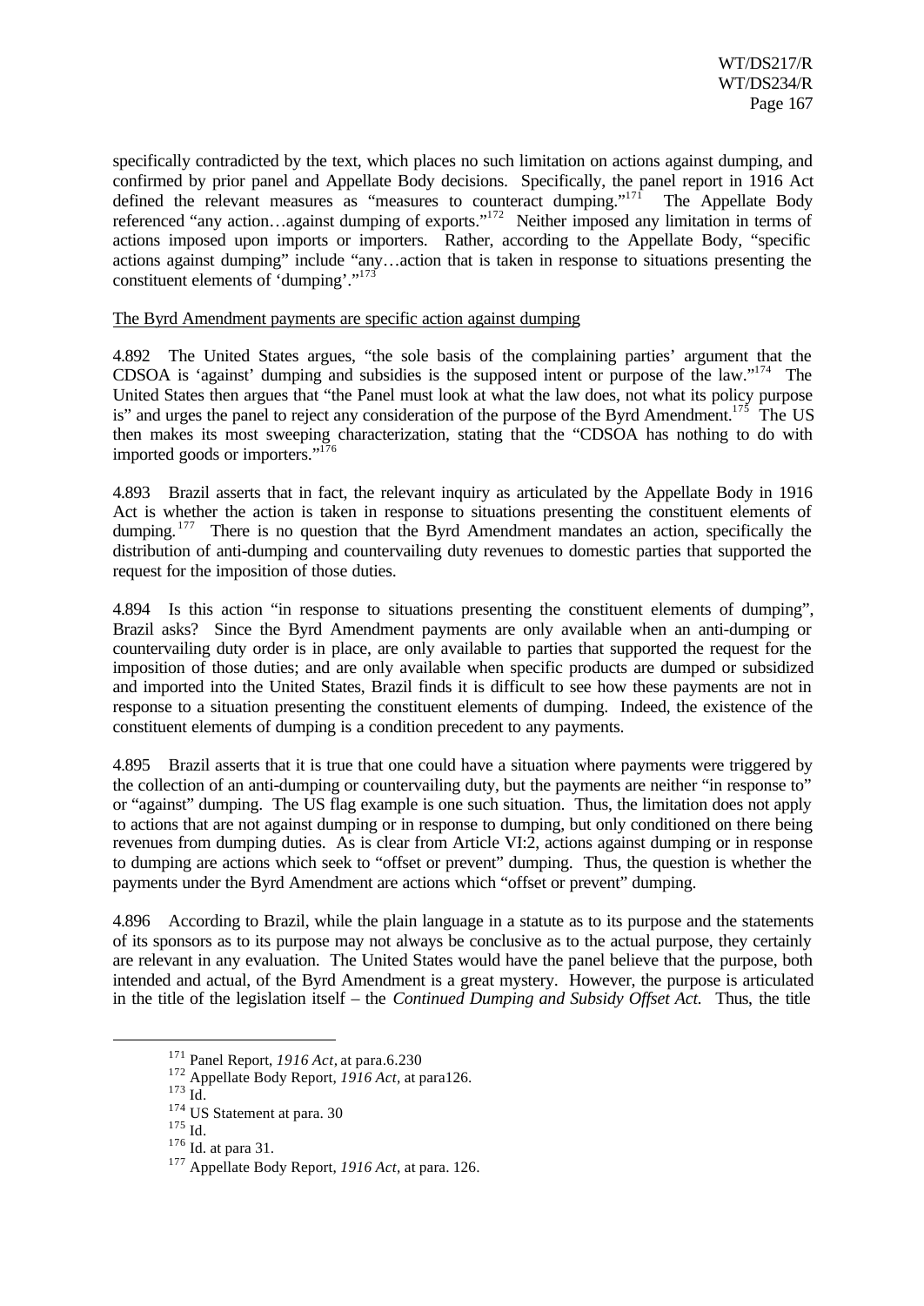specifically contradicted by the text, which places no such limitation on actions against dumping, and confirmed by prior panel and Appellate Body decisions. Specifically, the panel report in 1916 Act defined the relevant measures as "measures to counteract dumping."[171] The Appellate Body referenced "any action…against dumping of exports."[172] Neither imposed any limitation in terms of actions imposed upon imports or importers. Rather, according to the Appellate Body, "specific actions against dumping" include "any…action that is taken in response to situations presenting the constituent elements of 'dumping'."[173]

The Byrd Amendment payments are specific action against dumping

4.892 The United States argues, "the sole basis of the complaining parties' argument that the CDSOA is 'against' dumping and subsidies is the supposed intent or purpose of the law."[174] The United States then argues that "the Panel must look at what the law does, not what its policy purpose is" and urges the panel to reject any consideration of the purpose of the Byrd Amendment.[175] The US then makes its most sweeping characterization, stating that the "CDSOA has nothing to do with imported goods or importers."[176]

4.893 Brazil asserts that in fact, the relevant inquiry as articulated by the Appellate Body in 1916 Act is whether the action is taken in response to situations presenting the constituent elements of dumping.[177] There is no question that the Byrd Amendment mandates an action, specifically the distribution of anti-dumping and countervailing duty revenues to domestic parties that supported the request for the imposition of those duties.

4.894 Is this action "in response to situations presenting the constituent elements of dumping", Brazil asks? Since the Byrd Amendment payments are only available when an anti-dumping or countervailing duty order is in place, are only available to parties that supported the request for the imposition of those duties; and are only available when specific products are dumped or subsidized and imported into the United States, Brazil finds it is difficult to see how these payments are not in response to a situation presenting the constituent elements of dumping. Indeed, the existence of the constituent elements of dumping is a condition precedent to any payments.

4.895 Brazil asserts that it is true that one could have a situation where payments were triggered by the collection of an anti-dumping or countervailing duty, but the payments are neither "in response to" or "against" dumping. The US flag example is one such situation. Thus, the limitation does not apply to actions that are not against dumping or in response to dumping, but only conditioned on there being revenues from dumping duties. As is clear from Article VI:2, actions against dumping or in response to dumping are actions which seek to "offset or prevent" dumping. Thus, the question is whether the payments under the Byrd Amendment are actions which "offset or prevent" dumping.

4.896 According to Brazil, while the plain language in a statute as to its purpose and the statements of its sponsors as to its purpose may not always be conclusive as to the actual purpose, they certainly are relevant in any evaluation. The United States would have the panel believe that the purpose, both intended and actual, of the Byrd Amendment is a great mystery. However, the purpose is articulated in the title of the legislation itself – the *Continued Dumping and Subsidy Offset Act.* Thus, the title

[171] Panel Report, *1916 Act*, at para.6.230

[172] Appellate Body Report, *1916 Act*, at para126.

[173] Id.

[174] US Statement at para. 30

[175] Id.

[176] Id. at para 31.

[177] Appellate Body Report, *1916 Act*, at para. 126.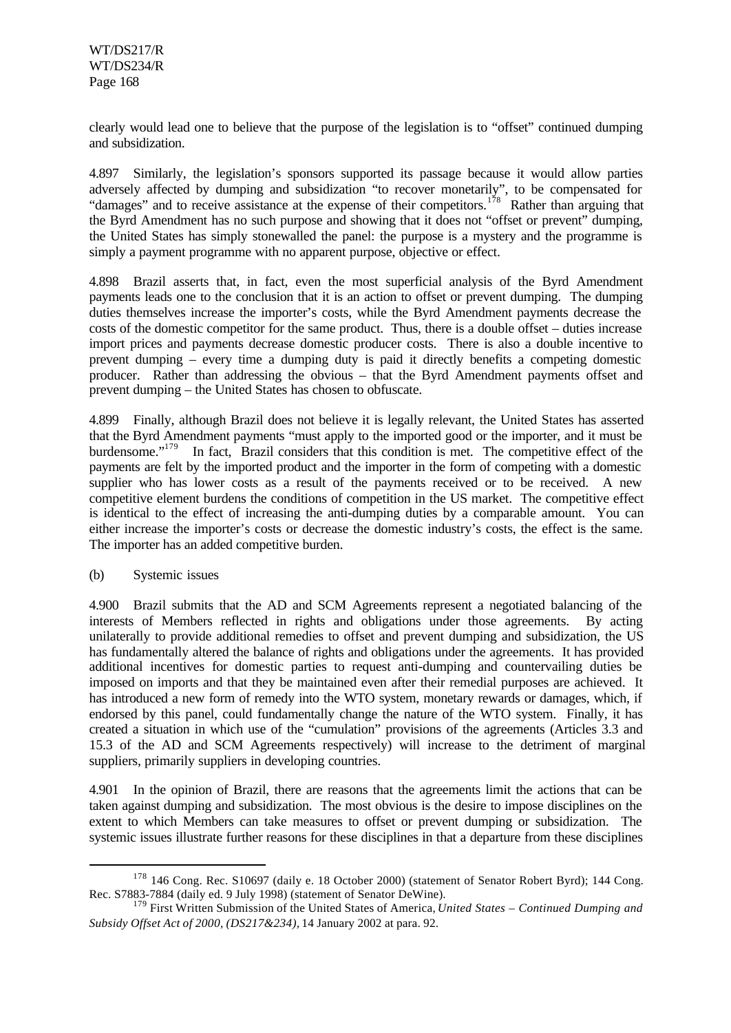clearly would lead one to believe that the purpose of the legislation is to "offset" continued dumping and subsidization.

4.897 Similarly, the legislation's sponsors supported its passage because it would allow parties adversely affected by dumping and subsidization "to recover monetarily", to be compensated for "damages" and to receive assistance at the expense of their competitors.[178] Rather than arguing that the Byrd Amendment has no such purpose and showing that it does not "offset or prevent" dumping, the United States has simply stonewalled the panel: the purpose is a mystery and the programme is simply a payment programme with no apparent purpose, objective or effect.

4.898 Brazil asserts that, in fact, even the most superficial analysis of the Byrd Amendment payments leads one to the conclusion that it is an action to offset or prevent dumping. The dumping duties themselves increase the importer's costs, while the Byrd Amendment payments decrease the costs of the domestic competitor for the same product. Thus, there is a double offset – duties increase import prices and payments decrease domestic producer costs. There is also a double incentive to prevent dumping – every time a dumping duty is paid it directly benefits a competing domestic producer. Rather than addressing the obvious – that the Byrd Amendment payments offset and prevent dumping – the United States has chosen to obfuscate.

4.899 Finally, although Brazil does not believe it is legally relevant, the United States has asserted that the Byrd Amendment payments "must apply to the imported good or the importer, and it must be burdensome."[179] In fact, Brazil considers that this condition is met. The competitive effect of the payments are felt by the imported product and the importer in the form of competing with a domestic supplier who has lower costs as a result of the payments received or to be received. A new competitive element burdens the conditions of competition in the US market. The competitive effect is identical to the effect of increasing the anti-dumping duties by a comparable amount. You can either increase the importer's costs or decrease the domestic industry's costs, the effect is the same. The importer has an added competitive burden.

(b) Systemic issues

4.900 Brazil submits that the AD and SCM Agreements represent a negotiated balancing of the interests of Members reflected in rights and obligations under those agreements. By acting unilaterally to provide additional remedies to offset and prevent dumping and subsidization, the US has fundamentally altered the balance of rights and obligations under the agreements. It has provided additional incentives for domestic parties to request anti-dumping and countervailing duties be imposed on imports and that they be maintained even after their remedial purposes are achieved. It has introduced a new form of remedy into the WTO system, monetary rewards or damages, which, if endorsed by this panel, could fundamentally change the nature of the WTO system. Finally, it has created a situation in which use of the "cumulation" provisions of the agreements (Articles 3.3 and 15.3 of the AD and SCM Agreements respectively) will increase to the detriment of marginal suppliers, primarily suppliers in developing countries.

4.901 In the opinion of Brazil, there are reasons that the agreements limit the actions that can be taken against dumping and subsidization. The most obvious is the desire to impose disciplines on the extent to which Members can take measures to offset or prevent dumping or subsidization. The systemic issues illustrate further reasons for these disciplines in that a departure from these disciplines

---

[178] 146 Cong. Rec. S10697 (daily e. 18 October 2000) (statement of Senator Robert Byrd); 144 Cong. Rec. S7883-7884 (daily ed. 9 July 1998) (statement of Senator DeWine).

[179] First Written Submission of the United States of America, *United States – Continued Dumping and Subsidy Offset Act of 2000, (DS217&234)*, 14 January 2002 at para. 92.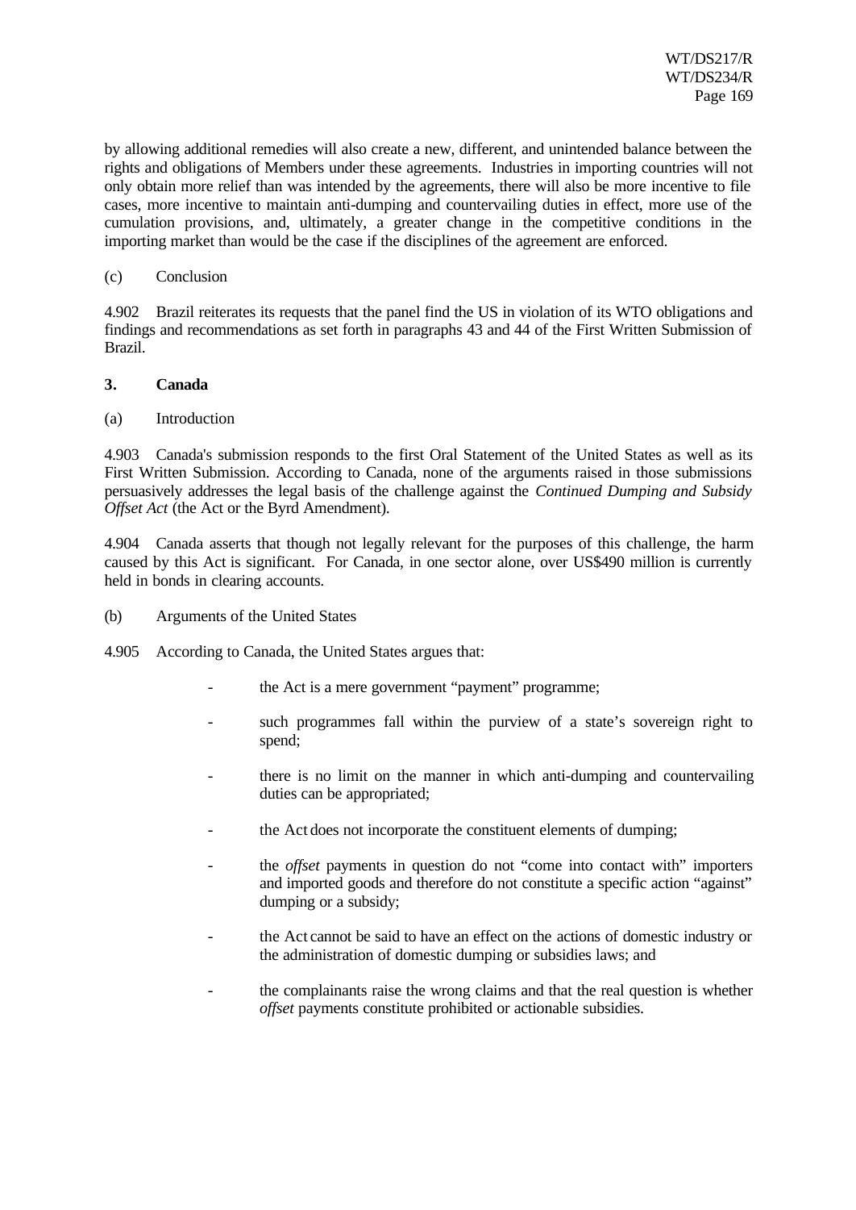by allowing additional remedies will also create a new, different, and unintended balance between the rights and obligations of Members under these agreements. Industries in importing countries will not only obtain more relief than was intended by the agreements, there will also be more incentive to file cases, more incentive to maintain anti-dumping and countervailing duties in effect, more use of the cumulation provisions, and, ultimately, a greater change in the competitive conditions in the importing market than would be the case if the disciplines of the agreement are enforced.

(c) Conclusion

4.902 Brazil reiterates its requests that the panel find the US in violation of its WTO obligations and findings and recommendations as set forth in paragraphs 43 and 44 of the First Written Submission of Brazil.

### 3. Canada

(a) Introduction

4.903 Canada's submission responds to the first Oral Statement of the United States as well as its First Written Submission. According to Canada, none of the arguments raised in those submissions persuasively addresses the legal basis of the challenge against the *Continued Dumping and Subsidy Offset Act* (the Act or the Byrd Amendment).

4.904 Canada asserts that though not legally relevant for the purposes of this challenge, the harm caused by this Act is significant. For Canada, in one sector alone, over US$490 million is currently held in bonds in clearing accounts.

(b) Arguments of the United States

4.905 According to Canada, the United States argues that:

- the Act is a mere government "payment" programme;
- such programmes fall within the purview of a state's sovereign right to spend;
- there is no limit on the manner in which anti-dumping and countervailing duties can be appropriated;
- the Act does not incorporate the constituent elements of dumping;
- the *offset* payments in question do not "come into contact with" importers and imported goods and therefore do not constitute a specific action "against" dumping or a subsidy;
- the Act cannot be said to have an effect on the actions of domestic industry or the administration of domestic dumping or subsidies laws; and
- the complainants raise the wrong claims and that the real question is whether *offset* payments constitute prohibited or actionable subsidies.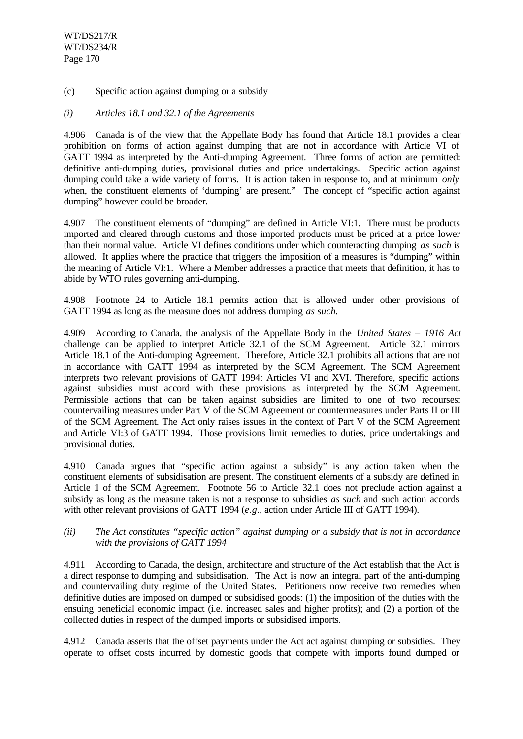(c) Specific action against dumping or a subsidy

*(i) Articles 18.1 and 32.1 of the Agreements*

4.906 Canada is of the view that the Appellate Body has found that Article 18.1 provides a clear prohibition on forms of action against dumping that are not in accordance with Article VI of GATT 1994 as interpreted by the Anti-dumping Agreement. Three forms of action are permitted: definitive anti-dumping duties, provisional duties and price undertakings. Specific action against dumping could take a wide variety of forms. It is action taken in response to, and at minimum *only* when, the constituent elements of 'dumping' are present." The concept of "specific action against dumping" however could be broader.

4.907 The constituent elements of "dumping" are defined in Article VI:1. There must be products imported and cleared through customs and those imported products must be priced at a price lower than their normal value. Article VI defines conditions under which counteracting dumping *as such* is allowed. It applies where the practice that triggers the imposition of a measures is "dumping" within the meaning of Article VI:1. Where a Member addresses a practice that meets that definition, it has to abide by WTO rules governing anti-dumping.

4.908 Footnote 24 to Article 18.1 permits action that is allowed under other provisions of GATT 1994 as long as the measure does not address dumping *as such*.

4.909 According to Canada, the analysis of the Appellate Body in the *United States – 1916 Act* challenge can be applied to interpret Article 32.1 of the SCM Agreement. Article 32.1 mirrors Article 18.1 of the Anti-dumping Agreement. Therefore, Article 32.1 prohibits all actions that are not in accordance with GATT 1994 as interpreted by the SCM Agreement. The SCM Agreement interprets two relevant provisions of GATT 1994: Articles VI and XVI. Therefore, specific actions against subsidies must accord with these provisions as interpreted by the SCM Agreement. Permissible actions that can be taken against subsidies are limited to one of two recourses: countervailing measures under Part V of the SCM Agreement or countermeasures under Parts II or III of the SCM Agreement. The Act only raises issues in the context of Part V of the SCM Agreement and Article VI:3 of GATT 1994. Those provisions limit remedies to duties, price undertakings and provisional duties.

4.910 Canada argues that "specific action against a subsidy" is any action taken when the constituent elements of subsidisation are present. The constituent elements of a subsidy are defined in Article 1 of the SCM Agreement. Footnote 56 to Article 32.1 does not preclude action against a subsidy as long as the measure taken is not a response to subsidies *as such* and such action accords with other relevant provisions of GATT 1994 (*e.g*., action under Article III of GATT 1994).

*(ii) The Act constitutes "specific action" against dumping or a subsidy that is not in accordance with the provisions of GATT 1994*

4.911 According to Canada, the design, architecture and structure of the Act establish that the Act is a direct response to dumping and subsidisation. The Act is now an integral part of the anti-dumping and countervailing duty regime of the United States. Petitioners now receive two remedies when definitive duties are imposed on dumped or subsidised goods: (1) the imposition of the duties with the ensuing beneficial economic impact (i.e. increased sales and higher profits); and (2) a portion of the collected duties in respect of the dumped imports or subsidised imports.

4.912 Canada asserts that the offset payments under the Act act against dumping or subsidies. They operate to offset costs incurred by domestic goods that compete with imports found dumped or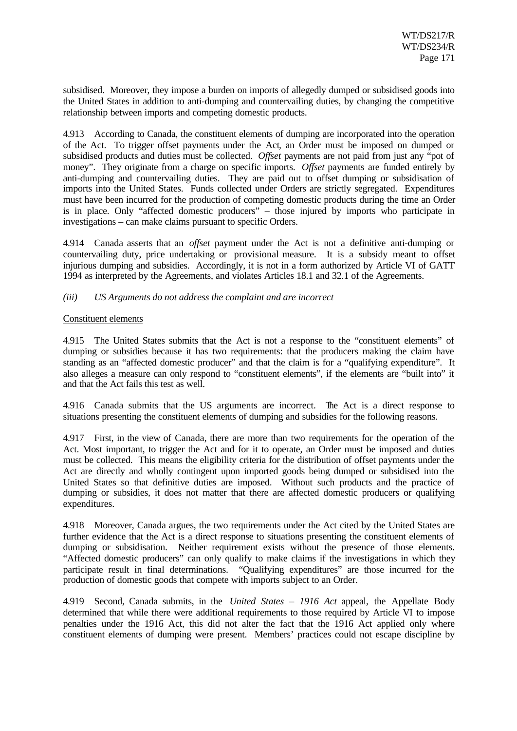subsidised. Moreover, they impose a burden on imports of allegedly dumped or subsidised goods into the United States in addition to anti-dumping and countervailing duties, by changing the competitive relationship between imports and competing domestic products.

4.913 According to Canada, the constituent elements of dumping are incorporated into the operation of the Act. To trigger offset payments under the Act, an Order must be imposed on dumped or subsidised products and duties must be collected. *Offset* payments are not paid from just any "pot of money". They originate from a charge on specific imports. *Offset* payments are funded entirely by anti-dumping and countervailing duties. They are paid out to offset dumping or subsidisation of imports into the United States. Funds collected under Orders are strictly segregated. Expenditures must have been incurred for the production of competing domestic products during the time an Order is in place. Only "affected domestic producers" – those injured by imports who participate in investigations – can make claims pursuant to specific Orders.

4.914 Canada asserts that an *offset* payment under the Act is not a definitive anti-dumping or countervailing duty, price undertaking or provisional measure. It is a subsidy meant to offset injurious dumping and subsidies. Accordingly, it is not in a form authorized by Article VI of GATT 1994 as interpreted by the Agreements, and violates Articles 18.1 and 32.1 of the Agreements.

*(iii) US Arguments do not address the complaint and are incorrect*

Constituent elements

4.915 The United States submits that the Act is not a response to the "constituent elements" of dumping or subsidies because it has two requirements: that the producers making the claim have standing as an "affected domestic producer" and that the claim is for a "qualifying expenditure". It also alleges a measure can only respond to "constituent elements", if the elements are "built into" it and that the Act fails this test as well.

4.916 Canada submits that the US arguments are incorrect. The Act is a direct response to situations presenting the constituent elements of dumping and subsidies for the following reasons.

4.917 First, in the view of Canada, there are more than two requirements for the operation of the Act. Most important, to trigger the Act and for it to operate, an Order must be imposed and duties must be collected. This means the eligibility criteria for the distribution of offset payments under the Act are directly and wholly contingent upon imported goods being dumped or subsidised into the United States so that definitive duties are imposed. Without such products and the practice of dumping or subsidies, it does not matter that there are affected domestic producers or qualifying expenditures.

4.918 Moreover, Canada argues, the two requirements under the Act cited by the United States are further evidence that the Act is a direct response to situations presenting the constituent elements of dumping or subsidisation. Neither requirement exists without the presence of those elements. "Affected domestic producers" can only qualify to make claims if the investigations in which they participate result in final determinations. "Qualifying expenditures" are those incurred for the production of domestic goods that compete with imports subject to an Order.

4.919 Second, Canada submits, in the *United States – 1916 Act* appeal, the Appellate Body determined that while there were additional requirements to those required by Article VI to impose penalties under the 1916 Act, this did not alter the fact that the 1916 Act applied only where constituent elements of dumping were present. Members' practices could not escape discipline by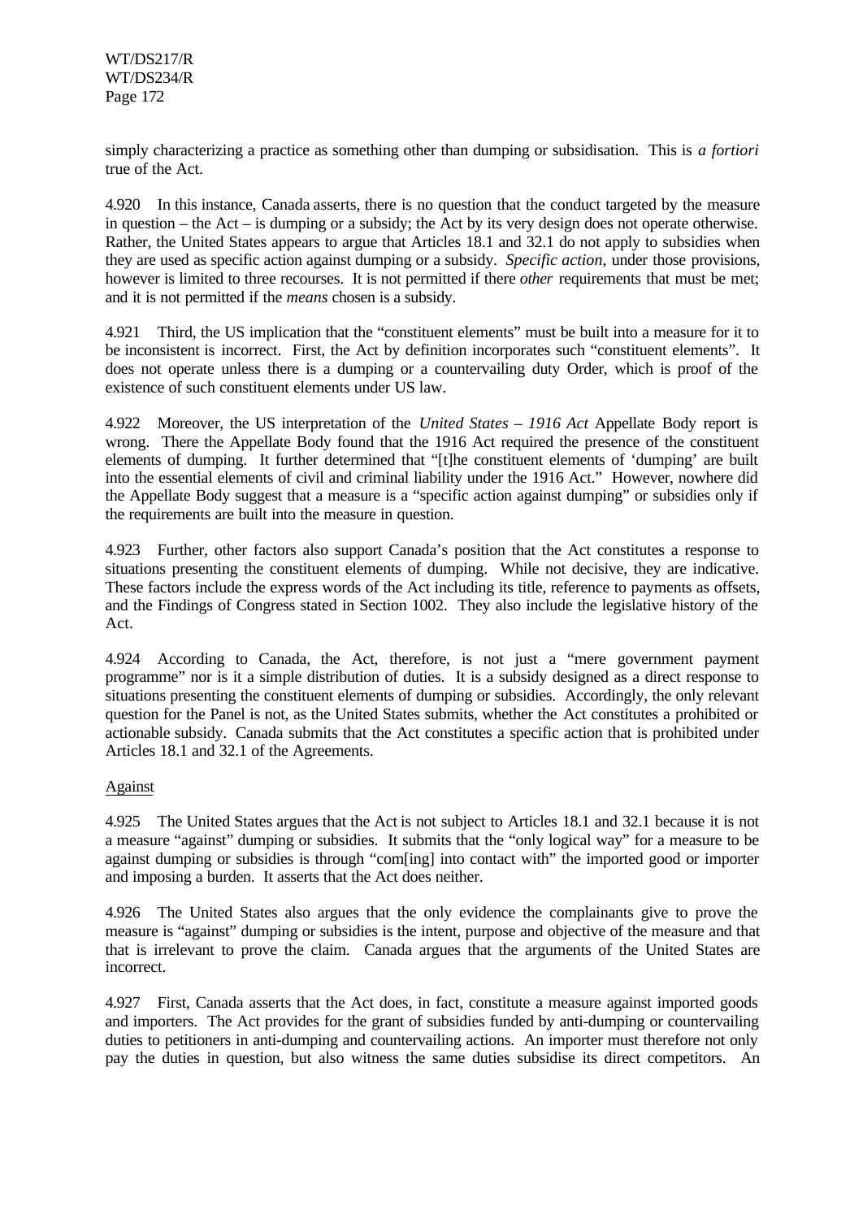simply characterizing a practice as something other than dumping or subsidisation. This is *a fortiori* true of the Act.

4.920 In this instance, Canada asserts, there is no question that the conduct targeted by the measure in question – the Act – is dumping or a subsidy; the Act by its very design does not operate otherwise. Rather, the United States appears to argue that Articles 18.1 and 32.1 do not apply to subsidies when they are used as specific action against dumping or a subsidy. *Specific action*, under those provisions, however is limited to three recourses. It is not permitted if there *other* requirements that must be met; and it is not permitted if the *means* chosen is a subsidy.

4.921 Third, the US implication that the "constituent elements" must be built into a measure for it to be inconsistent is incorrect. First, the Act by definition incorporates such "constituent elements". It does not operate unless there is a dumping or a countervailing duty Order, which is proof of the existence of such constituent elements under US law.

4.922 Moreover, the US interpretation of the *United States – 1916 Act* Appellate Body report is wrong. There the Appellate Body found that the 1916 Act required the presence of the constituent elements of dumping. It further determined that "[t]he constituent elements of 'dumping' are built into the essential elements of civil and criminal liability under the 1916 Act." However, nowhere did the Appellate Body suggest that a measure is a "specific action against dumping" or subsidies only if the requirements are built into the measure in question.

4.923 Further, other factors also support Canada's position that the Act constitutes a response to situations presenting the constituent elements of dumping. While not decisive, they are indicative. These factors include the express words of the Act including its title, reference to payments as offsets, and the Findings of Congress stated in Section 1002. They also include the legislative history of the Act.

4.924 According to Canada, the Act, therefore, is not just a "mere government payment programme" nor is it a simple distribution of duties. It is a subsidy designed as a direct response to situations presenting the constituent elements of dumping or subsidies. Accordingly, the only relevant question for the Panel is not, as the United States submits, whether the Act constitutes a prohibited or actionable subsidy. Canada submits that the Act constitutes a specific action that is prohibited under Articles 18.1 and 32.1 of the Agreements.

Against

4.925 The United States argues that the Act is not subject to Articles 18.1 and 32.1 because it is not a measure "against" dumping or subsidies. It submits that the "only logical way" for a measure to be against dumping or subsidies is through "com[ing] into contact with" the imported good or importer and imposing a burden. It asserts that the Act does neither.

4.926 The United States also argues that the only evidence the complainants give to prove the measure is "against" dumping or subsidies is the intent, purpose and objective of the measure and that that is irrelevant to prove the claim. Canada argues that the arguments of the United States are incorrect.

4.927 First, Canada asserts that the Act does, in fact, constitute a measure against imported goods and importers. The Act provides for the grant of subsidies funded by anti-dumping or countervailing duties to petitioners in anti-dumping and countervailing actions. An importer must therefore not only pay the duties in question, but also witness the same duties subsidise its direct competitors. An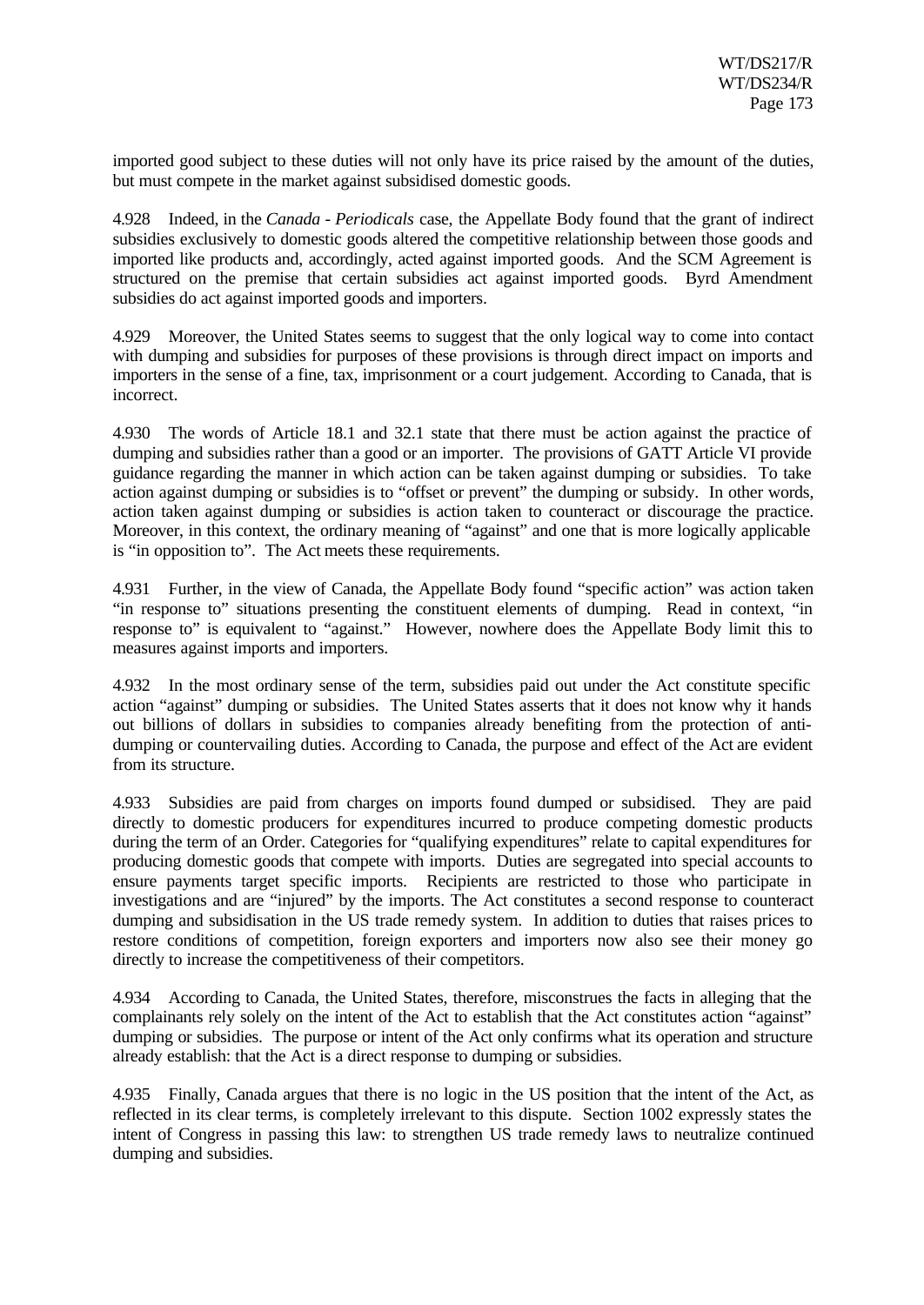imported good subject to these duties will not only have its price raised by the amount of the duties, but must compete in the market against subsidised domestic goods.

4.928 Indeed, in the *Canada - Periodicals* case, the Appellate Body found that the grant of indirect subsidies exclusively to domestic goods altered the competitive relationship between those goods and imported like products and, accordingly, acted against imported goods. And the SCM Agreement is structured on the premise that certain subsidies act against imported goods. Byrd Amendment subsidies do act against imported goods and importers.

4.929 Moreover, the United States seems to suggest that the only logical way to come into contact with dumping and subsidies for purposes of these provisions is through direct impact on imports and importers in the sense of a fine, tax, imprisonment or a court judgement. According to Canada, that is incorrect.

4.930 The words of Article 18.1 and 32.1 state that there must be action against the practice of dumping and subsidies rather than a good or an importer. The provisions of GATT Article VI provide guidance regarding the manner in which action can be taken against dumping or subsidies. To take action against dumping or subsidies is to "offset or prevent" the dumping or subsidy. In other words, action taken against dumping or subsidies is action taken to counteract or discourage the practice. Moreover, in this context, the ordinary meaning of "against" and one that is more logically applicable is "in opposition to". The Act meets these requirements.

4.931 Further, in the view of Canada, the Appellate Body found "specific action" was action taken "in response to" situations presenting the constituent elements of dumping. Read in context, "in response to" is equivalent to "against." However, nowhere does the Appellate Body limit this to measures against imports and importers.

4.932 In the most ordinary sense of the term, subsidies paid out under the Act constitute specific action "against" dumping or subsidies. The United States asserts that it does not know why it hands out billions of dollars in subsidies to companies already benefiting from the protection of anti-dumping or countervailing duties. According to Canada, the purpose and effect of the Act are evident from its structure.

4.933 Subsidies are paid from charges on imports found dumped or subsidised. They are paid directly to domestic producers for expenditures incurred to produce competing domestic products during the term of an Order. Categories for "qualifying expenditures" relate to capital expenditures for producing domestic goods that compete with imports. Duties are segregated into special accounts to ensure payments target specific imports. Recipients are restricted to those who participate in investigations and are "injured" by the imports. The Act constitutes a second response to counteract dumping and subsidisation in the US trade remedy system. In addition to duties that raises prices to restore conditions of competition, foreign exporters and importers now also see their money go directly to increase the competitiveness of their competitors.

4.934 According to Canada, the United States, therefore, misconstrues the facts in alleging that the complainants rely solely on the intent of the Act to establish that the Act constitutes action "against" dumping or subsidies. The purpose or intent of the Act only confirms what its operation and structure already establish: that the Act is a direct response to dumping or subsidies.

4.935 Finally, Canada argues that there is no logic in the US position that the intent of the Act, as reflected in its clear terms, is completely irrelevant to this dispute. Section 1002 expressly states the intent of Congress in passing this law: to strengthen US trade remedy laws to neutralize continued dumping and subsidies.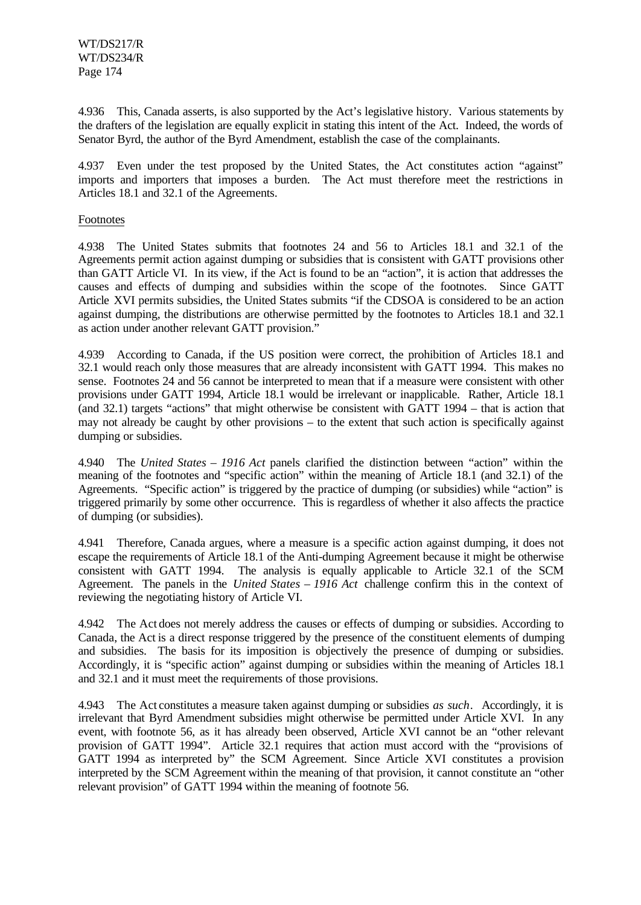4.936 This, Canada asserts, is also supported by the Act's legislative history. Various statements by the drafters of the legislation are equally explicit in stating this intent of the Act. Indeed, the words of Senator Byrd, the author of the Byrd Amendment, establish the case of the complainants.

4.937 Even under the test proposed by the United States, the Act constitutes action "against" imports and importers that imposes a burden. The Act must therefore meet the restrictions in Articles 18.1 and 32.1 of the Agreements.

Footnotes

4.938 The United States submits that footnotes 24 and 56 to Articles 18.1 and 32.1 of the Agreements permit action against dumping or subsidies that is consistent with GATT provisions other than GATT Article VI. In its view, if the Act is found to be an "action", it is action that addresses the causes and effects of dumping and subsidies within the scope of the footnotes. Since GATT Article XVI permits subsidies, the United States submits "if the CDSOA is considered to be an action against dumping, the distributions are otherwise permitted by the footnotes to Articles 18.1 and 32.1 as action under another relevant GATT provision."

4.939 According to Canada, if the US position were correct, the prohibition of Articles 18.1 and 32.1 would reach only those measures that are already inconsistent with GATT 1994. This makes no sense. Footnotes 24 and 56 cannot be interpreted to mean that if a measure were consistent with other provisions under GATT 1994, Article 18.1 would be irrelevant or inapplicable. Rather, Article 18.1 (and 32.1) targets "actions" that might otherwise be consistent with GATT 1994 – that is action that may not already be caught by other provisions – to the extent that such action is specifically against dumping or subsidies.

4.940 The *United States – 1916 Act* panels clarified the distinction between "action" within the meaning of the footnotes and "specific action" within the meaning of Article 18.1 (and 32.1) of the Agreements. "Specific action" is triggered by the practice of dumping (or subsidies) while "action" is triggered primarily by some other occurrence. This is regardless of whether it also affects the practice of dumping (or subsidies).

4.941 Therefore, Canada argues, where a measure is a specific action against dumping, it does not escape the requirements of Article 18.1 of the Anti-dumping Agreement because it might be otherwise consistent with GATT 1994. The analysis is equally applicable to Article 32.1 of the SCM Agreement. The panels in the *United States – 1916 Act* challenge confirm this in the context of reviewing the negotiating history of Article VI.

4.942 The Act does not merely address the causes or effects of dumping or subsidies. According to Canada, the Act is a direct response triggered by the presence of the constituent elements of dumping and subsidies. The basis for its imposition is objectively the presence of dumping or subsidies. Accordingly, it is "specific action" against dumping or subsidies within the meaning of Articles 18.1 and 32.1 and it must meet the requirements of those provisions.

4.943 The Act constitutes a measure taken against dumping or subsidies *as such*. Accordingly, it is irrelevant that Byrd Amendment subsidies might otherwise be permitted under Article XVI. In any event, with footnote 56, as it has already been observed, Article XVI cannot be an "other relevant provision of GATT 1994". Article 32.1 requires that action must accord with the "provisions of GATT 1994 as interpreted by" the SCM Agreement. Since Article XVI constitutes a provision interpreted by the SCM Agreement within the meaning of that provision, it cannot constitute an "other relevant provision" of GATT 1994 within the meaning of footnote 56.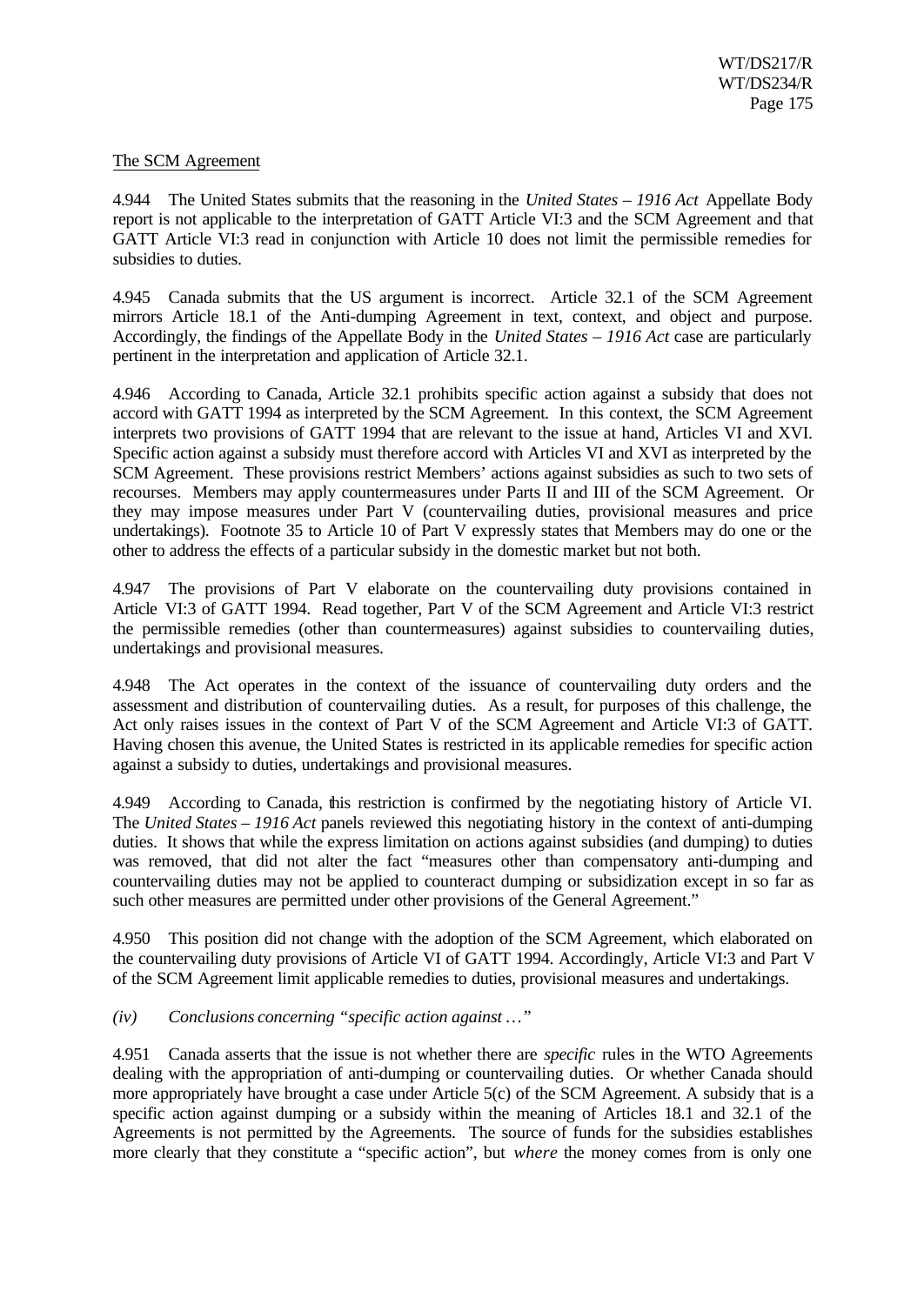The SCM Agreement

4.944 The United States submits that the reasoning in the *United States – 1916 Act* Appellate Body report is not applicable to the interpretation of GATT Article VI:3 and the SCM Agreement and that GATT Article VI:3 read in conjunction with Article 10 does not limit the permissible remedies for subsidies to duties.

4.945 Canada submits that the US argument is incorrect. Article 32.1 of the SCM Agreement mirrors Article 18.1 of the Anti-dumping Agreement in text, context, and object and purpose. Accordingly, the findings of the Appellate Body in the *United States – 1916 Act* case are particularly pertinent in the interpretation and application of Article 32.1.

4.946 According to Canada, Article 32.1 prohibits specific action against a subsidy that does not accord with GATT 1994 as interpreted by the SCM Agreement. In this context, the SCM Agreement interprets two provisions of GATT 1994 that are relevant to the issue at hand, Articles VI and XVI. Specific action against a subsidy must therefore accord with Articles VI and XVI as interpreted by the SCM Agreement. These provisions restrict Members' actions against subsidies as such to two sets of recourses. Members may apply countermeasures under Parts II and III of the SCM Agreement. Or they may impose measures under Part V (countervailing duties, provisional measures and price undertakings). Footnote 35 to Article 10 of Part V expressly states that Members may do one or the other to address the effects of a particular subsidy in the domestic market but not both.

4.947 The provisions of Part V elaborate on the countervailing duty provisions contained in Article VI:3 of GATT 1994. Read together, Part V of the SCM Agreement and Article VI:3 restrict the permissible remedies (other than countermeasures) against subsidies to countervailing duties, undertakings and provisional measures.

4.948 The Act operates in the context of the issuance of countervailing duty orders and the assessment and distribution of countervailing duties. As a result, for purposes of this challenge, the Act only raises issues in the context of Part V of the SCM Agreement and Article VI:3 of GATT. Having chosen this avenue, the United States is restricted in its applicable remedies for specific action against a subsidy to duties, undertakings and provisional measures.

4.949 According to Canada, this restriction is confirmed by the negotiating history of Article VI. The *United States – 1916 Act* panels reviewed this negotiating history in the context of anti-dumping duties. It shows that while the express limitation on actions against subsidies (and dumping) to duties was removed, that did not alter the fact "measures other than compensatory anti-dumping and countervailing duties may not be applied to counteract dumping or subsidization except in so far as such other measures are permitted under other provisions of the General Agreement."

4.950 This position did not change with the adoption of the SCM Agreement, which elaborated on the countervailing duty provisions of Article VI of GATT 1994. Accordingly, Article VI:3 and Part V of the SCM Agreement limit applicable remedies to duties, provisional measures and undertakings.

*(iv) Conclusions concerning "specific action against …"*

4.951 Canada asserts that the issue is not whether there are *specific* rules in the WTO Agreements dealing with the appropriation of anti-dumping or countervailing duties. Or whether Canada should more appropriately have brought a case under Article 5(c) of the SCM Agreement. A subsidy that is a specific action against dumping or a subsidy within the meaning of Articles 18.1 and 32.1 of the Agreements is not permitted by the Agreements. The source of funds for the subsidies establishes more clearly that they constitute a "specific action", but *where* the money comes from is only one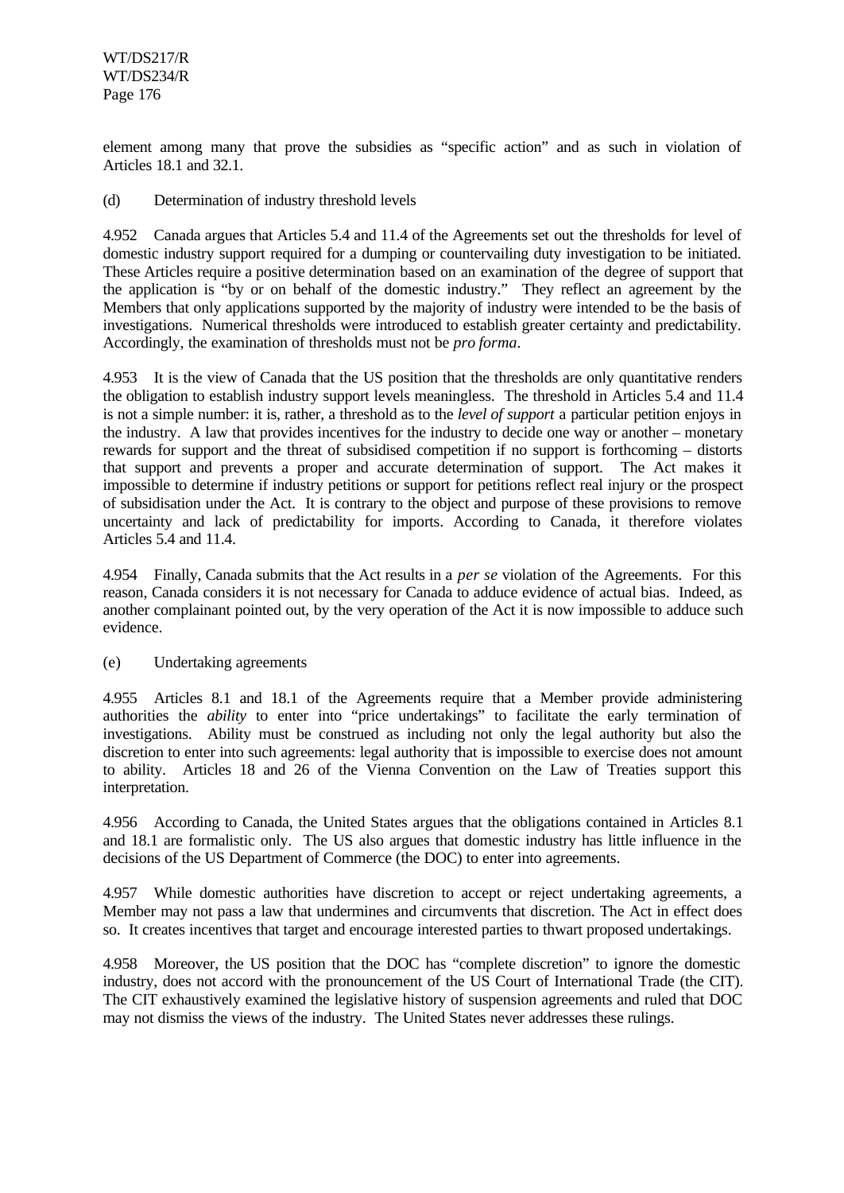element among many that prove the subsidies as "specific action" and as such in violation of Articles 18.1 and 32.1.

(d) Determination of industry threshold levels

4.952 Canada argues that Articles 5.4 and 11.4 of the Agreements set out the thresholds for level of domestic industry support required for a dumping or countervailing duty investigation to be initiated. These Articles require a positive determination based on an examination of the degree of support that the application is "by or on behalf of the domestic industry." They reflect an agreement by the Members that only applications supported by the majority of industry were intended to be the basis of investigations. Numerical thresholds were introduced to establish greater certainty and predictability. Accordingly, the examination of thresholds must not be *pro forma*.

4.953 It is the view of Canada that the US position that the thresholds are only quantitative renders the obligation to establish industry support levels meaningless. The threshold in Articles 5.4 and 11.4 is not a simple number: it is, rather, a threshold as to the *level of support* a particular petition enjoys in the industry. A law that provides incentives for the industry to decide one way or another – monetary rewards for support and the threat of subsidised competition if no support is forthcoming – distorts that support and prevents a proper and accurate determination of support. The Act makes it impossible to determine if industry petitions or support for petitions reflect real injury or the prospect of subsidisation under the Act. It is contrary to the object and purpose of these provisions to remove uncertainty and lack of predictability for imports. According to Canada, it therefore violates Articles 5.4 and 11.4.

4.954 Finally, Canada submits that the Act results in a *per se* violation of the Agreements. For this reason, Canada considers it is not necessary for Canada to adduce evidence of actual bias. Indeed, as another complainant pointed out, by the very operation of the Act it is now impossible to adduce such evidence.

(e) Undertaking agreements

4.955 Articles 8.1 and 18.1 of the Agreements require that a Member provide administering authorities the *ability* to enter into "price undertakings" to facilitate the early termination of investigations. Ability must be construed as including not only the legal authority but also the discretion to enter into such agreements: legal authority that is impossible to exercise does not amount to ability. Articles 18 and 26 of the Vienna Convention on the Law of Treaties support this interpretation.

4.956 According to Canada, the United States argues that the obligations contained in Articles 8.1 and 18.1 are formalistic only. The US also argues that domestic industry has little influence in the decisions of the US Department of Commerce (the DOC) to enter into agreements.

4.957 While domestic authorities have discretion to accept or reject undertaking agreements, a Member may not pass a law that undermines and circumvents that discretion. The Act in effect does so. It creates incentives that target and encourage interested parties to thwart proposed undertakings.

4.958 Moreover, the US position that the DOC has "complete discretion" to ignore the domestic industry, does not accord with the pronouncement of the US Court of International Trade (the CIT). The CIT exhaustively examined the legislative history of suspension agreements and ruled that DOC may not dismiss the views of the industry. The United States never addresses these rulings.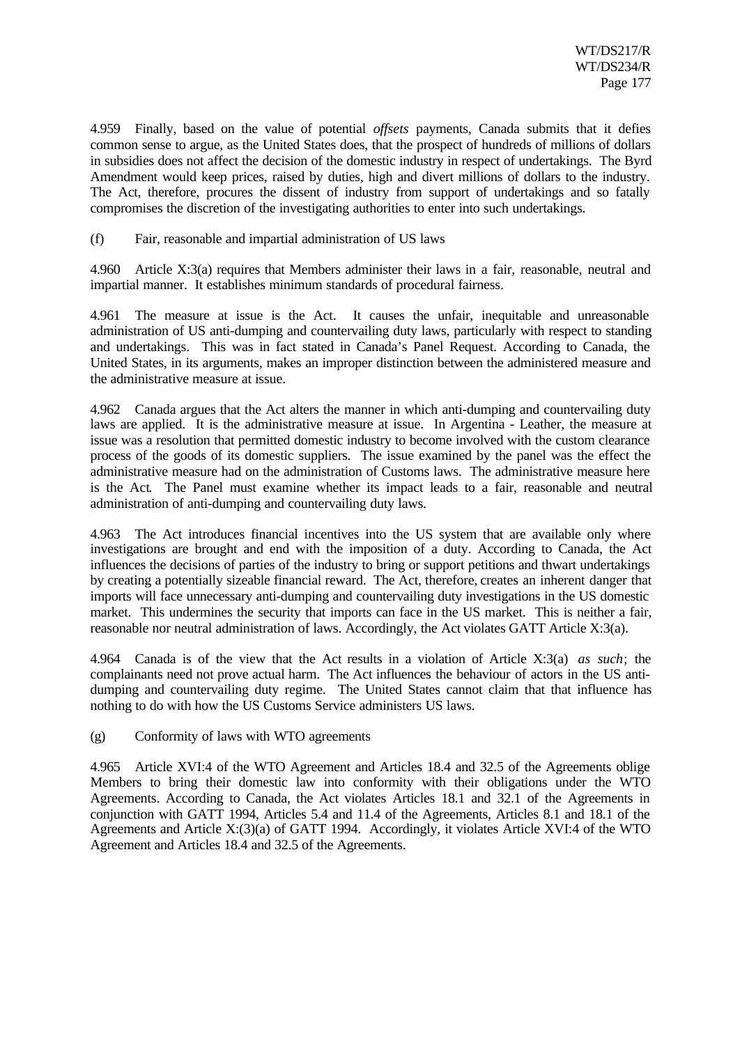4.959 Finally, based on the value of potential *offsets* payments, Canada submits that it defies common sense to argue, as the United States does, that the prospect of hundreds of millions of dollars in subsidies does not affect the decision of the domestic industry in respect of undertakings. The Byrd Amendment would keep prices, raised by duties, high and divert millions of dollars to the industry. The Act, therefore, procures the dissent of industry from support of undertakings and so fatally compromises the discretion of the investigating authorities to enter into such undertakings.

(f) Fair, reasonable and impartial administration of US laws

4.960 Article X:3(a) requires that Members administer their laws in a fair, reasonable, neutral and impartial manner. It establishes minimum standards of procedural fairness.

4.961 The measure at issue is the Act. It causes the unfair, inequitable and unreasonable administration of US anti-dumping and countervailing duty laws, particularly with respect to standing and undertakings. This was in fact stated in Canada's Panel Request. According to Canada, the United States, in its arguments, makes an improper distinction between the administered measure and the administrative measure at issue.

4.962 Canada argues that the Act alters the manner in which anti-dumping and countervailing duty laws are applied. It is the administrative measure at issue. In Argentina - Leather, the measure at issue was a resolution that permitted domestic industry to become involved with the custom clearance process of the goods of its domestic suppliers. The issue examined by the panel was the effect the administrative measure had on the administration of Customs laws. The administrative measure here is the Act. The Panel must examine whether its impact leads to a fair, reasonable and neutral administration of anti-dumping and countervailing duty laws.

4.963 The Act introduces financial incentives into the US system that are available only where investigations are brought and end with the imposition of a duty. According to Canada, the Act influences the decisions of parties of the industry to bring or support petitions and thwart undertakings by creating a potentially sizeable financial reward. The Act, therefore, creates an inherent danger that imports will face unnecessary anti-dumping and countervailing duty investigations in the US domestic market. This undermines the security that imports can face in the US market. This is neither a fair, reasonable nor neutral administration of laws. Accordingly, the Act violates GATT Article X:3(a).

4.964 Canada is of the view that the Act results in a violation of Article X:3(a) *as such*; the complainants need not prove actual harm. The Act influences the behaviour of actors in the US anti-dumping and countervailing duty regime. The United States cannot claim that that influence has nothing to do with how the US Customs Service administers US laws.

(g) Conformity of laws with WTO agreements

4.965 Article XVI:4 of the WTO Agreement and Articles 18.4 and 32.5 of the Agreements oblige Members to bring their domestic law into conformity with their obligations under the WTO Agreements. According to Canada, the Act violates Articles 18.1 and 32.1 of the Agreements in conjunction with GATT 1994, Articles 5.4 and 11.4 of the Agreements, Articles 8.1 and 18.1 of the Agreements and Article X:(3)(a) of GATT 1994. Accordingly, it violates Article XVI:4 of the WTO Agreement and Articles 18.4 and 32.5 of the Agreements.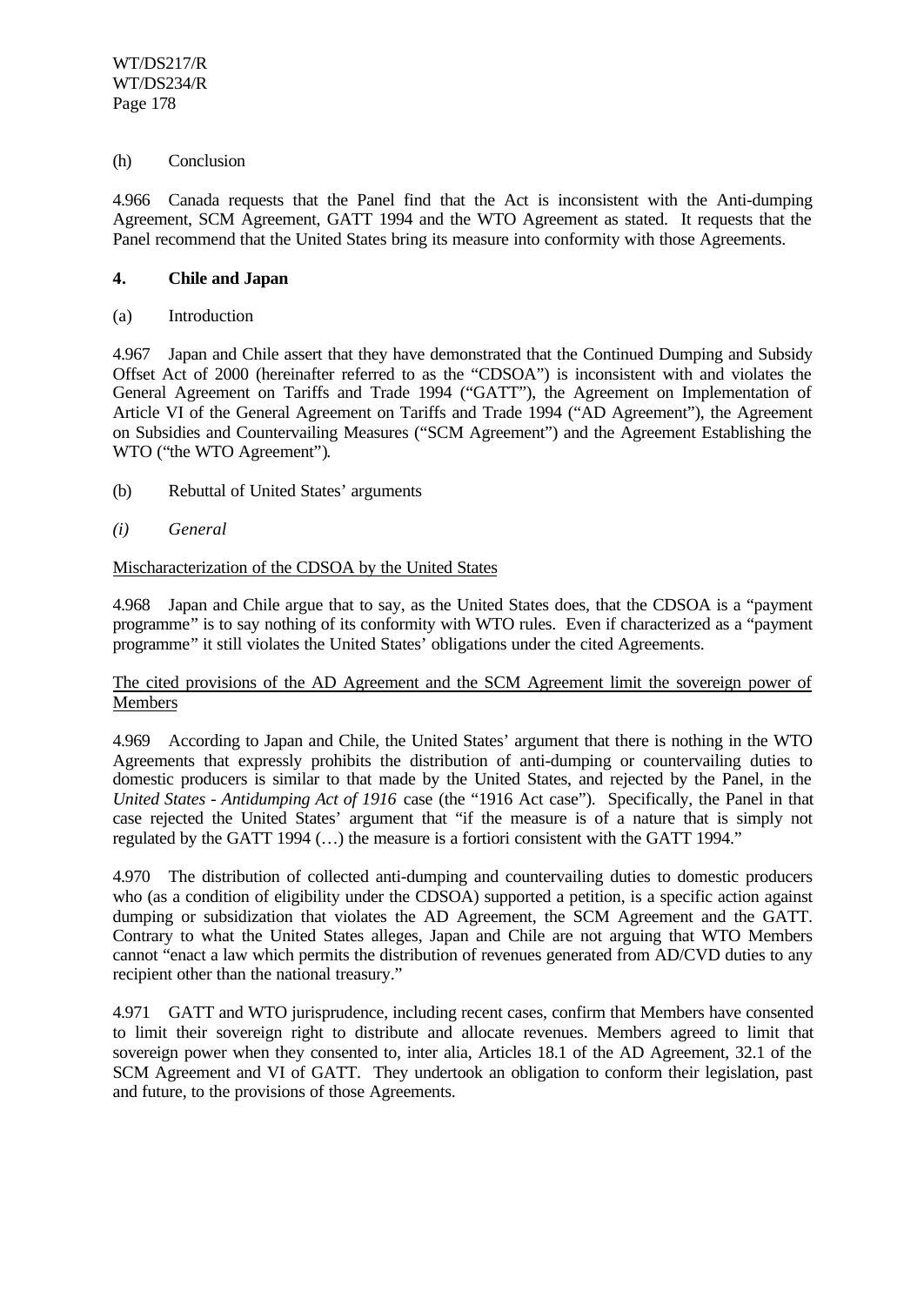(h) Conclusion

4.966 Canada requests that the Panel find that the Act is inconsistent with the Anti-dumping Agreement, SCM Agreement, GATT 1994 and the WTO Agreement as stated. It requests that the Panel recommend that the United States bring its measure into conformity with those Agreements.

### 4. Chile and Japan

(a) Introduction

4.967 Japan and Chile assert that they have demonstrated that the Continued Dumping and Subsidy Offset Act of 2000 (hereinafter referred to as the "CDSOA") is inconsistent with and violates the General Agreement on Tariffs and Trade 1994 ("GATT"), the Agreement on Implementation of Article VI of the General Agreement on Tariffs and Trade 1994 ("AD Agreement"), the Agreement on Subsidies and Countervailing Measures ("SCM Agreement") and the Agreement Establishing the WTO ("the WTO Agreement").

(b) Rebuttal of United States' arguments

*(i) General*

Mischaracterization of the CDSOA by the United States

4.968 Japan and Chile argue that to say, as the United States does, that the CDSOA is a "payment programme" is to say nothing of its conformity with WTO rules. Even if characterized as a "payment programme" it still violates the United States' obligations under the cited Agreements.

The cited provisions of the AD Agreement and the SCM Agreement limit the sovereign power of Members

4.969 According to Japan and Chile, the United States' argument that there is nothing in the WTO Agreements that expressly prohibits the distribution of anti-dumping or countervailing duties to domestic producers is similar to that made by the United States, and rejected by the Panel, in the *United States - Antidumping Act of 1916* case (the "1916 Act case"). Specifically, the Panel in that case rejected the United States' argument that "if the measure is of a nature that is simply not regulated by the GATT 1994 (…) the measure is a fortiori consistent with the GATT 1994."

4.970 The distribution of collected anti-dumping and countervailing duties to domestic producers who (as a condition of eligibility under the CDSOA) supported a petition, is a specific action against dumping or subsidization that violates the AD Agreement, the SCM Agreement and the GATT. Contrary to what the United States alleges, Japan and Chile are not arguing that WTO Members cannot "enact a law which permits the distribution of revenues generated from AD/CVD duties to any recipient other than the national treasury."

4.971 GATT and WTO jurisprudence, including recent cases, confirm that Members have consented to limit their sovereign right to distribute and allocate revenues. Members agreed to limit that sovereign power when they consented to, inter alia, Articles 18.1 of the AD Agreement, 32.1 of the SCM Agreement and VI of GATT. They undertook an obligation to conform their legislation, past and future, to the provisions of those Agreements.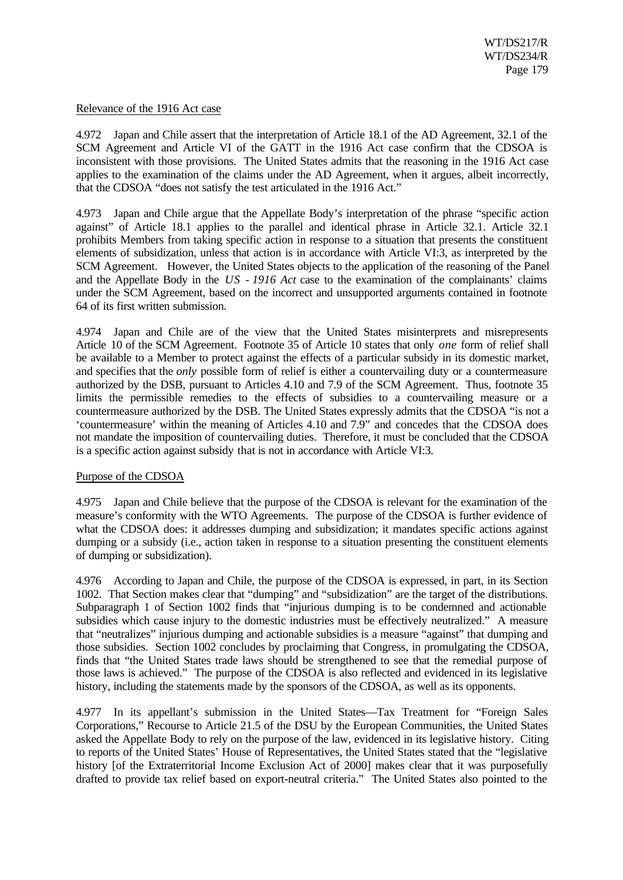Relevance of the 1916 Act case

4.972 Japan and Chile assert that the interpretation of Article 18.1 of the AD Agreement, 32.1 of the SCM Agreement and Article VI of the GATT in the 1916 Act case confirm that the CDSOA is inconsistent with those provisions. The United States admits that the reasoning in the 1916 Act case applies to the examination of the claims under the AD Agreement, when it argues, albeit incorrectly, that the CDSOA "does not satisfy the test articulated in the 1916 Act."

4.973 Japan and Chile argue that the Appellate Body's interpretation of the phrase "specific action against" of Article 18.1 applies to the parallel and identical phrase in Article 32.1. Article 32.1 prohibits Members from taking specific action in response to a situation that presents the constituent elements of subsidization, unless that action is in accordance with Article VI:3, as interpreted by the SCM Agreement. However, the United States objects to the application of the reasoning of the Panel and the Appellate Body in the *US - 1916 Act* case to the examination of the complainants' claims under the SCM Agreement, based on the incorrect and unsupported arguments contained in footnote 64 of its first written submission.

4.974 Japan and Chile are of the view that the United States misinterprets and misrepresents Article 10 of the SCM Agreement. Footnote 35 of Article 10 states that only *one* form of relief shall be available to a Member to protect against the effects of a particular subsidy in its domestic market, and specifies that the *only* possible form of relief is either a countervailing duty or a countermeasure authorized by the DSB, pursuant to Articles 4.10 and 7.9 of the SCM Agreement. Thus, footnote 35 limits the permissible remedies to the effects of subsidies to a countervailing measure or a countermeasure authorized by the DSB. The United States expressly admits that the CDSOA "is not a 'countermeasure' within the meaning of Articles 4.10 and 7.9" and concedes that the CDSOA does not mandate the imposition of countervailing duties. Therefore, it must be concluded that the CDSOA is a specific action against subsidy that is not in accordance with Article VI:3.

Purpose of the CDSOA

4.975 Japan and Chile believe that the purpose of the CDSOA is relevant for the examination of the measure's conformity with the WTO Agreements. The purpose of the CDSOA is further evidence of what the CDSOA does: it addresses dumping and subsidization; it mandates specific actions against dumping or a subsidy (i.e., action taken in response to a situation presenting the constituent elements of dumping or subsidization).

4.976 According to Japan and Chile, the purpose of the CDSOA is expressed, in part, in its Section 1002. That Section makes clear that "dumping" and "subsidization" are the target of the distributions. Subparagraph 1 of Section 1002 finds that "injurious dumping is to be condemned and actionable subsidies which cause injury to the domestic industries must be effectively neutralized." A measure that "neutralizes" injurious dumping and actionable subsidies is a measure "against" that dumping and those subsidies. Section 1002 concludes by proclaiming that Congress, in promulgating the CDSOA, finds that "the United States trade laws should be strengthened to see that the remedial purpose of those laws is achieved." The purpose of the CDSOA is also reflected and evidenced in its legislative history, including the statements made by the sponsors of the CDSOA, as well as its opponents.

4.977 In its appellant's submission in the United States—Tax Treatment for "Foreign Sales Corporations," Recourse to Article 21.5 of the DSU by the European Communities, the United States asked the Appellate Body to rely on the purpose of the law, evidenced in its legislative history. Citing to reports of the United States' House of Representatives, the United States stated that the "legislative history [of the Extraterritorial Income Exclusion Act of 2000] makes clear that it was purposefully drafted to provide tax relief based on export-neutral criteria." The United States also pointed to the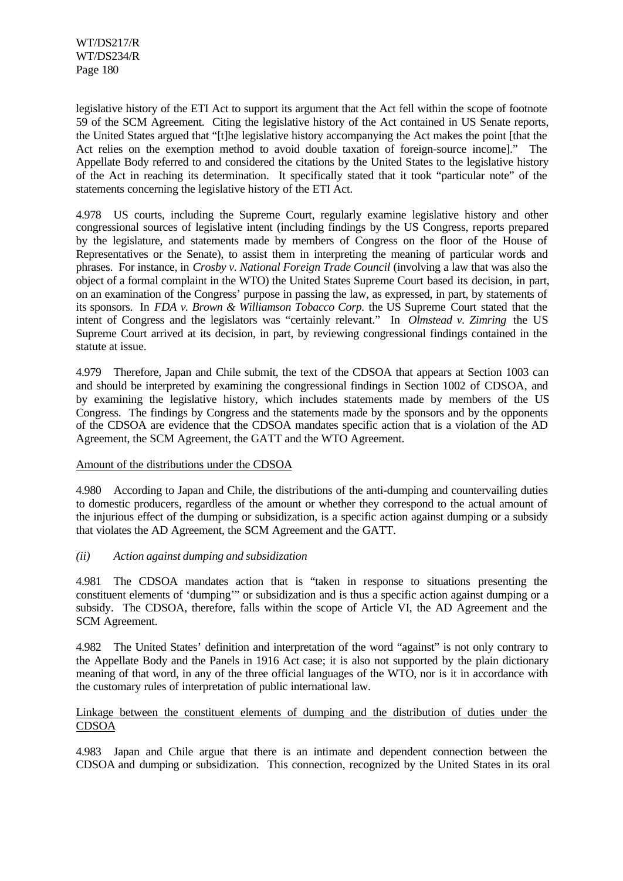legislative history of the ETI Act to support its argument that the Act fell within the scope of footnote 59 of the SCM Agreement. Citing the legislative history of the Act contained in US Senate reports, the United States argued that "[t]he legislative history accompanying the Act makes the point [that the Act relies on the exemption method to avoid double taxation of foreign-source income]." The Appellate Body referred to and considered the citations by the United States to the legislative history of the Act in reaching its determination. It specifically stated that it took "particular note" of the statements concerning the legislative history of the ETI Act.

4.978 US courts, including the Supreme Court, regularly examine legislative history and other congressional sources of legislative intent (including findings by the US Congress, reports prepared by the legislature, and statements made by members of Congress on the floor of the House of Representatives or the Senate), to assist them in interpreting the meaning of particular words and phrases. For instance, in *Crosby v. National Foreign Trade Council* (involving a law that was also the object of a formal complaint in the WTO) the United States Supreme Court based its decision, in part, on an examination of the Congress' purpose in passing the law, as expressed, in part, by statements of its sponsors. In *FDA v. Brown & Williamson Tobacco Corp.* the US Supreme Court stated that the intent of Congress and the legislators was "certainly relevant." In *Olmstead v. Zimring* the US Supreme Court arrived at its decision, in part, by reviewing congressional findings contained in the statute at issue.

4.979 Therefore, Japan and Chile submit, the text of the CDSOA that appears at Section 1003 can and should be interpreted by examining the congressional findings in Section 1002 of CDSOA, and by examining the legislative history, which includes statements made by members of the US Congress. The findings by Congress and the statements made by the sponsors and by the opponents of the CDSOA are evidence that the CDSOA mandates specific action that is a violation of the AD Agreement, the SCM Agreement, the GATT and the WTO Agreement.

Amount of the distributions under the CDSOA

4.980 According to Japan and Chile, the distributions of the anti-dumping and countervailing duties to domestic producers, regardless of the amount or whether they correspond to the actual amount of the injurious effect of the dumping or subsidization, is a specific action against dumping or a subsidy that violates the AD Agreement, the SCM Agreement and the GATT.

*(ii) Action against dumping and subsidization*

4.981 The CDSOA mandates action that is "taken in response to situations presenting the constituent elements of 'dumping'" or subsidization and is thus a specific action against dumping or a subsidy. The CDSOA, therefore, falls within the scope of Article VI, the AD Agreement and the SCM Agreement.

4.982 The United States' definition and interpretation of the word "against" is not only contrary to the Appellate Body and the Panels in 1916 Act case; it is also not supported by the plain dictionary meaning of that word, in any of the three official languages of the WTO, nor is it in accordance with the customary rules of interpretation of public international law.

Linkage between the constituent elements of dumping and the distribution of duties under the CDSOA

4.983 Japan and Chile argue that there is an intimate and dependent connection between the CDSOA and dumping or subsidization. This connection, recognized by the United States in its oral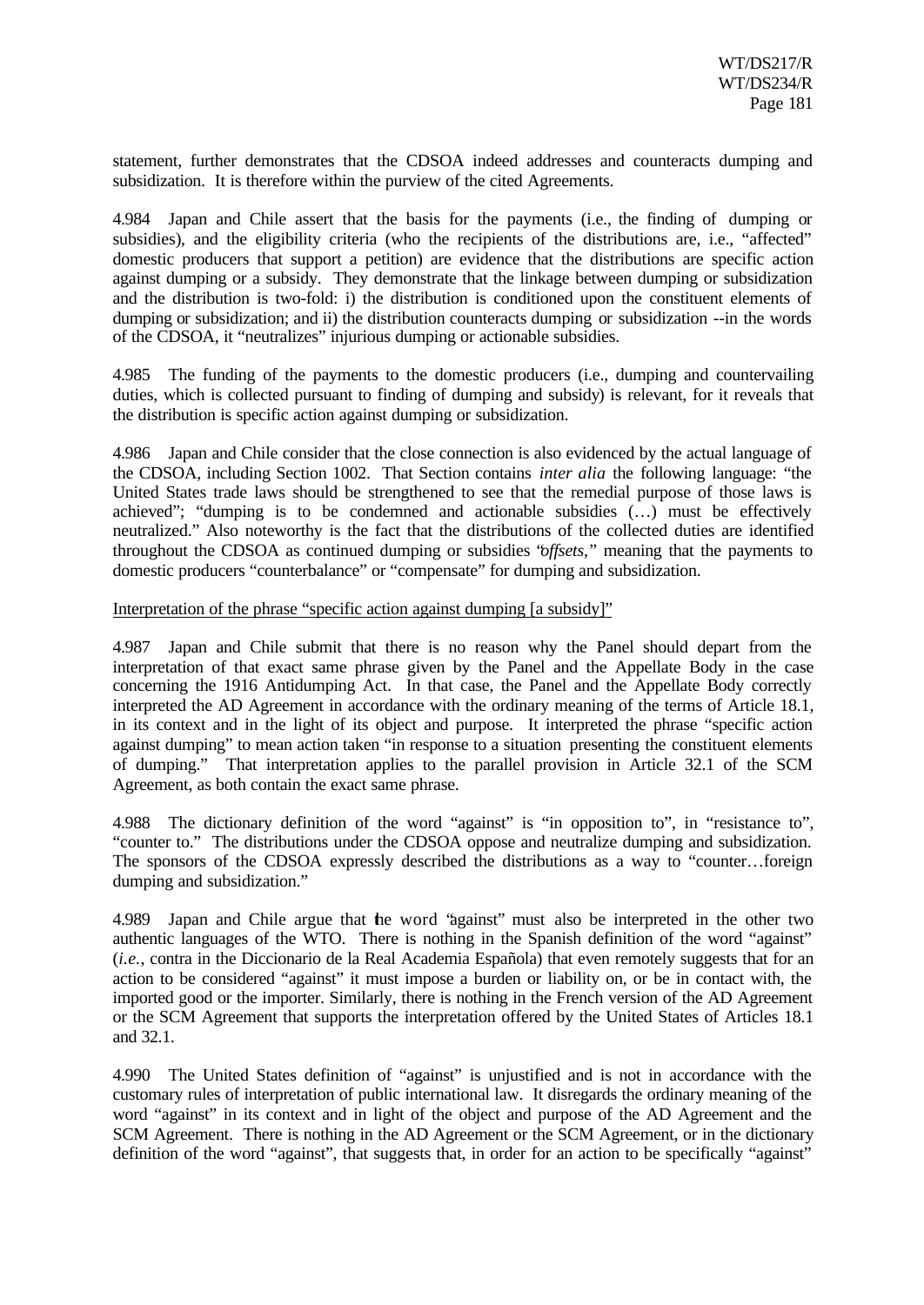statement, further demonstrates that the CDSOA indeed addresses and counteracts dumping and subsidization. It is therefore within the purview of the cited Agreements.

4.984 Japan and Chile assert that the basis for the payments (i.e., the finding of dumping or subsidies), and the eligibility criteria (who the recipients of the distributions are, i.e., "affected" domestic producers that support a petition) are evidence that the distributions are specific action against dumping or a subsidy. They demonstrate that the linkage between dumping or subsidization and the distribution is two-fold: i) the distribution is conditioned upon the constituent elements of dumping or subsidization; and ii) the distribution counteracts dumping or subsidization --in the words of the CDSOA, it "neutralizes" injurious dumping or actionable subsidies.

4.985 The funding of the payments to the domestic producers (i.e., dumping and countervailing duties, which is collected pursuant to finding of dumping and subsidy) is relevant, for it reveals that the distribution is specific action against dumping or subsidization.

4.986 Japan and Chile consider that the close connection is also evidenced by the actual language of the CDSOA, including Section 1002. That Section contains *inter alia* the following language: "the United States trade laws should be strengthened to see that the remedial purpose of those laws is achieved"; "dumping is to be condemned and actionable subsidies (…) must be effectively neutralized." Also noteworthy is the fact that the distributions of the collected duties are identified throughout the CDSOA as continued dumping or subsidies "*offsets*," meaning that the payments to domestic producers "counterbalance" or "compensate" for dumping and subsidization.

Interpretation of the phrase "specific action against dumping [a subsidy]"

4.987 Japan and Chile submit that there is no reason why the Panel should depart from the interpretation of that exact same phrase given by the Panel and the Appellate Body in the case concerning the 1916 Antidumping Act. In that case, the Panel and the Appellate Body correctly interpreted the AD Agreement in accordance with the ordinary meaning of the terms of Article 18.1, in its context and in the light of its object and purpose. It interpreted the phrase "specific action against dumping" to mean action taken "in response to a situation presenting the constituent elements of dumping." That interpretation applies to the parallel provision in Article 32.1 of the SCM Agreement, as both contain the exact same phrase.

4.988 The dictionary definition of the word "against" is "in opposition to", in "resistance to", "counter to." The distributions under the CDSOA oppose and neutralize dumping and subsidization. The sponsors of the CDSOA expressly described the distributions as a way to "counter…foreign dumping and subsidization."

4.989 Japan and Chile argue that the word "against" must also be interpreted in the other two authentic languages of the WTO. There is nothing in the Spanish definition of the word "against" (*i.e.*, contra in the Diccionario de la Real Academia Española) that even remotely suggests that for an action to be considered "against" it must impose a burden or liability on, or be in contact with, the imported good or the importer. Similarly, there is nothing in the French version of the AD Agreement or the SCM Agreement that supports the interpretation offered by the United States of Articles 18.1 and 32.1.

4.990 The United States definition of "against" is unjustified and is not in accordance with the customary rules of interpretation of public international law. It disregards the ordinary meaning of the word "against" in its context and in light of the object and purpose of the AD Agreement and the SCM Agreement. There is nothing in the AD Agreement or the SCM Agreement, or in the dictionary definition of the word "against", that suggests that, in order for an action to be specifically "against"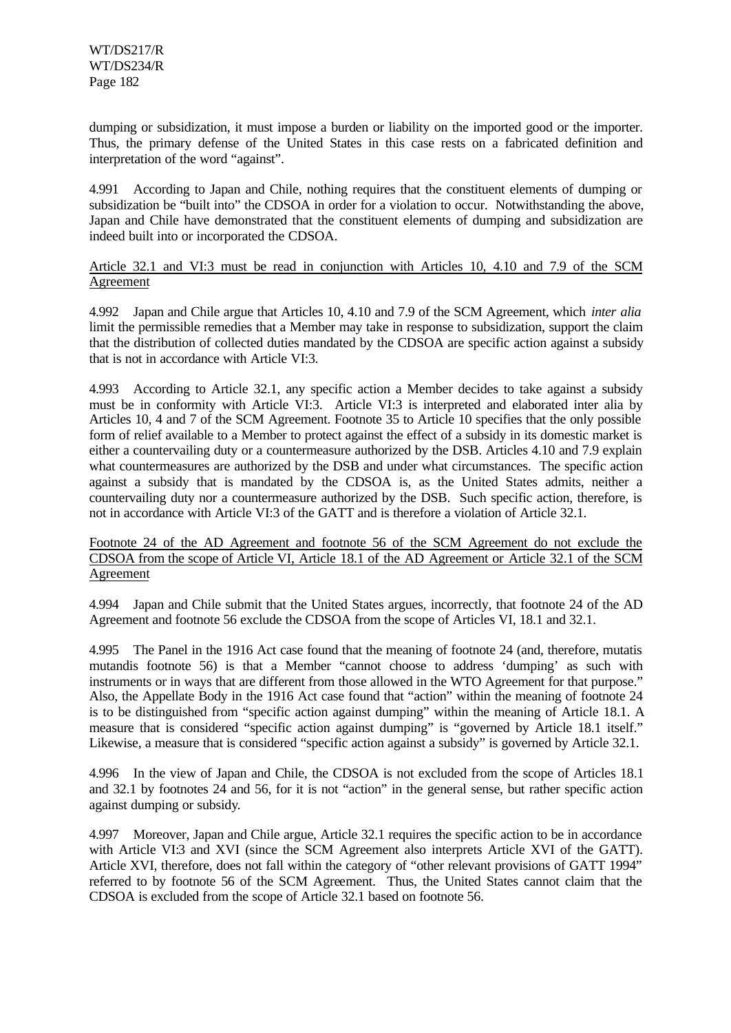dumping or subsidization, it must impose a burden or liability on the imported good or the importer. Thus, the primary defense of the United States in this case rests on a fabricated definition and interpretation of the word "against".

4.991 According to Japan and Chile, nothing requires that the constituent elements of dumping or subsidization be "built into" the CDSOA in order for a violation to occur. Notwithstanding the above, Japan and Chile have demonstrated that the constituent elements of dumping and subsidization are indeed built into or incorporated the CDSOA.

<u>Article 32.1 and VI:3 must be read in conjunction with Articles 10, 4.10 and 7.9 of the SCM Agreement</u>

4.992 Japan and Chile argue that Articles 10, 4.10 and 7.9 of the SCM Agreement, which *inter alia* limit the permissible remedies that a Member may take in response to subsidization, support the claim that the distribution of collected duties mandated by the CDSOA are specific action against a subsidy that is not in accordance with Article VI:3.

4.993 According to Article 32.1, any specific action a Member decides to take against a subsidy must be in conformity with Article VI:3. Article VI:3 is interpreted and elaborated inter alia by Articles 10, 4 and 7 of the SCM Agreement. Footnote 35 to Article 10 specifies that the only possible form of relief available to a Member to protect against the effect of a subsidy in its domestic market is either a countervailing duty or a countermeasure authorized by the DSB. Articles 4.10 and 7.9 explain what countermeasures are authorized by the DSB and under what circumstances. The specific action against a subsidy that is mandated by the CDSOA is, as the United States admits, neither a countervailing duty nor a countermeasure authorized by the DSB. Such specific action, therefore, is not in accordance with Article VI:3 of the GATT and is therefore a violation of Article 32.1.

<u>Footnote 24 of the AD Agreement and footnote 56 of the SCM Agreement do not exclude the CDSOA from the scope of Article VI, Article 18.1 of the AD Agreement or Article 32.1 of the SCM Agreement</u>

4.994 Japan and Chile submit that the United States argues, incorrectly, that footnote 24 of the AD Agreement and footnote 56 exclude the CDSOA from the scope of Articles VI, 18.1 and 32.1.

4.995 The Panel in the 1916 Act case found that the meaning of footnote 24 (and, therefore, mutatis mutandis footnote 56) is that a Member "cannot choose to address 'dumping' as such with instruments or in ways that are different from those allowed in the WTO Agreement for that purpose." Also, the Appellate Body in the 1916 Act case found that "action" within the meaning of footnote 24 is to be distinguished from "specific action against dumping" within the meaning of Article 18.1. A measure that is considered "specific action against dumping" is "governed by Article 18.1 itself." Likewise, a measure that is considered "specific action against a subsidy" is governed by Article 32.1.

4.996 In the view of Japan and Chile, the CDSOA is not excluded from the scope of Articles 18.1 and 32.1 by footnotes 24 and 56, for it is not "action" in the general sense, but rather specific action against dumping or subsidy.

4.997 Moreover, Japan and Chile argue, Article 32.1 requires the specific action to be in accordance with Article VI:3 and XVI (since the SCM Agreement also interprets Article XVI of the GATT). Article XVI, therefore, does not fall within the category of "other relevant provisions of GATT 1994" referred to by footnote 56 of the SCM Agreement. Thus, the United States cannot claim that the CDSOA is excluded from the scope of Article 32.1 based on footnote 56.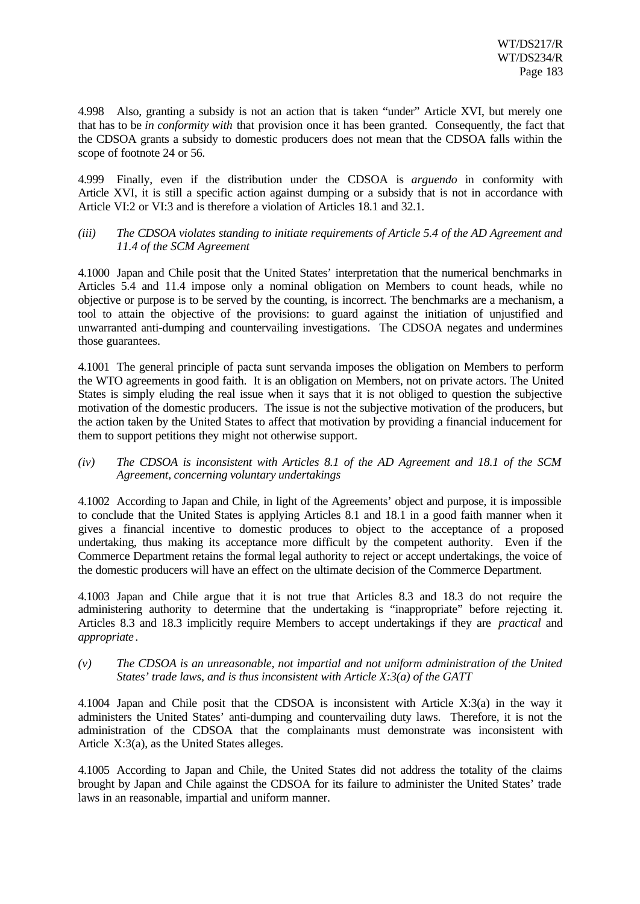4.998 Also, granting a subsidy is not an action that is taken "under" Article XVI, but merely one that has to be *in conformity with* that provision once it has been granted. Consequently, the fact that the CDSOA grants a subsidy to domestic producers does not mean that the CDSOA falls within the scope of footnote 24 or 56.

4.999 Finally, even if the distribution under the CDSOA is *arguendo* in conformity with Article XVI, it is still a specific action against dumping or a subsidy that is not in accordance with Article VI:2 or VI:3 and is therefore a violation of Articles 18.1 and 32.1.

*(iii) The CDSOA violates standing to initiate requirements of Article 5.4 of the AD Agreement and 11.4 of the SCM Agreement*

4.1000 Japan and Chile posit that the United States' interpretation that the numerical benchmarks in Articles 5.4 and 11.4 impose only a nominal obligation on Members to count heads, while no objective or purpose is to be served by the counting, is incorrect. The benchmarks are a mechanism, a tool to attain the objective of the provisions: to guard against the initiation of unjustified and unwarranted anti-dumping and countervailing investigations. The CDSOA negates and undermines those guarantees.

4.1001 The general principle of pacta sunt servanda imposes the obligation on Members to perform the WTO agreements in good faith. It is an obligation on Members, not on private actors. The United States is simply eluding the real issue when it says that it is not obliged to question the subjective motivation of the domestic producers. The issue is not the subjective motivation of the producers, but the action taken by the United States to affect that motivation by providing a financial inducement for them to support petitions they might not otherwise support.

*(iv) The CDSOA is inconsistent with Articles 8.1 of the AD Agreement and 18.1 of the SCM Agreement, concerning voluntary undertakings*

4.1002 According to Japan and Chile, in light of the Agreements' object and purpose, it is impossible to conclude that the United States is applying Articles 8.1 and 18.1 in a good faith manner when it gives a financial incentive to domestic produces to object to the acceptance of a proposed undertaking, thus making its acceptance more difficult by the competent authority. Even if the Commerce Department retains the formal legal authority to reject or accept undertakings, the voice of the domestic producers will have an effect on the ultimate decision of the Commerce Department.

4.1003 Japan and Chile argue that it is not true that Articles 8.3 and 18.3 do not require the administering authority to determine that the undertaking is "inappropriate" before rejecting it. Articles 8.3 and 18.3 implicitly require Members to accept undertakings if they are *practical* and *appropriate*.

*(v) The CDSOA is an unreasonable, not impartial and not uniform administration of the United States' trade laws, and is thus inconsistent with Article X:3(a) of the GATT*

4.1004 Japan and Chile posit that the CDSOA is inconsistent with Article X:3(a) in the way it administers the United States' anti-dumping and countervailing duty laws. Therefore, it is not the administration of the CDSOA that the complainants must demonstrate was inconsistent with Article X:3(a), as the United States alleges.

4.1005 According to Japan and Chile, the United States did not address the totality of the claims brought by Japan and Chile against the CDSOA for its failure to administer the United States' trade laws in an reasonable, impartial and uniform manner.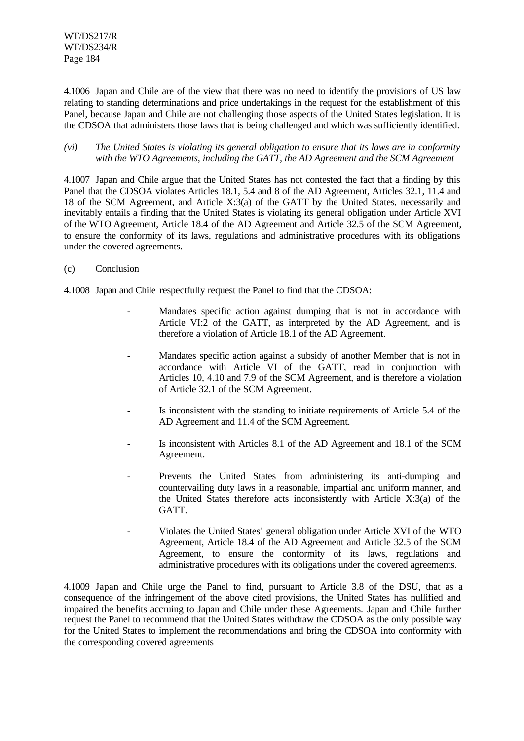4.1006 Japan and Chile are of the view that there was no need to identify the provisions of US law relating to standing determinations and price undertakings in the request for the establishment of this Panel, because Japan and Chile are not challenging those aspects of the United States legislation. It is the CDSOA that administers those laws that is being challenged and which was sufficiently identified.

*(vi) The United States is violating its general obligation to ensure that its laws are in conformity with the WTO Agreements, including the GATT, the AD Agreement and the SCM Agreement*

4.1007 Japan and Chile argue that the United States has not contested the fact that a finding by this Panel that the CDSOA violates Articles 18.1, 5.4 and 8 of the AD Agreement, Articles 32.1, 11.4 and 18 of the SCM Agreement, and Article X:3(a) of the GATT by the United States, necessarily and inevitably entails a finding that the United States is violating its general obligation under Article XVI of the WTO Agreement, Article 18.4 of the AD Agreement and Article 32.5 of the SCM Agreement, to ensure the conformity of its laws, regulations and administrative procedures with its obligations under the covered agreements.

(c) Conclusion

4.1008 Japan and Chile respectfully request the Panel to find that the CDSOA:

- Mandates specific action against dumping that is not in accordance with Article VI:2 of the GATT, as interpreted by the AD Agreement, and is therefore a violation of Article 18.1 of the AD Agreement.
- Mandates specific action against a subsidy of another Member that is not in accordance with Article VI of the GATT, read in conjunction with Articles 10, 4.10 and 7.9 of the SCM Agreement, and is therefore a violation of Article 32.1 of the SCM Agreement.
- Is inconsistent with the standing to initiate requirements of Article 5.4 of the AD Agreement and 11.4 of the SCM Agreement.
- Is inconsistent with Articles 8.1 of the AD Agreement and 18.1 of the SCM Agreement.
- Prevents the United States from administering its anti-dumping and countervailing duty laws in a reasonable, impartial and uniform manner, and the United States therefore acts inconsistently with Article X:3(a) of the GATT.
- Violates the United States' general obligation under Article XVI of the WTO Agreement, Article 18.4 of the AD Agreement and Article 32.5 of the SCM Agreement, to ensure the conformity of its laws, regulations and administrative procedures with its obligations under the covered agreements.

4.1009 Japan and Chile urge the Panel to find, pursuant to Article 3.8 of the DSU, that as a consequence of the infringement of the above cited provisions, the United States has nullified and impaired the benefits accruing to Japan and Chile under these Agreements. Japan and Chile further request the Panel to recommend that the United States withdraw the CDSOA as the only possible way for the United States to implement the recommendations and bring the CDSOA into conformity with the corresponding covered agreements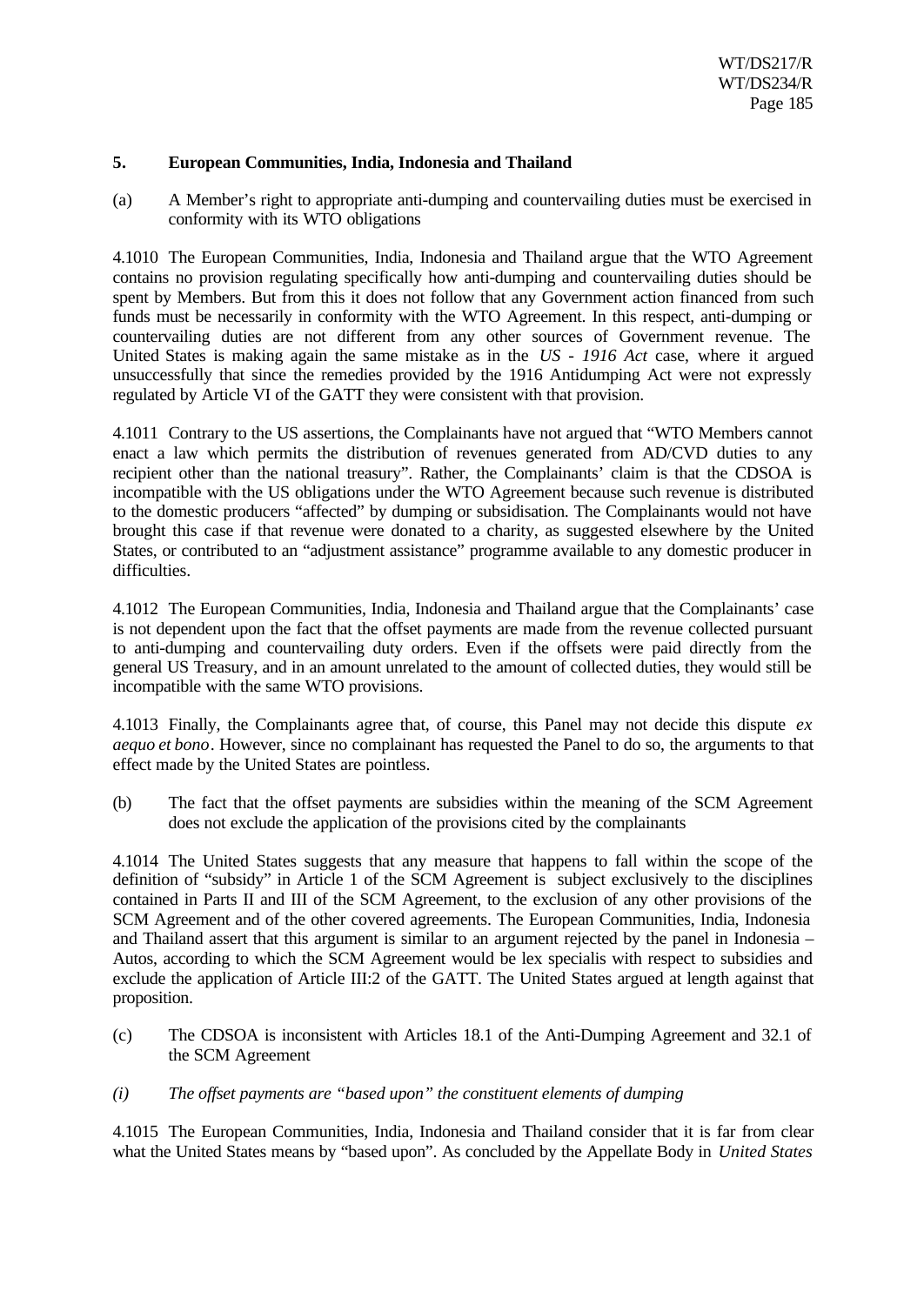### 5. European Communities, India, Indonesia and Thailand

(a) A Member's right to appropriate anti-dumping and countervailing duties must be exercised in conformity with its WTO obligations

4.1010 The European Communities, India, Indonesia and Thailand argue that the WTO Agreement contains no provision regulating specifically how anti-dumping and countervailing duties should be spent by Members. But from this it does not follow that any Government action financed from such funds must be necessarily in conformity with the WTO Agreement. In this respect, anti-dumping or countervailing duties are not different from any other sources of Government revenue. The United States is making again the same mistake as in the *US - 1916 Act* case, where it argued unsuccessfully that since the remedies provided by the 1916 Antidumping Act were not expressly regulated by Article VI of the GATT they were consistent with that provision.

4.1011 Contrary to the US assertions, the Complainants have not argued that "WTO Members cannot enact a law which permits the distribution of revenues generated from AD/CVD duties to any recipient other than the national treasury". Rather, the Complainants' claim is that the CDSOA is incompatible with the US obligations under the WTO Agreement because such revenue is distributed to the domestic producers "affected" by dumping or subsidisation. The Complainants would not have brought this case if that revenue were donated to a charity, as suggested elsewhere by the United States, or contributed to an "adjustment assistance" programme available to any domestic producer in difficulties.

4.1012 The European Communities, India, Indonesia and Thailand argue that the Complainants' case is not dependent upon the fact that the offset payments are made from the revenue collected pursuant to anti-dumping and countervailing duty orders. Even if the offsets were paid directly from the general US Treasury, and in an amount unrelated to the amount of collected duties, they would still be incompatible with the same WTO provisions.

4.1013 Finally, the Complainants agree that, of course, this Panel may not decide this dispute *ex aequo et bono*. However, since no complainant has requested the Panel to do so, the arguments to that effect made by the United States are pointless.

(b) The fact that the offset payments are subsidies within the meaning of the SCM Agreement does not exclude the application of the provisions cited by the complainants

4.1014 The United States suggests that any measure that happens to fall within the scope of the definition of "subsidy" in Article 1 of the SCM Agreement is subject exclusively to the disciplines contained in Parts II and III of the SCM Agreement, to the exclusion of any other provisions of the SCM Agreement and of the other covered agreements. The European Communities, India, Indonesia and Thailand assert that this argument is similar to an argument rejected by the panel in Indonesia – Autos, according to which the SCM Agreement would be lex specialis with respect to subsidies and exclude the application of Article III:2 of the GATT. The United States argued at length against that proposition.

(c) The CDSOA is inconsistent with Articles 18.1 of the Anti-Dumping Agreement and 32.1 of the SCM Agreement

*(i) The offset payments are "based upon" the constituent elements of dumping*

4.1015 The European Communities, India, Indonesia and Thailand consider that it is far from clear what the United States means by "based upon". As concluded by the Appellate Body in *United States*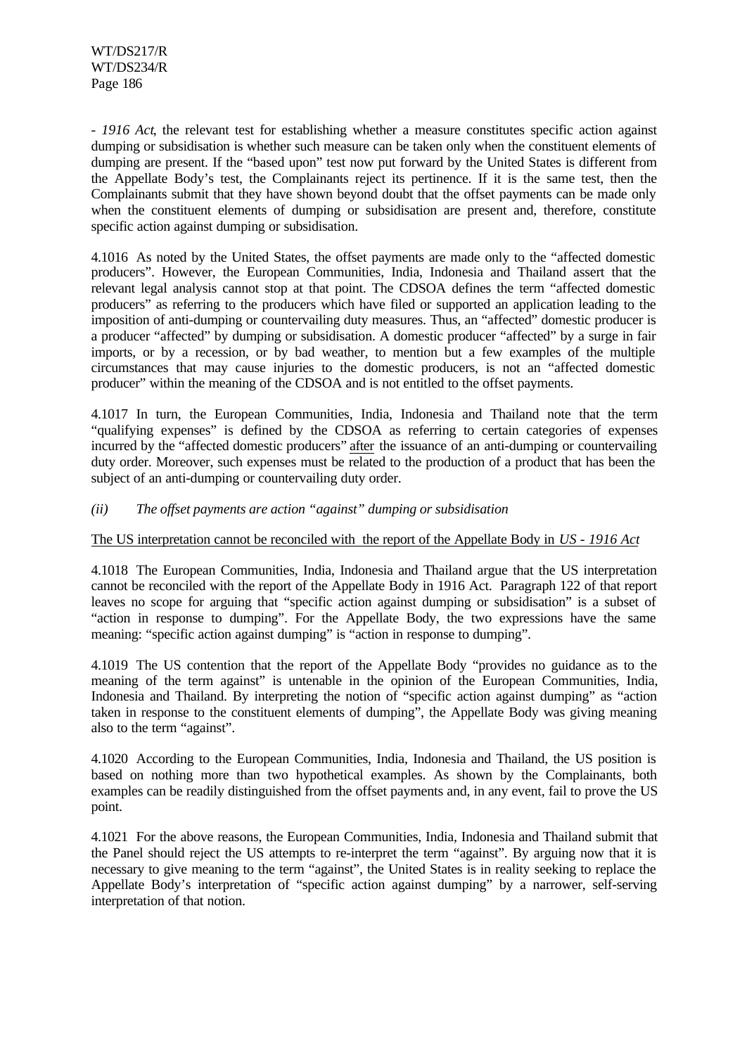- *1916 Act*, the relevant test for establishing whether a measure constitutes specific action against dumping or subsidisation is whether such measure can be taken only when the constituent elements of dumping are present. If the "based upon" test now put forward by the United States is different from the Appellate Body's test, the Complainants reject its pertinence. If it is the same test, then the Complainants submit that they have shown beyond doubt that the offset payments can be made only when the constituent elements of dumping or subsidisation are present and, therefore, constitute specific action against dumping or subsidisation.

4.1016 As noted by the United States, the offset payments are made only to the "affected domestic producers". However, the European Communities, India, Indonesia and Thailand assert that the relevant legal analysis cannot stop at that point. The CDSOA defines the term "affected domestic producers" as referring to the producers which have filed or supported an application leading to the imposition of anti-dumping or countervailing duty measures. Thus, an "affected" domestic producer is a producer "affected" by dumping or subsidisation. A domestic producer "affected" by a surge in fair imports, or by a recession, or by bad weather, to mention but a few examples of the multiple circumstances that may cause injuries to the domestic producers, is not an "affected domestic producer" within the meaning of the CDSOA and is not entitled to the offset payments.

4.1017 In turn, the European Communities, India, Indonesia and Thailand note that the term "qualifying expenses" is defined by the CDSOA as referring to certain categories of expenses incurred by the "affected domestic producers" after the issuance of an anti-dumping or countervailing duty order. Moreover, such expenses must be related to the production of a product that has been the subject of an anti-dumping or countervailing duty order.

*(ii) The offset payments are action "against" dumping or subsidisation*

The US interpretation cannot be reconciled with the report of the Appellate Body in *US - 1916 Act*

4.1018 The European Communities, India, Indonesia and Thailand argue that the US interpretation cannot be reconciled with the report of the Appellate Body in 1916 Act. Paragraph 122 of that report leaves no scope for arguing that "specific action against dumping or subsidisation" is a subset of "action in response to dumping". For the Appellate Body, the two expressions have the same meaning: "specific action against dumping" is "action in response to dumping".

4.1019 The US contention that the report of the Appellate Body "provides no guidance as to the meaning of the term against" is untenable in the opinion of the European Communities, India, Indonesia and Thailand. By interpreting the notion of "specific action against dumping" as "action taken in response to the constituent elements of dumping", the Appellate Body was giving meaning also to the term "against".

4.1020 According to the European Communities, India, Indonesia and Thailand, the US position is based on nothing more than two hypothetical examples. As shown by the Complainants, both examples can be readily distinguished from the offset payments and, in any event, fail to prove the US point.

4.1021 For the above reasons, the European Communities, India, Indonesia and Thailand submit that the Panel should reject the US attempts to re-interpret the term "against". By arguing now that it is necessary to give meaning to the term "against", the United States is in reality seeking to replace the Appellate Body's interpretation of "specific action against dumping" by a narrower, self-serving interpretation of that notion.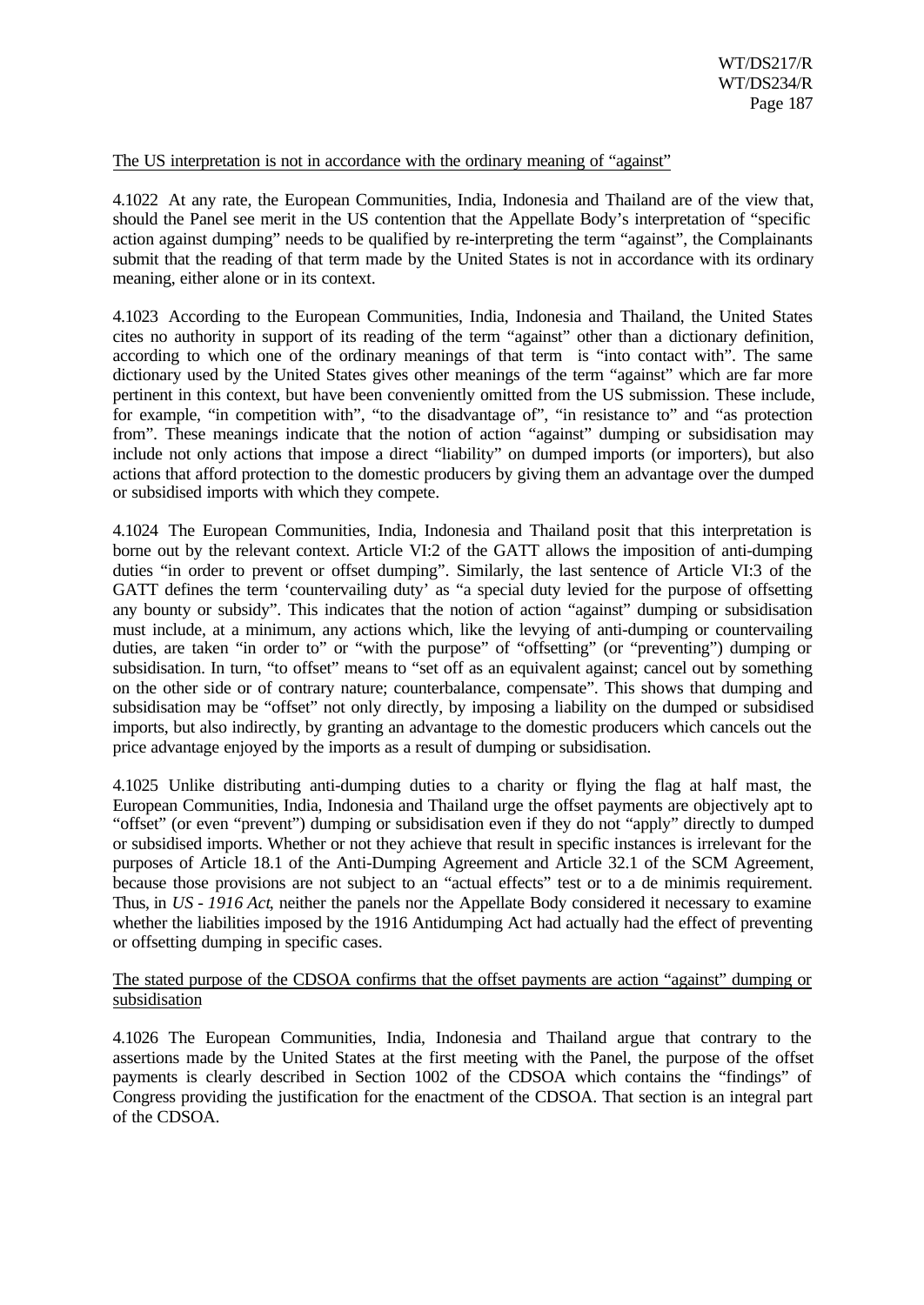The US interpretation is not in accordance with the ordinary meaning of "against"

4.1022 At any rate, the European Communities, India, Indonesia and Thailand are of the view that, should the Panel see merit in the US contention that the Appellate Body's interpretation of "specific action against dumping" needs to be qualified by re-interpreting the term "against", the Complainants submit that the reading of that term made by the United States is not in accordance with its ordinary meaning, either alone or in its context.

4.1023 According to the European Communities, India, Indonesia and Thailand, the United States cites no authority in support of its reading of the term "against" other than a dictionary definition, according to which one of the ordinary meanings of that term is "into contact with". The same dictionary used by the United States gives other meanings of the term "against" which are far more pertinent in this context, but have been conveniently omitted from the US submission. These include, for example, "in competition with", "to the disadvantage of", "in resistance to" and "as protection from". These meanings indicate that the notion of action "against" dumping or subsidisation may include not only actions that impose a direct "liability" on dumped imports (or importers), but also actions that afford protection to the domestic producers by giving them an advantage over the dumped or subsidised imports with which they compete.

4.1024 The European Communities, India, Indonesia and Thailand posit that this interpretation is borne out by the relevant context. Article VI:2 of the GATT allows the imposition of anti-dumping duties "in order to prevent or offset dumping". Similarly, the last sentence of Article VI:3 of the GATT defines the term 'countervailing duty' as "a special duty levied for the purpose of offsetting any bounty or subsidy". This indicates that the notion of action "against" dumping or subsidisation must include, at a minimum, any actions which, like the levying of anti-dumping or countervailing duties, are taken "in order to" or "with the purpose" of "offsetting" (or "preventing") dumping or subsidisation. In turn, "to offset" means to "set off as an equivalent against; cancel out by something on the other side or of contrary nature; counterbalance, compensate". This shows that dumping and subsidisation may be "offset" not only directly, by imposing a liability on the dumped or subsidised imports, but also indirectly, by granting an advantage to the domestic producers which cancels out the price advantage enjoyed by the imports as a result of dumping or subsidisation.

4.1025 Unlike distributing anti-dumping duties to a charity or flying the flag at half mast, the European Communities, India, Indonesia and Thailand urge the offset payments are objectively apt to "offset" (or even "prevent") dumping or subsidisation even if they do not "apply" directly to dumped or subsidised imports. Whether or not they achieve that result in specific instances is irrelevant for the purposes of Article 18.1 of the Anti-Dumping Agreement and Article 32.1 of the SCM Agreement, because those provisions are not subject to an "actual effects" test or to a de minimis requirement. Thus, in *US - 1916 Act*, neither the panels nor the Appellate Body considered it necessary to examine whether the liabilities imposed by the 1916 Antidumping Act had actually had the effect of preventing or offsetting dumping in specific cases.

The stated purpose of the CDSOA confirms that the offset payments are action "against" dumping or subsidisation

4.1026 The European Communities, India, Indonesia and Thailand argue that contrary to the assertions made by the United States at the first meeting with the Panel, the purpose of the offset payments is clearly described in Section 1002 of the CDSOA which contains the "findings" of Congress providing the justification for the enactment of the CDSOA. That section is an integral part of the CDSOA.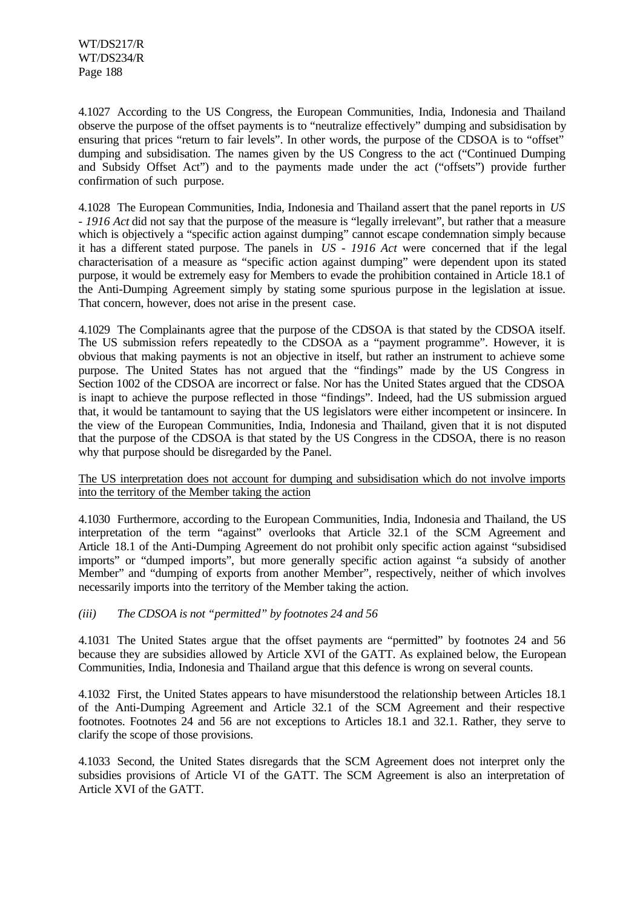4.1027 According to the US Congress, the European Communities, India, Indonesia and Thailand observe the purpose of the offset payments is to "neutralize effectively" dumping and subsidisation by ensuring that prices "return to fair levels". In other words, the purpose of the CDSOA is to "offset" dumping and subsidisation. The names given by the US Congress to the act ("Continued Dumping and Subsidy Offset Act") and to the payments made under the act ("offsets") provide further confirmation of such purpose.

4.1028 The European Communities, India, Indonesia and Thailand assert that the panel reports in *US - 1916 Act* did not say that the purpose of the measure is "legally irrelevant", but rather that a measure which is objectively a "specific action against dumping" cannot escape condemnation simply because it has a different stated purpose. The panels in *US - 1916 Act* were concerned that if the legal characterisation of a measure as "specific action against dumping" were dependent upon its stated purpose, it would be extremely easy for Members to evade the prohibition contained in Article 18.1 of the Anti-Dumping Agreement simply by stating some spurious purpose in the legislation at issue. That concern, however, does not arise in the present case.

4.1029 The Complainants agree that the purpose of the CDSOA is that stated by the CDSOA itself. The US submission refers repeatedly to the CDSOA as a "payment programme". However, it is obvious that making payments is not an objective in itself, but rather an instrument to achieve some purpose. The United States has not argued that the "findings" made by the US Congress in Section 1002 of the CDSOA are incorrect or false. Nor has the United States argued that the CDSOA is inapt to achieve the purpose reflected in those "findings". Indeed, had the US submission argued that, it would be tantamount to saying that the US legislators were either incompetent or insincere. In the view of the European Communities, India, Indonesia and Thailand, given that it is not disputed that the purpose of the CDSOA is that stated by the US Congress in the CDSOA, there is no reason why that purpose should be disregarded by the Panel.

<u>The US interpretation does not account for dumping and subsidisation which do not involve imports into the territory of the Member taking the action</u>

4.1030 Furthermore, according to the European Communities, India, Indonesia and Thailand, the US interpretation of the term "against" overlooks that Article 32.1 of the SCM Agreement and Article 18.1 of the Anti-Dumping Agreement do not prohibit only specific action against "subsidised imports" or "dumped imports", but more generally specific action against "a subsidy of another Member" and "dumping of exports from another Member", respectively, neither of which involves necessarily imports into the territory of the Member taking the action.

*(iii) The CDSOA is not "permitted" by footnotes 24 and 56*

4.1031 The United States argue that the offset payments are "permitted" by footnotes 24 and 56 because they are subsidies allowed by Article XVI of the GATT. As explained below, the European Communities, India, Indonesia and Thailand argue that this defence is wrong on several counts.

4.1032 First, the United States appears to have misunderstood the relationship between Articles 18.1 of the Anti-Dumping Agreement and Article 32.1 of the SCM Agreement and their respective footnotes. Footnotes 24 and 56 are not exceptions to Articles 18.1 and 32.1. Rather, they serve to clarify the scope of those provisions.

4.1033 Second, the United States disregards that the SCM Agreement does not interpret only the subsidies provisions of Article VI of the GATT. The SCM Agreement is also an interpretation of Article XVI of the GATT.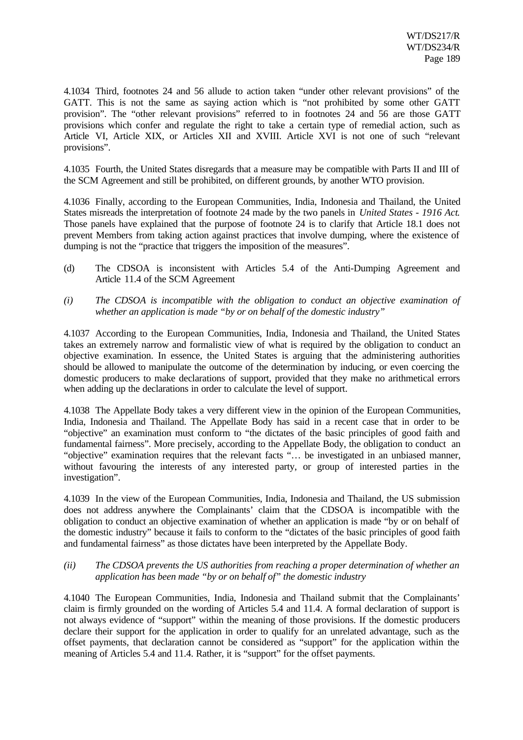4.1034 Third, footnotes 24 and 56 allude to action taken "under other relevant provisions" of the GATT. This is not the same as saying action which is "not prohibited by some other GATT provision". The "other relevant provisions" referred to in footnotes 24 and 56 are those GATT provisions which confer and regulate the right to take a certain type of remedial action, such as Article VI, Article XIX, or Articles XII and XVIII. Article XVI is not one of such "relevant provisions".

4.1035 Fourth, the United States disregards that a measure may be compatible with Parts II and III of the SCM Agreement and still be prohibited, on different grounds, by another WTO provision.

4.1036 Finally, according to the European Communities, India, Indonesia and Thailand, the United States misreads the interpretation of footnote 24 made by the two panels in *United States - 1916 Act*. Those panels have explained that the purpose of footnote 24 is to clarify that Article 18.1 does not prevent Members from taking action against practices that involve dumping, where the existence of dumping is not the "practice that triggers the imposition of the measures".

(d) The CDSOA is inconsistent with Articles 5.4 of the Anti-Dumping Agreement and Article 11.4 of the SCM Agreement

*(i) The CDSOA is incompatible with the obligation to conduct an objective examination of whether an application is made "by or on behalf of the domestic industry"*

4.1037 According to the European Communities, India, Indonesia and Thailand, the United States takes an extremely narrow and formalistic view of what is required by the obligation to conduct an objective examination. In essence, the United States is arguing that the administering authorities should be allowed to manipulate the outcome of the determination by inducing, or even coercing the domestic producers to make declarations of support, provided that they make no arithmetical errors when adding up the declarations in order to calculate the level of support.

4.1038 The Appellate Body takes a very different view in the opinion of the European Communities, India, Indonesia and Thailand. The Appellate Body has said in a recent case that in order to be "objective" an examination must conform to "the dictates of the basic principles of good faith and fundamental fairness". More precisely, according to the Appellate Body, the obligation to conduct an "objective" examination requires that the relevant facts "… be investigated in an unbiased manner, without favouring the interests of any interested party, or group of interested parties in the investigation".

4.1039 In the view of the European Communities, India, Indonesia and Thailand, the US submission does not address anywhere the Complainants' claim that the CDSOA is incompatible with the obligation to conduct an objective examination of whether an application is made "by or on behalf of the domestic industry" because it fails to conform to the "dictates of the basic principles of good faith and fundamental fairness" as those dictates have been interpreted by the Appellate Body.

*(ii) The CDSOA prevents the US authorities from reaching a proper determination of whether an application has been made "by or on behalf of" the domestic industry*

4.1040 The European Communities, India, Indonesia and Thailand submit that the Complainants' claim is firmly grounded on the wording of Articles 5.4 and 11.4. A formal declaration of support is not always evidence of "support" within the meaning of those provisions. If the domestic producers declare their support for the application in order to qualify for an unrelated advantage, such as the offset payments, that declaration cannot be considered as "support" for the application within the meaning of Articles 5.4 and 11.4. Rather, it is "support" for the offset payments.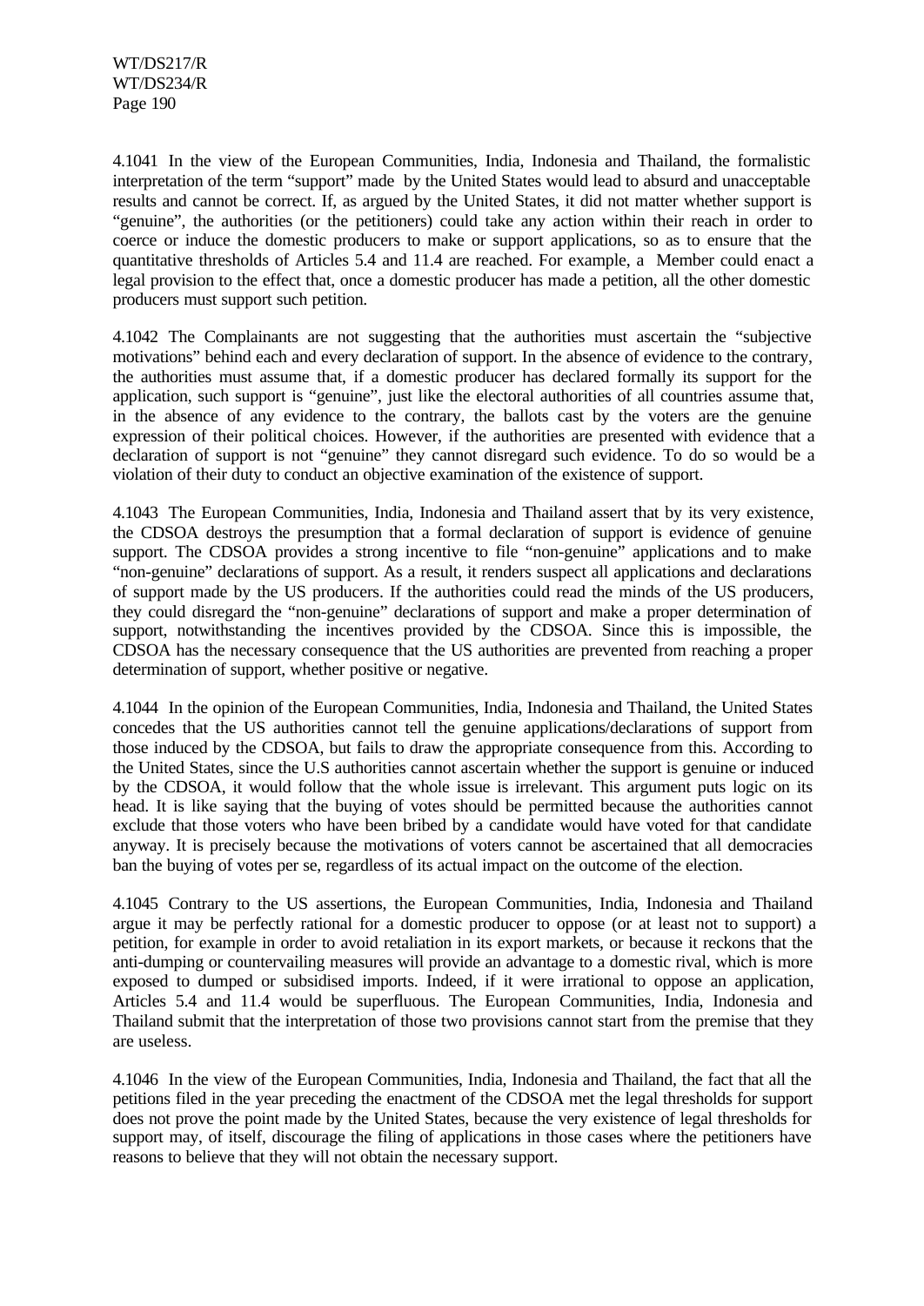4.1041 In the view of the European Communities, India, Indonesia and Thailand, the formalistic interpretation of the term "support" made by the United States would lead to absurd and unacceptable results and cannot be correct. If, as argued by the United States, it did not matter whether support is "genuine", the authorities (or the petitioners) could take any action within their reach in order to coerce or induce the domestic producers to make or support applications, so as to ensure that the quantitative thresholds of Articles 5.4 and 11.4 are reached. For example, a Member could enact a legal provision to the effect that, once a domestic producer has made a petition, all the other domestic producers must support such petition.

4.1042 The Complainants are not suggesting that the authorities must ascertain the "subjective motivations" behind each and every declaration of support. In the absence of evidence to the contrary, the authorities must assume that, if a domestic producer has declared formally its support for the application, such support is "genuine", just like the electoral authorities of all countries assume that, in the absence of any evidence to the contrary, the ballots cast by the voters are the genuine expression of their political choices. However, if the authorities are presented with evidence that a declaration of support is not "genuine" they cannot disregard such evidence. To do so would be a violation of their duty to conduct an objective examination of the existence of support.

4.1043 The European Communities, India, Indonesia and Thailand assert that by its very existence, the CDSOA destroys the presumption that a formal declaration of support is evidence of genuine support. The CDSOA provides a strong incentive to file "non-genuine" applications and to make "non-genuine" declarations of support. As a result, it renders suspect all applications and declarations of support made by the US producers. If the authorities could read the minds of the US producers, they could disregard the "non-genuine" declarations of support and make a proper determination of support, notwithstanding the incentives provided by the CDSOA. Since this is impossible, the CDSOA has the necessary consequence that the US authorities are prevented from reaching a proper determination of support, whether positive or negative.

4.1044 In the opinion of the European Communities, India, Indonesia and Thailand, the United States concedes that the US authorities cannot tell the genuine applications/declarations of support from those induced by the CDSOA, but fails to draw the appropriate consequence from this. According to the United States, since the U.S authorities cannot ascertain whether the support is genuine or induced by the CDSOA, it would follow that the whole issue is irrelevant. This argument puts logic on its head. It is like saying that the buying of votes should be permitted because the authorities cannot exclude that those voters who have been bribed by a candidate would have voted for that candidate anyway. It is precisely because the motivations of voters cannot be ascertained that all democracies ban the buying of votes per se, regardless of its actual impact on the outcome of the election.

4.1045 Contrary to the US assertions, the European Communities, India, Indonesia and Thailand argue it may be perfectly rational for a domestic producer to oppose (or at least not to support) a petition, for example in order to avoid retaliation in its export markets, or because it reckons that the anti-dumping or countervailing measures will provide an advantage to a domestic rival, which is more exposed to dumped or subsidised imports. Indeed, if it were irrational to oppose an application, Articles 5.4 and 11.4 would be superfluous. The European Communities, India, Indonesia and Thailand submit that the interpretation of those two provisions cannot start from the premise that they are useless.

4.1046 In the view of the European Communities, India, Indonesia and Thailand, the fact that all the petitions filed in the year preceding the enactment of the CDSOA met the legal thresholds for support does not prove the point made by the United States, because the very existence of legal thresholds for support may, of itself, discourage the filing of applications in those cases where the petitioners have reasons to believe that they will not obtain the necessary support.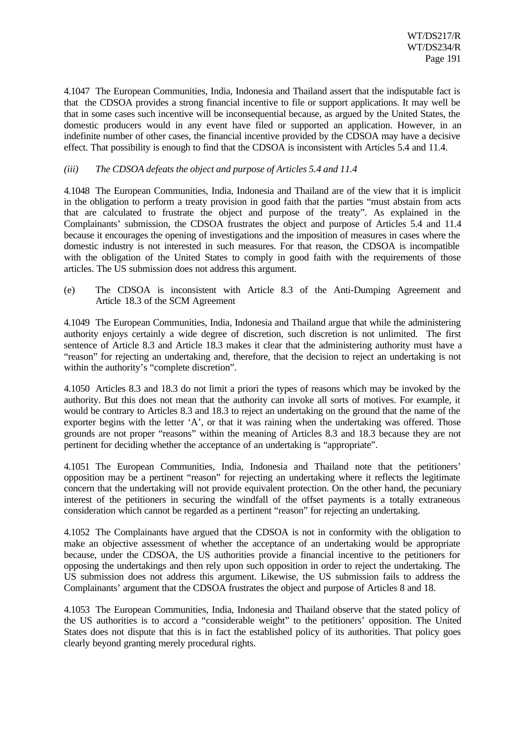4.1047 The European Communities, India, Indonesia and Thailand assert that the indisputable fact is that the CDSOA provides a strong financial incentive to file or support applications. It may well be that in some cases such incentive will be inconsequential because, as argued by the United States, the domestic producers would in any event have filed or supported an application. However, in an indefinite number of other cases, the financial incentive provided by the CDSOA may have a decisive effect. That possibility is enough to find that the CDSOA is inconsistent with Articles 5.4 and 11.4.

*(iii) The CDSOA defeats the object and purpose of Articles 5.4 and 11.4*

4.1048 The European Communities, India, Indonesia and Thailand are of the view that it is implicit in the obligation to perform a treaty provision in good faith that the parties "must abstain from acts that are calculated to frustrate the object and purpose of the treaty". As explained in the Complainants' submission, the CDSOA frustrates the object and purpose of Articles 5.4 and 11.4 because it encourages the opening of investigations and the imposition of measures in cases where the domestic industry is not interested in such measures. For that reason, the CDSOA is incompatible with the obligation of the United States to comply in good faith with the requirements of those articles. The US submission does not address this argument.

(e) The CDSOA is inconsistent with Article 8.3 of the Anti-Dumping Agreement and Article 18.3 of the SCM Agreement

4.1049 The European Communities, India, Indonesia and Thailand argue that while the administering authority enjoys certainly a wide degree of discretion, such discretion is not unlimited. The first sentence of Article 8.3 and Article 18.3 makes it clear that the administering authority must have a "reason" for rejecting an undertaking and, therefore, that the decision to reject an undertaking is not within the authority's "complete discretion".

4.1050 Articles 8.3 and 18.3 do not limit a priori the types of reasons which may be invoked by the authority. But this does not mean that the authority can invoke all sorts of motives. For example, it would be contrary to Articles 8.3 and 18.3 to reject an undertaking on the ground that the name of the exporter begins with the letter 'A', or that it was raining when the undertaking was offered. Those grounds are not proper "reasons" within the meaning of Articles 8.3 and 18.3 because they are not pertinent for deciding whether the acceptance of an undertaking is "appropriate".

4.1051 The European Communities, India, Indonesia and Thailand note that the petitioners' opposition may be a pertinent "reason" for rejecting an undertaking where it reflects the legitimate concern that the undertaking will not provide equivalent protection. On the other hand, the pecuniary interest of the petitioners in securing the windfall of the offset payments is a totally extraneous consideration which cannot be regarded as a pertinent "reason" for rejecting an undertaking.

4.1052 The Complainants have argued that the CDSOA is not in conformity with the obligation to make an objective assessment of whether the acceptance of an undertaking would be appropriate because, under the CDSOA, the US authorities provide a financial incentive to the petitioners for opposing the undertakings and then rely upon such opposition in order to reject the undertaking. The US submission does not address this argument. Likewise, the US submission fails to address the Complainants' argument that the CDSOA frustrates the object and purpose of Articles 8 and 18.

4.1053 The European Communities, India, Indonesia and Thailand observe that the stated policy of the US authorities is to accord a "considerable weight" to the petitioners' opposition. The United States does not dispute that this is in fact the established policy of its authorities. That policy goes clearly beyond granting merely procedural rights.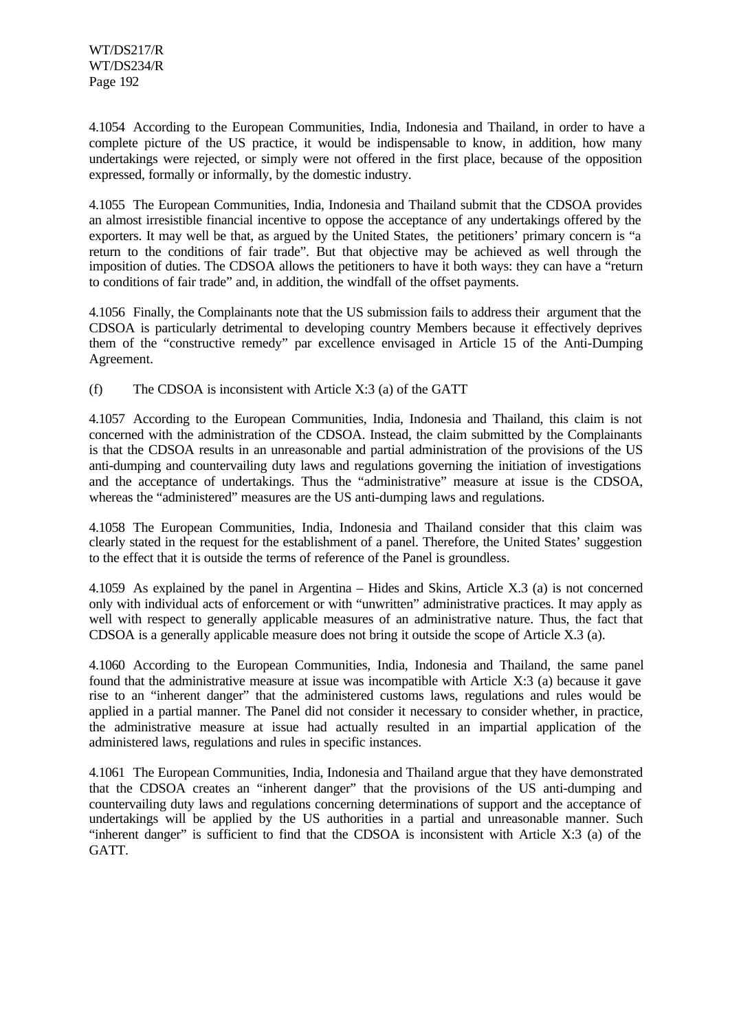4.1054 According to the European Communities, India, Indonesia and Thailand, in order to have a complete picture of the US practice, it would be indispensable to know, in addition, how many undertakings were rejected, or simply were not offered in the first place, because of the opposition expressed, formally or informally, by the domestic industry.

4.1055 The European Communities, India, Indonesia and Thailand submit that the CDSOA provides an almost irresistible financial incentive to oppose the acceptance of any undertakings offered by the exporters. It may well be that, as argued by the United States, the petitioners' primary concern is "a return to the conditions of fair trade". But that objective may be achieved as well through the imposition of duties. The CDSOA allows the petitioners to have it both ways: they can have a "return to conditions of fair trade" and, in addition, the windfall of the offset payments.

4.1056 Finally, the Complainants note that the US submission fails to address their argument that the CDSOA is particularly detrimental to developing country Members because it effectively deprives them of the "constructive remedy" par excellence envisaged in Article 15 of the Anti-Dumping Agreement.

(f) The CDSOA is inconsistent with Article X:3 (a) of the GATT

4.1057 According to the European Communities, India, Indonesia and Thailand, this claim is not concerned with the administration of the CDSOA. Instead, the claim submitted by the Complainants is that the CDSOA results in an unreasonable and partial administration of the provisions of the US anti-dumping and countervailing duty laws and regulations governing the initiation of investigations and the acceptance of undertakings. Thus the "administrative" measure at issue is the CDSOA, whereas the "administered" measures are the US anti-dumping laws and regulations.

4.1058 The European Communities, India, Indonesia and Thailand consider that this claim was clearly stated in the request for the establishment of a panel. Therefore, the United States' suggestion to the effect that it is outside the terms of reference of the Panel is groundless.

4.1059 As explained by the panel in Argentina – Hides and Skins, Article X.3 (a) is not concerned only with individual acts of enforcement or with "unwritten" administrative practices. It may apply as well with respect to generally applicable measures of an administrative nature. Thus, the fact that CDSOA is a generally applicable measure does not bring it outside the scope of Article X.3 (a).

4.1060 According to the European Communities, India, Indonesia and Thailand, the same panel found that the administrative measure at issue was incompatible with Article X:3 (a) because it gave rise to an "inherent danger" that the administered customs laws, regulations and rules would be applied in a partial manner. The Panel did not consider it necessary to consider whether, in practice, the administrative measure at issue had actually resulted in an impartial application of the administered laws, regulations and rules in specific instances.

4.1061 The European Communities, India, Indonesia and Thailand argue that they have demonstrated that the CDSOA creates an "inherent danger" that the provisions of the US anti-dumping and countervailing duty laws and regulations concerning determinations of support and the acceptance of undertakings will be applied by the US authorities in a partial and unreasonable manner. Such "inherent danger" is sufficient to find that the CDSOA is inconsistent with Article X:3 (a) of the GATT.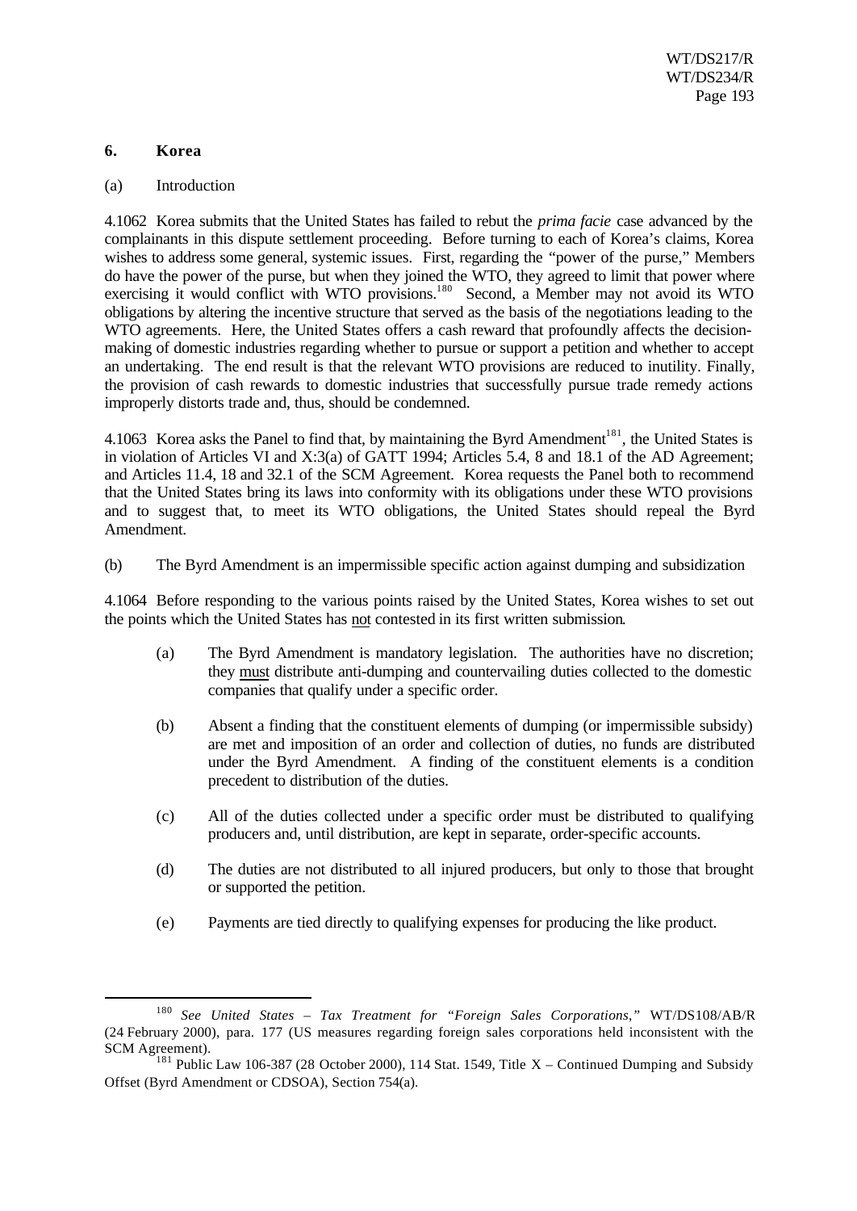### 6. Korea

(a) Introduction

4.1062 Korea submits that the United States has failed to rebut the *prima facie* case advanced by the complainants in this dispute settlement proceeding. Before turning to each of Korea's claims, Korea wishes to address some general, systemic issues. First, regarding the "power of the purse," Members do have the power of the purse, but when they joined the WTO, they agreed to limit that power where exercising it would conflict with WTO provisions.[180] Second, a Member may not avoid its WTO obligations by altering the incentive structure that served as the basis of the negotiations leading to the WTO agreements. Here, the United States offers a cash reward that profoundly affects the decision-making of domestic industries regarding whether to pursue or support a petition and whether to accept an undertaking. The end result is that the relevant WTO provisions are reduced to inutility. Finally, the provision of cash rewards to domestic industries that successfully pursue trade remedy actions improperly distorts trade and, thus, should be condemned.

4.1063 Korea asks the Panel to find that, by maintaining the Byrd Amendment[181], the United States is in violation of Articles VI and X:3(a) of GATT 1994; Articles 5.4, 8 and 18.1 of the AD Agreement; and Articles 11.4, 18 and 32.1 of the SCM Agreement. Korea requests the Panel both to recommend that the United States bring its laws into conformity with its obligations under these WTO provisions and to suggest that, to meet its WTO obligations, the United States should repeal the Byrd Amendment.

(b) The Byrd Amendment is an impermissible specific action against dumping and subsidization

4.1064 Before responding to the various points raised by the United States, Korea wishes to set out the points which the United States has not contested in its first written submission.

(a) The Byrd Amendment is mandatory legislation. The authorities have no discretion; they must distribute anti-dumping and countervailing duties collected to the domestic companies that qualify under a specific order.

(b) Absent a finding that the constituent elements of dumping (or impermissible subsidy) are met and imposition of an order and collection of duties, no funds are distributed under the Byrd Amendment. A finding of the constituent elements is a condition precedent to distribution of the duties.

(c) All of the duties collected under a specific order must be distributed to qualifying producers and, until distribution, are kept in separate, order-specific accounts.

(d) The duties are not distributed to all injured producers, but only to those that brought or supported the petition.

(e) Payments are tied directly to qualifying expenses for producing the like product.

---

[180] *See United States – Tax Treatment for "Foreign Sales Corporations,"* WT/DS108/AB/R (24 February 2000), para. 177 (US measures regarding foreign sales corporations held inconsistent with the SCM Agreement).

[181] Public Law 106-387 (28 October 2000), 114 Stat. 1549, Title X – Continued Dumping and Subsidy Offset (Byrd Amendment or CDSOA), Section 754(a).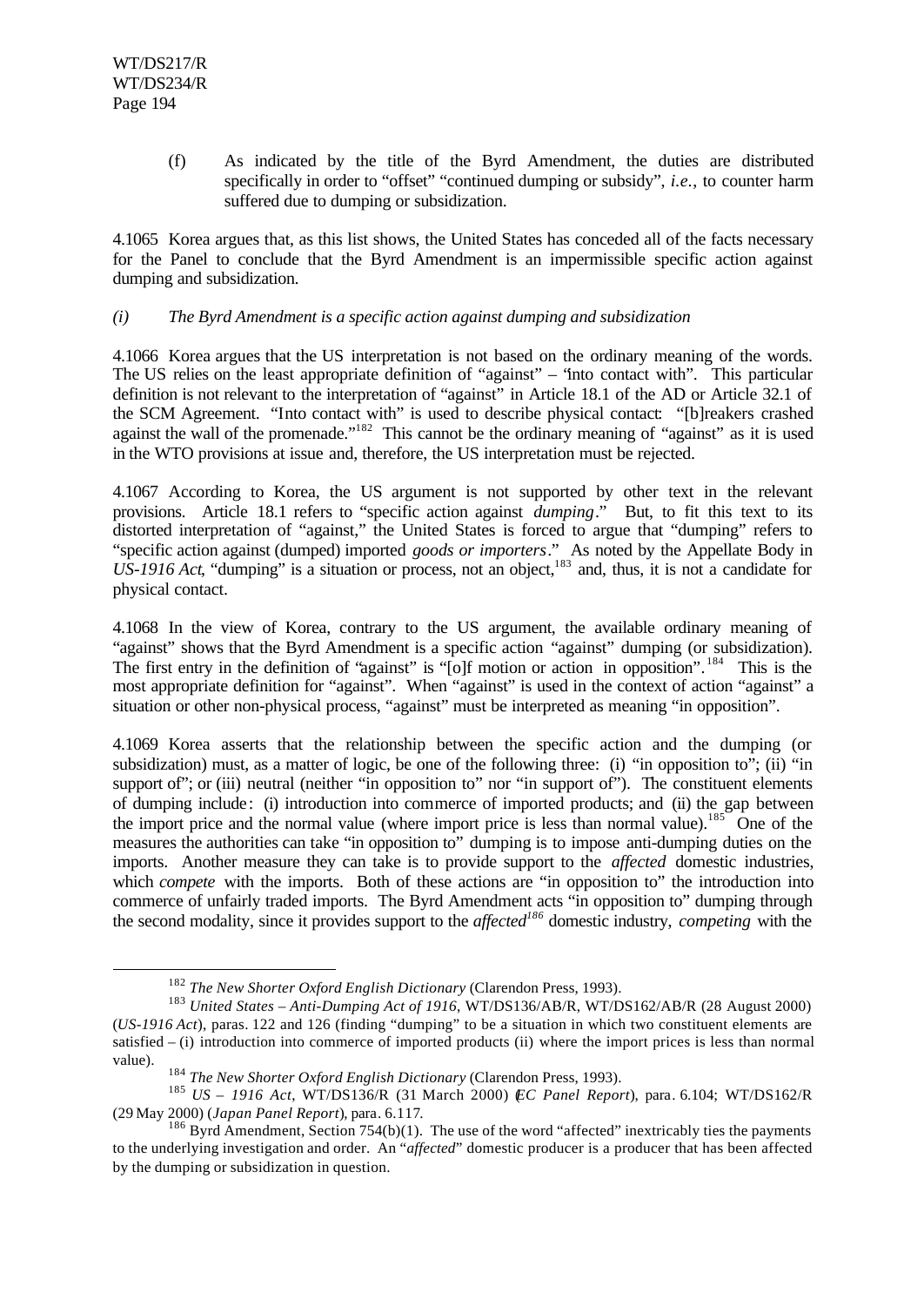(f) As indicated by the title of the Byrd Amendment, the duties are distributed specifically in order to "offset" "continued dumping or subsidy", *i.e.*, to counter harm suffered due to dumping or subsidization.

4.1065 Korea argues that, as this list shows, the United States has conceded all of the facts necessary for the Panel to conclude that the Byrd Amendment is an impermissible specific action against dumping and subsidization.

*(i) The Byrd Amendment is a specific action against dumping and subsidization*

4.1066 Korea argues that the US interpretation is not based on the ordinary meaning of the words. The US relies on the least appropriate definition of "against" – "into contact with". This particular definition is not relevant to the interpretation of "against" in Article 18.1 of the AD or Article 32.1 of the SCM Agreement. "Into contact with" is used to describe physical contact: "[b]reakers crashed against the wall of the promenade."[182] This cannot be the ordinary meaning of "against" as it is used in the WTO provisions at issue and, therefore, the US interpretation must be rejected.

4.1067 According to Korea, the US argument is not supported by other text in the relevant provisions. Article 18.1 refers to "specific action against *dumping*." But, to fit this text to its distorted interpretation of "against," the United States is forced to argue that "dumping" refers to "specific action against (dumped) imported *goods or importers*." As noted by the Appellate Body in *US-1916 Act*, "dumping" is a situation or process, not an object,[183] and, thus, it is not a candidate for physical contact.

4.1068 In the view of Korea, contrary to the US argument, the available ordinary meaning of "against" shows that the Byrd Amendment is a specific action "against" dumping (or subsidization). The first entry in the definition of "against" is "[o]f motion or action in opposition".[184] This is the most appropriate definition for "against". When "against" is used in the context of action "against" a situation or other non-physical process, "against" must be interpreted as meaning "in opposition".

4.1069 Korea asserts that the relationship between the specific action and the dumping (or subsidization) must, as a matter of logic, be one of the following three: (i) "in opposition to"; (ii) "in support of"; or (iii) neutral (neither "in opposition to" nor "in support of"). The constituent elements of dumping include: (i) introduction into commerce of imported products; and (ii) the gap between the import price and the normal value (where import price is less than normal value).[185] One of the measures the authorities can take "in opposition to" dumping is to impose anti-dumping duties on the imports. Another measure they can take is to provide support to the *affected* domestic industries, which *compete* with the imports. Both of these actions are "in opposition to" the introduction into commerce of unfairly traded imports. The Byrd Amendment acts "in opposition to" dumping through the second modality, since it provides support to the *affected*[186] domestic industry, *competing* with the

---

[182] *The New Shorter Oxford English Dictionary* (Clarendon Press, 1993).

[183] *United States – Anti-Dumping Act of 1916*, WT/DS136/AB/R, WT/DS162/AB/R (28 August 2000) (*US-1916 Act*), paras. 122 and 126 (finding "dumping" to be a situation in which two constituent elements are satisfied – (i) introduction into commerce of imported products (ii) where the import prices is less than normal value).

[184] *The New Shorter Oxford English Dictionary* (Clarendon Press, 1993).

[185] *US – 1916 Act*, WT/DS136/R (31 March 2000) (*EC Panel Report*), para. 6.104; WT/DS162/R (29 May 2000) (*Japan Panel Report*), para. 6.117.

[186] Byrd Amendment, Section 754(b)(1). The use of the word "affected" inextricably ties the payments to the underlying investigation and order. An "*affected*" domestic producer is a producer that has been affected by the dumping or subsidization in question.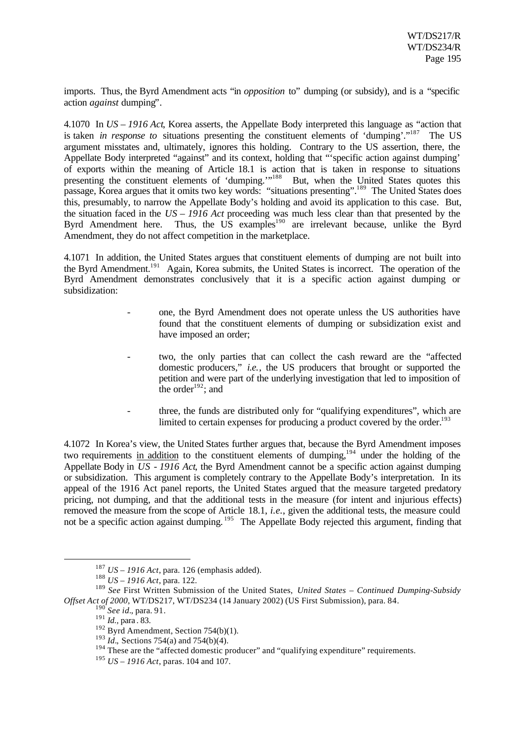imports. Thus, the Byrd Amendment acts "in *opposition* to" dumping (or subsidy), and is a "specific action *against* dumping".

4.1070 In *US – 1916 Act*, Korea asserts, the Appellate Body interpreted this language as "action that is taken *in response to* situations presenting the constituent elements of 'dumping'."[187] The US argument misstates and, ultimately, ignores this holding. Contrary to the US assertion, there, the Appellate Body interpreted "against" and its context, holding that "'specific action against dumping' of exports within the meaning of Article 18.1 is action that is taken in response to situations presenting the constituent elements of 'dumping.'"[188] But, when the United States quotes this passage, Korea argues that it omits two key words: "situations presenting".[189] The United States does this, presumably, to narrow the Appellate Body's holding and avoid its application to this case. But, the situation faced in the *US – 1916 Act* proceeding was much less clear than that presented by the Byrd Amendment here. Thus, the US examples[190] are irrelevant because, unlike the Byrd Amendment, they do not affect competition in the marketplace.

4.1071 In addition, the United States argues that constituent elements of dumping are not built into the Byrd Amendment.[191] Again, Korea submits, the United States is incorrect. The operation of the Byrd Amendment demonstrates conclusively that it is a specific action against dumping or subsidization:

- one, the Byrd Amendment does not operate unless the US authorities have found that the constituent elements of dumping or subsidization exist and have imposed an order;
- two, the only parties that can collect the cash reward are the "affected domestic producers," *i.e.*, the US producers that brought or supported the petition and were part of the underlying investigation that led to imposition of the order[192]; and
- three, the funds are distributed only for "qualifying expenditures", which are limited to certain expenses for producing a product covered by the order.[193]

4.1072 In Korea's view, the United States further argues that, because the Byrd Amendment imposes two requirements in addition to the constituent elements of dumping,[194] under the holding of the Appellate Body in *US - 1916 Act*, the Byrd Amendment cannot be a specific action against dumping or subsidization. This argument is completely contrary to the Appellate Body's interpretation. In its appeal of the 1916 Act panel reports, the United States argued that the measure targeted predatory pricing, not dumping, and that the additional tests in the measure (for intent and injurious effects) removed the measure from the scope of Article 18.1, *i.e.*, given the additional tests, the measure could not be a specific action against dumping.[195] The Appellate Body rejected this argument, finding that

---

[187] *US – 1916 Act*, para. 126 (emphasis added).

[188] *US – 1916 Act*, para. 122.

[189] *See* First Written Submission of the United States, *United States – Continued Dumping-Subsidy Offset Act of 2000*, WT/DS217, WT/DS234 (14 January 2002) (US First Submission), para. 84.

[190] *See id*., para. 91.

[191] *Id.*, para. 83.

[192] Byrd Amendment, Section 754(b)(1).

[193] *Id*., Sections 754(a) and 754(b)(4).

[194] These are the "affected domestic producer" and "qualifying expenditure" requirements.

[195] *US – 1916 Act*, paras. 104 and 107.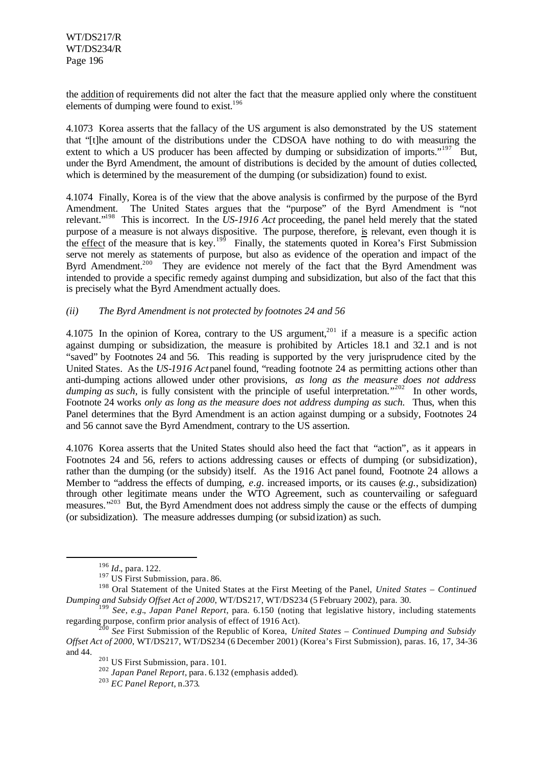the addition of requirements did not alter the fact that the measure applied only where the constituent elements of dumping were found to exist.[196]

4.1073 Korea asserts that the fallacy of the US argument is also demonstrated by the US statement that "[t]he amount of the distributions under the CDSOA have nothing to do with measuring the extent to which a US producer has been affected by dumping or subsidization of imports."[197] But, under the Byrd Amendment, the amount of distributions is decided by the amount of duties collected, which is determined by the measurement of the dumping (or subsidization) found to exist.

4.1074 Finally, Korea is of the view that the above analysis is confirmed by the purpose of the Byrd Amendment. The United States argues that the "purpose" of the Byrd Amendment is "not relevant."[198] This is incorrect. In the *US-1916 Act* proceeding, the panel held merely that the stated purpose of a measure is not always dispositive. The purpose, therefore, is relevant, even though it is the effect of the measure that is key.[199] Finally, the statements quoted in Korea's First Submission serve not merely as statements of purpose, but also as evidence of the operation and impact of the Byrd Amendment.[200] They are evidence not merely of the fact that the Byrd Amendment was intended to provide a specific remedy against dumping and subsidization, but also of the fact that this is precisely what the Byrd Amendment actually does.

*(ii) The Byrd Amendment is not protected by footnotes 24 and 56*

4.1075 In the opinion of Korea, contrary to the US argument,[201] if a measure is a specific action against dumping or subsidization, the measure is prohibited by Articles 18.1 and 32.1 and is not "saved" by Footnotes 24 and 56. This reading is supported by the very jurisprudence cited by the United States. As the *US-1916 Act* panel found, "reading footnote 24 as permitting actions other than anti-dumping actions allowed under other provisions, *as long as the measure does not address dumping as such*, is fully consistent with the principle of useful interpretation."[202] In other words, Footnote 24 works *only as long as the measure does not address dumping as such.* Thus, when this Panel determines that the Byrd Amendment is an action against dumping or a subsidy, Footnotes 24 and 56 cannot save the Byrd Amendment, contrary to the US assertion.

4.1076 Korea asserts that the United States should also heed the fact that "action", as it appears in Footnotes 24 and 56, refers to actions addressing causes or effects of dumping (or subsidization), rather than the dumping (or the subsidy) itself. As the 1916 Act panel found, Footnote 24 allows a Member to "address the effects of dumping, *e.g.* increased imports, or its causes (*e.g.*, subsidization) through other legitimate means under the WTO Agreement, such as countervailing or safeguard measures."[203] But, the Byrd Amendment does not address simply the cause or the effects of dumping (or subsidization). The measure addresses dumping (or subsidization) as such.

---

[196] *Id*., para. 122.

[197] US First Submission, para. 86.

[198] Oral Statement of the United States at the First Meeting of the Panel, *United States – Continued Dumping and Subsidy Offset Act of 2000*, WT/DS217, WT/DS234 (5 February 2002), para. 30.

[199] *See, e.g*., *Japan Panel Report*, para. 6.150 (noting that legislative history, including statements regarding purpose, confirm prior analysis of effect of 1916 Act).

[200] *See* First Submission of the Republic of Korea, *United States – Continued Dumping and Subsidy Offset Act of 2000*, WT/DS217, WT/DS234 (6 December 2001) (Korea's First Submission), paras. 16, 17, 34-36 and 44.

[201] US First Submission, para. 101.

[202] *Japan Panel Report*, para. 6.132 (emphasis added).

[203] *EC Panel Report*, n.373.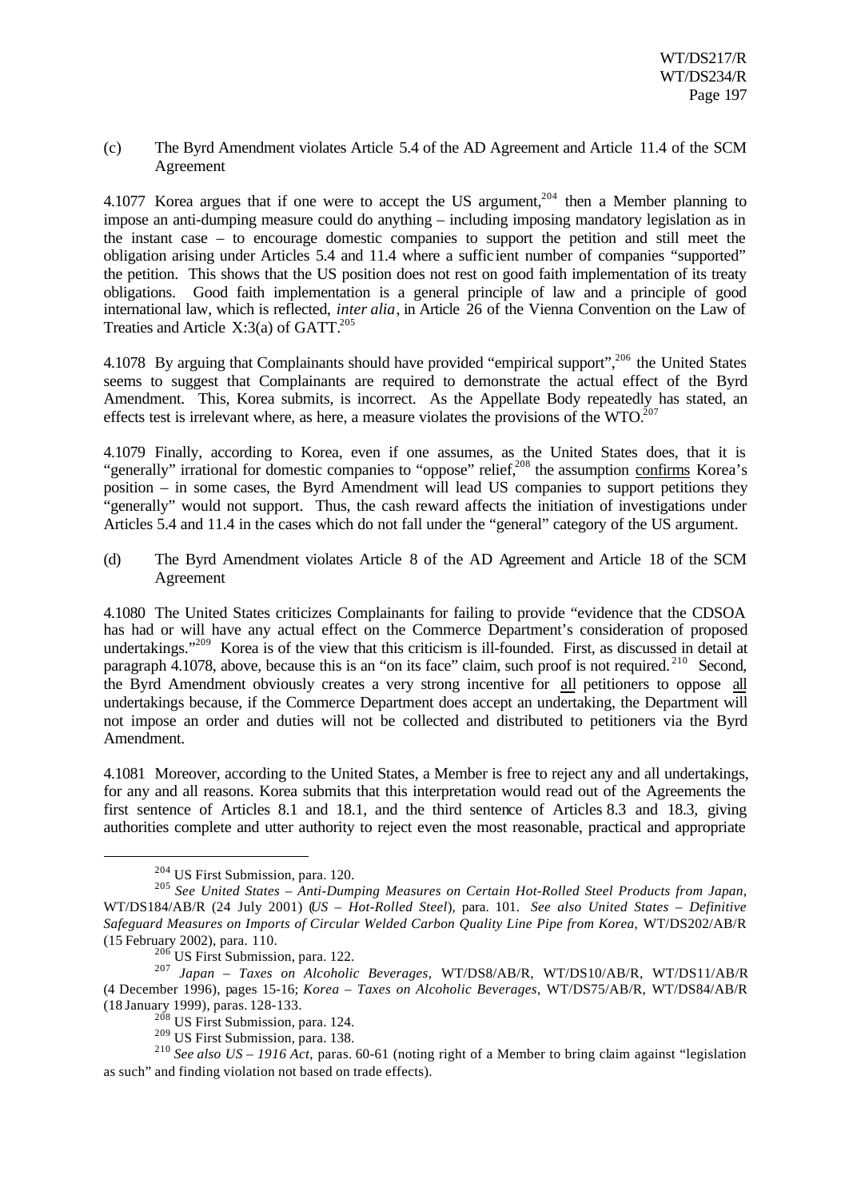(c) The Byrd Amendment violates Article 5.4 of the AD Agreement and Article 11.4 of the SCM Agreement

4.1077 Korea argues that if one were to accept the US argument,[204] then a Member planning to impose an anti-dumping measure could do anything – including imposing mandatory legislation as in the instant case – to encourage domestic companies to support the petition and still meet the obligation arising under Articles 5.4 and 11.4 where a sufficient number of companies "supported" the petition. This shows that the US position does not rest on good faith implementation of its treaty obligations. Good faith implementation is a general principle of law and a principle of good international law, which is reflected, *inter alia*, in Article 26 of the Vienna Convention on the Law of Treaties and Article X:3(a) of GATT.[205]

4.1078 By arguing that Complainants should have provided "empirical support",[206] the United States seems to suggest that Complainants are required to demonstrate the actual effect of the Byrd Amendment. This, Korea submits, is incorrect. As the Appellate Body repeatedly has stated, an effects test is irrelevant where, as here, a measure violates the provisions of the WTO.[207]

4.1079 Finally, according to Korea, even if one assumes, as the United States does, that it is "generally" irrational for domestic companies to "oppose" relief,[208] the assumption confirms Korea's position – in some cases, the Byrd Amendment will lead US companies to support petitions they "generally" would not support. Thus, the cash reward affects the initiation of investigations under Articles 5.4 and 11.4 in the cases which do not fall under the "general" category of the US argument.

(d) The Byrd Amendment violates Article 8 of the AD Agreement and Article 18 of the SCM Agreement

4.1080 The United States criticizes Complainants for failing to provide "evidence that the CDSOA has had or will have any actual effect on the Commerce Department's consideration of proposed undertakings."[209] Korea is of the view that this criticism is ill-founded. First, as discussed in detail at paragraph 4.1078, above, because this is an "on its face" claim, such proof is not required.[210] Second, the Byrd Amendment obviously creates a very strong incentive for all petitioners to oppose all undertakings because, if the Commerce Department does accept an undertaking, the Department will not impose an order and duties will not be collected and distributed to petitioners via the Byrd Amendment.

4.1081 Moreover, according to the United States, a Member is free to reject any and all undertakings, for any and all reasons. Korea submits that this interpretation would read out of the Agreements the first sentence of Articles 8.1 and 18.1, and the third sentence of Articles 8.3 and 18.3, giving authorities complete and utter authority to reject even the most reasonable, practical and appropriate

---

[204] US First Submission, para. 120.

[205] *See United States – Anti-Dumping Measures on Certain Hot-Rolled Steel Products from Japan*, WT/DS184/AB/R (24 July 2001) (*US – Hot-Rolled Steel*), para. 101. *See also United States – Definitive Safeguard Measures on Imports of Circular Welded Carbon Quality Line Pipe from Korea*, WT/DS202/AB/R (15 February 2002), para. 110.

[206] US First Submission, para. 122.

[207] *Japan – Taxes on Alcoholic Beverages*, WT/DS8/AB/R, WT/DS10/AB/R, WT/DS11/AB/R (4 December 1996), pages 15-16; *Korea – Taxes on Alcoholic Beverages*, WT/DS75/AB/R, WT/DS84/AB/R (18 January 1999), paras. 128-133.

[208] US First Submission, para. 124.

[209] US First Submission, para. 138.

[210] *See also US – 1916 Act*, paras. 60-61 (noting right of a Member to bring claim against "legislation as such" and finding violation not based on trade effects).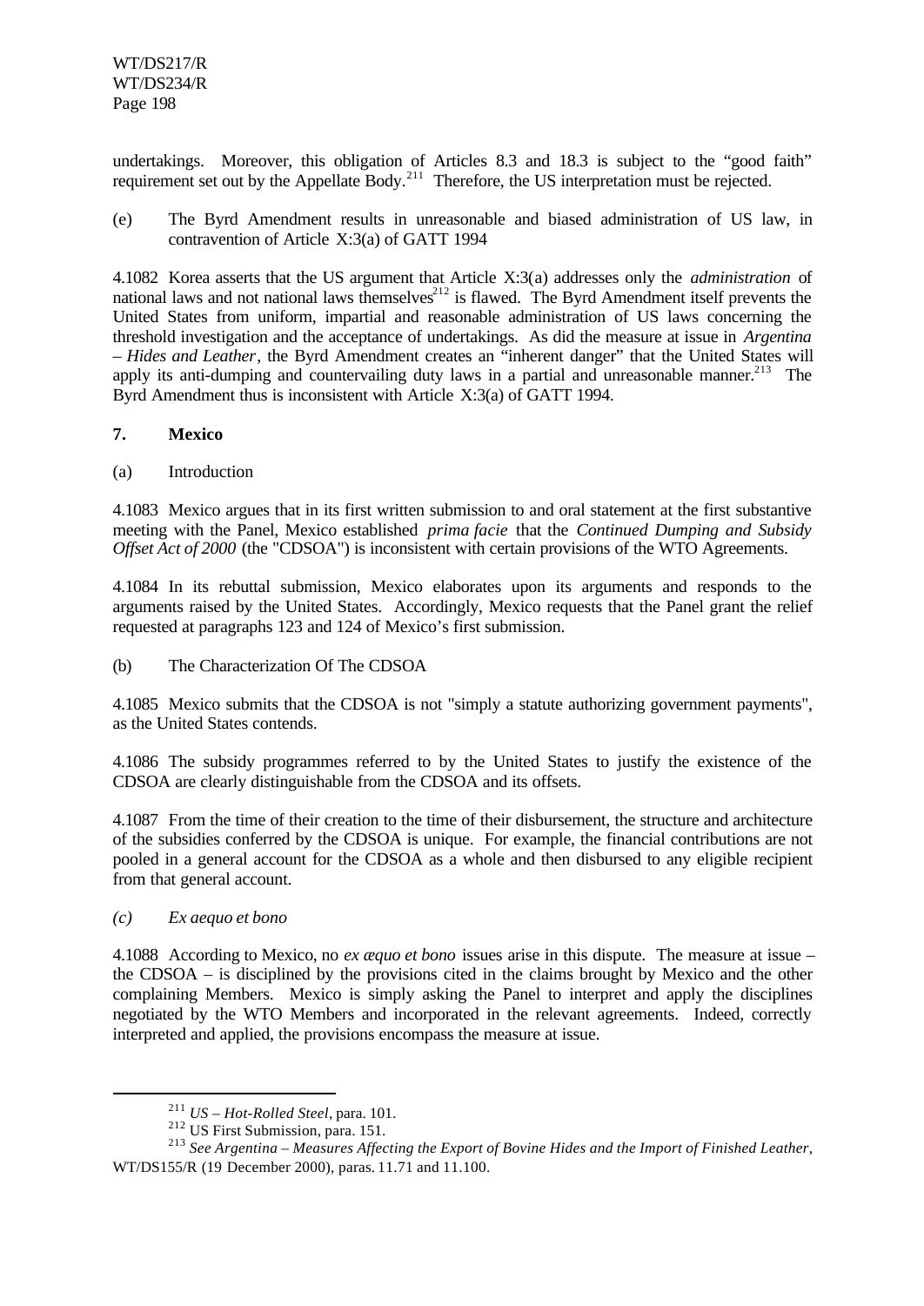undertakings. Moreover, this obligation of Articles 8.3 and 18.3 is subject to the "good faith" requirement set out by the Appellate Body.[211] Therefore, the US interpretation must be rejected.

(e) The Byrd Amendment results in unreasonable and biased administration of US law, in contravention of Article X:3(a) of GATT 1994

4.1082 Korea asserts that the US argument that Article X:3(a) addresses only the *administration* of national laws and not national laws themselves[212] is flawed. The Byrd Amendment itself prevents the United States from uniform, impartial and reasonable administration of US laws concerning the threshold investigation and the acceptance of undertakings. As did the measure at issue in *Argentina – Hides and Leather*, the Byrd Amendment creates an "inherent danger" that the United States will apply its anti-dumping and countervailing duty laws in a partial and unreasonable manner.[213] The Byrd Amendment thus is inconsistent with Article X:3(a) of GATT 1994.

**7. Mexico**

(a) Introduction

4.1083 Mexico argues that in its first written submission to and oral statement at the first substantive meeting with the Panel, Mexico established *prima facie* that the *Continued Dumping and Subsidy Offset Act of 2000* (the "CDSOA") is inconsistent with certain provisions of the WTO Agreements.

4.1084 In its rebuttal submission, Mexico elaborates upon its arguments and responds to the arguments raised by the United States. Accordingly, Mexico requests that the Panel grant the relief requested at paragraphs 123 and 124 of Mexico's first submission.

(b) The Characterization Of The CDSOA

4.1085 Mexico submits that the CDSOA is not "simply a statute authorizing government payments", as the United States contends.

4.1086 The subsidy programmes referred to by the United States to justify the existence of the CDSOA are clearly distinguishable from the CDSOA and its offsets.

4.1087 From the time of their creation to the time of their disbursement, the structure and architecture of the subsidies conferred by the CDSOA is unique. For example, the financial contributions are not pooled in a general account for the CDSOA as a whole and then disbursed to any eligible recipient from that general account.

*(c) Ex aequo et bono*

4.1088 According to Mexico, no *ex æquo et bono* issues arise in this dispute. The measure at issue – the CDSOA – is disciplined by the provisions cited in the claims brought by Mexico and the other complaining Members. Mexico is simply asking the Panel to interpret and apply the disciplines negotiated by the WTO Members and incorporated in the relevant agreements. Indeed, correctly interpreted and applied, the provisions encompass the measure at issue.

---

[211] *US – Hot-Rolled Steel*, para. 101.

[212] US First Submission, para. 151.

[213] *See Argentina – Measures Affecting the Export of Bovine Hides and the Import of Finished Leather*, WT/DS155/R (19 December 2000), paras. 11.71 and 11.100.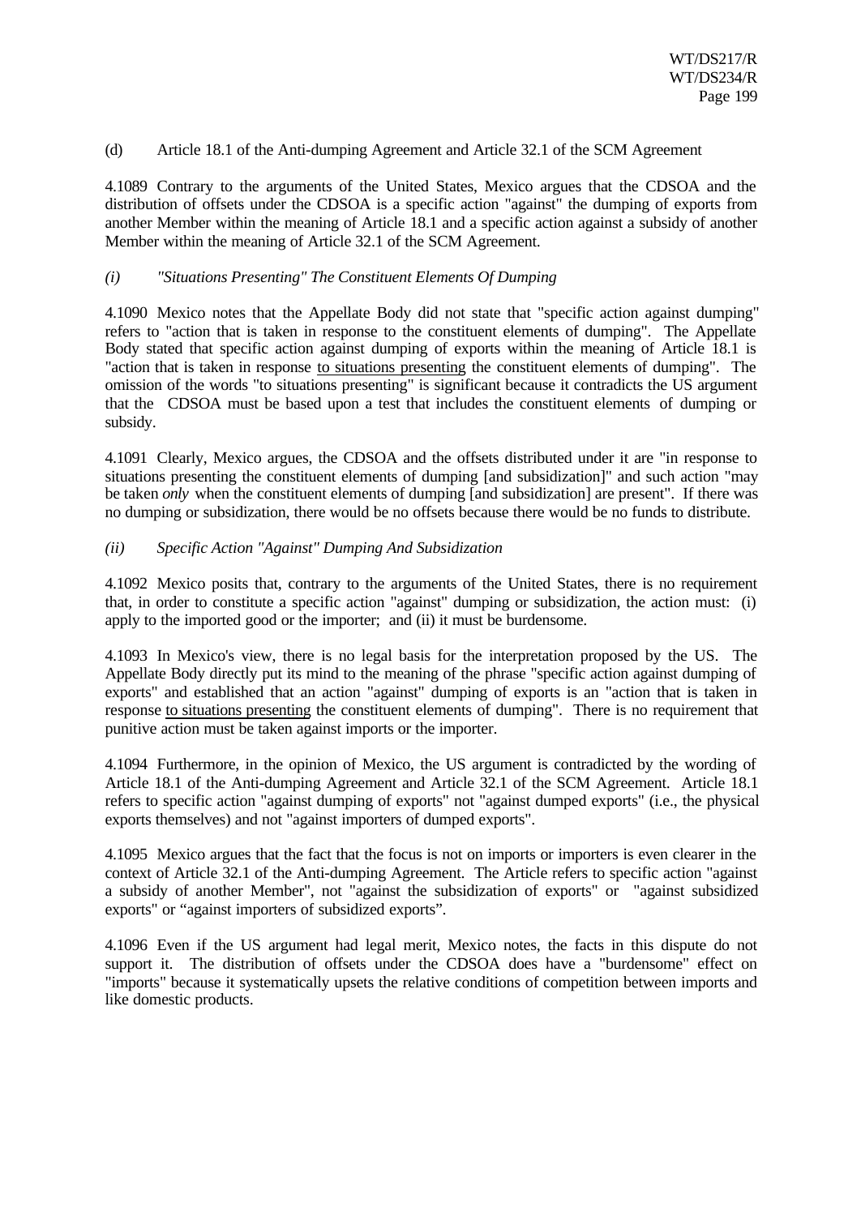(d) Article 18.1 of the Anti-dumping Agreement and Article 32.1 of the SCM Agreement

4.1089 Contrary to the arguments of the United States, Mexico argues that the CDSOA and the distribution of offsets under the CDSOA is a specific action "against" the dumping of exports from another Member within the meaning of Article 18.1 and a specific action against a subsidy of another Member within the meaning of Article 32.1 of the SCM Agreement.

*(i) "Situations Presenting" The Constituent Elements Of Dumping*

4.1090 Mexico notes that the Appellate Body did not state that "specific action against dumping" refers to "action that is taken in response to the constituent elements of dumping". The Appellate Body stated that specific action against dumping of exports within the meaning of Article 18.1 is "action that is taken in response to situations presenting the constituent elements of dumping". The omission of the words "to situations presenting" is significant because it contradicts the US argument that the CDSOA must be based upon a test that includes the constituent elements of dumping or subsidy.

4.1091 Clearly, Mexico argues, the CDSOA and the offsets distributed under it are "in response to situations presenting the constituent elements of dumping [and subsidization]" and such action "may be taken *only* when the constituent elements of dumping [and subsidization] are present". If there was no dumping or subsidization, there would be no offsets because there would be no funds to distribute.

*(ii) Specific Action "Against" Dumping And Subsidization*

4.1092 Mexico posits that, contrary to the arguments of the United States, there is no requirement that, in order to constitute a specific action "against" dumping or subsidization, the action must: (i) apply to the imported good or the importer; and (ii) it must be burdensome.

4.1093 In Mexico's view, there is no legal basis for the interpretation proposed by the US. The Appellate Body directly put its mind to the meaning of the phrase "specific action against dumping of exports" and established that an action "against" dumping of exports is an "action that is taken in response to situations presenting the constituent elements of dumping". There is no requirement that punitive action must be taken against imports or the importer.

4.1094 Furthermore, in the opinion of Mexico, the US argument is contradicted by the wording of Article 18.1 of the Anti-dumping Agreement and Article 32.1 of the SCM Agreement. Article 18.1 refers to specific action "against dumping of exports" not "against dumped exports" (i.e., the physical exports themselves) and not "against importers of dumped exports".

4.1095 Mexico argues that the fact that the focus is not on imports or importers is even clearer in the context of Article 32.1 of the Anti-dumping Agreement. The Article refers to specific action "against a subsidy of another Member", not "against the subsidization of exports" or "against subsidized exports" or "against importers of subsidized exports".

4.1096 Even if the US argument had legal merit, Mexico notes, the facts in this dispute do not support it. The distribution of offsets under the CDSOA does have a "burdensome" effect on "imports" because it systematically upsets the relative conditions of competition between imports and like domestic products.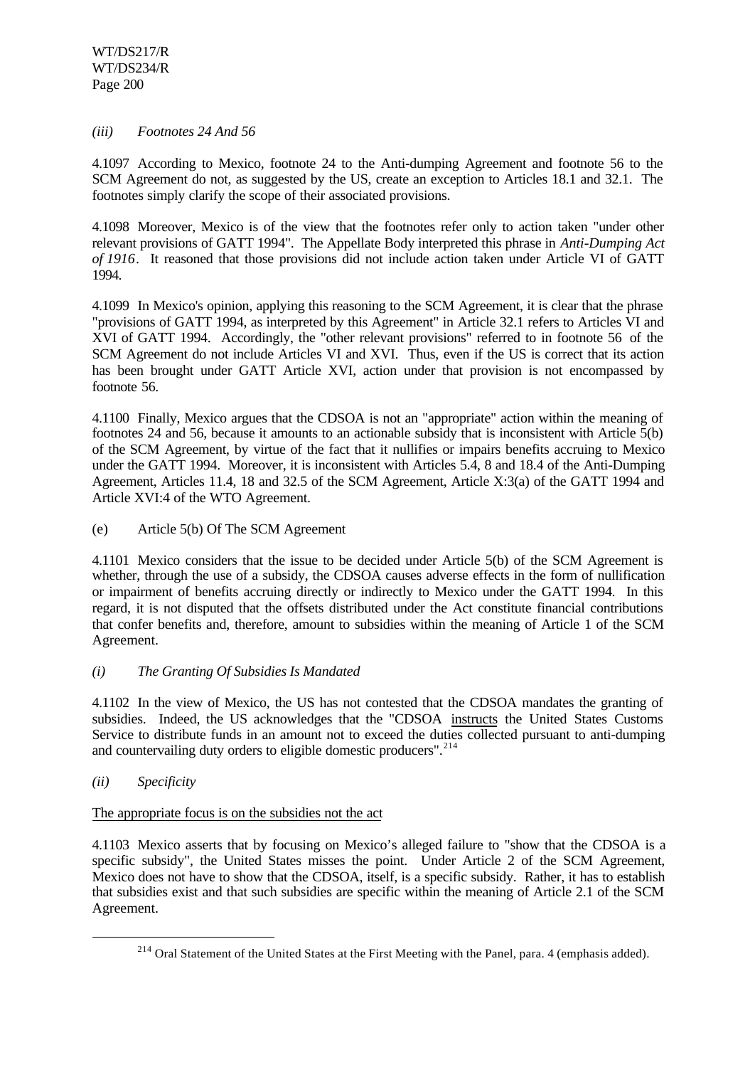*(iii) Footnotes 24 And 56*

4.1097 According to Mexico, footnote 24 to the Anti-dumping Agreement and footnote 56 to the SCM Agreement do not, as suggested by the US, create an exception to Articles 18.1 and 32.1. The footnotes simply clarify the scope of their associated provisions.

4.1098 Moreover, Mexico is of the view that the footnotes refer only to action taken "under other relevant provisions of GATT 1994". The Appellate Body interpreted this phrase in *Anti-Dumping Act of 1916*. It reasoned that those provisions did not include action taken under Article VI of GATT 1994.

4.1099 In Mexico's opinion, applying this reasoning to the SCM Agreement, it is clear that the phrase "provisions of GATT 1994, as interpreted by this Agreement" in Article 32.1 refers to Articles VI and XVI of GATT 1994. Accordingly, the "other relevant provisions" referred to in footnote 56 of the SCM Agreement do not include Articles VI and XVI. Thus, even if the US is correct that its action has been brought under GATT Article XVI, action under that provision is not encompassed by footnote 56.

4.1100 Finally, Mexico argues that the CDSOA is not an "appropriate" action within the meaning of footnotes 24 and 56, because it amounts to an actionable subsidy that is inconsistent with Article 5(b) of the SCM Agreement, by virtue of the fact that it nullifies or impairs benefits accruing to Mexico under the GATT 1994. Moreover, it is inconsistent with Articles 5.4, 8 and 18.4 of the Anti-Dumping Agreement, Articles 11.4, 18 and 32.5 of the SCM Agreement, Article X:3(a) of the GATT 1994 and Article XVI:4 of the WTO Agreement.

(e) Article 5(b) Of The SCM Agreement

4.1101 Mexico considers that the issue to be decided under Article 5(b) of the SCM Agreement is whether, through the use of a subsidy, the CDSOA causes adverse effects in the form of nullification or impairment of benefits accruing directly or indirectly to Mexico under the GATT 1994. In this regard, it is not disputed that the offsets distributed under the Act constitute financial contributions that confer benefits and, therefore, amount to subsidies within the meaning of Article 1 of the SCM Agreement.

*(i) The Granting Of Subsidies Is Mandated*

4.1102 In the view of Mexico, the US has not contested that the CDSOA mandates the granting of subsidies. Indeed, the US acknowledges that the "CDSOA instructs the United States Customs Service to distribute funds in an amount not to exceed the duties collected pursuant to anti-dumping and countervailing duty orders to eligible domestic producers".[214]

*(ii) Specificity*

The appropriate focus is on the subsidies not the act

4.1103 Mexico asserts that by focusing on Mexico's alleged failure to "show that the CDSOA is a specific subsidy", the United States misses the point. Under Article 2 of the SCM Agreement, Mexico does not have to show that the CDSOA, itself, is a specific subsidy. Rather, it has to establish that subsidies exist and that such subsidies are specific within the meaning of Article 2.1 of the SCM Agreement.

[214] Oral Statement of the United States at the First Meeting with the Panel, para. 4 (emphasis added).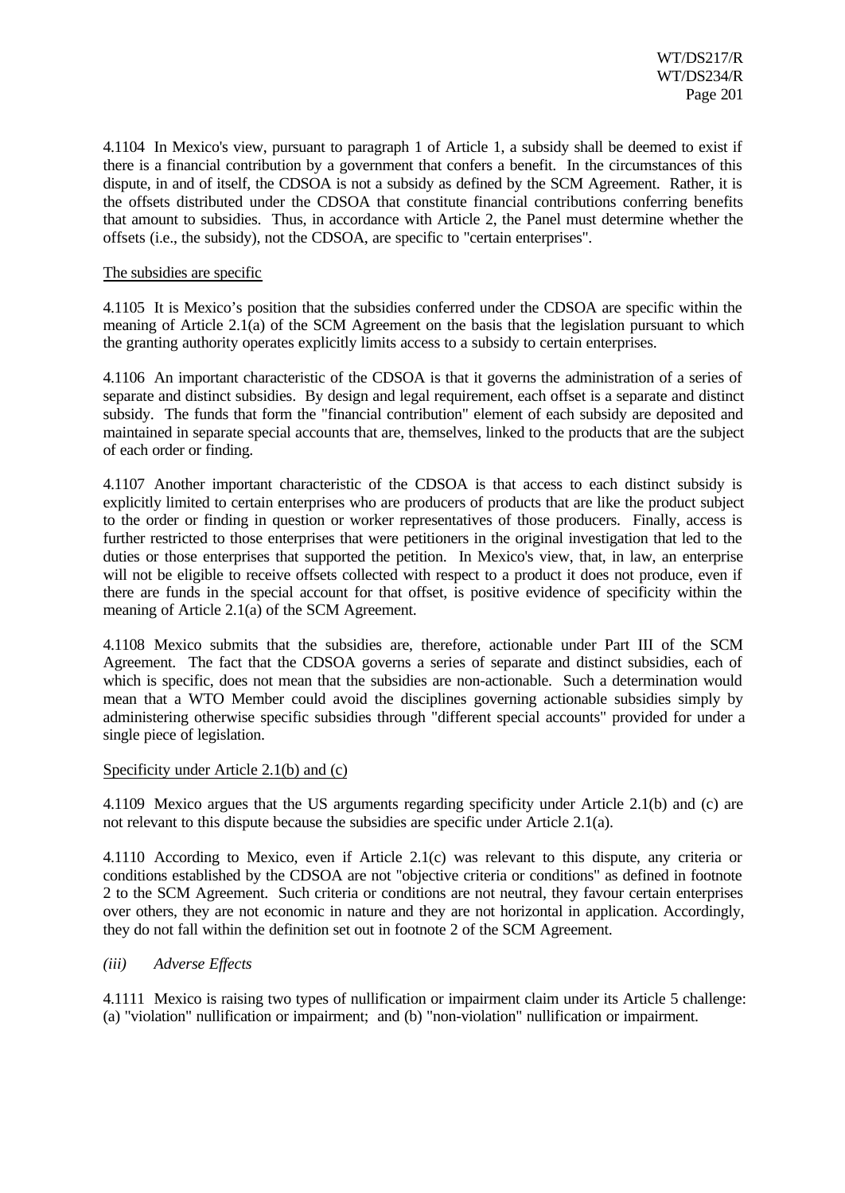4.1104 In Mexico's view, pursuant to paragraph 1 of Article 1, a subsidy shall be deemed to exist if there is a financial contribution by a government that confers a benefit. In the circumstances of this dispute, in and of itself, the CDSOA is not a subsidy as defined by the SCM Agreement. Rather, it is the offsets distributed under the CDSOA that constitute financial contributions conferring benefits that amount to subsidies. Thus, in accordance with Article 2, the Panel must determine whether the offsets (i.e., the subsidy), not the CDSOA, are specific to "certain enterprises".

The subsidies are specific

4.1105 It is Mexico's position that the subsidies conferred under the CDSOA are specific within the meaning of Article 2.1(a) of the SCM Agreement on the basis that the legislation pursuant to which the granting authority operates explicitly limits access to a subsidy to certain enterprises.

4.1106 An important characteristic of the CDSOA is that it governs the administration of a series of separate and distinct subsidies. By design and legal requirement, each offset is a separate and distinct subsidy. The funds that form the "financial contribution" element of each subsidy are deposited and maintained in separate special accounts that are, themselves, linked to the products that are the subject of each order or finding.

4.1107 Another important characteristic of the CDSOA is that access to each distinct subsidy is explicitly limited to certain enterprises who are producers of products that are like the product subject to the order or finding in question or worker representatives of those producers. Finally, access is further restricted to those enterprises that were petitioners in the original investigation that led to the duties or those enterprises that supported the petition. In Mexico's view, that, in law, an enterprise will not be eligible to receive offsets collected with respect to a product it does not produce, even if there are funds in the special account for that offset, is positive evidence of specificity within the meaning of Article 2.1(a) of the SCM Agreement.

4.1108 Mexico submits that the subsidies are, therefore, actionable under Part III of the SCM Agreement. The fact that the CDSOA governs a series of separate and distinct subsidies, each of which is specific, does not mean that the subsidies are non-actionable. Such a determination would mean that a WTO Member could avoid the disciplines governing actionable subsidies simply by administering otherwise specific subsidies through "different special accounts" provided for under a single piece of legislation.

Specificity under Article 2.1(b) and (c)

4.1109 Mexico argues that the US arguments regarding specificity under Article 2.1(b) and (c) are not relevant to this dispute because the subsidies are specific under Article 2.1(a).

4.1110 According to Mexico, even if Article 2.1(c) was relevant to this dispute, any criteria or conditions established by the CDSOA are not "objective criteria or conditions" as defined in footnote 2 to the SCM Agreement. Such criteria or conditions are not neutral, they favour certain enterprises over others, they are not economic in nature and they are not horizontal in application. Accordingly, they do not fall within the definition set out in footnote 2 of the SCM Agreement.

*(iii) Adverse Effects*

4.1111 Mexico is raising two types of nullification or impairment claim under its Article 5 challenge: (a) "violation" nullification or impairment; and (b) "non-violation" nullification or impairment.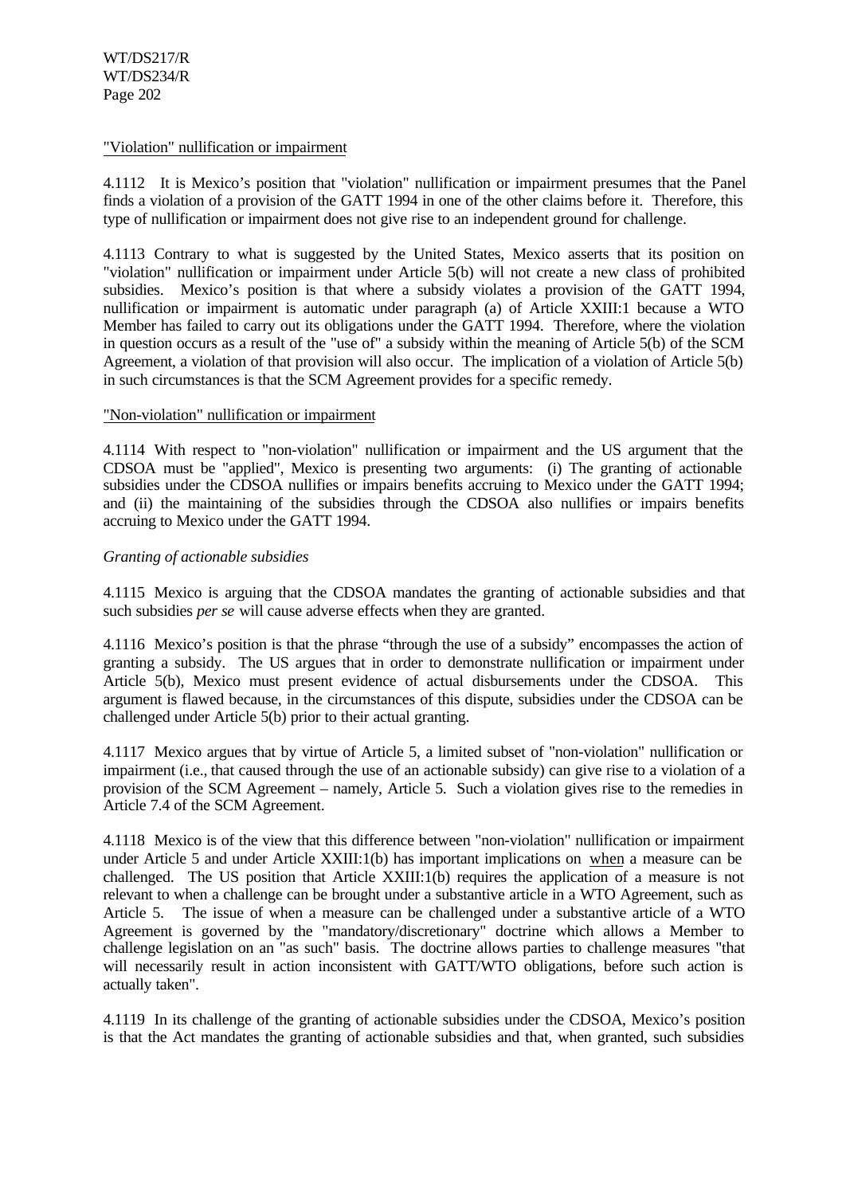"Violation" nullification or impairment

4.1112 It is Mexico's position that "violation" nullification or impairment presumes that the Panel finds a violation of a provision of the GATT 1994 in one of the other claims before it. Therefore, this type of nullification or impairment does not give rise to an independent ground for challenge.

4.1113 Contrary to what is suggested by the United States, Mexico asserts that its position on "violation" nullification or impairment under Article 5(b) will not create a new class of prohibited subsidies. Mexico's position is that where a subsidy violates a provision of the GATT 1994, nullification or impairment is automatic under paragraph (a) of Article XXIII:1 because a WTO Member has failed to carry out its obligations under the GATT 1994. Therefore, where the violation in question occurs as a result of the "use of" a subsidy within the meaning of Article 5(b) of the SCM Agreement, a violation of that provision will also occur. The implication of a violation of Article 5(b) in such circumstances is that the SCM Agreement provides for a specific remedy.

"Non-violation" nullification or impairment

4.1114 With respect to "non-violation" nullification or impairment and the US argument that the CDSOA must be "applied", Mexico is presenting two arguments: (i) The granting of actionable subsidies under the CDSOA nullifies or impairs benefits accruing to Mexico under the GATT 1994; and (ii) the maintaining of the subsidies through the CDSOA also nullifies or impairs benefits accruing to Mexico under the GATT 1994.

*Granting of actionable subsidies*

4.1115 Mexico is arguing that the CDSOA mandates the granting of actionable subsidies and that such subsidies *per se* will cause adverse effects when they are granted.

4.1116 Mexico's position is that the phrase "through the use of a subsidy" encompasses the action of granting a subsidy. The US argues that in order to demonstrate nullification or impairment under Article 5(b), Mexico must present evidence of actual disbursements under the CDSOA. This argument is flawed because, in the circumstances of this dispute, subsidies under the CDSOA can be challenged under Article 5(b) prior to their actual granting.

4.1117 Mexico argues that by virtue of Article 5, a limited subset of "non-violation" nullification or impairment (i.e., that caused through the use of an actionable subsidy) can give rise to a violation of a provision of the SCM Agreement – namely, Article 5. Such a violation gives rise to the remedies in Article 7.4 of the SCM Agreement.

4.1118 Mexico is of the view that this difference between "non-violation" nullification or impairment under Article 5 and under Article XXIII:1(b) has important implications on when a measure can be challenged. The US position that Article XXIII:1(b) requires the application of a measure is not relevant to when a challenge can be brought under a substantive article in a WTO Agreement, such as Article 5. The issue of when a measure can be challenged under a substantive article of a WTO Agreement is governed by the "mandatory/discretionary" doctrine which allows a Member to challenge legislation on an "as such" basis. The doctrine allows parties to challenge measures "that will necessarily result in action inconsistent with GATT/WTO obligations, before such action is actually taken".

4.1119 In its challenge of the granting of actionable subsidies under the CDSOA, Mexico's position is that the Act mandates the granting of actionable subsidies and that, when granted, such subsidies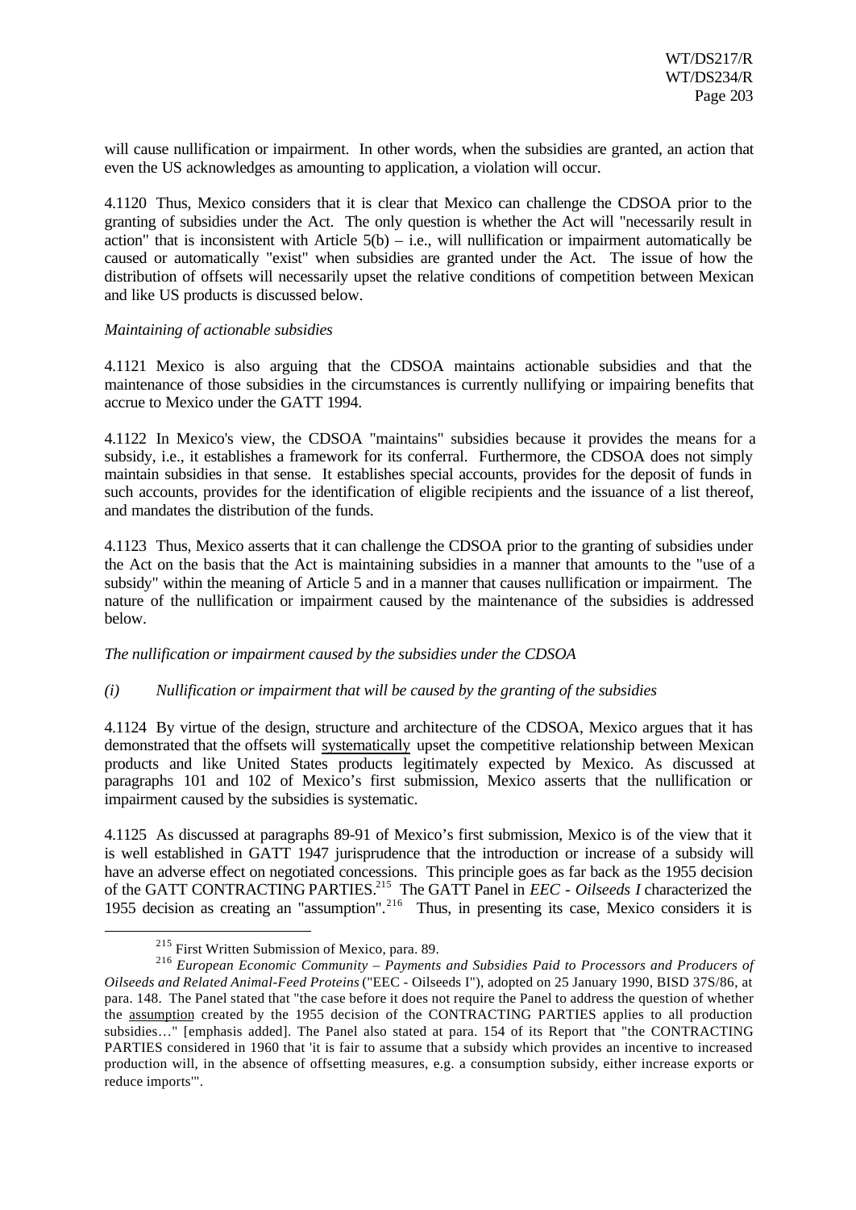will cause nullification or impairment. In other words, when the subsidies are granted, an action that even the US acknowledges as amounting to application, a violation will occur.

4.1120 Thus, Mexico considers that it is clear that Mexico can challenge the CDSOA prior to the granting of subsidies under the Act. The only question is whether the Act will "necessarily result in action" that is inconsistent with Article 5(b) – i.e., will nullification or impairment automatically be caused or automatically "exist" when subsidies are granted under the Act. The issue of how the distribution of offsets will necessarily upset the relative conditions of competition between Mexican and like US products is discussed below.

*Maintaining of actionable subsidies*

4.1121 Mexico is also arguing that the CDSOA maintains actionable subsidies and that the maintenance of those subsidies in the circumstances is currently nullifying or impairing benefits that accrue to Mexico under the GATT 1994.

4.1122 In Mexico's view, the CDSOA "maintains" subsidies because it provides the means for a subsidy, i.e., it establishes a framework for its conferral. Furthermore, the CDSOA does not simply maintain subsidies in that sense. It establishes special accounts, provides for the deposit of funds in such accounts, provides for the identification of eligible recipients and the issuance of a list thereof, and mandates the distribution of the funds.

4.1123 Thus, Mexico asserts that it can challenge the CDSOA prior to the granting of subsidies under the Act on the basis that the Act is maintaining subsidies in a manner that amounts to the "use of a subsidy" within the meaning of Article 5 and in a manner that causes nullification or impairment. The nature of the nullification or impairment caused by the maintenance of the subsidies is addressed below.

*The nullification or impairment caused by the subsidies under the CDSOA*

*(i) Nullification or impairment that will be caused by the granting of the subsidies*

4.1124 By virtue of the design, structure and architecture of the CDSOA, Mexico argues that it has demonstrated that the offsets will <u>systematically</u> upset the competitive relationship between Mexican products and like United States products legitimately expected by Mexico. As discussed at paragraphs 101 and 102 of Mexico's first submission, Mexico asserts that the nullification or impairment caused by the subsidies is systematic.

4.1125 As discussed at paragraphs 89-91 of Mexico's first submission, Mexico is of the view that it is well established in GATT 1947 jurisprudence that the introduction or increase of a subsidy will have an adverse effect on negotiated concessions. This principle goes as far back as the 1955 decision of the GATT CONTRACTING PARTIES.[215] The GATT Panel in *EEC - Oilseeds I* characterized the 1955 decision as creating an "assumption".[216] Thus, in presenting its case, Mexico considers it is

---

[215] First Written Submission of Mexico, para. 89.

[216] *European Economic Community – Payments and Subsidies Paid to Processors and Producers of Oilseeds and Related Animal-Feed Proteins* ("EEC - Oilseeds I"), adopted on 25 January 1990, BISD 37S/86, at para. 148. The Panel stated that "the case before it does not require the Panel to address the question of whether the <u>assumption</u> created by the 1955 decision of the CONTRACTING PARTIES applies to all production subsidies…" [emphasis added]. The Panel also stated at para. 154 of its Report that "the CONTRACTING PARTIES considered in 1960 that 'it is fair to assume that a subsidy which provides an incentive to increased production will, in the absence of offsetting measures, e.g. a consumption subsidy, either increase exports or reduce imports'".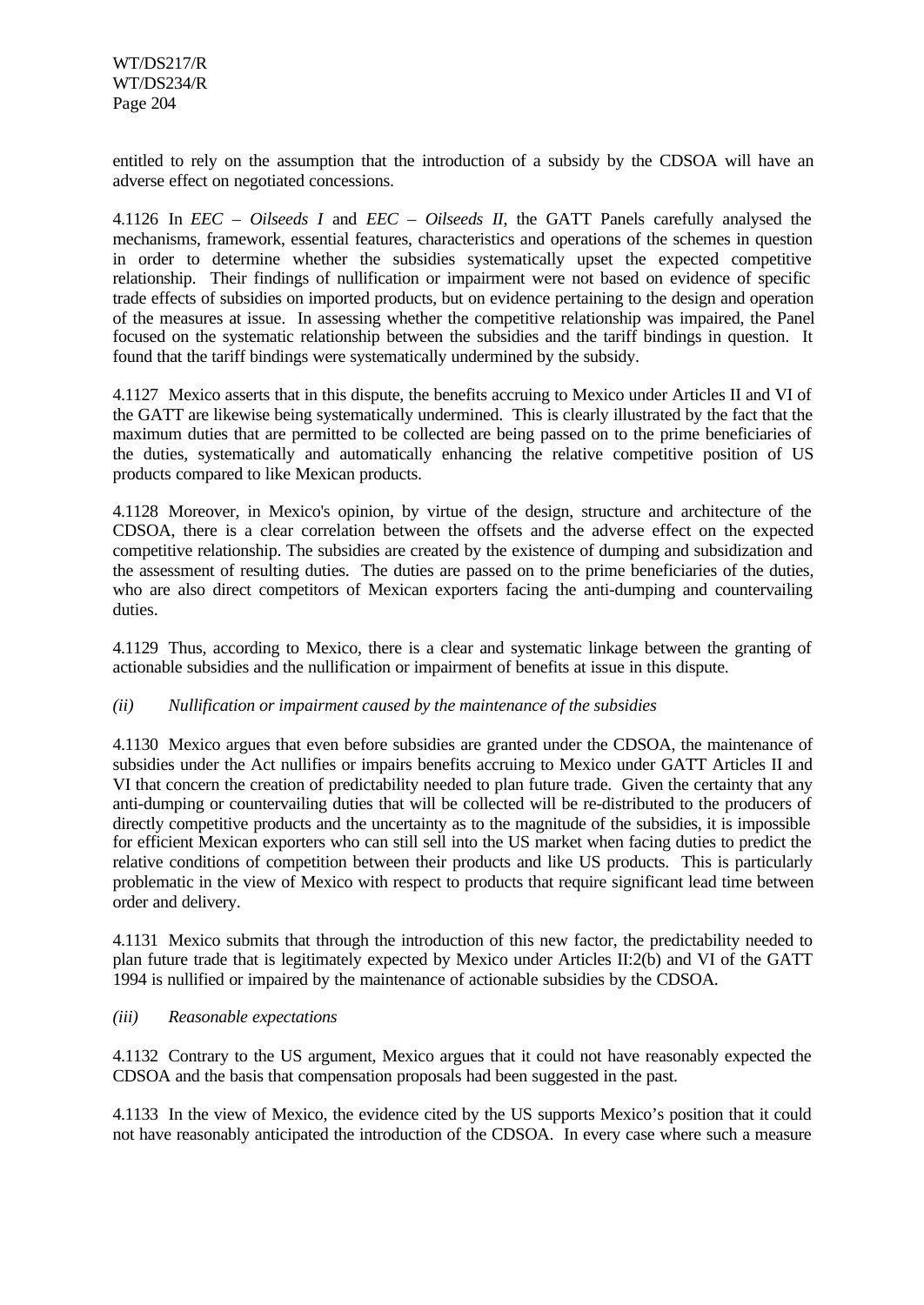entitled to rely on the assumption that the introduction of a subsidy by the CDSOA will have an adverse effect on negotiated concessions.

4.1126 In *EEC – Oilseeds I* and *EEC – Oilseeds II*, the GATT Panels carefully analysed the mechanisms, framework, essential features, characteristics and operations of the schemes in question in order to determine whether the subsidies systematically upset the expected competitive relationship. Their findings of nullification or impairment were not based on evidence of specific trade effects of subsidies on imported products, but on evidence pertaining to the design and operation of the measures at issue. In assessing whether the competitive relationship was impaired, the Panel focused on the systematic relationship between the subsidies and the tariff bindings in question. It found that the tariff bindings were systematically undermined by the subsidy.

4.1127 Mexico asserts that in this dispute, the benefits accruing to Mexico under Articles II and VI of the GATT are likewise being systematically undermined. This is clearly illustrated by the fact that the maximum duties that are permitted to be collected are being passed on to the prime beneficiaries of the duties, systematically and automatically enhancing the relative competitive position of US products compared to like Mexican products.

4.1128 Moreover, in Mexico's opinion, by virtue of the design, structure and architecture of the CDSOA, there is a clear correlation between the offsets and the adverse effect on the expected competitive relationship. The subsidies are created by the existence of dumping and subsidization and the assessment of resulting duties. The duties are passed on to the prime beneficiaries of the duties, who are also direct competitors of Mexican exporters facing the anti-dumping and countervailing duties.

4.1129 Thus, according to Mexico, there is a clear and systematic linkage between the granting of actionable subsidies and the nullification or impairment of benefits at issue in this dispute.

*(ii) Nullification or impairment caused by the maintenance of the subsidies*

4.1130 Mexico argues that even before subsidies are granted under the CDSOA, the maintenance of subsidies under the Act nullifies or impairs benefits accruing to Mexico under GATT Articles II and VI that concern the creation of predictability needed to plan future trade. Given the certainty that any anti-dumping or countervailing duties that will be collected will be re-distributed to the producers of directly competitive products and the uncertainty as to the magnitude of the subsidies, it is impossible for efficient Mexican exporters who can still sell into the US market when facing duties to predict the relative conditions of competition between their products and like US products. This is particularly problematic in the view of Mexico with respect to products that require significant lead time between order and delivery.

4.1131 Mexico submits that through the introduction of this new factor, the predictability needed to plan future trade that is legitimately expected by Mexico under Articles II:2(b) and VI of the GATT 1994 is nullified or impaired by the maintenance of actionable subsidies by the CDSOA.

*(iii) Reasonable expectations*

4.1132 Contrary to the US argument, Mexico argues that it could not have reasonably expected the CDSOA and the basis that compensation proposals had been suggested in the past.

4.1133 In the view of Mexico, the evidence cited by the US supports Mexico's position that it could not have reasonably anticipated the introduction of the CDSOA. In every case where such a measure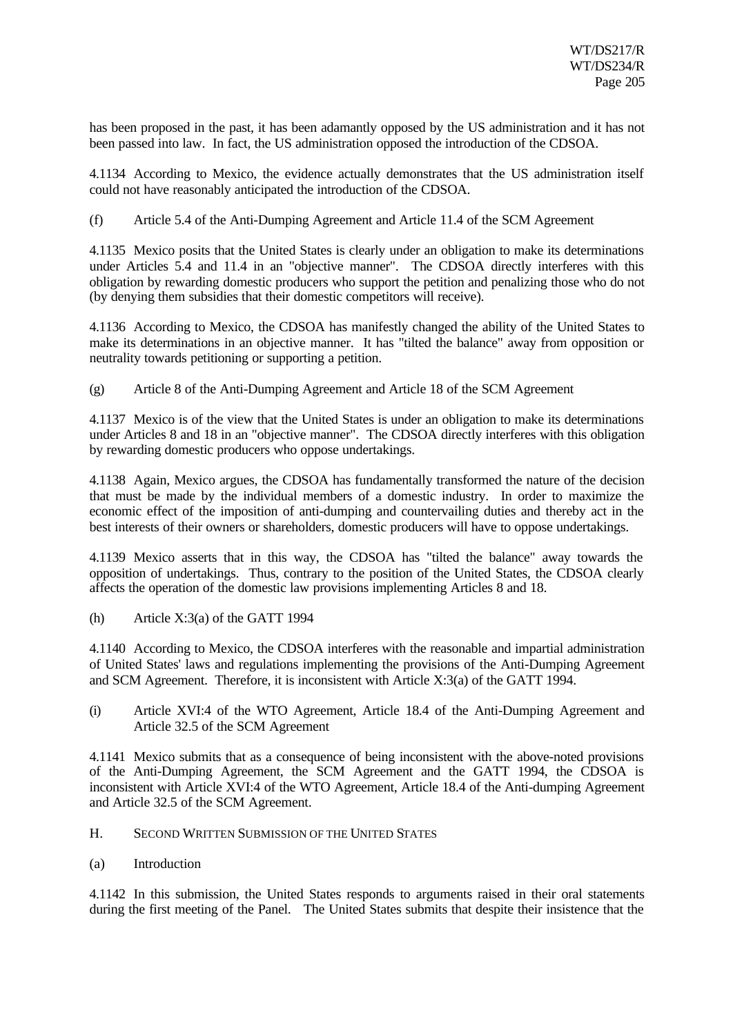has been proposed in the past, it has been adamantly opposed by the US administration and it has not been passed into law. In fact, the US administration opposed the introduction of the CDSOA.

4.1134 According to Mexico, the evidence actually demonstrates that the US administration itself could not have reasonably anticipated the introduction of the CDSOA.

(f) Article 5.4 of the Anti-Dumping Agreement and Article 11.4 of the SCM Agreement

4.1135 Mexico posits that the United States is clearly under an obligation to make its determinations under Articles 5.4 and 11.4 in an "objective manner". The CDSOA directly interferes with this obligation by rewarding domestic producers who support the petition and penalizing those who do not (by denying them subsidies that their domestic competitors will receive).

4.1136 According to Mexico, the CDSOA has manifestly changed the ability of the United States to make its determinations in an objective manner. It has "tilted the balance" away from opposition or neutrality towards petitioning or supporting a petition.

(g) Article 8 of the Anti-Dumping Agreement and Article 18 of the SCM Agreement

4.1137 Mexico is of the view that the United States is under an obligation to make its determinations under Articles 8 and 18 in an "objective manner". The CDSOA directly interferes with this obligation by rewarding domestic producers who oppose undertakings.

4.1138 Again, Mexico argues, the CDSOA has fundamentally transformed the nature of the decision that must be made by the individual members of a domestic industry. In order to maximize the economic effect of the imposition of anti-dumping and countervailing duties and thereby act in the best interests of their owners or shareholders, domestic producers will have to oppose undertakings.

4.1139 Mexico asserts that in this way, the CDSOA has "tilted the balance" away towards the opposition of undertakings. Thus, contrary to the position of the United States, the CDSOA clearly affects the operation of the domestic law provisions implementing Articles 8 and 18.

(h) Article X:3(a) of the GATT 1994

4.1140 According to Mexico, the CDSOA interferes with the reasonable and impartial administration of United States' laws and regulations implementing the provisions of the Anti-Dumping Agreement and SCM Agreement. Therefore, it is inconsistent with Article X:3(a) of the GATT 1994.

(i) Article XVI:4 of the WTO Agreement, Article 18.4 of the Anti-Dumping Agreement and Article 32.5 of the SCM Agreement

4.1141 Mexico submits that as a consequence of being inconsistent with the above-noted provisions of the Anti-Dumping Agreement, the SCM Agreement and the GATT 1994, the CDSOA is inconsistent with Article XVI:4 of the WTO Agreement, Article 18.4 of the Anti-dumping Agreement and Article 32.5 of the SCM Agreement.

## H. Second Written Submission of the United States

(a) Introduction

4.1142 In this submission, the United States responds to arguments raised in their oral statements during the first meeting of the Panel. The United States submits that despite their insistence that the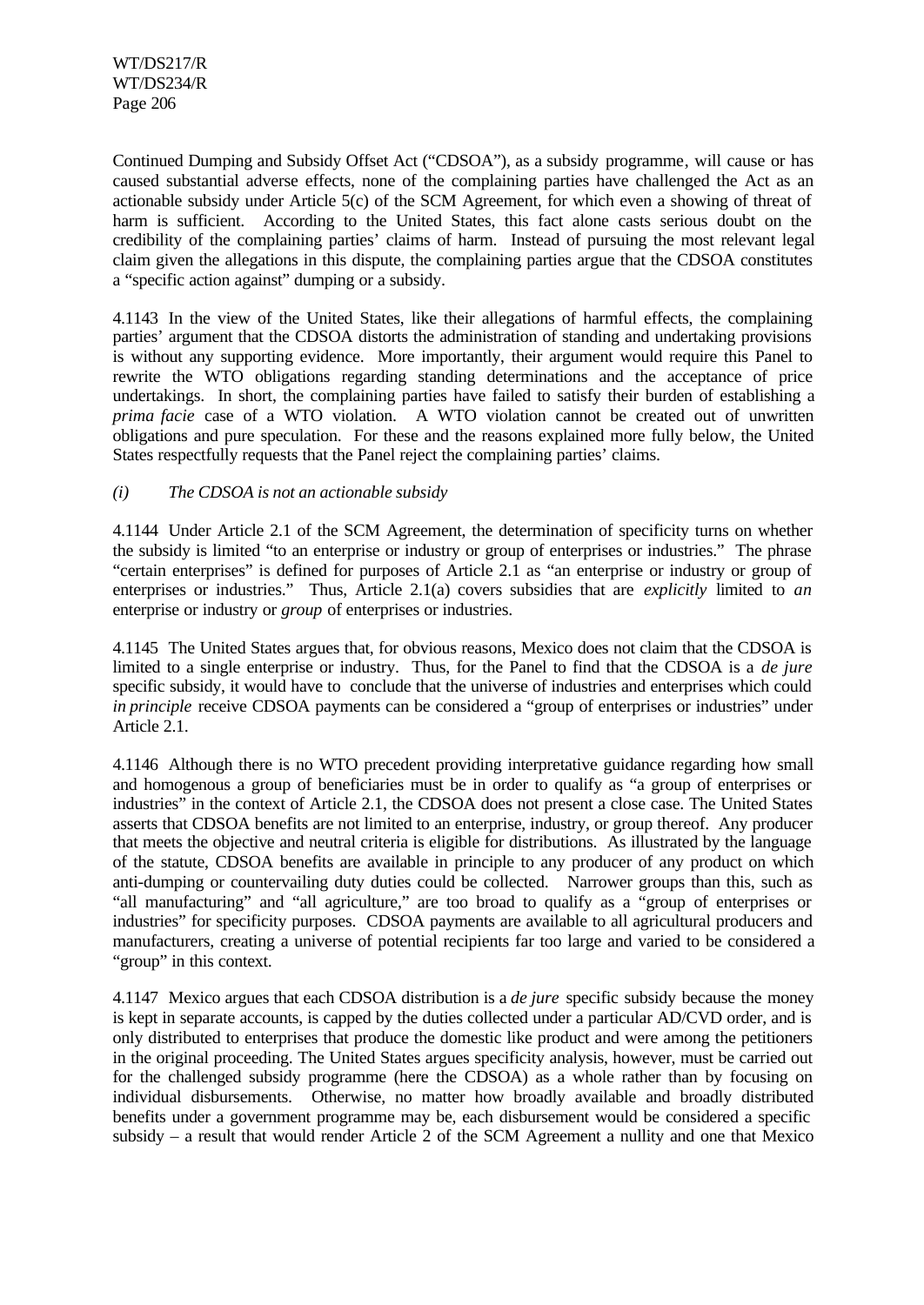Continued Dumping and Subsidy Offset Act ("CDSOA"), as a subsidy programme, will cause or has caused substantial adverse effects, none of the complaining parties have challenged the Act as an actionable subsidy under Article 5(c) of the SCM Agreement, for which even a showing of threat of harm is sufficient. According to the United States, this fact alone casts serious doubt on the credibility of the complaining parties' claims of harm. Instead of pursuing the most relevant legal claim given the allegations in this dispute, the complaining parties argue that the CDSOA constitutes a "specific action against" dumping or a subsidy.

4.1143 In the view of the United States, like their allegations of harmful effects, the complaining parties' argument that the CDSOA distorts the administration of standing and undertaking provisions is without any supporting evidence. More importantly, their argument would require this Panel to rewrite the WTO obligations regarding standing determinations and the acceptance of price undertakings. In short, the complaining parties have failed to satisfy their burden of establishing a *prima facie* case of a WTO violation. A WTO violation cannot be created out of unwritten obligations and pure speculation. For these and the reasons explained more fully below, the United States respectfully requests that the Panel reject the complaining parties' claims.

*(i) The CDSOA is not an actionable subsidy*

4.1144 Under Article 2.1 of the SCM Agreement, the determination of specificity turns on whether the subsidy is limited "to an enterprise or industry or group of enterprises or industries." The phrase "certain enterprises" is defined for purposes of Article 2.1 as "an enterprise or industry or group of enterprises or industries." Thus, Article 2.1(a) covers subsidies that are *explicitly* limited to *an* enterprise or industry or *group* of enterprises or industries.

4.1145 The United States argues that, for obvious reasons, Mexico does not claim that the CDSOA is limited to a single enterprise or industry. Thus, for the Panel to find that the CDSOA is a *de jure* specific subsidy, it would have to conclude that the universe of industries and enterprises which could *in principle* receive CDSOA payments can be considered a "group of enterprises or industries" under Article 2.1.

4.1146 Although there is no WTO precedent providing interpretative guidance regarding how small and homogenous a group of beneficiaries must be in order to qualify as "a group of enterprises or industries" in the context of Article 2.1, the CDSOA does not present a close case. The United States asserts that CDSOA benefits are not limited to an enterprise, industry, or group thereof. Any producer that meets the objective and neutral criteria is eligible for distributions. As illustrated by the language of the statute, CDSOA benefits are available in principle to any producer of any product on which anti-dumping or countervailing duty duties could be collected. Narrower groups than this, such as "all manufacturing" and "all agriculture," are too broad to qualify as a "group of enterprises or industries" for specificity purposes. CDSOA payments are available to all agricultural producers and manufacturers, creating a universe of potential recipients far too large and varied to be considered a "group" in this context.

4.1147 Mexico argues that each CDSOA distribution is a *de jure* specific subsidy because the money is kept in separate accounts, is capped by the duties collected under a particular AD/CVD order, and is only distributed to enterprises that produce the domestic like product and were among the petitioners in the original proceeding. The United States argues specificity analysis, however, must be carried out for the challenged subsidy programme (here the CDSOA) as a whole rather than by focusing on individual disbursements. Otherwise, no matter how broadly available and broadly distributed benefits under a government programme may be, each disbursement would be considered a specific subsidy – a result that would render Article 2 of the SCM Agreement a nullity and one that Mexico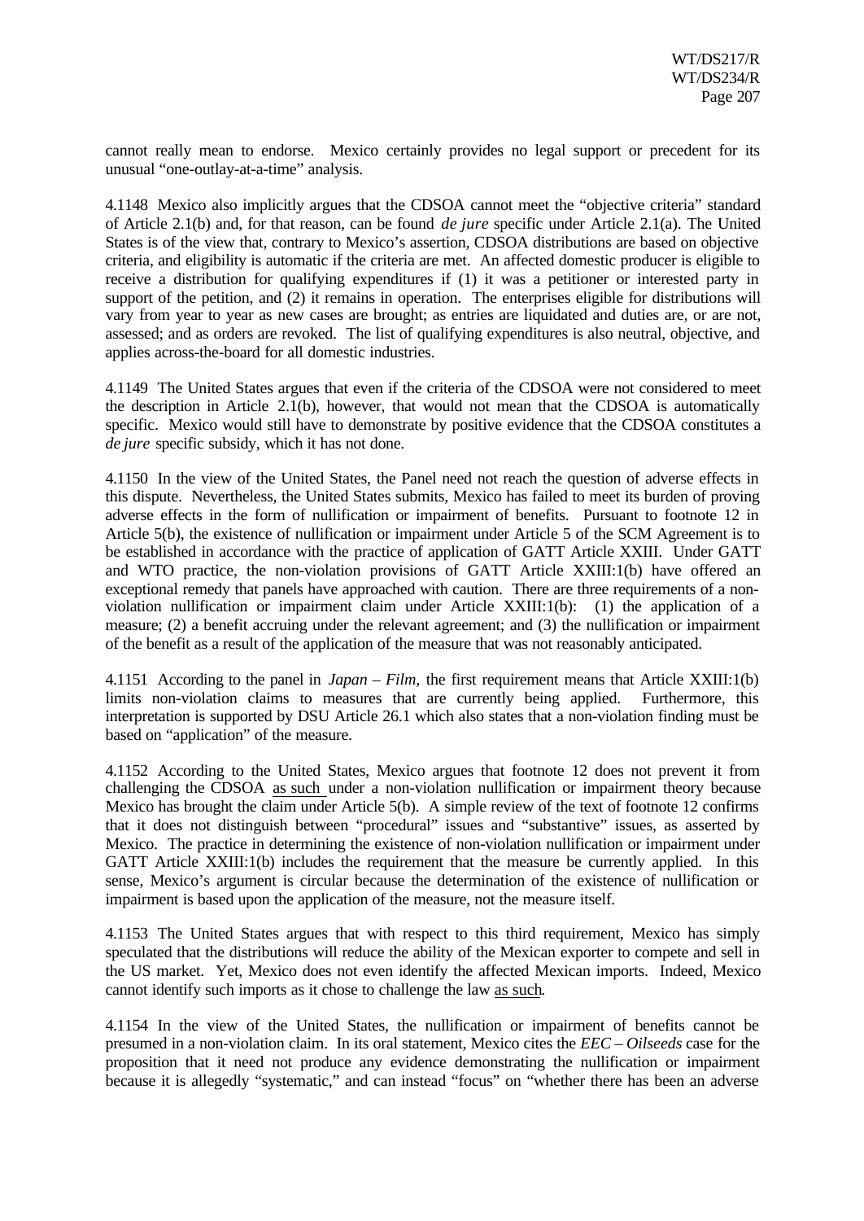cannot really mean to endorse. Mexico certainly provides no legal support or precedent for its unusual "one-outlay-at-a-time" analysis.

4.1148 Mexico also implicitly argues that the CDSOA cannot meet the "objective criteria" standard of Article 2.1(b) and, for that reason, can be found *de jure* specific under Article 2.1(a). The United States is of the view that, contrary to Mexico's assertion, CDSOA distributions are based on objective criteria, and eligibility is automatic if the criteria are met. An affected domestic producer is eligible to receive a distribution for qualifying expenditures if (1) it was a petitioner or interested party in support of the petition, and (2) it remains in operation. The enterprises eligible for distributions will vary from year to year as new cases are brought; as entries are liquidated and duties are, or are not, assessed; and as orders are revoked. The list of qualifying expenditures is also neutral, objective, and applies across-the-board for all domestic industries.

4.1149 The United States argues that even if the criteria of the CDSOA were not considered to meet the description in Article 2.1(b), however, that would not mean that the CDSOA is automatically specific. Mexico would still have to demonstrate by positive evidence that the CDSOA constitutes a *de jure* specific subsidy, which it has not done.

4.1150 In the view of the United States, the Panel need not reach the question of adverse effects in this dispute. Nevertheless, the United States submits, Mexico has failed to meet its burden of proving adverse effects in the form of nullification or impairment of benefits. Pursuant to footnote 12 in Article 5(b), the existence of nullification or impairment under Article 5 of the SCM Agreement is to be established in accordance with the practice of application of GATT Article XXIII. Under GATT and WTO practice, the non-violation provisions of GATT Article XXIII:1(b) have offered an exceptional remedy that panels have approached with caution. There are three requirements of a non-violation nullification or impairment claim under Article XXIII:1(b): (1) the application of a measure; (2) a benefit accruing under the relevant agreement; and (3) the nullification or impairment of the benefit as a result of the application of the measure that was not reasonably anticipated.

4.1151 According to the panel in *Japan – Film*, the first requirement means that Article XXIII:1(b) limits non-violation claims to measures that are currently being applied. Furthermore, this interpretation is supported by DSU Article 26.1 which also states that a non-violation finding must be based on "application" of the measure.

4.1152 According to the United States, Mexico argues that footnote 12 does not prevent it from challenging the CDSOA as such under a non-violation nullification or impairment theory because Mexico has brought the claim under Article 5(b). A simple review of the text of footnote 12 confirms that it does not distinguish between "procedural" issues and "substantive" issues, as asserted by Mexico. The practice in determining the existence of non-violation nullification or impairment under GATT Article XXIII:1(b) includes the requirement that the measure be currently applied. In this sense, Mexico's argument is circular because the determination of the existence of nullification or impairment is based upon the application of the measure, not the measure itself.

4.1153 The United States argues that with respect to this third requirement, Mexico has simply speculated that the distributions will reduce the ability of the Mexican exporter to compete and sell in the US market. Yet, Mexico does not even identify the affected Mexican imports. Indeed, Mexico cannot identify such imports as it chose to challenge the law as such.

4.1154 In the view of the United States, the nullification or impairment of benefits cannot be presumed in a non-violation claim. In its oral statement, Mexico cites the *EEC – Oilseeds* case for the proposition that it need not produce any evidence demonstrating the nullification or impairment because it is allegedly "systematic," and can instead "focus" on "whether there has been an adverse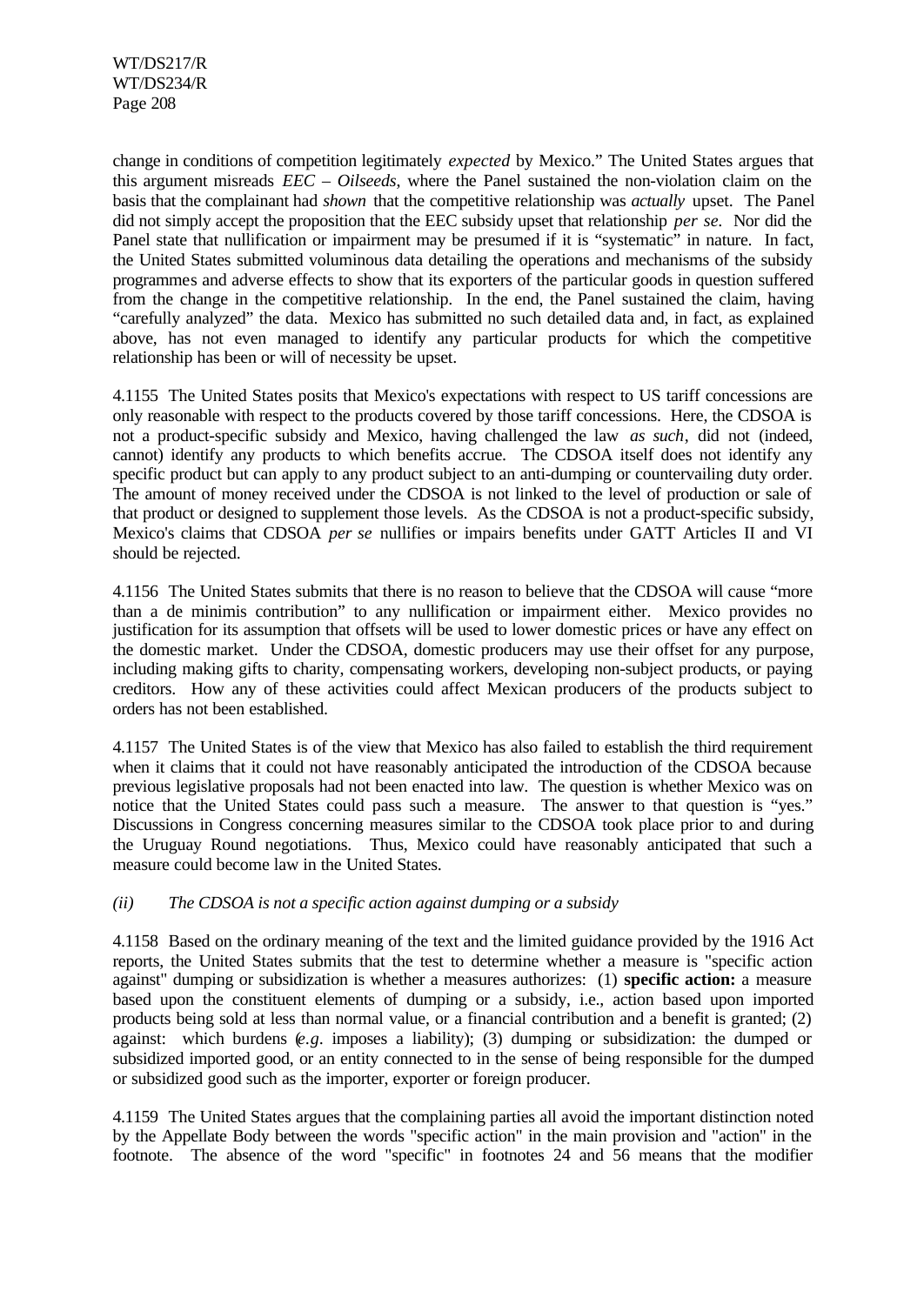change in conditions of competition legitimately *expected* by Mexico." The United States argues that this argument misreads *EEC – Oilseeds*, where the Panel sustained the non-violation claim on the basis that the complainant had *shown* that the competitive relationship was *actually* upset. The Panel did not simply accept the proposition that the EEC subsidy upset that relationship *per se*. Nor did the Panel state that nullification or impairment may be presumed if it is "systematic" in nature. In fact, the United States submitted voluminous data detailing the operations and mechanisms of the subsidy programmes and adverse effects to show that its exporters of the particular goods in question suffered from the change in the competitive relationship. In the end, the Panel sustained the claim, having "carefully analyzed" the data. Mexico has submitted no such detailed data and, in fact, as explained above, has not even managed to identify any particular products for which the competitive relationship has been or will of necessity be upset.

4.1155 The United States posits that Mexico's expectations with respect to US tariff concessions are only reasonable with respect to the products covered by those tariff concessions. Here, the CDSOA is not a product-specific subsidy and Mexico, having challenged the law *as such*, did not (indeed, cannot) identify any products to which benefits accrue. The CDSOA itself does not identify any specific product but can apply to any product subject to an anti-dumping or countervailing duty order. The amount of money received under the CDSOA is not linked to the level of production or sale of that product or designed to supplement those levels. As the CDSOA is not a product-specific subsidy, Mexico's claims that CDSOA *per se* nullifies or impairs benefits under GATT Articles II and VI should be rejected.

4.1156 The United States submits that there is no reason to believe that the CDSOA will cause "more than a de minimis contribution" to any nullification or impairment either. Mexico provides no justification for its assumption that offsets will be used to lower domestic prices or have any effect on the domestic market. Under the CDSOA, domestic producers may use their offset for any purpose, including making gifts to charity, compensating workers, developing non-subject products, or paying creditors. How any of these activities could affect Mexican producers of the products subject to orders has not been established.

4.1157 The United States is of the view that Mexico has also failed to establish the third requirement when it claims that it could not have reasonably anticipated the introduction of the CDSOA because previous legislative proposals had not been enacted into law. The question is whether Mexico was on notice that the United States could pass such a measure. The answer to that question is "yes." Discussions in Congress concerning measures similar to the CDSOA took place prior to and during the Uruguay Round negotiations. Thus, Mexico could have reasonably anticipated that such a measure could become law in the United States.

*(ii) The CDSOA is not a specific action against dumping or a subsidy*

4.1158 Based on the ordinary meaning of the text and the limited guidance provided by the 1916 Act reports, the United States submits that the test to determine whether a measure is "specific action against" dumping or subsidization is whether a measure authorizes: (1) **specific action:** a measure based upon the constituent elements of dumping or a subsidy, i.e., action based upon imported products being sold at less than normal value, or a financial contribution and a benefit is granted; (2) against: which burdens (*e.g.* imposes a liability); (3) dumping or subsidization: the dumped or subsidized imported good, or an entity connected to in the sense of being responsible for the dumped or subsidized good such as the importer, exporter or foreign producer.

4.1159 The United States argues that the complaining parties all avoid the important distinction noted by the Appellate Body between the words "specific action" in the main provision and "action" in the footnote. The absence of the word "specific" in footnotes 24 and 56 means that the modifier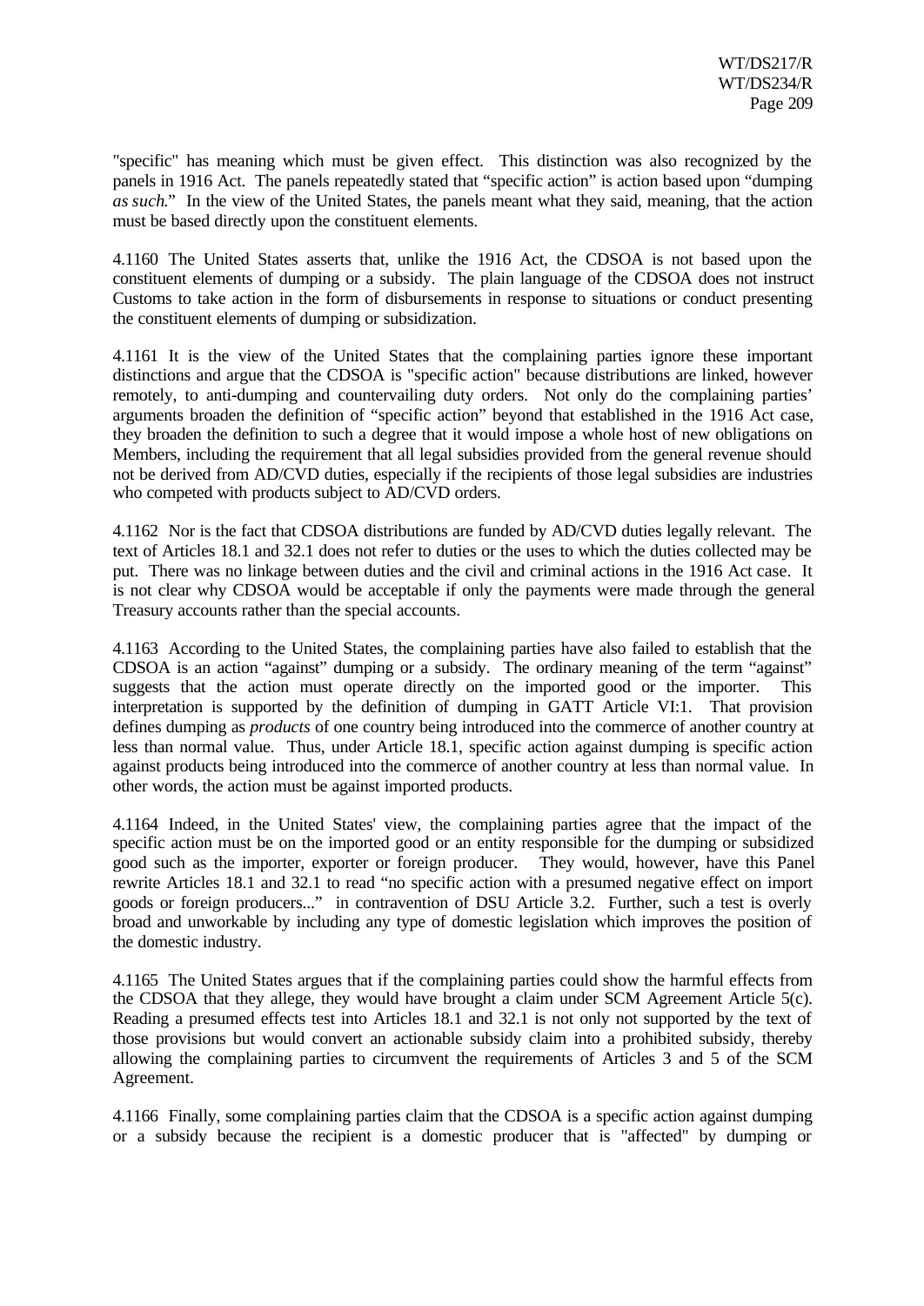"specific" has meaning which must be given effect. This distinction was also recognized by the panels in 1916 Act. The panels repeatedly stated that "specific action" is action based upon "dumping *as such*." In the view of the United States, the panels meant what they said, meaning, that the action must be based directly upon the constituent elements.

4.1160 The United States asserts that, unlike the 1916 Act, the CDSOA is not based upon the constituent elements of dumping or a subsidy. The plain language of the CDSOA does not instruct Customs to take action in the form of disbursements in response to situations or conduct presenting the constituent elements of dumping or subsidization.

4.1161 It is the view of the United States that the complaining parties ignore these important distinctions and argue that the CDSOA is "specific action" because distributions are linked, however remotely, to anti-dumping and countervailing duty orders. Not only do the complaining parties' arguments broaden the definition of "specific action" beyond that established in the 1916 Act case, they broaden the definition to such a degree that it would impose a whole host of new obligations on Members, including the requirement that all legal subsidies provided from the general revenue should not be derived from AD/CVD duties, especially if the recipients of those legal subsidies are industries who competed with products subject to AD/CVD orders.

4.1162 Nor is the fact that CDSOA distributions are funded by AD/CVD duties legally relevant. The text of Articles 18.1 and 32.1 does not refer to duties or the uses to which the duties collected may be put. There was no linkage between duties and the civil and criminal actions in the 1916 Act case. It is not clear why CDSOA would be acceptable if only the payments were made through the general Treasury accounts rather than the special accounts.

4.1163 According to the United States, the complaining parties have also failed to establish that the CDSOA is an action "against" dumping or a subsidy. The ordinary meaning of the term "against" suggests that the action must operate directly on the imported good or the importer. This interpretation is supported by the definition of dumping in GATT Article VI:1. That provision defines dumping as *products* of one country being introduced into the commerce of another country at less than normal value. Thus, under Article 18.1, specific action against dumping is specific action against products being introduced into the commerce of another country at less than normal value. In other words, the action must be against imported products.

4.1164 Indeed, in the United States' view, the complaining parties agree that the impact of the specific action must be on the imported good or an entity responsible for the dumping or subsidized good such as the importer, exporter or foreign producer. They would, however, have this Panel rewrite Articles 18.1 and 32.1 to read "no specific action with a presumed negative effect on import goods or foreign producers..." in contravention of DSU Article 3.2. Further, such a test is overly broad and unworkable by including any type of domestic legislation which improves the position of the domestic industry.

4.1165 The United States argues that if the complaining parties could show the harmful effects from the CDSOA that they allege, they would have brought a claim under SCM Agreement Article 5(c). Reading a presumed effects test into Articles 18.1 and 32.1 is not only not supported by the text of those provisions but would convert an actionable subsidy claim into a prohibited subsidy, thereby allowing the complaining parties to circumvent the requirements of Articles 3 and 5 of the SCM Agreement.

4.1166 Finally, some complaining parties claim that the CDSOA is a specific action against dumping or a subsidy because the recipient is a domestic producer that is "affected" by dumping or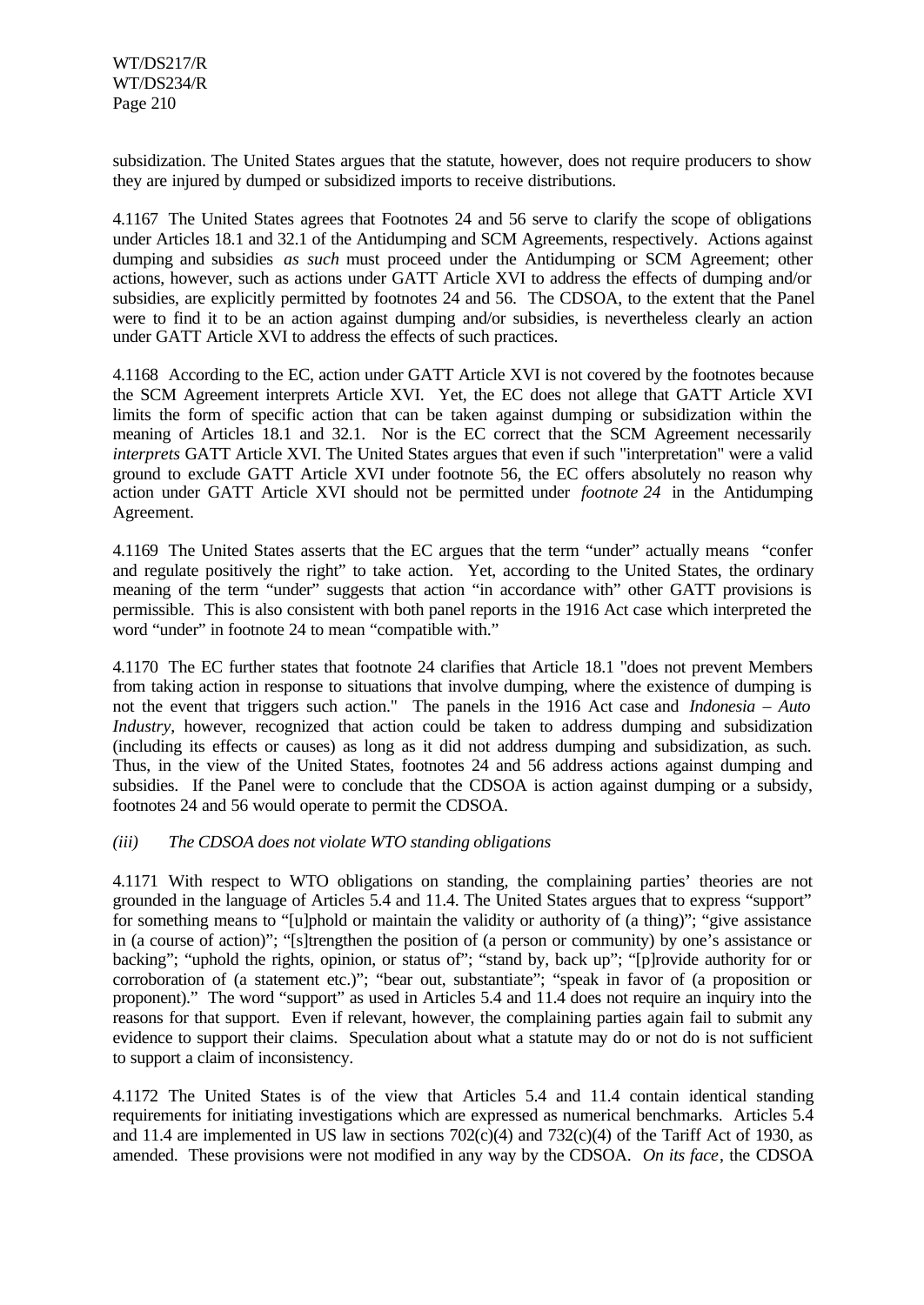subsidization. The United States argues that the statute, however, does not require producers to show they are injured by dumped or subsidized imports to receive distributions.

4.1167 The United States agrees that Footnotes 24 and 56 serve to clarify the scope of obligations under Articles 18.1 and 32.1 of the Antidumping and SCM Agreements, respectively. Actions against dumping and subsidies *as such* must proceed under the Antidumping or SCM Agreement; other actions, however, such as actions under GATT Article XVI to address the effects of dumping and/or subsidies, are explicitly permitted by footnotes 24 and 56. The CDSOA, to the extent that the Panel were to find it to be an action against dumping and/or subsidies, is nevertheless clearly an action under GATT Article XVI to address the effects of such practices.

4.1168 According to the EC, action under GATT Article XVI is not covered by the footnotes because the SCM Agreement interprets Article XVI. Yet, the EC does not allege that GATT Article XVI limits the form of specific action that can be taken against dumping or subsidization within the meaning of Articles 18.1 and 32.1. Nor is the EC correct that the SCM Agreement necessarily *interprets* GATT Article XVI. The United States argues that even if such "interpretation" were a valid ground to exclude GATT Article XVI under footnote 56, the EC offers absolutely no reason why action under GATT Article XVI should not be permitted under *footnote 24* in the Antidumping Agreement.

4.1169 The United States asserts that the EC argues that the term "under" actually means "confer and regulate positively the right" to take action. Yet, according to the United States, the ordinary meaning of the term "under" suggests that action "in accordance with" other GATT provisions is permissible. This is also consistent with both panel reports in the 1916 Act case which interpreted the word "under" in footnote 24 to mean "compatible with."

4.1170 The EC further states that footnote 24 clarifies that Article 18.1 "does not prevent Members from taking action in response to situations that involve dumping, where the existence of dumping is not the event that triggers such action." The panels in the 1916 Act case and *Indonesia – Auto Industry*, however, recognized that action could be taken to address dumping and subsidization (including its effects or causes) as long as it did not address dumping and subsidization, as such. Thus, in the view of the United States, footnotes 24 and 56 address actions against dumping and subsidies. If the Panel were to conclude that the CDSOA is action against dumping or a subsidy, footnotes 24 and 56 would operate to permit the CDSOA.

*(iii) The CDSOA does not violate WTO standing obligations*

4.1171 With respect to WTO obligations on standing, the complaining parties' theories are not grounded in the language of Articles 5.4 and 11.4. The United States argues that to express "support" for something means to "[u]phold or maintain the validity or authority of (a thing)"; "give assistance in (a course of action)"; "[s]trengthen the position of (a person or community) by one's assistance or backing"; "uphold the rights, opinion, or status of"; "stand by, back up"; "[p]rovide authority for or corroboration of (a statement etc.)"; "bear out, substantiate"; "speak in favor of (a proposition or proponent)." The word "support" as used in Articles 5.4 and 11.4 does not require an inquiry into the reasons for that support. Even if relevant, however, the complaining parties again fail to submit any evidence to support their claims. Speculation about what a statute may do or not do is not sufficient to support a claim of inconsistency.

4.1172 The United States is of the view that Articles 5.4 and 11.4 contain identical standing requirements for initiating investigations which are expressed as numerical benchmarks. Articles 5.4 and 11.4 are implemented in US law in sections 702(c)(4) and 732(c)(4) of the Tariff Act of 1930, as amended. These provisions were not modified in any way by the CDSOA. *On its face*, the CDSOA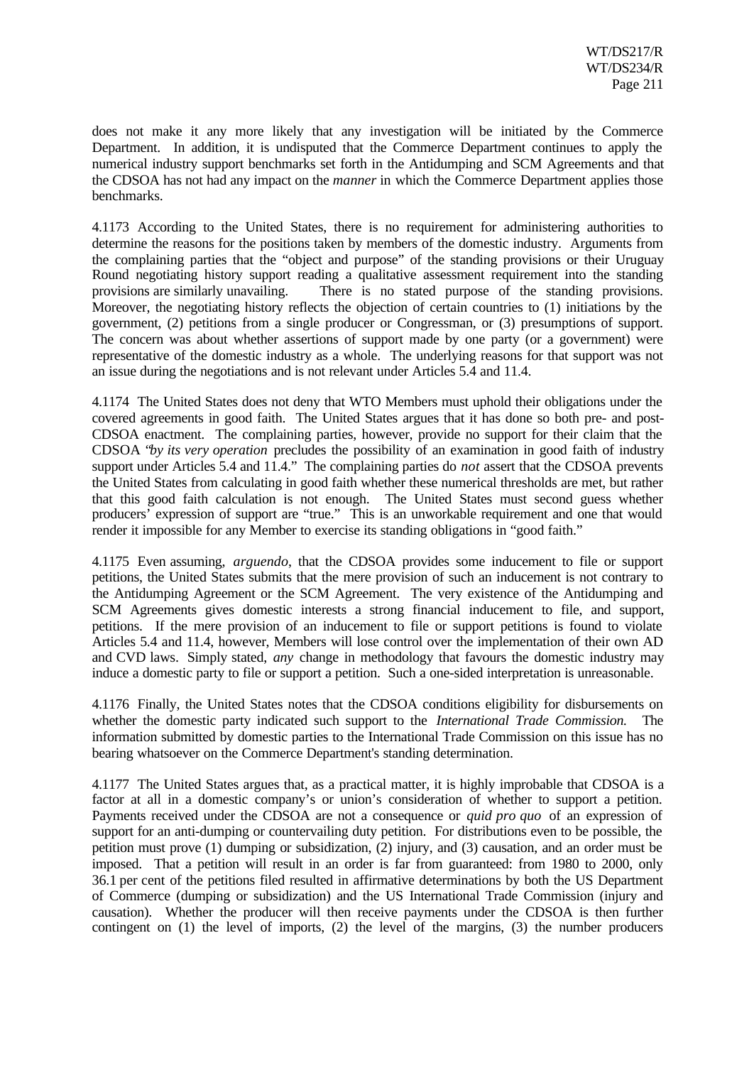does not make it any more likely that any investigation will be initiated by the Commerce Department. In addition, it is undisputed that the Commerce Department continues to apply the numerical industry support benchmarks set forth in the Antidumping and SCM Agreements and that the CDSOA has not had any impact on the *manner* in which the Commerce Department applies those benchmarks.

4.1173 According to the United States, there is no requirement for administering authorities to determine the reasons for the positions taken by members of the domestic industry. Arguments from the complaining parties that the "object and purpose" of the standing provisions or their Uruguay Round negotiating history support reading a qualitative assessment requirement into the standing provisions are similarly unavailing. There is no stated purpose of the standing provisions. Moreover, the negotiating history reflects the objection of certain countries to (1) initiations by the government, (2) petitions from a single producer or Congressman, or (3) presumptions of support. The concern was about whether assertions of support made by one party (or a government) were representative of the domestic industry as a whole. The underlying reasons for that support was not an issue during the negotiations and is not relevant under Articles 5.4 and 11.4.

4.1174 The United States does not deny that WTO Members must uphold their obligations under the covered agreements in good faith. The United States argues that it has done so both pre- and post-CDSOA enactment. The complaining parties, however, provide no support for their claim that the CDSOA "*by its very operation* precludes the possibility of an examination in good faith of industry support under Articles 5.4 and 11.4." The complaining parties do *not* assert that the CDSOA prevents the United States from calculating in good faith whether these numerical thresholds are met, but rather that this good faith calculation is not enough. The United States must second guess whether producers' expression of support are "true." This is an unworkable requirement and one that would render it impossible for any Member to exercise its standing obligations in "good faith."

4.1175 Even assuming, *arguendo*, that the CDSOA provides some inducement to file or support petitions, the United States submits that the mere provision of such an inducement is not contrary to the Antidumping Agreement or the SCM Agreement. The very existence of the Antidumping and SCM Agreements gives domestic interests a strong financial inducement to file, and support, petitions. If the mere provision of an inducement to file or support petitions is found to violate Articles 5.4 and 11.4, however, Members will lose control over the implementation of their own AD and CVD laws. Simply stated, *any* change in methodology that favours the domestic industry may induce a domestic party to file or support a petition. Such a one-sided interpretation is unreasonable.

4.1176 Finally, the United States notes that the CDSOA conditions eligibility for disbursements on whether the domestic party indicated such support to the *International Trade Commission.* The information submitted by domestic parties to the International Trade Commission on this issue has no bearing whatsoever on the Commerce Department's standing determination.

4.1177 The United States argues that, as a practical matter, it is highly improbable that CDSOA is a factor at all in a domestic company's or union's consideration of whether to support a petition. Payments received under the CDSOA are not a consequence or *quid pro quo* of an expression of support for an anti-dumping or countervailing duty petition. For distributions even to be possible, the petition must prove (1) dumping or subsidization, (2) injury, and (3) causation, and an order must be imposed. That a petition will result in an order is far from guaranteed: from 1980 to 2000, only 36.1 per cent of the petitions filed resulted in affirmative determinations by both the US Department of Commerce (dumping or subsidization) and the US International Trade Commission (injury and causation). Whether the producer will then receive payments under the CDSOA is then further contingent on (1) the level of imports, (2) the level of the margins, (3) the number producers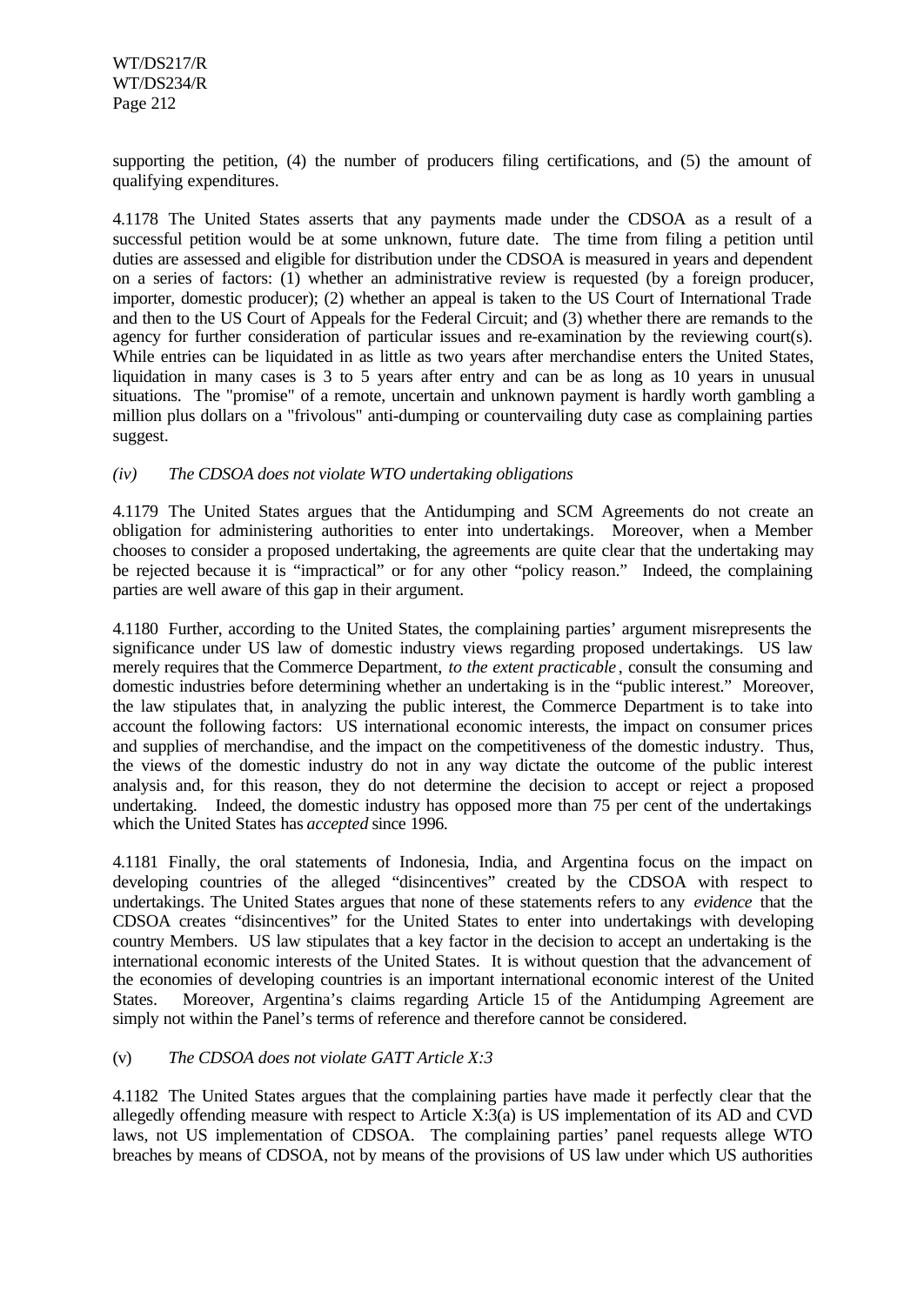supporting the petition, (4) the number of producers filing certifications, and (5) the amount of qualifying expenditures.

4.1178 The United States asserts that any payments made under the CDSOA as a result of a successful petition would be at some unknown, future date. The time from filing a petition until duties are assessed and eligible for distribution under the CDSOA is measured in years and dependent on a series of factors: (1) whether an administrative review is requested (by a foreign producer, importer, domestic producer); (2) whether an appeal is taken to the US Court of International Trade and then to the US Court of Appeals for the Federal Circuit; and (3) whether there are remands to the agency for further consideration of particular issues and re-examination by the reviewing court(s). While entries can be liquidated in as little as two years after merchandise enters the United States, liquidation in many cases is 3 to 5 years after entry and can be as long as 10 years in unusual situations. The "promise" of a remote, uncertain and unknown payment is hardly worth gambling a million plus dollars on a "frivolous" anti-dumping or countervailing duty case as complaining parties suggest.

*(iv) The CDSOA does not violate WTO undertaking obligations*

4.1179 The United States argues that the Antidumping and SCM Agreements do not create an obligation for administering authorities to enter into undertakings. Moreover, when a Member chooses to consider a proposed undertaking, the agreements are quite clear that the undertaking may be rejected because it is "impractical" or for any other "policy reason." Indeed, the complaining parties are well aware of this gap in their argument.

4.1180 Further, according to the United States, the complaining parties' argument misrepresents the significance under US law of domestic industry views regarding proposed undertakings. US law merely requires that the Commerce Department, *to the extent practicable*, consult the consuming and domestic industries before determining whether an undertaking is in the "public interest." Moreover, the law stipulates that, in analyzing the public interest, the Commerce Department is to take into account the following factors: US international economic interests, the impact on consumer prices and supplies of merchandise, and the impact on the competitiveness of the domestic industry. Thus, the views of the domestic industry do not in any way dictate the outcome of the public interest analysis and, for this reason, they do not determine the decision to accept or reject a proposed undertaking. Indeed, the domestic industry has opposed more than 75 per cent of the undertakings which the United States has *accepted* since 1996.

4.1181 Finally, the oral statements of Indonesia, India, and Argentina focus on the impact on developing countries of the alleged "disincentives" created by the CDSOA with respect to undertakings. The United States argues that none of these statements refers to any *evidence* that the CDSOA creates "disincentives" for the United States to enter into undertakings with developing country Members. US law stipulates that a key factor in the decision to accept an undertaking is the international economic interests of the United States. It is without question that the advancement of the economies of developing countries is an important international economic interest of the United States. Moreover, Argentina's claims regarding Article 15 of the Antidumping Agreement are simply not within the Panel's terms of reference and therefore cannot be considered.

(v) *The CDSOA does not violate GATT Article X:3*

4.1182 The United States argues that the complaining parties have made it perfectly clear that the allegedly offending measure with respect to Article X:3(a) is US implementation of its AD and CVD laws, not US implementation of CDSOA. The complaining parties' panel requests allege WTO breaches by means of CDSOA, not by means of the provisions of US law under which US authorities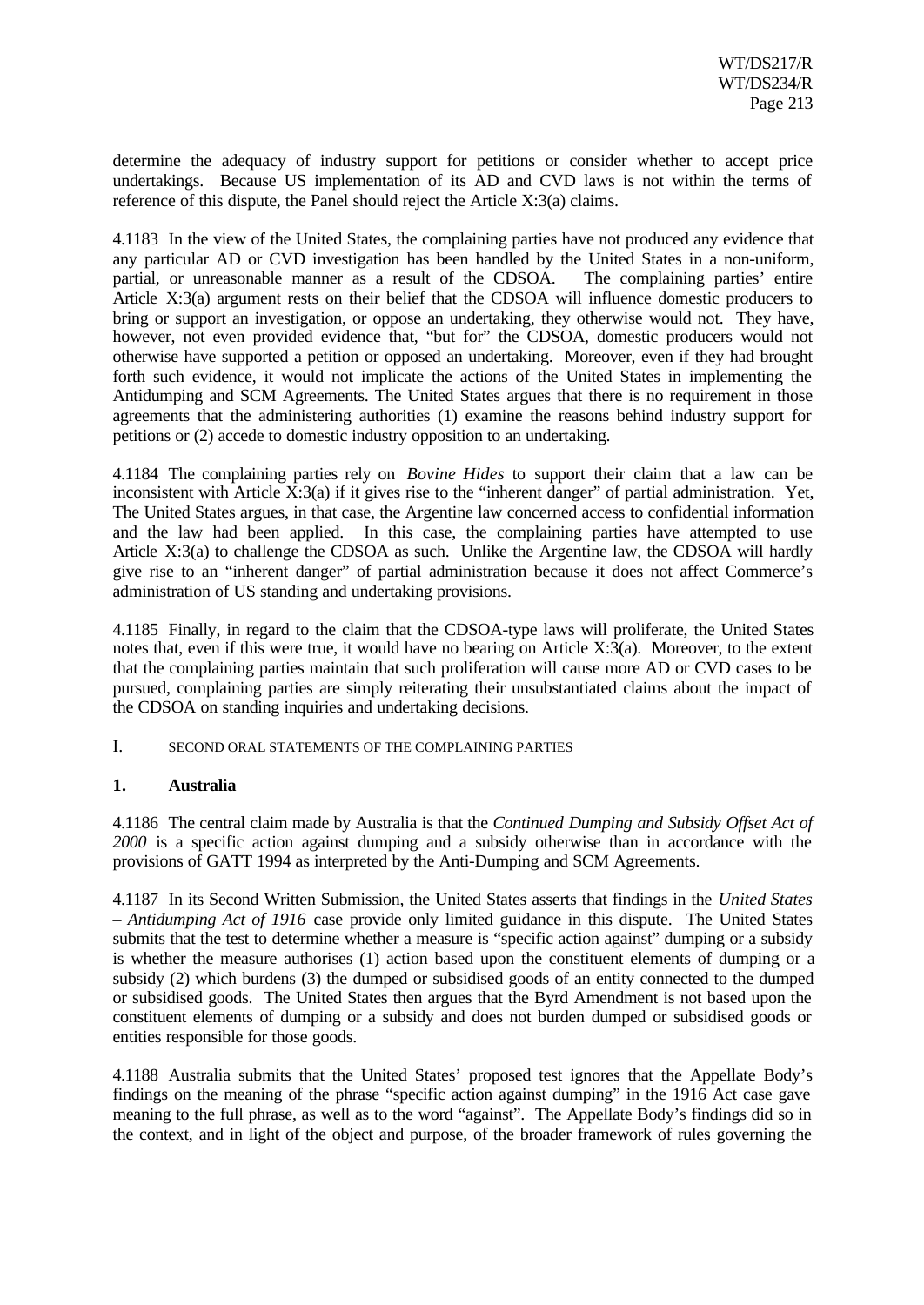determine the adequacy of industry support for petitions or consider whether to accept price undertakings. Because US implementation of its AD and CVD laws is not within the terms of reference of this dispute, the Panel should reject the Article X:3(a) claims.

4.1183 In the view of the United States, the complaining parties have not produced any evidence that any particular AD or CVD investigation has been handled by the United States in a non-uniform, partial, or unreasonable manner as a result of the CDSOA. The complaining parties' entire Article X:3(a) argument rests on their belief that the CDSOA will influence domestic producers to bring or support an investigation, or oppose an undertaking, they otherwise would not. They have, however, not even provided evidence that, "but for" the CDSOA, domestic producers would not otherwise have supported a petition or opposed an undertaking. Moreover, even if they had brought forth such evidence, it would not implicate the actions of the United States in implementing the Antidumping and SCM Agreements. The United States argues that there is no requirement in those agreements that the administering authorities (1) examine the reasons behind industry support for petitions or (2) accede to domestic industry opposition to an undertaking.

4.1184 The complaining parties rely on *Bovine Hides* to support their claim that a law can be inconsistent with Article X:3(a) if it gives rise to the "inherent danger" of partial administration. Yet, The United States argues, in that case, the Argentine law concerned access to confidential information and the law had been applied. In this case, the complaining parties have attempted to use Article X:3(a) to challenge the CDSOA as such. Unlike the Argentine law, the CDSOA will hardly give rise to an "inherent danger" of partial administration because it does not affect Commerce's administration of US standing and undertaking provisions.

4.1185 Finally, in regard to the claim that the CDSOA-type laws will proliferate, the United States notes that, even if this were true, it would have no bearing on Article X:3(a). Moreover, to the extent that the complaining parties maintain that such proliferation will cause more AD or CVD cases to be pursued, complaining parties are simply reiterating their unsubstantiated claims about the impact of the CDSOA on standing inquiries and undertaking decisions.

## I. SECOND ORAL STATEMENTS OF THE COMPLAINING PARTIES

### 1. Australia

4.1186 The central claim made by Australia is that the *Continued Dumping and Subsidy Offset Act of 2000* is a specific action against dumping and a subsidy otherwise than in accordance with the provisions of GATT 1994 as interpreted by the Anti-Dumping and SCM Agreements.

4.1187 In its Second Written Submission, the United States asserts that findings in the *United States – Antidumping Act of 1916* case provide only limited guidance in this dispute. The United States submits that the test to determine whether a measure is "specific action against" dumping or a subsidy is whether the measure authorises (1) action based upon the constituent elements of dumping or a subsidy (2) which burdens (3) the dumped or subsidised goods of an entity connected to the dumped or subsidised goods. The United States then argues that the Byrd Amendment is not based upon the constituent elements of dumping or a subsidy and does not burden dumped or subsidised goods or entities responsible for those goods.

4.1188 Australia submits that the United States' proposed test ignores that the Appellate Body's findings on the meaning of the phrase "specific action against dumping" in the 1916 Act case gave meaning to the full phrase, as well as to the word "against". The Appellate Body's findings did so in the context, and in light of the object and purpose, of the broader framework of rules governing the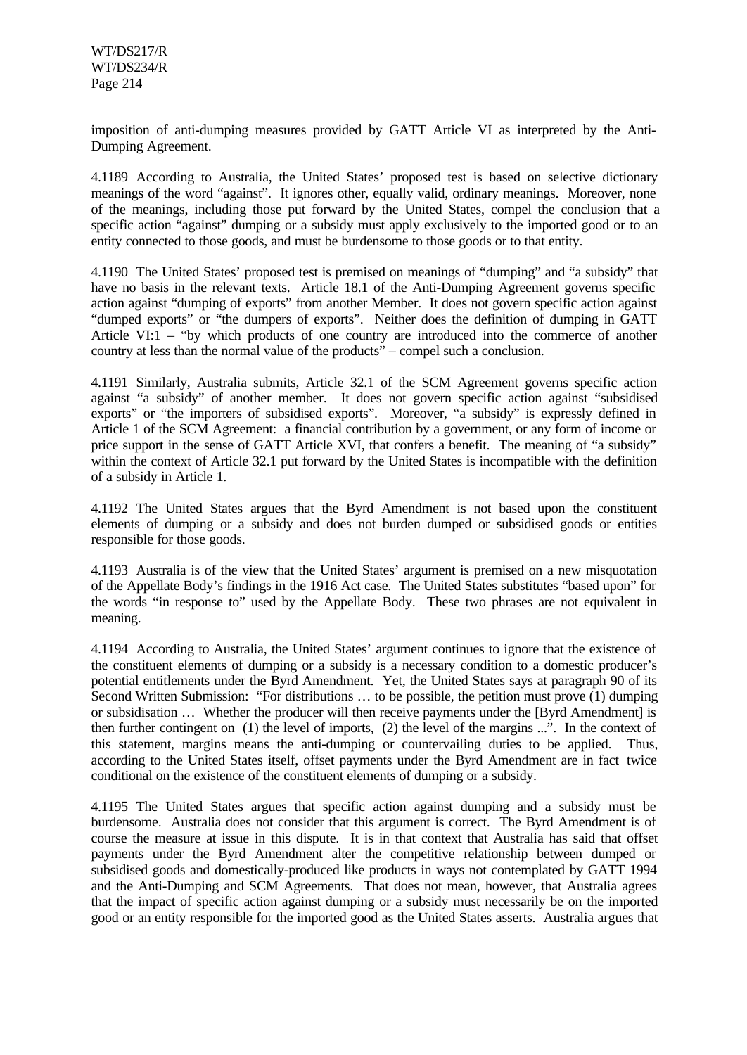imposition of anti-dumping measures provided by GATT Article VI as interpreted by the Anti-Dumping Agreement.

4.1189 According to Australia, the United States' proposed test is based on selective dictionary meanings of the word "against". It ignores other, equally valid, ordinary meanings. Moreover, none of the meanings, including those put forward by the United States, compel the conclusion that a specific action "against" dumping or a subsidy must apply exclusively to the imported good or to an entity connected to those goods, and must be burdensome to those goods or to that entity.

4.1190 The United States' proposed test is premised on meanings of "dumping" and "a subsidy" that have no basis in the relevant texts. Article 18.1 of the Anti-Dumping Agreement governs specific action against "dumping of exports" from another Member. It does not govern specific action against "dumped exports" or "the dumpers of exports". Neither does the definition of dumping in GATT Article VI:1 – "by which products of one country are introduced into the commerce of another country at less than the normal value of the products" – compel such a conclusion.

4.1191 Similarly, Australia submits, Article 32.1 of the SCM Agreement governs specific action against "a subsidy" of another member. It does not govern specific action against "subsidised exports" or "the importers of subsidised exports". Moreover, "a subsidy" is expressly defined in Article 1 of the SCM Agreement: a financial contribution by a government, or any form of income or price support in the sense of GATT Article XVI, that confers a benefit. The meaning of "a subsidy" within the context of Article 32.1 put forward by the United States is incompatible with the definition of a subsidy in Article 1.

4.1192 The United States argues that the Byrd Amendment is not based upon the constituent elements of dumping or a subsidy and does not burden dumped or subsidised goods or entities responsible for those goods.

4.1193 Australia is of the view that the United States' argument is premised on a new misquotation of the Appellate Body's findings in the 1916 Act case. The United States substitutes "based upon" for the words "in response to" used by the Appellate Body. These two phrases are not equivalent in meaning.

4.1194 According to Australia, the United States' argument continues to ignore that the existence of the constituent elements of dumping or a subsidy is a necessary condition to a domestic producer's potential entitlements under the Byrd Amendment. Yet, the United States says at paragraph 90 of its Second Written Submission: "For distributions … to be possible, the petition must prove (1) dumping or subsidisation … Whether the producer will then receive payments under the [Byrd Amendment] is then further contingent on (1) the level of imports, (2) the level of the margins ...". In the context of this statement, margins means the anti-dumping or countervailing duties to be applied. Thus, according to the United States itself, offset payments under the Byrd Amendment are in fact twice conditional on the existence of the constituent elements of dumping or a subsidy.

4.1195 The United States argues that specific action against dumping and a subsidy must be burdensome. Australia does not consider that this argument is correct. The Byrd Amendment is of course the measure at issue in this dispute. It is in that context that Australia has said that offset payments under the Byrd Amendment alter the competitive relationship between dumped or subsidised goods and domestically-produced like products in ways not contemplated by GATT 1994 and the Anti-Dumping and SCM Agreements. That does not mean, however, that Australia agrees that the impact of specific action against dumping or a subsidy must necessarily be on the imported good or an entity responsible for the imported good as the United States asserts. Australia argues that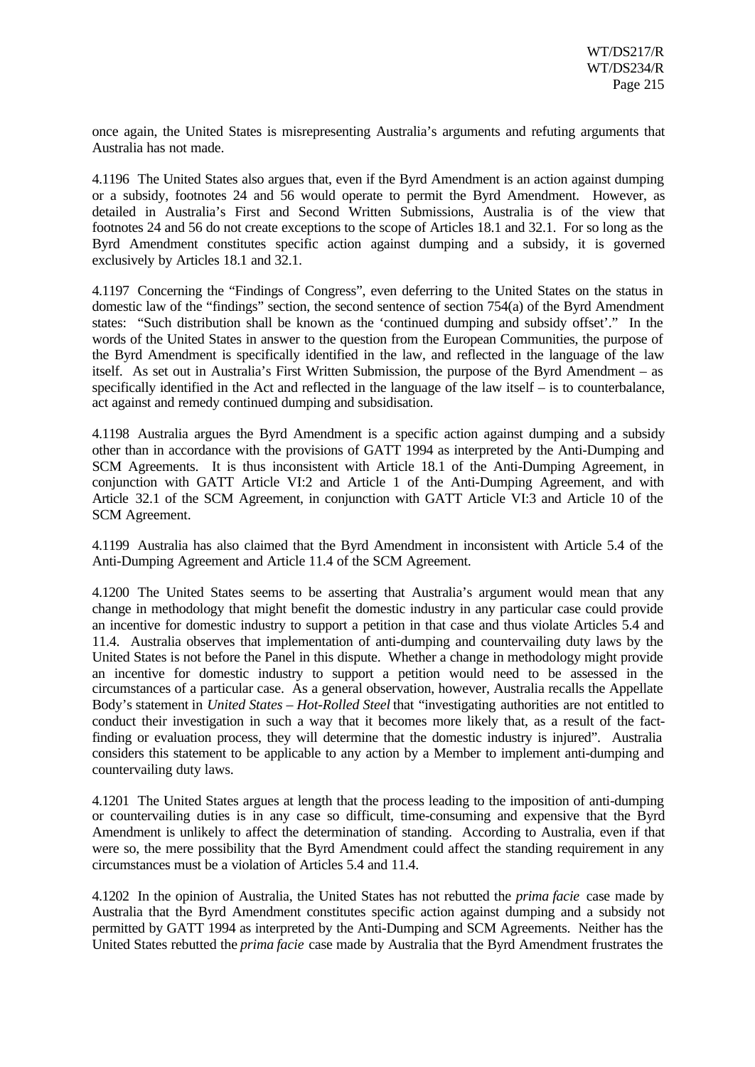once again, the United States is misrepresenting Australia's arguments and refuting arguments that Australia has not made.

4.1196 The United States also argues that, even if the Byrd Amendment is an action against dumping or a subsidy, footnotes 24 and 56 would operate to permit the Byrd Amendment. However, as detailed in Australia's First and Second Written Submissions, Australia is of the view that footnotes 24 and 56 do not create exceptions to the scope of Articles 18.1 and 32.1. For so long as the Byrd Amendment constitutes specific action against dumping and a subsidy, it is governed exclusively by Articles 18.1 and 32.1.

4.1197 Concerning the "Findings of Congress", even deferring to the United States on the status in domestic law of the "findings" section, the second sentence of section 754(a) of the Byrd Amendment states: "Such distribution shall be known as the 'continued dumping and subsidy offset'." In the words of the United States in answer to the question from the European Communities, the purpose of the Byrd Amendment is specifically identified in the law, and reflected in the language of the law itself. As set out in Australia's First Written Submission, the purpose of the Byrd Amendment – as specifically identified in the Act and reflected in the language of the law itself – is to counterbalance, act against and remedy continued dumping and subsidisation.

4.1198 Australia argues the Byrd Amendment is a specific action against dumping and a subsidy other than in accordance with the provisions of GATT 1994 as interpreted by the Anti-Dumping and SCM Agreements. It is thus inconsistent with Article 18.1 of the Anti-Dumping Agreement, in conjunction with GATT Article VI:2 and Article 1 of the Anti-Dumping Agreement, and with Article 32.1 of the SCM Agreement, in conjunction with GATT Article VI:3 and Article 10 of the SCM Agreement.

4.1199 Australia has also claimed that the Byrd Amendment in inconsistent with Article 5.4 of the Anti-Dumping Agreement and Article 11.4 of the SCM Agreement.

4.1200 The United States seems to be asserting that Australia's argument would mean that any change in methodology that might benefit the domestic industry in any particular case could provide an incentive for domestic industry to support a petition in that case and thus violate Articles 5.4 and 11.4. Australia observes that implementation of anti-dumping and countervailing duty laws by the United States is not before the Panel in this dispute. Whether a change in methodology might provide an incentive for domestic industry to support a petition would need to be assessed in the circumstances of a particular case. As a general observation, however, Australia recalls the Appellate Body's statement in *United States – Hot-Rolled Steel* that "investigating authorities are not entitled to conduct their investigation in such a way that it becomes more likely that, as a result of the fact-finding or evaluation process, they will determine that the domestic industry is injured". Australia considers this statement to be applicable to any action by a Member to implement anti-dumping and countervailing duty laws.

4.1201 The United States argues at length that the process leading to the imposition of anti-dumping or countervailing duties is in any case so difficult, time-consuming and expensive that the Byrd Amendment is unlikely to affect the determination of standing. According to Australia, even if that were so, the mere possibility that the Byrd Amendment could affect the standing requirement in any circumstances must be a violation of Articles 5.4 and 11.4.

4.1202 In the opinion of Australia, the United States has not rebutted the *prima facie* case made by Australia that the Byrd Amendment constitutes specific action against dumping and a subsidy not permitted by GATT 1994 as interpreted by the Anti-Dumping and SCM Agreements. Neither has the United States rebutted the *prima facie* case made by Australia that the Byrd Amendment frustrates the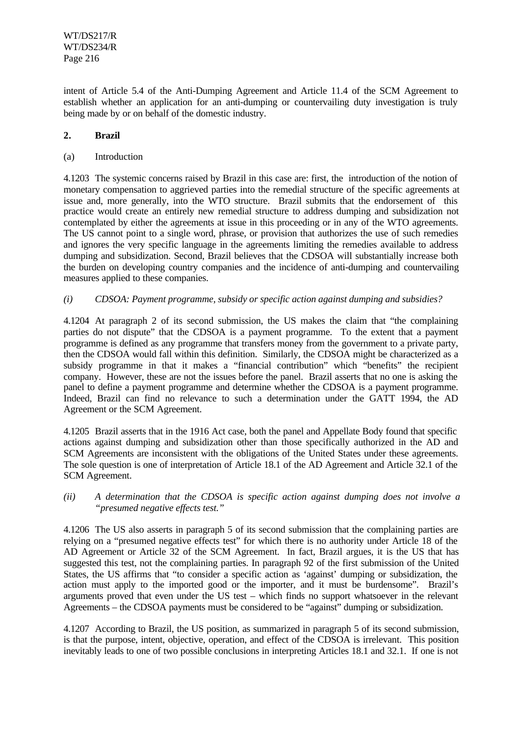intent of Article 5.4 of the Anti-Dumping Agreement and Article 11.4 of the SCM Agreement to establish whether an application for an anti-dumping or countervailing duty investigation is truly being made by or on behalf of the domestic industry.

## 2. Brazil

(a) Introduction

4.1203 The systemic concerns raised by Brazil in this case are: first, the introduction of the notion of monetary compensation to aggrieved parties into the remedial structure of the specific agreements at issue and, more generally, into the WTO structure. Brazil submits that the endorsement of this practice would create an entirely new remedial structure to address dumping and subsidization not contemplated by either the agreements at issue in this proceeding or in any of the WTO agreements. The US cannot point to a single word, phrase, or provision that authorizes the use of such remedies and ignores the very specific language in the agreements limiting the remedies available to address dumping and subsidization. Second, Brazil believes that the CDSOA will substantially increase both the burden on developing country companies and the incidence of anti-dumping and countervailing measures applied to these companies.

*(i) CDSOA: Payment programme, subsidy or specific action against dumping and subsidies?*

4.1204 At paragraph 2 of its second submission, the US makes the claim that "the complaining parties do not dispute" that the CDSOA is a payment programme. To the extent that a payment programme is defined as any programme that transfers money from the government to a private party, then the CDSOA would fall within this definition. Similarly, the CDSOA might be characterized as a subsidy programme in that it makes a "financial contribution" which "benefits" the recipient company. However, these are not the issues before the panel. Brazil asserts that no one is asking the panel to define a payment programme and determine whether the CDSOA is a payment programme. Indeed, Brazil can find no relevance to such a determination under the GATT 1994, the AD Agreement or the SCM Agreement.

4.1205 Brazil asserts that in the 1916 Act case, both the panel and Appellate Body found that specific actions against dumping and subsidization other than those specifically authorized in the AD and SCM Agreements are inconsistent with the obligations of the United States under these agreements. The sole question is one of interpretation of Article 18.1 of the AD Agreement and Article 32.1 of the SCM Agreement.

*(ii) A determination that the CDSOA is specific action against dumping does not involve a "presumed negative effects test."*

4.1206 The US also asserts in paragraph 5 of its second submission that the complaining parties are relying on a "presumed negative effects test" for which there is no authority under Article 18 of the AD Agreement or Article 32 of the SCM Agreement. In fact, Brazil argues, it is the US that has suggested this test, not the complaining parties. In paragraph 92 of the first submission of the United States, the US affirms that "to consider a specific action as 'against' dumping or subsidization, the action must apply to the imported good or the importer, and it must be burdensome". Brazil's arguments proved that even under the US test – which finds no support whatsoever in the relevant Agreements – the CDSOA payments must be considered to be "against" dumping or subsidization.

4.1207 According to Brazil, the US position, as summarized in paragraph 5 of its second submission, is that the purpose, intent, objective, operation, and effect of the CDSOA is irrelevant. This position inevitably leads to one of two possible conclusions in interpreting Articles 18.1 and 32.1. If one is not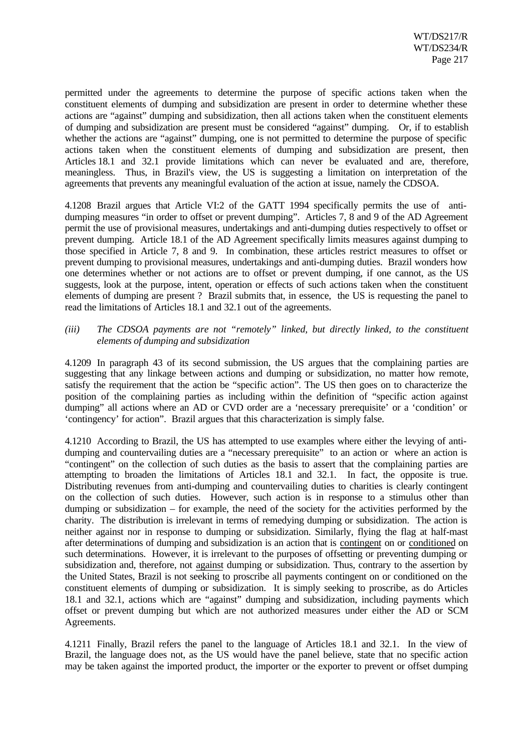permitted under the agreements to determine the purpose of specific actions taken when the constituent elements of dumping and subsidization are present in order to determine whether these actions are "against" dumping and subsidization, then all actions taken when the constituent elements of dumping and subsidization are present must be considered "against" dumping. Or, if to establish whether the actions are "against" dumping, one is not permitted to determine the purpose of specific actions taken when the constituent elements of dumping and subsidization are present, then Articles 18.1 and 32.1 provide limitations which can never be evaluated and are, therefore, meaningless. Thus, in Brazil's view, the US is suggesting a limitation on interpretation of the agreements that prevents any meaningful evaluation of the action at issue, namely the CDSOA.

4.1208 Brazil argues that Article VI:2 of the GATT 1994 specifically permits the use of anti-dumping measures "in order to offset or prevent dumping". Articles 7, 8 and 9 of the AD Agreement permit the use of provisional measures, undertakings and anti-dumping duties respectively to offset or prevent dumping. Article 18.1 of the AD Agreement specifically limits measures against dumping to those specified in Article 7, 8 and 9. In combination, these articles restrict measures to offset or prevent dumping to provisional measures, undertakings and anti-dumping duties. Brazil wonders how one determines whether or not actions are to offset or prevent dumping, if one cannot, as the US suggests, look at the purpose, intent, operation or effects of such actions taken when the constituent elements of dumping are present ? Brazil submits that, in essence, the US is requesting the panel to read the limitations of Articles 18.1 and 32.1 out of the agreements.

*(iii) The CDSOA payments are not "remotely" linked, but directly linked, to the constituent elements of dumping and subsidization*

4.1209 In paragraph 43 of its second submission, the US argues that the complaining parties are suggesting that any linkage between actions and dumping or subsidization, no matter how remote, satisfy the requirement that the action be "specific action". The US then goes on to characterize the position of the complaining parties as including within the definition of "specific action against dumping" all actions where an AD or CVD order are a 'necessary prerequisite' or a 'condition' or 'contingency' for action". Brazil argues that this characterization is simply false.

4.1210 According to Brazil, the US has attempted to use examples where either the levying of anti-dumping and countervailing duties are a "necessary prerequisite" to an action or where an action is "contingent" on the collection of such duties as the basis to assert that the complaining parties are attempting to broaden the limitations of Articles 18.1 and 32.1. In fact, the opposite is true. Distributing revenues from anti-dumping and countervailing duties to charities is clearly contingent on the collection of such duties. However, such action is in response to a stimulus other than dumping or subsidization – for example, the need of the society for the activities performed by the charity. The distribution is irrelevant in terms of remedying dumping or subsidization. The action is neither against nor in response to dumping or subsidization. Similarly, flying the flag at half-mast after determinations of dumping and subsidization is an action that is contingent on or conditioned on such determinations. However, it is irrelevant to the purposes of offsetting or preventing dumping or subsidization and, therefore, not against dumping or subsidization. Thus, contrary to the assertion by the United States, Brazil is not seeking to proscribe all payments contingent on or conditioned on the constituent elements of dumping or subsidization. It is simply seeking to proscribe, as do Articles 18.1 and 32.1, actions which are "against" dumping and subsidization, including payments which offset or prevent dumping but which are not authorized measures under either the AD or SCM Agreements.

4.1211 Finally, Brazil refers the panel to the language of Articles 18.1 and 32.1. In the view of Brazil, the language does not, as the US would have the panel believe, state that no specific action may be taken against the imported product, the importer or the exporter to prevent or offset dumping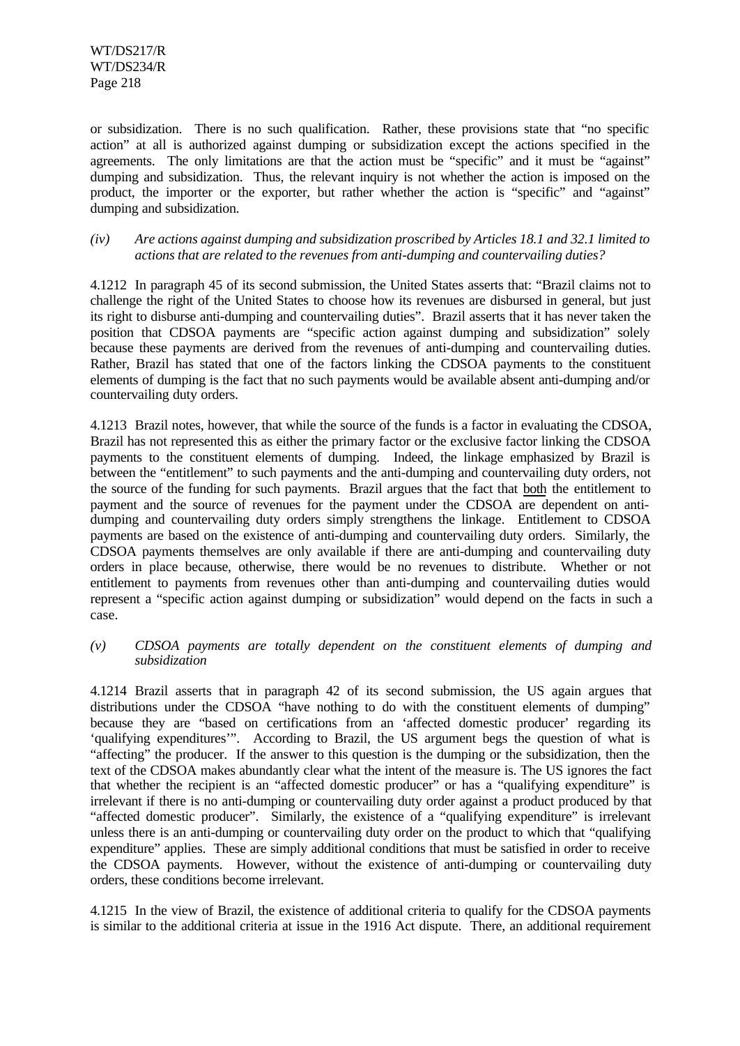or subsidization. There is no such qualification. Rather, these provisions state that "no specific action" at all is authorized against dumping or subsidization except the actions specified in the agreements. The only limitations are that the action must be "specific" and it must be "against" dumping and subsidization. Thus, the relevant inquiry is not whether the action is imposed on the product, the importer or the exporter, but rather whether the action is "specific" and "against" dumping and subsidization.

*(iv) Are actions against dumping and subsidization proscribed by Articles 18.1 and 32.1 limited to actions that are related to the revenues from anti-dumping and countervailing duties?*

4.1212 In paragraph 45 of its second submission, the United States asserts that: "Brazil claims not to challenge the right of the United States to choose how its revenues are disbursed in general, but just its right to disburse anti-dumping and countervailing duties". Brazil asserts that it has never taken the position that CDSOA payments are "specific action against dumping and subsidization" solely because these payments are derived from the revenues of anti-dumping and countervailing duties. Rather, Brazil has stated that one of the factors linking the CDSOA payments to the constituent elements of dumping is the fact that no such payments would be available absent anti-dumping and/or countervailing duty orders.

4.1213 Brazil notes, however, that while the source of the funds is a factor in evaluating the CDSOA, Brazil has not represented this as either the primary factor or the exclusive factor linking the CDSOA payments to the constituent elements of dumping. Indeed, the linkage emphasized by Brazil is between the "entitlement" to such payments and the anti-dumping and countervailing duty orders, not the source of the funding for such payments. Brazil argues that the fact that both the entitlement to payment and the source of revenues for the payment under the CDSOA are dependent on anti-dumping and countervailing duty orders simply strengthens the linkage. Entitlement to CDSOA payments are based on the existence of anti-dumping and countervailing duty orders. Similarly, the CDSOA payments themselves are only available if there are anti-dumping and countervailing duty orders in place because, otherwise, there would be no revenues to distribute. Whether or not entitlement to payments from revenues other than anti-dumping and countervailing duties would represent a "specific action against dumping or subsidization" would depend on the facts in such a case.

*(v) CDSOA payments are totally dependent on the constituent elements of dumping and subsidization*

4.1214 Brazil asserts that in paragraph 42 of its second submission, the US again argues that distributions under the CDSOA "have nothing to do with the constituent elements of dumping" because they are "based on certifications from an 'affected domestic producer' regarding its 'qualifying expenditures'". According to Brazil, the US argument begs the question of what is "affecting" the producer. If the answer to this question is the dumping or the subsidization, then the text of the CDSOA makes abundantly clear what the intent of the measure is. The US ignores the fact that whether the recipient is an "affected domestic producer" or has a "qualifying expenditure" is irrelevant if there is no anti-dumping or countervailing duty order against a product produced by that "affected domestic producer". Similarly, the existence of a "qualifying expenditure" is irrelevant unless there is an anti-dumping or countervailing duty order on the product to which that "qualifying expenditure" applies. These are simply additional conditions that must be satisfied in order to receive the CDSOA payments. However, without the existence of anti-dumping or countervailing duty orders, these conditions become irrelevant.

4.1215 In the view of Brazil, the existence of additional criteria to qualify for the CDSOA payments is similar to the additional criteria at issue in the 1916 Act dispute. There, an additional requirement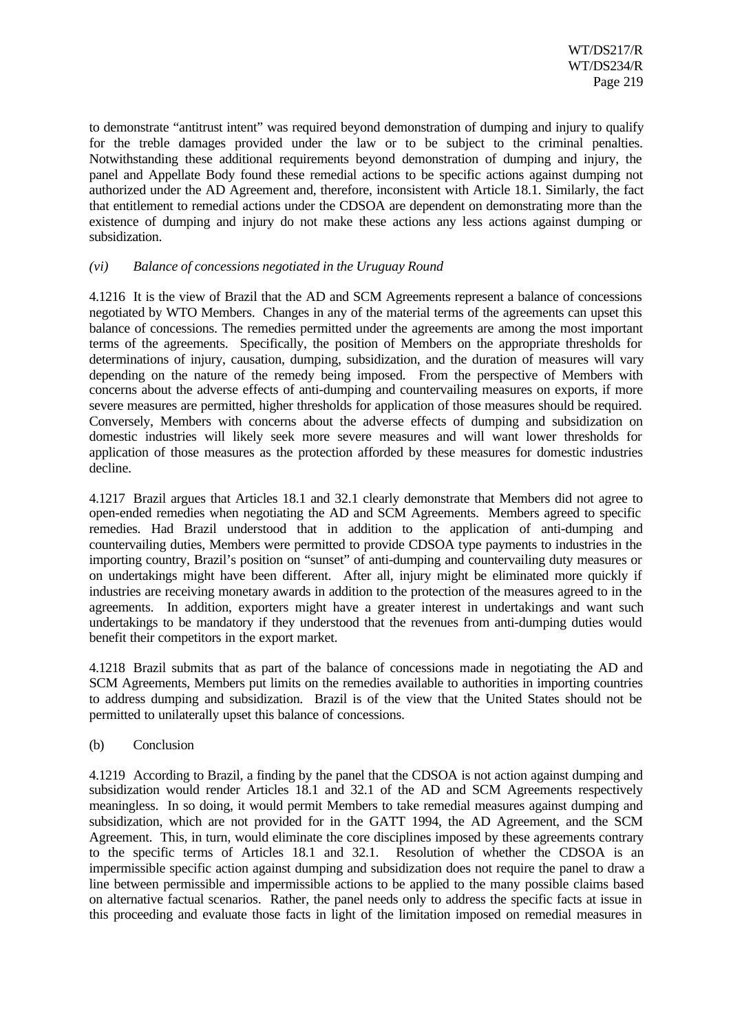to demonstrate "antitrust intent" was required beyond demonstration of dumping and injury to qualify for the treble damages provided under the law or to be subject to the criminal penalties. Notwithstanding these additional requirements beyond demonstration of dumping and injury, the panel and Appellate Body found these remedial actions to be specific actions against dumping not authorized under the AD Agreement and, therefore, inconsistent with Article 18.1. Similarly, the fact that entitlement to remedial actions under the CDSOA are dependent on demonstrating more than the existence of dumping and injury do not make these actions any less actions against dumping or subsidization.

*(vi) Balance of concessions negotiated in the Uruguay Round*

4.1216 It is the view of Brazil that the AD and SCM Agreements represent a balance of concessions negotiated by WTO Members. Changes in any of the material terms of the agreements can upset this balance of concessions. The remedies permitted under the agreements are among the most important terms of the agreements. Specifically, the position of Members on the appropriate thresholds for determinations of injury, causation, dumping, subsidization, and the duration of measures will vary depending on the nature of the remedy being imposed. From the perspective of Members with concerns about the adverse effects of anti-dumping and countervailing measures on exports, if more severe measures are permitted, higher thresholds for application of those measures should be required. Conversely, Members with concerns about the adverse effects of dumping and subsidization on domestic industries will likely seek more severe measures and will want lower thresholds for application of those measures as the protection afforded by these measures for domestic industries decline.

4.1217 Brazil argues that Articles 18.1 and 32.1 clearly demonstrate that Members did not agree to open-ended remedies when negotiating the AD and SCM Agreements. Members agreed to specific remedies. Had Brazil understood that in addition to the application of anti-dumping and countervailing duties, Members were permitted to provide CDSOA type payments to industries in the importing country, Brazil's position on "sunset" of anti-dumping and countervailing duty measures or on undertakings might have been different. After all, injury might be eliminated more quickly if industries are receiving monetary awards in addition to the protection of the measures agreed to in the agreements. In addition, exporters might have a greater interest in undertakings and want such undertakings to be mandatory if they understood that the revenues from anti-dumping duties would benefit their competitors in the export market.

4.1218 Brazil submits that as part of the balance of concessions made in negotiating the AD and SCM Agreements, Members put limits on the remedies available to authorities in importing countries to address dumping and subsidization. Brazil is of the view that the United States should not be permitted to unilaterally upset this balance of concessions.

(b) Conclusion

4.1219 According to Brazil, a finding by the panel that the CDSOA is not action against dumping and subsidization would render Articles 18.1 and 32.1 of the AD and SCM Agreements respectively meaningless. In so doing, it would permit Members to take remedial measures against dumping and subsidization, which are not provided for in the GATT 1994, the AD Agreement, and the SCM Agreement. This, in turn, would eliminate the core disciplines imposed by these agreements contrary to the specific terms of Articles 18.1 and 32.1. Resolution of whether the CDSOA is an impermissible specific action against dumping and subsidization does not require the panel to draw a line between permissible and impermissible actions to be applied to the many possible claims based on alternative factual scenarios. Rather, the panel needs only to address the specific facts at issue in this proceeding and evaluate those facts in light of the limitation imposed on remedial measures in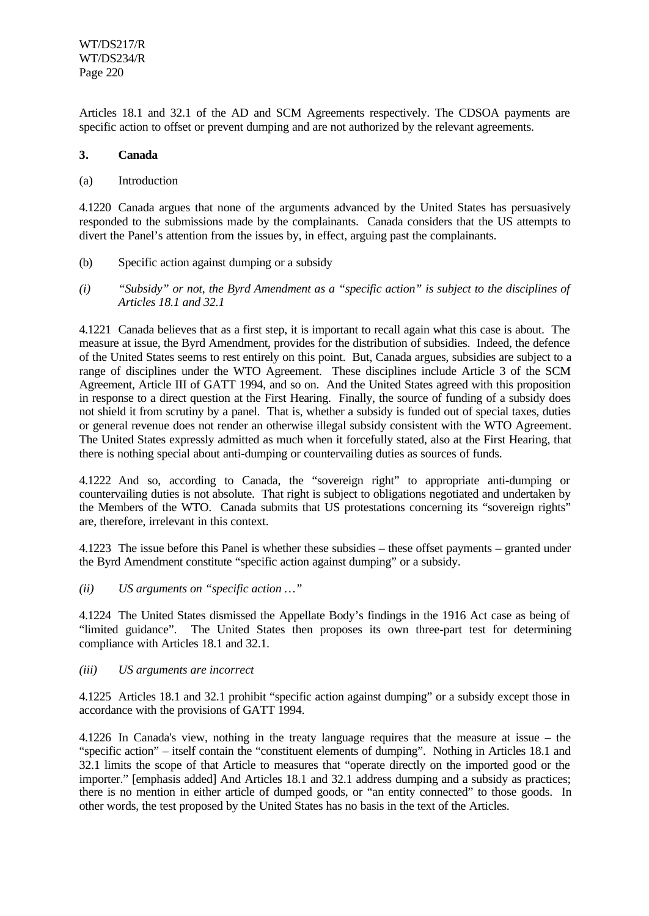Articles 18.1 and 32.1 of the AD and SCM Agreements respectively. The CDSOA payments are specific action to offset or prevent dumping and are not authorized by the relevant agreements.

### 3. Canada

(a) Introduction

4.1220 Canada argues that none of the arguments advanced by the United States has persuasively responded to the submissions made by the complainants. Canada considers that the US attempts to divert the Panel's attention from the issues by, in effect, arguing past the complainants.

(b) Specific action against dumping or a subsidy

*(i) "Subsidy" or not, the Byrd Amendment as a "specific action" is subject to the disciplines of Articles 18.1 and 32.1*

4.1221 Canada believes that as a first step, it is important to recall again what this case is about. The measure at issue, the Byrd Amendment, provides for the distribution of subsidies. Indeed, the defence of the United States seems to rest entirely on this point. But, Canada argues, subsidies are subject to a range of disciplines under the WTO Agreement. These disciplines include Article 3 of the SCM Agreement, Article III of GATT 1994, and so on. And the United States agreed with this proposition in response to a direct question at the First Hearing. Finally, the source of funding of a subsidy does not shield it from scrutiny by a panel. That is, whether a subsidy is funded out of special taxes, duties or general revenue does not render an otherwise illegal subsidy consistent with the WTO Agreement. The United States expressly admitted as much when it forcefully stated, also at the First Hearing, that there is nothing special about anti-dumping or countervailing duties as sources of funds.

4.1222 And so, according to Canada, the "sovereign right" to appropriate anti-dumping or countervailing duties is not absolute. That right is subject to obligations negotiated and undertaken by the Members of the WTO. Canada submits that US protestations concerning its "sovereign rights" are, therefore, irrelevant in this context.

4.1223 The issue before this Panel is whether these subsidies – these offset payments – granted under the Byrd Amendment constitute "specific action against dumping" or a subsidy.

*(ii) US arguments on "specific action …"*

4.1224 The United States dismissed the Appellate Body's findings in the 1916 Act case as being of "limited guidance". The United States then proposes its own three-part test for determining compliance with Articles 18.1 and 32.1.

*(iii) US arguments are incorrect*

4.1225 Articles 18.1 and 32.1 prohibit "specific action against dumping" or a subsidy except those in accordance with the provisions of GATT 1994.

4.1226 In Canada's view, nothing in the treaty language requires that the measure at issue – the "specific action" – itself contain the "constituent elements of dumping". Nothing in Articles 18.1 and 32.1 limits the scope of that Article to measures that "operate directly on the imported good or the importer." [emphasis added] And Articles 18.1 and 32.1 address dumping and a subsidy as practices; there is no mention in either article of dumped goods, or "an entity connected" to those goods. In other words, the test proposed by the United States has no basis in the text of the Articles.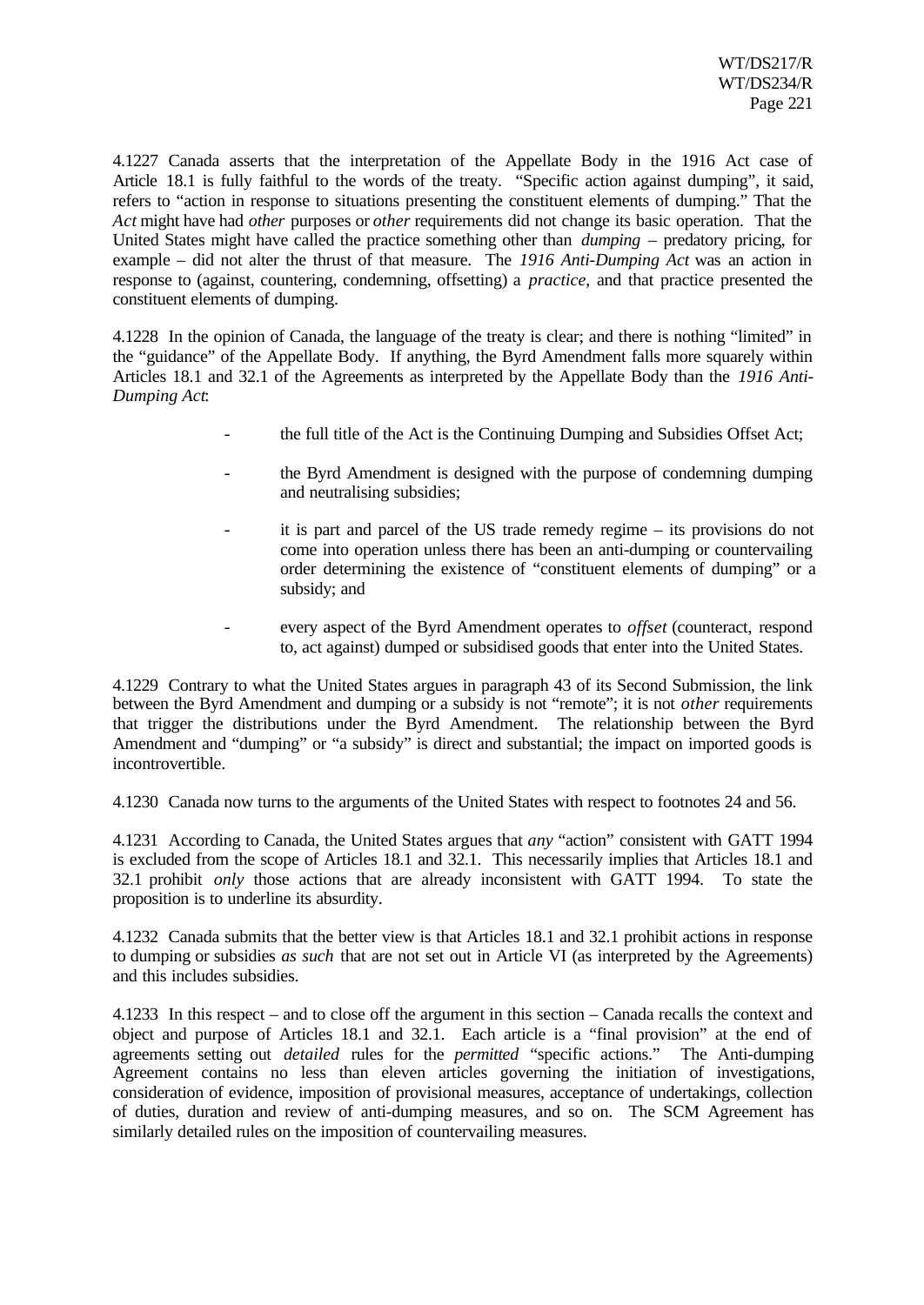4.1227 Canada asserts that the interpretation of the Appellate Body in the 1916 Act case of Article 18.1 is fully faithful to the words of the treaty. "Specific action against dumping", it said, refers to "action in response to situations presenting the constituent elements of dumping." That the *Act* might have had *other* purposes or *other* requirements did not change its basic operation. That the United States might have called the practice something other than *dumping* – predatory pricing, for example – did not alter the thrust of that measure. The *1916 Anti-Dumping Act* was an action in response to (against, countering, condemning, offsetting) a *practice*, and that practice presented the constituent elements of dumping.

4.1228 In the opinion of Canada, the language of the treaty is clear; and there is nothing "limited" in the "guidance" of the Appellate Body. If anything, the Byrd Amendment falls more squarely within Articles 18.1 and 32.1 of the Agreements as interpreted by the Appellate Body than the *1916 Anti-Dumping Act*:

- the full title of the Act is the Continuing Dumping and Subsidies Offset Act;
- the Byrd Amendment is designed with the purpose of condemning dumping and neutralising subsidies;
- it is part and parcel of the US trade remedy regime – its provisions do not come into operation unless there has been an anti-dumping or countervailing order determining the existence of "constituent elements of dumping" or a subsidy; and
- every aspect of the Byrd Amendment operates to *offset* (counteract, respond to, act against) dumped or subsidised goods that enter into the United States.

4.1229 Contrary to what the United States argues in paragraph 43 of its Second Submission, the link between the Byrd Amendment and dumping or a subsidy is not "remote"; it is not *other* requirements that trigger the distributions under the Byrd Amendment. The relationship between the Byrd Amendment and "dumping" or "a subsidy" is direct and substantial; the impact on imported goods is incontrovertible.

4.1230 Canada now turns to the arguments of the United States with respect to footnotes 24 and 56.

4.1231 According to Canada, the United States argues that *any* "action" consistent with GATT 1994 is excluded from the scope of Articles 18.1 and 32.1. This necessarily implies that Articles 18.1 and 32.1 prohibit *only* those actions that are already inconsistent with GATT 1994. To state the proposition is to underline its absurdity.

4.1232 Canada submits that the better view is that Articles 18.1 and 32.1 prohibit actions in response to dumping or subsidies *as such* that are not set out in Article VI (as interpreted by the Agreements) and this includes subsidies.

4.1233 In this respect – and to close off the argument in this section – Canada recalls the context and object and purpose of Articles 18.1 and 32.1. Each article is a "final provision" at the end of agreements setting out *detailed* rules for the *permitted* "specific actions." The Anti-dumping Agreement contains no less than eleven articles governing the initiation of investigations, consideration of evidence, imposition of provisional measures, acceptance of undertakings, collection of duties, duration and review of anti-dumping measures, and so on. The SCM Agreement has similarly detailed rules on the imposition of countervailing measures.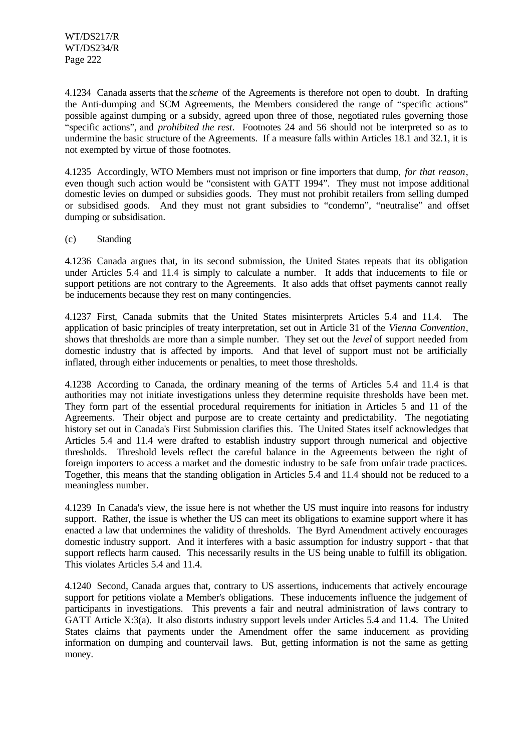4.1234 Canada asserts that the *scheme* of the Agreements is therefore not open to doubt. In drafting the Anti-dumping and SCM Agreements, the Members considered the range of "specific actions" possible against dumping or a subsidy, agreed upon three of those, negotiated rules governing those "specific actions", and *prohibited the rest*. Footnotes 24 and 56 should not be interpreted so as to undermine the basic structure of the Agreements. If a measure falls within Articles 18.1 and 32.1, it is not exempted by virtue of those footnotes.

4.1235 Accordingly, WTO Members must not imprison or fine importers that dump, *for that reason*, even though such action would be "consistent with GATT 1994". They must not impose additional domestic levies on dumped or subsidies goods. They must not prohibit retailers from selling dumped or subsidised goods. And they must not grant subsidies to "condemn", "neutralise" and offset dumping or subsidisation.

(c) Standing

4.1236 Canada argues that, in its second submission, the United States repeats that its obligation under Articles 5.4 and 11.4 is simply to calculate a number. It adds that inducements to file or support petitions are not contrary to the Agreements. It also adds that offset payments cannot really be inducements because they rest on many contingencies.

4.1237 First, Canada submits that the United States misinterprets Articles 5.4 and 11.4. The application of basic principles of treaty interpretation, set out in Article 31 of the *Vienna Convention*, shows that thresholds are more than a simple number. They set out the *level* of support needed from domestic industry that is affected by imports. And that level of support must not be artificially inflated, through either inducements or penalties, to meet those thresholds.

4.1238 According to Canada, the ordinary meaning of the terms of Articles 5.4 and 11.4 is that authorities may not initiate investigations unless they determine requisite thresholds have been met. They form part of the essential procedural requirements for initiation in Articles 5 and 11 of the Agreements. Their object and purpose are to create certainty and predictability. The negotiating history set out in Canada's First Submission clarifies this. The United States itself acknowledges that Articles 5.4 and 11.4 were drafted to establish industry support through numerical and objective thresholds. Threshold levels reflect the careful balance in the Agreements between the right of foreign importers to access a market and the domestic industry to be safe from unfair trade practices. Together, this means that the standing obligation in Articles 5.4 and 11.4 should not be reduced to a meaningless number.

4.1239 In Canada's view, the issue here is not whether the US must inquire into reasons for industry support. Rather, the issue is whether the US can meet its obligations to examine support where it has enacted a law that undermines the validity of thresholds. The Byrd Amendment actively encourages domestic industry support. And it interferes with a basic assumption for industry support - that that support reflects harm caused. This necessarily results in the US being unable to fulfill its obligation. This violates Articles 5.4 and 11.4.

4.1240 Second, Canada argues that, contrary to US assertions, inducements that actively encourage support for petitions violate a Member's obligations. These inducements influence the judgement of participants in investigations. This prevents a fair and neutral administration of laws contrary to GATT Article X:3(a). It also distorts industry support levels under Articles 5.4 and 11.4. The United States claims that payments under the Amendment offer the same inducement as providing information on dumping and countervail laws. But, getting information is not the same as getting money.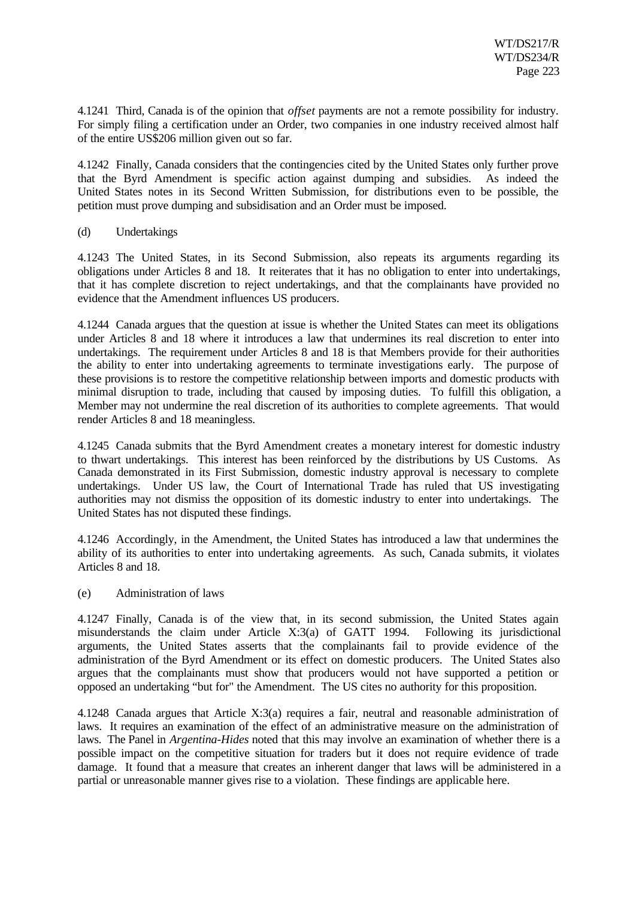4.1241 Third, Canada is of the opinion that *offset* payments are not a remote possibility for industry. For simply filing a certification under an Order, two companies in one industry received almost half of the entire US$206 million given out so far.

4.1242 Finally, Canada considers that the contingencies cited by the United States only further prove that the Byrd Amendment is specific action against dumping and subsidies. As indeed the United States notes in its Second Written Submission, for distributions even to be possible, the petition must prove dumping and subsidisation and an Order must be imposed.

(d) Undertakings

4.1243 The United States, in its Second Submission, also repeats its arguments regarding its obligations under Articles 8 and 18. It reiterates that it has no obligation to enter into undertakings, that it has complete discretion to reject undertakings, and that the complainants have provided no evidence that the Amendment influences US producers.

4.1244 Canada argues that the question at issue is whether the United States can meet its obligations under Articles 8 and 18 where it introduces a law that undermines its real discretion to enter into undertakings. The requirement under Articles 8 and 18 is that Members provide for their authorities the ability to enter into undertaking agreements to terminate investigations early. The purpose of these provisions is to restore the competitive relationship between imports and domestic products with minimal disruption to trade, including that caused by imposing duties. To fulfill this obligation, a Member may not undermine the real discretion of its authorities to complete agreements. That would render Articles 8 and 18 meaningless.

4.1245 Canada submits that the Byrd Amendment creates a monetary interest for domestic industry to thwart undertakings. This interest has been reinforced by the distributions by US Customs. As Canada demonstrated in its First Submission, domestic industry approval is necessary to complete undertakings. Under US law, the Court of International Trade has ruled that US investigating authorities may not dismiss the opposition of its domestic industry to enter into undertakings. The United States has not disputed these findings.

4.1246 Accordingly, in the Amendment, the United States has introduced a law that undermines the ability of its authorities to enter into undertaking agreements. As such, Canada submits, it violates Articles 8 and 18.

(e) Administration of laws

4.1247 Finally, Canada is of the view that, in its second submission, the United States again misunderstands the claim under Article X:3(a) of GATT 1994. Following its jurisdictional arguments, the United States asserts that the complainants fail to provide evidence of the administration of the Byrd Amendment or its effect on domestic producers. The United States also argues that the complainants must show that producers would not have supported a petition or opposed an undertaking "but for" the Amendment. The US cites no authority for this proposition.

4.1248 Canada argues that Article X:3(a) requires a fair, neutral and reasonable administration of laws. It requires an examination of the effect of an administrative measure on the administration of laws. The Panel in *Argentina-Hides* noted that this may involve an examination of whether there is a possible impact on the competitive situation for traders but it does not require evidence of trade damage. It found that a measure that creates an inherent danger that laws will be administered in a partial or unreasonable manner gives rise to a violation. These findings are applicable here.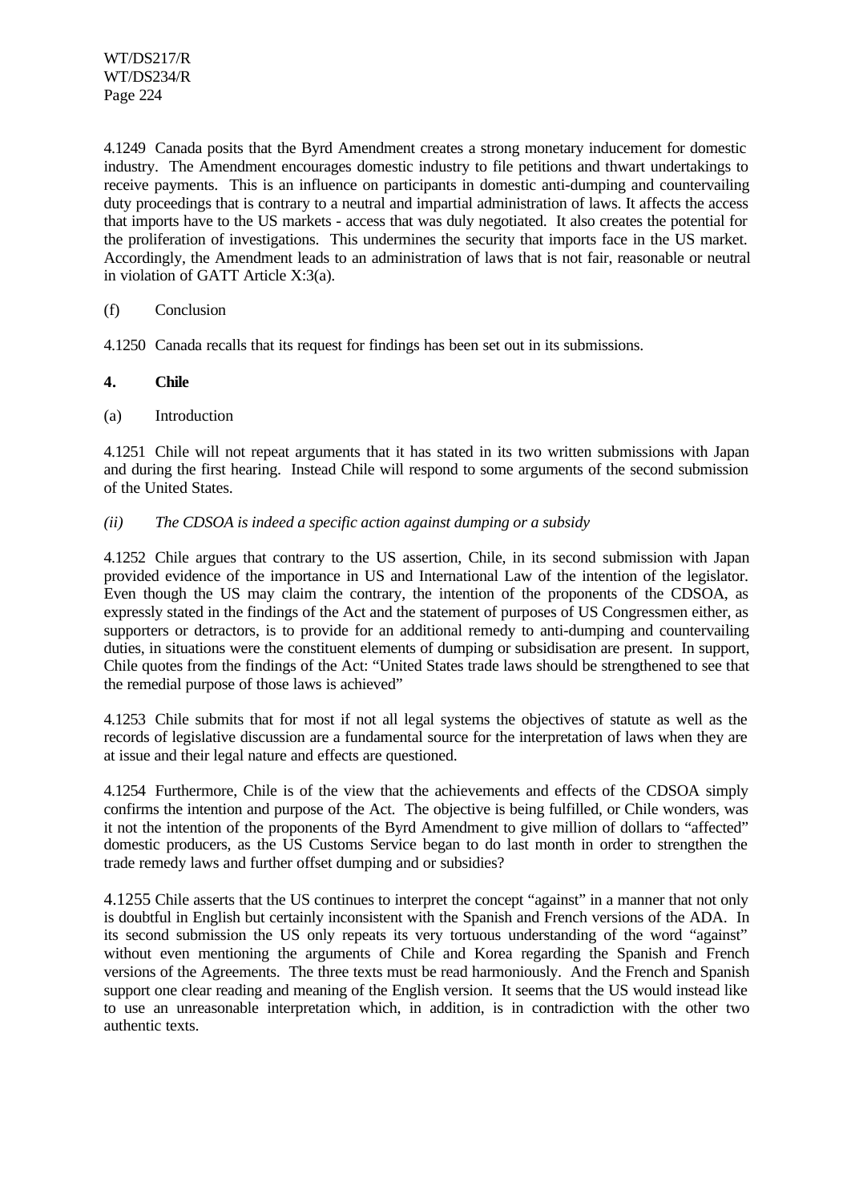4.1249 Canada posits that the Byrd Amendment creates a strong monetary inducement for domestic industry. The Amendment encourages domestic industry to file petitions and thwart undertakings to receive payments. This is an influence on participants in domestic anti-dumping and countervailing duty proceedings that is contrary to a neutral and impartial administration of laws. It affects the access that imports have to the US markets - access that was duly negotiated. It also creates the potential for the proliferation of investigations. This undermines the security that imports face in the US market. Accordingly, the Amendment leads to an administration of laws that is not fair, reasonable or neutral in violation of GATT Article X:3(a).

(f) Conclusion

4.1250 Canada recalls that its request for findings has been set out in its submissions.

**4. Chile**

(a) Introduction

4.1251 Chile will not repeat arguments that it has stated in its two written submissions with Japan and during the first hearing. Instead Chile will respond to some arguments of the second submission of the United States.

*(ii) The CDSOA is indeed a specific action against dumping or a subsidy*

4.1252 Chile argues that contrary to the US assertion, Chile, in its second submission with Japan provided evidence of the importance in US and International Law of the intention of the legislator. Even though the US may claim the contrary, the intention of the proponents of the CDSOA, as expressly stated in the findings of the Act and the statement of purposes of US Congressmen either, as supporters or detractors, is to provide for an additional remedy to anti-dumping and countervailing duties, in situations were the constituent elements of dumping or subsidisation are present. In support, Chile quotes from the findings of the Act: "United States trade laws should be strengthened to see that the remedial purpose of those laws is achieved"

4.1253 Chile submits that for most if not all legal systems the objectives of statute as well as the records of legislative discussion are a fundamental source for the interpretation of laws when they are at issue and their legal nature and effects are questioned.

4.1254 Furthermore, Chile is of the view that the achievements and effects of the CDSOA simply confirms the intention and purpose of the Act. The objective is being fulfilled, or Chile wonders, was it not the intention of the proponents of the Byrd Amendment to give million of dollars to "affected" domestic producers, as the US Customs Service began to do last month in order to strengthen the trade remedy laws and further offset dumping and or subsidies?

4.1255 Chile asserts that the US continues to interpret the concept "against" in a manner that not only is doubtful in English but certainly inconsistent with the Spanish and French versions of the ADA. In its second submission the US only repeats its very tortuous understanding of the word "against" without even mentioning the arguments of Chile and Korea regarding the Spanish and French versions of the Agreements. The three texts must be read harmoniously. And the French and Spanish support one clear reading and meaning of the English version. It seems that the US would instead like to use an unreasonable interpretation which, in addition, is in contradiction with the other two authentic texts.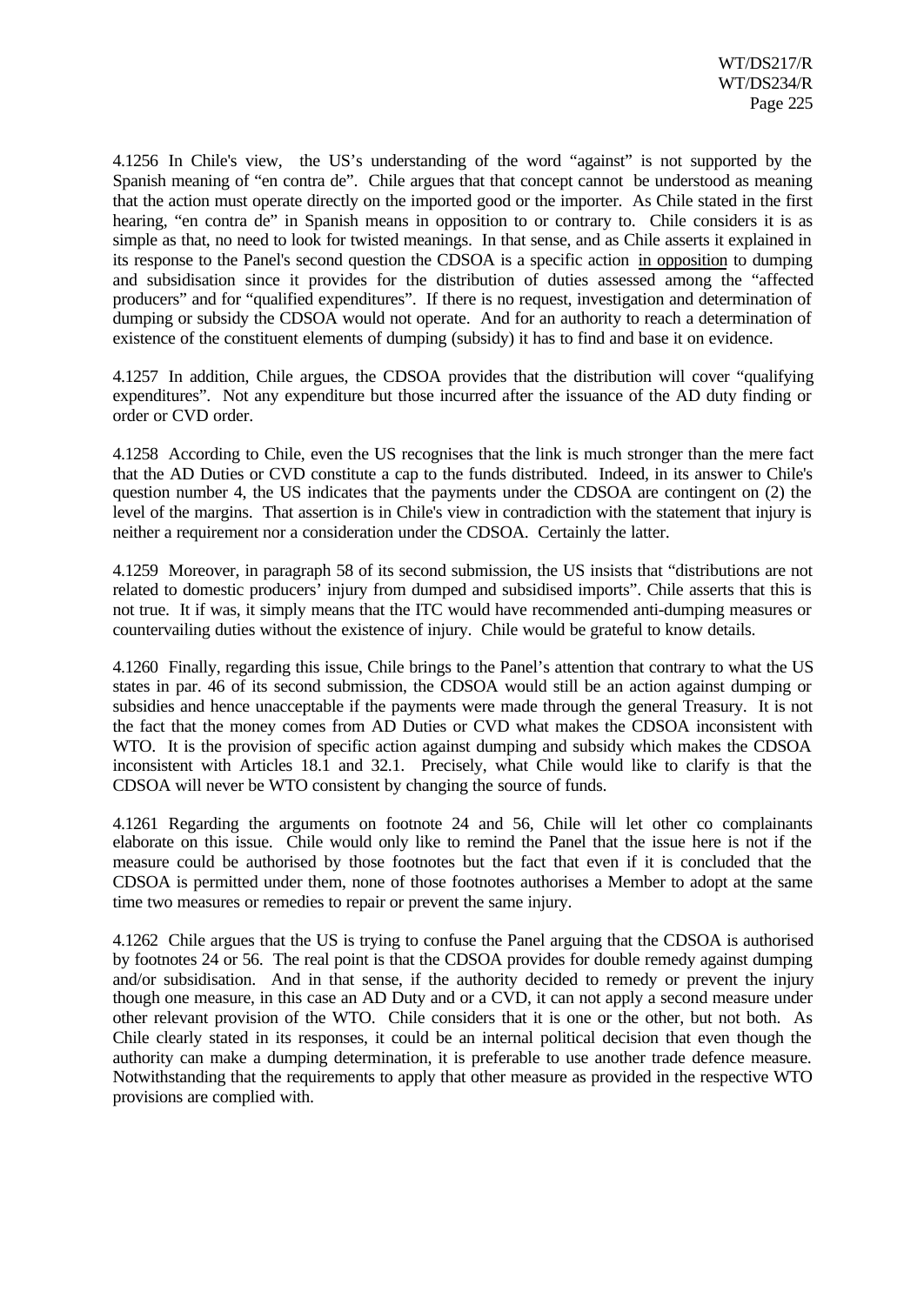4.1256 In Chile's view, the US's understanding of the word "against" is not supported by the Spanish meaning of "en contra de". Chile argues that that concept cannot be understood as meaning that the action must operate directly on the imported good or the importer. As Chile stated in the first hearing, "en contra de" in Spanish means in opposition to or contrary to. Chile considers it is as simple as that, no need to look for twisted meanings. In that sense, and as Chile asserts it explained in its response to the Panel's second question the CDSOA is a specific action <u>in opposition</u> to dumping and subsidisation since it provides for the distribution of duties assessed among the "affected producers" and for "qualified expenditures". If there is no request, investigation and determination of dumping or subsidy the CDSOA would not operate. And for an authority to reach a determination of existence of the constituent elements of dumping (subsidy) it has to find and base it on evidence.

4.1257 In addition, Chile argues, the CDSOA provides that the distribution will cover "qualifying expenditures". Not any expenditure but those incurred after the issuance of the AD duty finding or order or CVD order.

4.1258 According to Chile, even the US recognises that the link is much stronger than the mere fact that the AD Duties or CVD constitute a cap to the funds distributed. Indeed, in its answer to Chile's question number 4, the US indicates that the payments under the CDSOA are contingent on (2) the level of the margins. That assertion is in Chile's view in contradiction with the statement that injury is neither a requirement nor a consideration under the CDSOA. Certainly the latter.

4.1259 Moreover, in paragraph 58 of its second submission, the US insists that "distributions are not related to domestic producers' injury from dumped and subsidised imports". Chile asserts that this is not true. It if was, it simply means that the ITC would have recommended anti-dumping measures or countervailing duties without the existence of injury. Chile would be grateful to know details.

4.1260 Finally, regarding this issue, Chile brings to the Panel's attention that contrary to what the US states in par. 46 of its second submission, the CDSOA would still be an action against dumping or subsidies and hence unacceptable if the payments were made through the general Treasury. It is not the fact that the money comes from AD Duties or CVD what makes the CDSOA inconsistent with WTO. It is the provision of specific action against dumping and subsidy which makes the CDSOA inconsistent with Articles 18.1 and 32.1. Precisely, what Chile would like to clarify is that the CDSOA will never be WTO consistent by changing the source of funds.

4.1261 Regarding the arguments on footnote 24 and 56, Chile will let other co complainants elaborate on this issue. Chile would only like to remind the Panel that the issue here is not if the measure could be authorised by those footnotes but the fact that even if it is concluded that the CDSOA is permitted under them, none of those footnotes authorises a Member to adopt at the same time two measures or remedies to repair or prevent the same injury.

4.1262 Chile argues that the US is trying to confuse the Panel arguing that the CDSOA is authorised by footnotes 24 or 56. The real point is that the CDSOA provides for double remedy against dumping and/or subsidisation. And in that sense, if the authority decided to remedy or prevent the injury though one measure, in this case an AD Duty and or a CVD, it can not apply a second measure under other relevant provision of the WTO. Chile considers that it is one or the other, but not both. As Chile clearly stated in its responses, it could be an internal political decision that even though the authority can make a dumping determination, it is preferable to use another trade defence measure. Notwithstanding that the requirements to apply that other measure as provided in the respective WTO provisions are complied with.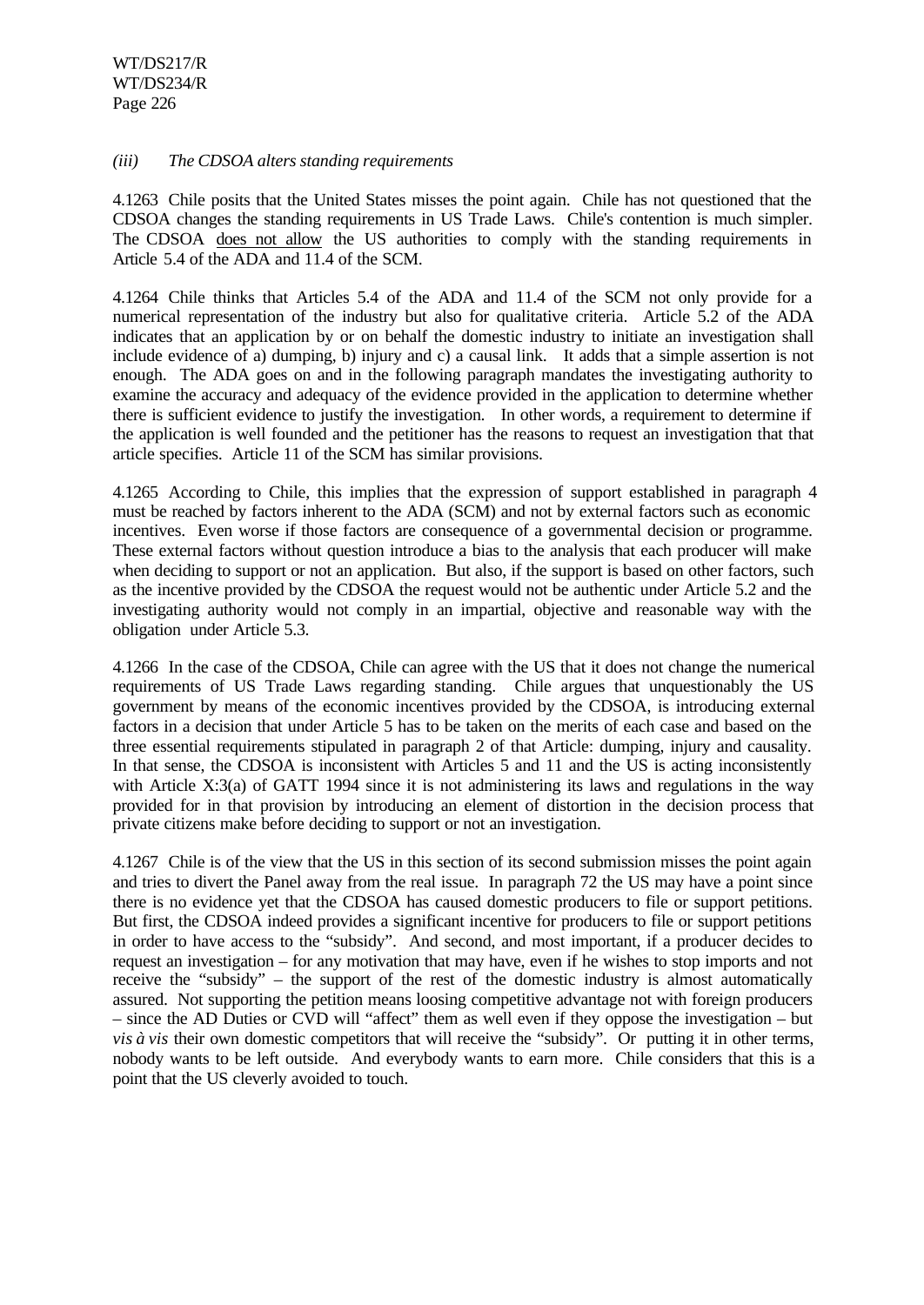### *(iii) The CDSOA alters standing requirements*

4.1263 Chile posits that the United States misses the point again. Chile has not questioned that the CDSOA changes the standing requirements in US Trade Laws. Chile's contention is much simpler. The CDSOA does not allow the US authorities to comply with the standing requirements in Article 5.4 of the ADA and 11.4 of the SCM.

4.1264 Chile thinks that Articles 5.4 of the ADA and 11.4 of the SCM not only provide for a numerical representation of the industry but also for qualitative criteria. Article 5.2 of the ADA indicates that an application by or on behalf the domestic industry to initiate an investigation shall include evidence of a) dumping, b) injury and c) a causal link. It adds that a simple assertion is not enough. The ADA goes on and in the following paragraph mandates the investigating authority to examine the accuracy and adequacy of the evidence provided in the application to determine whether there is sufficient evidence to justify the investigation. In other words, a requirement to determine if the application is well founded and the petitioner has the reasons to request an investigation that that article specifies. Article 11 of the SCM has similar provisions.

4.1265 According to Chile, this implies that the expression of support established in paragraph 4 must be reached by factors inherent to the ADA (SCM) and not by external factors such as economic incentives. Even worse if those factors are consequence of a governmental decision or programme. These external factors without question introduce a bias to the analysis that each producer will make when deciding to support or not an application. But also, if the support is based on other factors, such as the incentive provided by the CDSOA the request would not be authentic under Article 5.2 and the investigating authority would not comply in an impartial, objective and reasonable way with the obligation under Article 5.3.

4.1266 In the case of the CDSOA, Chile can agree with the US that it does not change the numerical requirements of US Trade Laws regarding standing. Chile argues that unquestionably the US government by means of the economic incentives provided by the CDSOA, is introducing external factors in a decision that under Article 5 has to be taken on the merits of each case and based on the three essential requirements stipulated in paragraph 2 of that Article: dumping, injury and causality. In that sense, the CDSOA is inconsistent with Articles 5 and 11 and the US is acting inconsistently with Article X:3(a) of GATT 1994 since it is not administering its laws and regulations in the way provided for in that provision by introducing an element of distortion in the decision process that private citizens make before deciding to support or not an investigation.

4.1267 Chile is of the view that the US in this section of its second submission misses the point again and tries to divert the Panel away from the real issue. In paragraph 72 the US may have a point since there is no evidence yet that the CDSOA has caused domestic producers to file or support petitions. But first, the CDSOA indeed provides a significant incentive for producers to file or support petitions in order to have access to the "subsidy". And second, and most important, if a producer decides to request an investigation – for any motivation that may have, even if he wishes to stop imports and not receive the "subsidy" – the support of the rest of the domestic industry is almost automatically assured. Not supporting the petition means loosing competitive advantage not with foreign producers – since the AD Duties or CVD will "affect" them as well even if they oppose the investigation – but *vis à vis* their own domestic competitors that will receive the "subsidy". Or putting it in other terms, nobody wants to be left outside. And everybody wants to earn more. Chile considers that this is a point that the US cleverly avoided to touch.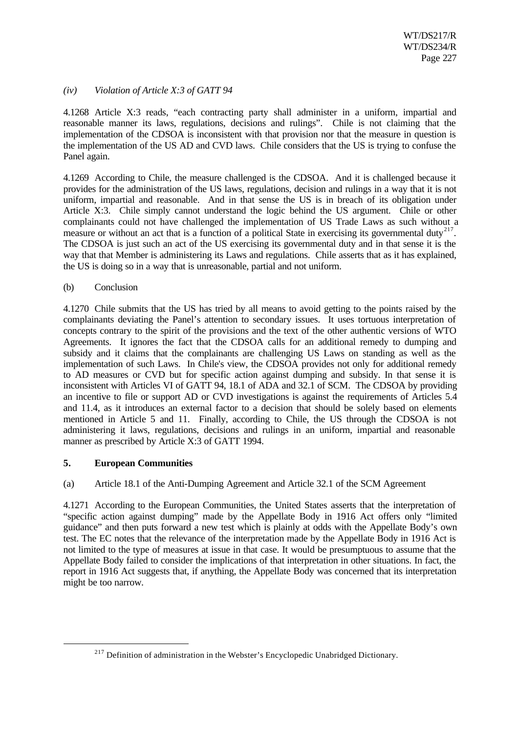### *(iv) Violation of Article X:3 of GATT 94*

4.1268 Article X:3 reads, "each contracting party shall administer in a uniform, impartial and reasonable manner its laws, regulations, decisions and rulings". Chile is not claiming that the implementation of the CDSOA is inconsistent with that provision nor that the measure in question is the implementation of the US AD and CVD laws. Chile considers that the US is trying to confuse the Panel again.

4.1269 According to Chile, the measure challenged is the CDSOA. And it is challenged because it provides for the administration of the US laws, regulations, decision and rulings in a way that it is not uniform, impartial and reasonable. And in that sense the US is in breach of its obligation under Article X:3. Chile simply cannot understand the logic behind the US argument. Chile or other complainants could not have challenged the implementation of US Trade Laws as such without a measure or without an act that is a function of a political State in exercising its governmental duty[217]. The CDSOA is just such an act of the US exercising its governmental duty and in that sense it is the way that that Member is administering its Laws and regulations. Chile asserts that as it has explained, the US is doing so in a way that is unreasonable, partial and not uniform.

(b) Conclusion

4.1270 Chile submits that the US has tried by all means to avoid getting to the points raised by the complainants deviating the Panel's attention to secondary issues. It uses tortuous interpretation of concepts contrary to the spirit of the provisions and the text of the other authentic versions of WTO Agreements. It ignores the fact that the CDSOA calls for an additional remedy to dumping and subsidy and it claims that the complainants are challenging US Laws on standing as well as the implementation of such Laws. In Chile's view, the CDSOA provides not only for additional remedy to AD measures or CVD but for specific action against dumping and subsidy. In that sense it is inconsistent with Articles VI of GATT 94, 18.1 of ADA and 32.1 of SCM. The CDSOA by providing an incentive to file or support AD or CVD investigations is against the requirements of Articles 5.4 and 11.4, as it introduces an external factor to a decision that should be solely based on elements mentioned in Article 5 and 11. Finally, according to Chile, the US through the CDSOA is not administering it laws, regulations, decisions and rulings in an uniform, impartial and reasonable manner as prescribed by Article X:3 of GATT 1994.

## 5. European Communities

(a) Article 18.1 of the Anti-Dumping Agreement and Article 32.1 of the SCM Agreement

4.1271 According to the European Communities, the United States asserts that the interpretation of "specific action against dumping" made by the Appellate Body in 1916 Act offers only "limited guidance" and then puts forward a new test which is plainly at odds with the Appellate Body's own test. The EC notes that the relevance of the interpretation made by the Appellate Body in 1916 Act is not limited to the type of measures at issue in that case. It would be presumptuous to assume that the Appellate Body failed to consider the implications of that interpretation in other situations. In fact, the report in 1916 Act suggests that, if anything, the Appellate Body was concerned that its interpretation might be too narrow.

---

[217] Definition of administration in the Webster's Encyclopedic Unabridged Dictionary.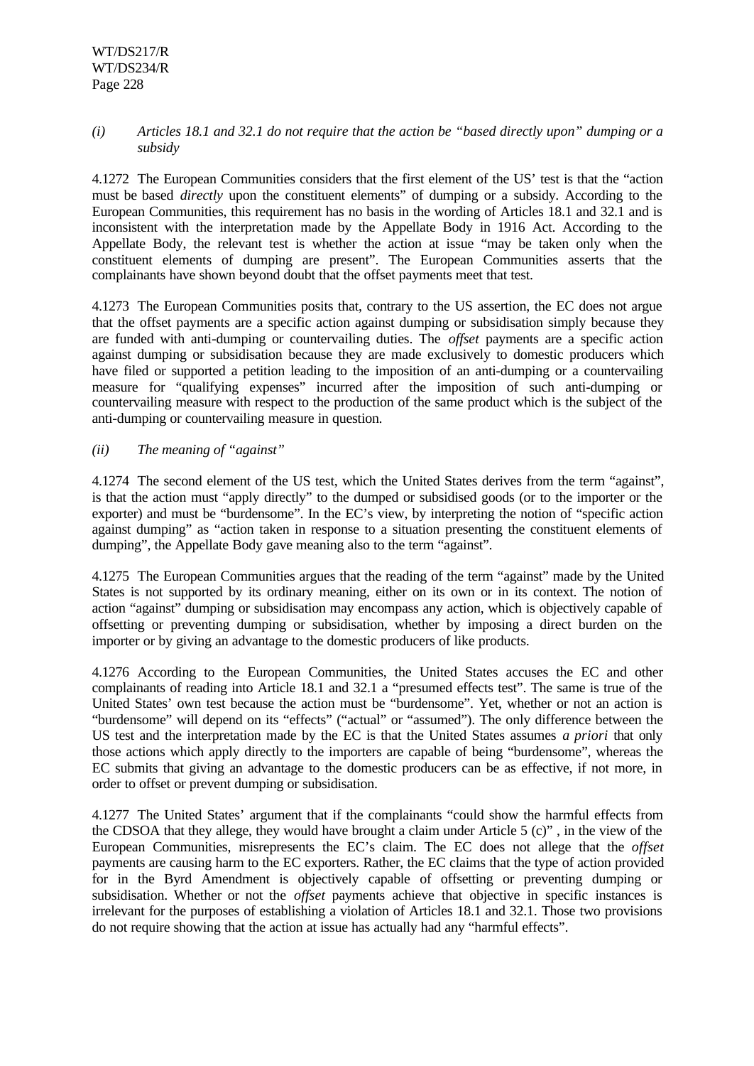*(i) Articles 18.1 and 32.1 do not require that the action be "based directly upon" dumping or a subsidy*

4.1272 The European Communities considers that the first element of the US' test is that the "action must be based *directly* upon the constituent elements" of dumping or a subsidy. According to the European Communities, this requirement has no basis in the wording of Articles 18.1 and 32.1 and is inconsistent with the interpretation made by the Appellate Body in 1916 Act. According to the Appellate Body, the relevant test is whether the action at issue "may be taken only when the constituent elements of dumping are present". The European Communities asserts that the complainants have shown beyond doubt that the offset payments meet that test.

4.1273 The European Communities posits that, contrary to the US assertion, the EC does not argue that the offset payments are a specific action against dumping or subsidisation simply because they are funded with anti-dumping or countervailing duties. The *offset* payments are a specific action against dumping or subsidisation because they are made exclusively to domestic producers which have filed or supported a petition leading to the imposition of an anti-dumping or a countervailing measure for "qualifying expenses" incurred after the imposition of such anti-dumping or countervailing measure with respect to the production of the same product which is the subject of the anti-dumping or countervailing measure in question.

*(ii) The meaning of "against"*

4.1274 The second element of the US test, which the United States derives from the term "against", is that the action must "apply directly" to the dumped or subsidised goods (or to the importer or the exporter) and must be "burdensome". In the EC's view, by interpreting the notion of "specific action against dumping" as "action taken in response to a situation presenting the constituent elements of dumping", the Appellate Body gave meaning also to the term "against".

4.1275 The European Communities argues that the reading of the term "against" made by the United States is not supported by its ordinary meaning, either on its own or in its context. The notion of action "against" dumping or subsidisation may encompass any action, which is objectively capable of offsetting or preventing dumping or subsidisation, whether by imposing a direct burden on the importer or by giving an advantage to the domestic producers of like products.

4.1276 According to the European Communities, the United States accuses the EC and other complainants of reading into Article 18.1 and 32.1 a "presumed effects test". The same is true of the United States' own test because the action must be "burdensome". Yet, whether or not an action is "burdensome" will depend on its "effects" ("actual" or "assumed"). The only difference between the US test and the interpretation made by the EC is that the United States assumes *a priori* that only those actions which apply directly to the importers are capable of being "burdensome", whereas the EC submits that giving an advantage to the domestic producers can be as effective, if not more, in order to offset or prevent dumping or subsidisation.

4.1277 The United States' argument that if the complainants "could show the harmful effects from the CDSOA that they allege, they would have brought a claim under Article 5 (c)" , in the view of the European Communities, misrepresents the EC's claim. The EC does not allege that the *offset* payments are causing harm to the EC exporters. Rather, the EC claims that the type of action provided for in the Byrd Amendment is objectively capable of offsetting or preventing dumping or subsidisation. Whether or not the *offset* payments achieve that objective in specific instances is irrelevant for the purposes of establishing a violation of Articles 18.1 and 32.1. Those two provisions do not require showing that the action at issue has actually had any "harmful effects".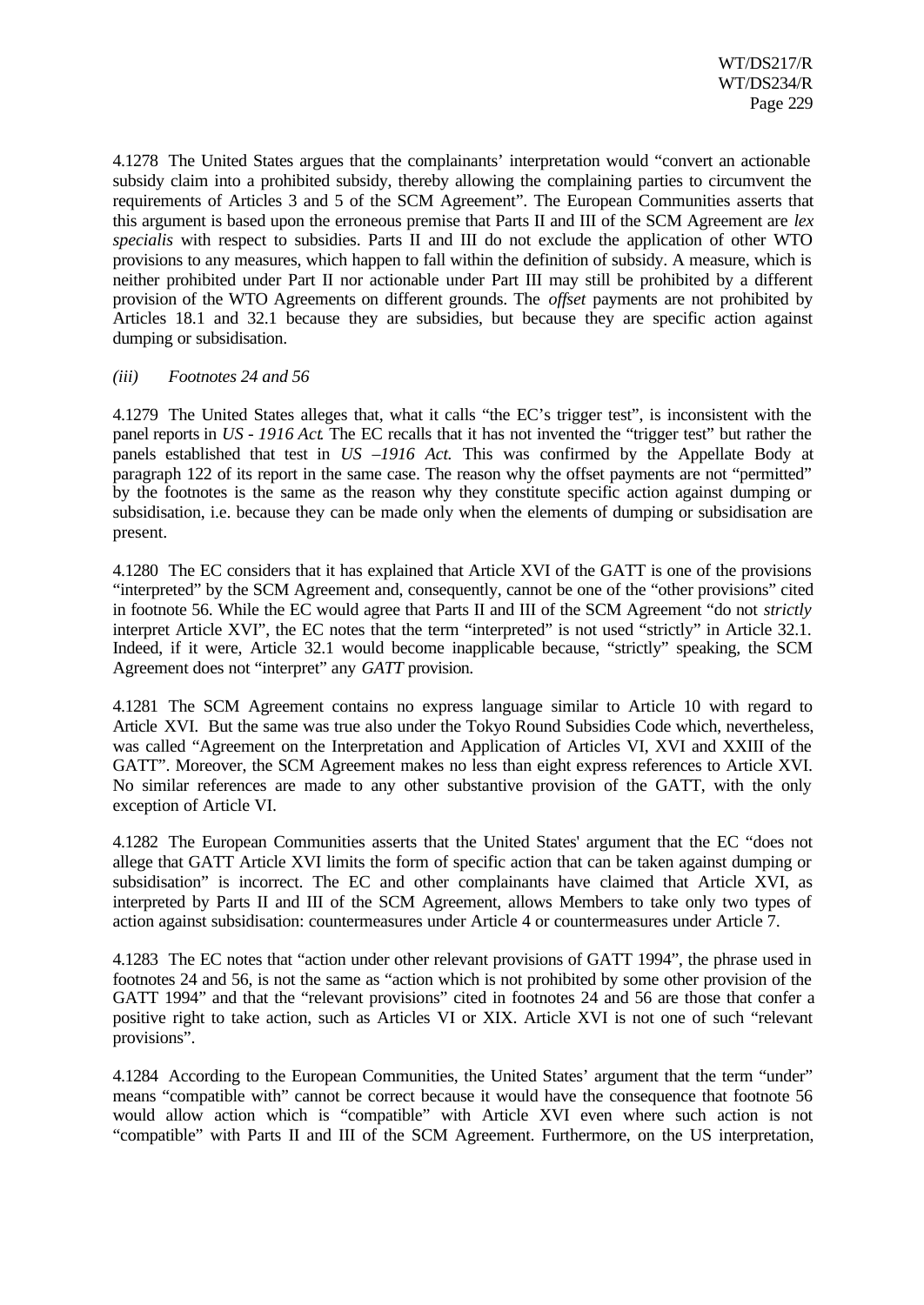4.1278 The United States argues that the complainants' interpretation would "convert an actionable subsidy claim into a prohibited subsidy, thereby allowing the complaining parties to circumvent the requirements of Articles 3 and 5 of the SCM Agreement". The European Communities asserts that this argument is based upon the erroneous premise that Parts II and III of the SCM Agreement are *lex specialis* with respect to subsidies. Parts II and III do not exclude the application of other WTO provisions to any measures, which happen to fall within the definition of subsidy. A measure, which is neither prohibited under Part II nor actionable under Part III may still be prohibited by a different provision of the WTO Agreements on different grounds. The *offset* payments are not prohibited by Articles 18.1 and 32.1 because they are subsidies, but because they are specific action against dumping or subsidisation.

*(iii) Footnotes 24 and 56*

4.1279 The United States alleges that, what it calls "the EC's trigger test", is inconsistent with the panel reports in *US - 1916 Act*. The EC recalls that it has not invented the "trigger test" but rather the panels established that test in *US –1916 Act*. This was confirmed by the Appellate Body at paragraph 122 of its report in the same case. The reason why the offset payments are not "permitted" by the footnotes is the same as the reason why they constitute specific action against dumping or subsidisation, i.e. because they can be made only when the elements of dumping or subsidisation are present.

4.1280 The EC considers that it has explained that Article XVI of the GATT is one of the provisions "interpreted" by the SCM Agreement and, consequently, cannot be one of the "other provisions" cited in footnote 56. While the EC would agree that Parts II and III of the SCM Agreement "do not *strictly* interpret Article XVI", the EC notes that the term "interpreted" is not used "strictly" in Article 32.1. Indeed, if it were, Article 32.1 would become inapplicable because, "strictly" speaking, the SCM Agreement does not "interpret" any *GATT* provision.

4.1281 The SCM Agreement contains no express language similar to Article 10 with regard to Article XVI. But the same was true also under the Tokyo Round Subsidies Code which, nevertheless, was called "Agreement on the Interpretation and Application of Articles VI, XVI and XXIII of the GATT". Moreover, the SCM Agreement makes no less than eight express references to Article XVI. No similar references are made to any other substantive provision of the GATT, with the only exception of Article VI.

4.1282 The European Communities asserts that the United States' argument that the EC "does not allege that GATT Article XVI limits the form of specific action that can be taken against dumping or subsidisation" is incorrect. The EC and other complainants have claimed that Article XVI, as interpreted by Parts II and III of the SCM Agreement, allows Members to take only two types of action against subsidisation: countermeasures under Article 4 or countermeasures under Article 7.

4.1283 The EC notes that "action under other relevant provisions of GATT 1994", the phrase used in footnotes 24 and 56, is not the same as "action which is not prohibited by some other provision of the GATT 1994" and that the "relevant provisions" cited in footnotes 24 and 56 are those that confer a positive right to take action, such as Articles VI or XIX. Article XVI is not one of such "relevant provisions".

4.1284 According to the European Communities, the United States' argument that the term "under" means "compatible with" cannot be correct because it would have the consequence that footnote 56 would allow action which is "compatible" with Article XVI even where such action is not "compatible" with Parts II and III of the SCM Agreement. Furthermore, on the US interpretation,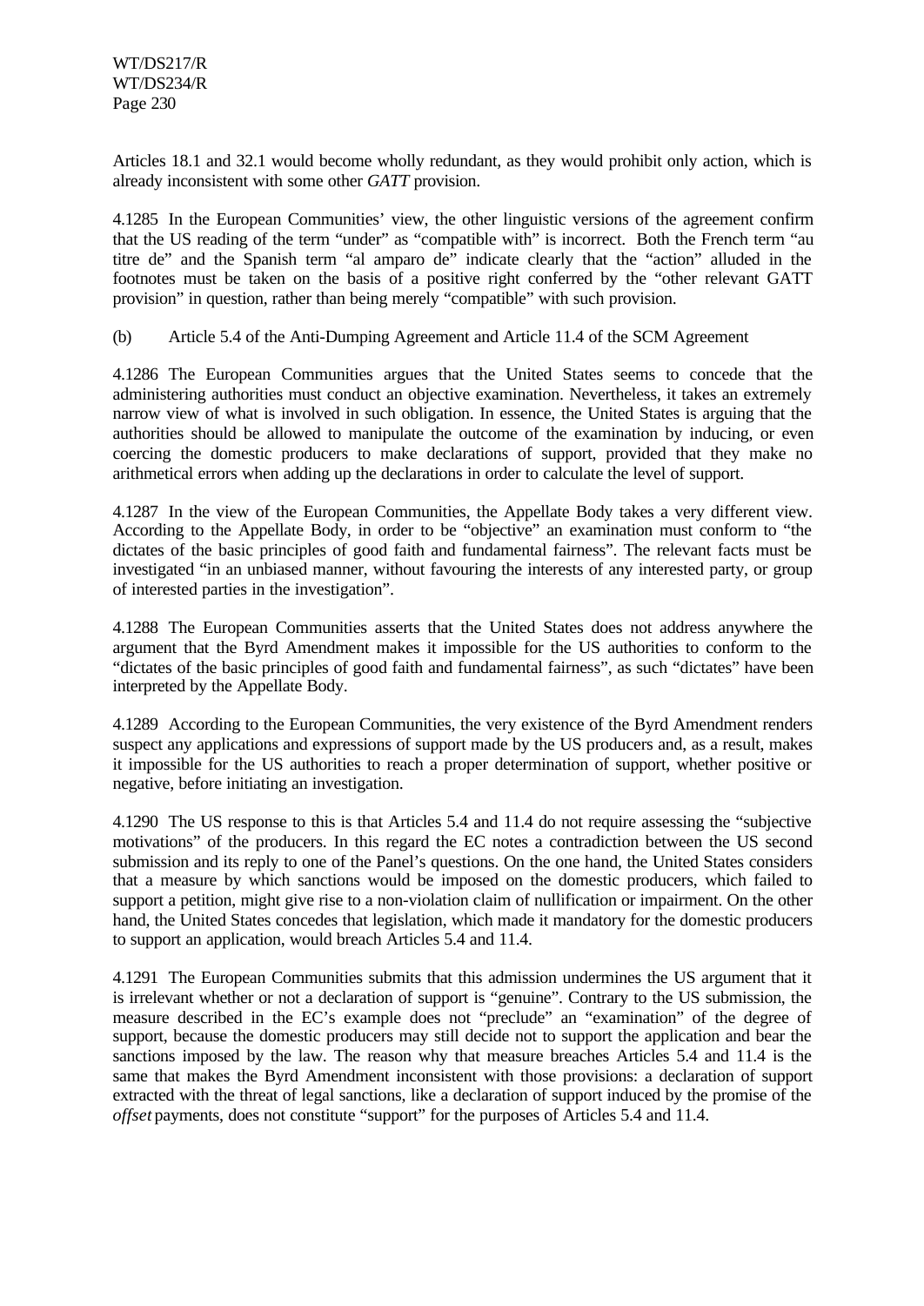Articles 18.1 and 32.1 would become wholly redundant, as they would prohibit only action, which is already inconsistent with some other *GATT* provision.

4.1285 In the European Communities' view, the other linguistic versions of the agreement confirm that the US reading of the term "under" as "compatible with" is incorrect. Both the French term "au titre de" and the Spanish term "al amparo de" indicate clearly that the "action" alluded in the footnotes must be taken on the basis of a positive right conferred by the "other relevant GATT provision" in question, rather than being merely "compatible" with such provision.

(b) Article 5.4 of the Anti-Dumping Agreement and Article 11.4 of the SCM Agreement

4.1286 The European Communities argues that the United States seems to concede that the administering authorities must conduct an objective examination. Nevertheless, it takes an extremely narrow view of what is involved in such obligation. In essence, the United States is arguing that the authorities should be allowed to manipulate the outcome of the examination by inducing, or even coercing the domestic producers to make declarations of support, provided that they make no arithmetical errors when adding up the declarations in order to calculate the level of support.

4.1287 In the view of the European Communities, the Appellate Body takes a very different view. According to the Appellate Body, in order to be "objective" an examination must conform to "the dictates of the basic principles of good faith and fundamental fairness". The relevant facts must be investigated "in an unbiased manner, without favouring the interests of any interested party, or group of interested parties in the investigation".

4.1288 The European Communities asserts that the United States does not address anywhere the argument that the Byrd Amendment makes it impossible for the US authorities to conform to the "dictates of the basic principles of good faith and fundamental fairness", as such "dictates" have been interpreted by the Appellate Body.

4.1289 According to the European Communities, the very existence of the Byrd Amendment renders suspect any applications and expressions of support made by the US producers and, as a result, makes it impossible for the US authorities to reach a proper determination of support, whether positive or negative, before initiating an investigation.

4.1290 The US response to this is that Articles 5.4 and 11.4 do not require assessing the "subjective motivations" of the producers. In this regard the EC notes a contradiction between the US second submission and its reply to one of the Panel's questions. On the one hand, the United States considers that a measure by which sanctions would be imposed on the domestic producers, which failed to support a petition, might give rise to a non-violation claim of nullification or impairment. On the other hand, the United States concedes that legislation, which made it mandatory for the domestic producers to support an application, would breach Articles 5.4 and 11.4.

4.1291 The European Communities submits that this admission undermines the US argument that it is irrelevant whether or not a declaration of support is "genuine". Contrary to the US submission, the measure described in the EC's example does not "preclude" an "examination" of the degree of support, because the domestic producers may still decide not to support the application and bear the sanctions imposed by the law. The reason why that measure breaches Articles 5.4 and 11.4 is the same that makes the Byrd Amendment inconsistent with those provisions: a declaration of support extracted with the threat of legal sanctions, like a declaration of support induced by the promise of the *offset* payments, does not constitute "support" for the purposes of Articles 5.4 and 11.4.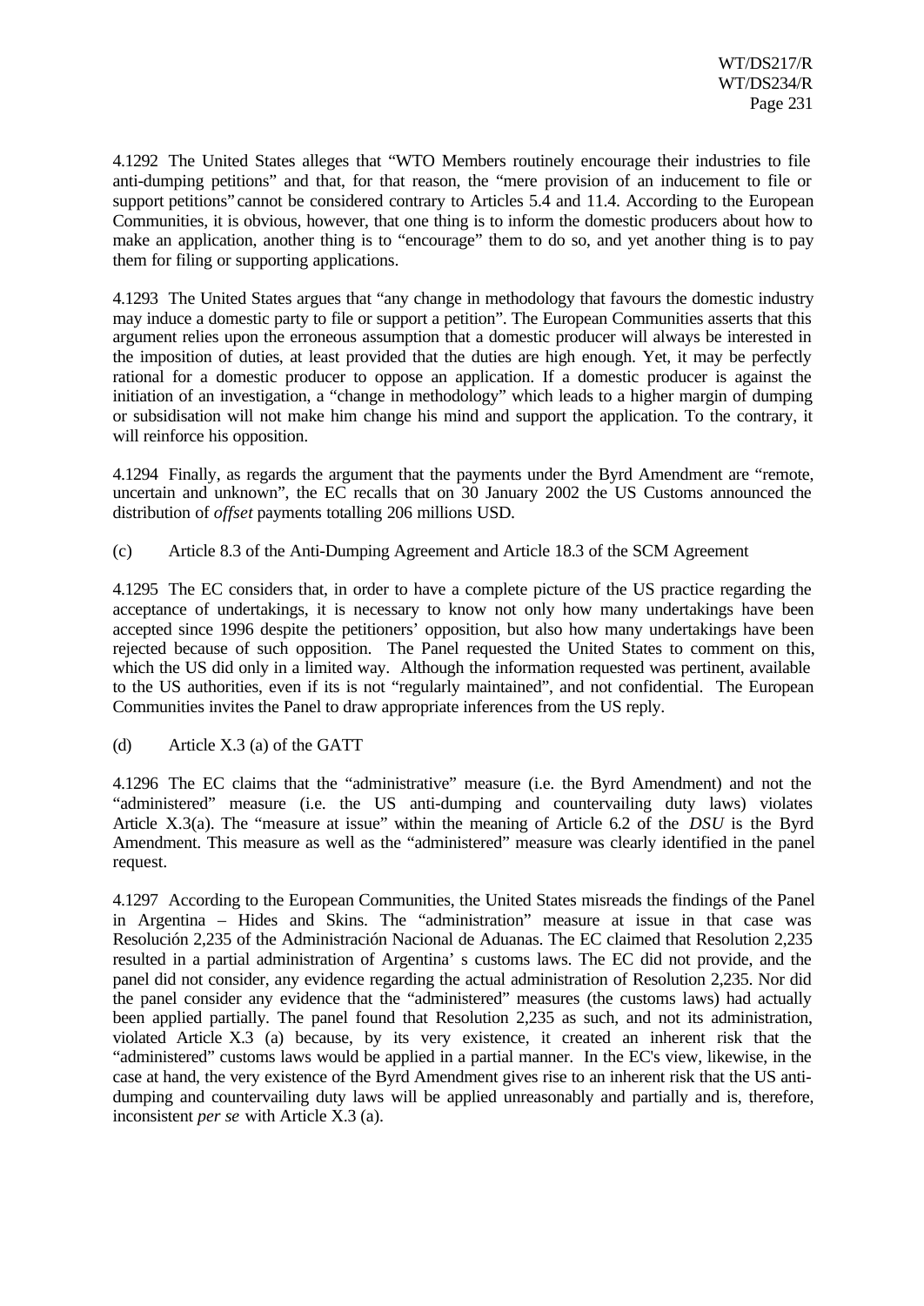4.1292 The United States alleges that "WTO Members routinely encourage their industries to file anti-dumping petitions" and that, for that reason, the "mere provision of an inducement to file or support petitions" cannot be considered contrary to Articles 5.4 and 11.4. According to the European Communities, it is obvious, however, that one thing is to inform the domestic producers about how to make an application, another thing is to "encourage" them to do so, and yet another thing is to pay them for filing or supporting applications.

4.1293 The United States argues that "any change in methodology that favours the domestic industry may induce a domestic party to file or support a petition". The European Communities asserts that this argument relies upon the erroneous assumption that a domestic producer will always be interested in the imposition of duties, at least provided that the duties are high enough. Yet, it may be perfectly rational for a domestic producer to oppose an application. If a domestic producer is against the initiation of an investigation, a "change in methodology" which leads to a higher margin of dumping or subsidisation will not make him change his mind and support the application. To the contrary, it will reinforce his opposition.

4.1294 Finally, as regards the argument that the payments under the Byrd Amendment are "remote, uncertain and unknown", the EC recalls that on 30 January 2002 the US Customs announced the distribution of *offset* payments totalling 206 millions USD.

(c) Article 8.3 of the Anti-Dumping Agreement and Article 18.3 of the SCM Agreement

4.1295 The EC considers that, in order to have a complete picture of the US practice regarding the acceptance of undertakings, it is necessary to know not only how many undertakings have been accepted since 1996 despite the petitioners' opposition, but also how many undertakings have been rejected because of such opposition. The Panel requested the United States to comment on this, which the US did only in a limited way. Although the information requested was pertinent, available to the US authorities, even if its is not "regularly maintained", and not confidential. The European Communities invites the Panel to draw appropriate inferences from the US reply.

(d) Article X.3 (a) of the GATT

4.1296 The EC claims that the "administrative" measure (i.e. the Byrd Amendment) and not the "administered" measure (i.e. the US anti-dumping and countervailing duty laws) violates Article X.3(a). The "measure at issue" within the meaning of Article 6.2 of the *DSU* is the Byrd Amendment. This measure as well as the "administered" measure was clearly identified in the panel request.

4.1297 According to the European Communities, the United States misreads the findings of the Panel in Argentina – Hides and Skins. The "administration" measure at issue in that case was Resolución 2,235 of the Administración Nacional de Aduanas. The EC claimed that Resolution 2,235 resulted in a partial administration of Argentina' s customs laws. The EC did not provide, and the panel did not consider, any evidence regarding the actual administration of Resolution 2,235. Nor did the panel consider any evidence that the "administered" measures (the customs laws) had actually been applied partially. The panel found that Resolution 2,235 as such, and not its administration, violated Article X.3 (a) because, by its very existence, it created an inherent risk that the "administered" customs laws would be applied in a partial manner. In the EC's view, likewise, in the case at hand, the very existence of the Byrd Amendment gives rise to an inherent risk that the US anti-dumping and countervailing duty laws will be applied unreasonably and partially and is, therefore, inconsistent *per se* with Article X.3 (a).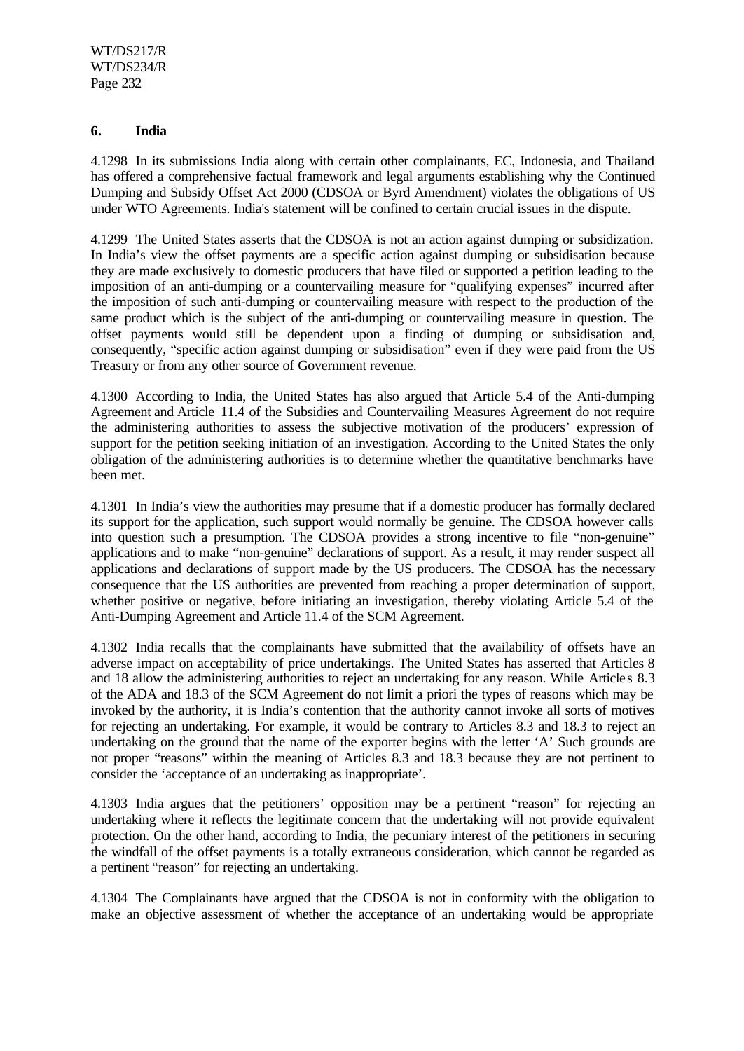### 6. India

4.1298 In its submissions India along with certain other complainants, EC, Indonesia, and Thailand has offered a comprehensive factual framework and legal arguments establishing why the Continued Dumping and Subsidy Offset Act 2000 (CDSOA or Byrd Amendment) violates the obligations of US under WTO Agreements. India's statement will be confined to certain crucial issues in the dispute.

4.1299 The United States asserts that the CDSOA is not an action against dumping or subsidization. In India's view the offset payments are a specific action against dumping or subsidisation because they are made exclusively to domestic producers that have filed or supported a petition leading to the imposition of an anti-dumping or a countervailing measure for "qualifying expenses" incurred after the imposition of such anti-dumping or countervailing measure with respect to the production of the same product which is the subject of the anti-dumping or countervailing measure in question. The offset payments would still be dependent upon a finding of dumping or subsidisation and, consequently, "specific action against dumping or subsidisation" even if they were paid from the US Treasury or from any other source of Government revenue.

4.1300 According to India, the United States has also argued that Article 5.4 of the Anti-dumping Agreement and Article 11.4 of the Subsidies and Countervailing Measures Agreement do not require the administering authorities to assess the subjective motivation of the producers' expression of support for the petition seeking initiation of an investigation. According to the United States the only obligation of the administering authorities is to determine whether the quantitative benchmarks have been met.

4.1301 In India's view the authorities may presume that if a domestic producer has formally declared its support for the application, such support would normally be genuine. The CDSOA however calls into question such a presumption. The CDSOA provides a strong incentive to file "non-genuine" applications and to make "non-genuine" declarations of support. As a result, it may render suspect all applications and declarations of support made by the US producers. The CDSOA has the necessary consequence that the US authorities are prevented from reaching a proper determination of support, whether positive or negative, before initiating an investigation, thereby violating Article 5.4 of the Anti-Dumping Agreement and Article 11.4 of the SCM Agreement.

4.1302 India recalls that the complainants have submitted that the availability of offsets have an adverse impact on acceptability of price undertakings. The United States has asserted that Articles 8 and 18 allow the administering authorities to reject an undertaking for any reason. While Articles 8.3 of the ADA and 18.3 of the SCM Agreement do not limit a priori the types of reasons which may be invoked by the authority, it is India's contention that the authority cannot invoke all sorts of motives for rejecting an undertaking. For example, it would be contrary to Articles 8.3 and 18.3 to reject an undertaking on the ground that the name of the exporter begins with the letter 'A' Such grounds are not proper "reasons" within the meaning of Articles 8.3 and 18.3 because they are not pertinent to consider the 'acceptance of an undertaking as inappropriate'.

4.1303 India argues that the petitioners' opposition may be a pertinent "reason" for rejecting an undertaking where it reflects the legitimate concern that the undertaking will not provide equivalent protection. On the other hand, according to India, the pecuniary interest of the petitioners in securing the windfall of the offset payments is a totally extraneous consideration, which cannot be regarded as a pertinent "reason" for rejecting an undertaking.

4.1304 The Complainants have argued that the CDSOA is not in conformity with the obligation to make an objective assessment of whether the acceptance of an undertaking would be appropriate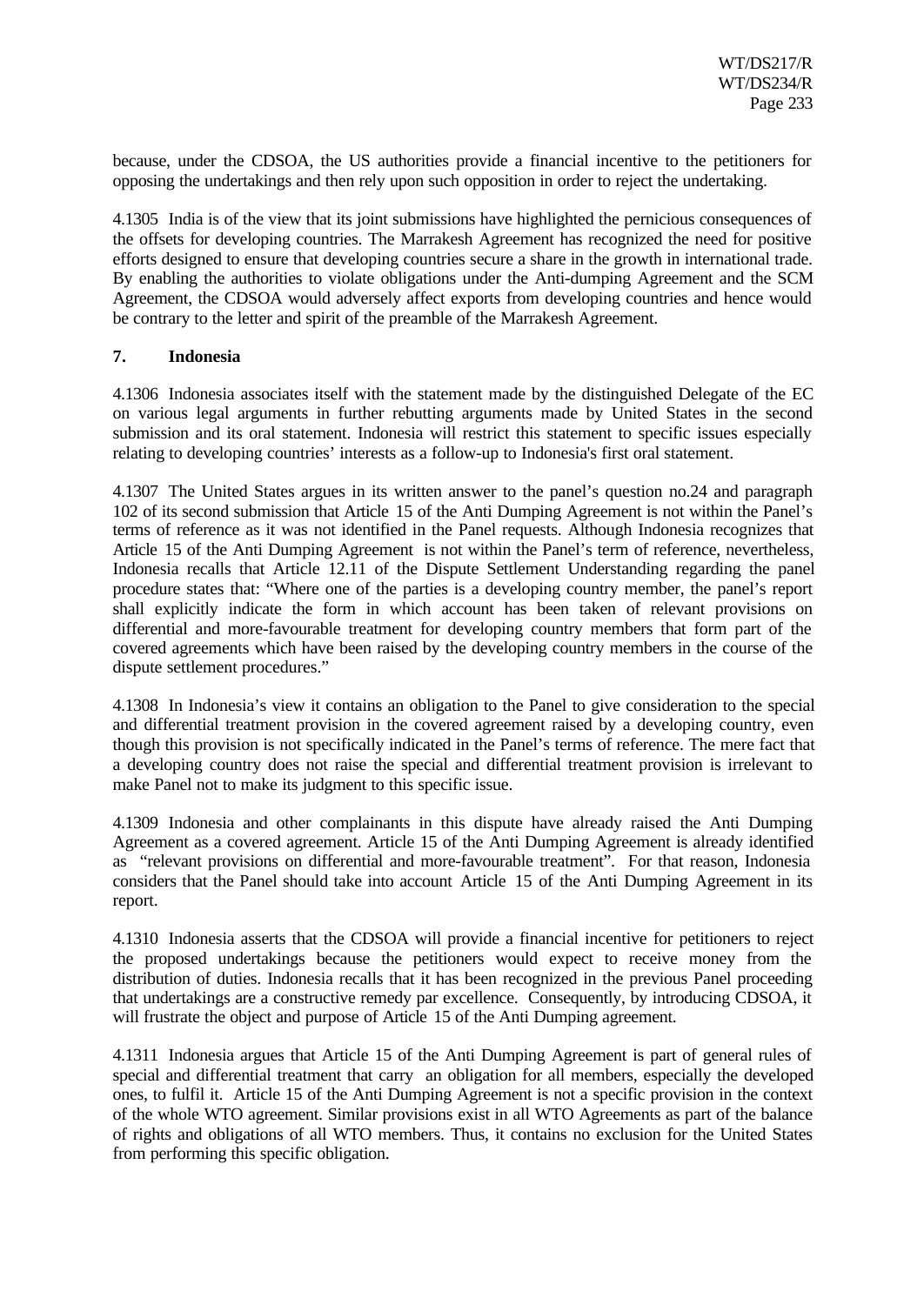because, under the CDSOA, the US authorities provide a financial incentive to the petitioners for opposing the undertakings and then rely upon such opposition in order to reject the undertaking.

4.1305 India is of the view that its joint submissions have highlighted the pernicious consequences of the offsets for developing countries. The Marrakesh Agreement has recognized the need for positive efforts designed to ensure that developing countries secure a share in the growth in international trade. By enabling the authorities to violate obligations under the Anti-dumping Agreement and the SCM Agreement, the CDSOA would adversely affect exports from developing countries and hence would be contrary to the letter and spirit of the preamble of the Marrakesh Agreement.

## 7. Indonesia

4.1306 Indonesia associates itself with the statement made by the distinguished Delegate of the EC on various legal arguments in further rebutting arguments made by United States in the second submission and its oral statement. Indonesia will restrict this statement to specific issues especially relating to developing countries' interests as a follow-up to Indonesia's first oral statement.

4.1307 The United States argues in its written answer to the panel's question no.24 and paragraph 102 of its second submission that Article 15 of the Anti Dumping Agreement is not within the Panel's terms of reference as it was not identified in the Panel requests. Although Indonesia recognizes that Article 15 of the Anti Dumping Agreement is not within the Panel's term of reference, nevertheless, Indonesia recalls that Article 12.11 of the Dispute Settlement Understanding regarding the panel procedure states that: "Where one of the parties is a developing country member, the panel's report shall explicitly indicate the form in which account has been taken of relevant provisions on differential and more-favourable treatment for developing country members that form part of the covered agreements which have been raised by the developing country members in the course of the dispute settlement procedures."

4.1308 In Indonesia's view it contains an obligation to the Panel to give consideration to the special and differential treatment provision in the covered agreement raised by a developing country, even though this provision is not specifically indicated in the Panel's terms of reference. The mere fact that a developing country does not raise the special and differential treatment provision is irrelevant to make Panel not to make its judgment to this specific issue.

4.1309 Indonesia and other complainants in this dispute have already raised the Anti Dumping Agreement as a covered agreement. Article 15 of the Anti Dumping Agreement is already identified as "relevant provisions on differential and more-favourable treatment". For that reason, Indonesia considers that the Panel should take into account Article 15 of the Anti Dumping Agreement in its report.

4.1310 Indonesia asserts that the CDSOA will provide a financial incentive for petitioners to reject the proposed undertakings because the petitioners would expect to receive money from the distribution of duties. Indonesia recalls that it has been recognized in the previous Panel proceeding that undertakings are a constructive remedy par excellence. Consequently, by introducing CDSOA, it will frustrate the object and purpose of Article 15 of the Anti Dumping agreement.

4.1311 Indonesia argues that Article 15 of the Anti Dumping Agreement is part of general rules of special and differential treatment that carry an obligation for all members, especially the developed ones, to fulfil it. Article 15 of the Anti Dumping Agreement is not a specific provision in the context of the whole WTO agreement. Similar provisions exist in all WTO Agreements as part of the balance of rights and obligations of all WTO members. Thus, it contains no exclusion for the United States from performing this specific obligation.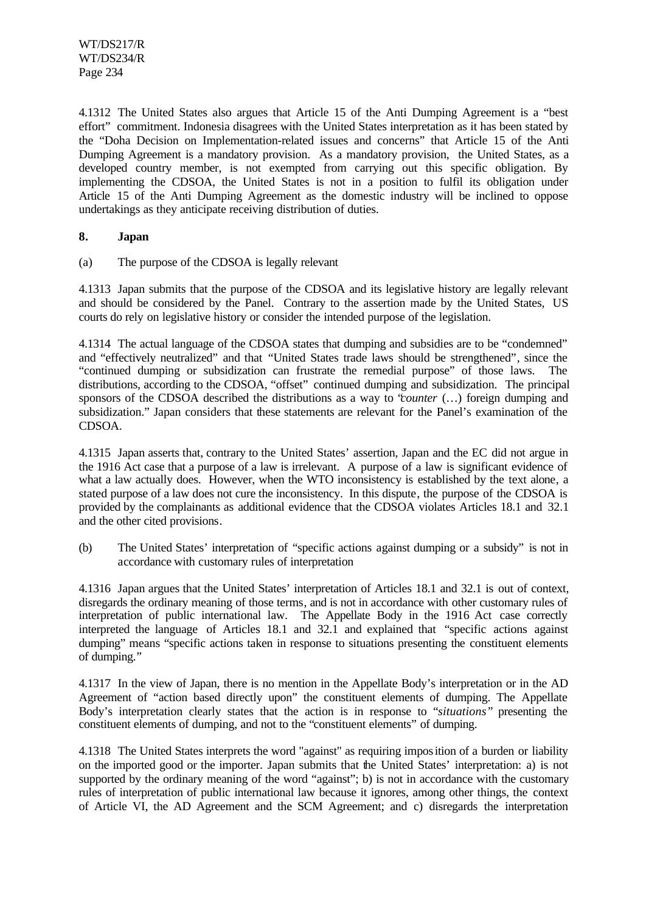4.1312 The United States also argues that Article 15 of the Anti Dumping Agreement is a "best effort" commitment. Indonesia disagrees with the United States interpretation as it has been stated by the "Doha Decision on Implementation-related issues and concerns" that Article 15 of the Anti Dumping Agreement is a mandatory provision. As a mandatory provision, the United States, as a developed country member, is not exempted from carrying out this specific obligation. By implementing the CDSOA, the United States is not in a position to fulfil its obligation under Article 15 of the Anti Dumping Agreement as the domestic industry will be inclined to oppose undertakings as they anticipate receiving distribution of duties.

## 8. Japan

### (a) The purpose of the CDSOA is legally relevant

4.1313 Japan submits that the purpose of the CDSOA and its legislative history are legally relevant and should be considered by the Panel. Contrary to the assertion made by the United States, US courts do rely on legislative history or consider the intended purpose of the legislation.

4.1314 The actual language of the CDSOA states that dumping and subsidies are to be "condemned" and "effectively neutralized" and that "United States trade laws should be strengthened", since the "continued dumping or subsidization can frustrate the remedial purpose" of those laws. The distributions, according to the CDSOA, "offset" continued dumping and subsidization. The principal sponsors of the CDSOA described the distributions as a way to "*counter* (…) foreign dumping and subsidization." Japan considers that these statements are relevant for the Panel's examination of the CDSOA.

4.1315 Japan asserts that, contrary to the United States' assertion, Japan and the EC did not argue in the 1916 Act case that a purpose of a law is irrelevant. A purpose of a law is significant evidence of what a law actually does. However, when the WTO inconsistency is established by the text alone, a stated purpose of a law does not cure the inconsistency. In this dispute, the purpose of the CDSOA is provided by the complainants as additional evidence that the CDSOA violates Articles 18.1 and 32.1 and the other cited provisions.

### (b) The United States' interpretation of "specific actions against dumping or a subsidy" is not in accordance with customary rules of interpretation

4.1316 Japan argues that the United States' interpretation of Articles 18.1 and 32.1 is out of context, disregards the ordinary meaning of those terms, and is not in accordance with other customary rules of interpretation of public international law. The Appellate Body in the 1916 Act case correctly interpreted the language of Articles 18.1 and 32.1 and explained that "specific actions against dumping" means "specific actions taken in response to situations presenting the constituent elements of dumping."

4.1317 In the view of Japan, there is no mention in the Appellate Body's interpretation or in the AD Agreement of "action based directly upon" the constituent elements of dumping. The Appellate Body's interpretation clearly states that the action is in response to "*situations*" presenting the constituent elements of dumping, and not to the "constituent elements" of dumping.

4.1318 The United States interprets the word "against" as requiring imposition of a burden or liability on the imported good or the importer. Japan submits that the United States' interpretation: a) is not supported by the ordinary meaning of the word "against"; b) is not in accordance with the customary rules of interpretation of public international law because it ignores, among other things, the context of Article VI, the AD Agreement and the SCM Agreement; and c) disregards the interpretation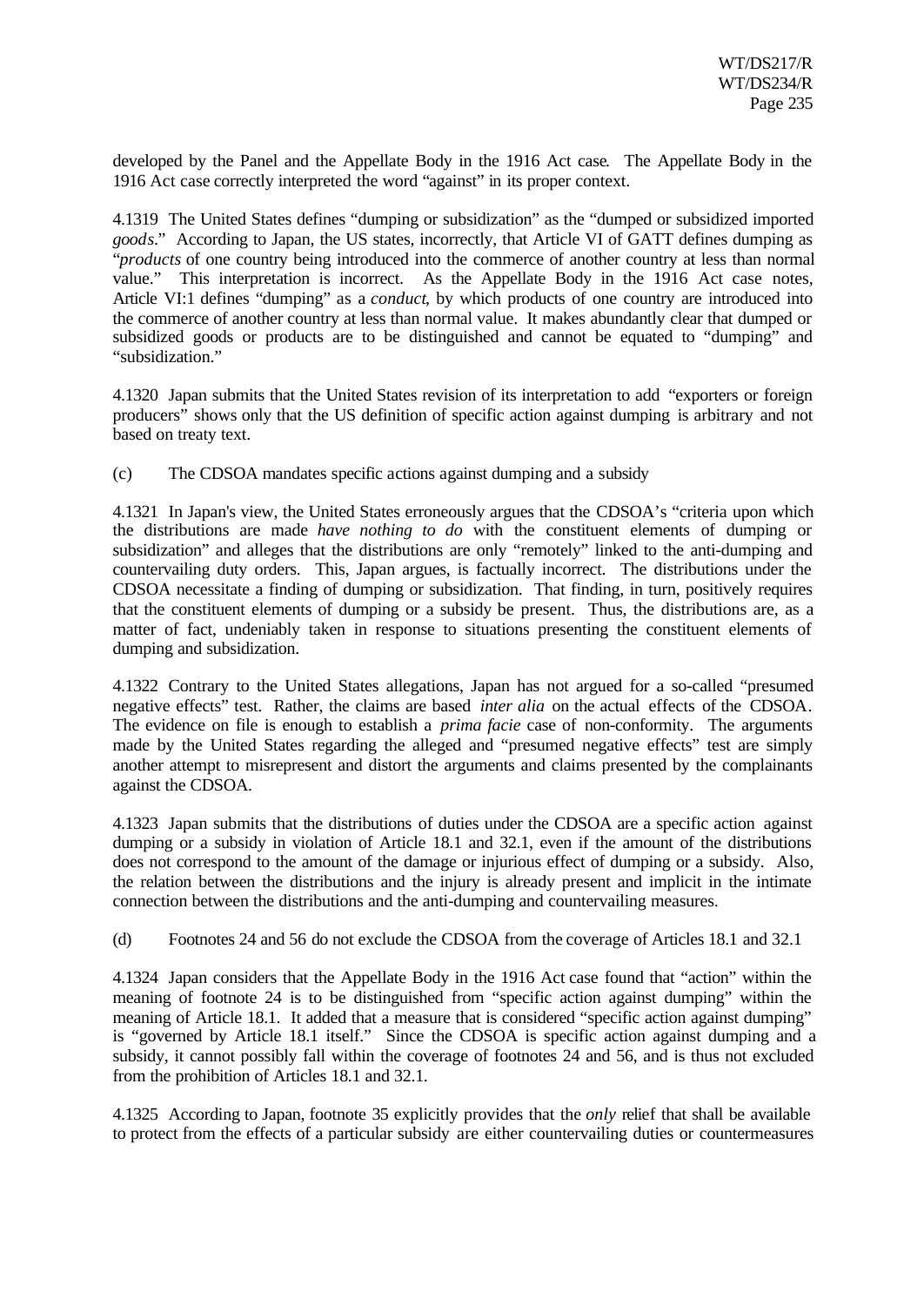developed by the Panel and the Appellate Body in the 1916 Act case. The Appellate Body in the 1916 Act case correctly interpreted the word "against" in its proper context.

4.1319 The United States defines "dumping or subsidization" as the "dumped or subsidized imported *goods*." According to Japan, the US states, incorrectly, that Article VI of GATT defines dumping as "*products* of one country being introduced into the commerce of another country at less than normal value." This interpretation is incorrect. As the Appellate Body in the 1916 Act case notes, Article VI:1 defines "dumping" as a *conduct*, by which products of one country are introduced into the commerce of another country at less than normal value. It makes abundantly clear that dumped or subsidized goods or products are to be distinguished and cannot be equated to "dumping" and "subsidization."

4.1320 Japan submits that the United States revision of its interpretation to add "exporters or foreign producers" shows only that the US definition of specific action against dumping is arbitrary and not based on treaty text.

(c) The CDSOA mandates specific actions against dumping and a subsidy

4.1321 In Japan's view, the United States erroneously argues that the CDSOA's "criteria upon which the distributions are made *have nothing to do* with the constituent elements of dumping or subsidization" and alleges that the distributions are only "remotely" linked to the anti-dumping and countervailing duty orders. This, Japan argues, is factually incorrect. The distributions under the CDSOA necessitate a finding of dumping or subsidization. That finding, in turn, positively requires that the constituent elements of dumping or a subsidy be present. Thus, the distributions are, as a matter of fact, undeniably taken in response to situations presenting the constituent elements of dumping and subsidization.

4.1322 Contrary to the United States allegations, Japan has not argued for a so-called "presumed negative effects" test. Rather, the claims are based *inter alia* on the actual effects of the CDSOA. The evidence on file is enough to establish a *prima facie* case of non-conformity. The arguments made by the United States regarding the alleged and "presumed negative effects" test are simply another attempt to misrepresent and distort the arguments and claims presented by the complainants against the CDSOA.

4.1323 Japan submits that the distributions of duties under the CDSOA are a specific action against dumping or a subsidy in violation of Article 18.1 and 32.1, even if the amount of the distributions does not correspond to the amount of the damage or injurious effect of dumping or a subsidy. Also, the relation between the distributions and the injury is already present and implicit in the intimate connection between the distributions and the anti-dumping and countervailing measures.

(d) Footnotes 24 and 56 do not exclude the CDSOA from the coverage of Articles 18.1 and 32.1

4.1324 Japan considers that the Appellate Body in the 1916 Act case found that "action" within the meaning of footnote 24 is to be distinguished from "specific action against dumping" within the meaning of Article 18.1. It added that a measure that is considered "specific action against dumping" is "governed by Article 18.1 itself." Since the CDSOA is specific action against dumping and a subsidy, it cannot possibly fall within the coverage of footnotes 24 and 56, and is thus not excluded from the prohibition of Articles 18.1 and 32.1.

4.1325 According to Japan, footnote 35 explicitly provides that the *only* relief that shall be available to protect from the effects of a particular subsidy are either countervailing duties or countermeasures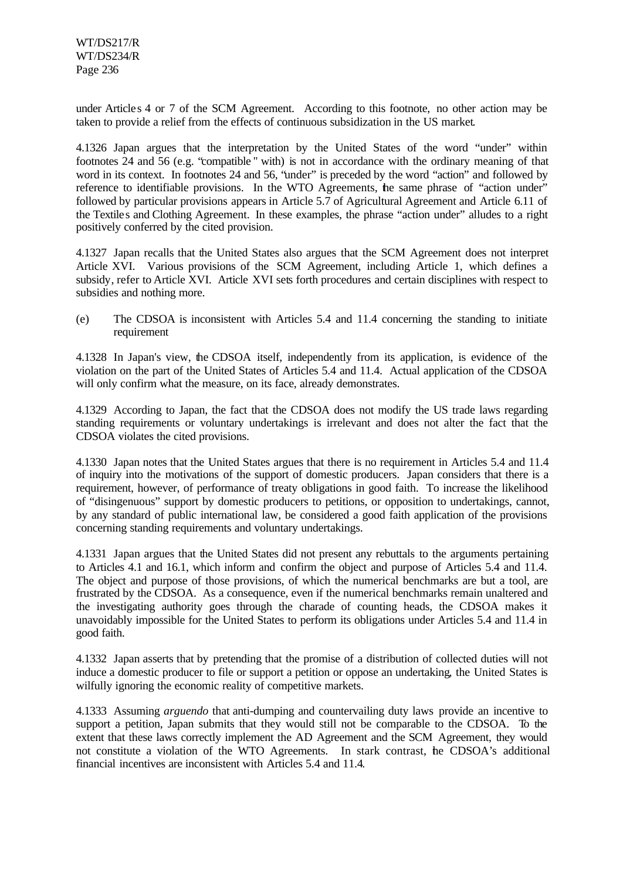under Articles 4 or 7 of the SCM Agreement. According to this footnote, no other action may be taken to provide a relief from the effects of continuous subsidization in the US market.

4.1326 Japan argues that the interpretation by the United States of the word "under" within footnotes 24 and 56 (e.g. "compatible" with) is not in accordance with the ordinary meaning of that word in its context. In footnotes 24 and 56, "under" is preceded by the word "action" and followed by reference to identifiable provisions. In the WTO Agreements, the same phrase of "action under" followed by particular provisions appears in Article 5.7 of Agricultural Agreement and Article 6.11 of the Textiles and Clothing Agreement. In these examples, the phrase "action under" alludes to a right positively conferred by the cited provision.

4.1327 Japan recalls that the United States also argues that the SCM Agreement does not interpret Article XVI. Various provisions of the SCM Agreement, including Article 1, which defines a subsidy, refer to Article XVI. Article XVI sets forth procedures and certain disciplines with respect to subsidies and nothing more.

(e) The CDSOA is inconsistent with Articles 5.4 and 11.4 concerning the standing to initiate requirement

4.1328 In Japan's view, the CDSOA itself, independently from its application, is evidence of the violation on the part of the United States of Articles 5.4 and 11.4. Actual application of the CDSOA will only confirm what the measure, on its face, already demonstrates.

4.1329 According to Japan, the fact that the CDSOA does not modify the US trade laws regarding standing requirements or voluntary undertakings is irrelevant and does not alter the fact that the CDSOA violates the cited provisions.

4.1330 Japan notes that the United States argues that there is no requirement in Articles 5.4 and 11.4 of inquiry into the motivations of the support of domestic producers. Japan considers that there is a requirement, however, of performance of treaty obligations in good faith. To increase the likelihood of "disingenuous" support by domestic producers to petitions, or opposition to undertakings, cannot, by any standard of public international law, be considered a good faith application of the provisions concerning standing requirements and voluntary undertakings.

4.1331 Japan argues that the United States did not present any rebuttals to the arguments pertaining to Articles 4.1 and 16.1, which inform and confirm the object and purpose of Articles 5.4 and 11.4. The object and purpose of those provisions, of which the numerical benchmarks are but a tool, are frustrated by the CDSOA. As a consequence, even if the numerical benchmarks remain unaltered and the investigating authority goes through the charade of counting heads, the CDSOA makes it unavoidably impossible for the United States to perform its obligations under Articles 5.4 and 11.4 in good faith.

4.1332 Japan asserts that by pretending that the promise of a distribution of collected duties will not induce a domestic producer to file or support a petition or oppose an undertaking, the United States is wilfully ignoring the economic reality of competitive markets.

4.1333 Assuming *arguendo* that anti-dumping and countervailing duty laws provide an incentive to support a petition, Japan submits that they would still not be comparable to the CDSOA. To the extent that these laws correctly implement the AD Agreement and the SCM Agreement, they would not constitute a violation of the WTO Agreements. In stark contrast, the CDSOA's additional financial incentives are inconsistent with Articles 5.4 and 11.4.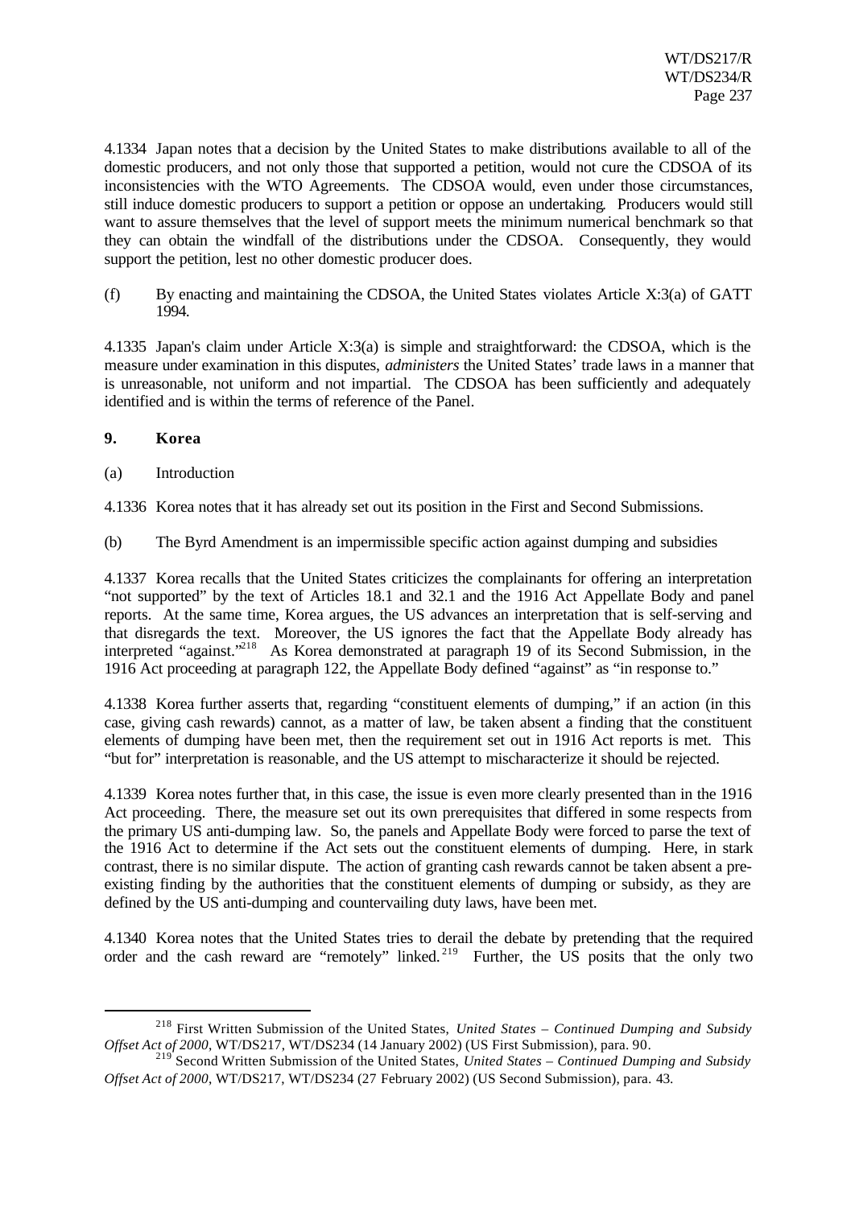4.1334 Japan notes that a decision by the United States to make distributions available to all of the domestic producers, and not only those that supported a petition, would not cure the CDSOA of its inconsistencies with the WTO Agreements. The CDSOA would, even under those circumstances, still induce domestic producers to support a petition or oppose an undertaking. Producers would still want to assure themselves that the level of support meets the minimum numerical benchmark so that they can obtain the windfall of the distributions under the CDSOA. Consequently, they would support the petition, lest no other domestic producer does.

(f) By enacting and maintaining the CDSOA, the United States violates Article X:3(a) of GATT 1994.

4.1335 Japan's claim under Article X:3(a) is simple and straightforward: the CDSOA, which is the measure under examination in this disputes, *administers* the United States' trade laws in a manner that is unreasonable, not uniform and not impartial. The CDSOA has been sufficiently and adequately identified and is within the terms of reference of the Panel.

### 9. Korea

(a) Introduction

4.1336 Korea notes that it has already set out its position in the First and Second Submissions.

(b) The Byrd Amendment is an impermissible specific action against dumping and subsidies

4.1337 Korea recalls that the United States criticizes the complainants for offering an interpretation "not supported" by the text of Articles 18.1 and 32.1 and the 1916 Act Appellate Body and panel reports. At the same time, Korea argues, the US advances an interpretation that is self-serving and that disregards the text. Moreover, the US ignores the fact that the Appellate Body already has interpreted "against."[218] As Korea demonstrated at paragraph 19 of its Second Submission, in the 1916 Act proceeding at paragraph 122, the Appellate Body defined "against" as "in response to."

4.1338 Korea further asserts that, regarding "constituent elements of dumping," if an action (in this case, giving cash rewards) cannot, as a matter of law, be taken absent a finding that the constituent elements of dumping have been met, then the requirement set out in 1916 Act reports is met. This "but for" interpretation is reasonable, and the US attempt to mischaracterize it should be rejected.

4.1339 Korea notes further that, in this case, the issue is even more clearly presented than in the 1916 Act proceeding. There, the measure set out its own prerequisites that differed in some respects from the primary US anti-dumping law. So, the panels and Appellate Body were forced to parse the text of the 1916 Act to determine if the Act sets out the constituent elements of dumping. Here, in stark contrast, there is no similar dispute. The action of granting cash rewards cannot be taken absent a pre-existing finding by the authorities that the constituent elements of dumping or subsidy, as they are defined by the US anti-dumping and countervailing duty laws, have been met.

4.1340 Korea notes that the United States tries to derail the debate by pretending that the required order and the cash reward are "remotely" linked.[219] Further, the US posits that the only two

---

[218] First Written Submission of the United States, *United States – Continued Dumping and Subsidy Offset Act of 2000*, WT/DS217, WT/DS234 (14 January 2002) (US First Submission), para. 90.

[219] Second Written Submission of the United States, *United States – Continued Dumping and Subsidy Offset Act of 2000*, WT/DS217, WT/DS234 (27 February 2002) (US Second Submission), para. 43.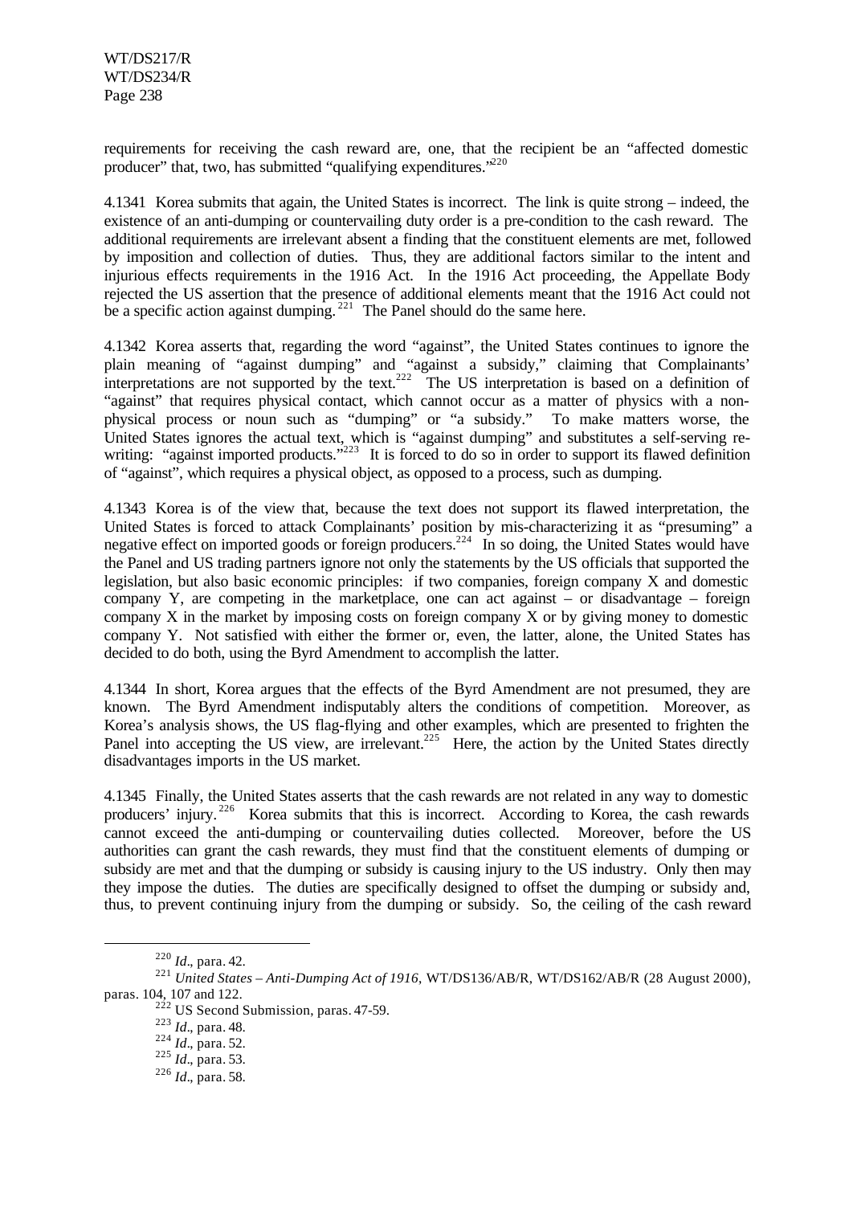requirements for receiving the cash reward are, one, that the recipient be an "affected domestic producer" that, two, has submitted "qualifying expenditures."[220]

4.1341 Korea submits that again, the United States is incorrect. The link is quite strong – indeed, the existence of an anti-dumping or countervailing duty order is a pre-condition to the cash reward. The additional requirements are irrelevant absent a finding that the constituent elements are met, followed by imposition and collection of duties. Thus, they are additional factors similar to the intent and injurious effects requirements in the 1916 Act. In the 1916 Act proceeding, the Appellate Body rejected the US assertion that the presence of additional elements meant that the 1916 Act could not be a specific action against dumping.[221] The Panel should do the same here.

4.1342 Korea asserts that, regarding the word "against", the United States continues to ignore the plain meaning of "against dumping" and "against a subsidy," claiming that Complainants' interpretations are not supported by the text.[222] The US interpretation is based on a definition of "against" that requires physical contact, which cannot occur as a matter of physics with a non-physical process or noun such as "dumping" or "a subsidy." To make matters worse, the United States ignores the actual text, which is "against dumping" and substitutes a self-serving re-writing: "against imported products."[223] It is forced to do so in order to support its flawed definition of "against", which requires a physical object, as opposed to a process, such as dumping.

4.1343 Korea is of the view that, because the text does not support its flawed interpretation, the United States is forced to attack Complainants' position by mis-characterizing it as "presuming" a negative effect on imported goods or foreign producers.[224] In so doing, the United States would have the Panel and US trading partners ignore not only the statements by the US officials that supported the legislation, but also basic economic principles: if two companies, foreign company X and domestic company Y, are competing in the marketplace, one can act against – or disadvantage – foreign company X in the market by imposing costs on foreign company X or by giving money to domestic company Y. Not satisfied with either the former or, even, the latter, alone, the United States has decided to do both, using the Byrd Amendment to accomplish the latter.

4.1344 In short, Korea argues that the effects of the Byrd Amendment are not presumed, they are known. The Byrd Amendment indisputably alters the conditions of competition. Moreover, as Korea's analysis shows, the US flag-flying and other examples, which are presented to frighten the Panel into accepting the US view, are irrelevant.[225] Here, the action by the United States directly disadvantages imports in the US market.

4.1345 Finally, the United States asserts that the cash rewards are not related in any way to domestic producers' injury.[226] Korea submits that this is incorrect. According to Korea, the cash rewards cannot exceed the anti-dumping or countervailing duties collected. Moreover, before the US authorities can grant the cash rewards, they must find that the constituent elements of dumping or subsidy are met and that the dumping or subsidy is causing injury to the US industry. Only then may they impose the duties. The duties are specifically designed to offset the dumping or subsidy and, thus, to prevent continuing injury from the dumping or subsidy. So, the ceiling of the cash reward

---

[220] *Id*., para. 42.

[221] *United States – Anti-Dumping Act of 1916*, WT/DS136/AB/R, WT/DS162/AB/R (28 August 2000), paras. 104, 107 and 122.

[222] US Second Submission, paras. 47-59.

[223] *Id*., para. 48.

[224] *Id*., para. 52.

[225] *Id*., para. 53.

[226] *Id*., para. 58.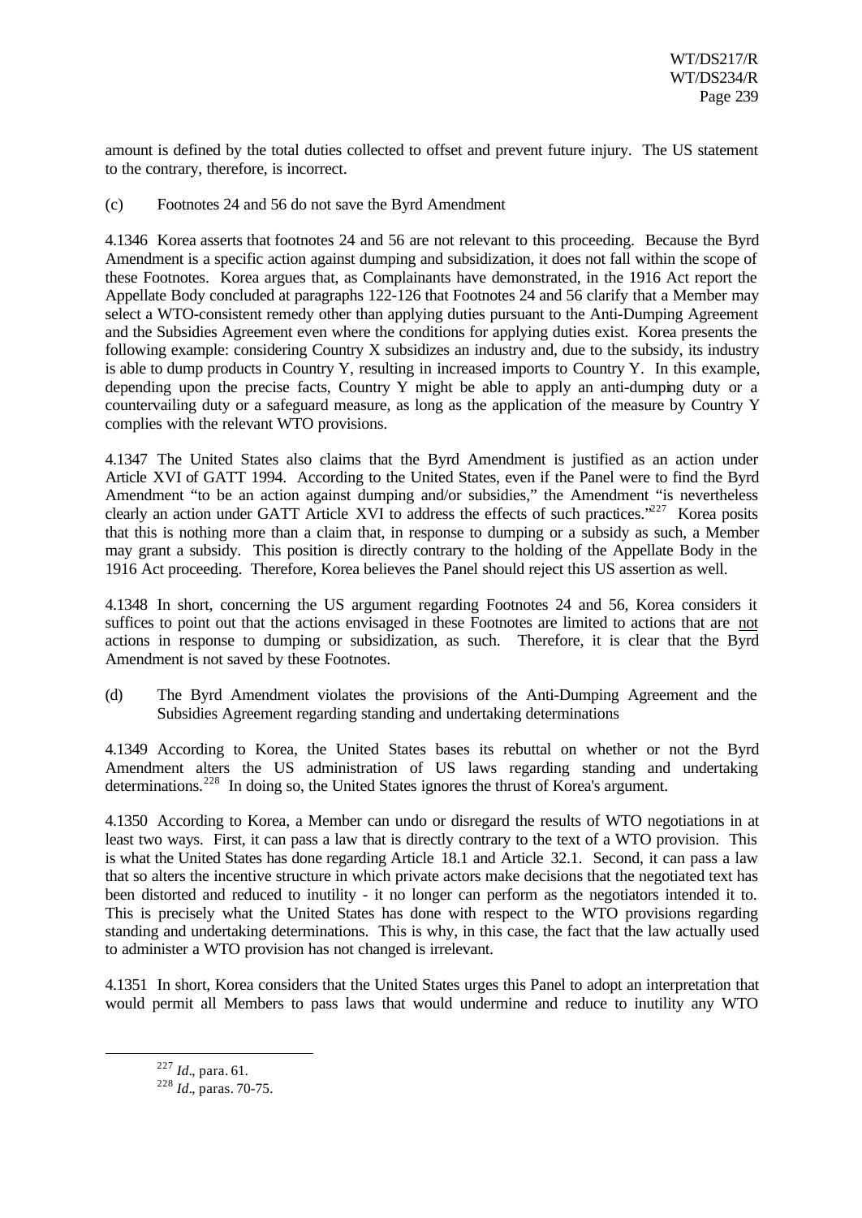amount is defined by the total duties collected to offset and prevent future injury. The US statement to the contrary, therefore, is incorrect.

(c) Footnotes 24 and 56 do not save the Byrd Amendment

4.1346 Korea asserts that footnotes 24 and 56 are not relevant to this proceeding. Because the Byrd Amendment is a specific action against dumping and subsidization, it does not fall within the scope of these Footnotes. Korea argues that, as Complainants have demonstrated, in the 1916 Act report the Appellate Body concluded at paragraphs 122-126 that Footnotes 24 and 56 clarify that a Member may select a WTO-consistent remedy other than applying duties pursuant to the Anti-Dumping Agreement and the Subsidies Agreement even where the conditions for applying duties exist. Korea presents the following example: considering Country X subsidizes an industry and, due to the subsidy, its industry is able to dump products in Country Y, resulting in increased imports to Country Y. In this example, depending upon the precise facts, Country Y might be able to apply an anti-dumping duty or a countervailing duty or a safeguard measure, as long as the application of the measure by Country Y complies with the relevant WTO provisions.

4.1347 The United States also claims that the Byrd Amendment is justified as an action under Article XVI of GATT 1994. According to the United States, even if the Panel were to find the Byrd Amendment "to be an action against dumping and/or subsidies," the Amendment "is nevertheless clearly an action under GATT Article XVI to address the effects of such practices."[227] Korea posits that this is nothing more than a claim that, in response to dumping or a subsidy as such, a Member may grant a subsidy. This position is directly contrary to the holding of the Appellate Body in the 1916 Act proceeding. Therefore, Korea believes the Panel should reject this US assertion as well.

4.1348 In short, concerning the US argument regarding Footnotes 24 and 56, Korea considers it suffices to point out that the actions envisaged in these Footnotes are limited to actions that are not actions in response to dumping or subsidization, as such. Therefore, it is clear that the Byrd Amendment is not saved by these Footnotes.

(d) The Byrd Amendment violates the provisions of the Anti-Dumping Agreement and the Subsidies Agreement regarding standing and undertaking determinations

4.1349 According to Korea, the United States bases its rebuttal on whether or not the Byrd Amendment alters the US administration of US laws regarding standing and undertaking determinations.[228] In doing so, the United States ignores the thrust of Korea's argument.

4.1350 According to Korea, a Member can undo or disregard the results of WTO negotiations in at least two ways. First, it can pass a law that is directly contrary to the text of a WTO provision. This is what the United States has done regarding Article 18.1 and Article 32.1. Second, it can pass a law that so alters the incentive structure in which private actors make decisions that the negotiated text has been distorted and reduced to inutility - it no longer can perform as the negotiators intended it to. This is precisely what the United States has done with respect to the WTO provisions regarding standing and undertaking determinations. This is why, in this case, the fact that the law actually used to administer a WTO provision has not changed is irrelevant.

4.1351 In short, Korea considers that the United States urges this Panel to adopt an interpretation that would permit all Members to pass laws that would undermine and reduce to inutility any WTO

[227] *Id*., para. 61.

[228] *Id*., paras. 70-75.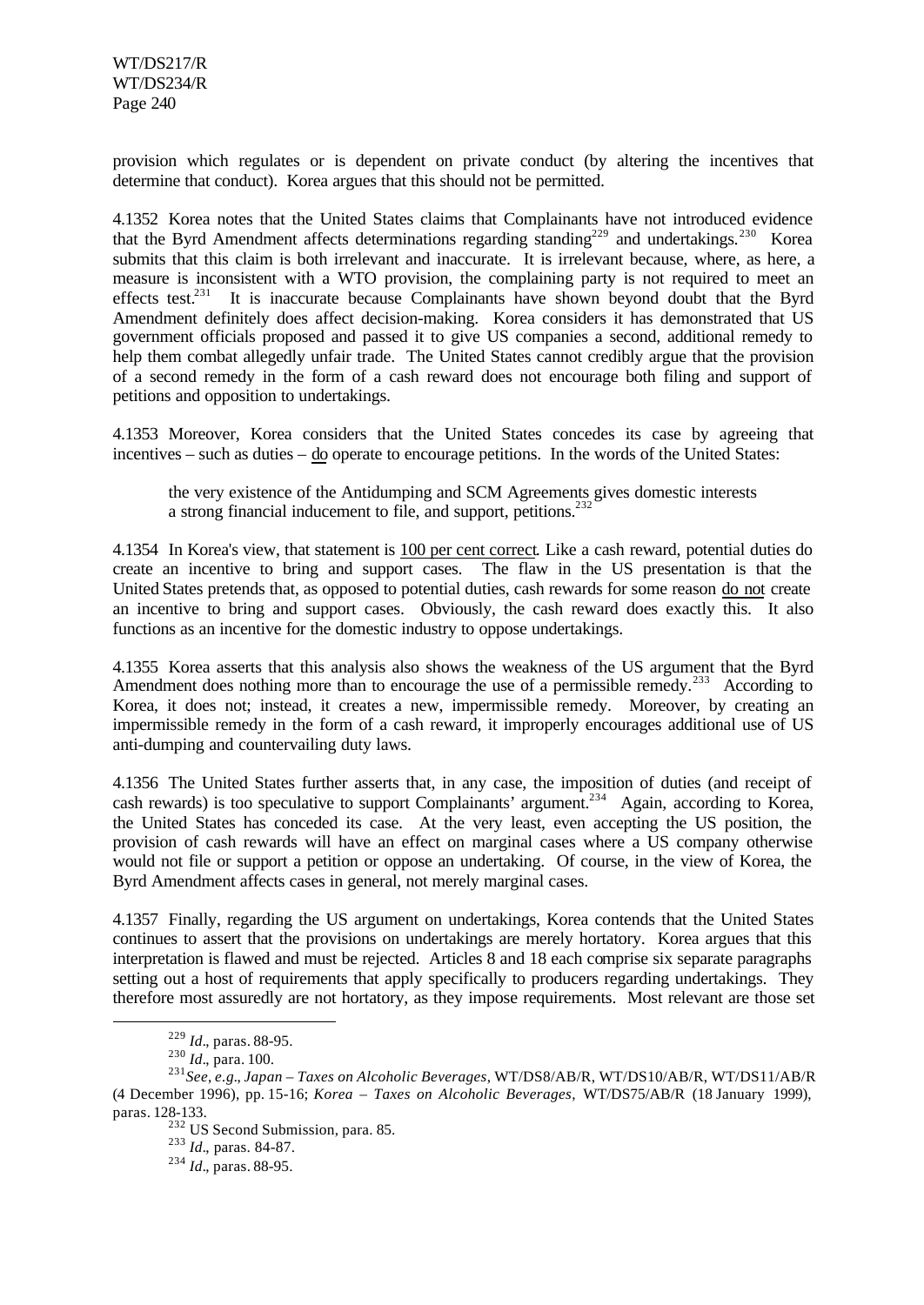provision which regulates or is dependent on private conduct (by altering the incentives that determine that conduct). Korea argues that this should not be permitted.

4.1352 Korea notes that the United States claims that Complainants have not introduced evidence that the Byrd Amendment affects determinations regarding standing[229] and undertakings.[230] Korea submits that this claim is both irrelevant and inaccurate. It is irrelevant because, where, as here, a measure is inconsistent with a WTO provision, the complaining party is not required to meet an effects test.[231] It is inaccurate because Complainants have shown beyond doubt that the Byrd Amendment definitely does affect decision-making. Korea considers it has demonstrated that US government officials proposed and passed it to give US companies a second, additional remedy to help them combat allegedly unfair trade. The United States cannot credibly argue that the provision of a second remedy in the form of a cash reward does not encourage both filing and support of petitions and opposition to undertakings.

4.1353 Moreover, Korea considers that the United States concedes its case by agreeing that incentives – such as duties – do operate to encourage petitions. In the words of the United States:

> the very existence of the Antidumping and SCM Agreements gives domestic interests a strong financial inducement to file, and support, petitions.[232]

4.1354 In Korea's view, that statement is 100 per cent correct. Like a cash reward, potential duties do create an incentive to bring and support cases. The flaw in the US presentation is that the United States pretends that, as opposed to potential duties, cash rewards for some reason do not create an incentive to bring and support cases. Obviously, the cash reward does exactly this. It also functions as an incentive for the domestic industry to oppose undertakings.

4.1355 Korea asserts that this analysis also shows the weakness of the US argument that the Byrd Amendment does nothing more than to encourage the use of a permissible remedy.[233] According to Korea, it does not; instead, it creates a new, impermissible remedy. Moreover, by creating an impermissible remedy in the form of a cash reward, it improperly encourages additional use of US anti-dumping and countervailing duty laws.

4.1356 The United States further asserts that, in any case, the imposition of duties (and receipt of cash rewards) is too speculative to support Complainants' argument.[234] Again, according to Korea, the United States has conceded its case. At the very least, even accepting the US position, the provision of cash rewards will have an effect on marginal cases where a US company otherwise would not file or support a petition or oppose an undertaking. Of course, in the view of Korea, the Byrd Amendment affects cases in general, not merely marginal cases.

4.1357 Finally, regarding the US argument on undertakings, Korea contends that the United States continues to assert that the provisions on undertakings are merely hortatory. Korea argues that this interpretation is flawed and must be rejected. Articles 8 and 18 each comprise six separate paragraphs setting out a host of requirements that apply specifically to producers regarding undertakings. They therefore most assuredly are not hortatory, as they impose requirements. Most relevant are those set

---

[229] *Id*., paras. 88-95.

[230] *Id*., para. 100.

[231] *See, e.g*., *Japan – Taxes on Alcoholic Beverages*, WT/DS8/AB/R, WT/DS10/AB/R, WT/DS11/AB/R (4 December 1996), pp. 15-16; *Korea – Taxes on Alcoholic Beverages*, WT/DS75/AB/R (18 January 1999), paras. 128-133.

[232] US Second Submission, para. 85.

[233] *Id*., paras. 84-87.

[234] *Id*., paras. 88-95.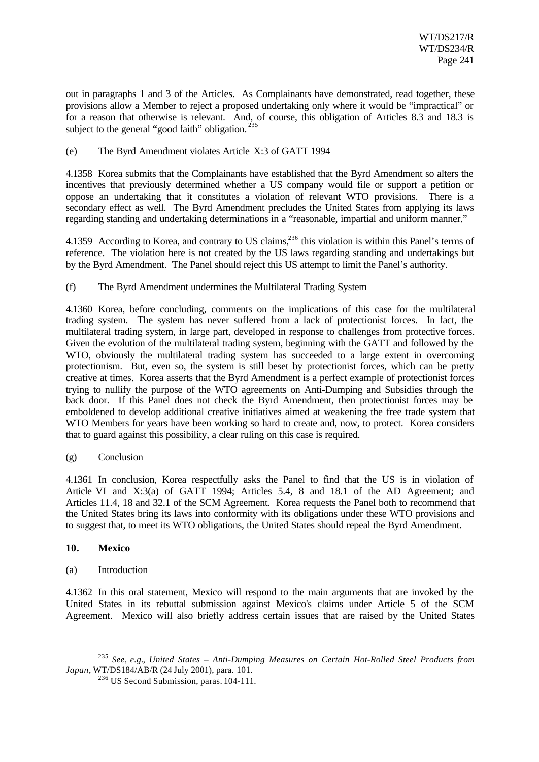out in paragraphs 1 and 3 of the Articles. As Complainants have demonstrated, read together, these provisions allow a Member to reject a proposed undertaking only where it would be "impractical" or for a reason that otherwise is relevant. And, of course, this obligation of Articles 8.3 and 18.3 is subject to the general "good faith" obligation.[235]

(e) The Byrd Amendment violates Article X:3 of GATT 1994

4.1358 Korea submits that the Complainants have established that the Byrd Amendment so alters the incentives that previously determined whether a US company would file or support a petition or oppose an undertaking that it constitutes a violation of relevant WTO provisions. There is a secondary effect as well. The Byrd Amendment precludes the United States from applying its laws regarding standing and undertaking determinations in a "reasonable, impartial and uniform manner."

4.1359 According to Korea, and contrary to US claims,[236] this violation is within this Panel's terms of reference. The violation here is not created by the US laws regarding standing and undertakings but by the Byrd Amendment. The Panel should reject this US attempt to limit the Panel's authority.

(f) The Byrd Amendment undermines the Multilateral Trading System

4.1360 Korea, before concluding, comments on the implications of this case for the multilateral trading system. The system has never suffered from a lack of protectionist forces. In fact, the multilateral trading system, in large part, developed in response to challenges from protective forces. Given the evolution of the multilateral trading system, beginning with the GATT and followed by the WTO, obviously the multilateral trading system has succeeded to a large extent in overcoming protectionism. But, even so, the system is still beset by protectionist forces, which can be pretty creative at times. Korea asserts that the Byrd Amendment is a perfect example of protectionist forces trying to nullify the purpose of the WTO agreements on Anti-Dumping and Subsidies through the back door. If this Panel does not check the Byrd Amendment, then protectionist forces may be emboldened to develop additional creative initiatives aimed at weakening the free trade system that WTO Members for years have been working so hard to create and, now, to protect. Korea considers that to guard against this possibility, a clear ruling on this case is required.

(g) Conclusion

4.1361 In conclusion, Korea respectfully asks the Panel to find that the US is in violation of Article VI and X:3(a) of GATT 1994; Articles 5.4, 8 and 18.1 of the AD Agreement; and Articles 11.4, 18 and 32.1 of the SCM Agreement. Korea requests the Panel both to recommend that the United States bring its laws into conformity with its obligations under these WTO provisions and to suggest that, to meet its WTO obligations, the United States should repeal the Byrd Amendment.

### 10. Mexico

(a) Introduction

4.1362 In this oral statement, Mexico will respond to the main arguments that are invoked by the United States in its rebuttal submission against Mexico's claims under Article 5 of the SCM Agreement. Mexico will also briefly address certain issues that are raised by the United States

---

[235] *See*, *e.g.*, *United States – Anti-Dumping Measures on Certain Hot-Rolled Steel Products from Japan*, WT/DS184/AB/R (24 July 2001), para. 101.

[236] US Second Submission, paras. 104-111.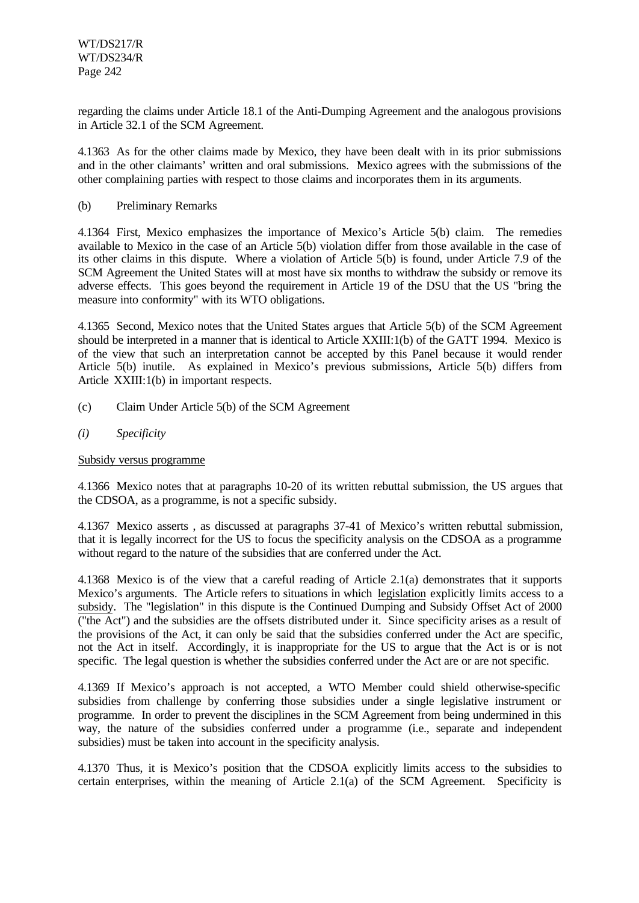regarding the claims under Article 18.1 of the Anti-Dumping Agreement and the analogous provisions in Article 32.1 of the SCM Agreement.

4.1363 As for the other claims made by Mexico, they have been dealt with in its prior submissions and in the other claimants' written and oral submissions. Mexico agrees with the submissions of the other complaining parties with respect to those claims and incorporates them in its arguments.

(b) Preliminary Remarks

4.1364 First, Mexico emphasizes the importance of Mexico's Article 5(b) claim. The remedies available to Mexico in the case of an Article 5(b) violation differ from those available in the case of its other claims in this dispute. Where a violation of Article 5(b) is found, under Article 7.9 of the SCM Agreement the United States will at most have six months to withdraw the subsidy or remove its adverse effects. This goes beyond the requirement in Article 19 of the DSU that the US "bring the measure into conformity" with its WTO obligations.

4.1365 Second, Mexico notes that the United States argues that Article 5(b) of the SCM Agreement should be interpreted in a manner that is identical to Article XXIII:1(b) of the GATT 1994. Mexico is of the view that such an interpretation cannot be accepted by this Panel because it would render Article 5(b) inutile. As explained in Mexico's previous submissions, Article 5(b) differs from Article XXIII:1(b) in important respects.

(c) Claim Under Article 5(b) of the SCM Agreement

*(i) Specificity*

Subsidy versus programme

4.1366 Mexico notes that at paragraphs 10-20 of its written rebuttal submission, the US argues that the CDSOA, as a programme, is not a specific subsidy.

4.1367 Mexico asserts , as discussed at paragraphs 37-41 of Mexico's written rebuttal submission, that it is legally incorrect for the US to focus the specificity analysis on the CDSOA as a programme without regard to the nature of the subsidies that are conferred under the Act.

4.1368 Mexico is of the view that a careful reading of Article 2.1(a) demonstrates that it supports Mexico's arguments. The Article refers to situations in which legislation explicitly limits access to a subsidy. The "legislation" in this dispute is the Continued Dumping and Subsidy Offset Act of 2000 ("the Act") and the subsidies are the offsets distributed under it. Since specificity arises as a result of the provisions of the Act, it can only be said that the subsidies conferred under the Act are specific, not the Act in itself. Accordingly, it is inappropriate for the US to argue that the Act is or is not specific. The legal question is whether the subsidies conferred under the Act are or are not specific.

4.1369 If Mexico's approach is not accepted, a WTO Member could shield otherwise-specific subsidies from challenge by conferring those subsidies under a single legislative instrument or programme. In order to prevent the disciplines in the SCM Agreement from being undermined in this way, the nature of the subsidies conferred under a programme (i.e., separate and independent subsidies) must be taken into account in the specificity analysis.

4.1370 Thus, it is Mexico's position that the CDSOA explicitly limits access to the subsidies to certain enterprises, within the meaning of Article 2.1(a) of the SCM Agreement. Specificity is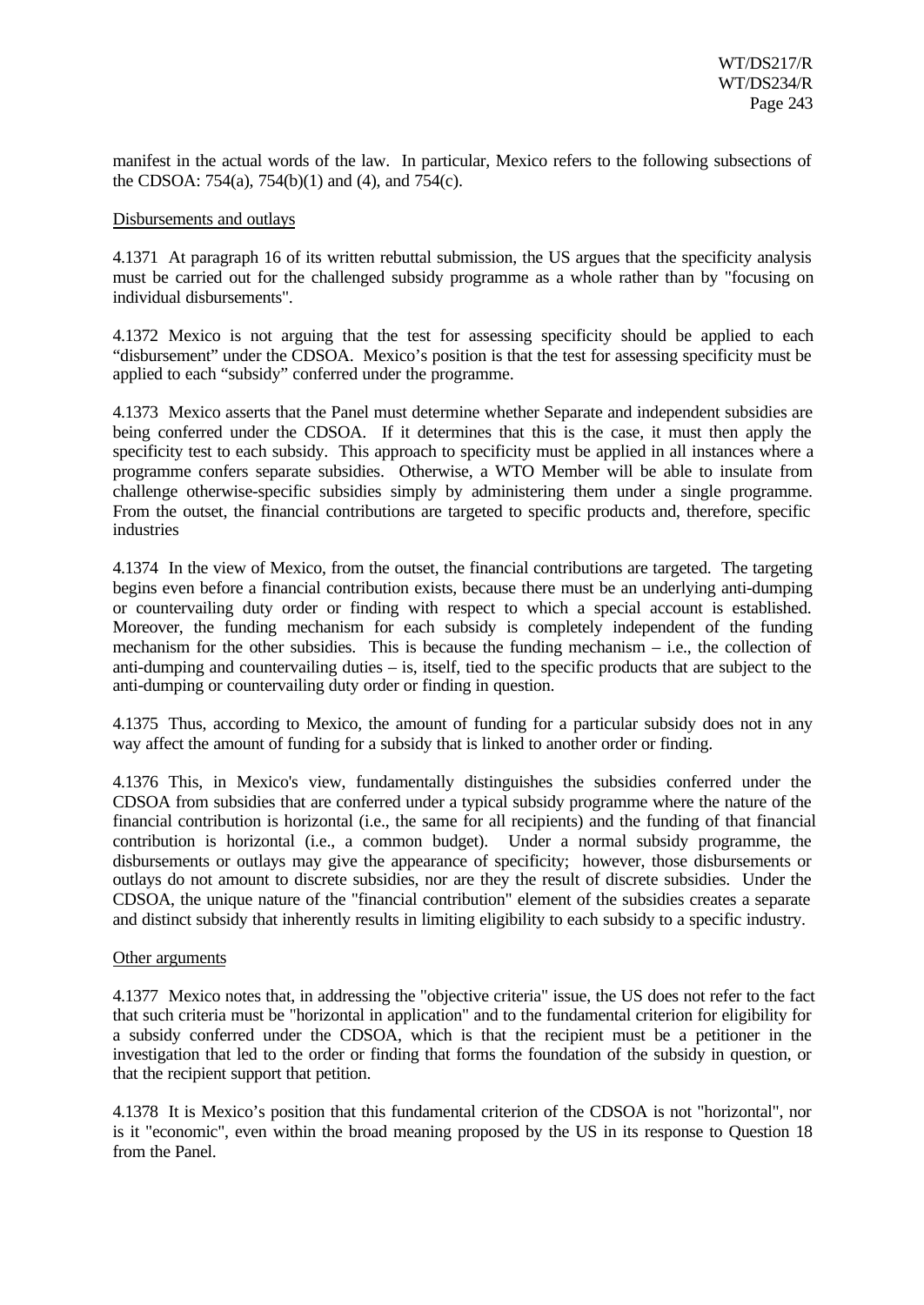manifest in the actual words of the law. In particular, Mexico refers to the following subsections of the CDSOA: 754(a), 754(b)(1) and (4), and 754(c).

Disbursements and outlays

4.1371 At paragraph 16 of its written rebuttal submission, the US argues that the specificity analysis must be carried out for the challenged subsidy programme as a whole rather than by "focusing on individual disbursements".

4.1372 Mexico is not arguing that the test for assessing specificity should be applied to each "disbursement" under the CDSOA. Mexico's position is that the test for assessing specificity must be applied to each "subsidy" conferred under the programme.

4.1373 Mexico asserts that the Panel must determine whether Separate and independent subsidies are being conferred under the CDSOA. If it determines that this is the case, it must then apply the specificity test to each subsidy. This approach to specificity must be applied in all instances where a programme confers separate subsidies. Otherwise, a WTO Member will be able to insulate from challenge otherwise-specific subsidies simply by administering them under a single programme. From the outset, the financial contributions are targeted to specific products and, therefore, specific industries

4.1374 In the view of Mexico, from the outset, the financial contributions are targeted. The targeting begins even before a financial contribution exists, because there must be an underlying anti-dumping or countervailing duty order or finding with respect to which a special account is established. Moreover, the funding mechanism for each subsidy is completely independent of the funding mechanism for the other subsidies. This is because the funding mechanism – i.e., the collection of anti-dumping and countervailing duties – is, itself, tied to the specific products that are subject to the anti-dumping or countervailing duty order or finding in question.

4.1375 Thus, according to Mexico, the amount of funding for a particular subsidy does not in any way affect the amount of funding for a subsidy that is linked to another order or finding.

4.1376 This, in Mexico's view, fundamentally distinguishes the subsidies conferred under the CDSOA from subsidies that are conferred under a typical subsidy programme where the nature of the financial contribution is horizontal (i.e., the same for all recipients) and the funding of that financial contribution is horizontal (i.e., a common budget). Under a normal subsidy programme, the disbursements or outlays may give the appearance of specificity; however, those disbursements or outlays do not amount to discrete subsidies, nor are they the result of discrete subsidies. Under the CDSOA, the unique nature of the "financial contribution" element of the subsidies creates a separate and distinct subsidy that inherently results in limiting eligibility to each subsidy to a specific industry.

Other arguments

4.1377 Mexico notes that, in addressing the "objective criteria" issue, the US does not refer to the fact that such criteria must be "horizontal in application" and to the fundamental criterion for eligibility for a subsidy conferred under the CDSOA, which is that the recipient must be a petitioner in the investigation that led to the order or finding that forms the foundation of the subsidy in question, or that the recipient support that petition.

4.1378 It is Mexico's position that this fundamental criterion of the CDSOA is not "horizontal", nor is it "economic", even within the broad meaning proposed by the US in its response to Question 18 from the Panel.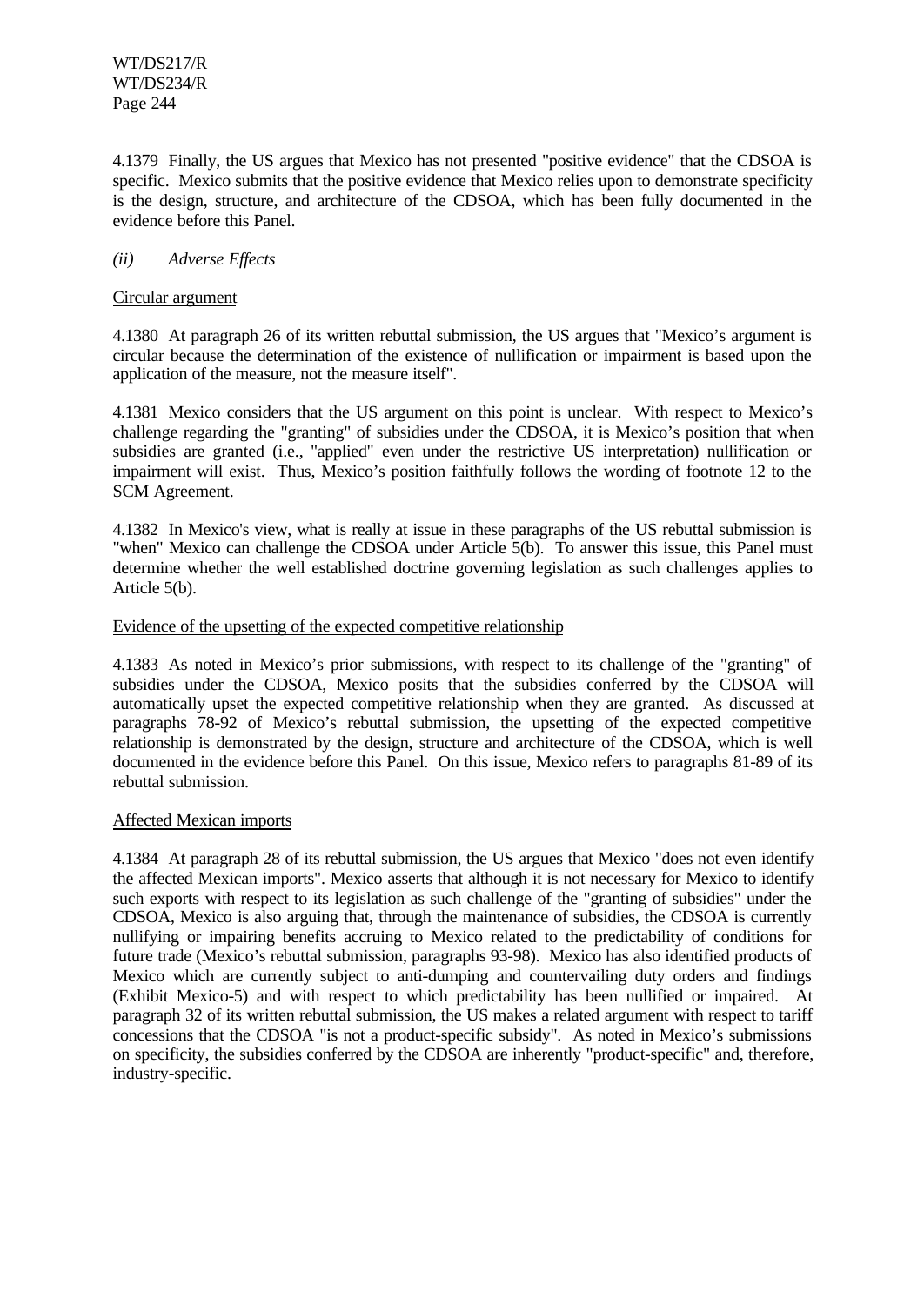4.1379 Finally, the US argues that Mexico has not presented "positive evidence" that the CDSOA is specific. Mexico submits that the positive evidence that Mexico relies upon to demonstrate specificity is the design, structure, and architecture of the CDSOA, which has been fully documented in the evidence before this Panel.

*(ii) Adverse Effects*

Circular argument

4.1380 At paragraph 26 of its written rebuttal submission, the US argues that "Mexico's argument is circular because the determination of the existence of nullification or impairment is based upon the application of the measure, not the measure itself".

4.1381 Mexico considers that the US argument on this point is unclear. With respect to Mexico's challenge regarding the "granting" of subsidies under the CDSOA, it is Mexico's position that when subsidies are granted (i.e., "applied" even under the restrictive US interpretation) nullification or impairment will exist. Thus, Mexico's position faithfully follows the wording of footnote 12 to the SCM Agreement.

4.1382 In Mexico's view, what is really at issue in these paragraphs of the US rebuttal submission is "when" Mexico can challenge the CDSOA under Article 5(b). To answer this issue, this Panel must determine whether the well established doctrine governing legislation as such challenges applies to Article 5(b).

Evidence of the upsetting of the expected competitive relationship

4.1383 As noted in Mexico's prior submissions, with respect to its challenge of the "granting" of subsidies under the CDSOA, Mexico posits that the subsidies conferred by the CDSOA will automatically upset the expected competitive relationship when they are granted. As discussed at paragraphs 78-92 of Mexico's rebuttal submission, the upsetting of the expected competitive relationship is demonstrated by the design, structure and architecture of the CDSOA, which is well documented in the evidence before this Panel. On this issue, Mexico refers to paragraphs 81-89 of its rebuttal submission.

Affected Mexican imports

4.1384 At paragraph 28 of its rebuttal submission, the US argues that Mexico "does not even identify the affected Mexican imports". Mexico asserts that although it is not necessary for Mexico to identify such exports with respect to its legislation as such challenge of the "granting of subsidies" under the CDSOA, Mexico is also arguing that, through the maintenance of subsidies, the CDSOA is currently nullifying or impairing benefits accruing to Mexico related to the predictability of conditions for future trade (Mexico's rebuttal submission, paragraphs 93-98). Mexico has also identified products of Mexico which are currently subject to anti-dumping and countervailing duty orders and findings (Exhibit Mexico-5) and with respect to which predictability has been nullified or impaired. At paragraph 32 of its written rebuttal submission, the US makes a related argument with respect to tariff concessions that the CDSOA "is not a product-specific subsidy". As noted in Mexico's submissions on specificity, the subsidies conferred by the CDSOA are inherently "product-specific" and, therefore, industry-specific.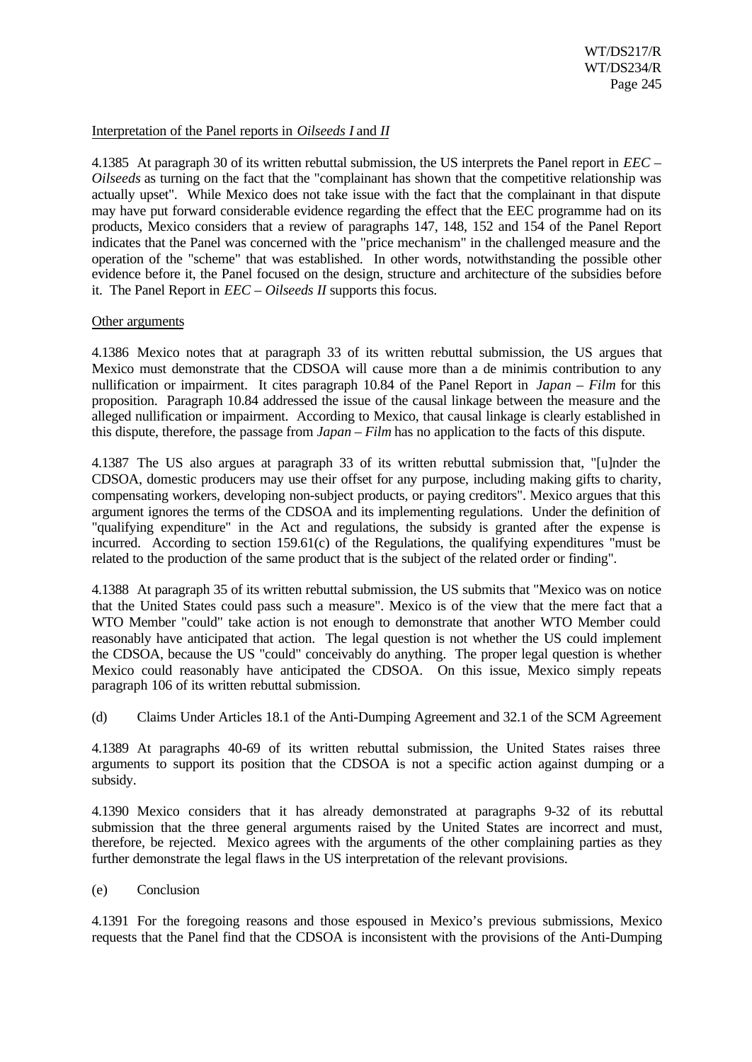Interpretation of the Panel reports in *Oilseeds I* and *II*

4.1385 At paragraph 30 of its written rebuttal submission, the US interprets the Panel report in *EEC – Oilseeds* as turning on the fact that the "complainant has shown that the competitive relationship was actually upset". While Mexico does not take issue with the fact that the complainant in that dispute may have put forward considerable evidence regarding the effect that the EEC programme had on its products, Mexico considers that a review of paragraphs 147, 148, 152 and 154 of the Panel Report indicates that the Panel was concerned with the "price mechanism" in the challenged measure and the operation of the "scheme" that was established. In other words, notwithstanding the possible other evidence before it, the Panel focused on the design, structure and architecture of the subsidies before it. The Panel Report in *EEC – Oilseeds II* supports this focus.

Other arguments

4.1386 Mexico notes that at paragraph 33 of its written rebuttal submission, the US argues that Mexico must demonstrate that the CDSOA will cause more than a de minimis contribution to any nullification or impairment. It cites paragraph 10.84 of the Panel Report in *Japan – Film* for this proposition. Paragraph 10.84 addressed the issue of the causal linkage between the measure and the alleged nullification or impairment. According to Mexico, that causal linkage is clearly established in this dispute, therefore, the passage from *Japan – Film* has no application to the facts of this dispute.

4.1387 The US also argues at paragraph 33 of its written rebuttal submission that, "[u]nder the CDSOA, domestic producers may use their offset for any purpose, including making gifts to charity, compensating workers, developing non-subject products, or paying creditors". Mexico argues that this argument ignores the terms of the CDSOA and its implementing regulations. Under the definition of "qualifying expenditure" in the Act and regulations, the subsidy is granted after the expense is incurred. According to section 159.61(c) of the Regulations, the qualifying expenditures "must be related to the production of the same product that is the subject of the related order or finding".

4.1388 At paragraph 35 of its written rebuttal submission, the US submits that "Mexico was on notice that the United States could pass such a measure". Mexico is of the view that the mere fact that a WTO Member "could" take action is not enough to demonstrate that another WTO Member could reasonably have anticipated that action. The legal question is not whether the US could implement the CDSOA, because the US "could" conceivably do anything. The proper legal question is whether Mexico could reasonably have anticipated the CDSOA. On this issue, Mexico simply repeats paragraph 106 of its written rebuttal submission.

(d) Claims Under Articles 18.1 of the Anti-Dumping Agreement and 32.1 of the SCM Agreement

4.1389 At paragraphs 40-69 of its written rebuttal submission, the United States raises three arguments to support its position that the CDSOA is not a specific action against dumping or a subsidy.

4.1390 Mexico considers that it has already demonstrated at paragraphs 9-32 of its rebuttal submission that the three general arguments raised by the United States are incorrect and must, therefore, be rejected. Mexico agrees with the arguments of the other complaining parties as they further demonstrate the legal flaws in the US interpretation of the relevant provisions.

(e) Conclusion

4.1391 For the foregoing reasons and those espoused in Mexico's previous submissions, Mexico requests that the Panel find that the CDSOA is inconsistent with the provisions of the Anti-Dumping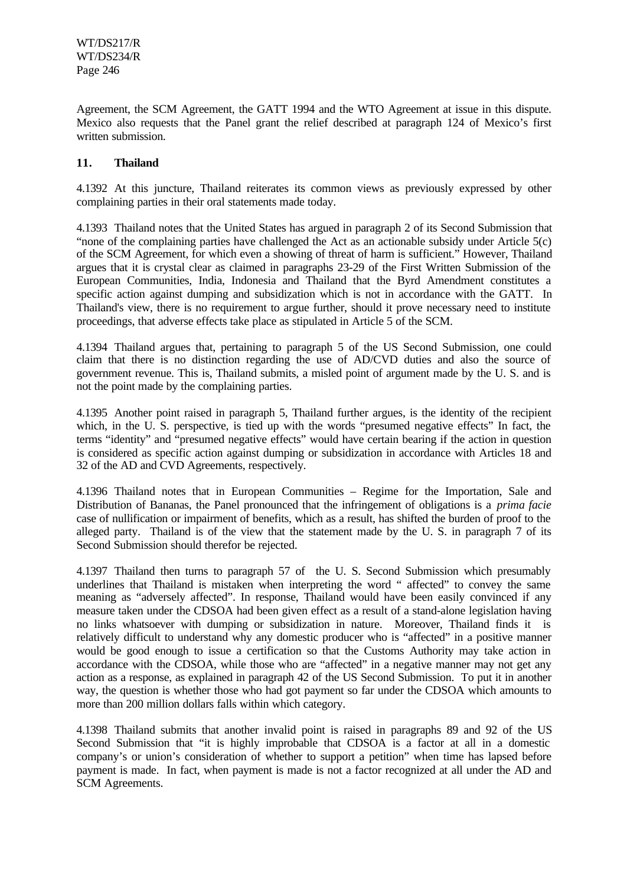Agreement, the SCM Agreement, the GATT 1994 and the WTO Agreement at issue in this dispute. Mexico also requests that the Panel grant the relief described at paragraph 124 of Mexico's first written submission.

## 11. Thailand

4.1392 At this juncture, Thailand reiterates its common views as previously expressed by other complaining parties in their oral statements made today.

4.1393 Thailand notes that the United States has argued in paragraph 2 of its Second Submission that "none of the complaining parties have challenged the Act as an actionable subsidy under Article 5(c) of the SCM Agreement, for which even a showing of threat of harm is sufficient." However, Thailand argues that it is crystal clear as claimed in paragraphs 23-29 of the First Written Submission of the European Communities, India, Indonesia and Thailand that the Byrd Amendment constitutes a specific action against dumping and subsidization which is not in accordance with the GATT. In Thailand's view, there is no requirement to argue further, should it prove necessary need to institute proceedings, that adverse effects take place as stipulated in Article 5 of the SCM.

4.1394 Thailand argues that, pertaining to paragraph 5 of the US Second Submission, one could claim that there is no distinction regarding the use of AD/CVD duties and also the source of government revenue. This is, Thailand submits, a misled point of argument made by the U. S. and is not the point made by the complaining parties.

4.1395 Another point raised in paragraph 5, Thailand further argues, is the identity of the recipient which, in the U. S. perspective, is tied up with the words "presumed negative effects" In fact, the terms "identity" and "presumed negative effects" would have certain bearing if the action in question is considered as specific action against dumping or subsidization in accordance with Articles 18 and 32 of the AD and CVD Agreements, respectively.

4.1396 Thailand notes that in European Communities – Regime for the Importation, Sale and Distribution of Bananas, the Panel pronounced that the infringement of obligations is a *prima facie* case of nullification or impairment of benefits, which as a result, has shifted the burden of proof to the alleged party. Thailand is of the view that the statement made by the U. S. in paragraph 7 of its Second Submission should therefor be rejected.

4.1397 Thailand then turns to paragraph 57 of the U. S. Second Submission which presumably underlines that Thailand is mistaken when interpreting the word " affected" to convey the same meaning as "adversely affected". In response, Thailand would have been easily convinced if any measure taken under the CDSOA had been given effect as a result of a stand-alone legislation having no links whatsoever with dumping or subsidization in nature. Moreover, Thailand finds it is relatively difficult to understand why any domestic producer who is "affected" in a positive manner would be good enough to issue a certification so that the Customs Authority may take action in accordance with the CDSOA, while those who are "affected" in a negative manner may not get any action as a response, as explained in paragraph 42 of the US Second Submission. To put it in another way, the question is whether those who had got payment so far under the CDSOA which amounts to more than 200 million dollars falls within which category.

4.1398 Thailand submits that another invalid point is raised in paragraphs 89 and 92 of the US Second Submission that "it is highly improbable that CDSOA is a factor at all in a domestic company's or union's consideration of whether to support a petition" when time has lapsed before payment is made. In fact, when payment is made is not a factor recognized at all under the AD and SCM Agreements.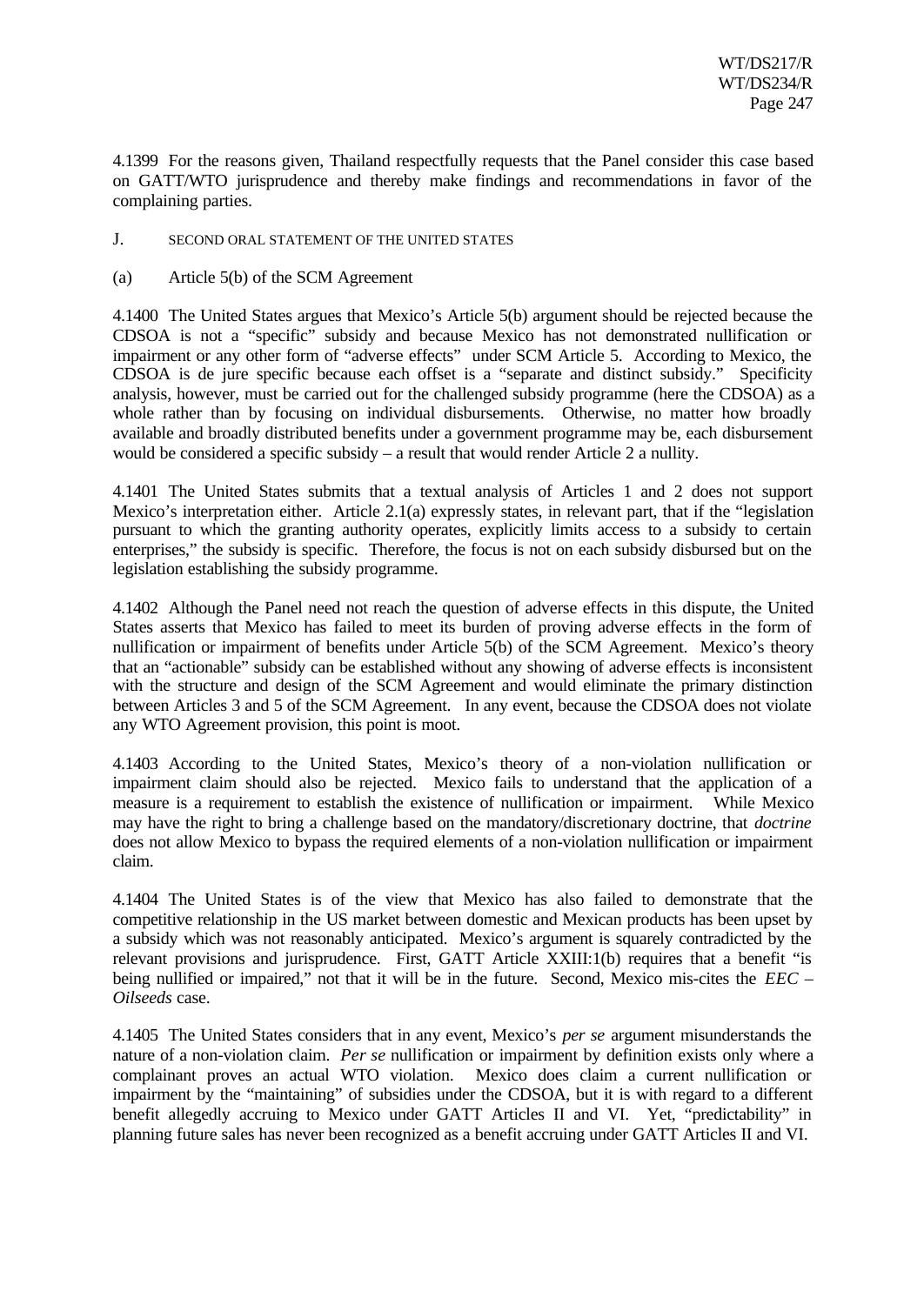4.1399 For the reasons given, Thailand respectfully requests that the Panel consider this case based on GATT/WTO jurisprudence and thereby make findings and recommendations in favor of the complaining parties.

## J. SECOND ORAL STATEMENT OF THE UNITED STATES

### (a) Article 5(b) of the SCM Agreement

4.1400 The United States argues that Mexico's Article 5(b) argument should be rejected because the CDSOA is not a "specific" subsidy and because Mexico has not demonstrated nullification or impairment or any other form of "adverse effects" under SCM Article 5. According to Mexico, the CDSOA is de jure specific because each offset is a "separate and distinct subsidy." Specificity analysis, however, must be carried out for the challenged subsidy programme (here the CDSOA) as a whole rather than by focusing on individual disbursements. Otherwise, no matter how broadly available and broadly distributed benefits under a government programme may be, each disbursement would be considered a specific subsidy – a result that would render Article 2 a nullity.

4.1401 The United States submits that a textual analysis of Articles 1 and 2 does not support Mexico's interpretation either. Article 2.1(a) expressly states, in relevant part, that if the "legislation pursuant to which the granting authority operates, explicitly limits access to a subsidy to certain enterprises," the subsidy is specific. Therefore, the focus is not on each subsidy disbursed but on the legislation establishing the subsidy programme.

4.1402 Although the Panel need not reach the question of adverse effects in this dispute, the United States asserts that Mexico has failed to meet its burden of proving adverse effects in the form of nullification or impairment of benefits under Article 5(b) of the SCM Agreement. Mexico's theory that an "actionable" subsidy can be established without any showing of adverse effects is inconsistent with the structure and design of the SCM Agreement and would eliminate the primary distinction between Articles 3 and 5 of the SCM Agreement. In any event, because the CDSOA does not violate any WTO Agreement provision, this point is moot.

4.1403 According to the United States, Mexico's theory of a non-violation nullification or impairment claim should also be rejected. Mexico fails to understand that the application of a measure is a requirement to establish the existence of nullification or impairment. While Mexico may have the right to bring a challenge based on the mandatory/discretionary doctrine, that *doctrine* does not allow Mexico to bypass the required elements of a non-violation nullification or impairment claim.

4.1404 The United States is of the view that Mexico has also failed to demonstrate that the competitive relationship in the US market between domestic and Mexican products has been upset by a subsidy which was not reasonably anticipated. Mexico's argument is squarely contradicted by the relevant provisions and jurisprudence. First, GATT Article XXIII:1(b) requires that a benefit "is being nullified or impaired," not that it will be in the future. Second, Mexico mis-cites the *EEC – Oilseeds* case.

4.1405 The United States considers that in any event, Mexico's *per se* argument misunderstands the nature of a non-violation claim. *Per se* nullification or impairment by definition exists only where a complainant proves an actual WTO violation. Mexico does claim a current nullification or impairment by the "maintaining" of subsidies under the CDSOA, but it is with regard to a different benefit allegedly accruing to Mexico under GATT Articles II and VI. Yet, "predictability" in planning future sales has never been recognized as a benefit accruing under GATT Articles II and VI.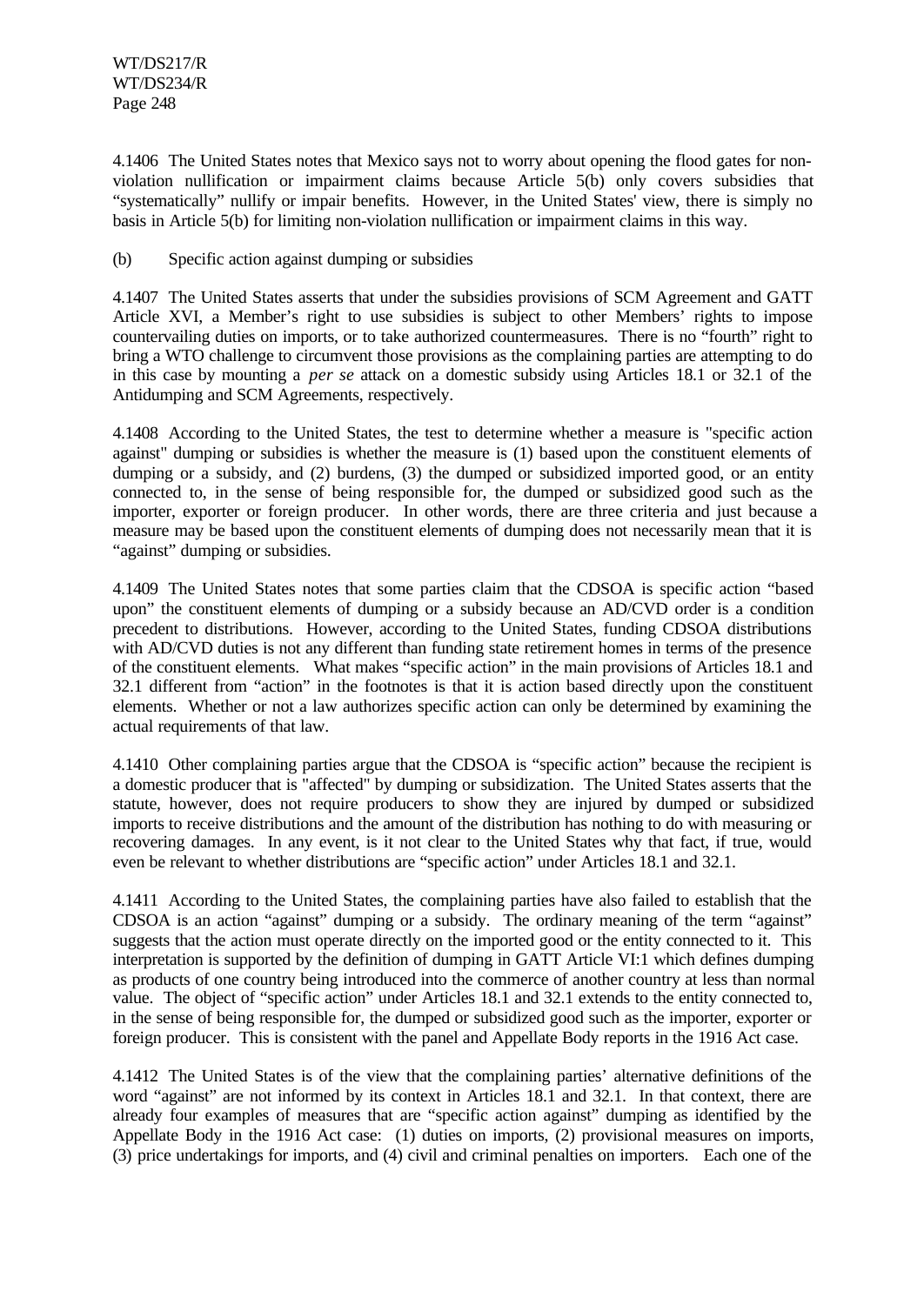4.1406 The United States notes that Mexico says not to worry about opening the flood gates for non-violation nullification or impairment claims because Article 5(b) only covers subsidies that "systematically" nullify or impair benefits. However, in the United States' view, there is simply no basis in Article 5(b) for limiting non-violation nullification or impairment claims in this way.

(b) Specific action against dumping or subsidies

4.1407 The United States asserts that under the subsidies provisions of SCM Agreement and GATT Article XVI, a Member's right to use subsidies is subject to other Members' rights to impose countervailing duties on imports, or to take authorized countermeasures. There is no "fourth" right to bring a WTO challenge to circumvent those provisions as the complaining parties are attempting to do in this case by mounting a *per se* attack on a domestic subsidy using Articles 18.1 or 32.1 of the Antidumping and SCM Agreements, respectively.

4.1408 According to the United States, the test to determine whether a measure is "specific action against" dumping or subsidies is whether the measure is (1) based upon the constituent elements of dumping or a subsidy, and (2) burdens, (3) the dumped or subsidized imported good, or an entity connected to, in the sense of being responsible for, the dumped or subsidized good such as the importer, exporter or foreign producer. In other words, there are three criteria and just because a measure may be based upon the constituent elements of dumping does not necessarily mean that it is "against" dumping or subsidies.

4.1409 The United States notes that some parties claim that the CDSOA is specific action "based upon" the constituent elements of dumping or a subsidy because an AD/CVD order is a condition precedent to distributions. However, according to the United States, funding CDSOA distributions with AD/CVD duties is not any different than funding state retirement homes in terms of the presence of the constituent elements. What makes "specific action" in the main provisions of Articles 18.1 and 32.1 different from "action" in the footnotes is that it is action based directly upon the constituent elements. Whether or not a law authorizes specific action can only be determined by examining the actual requirements of that law.

4.1410 Other complaining parties argue that the CDSOA is "specific action" because the recipient is a domestic producer that is "affected" by dumping or subsidization. The United States asserts that the statute, however, does not require producers to show they are injured by dumped or subsidized imports to receive distributions and the amount of the distribution has nothing to do with measuring or recovering damages. In any event, is it not clear to the United States why that fact, if true, would even be relevant to whether distributions are "specific action" under Articles 18.1 and 32.1.

4.1411 According to the United States, the complaining parties have also failed to establish that the CDSOA is an action "against" dumping or a subsidy. The ordinary meaning of the term "against" suggests that the action must operate directly on the imported good or the entity connected to it. This interpretation is supported by the definition of dumping in GATT Article VI:1 which defines dumping as products of one country being introduced into the commerce of another country at less than normal value. The object of "specific action" under Articles 18.1 and 32.1 extends to the entity connected to, in the sense of being responsible for, the dumped or subsidized good such as the importer, exporter or foreign producer. This is consistent with the panel and Appellate Body reports in the 1916 Act case.

4.1412 The United States is of the view that the complaining parties' alternative definitions of the word "against" are not informed by its context in Articles 18.1 and 32.1. In that context, there are already four examples of measures that are "specific action against" dumping as identified by the Appellate Body in the 1916 Act case: (1) duties on imports, (2) provisional measures on imports, (3) price undertakings for imports, and (4) civil and criminal penalties on importers. Each one of the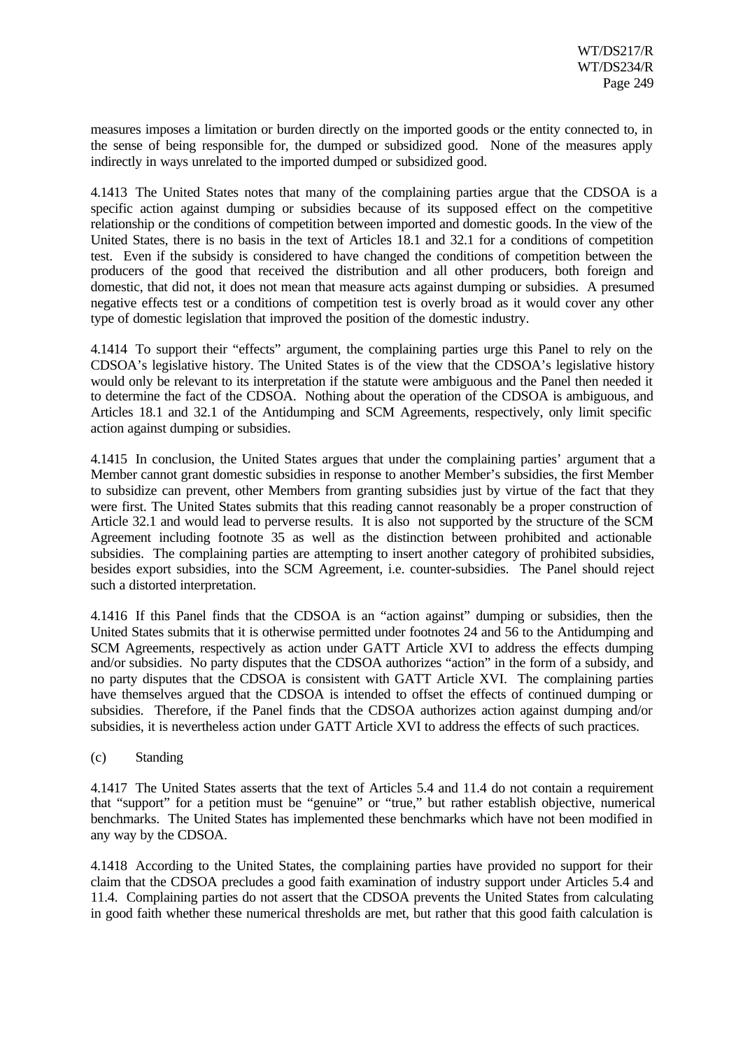measures imposes a limitation or burden directly on the imported goods or the entity connected to, in the sense of being responsible for, the dumped or subsidized good. None of the measures apply indirectly in ways unrelated to the imported dumped or subsidized good.

4.1413 The United States notes that many of the complaining parties argue that the CDSOA is a specific action against dumping or subsidies because of its supposed effect on the competitive relationship or the conditions of competition between imported and domestic goods. In the view of the United States, there is no basis in the text of Articles 18.1 and 32.1 for a conditions of competition test. Even if the subsidy is considered to have changed the conditions of competition between the producers of the good that received the distribution and all other producers, both foreign and domestic, that did not, it does not mean that measure acts against dumping or subsidies. A presumed negative effects test or a conditions of competition test is overly broad as it would cover any other type of domestic legislation that improved the position of the domestic industry.

4.1414 To support their "effects" argument, the complaining parties urge this Panel to rely on the CDSOA's legislative history. The United States is of the view that the CDSOA's legislative history would only be relevant to its interpretation if the statute were ambiguous and the Panel then needed it to determine the fact of the CDSOA. Nothing about the operation of the CDSOA is ambiguous, and Articles 18.1 and 32.1 of the Antidumping and SCM Agreements, respectively, only limit specific action against dumping or subsidies.

4.1415 In conclusion, the United States argues that under the complaining parties' argument that a Member cannot grant domestic subsidies in response to another Member's subsidies, the first Member to subsidize can prevent, other Members from granting subsidies just by virtue of the fact that they were first. The United States submits that this reading cannot reasonably be a proper construction of Article 32.1 and would lead to perverse results. It is also not supported by the structure of the SCM Agreement including footnote 35 as well as the distinction between prohibited and actionable subsidies. The complaining parties are attempting to insert another category of prohibited subsidies, besides export subsidies, into the SCM Agreement, i.e. counter-subsidies. The Panel should reject such a distorted interpretation.

4.1416 If this Panel finds that the CDSOA is an "action against" dumping or subsidies, then the United States submits that it is otherwise permitted under footnotes 24 and 56 to the Antidumping and SCM Agreements, respectively as action under GATT Article XVI to address the effects dumping and/or subsidies. No party disputes that the CDSOA authorizes "action" in the form of a subsidy, and no party disputes that the CDSOA is consistent with GATT Article XVI. The complaining parties have themselves argued that the CDSOA is intended to offset the effects of continued dumping or subsidies. Therefore, if the Panel finds that the CDSOA authorizes action against dumping and/or subsidies, it is nevertheless action under GATT Article XVI to address the effects of such practices.

(c) Standing

4.1417 The United States asserts that the text of Articles 5.4 and 11.4 do not contain a requirement that "support" for a petition must be "genuine" or "true," but rather establish objective, numerical benchmarks. The United States has implemented these benchmarks which have not been modified in any way by the CDSOA.

4.1418 According to the United States, the complaining parties have provided no support for their claim that the CDSOA precludes a good faith examination of industry support under Articles 5.4 and 11.4. Complaining parties do not assert that the CDSOA prevents the United States from calculating in good faith whether these numerical thresholds are met, but rather that this good faith calculation is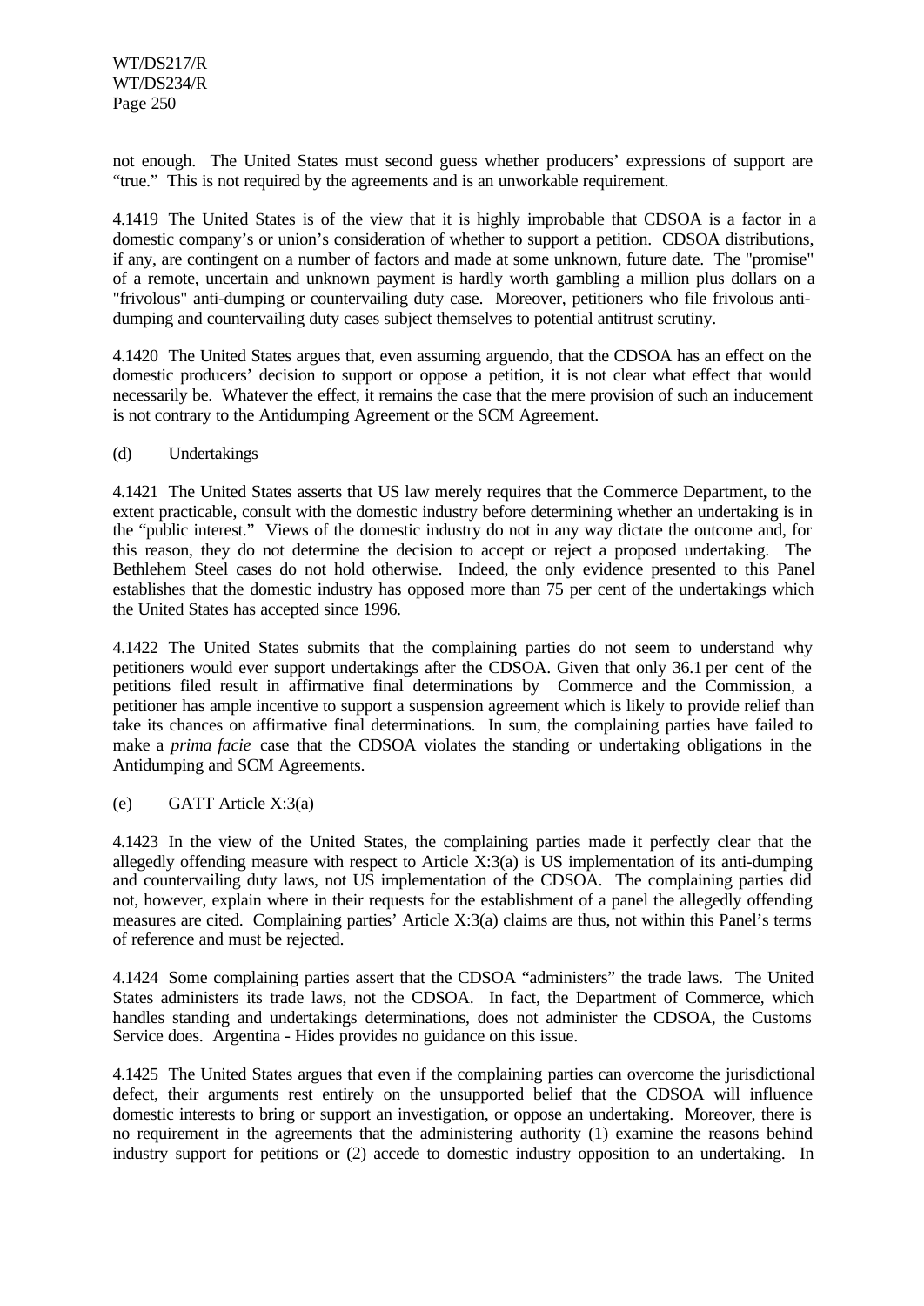not enough. The United States must second guess whether producers' expressions of support are "true." This is not required by the agreements and is an unworkable requirement.

4.1419 The United States is of the view that it is highly improbable that CDSOA is a factor in a domestic company's or union's consideration of whether to support a petition. CDSOA distributions, if any, are contingent on a number of factors and made at some unknown, future date. The "promise" of a remote, uncertain and unknown payment is hardly worth gambling a million plus dollars on a "frivolous" anti-dumping or countervailing duty case. Moreover, petitioners who file frivolous anti-dumping and countervailing duty cases subject themselves to potential antitrust scrutiny.

4.1420 The United States argues that, even assuming arguendo, that the CDSOA has an effect on the domestic producers' decision to support or oppose a petition, it is not clear what effect that would necessarily be. Whatever the effect, it remains the case that the mere provision of such an inducement is not contrary to the Antidumping Agreement or the SCM Agreement.

(d) Undertakings

4.1421 The United States asserts that US law merely requires that the Commerce Department, to the extent practicable, consult with the domestic industry before determining whether an undertaking is in the "public interest." Views of the domestic industry do not in any way dictate the outcome and, for this reason, they do not determine the decision to accept or reject a proposed undertaking. The Bethlehem Steel cases do not hold otherwise. Indeed, the only evidence presented to this Panel establishes that the domestic industry has opposed more than 75 per cent of the undertakings which the United States has accepted since 1996.

4.1422 The United States submits that the complaining parties do not seem to understand why petitioners would ever support undertakings after the CDSOA. Given that only 36.1 per cent of the petitions filed result in affirmative final determinations by Commerce and the Commission, a petitioner has ample incentive to support a suspension agreement which is likely to provide relief than take its chances on affirmative final determinations. In sum, the complaining parties have failed to make a *prima facie* case that the CDSOA violates the standing or undertaking obligations in the Antidumping and SCM Agreements.

(e) GATT Article X:3(a)

4.1423 In the view of the United States, the complaining parties made it perfectly clear that the allegedly offending measure with respect to Article X:3(a) is US implementation of its anti-dumping and countervailing duty laws, not US implementation of the CDSOA. The complaining parties did not, however, explain where in their requests for the establishment of a panel the allegedly offending measures are cited. Complaining parties' Article X:3(a) claims are thus, not within this Panel's terms of reference and must be rejected.

4.1424 Some complaining parties assert that the CDSOA "administers" the trade laws. The United States administers its trade laws, not the CDSOA. In fact, the Department of Commerce, which handles standing and undertakings determinations, does not administer the CDSOA, the Customs Service does. Argentina - Hides provides no guidance on this issue.

4.1425 The United States argues that even if the complaining parties can overcome the jurisdictional defect, their arguments rest entirely on the unsupported belief that the CDSOA will influence domestic interests to bring or support an investigation, or oppose an undertaking. Moreover, there is no requirement in the agreements that the administering authority (1) examine the reasons behind industry support for petitions or (2) accede to domestic industry opposition to an undertaking. In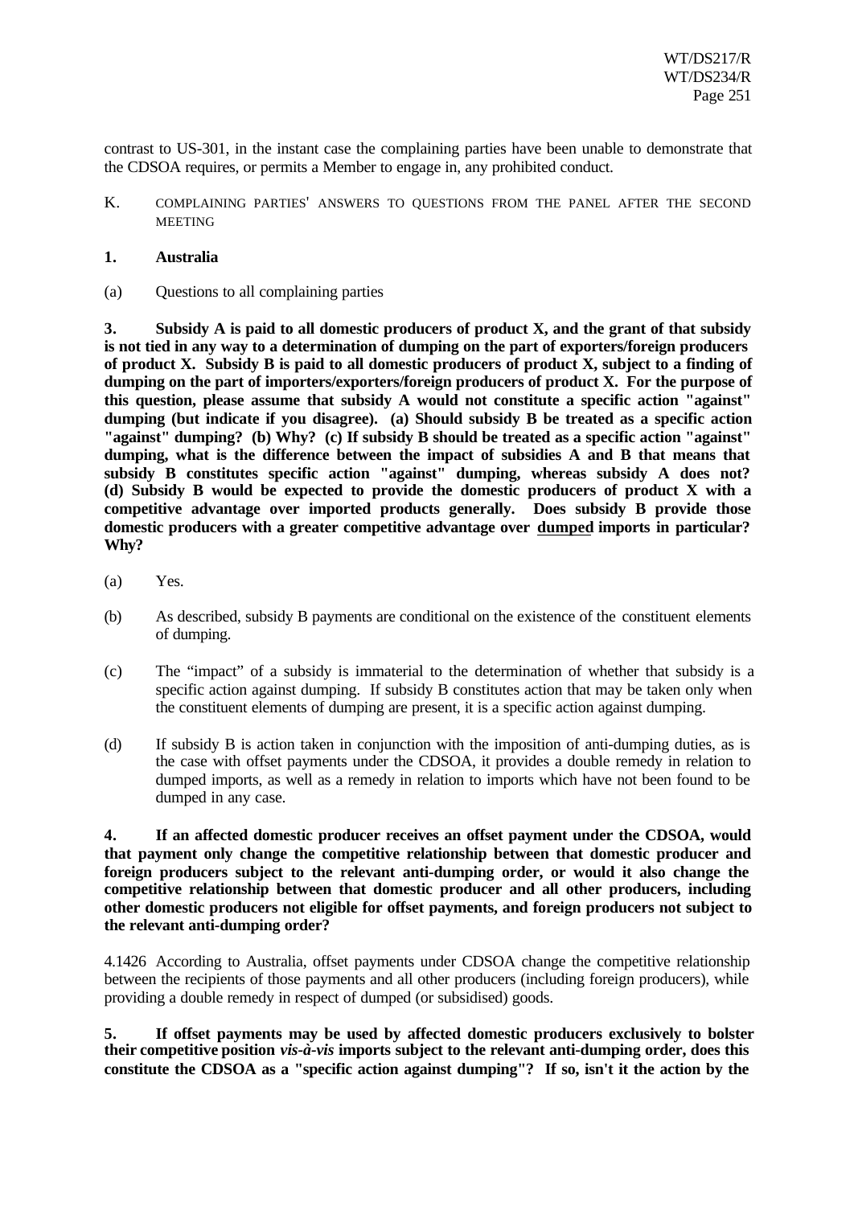contrast to US-301, in the instant case the complaining parties have been unable to demonstrate that the CDSOA requires, or permits a Member to engage in, any prohibited conduct.

## K. COMPLAINING PARTIES' ANSWERS TO QUESTIONS FROM THE PANEL AFTER THE SECOND MEETING

### 1. Australia

(a) Questions to all complaining parties

**3. Subsidy A is paid to all domestic producers of product X, and the grant of that subsidy is not tied in any way to a determination of dumping on the part of exporters/foreign producers of product X. Subsidy B is paid to all domestic producers of product X, subject to a finding of dumping on the part of importers/exporters/foreign producers of product X. For the purpose of this question, please assume that subsidy A would not constitute a specific action "against" dumping (but indicate if you disagree). (a) Should subsidy B be treated as a specific action "against" dumping? (b) Why? (c) If subsidy B should be treated as a specific action "against" dumping, what is the difference between the impact of subsidies A and B that means that subsidy B constitutes specific action "against" dumping, whereas subsidy A does not? (d) Subsidy B would be expected to provide the domestic producers of product X with a competitive advantage over imported products generally. Does subsidy B provide those domestic producers with a greater competitive advantage over <u>dumped</u> imports in particular? Why?**

(a) Yes.

(b) As described, subsidy B payments are conditional on the existence of the constituent elements of dumping.

(c) The "impact" of a subsidy is immaterial to the determination of whether that subsidy is a specific action against dumping. If subsidy B constitutes action that may be taken only when the constituent elements of dumping are present, it is a specific action against dumping.

(d) If subsidy B is action taken in conjunction with the imposition of anti-dumping duties, as is the case with offset payments under the CDSOA, it provides a double remedy in relation to dumped imports, as well as a remedy in relation to imports which have not been found to be dumped in any case.

**4. If an affected domestic producer receives an offset payment under the CDSOA, would that payment only change the competitive relationship between that domestic producer and foreign producers subject to the relevant anti-dumping order, or would it also change the competitive relationship between that domestic producer and all other producers, including other domestic producers not eligible for offset payments, and foreign producers not subject to the relevant anti-dumping order?**

4.1426 According to Australia, offset payments under CDSOA change the competitive relationship between the recipients of those payments and all other producers (including foreign producers), while providing a double remedy in respect of dumped (or subsidised) goods.

**5. If offset payments may be used by affected domestic producers exclusively to bolster their competitive position *vis-à-vis* imports subject to the relevant anti-dumping order, does this constitute the CDSOA as a "specific action against dumping"? If so, isn't it the action by the**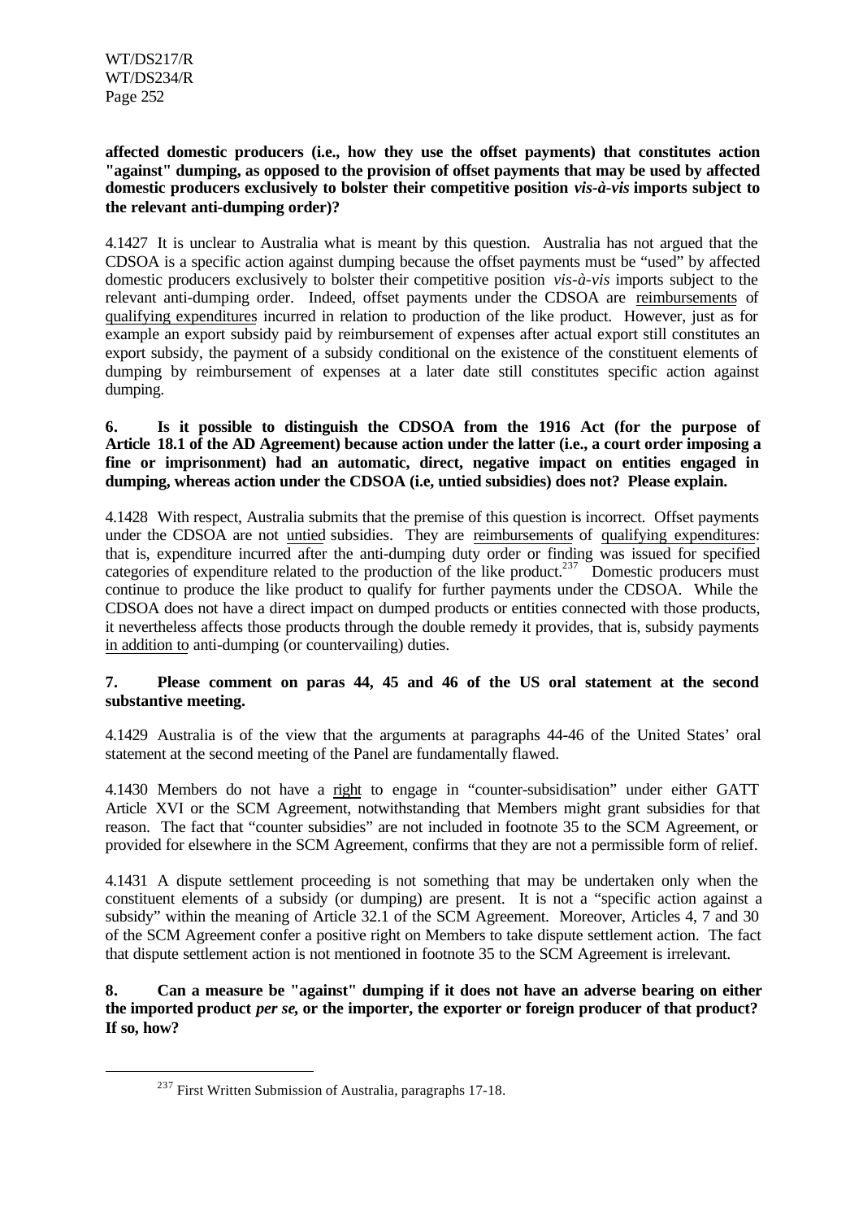**affected domestic producers (i.e., how they use the offset payments) that constitutes action "against" dumping, as opposed to the provision of offset payments that may be used by affected domestic producers exclusively to bolster their competitive position *vis-à-vis* imports subject to the relevant anti-dumping order)?**

4.1427 It is unclear to Australia what is meant by this question. Australia has not argued that the CDSOA is a specific action against dumping because the offset payments must be "used" by affected domestic producers exclusively to bolster their competitive position *vis-à-vis* imports subject to the relevant anti-dumping order. Indeed, offset payments under the CDSOA are reimbursements of qualifying expenditures incurred in relation to production of the like product. However, just as for example an export subsidy paid by reimbursement of expenses after actual export still constitutes an export subsidy, the payment of a subsidy conditional on the existence of the constituent elements of dumping by reimbursement of expenses at a later date still constitutes specific action against dumping.

**6. Is it possible to distinguish the CDSOA from the 1916 Act (for the purpose of Article 18.1 of the AD Agreement) because action under the latter (i.e., a court order imposing a fine or imprisonment) had an automatic, direct, negative impact on entities engaged in dumping, whereas action under the CDSOA (i.e, untied subsidies) does not? Please explain.**

4.1428 With respect, Australia submits that the premise of this question is incorrect. Offset payments under the CDSOA are not untied subsidies. They are reimbursements of qualifying expenditures: that is, expenditure incurred after the anti-dumping duty order or finding was issued for specified categories of expenditure related to the production of the like product.[237] Domestic producers must continue to produce the like product to qualify for further payments under the CDSOA. While the CDSOA does not have a direct impact on dumped products or entities connected with those products, it nevertheless affects those products through the double remedy it provides, that is, subsidy payments in addition to anti-dumping (or countervailing) duties.

**7. Please comment on paras 44, 45 and 46 of the US oral statement at the second substantive meeting.**

4.1429 Australia is of the view that the arguments at paragraphs 44-46 of the United States' oral statement at the second meeting of the Panel are fundamentally flawed.

4.1430 Members do not have a right to engage in "counter-subsidisation" under either GATT Article XVI or the SCM Agreement, notwithstanding that Members might grant subsidies for that reason. The fact that "counter subsidies" are not included in footnote 35 to the SCM Agreement, or provided for elsewhere in the SCM Agreement, confirms that they are not a permissible form of relief.

4.1431 A dispute settlement proceeding is not something that may be undertaken only when the constituent elements of a subsidy (or dumping) are present. It is not a "specific action against a subsidy" within the meaning of Article 32.1 of the SCM Agreement. Moreover, Articles 4, 7 and 30 of the SCM Agreement confer a positive right on Members to take dispute settlement action. The fact that dispute settlement action is not mentioned in footnote 35 to the SCM Agreement is irrelevant.

**8. Can a measure be "against" dumping if it does not have an adverse bearing on either the imported product *per se*, or the importer, the exporter or foreign producer of that product? If so, how?**

[237] First Written Submission of Australia, paragraphs 17-18.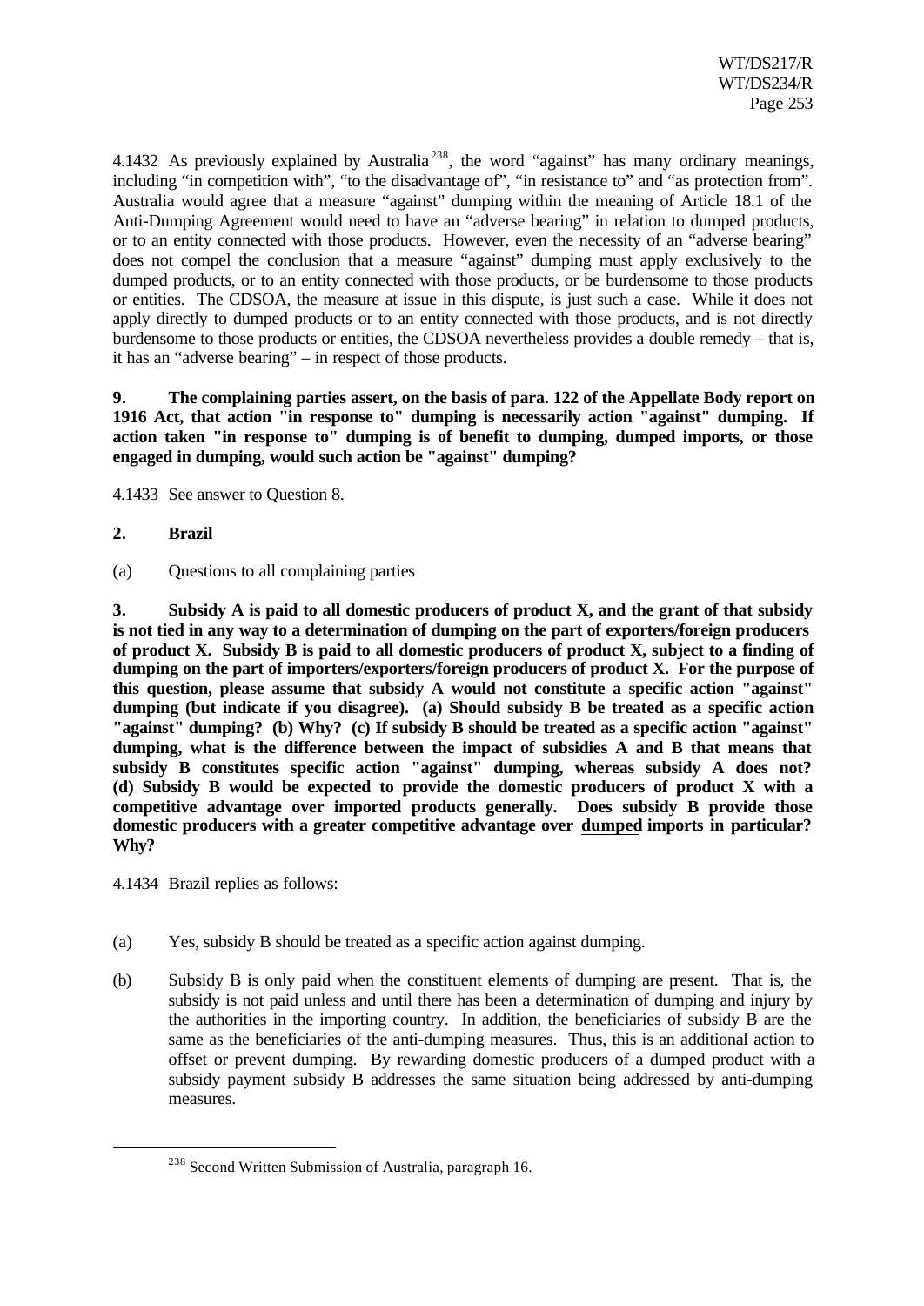4.1432 As previously explained by Australia[238], the word "against" has many ordinary meanings, including "in competition with", "to the disadvantage of", "in resistance to" and "as protection from". Australia would agree that a measure "against" dumping within the meaning of Article 18.1 of the Anti-Dumping Agreement would need to have an "adverse bearing" in relation to dumped products, or to an entity connected with those products. However, even the necessity of an "adverse bearing" does not compel the conclusion that a measure "against" dumping must apply exclusively to the dumped products, or to an entity connected with those products, or be burdensome to those products or entities. The CDSOA, the measure at issue in this dispute, is just such a case. While it does not apply directly to dumped products or to an entity connected with those products, and is not directly burdensome to those products or entities, the CDSOA nevertheless provides a double remedy – that is, it has an "adverse bearing" – in respect of those products.

**9. The complaining parties assert, on the basis of para. 122 of the Appellate Body report on 1916 Act, that action "in response to" dumping is necessarily action "against" dumping. If action taken "in response to" dumping is of benefit to dumping, dumped imports, or those engaged in dumping, would such action be "against" dumping?**

4.1433 See answer to Question 8.

**2. Brazil**

(a) Questions to all complaining parties

**3. Subsidy A is paid to all domestic producers of product X, and the grant of that subsidy is not tied in any way to a determination of dumping on the part of exporters/foreign producers of product X. Subsidy B is paid to all domestic producers of product X, subject to a finding of dumping on the part of importers/exporters/foreign producers of product X. For the purpose of this question, please assume that subsidy A would not constitute a specific action "against" dumping (but indicate if you disagree). (a) Should subsidy B be treated as a specific action "against" dumping? (b) Why? (c) If subsidy B should be treated as a specific action "against" dumping, what is the difference between the impact of subsidies A and B that means that subsidy B constitutes specific action "against" dumping, whereas subsidy A does not? (d) Subsidy B would be expected to provide the domestic producers of product X with a competitive advantage over imported products generally. Does subsidy B provide those domestic producers with a greater competitive advantage over <u>dumped</u> imports in particular? Why?**

4.1434 Brazil replies as follows:

(a) Yes, subsidy B should be treated as a specific action against dumping.

(b) Subsidy B is only paid when the constituent elements of dumping are present. That is, the subsidy is not paid unless and until there has been a determination of dumping and injury by the authorities in the importing country. In addition, the beneficiaries of subsidy B are the same as the beneficiaries of the anti-dumping measures. Thus, this is an additional action to offset or prevent dumping. By rewarding domestic producers of a dumped product with a subsidy payment subsidy B addresses the same situation being addressed by anti-dumping measures.

[238] Second Written Submission of Australia, paragraph 16.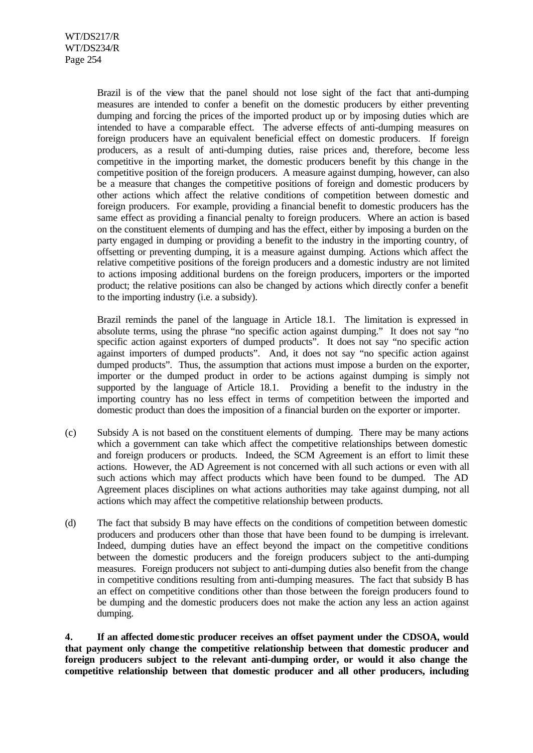Brazil is of the view that the panel should not lose sight of the fact that anti-dumping measures are intended to confer a benefit on the domestic producers by either preventing dumping and forcing the prices of the imported product up or by imposing duties which are intended to have a comparable effect. The adverse effects of anti-dumping measures on foreign producers have an equivalent beneficial effect on domestic producers. If foreign producers, as a result of anti-dumping duties, raise prices and, therefore, become less competitive in the importing market, the domestic producers benefit by this change in the competitive position of the foreign producers. A measure against dumping, however, can also be a measure that changes the competitive positions of foreign and domestic producers by other actions which affect the relative conditions of competition between domestic and foreign producers. For example, providing a financial benefit to domestic producers has the same effect as providing a financial penalty to foreign producers. Where an action is based on the constituent elements of dumping and has the effect, either by imposing a burden on the party engaged in dumping or providing a benefit to the industry in the importing country, of offsetting or preventing dumping, it is a measure against dumping. Actions which affect the relative competitive positions of the foreign producers and a domestic industry are not limited to actions imposing additional burdens on the foreign producers, importers or the imported product; the relative positions can also be changed by actions which directly confer a benefit to the importing industry (i.e. a subsidy).

Brazil reminds the panel of the language in Article 18.1. The limitation is expressed in absolute terms, using the phrase "no specific action against dumping." It does not say "no specific action against exporters of dumped products". It does not say "no specific action against importers of dumped products". And, it does not say "no specific action against dumped products". Thus, the assumption that actions must impose a burden on the exporter, importer or the dumped product in order to be actions against dumping is simply not supported by the language of Article 18.1. Providing a benefit to the industry in the importing country has no less effect in terms of competition between the imported and domestic product than does the imposition of a financial burden on the exporter or importer.

(c) Subsidy A is not based on the constituent elements of dumping. There may be many actions which a government can take which affect the competitive relationships between domestic and foreign producers or products. Indeed, the SCM Agreement is an effort to limit these actions. However, the AD Agreement is not concerned with all such actions or even with all such actions which may affect products which have been found to be dumped. The AD Agreement places disciplines on what actions authorities may take against dumping, not all actions which may affect the competitive relationship between products.

(d) The fact that subsidy B may have effects on the conditions of competition between domestic producers and producers other than those that have been found to be dumping is irrelevant. Indeed, dumping duties have an effect beyond the impact on the competitive conditions between the domestic producers and the foreign producers subject to the anti-dumping measures. Foreign producers not subject to anti-dumping duties also benefit from the change in competitive conditions resulting from anti-dumping measures. The fact that subsidy B has an effect on competitive conditions other than those between the foreign producers found to be dumping and the domestic producers does not make the action any less an action against dumping.

**4. If an affected domestic producer receives an offset payment under the CDSOA, would that payment only change the competitive relationship between that domestic producer and foreign producers subject to the relevant anti-dumping order, or would it also change the competitive relationship between that domestic producer and all other producers, including**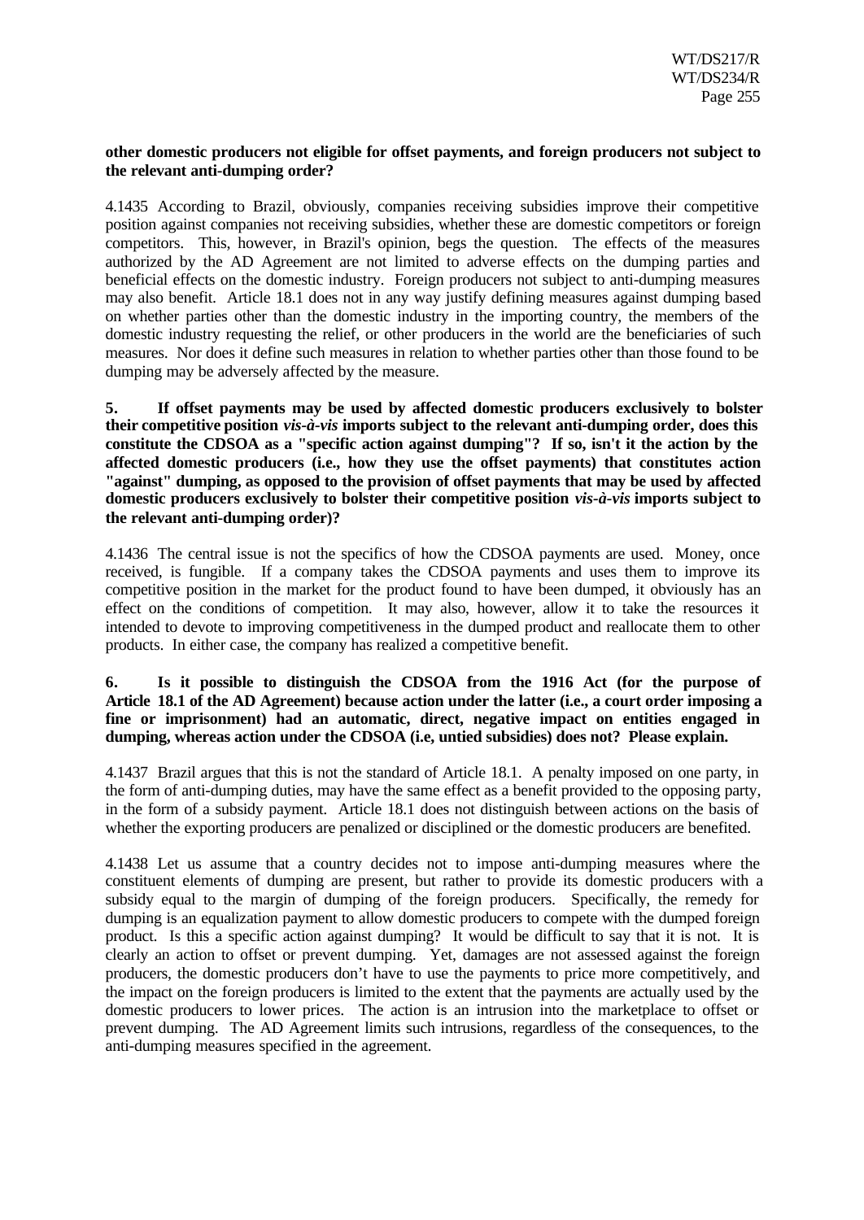**other domestic producers not eligible for offset payments, and foreign producers not subject to the relevant anti-dumping order?**

4.1435 According to Brazil, obviously, companies receiving subsidies improve their competitive position against companies not receiving subsidies, whether these are domestic competitors or foreign competitors. This, however, in Brazil's opinion, begs the question. The effects of the measures authorized by the AD Agreement are not limited to adverse effects on the dumping parties and beneficial effects on the domestic industry. Foreign producers not subject to anti-dumping measures may also benefit. Article 18.1 does not in any way justify defining measures against dumping based on whether parties other than the domestic industry in the importing country, the members of the domestic industry requesting the relief, or other producers in the world are the beneficiaries of such measures. Nor does it define such measures in relation to whether parties other than those found to be dumping may be adversely affected by the measure.

**5. If offset payments may be used by affected domestic producers exclusively to bolster their competitive position *vis-à-vis* imports subject to the relevant anti-dumping order, does this constitute the CDSOA as a "specific action against dumping"? If so, isn't it the action by the affected domestic producers (i.e., how they use the offset payments) that constitutes action "against" dumping, as opposed to the provision of offset payments that may be used by affected domestic producers exclusively to bolster their competitive position *vis-à-vis* imports subject to the relevant anti-dumping order)?**

4.1436 The central issue is not the specifics of how the CDSOA payments are used. Money, once received, is fungible. If a company takes the CDSOA payments and uses them to improve its competitive position in the market for the product found to have been dumped, it obviously has an effect on the conditions of competition. It may also, however, allow it to take the resources it intended to devote to improving competitiveness in the dumped product and reallocate them to other products. In either case, the company has realized a competitive benefit.

**6. Is it possible to distinguish the CDSOA from the 1916 Act (for the purpose of Article 18.1 of the AD Agreement) because action under the latter (i.e., a court order imposing a fine or imprisonment) had an automatic, direct, negative impact on entities engaged in dumping, whereas action under the CDSOA (i.e, untied subsidies) does not? Please explain.**

4.1437 Brazil argues that this is not the standard of Article 18.1. A penalty imposed on one party, in the form of anti-dumping duties, may have the same effect as a benefit provided to the opposing party, in the form of a subsidy payment. Article 18.1 does not distinguish between actions on the basis of whether the exporting producers are penalized or disciplined or the domestic producers are benefited.

4.1438 Let us assume that a country decides not to impose anti-dumping measures where the constituent elements of dumping are present, but rather to provide its domestic producers with a subsidy equal to the margin of dumping of the foreign producers. Specifically, the remedy for dumping is an equalization payment to allow domestic producers to compete with the dumped foreign product. Is this a specific action against dumping? It would be difficult to say that it is not. It is clearly an action to offset or prevent dumping. Yet, damages are not assessed against the foreign producers, the domestic producers don't have to use the payments to price more competitively, and the impact on the foreign producers is limited to the extent that the payments are actually used by the domestic producers to lower prices. The action is an intrusion into the marketplace to offset or prevent dumping. The AD Agreement limits such intrusions, regardless of the consequences, to the anti-dumping measures specified in the agreement.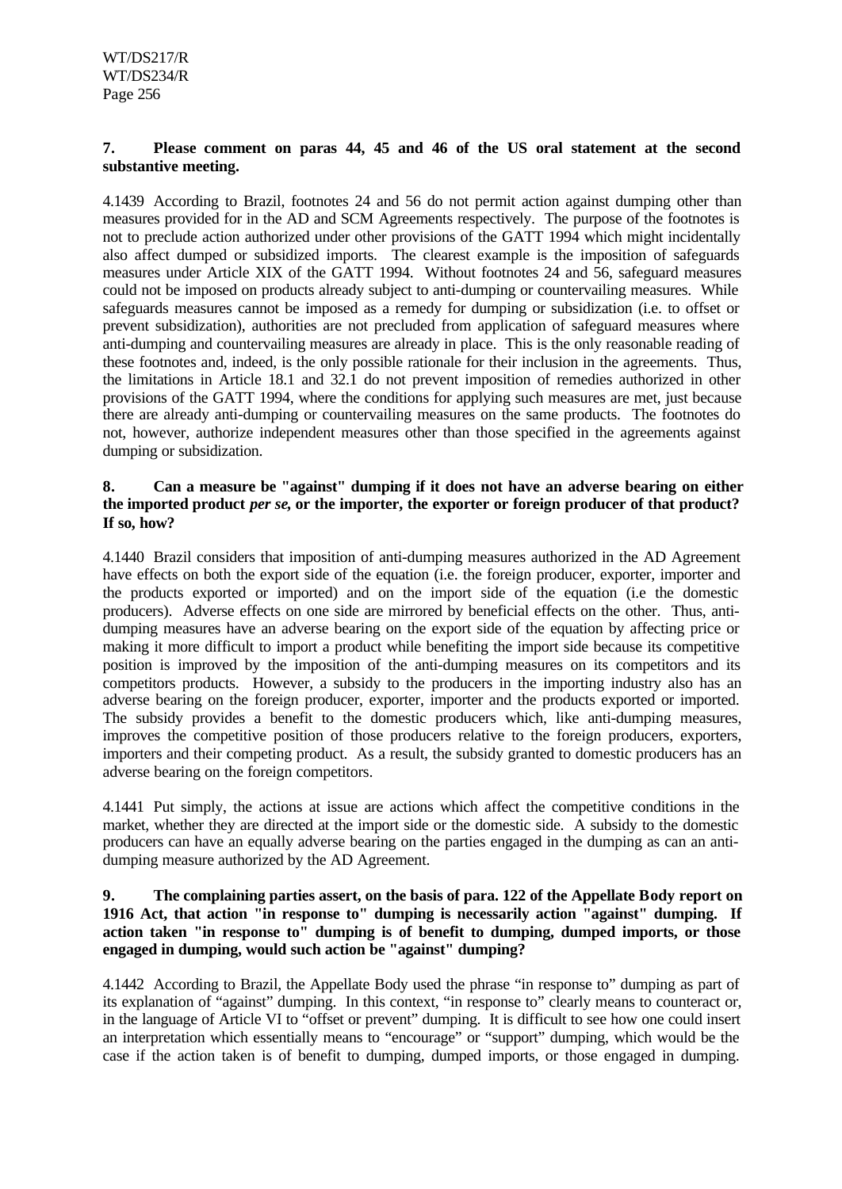**7. Please comment on paras 44, 45 and 46 of the US oral statement at the second substantive meeting.**

4.1439 According to Brazil, footnotes 24 and 56 do not permit action against dumping other than measures provided for in the AD and SCM Agreements respectively. The purpose of the footnotes is not to preclude action authorized under other provisions of the GATT 1994 which might incidentally also affect dumped or subsidized imports. The clearest example is the imposition of safeguards measures under Article XIX of the GATT 1994. Without footnotes 24 and 56, safeguard measures could not be imposed on products already subject to anti-dumping or countervailing measures. While safeguards measures cannot be imposed as a remedy for dumping or subsidization (i.e. to offset or prevent subsidization), authorities are not precluded from application of safeguard measures where anti-dumping and countervailing measures are already in place. This is the only reasonable reading of these footnotes and, indeed, is the only possible rationale for their inclusion in the agreements. Thus, the limitations in Article 18.1 and 32.1 do not prevent imposition of remedies authorized in other provisions of the GATT 1994, where the conditions for applying such measures are met, just because there are already anti-dumping or countervailing measures on the same products. The footnotes do not, however, authorize independent measures other than those specified in the agreements against dumping or subsidization.

**8. Can a measure be "against" dumping if it does not have an adverse bearing on either the imported product *per se*, or the importer, the exporter or foreign producer of that product? If so, how?**

4.1440 Brazil considers that imposition of anti-dumping measures authorized in the AD Agreement have effects on both the export side of the equation (i.e. the foreign producer, exporter, importer and the products exported or imported) and on the import side of the equation (i.e the domestic producers). Adverse effects on one side are mirrored by beneficial effects on the other. Thus, anti-dumping measures have an adverse bearing on the export side of the equation by affecting price or making it more difficult to import a product while benefiting the import side because its competitive position is improved by the imposition of the anti-dumping measures on its competitors and its competitors products. However, a subsidy to the producers in the importing industry also has an adverse bearing on the foreign producer, exporter, importer and the products exported or imported. The subsidy provides a benefit to the domestic producers which, like anti-dumping measures, improves the competitive position of those producers relative to the foreign producers, exporters, importers and their competing product. As a result, the subsidy granted to domestic producers has an adverse bearing on the foreign competitors.

4.1441 Put simply, the actions at issue are actions which affect the competitive conditions in the market, whether they are directed at the import side or the domestic side. A subsidy to the domestic producers can have an equally adverse bearing on the parties engaged in the dumping as can an anti-dumping measure authorized by the AD Agreement.

**9. The complaining parties assert, on the basis of para. 122 of the Appellate Body report on 1916 Act, that action "in response to" dumping is necessarily action "against" dumping. If action taken "in response to" dumping is of benefit to dumping, dumped imports, or those engaged in dumping, would such action be "against" dumping?**

4.1442 According to Brazil, the Appellate Body used the phrase "in response to" dumping as part of its explanation of "against" dumping. In this context, "in response to" clearly means to counteract or, in the language of Article VI to "offset or prevent" dumping. It is difficult to see how one could insert an interpretation which essentially means to "encourage" or "support" dumping, which would be the case if the action taken is of benefit to dumping, dumped imports, or those engaged in dumping.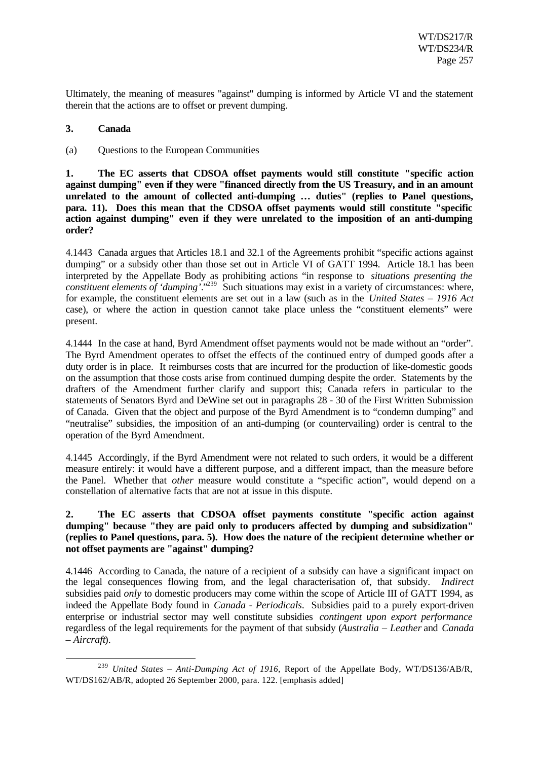Ultimately, the meaning of measures "against" dumping is informed by Article VI and the statement therein that the actions are to offset or prevent dumping.

**3. Canada**

(a) Questions to the European Communities

**1. The EC asserts that CDSOA offset payments would still constitute "specific action against dumping" even if they were "financed directly from the US Treasury, and in an amount unrelated to the amount of collected anti-dumping … duties" (replies to Panel questions, para. 11). Does this mean that the CDSOA offset payments would still constitute "specific action against dumping" even if they were unrelated to the imposition of an anti-dumping order?**

4.1443 Canada argues that Articles 18.1 and 32.1 of the Agreements prohibit "specific actions against dumping" or a subsidy other than those set out in Article VI of GATT 1994. Article 18.1 has been interpreted by the Appellate Body as prohibiting actions "in response to *situations presenting the constituent elements of 'dumping'*."[239] Such situations may exist in a variety of circumstances: where, for example, the constituent elements are set out in a law (such as in the *United States – 1916 Act* case), or where the action in question cannot take place unless the "constituent elements" were present.

4.1444 In the case at hand, Byrd Amendment offset payments would not be made without an "order". The Byrd Amendment operates to offset the effects of the continued entry of dumped goods after a duty order is in place. It reimburses costs that are incurred for the production of like-domestic goods on the assumption that those costs arise from continued dumping despite the order. Statements by the drafters of the Amendment further clarify and support this; Canada refers in particular to the statements of Senators Byrd and DeWine set out in paragraphs 28 - 30 of the First Written Submission of Canada. Given that the object and purpose of the Byrd Amendment is to "condemn dumping" and "neutralise" subsidies, the imposition of an anti-dumping (or countervailing) order is central to the operation of the Byrd Amendment.

4.1445 Accordingly, if the Byrd Amendment were not related to such orders, it would be a different measure entirely: it would have a different purpose, and a different impact, than the measure before the Panel. Whether that *other* measure would constitute a "specific action", would depend on a constellation of alternative facts that are not at issue in this dispute.

**2. The EC asserts that CDSOA offset payments constitute "specific action against dumping" because "they are paid only to producers affected by dumping and subsidization" (replies to Panel questions, para. 5). How does the nature of the recipient determine whether or not offset payments are "against" dumping?**

4.1446 According to Canada, the nature of a recipient of a subsidy can have a significant impact on the legal consequences flowing from, and the legal characterisation of, that subsidy. *Indirect* subsidies paid *only* to domestic producers may come within the scope of Article III of GATT 1994, as indeed the Appellate Body found in *Canada - Periodicals*. Subsidies paid to a purely export-driven enterprise or industrial sector may well constitute subsidies *contingent upon export performance* regardless of the legal requirements for the payment of that subsidy (*Australia – Leather* and *Canada – Aircraft*).

[239] *United States – Anti-Dumping Act of 1916*, Report of the Appellate Body, WT/DS136/AB/R, WT/DS162/AB/R, adopted 26 September 2000, para. 122. [emphasis added]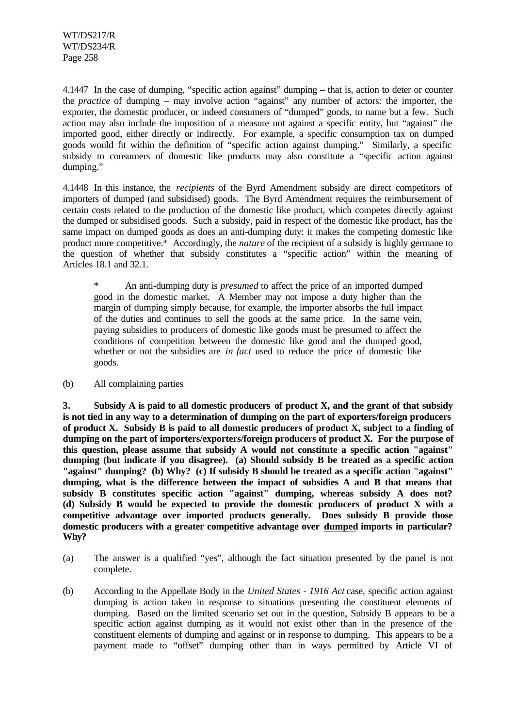4.1447 In the case of dumping, "specific action against" dumping – that is, action to deter or counter the *practice* of dumping – may involve action "against" any number of actors: the importer, the exporter, the domestic producer, or indeed consumers of "dumped" goods, to name but a few. Such action may also include the imposition of a measure not against a specific entity, but "against" the imported good, either directly or indirectly. For example, a specific consumption tax on dumped goods would fit within the definition of "specific action against dumping." Similarly, a specific subsidy to consumers of domestic like products may also constitute a "specific action against dumping."

4.1448 In this instance, the *recipients* of the Byrd Amendment subsidy are direct competitors of importers of dumped (and subsidised) goods. The Byrd Amendment requires the reimbursement of certain costs related to the production of the domestic like product, which competes directly against the dumped or subsidised goods. Such a subsidy, paid in respect of the domestic like product, has the same impact on dumped goods as does an anti-dumping duty: it makes the competing domestic like product more competitive.* Accordingly, the *nature* of the recipient of a subsidy is highly germane to the question of whether that subsidy constitutes a "specific action" within the meaning of Articles 18.1 and 32.1.

> \* An anti-dumping duty is *presumed* to affect the price of an imported dumped good in the domestic market. A Member may not impose a duty higher than the margin of dumping simply because, for example, the importer absorbs the full impact of the duties and continues to sell the goods at the same price. In the same vein, paying subsidies to producers of domestic like goods must be presumed to affect the conditions of competition between the domestic like good and the dumped good, whether or not the subsidies are *in fact* used to reduce the price of domestic like goods.

(b) All complaining parties

**3. Subsidy A is paid to all domestic producers of product X, and the grant of that subsidy is not tied in any way to a determination of dumping on the part of exporters/foreign producers of product X. Subsidy B is paid to all domestic producers of product X, subject to a finding of dumping on the part of importers/exporters/foreign producers of product X. For the purpose of this question, please assume that subsidy A would not constitute a specific action "against" dumping (but indicate if you disagree). (a) Should subsidy B be treated as a specific action "against" dumping? (b) Why? (c) If subsidy B should be treated as a specific action "against" dumping, what is the difference between the impact of subsidies A and B that means that subsidy B constitutes specific action "against" dumping, whereas subsidy A does not? (d) Subsidy B would be expected to provide the domestic producers of product X with a competitive advantage over imported products generally. Does subsidy B provide those domestic producers with a greater competitive advantage over <u>dumped</u> imports in particular? Why?**

(a) The answer is a qualified "yes", although the fact situation presented by the panel is not complete.

(b) According to the Appellate Body in the *United States - 1916 Act* case, specific action against dumping is action taken in response to situations presenting the constituent elements of dumping. Based on the limited scenario set out in the question, Subsidy B appears to be a specific action against dumping as it would not exist other than in the presence of the constituent elements of dumping and against or in response to dumping. This appears to be a payment made to "offset" dumping other than in ways permitted by Article VI of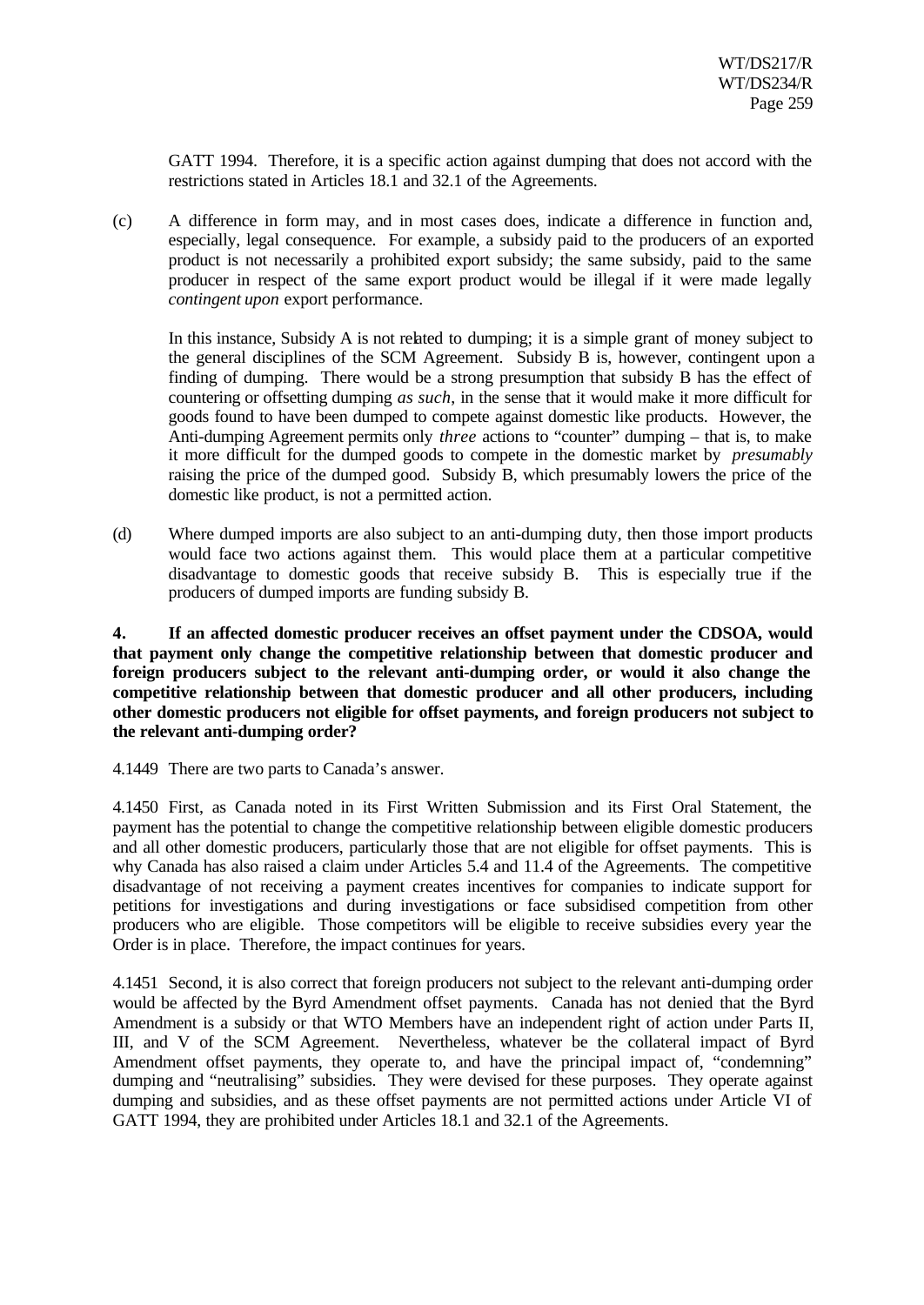GATT 1994. Therefore, it is a specific action against dumping that does not accord with the restrictions stated in Articles 18.1 and 32.1 of the Agreements.

(c) A difference in form may, and in most cases does, indicate a difference in function and, especially, legal consequence. For example, a subsidy paid to the producers of an exported product is not necessarily a prohibited export subsidy; the same subsidy, paid to the same producer in respect of the same export product would be illegal if it were made legally *contingent upon* export performance.

In this instance, Subsidy A is not related to dumping; it is a simple grant of money subject to the general disciplines of the SCM Agreement. Subsidy B is, however, contingent upon a finding of dumping. There would be a strong presumption that subsidy B has the effect of countering or offsetting dumping *as such*, in the sense that it would make it more difficult for goods found to have been dumped to compete against domestic like products. However, the Anti-dumping Agreement permits only *three* actions to "counter" dumping – that is, to make it more difficult for the dumped goods to compete in the domestic market by *presumably* raising the price of the dumped good. Subsidy B, which presumably lowers the price of the domestic like product, is not a permitted action.

(d) Where dumped imports are also subject to an anti-dumping duty, then those import products would face two actions against them. This would place them at a particular competitive disadvantage to domestic goods that receive subsidy B. This is especially true if the producers of dumped imports are funding subsidy B.

**4. If an affected domestic producer receives an offset payment under the CDSOA, would that payment only change the competitive relationship between that domestic producer and foreign producers subject to the relevant anti-dumping order, or would it also change the competitive relationship between that domestic producer and all other producers, including other domestic producers not eligible for offset payments, and foreign producers not subject to the relevant anti-dumping order?**

4.1449 There are two parts to Canada's answer.

4.1450 First, as Canada noted in its First Written Submission and its First Oral Statement, the payment has the potential to change the competitive relationship between eligible domestic producers and all other domestic producers, particularly those that are not eligible for offset payments. This is why Canada has also raised a claim under Articles 5.4 and 11.4 of the Agreements. The competitive disadvantage of not receiving a payment creates incentives for companies to indicate support for petitions for investigations and during investigations or face subsidised competition from other producers who are eligible. Those competitors will be eligible to receive subsidies every year the Order is in place. Therefore, the impact continues for years.

4.1451 Second, it is also correct that foreign producers not subject to the relevant anti-dumping order would be affected by the Byrd Amendment offset payments. Canada has not denied that the Byrd Amendment is a subsidy or that WTO Members have an independent right of action under Parts II, III, and V of the SCM Agreement. Nevertheless, whatever be the collateral impact of Byrd Amendment offset payments, they operate to, and have the principal impact of, "condemning" dumping and "neutralising" subsidies. They were devised for these purposes. They operate against dumping and subsidies, and as these offset payments are not permitted actions under Article VI of GATT 1994, they are prohibited under Articles 18.1 and 32.1 of the Agreements.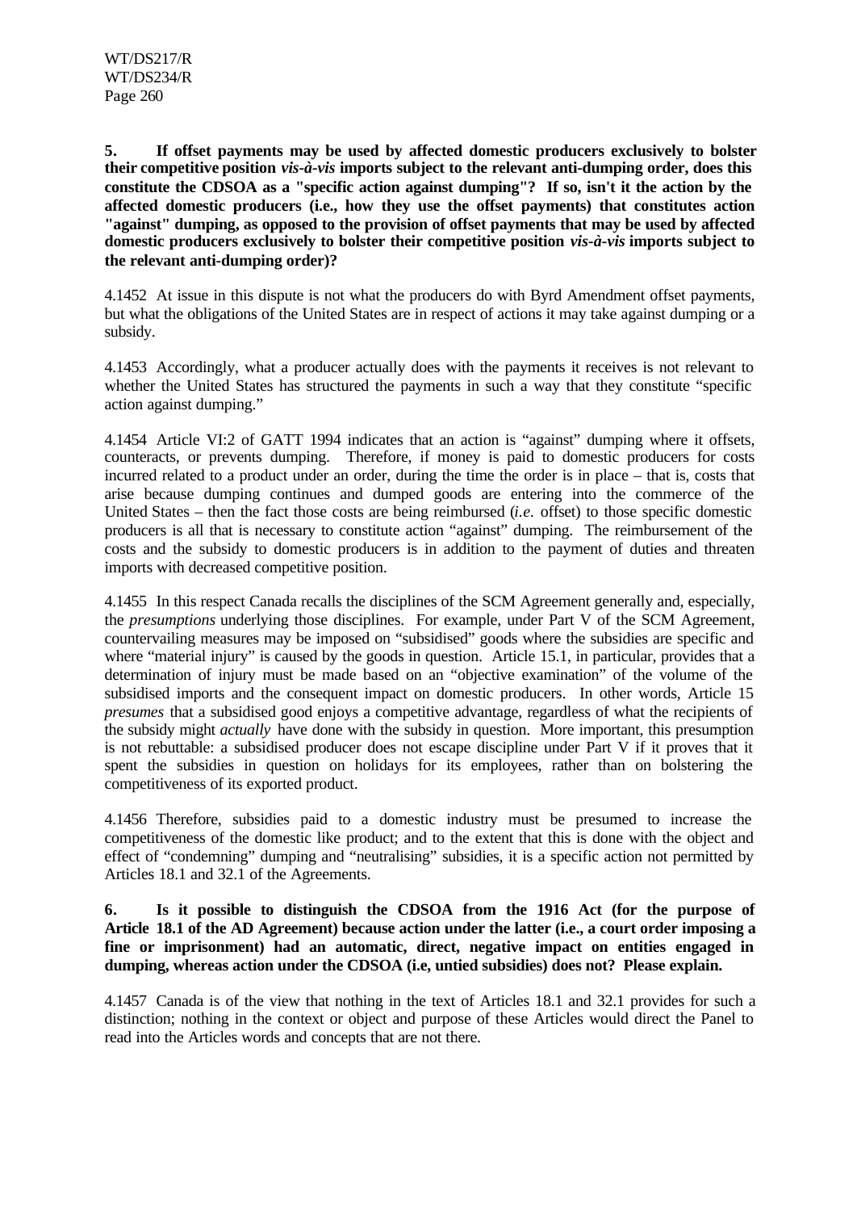**5. If offset payments may be used by affected domestic producers exclusively to bolster their competitive position *vis-à-vis* imports subject to the relevant anti-dumping order, does this constitute the CDSOA as a "specific action against dumping"? If so, isn't it the action by the affected domestic producers (i.e., how they use the offset payments) that constitutes action "against" dumping, as opposed to the provision of offset payments that may be used by affected domestic producers exclusively to bolster their competitive position *vis-à-vis* imports subject to the relevant anti-dumping order)?**

4.1452 At issue in this dispute is not what the producers do with Byrd Amendment offset payments, but what the obligations of the United States are in respect of actions it may take against dumping or a subsidy.

4.1453 Accordingly, what a producer actually does with the payments it receives is not relevant to whether the United States has structured the payments in such a way that they constitute "specific action against dumping."

4.1454 Article VI:2 of GATT 1994 indicates that an action is "against" dumping where it offsets, counteracts, or prevents dumping. Therefore, if money is paid to domestic producers for costs incurred related to a product under an order, during the time the order is in place – that is, costs that arise because dumping continues and dumped goods are entering into the commerce of the United States – then the fact those costs are being reimbursed (*i.e.* offset) to those specific domestic producers is all that is necessary to constitute action "against" dumping. The reimbursement of the costs and the subsidy to domestic producers is in addition to the payment of duties and threaten imports with decreased competitive position.

4.1455 In this respect Canada recalls the disciplines of the SCM Agreement generally and, especially, the *presumptions* underlying those disciplines. For example, under Part V of the SCM Agreement, countervailing measures may be imposed on "subsidised" goods where the subsidies are specific and where "material injury" is caused by the goods in question. Article 15.1, in particular, provides that a determination of injury must be made based on an "objective examination" of the volume of the subsidised imports and the consequent impact on domestic producers. In other words, Article 15 *presumes* that a subsidised good enjoys a competitive advantage, regardless of what the recipients of the subsidy might *actually* have done with the subsidy in question. More important, this presumption is not rebuttable: a subsidised producer does not escape discipline under Part V if it proves that it spent the subsidies in question on holidays for its employees, rather than on bolstering the competitiveness of its exported product.

4.1456 Therefore, subsidies paid to a domestic industry must be presumed to increase the competitiveness of the domestic like product; and to the extent that this is done with the object and effect of "condemning" dumping and "neutralising" subsidies, it is a specific action not permitted by Articles 18.1 and 32.1 of the Agreements.

**6. Is it possible to distinguish the CDSOA from the 1916 Act (for the purpose of Article 18.1 of the AD Agreement) because action under the latter (i.e., a court order imposing a fine or imprisonment) had an automatic, direct, negative impact on entities engaged in dumping, whereas action under the CDSOA (i.e, untied subsidies) does not? Please explain.**

4.1457 Canada is of the view that nothing in the text of Articles 18.1 and 32.1 provides for such a distinction; nothing in the context or object and purpose of these Articles would direct the Panel to read into the Articles words and concepts that are not there.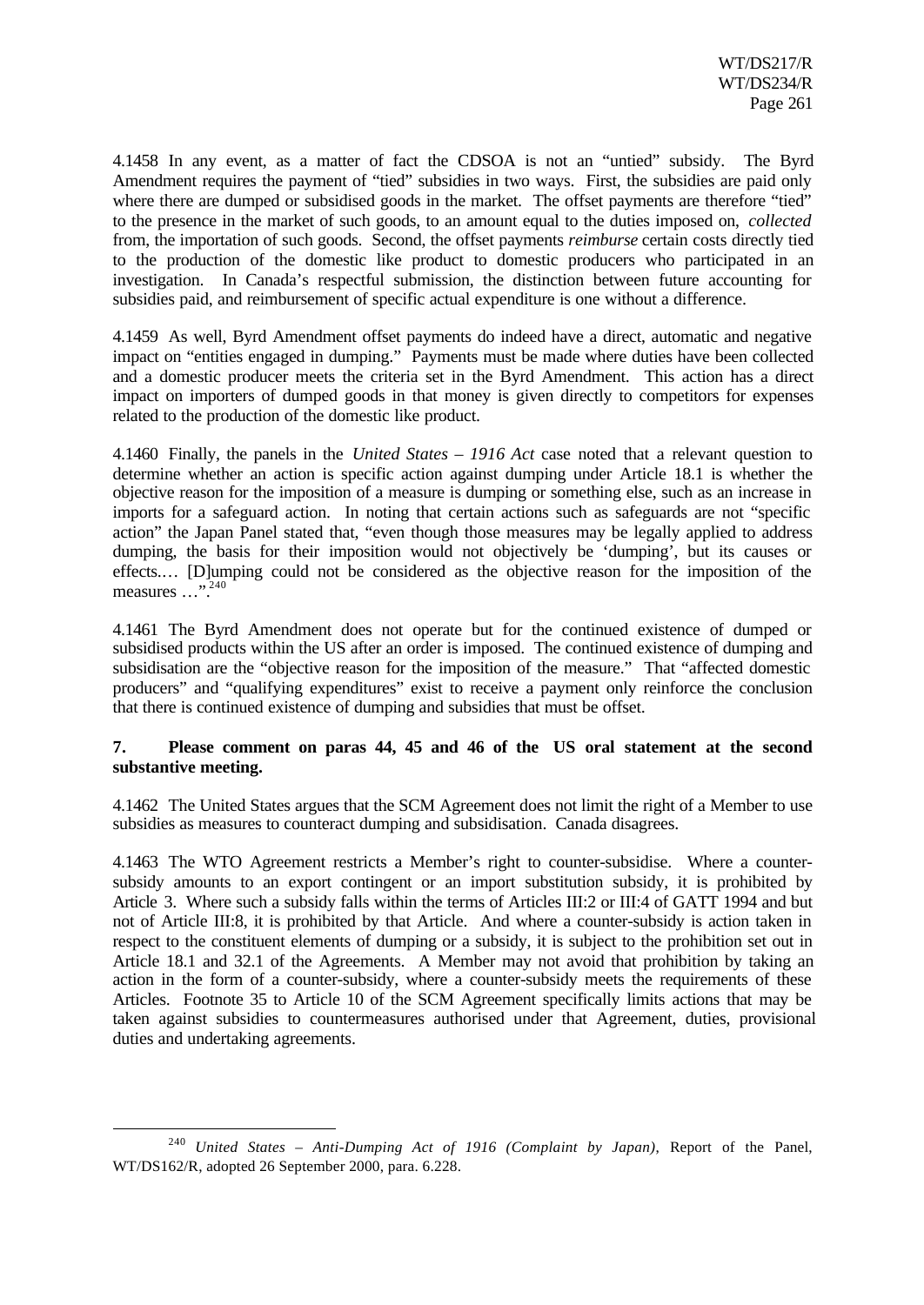4.1458 In any event, as a matter of fact the CDSOA is not an "untied" subsidy. The Byrd Amendment requires the payment of "tied" subsidies in two ways. First, the subsidies are paid only where there are dumped or subsidised goods in the market. The offset payments are therefore "tied" to the presence in the market of such goods, to an amount equal to the duties imposed on, *collected* from, the importation of such goods. Second, the offset payments *reimburse* certain costs directly tied to the production of the domestic like product to domestic producers who participated in an investigation. In Canada's respectful submission, the distinction between future accounting for subsidies paid, and reimbursement of specific actual expenditure is one without a difference.

4.1459 As well, Byrd Amendment offset payments do indeed have a direct, automatic and negative impact on "entities engaged in dumping." Payments must be made where duties have been collected and a domestic producer meets the criteria set in the Byrd Amendment. This action has a direct impact on importers of dumped goods in that money is given directly to competitors for expenses related to the production of the domestic like product.

4.1460 Finally, the panels in the *United States – 1916 Act* case noted that a relevant question to determine whether an action is specific action against dumping under Article 18.1 is whether the objective reason for the imposition of a measure is dumping or something else, such as an increase in imports for a safeguard action. In noting that certain actions such as safeguards are not "specific action" the Japan Panel stated that, "even though those measures may be legally applied to address dumping, the basis for their imposition would not objectively be 'dumping', but its causes or effects.… [D]umping could not be considered as the objective reason for the imposition of the measures …".[240]

4.1461 The Byrd Amendment does not operate but for the continued existence of dumped or subsidised products within the US after an order is imposed. The continued existence of dumping and subsidisation are the "objective reason for the imposition of the measure." That "affected domestic producers" and "qualifying expenditures" exist to receive a payment only reinforce the conclusion that there is continued existence of dumping and subsidies that must be offset.

**7. Please comment on paras 44, 45 and 46 of the US oral statement at the second substantive meeting.**

4.1462 The United States argues that the SCM Agreement does not limit the right of a Member to use subsidies as measures to counteract dumping and subsidisation. Canada disagrees.

4.1463 The WTO Agreement restricts a Member's right to counter-subsidise. Where a counter-subsidy amounts to an export contingent or an import substitution subsidy, it is prohibited by Article 3. Where such a subsidy falls within the terms of Articles III:2 or III:4 of GATT 1994 and but not of Article III:8, it is prohibited by that Article. And where a counter-subsidy is action taken in respect to the constituent elements of dumping or a subsidy, it is subject to the prohibition set out in Article 18.1 and 32.1 of the Agreements. A Member may not avoid that prohibition by taking an action in the form of a counter-subsidy, where a counter-subsidy meets the requirements of these Articles. Footnote 35 to Article 10 of the SCM Agreement specifically limits actions that may be taken against subsidies to countermeasures authorised under that Agreement, duties, provisional duties and undertaking agreements.

---

[240] *United States – Anti-Dumping Act of 1916 (Complaint by Japan)*, Report of the Panel, WT/DS162/R, adopted 26 September 2000, para. 6.228.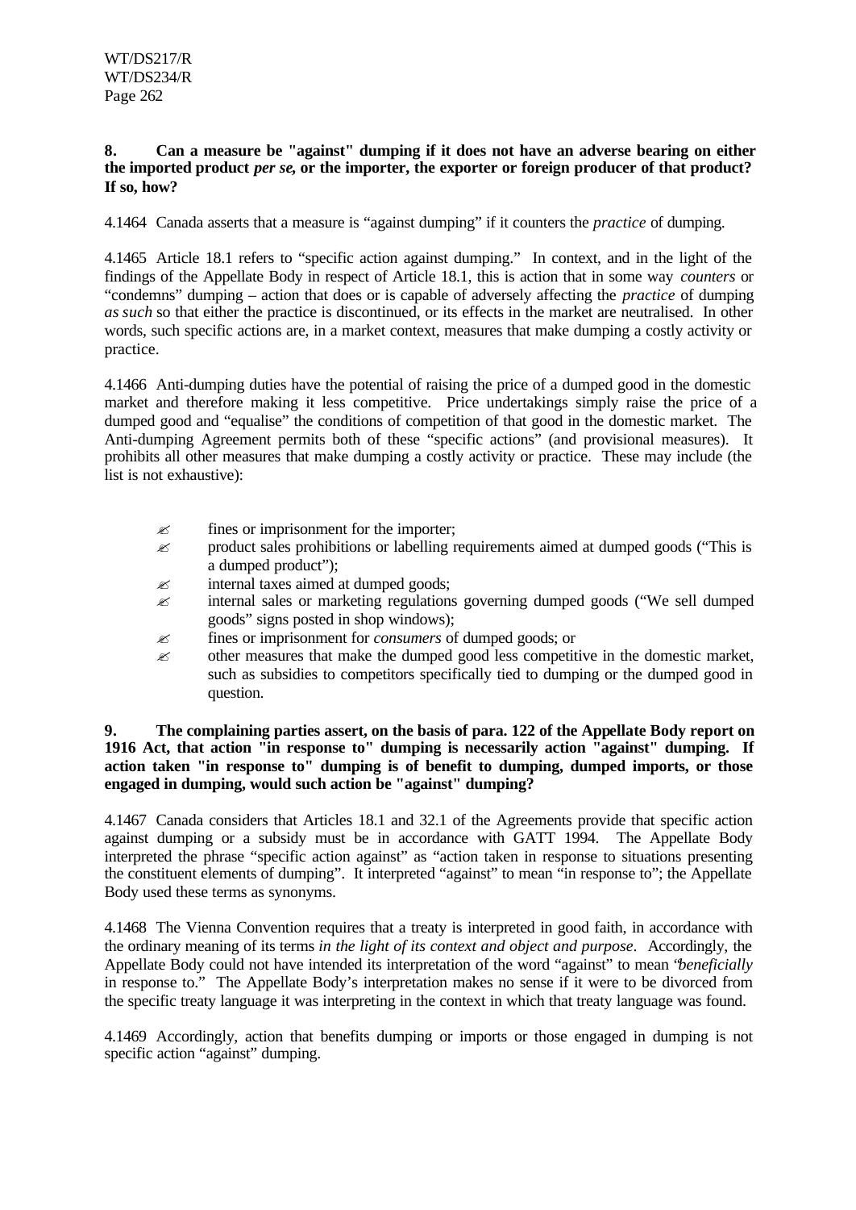**8. Can a measure be "against" dumping if it does not have an adverse bearing on either the imported product *per se*, or the importer, the exporter or foreign producer of that product? If so, how?**

4.1464 Canada asserts that a measure is "against dumping" if it counters the *practice* of dumping.

4.1465 Article 18.1 refers to "specific action against dumping." In context, and in the light of the findings of the Appellate Body in respect of Article 18.1, this is action that in some way *counters* or "condemns" dumping – action that does or is capable of adversely affecting the *practice* of dumping *as such* so that either the practice is discontinued, or its effects in the market are neutralised. In other words, such specific actions are, in a market context, measures that make dumping a costly activity or practice.

4.1466 Anti-dumping duties have the potential of raising the price of a dumped good in the domestic market and therefore making it less competitive. Price undertakings simply raise the price of a dumped good and "equalise" the conditions of competition of that good in the domestic market. The Anti-dumping Agreement permits both of these "specific actions" (and provisional measures). It prohibits all other measures that make dumping a costly activity or practice. These may include (the list is not exhaustive):

- fines or imprisonment for the importer;
- product sales prohibitions or labelling requirements aimed at dumped goods ("This is a dumped product");
- internal taxes aimed at dumped goods;
- internal sales or marketing regulations governing dumped goods ("We sell dumped goods" signs posted in shop windows);
- fines or imprisonment for *consumers* of dumped goods; or
- other measures that make the dumped good less competitive in the domestic market, such as subsidies to competitors specifically tied to dumping or the dumped good in question.

**9. The complaining parties assert, on the basis of para. 122 of the Appellate Body report on 1916 Act, that action "in response to" dumping is necessarily action "against" dumping. If action taken "in response to" dumping is of benefit to dumping, dumped imports, or those engaged in dumping, would such action be "against" dumping?**

4.1467 Canada considers that Articles 18.1 and 32.1 of the Agreements provide that specific action against dumping or a subsidy must be in accordance with GATT 1994. The Appellate Body interpreted the phrase "specific action against" as "action taken in response to situations presenting the constituent elements of dumping". It interpreted "against" to mean "in response to"; the Appellate Body used these terms as synonyms.

4.1468 The Vienna Convention requires that a treaty is interpreted in good faith, in accordance with the ordinary meaning of its terms *in the light of its context and object and purpose*. Accordingly, the Appellate Body could not have intended its interpretation of the word "against" to mean "*beneficially* in response to." The Appellate Body's interpretation makes no sense if it were to be divorced from the specific treaty language it was interpreting in the context in which that treaty language was found.

4.1469 Accordingly, action that benefits dumping or imports or those engaged in dumping is not specific action "against" dumping.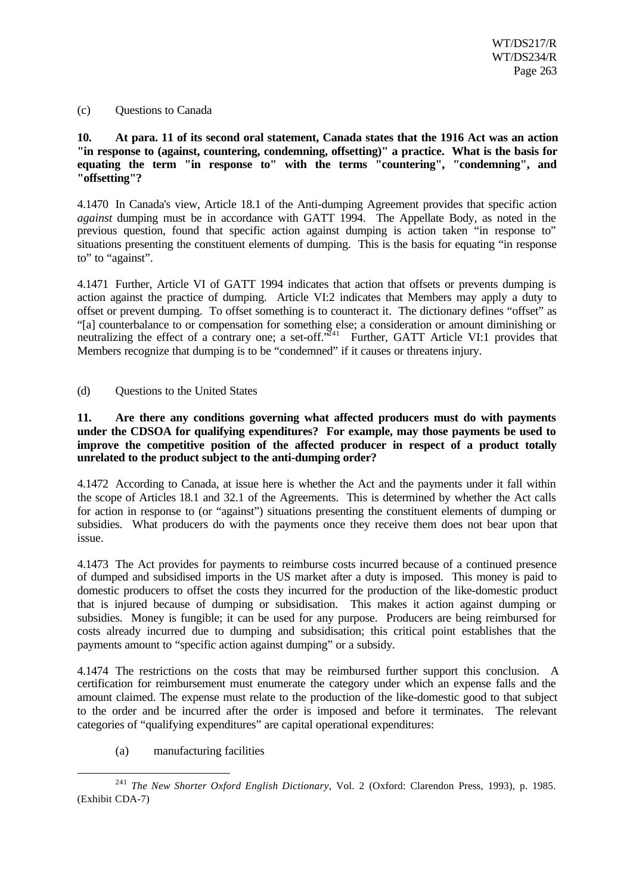(c) Questions to Canada

**10. At para. 11 of its second oral statement, Canada states that the 1916 Act was an action "in response to (against, countering, condemning, offsetting)" a practice. What is the basis for equating the term "in response to" with the terms "countering", "condemning", and "offsetting"?**

4.1470 In Canada's view, Article 18.1 of the Anti-dumping Agreement provides that specific action *against* dumping must be in accordance with GATT 1994. The Appellate Body, as noted in the previous question, found that specific action against dumping is action taken "in response to" situations presenting the constituent elements of dumping. This is the basis for equating "in response to" to "against".

4.1471 Further, Article VI of GATT 1994 indicates that action that offsets or prevents dumping is action against the practice of dumping. Article VI:2 indicates that Members may apply a duty to offset or prevent dumping. To offset something is to counteract it. The dictionary defines "offset" as "[a] counterbalance to or compensation for something else; a consideration or amount diminishing or neutralizing the effect of a contrary one; a set-off."[241] Further, GATT Article VI:1 provides that Members recognize that dumping is to be "condemned" if it causes or threatens injury.

(d) Questions to the United States

**11. Are there any conditions governing what affected producers must do with payments under the CDSOA for qualifying expenditures? For example, may those payments be used to improve the competitive position of the affected producer in respect of a product totally unrelated to the product subject to the anti-dumping order?**

4.1472 According to Canada, at issue here is whether the Act and the payments under it fall within the scope of Articles 18.1 and 32.1 of the Agreements. This is determined by whether the Act calls for action in response to (or "against") situations presenting the constituent elements of dumping or subsidies. What producers do with the payments once they receive them does not bear upon that issue.

4.1473 The Act provides for payments to reimburse costs incurred because of a continued presence of dumped and subsidised imports in the US market after a duty is imposed. This money is paid to domestic producers to offset the costs they incurred for the production of the like-domestic product that is injured because of dumping or subsidisation. This makes it action against dumping or subsidies. Money is fungible; it can be used for any purpose. Producers are being reimbursed for costs already incurred due to dumping and subsidisation; this critical point establishes that the payments amount to "specific action against dumping" or a subsidy.

4.1474 The restrictions on the costs that may be reimbursed further support this conclusion. A certification for reimbursement must enumerate the category under which an expense falls and the amount claimed. The expense must relate to the production of the like-domestic good to that subject to the order and be incurred after the order is imposed and before it terminates. The relevant categories of "qualifying expenditures" are capital operational expenditures:

(a) manufacturing facilities

[241] *The New Shorter Oxford English Dictionary*, Vol. 2 (Oxford: Clarendon Press, 1993), p. 1985. (Exhibit CDA-7)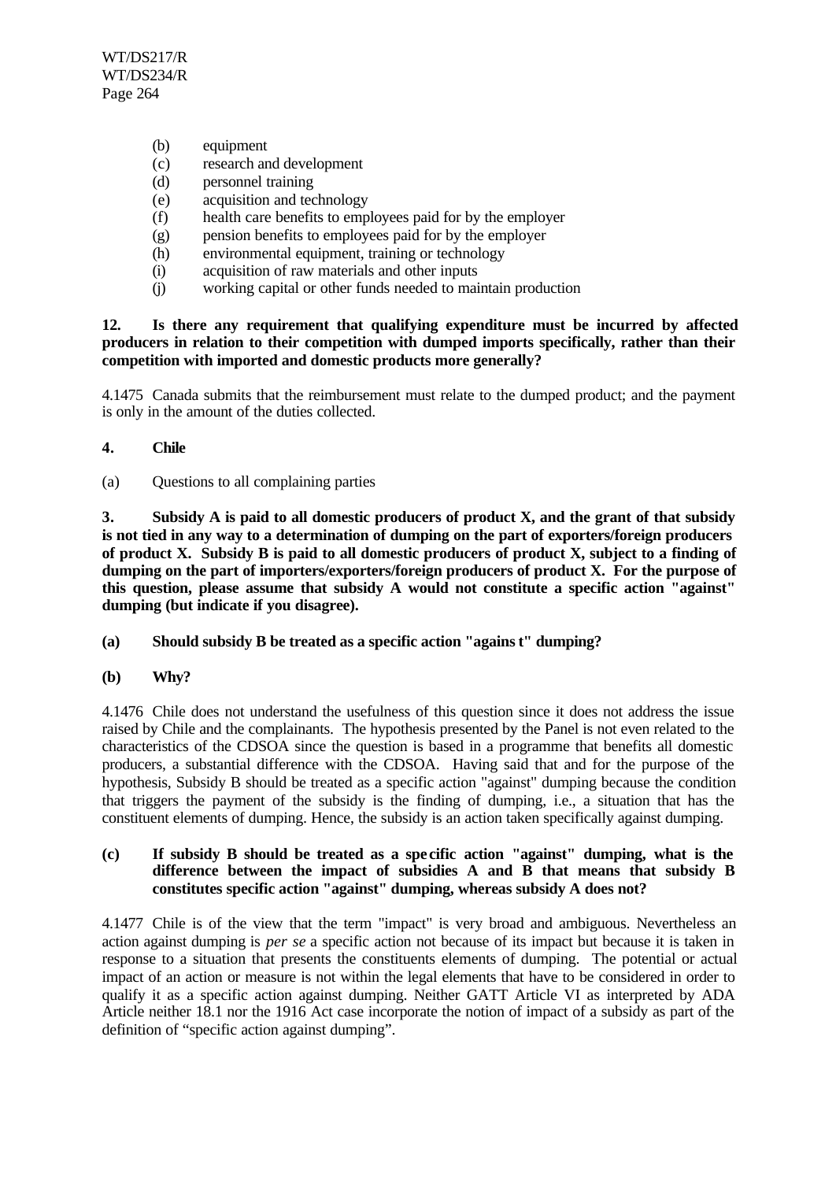(b) equipment
(c) research and development
(d) personnel training
(e) acquisition and technology
(f) health care benefits to employees paid for by the employer
(g) pension benefits to employees paid for by the employer
(h) environmental equipment, training or technology
(i) acquisition of raw materials and other inputs
(j) working capital or other funds needed to maintain production

**12. Is there any requirement that qualifying expenditure must be incurred by affected producers in relation to their competition with dumped imports specifically, rather than their competition with imported and domestic products more generally?**

4.1475 Canada submits that the reimbursement must relate to the dumped product; and the payment is only in the amount of the duties collected.

**4. Chile**

(a) Questions to all complaining parties

**3. Subsidy A is paid to all domestic producers of product X, and the grant of that subsidy is not tied in any way to a determination of dumping on the part of exporters/foreign producers of product X. Subsidy B is paid to all domestic producers of product X, subject to a finding of dumping on the part of importers/exporters/foreign producers of product X. For the purpose of this question, please assume that subsidy A would not constitute a specific action "against" dumping (but indicate if you disagree).**

**(a) Should subsidy B be treated as a specific action "against" dumping?**

**(b) Why?**

4.1476 Chile does not understand the usefulness of this question since it does not address the issue raised by Chile and the complainants. The hypothesis presented by the Panel is not even related to the characteristics of the CDSOA since the question is based in a programme that benefits all domestic producers, a substantial difference with the CDSOA. Having said that and for the purpose of the hypothesis, Subsidy B should be treated as a specific action "against" dumping because the condition that triggers the payment of the subsidy is the finding of dumping, i.e., a situation that has the constituent elements of dumping. Hence, the subsidy is an action taken specifically against dumping.

**(c) If subsidy B should be treated as a specific action "against" dumping, what is the difference between the impact of subsidies A and B that means that subsidy B constitutes specific action "against" dumping, whereas subsidy A does not?**

4.1477 Chile is of the view that the term "impact" is very broad and ambiguous. Nevertheless an action against dumping is *per se* a specific action not because of its impact but because it is taken in response to a situation that presents the constituents elements of dumping. The potential or actual impact of an action or measure is not within the legal elements that have to be considered in order to qualify it as a specific action against dumping. Neither GATT Article VI as interpreted by ADA Article neither 18.1 nor the 1916 Act case incorporate the notion of impact of a subsidy as part of the definition of "specific action against dumping".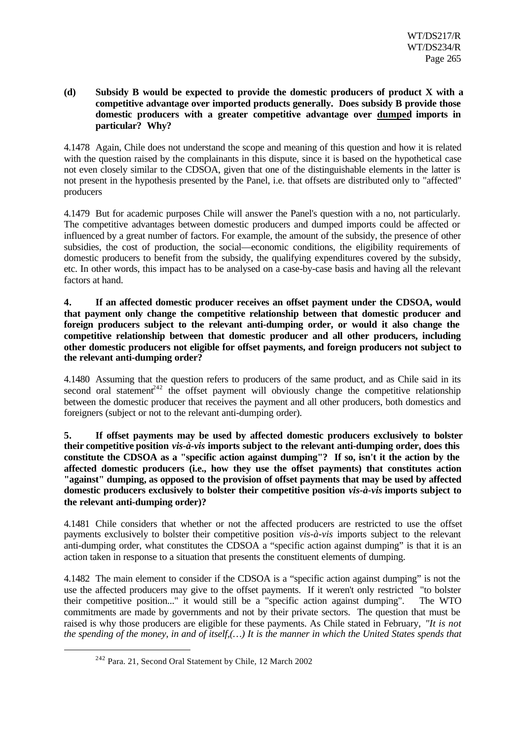**(d) Subsidy B would be expected to provide the domestic producers of product X with a competitive advantage over imported products generally. Does subsidy B provide those domestic producers with a greater competitive advantage over dumped imports in particular? Why?**

4.1478 Again, Chile does not understand the scope and meaning of this question and how it is related with the question raised by the complainants in this dispute, since it is based on the hypothetical case not even closely similar to the CDSOA, given that one of the distinguishable elements in the latter is not present in the hypothesis presented by the Panel, i.e. that offsets are distributed only to "affected" producers

4.1479 But for academic purposes Chile will answer the Panel's question with a no, not particularly. The competitive advantages between domestic producers and dumped imports could be affected or influenced by a great number of factors. For example, the amount of the subsidy, the presence of other subsidies, the cost of production, the social—economic conditions, the eligibility requirements of domestic producers to benefit from the subsidy, the qualifying expenditures covered by the subsidy, etc. In other words, this impact has to be analysed on a case-by-case basis and having all the relevant factors at hand.

**4. If an affected domestic producer receives an offset payment under the CDSOA, would that payment only change the competitive relationship between that domestic producer and foreign producers subject to the relevant anti-dumping order, or would it also change the competitive relationship between that domestic producer and all other producers, including other domestic producers not eligible for offset payments, and foreign producers not subject to the relevant anti-dumping order?**

4.1480 Assuming that the question refers to producers of the same product, and as Chile said in its second oral statement[242] the offset payment will obviously change the competitive relationship between the domestic producer that receives the payment and all other producers, both domestics and foreigners (subject or not to the relevant anti-dumping order).

**5. If offset payments may be used by affected domestic producers exclusively to bolster their competitive position *vis-à-vis* imports subject to the relevant anti-dumping order, does this constitute the CDSOA as a "specific action against dumping"? If so, isn't it the action by the affected domestic producers (i.e., how they use the offset payments) that constitutes action "against" dumping, as opposed to the provision of offset payments that may be used by affected domestic producers exclusively to bolster their competitive position *vis-à-vis* imports subject to the relevant anti-dumping order)?**

4.1481 Chile considers that whether or not the affected producers are restricted to use the offset payments exclusively to bolster their competitive position *vis-à-vis* imports subject to the relevant anti-dumping order, what constitutes the CDSOA a "specific action against dumping" is that it is an action taken in response to a situation that presents the constituent elements of dumping.

4.1482 The main element to consider if the CDSOA is a "specific action against dumping" is not the use the affected producers may give to the offset payments. If it weren't only restricted "to bolster their competitive position..." it would still be a "specific action against dumping". The WTO commitments are made by governments and not by their private sectors. The question that must be raised is why those producers are eligible for these payments. As Chile stated in February, *"It is not the spending of the money, in and of itself,(…) It is the manner in which the United States spends that*

[242] Para. 21, Second Oral Statement by Chile, 12 March 2002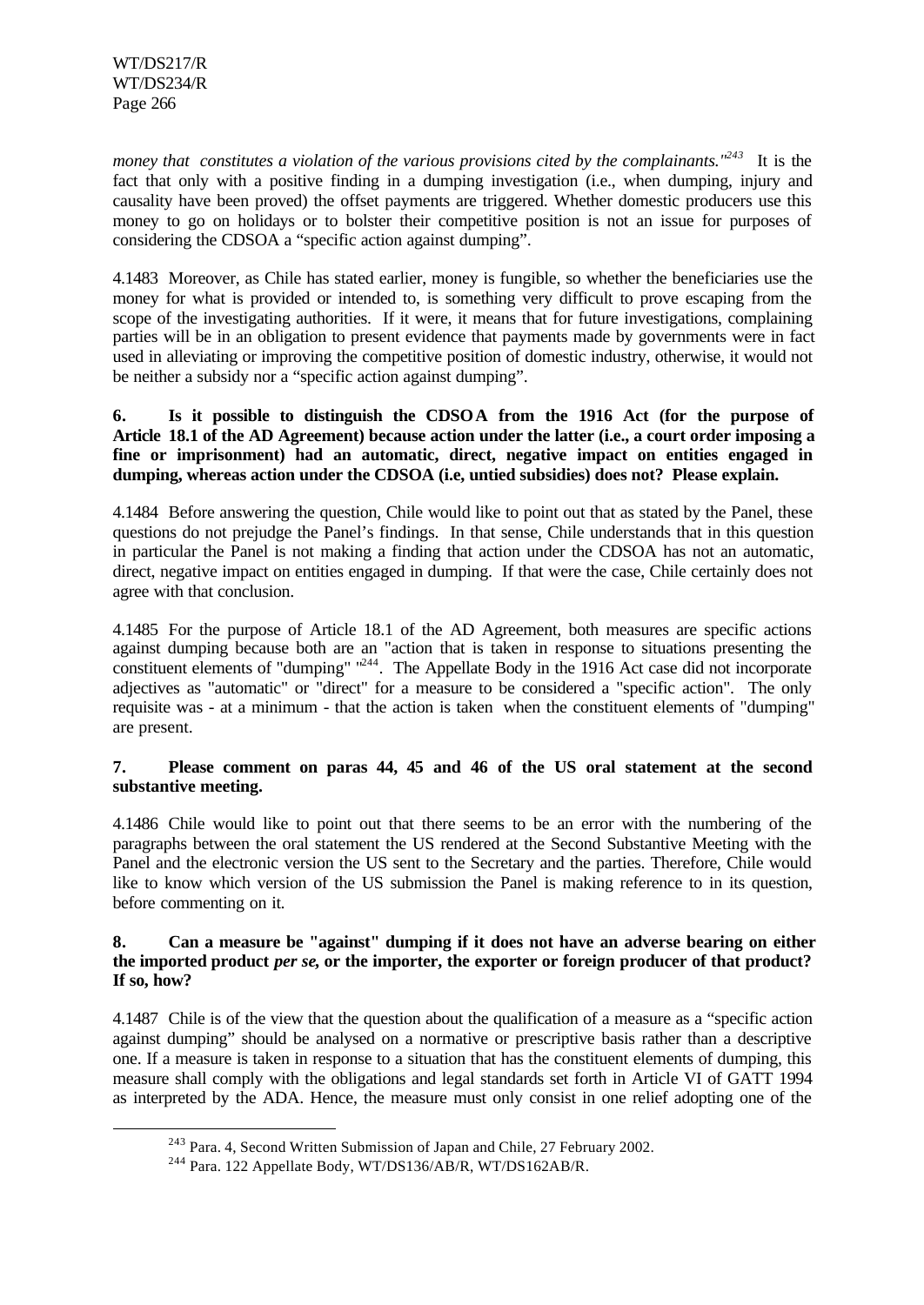*money that constitutes a violation of the various provisions cited by the complainants."*[243] It is the fact that only with a positive finding in a dumping investigation (i.e., when dumping, injury and causality have been proved) the offset payments are triggered. Whether domestic producers use this money to go on holidays or to bolster their competitive position is not an issue for purposes of considering the CDSOA a "specific action against dumping".

4.1483 Moreover, as Chile has stated earlier, money is fungible, so whether the beneficiaries use the money for what is provided or intended to, is something very difficult to prove escaping from the scope of the investigating authorities. If it were, it means that for future investigations, complaining parties will be in an obligation to present evidence that payments made by governments were in fact used in alleviating or improving the competitive position of domestic industry, otherwise, it would not be neither a subsidy nor a "specific action against dumping".

**6. Is it possible to distinguish the CDSOA from the 1916 Act (for the purpose of Article 18.1 of the AD Agreement) because action under the latter (i.e., a court order imposing a fine or imprisonment) had an automatic, direct, negative impact on entities engaged in dumping, whereas action under the CDSOA (i.e, untied subsidies) does not? Please explain.**

4.1484 Before answering the question, Chile would like to point out that as stated by the Panel, these questions do not prejudge the Panel's findings. In that sense, Chile understands that in this question in particular the Panel is not making a finding that action under the CDSOA has not an automatic, direct, negative impact on entities engaged in dumping. If that were the case, Chile certainly does not agree with that conclusion.

4.1485 For the purpose of Article 18.1 of the AD Agreement, both measures are specific actions against dumping because both are an "action that is taken in response to situations presenting the constituent elements of "dumping" "[244]. The Appellate Body in the 1916 Act case did not incorporate adjectives as "automatic" or "direct" for a measure to be considered a "specific action". The only requisite was - at a minimum - that the action is taken when the constituent elements of "dumping" are present.

**7. Please comment on paras 44, 45 and 46 of the US oral statement at the second substantive meeting.**

4.1486 Chile would like to point out that there seems to be an error with the numbering of the paragraphs between the oral statement the US rendered at the Second Substantive Meeting with the Panel and the electronic version the US sent to the Secretary and the parties. Therefore, Chile would like to know which version of the US submission the Panel is making reference to in its question, before commenting on it.

**8. Can a measure be "against" dumping if it does not have an adverse bearing on either the imported product *per se*, or the importer, the exporter or foreign producer of that product? If so, how?**

4.1487 Chile is of the view that the question about the qualification of a measure as a "specific action against dumping" should be analysed on a normative or prescriptive basis rather than a descriptive one. If a measure is taken in response to a situation that has the constituent elements of dumping, this measure shall comply with the obligations and legal standards set forth in Article VI of GATT 1994 as interpreted by the ADA. Hence, the measure must only consist in one relief adopting one of the

---

[243] Para. 4, Second Written Submission of Japan and Chile, 27 February 2002.

[244] Para. 122 Appellate Body, WT/DS136/AB/R, WT/DS162AB/R.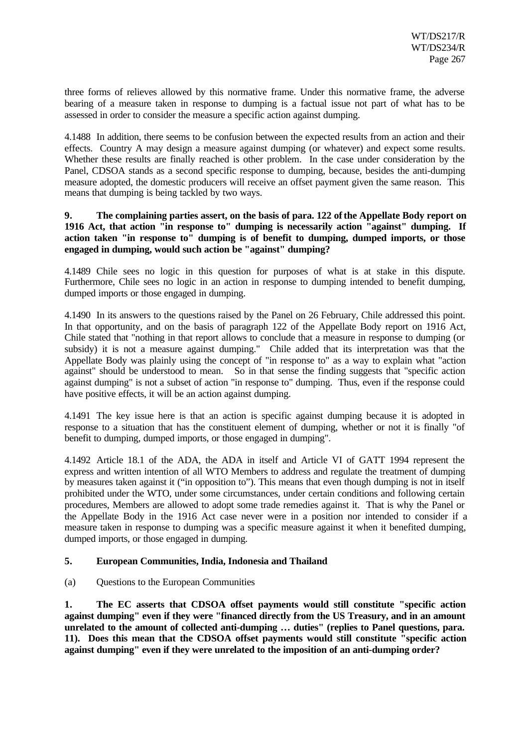three forms of relieves allowed by this normative frame. Under this normative frame, the adverse bearing of a measure taken in response to dumping is a factual issue not part of what has to be assessed in order to consider the measure a specific action against dumping.

4.1488 In addition, there seems to be confusion between the expected results from an action and their effects. Country A may design a measure against dumping (or whatever) and expect some results. Whether these results are finally reached is other problem. In the case under consideration by the Panel, CDSOA stands as a second specific response to dumping, because, besides the anti-dumping measure adopted, the domestic producers will receive an offset payment given the same reason. This means that dumping is being tackled by two ways.

**9. The complaining parties assert, on the basis of para. 122 of the Appellate Body report on 1916 Act, that action "in response to" dumping is necessarily action "against" dumping. If action taken "in response to" dumping is of benefit to dumping, dumped imports, or those engaged in dumping, would such action be "against" dumping?**

4.1489 Chile sees no logic in this question for purposes of what is at stake in this dispute. Furthermore, Chile sees no logic in an action in response to dumping intended to benefit dumping, dumped imports or those engaged in dumping.

4.1490 In its answers to the questions raised by the Panel on 26 February, Chile addressed this point. In that opportunity, and on the basis of paragraph 122 of the Appellate Body report on 1916 Act, Chile stated that "nothing in that report allows to conclude that a measure in response to dumping (or subsidy) it is not a measure against dumping." Chile added that its interpretation was that the Appellate Body was plainly using the concept of "in response to" as a way to explain what "action against" should be understood to mean. So in that sense the finding suggests that "specific action against dumping" is not a subset of action "in response to" dumping. Thus, even if the response could have positive effects, it will be an action against dumping.

4.1491 The key issue here is that an action is specific against dumping because it is adopted in response to a situation that has the constituent element of dumping, whether or not it is finally "of benefit to dumping, dumped imports, or those engaged in dumping".

4.1492 Article 18.1 of the ADA, the ADA in itself and Article VI of GATT 1994 represent the express and written intention of all WTO Members to address and regulate the treatment of dumping by measures taken against it ("in opposition to"). This means that even though dumping is not in itself prohibited under the WTO, under some circumstances, under certain conditions and following certain procedures, Members are allowed to adopt some trade remedies against it. That is why the Panel or the Appellate Body in the 1916 Act case never were in a position nor intended to consider if a measure taken in response to dumping was a specific measure against it when it benefited dumping, dumped imports, or those engaged in dumping.

### 5. European Communities, India, Indonesia and Thailand

(a) Questions to the European Communities

**1. The EC asserts that CDSOA offset payments would still constitute "specific action against dumping" even if they were "financed directly from the US Treasury, and in an amount unrelated to the amount of collected anti-dumping … duties" (replies to Panel questions, para. 11). Does this mean that the CDSOA offset payments would still constitute "specific action against dumping" even if they were unrelated to the imposition of an anti-dumping order?**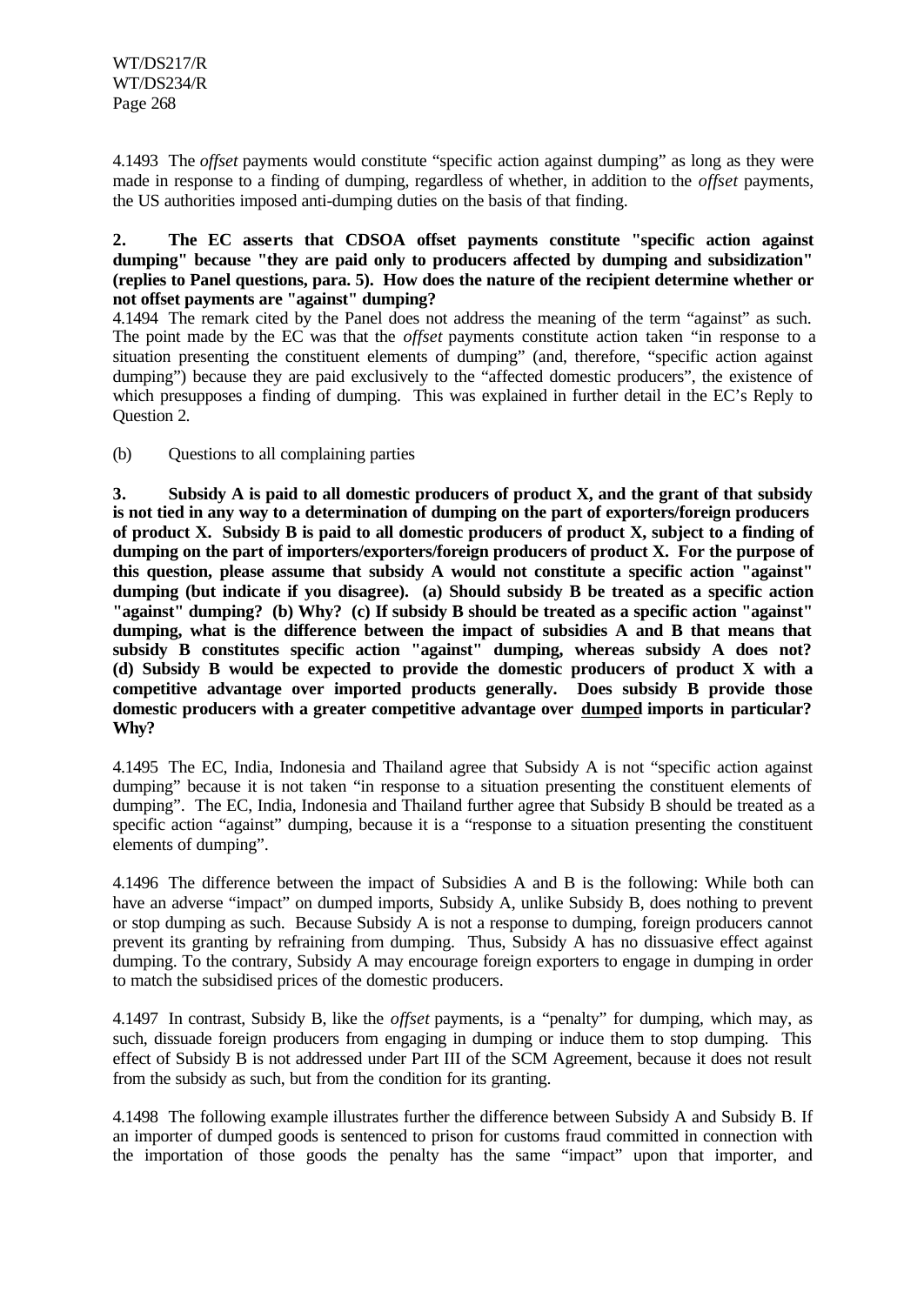4.1493 The *offset* payments would constitute "specific action against dumping" as long as they were made in response to a finding of dumping, regardless of whether, in addition to the *offset* payments, the US authorities imposed anti-dumping duties on the basis of that finding.

**2. The EC asserts that CDSOA offset payments constitute "specific action against dumping" because "they are paid only to producers affected by dumping and subsidization" (replies to Panel questions, para. 5). How does the nature of the recipient determine whether or not offset payments are "against" dumping?**

4.1494 The remark cited by the Panel does not address the meaning of the term "against" as such. The point made by the EC was that the *offset* payments constitute action taken "in response to a situation presenting the constituent elements of dumping" (and, therefore, "specific action against dumping") because they are paid exclusively to the "affected domestic producers", the existence of which presupposes a finding of dumping. This was explained in further detail in the EC's Reply to Question 2.

(b) Questions to all complaining parties

**3. Subsidy A is paid to all domestic producers of product X, and the grant of that subsidy is not tied in any way to a determination of dumping on the part of exporters/foreign producers of product X. Subsidy B is paid to all domestic producers of product X, subject to a finding of dumping on the part of importers/exporters/foreign producers of product X. For the purpose of this question, please assume that subsidy A would not constitute a specific action "against" dumping (but indicate if you disagree). (a) Should subsidy B be treated as a specific action "against" dumping? (b) Why? (c) If subsidy B should be treated as a specific action "against" dumping, what is the difference between the impact of subsidies A and B that means that subsidy B constitutes specific action "against" dumping, whereas subsidy A does not? (d) Subsidy B would be expected to provide the domestic producers of product X with a competitive advantage over imported products generally. Does subsidy B provide those domestic producers with a greater competitive advantage over <u>dumped</u> imports in particular? Why?**

4.1495 The EC, India, Indonesia and Thailand agree that Subsidy A is not "specific action against dumping" because it is not taken "in response to a situation presenting the constituent elements of dumping". The EC, India, Indonesia and Thailand further agree that Subsidy B should be treated as a specific action "against" dumping, because it is a "response to a situation presenting the constituent elements of dumping".

4.1496 The difference between the impact of Subsidies A and B is the following: While both can have an adverse "impact" on dumped imports, Subsidy A, unlike Subsidy B, does nothing to prevent or stop dumping as such. Because Subsidy A is not a response to dumping, foreign producers cannot prevent its granting by refraining from dumping. Thus, Subsidy A has no dissuasive effect against dumping. To the contrary, Subsidy A may encourage foreign exporters to engage in dumping in order to match the subsidised prices of the domestic producers.

4.1497 In contrast, Subsidy B, like the *offset* payments, is a "penalty" for dumping, which may, as such, dissuade foreign producers from engaging in dumping or induce them to stop dumping. This effect of Subsidy B is not addressed under Part III of the SCM Agreement, because it does not result from the subsidy as such, but from the condition for its granting.

4.1498 The following example illustrates further the difference between Subsidy A and Subsidy B. If an importer of dumped goods is sentenced to prison for customs fraud committed in connection with the importation of those goods the penalty has the same "impact" upon that importer, and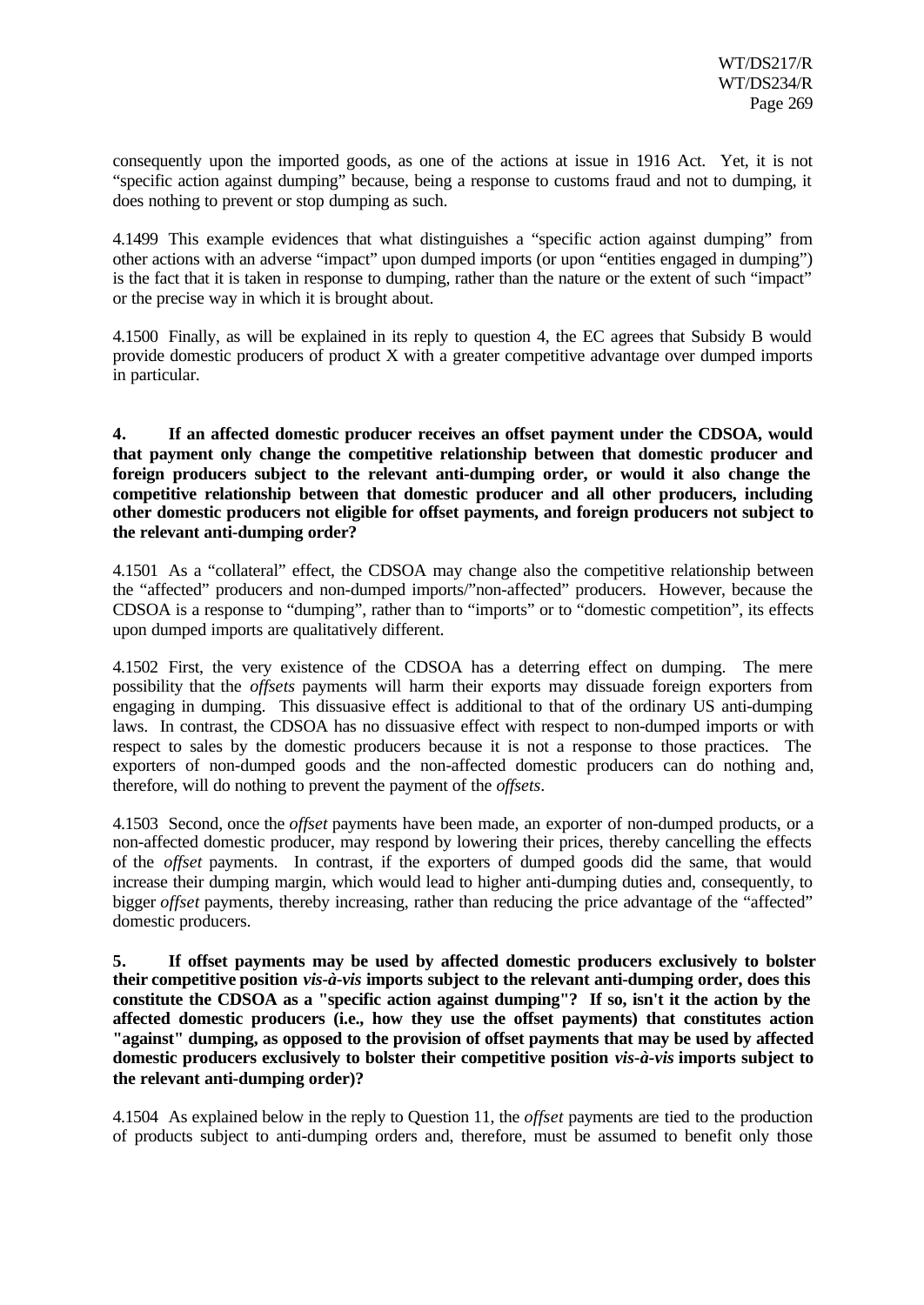consequently upon the imported goods, as one of the actions at issue in 1916 Act. Yet, it is not "specific action against dumping" because, being a response to customs fraud and not to dumping, it does nothing to prevent or stop dumping as such.

4.1499 This example evidences that what distinguishes a "specific action against dumping" from other actions with an adverse "impact" upon dumped imports (or upon "entities engaged in dumping") is the fact that it is taken in response to dumping, rather than the nature or the extent of such "impact" or the precise way in which it is brought about.

4.1500 Finally, as will be explained in its reply to question 4, the EC agrees that Subsidy B would provide domestic producers of product X with a greater competitive advantage over dumped imports in particular.

**4. If an affected domestic producer receives an offset payment under the CDSOA, would that payment only change the competitive relationship between that domestic producer and foreign producers subject to the relevant anti-dumping order, or would it also change the competitive relationship between that domestic producer and all other producers, including other domestic producers not eligible for offset payments, and foreign producers not subject to the relevant anti-dumping order?**

4.1501 As a "collateral" effect, the CDSOA may change also the competitive relationship between the "affected" producers and non-dumped imports/"non-affected" producers. However, because the CDSOA is a response to "dumping", rather than to "imports" or to "domestic competition", its effects upon dumped imports are qualitatively different.

4.1502 First, the very existence of the CDSOA has a deterring effect on dumping. The mere possibility that the *offsets* payments will harm their exports may dissuade foreign exporters from engaging in dumping. This dissuasive effect is additional to that of the ordinary US anti-dumping laws. In contrast, the CDSOA has no dissuasive effect with respect to non-dumped imports or with respect to sales by the domestic producers because it is not a response to those practices. The exporters of non-dumped goods and the non-affected domestic producers can do nothing and, therefore, will do nothing to prevent the payment of the *offsets*.

4.1503 Second, once the *offset* payments have been made, an exporter of non-dumped products, or a non-affected domestic producer, may respond by lowering their prices, thereby cancelling the effects of the *offset* payments. In contrast, if the exporters of dumped goods did the same, that would increase their dumping margin, which would lead to higher anti-dumping duties and, consequently, to bigger *offset* payments, thereby increasing, rather than reducing the price advantage of the "affected" domestic producers.

**5. If offset payments may be used by affected domestic producers exclusively to bolster their competitive position *vis-à-vis* imports subject to the relevant anti-dumping order, does this constitute the CDSOA as a "specific action against dumping"? If so, isn't it the action by the affected domestic producers (i.e., how they use the offset payments) that constitutes action "against" dumping, as opposed to the provision of offset payments that may be used by affected domestic producers exclusively to bolster their competitive position *vis-à-vis* imports subject to the relevant anti-dumping order)?**

4.1504 As explained below in the reply to Question 11, the *offset* payments are tied to the production of products subject to anti-dumping orders and, therefore, must be assumed to benefit only those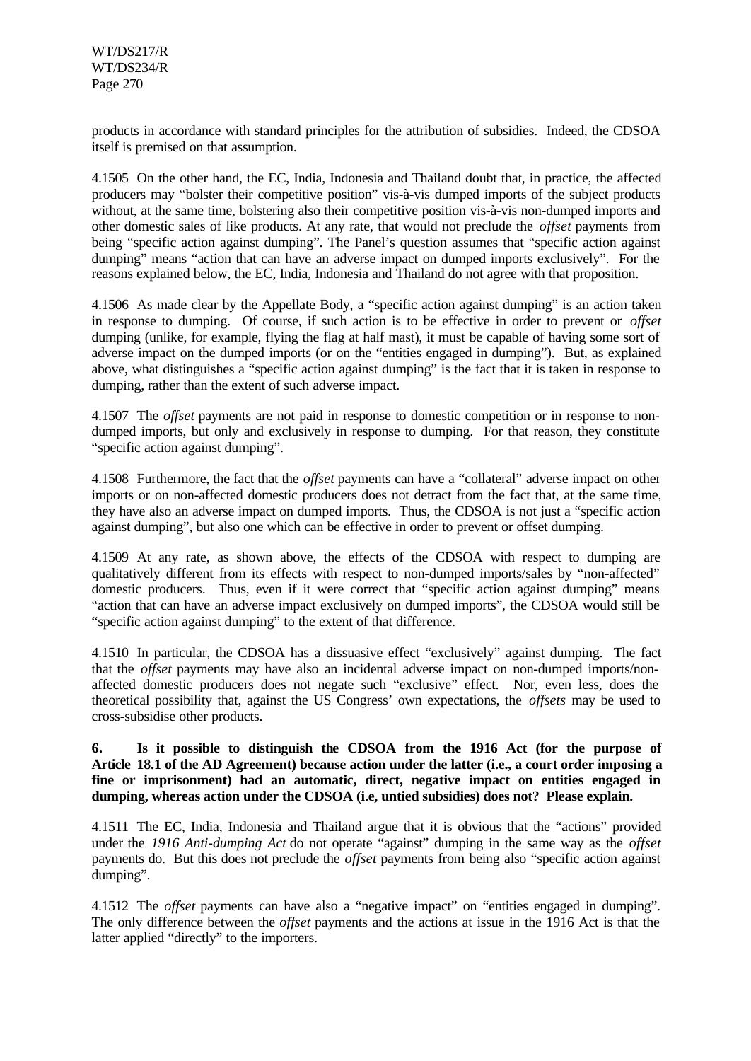products in accordance with standard principles for the attribution of subsidies. Indeed, the CDSOA itself is premised on that assumption.

4.1505 On the other hand, the EC, India, Indonesia and Thailand doubt that, in practice, the affected producers may "bolster their competitive position" vis-à-vis dumped imports of the subject products without, at the same time, bolstering also their competitive position vis-à-vis non-dumped imports and other domestic sales of like products. At any rate, that would not preclude the *offset* payments from being "specific action against dumping". The Panel's question assumes that "specific action against dumping" means "action that can have an adverse impact on dumped imports exclusively". For the reasons explained below, the EC, India, Indonesia and Thailand do not agree with that proposition.

4.1506 As made clear by the Appellate Body, a "specific action against dumping" is an action taken in response to dumping. Of course, if such action is to be effective in order to prevent or *offset* dumping (unlike, for example, flying the flag at half mast), it must be capable of having some sort of adverse impact on the dumped imports (or on the "entities engaged in dumping"). But, as explained above, what distinguishes a "specific action against dumping" is the fact that it is taken in response to dumping, rather than the extent of such adverse impact.

4.1507 The *offset* payments are not paid in response to domestic competition or in response to non-dumped imports, but only and exclusively in response to dumping. For that reason, they constitute "specific action against dumping".

4.1508 Furthermore, the fact that the *offset* payments can have a "collateral" adverse impact on other imports or on non-affected domestic producers does not detract from the fact that, at the same time, they have also an adverse impact on dumped imports. Thus, the CDSOA is not just a "specific action against dumping", but also one which can be effective in order to prevent or offset dumping.

4.1509 At any rate, as shown above, the effects of the CDSOA with respect to dumping are qualitatively different from its effects with respect to non-dumped imports/sales by "non-affected" domestic producers. Thus, even if it were correct that "specific action against dumping" means "action that can have an adverse impact exclusively on dumped imports", the CDSOA would still be "specific action against dumping" to the extent of that difference.

4.1510 In particular, the CDSOA has a dissuasive effect "exclusively" against dumping. The fact that the *offset* payments may have also an incidental adverse impact on non-dumped imports/non-affected domestic producers does not negate such "exclusive" effect. Nor, even less, does the theoretical possibility that, against the US Congress' own expectations, the *offsets* may be used to cross-subsidise other products.

**6. Is it possible to distinguish the CDSOA from the 1916 Act (for the purpose of Article 18.1 of the AD Agreement) because action under the latter (i.e., a court order imposing a fine or imprisonment) had an automatic, direct, negative impact on entities engaged in dumping, whereas action under the CDSOA (i.e, untied subsidies) does not? Please explain.**

4.1511 The EC, India, Indonesia and Thailand argue that it is obvious that the "actions" provided under the *1916 Anti-dumping Act* do not operate "against" dumping in the same way as the *offset* payments do. But this does not preclude the *offset* payments from being also "specific action against dumping".

4.1512 The *offset* payments can have also a "negative impact" on "entities engaged in dumping". The only difference between the *offset* payments and the actions at issue in the 1916 Act is that the latter applied "directly" to the importers.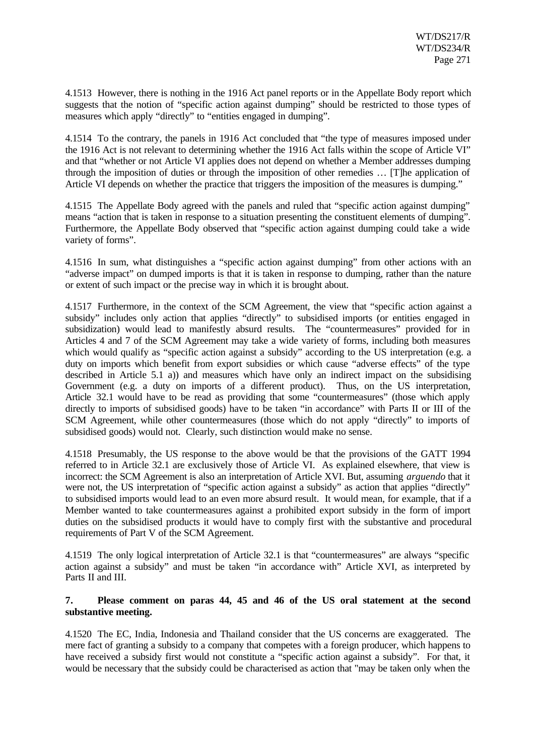4.1513 However, there is nothing in the 1916 Act panel reports or in the Appellate Body report which suggests that the notion of "specific action against dumping" should be restricted to those types of measures which apply "directly" to "entities engaged in dumping".

4.1514 To the contrary, the panels in 1916 Act concluded that "the type of measures imposed under the 1916 Act is not relevant to determining whether the 1916 Act falls within the scope of Article VI" and that "whether or not Article VI applies does not depend on whether a Member addresses dumping through the imposition of duties or through the imposition of other remedies … [T]he application of Article VI depends on whether the practice that triggers the imposition of the measures is dumping."

4.1515 The Appellate Body agreed with the panels and ruled that "specific action against dumping" means "action that is taken in response to a situation presenting the constituent elements of dumping". Furthermore, the Appellate Body observed that "specific action against dumping could take a wide variety of forms".

4.1516 In sum, what distinguishes a "specific action against dumping" from other actions with an "adverse impact" on dumped imports is that it is taken in response to dumping, rather than the nature or extent of such impact or the precise way in which it is brought about.

4.1517 Furthermore, in the context of the SCM Agreement, the view that "specific action against a subsidy" includes only action that applies "directly" to subsidised imports (or entities engaged in subsidization) would lead to manifestly absurd results. The "countermeasures" provided for in Articles 4 and 7 of the SCM Agreement may take a wide variety of forms, including both measures which would qualify as "specific action against a subsidy" according to the US interpretation (e.g. a duty on imports which benefit from export subsidies or which cause "adverse effects" of the type described in Article 5.1 a)) and measures which have only an indirect impact on the subsidising Government (e.g. a duty on imports of a different product). Thus, on the US interpretation, Article 32.1 would have to be read as providing that some "countermeasures" (those which apply directly to imports of subsidised goods) have to be taken "in accordance" with Parts II or III of the SCM Agreement, while other countermeasures (those which do not apply "directly" to imports of subsidised goods) would not. Clearly, such distinction would make no sense.

4.1518 Presumably, the US response to the above would be that the provisions of the GATT 1994 referred to in Article 32.1 are exclusively those of Article VI. As explained elsewhere, that view is incorrect: the SCM Agreement is also an interpretation of Article XVI. But, assuming *arguendo* that it were not, the US interpretation of "specific action against a subsidy" as action that applies "directly" to subsidised imports would lead to an even more absurd result. It would mean, for example, that if a Member wanted to take countermeasures against a prohibited export subsidy in the form of import duties on the subsidised products it would have to comply first with the substantive and procedural requirements of Part V of the SCM Agreement.

4.1519 The only logical interpretation of Article 32.1 is that "countermeasures" are always "specific action against a subsidy" and must be taken "in accordance with" Article XVI, as interpreted by Parts II and III.

**7. Please comment on paras 44, 45 and 46 of the US oral statement at the second substantive meeting.**

4.1520 The EC, India, Indonesia and Thailand consider that the US concerns are exaggerated. The mere fact of granting a subsidy to a company that competes with a foreign producer, which happens to have received a subsidy first would not constitute a "specific action against a subsidy". For that, it would be necessary that the subsidy could be characterised as action that "may be taken only when the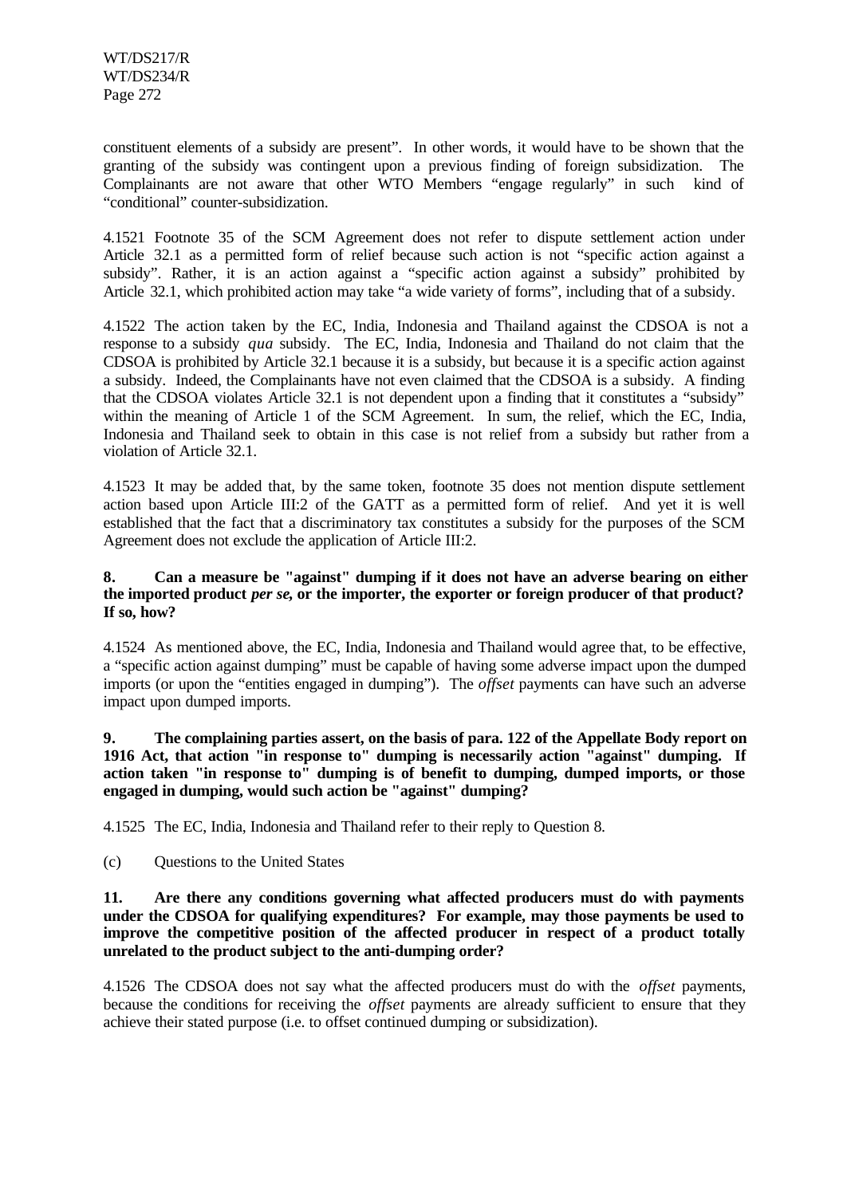constituent elements of a subsidy are present". In other words, it would have to be shown that the granting of the subsidy was contingent upon a previous finding of foreign subsidization. The Complainants are not aware that other WTO Members "engage regularly" in such kind of "conditional" counter-subsidization.

4.1521 Footnote 35 of the SCM Agreement does not refer to dispute settlement action under Article 32.1 as a permitted form of relief because such action is not "specific action against a subsidy". Rather, it is an action against a "specific action against a subsidy" prohibited by Article 32.1, which prohibited action may take "a wide variety of forms", including that of a subsidy.

4.1522 The action taken by the EC, India, Indonesia and Thailand against the CDSOA is not a response to a subsidy *qua* subsidy. The EC, India, Indonesia and Thailand do not claim that the CDSOA is prohibited by Article 32.1 because it is a subsidy, but because it is a specific action against a subsidy. Indeed, the Complainants have not even claimed that the CDSOA is a subsidy. A finding that the CDSOA violates Article 32.1 is not dependent upon a finding that it constitutes a "subsidy" within the meaning of Article 1 of the SCM Agreement. In sum, the relief, which the EC, India, Indonesia and Thailand seek to obtain in this case is not relief from a subsidy but rather from a violation of Article 32.1.

4.1523 It may be added that, by the same token, footnote 35 does not mention dispute settlement action based upon Article III:2 of the GATT as a permitted form of relief. And yet it is well established that the fact that a discriminatory tax constitutes a subsidy for the purposes of the SCM Agreement does not exclude the application of Article III:2.

**8. Can a measure be "against" dumping if it does not have an adverse bearing on either the imported product *per se*, or the importer, the exporter or foreign producer of that product? If so, how?**

4.1524 As mentioned above, the EC, India, Indonesia and Thailand would agree that, to be effective, a "specific action against dumping" must be capable of having some adverse impact upon the dumped imports (or upon the "entities engaged in dumping"). The *offset* payments can have such an adverse impact upon dumped imports.

**9. The complaining parties assert, on the basis of para. 122 of the Appellate Body report on 1916 Act, that action "in response to" dumping is necessarily action "against" dumping. If action taken "in response to" dumping is of benefit to dumping, dumped imports, or those engaged in dumping, would such action be "against" dumping?**

4.1525 The EC, India, Indonesia and Thailand refer to their reply to Question 8.

(c) Questions to the United States

**11. Are there any conditions governing what affected producers must do with payments under the CDSOA for qualifying expenditures? For example, may those payments be used to improve the competitive position of the affected producer in respect of a product totally unrelated to the product subject to the anti-dumping order?**

4.1526 The CDSOA does not say what the affected producers must do with the *offset* payments, because the conditions for receiving the *offset* payments are already sufficient to ensure that they achieve their stated purpose (i.e. to offset continued dumping or subsidization).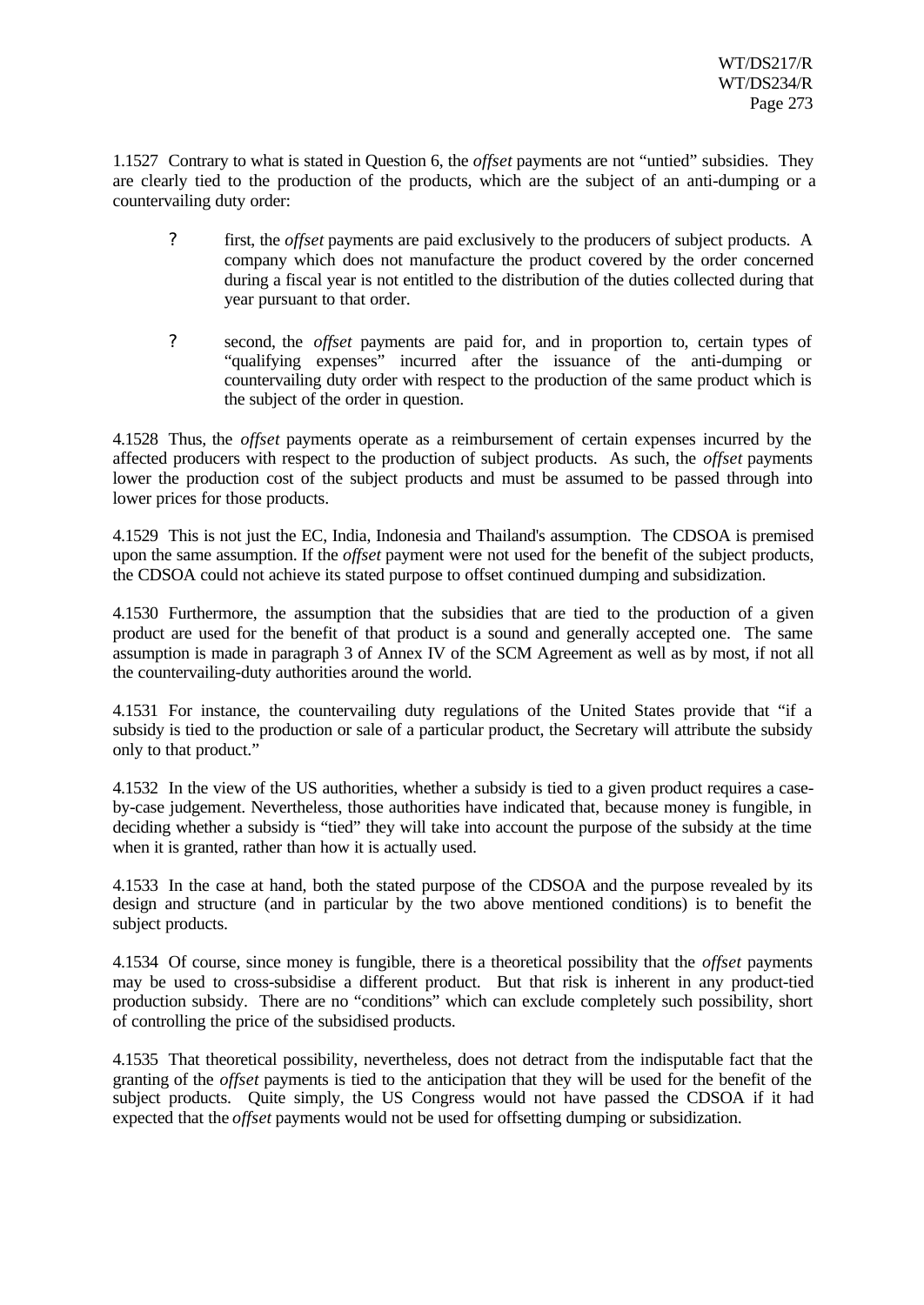1.1527 Contrary to what is stated in Question 6, the *offset* payments are not "untied" subsidies. They are clearly tied to the production of the products, which are the subject of an anti-dumping or a countervailing duty order:

- first, the *offset* payments are paid exclusively to the producers of subject products. A company which does not manufacture the product covered by the order concerned during a fiscal year is not entitled to the distribution of the duties collected during that year pursuant to that order.

- second, the *offset* payments are paid for, and in proportion to, certain types of "qualifying expenses" incurred after the issuance of the anti-dumping or countervailing duty order with respect to the production of the same product which is the subject of the order in question.

4.1528 Thus, the *offset* payments operate as a reimbursement of certain expenses incurred by the affected producers with respect to the production of subject products. As such, the *offset* payments lower the production cost of the subject products and must be assumed to be passed through into lower prices for those products.

4.1529 This is not just the EC, India, Indonesia and Thailand's assumption. The CDSOA is premised upon the same assumption. If the *offset* payment were not used for the benefit of the subject products, the CDSOA could not achieve its stated purpose to offset continued dumping and subsidization.

4.1530 Furthermore, the assumption that the subsidies that are tied to the production of a given product are used for the benefit of that product is a sound and generally accepted one. The same assumption is made in paragraph 3 of Annex IV of the SCM Agreement as well as by most, if not all the countervailing-duty authorities around the world.

4.1531 For instance, the countervailing duty regulations of the United States provide that "if a subsidy is tied to the production or sale of a particular product, the Secretary will attribute the subsidy only to that product."

4.1532 In the view of the US authorities, whether a subsidy is tied to a given product requires a case-by-case judgement. Nevertheless, those authorities have indicated that, because money is fungible, in deciding whether a subsidy is "tied" they will take into account the purpose of the subsidy at the time when it is granted, rather than how it is actually used.

4.1533 In the case at hand, both the stated purpose of the CDSOA and the purpose revealed by its design and structure (and in particular by the two above mentioned conditions) is to benefit the subject products.

4.1534 Of course, since money is fungible, there is a theoretical possibility that the *offset* payments may be used to cross-subsidise a different product. But that risk is inherent in any product-tied production subsidy. There are no "conditions" which can exclude completely such possibility, short of controlling the price of the subsidised products.

4.1535 That theoretical possibility, nevertheless, does not detract from the indisputable fact that the granting of the *offset* payments is tied to the anticipation that they will be used for the benefit of the subject products. Quite simply, the US Congress would not have passed the CDSOA if it had expected that the *offset* payments would not be used for offsetting dumping or subsidization.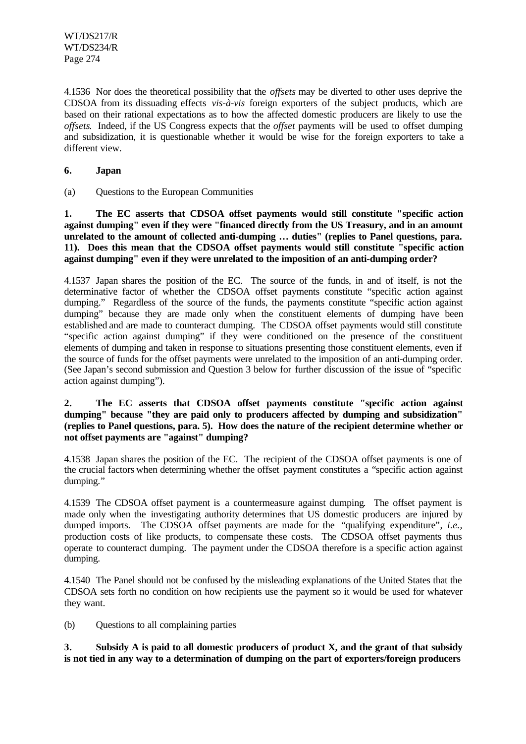4.1536 Nor does the theoretical possibility that the *offsets* may be diverted to other uses deprive the CDSOA from its dissuading effects *vis-à-vis* foreign exporters of the subject products, which are based on their rational expectations as to how the affected domestic producers are likely to use the *offsets*. Indeed, if the US Congress expects that the *offset* payments will be used to offset dumping and subsidization, it is questionable whether it would be wise for the foreign exporters to take a different view.

### 6. Japan

(a) Questions to the European Communities

**1. The EC asserts that CDSOA offset payments would still constitute "specific action against dumping" even if they were "financed directly from the US Treasury, and in an amount unrelated to the amount of collected anti-dumping … duties" (replies to Panel questions, para. 11). Does this mean that the CDSOA offset payments would still constitute "specific action against dumping" even if they were unrelated to the imposition of an anti-dumping order?**

4.1537 Japan shares the position of the EC. The source of the funds, in and of itself, is not the determinative factor of whether the CDSOA offset payments constitute "specific action against dumping." Regardless of the source of the funds, the payments constitute "specific action against dumping" because they are made only when the constituent elements of dumping have been established and are made to counteract dumping. The CDSOA offset payments would still constitute "specific action against dumping" if they were conditioned on the presence of the constituent elements of dumping and taken in response to situations presenting those constituent elements, even if the source of funds for the offset payments were unrelated to the imposition of an anti-dumping order. (See Japan's second submission and Question 3 below for further discussion of the issue of "specific action against dumping").

**2. The EC asserts that CDSOA offset payments constitute "specific action against dumping" because "they are paid only to producers affected by dumping and subsidization" (replies to Panel questions, para. 5). How does the nature of the recipient determine whether or not offset payments are "against" dumping?**

4.1538 Japan shares the position of the EC. The recipient of the CDSOA offset payments is one of the crucial factors when determining whether the offset payment constitutes a "specific action against dumping."

4.1539 The CDSOA offset payment is a countermeasure against dumping. The offset payment is made only when the investigating authority determines that US domestic producers are injured by dumped imports. The CDSOA offset payments are made for the "qualifying expenditure", *i.e.,* production costs of like products, to compensate these costs. The CDSOA offset payments thus operate to counteract dumping. The payment under the CDSOA therefore is a specific action against dumping.

4.1540 The Panel should not be confused by the misleading explanations of the United States that the CDSOA sets forth no condition on how recipients use the payment so it would be used for whatever they want.

(b) Questions to all complaining parties

**3. Subsidy A is paid to all domestic producers of product X, and the grant of that subsidy is not tied in any way to a determination of dumping on the part of exporters/foreign producers**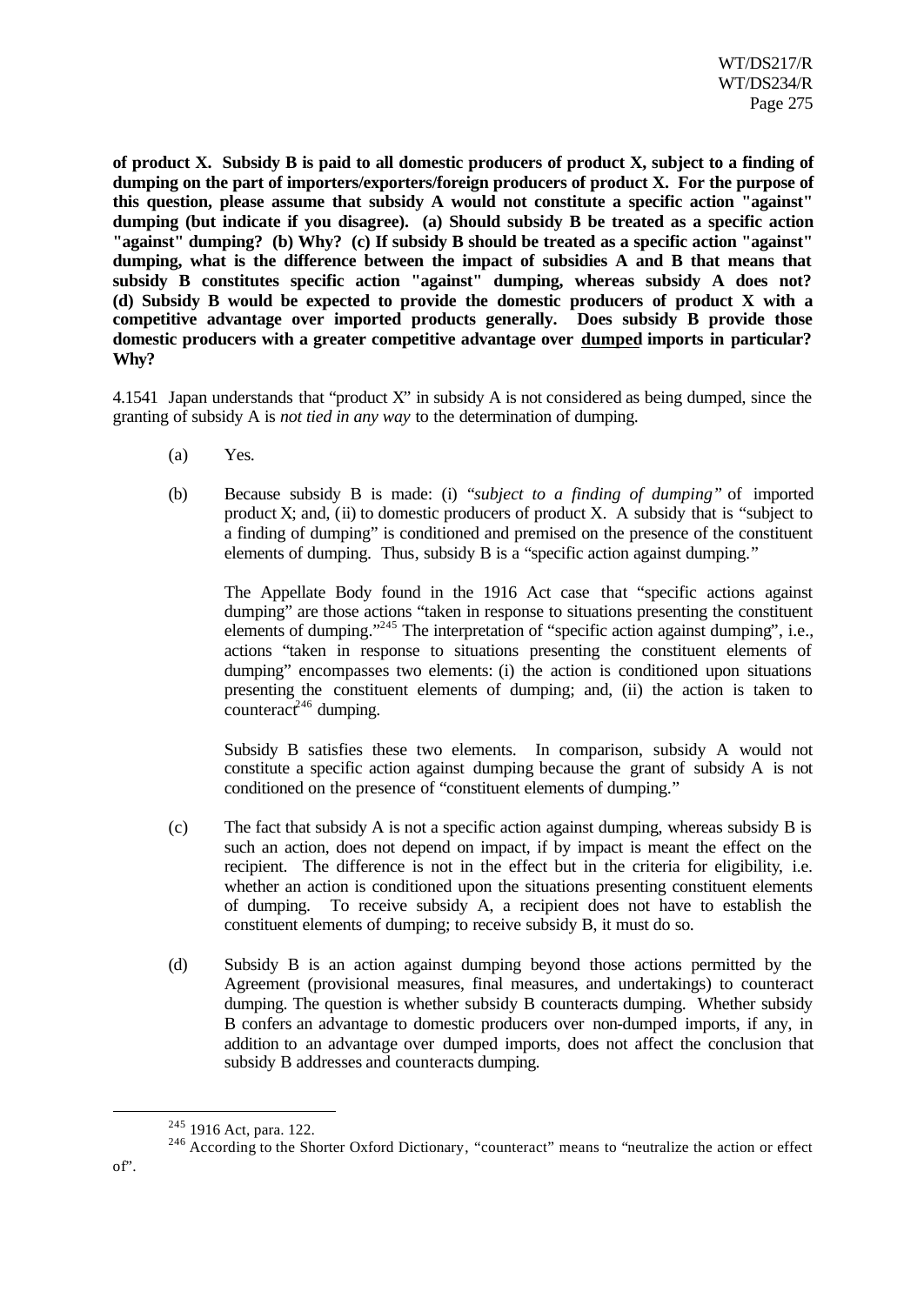**of product X. Subsidy B is paid to all domestic producers of product X, subject to a finding of dumping on the part of importers/exporters/foreign producers of product X. For the purpose of this question, please assume that subsidy A would not constitute a specific action "against" dumping (but indicate if you disagree). (a) Should subsidy B be treated as a specific action "against" dumping? (b) Why? (c) If subsidy B should be treated as a specific action "against" dumping, what is the difference between the impact of subsidies A and B that means that subsidy B constitutes specific action "against" dumping, whereas subsidy A does not? (d) Subsidy B would be expected to provide the domestic producers of product X with a competitive advantage over imported products generally. Does subsidy B provide those domestic producers with a greater competitive advantage over <u>dumped</u> imports in particular? Why?**

4.1541 Japan understands that "product X" in subsidy A is not considered as being dumped, since the granting of subsidy A is *not tied in any way* to the determination of dumping.

(a) Yes.

(b) Because subsidy B is made: (i) "*subject to a finding of dumping*" of imported product X; and, (ii) to domestic producers of product X. A subsidy that is "subject to a finding of dumping" is conditioned and premised on the presence of the constituent elements of dumping. Thus, subsidy B is a "specific action against dumping."

The Appellate Body found in the 1916 Act case that "specific actions against dumping" are those actions "taken in response to situations presenting the constituent elements of dumping."[245] The interpretation of "specific action against dumping", i.e., actions "taken in response to situations presenting the constituent elements of dumping" encompasses two elements: (i) the action is conditioned upon situations presenting the constituent elements of dumping; and, (ii) the action is taken to counteract[246] dumping.

Subsidy B satisfies these two elements. In comparison, subsidy A would not constitute a specific action against dumping because the grant of subsidy A is not conditioned on the presence of "constituent elements of dumping."

(c) The fact that subsidy A is not a specific action against dumping, whereas subsidy B is such an action, does not depend on impact, if by impact is meant the effect on the recipient. The difference is not in the effect but in the criteria for eligibility, i.e. whether an action is conditioned upon the situations presenting constituent elements of dumping. To receive subsidy A, a recipient does not have to establish the constituent elements of dumping; to receive subsidy B, it must do so.

(d) Subsidy B is an action against dumping beyond those actions permitted by the Agreement (provisional measures, final measures, and undertakings) to counteract dumping. The question is whether subsidy B counteracts dumping. Whether subsidy B confers an advantage to domestic producers over non-dumped imports, if any, in addition to an advantage over dumped imports, does not affect the conclusion that subsidy B addresses and counteracts dumping.

---

[245] 1916 Act, para. 122.

[246] According to the Shorter Oxford Dictionary, "counteract" means to "neutralize the action or effect of".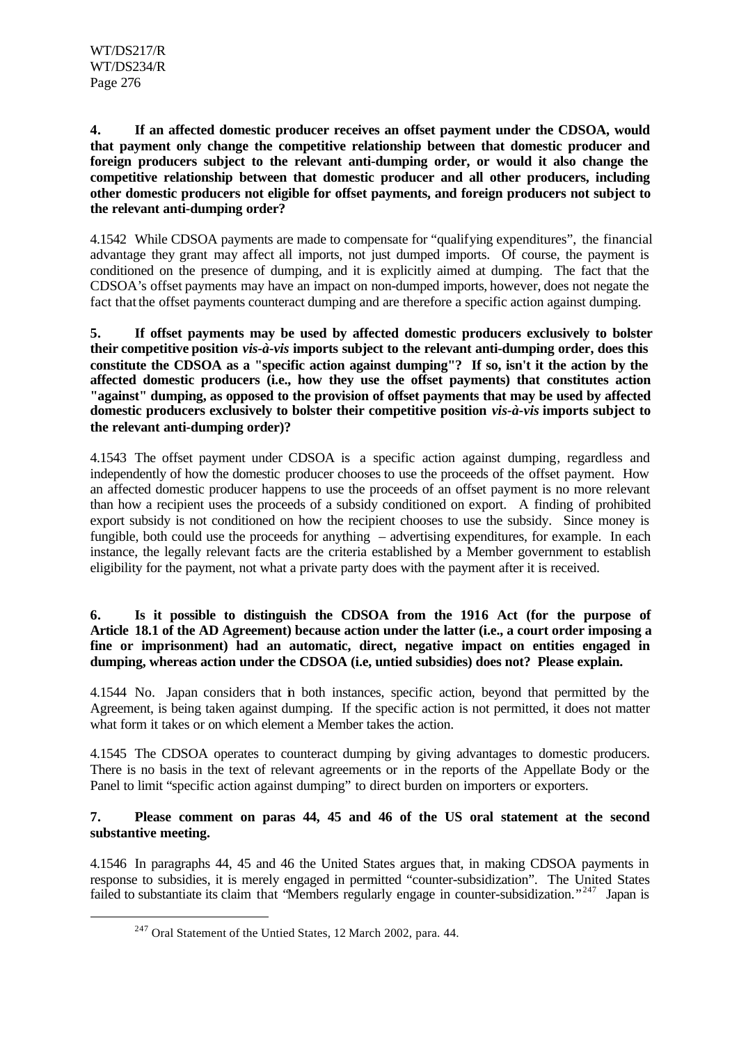**4. If an affected domestic producer receives an offset payment under the CDSOA, would that payment only change the competitive relationship between that domestic producer and foreign producers subject to the relevant anti-dumping order, or would it also change the competitive relationship between that domestic producer and all other producers, including other domestic producers not eligible for offset payments, and foreign producers not subject to the relevant anti-dumping order?**

4.1542 While CDSOA payments are made to compensate for "qualifying expenditures", the financial advantage they grant may affect all imports, not just dumped imports. Of course, the payment is conditioned on the presence of dumping, and it is explicitly aimed at dumping. The fact that the CDSOA's offset payments may have an impact on non-dumped imports, however, does not negate the fact that the offset payments counteract dumping and are therefore a specific action against dumping.

**5. If offset payments may be used by affected domestic producers exclusively to bolster their competitive position *vis-à-vis* imports subject to the relevant anti-dumping order, does this constitute the CDSOA as a "specific action against dumping"? If so, isn't it the action by the affected domestic producers (i.e., how they use the offset payments) that constitutes action "against" dumping, as opposed to the provision of offset payments that may be used by affected domestic producers exclusively to bolster their competitive position *vis-à-vis* imports subject to the relevant anti-dumping order)?**

4.1543 The offset payment under CDSOA is a specific action against dumping, regardless and independently of how the domestic producer chooses to use the proceeds of the offset payment. How an affected domestic producer happens to use the proceeds of an offset payment is no more relevant than how a recipient uses the proceeds of a subsidy conditioned on export. A finding of prohibited export subsidy is not conditioned on how the recipient chooses to use the subsidy. Since money is fungible, both could use the proceeds for anything – advertising expenditures, for example. In each instance, the legally relevant facts are the criteria established by a Member government to establish eligibility for the payment, not what a private party does with the payment after it is received.

**6. Is it possible to distinguish the CDSOA from the 1916 Act (for the purpose of Article 18.1 of the AD Agreement) because action under the latter (i.e., a court order imposing a fine or imprisonment) had an automatic, direct, negative impact on entities engaged in dumping, whereas action under the CDSOA (i.e, untied subsidies) does not? Please explain.**

4.1544 No. Japan considers that in both instances, specific action, beyond that permitted by the Agreement, is being taken against dumping. If the specific action is not permitted, it does not matter what form it takes or on which element a Member takes the action.

4.1545 The CDSOA operates to counteract dumping by giving advantages to domestic producers. There is no basis in the text of relevant agreements or in the reports of the Appellate Body or the Panel to limit "specific action against dumping" to direct burden on importers or exporters.

**7. Please comment on paras 44, 45 and 46 of the US oral statement at the second substantive meeting.**

4.1546 In paragraphs 44, 45 and 46 the United States argues that, in making CDSOA payments in response to subsidies, it is merely engaged in permitted "counter-subsidization". The United States failed to substantiate its claim that "Members regularly engage in counter-subsidization."[247] Japan is

[247] Oral Statement of the Untied States, 12 March 2002, para. 44.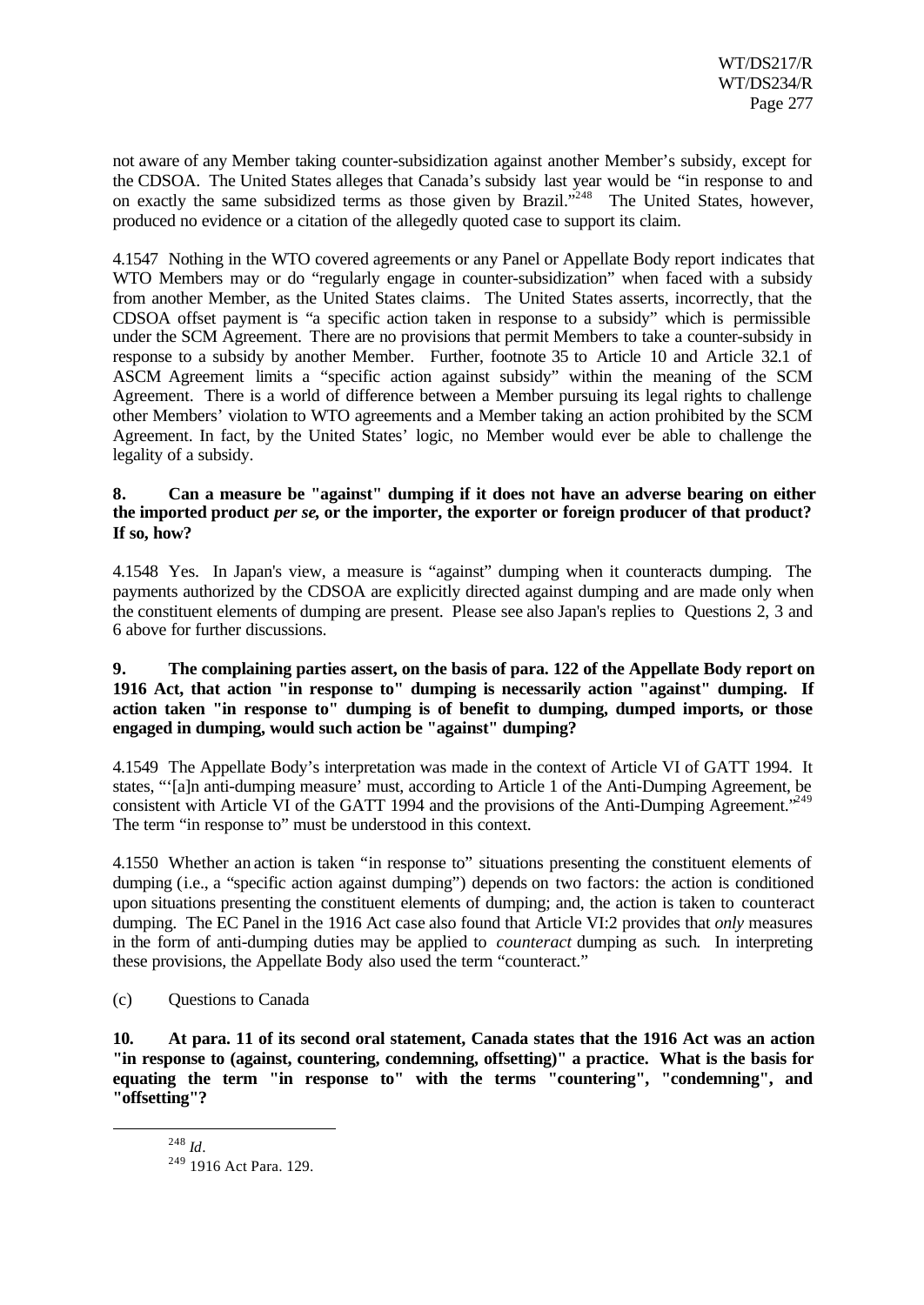not aware of any Member taking counter-subsidization against another Member's subsidy, except for the CDSOA. The United States alleges that Canada's subsidy last year would be "in response to and on exactly the same subsidized terms as those given by Brazil."[248] The United States, however, produced no evidence or a citation of the allegedly quoted case to support its claim.

4.1547 Nothing in the WTO covered agreements or any Panel or Appellate Body report indicates that WTO Members may or do "regularly engage in counter-subsidization" when faced with a subsidy from another Member, as the United States claims. The United States asserts, incorrectly, that the CDSOA offset payment is "a specific action taken in response to a subsidy" which is permissible under the SCM Agreement. There are no provisions that permit Members to take a counter-subsidy in response to a subsidy by another Member. Further, footnote 35 to Article 10 and Article 32.1 of ASCM Agreement limits a "specific action against subsidy" within the meaning of the SCM Agreement. There is a world of difference between a Member pursuing its legal rights to challenge other Members' violation to WTO agreements and a Member taking an action prohibited by the SCM Agreement. In fact, by the United States' logic, no Member would ever be able to challenge the legality of a subsidy.

**8. Can a measure be "against" dumping if it does not have an adverse bearing on either the imported product *per se*, or the importer, the exporter or foreign producer of that product? If so, how?**

4.1548 Yes. In Japan's view, a measure is "against" dumping when it counteracts dumping. The payments authorized by the CDSOA are explicitly directed against dumping and are made only when the constituent elements of dumping are present. Please see also Japan's replies to Questions 2, 3 and 6 above for further discussions.

**9. The complaining parties assert, on the basis of para. 122 of the Appellate Body report on 1916 Act, that action "in response to" dumping is necessarily action "against" dumping. If action taken "in response to" dumping is of benefit to dumping, dumped imports, or those engaged in dumping, would such action be "against" dumping?**

4.1549 The Appellate Body's interpretation was made in the context of Article VI of GATT 1994. It states, "'[a]n anti-dumping measure' must, according to Article 1 of the Anti-Dumping Agreement, be consistent with Article VI of the GATT 1994 and the provisions of the Anti-Dumping Agreement."[249] The term "in response to" must be understood in this context.

4.1550 Whether an action is taken "in response to" situations presenting the constituent elements of dumping (i.e., a "specific action against dumping") depends on two factors: the action is conditioned upon situations presenting the constituent elements of dumping; and, the action is taken to counteract dumping. The EC Panel in the 1916 Act case also found that Article VI:2 provides that *only* measures in the form of anti-dumping duties may be applied to *counteract* dumping as such. In interpreting these provisions, the Appellate Body also used the term "counteract."

(c) Questions to Canada

**10. At para. 11 of its second oral statement, Canada states that the 1916 Act was an action "in response to (against, countering, condemning, offsetting)" a practice. What is the basis for equating the term "in response to" with the terms "countering", "condemning", and "offsetting"?**

[248] *Id*.

[249] 1916 Act Para. 129.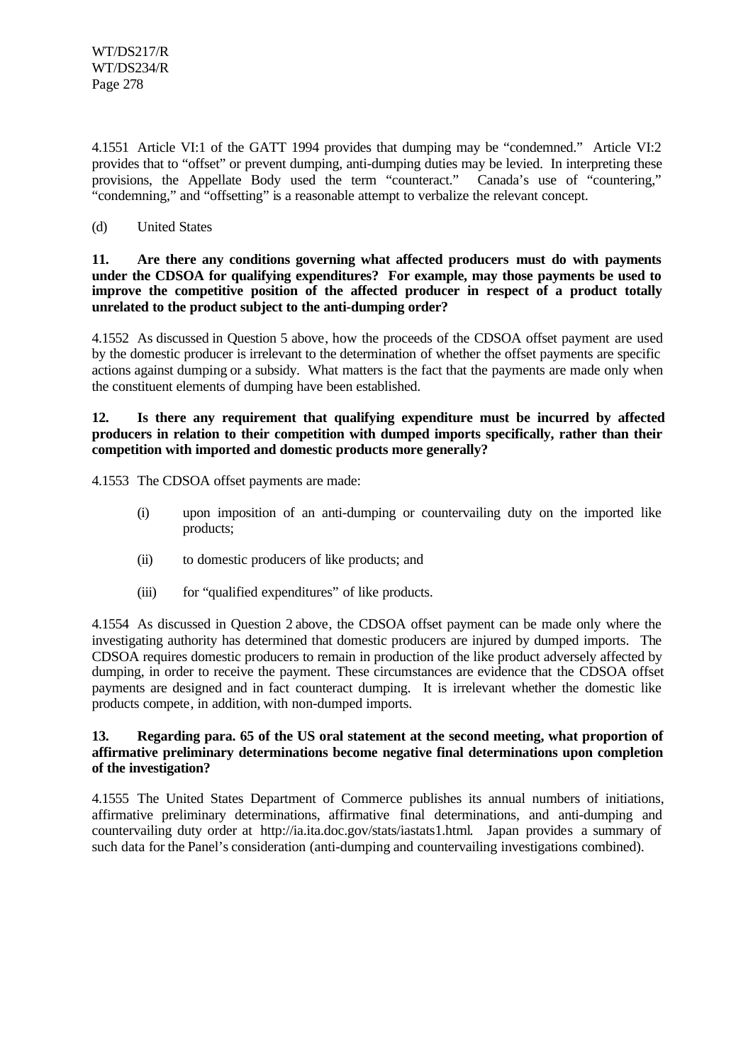4.1551 Article VI:1 of the GATT 1994 provides that dumping may be "condemned." Article VI:2 provides that to "offset" or prevent dumping, anti-dumping duties may be levied. In interpreting these provisions, the Appellate Body used the term "counteract." Canada's use of "countering," "condemning," and "offsetting" is a reasonable attempt to verbalize the relevant concept.

(d) United States

**11. Are there any conditions governing what affected producers must do with payments under the CDSOA for qualifying expenditures? For example, may those payments be used to improve the competitive position of the affected producer in respect of a product totally unrelated to the product subject to the anti-dumping order?**

4.1552 As discussed in Question 5 above, how the proceeds of the CDSOA offset payment are used by the domestic producer is irrelevant to the determination of whether the offset payments are specific actions against dumping or a subsidy. What matters is the fact that the payments are made only when the constituent elements of dumping have been established.

**12. Is there any requirement that qualifying expenditure must be incurred by affected producers in relation to their competition with dumped imports specifically, rather than their competition with imported and domestic products more generally?**

4.1553 The CDSOA offset payments are made:

(i) upon imposition of an anti-dumping or countervailing duty on the imported like products;

(ii) to domestic producers of like products; and

(iii) for "qualified expenditures" of like products.

4.1554 As discussed in Question 2 above, the CDSOA offset payment can be made only where the investigating authority has determined that domestic producers are injured by dumped imports. The CDSOA requires domestic producers to remain in production of the like product adversely affected by dumping, in order to receive the payment. These circumstances are evidence that the CDSOA offset payments are designed and in fact counteract dumping. It is irrelevant whether the domestic like products compete, in addition, with non-dumped imports.

**13. Regarding para. 65 of the US oral statement at the second meeting, what proportion of affirmative preliminary determinations become negative final determinations upon completion of the investigation?**

4.1555 The United States Department of Commerce publishes its annual numbers of initiations, affirmative preliminary determinations, affirmative final determinations, and anti-dumping and countervailing duty order at http://ia.ita.doc.gov/stats/iastats1.html. Japan provides a summary of such data for the Panel's consideration (anti-dumping and countervailing investigations combined).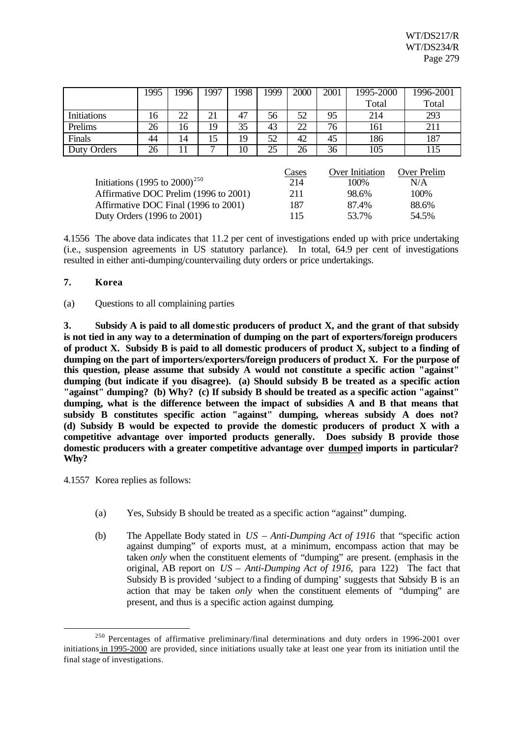| | 1995 | 1996 | 1997 | 1998 | 1999 | 2000 | 2001 | 1995-2000 Total | 1996-2001 Total |
|---|---|---|---|---|---|---|---|---|---|
| Initiations | 16 | 22 | 21 | 47 | 56 | 52 | 95 | 214 | 293 |
| Prelims | 26 | 16 | 19 | 35 | 43 | 22 | 76 | 161 | 211 |
| Finals | 44 | 14 | 15 | 19 | 52 | 42 | 45 | 186 | 187 |
| Duty Orders | 26 | 11 | 7 | 10 | 25 | 26 | 36 | 105 | 115 |

| | Cases | Over Initiation | Over Prelim |
|---|---|---|---|
| Initiations (1995 to 2000)[250] | 214 | 100% | N/A |
| Affirmative DOC Prelim (1996 to 2001) | 211 | 98.6% | 100% |
| Affirmative DOC Final (1996 to 2001) | 187 | 87.4% | 88.6% |
| Duty Orders (1996 to 2001) | 115 | 53.7% | 54.5% |

4.1556 The above data indicates that 11.2 per cent of investigations ended up with price undertaking (i.e., suspension agreements in US statutory parlance). In total, 64.9 per cent of investigations resulted in either anti-dumping/countervailing duty orders or price undertakings.

## 7. Korea

(a) Questions to all complaining parties

**3. Subsidy A is paid to all domestic producers of product X, and the grant of that subsidy is not tied in any way to a determination of dumping on the part of exporters/foreign producers of product X. Subsidy B is paid to all domestic producers of product X, subject to a finding of dumping on the part of importers/exporters/foreign producers of product X. For the purpose of this question, please assume that subsidy A would not constitute a specific action "against" dumping (but indicate if you disagree). (a) Should subsidy B be treated as a specific action "against" dumping? (b) Why? (c) If subsidy B should be treated as a specific action "against" dumping, what is the difference between the impact of subsidies A and B that means that subsidy B constitutes specific action "against" dumping, whereas subsidy A does not? (d) Subsidy B would be expected to provide the domestic producers of product X with a competitive advantage over imported products generally. Does subsidy B provide those domestic producers with a greater competitive advantage over <u>dumped</u> imports in particular? Why?**

4.1557 Korea replies as follows:

(a) Yes, Subsidy B should be treated as a specific action "against" dumping.

(b) The Appellate Body stated in *US – Anti-Dumping Act of 1916* that "specific action against dumping" of exports must, at a minimum, encompass action that may be taken *only* when the constituent elements of "dumping" are present. (emphasis in the original, AB report on *US – Anti-Dumping Act of 1916*, para 122) The fact that Subsidy B is provided 'subject to a finding of dumping' suggests that Subsidy B is an action that may be taken *only* when the constituent elements of "dumping" are present, and thus is a specific action against dumping.

[250] Percentages of affirmative preliminary/final determinations and duty orders in 1996-2001 over initiations <u>in 1995-2000</u> are provided, since initiations usually take at least one year from its initiation until the final stage of investigations.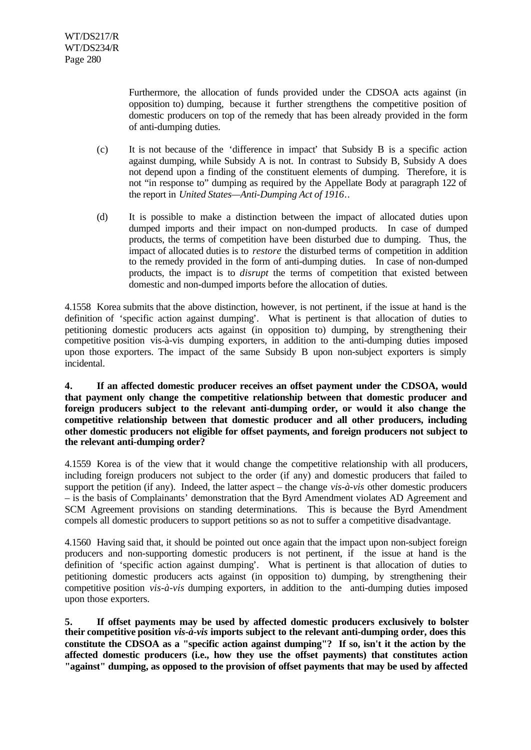Furthermore, the allocation of funds provided under the CDSOA acts against (in opposition to) dumping, because it further strengthens the competitive position of domestic producers on top of the remedy that has been already provided in the form of anti-dumping duties.

(c) It is not because of the 'difference in impact' that Subsidy B is a specific action against dumping, while Subsidy A is not. In contrast to Subsidy B, Subsidy A does not depend upon a finding of the constituent elements of dumping. Therefore, it is not "in response to" dumping as required by the Appellate Body at paragraph 122 of the report in *United States—Anti-Dumping Act of 1916*..

(d) It is possible to make a distinction between the impact of allocated duties upon dumped imports and their impact on non-dumped products. In case of dumped products, the terms of competition have been disturbed due to dumping. Thus, the impact of allocated duties is to *restore* the disturbed terms of competition in addition to the remedy provided in the form of anti-dumping duties. In case of non-dumped products, the impact is to *disrupt* the terms of competition that existed between domestic and non-dumped imports before the allocation of duties.

4.1558 Korea submits that the above distinction, however, is not pertinent, if the issue at hand is the definition of 'specific action against dumping'. What is pertinent is that allocation of duties to petitioning domestic producers acts against (in opposition to) dumping, by strengthening their competitive position vis-à-vis dumping exporters, in addition to the anti-dumping duties imposed upon those exporters. The impact of the same Subsidy B upon non-subject exporters is simply incidental.

**4. If an affected domestic producer receives an offset payment under the CDSOA, would that payment only change the competitive relationship between that domestic producer and foreign producers subject to the relevant anti-dumping order, or would it also change the competitive relationship between that domestic producer and all other producers, including other domestic producers not eligible for offset payments, and foreign producers not subject to the relevant anti-dumping order?**

4.1559 Korea is of the view that it would change the competitive relationship with all producers, including foreign producers not subject to the order (if any) and domestic producers that failed to support the petition (if any). Indeed, the latter aspect – the change *vis-à-vis* other domestic producers – is the basis of Complainants' demonstration that the Byrd Amendment violates AD Agreement and SCM Agreement provisions on standing determinations. This is because the Byrd Amendment compels all domestic producers to support petitions so as not to suffer a competitive disadvantage.

4.1560 Having said that, it should be pointed out once again that the impact upon non-subject foreign producers and non-supporting domestic producers is not pertinent, if the issue at hand is the definition of 'specific action against dumping'. What is pertinent is that allocation of duties to petitioning domestic producers acts against (in opposition to) dumping, by strengthening their competitive position *vis-à-vis* dumping exporters, in addition to the anti-dumping duties imposed upon those exporters.

**5. If offset payments may be used by affected domestic producers exclusively to bolster their competitive position *vis-à-vis* imports subject to the relevant anti-dumping order, does this constitute the CDSOA as a "specific action against dumping"? If so, isn't it the action by the affected domestic producers (i.e., how they use the offset payments) that constitutes action "against" dumping, as opposed to the provision of offset payments that may be used by affected**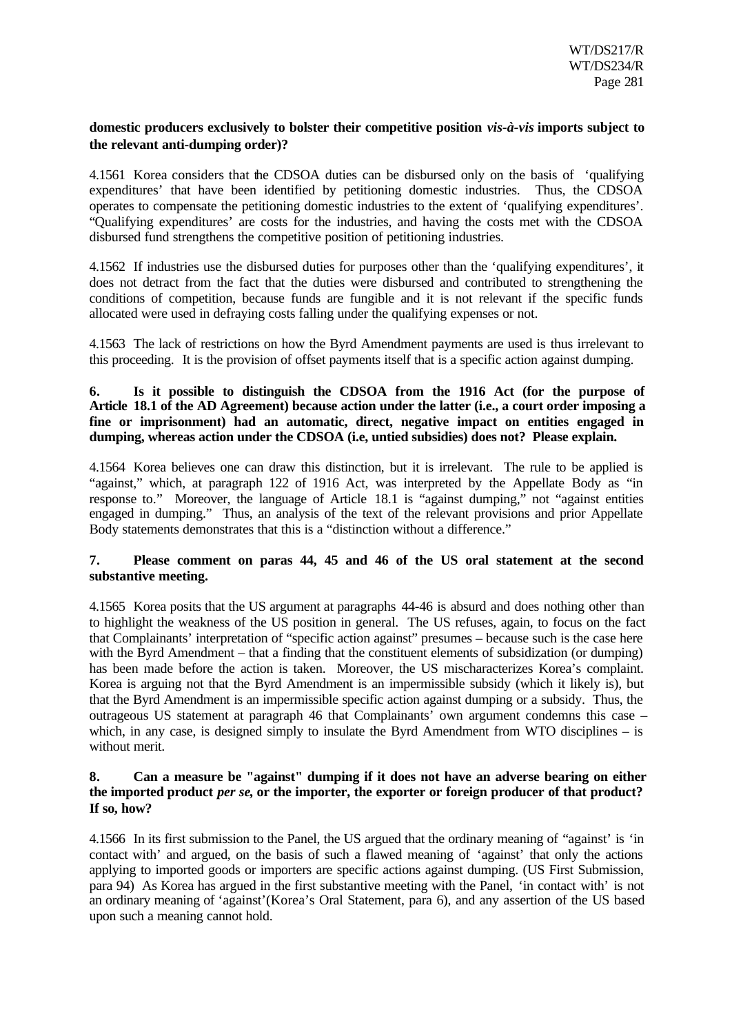**domestic producers exclusively to bolster their competitive position *vis-à-vis* imports subject to the relevant anti-dumping order)?**

4.1561 Korea considers that the CDSOA duties can be disbursed only on the basis of 'qualifying expenditures' that have been identified by petitioning domestic industries. Thus, the CDSOA operates to compensate the petitioning domestic industries to the extent of 'qualifying expenditures'. "Qualifying expenditures' are costs for the industries, and having the costs met with the CDSOA disbursed fund strengthens the competitive position of petitioning industries.

4.1562 If industries use the disbursed duties for purposes other than the 'qualifying expenditures', it does not detract from the fact that the duties were disbursed and contributed to strengthening the conditions of competition, because funds are fungible and it is not relevant if the specific funds allocated were used in defraying costs falling under the qualifying expenses or not.

4.1563 The lack of restrictions on how the Byrd Amendment payments are used is thus irrelevant to this proceeding. It is the provision of offset payments itself that is a specific action against dumping.

**6. Is it possible to distinguish the CDSOA from the 1916 Act (for the purpose of Article 18.1 of the AD Agreement) because action under the latter (i.e., a court order imposing a fine or imprisonment) had an automatic, direct, negative impact on entities engaged in dumping, whereas action under the CDSOA (i.e, untied subsidies) does not? Please explain.**

4.1564 Korea believes one can draw this distinction, but it is irrelevant. The rule to be applied is "against," which, at paragraph 122 of 1916 Act, was interpreted by the Appellate Body as "in response to." Moreover, the language of Article 18.1 is "against dumping," not "against entities engaged in dumping." Thus, an analysis of the text of the relevant provisions and prior Appellate Body statements demonstrates that this is a "distinction without a difference."

**7. Please comment on paras 44, 45 and 46 of the US oral statement at the second substantive meeting.**

4.1565 Korea posits that the US argument at paragraphs 44-46 is absurd and does nothing other than to highlight the weakness of the US position in general. The US refuses, again, to focus on the fact that Complainants' interpretation of "specific action against" presumes – because such is the case here with the Byrd Amendment – that a finding that the constituent elements of subsidization (or dumping) has been made before the action is taken. Moreover, the US mischaracterizes Korea's complaint. Korea is arguing not that the Byrd Amendment is an impermissible subsidy (which it likely is), but that the Byrd Amendment is an impermissible specific action against dumping or a subsidy. Thus, the outrageous US statement at paragraph 46 that Complainants' own argument condemns this case – which, in any case, is designed simply to insulate the Byrd Amendment from WTO disciplines – is without merit.

**8. Can a measure be "against" dumping if it does not have an adverse bearing on either the imported product *per se*, or the importer, the exporter or foreign producer of that product? If so, how?**

4.1566 In its first submission to the Panel, the US argued that the ordinary meaning of "against" is 'in contact with' and argued, on the basis of such a flawed meaning of 'against' that only the actions applying to imported goods or importers are specific actions against dumping. (US First Submission, para 94) As Korea has argued in the first substantive meeting with the Panel, 'in contact with' is not an ordinary meaning of 'against'(Korea's Oral Statement, para 6), and any assertion of the US based upon such a meaning cannot hold.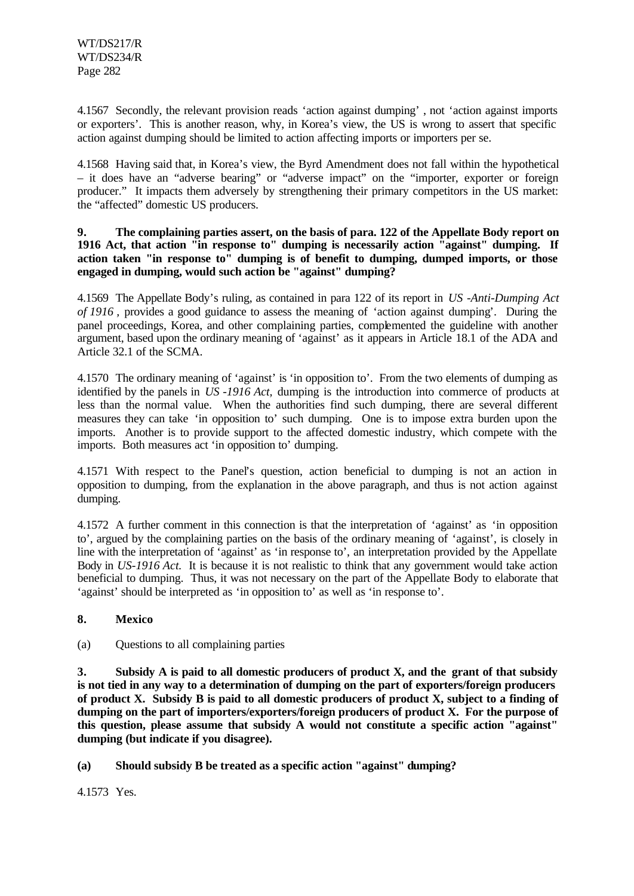4.1567 Secondly, the relevant provision reads 'action against dumping' , not 'action against imports or exporters'. This is another reason, why, in Korea's view, the US is wrong to assert that specific action against dumping should be limited to action affecting imports or importers per se.

4.1568 Having said that, in Korea's view, the Byrd Amendment does not fall within the hypothetical – it does have an "adverse bearing" or "adverse impact" on the "importer, exporter or foreign producer." It impacts them adversely by strengthening their primary competitors in the US market: the "affected" domestic US producers.

**9. The complaining parties assert, on the basis of para. 122 of the Appellate Body report on 1916 Act, that action "in response to" dumping is necessarily action "against" dumping. If action taken "in response to" dumping is of benefit to dumping, dumped imports, or those engaged in dumping, would such action be "against" dumping?**

4.1569 The Appellate Body's ruling, as contained in para 122 of its report in *US -Anti-Dumping Act of 1916* , provides a good guidance to assess the meaning of 'action against dumping'. During the panel proceedings, Korea, and other complaining parties, complemented the guideline with another argument, based upon the ordinary meaning of 'against' as it appears in Article 18.1 of the ADA and Article 32.1 of the SCMA.

4.1570 The ordinary meaning of 'against' is 'in opposition to'. From the two elements of dumping as identified by the panels in *US -1916 Act,* dumping is the introduction into commerce of products at less than the normal value. When the authorities find such dumping, there are several different measures they can take 'in opposition to' such dumping. One is to impose extra burden upon the imports. Another is to provide support to the affected domestic industry, which compete with the imports. Both measures act 'in opposition to' dumping.

4.1571 With respect to the Panel's question, action beneficial to dumping is not an action in opposition to dumping, from the explanation in the above paragraph, and thus is not action against dumping.

4.1572 A further comment in this connection is that the interpretation of 'against' as 'in opposition to', argued by the complaining parties on the basis of the ordinary meaning of 'against', is closely in line with the interpretation of 'against' as 'in response to', an interpretation provided by the Appellate Body in *US-1916 Act.* It is because it is not realistic to think that any government would take action beneficial to dumping. Thus, it was not necessary on the part of the Appellate Body to elaborate that 'against' should be interpreted as 'in opposition to' as well as 'in response to'.

## 8. Mexico

(a) Questions to all complaining parties

**3. Subsidy A is paid to all domestic producers of product X, and the grant of that subsidy is not tied in any way to a determination of dumping on the part of exporters/foreign producers of product X. Subsidy B is paid to all domestic producers of product X, subject to a finding of dumping on the part of importers/exporters/foreign producers of product X. For the purpose of this question, please assume that subsidy A would not constitute a specific action "against" dumping (but indicate if you disagree).**

**(a) Should subsidy B be treated as a specific action "against" dumping?**

4.1573 Yes.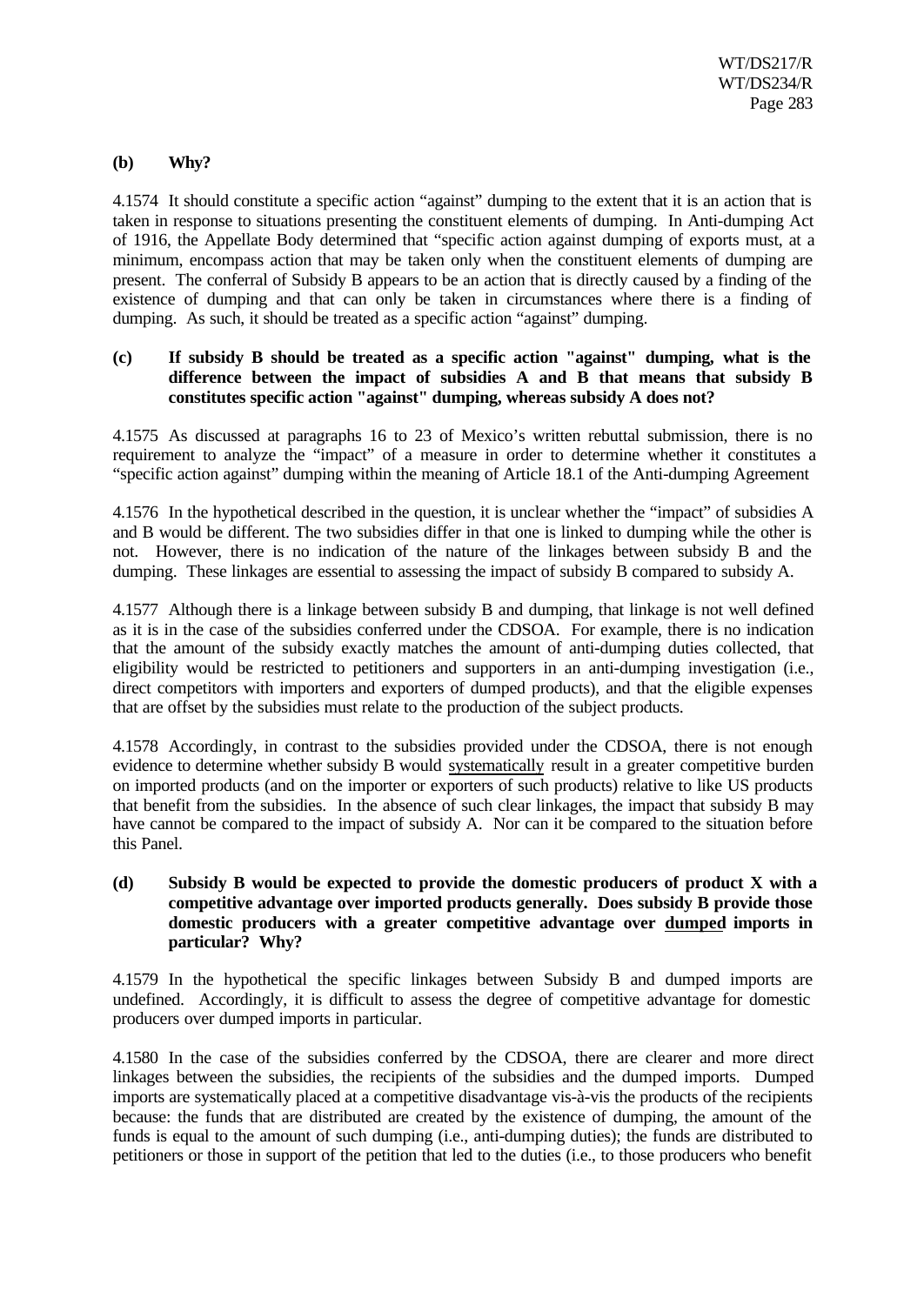**(b) Why?**

4.1574 It should constitute a specific action "against" dumping to the extent that it is an action that is taken in response to situations presenting the constituent elements of dumping. In Anti-dumping Act of 1916, the Appellate Body determined that "specific action against dumping of exports must, at a minimum, encompass action that may be taken only when the constituent elements of dumping are present. The conferral of Subsidy B appears to be an action that is directly caused by a finding of the existence of dumping and that can only be taken in circumstances where there is a finding of dumping. As such, it should be treated as a specific action "against" dumping.

**(c) If subsidy B should be treated as a specific action "against" dumping, what is the difference between the impact of subsidies A and B that means that subsidy B constitutes specific action "against" dumping, whereas subsidy A does not?**

4.1575 As discussed at paragraphs 16 to 23 of Mexico's written rebuttal submission, there is no requirement to analyze the "impact" of a measure in order to determine whether it constitutes a "specific action against" dumping within the meaning of Article 18.1 of the Anti-dumping Agreement

4.1576 In the hypothetical described in the question, it is unclear whether the "impact" of subsidies A and B would be different. The two subsidies differ in that one is linked to dumping while the other is not. However, there is no indication of the nature of the linkages between subsidy B and the dumping. These linkages are essential to assessing the impact of subsidy B compared to subsidy A.

4.1577 Although there is a linkage between subsidy B and dumping, that linkage is not well defined as it is in the case of the subsidies conferred under the CDSOA. For example, there is no indication that the amount of the subsidy exactly matches the amount of anti-dumping duties collected, that eligibility would be restricted to petitioners and supporters in an anti-dumping investigation (i.e., direct competitors with importers and exporters of dumped products), and that the eligible expenses that are offset by the subsidies must relate to the production of the subject products.

4.1578 Accordingly, in contrast to the subsidies provided under the CDSOA, there is not enough evidence to determine whether subsidy B would systematically result in a greater competitive burden on imported products (and on the importer or exporters of such products) relative to like US products that benefit from the subsidies. In the absence of such clear linkages, the impact that subsidy B may have cannot be compared to the impact of subsidy A. Nor can it be compared to the situation before this Panel.

**(d) Subsidy B would be expected to provide the domestic producers of product X with a competitive advantage over imported products generally. Does subsidy B provide those domestic producers with a greater competitive advantage over dumped imports in particular? Why?**

4.1579 In the hypothetical the specific linkages between Subsidy B and dumped imports are undefined. Accordingly, it is difficult to assess the degree of competitive advantage for domestic producers over dumped imports in particular.

4.1580 In the case of the subsidies conferred by the CDSOA, there are clearer and more direct linkages between the subsidies, the recipients of the subsidies and the dumped imports. Dumped imports are systematically placed at a competitive disadvantage vis-à-vis the products of the recipients because: the funds that are distributed are created by the existence of dumping, the amount of the funds is equal to the amount of such dumping (i.e., anti-dumping duties); the funds are distributed to petitioners or those in support of the petition that led to the duties (i.e., to those producers who benefit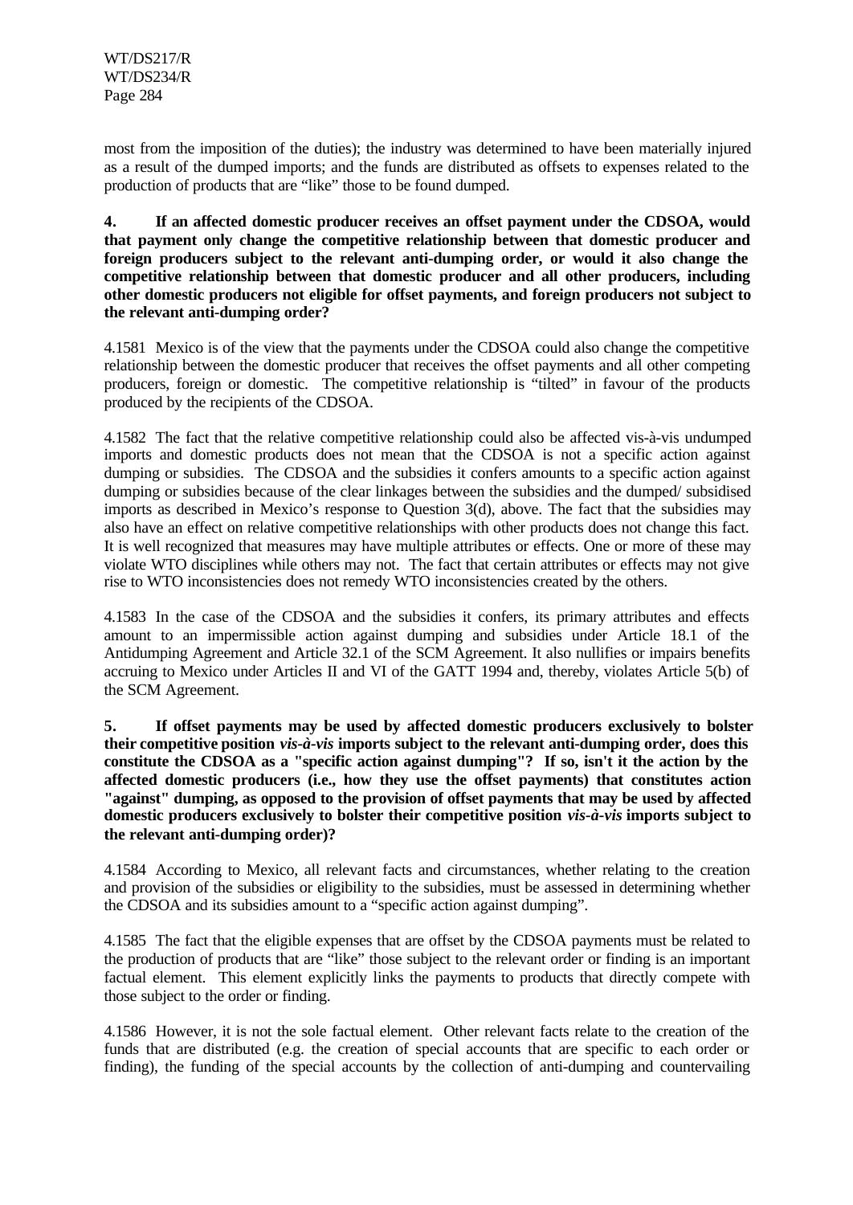most from the imposition of the duties); the industry was determined to have been materially injured as a result of the dumped imports; and the funds are distributed as offsets to expenses related to the production of products that are "like" those to be found dumped.

**4. If an affected domestic producer receives an offset payment under the CDSOA, would that payment only change the competitive relationship between that domestic producer and foreign producers subject to the relevant anti-dumping order, or would it also change the competitive relationship between that domestic producer and all other producers, including other domestic producers not eligible for offset payments, and foreign producers not subject to the relevant anti-dumping order?**

4.1581 Mexico is of the view that the payments under the CDSOA could also change the competitive relationship between the domestic producer that receives the offset payments and all other competing producers, foreign or domestic. The competitive relationship is "tilted" in favour of the products produced by the recipients of the CDSOA.

4.1582 The fact that the relative competitive relationship could also be affected vis-à-vis undumped imports and domestic products does not mean that the CDSOA is not a specific action against dumping or subsidies. The CDSOA and the subsidies it confers amounts to a specific action against dumping or subsidies because of the clear linkages between the subsidies and the dumped/ subsidised imports as described in Mexico's response to Question 3(d), above. The fact that the subsidies may also have an effect on relative competitive relationships with other products does not change this fact. It is well recognized that measures may have multiple attributes or effects. One or more of these may violate WTO disciplines while others may not. The fact that certain attributes or effects may not give rise to WTO inconsistencies does not remedy WTO inconsistencies created by the others.

4.1583 In the case of the CDSOA and the subsidies it confers, its primary attributes and effects amount to an impermissible action against dumping and subsidies under Article 18.1 of the Antidumping Agreement and Article 32.1 of the SCM Agreement. It also nullifies or impairs benefits accruing to Mexico under Articles II and VI of the GATT 1994 and, thereby, violates Article 5(b) of the SCM Agreement.

**5. If offset payments may be used by affected domestic producers exclusively to bolster their competitive position *vis-à-vis* imports subject to the relevant anti-dumping order, does this constitute the CDSOA as a "specific action against dumping"? If so, isn't it the action by the affected domestic producers (i.e., how they use the offset payments) that constitutes action "against" dumping, as opposed to the provision of offset payments that may be used by affected domestic producers exclusively to bolster their competitive position *vis-à-vis* imports subject to the relevant anti-dumping order)?**

4.1584 According to Mexico, all relevant facts and circumstances, whether relating to the creation and provision of the subsidies or eligibility to the subsidies, must be assessed in determining whether the CDSOA and its subsidies amount to a "specific action against dumping".

4.1585 The fact that the eligible expenses that are offset by the CDSOA payments must be related to the production of products that are "like" those subject to the relevant order or finding is an important factual element. This element explicitly links the payments to products that directly compete with those subject to the order or finding.

4.1586 However, it is not the sole factual element. Other relevant facts relate to the creation of the funds that are distributed (e.g. the creation of special accounts that are specific to each order or finding), the funding of the special accounts by the collection of anti-dumping and countervailing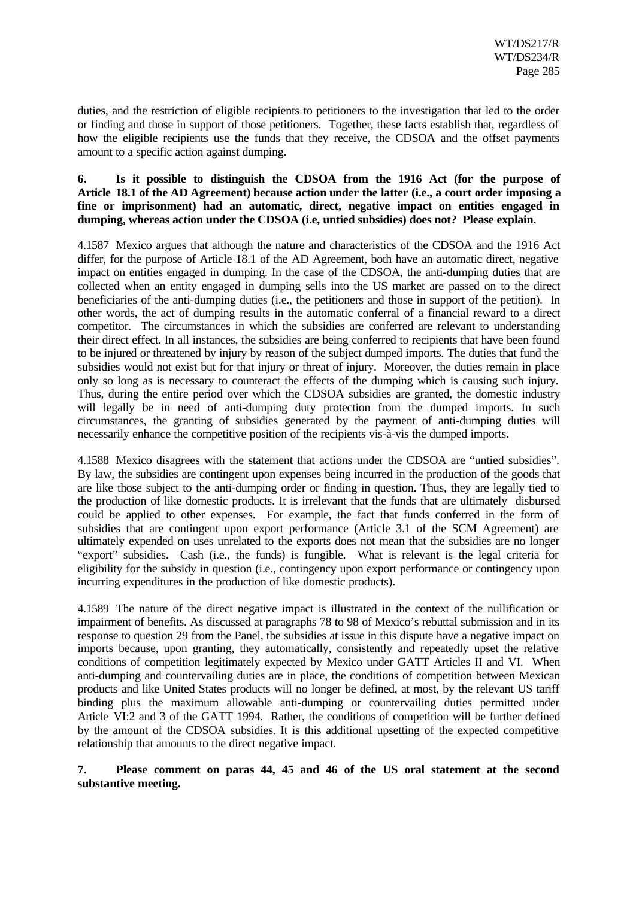duties, and the restriction of eligible recipients to petitioners to the investigation that led to the order or finding and those in support of those petitioners. Together, these facts establish that, regardless of how the eligible recipients use the funds that they receive, the CDSOA and the offset payments amount to a specific action against dumping.

**6. Is it possible to distinguish the CDSOA from the 1916 Act (for the purpose of Article 18.1 of the AD Agreement) because action under the latter (i.e., a court order imposing a fine or imprisonment) had an automatic, direct, negative impact on entities engaged in dumping, whereas action under the CDSOA (i.e, untied subsidies) does not? Please explain.**

4.1587 Mexico argues that although the nature and characteristics of the CDSOA and the 1916 Act differ, for the purpose of Article 18.1 of the AD Agreement, both have an automatic direct, negative impact on entities engaged in dumping. In the case of the CDSOA, the anti-dumping duties that are collected when an entity engaged in dumping sells into the US market are passed on to the direct beneficiaries of the anti-dumping duties (i.e., the petitioners and those in support of the petition). In other words, the act of dumping results in the automatic conferral of a financial reward to a direct competitor. The circumstances in which the subsidies are conferred are relevant to understanding their direct effect. In all instances, the subsidies are being conferred to recipients that have been found to be injured or threatened by injury by reason of the subject dumped imports. The duties that fund the subsidies would not exist but for that injury or threat of injury. Moreover, the duties remain in place only so long as is necessary to counteract the effects of the dumping which is causing such injury. Thus, during the entire period over which the CDSOA subsidies are granted, the domestic industry will legally be in need of anti-dumping duty protection from the dumped imports. In such circumstances, the granting of subsidies generated by the payment of anti-dumping duties will necessarily enhance the competitive position of the recipients vis-à-vis the dumped imports.

4.1588 Mexico disagrees with the statement that actions under the CDSOA are "untied subsidies". By law, the subsidies are contingent upon expenses being incurred in the production of the goods that are like those subject to the anti-dumping order or finding in question. Thus, they are legally tied to the production of like domestic products. It is irrelevant that the funds that are ultimately disbursed could be applied to other expenses. For example, the fact that funds conferred in the form of subsidies that are contingent upon export performance (Article 3.1 of the SCM Agreement) are ultimately expended on uses unrelated to the exports does not mean that the subsidies are no longer "export" subsidies. Cash (i.e., the funds) is fungible. What is relevant is the legal criteria for eligibility for the subsidy in question (i.e., contingency upon export performance or contingency upon incurring expenditures in the production of like domestic products).

4.1589 The nature of the direct negative impact is illustrated in the context of the nullification or impairment of benefits. As discussed at paragraphs 78 to 98 of Mexico's rebuttal submission and in its response to question 29 from the Panel, the subsidies at issue in this dispute have a negative impact on imports because, upon granting, they automatically, consistently and repeatedly upset the relative conditions of competition legitimately expected by Mexico under GATT Articles II and VI. When anti-dumping and countervailing duties are in place, the conditions of competition between Mexican products and like United States products will no longer be defined, at most, by the relevant US tariff binding plus the maximum allowable anti-dumping or countervailing duties permitted under Article VI:2 and 3 of the GATT 1994. Rather, the conditions of competition will be further defined by the amount of the CDSOA subsidies. It is this additional upsetting of the expected competitive relationship that amounts to the direct negative impact.

**7. Please comment on paras 44, 45 and 46 of the US oral statement at the second substantive meeting.**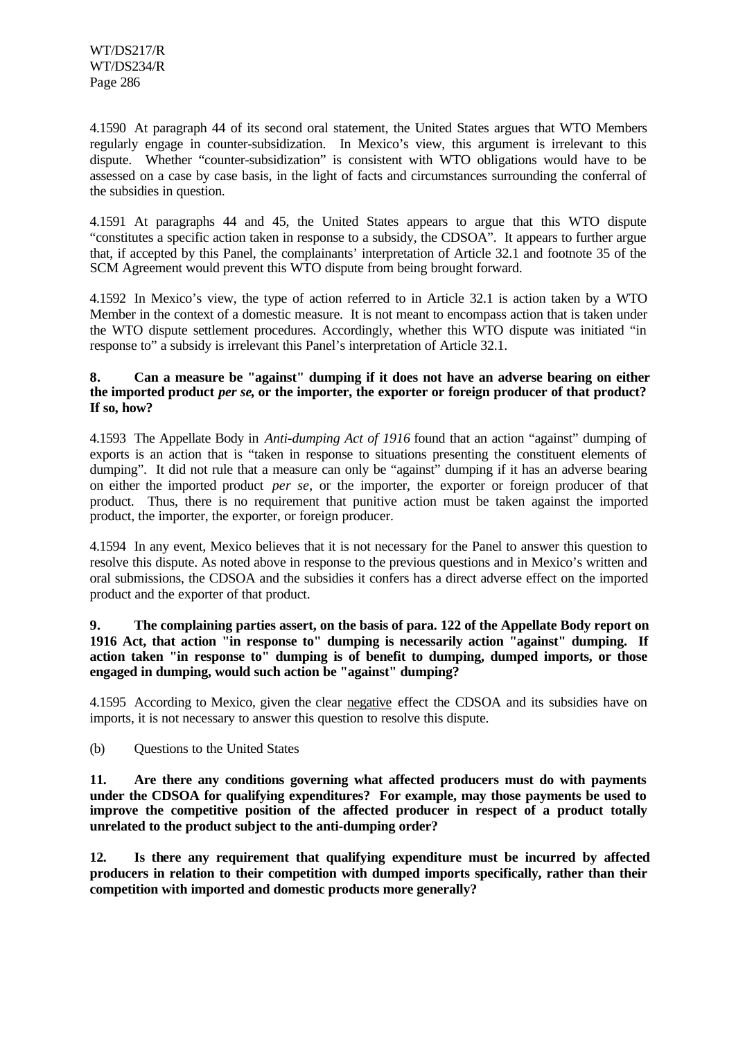4.1590 At paragraph 44 of its second oral statement, the United States argues that WTO Members regularly engage in counter-subsidization. In Mexico's view, this argument is irrelevant to this dispute. Whether "counter-subsidization" is consistent with WTO obligations would have to be assessed on a case by case basis, in the light of facts and circumstances surrounding the conferral of the subsidies in question.

4.1591 At paragraphs 44 and 45, the United States appears to argue that this WTO dispute "constitutes a specific action taken in response to a subsidy, the CDSOA". It appears to further argue that, if accepted by this Panel, the complainants' interpretation of Article 32.1 and footnote 35 of the SCM Agreement would prevent this WTO dispute from being brought forward.

4.1592 In Mexico's view, the type of action referred to in Article 32.1 is action taken by a WTO Member in the context of a domestic measure. It is not meant to encompass action that is taken under the WTO dispute settlement procedures. Accordingly, whether this WTO dispute was initiated "in response to" a subsidy is irrelevant this Panel's interpretation of Article 32.1.

**8. Can a measure be "against" dumping if it does not have an adverse bearing on either the imported product *per se*, or the importer, the exporter or foreign producer of that product? If so, how?**

4.1593 The Appellate Body in *Anti-dumping Act of 1916* found that an action "against" dumping of exports is an action that is "taken in response to situations presenting the constituent elements of dumping". It did not rule that a measure can only be "against" dumping if it has an adverse bearing on either the imported product *per se*, or the importer, the exporter or foreign producer of that product. Thus, there is no requirement that punitive action must be taken against the imported product, the importer, the exporter, or foreign producer.

4.1594 In any event, Mexico believes that it is not necessary for the Panel to answer this question to resolve this dispute. As noted above in response to the previous questions and in Mexico's written and oral submissions, the CDSOA and the subsidies it confers has a direct adverse effect on the imported product and the exporter of that product.

**9. The complaining parties assert, on the basis of para. 122 of the Appellate Body report on 1916 Act, that action "in response to" dumping is necessarily action "against" dumping. If action taken "in response to" dumping is of benefit to dumping, dumped imports, or those engaged in dumping, would such action be "against" dumping?**

4.1595 According to Mexico, given the clear <u>negative</u> effect the CDSOA and its subsidies have on imports, it is not necessary to answer this question to resolve this dispute.

(b) Questions to the United States

**11. Are there any conditions governing what affected producers must do with payments under the CDSOA for qualifying expenditures? For example, may those payments be used to improve the competitive position of the affected producer in respect of a product totally unrelated to the product subject to the anti-dumping order?**

**12. Is there any requirement that qualifying expenditure must be incurred by affected producers in relation to their competition with dumped imports specifically, rather than their competition with imported and domestic products more generally?**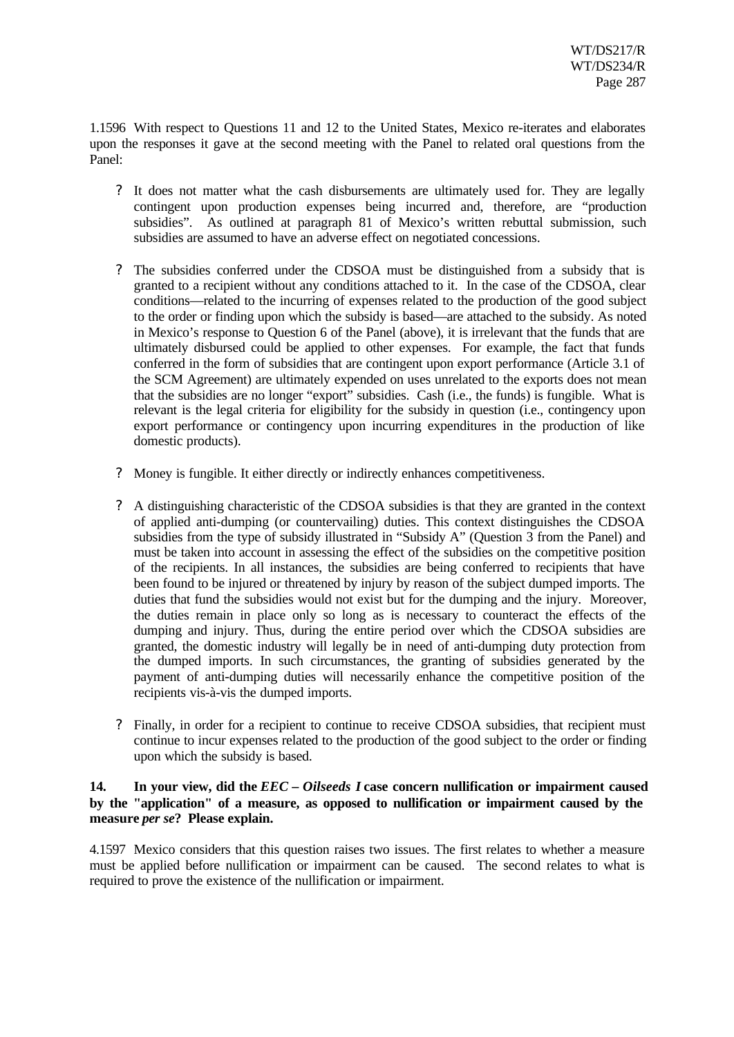1.1596 With respect to Questions 11 and 12 to the United States, Mexico re-iterates and elaborates upon the responses it gave at the second meeting with the Panel to related oral questions from the Panel:

- It does not matter what the cash disbursements are ultimately used for. They are legally contingent upon production expenses being incurred and, therefore, are "production subsidies". As outlined at paragraph 81 of Mexico's written rebuttal submission, such subsidies are assumed to have an adverse effect on negotiated concessions.

- The subsidies conferred under the CDSOA must be distinguished from a subsidy that is granted to a recipient without any conditions attached to it. In the case of the CDSOA, clear conditions—related to the incurring of expenses related to the production of the good subject to the order or finding upon which the subsidy is based—are attached to the subsidy. As noted in Mexico's response to Question 6 of the Panel (above), it is irrelevant that the funds that are ultimately disbursed could be applied to other expenses. For example, the fact that funds conferred in the form of subsidies that are contingent upon export performance (Article 3.1 of the SCM Agreement) are ultimately expended on uses unrelated to the exports does not mean that the subsidies are no longer "export" subsidies. Cash (i.e., the funds) is fungible. What is relevant is the legal criteria for eligibility for the subsidy in question (i.e., contingency upon export performance or contingency upon incurring expenditures in the production of like domestic products).

- Money is fungible. It either directly or indirectly enhances competitiveness.

- A distinguishing characteristic of the CDSOA subsidies is that they are granted in the context of applied anti-dumping (or countervailing) duties. This context distinguishes the CDSOA subsidies from the type of subsidy illustrated in "Subsidy A" (Question 3 from the Panel) and must be taken into account in assessing the effect of the subsidies on the competitive position of the recipients. In all instances, the subsidies are being conferred to recipients that have been found to be injured or threatened by injury by reason of the subject dumped imports. The duties that fund the subsidies would not exist but for the dumping and the injury. Moreover, the duties remain in place only so long as is necessary to counteract the effects of the dumping and injury. Thus, during the entire period over which the CDSOA subsidies are granted, the domestic industry will legally be in need of anti-dumping duty protection from the dumped imports. In such circumstances, the granting of subsidies generated by the payment of anti-dumping duties will necessarily enhance the competitive position of the recipients vis-à-vis the dumped imports.

- Finally, in order for a recipient to continue to receive CDSOA subsidies, that recipient must continue to incur expenses related to the production of the good subject to the order or finding upon which the subsidy is based.

**14. In your view, did the *EEC – Oilseeds I* case concern nullification or impairment caused by the "application" of a measure, as opposed to nullification or impairment caused by the measure *per se*? Please explain.**

4.1597 Mexico considers that this question raises two issues. The first relates to whether a measure must be applied before nullification or impairment can be caused. The second relates to what is required to prove the existence of the nullification or impairment.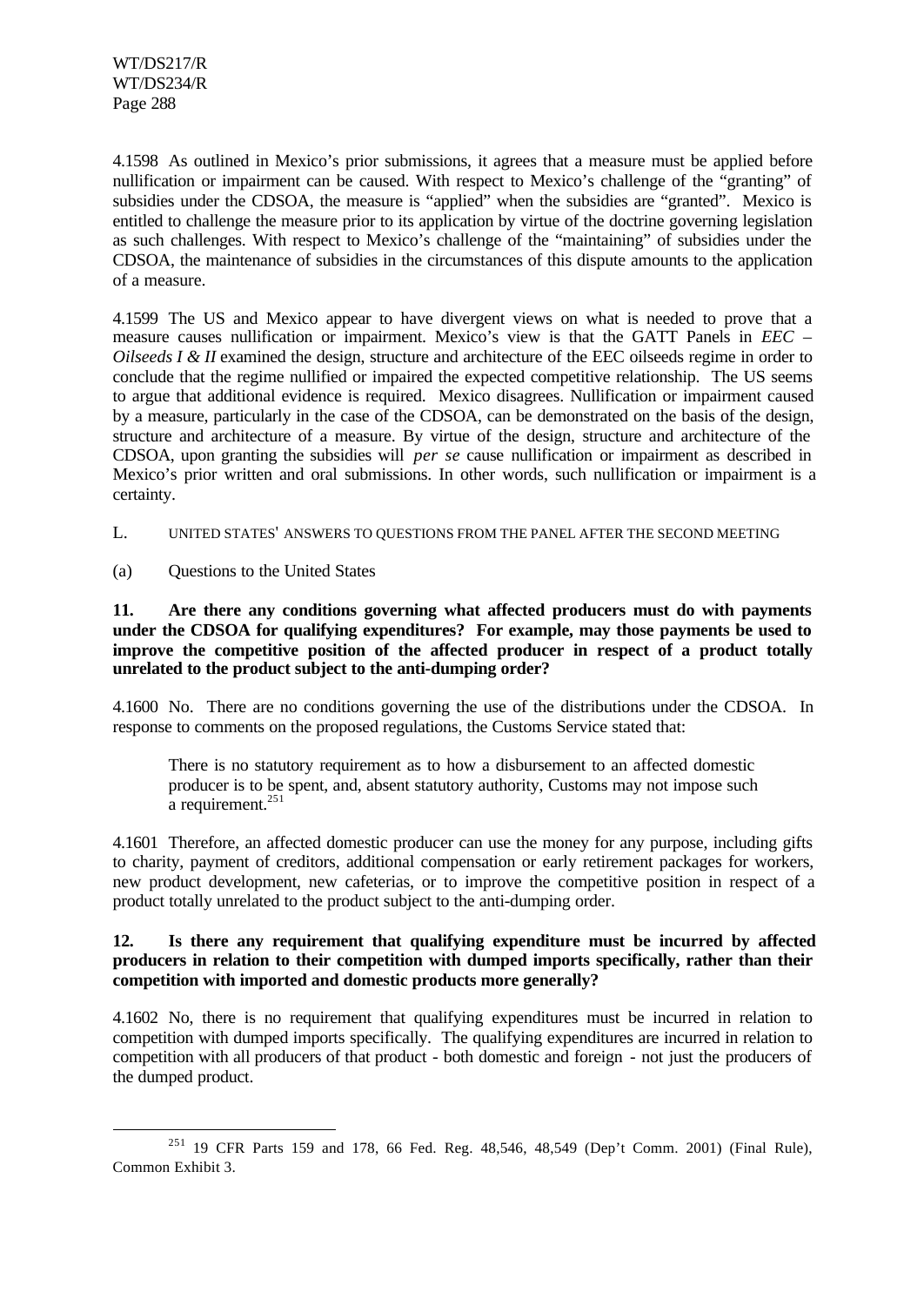4.1598 As outlined in Mexico's prior submissions, it agrees that a measure must be applied before nullification or impairment can be caused. With respect to Mexico's challenge of the "granting" of subsidies under the CDSOA, the measure is "applied" when the subsidies are "granted". Mexico is entitled to challenge the measure prior to its application by virtue of the doctrine governing legislation as such challenges. With respect to Mexico's challenge of the "maintaining" of subsidies under the CDSOA, the maintenance of subsidies in the circumstances of this dispute amounts to the application of a measure.

4.1599 The US and Mexico appear to have divergent views on what is needed to prove that a measure causes nullification or impairment. Mexico's view is that the GATT Panels in *EEC – Oilseeds I & II* examined the design, structure and architecture of the EEC oilseeds regime in order to conclude that the regime nullified or impaired the expected competitive relationship. The US seems to argue that additional evidence is required. Mexico disagrees. Nullification or impairment caused by a measure, particularly in the case of the CDSOA, can be demonstrated on the basis of the design, structure and architecture of a measure. By virtue of the design, structure and architecture of the CDSOA, upon granting the subsidies will *per se* cause nullification or impairment as described in Mexico's prior written and oral submissions. In other words, such nullification or impairment is a certainty.

## L. UNITED STATES' ANSWERS TO QUESTIONS FROM THE PANEL AFTER THE SECOND MEETING

### (a) Questions to the United States

**11. Are there any conditions governing what affected producers must do with payments under the CDSOA for qualifying expenditures? For example, may those payments be used to improve the competitive position of the affected producer in respect of a product totally unrelated to the product subject to the anti-dumping order?**

4.1600 No. There are no conditions governing the use of the distributions under the CDSOA. In response to comments on the proposed regulations, the Customs Service stated that:

> There is no statutory requirement as to how a disbursement to an affected domestic producer is to be spent, and, absent statutory authority, Customs may not impose such a requirement.[251]

4.1601 Therefore, an affected domestic producer can use the money for any purpose, including gifts to charity, payment of creditors, additional compensation or early retirement packages for workers, new product development, new cafeterias, or to improve the competitive position in respect of a product totally unrelated to the product subject to the anti-dumping order.

**12. Is there any requirement that qualifying expenditure must be incurred by affected producers in relation to their competition with dumped imports specifically, rather than their competition with imported and domestic products more generally?**

4.1602 No, there is no requirement that qualifying expenditures must be incurred in relation to competition with dumped imports specifically. The qualifying expenditures are incurred in relation to competition with all producers of that product - both domestic and foreign - not just the producers of the dumped product.

---

[251] 19 CFR Parts 159 and 178, 66 Fed. Reg. 48,546, 48,549 (Dep't Comm. 2001) (Final Rule), Common Exhibit 3.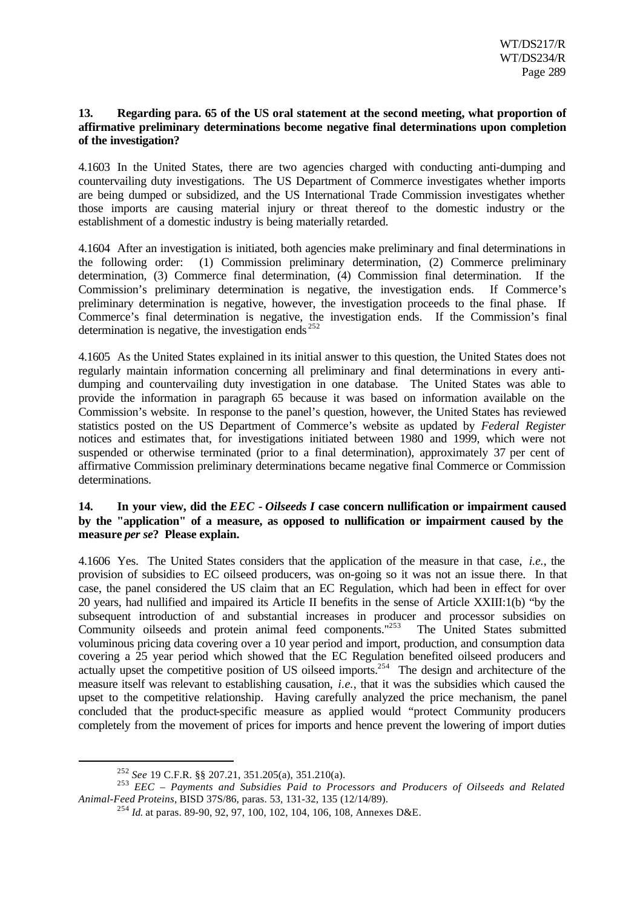**13. Regarding para. 65 of the US oral statement at the second meeting, what proportion of affirmative preliminary determinations become negative final determinations upon completion of the investigation?**

4.1603 In the United States, there are two agencies charged with conducting anti-dumping and countervailing duty investigations. The US Department of Commerce investigates whether imports are being dumped or subsidized, and the US International Trade Commission investigates whether those imports are causing material injury or threat thereof to the domestic industry or the establishment of a domestic industry is being materially retarded.

4.1604 After an investigation is initiated, both agencies make preliminary and final determinations in the following order: (1) Commission preliminary determination, (2) Commerce preliminary determination, (3) Commerce final determination, (4) Commission final determination. If the Commission's preliminary determination is negative, the investigation ends. If Commerce's preliminary determination is negative, however, the investigation proceeds to the final phase. If Commerce's final determination is negative, the investigation ends. If the Commission's final determination is negative, the investigation ends[252]

4.1605 As the United States explained in its initial answer to this question, the United States does not regularly maintain information concerning all preliminary and final determinations in every anti-dumping and countervailing duty investigation in one database. The United States was able to provide the information in paragraph 65 because it was based on information available on the Commission's website. In response to the panel's question, however, the United States has reviewed statistics posted on the US Department of Commerce's website as updated by *Federal Register* notices and estimates that, for investigations initiated between 1980 and 1999, which were not suspended or otherwise terminated (prior to a final determination), approximately 37 per cent of affirmative Commission preliminary determinations became negative final Commerce or Commission determinations.

**14. In your view, did the *EEC - Oilseeds I* case concern nullification or impairment caused by the "application" of a measure, as opposed to nullification or impairment caused by the measure *per se*? Please explain.**

4.1606 Yes. The United States considers that the application of the measure in that case, *i.e.*, the provision of subsidies to EC oilseed producers, was on-going so it was not an issue there. In that case, the panel considered the US claim that an EC Regulation, which had been in effect for over 20 years, had nullified and impaired its Article II benefits in the sense of Article XXIII:1(b) "by the subsequent introduction of and substantial increases in producer and processor subsidies on Community oilseeds and protein animal feed components."[253] The United States submitted voluminous pricing data covering over a 10 year period and import, production, and consumption data covering a 25 year period which showed that the EC Regulation benefited oilseed producers and actually upset the competitive position of US oilseed imports.[254] The design and architecture of the measure itself was relevant to establishing causation, *i.e.*, that it was the subsidies which caused the upset to the competitive relationship. Having carefully analyzed the price mechanism, the panel concluded that the product-specific measure as applied would "protect Community producers completely from the movement of prices for imports and hence prevent the lowering of import duties

---

[252] *See* 19 C.F.R. §§ 207.21, 351.205(a), 351.210(a).

[253] *EEC – Payments and Subsidies Paid to Processors and Producers of Oilseeds and Related Animal-Feed Proteins*, BISD 37S/86, paras. 53, 131-32, 135 (12/14/89).

[254] *Id.* at paras. 89-90, 92, 97, 100, 102, 104, 106, 108, Annexes D&E.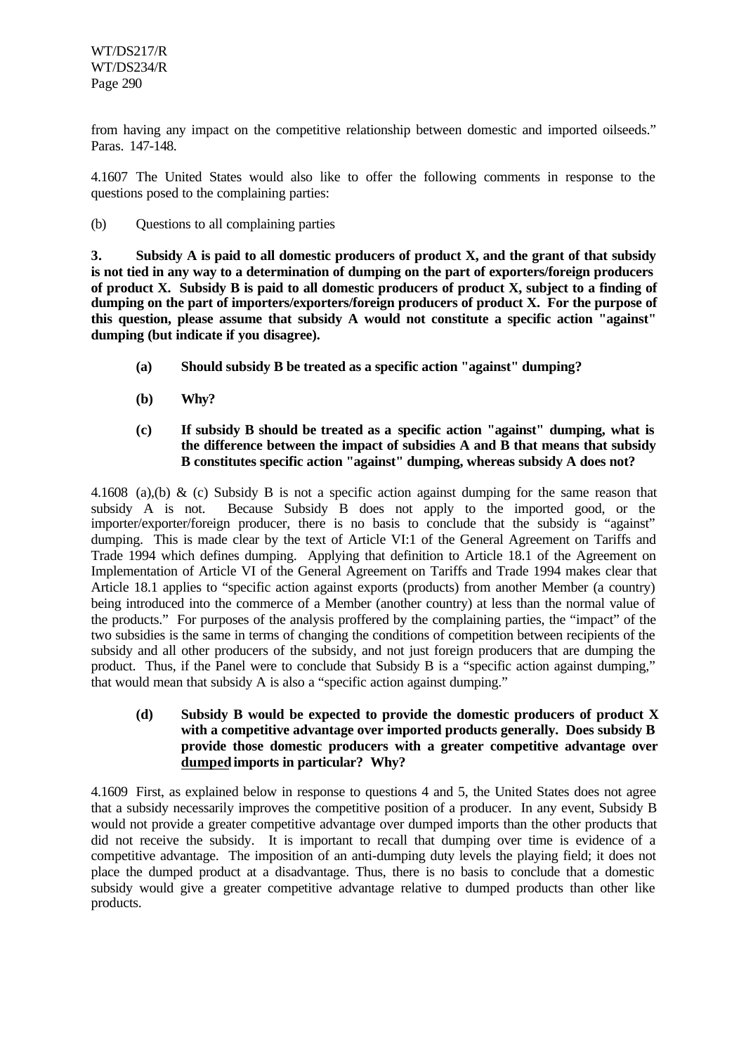from having any impact on the competitive relationship between domestic and imported oilseeds." Paras. 147-148.

4.1607 The United States would also like to offer the following comments in response to the questions posed to the complaining parties:

(b) Questions to all complaining parties

**3. Subsidy A is paid to all domestic producers of product X, and the grant of that subsidy is not tied in any way to a determination of dumping on the part of exporters/foreign producers of product X. Subsidy B is paid to all domestic producers of product X, subject to a finding of dumping on the part of importers/exporters/foreign producers of product X. For the purpose of this question, please assume that subsidy A would not constitute a specific action "against" dumping (but indicate if you disagree).**

- **(a) Should subsidy B be treated as a specific action "against" dumping?**
- **(b) Why?**
- **(c) If subsidy B should be treated as a specific action "against" dumping, what is the difference between the impact of subsidies A and B that means that subsidy B constitutes specific action "against" dumping, whereas subsidy A does not?**

4.1608 (a),(b) & (c) Subsidy B is not a specific action against dumping for the same reason that subsidy A is not. Because Subsidy B does not apply to the imported good, or the importer/exporter/foreign producer, there is no basis to conclude that the subsidy is "against" dumping. This is made clear by the text of Article VI:1 of the General Agreement on Tariffs and Trade 1994 which defines dumping. Applying that definition to Article 18.1 of the Agreement on Implementation of Article VI of the General Agreement on Tariffs and Trade 1994 makes clear that Article 18.1 applies to "specific action against exports (products) from another Member (a country) being introduced into the commerce of a Member (another country) at less than the normal value of the products." For purposes of the analysis proffered by the complaining parties, the "impact" of the two subsidies is the same in terms of changing the conditions of competition between recipients of the subsidy and all other producers of the subsidy, and not just foreign producers that are dumping the product. Thus, if the Panel were to conclude that Subsidy B is a "specific action against dumping," that would mean that subsidy A is also a "specific action against dumping."

- **(d) Subsidy B would be expected to provide the domestic producers of product X with a competitive advantage over imported products generally. Does subsidy B provide those domestic producers with a greater competitive advantage over <u>dumped</u> imports in particular? Why?**

4.1609 First, as explained below in response to questions 4 and 5, the United States does not agree that a subsidy necessarily improves the competitive position of a producer. In any event, Subsidy B would not provide a greater competitive advantage over dumped imports than the other products that did not receive the subsidy. It is important to recall that dumping over time is evidence of a competitive advantage. The imposition of an anti-dumping duty levels the playing field; it does not place the dumped product at a disadvantage. Thus, there is no basis to conclude that a domestic subsidy would give a greater competitive advantage relative to dumped products than other like products.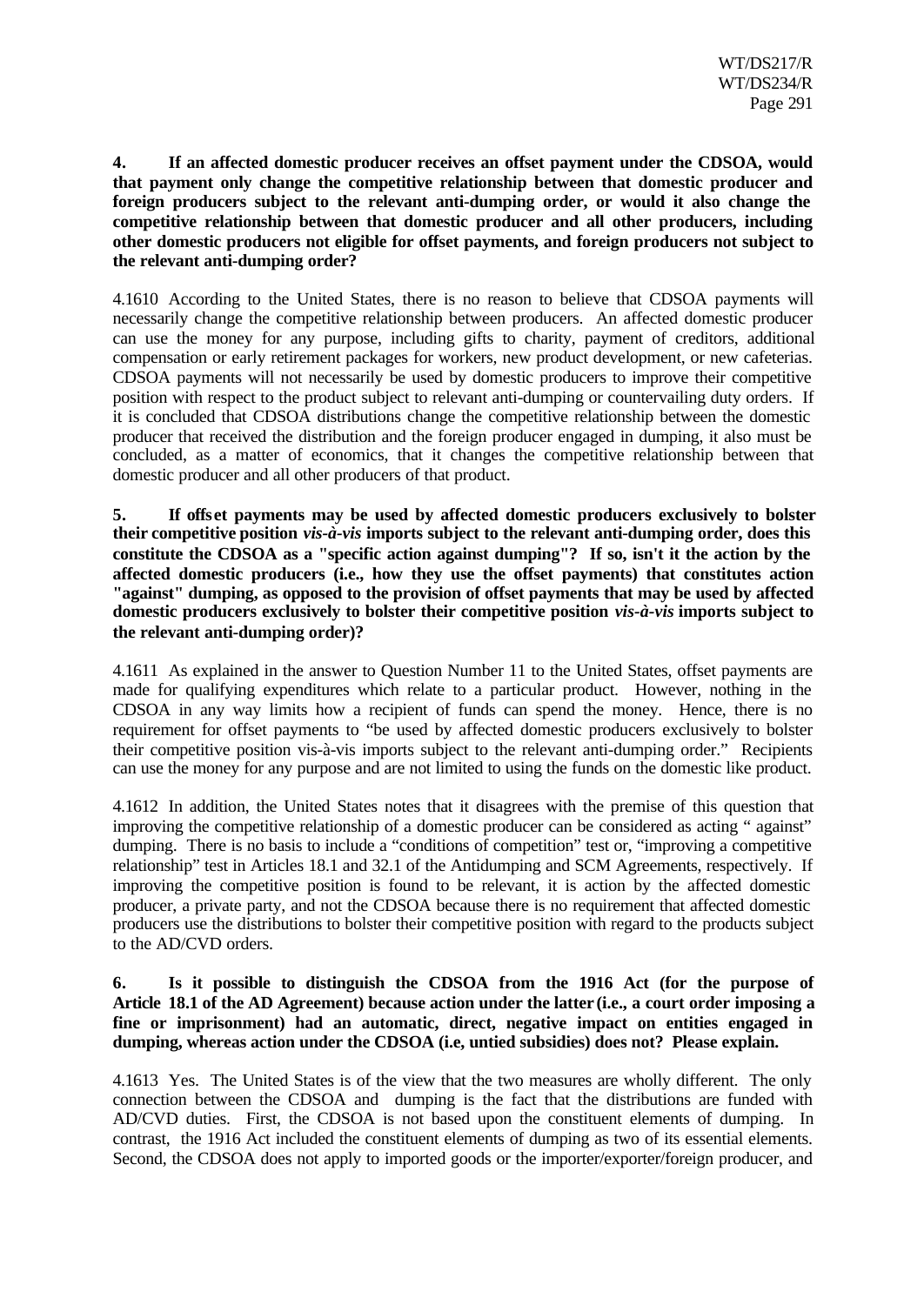**4. If an affected domestic producer receives an offset payment under the CDSOA, would that payment only change the competitive relationship between that domestic producer and foreign producers subject to the relevant anti-dumping order, or would it also change the competitive relationship between that domestic producer and all other producers, including other domestic producers not eligible for offset payments, and foreign producers not subject to the relevant anti-dumping order?**

4.1610 According to the United States, there is no reason to believe that CDSOA payments will necessarily change the competitive relationship between producers. An affected domestic producer can use the money for any purpose, including gifts to charity, payment of creditors, additional compensation or early retirement packages for workers, new product development, or new cafeterias. CDSOA payments will not necessarily be used by domestic producers to improve their competitive position with respect to the product subject to relevant anti-dumping or countervailing duty orders. If it is concluded that CDSOA distributions change the competitive relationship between the domestic producer that received the distribution and the foreign producer engaged in dumping, it also must be concluded, as a matter of economics, that it changes the competitive relationship between that domestic producer and all other producers of that product.

**5. If offset payments may be used by affected domestic producers exclusively to bolster their competitive position *vis-à-vis* imports subject to the relevant anti-dumping order, does this constitute the CDSOA as a "specific action against dumping"? If so, isn't it the action by the affected domestic producers (i.e., how they use the offset payments) that constitutes action "against" dumping, as opposed to the provision of offset payments that may be used by affected domestic producers exclusively to bolster their competitive position *vis-à-vis* imports subject to the relevant anti-dumping order)?**

4.1611 As explained in the answer to Question Number 11 to the United States, offset payments are made for qualifying expenditures which relate to a particular product. However, nothing in the CDSOA in any way limits how a recipient of funds can spend the money. Hence, there is no requirement for offset payments to "be used by affected domestic producers exclusively to bolster their competitive position vis-à-vis imports subject to the relevant anti-dumping order." Recipients can use the money for any purpose and are not limited to using the funds on the domestic like product.

4.1612 In addition, the United States notes that it disagrees with the premise of this question that improving the competitive relationship of a domestic producer can be considered as acting " against" dumping. There is no basis to include a "conditions of competition" test or, "improving a competitive relationship" test in Articles 18.1 and 32.1 of the Antidumping and SCM Agreements, respectively. If improving the competitive position is found to be relevant, it is action by the affected domestic producer, a private party, and not the CDSOA because there is no requirement that affected domestic producers use the distributions to bolster their competitive position with regard to the products subject to the AD/CVD orders.

**6. Is it possible to distinguish the CDSOA from the 1916 Act (for the purpose of Article 18.1 of the AD Agreement) because action under the latter (i.e., a court order imposing a fine or imprisonment) had an automatic, direct, negative impact on entities engaged in dumping, whereas action under the CDSOA (i.e, untied subsidies) does not? Please explain.**

4.1613 Yes. The United States is of the view that the two measures are wholly different. The only connection between the CDSOA and dumping is the fact that the distributions are funded with AD/CVD duties. First, the CDSOA is not based upon the constituent elements of dumping. In contrast, the 1916 Act included the constituent elements of dumping as two of its essential elements. Second, the CDSOA does not apply to imported goods or the importer/exporter/foreign producer, and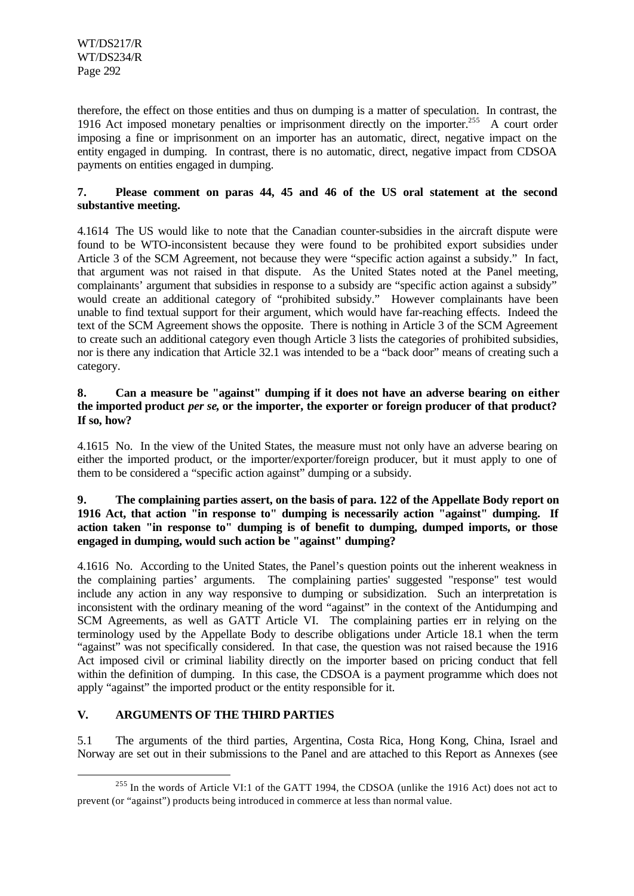therefore, the effect on those entities and thus on dumping is a matter of speculation. In contrast, the 1916 Act imposed monetary penalties or imprisonment directly on the importer.[255] A court order imposing a fine or imprisonment on an importer has an automatic, direct, negative impact on the entity engaged in dumping. In contrast, there is no automatic, direct, negative impact from CDSOA payments on entities engaged in dumping.

**7. Please comment on paras 44, 45 and 46 of the US oral statement at the second substantive meeting.**

4.1614 The US would like to note that the Canadian counter-subsidies in the aircraft dispute were found to be WTO-inconsistent because they were found to be prohibited export subsidies under Article 3 of the SCM Agreement, not because they were "specific action against a subsidy." In fact, that argument was not raised in that dispute. As the United States noted at the Panel meeting, complainants' argument that subsidies in response to a subsidy are "specific action against a subsidy" would create an additional category of "prohibited subsidy." However complainants have been unable to find textual support for their argument, which would have far-reaching effects. Indeed the text of the SCM Agreement shows the opposite. There is nothing in Article 3 of the SCM Agreement to create such an additional category even though Article 3 lists the categories of prohibited subsidies, nor is there any indication that Article 32.1 was intended to be a "back door" means of creating such a category.

**8. Can a measure be "against" dumping if it does not have an adverse bearing on either the imported product *per se*, or the importer, the exporter or foreign producer of that product? If so, how?**

4.1615 No. In the view of the United States, the measure must not only have an adverse bearing on either the imported product, or the importer/exporter/foreign producer, but it must apply to one of them to be considered a "specific action against" dumping or a subsidy.

**9. The complaining parties assert, on the basis of para. 122 of the Appellate Body report on 1916 Act, that action "in response to" dumping is necessarily action "against" dumping. If action taken "in response to" dumping is of benefit to dumping, dumped imports, or those engaged in dumping, would such action be "against" dumping?**

4.1616 No. According to the United States, the Panel's question points out the inherent weakness in the complaining parties' arguments. The complaining parties' suggested "response" test would include any action in any way responsive to dumping or subsidization. Such an interpretation is inconsistent with the ordinary meaning of the word "against" in the context of the Antidumping and SCM Agreements, as well as GATT Article VI. The complaining parties err in relying on the terminology used by the Appellate Body to describe obligations under Article 18.1 when the term "against" was not specifically considered. In that case, the question was not raised because the 1916 Act imposed civil or criminal liability directly on the importer based on pricing conduct that fell within the definition of dumping. In this case, the CDSOA is a payment programme which does not apply "against" the imported product or the entity responsible for it.

## V. ARGUMENTS OF THE THIRD PARTIES

5.1 The arguments of the third parties, Argentina, Costa Rica, Hong Kong, China, Israel and Norway are set out in their submissions to the Panel and are attached to this Report as Annexes (see

---

[255] In the words of Article VI:1 of the GATT 1994, the CDSOA (unlike the 1916 Act) does not act to prevent (or "against") products being introduced in commerce at less than normal value.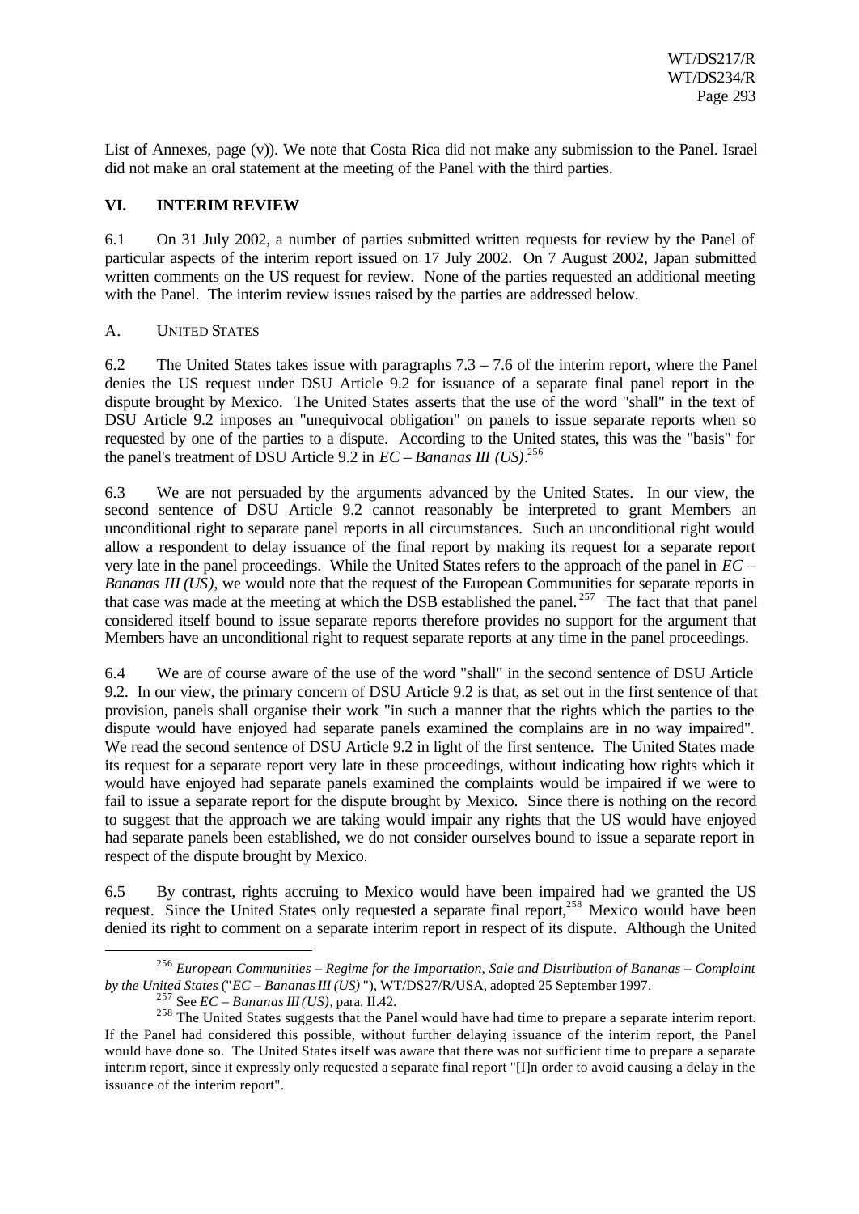List of Annexes, page (v)). We note that Costa Rica did not make any submission to the Panel. Israel did not make an oral statement at the meeting of the Panel with the third parties.

## VI. INTERIM REVIEW

6.1 On 31 July 2002, a number of parties submitted written requests for review by the Panel of particular aspects of the interim report issued on 17 July 2002. On 7 August 2002, Japan submitted written comments on the US request for review. None of the parties requested an additional meeting with the Panel. The interim review issues raised by the parties are addressed below.

### A. UNITED STATES

6.2 The United States takes issue with paragraphs 7.3 – 7.6 of the interim report, where the Panel denies the US request under DSU Article 9.2 for issuance of a separate final panel report in the dispute brought by Mexico. The United States asserts that the use of the word "shall" in the text of DSU Article 9.2 imposes an "unequivocal obligation" on panels to issue separate reports when so requested by one of the parties to a dispute. According to the United states, this was the "basis" for the panel's treatment of DSU Article 9.2 in *EC – Bananas III (US)*.[256]

6.3 We are not persuaded by the arguments advanced by the United States. In our view, the second sentence of DSU Article 9.2 cannot reasonably be interpreted to grant Members an unconditional right to separate panel reports in all circumstances. Such an unconditional right would allow a respondent to delay issuance of the final report by making its request for a separate report very late in the panel proceedings. While the United States refers to the approach of the panel in *EC – Bananas III (US)*, we would note that the request of the European Communities for separate reports in that case was made at the meeting at which the DSB established the panel.[257] The fact that that panel considered itself bound to issue separate reports therefore provides no support for the argument that Members have an unconditional right to request separate reports at any time in the panel proceedings.

6.4 We are of course aware of the use of the word "shall" in the second sentence of DSU Article 9.2. In our view, the primary concern of DSU Article 9.2 is that, as set out in the first sentence of that provision, panels shall organise their work "in such a manner that the rights which the parties to the dispute would have enjoyed had separate panels examined the complains are in no way impaired". We read the second sentence of DSU Article 9.2 in light of the first sentence. The United States made its request for a separate report very late in these proceedings, without indicating how rights which it would have enjoyed had separate panels examined the complaints would be impaired if we were to fail to issue a separate report for the dispute brought by Mexico. Since there is nothing on the record to suggest that the approach we are taking would impair any rights that the US would have enjoyed had separate panels been established, we do not consider ourselves bound to issue a separate report in respect of the dispute brought by Mexico.

6.5 By contrast, rights accruing to Mexico would have been impaired had we granted the US request. Since the United States only requested a separate final report,[258] Mexico would have been denied its right to comment on a separate interim report in respect of its dispute. Although the United

---

[256] *European Communities – Regime for the Importation, Sale and Distribution of Bananas – Complaint by the United States* ("*EC – Bananas III (US)* "), WT/DS27/R/USA, adopted 25 September 1997.

[257] See *EC – Bananas III (US)*, para. II.42.

[258] The United States suggests that the Panel would have had time to prepare a separate interim report. If the Panel had considered this possible, without further delaying issuance of the interim report, the Panel would have done so. The United States itself was aware that there was not sufficient time to prepare a separate interim report, since it expressly only requested a separate final report "[I]n order to avoid causing a delay in the issuance of the interim report".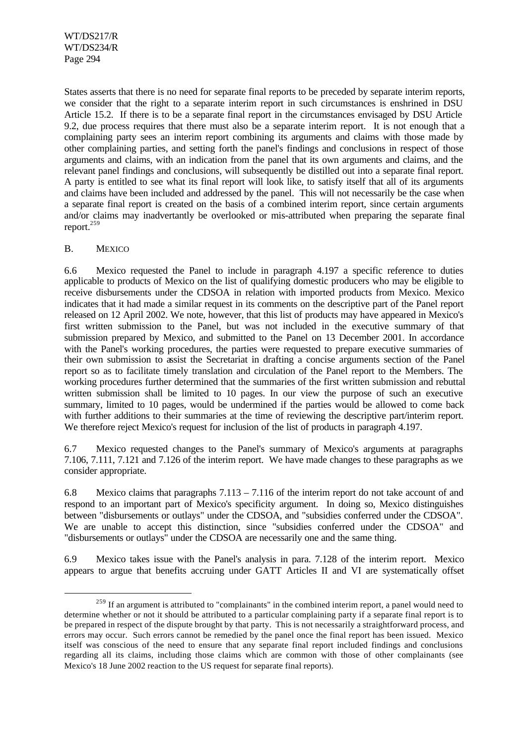States asserts that there is no need for separate final reports to be preceded by separate interim reports, we consider that the right to a separate interim report in such circumstances is enshrined in DSU Article 15.2. If there is to be a separate final report in the circumstances envisaged by DSU Article 9.2, due process requires that there must also be a separate interim report. It is not enough that a complaining party sees an interim report combining its arguments and claims with those made by other complaining parties, and setting forth the panel's findings and conclusions in respect of those arguments and claims, with an indication from the panel that its own arguments and claims, and the relevant panel findings and conclusions, will subsequently be distilled out into a separate final report. A party is entitled to see what its final report will look like, to satisfy itself that all of its arguments and claims have been included and addressed by the panel. This will not necessarily be the case when a separate final report is created on the basis of a combined interim report, since certain arguments and/or claims may inadvertantly be overlooked or mis-attributed when preparing the separate final report.[259]

### B. MEXICO

6.6 Mexico requested the Panel to include in paragraph 4.197 a specific reference to duties applicable to products of Mexico on the list of qualifying domestic producers who may be eligible to receive disbursements under the CDSOA in relation with imported products from Mexico. Mexico indicates that it had made a similar request in its comments on the descriptive part of the Panel report released on 12 April 2002. We note, however, that this list of products may have appeared in Mexico's first written submission to the Panel, but was not included in the executive summary of that submission prepared by Mexico, and submitted to the Panel on 13 December 2001. In accordance with the Panel's working procedures, the parties were requested to prepare executive summaries of their own submission to assist the Secretariat in drafting a concise arguments section of the Panel report so as to facilitate timely translation and circulation of the Panel report to the Members. The working procedures further determined that the summaries of the first written submission and rebuttal written submission shall be limited to 10 pages. In our view the purpose of such an executive summary, limited to 10 pages, would be undermined if the parties would be allowed to come back with further additions to their summaries at the time of reviewing the descriptive part/interim report. We therefore reject Mexico's request for inclusion of the list of products in paragraph 4.197.

6.7 Mexico requested changes to the Panel's summary of Mexico's arguments at paragraphs 7.106, 7.111, 7.121 and 7.126 of the interim report. We have made changes to these paragraphs as we consider appropriate.

6.8 Mexico claims that paragraphs 7.113 – 7.116 of the interim report do not take account of and respond to an important part of Mexico's specificity argument. In doing so, Mexico distinguishes between "disbursements or outlays" under the CDSOA, and "subsidies conferred under the CDSOA". We are unable to accept this distinction, since "subsidies conferred under the CDSOA" and "disbursements or outlays" under the CDSOA are necessarily one and the same thing.

6.9 Mexico takes issue with the Panel's analysis in para. 7.128 of the interim report. Mexico appears to argue that benefits accruing under GATT Articles II and VI are systematically offset

---

[259] If an argument is attributed to "complainants" in the combined interim report, a panel would need to determine whether or not it should be attributed to a particular complaining party if a separate final report is to be prepared in respect of the dispute brought by that party. This is not necessarily a straightforward process, and errors may occur. Such errors cannot be remedied by the panel once the final report has been issued. Mexico itself was conscious of the need to ensure that any separate final report included findings and conclusions regarding all its claims, including those claims which are common with those of other complainants (see Mexico's 18 June 2002 reaction to the US request for separate final reports).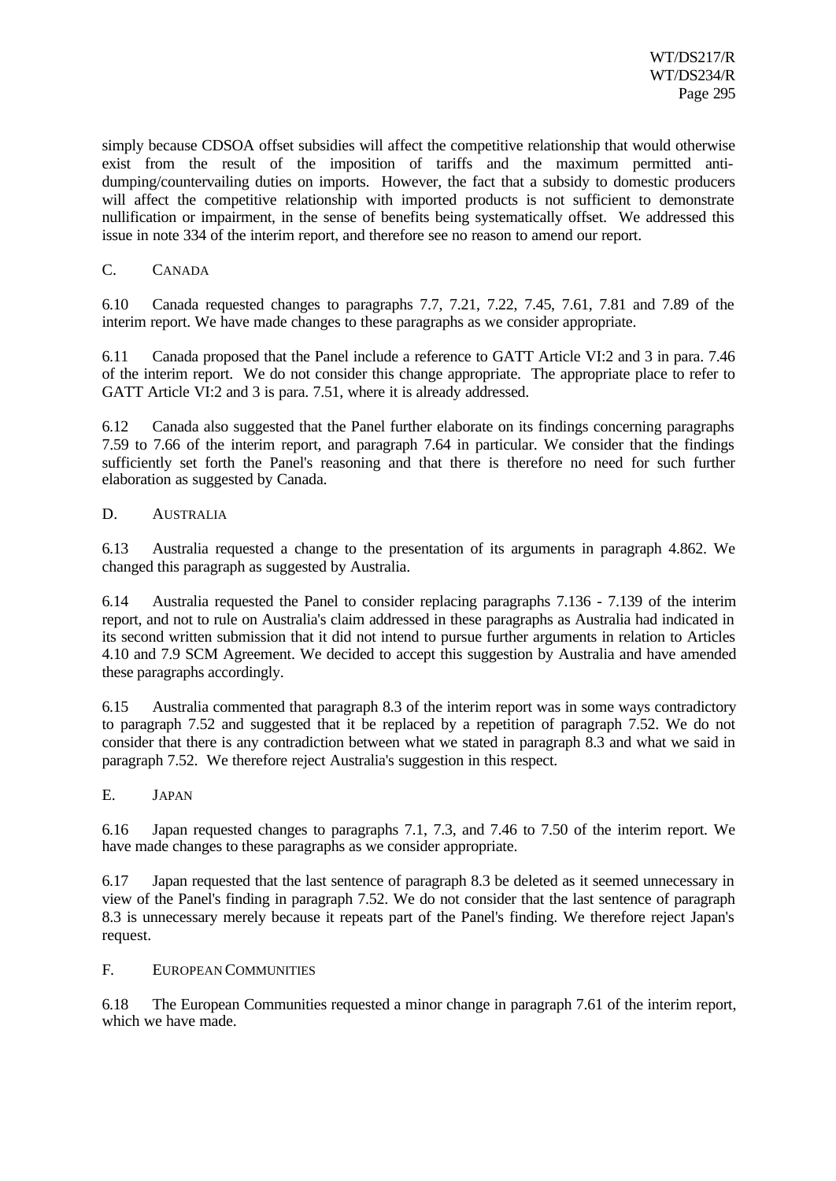simply because CDSOA offset subsidies will affect the competitive relationship that would otherwise exist from the result of the imposition of tariffs and the maximum permitted anti-dumping/countervailing duties on imports. However, the fact that a subsidy to domestic producers will affect the competitive relationship with imported products is not sufficient to demonstrate nullification or impairment, in the sense of benefits being systematically offset. We addressed this issue in note 334 of the interim report, and therefore see no reason to amend our report.

## C. CANADA

6.10 Canada requested changes to paragraphs 7.7, 7.21, 7.22, 7.45, 7.61, 7.81 and 7.89 of the interim report. We have made changes to these paragraphs as we consider appropriate.

6.11 Canada proposed that the Panel include a reference to GATT Article VI:2 and 3 in para. 7.46 of the interim report. We do not consider this change appropriate. The appropriate place to refer to GATT Article VI:2 and 3 is para. 7.51, where it is already addressed.

6.12 Canada also suggested that the Panel further elaborate on its findings concerning paragraphs 7.59 to 7.66 of the interim report, and paragraph 7.64 in particular. We consider that the findings sufficiently set forth the Panel's reasoning and that there is therefore no need for such further elaboration as suggested by Canada.

## D. AUSTRALIA

6.13 Australia requested a change to the presentation of its arguments in paragraph 4.862. We changed this paragraph as suggested by Australia.

6.14 Australia requested the Panel to consider replacing paragraphs 7.136 - 7.139 of the interim report, and not to rule on Australia's claim addressed in these paragraphs as Australia had indicated in its second written submission that it did not intend to pursue further arguments in relation to Articles 4.10 and 7.9 SCM Agreement. We decided to accept this suggestion by Australia and have amended these paragraphs accordingly.

6.15 Australia commented that paragraph 8.3 of the interim report was in some ways contradictory to paragraph 7.52 and suggested that it be replaced by a repetition of paragraph 7.52. We do not consider that there is any contradiction between what we stated in paragraph 8.3 and what we said in paragraph 7.52. We therefore reject Australia's suggestion in this respect.

## E. JAPAN

6.16 Japan requested changes to paragraphs 7.1, 7.3, and 7.46 to 7.50 of the interim report. We have made changes to these paragraphs as we consider appropriate.

6.17 Japan requested that the last sentence of paragraph 8.3 be deleted as it seemed unnecessary in view of the Panel's finding in paragraph 7.52. We do not consider that the last sentence of paragraph 8.3 is unnecessary merely because it repeats part of the Panel's finding. We therefore reject Japan's request.

## F. EUROPEAN COMMUNITIES

6.18 The European Communities requested a minor change in paragraph 7.61 of the interim report, which we have made.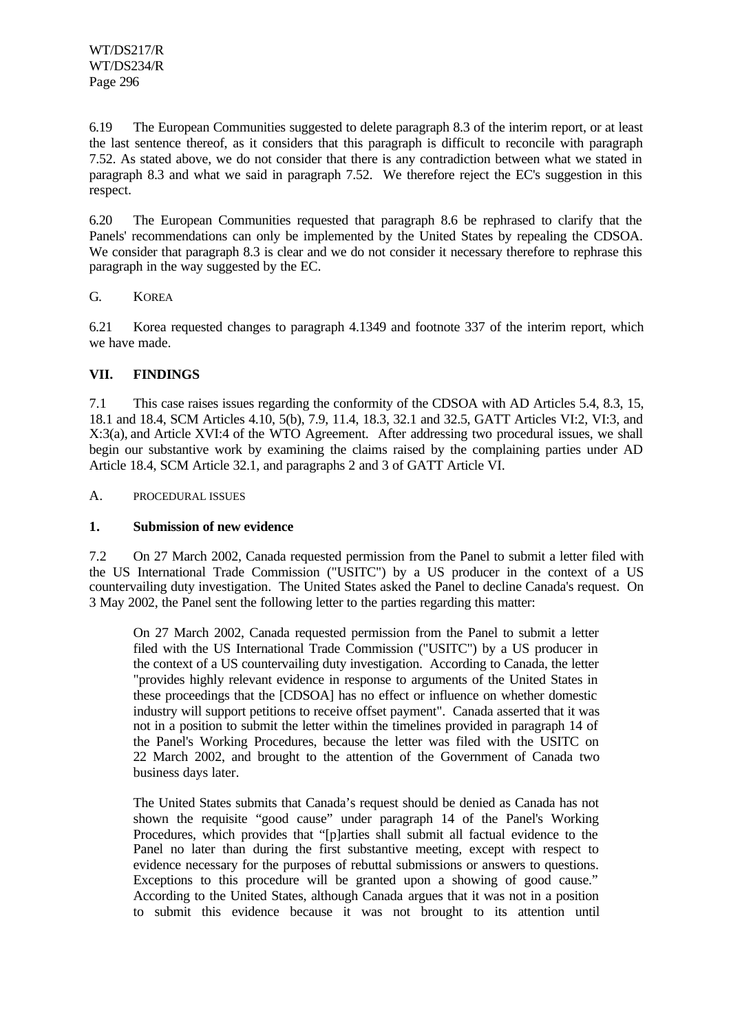6.19 The European Communities suggested to delete paragraph 8.3 of the interim report, or at least the last sentence thereof, as it considers that this paragraph is difficult to reconcile with paragraph 7.52. As stated above, we do not consider that there is any contradiction between what we stated in paragraph 8.3 and what we said in paragraph 7.52. We therefore reject the EC's suggestion in this respect.

6.20 The European Communities requested that paragraph 8.6 be rephrased to clarify that the Panels' recommendations can only be implemented by the United States by repealing the CDSOA. We consider that paragraph 8.3 is clear and we do not consider it necessary therefore to rephrase this paragraph in the way suggested by the EC.

### G. KOREA

6.21 Korea requested changes to paragraph 4.1349 and footnote 337 of the interim report, which we have made.

## VII. FINDINGS

7.1 This case raises issues regarding the conformity of the CDSOA with AD Articles 5.4, 8.3, 15, 18.1 and 18.4, SCM Articles 4.10, 5(b), 7.9, 11.4, 18.3, 32.1 and 32.5, GATT Articles VI:2, VI:3, and X:3(a), and Article XVI:4 of the WTO Agreement. After addressing two procedural issues, we shall begin our substantive work by examining the claims raised by the complaining parties under AD Article 18.4, SCM Article 32.1, and paragraphs 2 and 3 of GATT Article VI.

### A. PROCEDURAL ISSUES

#### 1. Submission of new evidence

7.2 On 27 March 2002, Canada requested permission from the Panel to submit a letter filed with the US International Trade Commission ("USITC") by a US producer in the context of a US countervailing duty investigation. The United States asked the Panel to decline Canada's request. On 3 May 2002, the Panel sent the following letter to the parties regarding this matter:

> On 27 March 2002, Canada requested permission from the Panel to submit a letter filed with the US International Trade Commission ("USITC") by a US producer in the context of a US countervailing duty investigation. According to Canada, the letter "provides highly relevant evidence in response to arguments of the United States in these proceedings that the [CDSOA] has no effect or influence on whether domestic industry will support petitions to receive offset payment". Canada asserted that it was not in a position to submit the letter within the timelines provided in paragraph 14 of the Panel's Working Procedures, because the letter was filed with the USITC on 22 March 2002, and brought to the attention of the Government of Canada two business days later.
>
> The United States submits that Canada's request should be denied as Canada has not shown the requisite "good cause" under paragraph 14 of the Panel's Working Procedures, which provides that "[p]arties shall submit all factual evidence to the Panel no later than during the first substantive meeting, except with respect to evidence necessary for the purposes of rebuttal submissions or answers to questions. Exceptions to this procedure will be granted upon a showing of good cause." According to the United States, although Canada argues that it was not in a position to submit this evidence because it was not brought to its attention until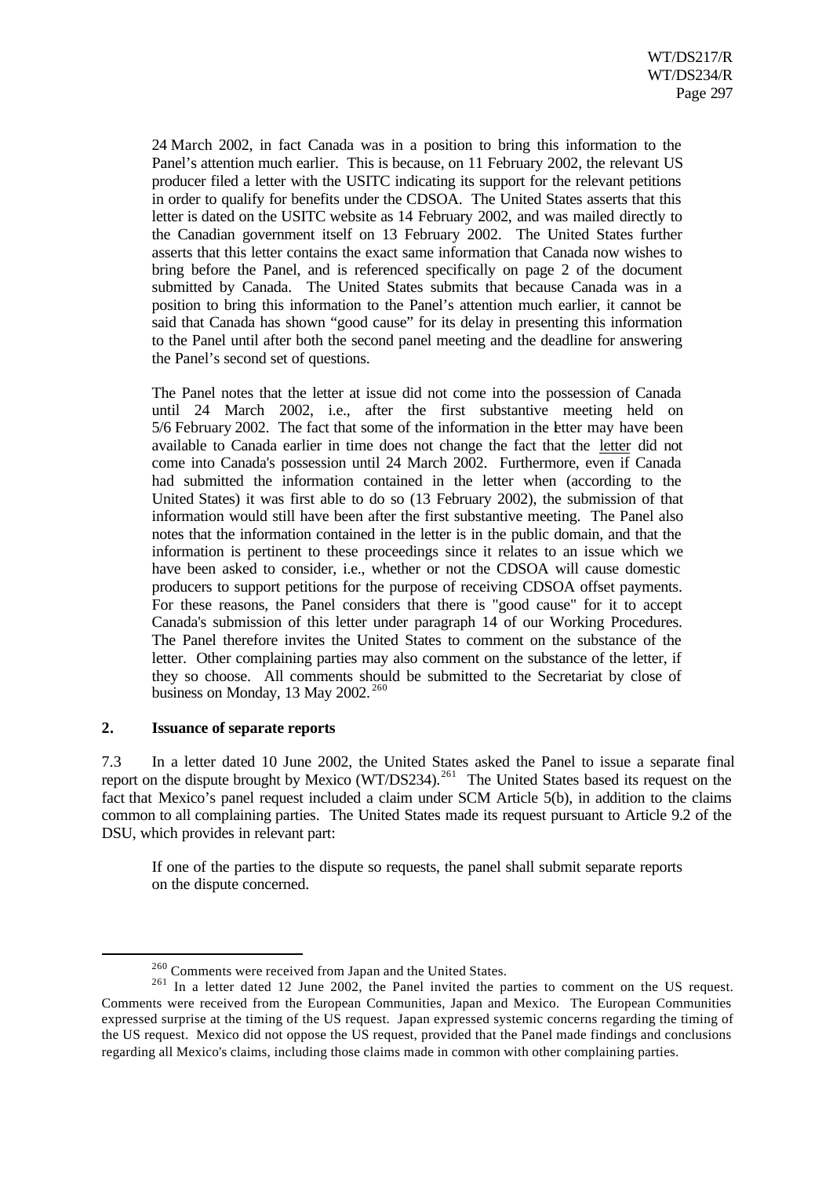24 March 2002, in fact Canada was in a position to bring this information to the Panel's attention much earlier. This is because, on 11 February 2002, the relevant US producer filed a letter with the USITC indicating its support for the relevant petitions in order to qualify for benefits under the CDSOA. The United States asserts that this letter is dated on the USITC website as 14 February 2002, and was mailed directly to the Canadian government itself on 13 February 2002. The United States further asserts that this letter contains the exact same information that Canada now wishes to bring before the Panel, and is referenced specifically on page 2 of the document submitted by Canada. The United States submits that because Canada was in a position to bring this information to the Panel's attention much earlier, it cannot be said that Canada has shown "good cause" for its delay in presenting this information to the Panel until after both the second panel meeting and the deadline for answering the Panel's second set of questions.

The Panel notes that the letter at issue did not come into the possession of Canada until 24 March 2002, i.e., after the first substantive meeting held on 5/6 February 2002. The fact that some of the information in the letter may have been available to Canada earlier in time does not change the fact that the letter did not come into Canada's possession until 24 March 2002. Furthermore, even if Canada had submitted the information contained in the letter when (according to the United States) it was first able to do so (13 February 2002), the submission of that information would still have been after the first substantive meeting. The Panel also notes that the information contained in the letter is in the public domain, and that the information is pertinent to these proceedings since it relates to an issue which we have been asked to consider, i.e., whether or not the CDSOA will cause domestic producers to support petitions for the purpose of receiving CDSOA offset payments. For these reasons, the Panel considers that there is "good cause" for it to accept Canada's submission of this letter under paragraph 14 of our Working Procedures. The Panel therefore invites the United States to comment on the substance of the letter. Other complaining parties may also comment on the substance of the letter, if they so choose. All comments should be submitted to the Secretariat by close of business on Monday, 13 May 2002.[260]

## 2. Issuance of separate reports

7.3 In a letter dated 10 June 2002, the United States asked the Panel to issue a separate final report on the dispute brought by Mexico (WT/DS234).[261] The United States based its request on the fact that Mexico's panel request included a claim under SCM Article 5(b), in addition to the claims common to all complaining parties. The United States made its request pursuant to Article 9.2 of the DSU, which provides in relevant part:

> If one of the parties to the dispute so requests, the panel shall submit separate reports on the dispute concerned.

[260] Comments were received from Japan and the United States.

[261] In a letter dated 12 June 2002, the Panel invited the parties to comment on the US request. Comments were received from the European Communities, Japan and Mexico. The European Communities expressed surprise at the timing of the US request. Japan expressed systemic concerns regarding the timing of the US request. Mexico did not oppose the US request, provided that the Panel made findings and conclusions regarding all Mexico's claims, including those claims made in common with other complaining parties.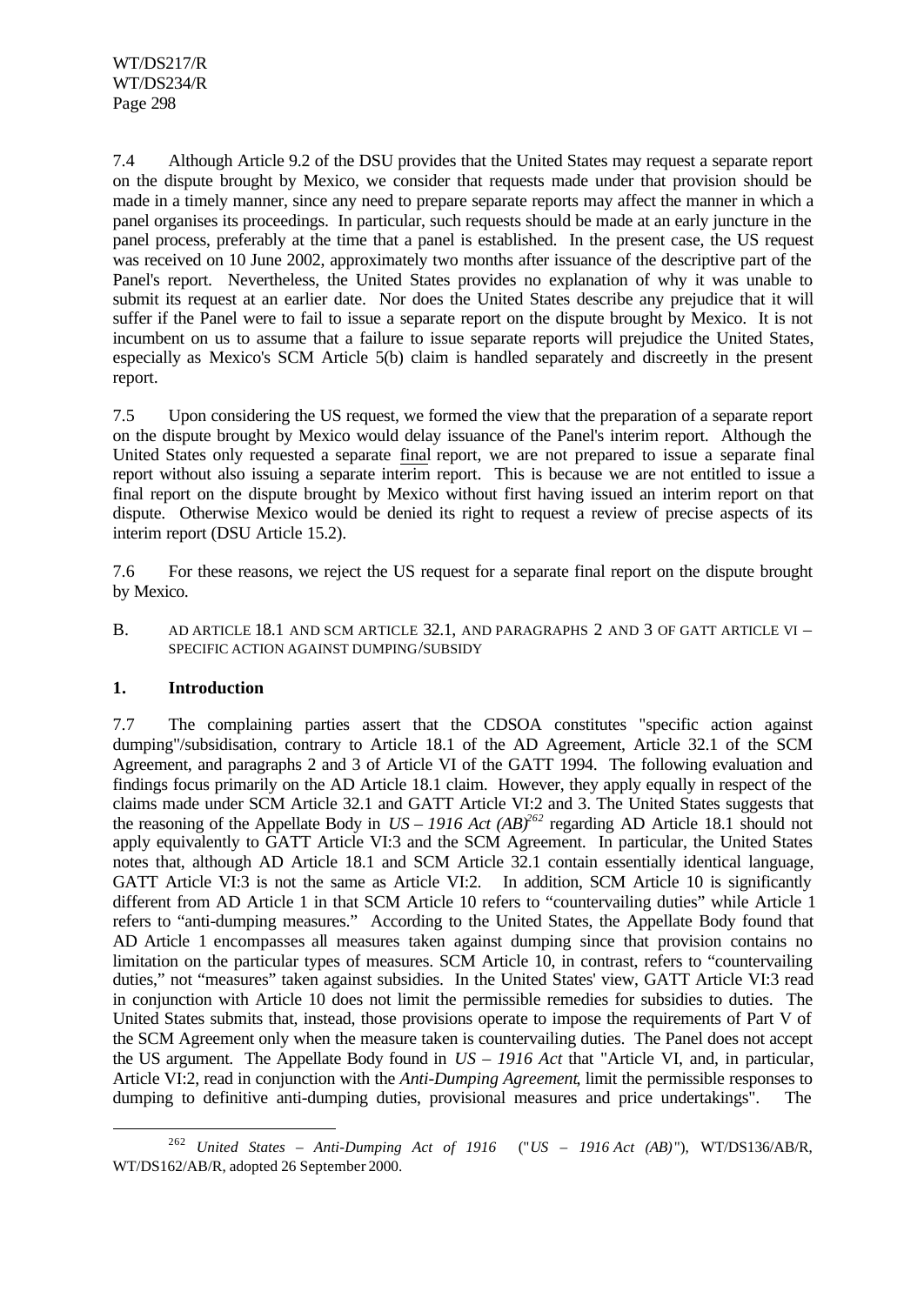7.4 Although Article 9.2 of the DSU provides that the United States may request a separate report on the dispute brought by Mexico, we consider that requests made under that provision should be made in a timely manner, since any need to prepare separate reports may affect the manner in which a panel organises its proceedings. In particular, such requests should be made at an early juncture in the panel process, preferably at the time that a panel is established. In the present case, the US request was received on 10 June 2002, approximately two months after issuance of the descriptive part of the Panel's report. Nevertheless, the United States provides no explanation of why it was unable to submit its request at an earlier date. Nor does the United States describe any prejudice that it will suffer if the Panel were to fail to issue a separate report on the dispute brought by Mexico. It is not incumbent on us to assume that a failure to issue separate reports will prejudice the United States, especially as Mexico's SCM Article 5(b) claim is handled separately and discreetly in the present report.

7.5 Upon considering the US request, we formed the view that the preparation of a separate report on the dispute brought by Mexico would delay issuance of the Panel's interim report. Although the United States only requested a separate final report, we are not prepared to issue a separate final report without also issuing a separate interim report. This is because we are not entitled to issue a final report on the dispute brought by Mexico without first having issued an interim report on that dispute. Otherwise Mexico would be denied its right to request a review of precise aspects of its interim report (DSU Article 15.2).

7.6 For these reasons, we reject the US request for a separate final report on the dispute brought by Mexico.

## B. AD ARTICLE 18.1 AND SCM ARTICLE 32.1, AND PARAGRAPHS 2 AND 3 OF GATT ARTICLE VI – SPECIFIC ACTION AGAINST DUMPING/SUBSIDY

### 1. Introduction

7.7 The complaining parties assert that the CDSOA constitutes "specific action against dumping"/subsidisation, contrary to Article 18.1 of the AD Agreement, Article 32.1 of the SCM Agreement, and paragraphs 2 and 3 of Article VI of the GATT 1994. The following evaluation and findings focus primarily on the AD Article 18.1 claim. However, they apply equally in respect of the claims made under SCM Article 32.1 and GATT Article VI:2 and 3. The United States suggests that the reasoning of the Appellate Body in *US – 1916 Act (AB)*[262] regarding AD Article 18.1 should not apply equivalently to GATT Article VI:3 and the SCM Agreement. In particular, the United States notes that, although AD Article 18.1 and SCM Article 32.1 contain essentially identical language, GATT Article VI:3 is not the same as Article VI:2. In addition, SCM Article 10 is significantly different from AD Article 1 in that SCM Article 10 refers to "countervailing duties" while Article 1 refers to "anti-dumping measures." According to the United States, the Appellate Body found that AD Article 1 encompasses all measures taken against dumping since that provision contains no limitation on the particular types of measures. SCM Article 10, in contrast, refers to "countervailing duties," not "measures" taken against subsidies. In the United States' view, GATT Article VI:3 read in conjunction with Article 10 does not limit the permissible remedies for subsidies to duties. The United States submits that, instead, those provisions operate to impose the requirements of Part V of the SCM Agreement only when the measure taken is countervailing duties. The Panel does not accept the US argument. The Appellate Body found in *US – 1916 Act* that "Article VI, and, in particular, Article VI:2, read in conjunction with the *Anti-Dumping Agreement*, limit the permissible responses to dumping to definitive anti-dumping duties, provisional measures and price undertakings". The

[262] *United States – Anti-Dumping Act of 1916* ("*US – 1916 Act (AB)*"), WT/DS136/AB/R, WT/DS162/AB/R, adopted 26 September 2000.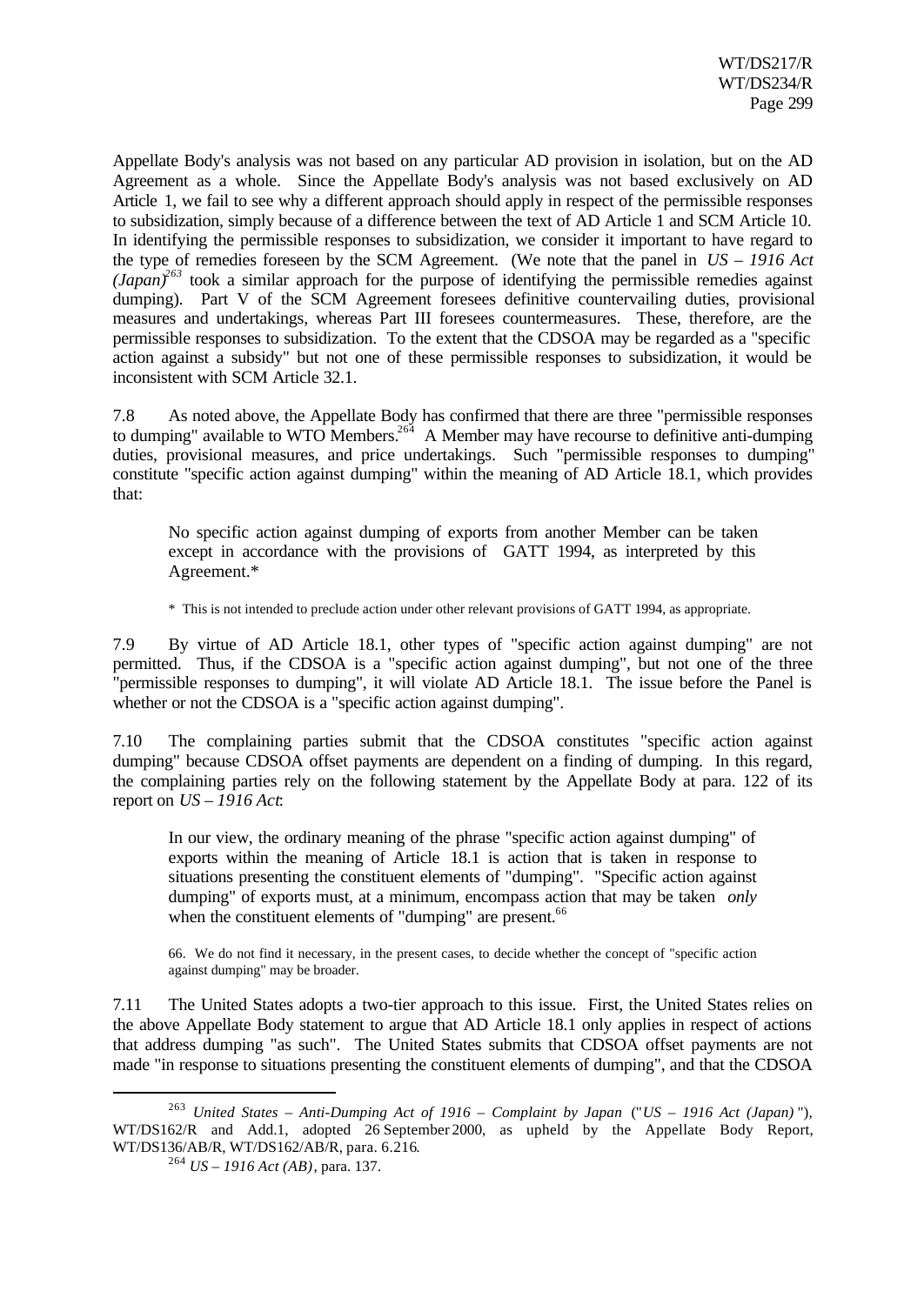Appellate Body's analysis was not based on any particular AD provision in isolation, but on the AD Agreement as a whole. Since the Appellate Body's analysis was not based exclusively on AD Article 1, we fail to see why a different approach should apply in respect of the permissible responses to subsidization, simply because of a difference between the text of AD Article 1 and SCM Article 10. In identifying the permissible responses to subsidization, we consider it important to have regard to the type of remedies foreseen by the SCM Agreement. (We note that the panel in *US – 1916 Act (Japan)*[263] took a similar approach for the purpose of identifying the permissible remedies against dumping). Part V of the SCM Agreement foresees definitive countervailing duties, provisional measures and undertakings, whereas Part III foresees countermeasures. These, therefore, are the permissible responses to subsidization. To the extent that the CDSOA may be regarded as a "specific action against a subsidy" but not one of these permissible responses to subsidization, it would be inconsistent with SCM Article 32.1.

7.8 As noted above, the Appellate Body has confirmed that there are three "permissible responses to dumping" available to WTO Members.[264] A Member may have recourse to definitive anti-dumping duties, provisional measures, and price undertakings. Such "permissible responses to dumping" constitute "specific action against dumping" within the meaning of AD Article 18.1, which provides that:

> No specific action against dumping of exports from another Member can be taken except in accordance with the provisions of GATT 1994, as interpreted by this Agreement.*
>
> \* This is not intended to preclude action under other relevant provisions of GATT 1994, as appropriate.

7.9 By virtue of AD Article 18.1, other types of "specific action against dumping" are not permitted. Thus, if the CDSOA is a "specific action against dumping", but not one of the three "permissible responses to dumping", it will violate AD Article 18.1. The issue before the Panel is whether or not the CDSOA is a "specific action against dumping".

7.10 The complaining parties submit that the CDSOA constitutes "specific action against dumping" because CDSOA offset payments are dependent on a finding of dumping. In this regard, the complaining parties rely on the following statement by the Appellate Body at para. 122 of its report on *US – 1916 Act*:

> In our view, the ordinary meaning of the phrase "specific action against dumping" of exports within the meaning of Article 18.1 is action that is taken in response to situations presenting the constituent elements of "dumping". "Specific action against dumping" of exports must, at a minimum, encompass action that may be taken *only* when the constituent elements of "dumping" are present.[66]
>
> 66. We do not find it necessary, in the present cases, to decide whether the concept of "specific action against dumping" may be broader.

7.11 The United States adopts a two-tier approach to this issue. First, the United States relies on the above Appellate Body statement to argue that AD Article 18.1 only applies in respect of actions that address dumping "as such". The United States submits that CDSOA offset payments are not made "in response to situations presenting the constituent elements of dumping", and that the CDSOA

---

[263] *United States – Anti-Dumping Act of 1916 – Complaint by Japan* ("*US – 1916 Act (Japan)*"), WT/DS162/R and Add.1, adopted 26 September 2000, as upheld by the Appellate Body Report, WT/DS136/AB/R, WT/DS162/AB/R, para. 6.216.

[264] *US – 1916 Act (AB)*, para. 137.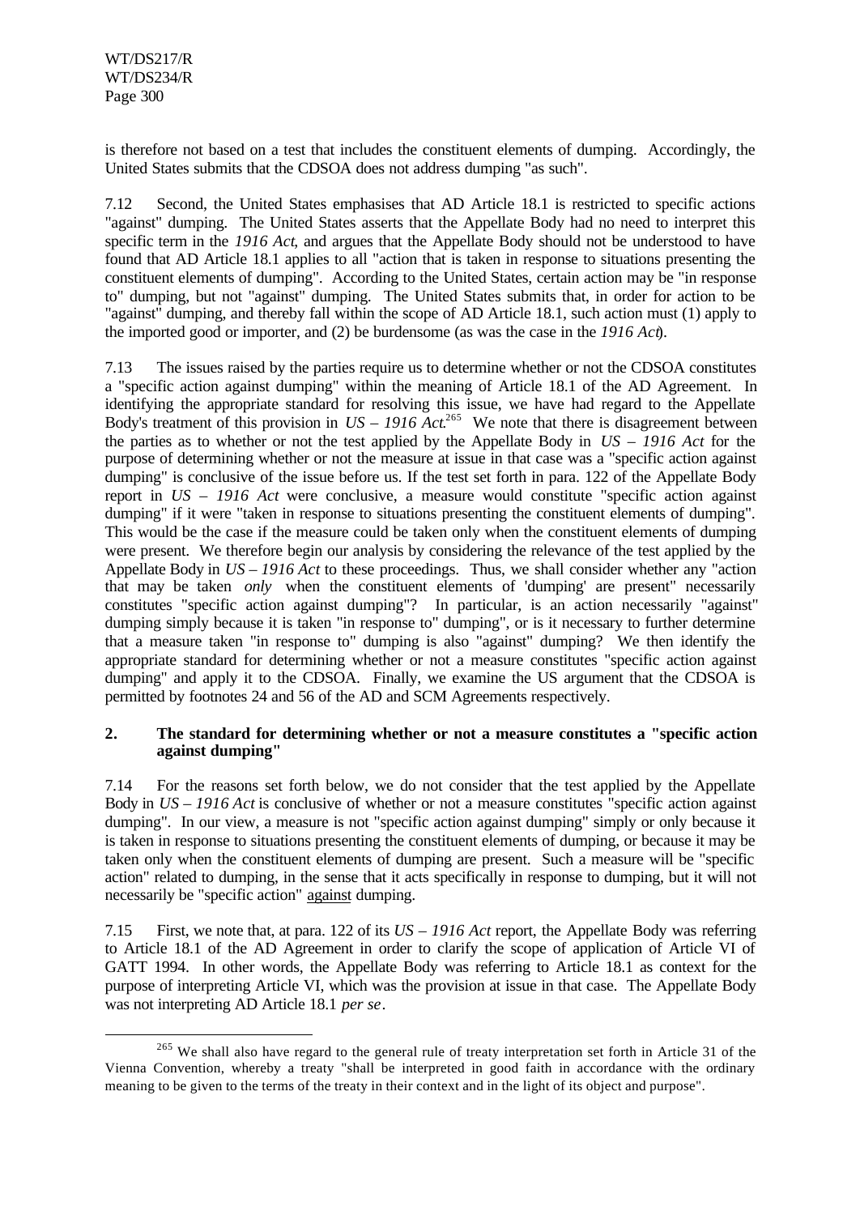is therefore not based on a test that includes the constituent elements of dumping. Accordingly, the United States submits that the CDSOA does not address dumping "as such".

7.12 Second, the United States emphasises that AD Article 18.1 is restricted to specific actions "against" dumping. The United States asserts that the Appellate Body had no need to interpret this specific term in the *1916 Act*, and argues that the Appellate Body should not be understood to have found that AD Article 18.1 applies to all "action that is taken in response to situations presenting the constituent elements of dumping". According to the United States, certain action may be "in response to" dumping, but not "against" dumping. The United States submits that, in order for action to be "against" dumping, and thereby fall within the scope of AD Article 18.1, such action must (1) apply to the imported good or importer, and (2) be burdensome (as was the case in the *1916 Act*).

7.13 The issues raised by the parties require us to determine whether or not the CDSOA constitutes a "specific action against dumping" within the meaning of Article 18.1 of the AD Agreement. In identifying the appropriate standard for resolving this issue, we have had regard to the Appellate Body's treatment of this provision in *US – 1916 Act*.[265] We note that there is disagreement between the parties as to whether or not the test applied by the Appellate Body in *US – 1916 Act* for the purpose of determining whether or not the measure at issue in that case was a "specific action against dumping" is conclusive of the issue before us. If the test set forth in para. 122 of the Appellate Body report in *US – 1916 Act* were conclusive, a measure would constitute "specific action against dumping" if it were "taken in response to situations presenting the constituent elements of dumping". This would be the case if the measure could be taken only when the constituent elements of dumping were present. We therefore begin our analysis by considering the relevance of the test applied by the Appellate Body in *US – 1916 Act* to these proceedings. Thus, we shall consider whether any "action that may be taken *only* when the constituent elements of 'dumping' are present" necessarily constitutes "specific action against dumping"? In particular, is an action necessarily "against" dumping simply because it is taken "in response to" dumping", or is it necessary to further determine that a measure taken "in response to" dumping is also "against" dumping? We then identify the appropriate standard for determining whether or not a measure constitutes "specific action against dumping" and apply it to the CDSOA. Finally, we examine the US argument that the CDSOA is permitted by footnotes 24 and 56 of the AD and SCM Agreements respectively.

## 2. The standard for determining whether or not a measure constitutes a "specific action against dumping"

7.14 For the reasons set forth below, we do not consider that the test applied by the Appellate Body in *US – 1916 Act* is conclusive of whether or not a measure constitutes "specific action against dumping". In our view, a measure is not "specific action against dumping" simply or only because it is taken in response to situations presenting the constituent elements of dumping, or because it may be taken only when the constituent elements of dumping are present. Such a measure will be "specific action" related to dumping, in the sense that it acts specifically in response to dumping, but it will not necessarily be "specific action" against dumping.

7.15 First, we note that, at para. 122 of its *US – 1916 Act* report, the Appellate Body was referring to Article 18.1 of the AD Agreement in order to clarify the scope of application of Article VI of GATT 1994. In other words, the Appellate Body was referring to Article 18.1 as context for the purpose of interpreting Article VI, which was the provision at issue in that case. The Appellate Body was not interpreting AD Article 18.1 *per se*.

[265] We shall also have regard to the general rule of treaty interpretation set forth in Article 31 of the Vienna Convention, whereby a treaty "shall be interpreted in good faith in accordance with the ordinary meaning to be given to the terms of the treaty in their context and in the light of its object and purpose".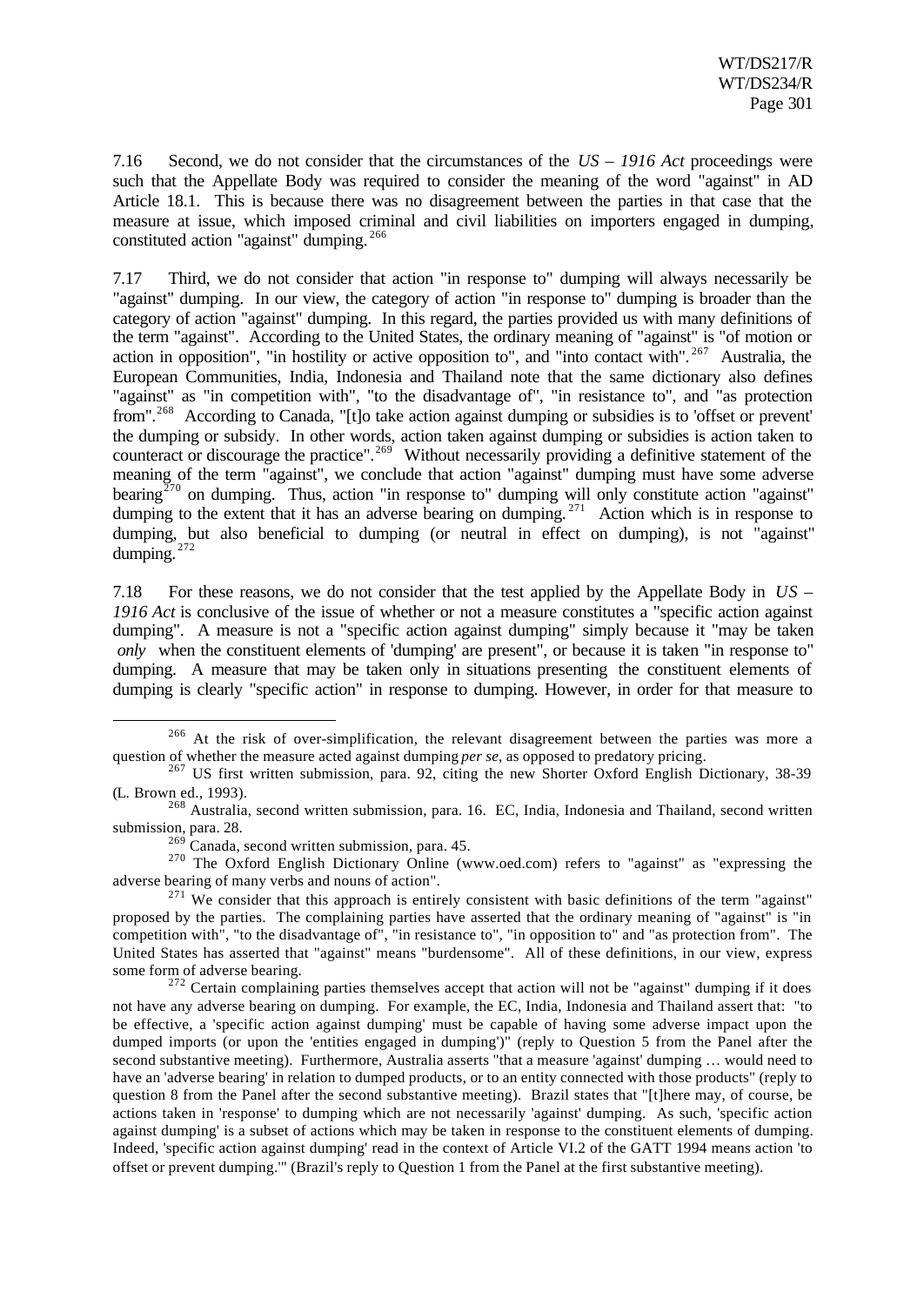7.16 Second, we do not consider that the circumstances of the *US – 1916 Act* proceedings were such that the Appellate Body was required to consider the meaning of the word "against" in AD Article 18.1. This is because there was no disagreement between the parties in that case that the measure at issue, which imposed criminal and civil liabilities on importers engaged in dumping, constituted action "against" dumping.[266]

7.17 Third, we do not consider that action "in response to" dumping will always necessarily be "against" dumping. In our view, the category of action "in response to" dumping is broader than the category of action "against" dumping. In this regard, the parties provided us with many definitions of the term "against". According to the United States, the ordinary meaning of "against" is "of motion or action in opposition", "in hostility or active opposition to", and "into contact with".[267] Australia, the European Communities, India, Indonesia and Thailand note that the same dictionary also defines "against" as "in competition with", "to the disadvantage of", "in resistance to", and "as protection from".[268] According to Canada, "[t]o take action against dumping or subsidies is to 'offset or prevent' the dumping or subsidy. In other words, action taken against dumping or subsidies is action taken to counteract or discourage the practice".[269] Without necessarily providing a definitive statement of the meaning of the term "against", we conclude that action "against" dumping must have some adverse bearing[270] on dumping. Thus, action "in response to" dumping will only constitute action "against" dumping to the extent that it has an adverse bearing on dumping.[271] Action which is in response to dumping, but also beneficial to dumping (or neutral in effect on dumping), is not "against" dumping.[272]

7.18 For these reasons, we do not consider that the test applied by the Appellate Body in *US – 1916 Act* is conclusive of the issue of whether or not a measure constitutes a "specific action against dumping". A measure is not a "specific action against dumping" simply because it "may be taken *only* when the constituent elements of 'dumping' are present", or because it is taken "in response to" dumping. A measure that may be taken only in situations presenting the constituent elements of dumping is clearly "specific action" in response to dumping. However, in order for that measure to

---

[266] At the risk of over-simplification, the relevant disagreement between the parties was more a question of whether the measure acted against dumping *per se*, as opposed to predatory pricing.

[267] US first written submission, para. 92, citing the new Shorter Oxford English Dictionary, 38-39 (L. Brown ed., 1993).

[268] Australia, second written submission, para. 16. EC, India, Indonesia and Thailand, second written submission, para. 28.

[269] Canada, second written submission, para. 45.

[270] The Oxford English Dictionary Online (www.oed.com) refers to "against" as "expressing the adverse bearing of many verbs and nouns of action".

[271] We consider that this approach is entirely consistent with basic definitions of the term "against" proposed by the parties. The complaining parties have asserted that the ordinary meaning of "against" is "in competition with", "to the disadvantage of", "in resistance to", "in opposition to" and "as protection from". The United States has asserted that "against" means "burdensome". All of these definitions, in our view, express some form of adverse bearing.

[272] Certain complaining parties themselves accept that action will not be "against" dumping if it does not have any adverse bearing on dumping. For example, the EC, India, Indonesia and Thailand assert that: "to be effective, a 'specific action against dumping' must be capable of having some adverse impact upon the dumped imports (or upon the 'entities engaged in dumping')" (reply to Question 5 from the Panel after the second substantive meeting). Furthermore, Australia asserts "that a measure 'against' dumping … would need to have an 'adverse bearing' in relation to dumped products, or to an entity connected with those products" (reply to question 8 from the Panel after the second substantive meeting). Brazil states that "[t]here may, of course, be actions taken in 'response' to dumping which are not necessarily 'against' dumping. As such, 'specific action against dumping' is a subset of actions which may be taken in response to the constituent elements of dumping. Indeed, 'specific action against dumping' read in the context of Article VI.2 of the GATT 1994 means action 'to offset or prevent dumping.'" (Brazil's reply to Question 1 from the Panel at the first substantive meeting).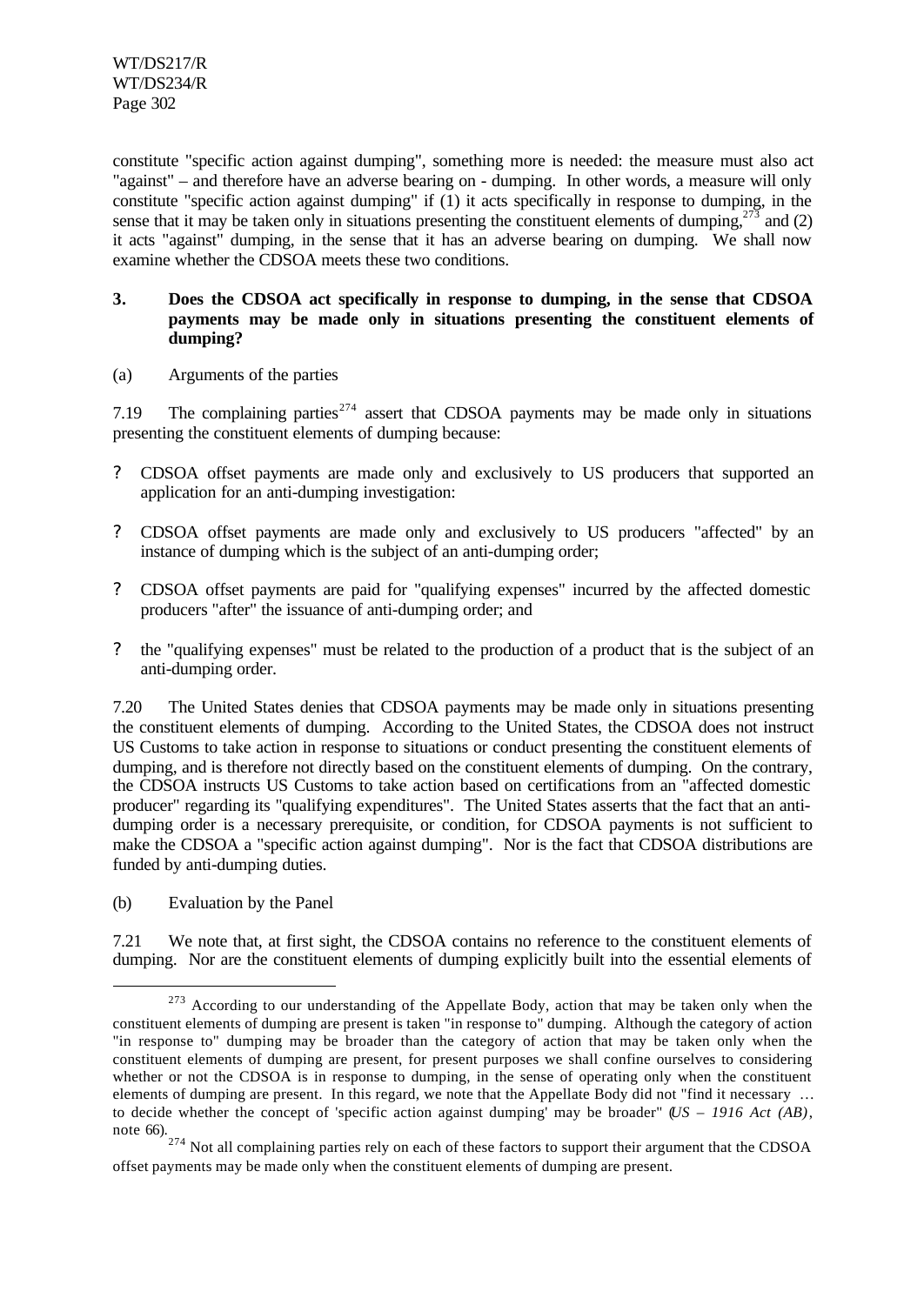constitute "specific action against dumping", something more is needed: the measure must also act "against" – and therefore have an adverse bearing on - dumping. In other words, a measure will only constitute "specific action against dumping" if (1) it acts specifically in response to dumping, in the sense that it may be taken only in situations presenting the constituent elements of dumping,[273] and (2) it acts "against" dumping, in the sense that it has an adverse bearing on dumping. We shall now examine whether the CDSOA meets these two conditions.

### 3. Does the CDSOA act specifically in response to dumping, in the sense that CDSOA payments may be made only in situations presenting the constituent elements of dumping?

(a) Arguments of the parties

7.19 The complaining parties[274] assert that CDSOA payments may be made only in situations presenting the constituent elements of dumping because:

- CDSOA offset payments are made only and exclusively to US producers that supported an application for an anti-dumping investigation:
- CDSOA offset payments are made only and exclusively to US producers "affected" by an instance of dumping which is the subject of an anti-dumping order;
- CDSOA offset payments are paid for "qualifying expenses" incurred by the affected domestic producers "after" the issuance of anti-dumping order; and
- the "qualifying expenses" must be related to the production of a product that is the subject of an anti-dumping order.

7.20 The United States denies that CDSOA payments may be made only in situations presenting the constituent elements of dumping. According to the United States, the CDSOA does not instruct US Customs to take action in response to situations or conduct presenting the constituent elements of dumping, and is therefore not directly based on the constituent elements of dumping. On the contrary, the CDSOA instructs US Customs to take action based on certifications from an "affected domestic producer" regarding its "qualifying expenditures". The United States asserts that the fact that an anti-dumping order is a necessary prerequisite, or condition, for CDSOA payments is not sufficient to make the CDSOA a "specific action against dumping". Nor is the fact that CDSOA distributions are funded by anti-dumping duties.

(b) Evaluation by the Panel

7.21 We note that, at first sight, the CDSOA contains no reference to the constituent elements of dumping. Nor are the constituent elements of dumping explicitly built into the essential elements of

---

[273] According to our understanding of the Appellate Body, action that may be taken only when the constituent elements of dumping are present is taken "in response to" dumping. Although the category of action "in response to" dumping may be broader than the category of action that may be taken only when the constituent elements of dumping are present, for present purposes we shall confine ourselves to considering whether or not the CDSOA is in response to dumping, in the sense of operating only when the constituent elements of dumping are present. In this regard, we note that the Appellate Body did not "find it necessary … to decide whether the concept of 'specific action against dumping' may be broader" (*US – 1916 Act (AB)*, note 66).

[274] Not all complaining parties rely on each of these factors to support their argument that the CDSOA offset payments may be made only when the constituent elements of dumping are present.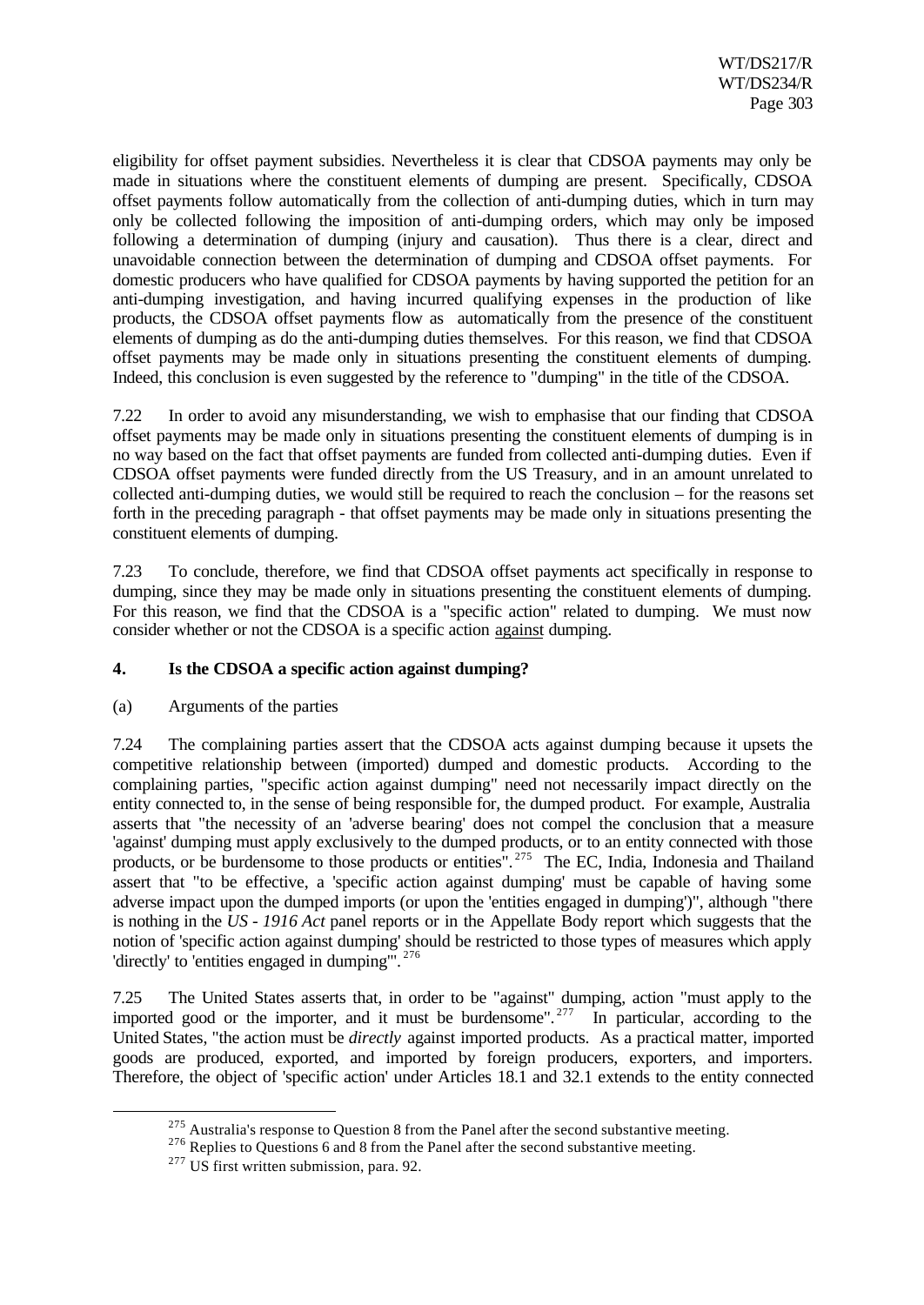eligibility for offset payment subsidies. Nevertheless it is clear that CDSOA payments may only be made in situations where the constituent elements of dumping are present. Specifically, CDSOA offset payments follow automatically from the collection of anti-dumping duties, which in turn may only be collected following the imposition of anti-dumping orders, which may only be imposed following a determination of dumping (injury and causation). Thus there is a clear, direct and unavoidable connection between the determination of dumping and CDSOA offset payments. For domestic producers who have qualified for CDSOA payments by having supported the petition for an anti-dumping investigation, and having incurred qualifying expenses in the production of like products, the CDSOA offset payments flow as automatically from the presence of the constituent elements of dumping as do the anti-dumping duties themselves. For this reason, we find that CDSOA offset payments may be made only in situations presenting the constituent elements of dumping. Indeed, this conclusion is even suggested by the reference to "dumping" in the title of the CDSOA.

7.22 In order to avoid any misunderstanding, we wish to emphasise that our finding that CDSOA offset payments may be made only in situations presenting the constituent elements of dumping is in no way based on the fact that offset payments are funded from collected anti-dumping duties. Even if CDSOA offset payments were funded directly from the US Treasury, and in an amount unrelated to collected anti-dumping duties, we would still be required to reach the conclusion – for the reasons set forth in the preceding paragraph - that offset payments may be made only in situations presenting the constituent elements of dumping.

7.23 To conclude, therefore, we find that CDSOA offset payments act specifically in response to dumping, since they may be made only in situations presenting the constituent elements of dumping. For this reason, we find that the CDSOA is a "specific action" related to dumping. We must now consider whether or not the CDSOA is a specific action <u>against</u> dumping.

### 4. Is the CDSOA a specific action against dumping?

(a) Arguments of the parties

7.24 The complaining parties assert that the CDSOA acts against dumping because it upsets the competitive relationship between (imported) dumped and domestic products. According to the complaining parties, "specific action against dumping" need not necessarily impact directly on the entity connected to, in the sense of being responsible for, the dumped product. For example, Australia asserts that "the necessity of an 'adverse bearing' does not compel the conclusion that a measure 'against' dumping must apply exclusively to the dumped products, or to an entity connected with those products, or be burdensome to those products or entities".[275] The EC, India, Indonesia and Thailand assert that "to be effective, a 'specific action against dumping' must be capable of having some adverse impact upon the dumped imports (or upon the 'entities engaged in dumping')", although "there is nothing in the *US - 1916 Act* panel reports or in the Appellate Body report which suggests that the notion of 'specific action against dumping' should be restricted to those types of measures which apply 'directly' to 'entities engaged in dumping'".[276]

7.25 The United States asserts that, in order to be "against" dumping, action "must apply to the imported good or the importer, and it must be burdensome".[277] In particular, according to the United States, "the action must be *directly* against imported products. As a practical matter, imported goods are produced, exported, and imported by foreign producers, exporters, and importers. Therefore, the object of 'specific action' under Articles 18.1 and 32.1 extends to the entity connected

---

[275] Australia's response to Question 8 from the Panel after the second substantive meeting.

[276] Replies to Questions 6 and 8 from the Panel after the second substantive meeting.

[277] US first written submission, para. 92.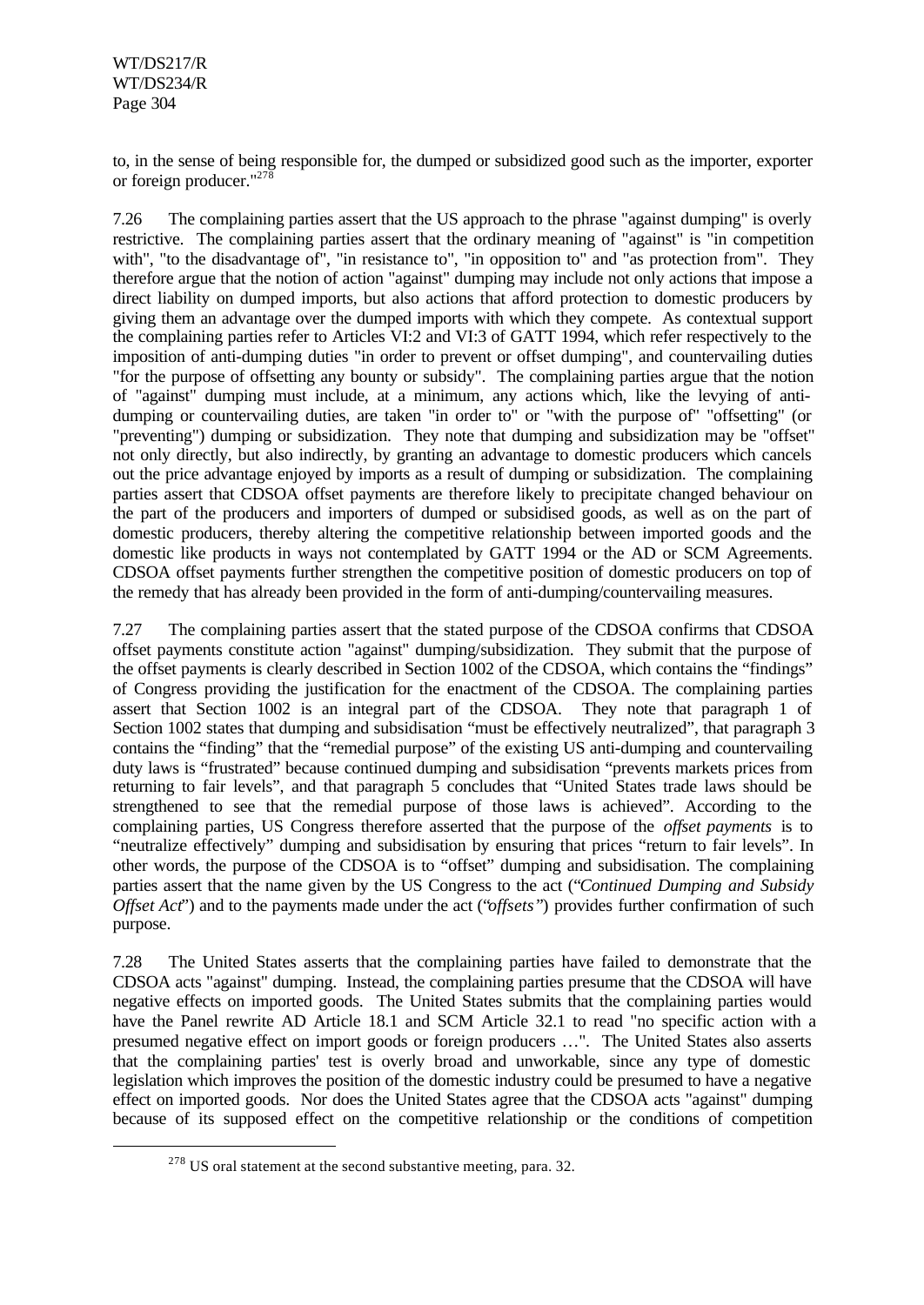to, in the sense of being responsible for, the dumped or subsidized good such as the importer, exporter or foreign producer."[278]

7.26 The complaining parties assert that the US approach to the phrase "against dumping" is overly restrictive. The complaining parties assert that the ordinary meaning of "against" is "in competition with", "to the disadvantage of", "in resistance to", "in opposition to" and "as protection from". They therefore argue that the notion of action "against" dumping may include not only actions that impose a direct liability on dumped imports, but also actions that afford protection to domestic producers by giving them an advantage over the dumped imports with which they compete. As contextual support the complaining parties refer to Articles VI:2 and VI:3 of GATT 1994, which refer respectively to the imposition of anti-dumping duties "in order to prevent or offset dumping", and countervailing duties "for the purpose of offsetting any bounty or subsidy". The complaining parties argue that the notion of "against" dumping must include, at a minimum, any actions which, like the levying of anti-dumping or countervailing duties, are taken "in order to" or "with the purpose of" "offsetting" (or "preventing") dumping or subsidization. They note that dumping and subsidization may be "offset" not only directly, but also indirectly, by granting an advantage to domestic producers which cancels out the price advantage enjoyed by imports as a result of dumping or subsidization. The complaining parties assert that CDSOA offset payments are therefore likely to precipitate changed behaviour on the part of the producers and importers of dumped or subsidised goods, as well as on the part of domestic producers, thereby altering the competitive relationship between imported goods and the domestic like products in ways not contemplated by GATT 1994 or the AD or SCM Agreements. CDSOA offset payments further strengthen the competitive position of domestic producers on top of the remedy that has already been provided in the form of anti-dumping/countervailing measures.

7.27 The complaining parties assert that the stated purpose of the CDSOA confirms that CDSOA offset payments constitute action "against" dumping/subsidization. They submit that the purpose of the offset payments is clearly described in Section 1002 of the CDSOA, which contains the "findings" of Congress providing the justification for the enactment of the CDSOA. The complaining parties assert that Section 1002 is an integral part of the CDSOA. They note that paragraph 1 of Section 1002 states that dumping and subsidisation "must be effectively neutralized", that paragraph 3 contains the "finding" that the "remedial purpose" of the existing US anti-dumping and countervailing duty laws is "frustrated" because continued dumping and subsidisation "prevents markets prices from returning to fair levels", and that paragraph 5 concludes that "United States trade laws should be strengthened to see that the remedial purpose of those laws is achieved". According to the complaining parties, US Congress therefore asserted that the purpose of the *offset payments* is to "neutralize effectively" dumping and subsidisation by ensuring that prices "return to fair levels". In other words, the purpose of the CDSOA is to "offset" dumping and subsidisation. The complaining parties assert that the name given by the US Congress to the act ("*Continued Dumping and Subsidy Offset Act*") and to the payments made under the act ("*offsets*") provides further confirmation of such purpose.

7.28 The United States asserts that the complaining parties have failed to demonstrate that the CDSOA acts "against" dumping. Instead, the complaining parties presume that the CDSOA will have negative effects on imported goods. The United States submits that the complaining parties would have the Panel rewrite AD Article 18.1 and SCM Article 32.1 to read "no specific action with a presumed negative effect on import goods or foreign producers …". The United States also asserts that the complaining parties' test is overly broad and unworkable, since any type of domestic legislation which improves the position of the domestic industry could be presumed to have a negative effect on imported goods. Nor does the United States agree that the CDSOA acts "against" dumping because of its supposed effect on the competitive relationship or the conditions of competition

[278] US oral statement at the second substantive meeting, para. 32.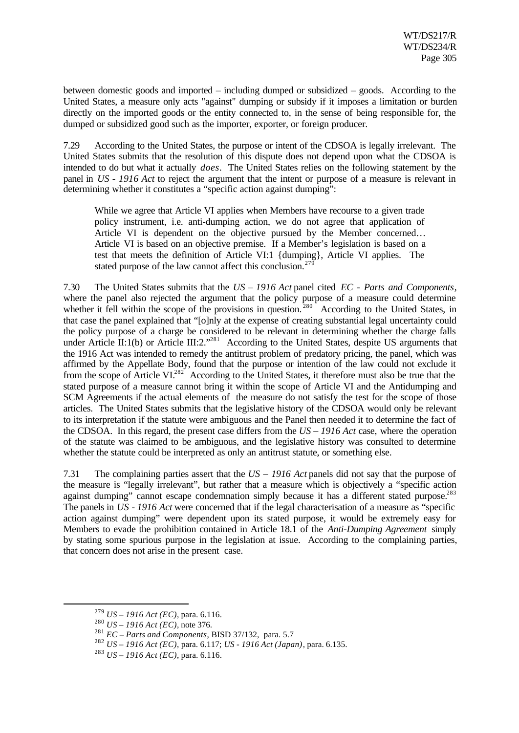between domestic goods and imported – including dumped or subsidized – goods. According to the United States, a measure only acts "against" dumping or subsidy if it imposes a limitation or burden directly on the imported goods or the entity connected to, in the sense of being responsible for, the dumped or subsidized good such as the importer, exporter, or foreign producer.

7.29 According to the United States, the purpose or intent of the CDSOA is legally irrelevant. The United States submits that the resolution of this dispute does not depend upon what the CDSOA is intended to do but what it actually *does*. The United States relies on the following statement by the panel in *US - 1916 Act* to reject the argument that the intent or purpose of a measure is relevant in determining whether it constitutes a "specific action against dumping":

> While we agree that Article VI applies when Members have recourse to a given trade policy instrument, i.e. anti-dumping action, we do not agree that application of Article VI is dependent on the objective pursued by the Member concerned… Article VI is based on an objective premise. If a Member's legislation is based on a test that meets the definition of Article VI:1 {dumping}, Article VI applies. The stated purpose of the law cannot affect this conclusion.[279]

7.30 The United States submits that the *US – 1916 Act* panel cited *EC - Parts and Components*, where the panel also rejected the argument that the policy purpose of a measure could determine whether it fell within the scope of the provisions in question.[280] According to the United States, in that case the panel explained that "[o]nly at the expense of creating substantial legal uncertainty could the policy purpose of a charge be considered to be relevant in determining whether the charge falls under Article II:1(b) or Article III:2."[281] According to the United States, despite US arguments that the 1916 Act was intended to remedy the antitrust problem of predatory pricing, the panel, which was affirmed by the Appellate Body, found that the purpose or intention of the law could not exclude it from the scope of Article VI.[282] According to the United States, it therefore must also be true that the stated purpose of a measure cannot bring it within the scope of Article VI and the Antidumping and SCM Agreements if the actual elements of the measure do not satisfy the test for the scope of those articles. The United States submits that the legislative history of the CDSOA would only be relevant to its interpretation if the statute were ambiguous and the Panel then needed it to determine the fact of the CDSOA. In this regard, the present case differs from the *US – 1916 Act* case, where the operation of the statute was claimed to be ambiguous, and the legislative history was consulted to determine whether the statute could be interpreted as only an antitrust statute, or something else.

7.31 The complaining parties assert that the *US – 1916 Act* panels did not say that the purpose of the measure is "legally irrelevant", but rather that a measure which is objectively a "specific action against dumping" cannot escape condemnation simply because it has a different stated purpose.[283] The panels in *US - 1916 Act* were concerned that if the legal characterisation of a measure as "specific action against dumping" were dependent upon its stated purpose, it would be extremely easy for Members to evade the prohibition contained in Article 18.1 of the *Anti-Dumping Agreement* simply by stating some spurious purpose in the legislation at issue. According to the complaining parties, that concern does not arise in the present case.

---

[279] *US – 1916 Act (EC)*, para. 6.116.

[280] *US – 1916 Act (EC)*, note 376.

[281] *EC – Parts and Components*, BISD 37/132, para. 5.7

[282] *US – 1916 Act (EC)*, para. 6.117; *US - 1916 Act (Japan)*, para. 6.135.

[283] *US – 1916 Act (EC)*, para. 6.116.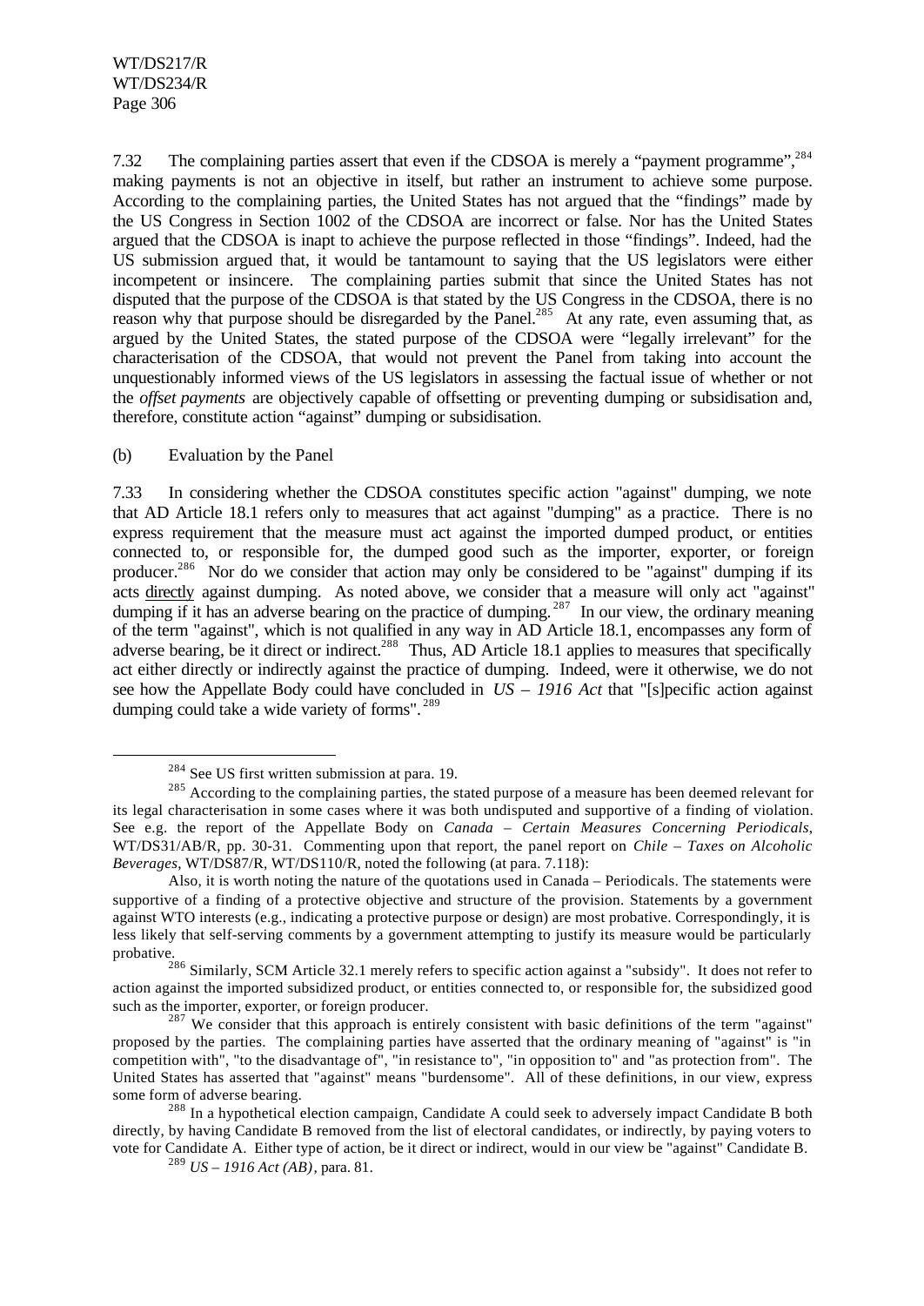7.32 The complaining parties assert that even if the CDSOA is merely a "payment programme",[284] making payments is not an objective in itself, but rather an instrument to achieve some purpose. According to the complaining parties, the United States has not argued that the "findings" made by the US Congress in Section 1002 of the CDSOA are incorrect or false. Nor has the United States argued that the CDSOA is inapt to achieve the purpose reflected in those "findings". Indeed, had the US submission argued that, it would be tantamount to saying that the US legislators were either incompetent or insincere. The complaining parties submit that since the United States has not disputed that the purpose of the CDSOA is that stated by the US Congress in the CDSOA, there is no reason why that purpose should be disregarded by the Panel.[285] At any rate, even assuming that, as argued by the United States, the stated purpose of the CDSOA were "legally irrelevant" for the characterisation of the CDSOA, that would not prevent the Panel from taking into account the unquestionably informed views of the US legislators in assessing the factual issue of whether or not the *offset payments* are objectively capable of offsetting or preventing dumping or subsidisation and, therefore, constitute action "against" dumping or subsidisation.

(b) Evaluation by the Panel

7.33 In considering whether the CDSOA constitutes specific action "against" dumping, we note that AD Article 18.1 refers only to measures that act against "dumping" as a practice. There is no express requirement that the measure must act against the imported dumped product, or entities connected to, or responsible for, the dumped good such as the importer, exporter, or foreign producer.[286] Nor do we consider that action may only be considered to be "against" dumping if its acts directly against dumping. As noted above, we consider that a measure will only act "against" dumping if it has an adverse bearing on the practice of dumping.[287] In our view, the ordinary meaning of the term "against", which is not qualified in any way in AD Article 18.1, encompasses any form of adverse bearing, be it direct or indirect.[288] Thus, AD Article 18.1 applies to measures that specifically act either directly or indirectly against the practice of dumping. Indeed, were it otherwise, we do not see how the Appellate Body could have concluded in *US – 1916 Act* that "[s]pecific action against dumping could take a wide variety of forms".[289]

---

[284] See US first written submission at para. 19.

[285] According to the complaining parties, the stated purpose of a measure has been deemed relevant for its legal characterisation in some cases where it was both undisputed and supportive of a finding of violation. See e.g. the report of the Appellate Body on *Canada – Certain Measures Concerning Periodicals*, WT/DS31/AB/R, pp. 30-31. Commenting upon that report, the panel report on *Chile – Taxes on Alcoholic Beverages*, WT/DS87/R, WT/DS110/R, noted the following (at para. 7.118):

> Also, it is worth noting the nature of the quotations used in Canada – Periodicals. The statements were supportive of a finding of a protective objective and structure of the provision. Statements by a government against WTO interests (e.g., indicating a protective purpose or design) are most probative. Correspondingly, it is less likely that self-serving comments by a government attempting to justify its measure would be particularly probative.

[286] Similarly, SCM Article 32.1 merely refers to specific action against a "subsidy". It does not refer to action against the imported subsidized product, or entities connected to, or responsible for, the subsidized good such as the importer, exporter, or foreign producer.

[287] We consider that this approach is entirely consistent with basic definitions of the term "against" proposed by the parties. The complaining parties have asserted that the ordinary meaning of "against" is "in competition with", "to the disadvantage of", "in resistance to", "in opposition to" and "as protection from". The United States has asserted that "against" means "burdensome". All of these definitions, in our view, express some form of adverse bearing.

[288] In a hypothetical election campaign, Candidate A could seek to adversely impact Candidate B both directly, by having Candidate B removed from the list of electoral candidates, or indirectly, by paying voters to vote for Candidate A. Either type of action, be it direct or indirect, would in our view be "against" Candidate B.

[289] *US – 1916 Act (AB)*, para. 81.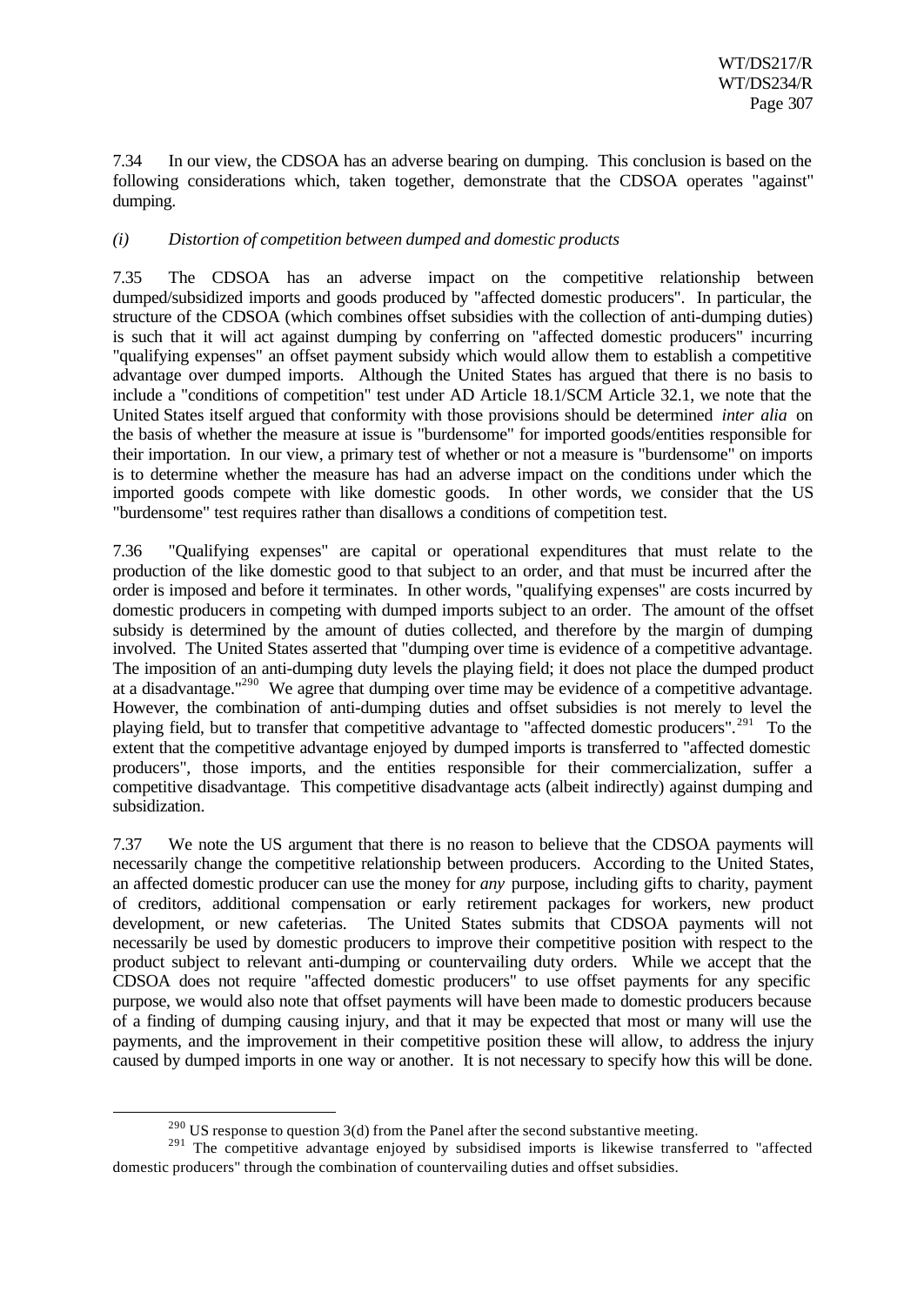7.34 In our view, the CDSOA has an adverse bearing on dumping. This conclusion is based on the following considerations which, taken together, demonstrate that the CDSOA operates "against" dumping.

*(i) Distortion of competition between dumped and domestic products*

7.35 The CDSOA has an adverse impact on the competitive relationship between dumped/subsidized imports and goods produced by "affected domestic producers". In particular, the structure of the CDSOA (which combines offset subsidies with the collection of anti-dumping duties) is such that it will act against dumping by conferring on "affected domestic producers" incurring "qualifying expenses" an offset payment subsidy which would allow them to establish a competitive advantage over dumped imports. Although the United States has argued that there is no basis to include a "conditions of competition" test under AD Article 18.1/SCM Article 32.1, we note that the United States itself argued that conformity with those provisions should be determined *inter alia* on the basis of whether the measure at issue is "burdensome" for imported goods/entities responsible for their importation. In our view, a primary test of whether or not a measure is "burdensome" on imports is to determine whether the measure has had an adverse impact on the conditions under which the imported goods compete with like domestic goods. In other words, we consider that the US "burdensome" test requires rather than disallows a conditions of competition test.

7.36 "Qualifying expenses" are capital or operational expenditures that must relate to the production of the like domestic good to that subject to an order, and that must be incurred after the order is imposed and before it terminates. In other words, "qualifying expenses" are costs incurred by domestic producers in competing with dumped imports subject to an order. The amount of the offset subsidy is determined by the amount of duties collected, and therefore by the margin of dumping involved. The United States asserted that "dumping over time is evidence of a competitive advantage. The imposition of an anti-dumping duty levels the playing field; it does not place the dumped product at a disadvantage."[290] We agree that dumping over time may be evidence of a competitive advantage. However, the combination of anti-dumping duties and offset subsidies is not merely to level the playing field, but to transfer that competitive advantage to "affected domestic producers".[291] To the extent that the competitive advantage enjoyed by dumped imports is transferred to "affected domestic producers", those imports, and the entities responsible for their commercialization, suffer a competitive disadvantage. This competitive disadvantage acts (albeit indirectly) against dumping and subsidization.

7.37 We note the US argument that there is no reason to believe that the CDSOA payments will necessarily change the competitive relationship between producers. According to the United States, an affected domestic producer can use the money for *any* purpose, including gifts to charity, payment of creditors, additional compensation or early retirement packages for workers, new product development, or new cafeterias. The United States submits that CDSOA payments will not necessarily be used by domestic producers to improve their competitive position with respect to the product subject to relevant anti-dumping or countervailing duty orders. While we accept that the CDSOA does not require "affected domestic producers" to use offset payments for any specific purpose, we would also note that offset payments will have been made to domestic producers because of a finding of dumping causing injury, and that it may be expected that most or many will use the payments, and the improvement in their competitive position these will allow, to address the injury caused by dumped imports in one way or another. It is not necessary to specify how this will be done.

[290] US response to question 3(d) from the Panel after the second substantive meeting.

[291] The competitive advantage enjoyed by subsidised imports is likewise transferred to "affected domestic producers" through the combination of countervailing duties and offset subsidies.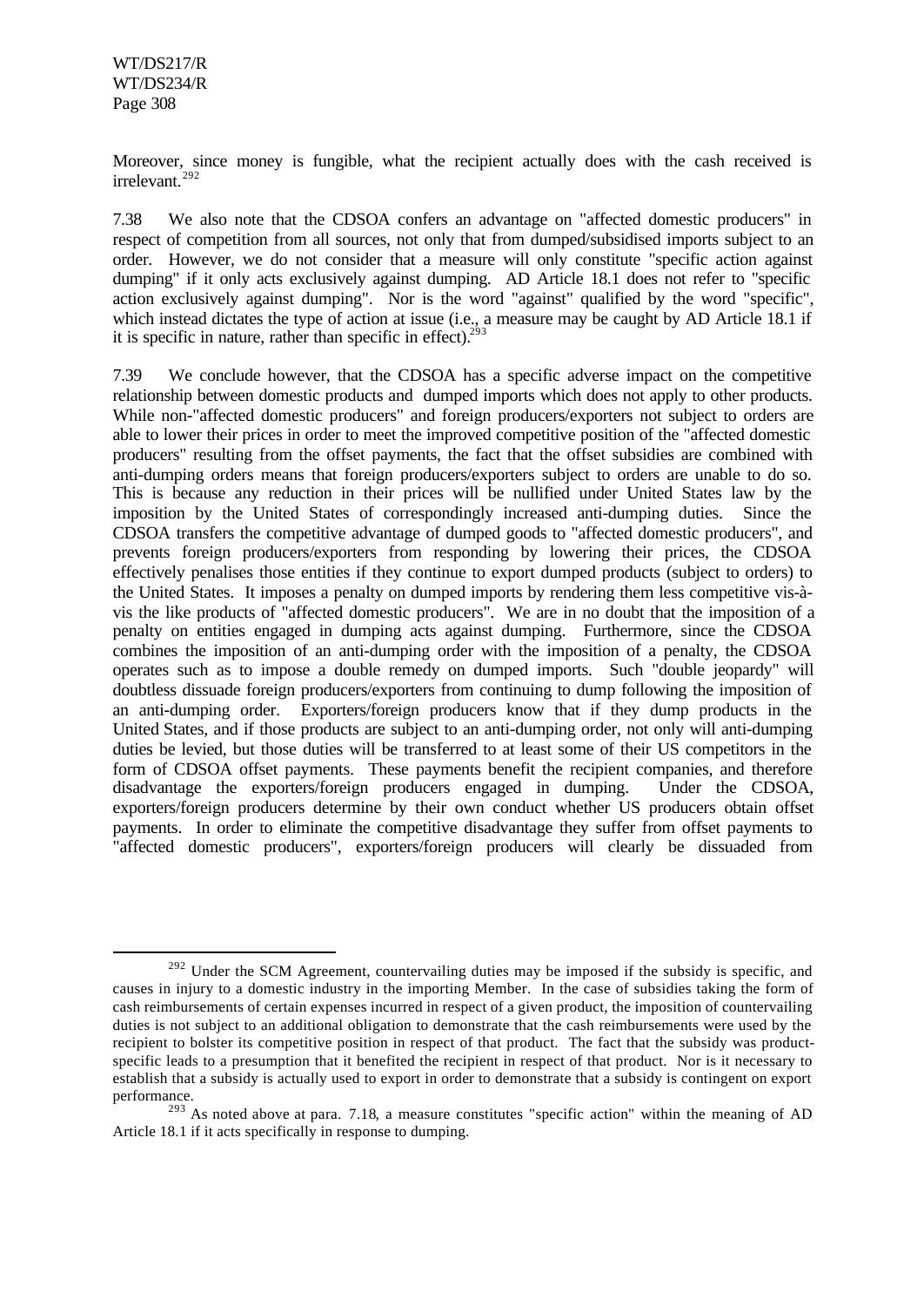Moreover, since money is fungible, what the recipient actually does with the cash received is irrelevant.[292]

7.38 We also note that the CDSOA confers an advantage on "affected domestic producers" in respect of competition from all sources, not only that from dumped/subsidised imports subject to an order. However, we do not consider that a measure will only constitute "specific action against dumping" if it only acts exclusively against dumping. AD Article 18.1 does not refer to "specific action exclusively against dumping". Nor is the word "against" qualified by the word "specific", which instead dictates the type of action at issue (i.e., a measure may be caught by AD Article 18.1 if it is specific in nature, rather than specific in effect).[293]

7.39 We conclude however, that the CDSOA has a specific adverse impact on the competitive relationship between domestic products and dumped imports which does not apply to other products. While non-"affected domestic producers" and foreign producers/exporters not subject to orders are able to lower their prices in order to meet the improved competitive position of the "affected domestic producers" resulting from the offset payments, the fact that the offset subsidies are combined with anti-dumping orders means that foreign producers/exporters subject to orders are unable to do so. This is because any reduction in their prices will be nullified under United States law by the imposition by the United States of correspondingly increased anti-dumping duties. Since the CDSOA transfers the competitive advantage of dumped goods to "affected domestic producers", and prevents foreign producers/exporters from responding by lowering their prices, the CDSOA effectively penalises those entities if they continue to export dumped products (subject to orders) to the United States. It imposes a penalty on dumped imports by rendering them less competitive vis-à-vis the like products of "affected domestic producers". We are in no doubt that the imposition of a penalty on entities engaged in dumping acts against dumping. Furthermore, since the CDSOA combines the imposition of an anti-dumping order with the imposition of a penalty, the CDSOA operates such as to impose a double remedy on dumped imports. Such "double jeopardy" will doubtless dissuade foreign producers/exporters from continuing to dump following the imposition of an anti-dumping order. Exporters/foreign producers know that if they dump products in the United States, and if those products are subject to an anti-dumping order, not only will anti-dumping duties be levied, but those duties will be transferred to at least some of their US competitors in the form of CDSOA offset payments. These payments benefit the recipient companies, and therefore disadvantage the exporters/foreign producers engaged in dumping. Under the CDSOA, exporters/foreign producers determine by their own conduct whether US producers obtain offset payments. In order to eliminate the competitive disadvantage they suffer from offset payments to "affected domestic producers", exporters/foreign producers will clearly be dissuaded from

---

[292] Under the SCM Agreement, countervailing duties may be imposed if the subsidy is specific, and causes in injury to a domestic industry in the importing Member. In the case of subsidies taking the form of cash reimbursements of certain expenses incurred in respect of a given product, the imposition of countervailing duties is not subject to an additional obligation to demonstrate that the cash reimbursements were used by the recipient to bolster its competitive position in respect of that product. The fact that the subsidy was product-specific leads to a presumption that it benefited the recipient in respect of that product. Nor is it necessary to establish that a subsidy is actually used to export in order to demonstrate that a subsidy is contingent on export performance.

[293] As noted above at para. 7.18, a measure constitutes "specific action" within the meaning of AD Article 18.1 if it acts specifically in response to dumping.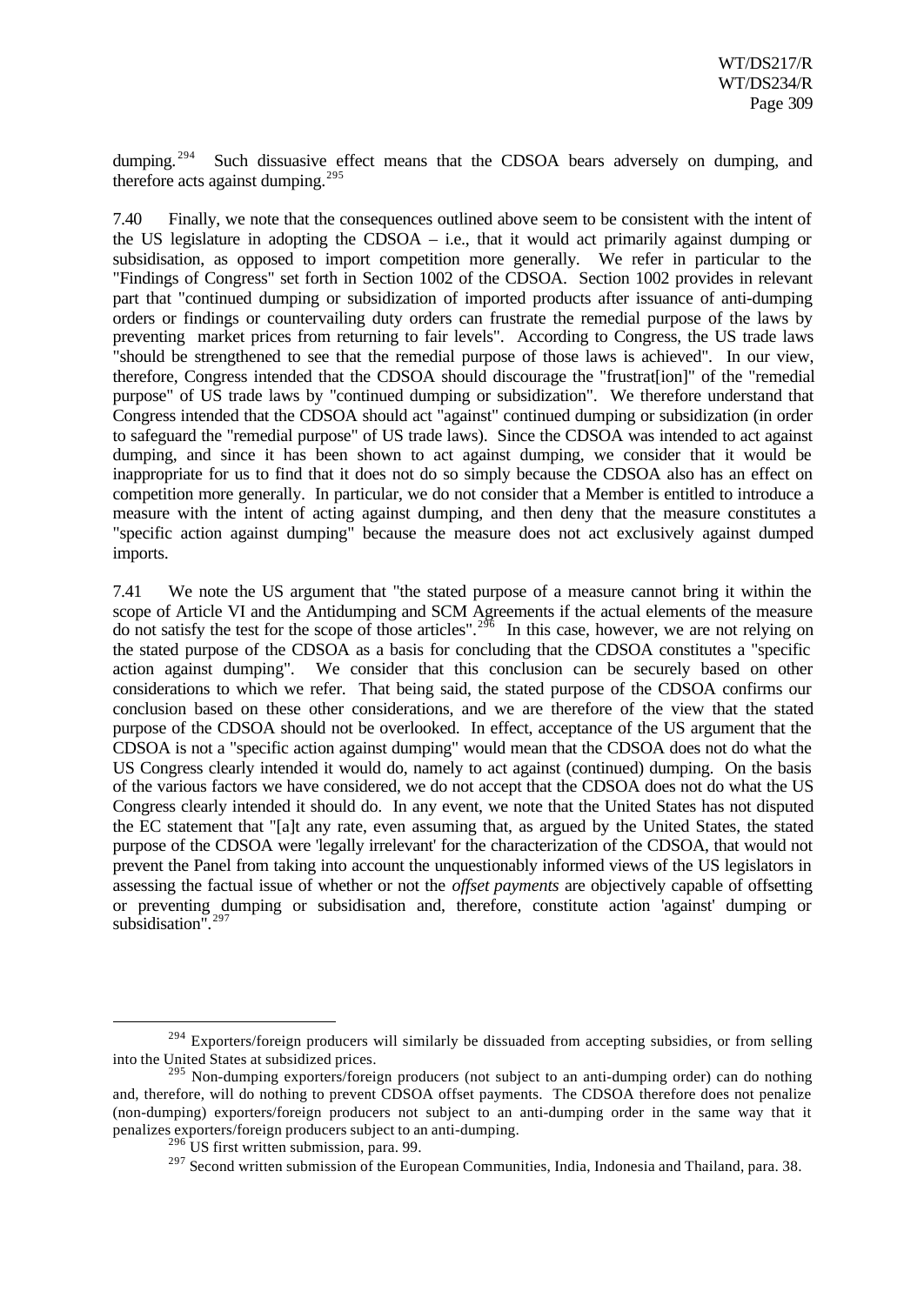dumping.[294] Such dissuasive effect means that the CDSOA bears adversely on dumping, and therefore acts against dumping.[295]

7.40 Finally, we note that the consequences outlined above seem to be consistent with the intent of the US legislature in adopting the CDSOA – i.e., that it would act primarily against dumping or subsidisation, as opposed to import competition more generally. We refer in particular to the "Findings of Congress" set forth in Section 1002 of the CDSOA. Section 1002 provides in relevant part that "continued dumping or subsidization of imported products after issuance of anti-dumping orders or findings or countervailing duty orders can frustrate the remedial purpose of the laws by preventing market prices from returning to fair levels". According to Congress, the US trade laws "should be strengthened to see that the remedial purpose of those laws is achieved". In our view, therefore, Congress intended that the CDSOA should discourage the "frustrat[ion]" of the "remedial purpose" of US trade laws by "continued dumping or subsidization". We therefore understand that Congress intended that the CDSOA should act "against" continued dumping or subsidization (in order to safeguard the "remedial purpose" of US trade laws). Since the CDSOA was intended to act against dumping, and since it has been shown to act against dumping, we consider that it would be inappropriate for us to find that it does not do so simply because the CDSOA also has an effect on competition more generally. In particular, we do not consider that a Member is entitled to introduce a measure with the intent of acting against dumping, and then deny that the measure constitutes a "specific action against dumping" because the measure does not act exclusively against dumped imports.

7.41 We note the US argument that "the stated purpose of a measure cannot bring it within the scope of Article VI and the Antidumping and SCM Agreements if the actual elements of the measure do not satisfy the test for the scope of those articles".[296] In this case, however, we are not relying on the stated purpose of the CDSOA as a basis for concluding that the CDSOA constitutes a "specific action against dumping". We consider that this conclusion can be securely based on other considerations to which we refer. That being said, the stated purpose of the CDSOA confirms our conclusion based on these other considerations, and we are therefore of the view that the stated purpose of the CDSOA should not be overlooked. In effect, acceptance of the US argument that the CDSOA is not a "specific action against dumping" would mean that the CDSOA does not do what the US Congress clearly intended it would do, namely to act against (continued) dumping. On the basis of the various factors we have considered, we do not accept that the CDSOA does not do what the US Congress clearly intended it should do. In any event, we note that the United States has not disputed the EC statement that "[a]t any rate, even assuming that, as argued by the United States, the stated purpose of the CDSOA were 'legally irrelevant' for the characterization of the CDSOA, that would not prevent the Panel from taking into account the unquestionably informed views of the US legislators in assessing the factual issue of whether or not the *offset payments* are objectively capable of offsetting or preventing dumping or subsidisation and, therefore, constitute action 'against' dumping or subsidisation".[297]

---

[294] Exporters/foreign producers will similarly be dissuaded from accepting subsidies, or from selling into the United States at subsidized prices.

[295] Non-dumping exporters/foreign producers (not subject to an anti-dumping order) can do nothing and, therefore, will do nothing to prevent CDSOA offset payments. The CDSOA therefore does not penalize (non-dumping) exporters/foreign producers not subject to an anti-dumping order in the same way that it penalizes exporters/foreign producers subject to an anti-dumping.

[296] US first written submission, para. 99.

[297] Second written submission of the European Communities, India, Indonesia and Thailand, para. 38.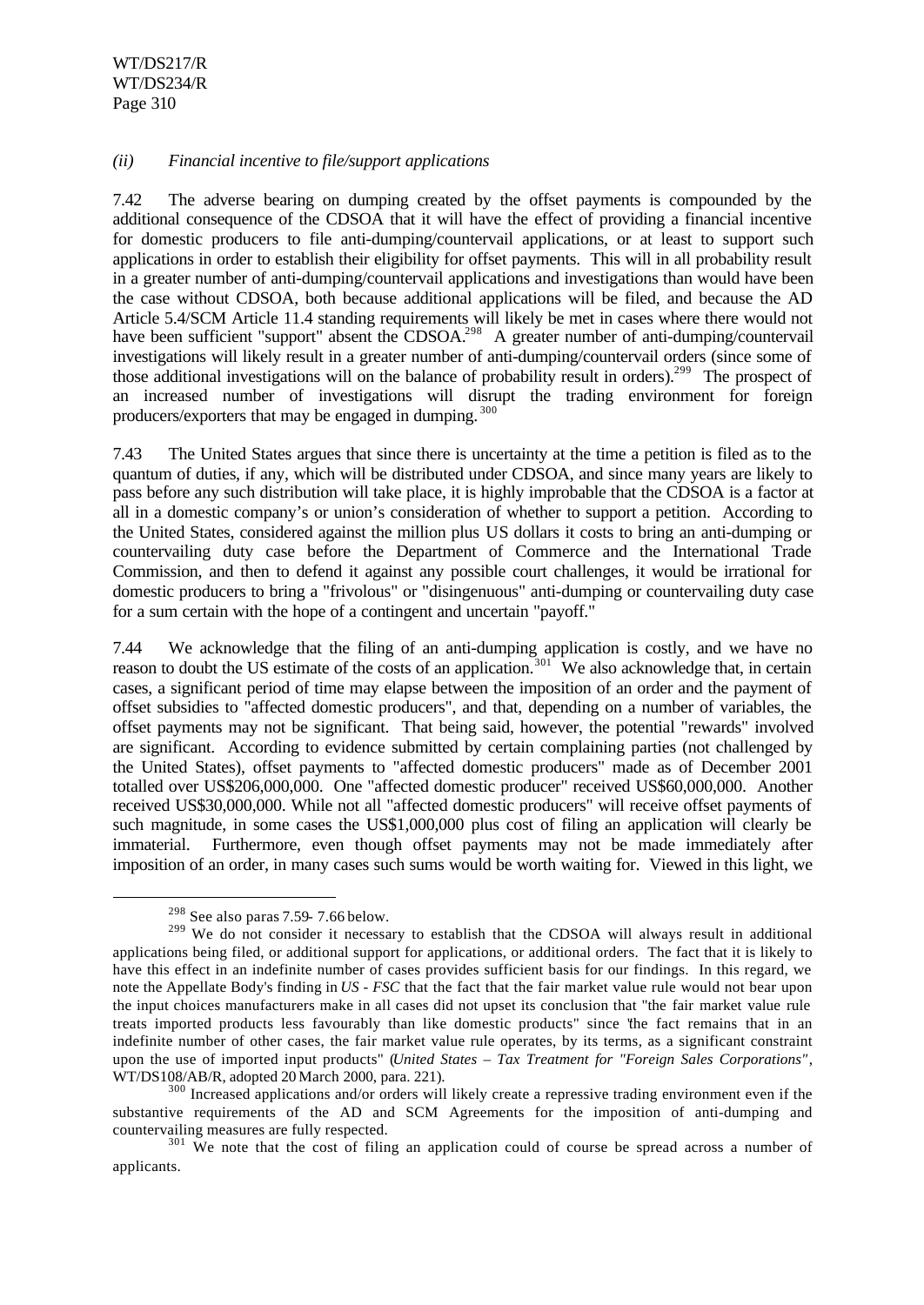*(ii) Financial incentive to file/support applications*

7.42 The adverse bearing on dumping created by the offset payments is compounded by the additional consequence of the CDSOA that it will have the effect of providing a financial incentive for domestic producers to file anti-dumping/countervail applications, or at least to support such applications in order to establish their eligibility for offset payments. This will in all probability result in a greater number of anti-dumping/countervail applications and investigations than would have been the case without CDSOA, both because additional applications will be filed, and because the AD Article 5.4/SCM Article 11.4 standing requirements will likely be met in cases where there would not have been sufficient "support" absent the CDSOA.[298] A greater number of anti-dumping/countervail investigations will likely result in a greater number of anti-dumping/countervail orders (since some of those additional investigations will on the balance of probability result in orders).[299] The prospect of an increased number of investigations will disrupt the trading environment for foreign producers/exporters that may be engaged in dumping.[300]

7.43 The United States argues that since there is uncertainty at the time a petition is filed as to the quantum of duties, if any, which will be distributed under CDSOA, and since many years are likely to pass before any such distribution will take place, it is highly improbable that the CDSOA is a factor at all in a domestic company's or union's consideration of whether to support a petition. According to the United States, considered against the million plus US dollars it costs to bring an anti-dumping or countervailing duty case before the Department of Commerce and the International Trade Commission, and then to defend it against any possible court challenges, it would be irrational for domestic producers to bring a "frivolous" or "disingenuous" anti-dumping or countervailing duty case for a sum certain with the hope of a contingent and uncertain "payoff."

7.44 We acknowledge that the filing of an anti-dumping application is costly, and we have no reason to doubt the US estimate of the costs of an application.[301] We also acknowledge that, in certain cases, a significant period of time may elapse between the imposition of an order and the payment of offset subsidies to "affected domestic producers", and that, depending on a number of variables, the offset payments may not be significant. That being said, however, the potential "rewards" involved are significant. According to evidence submitted by certain complaining parties (not challenged by the United States), offset payments to "affected domestic producers" made as of December 2001 totalled over US$206,000,000. One "affected domestic producer" received US$60,000,000. Another received US$30,000,000. While not all "affected domestic producers" will receive offset payments of such magnitude, in some cases the US$1,000,000 plus cost of filing an application will clearly be immaterial. Furthermore, even though offset payments may not be made immediately after imposition of an order, in many cases such sums would be worth waiting for. Viewed in this light, we

---

[298] See also paras 7.59- 7.66 below.

[299] We do not consider it necessary to establish that the CDSOA will always result in additional applications being filed, or additional support for applications, or additional orders. The fact that it is likely to have this effect in an indefinite number of cases provides sufficient basis for our findings. In this regard, we note the Appellate Body's finding in *US - FSC* that the fact that the fair market value rule would not bear upon the input choices manufacturers make in all cases did not upset its conclusion that "the fair market value rule treats imported products less favourably than like domestic products" since "the fact remains that in an indefinite number of other cases, the fair market value rule operates, by its terms, as a significant constraint upon the use of imported input products" (*United States – Tax Treatment for "Foreign Sales Corporations"*, WT/DS108/AB/R, adopted 20 March 2000, para. 221).

[300] Increased applications and/or orders will likely create a repressive trading environment even if the substantive requirements of the AD and SCM Agreements for the imposition of anti-dumping and countervailing measures are fully respected.

[301] We note that the cost of filing an application could of course be spread across a number of applicants.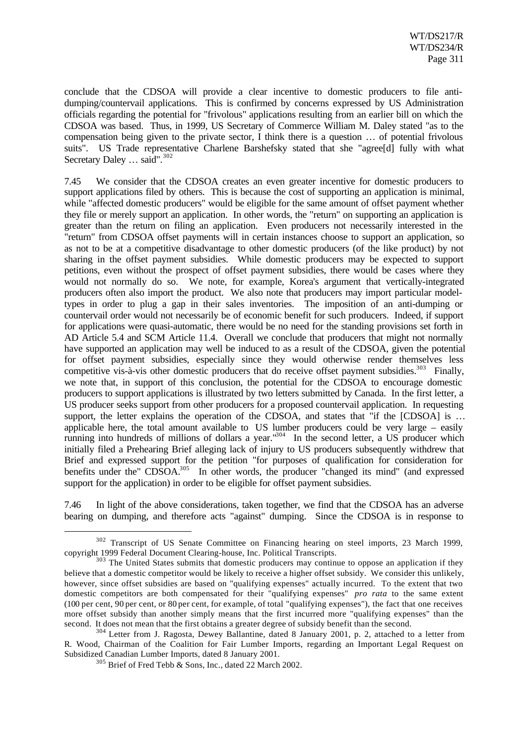conclude that the CDSOA will provide a clear incentive to domestic producers to file anti-dumping/countervail applications. This is confirmed by concerns expressed by US Administration officials regarding the potential for "frivolous" applications resulting from an earlier bill on which the CDSOA was based. Thus, in 1999, US Secretary of Commerce William M. Daley stated "as to the compensation being given to the private sector, I think there is a question … of potential frivolous suits". US Trade representative Charlene Barshefsky stated that she "agree[d] fully with what Secretary Daley … said".[302]

7.45 We consider that the CDSOA creates an even greater incentive for domestic producers to support applications filed by others. This is because the cost of supporting an application is minimal, while "affected domestic producers" would be eligible for the same amount of offset payment whether they file or merely support an application. In other words, the "return" on supporting an application is greater than the return on filing an application. Even producers not necessarily interested in the "return" from CDSOA offset payments will in certain instances choose to support an application, so as not to be at a competitive disadvantage to other domestic producers (of the like product) by not sharing in the offset payment subsidies. While domestic producers may be expected to support petitions, even without the prospect of offset payment subsidies, there would be cases where they would not normally do so. We note, for example, Korea's argument that vertically-integrated producers often also import the product. We also note that producers may import particular model-types in order to plug a gap in their sales inventories. The imposition of an anti-dumping or countervail order would not necessarily be of economic benefit for such producers. Indeed, if support for applications were quasi-automatic, there would be no need for the standing provisions set forth in AD Article 5.4 and SCM Article 11.4. Overall we conclude that producers that might not normally have supported an application may well be induced to as a result of the CDSOA, given the potential for offset payment subsidies, especially since they would otherwise render themselves less competitive vis-à-vis other domestic producers that do receive offset payment subsidies.[303] Finally, we note that, in support of this conclusion, the potential for the CDSOA to encourage domestic producers to support applications is illustrated by two letters submitted by Canada. In the first letter, a US producer seeks support from other producers for a proposed countervail application. In requesting support, the letter explains the operation of the CDSOA, and states that "if the [CDSOA] is … applicable here, the total amount available to US lumber producers could be very large – easily running into hundreds of millions of dollars a year."[304] In the second letter, a US producer which initially filed a Prehearing Brief alleging lack of injury to US producers subsequently withdrew that Brief and expressed support for the petition "for purposes of qualification for consideration for benefits under the" CDSOA.[305] In other words, the producer "changed its mind" (and expressed support for the application) in order to be eligible for offset payment subsidies.

7.46 In light of the above considerations, taken together, we find that the CDSOA has an adverse bearing on dumping, and therefore acts "against" dumping. Since the CDSOA is in response to

---

[302] Transcript of US Senate Committee on Financing hearing on steel imports, 23 March 1999, copyright 1999 Federal Document Clearing-house, Inc. Political Transcripts.

[303] The United States submits that domestic producers may continue to oppose an application if they believe that a domestic competitor would be likely to receive a higher offset subsidy. We consider this unlikely, however, since offset subsidies are based on "qualifying expenses" actually incurred. To the extent that two domestic competitors are both compensated for their "qualifying expenses" *pro rata* to the same extent (100 per cent, 90 per cent, or 80 per cent, for example, of total "qualifying expenses"), the fact that one receives more offset subsidy than another simply means that the first incurred more "qualifying expenses" than the second. It does not mean that the first obtains a greater degree of subsidy benefit than the second.

[304] Letter from J. Ragosta, Dewey Ballantine, dated 8 January 2001, p. 2, attached to a letter from R. Wood, Chairman of the Coalition for Fair Lumber Imports, regarding an Important Legal Request on Subsidized Canadian Lumber Imports, dated 8 January 2001.

[305] Brief of Fred Tebb & Sons, Inc., dated 22 March 2002.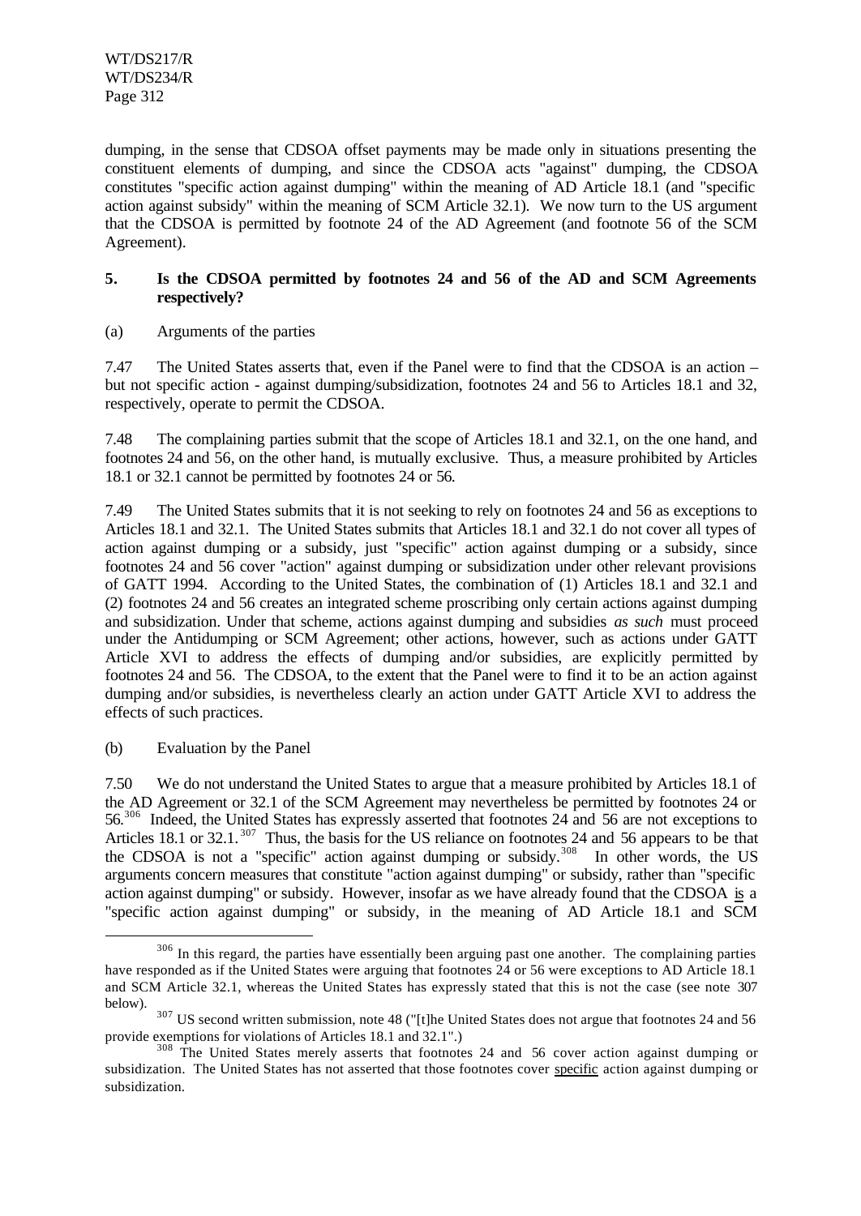dumping, in the sense that CDSOA offset payments may be made only in situations presenting the constituent elements of dumping, and since the CDSOA acts "against" dumping, the CDSOA constitutes "specific action against dumping" within the meaning of AD Article 18.1 (and "specific action against subsidy" within the meaning of SCM Article 32.1). We now turn to the US argument that the CDSOA is permitted by footnote 24 of the AD Agreement (and footnote 56 of the SCM Agreement).

### 5. Is the CDSOA permitted by footnotes 24 and 56 of the AD and SCM Agreements respectively?

(a) Arguments of the parties

7.47 The United States asserts that, even if the Panel were to find that the CDSOA is an action – but not specific action - against dumping/subsidization, footnotes 24 and 56 to Articles 18.1 and 32, respectively, operate to permit the CDSOA.

7.48 The complaining parties submit that the scope of Articles 18.1 and 32.1, on the one hand, and footnotes 24 and 56, on the other hand, is mutually exclusive. Thus, a measure prohibited by Articles 18.1 or 32.1 cannot be permitted by footnotes 24 or 56.

7.49 The United States submits that it is not seeking to rely on footnotes 24 and 56 as exceptions to Articles 18.1 and 32.1. The United States submits that Articles 18.1 and 32.1 do not cover all types of action against dumping or a subsidy, just "specific" action against dumping or a subsidy, since footnotes 24 and 56 cover "action" against dumping or subsidization under other relevant provisions of GATT 1994. According to the United States, the combination of (1) Articles 18.1 and 32.1 and (2) footnotes 24 and 56 creates an integrated scheme proscribing only certain actions against dumping and subsidization. Under that scheme, actions against dumping and subsidies *as such* must proceed under the Antidumping or SCM Agreement; other actions, however, such as actions under GATT Article XVI to address the effects of dumping and/or subsidies, are explicitly permitted by footnotes 24 and 56. The CDSOA, to the extent that the Panel were to find it to be an action against dumping and/or subsidies, is nevertheless clearly an action under GATT Article XVI to address the effects of such practices.

(b) Evaluation by the Panel

7.50 We do not understand the United States to argue that a measure prohibited by Articles 18.1 of the AD Agreement or 32.1 of the SCM Agreement may nevertheless be permitted by footnotes 24 or 56.[306] Indeed, the United States has expressly asserted that footnotes 24 and 56 are not exceptions to Articles 18.1 or 32.1.[307] Thus, the basis for the US reliance on footnotes 24 and 56 appears to be that the CDSOA is not a "specific" action against dumping or subsidy.[308] In other words, the US arguments concern measures that constitute "action against dumping" or subsidy, rather than "specific action against dumping" or subsidy. However, insofar as we have already found that the CDSOA is a "specific action against dumping" or subsidy, in the meaning of AD Article 18.1 and SCM

---

[306] In this regard, the parties have essentially been arguing past one another. The complaining parties have responded as if the United States were arguing that footnotes 24 or 56 were exceptions to AD Article 18.1 and SCM Article 32.1, whereas the United States has expressly stated that this is not the case (see note 307 below).

[307] US second written submission, note 48 ("[t]he United States does not argue that footnotes 24 and 56 provide exemptions for violations of Articles 18.1 and 32.1".)

[308] The United States merely asserts that footnotes 24 and 56 cover action against dumping or subsidization. The United States has not asserted that those footnotes cover specific action against dumping or subsidization.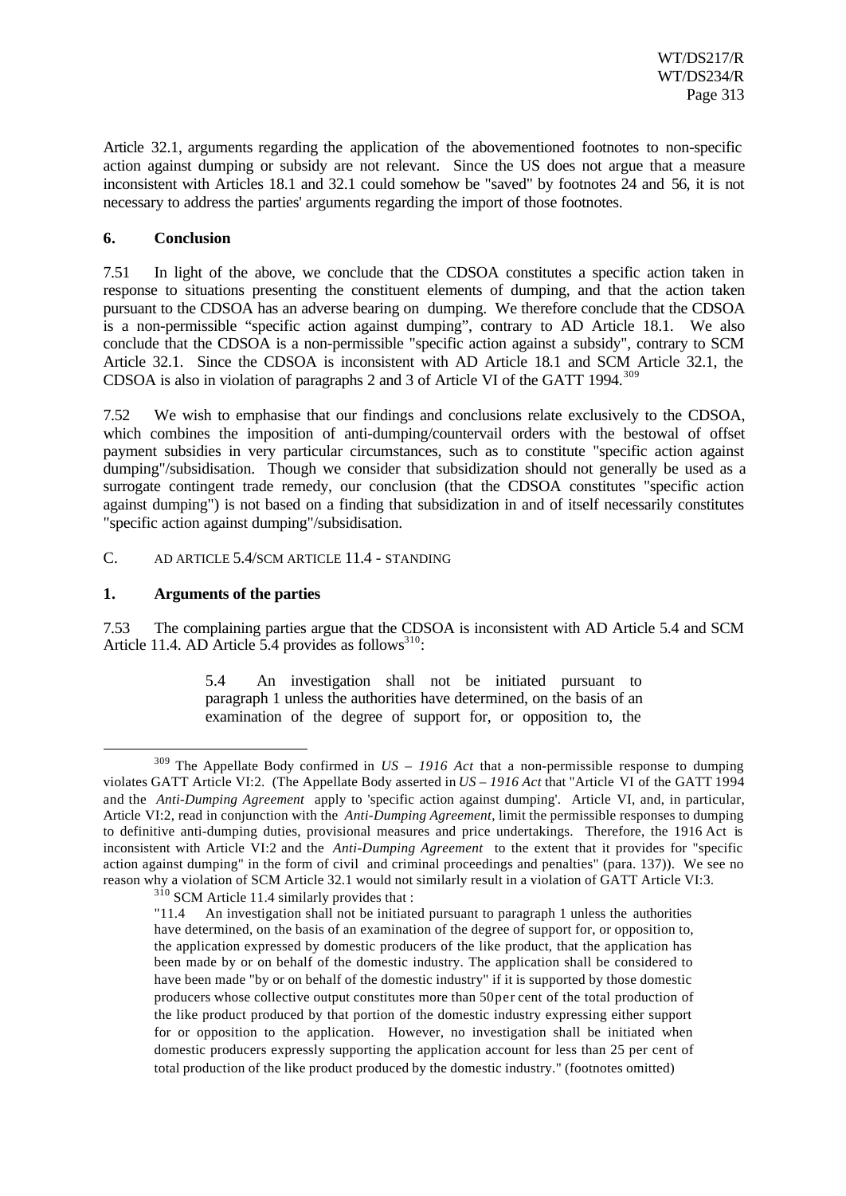Article 32.1, arguments regarding the application of the abovementioned footnotes to non-specific action against dumping or subsidy are not relevant. Since the US does not argue that a measure inconsistent with Articles 18.1 and 32.1 could somehow be "saved" by footnotes 24 and 56, it is not necessary to address the parties' arguments regarding the import of those footnotes.

### 6. Conclusion

7.51 In light of the above, we conclude that the CDSOA constitutes a specific action taken in response to situations presenting the constituent elements of dumping, and that the action taken pursuant to the CDSOA has an adverse bearing on dumping. We therefore conclude that the CDSOA is a non-permissible "specific action against dumping", contrary to AD Article 18.1. We also conclude that the CDSOA is a non-permissible "specific action against a subsidy", contrary to SCM Article 32.1. Since the CDSOA is inconsistent with AD Article 18.1 and SCM Article 32.1, the CDSOA is also in violation of paragraphs 2 and 3 of Article VI of the GATT 1994.[309]

7.52 We wish to emphasise that our findings and conclusions relate exclusively to the CDSOA, which combines the imposition of anti-dumping/countervail orders with the bestowal of offset payment subsidies in very particular circumstances, such as to constitute "specific action against dumping"/subsidisation. Though we consider that subsidization should not generally be used as a surrogate contingent trade remedy, our conclusion (that the CDSOA constitutes "specific action against dumping") is not based on a finding that subsidization in and of itself necessarily constitutes "specific action against dumping"/subsidisation.

## C. AD ARTICLE 5.4/SCM ARTICLE 11.4 - STANDING

### 1. Arguments of the parties

7.53 The complaining parties argue that the CDSOA is inconsistent with AD Article 5.4 and SCM Article 11.4. AD Article 5.4 provides as follows[310]:

> 5.4 An investigation shall not be initiated pursuant to paragraph 1 unless the authorities have determined, on the basis of an examination of the degree of support for, or opposition to, the

---

[309] The Appellate Body confirmed in *US – 1916 Act* that a non-permissible response to dumping violates GATT Article VI:2. (The Appellate Body asserted in *US – 1916 Act* that "Article VI of the GATT 1994 and the *Anti-Dumping Agreement* apply to 'specific action against dumping'. Article VI, and, in particular, Article VI:2, read in conjunction with the *Anti-Dumping Agreement*, limit the permissible responses to dumping to definitive anti-dumping duties, provisional measures and price undertakings. Therefore, the 1916 Act is inconsistent with Article VI:2 and the *Anti-Dumping Agreement* to the extent that it provides for "specific action against dumping" in the form of civil and criminal proceedings and penalties" (para. 137)). We see no reason why a violation of SCM Article 32.1 would not similarly result in a violation of GATT Article VI:3.

[310] SCM Article 11.4 similarly provides that :

"11.4 An investigation shall not be initiated pursuant to paragraph 1 unless the authorities have determined, on the basis of an examination of the degree of support for, or opposition to, the application expressed by domestic producers of the like product, that the application has been made by or on behalf of the domestic industry. The application shall be considered to have been made "by or on behalf of the domestic industry" if it is supported by those domestic producers whose collective output constitutes more than 50 per cent of the total production of the like product produced by that portion of the domestic industry expressing either support for or opposition to the application. However, no investigation shall be initiated when domestic producers expressly supporting the application account for less than 25 per cent of total production of the like product produced by the domestic industry." (footnotes omitted)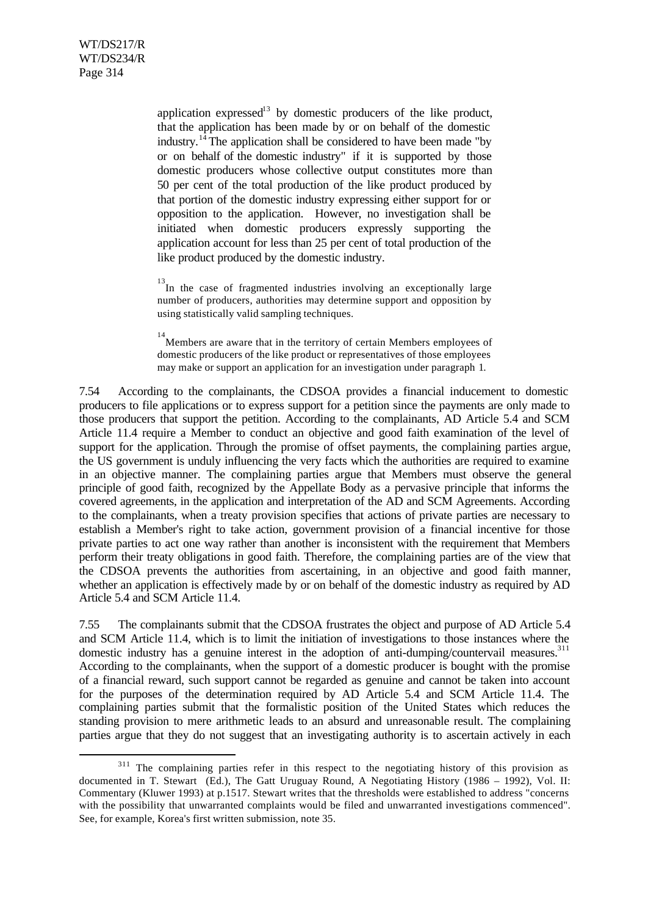> application expressed[13] by domestic producers of the like product, that the application has been made by or on behalf of the domestic industry.[14] The application shall be considered to have been made "by or on behalf of the domestic industry" if it is supported by those domestic producers whose collective output constitutes more than 50 per cent of the total production of the like product produced by that portion of the domestic industry expressing either support for or opposition to the application. However, no investigation shall be initiated when domestic producers expressly supporting the application account for less than 25 per cent of total production of the like product produced by the domestic industry.
>
> [13] In the case of fragmented industries involving an exceptionally large number of producers, authorities may determine support and opposition by using statistically valid sampling techniques.
>
> [14] Members are aware that in the territory of certain Members employees of domestic producers of the like product or representatives of those employees may make or support an application for an investigation under paragraph 1.

7.54 According to the complainants, the CDSOA provides a financial inducement to domestic producers to file applications or to express support for a petition since the payments are only made to those producers that support the petition. According to the complainants, AD Article 5.4 and SCM Article 11.4 require a Member to conduct an objective and good faith examination of the level of support for the application. Through the promise of offset payments, the complaining parties argue, the US government is unduly influencing the very facts which the authorities are required to examine in an objective manner. The complaining parties argue that Members must observe the general principle of good faith, recognized by the Appellate Body as a pervasive principle that informs the covered agreements, in the application and interpretation of the AD and SCM Agreements. According to the complainants, when a treaty provision specifies that actions of private parties are necessary to establish a Member's right to take action, government provision of a financial incentive for those private parties to act one way rather than another is inconsistent with the requirement that Members perform their treaty obligations in good faith. Therefore, the complaining parties are of the view that the CDSOA prevents the authorities from ascertaining, in an objective and good faith manner, whether an application is effectively made by or on behalf of the domestic industry as required by AD Article 5.4 and SCM Article 11.4.

7.55 The complainants submit that the CDSOA frustrates the object and purpose of AD Article 5.4 and SCM Article 11.4, which is to limit the initiation of investigations to those instances where the domestic industry has a genuine interest in the adoption of anti-dumping/countervail measures.[311] According to the complainants, when the support of a domestic producer is bought with the promise of a financial reward, such support cannot be regarded as genuine and cannot be taken into account for the purposes of the determination required by AD Article 5.4 and SCM Article 11.4. The complaining parties submit that the formalistic position of the United States which reduces the standing provision to mere arithmetic leads to an absurd and unreasonable result. The complaining parties argue that they do not suggest that an investigating authority is to ascertain actively in each

[311] The complaining parties refer in this respect to the negotiating history of this provision as documented in T. Stewart (Ed.), The Gatt Uruguay Round, A Negotiating History (1986 – 1992), Vol. II: Commentary (Kluwer 1993) at p.1517. Stewart writes that the thresholds were established to address "concerns with the possibility that unwarranted complaints would be filed and unwarranted investigations commenced". See, for example, Korea's first written submission, note 35.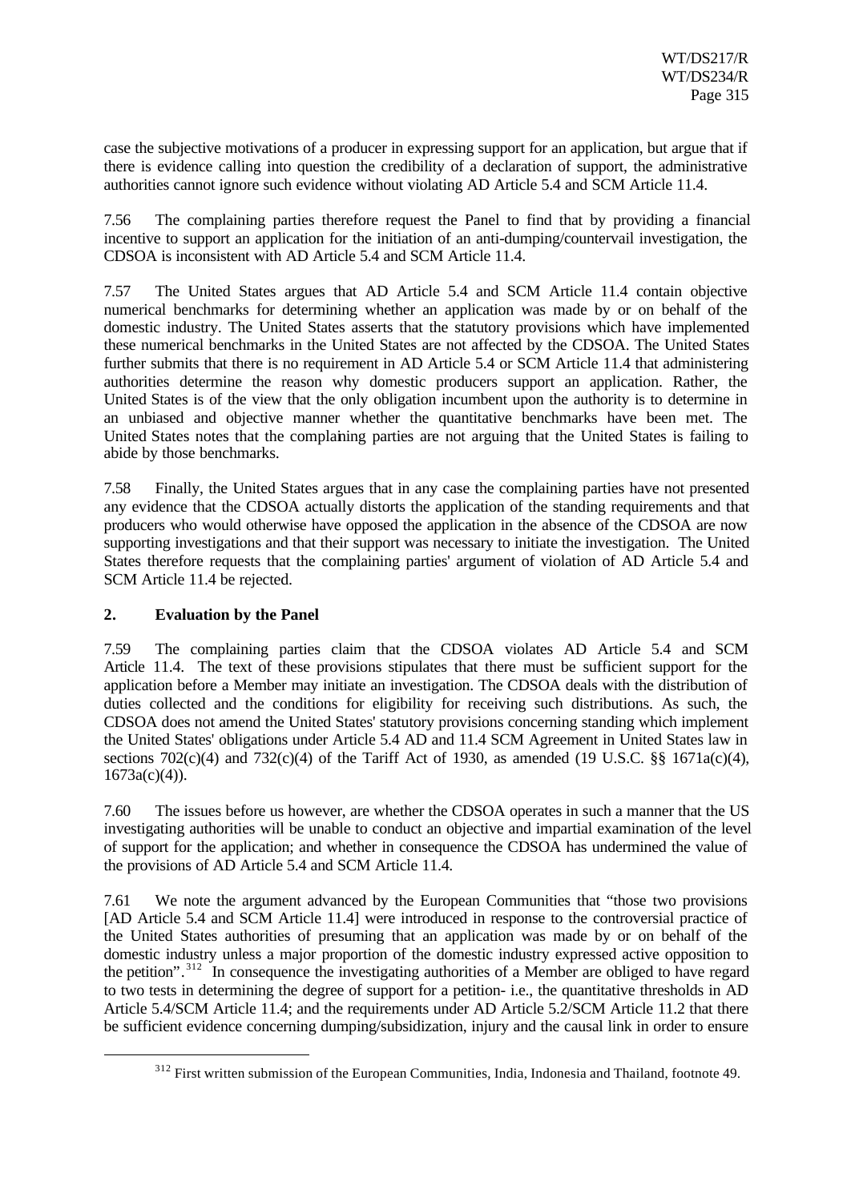case the subjective motivations of a producer in expressing support for an application, but argue that if there is evidence calling into question the credibility of a declaration of support, the administrative authorities cannot ignore such evidence without violating AD Article 5.4 and SCM Article 11.4.

7.56 The complaining parties therefore request the Panel to find that by providing a financial incentive to support an application for the initiation of an anti-dumping/countervail investigation, the CDSOA is inconsistent with AD Article 5.4 and SCM Article 11.4.

7.57 The United States argues that AD Article 5.4 and SCM Article 11.4 contain objective numerical benchmarks for determining whether an application was made by or on behalf of the domestic industry. The United States asserts that the statutory provisions which have implemented these numerical benchmarks in the United States are not affected by the CDSOA. The United States further submits that there is no requirement in AD Article 5.4 or SCM Article 11.4 that administering authorities determine the reason why domestic producers support an application. Rather, the United States is of the view that the only obligation incumbent upon the authority is to determine in an unbiased and objective manner whether the quantitative benchmarks have been met. The United States notes that the complaining parties are not arguing that the United States is failing to abide by those benchmarks.

7.58 Finally, the United States argues that in any case the complaining parties have not presented any evidence that the CDSOA actually distorts the application of the standing requirements and that producers who would otherwise have opposed the application in the absence of the CDSOA are now supporting investigations and that their support was necessary to initiate the investigation. The United States therefore requests that the complaining parties' argument of violation of AD Article 5.4 and SCM Article 11.4 be rejected.

## 2. Evaluation by the Panel

7.59 The complaining parties claim that the CDSOA violates AD Article 5.4 and SCM Article 11.4. The text of these provisions stipulates that there must be sufficient support for the application before a Member may initiate an investigation. The CDSOA deals with the distribution of duties collected and the conditions for eligibility for receiving such distributions. As such, the CDSOA does not amend the United States' statutory provisions concerning standing which implement the United States' obligations under Article 5.4 AD and 11.4 SCM Agreement in United States law in sections 702(c)(4) and 732(c)(4) of the Tariff Act of 1930, as amended (19 U.S.C. §§ 1671a(c)(4), 1673a(c)(4)).

7.60 The issues before us however, are whether the CDSOA operates in such a manner that the US investigating authorities will be unable to conduct an objective and impartial examination of the level of support for the application; and whether in consequence the CDSOA has undermined the value of the provisions of AD Article 5.4 and SCM Article 11.4.

7.61 We note the argument advanced by the European Communities that "those two provisions [AD Article 5.4 and SCM Article 11.4] were introduced in response to the controversial practice of the United States authorities of presuming that an application was made by or on behalf of the domestic industry unless a major proportion of the domestic industry expressed active opposition to the petition".[312] In consequence the investigating authorities of a Member are obliged to have regard to two tests in determining the degree of support for a petition- i.e., the quantitative thresholds in AD Article 5.4/SCM Article 11.4; and the requirements under AD Article 5.2/SCM Article 11.2 that there be sufficient evidence concerning dumping/subsidization, injury and the causal link in order to ensure

[312] First written submission of the European Communities, India, Indonesia and Thailand, footnote 49.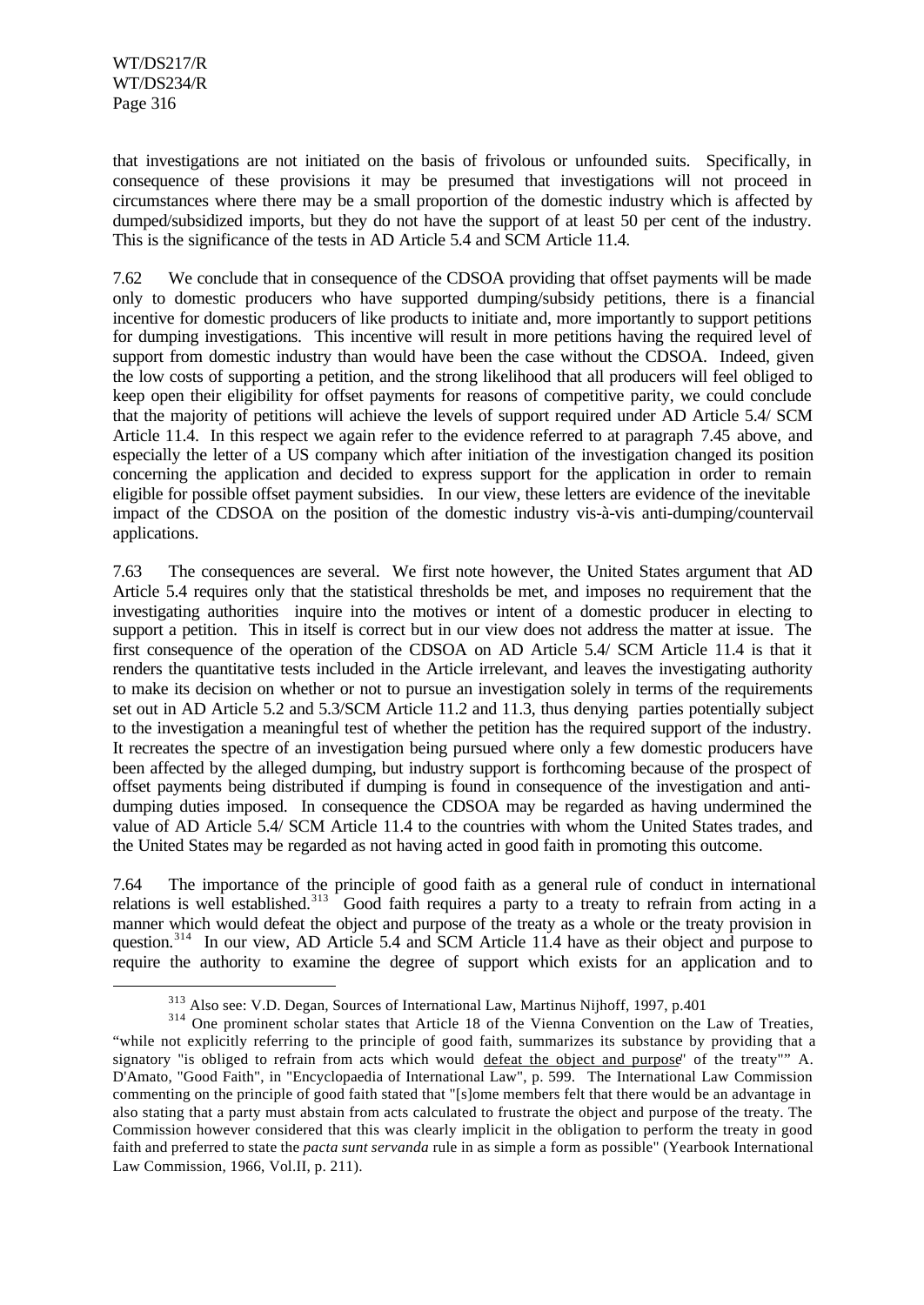that investigations are not initiated on the basis of frivolous or unfounded suits. Specifically, in consequence of these provisions it may be presumed that investigations will not proceed in circumstances where there may be a small proportion of the domestic industry which is affected by dumped/subsidized imports, but they do not have the support of at least 50 per cent of the industry. This is the significance of the tests in AD Article 5.4 and SCM Article 11.4.

7.62 We conclude that in consequence of the CDSOA providing that offset payments will be made only to domestic producers who have supported dumping/subsidy petitions, there is a financial incentive for domestic producers of like products to initiate and, more importantly to support petitions for dumping investigations. This incentive will result in more petitions having the required level of support from domestic industry than would have been the case without the CDSOA. Indeed, given the low costs of supporting a petition, and the strong likelihood that all producers will feel obliged to keep open their eligibility for offset payments for reasons of competitive parity, we could conclude that the majority of petitions will achieve the levels of support required under AD Article 5.4/ SCM Article 11.4. In this respect we again refer to the evidence referred to at paragraph 7.45 above, and especially the letter of a US company which after initiation of the investigation changed its position concerning the application and decided to express support for the application in order to remain eligible for possible offset payment subsidies. In our view, these letters are evidence of the inevitable impact of the CDSOA on the position of the domestic industry vis-à-vis anti-dumping/countervail applications.

7.63 The consequences are several. We first note however, the United States argument that AD Article 5.4 requires only that the statistical thresholds be met, and imposes no requirement that the investigating authorities inquire into the motives or intent of a domestic producer in electing to support a petition. This in itself is correct but in our view does not address the matter at issue. The first consequence of the operation of the CDSOA on AD Article 5.4/ SCM Article 11.4 is that it renders the quantitative tests included in the Article irrelevant, and leaves the investigating authority to make its decision on whether or not to pursue an investigation solely in terms of the requirements set out in AD Article 5.2 and 5.3/SCM Article 11.2 and 11.3, thus denying parties potentially subject to the investigation a meaningful test of whether the petition has the required support of the industry. It recreates the spectre of an investigation being pursued where only a few domestic producers have been affected by the alleged dumping, but industry support is forthcoming because of the prospect of offset payments being distributed if dumping is found in consequence of the investigation and anti-dumping duties imposed. In consequence the CDSOA may be regarded as having undermined the value of AD Article 5.4/ SCM Article 11.4 to the countries with whom the United States trades, and the United States may be regarded as not having acted in good faith in promoting this outcome.

7.64 The importance of the principle of good faith as a general rule of conduct in international relations is well established.[313] Good faith requires a party to a treaty to refrain from acting in a manner which would defeat the object and purpose of the treaty as a whole or the treaty provision in question.[314] In our view, AD Article 5.4 and SCM Article 11.4 have as their object and purpose to require the authority to examine the degree of support which exists for an application and to

---

[313] Also see: V.D. Degan, Sources of International Law, Martinus Nijhoff, 1997, p.401

[314] One prominent scholar states that Article 18 of the Vienna Convention on the Law of Treaties, "while not explicitly referring to the principle of good faith, summarizes its substance by providing that a signatory "is obliged to refrain from acts which would defeat the object and purpose" of the treaty"" A. D'Amato, "Good Faith", in "Encyclopaedia of International Law", p. 599. The International Law Commission commenting on the principle of good faith stated that "[s]ome members felt that there would be an advantage in also stating that a party must abstain from acts calculated to frustrate the object and purpose of the treaty. The Commission however considered that this was clearly implicit in the obligation to perform the treaty in good faith and preferred to state the *pacta sunt servanda* rule in as simple a form as possible" (Yearbook International Law Commission, 1966, Vol.II, p. 211).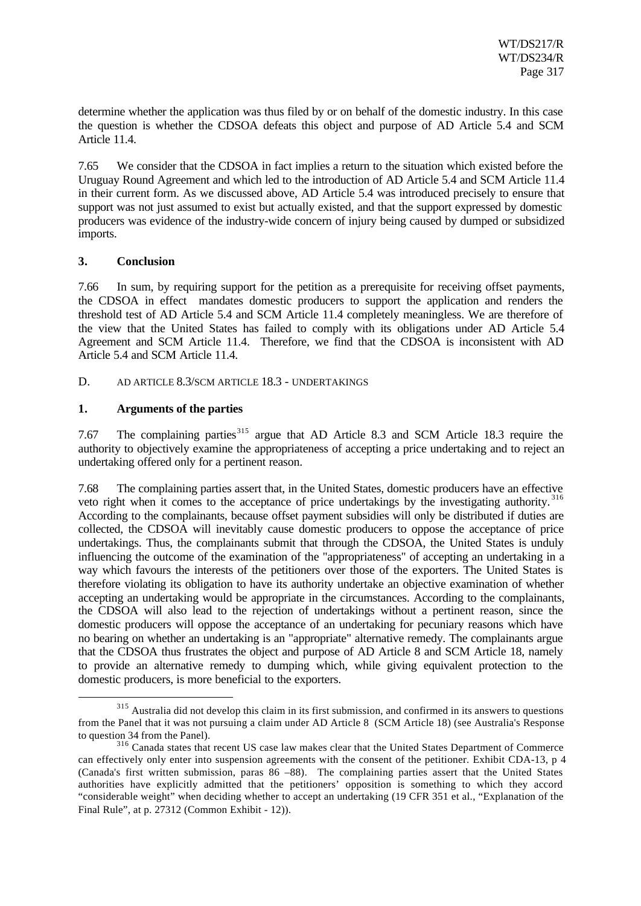determine whether the application was thus filed by or on behalf of the domestic industry. In this case the question is whether the CDSOA defeats this object and purpose of AD Article 5.4 and SCM Article 11.4.

7.65 We consider that the CDSOA in fact implies a return to the situation which existed before the Uruguay Round Agreement and which led to the introduction of AD Article 5.4 and SCM Article 11.4 in their current form. As we discussed above, AD Article 5.4 was introduced precisely to ensure that support was not just assumed to exist but actually existed, and that the support expressed by domestic producers was evidence of the industry-wide concern of injury being caused by dumped or subsidized imports.

### 3. Conclusion

7.66 In sum, by requiring support for the petition as a prerequisite for receiving offset payments, the CDSOA in effect mandates domestic producers to support the application and renders the threshold test of AD Article 5.4 and SCM Article 11.4 completely meaningless. We are therefore of the view that the United States has failed to comply with its obligations under AD Article 5.4 Agreement and SCM Article 11.4. Therefore, we find that the CDSOA is inconsistent with AD Article 5.4 and SCM Article 11.4.

## D. AD ARTICLE 8.3/SCM ARTICLE 18.3 - UNDERTAKINGS

### 1. Arguments of the parties

7.67 The complaining parties[315] argue that AD Article 8.3 and SCM Article 18.3 require the authority to objectively examine the appropriateness of accepting a price undertaking and to reject an undertaking offered only for a pertinent reason.

7.68 The complaining parties assert that, in the United States, domestic producers have an effective veto right when it comes to the acceptance of price undertakings by the investigating authority.[316] According to the complainants, because offset payment subsidies will only be distributed if duties are collected, the CDSOA will inevitably cause domestic producers to oppose the acceptance of price undertakings. Thus, the complainants submit that through the CDSOA, the United States is unduly influencing the outcome of the examination of the "appropriateness" of accepting an undertaking in a way which favours the interests of the petitioners over those of the exporters. The United States is therefore violating its obligation to have its authority undertake an objective examination of whether accepting an undertaking would be appropriate in the circumstances. According to the complainants, the CDSOA will also lead to the rejection of undertakings without a pertinent reason, since the domestic producers will oppose the acceptance of an undertaking for pecuniary reasons which have no bearing on whether an undertaking is an "appropriate" alternative remedy. The complainants argue that the CDSOA thus frustrates the object and purpose of AD Article 8 and SCM Article 18, namely to provide an alternative remedy to dumping which, while giving equivalent protection to the domestic producers, is more beneficial to the exporters.

---

[315] Australia did not develop this claim in its first submission, and confirmed in its answers to questions from the Panel that it was not pursuing a claim under AD Article 8 (SCM Article 18) (see Australia's Response to question 34 from the Panel).

[316] Canada states that recent US case law makes clear that the United States Department of Commerce can effectively only enter into suspension agreements with the consent of the petitioner. Exhibit CDA-13, p 4 (Canada's first written submission, paras 86 –88). The complaining parties assert that the United States authorities have explicitly admitted that the petitioners' opposition is something to which they accord "considerable weight" when deciding whether to accept an undertaking (19 CFR 351 et al., "Explanation of the Final Rule", at p. 27312 (Common Exhibit - 12)).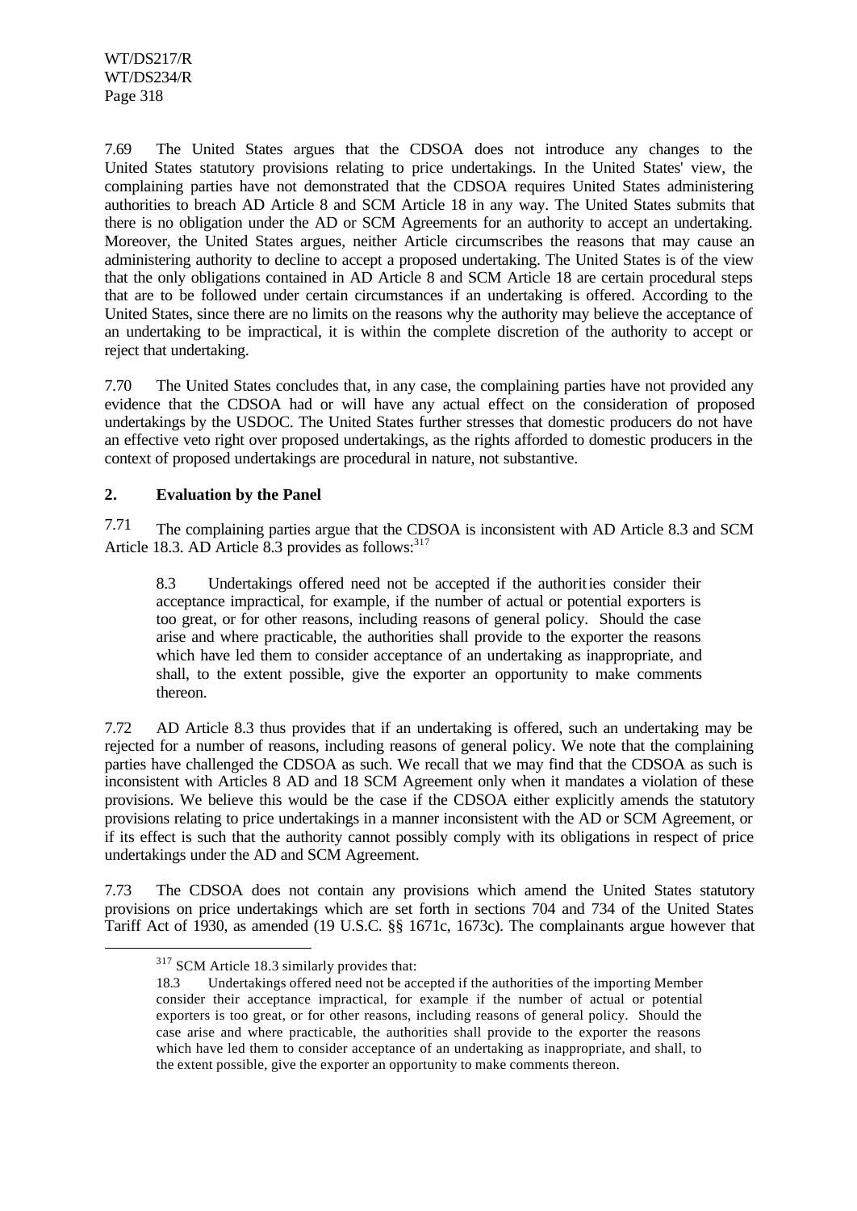7.69 The United States argues that the CDSOA does not introduce any changes to the United States statutory provisions relating to price undertakings. In the United States' view, the complaining parties have not demonstrated that the CDSOA requires United States administering authorities to breach AD Article 8 and SCM Article 18 in any way. The United States submits that there is no obligation under the AD or SCM Agreements for an authority to accept an undertaking. Moreover, the United States argues, neither Article circumscribes the reasons that may cause an administering authority to decline to accept a proposed undertaking. The United States is of the view that the only obligations contained in AD Article 8 and SCM Article 18 are certain procedural steps that are to be followed under certain circumstances if an undertaking is offered. According to the United States, since there are no limits on the reasons why the authority may believe the acceptance of an undertaking to be impractical, it is within the complete discretion of the authority to accept or reject that undertaking.

7.70 The United States concludes that, in any case, the complaining parties have not provided any evidence that the CDSOA had or will have any actual effect on the consideration of proposed undertakings by the USDOC. The United States further stresses that domestic producers do not have an effective veto right over proposed undertakings, as the rights afforded to domestic producers in the context of proposed undertakings are procedural in nature, not substantive.

## 2. Evaluation by the Panel

7.71 The complaining parties argue that the CDSOA is inconsistent with AD Article 8.3 and SCM Article 18.3. AD Article 8.3 provides as follows:[317]

> 8.3 Undertakings offered need not be accepted if the authorities consider their acceptance impractical, for example, if the number of actual or potential exporters is too great, or for other reasons, including reasons of general policy. Should the case arise and where practicable, the authorities shall provide to the exporter the reasons which have led them to consider acceptance of an undertaking as inappropriate, and shall, to the extent possible, give the exporter an opportunity to make comments thereon.

7.72 AD Article 8.3 thus provides that if an undertaking is offered, such an undertaking may be rejected for a number of reasons, including reasons of general policy. We note that the complaining parties have challenged the CDSOA as such. We recall that we may find that the CDSOA as such is inconsistent with Articles 8 AD and 18 SCM Agreement only when it mandates a violation of these provisions. We believe this would be the case if the CDSOA either explicitly amends the statutory provisions relating to price undertakings in a manner inconsistent with the AD or SCM Agreement, or if its effect is such that the authority cannot possibly comply with its obligations in respect of price undertakings under the AD and SCM Agreement.

7.73 The CDSOA does not contain any provisions which amend the United States statutory provisions on price undertakings which are set forth in sections 704 and 734 of the United States Tariff Act of 1930, as amended (19 U.S.C. §§ 1671c, 1673c). The complainants argue however that

---

[317] SCM Article 18.3 similarly provides that:

> 18.3 Undertakings offered need not be accepted if the authorities of the importing Member consider their acceptance impractical, for example if the number of actual or potential exporters is too great, or for other reasons, including reasons of general policy. Should the case arise and where practicable, the authorities shall provide to the exporter the reasons which have led them to consider acceptance of an undertaking as inappropriate, and shall, to the extent possible, give the exporter an opportunity to make comments thereon.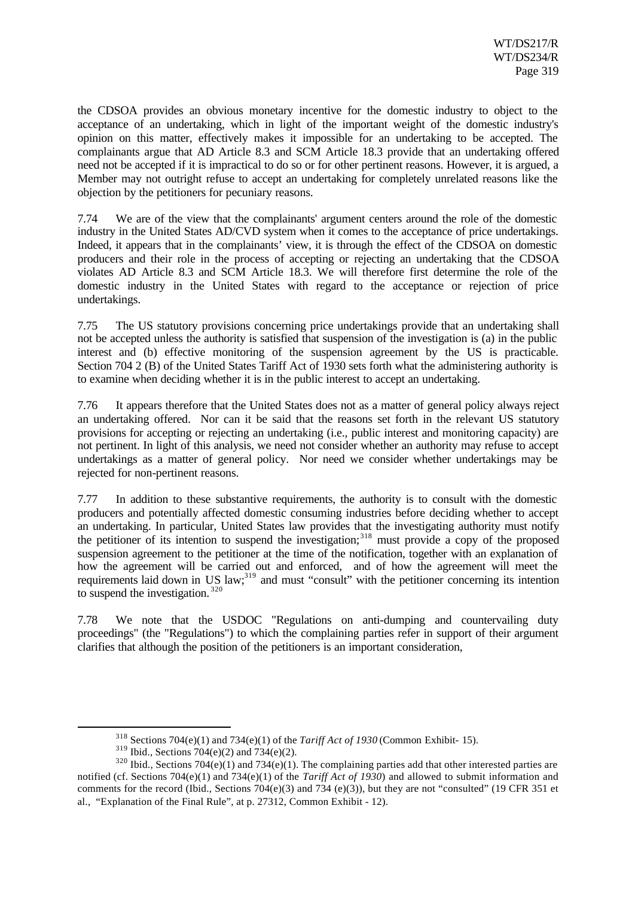the CDSOA provides an obvious monetary incentive for the domestic industry to object to the acceptance of an undertaking, which in light of the important weight of the domestic industry's opinion on this matter, effectively makes it impossible for an undertaking to be accepted. The complainants argue that AD Article 8.3 and SCM Article 18.3 provide that an undertaking offered need not be accepted if it is impractical to do so or for other pertinent reasons. However, it is argued, a Member may not outright refuse to accept an undertaking for completely unrelated reasons like the objection by the petitioners for pecuniary reasons.

7.74 We are of the view that the complainants' argument centers around the role of the domestic industry in the United States AD/CVD system when it comes to the acceptance of price undertakings. Indeed, it appears that in the complainants' view, it is through the effect of the CDSOA on domestic producers and their role in the process of accepting or rejecting an undertaking that the CDSOA violates AD Article 8.3 and SCM Article 18.3. We will therefore first determine the role of the domestic industry in the United States with regard to the acceptance or rejection of price undertakings.

7.75 The US statutory provisions concerning price undertakings provide that an undertaking shall not be accepted unless the authority is satisfied that suspension of the investigation is (a) in the public interest and (b) effective monitoring of the suspension agreement by the US is practicable. Section 704 2 (B) of the United States Tariff Act of 1930 sets forth what the administering authority is to examine when deciding whether it is in the public interest to accept an undertaking.

7.76 It appears therefore that the United States does not as a matter of general policy always reject an undertaking offered. Nor can it be said that the reasons set forth in the relevant US statutory provisions for accepting or rejecting an undertaking (i.e., public interest and monitoring capacity) are not pertinent. In light of this analysis, we need not consider whether an authority may refuse to accept undertakings as a matter of general policy. Nor need we consider whether undertakings may be rejected for non-pertinent reasons.

7.77 In addition to these substantive requirements, the authority is to consult with the domestic producers and potentially affected domestic consuming industries before deciding whether to accept an undertaking. In particular, United States law provides that the investigating authority must notify the petitioner of its intention to suspend the investigation;[318] must provide a copy of the proposed suspension agreement to the petitioner at the time of the notification, together with an explanation of how the agreement will be carried out and enforced, and of how the agreement will meet the requirements laid down in US law;[319] and must "consult" with the petitioner concerning its intention to suspend the investigation.[320]

7.78 We note that the USDOC "Regulations on anti-dumping and countervailing duty proceedings" (the "Regulations") to which the complaining parties refer in support of their argument clarifies that although the position of the petitioners is an important consideration,

---

[318] Sections 704(e)(1) and 734(e)(1) of the *Tariff Act of 1930* (Common Exhibit- 15).

[319] Ibid., Sections 704(e)(2) and 734(e)(2).

[320] Ibid., Sections 704(e)(1) and 734(e)(1). The complaining parties add that other interested parties are notified (cf. Sections 704(e)(1) and 734(e)(1) of the *Tariff Act of 1930*) and allowed to submit information and comments for the record (Ibid., Sections 704(e)(3) and 734 (e)(3)), but they are not "consulted" (19 CFR 351 et al., "Explanation of the Final Rule", at p. 27312, Common Exhibit - 12).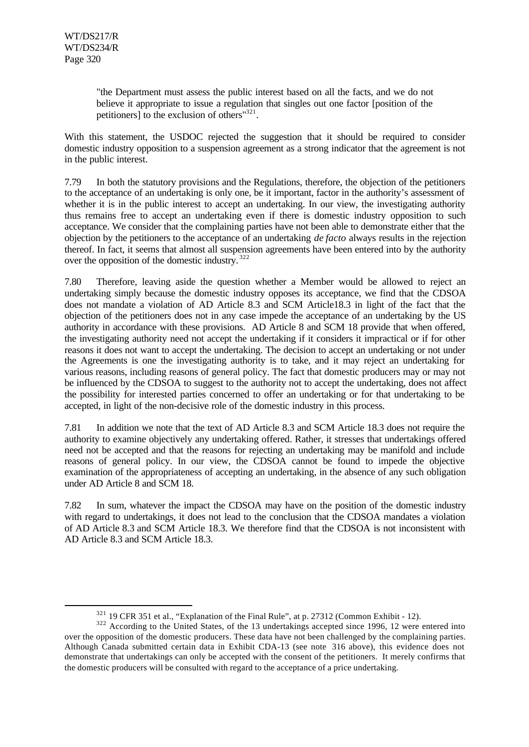> "the Department must assess the public interest based on all the facts, and we do not believe it appropriate to issue a regulation that singles out one factor [position of the petitioners] to the exclusion of others"[321].

With this statement, the USDOC rejected the suggestion that it should be required to consider domestic industry opposition to a suspension agreement as a strong indicator that the agreement is not in the public interest.

7.79 In both the statutory provisions and the Regulations, therefore, the objection of the petitioners to the acceptance of an undertaking is only one, be it important, factor in the authority's assessment of whether it is in the public interest to accept an undertaking. In our view, the investigating authority thus remains free to accept an undertaking even if there is domestic industry opposition to such acceptance. We consider that the complaining parties have not been able to demonstrate either that the objection by the petitioners to the acceptance of an undertaking *de facto* always results in the rejection thereof. In fact, it seems that almost all suspension agreements have been entered into by the authority over the opposition of the domestic industry.[322]

7.80 Therefore, leaving aside the question whether a Member would be allowed to reject an undertaking simply because the domestic industry opposes its acceptance, we find that the CDSOA does not mandate a violation of AD Article 8.3 and SCM Article18.3 in light of the fact that the objection of the petitioners does not in any case impede the acceptance of an undertaking by the US authority in accordance with these provisions. AD Article 8 and SCM 18 provide that when offered, the investigating authority need not accept the undertaking if it considers it impractical or if for other reasons it does not want to accept the undertaking. The decision to accept an undertaking or not under the Agreements is one the investigating authority is to take, and it may reject an undertaking for various reasons, including reasons of general policy. The fact that domestic producers may or may not be influenced by the CDSOA to suggest to the authority not to accept the undertaking, does not affect the possibility for interested parties concerned to offer an undertaking or for that undertaking to be accepted, in light of the non-decisive role of the domestic industry in this process.

7.81 In addition we note that the text of AD Article 8.3 and SCM Article 18.3 does not require the authority to examine objectively any undertaking offered. Rather, it stresses that undertakings offered need not be accepted and that the reasons for rejecting an undertaking may be manifold and include reasons of general policy. In our view, the CDSOA cannot be found to impede the objective examination of the appropriateness of accepting an undertaking, in the absence of any such obligation under AD Article 8 and SCM 18.

7.82 In sum, whatever the impact the CDSOA may have on the position of the domestic industry with regard to undertakings, it does not lead to the conclusion that the CDSOA mandates a violation of AD Article 8.3 and SCM Article 18.3. We therefore find that the CDSOA is not inconsistent with AD Article 8.3 and SCM Article 18.3.

---

[321] 19 CFR 351 et al., "Explanation of the Final Rule", at p. 27312 (Common Exhibit - 12).

[322] According to the United States, of the 13 undertakings accepted since 1996, 12 were entered into over the opposition of the domestic producers. These data have not been challenged by the complaining parties. Although Canada submitted certain data in Exhibit CDA-13 (see note 316 above), this evidence does not demonstrate that undertakings can only be accepted with the consent of the petitioners. It merely confirms that the domestic producers will be consulted with regard to the acceptance of a price undertaking.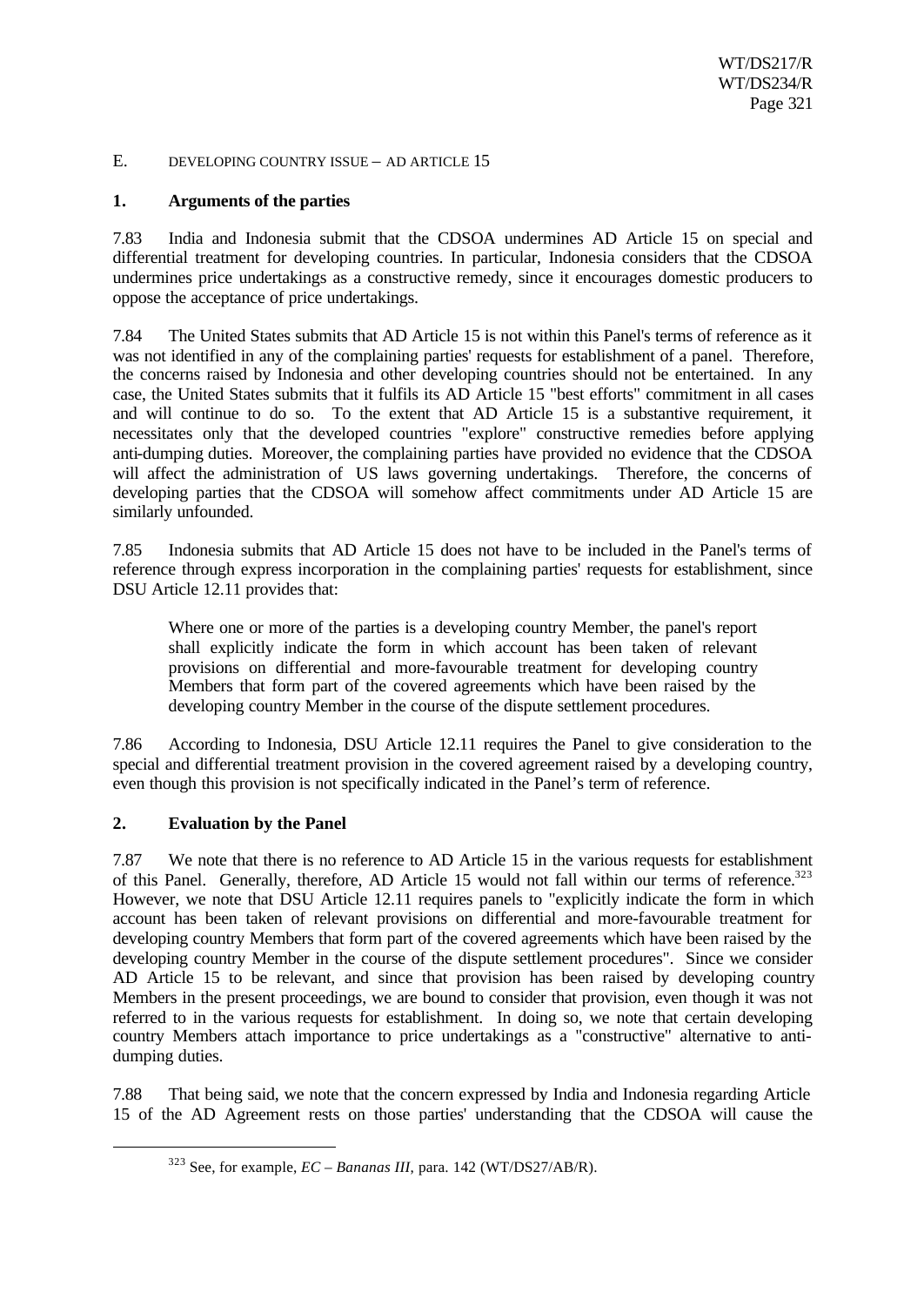E. DEVELOPING COUNTRY ISSUE – AD ARTICLE 15

**1. Arguments of the parties**

7.83 India and Indonesia submit that the CDSOA undermines AD Article 15 on special and differential treatment for developing countries. In particular, Indonesia considers that the CDSOA undermines price undertakings as a constructive remedy, since it encourages domestic producers to oppose the acceptance of price undertakings.

7.84 The United States submits that AD Article 15 is not within this Panel's terms of reference as it was not identified in any of the complaining parties' requests for establishment of a panel. Therefore, the concerns raised by Indonesia and other developing countries should not be entertained. In any case, the United States submits that it fulfils its AD Article 15 "best efforts" commitment in all cases and will continue to do so. To the extent that AD Article 15 is a substantive requirement, it necessitates only that the developed countries "explore" constructive remedies before applying anti-dumping duties. Moreover, the complaining parties have provided no evidence that the CDSOA will affect the administration of US laws governing undertakings. Therefore, the concerns of developing parties that the CDSOA will somehow affect commitments under AD Article 15 are similarly unfounded.

7.85 Indonesia submits that AD Article 15 does not have to be included in the Panel's terms of reference through express incorporation in the complaining parties' requests for establishment, since DSU Article 12.11 provides that:

> Where one or more of the parties is a developing country Member, the panel's report shall explicitly indicate the form in which account has been taken of relevant provisions on differential and more-favourable treatment for developing country Members that form part of the covered agreements which have been raised by the developing country Member in the course of the dispute settlement procedures.

7.86 According to Indonesia, DSU Article 12.11 requires the Panel to give consideration to the special and differential treatment provision in the covered agreement raised by a developing country, even though this provision is not specifically indicated in the Panel's term of reference.

**2. Evaluation by the Panel**

7.87 We note that there is no reference to AD Article 15 in the various requests for establishment of this Panel. Generally, therefore, AD Article 15 would not fall within our terms of reference.[323] However, we note that DSU Article 12.11 requires panels to "explicitly indicate the form in which account has been taken of relevant provisions on differential and more-favourable treatment for developing country Members that form part of the covered agreements which have been raised by the developing country Member in the course of the dispute settlement procedures". Since we consider AD Article 15 to be relevant, and since that provision has been raised by developing country Members in the present proceedings, we are bound to consider that provision, even though it was not referred to in the various requests for establishment. In doing so, we note that certain developing country Members attach importance to price undertakings as a "constructive" alternative to anti-dumping duties.

7.88 That being said, we note that the concern expressed by India and Indonesia regarding Article 15 of the AD Agreement rests on those parties' understanding that the CDSOA will cause the

---

[323] See, for example, *EC – Bananas III*, para. 142 (WT/DS27/AB/R).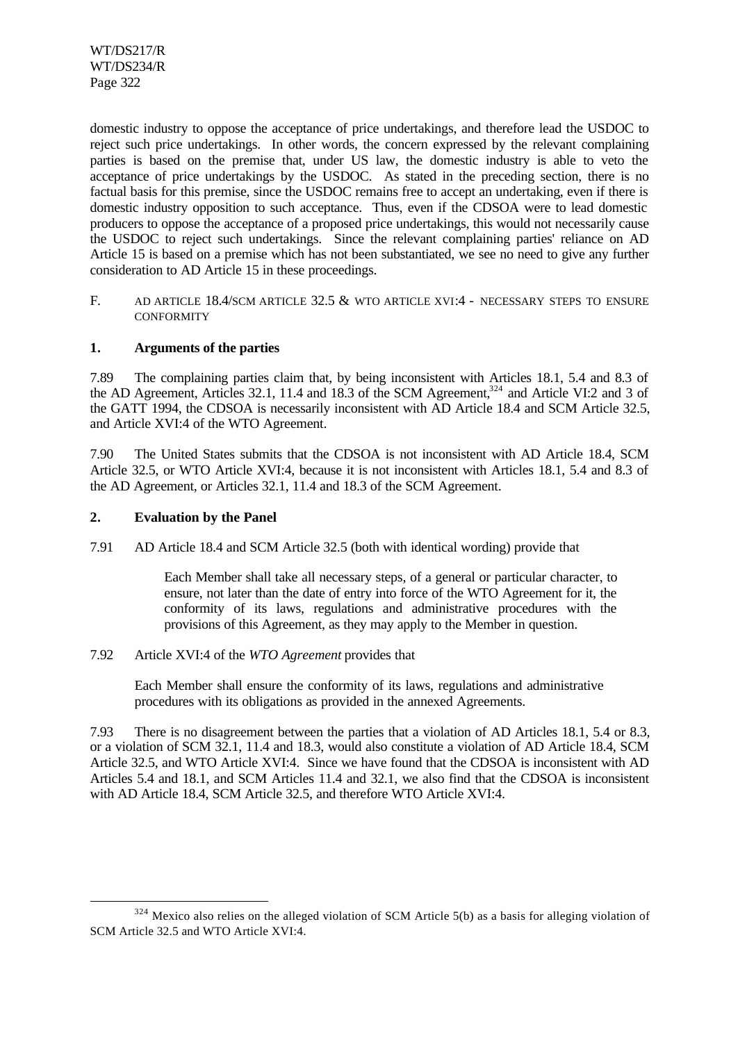domestic industry to oppose the acceptance of price undertakings, and therefore lead the USDOC to reject such price undertakings. In other words, the concern expressed by the relevant complaining parties is based on the premise that, under US law, the domestic industry is able to veto the acceptance of price undertakings by the USDOC. As stated in the preceding section, there is no factual basis for this premise, since the USDOC remains free to accept an undertaking, even if there is domestic industry opposition to such acceptance. Thus, even if the CDSOA were to lead domestic producers to oppose the acceptance of a proposed price undertakings, this would not necessarily cause the USDOC to reject such undertakings. Since the relevant complaining parties' reliance on AD Article 15 is based on a premise which has not been substantiated, we see no need to give any further consideration to AD Article 15 in these proceedings.

## F. AD ARTICLE 18.4/SCM ARTICLE 32.5 & WTO ARTICLE XVI:4 - NECESSARY STEPS TO ENSURE CONFORMITY

### 1. Arguments of the parties

7.89 The complaining parties claim that, by being inconsistent with Articles 18.1, 5.4 and 8.3 of the AD Agreement, Articles 32.1, 11.4 and 18.3 of the SCM Agreement,[324] and Article VI:2 and 3 of the GATT 1994, the CDSOA is necessarily inconsistent with AD Article 18.4 and SCM Article 32.5, and Article XVI:4 of the WTO Agreement.

7.90 The United States submits that the CDSOA is not inconsistent with AD Article 18.4, SCM Article 32.5, or WTO Article XVI:4, because it is not inconsistent with Articles 18.1, 5.4 and 8.3 of the AD Agreement, or Articles 32.1, 11.4 and 18.3 of the SCM Agreement.

### 2. Evaluation by the Panel

7.91 AD Article 18.4 and SCM Article 32.5 (both with identical wording) provide that

> Each Member shall take all necessary steps, of a general or particular character, to ensure, not later than the date of entry into force of the WTO Agreement for it, the conformity of its laws, regulations and administrative procedures with the provisions of this Agreement, as they may apply to the Member in question.

7.92 Article XVI:4 of the *WTO Agreement* provides that

> Each Member shall ensure the conformity of its laws, regulations and administrative procedures with its obligations as provided in the annexed Agreements.

7.93 There is no disagreement between the parties that a violation of AD Articles 18.1, 5.4 or 8.3, or a violation of SCM 32.1, 11.4 and 18.3, would also constitute a violation of AD Article 18.4, SCM Article 32.5, and WTO Article XVI:4. Since we have found that the CDSOA is inconsistent with AD Articles 5.4 and 18.1, and SCM Articles 11.4 and 32.1, we also find that the CDSOA is inconsistent with AD Article 18.4, SCM Article 32.5, and therefore WTO Article XVI:4.

---

[324] Mexico also relies on the alleged violation of SCM Article 5(b) as a basis for alleging violation of SCM Article 32.5 and WTO Article XVI:4.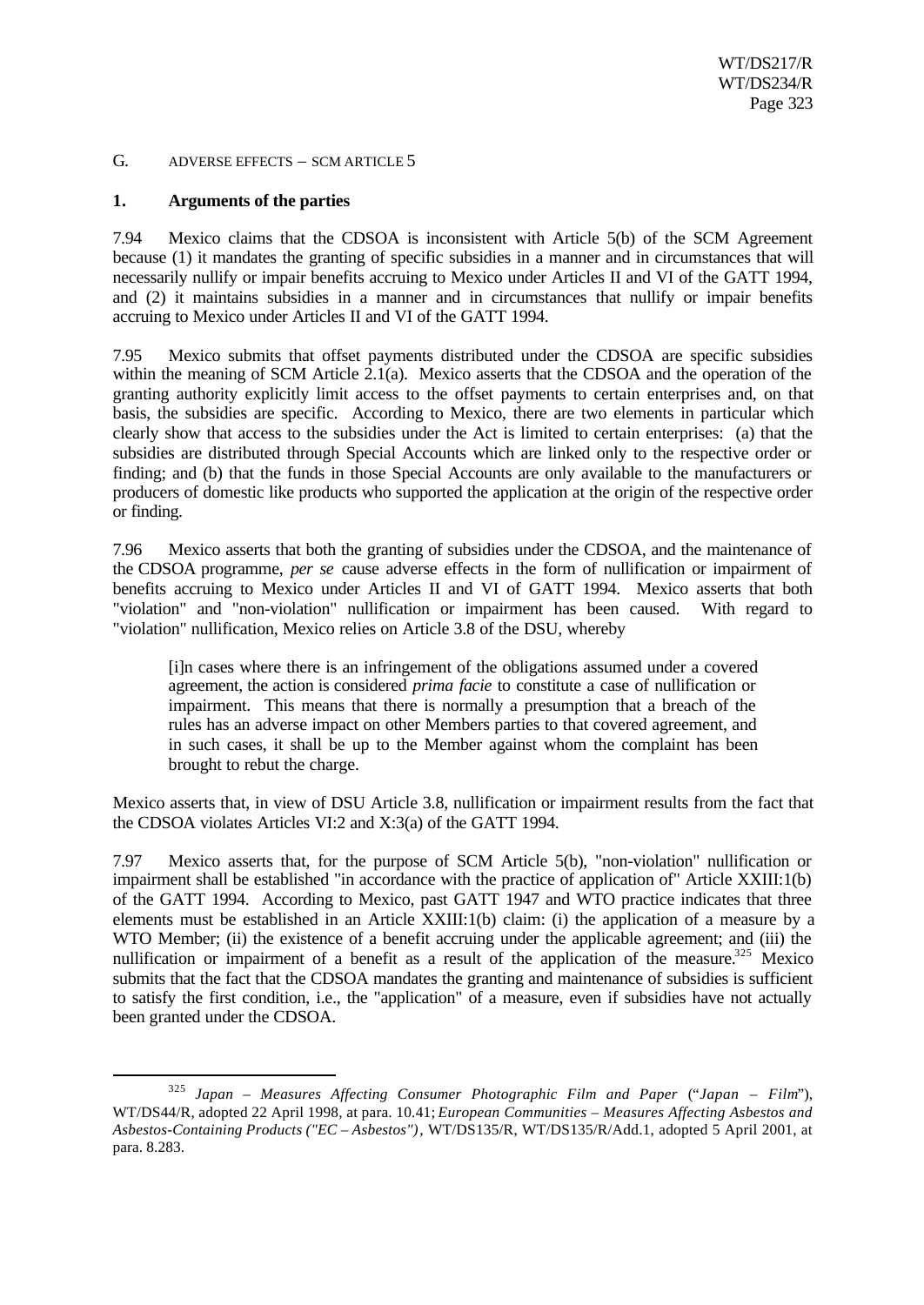## G. ADVERSE EFFECTS – SCM ARTICLE 5

### 1. Arguments of the parties

7.94 Mexico claims that the CDSOA is inconsistent with Article 5(b) of the SCM Agreement because (1) it mandates the granting of specific subsidies in a manner and in circumstances that will necessarily nullify or impair benefits accruing to Mexico under Articles II and VI of the GATT 1994, and (2) it maintains subsidies in a manner and in circumstances that nullify or impair benefits accruing to Mexico under Articles II and VI of the GATT 1994.

7.95 Mexico submits that offset payments distributed under the CDSOA are specific subsidies within the meaning of SCM Article 2.1(a). Mexico asserts that the CDSOA and the operation of the granting authority explicitly limit access to the offset payments to certain enterprises and, on that basis, the subsidies are specific. According to Mexico, there are two elements in particular which clearly show that access to the subsidies under the Act is limited to certain enterprises: (a) that the subsidies are distributed through Special Accounts which are linked only to the respective order or finding; and (b) that the funds in those Special Accounts are only available to the manufacturers or producers of domestic like products who supported the application at the origin of the respective order or finding.

7.96 Mexico asserts that both the granting of subsidies under the CDSOA, and the maintenance of the CDSOA programme, *per se* cause adverse effects in the form of nullification or impairment of benefits accruing to Mexico under Articles II and VI of GATT 1994. Mexico asserts that both "violation" and "non-violation" nullification or impairment has been caused. With regard to "violation" nullification, Mexico relies on Article 3.8 of the DSU, whereby

> [i]n cases where there is an infringement of the obligations assumed under a covered agreement, the action is considered *prima facie* to constitute a case of nullification or impairment. This means that there is normally a presumption that a breach of the rules has an adverse impact on other Members parties to that covered agreement, and in such cases, it shall be up to the Member against whom the complaint has been brought to rebut the charge.

Mexico asserts that, in view of DSU Article 3.8, nullification or impairment results from the fact that the CDSOA violates Articles VI:2 and X:3(a) of the GATT 1994.

7.97 Mexico asserts that, for the purpose of SCM Article 5(b), "non-violation" nullification or impairment shall be established "in accordance with the practice of application of" Article XXIII:1(b) of the GATT 1994. According to Mexico, past GATT 1947 and WTO practice indicates that three elements must be established in an Article XXIII:1(b) claim: (i) the application of a measure by a WTO Member; (ii) the existence of a benefit accruing under the applicable agreement; and (iii) the nullification or impairment of a benefit as a result of the application of the measure.[325] Mexico submits that the fact that the CDSOA mandates the granting and maintenance of subsidies is sufficient to satisfy the first condition, i.e., the "application" of a measure, even if subsidies have not actually been granted under the CDSOA.

---

[325] *Japan – Measures Affecting Consumer Photographic Film and Paper* ("*Japan – Film*"), WT/DS44/R, adopted 22 April 1998, at para. 10.41; *European Communities – Measures Affecting Asbestos and Asbestos-Containing Products ("EC – Asbestos")*, WT/DS135/R, WT/DS135/R/Add.1, adopted 5 April 2001, at para. 8.283.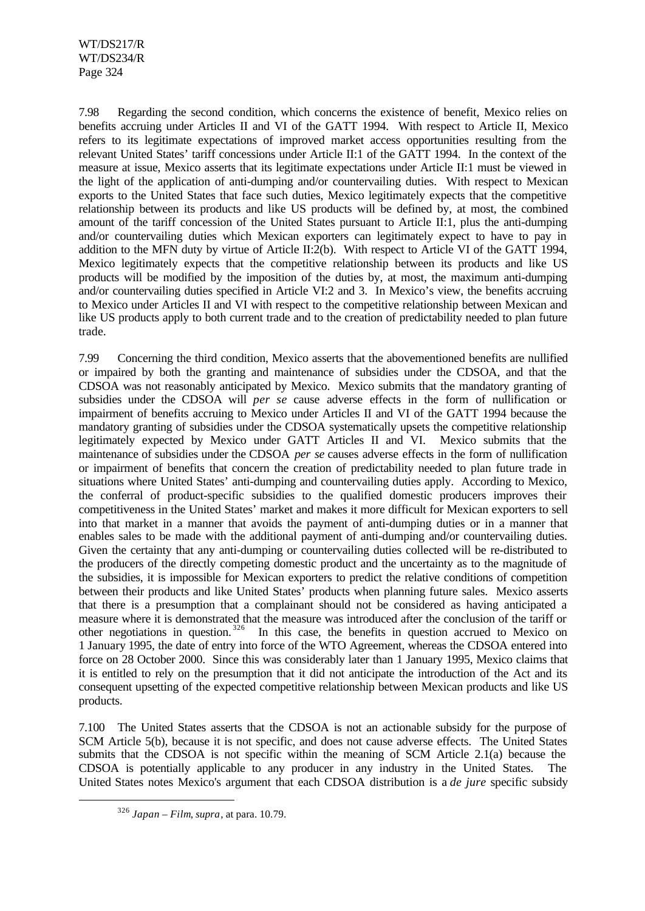7.98 Regarding the second condition, which concerns the existence of benefit, Mexico relies on benefits accruing under Articles II and VI of the GATT 1994. With respect to Article II, Mexico refers to its legitimate expectations of improved market access opportunities resulting from the relevant United States' tariff concessions under Article II:1 of the GATT 1994. In the context of the measure at issue, Mexico asserts that its legitimate expectations under Article II:1 must be viewed in the light of the application of anti-dumping and/or countervailing duties. With respect to Mexican exports to the United States that face such duties, Mexico legitimately expects that the competitive relationship between its products and like US products will be defined by, at most, the combined amount of the tariff concession of the United States pursuant to Article II:1, plus the anti-dumping and/or countervailing duties which Mexican exporters can legitimately expect to have to pay in addition to the MFN duty by virtue of Article II:2(b). With respect to Article VI of the GATT 1994, Mexico legitimately expects that the competitive relationship between its products and like US products will be modified by the imposition of the duties by, at most, the maximum anti-dumping and/or countervailing duties specified in Article VI:2 and 3. In Mexico's view, the benefits accruing to Mexico under Articles II and VI with respect to the competitive relationship between Mexican and like US products apply to both current trade and to the creation of predictability needed to plan future trade.

7.99 Concerning the third condition, Mexico asserts that the abovementioned benefits are nullified or impaired by both the granting and maintenance of subsidies under the CDSOA, and that the CDSOA was not reasonably anticipated by Mexico. Mexico submits that the mandatory granting of subsidies under the CDSOA will *per se* cause adverse effects in the form of nullification or impairment of benefits accruing to Mexico under Articles II and VI of the GATT 1994 because the mandatory granting of subsidies under the CDSOA systematically upsets the competitive relationship legitimately expected by Mexico under GATT Articles II and VI. Mexico submits that the maintenance of subsidies under the CDSOA *per se* causes adverse effects in the form of nullification or impairment of benefits that concern the creation of predictability needed to plan future trade in situations where United States' anti-dumping and countervailing duties apply. According to Mexico, the conferral of product-specific subsidies to the qualified domestic producers improves their competitiveness in the United States' market and makes it more difficult for Mexican exporters to sell into that market in a manner that avoids the payment of anti-dumping duties or in a manner that enables sales to be made with the additional payment of anti-dumping and/or countervailing duties. Given the certainty that any anti-dumping or countervailing duties collected will be re-distributed to the producers of the directly competing domestic product and the uncertainty as to the magnitude of the subsidies, it is impossible for Mexican exporters to predict the relative conditions of competition between their products and like United States' products when planning future sales. Mexico asserts that there is a presumption that a complainant should not be considered as having anticipated a measure where it is demonstrated that the measure was introduced after the conclusion of the tariff or other negotiations in question.[326] In this case, the benefits in question accrued to Mexico on 1 January 1995, the date of entry into force of the WTO Agreement, whereas the CDSOA entered into force on 28 October 2000. Since this was considerably later than 1 January 1995, Mexico claims that it is entitled to rely on the presumption that it did not anticipate the introduction of the Act and its consequent upsetting of the expected competitive relationship between Mexican products and like US products.

7.100 The United States asserts that the CDSOA is not an actionable subsidy for the purpose of SCM Article 5(b), because it is not specific, and does not cause adverse effects. The United States submits that the CDSOA is not specific within the meaning of SCM Article 2.1(a) because the CDSOA is potentially applicable to any producer in any industry in the United States. The United States notes Mexico's argument that each CDSOA distribution is a *de jure* specific subsidy

---

[326] *Japan – Film, supra*, at para. 10.79.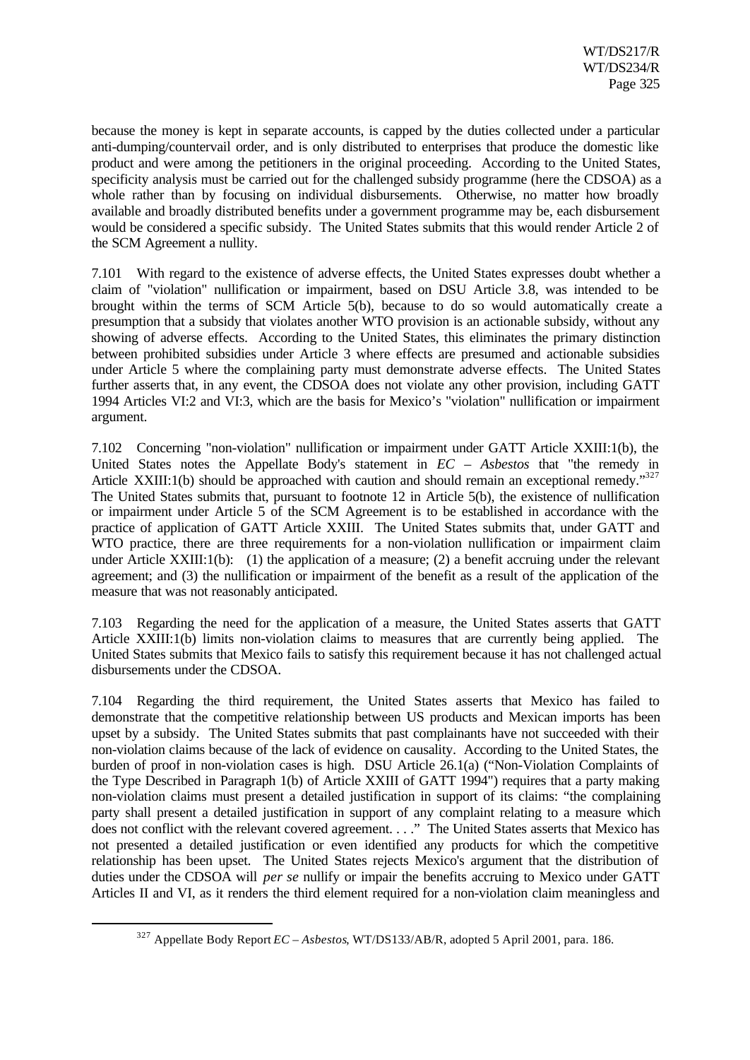because the money is kept in separate accounts, is capped by the duties collected under a particular anti-dumping/countervail order, and is only distributed to enterprises that produce the domestic like product and were among the petitioners in the original proceeding. According to the United States, specificity analysis must be carried out for the challenged subsidy programme (here the CDSOA) as a whole rather than by focusing on individual disbursements. Otherwise, no matter how broadly available and broadly distributed benefits under a government programme may be, each disbursement would be considered a specific subsidy. The United States submits that this would render Article 2 of the SCM Agreement a nullity.

7.101 With regard to the existence of adverse effects, the United States expresses doubt whether a claim of "violation" nullification or impairment, based on DSU Article 3.8, was intended to be brought within the terms of SCM Article 5(b), because to do so would automatically create a presumption that a subsidy that violates another WTO provision is an actionable subsidy, without any showing of adverse effects. According to the United States, this eliminates the primary distinction between prohibited subsidies under Article 3 where effects are presumed and actionable subsidies under Article 5 where the complaining party must demonstrate adverse effects. The United States further asserts that, in any event, the CDSOA does not violate any other provision, including GATT 1994 Articles VI:2 and VI:3, which are the basis for Mexico's "violation" nullification or impairment argument.

7.102 Concerning "non-violation" nullification or impairment under GATT Article XXIII:1(b), the United States notes the Appellate Body's statement in *EC – Asbestos* that "the remedy in Article XXIII:1(b) should be approached with caution and should remain an exceptional remedy."[327] The United States submits that, pursuant to footnote 12 in Article 5(b), the existence of nullification or impairment under Article 5 of the SCM Agreement is to be established in accordance with the practice of application of GATT Article XXIII. The United States submits that, under GATT and WTO practice, there are three requirements for a non-violation nullification or impairment claim under Article XXIII:1(b): (1) the application of a measure; (2) a benefit accruing under the relevant agreement; and (3) the nullification or impairment of the benefit as a result of the application of the measure that was not reasonably anticipated.

7.103 Regarding the need for the application of a measure, the United States asserts that GATT Article XXIII:1(b) limits non-violation claims to measures that are currently being applied. The United States submits that Mexico fails to satisfy this requirement because it has not challenged actual disbursements under the CDSOA.

7.104 Regarding the third requirement, the United States asserts that Mexico has failed to demonstrate that the competitive relationship between US products and Mexican imports has been upset by a subsidy. The United States submits that past complainants have not succeeded with their non-violation claims because of the lack of evidence on causality. According to the United States, the burden of proof in non-violation cases is high. DSU Article 26.1(a) ("Non-Violation Complaints of the Type Described in Paragraph 1(b) of Article XXIII of GATT 1994") requires that a party making non-violation claims must present a detailed justification in support of its claims: "the complaining party shall present a detailed justification in support of any complaint relating to a measure which does not conflict with the relevant covered agreement. . . ." The United States asserts that Mexico has not presented a detailed justification or even identified any products for which the competitive relationship has been upset. The United States rejects Mexico's argument that the distribution of duties under the CDSOA will *per se* nullify or impair the benefits accruing to Mexico under GATT Articles II and VI, as it renders the third element required for a non-violation claim meaningless and

[327] Appellate Body Report *EC – Asbestos*, WT/DS133/AB/R, adopted 5 April 2001, para. 186.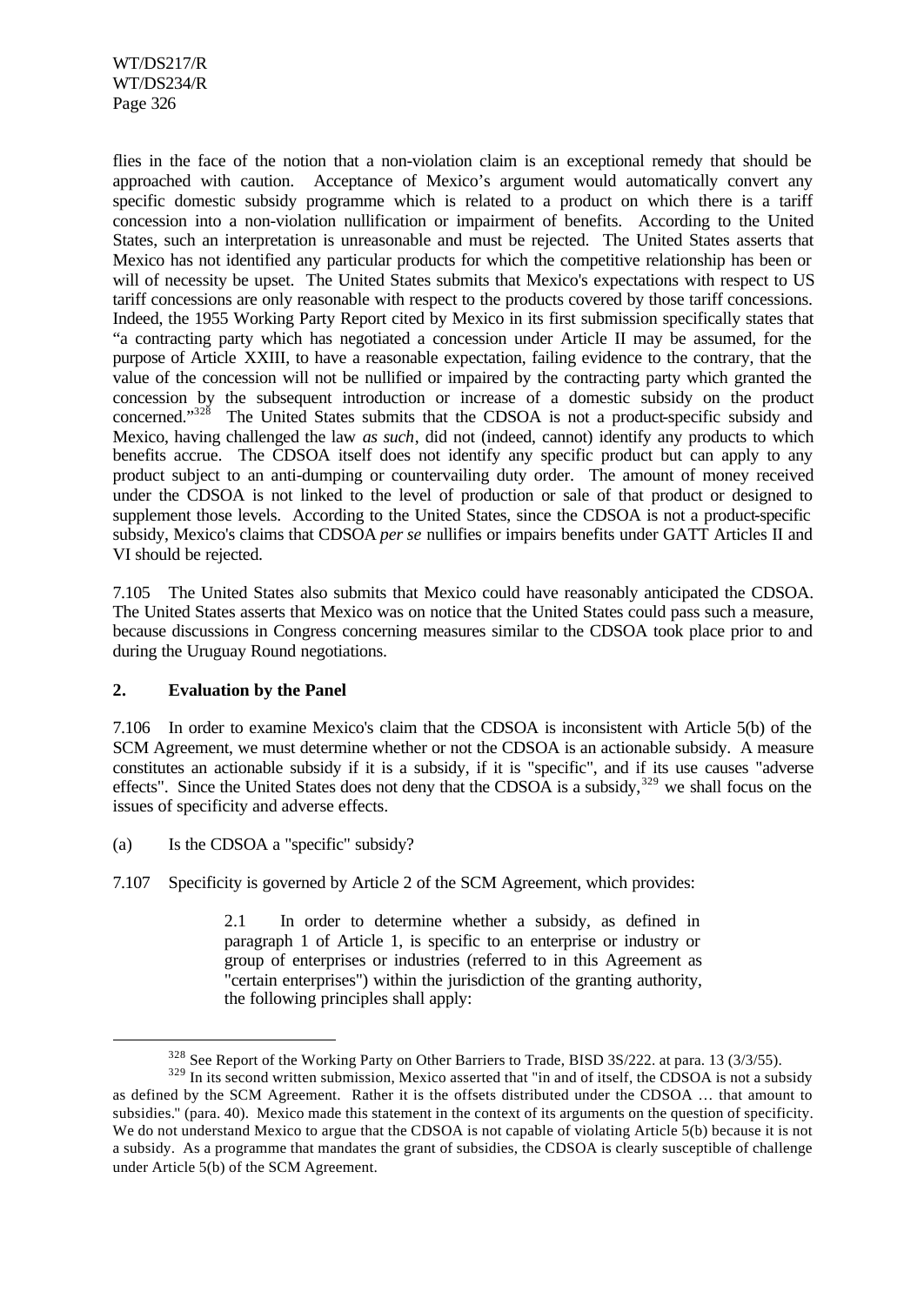flies in the face of the notion that a non-violation claim is an exceptional remedy that should be approached with caution. Acceptance of Mexico's argument would automatically convert any specific domestic subsidy programme which is related to a product on which there is a tariff concession into a non-violation nullification or impairment of benefits. According to the United States, such an interpretation is unreasonable and must be rejected. The United States asserts that Mexico has not identified any particular products for which the competitive relationship has been or will of necessity be upset. The United States submits that Mexico's expectations with respect to US tariff concessions are only reasonable with respect to the products covered by those tariff concessions. Indeed, the 1955 Working Party Report cited by Mexico in its first submission specifically states that "a contracting party which has negotiated a concession under Article II may be assumed, for the purpose of Article XXIII, to have a reasonable expectation, failing evidence to the contrary, that the value of the concession will not be nullified or impaired by the contracting party which granted the concession by the subsequent introduction or increase of a domestic subsidy on the product concerned."[328] The United States submits that the CDSOA is not a product-specific subsidy and Mexico, having challenged the law *as such*, did not (indeed, cannot) identify any products to which benefits accrue. The CDSOA itself does not identify any specific product but can apply to any product subject to an anti-dumping or countervailing duty order. The amount of money received under the CDSOA is not linked to the level of production or sale of that product or designed to supplement those levels. According to the United States, since the CDSOA is not a product-specific subsidy, Mexico's claims that CDSOA *per se* nullifies or impairs benefits under GATT Articles II and VI should be rejected.

7.105 The United States also submits that Mexico could have reasonably anticipated the CDSOA. The United States asserts that Mexico was on notice that the United States could pass such a measure, because discussions in Congress concerning measures similar to the CDSOA took place prior to and during the Uruguay Round negotiations.

## 2. Evaluation by the Panel

7.106 In order to examine Mexico's claim that the CDSOA is inconsistent with Article 5(b) of the SCM Agreement, we must determine whether or not the CDSOA is an actionable subsidy. A measure constitutes an actionable subsidy if it is a subsidy, if it is "specific", and if its use causes "adverse effects". Since the United States does not deny that the CDSOA is a subsidy,[329] we shall focus on the issues of specificity and adverse effects.

### (a) Is the CDSOA a "specific" subsidy?

7.107 Specificity is governed by Article 2 of the SCM Agreement, which provides:

> 2.1 In order to determine whether a subsidy, as defined in paragraph 1 of Article 1, is specific to an enterprise or industry or group of enterprises or industries (referred to in this Agreement as "certain enterprises") within the jurisdiction of the granting authority, the following principles shall apply:

---

[328] See Report of the Working Party on Other Barriers to Trade, BISD 3S/222. at para. 13 (3/3/55).

[329] In its second written submission, Mexico asserted that "in and of itself, the CDSOA is not a subsidy as defined by the SCM Agreement. Rather it is the offsets distributed under the CDSOA … that amount to subsidies." (para. 40). Mexico made this statement in the context of its arguments on the question of specificity. We do not understand Mexico to argue that the CDSOA is not capable of violating Article 5(b) because it is not a subsidy. As a programme that mandates the grant of subsidies, the CDSOA is clearly susceptible of challenge under Article 5(b) of the SCM Agreement.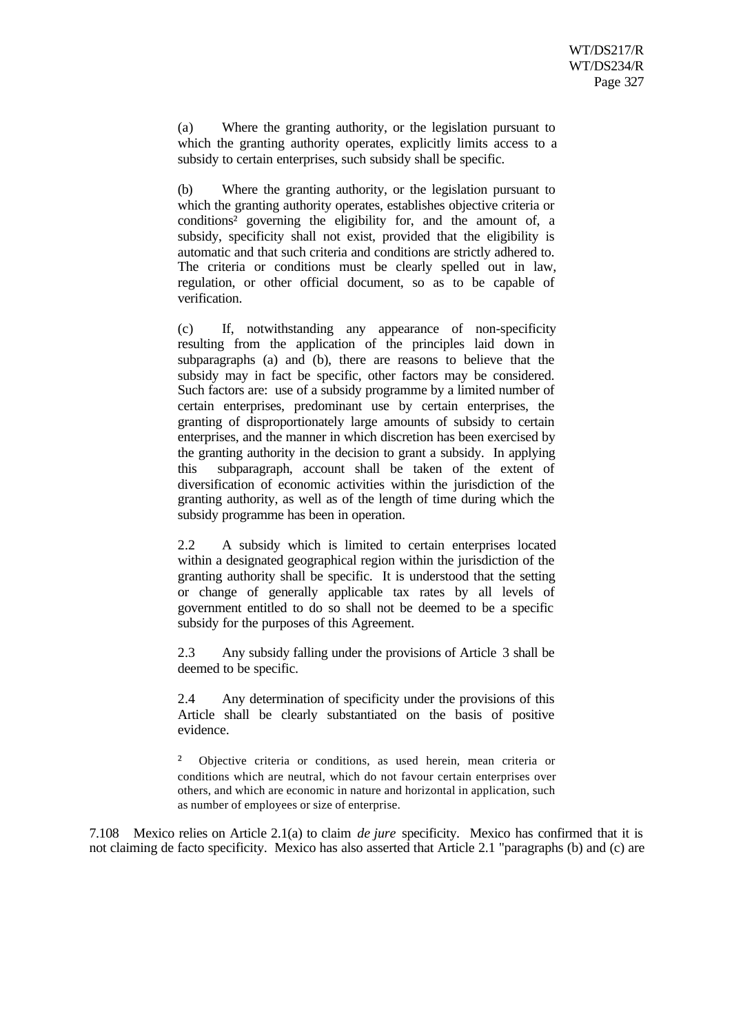(a) Where the granting authority, or the legislation pursuant to which the granting authority operates, explicitly limits access to a subsidy to certain enterprises, such subsidy shall be specific.

(b) Where the granting authority, or the legislation pursuant to which the granting authority operates, establishes objective criteria or conditions[2] governing the eligibility for, and the amount of, a subsidy, specificity shall not exist, provided that the eligibility is automatic and that such criteria and conditions are strictly adhered to. The criteria or conditions must be clearly spelled out in law, regulation, or other official document, so as to be capable of verification.

(c) If, notwithstanding any appearance of non-specificity resulting from the application of the principles laid down in subparagraphs (a) and (b), there are reasons to believe that the subsidy may in fact be specific, other factors may be considered. Such factors are: use of a subsidy programme by a limited number of certain enterprises, predominant use by certain enterprises, the granting of disproportionately large amounts of subsidy to certain enterprises, and the manner in which discretion has been exercised by the granting authority in the decision to grant a subsidy. In applying this subparagraph, account shall be taken of the extent of diversification of economic activities within the jurisdiction of the granting authority, as well as of the length of time during which the subsidy programme has been in operation.

2.2 A subsidy which is limited to certain enterprises located within a designated geographical region within the jurisdiction of the granting authority shall be specific. It is understood that the setting or change of generally applicable tax rates by all levels of government entitled to do so shall not be deemed to be a specific subsidy for the purposes of this Agreement.

2.3 Any subsidy falling under the provisions of Article 3 shall be deemed to be specific.

2.4 Any determination of specificity under the provisions of this Article shall be clearly substantiated on the basis of positive evidence.

[2] Objective criteria or conditions, as used herein, mean criteria or conditions which are neutral, which do not favour certain enterprises over others, and which are economic in nature and horizontal in application, such as number of employees or size of enterprise.

7.108 Mexico relies on Article 2.1(a) to claim *de jure* specificity. Mexico has confirmed that it is not claiming de facto specificity. Mexico has also asserted that Article 2.1 "paragraphs (b) and (c) are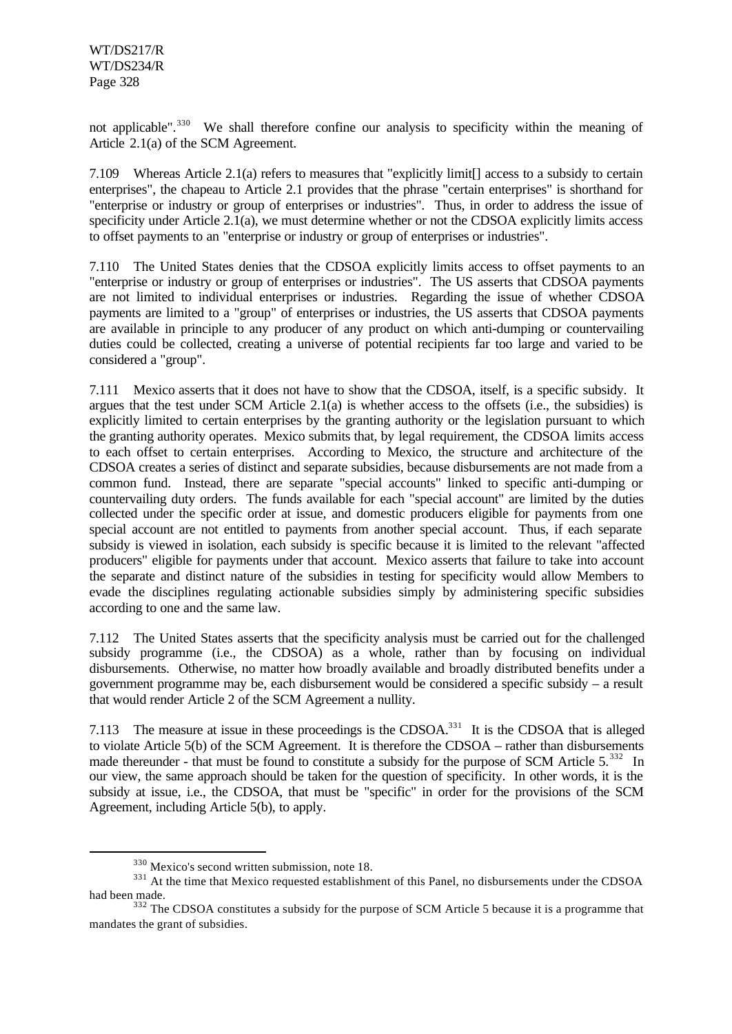not applicable".[330] We shall therefore confine our analysis to specificity within the meaning of Article 2.1(a) of the SCM Agreement.

7.109 Whereas Article 2.1(a) refers to measures that "explicitly limit[] access to a subsidy to certain enterprises", the chapeau to Article 2.1 provides that the phrase "certain enterprises" is shorthand for "enterprise or industry or group of enterprises or industries". Thus, in order to address the issue of specificity under Article 2.1(a), we must determine whether or not the CDSOA explicitly limits access to offset payments to an "enterprise or industry or group of enterprises or industries".

7.110 The United States denies that the CDSOA explicitly limits access to offset payments to an "enterprise or industry or group of enterprises or industries". The US asserts that CDSOA payments are not limited to individual enterprises or industries. Regarding the issue of whether CDSOA payments are limited to a "group" of enterprises or industries, the US asserts that CDSOA payments are available in principle to any producer of any product on which anti-dumping or countervailing duties could be collected, creating a universe of potential recipients far too large and varied to be considered a "group".

7.111 Mexico asserts that it does not have to show that the CDSOA, itself, is a specific subsidy. It argues that the test under SCM Article 2.1(a) is whether access to the offsets (i.e., the subsidies) is explicitly limited to certain enterprises by the granting authority or the legislation pursuant to which the granting authority operates. Mexico submits that, by legal requirement, the CDSOA limits access to each offset to certain enterprises. According to Mexico, the structure and architecture of the CDSOA creates a series of distinct and separate subsidies, because disbursements are not made from a common fund. Instead, there are separate "special accounts" linked to specific anti-dumping or countervailing duty orders. The funds available for each "special account" are limited by the duties collected under the specific order at issue, and domestic producers eligible for payments from one special account are not entitled to payments from another special account. Thus, if each separate subsidy is viewed in isolation, each subsidy is specific because it is limited to the relevant "affected producers" eligible for payments under that account. Mexico asserts that failure to take into account the separate and distinct nature of the subsidies in testing for specificity would allow Members to evade the disciplines regulating actionable subsidies simply by administering specific subsidies according to one and the same law.

7.112 The United States asserts that the specificity analysis must be carried out for the challenged subsidy programme (i.e., the CDSOA) as a whole, rather than by focusing on individual disbursements. Otherwise, no matter how broadly available and broadly distributed benefits under a government programme may be, each disbursement would be considered a specific subsidy – a result that would render Article 2 of the SCM Agreement a nullity.

7.113 The measure at issue in these proceedings is the CDSOA.[331] It is the CDSOA that is alleged to violate Article 5(b) of the SCM Agreement. It is therefore the CDSOA – rather than disbursements made thereunder - that must be found to constitute a subsidy for the purpose of SCM Article 5.[332] In our view, the same approach should be taken for the question of specificity. In other words, it is the subsidy at issue, i.e., the CDSOA, that must be "specific" in order for the provisions of the SCM Agreement, including Article 5(b), to apply.

---

[330] Mexico's second written submission, note 18.

[331] At the time that Mexico requested establishment of this Panel, no disbursements under the CDSOA had been made.

[332] The CDSOA constitutes a subsidy for the purpose of SCM Article 5 because it is a programme that mandates the grant of subsidies.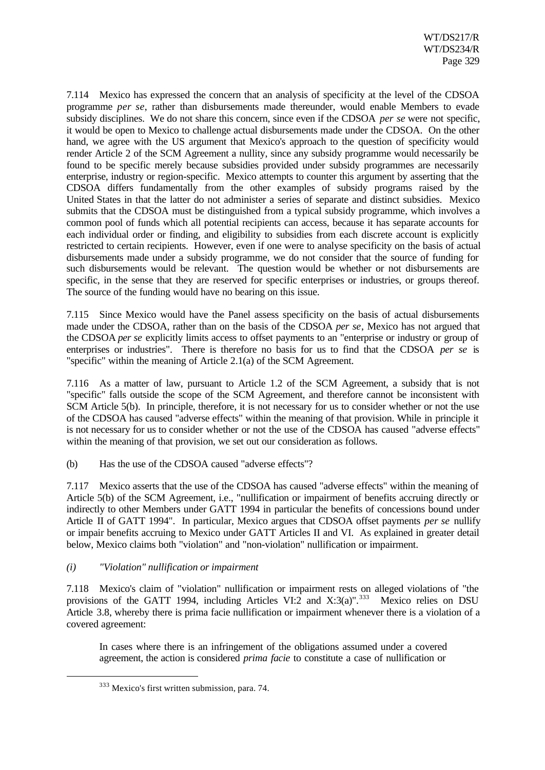7.114 Mexico has expressed the concern that an analysis of specificity at the level of the CDSOA programme *per se*, rather than disbursements made thereunder, would enable Members to evade subsidy disciplines. We do not share this concern, since even if the CDSOA *per se* were not specific, it would be open to Mexico to challenge actual disbursements made under the CDSOA. On the other hand, we agree with the US argument that Mexico's approach to the question of specificity would render Article 2 of the SCM Agreement a nullity, since any subsidy programme would necessarily be found to be specific merely because subsidies provided under subsidy programmes are necessarily enterprise, industry or region-specific. Mexico attempts to counter this argument by asserting that the CDSOA differs fundamentally from the other examples of subsidy programs raised by the United States in that the latter do not administer a series of separate and distinct subsidies. Mexico submits that the CDSOA must be distinguished from a typical subsidy programme, which involves a common pool of funds which all potential recipients can access, because it has separate accounts for each individual order or finding, and eligibility to subsidies from each discrete account is explicitly restricted to certain recipients. However, even if one were to analyse specificity on the basis of actual disbursements made under a subsidy programme, we do not consider that the source of funding for such disbursements would be relevant. The question would be whether or not disbursements are specific, in the sense that they are reserved for specific enterprises or industries, or groups thereof. The source of the funding would have no bearing on this issue.

7.115 Since Mexico would have the Panel assess specificity on the basis of actual disbursements made under the CDSOA, rather than on the basis of the CDSOA *per se*, Mexico has not argued that the CDSOA *per se* explicitly limits access to offset payments to an "enterprise or industry or group of enterprises or industries". There is therefore no basis for us to find that the CDSOA *per se* is "specific" within the meaning of Article 2.1(a) of the SCM Agreement.

7.116 As a matter of law, pursuant to Article 1.2 of the SCM Agreement, a subsidy that is not "specific" falls outside the scope of the SCM Agreement, and therefore cannot be inconsistent with SCM Article 5(b). In principle, therefore, it is not necessary for us to consider whether or not the use of the CDSOA has caused "adverse effects" within the meaning of that provision. While in principle it is not necessary for us to consider whether or not the use of the CDSOA has caused "adverse effects" within the meaning of that provision, we set out our consideration as follows.

(b) Has the use of the CDSOA caused "adverse effects"?

7.117 Mexico asserts that the use of the CDSOA has caused "adverse effects" within the meaning of Article 5(b) of the SCM Agreement, i.e., "nullification or impairment of benefits accruing directly or indirectly to other Members under GATT 1994 in particular the benefits of concessions bound under Article II of GATT 1994". In particular, Mexico argues that CDSOA offset payments *per se* nullify or impair benefits accruing to Mexico under GATT Articles II and VI. As explained in greater detail below, Mexico claims both "violation" and "non-violation" nullification or impairment.

*(i) "Violation" nullification or impairment*

7.118 Mexico's claim of "violation" nullification or impairment rests on alleged violations of "the provisions of the GATT 1994, including Articles VI:2 and X:3(a)".[333] Mexico relies on DSU Article 3.8, whereby there is prima facie nullification or impairment whenever there is a violation of a covered agreement:

> In cases where there is an infringement of the obligations assumed under a covered agreement, the action is considered *prima facie* to constitute a case of nullification or

[333] Mexico's first written submission, para. 74.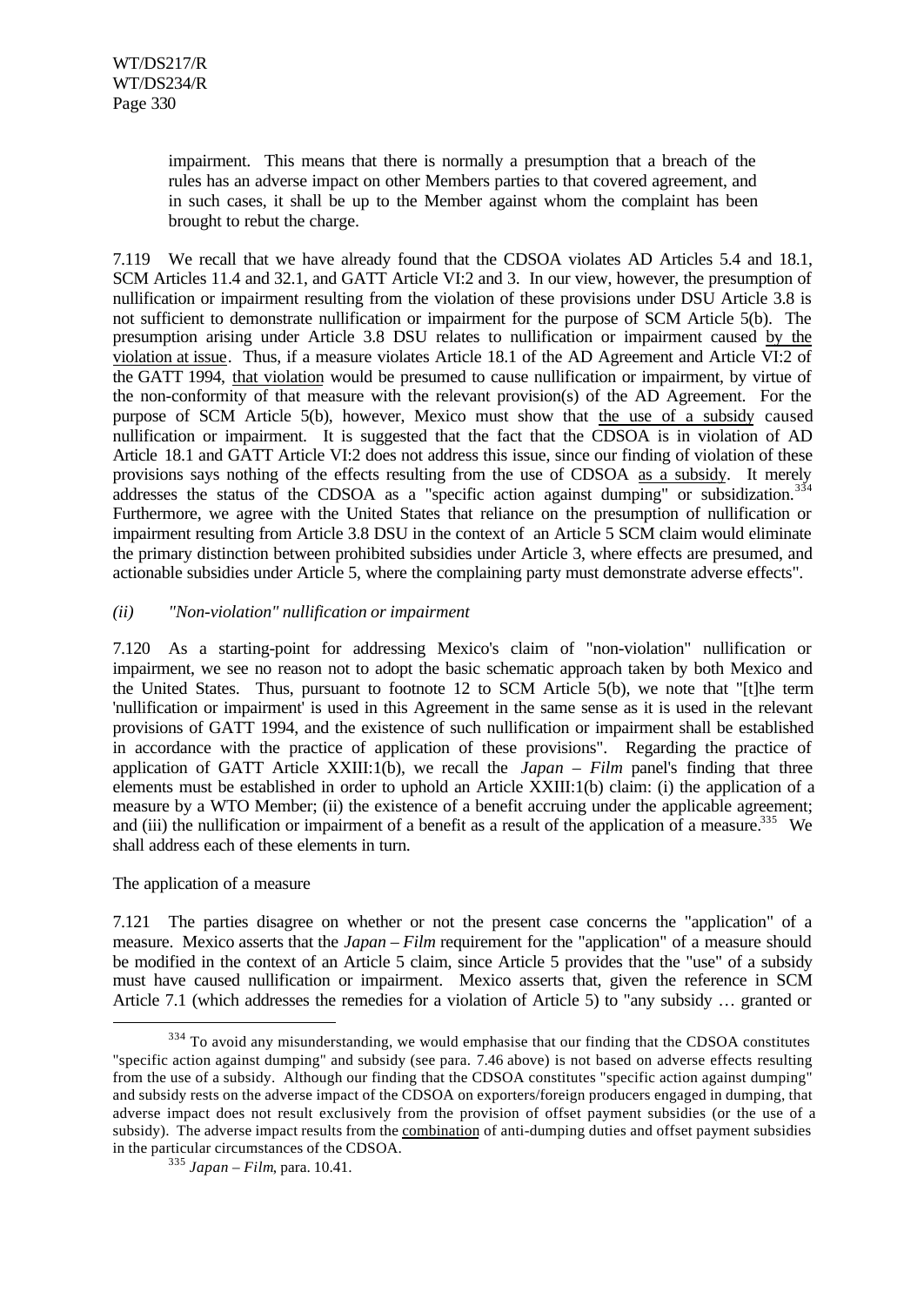impairment. This means that there is normally a presumption that a breach of the rules has an adverse impact on other Members parties to that covered agreement, and in such cases, it shall be up to the Member against whom the complaint has been brought to rebut the charge.

7.119 We recall that we have already found that the CDSOA violates AD Articles 5.4 and 18.1, SCM Articles 11.4 and 32.1, and GATT Article VI:2 and 3. In our view, however, the presumption of nullification or impairment resulting from the violation of these provisions under DSU Article 3.8 is not sufficient to demonstrate nullification or impairment for the purpose of SCM Article 5(b). The presumption arising under Article 3.8 DSU relates to nullification or impairment caused by the violation at issue. Thus, if a measure violates Article 18.1 of the AD Agreement and Article VI:2 of the GATT 1994, that violation would be presumed to cause nullification or impairment, by virtue of the non-conformity of that measure with the relevant provision(s) of the AD Agreement. For the purpose of SCM Article 5(b), however, Mexico must show that the use of a subsidy caused nullification or impairment. It is suggested that the fact that the CDSOA is in violation of AD Article 18.1 and GATT Article VI:2 does not address this issue, since our finding of violation of these provisions says nothing of the effects resulting from the use of CDSOA as a subsidy. It merely addresses the status of the CDSOA as a "specific action against dumping" or subsidization.[334] Furthermore, we agree with the United States that reliance on the presumption of nullification or impairment resulting from Article 3.8 DSU in the context of an Article 5 SCM claim would eliminate the primary distinction between prohibited subsidies under Article 3, where effects are presumed, and actionable subsidies under Article 5, where the complaining party must demonstrate adverse effects".

*(ii) "Non-violation" nullification or impairment*

7.120 As a starting-point for addressing Mexico's claim of "non-violation" nullification or impairment, we see no reason not to adopt the basic schematic approach taken by both Mexico and the United States. Thus, pursuant to footnote 12 to SCM Article 5(b), we note that "[t]he term 'nullification or impairment' is used in this Agreement in the same sense as it is used in the relevant provisions of GATT 1994, and the existence of such nullification or impairment shall be established in accordance with the practice of application of these provisions". Regarding the practice of application of GATT Article XXIII:1(b), we recall the *Japan – Film* panel's finding that three elements must be established in order to uphold an Article XXIII:1(b) claim: (i) the application of a measure by a WTO Member; (ii) the existence of a benefit accruing under the applicable agreement; and (iii) the nullification or impairment of a benefit as a result of the application of a measure.[335] We shall address each of these elements in turn.

The application of a measure

7.121 The parties disagree on whether or not the present case concerns the "application" of a measure. Mexico asserts that the *Japan – Film* requirement for the "application" of a measure should be modified in the context of an Article 5 claim, since Article 5 provides that the "use" of a subsidy must have caused nullification or impairment. Mexico asserts that, given the reference in SCM Article 7.1 (which addresses the remedies for a violation of Article 5) to "any subsidy … granted or

---

[334] To avoid any misunderstanding, we would emphasise that our finding that the CDSOA constitutes "specific action against dumping" and subsidy (see para. 7.46 above) is not based on adverse effects resulting from the use of a subsidy. Although our finding that the CDSOA constitutes "specific action against dumping" and subsidy rests on the adverse impact of the CDSOA on exporters/foreign producers engaged in dumping, that adverse impact does not result exclusively from the provision of offset payment subsidies (or the use of a subsidy). The adverse impact results from the combination of anti-dumping duties and offset payment subsidies in the particular circumstances of the CDSOA.

[335] *Japan – Film*, para. 10.41.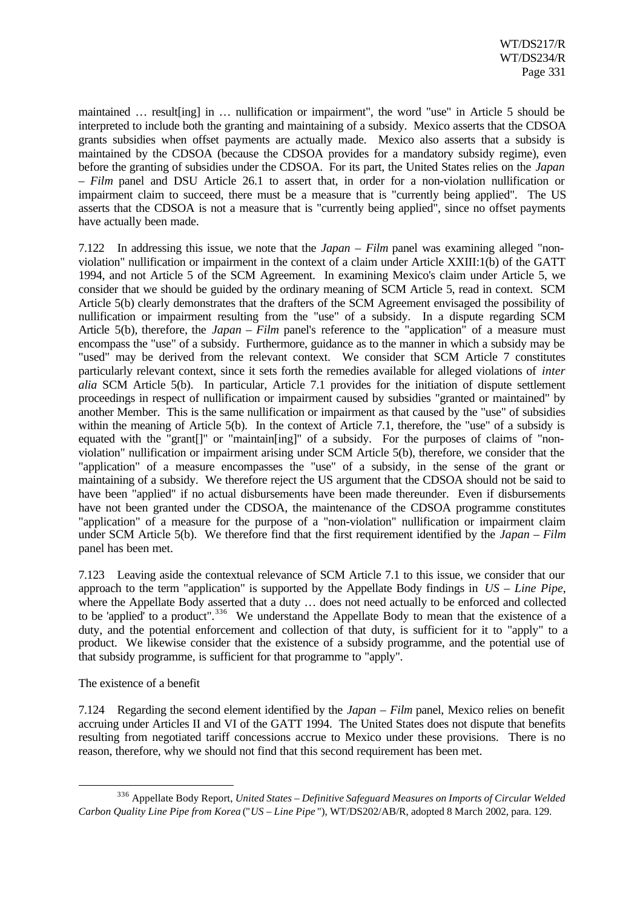maintained … result[ing] in … nullification or impairment", the word "use" in Article 5 should be interpreted to include both the granting and maintaining of a subsidy. Mexico asserts that the CDSOA grants subsidies when offset payments are actually made. Mexico also asserts that a subsidy is maintained by the CDSOA (because the CDSOA provides for a mandatory subsidy regime), even before the granting of subsidies under the CDSOA. For its part, the United States relies on the *Japan – Film* panel and DSU Article 26.1 to assert that, in order for a non-violation nullification or impairment claim to succeed, there must be a measure that is "currently being applied". The US asserts that the CDSOA is not a measure that is "currently being applied", since no offset payments have actually been made.

7.122 In addressing this issue, we note that the *Japan – Film* panel was examining alleged "non-violation" nullification or impairment in the context of a claim under Article XXIII:1(b) of the GATT 1994, and not Article 5 of the SCM Agreement. In examining Mexico's claim under Article 5, we consider that we should be guided by the ordinary meaning of SCM Article 5, read in context. SCM Article 5(b) clearly demonstrates that the drafters of the SCM Agreement envisaged the possibility of nullification or impairment resulting from the "use" of a subsidy. In a dispute regarding SCM Article 5(b), therefore, the *Japan – Film* panel's reference to the "application" of a measure must encompass the "use" of a subsidy. Furthermore, guidance as to the manner in which a subsidy may be "used" may be derived from the relevant context. We consider that SCM Article 7 constitutes particularly relevant context, since it sets forth the remedies available for alleged violations of *inter alia* SCM Article 5(b). In particular, Article 7.1 provides for the initiation of dispute settlement proceedings in respect of nullification or impairment caused by subsidies "granted or maintained" by another Member. This is the same nullification or impairment as that caused by the "use" of subsidies within the meaning of Article 5(b). In the context of Article 7.1, therefore, the "use" of a subsidy is equated with the "grant[]" or "maintain[ing]" of a subsidy. For the purposes of claims of "non-violation" nullification or impairment arising under SCM Article 5(b), therefore, we consider that the "application" of a measure encompasses the "use" of a subsidy, in the sense of the grant or maintaining of a subsidy. We therefore reject the US argument that the CDSOA should not be said to have been "applied" if no actual disbursements have been made thereunder. Even if disbursements have not been granted under the CDSOA, the maintenance of the CDSOA programme constitutes "application" of a measure for the purpose of a "non-violation" nullification or impairment claim under SCM Article 5(b). We therefore find that the first requirement identified by the *Japan – Film* panel has been met.

7.123 Leaving aside the contextual relevance of SCM Article 7.1 to this issue, we consider that our approach to the term "application" is supported by the Appellate Body findings in *US – Line Pipe*, where the Appellate Body asserted that a duty … does not need actually to be enforced and collected to be 'applied' to a product".[336] We understand the Appellate Body to mean that the existence of a duty, and the potential enforcement and collection of that duty, is sufficient for it to "apply" to a product. We likewise consider that the existence of a subsidy programme, and the potential use of that subsidy programme, is sufficient for that programme to "apply".

The existence of a benefit

7.124 Regarding the second element identified by the *Japan – Film* panel, Mexico relies on benefit accruing under Articles II and VI of the GATT 1994. The United States does not dispute that benefits resulting from negotiated tariff concessions accrue to Mexico under these provisions. There is no reason, therefore, why we should not find that this second requirement has been met.

---

[336] Appellate Body Report, *United States – Definitive Safeguard Measures on Imports of Circular Welded Carbon Quality Line Pipe from Korea* ("*US – Line Pipe*"), WT/DS202/AB/R, adopted 8 March 2002, para. 129.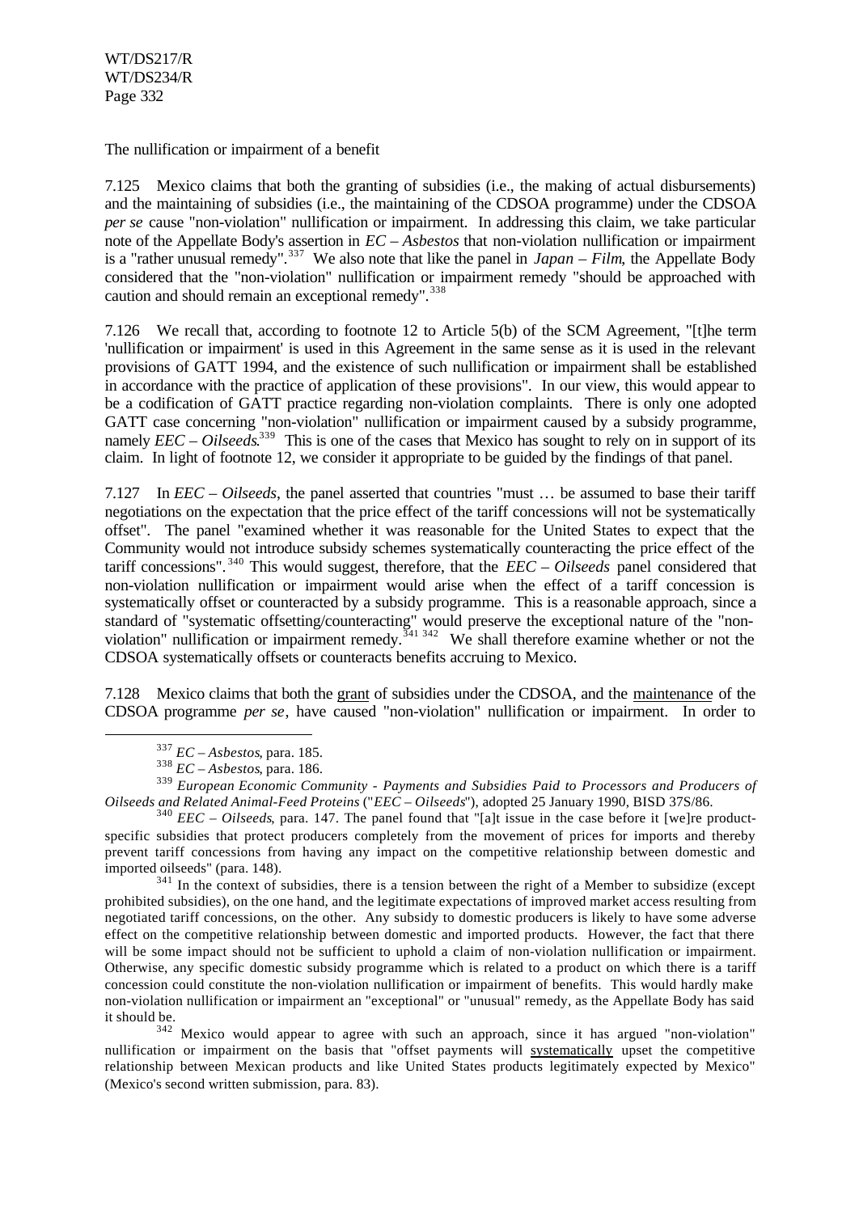The nullification or impairment of a benefit

7.125 Mexico claims that both the granting of subsidies (i.e., the making of actual disbursements) and the maintaining of subsidies (i.e., the maintaining of the CDSOA programme) under the CDSOA *per se* cause "non-violation" nullification or impairment. In addressing this claim, we take particular note of the Appellate Body's assertion in *EC – Asbestos* that non-violation nullification or impairment is a "rather unusual remedy".[337] We also note that like the panel in *Japan – Film*, the Appellate Body considered that the "non-violation" nullification or impairment remedy "should be approached with caution and should remain an exceptional remedy".[338]

7.126 We recall that, according to footnote 12 to Article 5(b) of the SCM Agreement, "[t]he term 'nullification or impairment' is used in this Agreement in the same sense as it is used in the relevant provisions of GATT 1994, and the existence of such nullification or impairment shall be established in accordance with the practice of application of these provisions". In our view, this would appear to be a codification of GATT practice regarding non-violation complaints. There is only one adopted GATT case concerning "non-violation" nullification or impairment caused by a subsidy programme, namely *EEC – Oilseeds*.[339] This is one of the cases that Mexico has sought to rely on in support of its claim. In light of footnote 12, we consider it appropriate to be guided by the findings of that panel.

7.127 In *EEC – Oilseeds*, the panel asserted that countries "must … be assumed to base their tariff negotiations on the expectation that the price effect of the tariff concessions will not be systematically offset". The panel "examined whether it was reasonable for the United States to expect that the Community would not introduce subsidy schemes systematically counteracting the price effect of the tariff concessions".[340] This would suggest, therefore, that the *EEC – Oilseeds* panel considered that non-violation nullification or impairment would arise when the effect of a tariff concession is systematically offset or counteracted by a subsidy programme. This is a reasonable approach, since a standard of "systematic offsetting/counteracting" would preserve the exceptional nature of the "non-violation" nullification or impairment remedy.[341] [342] We shall therefore examine whether or not the CDSOA systematically offsets or counteracts benefits accruing to Mexico.

7.128 Mexico claims that both the <u>grant</u> of subsidies under the CDSOA, and the <u>maintenance</u> of the CDSOA programme *per se*, have caused "non-violation" nullification or impairment. In order to

---

[337] *EC – Asbestos*, para. 185.

[338] *EC – Asbestos*, para. 186.

[339] *European Economic Community - Payments and Subsidies Paid to Processors and Producers of Oilseeds and Related Animal-Feed Proteins* ("*EEC – Oilseeds*"), adopted 25 January 1990, BISD 37S/86.

[340] *EEC – Oilseeds*, para. 147. The panel found that "[a]t issue in the case before it [we]re product-specific subsidies that protect producers completely from the movement of prices for imports and thereby prevent tariff concessions from having any impact on the competitive relationship between domestic and imported oilseeds" (para. 148).

[341] In the context of subsidies, there is a tension between the right of a Member to subsidize (except prohibited subsidies), on the one hand, and the legitimate expectations of improved market access resulting from negotiated tariff concessions, on the other. Any subsidy to domestic producers is likely to have some adverse effect on the competitive relationship between domestic and imported products. However, the fact that there will be some impact should not be sufficient to uphold a claim of non-violation nullification or impairment. Otherwise, any specific domestic subsidy programme which is related to a product on which there is a tariff concession could constitute the non-violation nullification or impairment of benefits. This would hardly make non-violation nullification or impairment an "exceptional" or "unusual" remedy, as the Appellate Body has said it should be.

[342] Mexico would appear to agree with such an approach, since it has argued "non-violation" nullification or impairment on the basis that "offset payments will <u>systematically</u> upset the competitive relationship between Mexican products and like United States products legitimately expected by Mexico" (Mexico's second written submission, para. 83).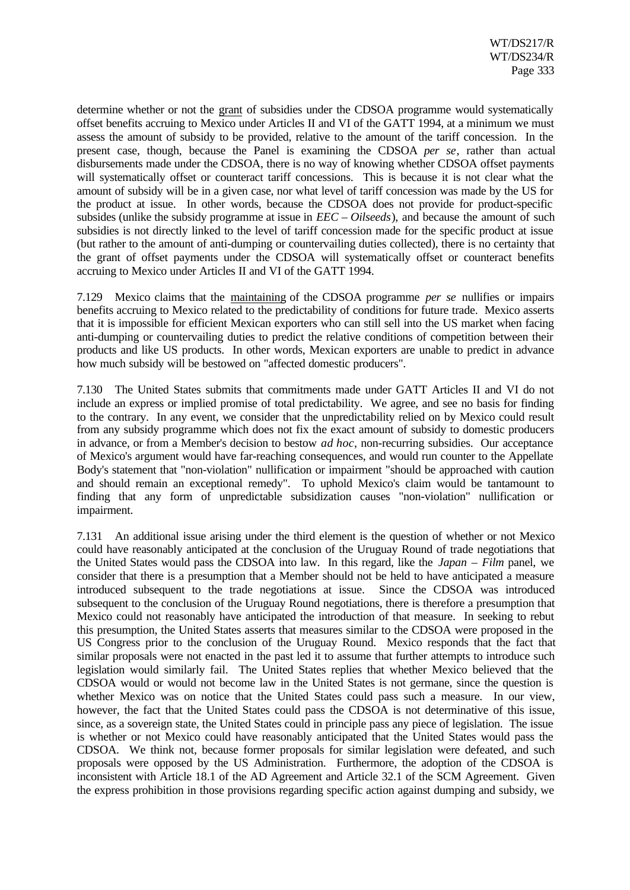determine whether or not the grant of subsidies under the CDSOA programme would systematically offset benefits accruing to Mexico under Articles II and VI of the GATT 1994, at a minimum we must assess the amount of subsidy to be provided, relative to the amount of the tariff concession. In the present case, though, because the Panel is examining the CDSOA *per se*, rather than actual disbursements made under the CDSOA, there is no way of knowing whether CDSOA offset payments will systematically offset or counteract tariff concessions. This is because it is not clear what the amount of subsidy will be in a given case, nor what level of tariff concession was made by the US for the product at issue. In other words, because the CDSOA does not provide for product-specific subsides (unlike the subsidy programme at issue in *EEC – Oilseeds*), and because the amount of such subsidies is not directly linked to the level of tariff concession made for the specific product at issue (but rather to the amount of anti-dumping or countervailing duties collected), there is no certainty that the grant of offset payments under the CDSOA will systematically offset or counteract benefits accruing to Mexico under Articles II and VI of the GATT 1994.

7.129 Mexico claims that the maintaining of the CDSOA programme *per se* nullifies or impairs benefits accruing to Mexico related to the predictability of conditions for future trade. Mexico asserts that it is impossible for efficient Mexican exporters who can still sell into the US market when facing anti-dumping or countervailing duties to predict the relative conditions of competition between their products and like US products. In other words, Mexican exporters are unable to predict in advance how much subsidy will be bestowed on "affected domestic producers".

7.130 The United States submits that commitments made under GATT Articles II and VI do not include an express or implied promise of total predictability. We agree, and see no basis for finding to the contrary. In any event, we consider that the unpredictability relied on by Mexico could result from any subsidy programme which does not fix the exact amount of subsidy to domestic producers in advance, or from a Member's decision to bestow *ad hoc*, non-recurring subsidies. Our acceptance of Mexico's argument would have far-reaching consequences, and would run counter to the Appellate Body's statement that "non-violation" nullification or impairment "should be approached with caution and should remain an exceptional remedy". To uphold Mexico's claim would be tantamount to finding that any form of unpredictable subsidization causes "non-violation" nullification or impairment.

7.131 An additional issue arising under the third element is the question of whether or not Mexico could have reasonably anticipated at the conclusion of the Uruguay Round of trade negotiations that the United States would pass the CDSOA into law. In this regard, like the *Japan – Film* panel, we consider that there is a presumption that a Member should not be held to have anticipated a measure introduced subsequent to the trade negotiations at issue. Since the CDSOA was introduced subsequent to the conclusion of the Uruguay Round negotiations, there is therefore a presumption that Mexico could not reasonably have anticipated the introduction of that measure. In seeking to rebut this presumption, the United States asserts that measures similar to the CDSOA were proposed in the US Congress prior to the conclusion of the Uruguay Round. Mexico responds that the fact that similar proposals were not enacted in the past led it to assume that further attempts to introduce such legislation would similarly fail. The United States replies that whether Mexico believed that the CDSOA would or would not become law in the United States is not germane, since the question is whether Mexico was on notice that the United States could pass such a measure. In our view, however, the fact that the United States could pass the CDSOA is not determinative of this issue, since, as a sovereign state, the United States could in principle pass any piece of legislation. The issue is whether or not Mexico could have reasonably anticipated that the United States would pass the CDSOA. We think not, because former proposals for similar legislation were defeated, and such proposals were opposed by the US Administration. Furthermore, the adoption of the CDSOA is inconsistent with Article 18.1 of the AD Agreement and Article 32.1 of the SCM Agreement. Given the express prohibition in those provisions regarding specific action against dumping and subsidy, we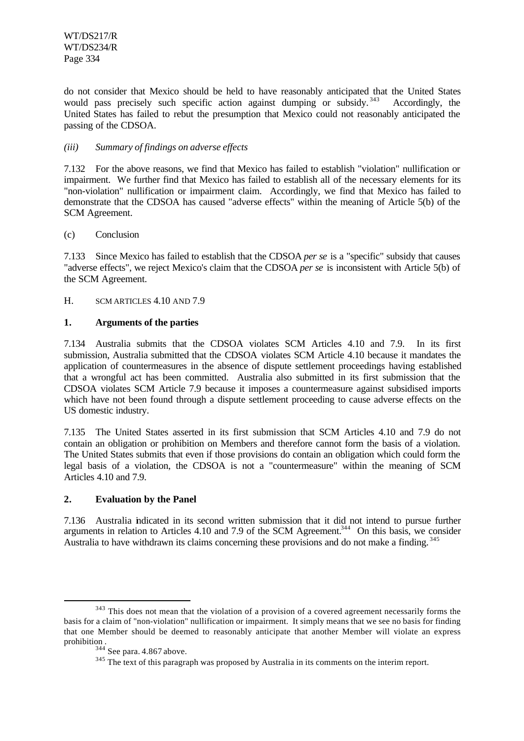do not consider that Mexico should be held to have reasonably anticipated that the United States would pass precisely such specific action against dumping or subsidy.[343] Accordingly, the United States has failed to rebut the presumption that Mexico could not reasonably anticipated the passing of the CDSOA.

*(iii) Summary of findings on adverse effects*

7.132 For the above reasons, we find that Mexico has failed to establish "violation" nullification or impairment. We further find that Mexico has failed to establish all of the necessary elements for its "non-violation" nullification or impairment claim. Accordingly, we find that Mexico has failed to demonstrate that the CDSOA has caused "adverse effects" within the meaning of Article 5(b) of the SCM Agreement.

(c) Conclusion

7.133 Since Mexico has failed to establish that the CDSOA *per se* is a "specific" subsidy that causes "adverse effects", we reject Mexico's claim that the CDSOA *per se* is inconsistent with Article 5(b) of the SCM Agreement.

H. SCM ARTICLES 4.10 AND 7.9

**1. Arguments of the parties**

7.134 Australia submits that the CDSOA violates SCM Articles 4.10 and 7.9. In its first submission, Australia submitted that the CDSOA violates SCM Article 4.10 because it mandates the application of countermeasures in the absence of dispute settlement proceedings having established that a wrongful act has been committed. Australia also submitted in its first submission that the CDSOA violates SCM Article 7.9 because it imposes a countermeasure against subsidised imports which have not been found through a dispute settlement proceeding to cause adverse effects on the US domestic industry.

7.135 The United States asserted in its first submission that SCM Articles 4.10 and 7.9 do not contain an obligation or prohibition on Members and therefore cannot form the basis of a violation. The United States submits that even if those provisions do contain an obligation which could form the legal basis of a violation, the CDSOA is not a "countermeasure" within the meaning of SCM Articles 4.10 and 7.9.

**2. Evaluation by the Panel**

7.136 Australia indicated in its second written submission that it did not intend to pursue further arguments in relation to Articles 4.10 and 7.9 of the SCM Agreement.[344] On this basis, we consider Australia to have withdrawn its claims concerning these provisions and do not make a finding.[345]

[343] This does not mean that the violation of a provision of a covered agreement necessarily forms the basis for a claim of "non-violation" nullification or impairment. It simply means that we see no basis for finding that one Member should be deemed to reasonably anticipate that another Member will violate an express prohibition.

[344] See para. 4.867 above.

[345] The text of this paragraph was proposed by Australia in its comments on the interim report.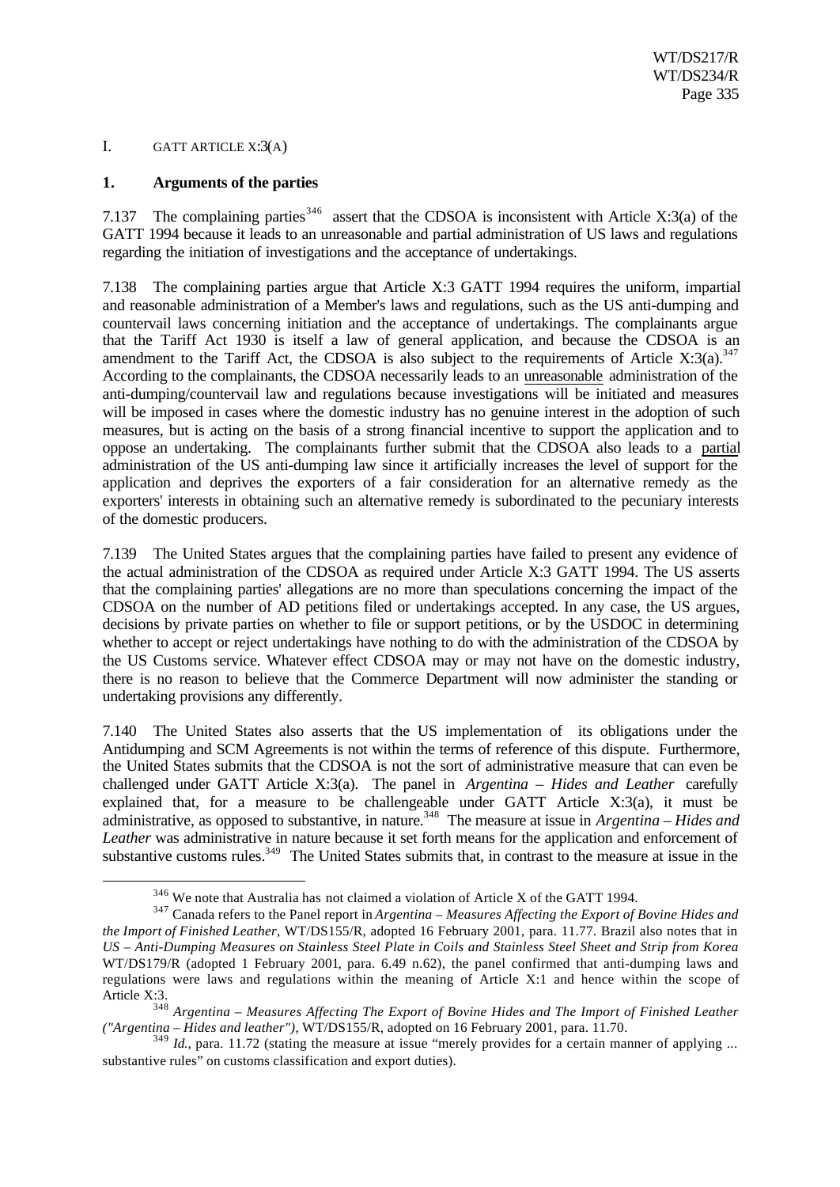## I. GATT ARTICLE X:3(A)

### 1. Arguments of the parties

7.137 The complaining parties[346] assert that the CDSOA is inconsistent with Article X:3(a) of the GATT 1994 because it leads to an unreasonable and partial administration of US laws and regulations regarding the initiation of investigations and the acceptance of undertakings.

7.138 The complaining parties argue that Article X:3 GATT 1994 requires the uniform, impartial and reasonable administration of a Member's laws and regulations, such as the US anti-dumping and countervail laws concerning initiation and the acceptance of undertakings. The complainants argue that the Tariff Act 1930 is itself a law of general application, and because the CDSOA is an amendment to the Tariff Act, the CDSOA is also subject to the requirements of Article X:3(a).[347] According to the complainants, the CDSOA necessarily leads to an unreasonable administration of the anti-dumping/countervail law and regulations because investigations will be initiated and measures will be imposed in cases where the domestic industry has no genuine interest in the adoption of such measures, but is acting on the basis of a strong financial incentive to support the application and to oppose an undertaking. The complainants further submit that the CDSOA also leads to a partial administration of the US anti-dumping law since it artificially increases the level of support for the application and deprives the exporters of a fair consideration for an alternative remedy as the exporters' interests in obtaining such an alternative remedy is subordinated to the pecuniary interests of the domestic producers.

7.139 The United States argues that the complaining parties have failed to present any evidence of the actual administration of the CDSOA as required under Article X:3 GATT 1994. The US asserts that the complaining parties' allegations are no more than speculations concerning the impact of the CDSOA on the number of AD petitions filed or undertakings accepted. In any case, the US argues, decisions by private parties on whether to file or support petitions, or by the USDOC in determining whether to accept or reject undertakings have nothing to do with the administration of the CDSOA by the US Customs service. Whatever effect CDSOA may or may not have on the domestic industry, there is no reason to believe that the Commerce Department will now administer the standing or undertaking provisions any differently.

7.140 The United States also asserts that the US implementation of its obligations under the Antidumping and SCM Agreements is not within the terms of reference of this dispute. Furthermore, the United States submits that the CDSOA is not the sort of administrative measure that can even be challenged under GATT Article X:3(a). The panel in *Argentina – Hides and Leather* carefully explained that, for a measure to be challengeable under GATT Article X:3(a), it must be administrative, as opposed to substantive, in nature.[348] The measure at issue in *Argentina – Hides and Leather* was administrative in nature because it set forth means for the application and enforcement of substantive customs rules.[349] The United States submits that, in contrast to the measure at issue in the

---

[346] We note that Australia has not claimed a violation of Article X of the GATT 1994.

[347] Canada refers to the Panel report in *Argentina – Measures Affecting the Export of Bovine Hides and the Import of Finished Leather*, WT/DS155/R, adopted 16 February 2001, para. 11.77. Brazil also notes that in *US – Anti-Dumping Measures on Stainless Steel Plate in Coils and Stainless Steel Sheet and Strip from Korea* WT/DS179/R (adopted 1 February 2001, para. 6.49 n.62), the panel confirmed that anti-dumping laws and regulations were laws and regulations within the meaning of Article X:1 and hence within the scope of Article X:3.

[348] *Argentina – Measures Affecting The Export of Bovine Hides and The Import of Finished Leather ("Argentina – Hides and leather")*, WT/DS155/R, adopted on 16 February 2001, para. 11.70.

[349] *Id.*, para. 11.72 (stating the measure at issue "merely provides for a certain manner of applying ... substantive rules" on customs classification and export duties).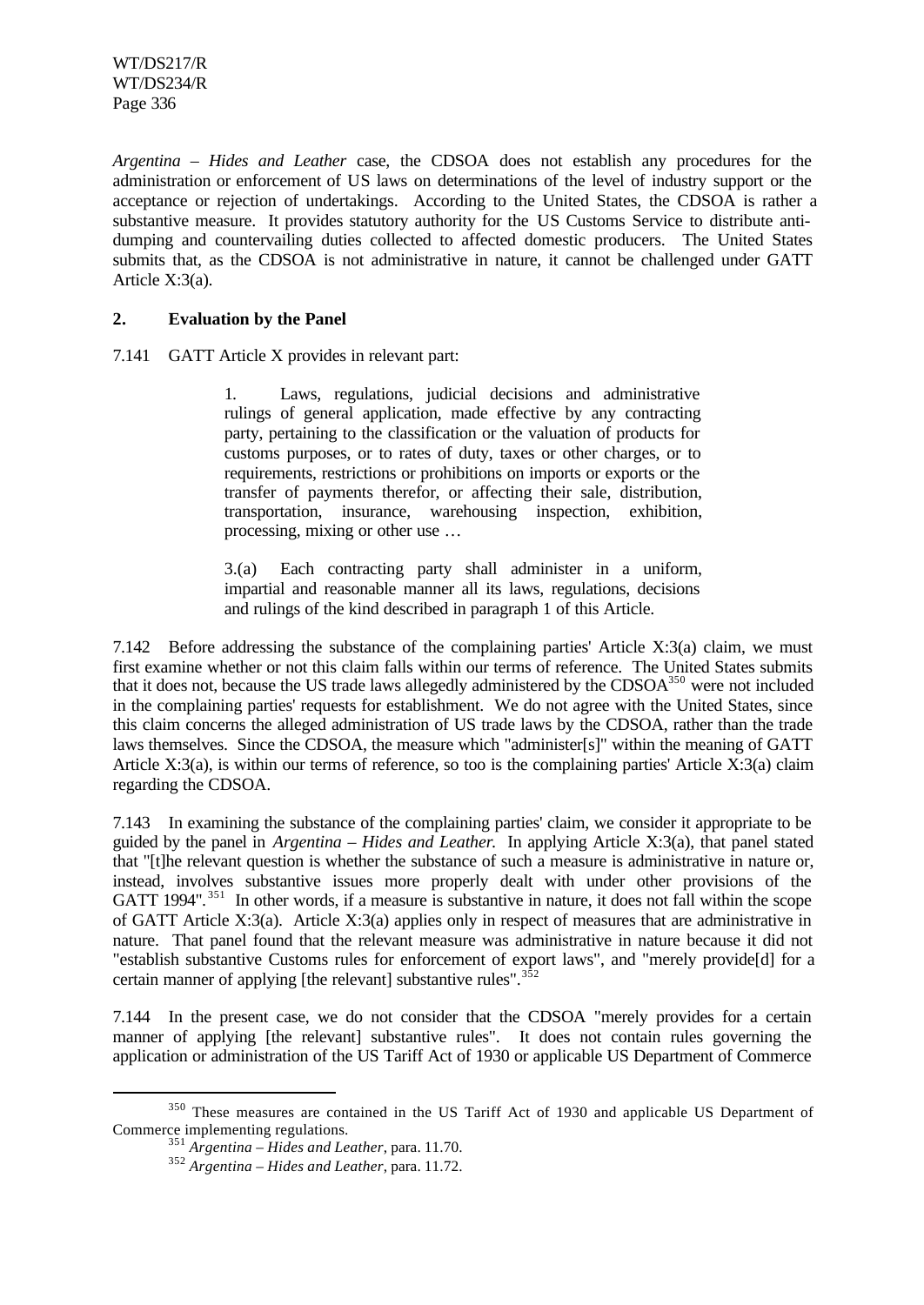*Argentina – Hides and Leather* case, the CDSOA does not establish any procedures for the administration or enforcement of US laws on determinations of the level of industry support or the acceptance or rejection of undertakings. According to the United States, the CDSOA is rather a substantive measure. It provides statutory authority for the US Customs Service to distribute anti-dumping and countervailing duties collected to affected domestic producers. The United States submits that, as the CDSOA is not administrative in nature, it cannot be challenged under GATT Article X:3(a).

## 2. Evaluation by the Panel

7.141 GATT Article X provides in relevant part:

> 1. Laws, regulations, judicial decisions and administrative rulings of general application, made effective by any contracting party, pertaining to the classification or the valuation of products for customs purposes, or to rates of duty, taxes or other charges, or to requirements, restrictions or prohibitions on imports or exports or the transfer of payments therefor, or affecting their sale, distribution, transportation, insurance, warehousing inspection, exhibition, processing, mixing or other use …
>
> 3.(a) Each contracting party shall administer in a uniform, impartial and reasonable manner all its laws, regulations, decisions and rulings of the kind described in paragraph 1 of this Article.

7.142 Before addressing the substance of the complaining parties' Article X:3(a) claim, we must first examine whether or not this claim falls within our terms of reference. The United States submits that it does not, because the US trade laws allegedly administered by the CDSOA[350] were not included in the complaining parties' requests for establishment. We do not agree with the United States, since this claim concerns the alleged administration of US trade laws by the CDSOA, rather than the trade laws themselves. Since the CDSOA, the measure which "administer[s]" within the meaning of GATT Article X:3(a), is within our terms of reference, so too is the complaining parties' Article X:3(a) claim regarding the CDSOA.

7.143 In examining the substance of the complaining parties' claim, we consider it appropriate to be guided by the panel in *Argentina – Hides and Leather.* In applying Article X:3(a), that panel stated that "[t]he relevant question is whether the substance of such a measure is administrative in nature or, instead, involves substantive issues more properly dealt with under other provisions of the GATT 1994".[351] In other words, if a measure is substantive in nature, it does not fall within the scope of GATT Article X:3(a). Article X:3(a) applies only in respect of measures that are administrative in nature. That panel found that the relevant measure was administrative in nature because it did not "establish substantive Customs rules for enforcement of export laws", and "merely provide[d] for a certain manner of applying [the relevant] substantive rules".[352]

7.144 In the present case, we do not consider that the CDSOA "merely provides for a certain manner of applying [the relevant] substantive rules". It does not contain rules governing the application or administration of the US Tariff Act of 1930 or applicable US Department of Commerce

---

[350] These measures are contained in the US Tariff Act of 1930 and applicable US Department of Commerce implementing regulations.

[351] *Argentina – Hides and Leather*, para. 11.70.

[352] *Argentina – Hides and Leather*, para. 11.72.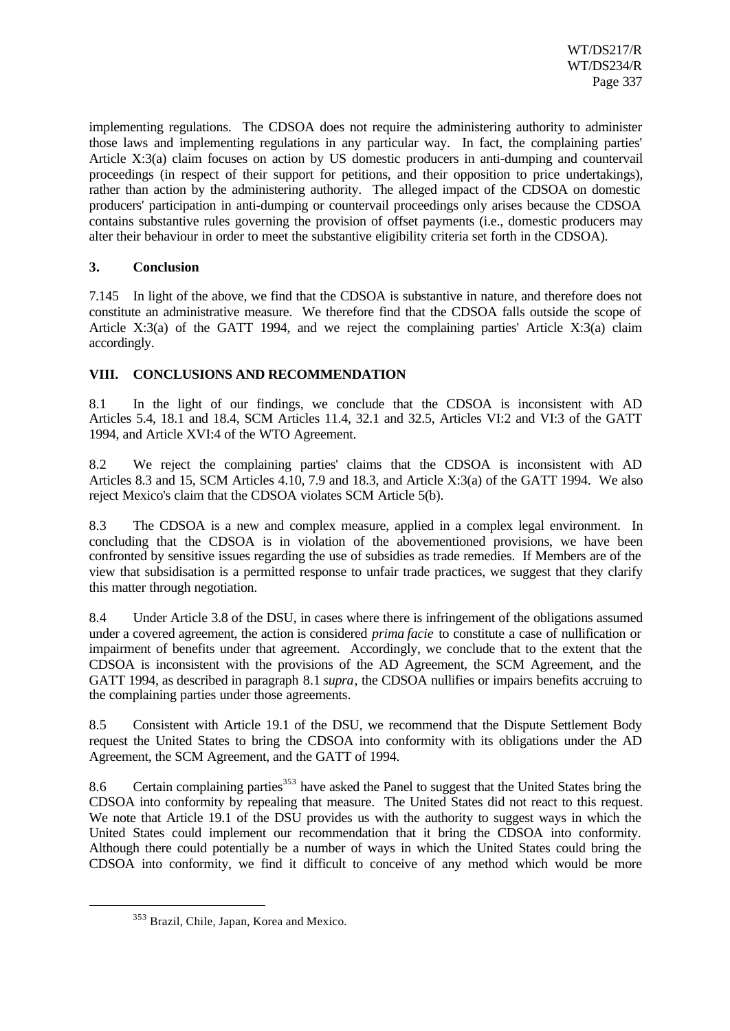implementing regulations. The CDSOA does not require the administering authority to administer those laws and implementing regulations in any particular way. In fact, the complaining parties' Article X:3(a) claim focuses on action by US domestic producers in anti-dumping and countervail proceedings (in respect of their support for petitions, and their opposition to price undertakings), rather than action by the administering authority. The alleged impact of the CDSOA on domestic producers' participation in anti-dumping or countervail proceedings only arises because the CDSOA contains substantive rules governing the provision of offset payments (i.e., domestic producers may alter their behaviour in order to meet the substantive eligibility criteria set forth in the CDSOA).

### 3. Conclusion

7.145 In light of the above, we find that the CDSOA is substantive in nature, and therefore does not constitute an administrative measure. We therefore find that the CDSOA falls outside the scope of Article X:3(a) of the GATT 1994, and we reject the complaining parties' Article X:3(a) claim accordingly.

## VIII. CONCLUSIONS AND RECOMMENDATION

8.1 In the light of our findings, we conclude that the CDSOA is inconsistent with AD Articles 5.4, 18.1 and 18.4, SCM Articles 11.4, 32.1 and 32.5, Articles VI:2 and VI:3 of the GATT 1994, and Article XVI:4 of the WTO Agreement.

8.2 We reject the complaining parties' claims that the CDSOA is inconsistent with AD Articles 8.3 and 15, SCM Articles 4.10, 7.9 and 18.3, and Article X:3(a) of the GATT 1994. We also reject Mexico's claim that the CDSOA violates SCM Article 5(b).

8.3 The CDSOA is a new and complex measure, applied in a complex legal environment. In concluding that the CDSOA is in violation of the abovementioned provisions, we have been confronted by sensitive issues regarding the use of subsidies as trade remedies. If Members are of the view that subsidisation is a permitted response to unfair trade practices, we suggest that they clarify this matter through negotiation.

8.4 Under Article 3.8 of the DSU, in cases where there is infringement of the obligations assumed under a covered agreement, the action is considered *prima facie* to constitute a case of nullification or impairment of benefits under that agreement. Accordingly, we conclude that to the extent that the CDSOA is inconsistent with the provisions of the AD Agreement, the SCM Agreement, and the GATT 1994, as described in paragraph 8.1 *supra*, the CDSOA nullifies or impairs benefits accruing to the complaining parties under those agreements.

8.5 Consistent with Article 19.1 of the DSU, we recommend that the Dispute Settlement Body request the United States to bring the CDSOA into conformity with its obligations under the AD Agreement, the SCM Agreement, and the GATT of 1994.

8.6 Certain complaining parties[353] have asked the Panel to suggest that the United States bring the CDSOA into conformity by repealing that measure. The United States did not react to this request. We note that Article 19.1 of the DSU provides us with the authority to suggest ways in which the United States could implement our recommendation that it bring the CDSOA into conformity. Although there could potentially be a number of ways in which the United States could bring the CDSOA into conformity, we find it difficult to conceive of any method which would be more

[353] Brazil, Chile, Japan, Korea and Mexico.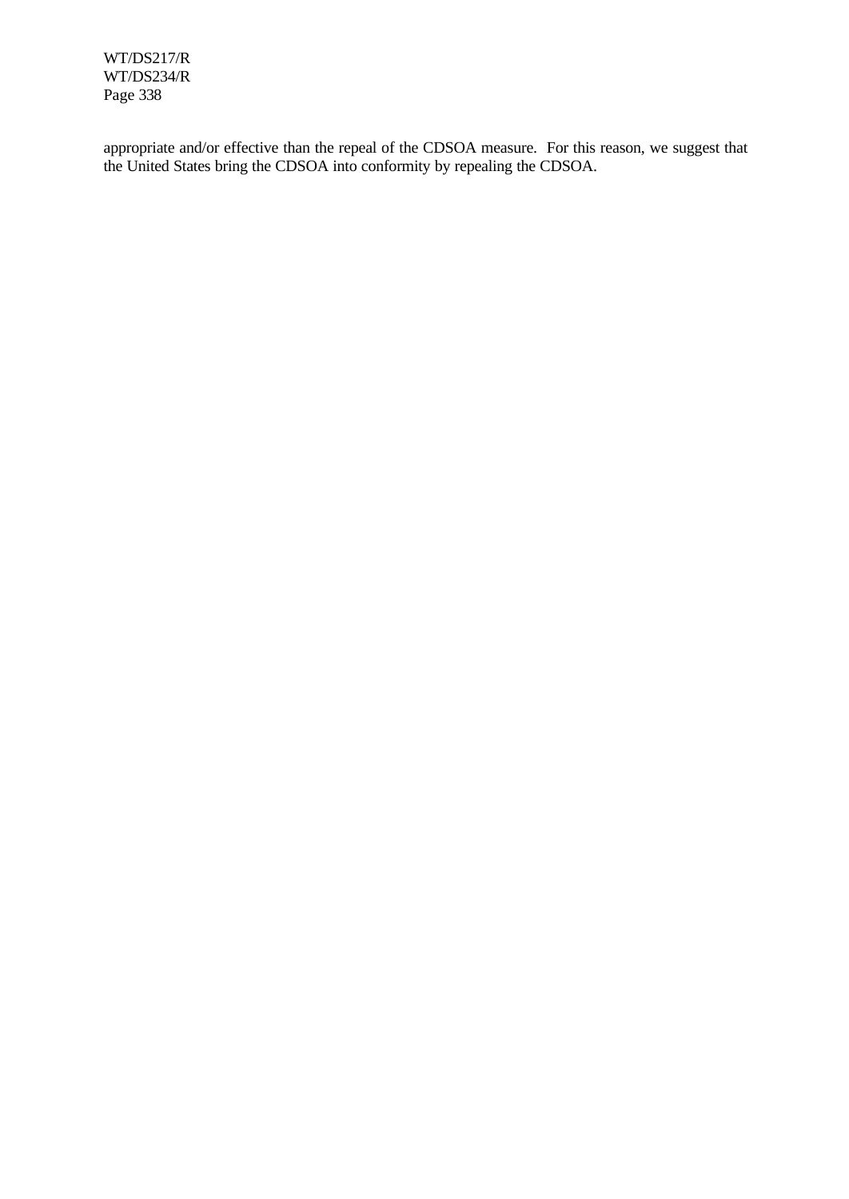appropriate and/or effective than the repeal of the CDSOA measure. For this reason, we suggest that the United States bring the CDSOA into conformity by repealing the CDSOA.